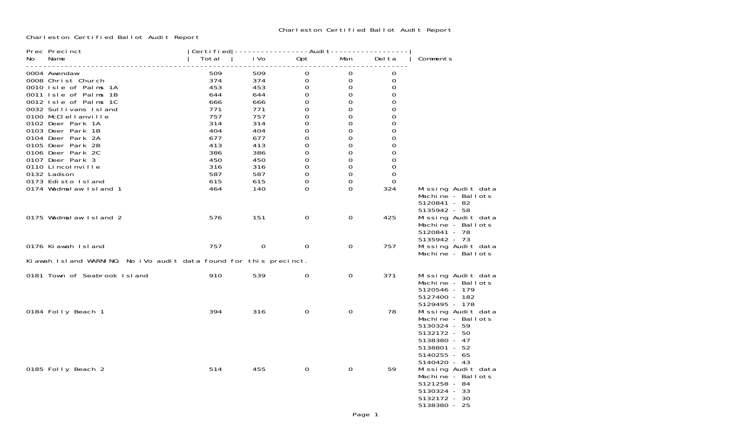Charleston Certified Ballot Audit Report

Charleston Certified Ballot Audit Report

| Prec No | Precinct Name | Certified Total | Audit iVo | Audit Opt | Audit Man | Audit Delta | Comments |
|---|---|---|---|---|---|---|---|
| 0004 | Awendaw | 509 | 509 | 0 | 0 | 0 | |
| 0008 | Christ Church | 374 | 374 | 0 | 0 | 0 | |
| 0010 | Isle of Palms 1A | 453 | 453 | 0 | 0 | 0 | |
| 0011 | Isle of Palms 1B | 644 | 644 | 0 | 0 | 0 | |
| 0012 | Isle of Palms 1C | 666 | 666 | 0 | 0 | 0 | |
| 0032 | Sullivans Island | 771 | 771 | 0 | 0 | 0 | |
| 0100 | McClellanville | 757 | 757 | 0 | 0 | 0 | |
| 0102 | Deer Park 1A | 314 | 314 | 0 | 0 | 0 | |
| 0103 | Deer Park 1B | 404 | 404 | 0 | 0 | 0 | |
| 0104 | Deer Park 2A | 677 | 677 | 0 | 0 | 0 | |
| 0105 | Deer Park 2B | 413 | 413 | 0 | 0 | 0 | |
| 0106 | Deer Park 2C | 386 | 386 | 0 | 0 | 0 | |
| 0107 | Deer Park 3 | 450 | 450 | 0 | 0 | 0 | |
| 0110 | Lincolnville | 316 | 316 | 0 | 0 | 0 | |
| 0132 | Ladson | 587 | 587 | 0 | 0 | 0 | |
| 0173 | Edisto Island | 615 | 615 | 0 | 0 | 0 | |
| 0174 | Wadmalaw Island 1 | 464 | 140 | 0 | 0 | 324 | Missing Audit data<br>Machine - Ballots<br>5120841 - 82<br>5135942 - 58 |
| 0175 | Wadmalaw Island 2 | 576 | 151 | 0 | 0 | 425 | Missing Audit data<br>Machine - Ballots<br>5120841 - 78<br>5135942 - 73 |
| 0176 | Kiawah Island | 757 | 0 | 0 | 0 | 757 | Missing Audit data<br>Machine - Ballots |

Kiawah Island WARNING: No iVo audit data found for this precinct.

| Prec No | Precinct Name | Certified Total | Audit iVo | Audit Opt | Audit Man | Audit Delta | Comments |
|---|---|---|---|---|---|---|---|
| 0181 | Town of Seabrook Island | 910 | 539 | 0 | 0 | 371 | Missing Audit data<br>Machine - Ballots<br>5120546 - 179<br>5127400 - 182<br>5129495 - 178 |
| 0184 | Folly Beach 1 | 394 | 316 | 0 | 0 | 78 | Missing Audit data<br>Machine - Ballots<br>5130324 - 59<br>5132172 - 50<br>5138380 - 47<br>5138801 - 52<br>5140255 - 65<br>5140420 - 43 |
| 0185 | Folly Beach 2 | 514 | 455 | 0 | 0 | 59 | Missing Audit data<br>Machine - Ballots<br>5121258 - 84<br>5130324 - 33<br>5132172 - 30<br>5138380 - 25 |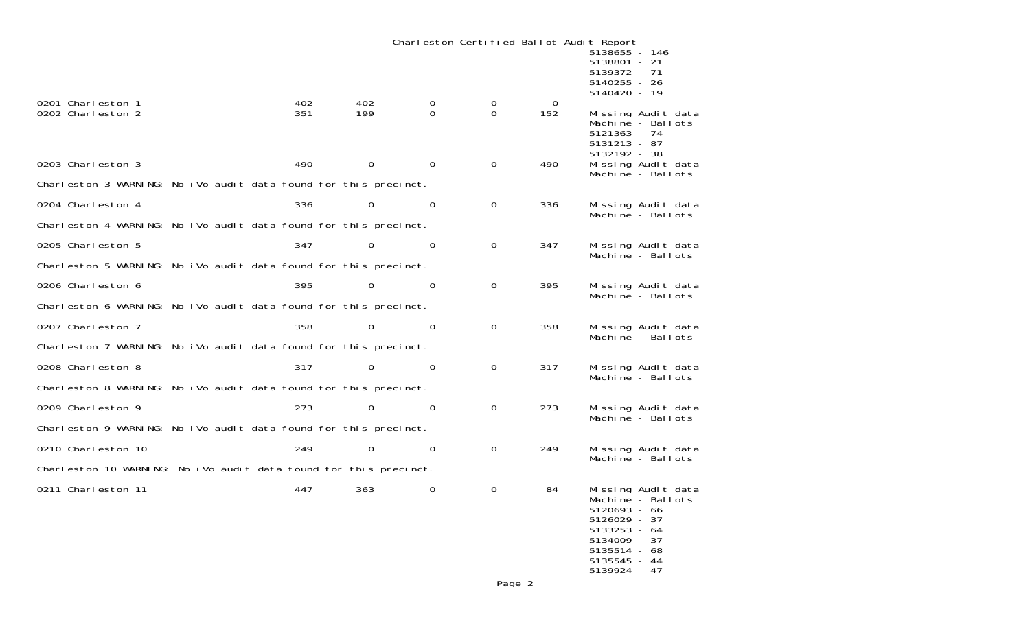# Charleston Certified Ballot Audit Report

| Precinct | | | | | | Notes |
|---|---|---|---|---|---|---|
| | | | | | | 5138655 - 146<br>5138801 - 21<br>5139372 - 71<br>5140255 - 26<br>5140420 - 19 |
| 0201 Charleston 1 | 402 | 402 | 0 | 0 | 0 | |
| 0202 Charleston 2 | 351 | 199 | 0 | 0 | 152 | Missing Audit data<br>Machine - Ballots<br>5121363 - 74<br>5131213 - 87<br>5132192 - 38 |
| 0203 Charleston 3 | 490 | 0 | 0 | 0 | 490 | Missing Audit data<br>Machine - Ballots |
| Charleston 3 WARNING: No iVo audit data found for this precinct. | | | | | | |
| 0204 Charleston 4 | 336 | 0 | 0 | 0 | 336 | Missing Audit data<br>Machine - Ballots |
| Charleston 4 WARNING: No iVo audit data found for this precinct. | | | | | | |
| 0205 Charleston 5 | 347 | 0 | 0 | 0 | 347 | Missing Audit data<br>Machine - Ballots |
| Charleston 5 WARNING: No iVo audit data found for this precinct. | | | | | | |
| 0206 Charleston 6 | 395 | 0 | 0 | 0 | 395 | Missing Audit data<br>Machine - Ballots |
| Charleston 6 WARNING: No iVo audit data found for this precinct. | | | | | | |
| 0207 Charleston 7 | 358 | 0 | 0 | 0 | 358 | Missing Audit data<br>Machine - Ballots |
| Charleston 7 WARNING: No iVo audit data found for this precinct. | | | | | | |
| 0208 Charleston 8 | 317 | 0 | 0 | 0 | 317 | Missing Audit data<br>Machine - Ballots |
| Charleston 8 WARNING: No iVo audit data found for this precinct. | | | | | | |
| 0209 Charleston 9 | 273 | 0 | 0 | 0 | 273 | Missing Audit data<br>Machine - Ballots |
| Charleston 9 WARNING: No iVo audit data found for this precinct. | | | | | | |
| 0210 Charleston 10 | 249 | 0 | 0 | 0 | 249 | Missing Audit data<br>Machine - Ballots |
| Charleston 10 WARNING: No iVo audit data found for this precinct. | | | | | | |
| 0211 Charleston 11 | 447 | 363 | 0 | 0 | 84 | Missing Audit data<br>Machine - Ballots<br>5120693 - 66<br>5126029 - 37<br>5133253 - 64<br>5134009 - 37<br>5135514 - 68<br>5135545 - 44<br>5139924 - 47 |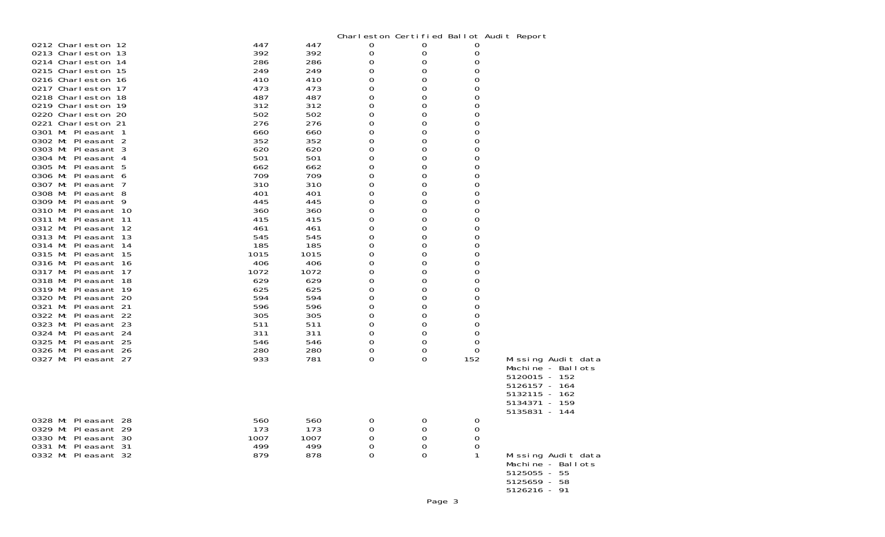# Charleston Certified Ballot Audit Report

| Precinct | | | | | | |
|---|---|---|---|---|---|---|
| 0212 Charleston 12 | 447 | 447 | 0 | 0 | 0 | |
| 0213 Charleston 13 | 392 | 392 | 0 | 0 | 0 | |
| 0214 Charleston 14 | 286 | 286 | 0 | 0 | 0 | |
| 0215 Charleston 15 | 249 | 249 | 0 | 0 | 0 | |
| 0216 Charleston 16 | 410 | 410 | 0 | 0 | 0 | |
| 0217 Charleston 17 | 473 | 473 | 0 | 0 | 0 | |
| 0218 Charleston 18 | 487 | 487 | 0 | 0 | 0 | |
| 0219 Charleston 19 | 312 | 312 | 0 | 0 | 0 | |
| 0220 Charleston 20 | 502 | 502 | 0 | 0 | 0 | |
| 0221 Charleston 21 | 276 | 276 | 0 | 0 | 0 | |
| 0301 Mt Pleasant 1 | 660 | 660 | 0 | 0 | 0 | |
| 0302 Mt Pleasant 2 | 352 | 352 | 0 | 0 | 0 | |
| 0303 Mt Pleasant 3 | 620 | 620 | 0 | 0 | 0 | |
| 0304 Mt Pleasant 4 | 501 | 501 | 0 | 0 | 0 | |
| 0305 Mt Pleasant 5 | 662 | 662 | 0 | 0 | 0 | |
| 0306 Mt Pleasant 6 | 709 | 709 | 0 | 0 | 0 | |
| 0307 Mt Pleasant 7 | 310 | 310 | 0 | 0 | 0 | |
| 0308 Mt Pleasant 8 | 401 | 401 | 0 | 0 | 0 | |
| 0309 Mt Pleasant 9 | 445 | 445 | 0 | 0 | 0 | |
| 0310 Mt Pleasant 10 | 360 | 360 | 0 | 0 | 0 | |
| 0311 Mt Pleasant 11 | 415 | 415 | 0 | 0 | 0 | |
| 0312 Mt Pleasant 12 | 461 | 461 | 0 | 0 | 0 | |
| 0313 Mt Pleasant 13 | 545 | 545 | 0 | 0 | 0 | |
| 0314 Mt Pleasant 14 | 185 | 185 | 0 | 0 | 0 | |
| 0315 Mt Pleasant 15 | 1015 | 1015 | 0 | 0 | 0 | |
| 0316 Mt Pleasant 16 | 406 | 406 | 0 | 0 | 0 | |
| 0317 Mt Pleasant 17 | 1072 | 1072 | 0 | 0 | 0 | |
| 0318 Mt Pleasant 18 | 629 | 629 | 0 | 0 | 0 | |
| 0319 Mt Pleasant 19 | 625 | 625 | 0 | 0 | 0 | |
| 0320 Mt Pleasant 20 | 594 | 594 | 0 | 0 | 0 | |
| 0321 Mt Pleasant 21 | 596 | 596 | 0 | 0 | 0 | |
| 0322 Mt Pleasant 22 | 305 | 305 | 0 | 0 | 0 | |
| 0323 Mt Pleasant 23 | 511 | 511 | 0 | 0 | 0 | |
| 0324 Mt Pleasant 24 | 311 | 311 | 0 | 0 | 0 | |
| 0325 Mt Pleasant 25 | 546 | 546 | 0 | 0 | 0 | |
| 0326 Mt Pleasant 26 | 280 | 280 | 0 | 0 | 0 | |
| 0327 Mt Pleasant 27 | 933 | 781 | 0 | 0 | 152 | Missing Audit data<br>Machine - Ballots<br>5120015 - 152<br>5126157 - 164<br>5132115 - 162<br>5134371 - 159<br>5135831 - 144 |
| 0328 Mt Pleasant 28 | 560 | 560 | 0 | 0 | 0 | |
| 0329 Mt Pleasant 29 | 173 | 173 | 0 | 0 | 0 | |
| 0330 Mt Pleasant 30 | 1007 | 1007 | 0 | 0 | 0 | |
| 0331 Mt Pleasant 31 | 499 | 499 | 0 | 0 | 0 | |
| 0332 Mt Pleasant 32 | 879 | 878 | 0 | 0 | 1 | Missing Audit data<br>Machine - Ballots<br>5125055 - 55<br>5125659 - 58<br>5126216 - 91 |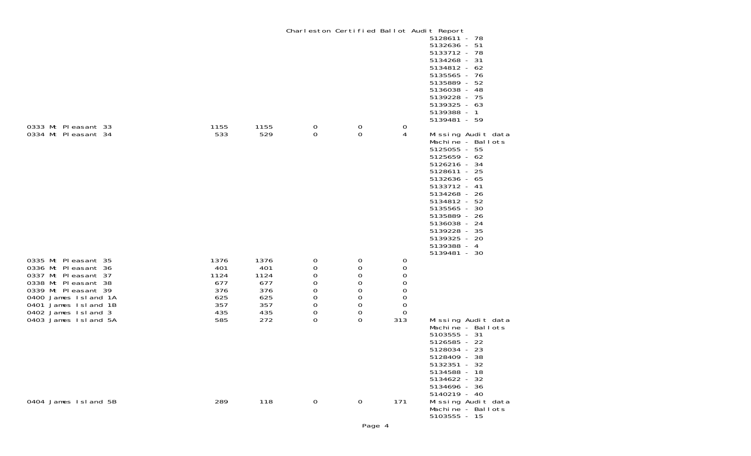# Charleston Certified Ballot Audit Report

| Precinct | | | | | | Notes |
|---|---|---|---|---|---|---|
| | | | | | | 5128611 - 78<br>5132636 - 51<br>5133712 - 78<br>5134268 - 31<br>5134812 - 62<br>5135565 - 76<br>5135889 - 52<br>5136038 - 48<br>5139228 - 75<br>5139325 - 63<br>5139388 - 1<br>5139481 - 59 |
| 0333 Mt Pleasant 33 | 1155 | 1155 | 0 | 0 | 0 | |
| 0334 Mt Pleasant 34 | 533 | 529 | 0 | 0 | 4 | Missing Audit data<br>Machine - Ballots<br>5125055 - 55<br>5125659 - 62<br>5126216 - 34<br>5128611 - 25<br>5132636 - 65<br>5133712 - 41<br>5134268 - 26<br>5134812 - 52<br>5135565 - 30<br>5135889 - 26<br>5136038 - 24<br>5139228 - 35<br>5139325 - 20<br>5139388 - 4<br>5139481 - 30 |
| 0335 Mt Pleasant 35 | 1376 | 1376 | 0 | 0 | 0 | |
| 0336 Mt Pleasant 36 | 401 | 401 | 0 | 0 | 0 | |
| 0337 Mt Pleasant 37 | 1124 | 1124 | 0 | 0 | 0 | |
| 0338 Mt Pleasant 38 | 677 | 677 | 0 | 0 | 0 | |
| 0339 Mt Pleasant 39 | 376 | 376 | 0 | 0 | 0 | |
| 0400 James Island 1A | 625 | 625 | 0 | 0 | 0 | |
| 0401 James Island 1B | 357 | 357 | 0 | 0 | 0 | |
| 0402 James Island 3 | 435 | 435 | 0 | 0 | 0 | |
| 0403 James Island 5A | 585 | 272 | 0 | 0 | 313 | Missing Audit data<br>Machine - Ballots<br>5103555 - 31<br>5126585 - 22<br>5128034 - 23<br>5128409 - 38<br>5132351 - 32<br>5134588 - 18<br>5134622 - 32<br>5134696 - 36<br>5140219 - 40 |
| 0404 James Island 5B | 289 | 118 | 0 | 0 | 171 | Missing Audit data<br>Machine - Ballots<br>5103555 - 15 |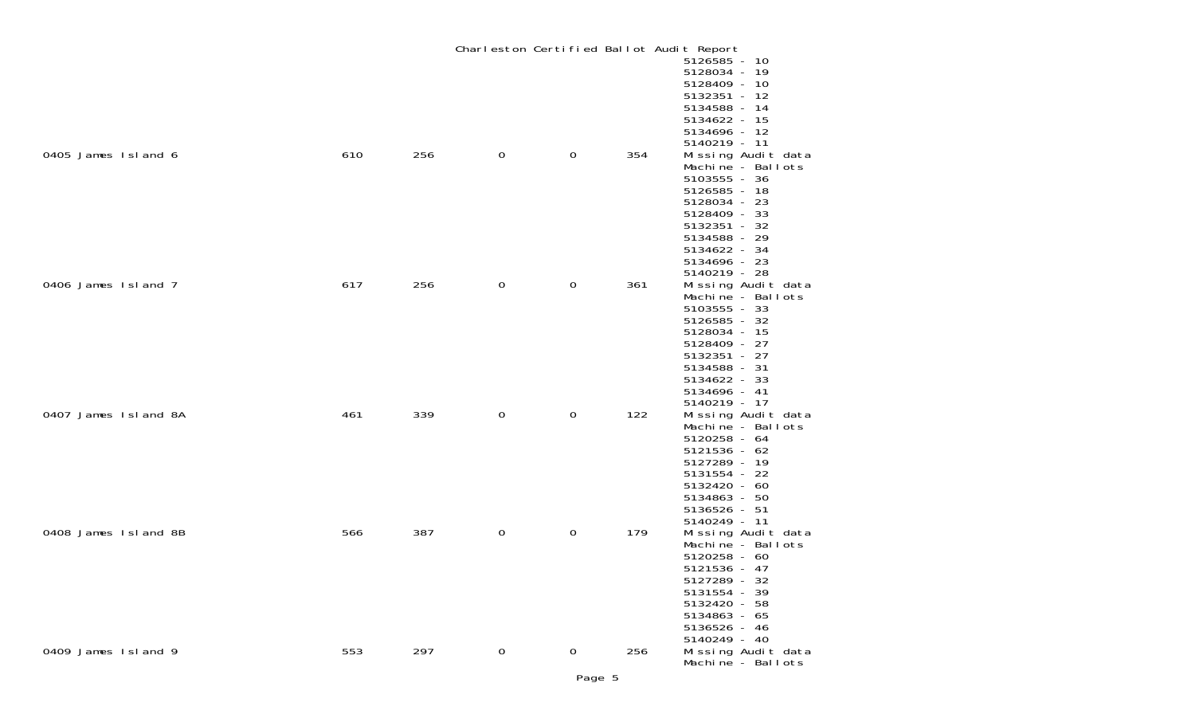Charleston Certified Ballot Audit Report

| | | | | | | |
|---|---|---|---|---|---|---|
| | | | | | | 5126585 - 10<br>5128034 - 19<br>5128409 - 10<br>5132351 - 12<br>5134588 - 14<br>5134622 - 15<br>5134696 - 12<br>5140219 - 11 |
| 0405 James Island 6 | 610 | 256 | 0 | 0 | 354 | Missing Audit data<br>Machine - Ballots<br>5103555 - 36<br>5126585 - 18<br>5128034 - 23<br>5128409 - 33<br>5132351 - 32<br>5134588 - 29<br>5134622 - 34<br>5134696 - 23<br>5140219 - 28 |
| 0406 James Island 7 | 617 | 256 | 0 | 0 | 361 | Missing Audit data<br>Machine - Ballots<br>5103555 - 33<br>5126585 - 32<br>5128034 - 15<br>5128409 - 27<br>5132351 - 27<br>5134588 - 31<br>5134622 - 33<br>5134696 - 41<br>5140219 - 17 |
| 0407 James Island 8A | 461 | 339 | 0 | 0 | 122 | Missing Audit data<br>Machine - Ballots<br>5120258 - 64<br>5121536 - 62<br>5127289 - 19<br>5131554 - 22<br>5132420 - 60<br>5134863 - 50<br>5136526 - 51<br>5140249 - 11 |
| 0408 James Island 8B | 566 | 387 | 0 | 0 | 179 | Missing Audit data<br>Machine - Ballots<br>5120258 - 60<br>5121536 - 47<br>5127289 - 32<br>5131554 - 39<br>5132420 - 58<br>5134863 - 65<br>5136526 - 46<br>5140249 - 40 |
| 0409 James Island 9 | 553 | 297 | 0 | 0 | 256 | Missing Audit data<br>Machine - Ballots |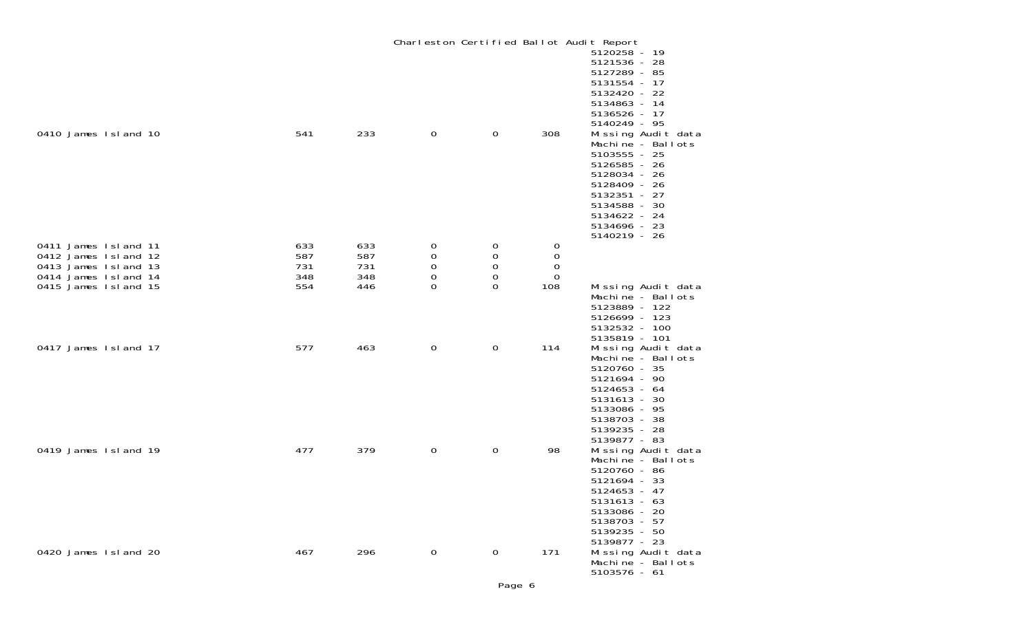# Charleston Certified Ballot Audit Report

| Precinct | | | | | | Notes |
|---|---|---|---|---|---|---|
| | | | | | | 5120258 - 19<br>5121536 - 28<br>5127289 - 85<br>5131554 - 17<br>5132420 - 22<br>5134863 - 14<br>5136526 - 17<br>5140249 - 95 |
| 0410 James Island 10 | 541 | 233 | 0 | 0 | 308 | Missing Audit data<br>Machine - Ballots<br>5103555 - 25<br>5126585 - 26<br>5128034 - 26<br>5128409 - 26<br>5132351 - 27<br>5134588 - 30<br>5134622 - 24<br>5134696 - 23<br>5140219 - 26 |
| 0411 James Island 11 | 633 | 633 | 0 | 0 | 0 | |
| 0412 James Island 12 | 587 | 587 | 0 | 0 | 0 | |
| 0413 James Island 13 | 731 | 731 | 0 | 0 | 0 | |
| 0414 James Island 14 | 348 | 348 | 0 | 0 | 0 | |
| 0415 James Island 15 | 554 | 446 | 0 | 0 | 108 | Missing Audit data<br>Machine - Ballots<br>5123889 - 122<br>5126699 - 123<br>5132532 - 100<br>5135819 - 101 |
| 0417 James Island 17 | 577 | 463 | 0 | 0 | 114 | Missing Audit data<br>Machine - Ballots<br>5120760 - 35<br>5121694 - 90<br>5124653 - 64<br>5131613 - 30<br>5133086 - 95<br>5138703 - 38<br>5139235 - 28<br>5139877 - 83 |
| 0419 James Island 19 | 477 | 379 | 0 | 0 | 98 | Missing Audit data<br>Machine - Ballots<br>5120760 - 86<br>5121694 - 33<br>5124653 - 47<br>5131613 - 63<br>5133086 - 20<br>5138703 - 57<br>5139235 - 50<br>5139877 - 23 |
| 0420 James Island 20 | 467 | 296 | 0 | 0 | 171 | Missing Audit data<br>Machine - Ballots<br>5103576 - 61 |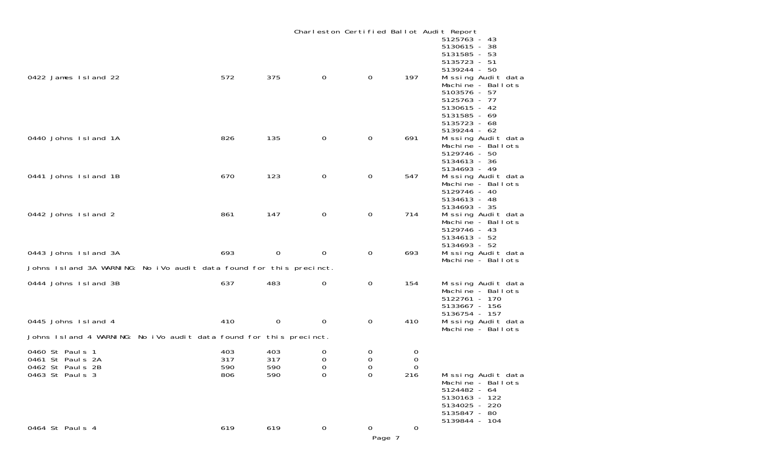# Charleston Certified Ballot Audit Report

| Precinct | | | | | | |
|---|---|---|---|---|---|---|
| | | | | | | 5125763 - 43<br>5130615 - 38<br>5131585 - 53<br>5135723 - 51<br>5139244 - 50 |
| 0422 James Island 22 | 572 | 375 | 0 | 0 | 197 | Missing Audit data<br>Machine - Ballots<br>5103576 - 57<br>5125763 - 77<br>5130615 - 42<br>5131585 - 69<br>5135723 - 68<br>5139244 - 62 |
| 0440 Johns Island 1A | 826 | 135 | 0 | 0 | 691 | Missing Audit data<br>Machine - Ballots<br>5129746 - 50<br>5134613 - 36<br>5134693 - 49 |
| 0441 Johns Island 1B | 670 | 123 | 0 | 0 | 547 | Missing Audit data<br>Machine - Ballots<br>5129746 - 40<br>5134613 - 48<br>5134693 - 35 |
| 0442 Johns Island 2 | 861 | 147 | 0 | 0 | 714 | Missing Audit data<br>Machine - Ballots<br>5129746 - 43<br>5134613 - 52<br>5134693 - 52 |
| 0443 Johns Island 3A | 693 | 0 | 0 | 0 | 693 | Missing Audit data<br>Machine - Ballots |

Johns Island 3A WARNING: No iVo audit data found for this precinct.

| Precinct | | | | | | |
|---|---|---|---|---|---|---|
| 0444 Johns Island 3B | 637 | 483 | 0 | 0 | 154 | Missing Audit data<br>Machine - Ballots<br>5122761 - 170<br>5133667 - 156<br>5136754 - 157 |
| 0445 Johns Island 4 | 410 | 0 | 0 | 0 | 410 | Missing Audit data<br>Machine - Ballots |

Johns Island 4 WARNING: No iVo audit data found for this precinct.

| Precinct | | | | | | |
|---|---|---|---|---|---|---|
| 0460 St Pauls 1 | 403 | 403 | 0 | 0 | 0 | |
| 0461 St Pauls 2A | 317 | 317 | 0 | 0 | 0 | |
| 0462 St Pauls 2B | 590 | 590 | 0 | 0 | 0 | |
| 0463 St Pauls 3 | 806 | 590 | 0 | 0 | 216 | Missing Audit data<br>Machine - Ballots<br>5124482 - 64<br>5130163 - 122<br>5134025 - 220<br>5135847 - 80<br>5139844 - 104 |
| 0464 St Pauls 4 | 619 | 619 | 0 | 0 | 0 | |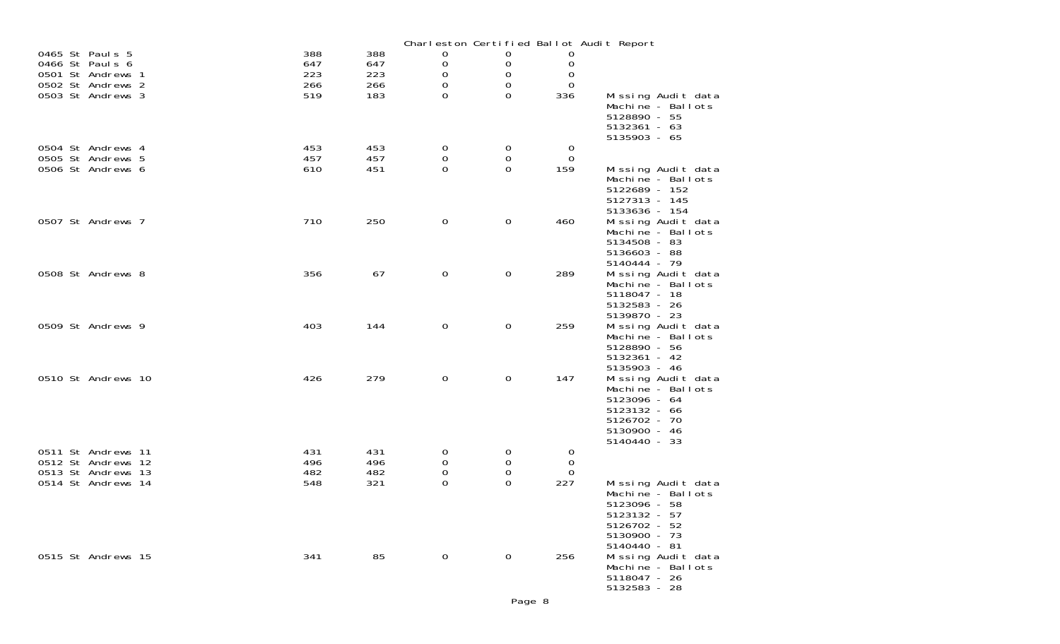# Charleston Certified Ballot Audit Report

| Precinct | | | | | | Notes |
|---|---|---|---|---|---|---|
| 0465 St Pauls 5 | 388 | 388 | 0 | 0 | 0 | |
| 0466 St Pauls 6 | 647 | 647 | 0 | 0 | 0 | |
| 0501 St Andrews 1 | 223 | 223 | 0 | 0 | 0 | |
| 0502 St Andrews 2 | 266 | 266 | 0 | 0 | 0 | |
| 0503 St Andrews 3 | 519 | 183 | 0 | 0 | 336 | Missing Audit data<br>Machine - Ballots<br>5128890 - 55<br>5132361 - 63<br>5135903 - 65 |
| 0504 St Andrews 4 | 453 | 453 | 0 | 0 | 0 | |
| 0505 St Andrews 5 | 457 | 457 | 0 | 0 | 0 | |
| 0506 St Andrews 6 | 610 | 451 | 0 | 0 | 159 | Missing Audit data<br>Machine - Ballots<br>5122689 - 152<br>5127313 - 145<br>5133636 - 154 |
| 0507 St Andrews 7 | 710 | 250 | 0 | 0 | 460 | Missing Audit data<br>Machine - Ballots<br>5134508 - 83<br>5136603 - 88<br>5140444 - 79 |
| 0508 St Andrews 8 | 356 | 67 | 0 | 0 | 289 | Missing Audit data<br>Machine - Ballots<br>5118047 - 18<br>5132583 - 26<br>5139870 - 23 |
| 0509 St Andrews 9 | 403 | 144 | 0 | 0 | 259 | Missing Audit data<br>Machine - Ballots<br>5128890 - 56<br>5132361 - 42<br>5135903 - 46 |
| 0510 St Andrews 10 | 426 | 279 | 0 | 0 | 147 | Missing Audit data<br>Machine - Ballots<br>5123096 - 64<br>5123132 - 66<br>5126702 - 70<br>5130900 - 46<br>5140440 - 33 |
| 0511 St Andrews 11 | 431 | 431 | 0 | 0 | 0 | |
| 0512 St Andrews 12 | 496 | 496 | 0 | 0 | 0 | |
| 0513 St Andrews 13 | 482 | 482 | 0 | 0 | 0 | |
| 0514 St Andrews 14 | 548 | 321 | 0 | 0 | 227 | Missing Audit data<br>Machine - Ballots<br>5123096 - 58<br>5123132 - 57<br>5126702 - 52<br>5130900 - 73<br>5140440 - 81 |
| 0515 St Andrews 15 | 341 | 85 | 0 | 0 | 256 | Missing Audit data<br>Machine - Ballots<br>5118047 - 26<br>5132583 - 28 |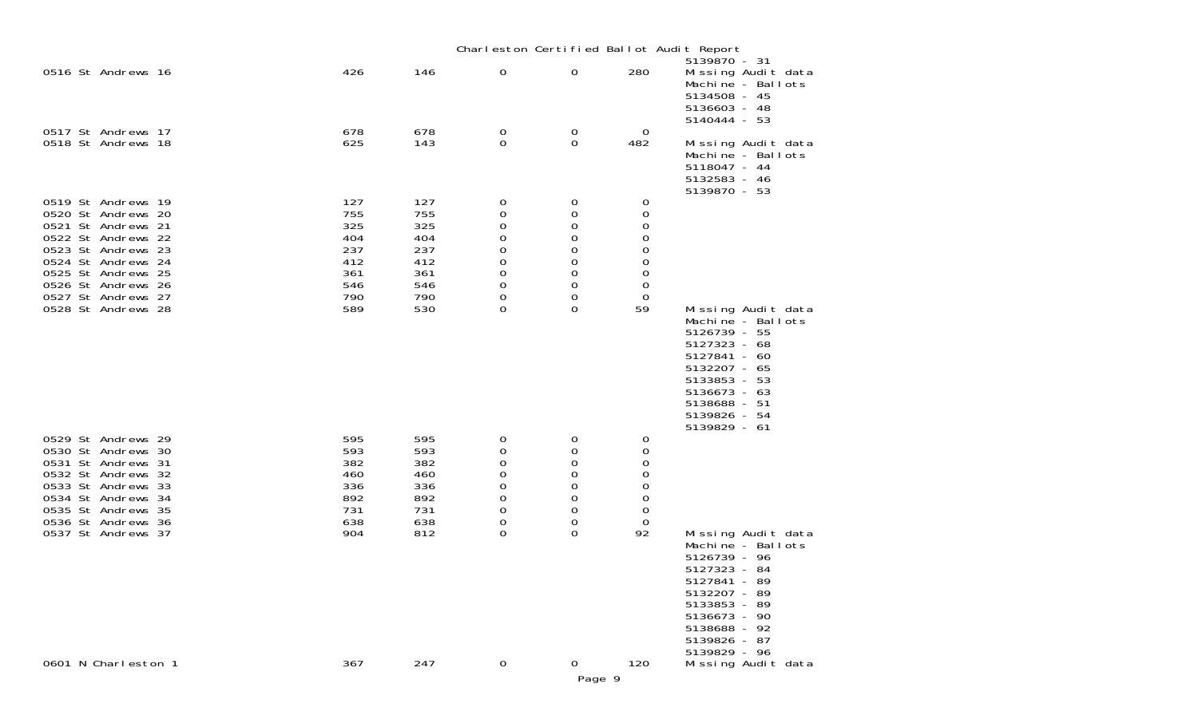Charleston Certified Ballot Audit Report

| Precinct | | | | | | Notes |
|---|---|---|---|---|---|---|
| | | | | | | 5139870 - 31 |
| 0516 St Andrews 16 | 426 | 146 | 0 | 0 | 280 | Missing Audit data<br>Machine - Ballots<br>5134508 - 45<br>5136603 - 48<br>5140444 - 53 |
| 0517 St Andrews 17 | 678 | 678 | 0 | 0 | 0 | |
| 0518 St Andrews 18 | 625 | 143 | 0 | 0 | 482 | Missing Audit data<br>Machine - Ballots<br>5118047 - 44<br>5132583 - 46<br>5139870 - 53 |
| 0519 St Andrews 19 | 127 | 127 | 0 | 0 | 0 | |
| 0520 St Andrews 20 | 755 | 755 | 0 | 0 | 0 | |
| 0521 St Andrews 21 | 325 | 325 | 0 | 0 | 0 | |
| 0522 St Andrews 22 | 404 | 404 | 0 | 0 | 0 | |
| 0523 St Andrews 23 | 237 | 237 | 0 | 0 | 0 | |
| 0524 St Andrews 24 | 412 | 412 | 0 | 0 | 0 | |
| 0525 St Andrews 25 | 361 | 361 | 0 | 0 | 0 | |
| 0526 St Andrews 26 | 546 | 546 | 0 | 0 | 0 | |
| 0527 St Andrews 27 | 790 | 790 | 0 | 0 | 0 | |
| 0528 St Andrews 28 | 589 | 530 | 0 | 0 | 59 | Missing Audit data<br>Machine - Ballots<br>5126739 - 55<br>5127323 - 68<br>5127841 - 60<br>5132207 - 65<br>5133853 - 53<br>5136673 - 63<br>5138688 - 51<br>5139826 - 54<br>5139829 - 61 |
| 0529 St Andrews 29 | 595 | 595 | 0 | 0 | 0 | |
| 0530 St Andrews 30 | 593 | 593 | 0 | 0 | 0 | |
| 0531 St Andrews 31 | 382 | 382 | 0 | 0 | 0 | |
| 0532 St Andrews 32 | 460 | 460 | 0 | 0 | 0 | |
| 0533 St Andrews 33 | 336 | 336 | 0 | 0 | 0 | |
| 0534 St Andrews 34 | 892 | 892 | 0 | 0 | 0 | |
| 0535 St Andrews 35 | 731 | 731 | 0 | 0 | 0 | |
| 0536 St Andrews 36 | 638 | 638 | 0 | 0 | 0 | |
| 0537 St Andrews 37 | 904 | 812 | 0 | 0 | 92 | Missing Audit data<br>Machine - Ballots<br>5126739 - 96<br>5127323 - 84<br>5127841 - 89<br>5132207 - 89<br>5133853 - 89<br>5136673 - 90<br>5138688 - 92<br>5139826 - 87<br>5139829 - 96 |
| 0601 N Charleston 1 | 367 | 247 | 0 | 0 | 120 | Missing Audit data |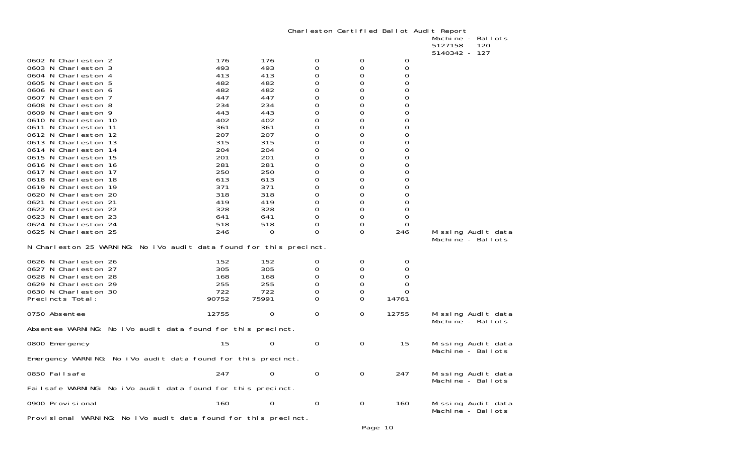# Charleston Certified Ballot Audit Report

| Precinct | | | | | | Notes |
|---|---|---|---|---|---|---|
| | | | | | | Machine - Ballots<br>5127158 - 120<br>5140342 - 127 |
| 0602 N Charleston 2 | 176 | 176 | 0 | 0 | 0 | |
| 0603 N Charleston 3 | 493 | 493 | 0 | 0 | 0 | |
| 0604 N Charleston 4 | 413 | 413 | 0 | 0 | 0 | |
| 0605 N Charleston 5 | 482 | 482 | 0 | 0 | 0 | |
| 0606 N Charleston 6 | 482 | 482 | 0 | 0 | 0 | |
| 0607 N Charleston 7 | 447 | 447 | 0 | 0 | 0 | |
| 0608 N Charleston 8 | 234 | 234 | 0 | 0 | 0 | |
| 0609 N Charleston 9 | 443 | 443 | 0 | 0 | 0 | |
| 0610 N Charleston 10 | 402 | 402 | 0 | 0 | 0 | |
| 0611 N Charleston 11 | 361 | 361 | 0 | 0 | 0 | |
| 0612 N Charleston 12 | 207 | 207 | 0 | 0 | 0 | |
| 0613 N Charleston 13 | 315 | 315 | 0 | 0 | 0 | |
| 0614 N Charleston 14 | 204 | 204 | 0 | 0 | 0 | |
| 0615 N Charleston 15 | 201 | 201 | 0 | 0 | 0 | |
| 0616 N Charleston 16 | 281 | 281 | 0 | 0 | 0 | |
| 0617 N Charleston 17 | 250 | 250 | 0 | 0 | 0 | |
| 0618 N Charleston 18 | 613 | 613 | 0 | 0 | 0 | |
| 0619 N Charleston 19 | 371 | 371 | 0 | 0 | 0 | |
| 0620 N Charleston 20 | 318 | 318 | 0 | 0 | 0 | |
| 0621 N Charleston 21 | 419 | 419 | 0 | 0 | 0 | |
| 0622 N Charleston 22 | 328 | 328 | 0 | 0 | 0 | |
| 0623 N Charleston 23 | 641 | 641 | 0 | 0 | 0 | |
| 0624 N Charleston 24 | 518 | 518 | 0 | 0 | 0 | |
| 0625 N Charleston 25 | 246 | 0 | 0 | 0 | 246 | Missing Audit data<br>Machine - Ballots |

N Charleston 25 WARNING: No iVo audit data found for this precinct.

| Precinct | | | | | | Notes |
|---|---|---|---|---|---|---|
| 0626 N Charleston 26 | 152 | 152 | 0 | 0 | 0 | |
| 0627 N Charleston 27 | 305 | 305 | 0 | 0 | 0 | |
| 0628 N Charleston 28 | 168 | 168 | 0 | 0 | 0 | |
| 0629 N Charleston 29 | 255 | 255 | 0 | 0 | 0 | |
| 0630 N Charleston 30 | 722 | 722 | 0 | 0 | 0 | |
| Precincts Total: | 90752 | 75991 | 0 | 0 | 14761 | |
| 0750 Absentee | 12755 | 0 | 0 | 0 | 12755 | Missing Audit data<br>Machine - Ballots |

Absentee WARNING: No iVo audit data found for this precinct.

| Precinct | | | | | | Notes |
|---|---|---|---|---|---|---|
| 0800 Emergency | 15 | 0 | 0 | 0 | 15 | Missing Audit data<br>Machine - Ballots |

Emergency WARNING: No iVo audit data found for this precinct.

| Precinct | | | | | | Notes |
|---|---|---|---|---|---|---|
| 0850 Failsafe | 247 | 0 | 0 | 0 | 247 | Missing Audit data<br>Machine - Ballots |

Failsafe WARNING: No iVo audit data found for this precinct.

| Precinct | | | | | | Notes |
|---|---|---|---|---|---|---|
| 0900 Provisional | 160 | 0 | 0 | 0 | 160 | Missing Audit data<br>Machine - Ballots |

Provisional WARNING: No iVo audit data found for this precinct.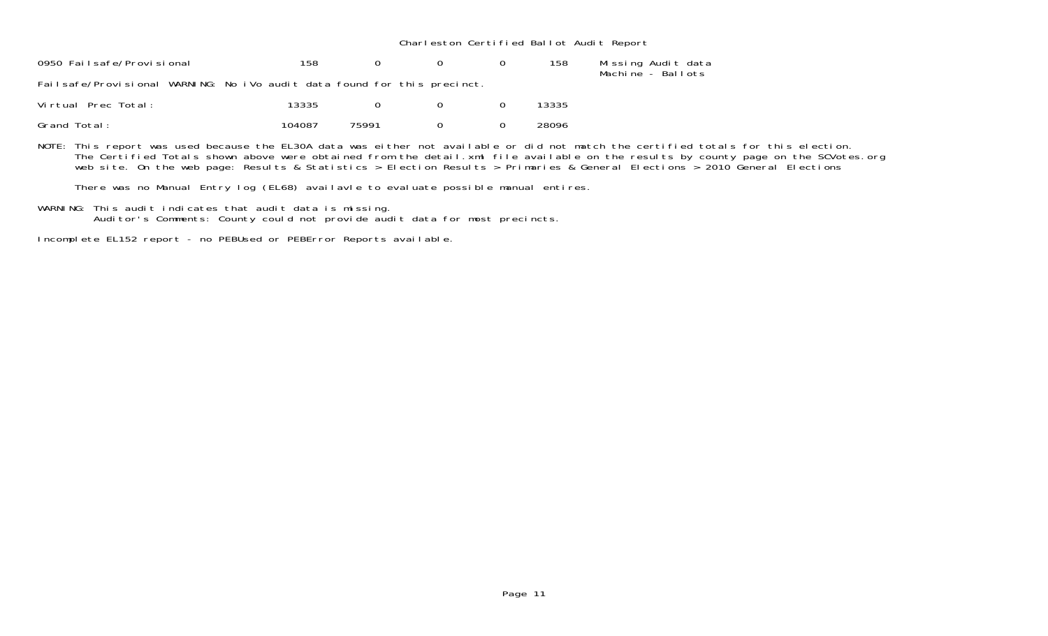Charleston Certified Ballot Audit Report

| | | | | | | |
|---|---|---|---|---|---|---|
| 0950 Failsafe/Provisional | 158 | 0 | 0 | 0 | 158 | Missing Audit data<br>Machine - Ballots |

Failsafe/Provisional WARNING: No iVo audit data found for this precinct.

| | | | | | |
|---|---|---|---|---|---|
| Virtual Prec Total: | 13335 | 0 | 0 | 0 | 13335 |
| Grand Total: | 104087 | 75991 | 0 | 0 | 28096 |

NOTE: This report was used because the EL30A data was either not available or did not match the certified totals for this election. The Certified Totals shown above were obtained from the detail.xml file available on the results by county page on the SCVotes.org web site. On the web page: Results & Statistics > Election Results > Primaries & General Elections > 2010 General Elections

There was no Manual Entry log (EL68) availavle to evaluate possible manual entires.

WARNING: This audit indicates that audit data is missing.
Auditor's Comments: County could not provide audit data for most precincts.

Incomplete EL152 report - no PEBUsed or PEBError Reports available.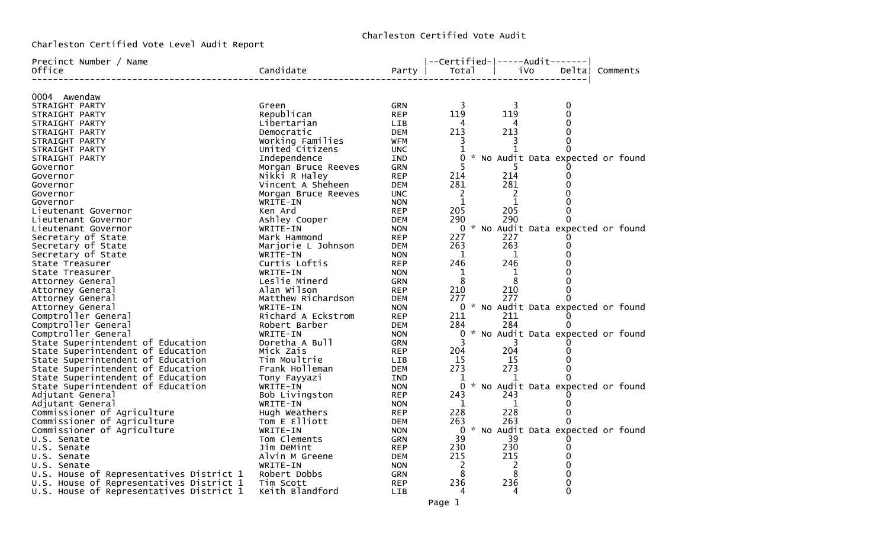# Charleston Certified Vote Audit

Charleston Certified Vote Level Audit Report

| Precinct Number / Name Office | Candidate | Party | Certified Total | Audit iVo | Audit Delta | Comments |
|---|---|---|---|---|---|---|
| **0004 Awendaw** | | | | | | |
| STRAIGHT PARTY | Green | GRN | 3 | 3 | 0 | |
| STRAIGHT PARTY | Republican | REP | 119 | 119 | 0 | |
| STRAIGHT PARTY | Libertarian | LIB | 4 | 4 | 0 | |
| STRAIGHT PARTY | Democratic | DEM | 213 | 213 | 0 | |
| STRAIGHT PARTY | Working Families | WFM | 3 | 3 | 0 | |
| STRAIGHT PARTY | United Citizens | UNC | 1 | 1 | 0 | |
| STRAIGHT PARTY | Independence | IND | 0 | | | * No Audit Data expected or found |
| Governor | Morgan Bruce Reeves | GRN | 5 | 5 | 0 | |
| Governor | Nikki R Haley | REP | 214 | 214 | 0 | |
| Governor | Vincent A Sheheen | DEM | 281 | 281 | 0 | |
| Governor | Morgan Bruce Reeves | UNC | 2 | 2 | 0 | |
| Governor | WRITE-IN | NON | 1 | 1 | 0 | |
| Lieutenant Governor | Ken Ard | REP | 205 | 205 | 0 | |
| Lieutenant Governor | Ashley Cooper | DEM | 290 | 290 | 0 | |
| Lieutenant Governor | WRITE-IN | NON | 0 | | | * No Audit Data expected or found |
| Secretary of State | Mark Hammond | REP | 227 | 227 | 0 | |
| Secretary of State | Marjorie L Johnson | DEM | 263 | 263 | 0 | |
| Secretary of State | WRITE-IN | NON | 1 | 1 | 0 | |
| State Treasurer | Curtis Loftis | REP | 246 | 246 | 0 | |
| State Treasurer | WRITE-IN | NON | 1 | 1 | 0 | |
| Attorney General | Leslie Minerd | GRN | 8 | 8 | 0 | |
| Attorney General | Alan Wilson | REP | 210 | 210 | 0 | |
| Attorney General | Matthew Richardson | DEM | 277 | 277 | 0 | |
| Attorney General | WRITE-IN | NON | 0 | | | * No Audit Data expected or found |
| Comptroller General | Richard A Eckstrom | REP | 211 | 211 | 0 | |
| Comptroller General | Robert Barber | DEM | 284 | 284 | 0 | |
| Comptroller General | WRITE-IN | NON | 0 | | | * No Audit Data expected or found |
| State Superintendent of Education | Doretha A Bull | GRN | 3 | 3 | 0 | |
| State Superintendent of Education | Mick Zais | REP | 204 | 204 | 0 | |
| State Superintendent of Education | Tim Moultrie | LIB | 15 | 15 | 0 | |
| State Superintendent of Education | Frank Holleman | DEM | 273 | 273 | 0 | |
| State Superintendent of Education | Tony Fayyazi | IND | 1 | 1 | 0 | |
| State Superintendent of Education | WRITE-IN | NON | 0 | | | * No Audit Data expected or found |
| Adjutant General | Bob Livingston | REP | 243 | 243 | 0 | |
| Adjutant General | WRITE-IN | NON | 1 | 1 | 0 | |
| Commissioner of Agriculture | Hugh Weathers | REP | 228 | 228 | 0 | |
| Commissioner of Agriculture | Tom E Elliott | DEM | 263 | 263 | 0 | |
| Commissioner of Agriculture | WRITE-IN | NON | 0 | | | * No Audit Data expected or found |
| U.S. Senate | Tom Clements | GRN | 39 | 39 | 0 | |
| U.S. Senate | Jim DeMint | REP | 230 | 230 | 0 | |
| U.S. Senate | Alvin M Greene | DEM | 215 | 215 | 0 | |
| U.S. Senate | WRITE-IN | NON | 2 | 2 | 0 | |
| U.S. House of Representatives District 1 | Robert Dobbs | GRN | 8 | 8 | 0 | |
| U.S. House of Representatives District 1 | Tim Scott | REP | 236 | 236 | 0 | |
| U.S. House of Representatives District 1 | Keith Blandford | LIB | 4 | 4 | 0 | |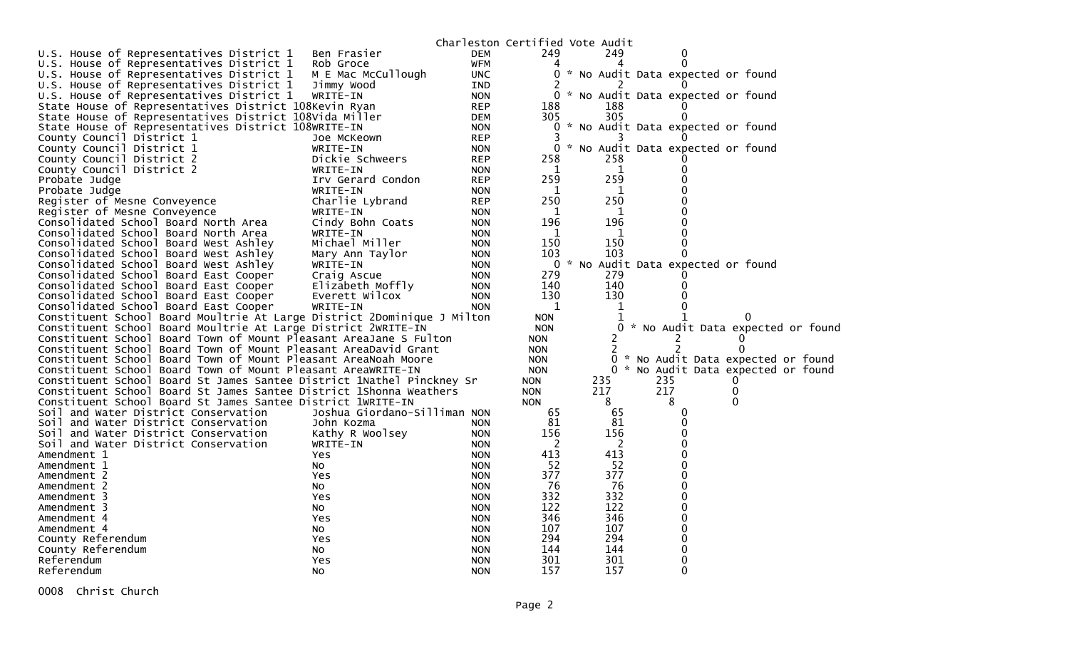Charleston Certified Vote Audit

| Contest | Candidate | Party | Votes | Audit | Diff |
|---|---|---|---|---|---|
| U.S. House of Representatives District 1 | Ben Frasier | DEM | 249 | 249 | 0 |
| U.S. House of Representatives District 1 | Rob Groce | WFM | 4 | 4 | 0 |
| U.S. House of Representatives District 1 | M E Mac McCullough | UNC | 0 | * No Audit Data expected or found | |
| U.S. House of Representatives District 1 | Jimmy Wood | IND | 2 | 2 | 0 |
| U.S. House of Representatives District 1 | WRITE-IN | NON | 0 | * No Audit Data expected or found | |
| State House of Representatives District 108 | Kevin Ryan | REP | 188 | 188 | 0 |
| State House of Representatives District 108 | Vida Miller | DEM | 305 | 305 | 0 |
| State House of Representatives District 108 | WRITE-IN | NON | 0 | * No Audit Data expected or found | |
| County Council District 1 | Joe McKeown | REP | 3 | 3 | 0 |
| County Council District 1 | WRITE-IN | NON | 0 | * No Audit Data expected or found | |
| County Council District 2 | Dickie Schweers | REP | 258 | 258 | 0 |
| County Council District 2 | WRITE-IN | NON | 1 | 1 | 0 |
| Probate Judge | Irv Gerard Condon | REP | 259 | 259 | 0 |
| Probate Judge | WRITE-IN | NON | 1 | 1 | 0 |
| Register of Mesne Conveyence | Charlie Lybrand | REP | 250 | 250 | 0 |
| Register of Mesne Conveyence | WRITE-IN | NON | 1 | 1 | 0 |
| Consolidated School Board North Area | Cindy Bohn Coats | NON | 196 | 196 | 0 |
| Consolidated School Board North Area | WRITE-IN | NON | 1 | 1 | 0 |
| Consolidated School Board West Ashley | Michael Miller | NON | 150 | 150 | 0 |
| Consolidated School Board West Ashley | Mary Ann Taylor | NON | 103 | 103 | 0 |
| Consolidated School Board West Ashley | WRITE-IN | NON | 0 | * No Audit Data expected or found | |
| Consolidated School Board East Cooper | Craig Ascue | NON | 279 | 279 | 0 |
| Consolidated School Board East Cooper | Elizabeth Moffly | NON | 140 | 140 | 0 |
| Consolidated School Board East Cooper | Everett Wilcox | NON | 130 | 130 | 0 |
| Consolidated School Board East Cooper | WRITE-IN | NON | 1 | 1 | 0 |
| Constituent School Board Moultrie At Large District 2 | Dominique J Milton | NON | 1 | 1 | 0 |
| Constituent School Board Moultrie At Large District 2 | WRITE-IN | NON | 0 | * No Audit Data expected or found | |
| Constituent School Board Town of Mount Pleasant Area | Jane S Fulton | NON | 2 | 2 | 0 |
| Constituent School Board Town of Mount Pleasant Area | David Grant | NON | 2 | 2 | 0 |
| Constituent School Board Town of Mount Pleasant Area | Noah Moore | NON | 0 | * No Audit Data expected or found | |
| Constituent School Board Town of Mount Pleasant Area | WRITE-IN | NON | 0 | * No Audit Data expected or found | |
| Constituent School Board St James Santee District 1 | Nathel Pinckney Sr | NON | 235 | 235 | 0 |
| Constituent School Board St James Santee District 1 | Shonna Weathers | NON | 217 | 217 | 0 |
| Constituent School Board St James Santee District 1 | WRITE-IN | NON | 8 | 8 | 0 |
| Soil and Water District Conservation | Joshua Giordano-Silliman | NON | 65 | 65 | 0 |
| Soil and Water District Conservation | John Kozma | NON | 81 | 81 | 0 |
| Soil and Water District Conservation | Kathy R Woolsey | NON | 156 | 156 | 0 |
| Soil and Water District Conservation | WRITE-IN | NON | 2 | 2 | 0 |
| Amendment 1 | Yes | NON | 413 | 413 | 0 |
| Amendment 1 | No | NON | 52 | 52 | 0 |
| Amendment 2 | Yes | NON | 377 | 377 | 0 |
| Amendment 2 | No | NON | 76 | 76 | 0 |
| Amendment 3 | Yes | NON | 332 | 332 | 0 |
| Amendment 3 | No | NON | 122 | 122 | 0 |
| Amendment 4 | Yes | NON | 346 | 346 | 0 |
| Amendment 4 | No | NON | 107 | 107 | 0 |
| County Referendum | Yes | NON | 294 | 294 | 0 |
| County Referendum | No | NON | 144 | 144 | 0 |
| Referendum | Yes | NON | 301 | 301 | 0 |
| Referendum | No | NON | 157 | 157 | 0 |

0008 Christ Church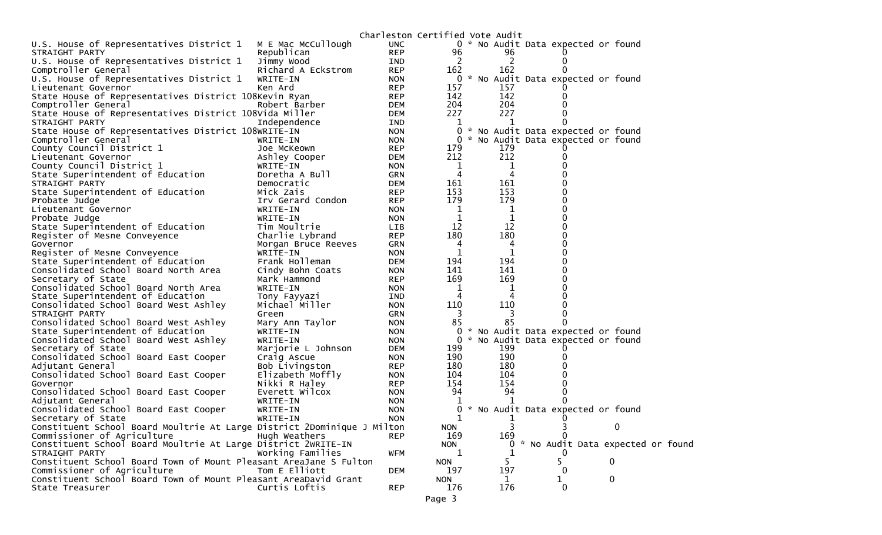Charleston Certified Vote Audit

| Contest | Candidate | Party | Votes | Audit | Diff | |
|---|---|---|---|---|---|---|
| U.S. House of Representatives District 1 | M E Mac McCullough | UNC | 0 | * No Audit Data expected or found | | |
| STRAIGHT PARTY | Republican | REP | 96 | 96 | 0 | |
| U.S. House of Representatives District 1 | Jimmy Wood | IND | 2 | 2 | 0 | |
| Comptroller General | Richard A Eckstrom | REP | 162 | 162 | 0 | |
| U.S. House of Representatives District 1 | WRITE-IN | NON | 0 | * No Audit Data expected or found | | |
| Lieutenant Governor | Ken Ard | REP | 157 | 157 | 0 | |
| State House of Representatives District 108 | Kevin Ryan | REP | 142 | 142 | 0 | |
| Comptroller General | Robert Barber | DEM | 204 | 204 | 0 | |
| State House of Representatives District 108 | Vida Miller | DEM | 227 | 227 | 0 | |
| STRAIGHT PARTY | Independence | IND | 1 | 1 | 0 | |
| State House of Representatives District 108 | WRITE-IN | NON | 0 | * No Audit Data expected or found | | |
| Comptroller General | WRITE-IN | NON | 0 | * No Audit Data expected or found | | |
| County Council District 1 | Joe McKeown | REP | 179 | 179 | 0 | |
| Lieutenant Governor | Ashley Cooper | DEM | 212 | 212 | 0 | |
| County Council District 1 | WRITE-IN | NON | 1 | 1 | 0 | |
| State Superintendent of Education | Doretha A Bull | GRN | 4 | 4 | 0 | |
| STRAIGHT PARTY | Democratic | DEM | 161 | 161 | 0 | |
| State Superintendent of Education | Mick Zais | REP | 153 | 153 | 0 | |
| Probate Judge | Irv Gerard Condon | REP | 179 | 179 | 0 | |
| Lieutenant Governor | WRITE-IN | NON | 1 | 1 | 0 | |
| Probate Judge | WRITE-IN | NON | 1 | 1 | 0 | |
| State Superintendent of Education | Tim Moultrie | LIB | 12 | 12 | 0 | |
| Register of Mesne Conveyence | Charlie Lybrand | REP | 180 | 180 | 0 | |
| Governor | Morgan Bruce Reeves | GRN | 4 | 4 | 0 | |
| Register of Mesne Conveyence | WRITE-IN | NON | 1 | 1 | 0 | |
| State Superintendent of Education | Frank Holleman | DEM | 194 | 194 | 0 | |
| Consolidated School Board North Area | Cindy Bohn Coats | NON | 141 | 141 | 0 | |
| Secretary of State | Mark Hammond | REP | 169 | 169 | 0 | |
| Consolidated School Board North Area | WRITE-IN | NON | 1 | 1 | 0 | |
| State Superintendent of Education | Tony Fayyazi | IND | 4 | 4 | 0 | |
| Consolidated School Board West Ashley | Michael Miller | NON | 110 | 110 | 0 | |
| STRAIGHT PARTY | Green | GRN | 3 | 3 | 0 | |
| Consolidated School Board West Ashley | Mary Ann Taylor | NON | 85 | 85 | 0 | |
| State Superintendent of Education | WRITE-IN | NON | 0 | * No Audit Data expected or found | | |
| Consolidated School Board West Ashley | WRITE-IN | NON | 0 | * No Audit Data expected or found | | |
| Secretary of State | Marjorie L Johnson | DEM | 199 | 199 | 0 | |
| Consolidated School Board East Cooper | Craig Ascue | NON | 190 | 190 | 0 | |
| Adjutant General | Bob Livingston | REP | 180 | 180 | 0 | |
| Consolidated School Board East Cooper | Elizabeth Moffly | NON | 104 | 104 | 0 | |
| Governor | Nikki R Haley | REP | 154 | 154 | 0 | |
| Consolidated School Board East Cooper | Everett Wilcox | NON | 94 | 94 | 0 | |
| Adjutant General | WRITE-IN | NON | 1 | 1 | 0 | |
| Consolidated School Board East Cooper | WRITE-IN | NON | 0 | * No Audit Data expected or found | | |
| Secretary of State | WRITE-IN | NON | 1 | 1 | 0 | |
| Constituent School Board Moultrie At Large District 2 | Dominique J Milton | | NON | 3 | 3 | 0 |
| Commissioner of Agriculture | Hugh Weathers | REP | 169 | 169 | 0 | |
| Constituent School Board Moultrie At Large District 2 | WRITE-IN | | NON | 0 | * No Audit Data expected or found | |
| STRAIGHT PARTY | Working Families | WFM | 1 | 1 | 0 | |
| Constituent School Board Town of Mount Pleasant Area | Jane S Fulton | | NON | 5 | 5 | 0 |
| Commissioner of Agriculture | Tom E Elliott | DEM | 197 | 197 | 0 | |
| Constituent School Board Town of Mount Pleasant Area | David Grant | | NON | 1 | 1 | 0 |
| State Treasurer | Curtis Loftis | REP | 176 | 176 | 0 | |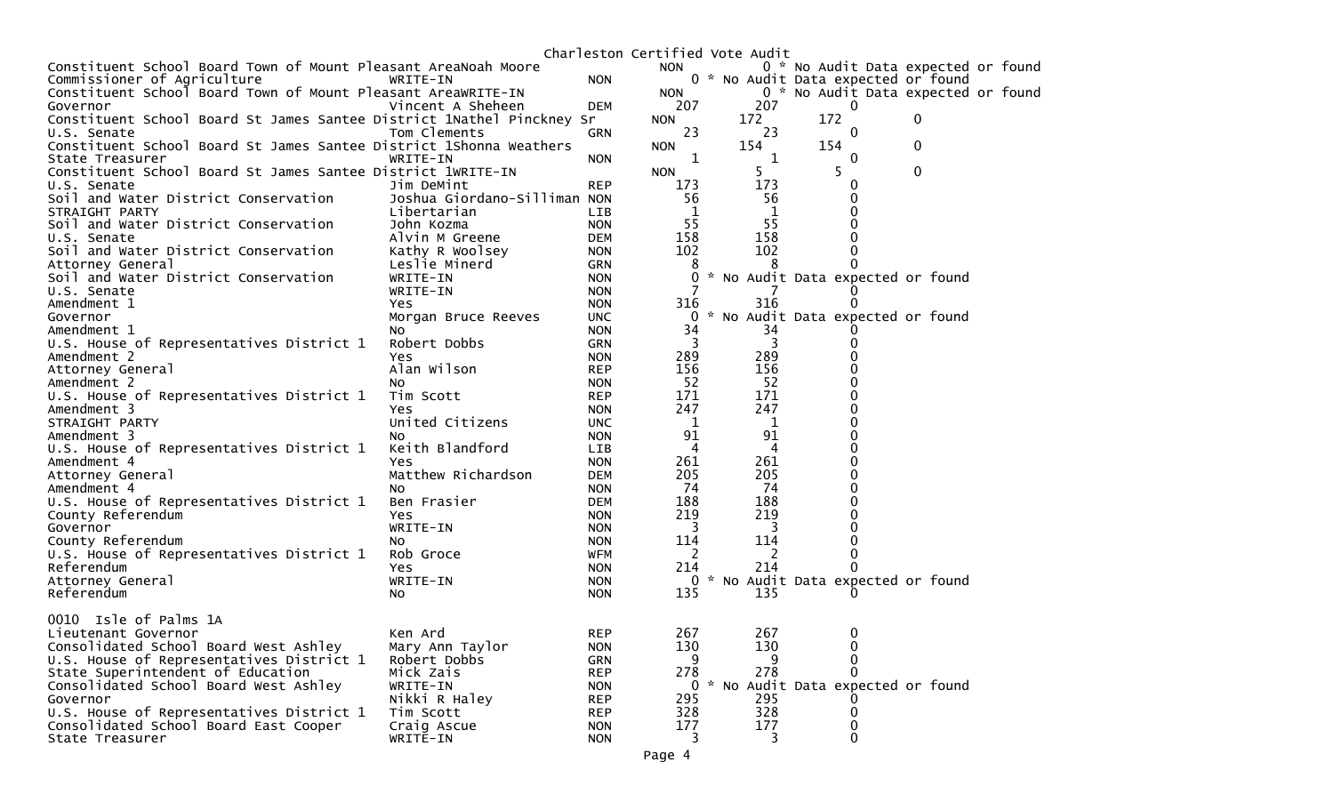Charleston Certified Vote Audit

| Contest | Candidate | Party | Votes | Audit | Diff | |
|---|---|---|---|---|---|---|
| Constituent School Board Town of Mount Pleasant Area | Noah Moore | NON | 0 | * No Audit Data expected or found | | |
| Commissioner of Agriculture | WRITE-IN | NON | 0 | * No Audit Data expected or found | | |
| Constituent School Board Town of Mount Pleasant Area | WRITE-IN | NON | 0 | * No Audit Data expected or found | | |
| Governor | Vincent A Sheheen | DEM | 207 | 207 | 0 | |
| Constituent School Board St James Santee District 1 | Nathel Pinckney Sr | NON | 172 | 172 | 0 | |
| U.S. Senate | Tom Clements | GRN | 23 | 23 | 0 | |
| Constituent School Board St James Santee District 1 | Shonna Weathers | NON | 154 | 154 | 0 | |
| State Treasurer | WRITE-IN | NON | 1 | 1 | 0 | |
| Constituent School Board St James Santee District 1 | WRITE-IN | NON | 5 | 5 | 0 | |
| U.S. Senate | Jim DeMint | REP | 173 | 173 | 0 | |
| Soil and Water District Conservation | Joshua Giordano-Silliman | NON | 56 | 56 | 0 | |
| STRAIGHT PARTY | Libertarian | LIB | 1 | 1 | 0 | |
| Soil and Water District Conservation | John Kozma | NON | 55 | 55 | 0 | |
| U.S. Senate | Alvin M Greene | DEM | 158 | 158 | 0 | |
| Soil and Water District Conservation | Kathy R Woolsey | NON | 102 | 102 | 0 | |
| Attorney General | Leslie Minerd | GRN | 8 | 8 | 0 | |
| Soil and Water District Conservation | WRITE-IN | NON | 0 | * No Audit Data expected or found | | |
| U.S. Senate | WRITE-IN | NON | 7 | 7 | 0 | |
| Amendment 1 | Yes | NON | 316 | 316 | 0 | |
| Governor | Morgan Bruce Reeves | UNC | 0 | * No Audit Data expected or found | | |
| Amendment 1 | No | NON | 34 | 34 | 0 | |
| U.S. House of Representatives District 1 | Robert Dobbs | GRN | 3 | 3 | 0 | |
| Amendment 2 | Yes | NON | 289 | 289 | 0 | |
| Attorney General | Alan Wilson | REP | 156 | 156 | 0 | |
| Amendment 2 | No | NON | 52 | 52 | 0 | |
| U.S. House of Representatives District 1 | Tim Scott | REP | 171 | 171 | 0 | |
| Amendment 3 | Yes | NON | 247 | 247 | 0 | |
| STRAIGHT PARTY | United Citizens | UNC | 1 | 1 | 0 | |
| Amendment 3 | No | NON | 91 | 91 | 0 | |
| U.S. House of Representatives District 1 | Keith Blandford | LIB | 4 | 4 | 0 | |
| Amendment 4 | Yes | NON | 261 | 261 | 0 | |
| Attorney General | Matthew Richardson | DEM | 205 | 205 | 0 | |
| Amendment 4 | No | NON | 74 | 74 | 0 | |
| U.S. House of Representatives District 1 | Ben Frasier | DEM | 188 | 188 | 0 | |
| County Referendum | Yes | NON | 219 | 219 | 0 | |
| Governor | WRITE-IN | NON | 3 | 3 | 0 | |
| County Referendum | No | NON | 114 | 114 | 0 | |
| U.S. House of Representatives District 1 | Rob Groce | WFM | 2 | 2 | 0 | |
| Referendum | Yes | NON | 214 | 214 | 0 | |
| Attorney General | WRITE-IN | NON | 0 | * No Audit Data expected or found | | |
| Referendum | No | NON | 135 | 135 | 0 | |

0010 Isle of Palms 1A

| Contest | Candidate | Party | Votes | Audit | Diff |
|---|---|---|---|---|---|
| Lieutenant Governor | Ken Ard | REP | 267 | 267 | 0 |
| Consolidated School Board West Ashley | Mary Ann Taylor | NON | 130 | 130 | 0 |
| U.S. House of Representatives District 1 | Robert Dobbs | GRN | 9 | 9 | 0 |
| State Superintendent of Education | Mick Zais | REP | 278 | 278 | 0 |
| Consolidated School Board West Ashley | WRITE-IN | NON | 0 | * No Audit Data expected or found | |
| Governor | Nikki R Haley | REP | 295 | 295 | 0 |
| U.S. House of Representatives District 1 | Tim Scott | REP | 328 | 328 | 0 |
| Consolidated School Board East Cooper | Craig Ascue | NON | 177 | 177 | 0 |
| State Treasurer | WRITE-IN | NON | 3 | 3 | 0 |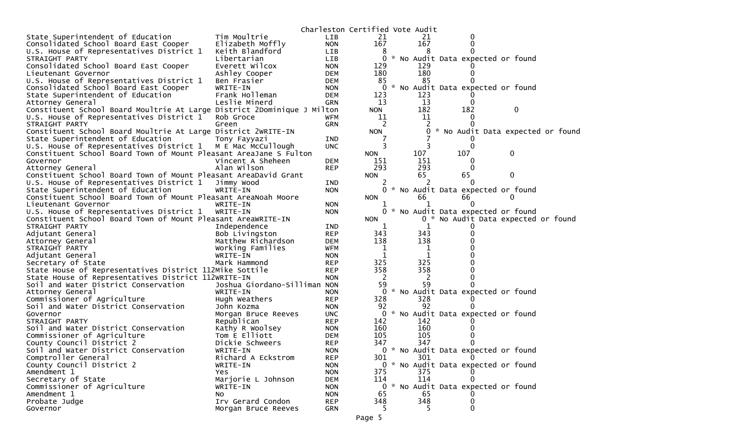Charleston Certified Vote Audit

| Contest | Candidate | Party | Votes | Audit | Difference |
|---|---|---|---|---|---|
| State Superintendent of Education | Tim Moultrie | LIB | 21 | 21 | 0 |
| Consolidated School Board East Cooper | Elizabeth Moffly | NON | 167 | 167 | 0 |
| U.S. House of Representatives District 1 | Keith Blandford | LIB | 8 | 8 | 0 |
| STRAIGHT PARTY | Libertarian | LIB | 0 | * No Audit Data expected or found | |
| Consolidated School Board East Cooper | Everett Wilcox | NON | 129 | 129 | 0 |
| Lieutenant Governor | Ashley Cooper | DEM | 180 | 180 | 0 |
| U.S. House of Representatives District 1 | Ben Frasier | DEM | 85 | 85 | 0 |
| Consolidated School Board East Cooper | WRITE-IN | NON | 0 | * No Audit Data expected or found | |
| State Superintendent of Education | Frank Holleman | DEM | 123 | 123 | 0 |
| Attorney General | Leslie Minerd | GRN | 13 | 13 | 0 |
| Constituent School Board Moultrie At Large District 2 | Dominique J Milton | NON | 182 | 182 | 0 |
| U.S. House of Representatives District 1 | Rob Groce | WFM | 11 | 11 | 0 |
| STRAIGHT PARTY | Green | GRN | 2 | 2 | 0 |
| Constituent School Board Moultrie At Large District 2 | WRITE-IN | NON | 0 | * No Audit Data expected or found | |
| State Superintendent of Education | Tony Fayyazi | IND | 7 | 7 | 0 |
| U.S. House of Representatives District 1 | M E Mac McCullough | UNC | 3 | 3 | 0 |
| Constituent School Board Town of Mount Pleasant Area | Jane S Fulton | NON | 107 | 107 | 0 |
| Governor | Vincent A Sheheen | DEM | 151 | 151 | 0 |
| Attorney General | Alan Wilson | REP | 293 | 293 | 0 |
| Constituent School Board Town of Mount Pleasant Area | David Grant | NON | 65 | 65 | 0 |
| U.S. House of Representatives District 1 | Jimmy Wood | IND | 2 | 2 | 0 |
| State Superintendent of Education | WRITE-IN | NON | 0 | * No Audit Data expected or found | |
| Constituent School Board Town of Mount Pleasant Area | Noah Moore | NON | 66 | 66 | 0 |
| Lieutenant Governor | WRITE-IN | NON | 1 | 1 | 0 |
| U.S. House of Representatives District 1 | WRITE-IN | NON | 0 | * No Audit Data expected or found | |
| Constituent School Board Town of Mount Pleasant Area | WRITE-IN | NON | 0 | * No Audit Data expected or found | |
| STRAIGHT PARTY | Independence | IND | 1 | 1 | 0 |
| Adjutant General | Bob Livingston | REP | 343 | 343 | 0 |
| Attorney General | Matthew Richardson | DEM | 138 | 138 | 0 |
| STRAIGHT PARTY | Working Families | WFM | 1 | 1 | 0 |
| Adjutant General | WRITE-IN | NON | 1 | 1 | 0 |
| Secretary of State | Mark Hammond | REP | 325 | 325 | 0 |
| State House of Representatives District 112 | Mike Sottile | REP | 358 | 358 | 0 |
| State House of Representatives District 112 | WRITE-IN | NON | 2 | 2 | 0 |
| Soil and Water District Conservation | Joshua Giordano-Silliman | NON | 59 | 59 | 0 |
| Attorney General | WRITE-IN | NON | 0 | * No Audit Data expected or found | |
| Commissioner of Agriculture | Hugh Weathers | REP | 328 | 328 | 0 |
| Soil and Water District Conservation | John Kozma | NON | 92 | 92 | 0 |
| Governor | Morgan Bruce Reeves | UNC | 0 | * No Audit Data expected or found | |
| STRAIGHT PARTY | Republican | REP | 142 | 142 | 0 |
| Soil and Water District Conservation | Kathy R Woolsey | NON | 160 | 160 | 0 |
| Commissioner of Agriculture | Tom E Elliott | DEM | 105 | 105 | 0 |
| County Council District 2 | Dickie Schweers | REP | 347 | 347 | 0 |
| Soil and Water District Conservation | WRITE-IN | NON | 0 | * No Audit Data expected or found | |
| Comptroller General | Richard A Eckstrom | REP | 301 | 301 | 0 |
| County Council District 2 | WRITE-IN | NON | 0 | * No Audit Data expected or found | |
| Amendment 1 | Yes | NON | 375 | 375 | 0 |
| Secretary of State | Marjorie L Johnson | DEM | 114 | 114 | 0 |
| Commissioner of Agriculture | WRITE-IN | NON | 0 | * No Audit Data expected or found | |
| Amendment 1 | No | NON | 65 | 65 | 0 |
| Probate Judge | Irv Gerard Condon | REP | 348 | 348 | 0 |
| Governor | Morgan Bruce Reeves | GRN | 5 | 5 | 0 |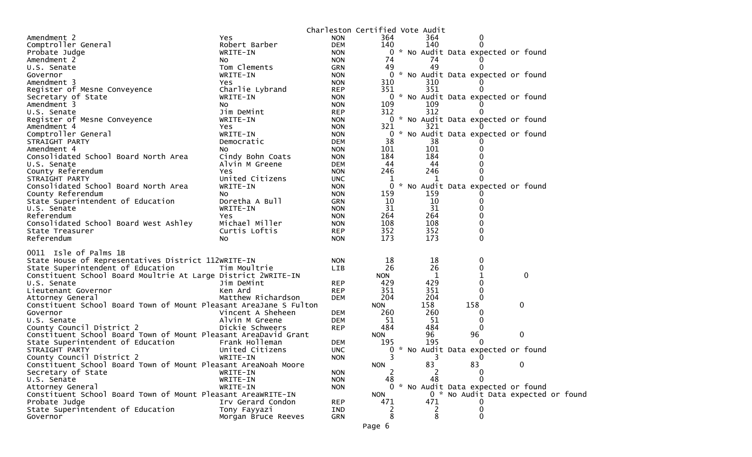Charleston Certified Vote Audit

| Contest | Candidate | Party | Count 1 | Count 2 | Difference | |
|---|---|---|---|---|---|---|
| Amendment 2 | Yes | NON | 364 | 364 | 0 | |
| Comptroller General | Robert Barber | DEM | 140 | 140 | 0 | |
| Probate Judge | WRITE-IN | NON | 0 * No Audit Data expected or found | | | |
| Amendment 2 | No | NON | 74 | 74 | 0 | |
| U.S. Senate | Tom Clements | GRN | 49 | 49 | 0 | |
| Governor | WRITE-IN | NON | 0 * No Audit Data expected or found | | | |
| Amendment 3 | Yes | NON | 310 | 310 | 0 | |
| Register of Mesne Conveyence | Charlie Lybrand | REP | 351 | 351 | 0 | |
| Secretary of State | WRITE-IN | NON | 0 * No Audit Data expected or found | | | |
| Amendment 3 | No | NON | 109 | 109 | 0 | |
| U.S. Senate | Jim DeMint | REP | 312 | 312 | 0 | |
| Register of Mesne Conveyence | WRITE-IN | NON | 0 * No Audit Data expected or found | | | |
| Amendment 4 | Yes | NON | 321 | 321 | 0 | |
| Comptroller General | WRITE-IN | NON | 0 * No Audit Data expected or found | | | |
| STRAIGHT PARTY | Democratic | DEM | 38 | 38 | 0 | |
| Amendment 4 | No | NON | 101 | 101 | 0 | |
| Consolidated School Board North Area | Cindy Bohn Coats | NON | 184 | 184 | 0 | |
| U.S. Senate | Alvin M Greene | DEM | 44 | 44 | 0 | |
| County Referendum | Yes | NON | 246 | 246 | 0 | |
| STRAIGHT PARTY | United Citizens | UNC | 1 | 1 | 0 | |
| Consolidated School Board North Area | WRITE-IN | NON | 0 * No Audit Data expected or found | | | |
| County Referendum | No | NON | 159 | 159 | 0 | |
| State Superintendent of Education | Doretha A Bull | GRN | 10 | 10 | 0 | |
| U.S. Senate | WRITE-IN | NON | 31 | 31 | 0 | |
| Referendum | Yes | NON | 264 | 264 | 0 | |
| Consolidated School Board West Ashley | Michael Miller | NON | 108 | 108 | 0 | |
| State Treasurer | Curtis Loftis | REP | 352 | 352 | 0 | |
| Referendum | No | NON | 173 | 173 | 0 | |

0011 Isle of Palms 1B

| Contest | Candidate | Party | Count 1 | Count 2 | Difference | |
|---|---|---|---|---|---|---|
| State House of Representatives District 112 | WRITE-IN | NON | 18 | 18 | 0 | |
| State Superintendent of Education | Tim Moultrie | LIB | 26 | 26 | 0 | |
| Constituent School Board Moultrie At Large District 2 | WRITE-IN | | NON | 1 | 1 | 0 |
| U.S. Senate | Jim DeMint | REP | 429 | 429 | 0 | |
| Lieutenant Governor | Ken Ard | REP | 351 | 351 | 0 | |
| Attorney General | Matthew Richardson | DEM | 204 | 204 | 0 | |
| Constituent School Board Town of Mount Pleasant Area | Jane S Fulton | | NON | 158 | 158 | 0 |
| Governor | Vincent A Sheheen | DEM | 260 | 260 | 0 | |
| U.S. Senate | Alvin M Greene | DEM | 51 | 51 | 0 | |
| County Council District 2 | Dickie Schweers | REP | 484 | 484 | 0 | |
| Constituent School Board Town of Mount Pleasant Area | David Grant | | NON | 96 | 96 | 0 |
| State Superintendent of Education | Frank Holleman | DEM | 195 | 195 | 0 | |
| STRAIGHT PARTY | United Citizens | UNC | 0 * No Audit Data expected or found | | | |
| County Council District 2 | WRITE-IN | NON | 3 | 3 | 0 | |
| Constituent School Board Town of Mount Pleasant Area | Noah Moore | | NON | 83 | 83 | 0 |
| Secretary of State | WRITE-IN | NON | 2 | 2 | 0 | |
| U.S. Senate | WRITE-IN | NON | 48 | 48 | 0 | |
| Attorney General | WRITE-IN | NON | 0 * No Audit Data expected or found | | | |
| Constituent School Board Town of Mount Pleasant Area | WRITE-IN | | NON | 0 * No Audit Data expected or found | | |
| Probate Judge | Irv Gerard Condon | REP | 471 | 471 | 0 | |
| State Superintendent of Education | Tony Fayyazi | IND | 2 | 2 | 0 | |
| Governor | Morgan Bruce Reeves | GRN | 8 | 8 | 0 | |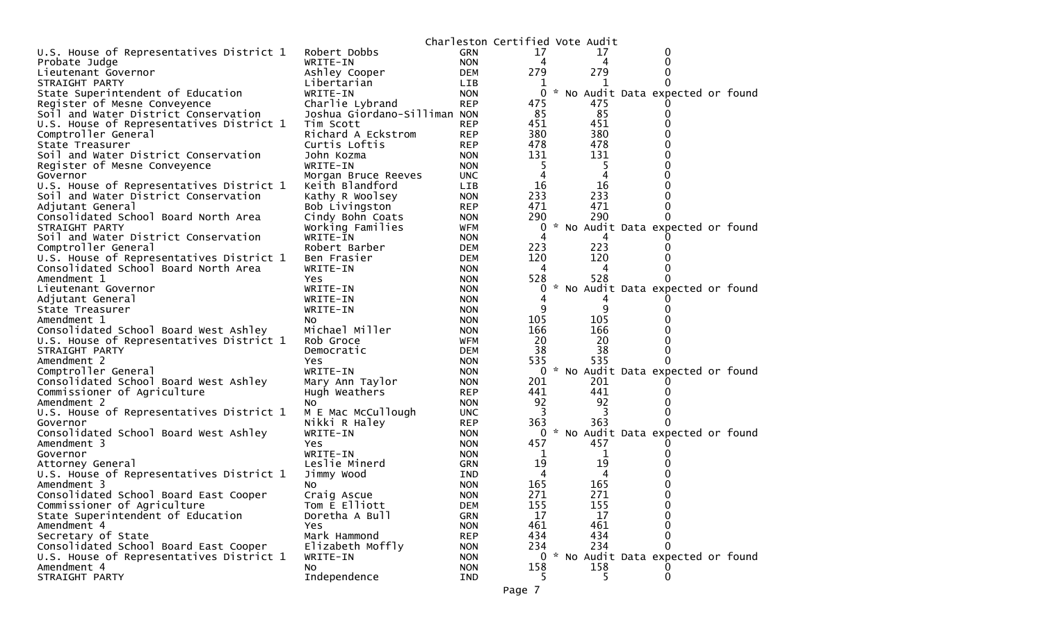Charleston Certified Vote Audit

| Contest | Candidate | Party | | | |
|---|---|---|---|---|---|
| U.S. House of Representatives District 1 | Robert Dobbs | GRN | 17 | 17 | 0 |
| Probate Judge | WRITE-IN | NON | 4 | 4 | 0 |
| Lieutenant Governor | Ashley Cooper | DEM | 279 | 279 | 0 |
| STRAIGHT PARTY | Libertarian | LIB | 1 | 1 | 0 |
| State Superintendent of Education | WRITE-IN | NON | 0 | * No Audit Data expected or found | |
| Register of Mesne Conveyence | Charlie Lybrand | REP | 475 | 475 | 0 |
| Soil and Water District Conservation | Joshua Giordano-Silliman | NON | 85 | 85 | 0 |
| U.S. House of Representatives District 1 | Tim Scott | REP | 451 | 451 | 0 |
| Comptroller General | Richard A Eckstrom | REP | 380 | 380 | 0 |
| State Treasurer | Curtis Loftis | REP | 478 | 478 | 0 |
| Soil and Water District Conservation | John Kozma | NON | 131 | 131 | 0 |
| Register of Mesne Conveyence | WRITE-IN | NON | 5 | 5 | 0 |
| Governor | Morgan Bruce Reeves | UNC | 4 | 4 | 0 |
| U.S. House of Representatives District 1 | Keith Blandford | LIB | 16 | 16 | 0 |
| Soil and Water District Conservation | Kathy R Woolsey | NON | 233 | 233 | 0 |
| Adjutant General | Bob Livingston | REP | 471 | 471 | 0 |
| Consolidated School Board North Area | Cindy Bohn Coats | NON | 290 | 290 | 0 |
| STRAIGHT PARTY | Working Families | WFM | 0 | * No Audit Data expected or found | |
| Soil and Water District Conservation | WRITE-IN | NON | 4 | 4 | 0 |
| Comptroller General | Robert Barber | DEM | 223 | 223 | 0 |
| U.S. House of Representatives District 1 | Ben Frasier | DEM | 120 | 120 | 0 |
| Consolidated School Board North Area | WRITE-IN | NON | 4 | 4 | 0 |
| Amendment 1 | Yes | NON | 528 | 528 | 0 |
| Lieutenant Governor | WRITE-IN | NON | 0 | * No Audit Data expected or found | |
| Adjutant General | WRITE-IN | NON | 4 | 4 | 0 |
| State Treasurer | WRITE-IN | NON | 9 | 9 | 0 |
| Amendment 1 | No | NON | 105 | 105 | 0 |
| Consolidated School Board West Ashley | Michael Miller | NON | 166 | 166 | 0 |
| U.S. House of Representatives District 1 | Rob Groce | WFM | 20 | 20 | 0 |
| STRAIGHT PARTY | Democratic | DEM | 38 | 38 | 0 |
| Amendment 2 | Yes | NON | 535 | 535 | 0 |
| Comptroller General | WRITE-IN | NON | 0 | * No Audit Data expected or found | |
| Consolidated School Board West Ashley | Mary Ann Taylor | NON | 201 | 201 | 0 |
| Commissioner of Agriculture | Hugh Weathers | REP | 441 | 441 | 0 |
| Amendment 2 | No | NON | 92 | 92 | 0 |
| U.S. House of Representatives District 1 | M E Mac McCullough | UNC | 3 | 3 | 0 |
| Governor | Nikki R Haley | REP | 363 | 363 | 0 |
| Consolidated School Board West Ashley | WRITE-IN | NON | 0 | * No Audit Data expected or found | |
| Amendment 3 | Yes | NON | 457 | 457 | 0 |
| Governor | WRITE-IN | NON | 1 | 1 | 0 |
| Attorney General | Leslie Minerd | GRN | 19 | 19 | 0 |
| U.S. House of Representatives District 1 | Jimmy Wood | IND | 4 | 4 | 0 |
| Amendment 3 | No | NON | 165 | 165 | 0 |
| Consolidated School Board East Cooper | Craig Ascue | NON | 271 | 271 | 0 |
| Commissioner of Agriculture | Tom E Elliott | DEM | 155 | 155 | 0 |
| State Superintendent of Education | Doretha A Bull | GRN | 17 | 17 | 0 |
| Amendment 4 | Yes | NON | 461 | 461 | 0 |
| Secretary of State | Mark Hammond | REP | 434 | 434 | 0 |
| Consolidated School Board East Cooper | Elizabeth Moffly | NON | 234 | 234 | 0 |
| U.S. House of Representatives District 1 | WRITE-IN | NON | 0 | * No Audit Data expected or found | |
| Amendment 4 | No | NON | 158 | 158 | 0 |
| STRAIGHT PARTY | Independence | IND | 5 | 5 | 0 |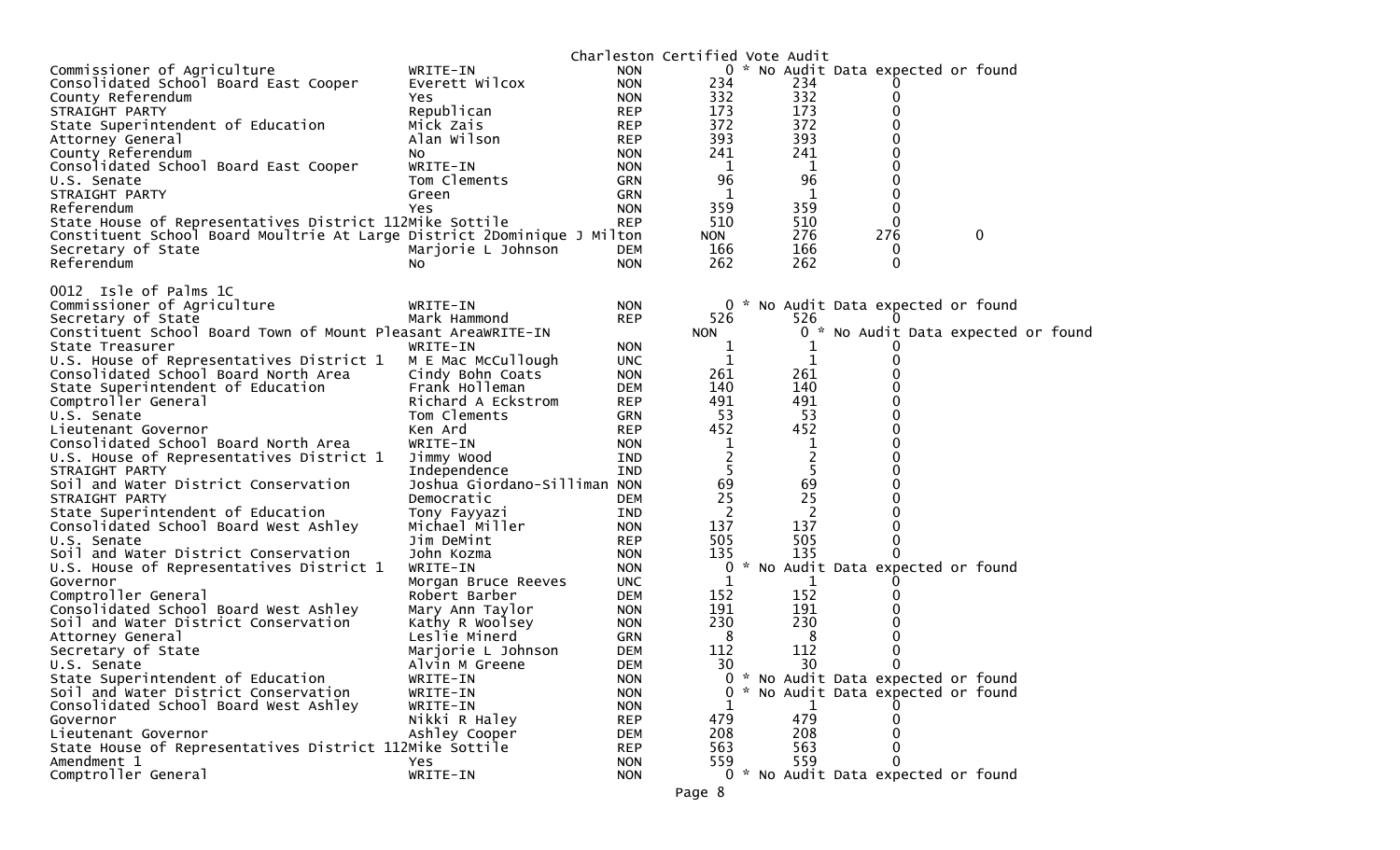Charleston Certified Vote Audit

| Contest | Candidate | Party | Votes | Audit | Difference | |
|---|---|---|---|---|---|---|
| Commissioner of Agriculture | WRITE-IN | NON | 0 | * No Audit Data expected or found | | |
| Consolidated School Board East Cooper | Everett Wilcox | NON | 234 | 234 | 0 | |
| County Referendum | Yes | NON | 332 | 332 | 0 | |
| STRAIGHT PARTY | Republican | REP | 173 | 173 | 0 | |
| State Superintendent of Education | Mick Zais | REP | 372 | 372 | 0 | |
| Attorney General | Alan Wilson | REP | 393 | 393 | 0 | |
| County Referendum | No | NON | 241 | 241 | 0 | |
| Consolidated School Board East Cooper | WRITE-IN | NON | 1 | 1 | 0 | |
| U.S. Senate | Tom Clements | GRN | 96 | 96 | 0 | |
| STRAIGHT PARTY | Green | GRN | 1 | 1 | 0 | |
| Referendum | Yes | NON | 359 | 359 | 0 | |
| State House of Representatives District 112 | Mike Sottile | REP | 510 | 510 | 0 | |
| Constituent School Board Moultrie At Large District 2 | Dominique J Milton | | NON | 276 | 276 | 0 |
| Secretary of State | Marjorie L Johnson | DEM | 166 | 166 | 0 | |
| Referendum | No | NON | 262 | 262 | 0 | |

0012 Isle of Palms 1C

| Contest | Candidate | Party | Votes | Audit | Difference | |
|---|---|---|---|---|---|---|
| Commissioner of Agriculture | WRITE-IN | NON | 0 | * No Audit Data expected or found | | |
| Secretary of State | Mark Hammond | REP | 526 | 526 | 0 | |
| Constituent School Board Town of Mount Pleasant Area | WRITE-IN | | NON | 0 | * No Audit Data expected or found | |
| State Treasurer | WRITE-IN | NON | 1 | 1 | 0 | |
| U.S. House of Representatives District 1 | M E Mac McCullough | UNC | 1 | 1 | 0 | |
| Consolidated School Board North Area | Cindy Bohn Coats | NON | 261 | 261 | 0 | |
| State Superintendent of Education | Frank Holleman | DEM | 140 | 140 | 0 | |
| Comptroller General | Richard A Eckstrom | REP | 491 | 491 | 0 | |
| U.S. Senate | Tom Clements | GRN | 53 | 53 | 0 | |
| Lieutenant Governor | Ken Ard | REP | 452 | 452 | 0 | |
| Consolidated School Board North Area | WRITE-IN | NON | 1 | 1 | 0 | |
| U.S. House of Representatives District 1 | Jimmy Wood | IND | 2 | 2 | 0 | |
| STRAIGHT PARTY | Independence | IND | 5 | 5 | 0 | |
| Soil and Water District Conservation | Joshua Giordano-Silliman | NON | 69 | 69 | 0 | |
| STRAIGHT PARTY | Democratic | DEM | 25 | 25 | 0 | |
| State Superintendent of Education | Tony Fayyazi | IND | 2 | 2 | 0 | |
| Consolidated School Board West Ashley | Michael Miller | NON | 137 | 137 | 0 | |
| U.S. Senate | Jim DeMint | REP | 505 | 505 | 0 | |
| Soil and Water District Conservation | John Kozma | NON | 135 | 135 | 0 | |
| U.S. House of Representatives District 1 | WRITE-IN | NON | 0 | * No Audit Data expected or found | | |
| Governor | Morgan Bruce Reeves | UNC | 1 | 1 | 0 | |
| Comptroller General | Robert Barber | DEM | 152 | 152 | 0 | |
| Consolidated School Board West Ashley | Mary Ann Taylor | NON | 191 | 191 | 0 | |
| Soil and Water District Conservation | Kathy R Woolsey | NON | 230 | 230 | 0 | |
| Attorney General | Leslie Minerd | GRN | 8 | 8 | 0 | |
| Secretary of State | Marjorie L Johnson | DEM | 112 | 112 | 0 | |
| U.S. Senate | Alvin M Greene | DEM | 30 | 30 | 0 | |
| State Superintendent of Education | WRITE-IN | NON | 0 | * No Audit Data expected or found | | |
| Soil and Water District Conservation | WRITE-IN | NON | 0 | * No Audit Data expected or found | | |
| Consolidated School Board West Ashley | WRITE-IN | NON | 1 | 1 | 0 | |
| Governor | Nikki R Haley | REP | 479 | 479 | 0 | |
| Lieutenant Governor | Ashley Cooper | DEM | 208 | 208 | 0 | |
| State House of Representatives District 112 | Mike Sottile | REP | 563 | 563 | 0 | |
| Amendment 1 | Yes | NON | 559 | 559 | 0 | |
| Comptroller General | WRITE-IN | NON | 0 | * No Audit Data expected or found | | |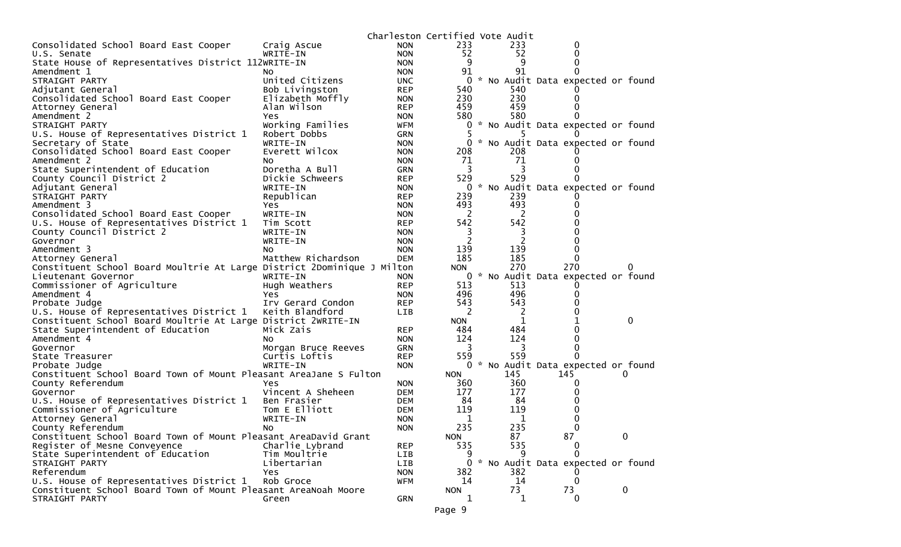Charleston Certified Vote Audit

| Contest | Candidate | Party | Votes | Audit | Difference |
|---|---|---|---|---|---|
| Consolidated School Board East Cooper | Craig Ascue | NON | 233 | 233 | 0 |
| U.S. Senate | WRITE-IN | NON | 52 | 52 | 0 |
| State House of Representatives District 112 | WRITE-IN | NON | 9 | 9 | 0 |
| Amendment 1 | No | NON | 91 | 91 | 0 |
| STRAIGHT PARTY | United Citizens | UNC | 0 | * No Audit Data expected or found | |
| Adjutant General | Bob Livingston | REP | 540 | 540 | 0 |
| Consolidated School Board East Cooper | Elizabeth Moffly | NON | 230 | 230 | 0 |
| Attorney General | Alan Wilson | REP | 459 | 459 | 0 |
| Amendment 2 | Yes | NON | 580 | 580 | 0 |
| STRAIGHT PARTY | Working Families | WFM | 0 | * No Audit Data expected or found | |
| U.S. House of Representatives District 1 | Robert Dobbs | GRN | 5 | 5 | 0 |
| Secretary of State | WRITE-IN | NON | 0 | * No Audit Data expected or found | |
| Consolidated School Board East Cooper | Everett Wilcox | NON | 208 | 208 | 0 |
| Amendment 2 | No | NON | 71 | 71 | 0 |
| State Superintendent of Education | Doretha A Bull | GRN | 3 | 3 | 0 |
| County Council District 2 | Dickie Schweers | REP | 529 | 529 | 0 |
| Adjutant General | WRITE-IN | NON | 0 | * No Audit Data expected or found | |
| STRAIGHT PARTY | Republican | REP | 239 | 239 | 0 |
| Amendment 3 | Yes | NON | 493 | 493 | 0 |
| Consolidated School Board East Cooper | WRITE-IN | NON | 2 | 2 | 0 |
| U.S. House of Representatives District 1 | Tim Scott | REP | 542 | 542 | 0 |
| County Council District 2 | WRITE-IN | NON | 3 | 3 | 0 |
| Governor | WRITE-IN | NON | 2 | 2 | 0 |
| Amendment 3 | No | NON | 139 | 139 | 0 |
| Attorney General | Matthew Richardson | DEM | 185 | 185 | 0 |
| Constituent School Board Moultrie At Large District 2 | Dominique J Milton | NON | 270 | 270 | 0 |
| Lieutenant Governor | WRITE-IN | NON | 0 | * No Audit Data expected or found | |
| Commissioner of Agriculture | Hugh Weathers | REP | 513 | 513 | 0 |
| Amendment 4 | Yes | NON | 496 | 496 | 0 |
| Probate Judge | Irv Gerard Condon | REP | 543 | 543 | 0 |
| U.S. House of Representatives District 1 | Keith Blandford | LIB | 2 | 2 | 0 |
| Constituent School Board Moultrie At Large District 2 | WRITE-IN | NON | 1 | 1 | 0 |
| State Superintendent of Education | Mick Zais | REP | 484 | 484 | 0 |
| Amendment 4 | No | NON | 124 | 124 | 0 |
| Governor | Morgan Bruce Reeves | GRN | 3 | 3 | 0 |
| State Treasurer | Curtis Loftis | REP | 559 | 559 | 0 |
| Probate Judge | WRITE-IN | NON | 0 | * No Audit Data expected or found | |
| Constituent School Board Town of Mount Pleasant Area | Jane S Fulton | NON | 145 | 145 | 0 |
| County Referendum | Yes | NON | 360 | 360 | 0 |
| Governor | Vincent A Sheheen | DEM | 177 | 177 | 0 |
| U.S. House of Representatives District 1 | Ben Frasier | DEM | 84 | 84 | 0 |
| Commissioner of Agriculture | Tom E Elliott | DEM | 119 | 119 | 0 |
| Attorney General | WRITE-IN | NON | 1 | 1 | 0 |
| County Referendum | No | NON | 235 | 235 | 0 |
| Constituent School Board Town of Mount Pleasant Area | David Grant | NON | 87 | 87 | 0 |
| Register of Mesne Conveyence | Charlie Lybrand | REP | 535 | 535 | 0 |
| State Superintendent of Education | Tim Moultrie | LIB | 9 | 9 | 0 |
| STRAIGHT PARTY | Libertarian | LIB | 0 | * No Audit Data expected or found | |
| Referendum | Yes | NON | 382 | 382 | 0 |
| U.S. House of Representatives District 1 | Rob Groce | WFM | 14 | 14 | 0 |
| Constituent School Board Town of Mount Pleasant Area | Noah Moore | NON | 73 | 73 | 0 |
| STRAIGHT PARTY | Green | GRN | 1 | 1 | 0 |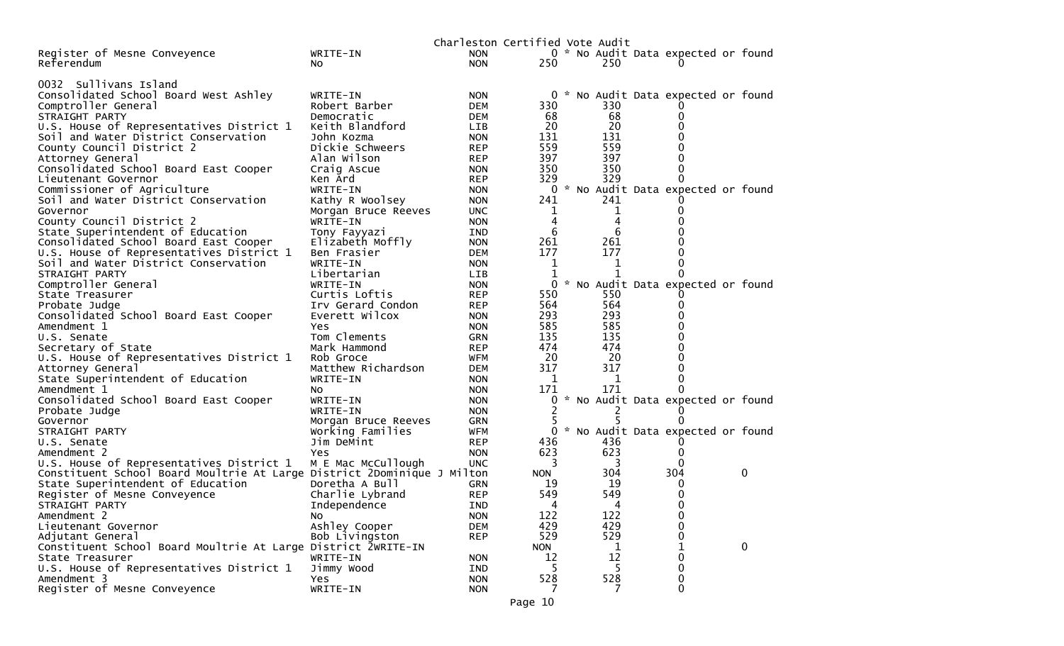Charleston Certified Vote Audit

| | | | | | | |
|---|---|---|---|---|---|---|
| Register of Mesne Conveyence | WRITE-IN | NON | 0 | * No Audit Data expected or found | | |
| Referendum | No | NON | 250 | 250 | 0 | |

0032 Sullivans Island

| | | | | | | |
|---|---|---|---|---|---|---|
| Consolidated School Board West Ashley | WRITE-IN | NON | 0 | * No Audit Data expected or found | | |
| Comptroller General | Robert Barber | DEM | 330 | 330 | 0 | |
| STRAIGHT PARTY | Democratic | DEM | 68 | 68 | 0 | |
| U.S. House of Representatives District 1 | Keith Blandford | LIB | 20 | 20 | 0 | |
| Soil and Water District Conservation | John Kozma | NON | 131 | 131 | 0 | |
| County Council District 2 | Dickie Schweers | REP | 559 | 559 | 0 | |
| Attorney General | Alan Wilson | REP | 397 | 397 | 0 | |
| Consolidated School Board East Cooper | Craig Ascue | NON | 350 | 350 | 0 | |
| Lieutenant Governor | Ken Ard | REP | 329 | 329 | 0 | |
| Commissioner of Agriculture | WRITE-IN | NON | 0 | * No Audit Data expected or found | | |
| Soil and Water District Conservation | Kathy R Woolsey | NON | 241 | 241 | 0 | |
| Governor | Morgan Bruce Reeves | UNC | 1 | 1 | 0 | |
| County Council District 2 | WRITE-IN | NON | 4 | 4 | 0 | |
| State Superintendent of Education | Tony Fayyazi | IND | 6 | 6 | 0 | |
| Consolidated School Board East Cooper | Elizabeth Moffly | NON | 261 | 261 | 0 | |
| U.S. House of Representatives District 1 | Ben Frasier | DEM | 177 | 177 | 0 | |
| Soil and Water District Conservation | WRITE-IN | NON | 1 | 1 | 0 | |
| STRAIGHT PARTY | Libertarian | LIB | 1 | 1 | 0 | |
| Comptroller General | WRITE-IN | NON | 0 | * No Audit Data expected or found | | |
| State Treasurer | Curtis Loftis | REP | 550 | 550 | 0 | |
| Probate Judge | Irv Gerard Condon | REP | 564 | 564 | 0 | |
| Consolidated School Board East Cooper | Everett Wilcox | NON | 293 | 293 | 0 | |
| Amendment 1 | Yes | NON | 585 | 585 | 0 | |
| U.S. Senate | Tom Clements | GRN | 135 | 135 | 0 | |
| Secretary of State | Mark Hammond | REP | 474 | 474 | 0 | |
| U.S. House of Representatives District 1 | Rob Groce | WFM | 20 | 20 | 0 | |
| Attorney General | Matthew Richardson | DEM | 317 | 317 | 0 | |
| State Superintendent of Education | WRITE-IN | NON | 1 | 1 | 0 | |
| Amendment 1 | No | NON | 171 | 171 | 0 | |
| Consolidated School Board East Cooper | WRITE-IN | NON | 0 | * No Audit Data expected or found | | |
| Probate Judge | WRITE-IN | NON | 2 | 2 | 0 | |
| Governor | Morgan Bruce Reeves | GRN | 5 | 5 | 0 | |
| STRAIGHT PARTY | Working Families | WFM | 0 | * No Audit Data expected or found | | |
| U.S. Senate | Jim DeMint | REP | 436 | 436 | 0 | |
| Amendment 2 | Yes | NON | 623 | 623 | 0 | |
| U.S. House of Representatives District 1 | M E Mac McCullough | UNC | 3 | 3 | 0 | |
| Constituent School Board Moultrie At Large District 2 | Dominique J Milton | NON | 304 | 304 | 0 | |
| State Superintendent of Education | Doretha A Bull | GRN | 19 | 19 | 0 | |
| Register of Mesne Conveyence | Charlie Lybrand | REP | 549 | 549 | 0 | |
| STRAIGHT PARTY | Independence | IND | 4 | 4 | 0 | |
| Amendment 2 | No | NON | 122 | 122 | 0 | |
| Lieutenant Governor | Ashley Cooper | DEM | 429 | 429 | 0 | |
| Adjutant General | Bob Livingston | REP | 529 | 529 | 0 | |
| Constituent School Board Moultrie At Large District 2 | WRITE-IN | NON | 1 | 1 | 0 | |
| State Treasurer | WRITE-IN | NON | 12 | 12 | 0 | |
| U.S. House of Representatives District 1 | Jimmy Wood | IND | 5 | 5 | 0 | |
| Amendment 3 | Yes | NON | 528 | 528 | 0 | |
| Register of Mesne Conveyence | WRITE-IN | NON | 7 | 7 | 0 | |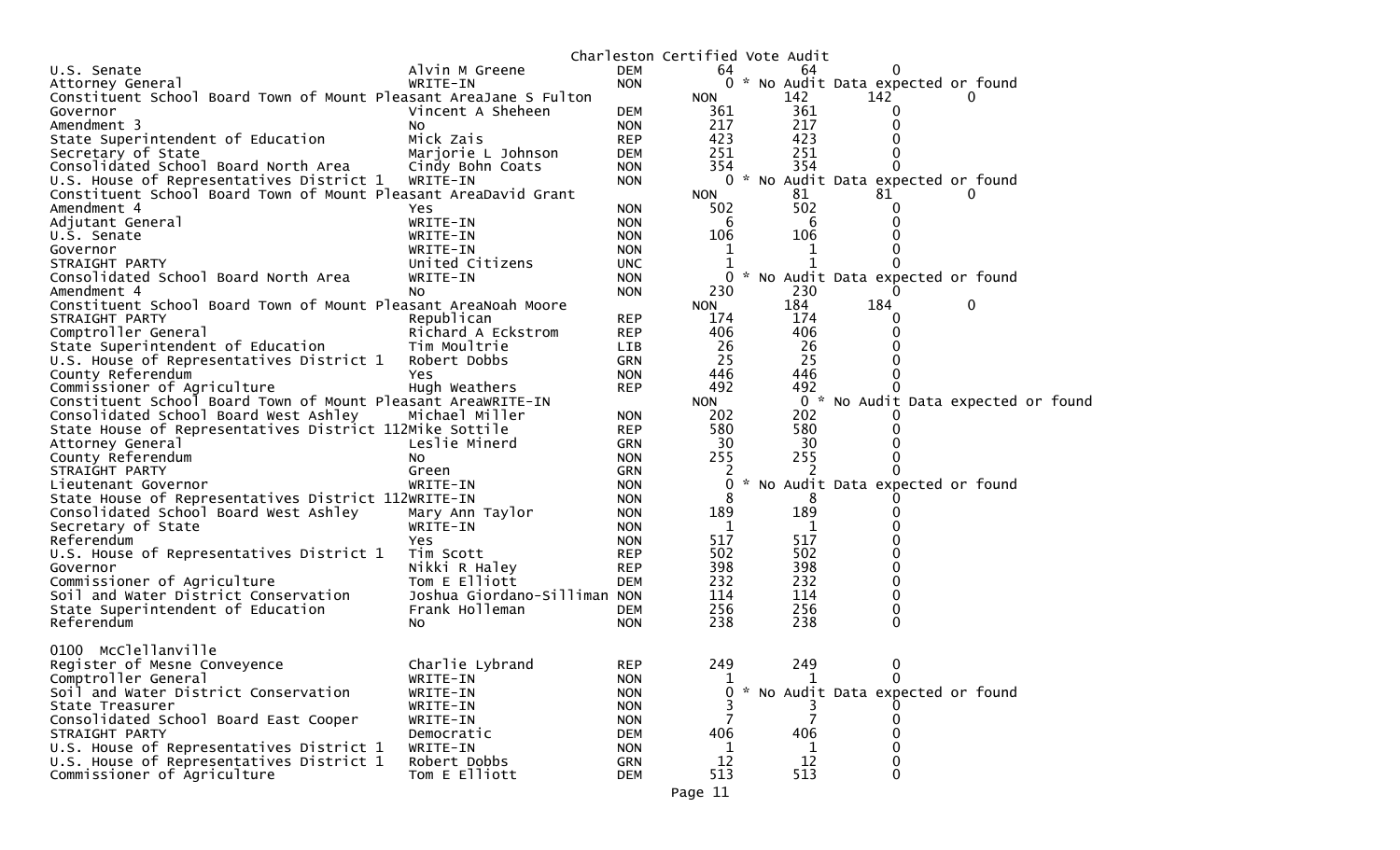Charleston Certified Vote Audit

| Contest | Candidate | Party | | | |
|---|---|---|---|---|---|
| U.S. Senate | Alvin M Greene | DEM | 64 | 64 | 0 |
| Attorney General | WRITE-IN | NON | 0 * No Audit Data expected or found | | |
| Constituent School Board Town of Mount Pleasant Area | Jane S Fulton | NON | 142 | 142 | 0 |
| Governor | Vincent A Sheheen | DEM | 361 | 361 | 0 |
| Amendment 3 | No | NON | 217 | 217 | 0 |
| State Superintendent of Education | Mick Zais | REP | 423 | 423 | 0 |
| Secretary of State | Marjorie L Johnson | DEM | 251 | 251 | 0 |
| Consolidated School Board North Area | Cindy Bohn Coats | NON | 354 | 354 | 0 |
| U.S. House of Representatives District 1 | WRITE-IN | NON | 0 * No Audit Data expected or found | | |
| Constituent School Board Town of Mount Pleasant Area | David Grant | NON | 81 | 81 | 0 |
| Amendment 4 | Yes | NON | 502 | 502 | 0 |
| Adjutant General | WRITE-IN | NON | 6 | 6 | 0 |
| U.S. Senate | WRITE-IN | NON | 106 | 106 | 0 |
| Governor | WRITE-IN | NON | 1 | 1 | 0 |
| STRAIGHT PARTY | United Citizens | UNC | 1 | 1 | 0 |
| Consolidated School Board North Area | WRITE-IN | NON | 0 * No Audit Data expected or found | | |
| Amendment 4 | No | NON | 230 | 230 | 0 |
| Constituent School Board Town of Mount Pleasant Area | Noah Moore | NON | 184 | 184 | 0 |
| STRAIGHT PARTY | Republican | REP | 174 | 174 | 0 |
| Comptroller General | Richard A Eckstrom | REP | 406 | 406 | 0 |
| State Superintendent of Education | Tim Moultrie | LIB | 26 | 26 | 0 |
| U.S. House of Representatives District 1 | Robert Dobbs | GRN | 25 | 25 | 0 |
| County Referendum | Yes | NON | 446 | 446 | 0 |
| Commissioner of Agriculture | Hugh Weathers | REP | 492 | 492 | 0 |
| Constituent School Board Town of Mount Pleasant Area | WRITE-IN | NON | 0 * No Audit Data expected or found | | |
| Consolidated School Board West Ashley | Michael Miller | NON | 202 | 202 | 0 |
| State House of Representatives District 112 | Mike Sottile | REP | 580 | 580 | 0 |
| Attorney General | Leslie Minerd | GRN | 30 | 30 | 0 |
| County Referendum | No | NON | 255 | 255 | 0 |
| STRAIGHT PARTY | Green | GRN | 2 | 2 | 0 |
| Lieutenant Governor | WRITE-IN | NON | 0 * No Audit Data expected or found | | |
| State House of Representatives District 112 | WRITE-IN | NON | 8 | 8 | 0 |
| Consolidated School Board West Ashley | Mary Ann Taylor | NON | 189 | 189 | 0 |
| Secretary of State | WRITE-IN | NON | 1 | 1 | 0 |
| Referendum | Yes | NON | 517 | 517 | 0 |
| U.S. House of Representatives District 1 | Tim Scott | REP | 502 | 502 | 0 |
| Governor | Nikki R Haley | REP | 398 | 398 | 0 |
| Commissioner of Agriculture | Tom E Elliott | DEM | 232 | 232 | 0 |
| Soil and Water District Conservation | Joshua Giordano-Silliman | NON | 114 | 114 | 0 |
| State Superintendent of Education | Frank Holleman | DEM | 256 | 256 | 0 |
| Referendum | No | NON | 238 | 238 | 0 |

0100 McClellanville

| Contest | Candidate | Party | | | |
|---|---|---|---|---|---|
| Register of Mesne Conveyence | Charlie Lybrand | REP | 249 | 249 | 0 |
| Comptroller General | WRITE-IN | NON | 1 | 1 | 0 |
| Soil and Water District Conservation | WRITE-IN | NON | 0 * No Audit Data expected or found | | |
| State Treasurer | WRITE-IN | NON | 3 | 3 | 0 |
| Consolidated School Board East Cooper | WRITE-IN | NON | 7 | 7 | 0 |
| STRAIGHT PARTY | Democratic | DEM | 406 | 406 | 0 |
| U.S. House of Representatives District 1 | WRITE-IN | NON | 1 | 1 | 0 |
| U.S. House of Representatives District 1 | Robert Dobbs | GRN | 12 | 12 | 0 |
| Commissioner of Agriculture | Tom E Elliott | DEM | 513 | 513 | 0 |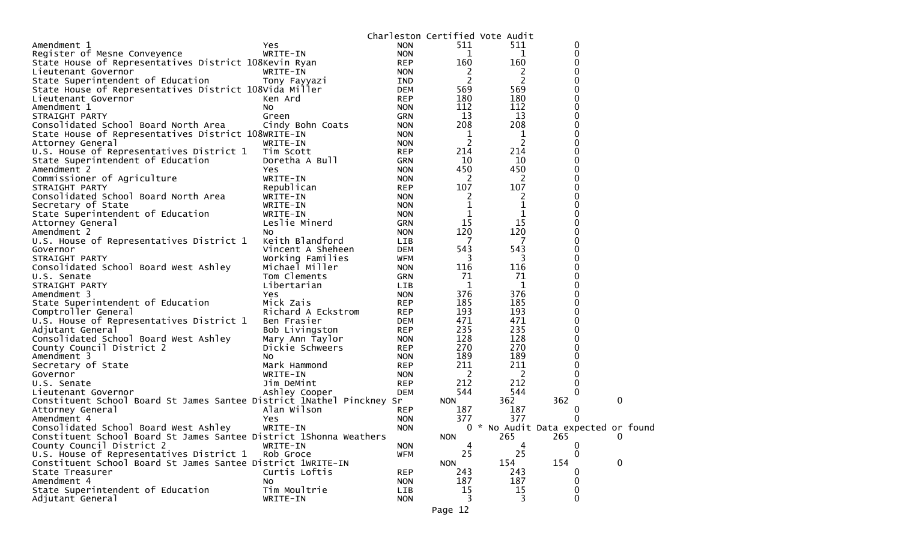Charleston Certified Vote Audit

| Contest | Candidate | Party | Count 1 | Count 2 | Diff |
|---|---|---|---|---|---|
| Amendment 1 | Yes | NON | 511 | 511 | 0 |
| Register of Mesne Conveyence | WRITE-IN | NON | 1 | 1 | 0 |
| State House of Representatives District 108 | Kevin Ryan | REP | 160 | 160 | 0 |
| Lieutenant Governor | WRITE-IN | NON | 2 | 2 | 0 |
| State Superintendent of Education | Tony Fayyazi | IND | 2 | 2 | 0 |
| State House of Representatives District 108 | Vida Miller | DEM | 569 | 569 | 0 |
| Lieutenant Governor | Ken Ard | REP | 180 | 180 | 0 |
| Amendment 1 | No | NON | 112 | 112 | 0 |
| STRAIGHT PARTY | Green | GRN | 13 | 13 | 0 |
| Consolidated School Board North Area | Cindy Bohn Coats | NON | 208 | 208 | 0 |
| State House of Representatives District 108 | WRITE-IN | NON | 1 | 1 | 0 |
| Attorney General | WRITE-IN | NON | 2 | 2 | 0 |
| U.S. House of Representatives District 1 | Tim Scott | REP | 214 | 214 | 0 |
| State Superintendent of Education | Doretha A Bull | GRN | 10 | 10 | 0 |
| Amendment 2 | Yes | NON | 450 | 450 | 0 |
| Commissioner of Agriculture | WRITE-IN | NON | 2 | 2 | 0 |
| STRAIGHT PARTY | Republican | REP | 107 | 107 | 0 |
| Consolidated School Board North Area | WRITE-IN | NON | 2 | 2 | 0 |
| Secretary of State | WRITE-IN | NON | 1 | 1 | 0 |
| State Superintendent of Education | WRITE-IN | NON | 1 | 1 | 0 |
| Attorney General | Leslie Minerd | GRN | 15 | 15 | 0 |
| Amendment 2 | No | NON | 120 | 120 | 0 |
| U.S. House of Representatives District 1 | Keith Blandford | LIB | 7 | 7 | 0 |
| Governor | Vincent A Sheheen | DEM | 543 | 543 | 0 |
| STRAIGHT PARTY | Working Families | WFM | 3 | 3 | 0 |
| Consolidated School Board West Ashley | Michael Miller | NON | 116 | 116 | 0 |
| U.S. Senate | Tom Clements | GRN | 71 | 71 | 0 |
| STRAIGHT PARTY | Libertarian | LIB | 1 | 1 | 0 |
| Amendment 3 | Yes | NON | 376 | 376 | 0 |
| State Superintendent of Education | Mick Zais | REP | 185 | 185 | 0 |
| Comptroller General | Richard A Eckstrom | REP | 193 | 193 | 0 |
| U.S. House of Representatives District 1 | Ben Frasier | DEM | 471 | 471 | 0 |
| Adjutant General | Bob Livingston | REP | 235 | 235 | 0 |
| Consolidated School Board West Ashley | Mary Ann Taylor | NON | 128 | 128 | 0 |
| County Council District 2 | Dickie Schweers | REP | 270 | 270 | 0 |
| Amendment 3 | No | NON | 189 | 189 | 0 |
| Secretary of State | Mark Hammond | REP | 211 | 211 | 0 |
| Governor | WRITE-IN | NON | 2 | 2 | 0 |
| U.S. Senate | Jim DeMint | REP | 212 | 212 | 0 |
| Lieutenant Governor | Ashley Cooper | DEM | 544 | 544 | 0 |
| Constituent School Board St James Santee District 1 | Nathel Pinckney Sr | NON | 362 | 362 | 0 |
| Attorney General | Alan Wilson | REP | 187 | 187 | 0 |
| Amendment 4 | Yes | NON | 377 | 377 | 0 |
| Consolidated School Board West Ashley | WRITE-IN | NON | 0 | * No Audit Data expected or found | |
| Constituent School Board St James Santee District 1 | Shonna Weathers | NON | 265 | 265 | 0 |
| County Council District 2 | WRITE-IN | NON | 4 | 4 | 0 |
| U.S. House of Representatives District 1 | Rob Groce | WFM | 25 | 25 | 0 |
| Constituent School Board St James Santee District 1 | WRITE-IN | NON | 154 | 154 | 0 |
| State Treasurer | Curtis Loftis | REP | 243 | 243 | 0 |
| Amendment 4 | No | NON | 187 | 187 | 0 |
| State Superintendent of Education | Tim Moultrie | LIB | 15 | 15 | 0 |
| Adjutant General | WRITE-IN | NON | 3 | 3 | 0 |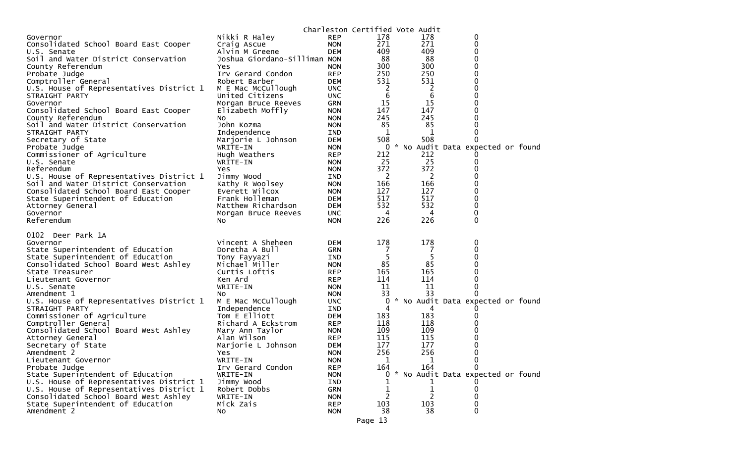Charleston Certified Vote Audit

| Contest | Candidate | Party | Certified | Audit | Difference |
|---|---|---|---|---|---|
| Governor | Nikki R Haley | REP | 178 | 178 | 0 |
| Consolidated School Board East Cooper | Craig Ascue | NON | 271 | 271 | 0 |
| U.S. Senate | Alvin M Greene | DEM | 409 | 409 | 0 |
| Soil and Water District Conservation | Joshua Giordano-Silliman | NON | 88 | 88 | 0 |
| County Referendum | Yes | NON | 300 | 300 | 0 |
| Probate Judge | Irv Gerard Condon | REP | 250 | 250 | 0 |
| Comptroller General | Robert Barber | DEM | 531 | 531 | 0 |
| U.S. House of Representatives District 1 | M E Mac McCullough | UNC | 2 | 2 | 0 |
| STRAIGHT PARTY | United Citizens | UNC | 6 | 6 | 0 |
| Governor | Morgan Bruce Reeves | GRN | 15 | 15 | 0 |
| Consolidated School Board East Cooper | Elizabeth Moffly | NON | 147 | 147 | 0 |
| County Referendum | No | NON | 245 | 245 | 0 |
| Soil and Water District Conservation | John Kozma | NON | 85 | 85 | 0 |
| STRAIGHT PARTY | Independence | IND | 1 | 1 | 0 |
| Secretary of State | Marjorie L Johnson | DEM | 508 | 508 | 0 |
| Probate Judge | WRITE-IN | NON | 0 | * No Audit Data expected or found | |
| Commissioner of Agriculture | Hugh Weathers | REP | 212 | 212 | 0 |
| U.S. Senate | WRITE-IN | NON | 25 | 25 | 0 |
| Referendum | Yes | NON | 372 | 372 | 0 |
| U.S. House of Representatives District 1 | Jimmy Wood | IND | 2 | 2 | 0 |
| Soil and Water District Conservation | Kathy R Woolsey | NON | 166 | 166 | 0 |
| Consolidated School Board East Cooper | Everett Wilcox | NON | 127 | 127 | 0 |
| State Superintendent of Education | Frank Holleman | DEM | 517 | 517 | 0 |
| Attorney General | Matthew Richardson | DEM | 532 | 532 | 0 |
| Governor | Morgan Bruce Reeves | UNC | 4 | 4 | 0 |
| Referendum | No | NON | 226 | 226 | 0 |

0102 Deer Park 1A

| Contest | Candidate | Party | Certified | Audit | Difference |
|---|---|---|---|---|---|
| Governor | Vincent A Sheheen | DEM | 178 | 178 | 0 |
| State Superintendent of Education | Doretha A Bull | GRN | 7 | 7 | 0 |
| State Superintendent of Education | Tony Fayyazi | IND | 5 | 5 | 0 |
| Consolidated School Board West Ashley | Michael Miller | NON | 85 | 85 | 0 |
| State Treasurer | Curtis Loftis | REP | 165 | 165 | 0 |
| Lieutenant Governor | Ken Ard | REP | 114 | 114 | 0 |
| U.S. Senate | WRITE-IN | NON | 11 | 11 | 0 |
| Amendment 1 | No | NON | 33 | 33 | 0 |
| U.S. House of Representatives District 1 | M E Mac McCullough | UNC | 0 | * No Audit Data expected or found | |
| STRAIGHT PARTY | Independence | IND | 4 | 4 | 0 |
| Commissioner of Agriculture | Tom E Elliott | DEM | 183 | 183 | 0 |
| Comptroller General | Richard A Eckstrom | REP | 118 | 118 | 0 |
| Consolidated School Board West Ashley | Mary Ann Taylor | NON | 109 | 109 | 0 |
| Attorney General | Alan Wilson | REP | 115 | 115 | 0 |
| Secretary of State | Marjorie L Johnson | DEM | 177 | 177 | 0 |
| Amendment 2 | Yes | NON | 256 | 256 | 0 |
| Lieutenant Governor | WRITE-IN | NON | 1 | 1 | 0 |
| Probate Judge | Irv Gerard Condon | REP | 164 | 164 | 0 |
| State Superintendent of Education | WRITE-IN | NON | 0 | * No Audit Data expected or found | |
| U.S. House of Representatives District 1 | Jimmy Wood | IND | 1 | 1 | 0 |
| U.S. House of Representatives District 1 | Robert Dobbs | GRN | 1 | 1 | 0 |
| Consolidated School Board West Ashley | WRITE-IN | NON | 2 | 2 | 0 |
| State Superintendent of Education | Mick Zais | REP | 103 | 103 | 0 |
| Amendment 2 | No | NON | 38 | 38 | 0 |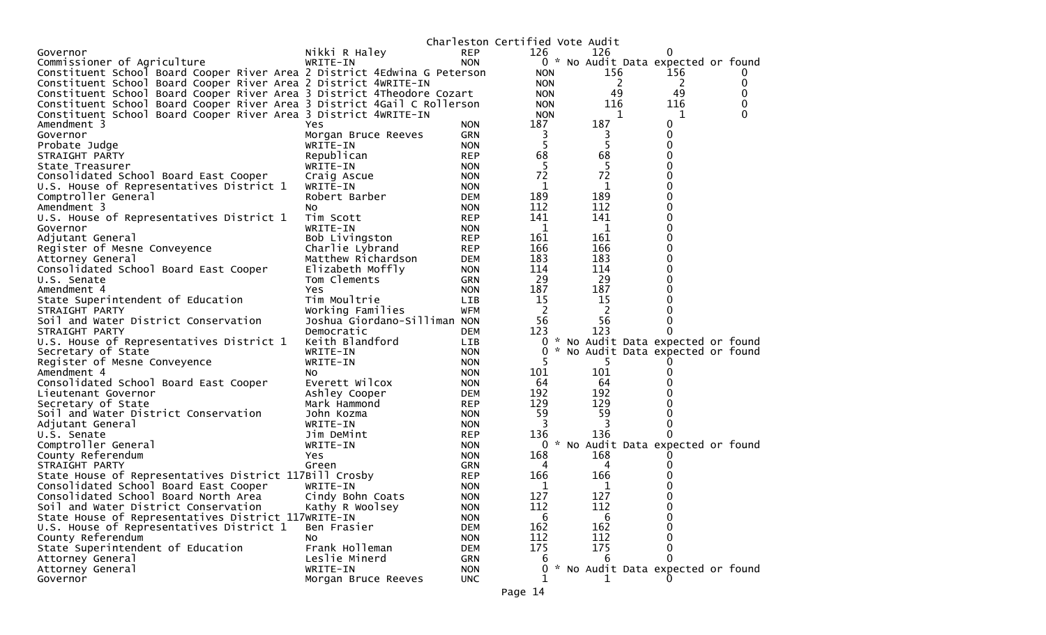Charleston Certified Vote Audit

| Office | Candidate | Party | | | |
|---|---|---|---|---|---|
| Governor | Nikki R Haley | REP | 126 | 126 | 0 |
| Commissioner of Agriculture | WRITE-IN | NON | 0 | * No Audit Data expected or found | |
| Constituent School Board Cooper River Area 2 District 4 | Edwina G Peterson | NON | 156 | 156 | 0 |
| Constituent School Board Cooper River Area 2 District 4 | WRITE-IN | NON | 2 | 2 | 0 |
| Constituent School Board Cooper River Area 3 District 4 | Theodore Cozart | NON | 49 | 49 | 0 |
| Constituent School Board Cooper River Area 3 District 4 | Gail C Rollerson | NON | 116 | 116 | 0 |
| Constituent School Board Cooper River Area 3 District 4 | WRITE-IN | NON | 1 | 1 | 0 |
| Amendment 3 | Yes | NON | 187 | 187 | 0 |
| Governor | Morgan Bruce Reeves | GRN | 3 | 3 | 0 |
| Probate Judge | WRITE-IN | NON | 5 | 5 | 0 |
| STRAIGHT PARTY | Republican | REP | 68 | 68 | 0 |
| State Treasurer | WRITE-IN | NON | 5 | 5 | 0 |
| Consolidated School Board East Cooper | Craig Ascue | NON | 72 | 72 | 0 |
| U.S. House of Representatives District 1 | WRITE-IN | NON | 1 | 1 | 0 |
| Comptroller General | Robert Barber | DEM | 189 | 189 | 0 |
| Amendment 3 | No | NON | 112 | 112 | 0 |
| U.S. House of Representatives District 1 | Tim Scott | REP | 141 | 141 | 0 |
| Governor | WRITE-IN | NON | 1 | 1 | 0 |
| Adjutant General | Bob Livingston | REP | 161 | 161 | 0 |
| Register of Mesne Conveyence | Charlie Lybrand | REP | 166 | 166 | 0 |
| Attorney General | Matthew Richardson | DEM | 183 | 183 | 0 |
| Consolidated School Board East Cooper | Elizabeth Moffly | NON | 114 | 114 | 0 |
| U.S. Senate | Tom Clements | GRN | 29 | 29 | 0 |
| Amendment 4 | Yes | NON | 187 | 187 | 0 |
| State Superintendent of Education | Tim Moultrie | LIB | 15 | 15 | 0 |
| STRAIGHT PARTY | Working Families | WFM | 2 | 2 | 0 |
| Soil and Water District Conservation | Joshua Giordano-Silliman | NON | 56 | 56 | 0 |
| STRAIGHT PARTY | Democratic | DEM | 123 | 123 | 0 |
| U.S. House of Representatives District 1 | Keith Blandford | LIB | 0 | * No Audit Data expected or found | |
| Secretary of State | WRITE-IN | NON | 0 | * No Audit Data expected or found | |
| Register of Mesne Conveyence | WRITE-IN | NON | 5 | 5 | 0 |
| Amendment 4 | No | NON | 101 | 101 | 0 |
| Consolidated School Board East Cooper | Everett Wilcox | NON | 64 | 64 | 0 |
| Lieutenant Governor | Ashley Cooper | DEM | 192 | 192 | 0 |
| Secretary of State | Mark Hammond | REP | 129 | 129 | 0 |
| Soil and Water District Conservation | John Kozma | NON | 59 | 59 | 0 |
| Adjutant General | WRITE-IN | NON | 3 | 3 | 0 |
| U.S. Senate | Jim DeMint | REP | 136 | 136 | 0 |
| Comptroller General | WRITE-IN | NON | 0 | * No Audit Data expected or found | |
| County Referendum | Yes | NON | 168 | 168 | 0 |
| STRAIGHT PARTY | Green | GRN | 4 | 4 | 0 |
| State House of Representatives District 117 | Bill Crosby | REP | 166 | 166 | 0 |
| Consolidated School Board East Cooper | WRITE-IN | NON | 1 | 1 | 0 |
| Consolidated School Board North Area | Cindy Bohn Coats | NON | 127 | 127 | 0 |
| Soil and Water District Conservation | Kathy R Woolsey | NON | 112 | 112 | 0 |
| State House of Representatives District 117 | WRITE-IN | NON | 6 | 6 | 0 |
| U.S. House of Representatives District 1 | Ben Frasier | DEM | 162 | 162 | 0 |
| County Referendum | No | NON | 112 | 112 | 0 |
| State Superintendent of Education | Frank Holleman | DEM | 175 | 175 | 0 |
| Attorney General | Leslie Minerd | GRN | 6 | 6 | 0 |
| Attorney General | WRITE-IN | NON | 0 | * No Audit Data expected or found | |
| Governor | Morgan Bruce Reeves | UNC | 1 | 1 | 0 |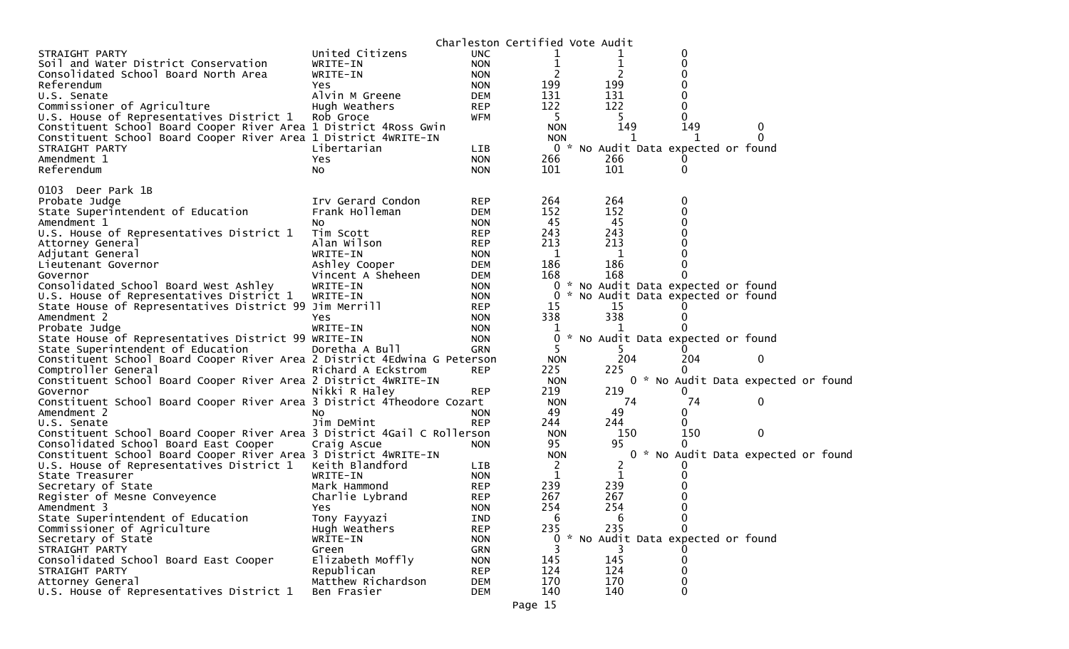Charleston Certified Vote Audit

| Contest | Candidate | Party | Votes | Audit | Diff | |
|---|---|---|---|---|---|---|
| STRAIGHT PARTY | United Citizens | UNC | 1 | 1 | 0 | |
| Soil and Water District Conservation | WRITE-IN | NON | 1 | 1 | 0 | |
| Consolidated School Board North Area | WRITE-IN | NON | 2 | 2 | 0 | |
| Referendum | Yes | NON | 199 | 199 | 0 | |
| U.S. Senate | Alvin M Greene | DEM | 131 | 131 | 0 | |
| Commissioner of Agriculture | Hugh Weathers | REP | 122 | 122 | 0 | |
| U.S. House of Representatives District 1 | Rob Groce | WFM | 5 | 5 | 0 | |
| Constituent School Board Cooper River Area 1 District 4 | Ross Gwin | | NON | 149 | 149 | 0 |
| Constituent School Board Cooper River Area 1 District 4 | WRITE-IN | | NON | 1 | 1 | 0 |
| STRAIGHT PARTY | Libertarian | LIB | 0 * No Audit Data expected or found | | | |
| Amendment 1 | Yes | NON | 266 | 266 | 0 | |
| Referendum | No | NON | 101 | 101 | 0 | |

0103 Deer Park 1B

| Contest | Candidate | Party | Votes | Audit | Diff | |
|---|---|---|---|---|---|---|
| Probate Judge | Irv Gerard Condon | REP | 264 | 264 | 0 | |
| State Superintendent of Education | Frank Holleman | DEM | 152 | 152 | 0 | |
| Amendment 1 | No | NON | 45 | 45 | 0 | |
| U.S. House of Representatives District 1 | Tim Scott | REP | 243 | 243 | 0 | |
| Attorney General | Alan Wilson | REP | 213 | 213 | 0 | |
| Adjutant General | WRITE-IN | NON | 1 | 1 | 0 | |
| Lieutenant Governor | Ashley Cooper | DEM | 186 | 186 | 0 | |
| Governor | Vincent A Sheheen | DEM | 168 | 168 | 0 | |
| Consolidated School Board West Ashley | WRITE-IN | NON | 0 * No Audit Data expected or found | | | |
| U.S. House of Representatives District 1 | WRITE-IN | NON | 0 * No Audit Data expected or found | | | |
| State House of Representatives District 99 | Jim Merrill | REP | 15 | 15 | 0 | |
| Amendment 2 | Yes | NON | 338 | 338 | 0 | |
| Probate Judge | WRITE-IN | NON | 1 | 1 | 0 | |
| State House of Representatives District 99 | WRITE-IN | NON | 0 * No Audit Data expected or found | | | |
| State Superintendent of Education | Doretha A Bull | GRN | 5 | 5 | 0 | |
| Constituent School Board Cooper River Area 2 District 4 | Edwina G Peterson | | NON | 204 | 204 | 0 |
| Comptroller General | Richard A Eckstrom | REP | 225 | 225 | 0 | |
| Constituent School Board Cooper River Area 2 District 4 | WRITE-IN | | NON | 0 * No Audit Data expected or found | | |
| Governor | Nikki R Haley | REP | 219 | 219 | 0 | |
| Constituent School Board Cooper River Area 3 District 4 | Theodore Cozart | | NON | 74 | 74 | 0 |
| Amendment 2 | No | NON | 49 | 49 | 0 | |
| U.S. Senate | Jim DeMint | REP | 244 | 244 | 0 | |
| Constituent School Board Cooper River Area 3 District 4 | Gail C Rollerson | | NON | 150 | 150 | 0 |
| Consolidated School Board East Cooper | Craig Ascue | NON | 95 | 95 | 0 | |
| Constituent School Board Cooper River Area 3 District 4 | WRITE-IN | | NON | 0 * No Audit Data expected or found | | |
| U.S. House of Representatives District 1 | Keith Blandford | LIB | 2 | 2 | 0 | |
| State Treasurer | WRITE-IN | NON | 1 | 1 | 0 | |
| Secretary of State | Mark Hammond | REP | 239 | 239 | 0 | |
| Register of Mesne Conveyence | Charlie Lybrand | REP | 267 | 267 | 0 | |
| Amendment 3 | Yes | NON | 254 | 254 | 0 | |
| State Superintendent of Education | Tony Fayyazi | IND | 6 | 6 | 0 | |
| Commissioner of Agriculture | Hugh Weathers | REP | 235 | 235 | 0 | |
| Secretary of State | WRITE-IN | NON | 0 * No Audit Data expected or found | | | |
| STRAIGHT PARTY | Green | GRN | 3 | 3 | 0 | |
| Consolidated School Board East Cooper | Elizabeth Moffly | NON | 145 | 145 | 0 | |
| STRAIGHT PARTY | Republican | REP | 124 | 124 | 0 | |
| Attorney General | Matthew Richardson | DEM | 170 | 170 | 0 | |
| U.S. House of Representatives District 1 | Ben Frasier | DEM | 140 | 140 | 0 | |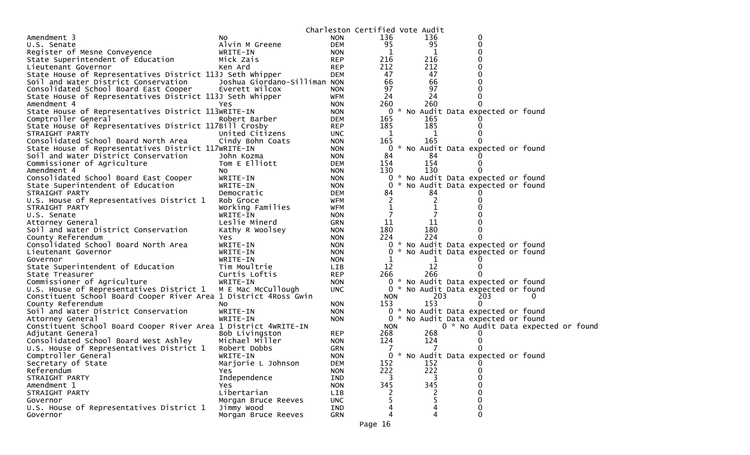Charleston Certified Vote Audit

| Contest | Candidate | Party | | | | |
|---|---|---|---|---|---|---|
| Amendment 3 | No | NON | 136 | 136 | 0 | |
| U.S. Senate | Alvin M Greene | DEM | 95 | 95 | 0 | |
| Register of Mesne Conveyence | WRITE-IN | NON | 1 | 1 | 0 | |
| State Superintendent of Education | Mick Zais | REP | 216 | 216 | 0 | |
| Lieutenant Governor | Ken Ard | REP | 212 | 212 | 0 | |
| State House of Representatives District 113 | J Seth Whipper | DEM | 47 | 47 | 0 | |
| Soil and Water District Conservation | Joshua Giordano-Silliman | NON | 66 | 66 | 0 | |
| Consolidated School Board East Cooper | Everett Wilcox | NON | 97 | 97 | 0 | |
| State House of Representatives District 113 | J Seth Whipper | WFM | 24 | 24 | 0 | |
| Amendment 4 | Yes | NON | 260 | 260 | 0 | |
| State House of Representatives District 113 | WRITE-IN | NON | 0 | | | * No Audit Data expected or found |
| Comptroller General | Robert Barber | DEM | 165 | 165 | 0 | |
| State House of Representatives District 117 | Bill Crosby | REP | 185 | 185 | 0 | |
| STRAIGHT PARTY | United Citizens | UNC | 1 | 1 | 0 | |
| Consolidated School Board North Area | Cindy Bohn Coats | NON | 165 | 165 | 0 | |
| State House of Representatives District 117 | WRITE-IN | NON | 0 | | | * No Audit Data expected or found |
| Soil and Water District Conservation | John Kozma | NON | 84 | 84 | 0 | |
| Commissioner of Agriculture | Tom E Elliott | DEM | 154 | 154 | 0 | |
| Amendment 4 | No | NON | 130 | 130 | 0 | |
| Consolidated School Board East Cooper | WRITE-IN | NON | 0 | | | * No Audit Data expected or found |
| State Superintendent of Education | WRITE-IN | NON | 0 | | | * No Audit Data expected or found |
| STRAIGHT PARTY | Democratic | DEM | 84 | 84 | 0 | |
| U.S. House of Representatives District 1 | Rob Groce | WFM | 2 | 2 | 0 | |
| STRAIGHT PARTY | Working Families | WFM | 1 | 1 | 0 | |
| U.S. Senate | WRITE-IN | NON | 7 | 7 | 0 | |
| Attorney General | Leslie Minerd | GRN | 11 | 11 | 0 | |
| Soil and Water District Conservation | Kathy R Woolsey | NON | 180 | 180 | 0 | |
| County Referendum | Yes | NON | 224 | 224 | 0 | |
| Consolidated School Board North Area | WRITE-IN | NON | 0 | | | * No Audit Data expected or found |
| Lieutenant Governor | WRITE-IN | NON | 0 | | | * No Audit Data expected or found |
| Governor | WRITE-IN | NON | 1 | 1 | 0 | |
| State Superintendent of Education | Tim Moultrie | LIB | 12 | 12 | 0 | |
| State Treasurer | Curtis Loftis | REP | 266 | 266 | 0 | |
| Commissioner of Agriculture | WRITE-IN | NON | 0 | | | * No Audit Data expected or found |
| U.S. House of Representatives District 1 | M E Mac McCullough | UNC | 0 | | | * No Audit Data expected or found |
| Constituent School Board Cooper River Area 1 District 4 | Ross Gwin | NON | 203 | 203 | 0 | |
| County Referendum | No | NON | 153 | 153 | 0 | |
| Soil and Water District Conservation | WRITE-IN | NON | 0 | | | * No Audit Data expected or found |
| Attorney General | WRITE-IN | NON | 0 | | | * No Audit Data expected or found |
| Constituent School Board Cooper River Area 1 District 4 | WRITE-IN | NON | 0 | | | * No Audit Data expected or found |
| Adjutant General | Bob Livingston | REP | 268 | 268 | 0 | |
| Consolidated School Board West Ashley | Michael Miller | NON | 124 | 124 | 0 | |
| U.S. House of Representatives District 1 | Robert Dobbs | GRN | 7 | 7 | 0 | |
| Comptroller General | WRITE-IN | NON | 0 | | | * No Audit Data expected or found |
| Secretary of State | Marjorie L Johnson | DEM | 152 | 152 | 0 | |
| Referendum | Yes | NON | 222 | 222 | 0 | |
| STRAIGHT PARTY | Independence | IND | 3 | 3 | 0 | |
| Amendment 1 | Yes | NON | 345 | 345 | 0 | |
| STRAIGHT PARTY | Libertarian | LIB | 2 | 2 | 0 | |
| Governor | Morgan Bruce Reeves | UNC | 5 | 5 | 0 | |
| U.S. House of Representatives District 1 | Jimmy Wood | IND | 4 | 4 | 0 | |
| Governor | Morgan Bruce Reeves | GRN | 4 | 4 | 0 | |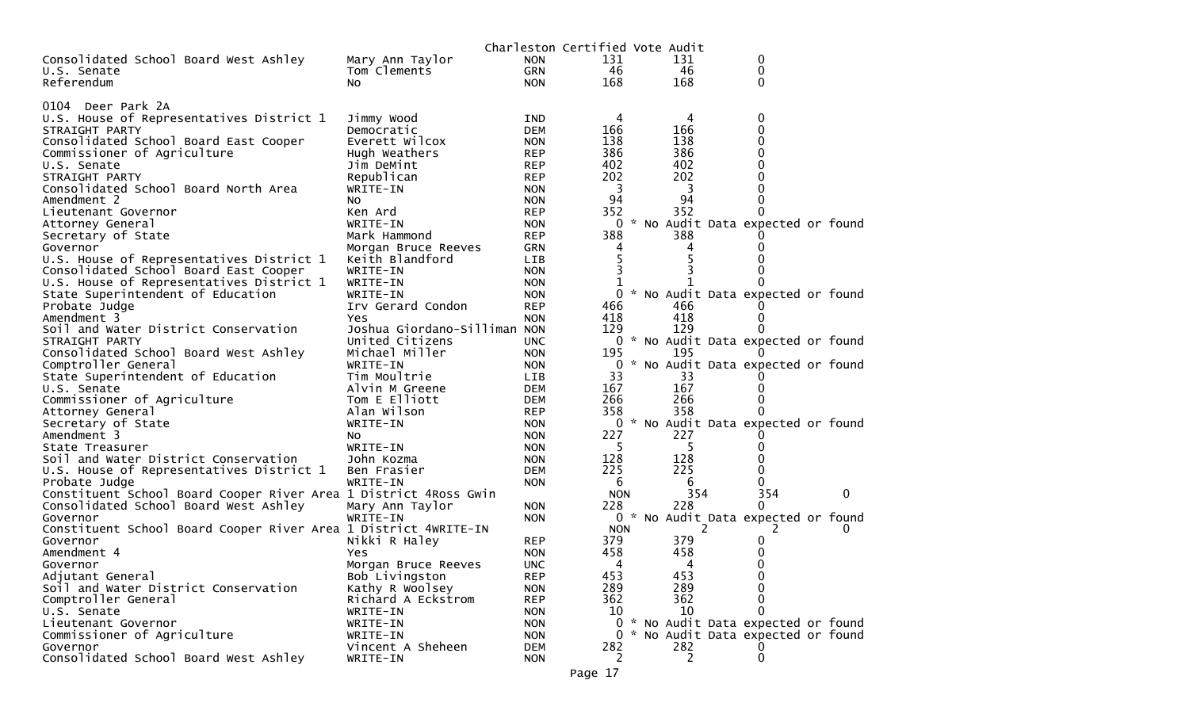Charleston Certified Vote Audit

| | | | | | |
|---|---|---|---|---|---|
| Consolidated School Board West Ashley | Mary Ann Taylor | NON | 131 | 131 | 0 |
| U.S. Senate | Tom Clements | GRN | 46 | 46 | 0 |
| Referendum | No | NON | 168 | 168 | 0 |

0104 Deer Park 2A

| | | | | | |
|---|---|---|---|---|---|
| U.S. House of Representatives District 1 | Jimmy Wood | IND | 4 | 4 | 0 |
| STRAIGHT PARTY | Democratic | DEM | 166 | 166 | 0 |
| Consolidated School Board East Cooper | Everett Wilcox | NON | 138 | 138 | 0 |
| Commissioner of Agriculture | Hugh Weathers | REP | 386 | 386 | 0 |
| U.S. Senate | Jim DeMint | REP | 402 | 402 | 0 |
| STRAIGHT PARTY | Republican | REP | 202 | 202 | 0 |
| Consolidated School Board North Area | WRITE-IN | NON | 3 | 3 | 0 |
| Amendment 2 | No | NON | 94 | 94 | 0 |
| Lieutenant Governor | Ken Ard | REP | 352 | 352 | 0 |
| Attorney General | WRITE-IN | NON | 0 | * No Audit Data expected or found | |
| Secretary of State | Mark Hammond | REP | 388 | 388 | 0 |
| Governor | Morgan Bruce Reeves | GRN | 4 | 4 | 0 |
| U.S. House of Representatives District 1 | Keith Blandford | LIB | 5 | 5 | 0 |
| Consolidated School Board East Cooper | WRITE-IN | NON | 3 | 3 | 0 |
| U.S. House of Representatives District 1 | WRITE-IN | NON | 1 | 1 | 0 |
| State Superintendent of Education | WRITE-IN | NON | 0 | * No Audit Data expected or found | |
| Probate Judge | Irv Gerard Condon | REP | 466 | 466 | 0 |
| Amendment 3 | Yes | NON | 418 | 418 | 0 |
| Soil and Water District Conservation | Joshua Giordano-Silliman | NON | 129 | 129 | 0 |
| STRAIGHT PARTY | United Citizens | UNC | 0 | * No Audit Data expected or found | |
| Consolidated School Board West Ashley | Michael Miller | NON | 195 | 195 | 0 |
| Comptroller General | WRITE-IN | NON | 0 | * No Audit Data expected or found | |
| State Superintendent of Education | Tim Moultrie | LIB | 33 | 33 | 0 |
| U.S. Senate | Alvin M Greene | DEM | 167 | 167 | 0 |
| Commissioner of Agriculture | Tom E Elliott | DEM | 266 | 266 | 0 |
| Attorney General | Alan Wilson | REP | 358 | 358 | 0 |
| Secretary of State | WRITE-IN | NON | 0 | * No Audit Data expected or found | |
| Amendment 3 | No | NON | 227 | 227 | 0 |
| State Treasurer | WRITE-IN | NON | 5 | 5 | 0 |
| Soil and Water District Conservation | John Kozma | NON | 128 | 128 | 0 |
| U.S. House of Representatives District 1 | Ben Frasier | DEM | 225 | 225 | 0 |
| Probate Judge | WRITE-IN | NON | 6 | 6 | 0 |
| Constituent School Board Cooper River Area 1 District 4 | Ross Gwin | NON | 354 | 354 | 0 |
| Consolidated School Board West Ashley | Mary Ann Taylor | NON | 228 | 228 | 0 |
| Governor | WRITE-IN | NON | 0 | * No Audit Data expected or found | |
| Constituent School Board Cooper River Area 1 District 4 | WRITE-IN | NON | 2 | 2 | 0 |
| Governor | Nikki R Haley | REP | 379 | 379 | 0 |
| Amendment 4 | Yes | NON | 458 | 458 | 0 |
| Governor | Morgan Bruce Reeves | UNC | 4 | 4 | 0 |
| Adjutant General | Bob Livingston | REP | 453 | 453 | 0 |
| Soil and Water District Conservation | Kathy R Woolsey | NON | 289 | 289 | 0 |
| Comptroller General | Richard A Eckstrom | REP | 362 | 362 | 0 |
| U.S. Senate | WRITE-IN | NON | 10 | 10 | 0 |
| Lieutenant Governor | WRITE-IN | NON | 0 | * No Audit Data expected or found | |
| Commissioner of Agriculture | WRITE-IN | NON | 0 | * No Audit Data expected or found | |
| Governor | Vincent A Sheheen | DEM | 282 | 282 | 0 |
| Consolidated School Board West Ashley | WRITE-IN | NON | 2 | 2 | 0 |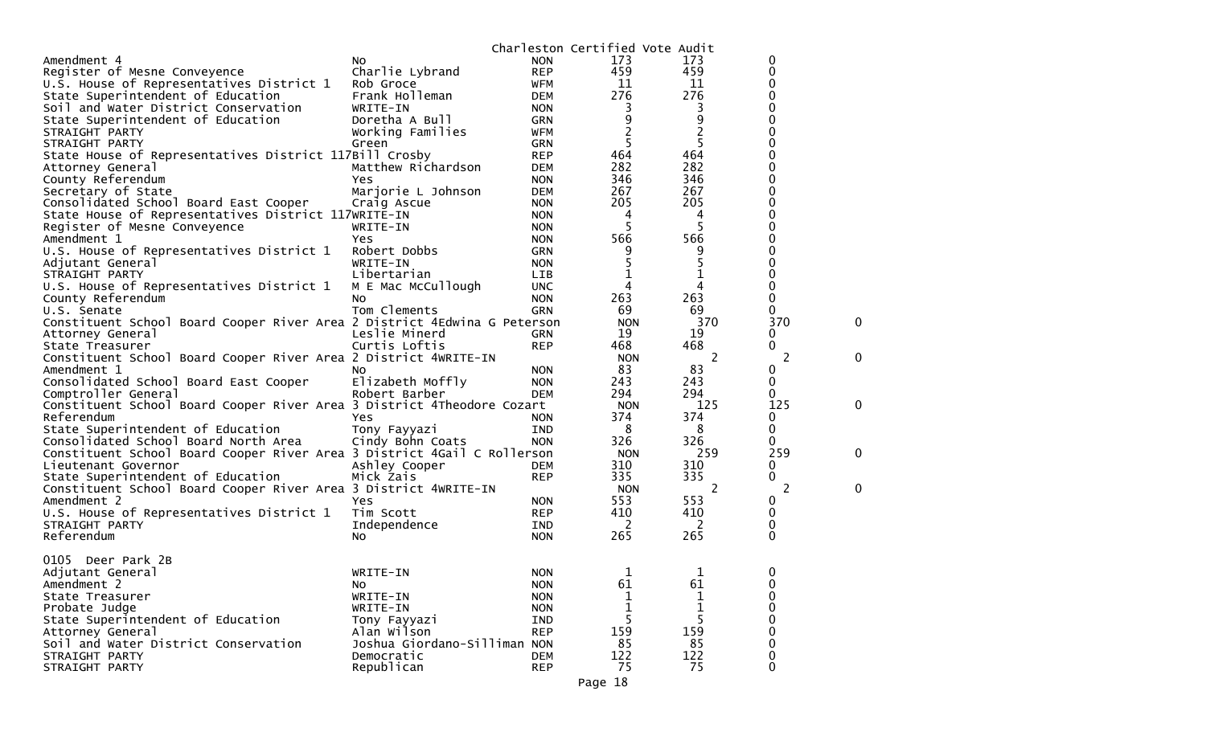Charleston Certified Vote Audit

| Contest | Candidate | Party | Votes | Audit | Difference | |
|---|---|---|---|---|---|---|
| Amendment 4 | No | NON | 173 | 173 | 0 | |
| Register of Mesne Conveyence | Charlie Lybrand | REP | 459 | 459 | 0 | |
| U.S. House of Representatives District 1 | Rob Groce | WFM | 11 | 11 | 0 | |
| State Superintendent of Education | Frank Holleman | DEM | 276 | 276 | 0 | |
| Soil and Water District Conservation | WRITE-IN | NON | 3 | 3 | 0 | |
| State Superintendent of Education | Doretha A Bull | GRN | 9 | 9 | 0 | |
| STRAIGHT PARTY | Working Families | WFM | 2 | 2 | 0 | |
| STRAIGHT PARTY | Green | GRN | 5 | 5 | 0 | |
| State House of Representatives District 117 | Bill Crosby | REP | 464 | 464 | 0 | |
| Attorney General | Matthew Richardson | DEM | 282 | 282 | 0 | |
| County Referendum | Yes | NON | 346 | 346 | 0 | |
| Secretary of State | Marjorie L Johnson | DEM | 267 | 267 | 0 | |
| Consolidated School Board East Cooper | Craig Ascue | NON | 205 | 205 | 0 | |
| State House of Representatives District 117 | WRITE-IN | NON | 4 | 4 | 0 | |
| Register of Mesne Conveyence | WRITE-IN | NON | 5 | 5 | 0 | |
| Amendment 1 | Yes | NON | 566 | 566 | 0 | |
| U.S. House of Representatives District 1 | Robert Dobbs | GRN | 9 | 9 | 0 | |
| Adjutant General | WRITE-IN | NON | 5 | 5 | 0 | |
| STRAIGHT PARTY | Libertarian | LIB | 1 | 1 | 0 | |
| U.S. House of Representatives District 1 | M E Mac McCullough | UNC | 4 | 4 | 0 | |
| County Referendum | No | NON | 263 | 263 | 0 | |
| U.S. Senate | Tom Clements | GRN | 69 | 69 | 0 | |
| Constituent School Board Cooper River Area 2 District 4 | Edwina G Peterson | | NON | 370 | 370 | 0 |
| Attorney General | Leslie Minerd | GRN | 19 | 19 | 0 | |
| State Treasurer | Curtis Loftis | REP | 468 | 468 | 0 | |
| Constituent School Board Cooper River Area 2 District 4 | WRITE-IN | | NON | 2 | 2 | 0 |
| Amendment 1 | No | NON | 83 | 83 | 0 | |
| Consolidated School Board East Cooper | Elizabeth Moffly | NON | 243 | 243 | 0 | |
| Comptroller General | Robert Barber | DEM | 294 | 294 | 0 | |
| Constituent School Board Cooper River Area 3 District 4 | Theodore Cozart | | NON | 125 | 125 | 0 |
| Referendum | Yes | NON | 374 | 374 | 0 | |
| State Superintendent of Education | Tony Fayyazi | IND | 8 | 8 | 0 | |
| Consolidated School Board North Area | Cindy Bohn Coats | NON | 326 | 326 | 0 | |
| Constituent School Board Cooper River Area 3 District 4 | Gail C Rollerson | | NON | 259 | 259 | 0 |
| Lieutenant Governor | Ashley Cooper | DEM | 310 | 310 | 0 | |
| State Superintendent of Education | Mick Zais | REP | 335 | 335 | 0 | |
| Constituent School Board Cooper River Area 3 District 4 | WRITE-IN | | NON | 2 | 2 | 0 |
| Amendment 2 | Yes | NON | 553 | 553 | 0 | |
| U.S. House of Representatives District 1 | Tim Scott | REP | 410 | 410 | 0 | |
| STRAIGHT PARTY | Independence | IND | 2 | 2 | 0 | |
| Referendum | No | NON | 265 | 265 | 0 | |

0105 Deer Park 2B

| Contest | Candidate | Party | Votes | Audit | Difference |
|---|---|---|---|---|---|
| Adjutant General | WRITE-IN | NON | 1 | 1 | 0 |
| Amendment 2 | No | NON | 61 | 61 | 0 |
| State Treasurer | WRITE-IN | NON | 1 | 1 | 0 |
| Probate Judge | WRITE-IN | NON | 1 | 1 | 0 |
| State Superintendent of Education | Tony Fayyazi | IND | 5 | 5 | 0 |
| Attorney General | Alan Wilson | REP | 159 | 159 | 0 |
| Soil and Water District Conservation | Joshua Giordano-Silliman | NON | 85 | 85 | 0 |
| STRAIGHT PARTY | Democratic | DEM | 122 | 122 | 0 |
| STRAIGHT PARTY | Republican | REP | 75 | 75 | 0 |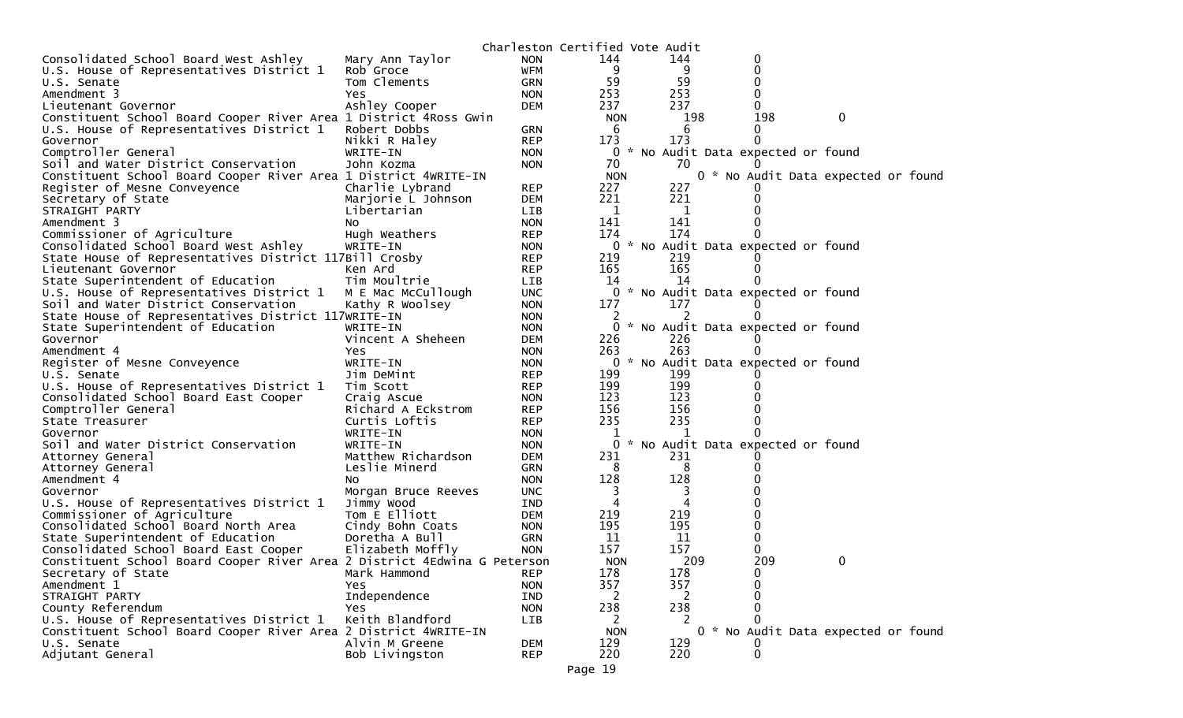Charleston Certified Vote Audit

| Contest | Candidate | Party | | | |
|---|---|---|---|---|---|
| Consolidated School Board West Ashley | Mary Ann Taylor | NON | 144 | 144 | 0 |
| U.S. House of Representatives District 1 | Rob Groce | WFM | 9 | 9 | 0 |
| U.S. Senate | Tom Clements | GRN | 59 | 59 | 0 |
| Amendment 3 | Yes | NON | 253 | 253 | 0 |
| Lieutenant Governor | Ashley Cooper | DEM | 237 | 237 | 0 |
| Constituent School Board Cooper River Area 1 District 4 | Ross Gwin | NON | 198 | 198 | 0 |
| U.S. House of Representatives District 1 | Robert Dobbs | GRN | 6 | 6 | 0 |
| Governor | Nikki R Haley | REP | 173 | 173 | 0 |
| Comptroller General | WRITE-IN | NON | 0 | * No Audit Data expected or found | |
| Soil and Water District Conservation | John Kozma | NON | 70 | 70 | 0 |
| Constituent School Board Cooper River Area 1 District 4 | WRITE-IN | NON | 0 | * No Audit Data expected or found | |
| Register of Mesne Conveyence | Charlie Lybrand | REP | 227 | 227 | 0 |
| Secretary of State | Marjorie L Johnson | DEM | 221 | 221 | 0 |
| STRAIGHT PARTY | Libertarian | LIB | 1 | 1 | 0 |
| Amendment 3 | No | NON | 141 | 141 | 0 |
| Commissioner of Agriculture | Hugh Weathers | REP | 174 | 174 | 0 |
| Consolidated School Board West Ashley | WRITE-IN | NON | 0 | * No Audit Data expected or found | |
| State House of Representatives District 117 | Bill Crosby | REP | 219 | 219 | 0 |
| Lieutenant Governor | Ken Ard | REP | 165 | 165 | 0 |
| State Superintendent of Education | Tim Moultrie | LIB | 14 | 14 | 0 |
| U.S. House of Representatives District 1 | M E Mac McCullough | UNC | 0 | * No Audit Data expected or found | |
| Soil and Water District Conservation | Kathy R Woolsey | NON | 177 | 177 | 0 |
| State House of Representatives District 117 | WRITE-IN | NON | 2 | 2 | 0 |
| State Superintendent of Education | WRITE-IN | NON | 0 | * No Audit Data expected or found | |
| Governor | Vincent A Sheheen | DEM | 226 | 226 | 0 |
| Amendment 4 | Yes | NON | 263 | 263 | 0 |
| Register of Mesne Conveyence | WRITE-IN | NON | 0 | * No Audit Data expected or found | |
| U.S. Senate | Jim DeMint | REP | 199 | 199 | 0 |
| U.S. House of Representatives District 1 | Tim Scott | REP | 199 | 199 | 0 |
| Consolidated School Board East Cooper | Craig Ascue | NON | 123 | 123 | 0 |
| Comptroller General | Richard A Eckstrom | REP | 156 | 156 | 0 |
| State Treasurer | Curtis Loftis | REP | 235 | 235 | 0 |
| Governor | WRITE-IN | NON | 1 | 1 | 0 |
| Soil and Water District Conservation | WRITE-IN | NON | 0 | * No Audit Data expected or found | |
| Attorney General | Matthew Richardson | DEM | 231 | 231 | 0 |
| Attorney General | Leslie Minerd | GRN | 8 | 8 | 0 |
| Amendment 4 | No | NON | 128 | 128 | 0 |
| Governor | Morgan Bruce Reeves | UNC | 3 | 3 | 0 |
| U.S. House of Representatives District 1 | Jimmy Wood | IND | 4 | 4 | 0 |
| Commissioner of Agriculture | Tom E Elliott | DEM | 219 | 219 | 0 |
| Consolidated School Board North Area | Cindy Bohn Coats | NON | 195 | 195 | 0 |
| State Superintendent of Education | Doretha A Bull | GRN | 11 | 11 | 0 |
| Consolidated School Board East Cooper | Elizabeth Moffly | NON | 157 | 157 | 0 |
| Constituent School Board Cooper River Area 2 District 4 | Edwina G Peterson | NON | 209 | 209 | 0 |
| Secretary of State | Mark Hammond | REP | 178 | 178 | 0 |
| Amendment 1 | Yes | NON | 357 | 357 | 0 |
| STRAIGHT PARTY | Independence | IND | 2 | 2 | 0 |
| County Referendum | Yes | NON | 238 | 238 | 0 |
| U.S. House of Representatives District 1 | Keith Blandford | LIB | 2 | 2 | 0 |
| Constituent School Board Cooper River Area 2 District 4 | WRITE-IN | NON | 0 | * No Audit Data expected or found | |
| U.S. Senate | Alvin M Greene | DEM | 129 | 129 | 0 |
| Adjutant General | Bob Livingston | REP | 220 | 220 | 0 |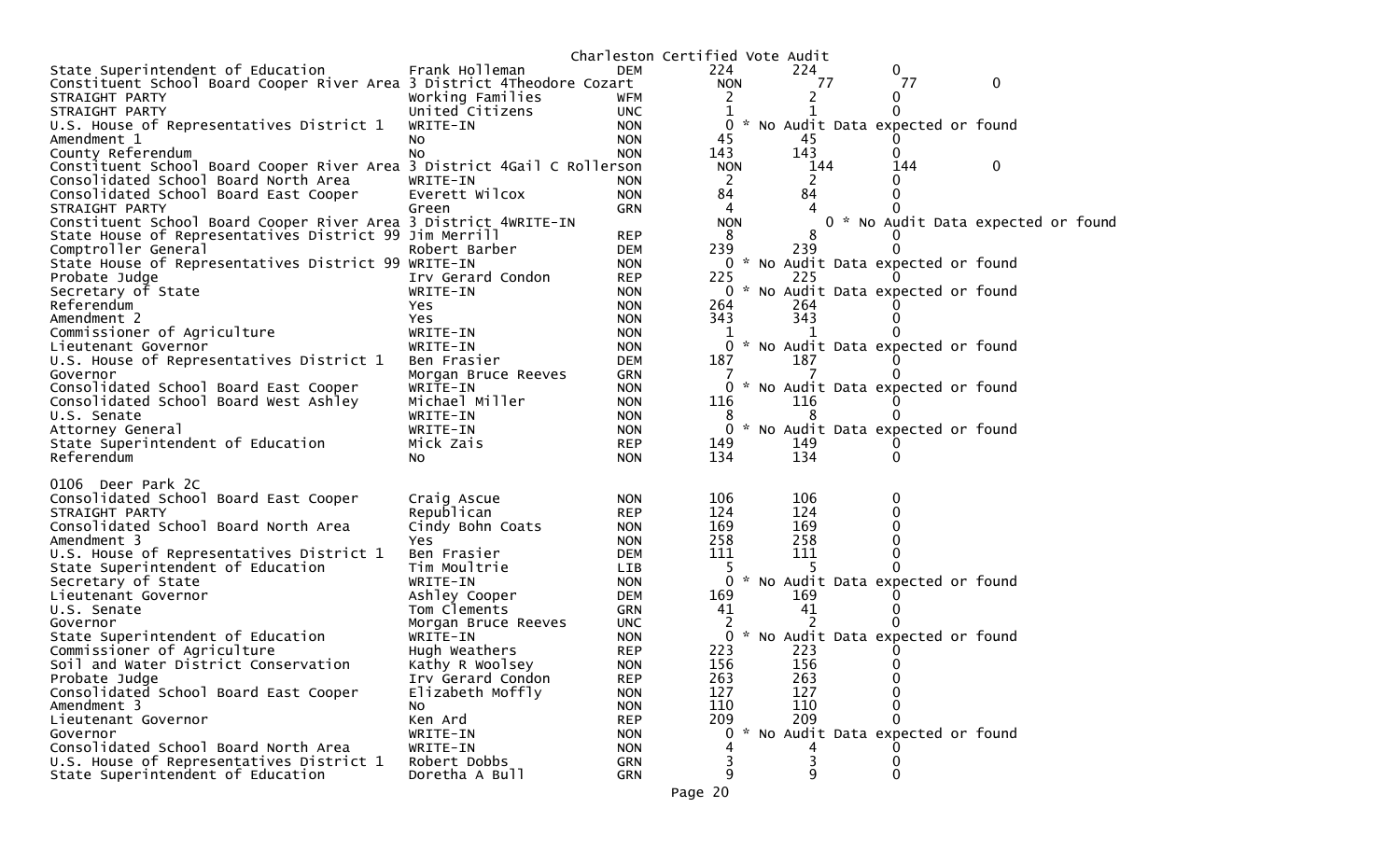Charleston Certified Vote Audit

| Office | Candidate | Party | Votes | Audit | Difference |
|---|---|---|---|---|---|
| State Superintendent of Education | Frank Holleman | DEM | 224 | 224 | 0 |
| Constituent School Board Cooper River Area 3 District 4 | Theodore Cozart | NON | 77 | 77 | 0 |
| STRAIGHT PARTY | Working Families | WFM | 2 | 2 | 0 |
| STRAIGHT PARTY | United Citizens | UNC | 1 | 1 | 0 |
| U.S. House of Representatives District 1 | WRITE-IN | NON | 0 | * No Audit Data expected or found | |
| Amendment 1 | No | NON | 45 | 45 | 0 |
| County Referendum | No | NON | 143 | 143 | 0 |
| Constituent School Board Cooper River Area 3 District 4 | Gail C Rollerson | NON | 144 | 144 | 0 |
| Consolidated School Board North Area | WRITE-IN | NON | 2 | 2 | 0 |
| Consolidated School Board East Cooper | Everett Wilcox | NON | 84 | 84 | 0 |
| STRAIGHT PARTY | Green | GRN | 4 | 4 | 0 |
| Constituent School Board Cooper River Area 3 District 4 | WRITE-IN | NON | 0 | * No Audit Data expected or found | |
| State House of Representatives District 99 | Jim Merrill | REP | 8 | 8 | 0 |
| Comptroller General | Robert Barber | DEM | 239 | 239 | 0 |
| State House of Representatives District 99 | WRITE-IN | NON | 0 | * No Audit Data expected or found | |
| Probate Judge | Irv Gerard Condon | REP | 225 | 225 | 0 |
| Secretary of State | WRITE-IN | NON | 0 | * No Audit Data expected or found | |
| Referendum | Yes | NON | 264 | 264 | 0 |
| Amendment 2 | Yes | NON | 343 | 343 | 0 |
| Commissioner of Agriculture | WRITE-IN | NON | 1 | 1 | 0 |
| Lieutenant Governor | WRITE-IN | NON | 0 | * No Audit Data expected or found | |
| U.S. House of Representatives District 1 | Ben Frasier | DEM | 187 | 187 | 0 |
| Governor | Morgan Bruce Reeves | GRN | 7 | 7 | 0 |
| Consolidated School Board East Cooper | WRITE-IN | NON | 0 | * No Audit Data expected or found | |
| Consolidated School Board West Ashley | Michael Miller | NON | 116 | 116 | 0 |
| U.S. Senate | WRITE-IN | NON | 8 | 8 | 0 |
| Attorney General | WRITE-IN | NON | 0 | * No Audit Data expected or found | |
| State Superintendent of Education | Mick Zais | REP | 149 | 149 | 0 |
| Referendum | No | NON | 134 | 134 | 0 |

0106 Deer Park 2C

| Office | Candidate | Party | Votes | Audit | Difference |
|---|---|---|---|---|---|
| Consolidated School Board East Cooper | Craig Ascue | NON | 106 | 106 | 0 |
| STRAIGHT PARTY | Republican | REP | 124 | 124 | 0 |
| Consolidated School Board North Area | Cindy Bohn Coats | NON | 169 | 169 | 0 |
| Amendment 3 | Yes | NON | 258 | 258 | 0 |
| U.S. House of Representatives District 1 | Ben Frasier | DEM | 111 | 111 | 0 |
| State Superintendent of Education | Tim Moultrie | LIB | 5 | 5 | 0 |
| Secretary of State | WRITE-IN | NON | 0 | * No Audit Data expected or found | |
| Lieutenant Governor | Ashley Cooper | DEM | 169 | 169 | 0 |
| U.S. Senate | Tom Clements | GRN | 41 | 41 | 0 |
| Governor | Morgan Bruce Reeves | UNC | 2 | 2 | 0 |
| State Superintendent of Education | WRITE-IN | NON | 0 | * No Audit Data expected or found | |
| Commissioner of Agriculture | Hugh Weathers | REP | 223 | 223 | 0 |
| Soil and Water District Conservation | Kathy R Woolsey | NON | 156 | 156 | 0 |
| Probate Judge | Irv Gerard Condon | REP | 263 | 263 | 0 |
| Consolidated School Board East Cooper | Elizabeth Moffly | NON | 127 | 127 | 0 |
| Amendment 3 | No | NON | 110 | 110 | 0 |
| Lieutenant Governor | Ken Ard | REP | 209 | 209 | 0 |
| Governor | WRITE-IN | NON | 0 | * No Audit Data expected or found | |
| Consolidated School Board North Area | WRITE-IN | NON | 4 | 4 | 0 |
| U.S. House of Representatives District 1 | Robert Dobbs | GRN | 3 | 3 | 0 |
| State Superintendent of Education | Doretha A Bull | GRN | 9 | 9 | 0 |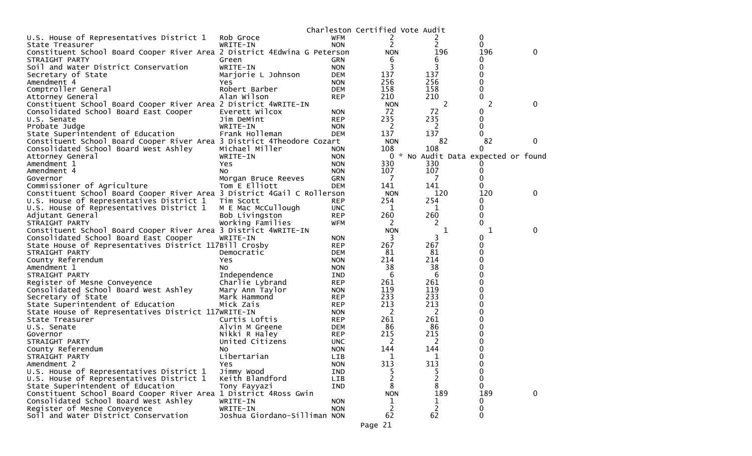Charleston Certified Vote Audit

| Contest | Candidate | Party | | | |
|---|---|---|---|---|---|
| U.S. House of Representatives District 1 | Rob Groce | WFM | 2 | 2 | 0 |
| State Treasurer | WRITE-IN | NON | 2 | 2 | 0 |
| Constituent School Board Cooper River Area 2 District 4 | Edwina G Peterson | NON | 196 | 196 | 0 |
| STRAIGHT PARTY | Green | GRN | 6 | 6 | 0 |
| Soil and Water District Conservation | WRITE-IN | NON | 3 | 3 | 0 |
| Secretary of State | Marjorie L Johnson | DEM | 137 | 137 | 0 |
| Amendment 4 | Yes | NON | 256 | 256 | 0 |
| Comptroller General | Robert Barber | DEM | 158 | 158 | 0 |
| Attorney General | Alan Wilson | REP | 210 | 210 | 0 |
| Constituent School Board Cooper River Area 2 District 4 | WRITE-IN | NON | 2 | 2 | 0 |
| Consolidated School Board East Cooper | Everett Wilcox | NON | 72 | 72 | 0 |
| U.S. Senate | Jim DeMint | REP | 235 | 235 | 0 |
| Probate Judge | WRITE-IN | NON | 2 | 2 | 0 |
| State Superintendent of Education | Frank Holleman | DEM | 137 | 137 | 0 |
| Constituent School Board Cooper River Area 3 District 4 | Theodore Cozart | NON | 82 | 82 | 0 |
| Consolidated School Board West Ashley | Michael Miller | NON | 108 | 108 | 0 |
| Attorney General | WRITE-IN | NON | 0 | * No Audit Data expected or found | |
| Amendment 1 | Yes | NON | 330 | 330 | 0 |
| Amendment 4 | No | NON | 107 | 107 | 0 |
| Governor | Morgan Bruce Reeves | GRN | 7 | 7 | 0 |
| Commissioner of Agriculture | Tom E Elliott | DEM | 141 | 141 | 0 |
| Constituent School Board Cooper River Area 3 District 4 | Gail C Rollerson | NON | 120 | 120 | 0 |
| U.S. House of Representatives District 1 | Tim Scott | REP | 254 | 254 | 0 |
| U.S. House of Representatives District 1 | M E Mac McCullough | UNC | 1 | 1 | 0 |
| Adjutant General | Bob Livingston | REP | 260 | 260 | 0 |
| STRAIGHT PARTY | Working Families | WFM | 2 | 2 | 0 |
| Constituent School Board Cooper River Area 3 District 4 | WRITE-IN | NON | 1 | 1 | 0 |
| Consolidated School Board East Cooper | WRITE-IN | NON | 3 | 3 | 0 |
| State House of Representatives District 117 | Bill Crosby | REP | 267 | 267 | 0 |
| STRAIGHT PARTY | Democratic | DEM | 81 | 81 | 0 |
| County Referendum | Yes | NON | 214 | 214 | 0 |
| Amendment 1 | No | NON | 38 | 38 | 0 |
| STRAIGHT PARTY | Independence | IND | 6 | 6 | 0 |
| Register of Mesne Conveyence | Charlie Lybrand | REP | 261 | 261 | 0 |
| Consolidated School Board West Ashley | Mary Ann Taylor | NON | 119 | 119 | 0 |
| Secretary of State | Mark Hammond | REP | 233 | 233 | 0 |
| State Superintendent of Education | Mick Zais | REP | 213 | 213 | 0 |
| State House of Representatives District 117 | WRITE-IN | NON | 2 | 2 | 0 |
| State Treasurer | Curtis Loftis | REP | 261 | 261 | 0 |
| U.S. Senate | Alvin M Greene | DEM | 86 | 86 | 0 |
| Governor | Nikki R Haley | REP | 215 | 215 | 0 |
| STRAIGHT PARTY | United Citizens | UNC | 2 | 2 | 0 |
| County Referendum | No | NON | 144 | 144 | 0 |
| STRAIGHT PARTY | Libertarian | LIB | 1 | 1 | 0 |
| Amendment 2 | Yes | NON | 313 | 313 | 0 |
| U.S. House of Representatives District 1 | Jimmy Wood | IND | 5 | 5 | 0 |
| U.S. House of Representatives District 1 | Keith Blandford | LIB | 2 | 2 | 0 |
| State Superintendent of Education | Tony Fayyazi | IND | 8 | 8 | 0 |
| Constituent School Board Cooper River Area 1 District 4 | Ross Gwin | NON | 189 | 189 | 0 |
| Consolidated School Board West Ashley | WRITE-IN | NON | 1 | 1 | 0 |
| Register of Mesne Conveyence | WRITE-IN | NON | 2 | 2 | 0 |
| Soil and Water District Conservation | Joshua Giordano-Silliman | NON | 62 | 62 | 0 |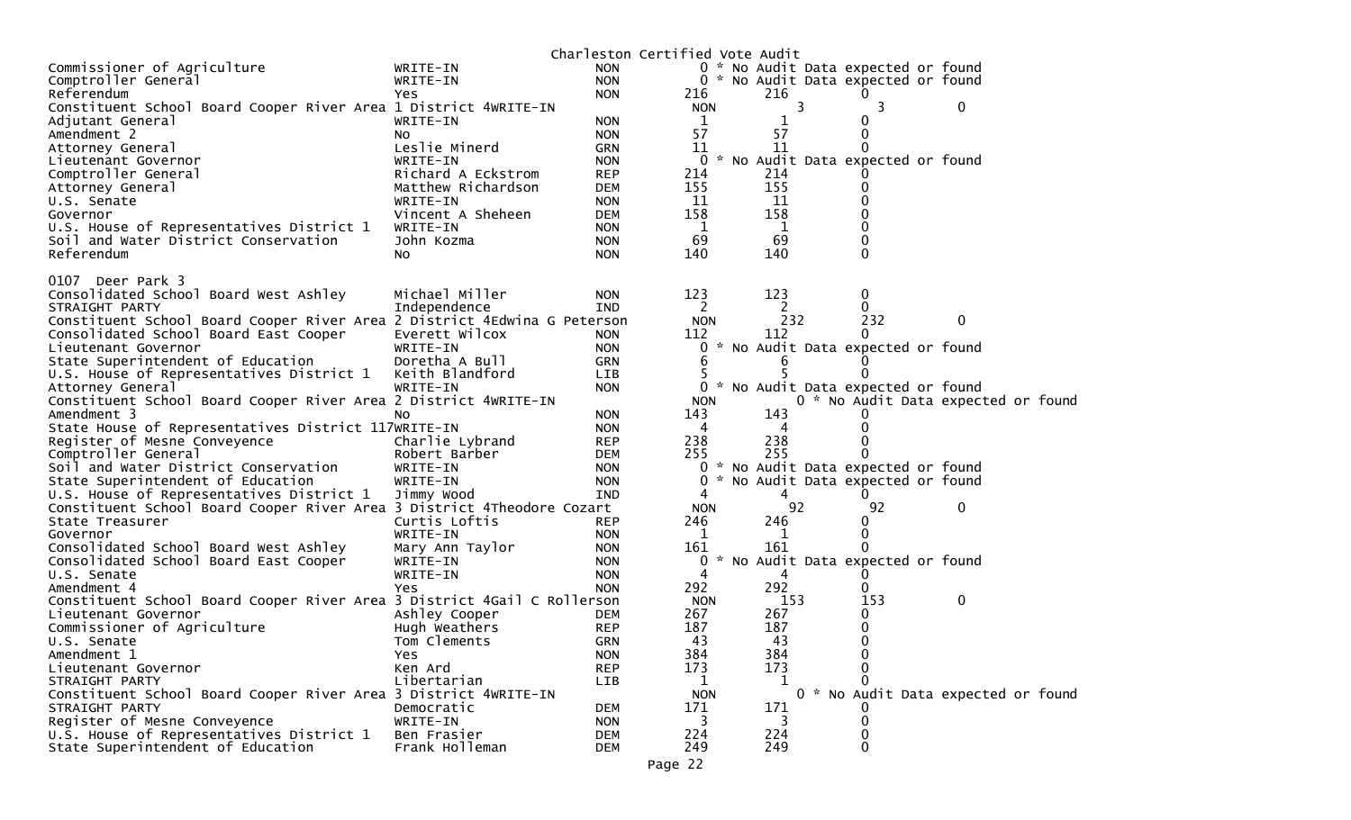Charleston Certified Vote Audit

| Contest | Candidate | Party | Votes | Audit | Diff | |
|---|---|---|---|---|---|---|
| Commissioner of Agriculture | WRITE-IN | NON | 0 * No Audit Data expected or found | | | |
| Comptroller General | WRITE-IN | NON | 0 * No Audit Data expected or found | | | |
| Referendum | Yes | NON | 216 | 216 | 0 | |
| Constituent School Board Cooper River Area 1 District 4 | WRITE-IN | NON | 3 | 3 | 0 | |
| Adjutant General | WRITE-IN | NON | 1 | 1 | 0 | |
| Amendment 2 | No | NON | 57 | 57 | 0 | |
| Attorney General | Leslie Minerd | GRN | 11 | 11 | 0 | |
| Lieutenant Governor | WRITE-IN | NON | 0 * No Audit Data expected or found | | | |
| Comptroller General | Richard A Eckstrom | REP | 214 | 214 | 0 | |
| Attorney General | Matthew Richardson | DEM | 155 | 155 | 0 | |
| U.S. Senate | WRITE-IN | NON | 11 | 11 | 0 | |
| Governor | Vincent A Sheheen | DEM | 158 | 158 | 0 | |
| U.S. House of Representatives District 1 | WRITE-IN | NON | 1 | 1 | 0 | |
| Soil and Water District Conservation | John Kozma | NON | 69 | 69 | 0 | |
| Referendum | No | NON | 140 | 140 | 0 | |

0107 Deer Park 3

| Contest | Candidate | Party | Votes | Audit | Diff | |
|---|---|---|---|---|---|---|
| Consolidated School Board West Ashley | Michael Miller | NON | 123 | 123 | 0 | |
| STRAIGHT PARTY | Independence | IND | 2 | 2 | 0 | |
| Constituent School Board Cooper River Area 2 District 4 | Edwina G Peterson | NON | 232 | 232 | 0 | |
| Consolidated School Board East Cooper | Everett Wilcox | NON | 112 | 112 | 0 | |
| Lieutenant Governor | WRITE-IN | NON | 0 * No Audit Data expected or found | | | |
| State Superintendent of Education | Doretha A Bull | GRN | 6 | 6 | 0 | |
| U.S. House of Representatives District 1 | Keith Blandford | LIB | 5 | 5 | 0 | |
| Attorney General | WRITE-IN | NON | 0 * No Audit Data expected or found | | | |
| Constituent School Board Cooper River Area 2 District 4 | WRITE-IN | NON | 0 * No Audit Data expected or found | | | |
| Amendment 3 | No | NON | 143 | 143 | 0 | |
| State House of Representatives District 117 | WRITE-IN | NON | 4 | 4 | 0 | |
| Register of Mesne Conveyence | Charlie Lybrand | REP | 238 | 238 | 0 | |
| Comptroller General | Robert Barber | DEM | 255 | 255 | 0 | |
| Soil and Water District Conservation | WRITE-IN | NON | 0 * No Audit Data expected or found | | | |
| State Superintendent of Education | WRITE-IN | NON | 0 * No Audit Data expected or found | | | |
| U.S. House of Representatives District 1 | Jimmy Wood | IND | 4 | 4 | 0 | |
| Constituent School Board Cooper River Area 3 District 4 | Theodore Cozart | NON | 92 | 92 | 0 | |
| State Treasurer | Curtis Loftis | REP | 246 | 246 | 0 | |
| Governor | WRITE-IN | NON | 1 | 1 | 0 | |
| Consolidated School Board West Ashley | Mary Ann Taylor | NON | 161 | 161 | 0 | |
| Consolidated School Board East Cooper | WRITE-IN | NON | 0 * No Audit Data expected or found | | | |
| U.S. Senate | WRITE-IN | NON | 4 | 4 | 0 | |
| Amendment 4 | Yes | NON | 292 | 292 | 0 | |
| Constituent School Board Cooper River Area 3 District 4 | Gail C Rollerson | NON | 153 | 153 | 0 | |
| Lieutenant Governor | Ashley Cooper | DEM | 267 | 267 | 0 | |
| Commissioner of Agriculture | Hugh Weathers | REP | 187 | 187 | 0 | |
| U.S. Senate | Tom Clements | GRN | 43 | 43 | 0 | |
| Amendment 1 | Yes | NON | 384 | 384 | 0 | |
| Lieutenant Governor | Ken Ard | REP | 173 | 173 | 0 | |
| STRAIGHT PARTY | Libertarian | LIB | 1 | 1 | 0 | |
| Constituent School Board Cooper River Area 3 District 4 | WRITE-IN | NON | 0 * No Audit Data expected or found | | | |
| STRAIGHT PARTY | Democratic | DEM | 171 | 171 | 0 | |
| Register of Mesne Conveyence | WRITE-IN | NON | 3 | 3 | 0 | |
| U.S. House of Representatives District 1 | Ben Frasier | DEM | 224 | 224 | 0 | |
| State Superintendent of Education | Frank Holleman | DEM | 249 | 249 | 0 | |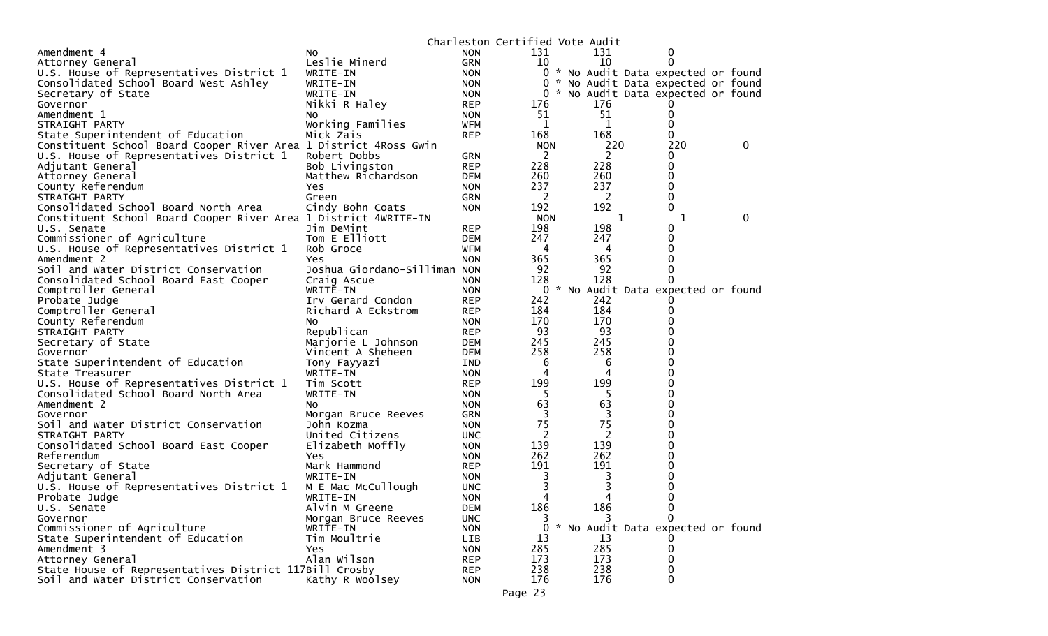Charleston Certified Vote Audit

| Contest | Candidate | Party | Certified | Audit | Difference | |
|---|---|---|---|---|---|---|
| Amendment 4 | No | NON | 131 | 131 | 0 | |
| Attorney General | Leslie Minerd | GRN | 10 | 10 | 0 | |
| U.S. House of Representatives District 1 | WRITE-IN | NON | 0 | * No Audit Data expected or found | | |
| Consolidated School Board West Ashley | WRITE-IN | NON | 0 | * No Audit Data expected or found | | |
| Secretary of State | WRITE-IN | NON | 0 | * No Audit Data expected or found | | |
| Governor | Nikki R Haley | REP | 176 | 176 | 0 | |
| Amendment 1 | No | NON | 51 | 51 | 0 | |
| STRAIGHT PARTY | Working Families | WFM | 1 | 1 | 0 | |
| State Superintendent of Education | Mick Zais | REP | 168 | 168 | 0 | |
| Constituent School Board Cooper River Area 1 District 4 | Ross Gwin | | NON | 220 | 220 | 0 |
| U.S. House of Representatives District 1 | Robert Dobbs | GRN | 2 | 2 | 0 | |
| Adjutant General | Bob Livingston | REP | 228 | 228 | 0 | |
| Attorney General | Matthew Richardson | DEM | 260 | 260 | 0 | |
| County Referendum | Yes | NON | 237 | 237 | 0 | |
| STRAIGHT PARTY | Green | GRN | 2 | 2 | 0 | |
| Consolidated School Board North Area | Cindy Bohn Coats | NON | 192 | 192 | 0 | |
| Constituent School Board Cooper River Area 1 District 4 | WRITE-IN | | NON | 1 | 1 | 0 |
| U.S. Senate | Jim DeMint | REP | 198 | 198 | 0 | |
| Commissioner of Agriculture | Tom E Elliott | DEM | 247 | 247 | 0 | |
| U.S. House of Representatives District 1 | Rob Groce | WFM | 4 | 4 | 0 | |
| Amendment 2 | Yes | NON | 365 | 365 | 0 | |
| Soil and Water District Conservation | Joshua Giordano-Silliman | NON | 92 | 92 | 0 | |
| Consolidated School Board East Cooper | Craig Ascue | NON | 128 | 128 | 0 | |
| Comptroller General | WRITE-IN | NON | 0 | * No Audit Data expected or found | | |
| Probate Judge | Irv Gerard Condon | REP | 242 | 242 | 0 | |
| Comptroller General | Richard A Eckstrom | REP | 184 | 184 | 0 | |
| County Referendum | No | NON | 170 | 170 | 0 | |
| STRAIGHT PARTY | Republican | REP | 93 | 93 | 0 | |
| Secretary of State | Marjorie L Johnson | DEM | 245 | 245 | 0 | |
| Governor | Vincent A Sheheen | DEM | 258 | 258 | 0 | |
| State Superintendent of Education | Tony Fayyazi | IND | 6 | 6 | 0 | |
| State Treasurer | WRITE-IN | NON | 4 | 4 | 0 | |
| U.S. House of Representatives District 1 | Tim Scott | REP | 199 | 199 | 0 | |
| Consolidated School Board North Area | WRITE-IN | NON | 5 | 5 | 0 | |
| Amendment 2 | No | NON | 63 | 63 | 0 | |
| Governor | Morgan Bruce Reeves | GRN | 3 | 3 | 0 | |
| Soil and Water District Conservation | John Kozma | NON | 75 | 75 | 0 | |
| STRAIGHT PARTY | United Citizens | UNC | 2 | 2 | 0 | |
| Consolidated School Board East Cooper | Elizabeth Moffly | NON | 139 | 139 | 0 | |
| Referendum | Yes | NON | 262 | 262 | 0 | |
| Secretary of State | Mark Hammond | REP | 191 | 191 | 0 | |
| Adjutant General | WRITE-IN | NON | 3 | 3 | 0 | |
| U.S. House of Representatives District 1 | M E Mac McCullough | UNC | 3 | 3 | 0 | |
| Probate Judge | WRITE-IN | NON | 4 | 4 | 0 | |
| U.S. Senate | Alvin M Greene | DEM | 186 | 186 | 0 | |
| Governor | Morgan Bruce Reeves | UNC | 3 | 3 | 0 | |
| Commissioner of Agriculture | WRITE-IN | NON | 0 | * No Audit Data expected or found | | |
| State Superintendent of Education | Tim Moultrie | LIB | 13 | 13 | 0 | |
| Amendment 3 | Yes | NON | 285 | 285 | 0 | |
| Attorney General | Alan Wilson | REP | 173 | 173 | 0 | |
| State House of Representatives District 117 | Bill Crosby | REP | 238 | 238 | 0 | |
| Soil and Water District Conservation | Kathy R Woolsey | NON | 176 | 176 | 0 | |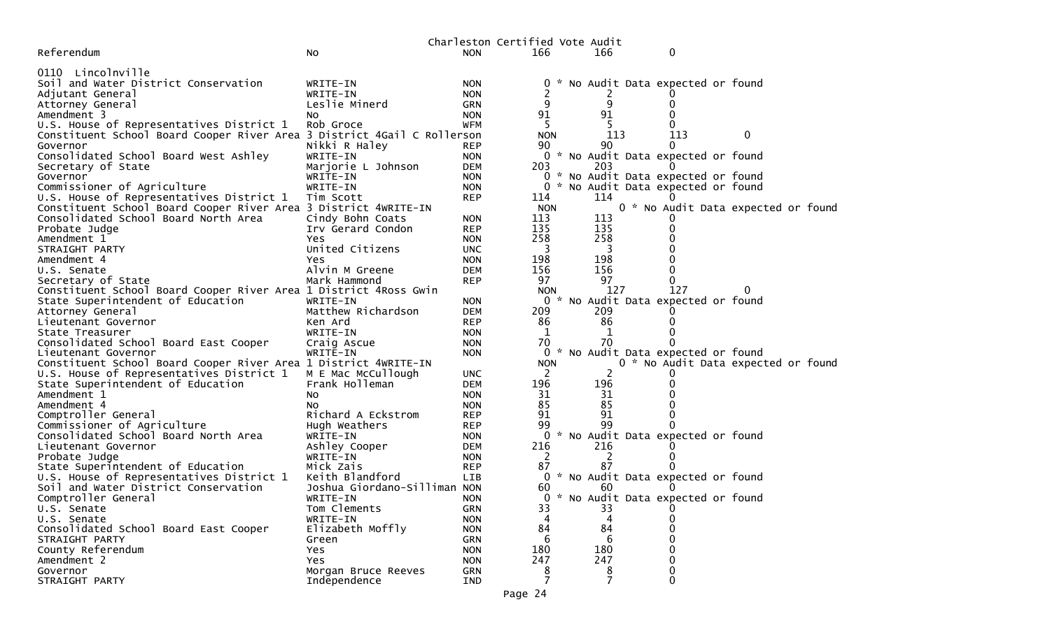Charleston Certified Vote Audit

| | | | | | |
|---|---|---|---|---|---|
| Referendum | No | NON | 166 | 166 | 0 |

0110 Lincolnville

| Contest | Candidate | Party | | | |
|---|---|---|---|---|---|
| Soil and Water District Conservation | WRITE-IN | NON | 0 * No Audit Data expected or found | | |
| Adjutant General | WRITE-IN | NON | 2 | 2 | 0 |
| Attorney General | Leslie Minerd | GRN | 9 | 9 | 0 |
| Amendment 3 | No | NON | 91 | 91 | 0 |
| U.S. House of Representatives District 1 | Rob Groce | WFM | 5 | 5 | 0 |
| Constituent School Board Cooper River Area 3 District 4 | Gail C Rollerson | NON | 113 | 113 | 0 |
| Governor | Nikki R Haley | REP | 90 | 90 | 0 |
| Consolidated School Board West Ashley | WRITE-IN | NON | 0 * No Audit Data expected or found | | |
| Secretary of State | Marjorie L Johnson | DEM | 203 | 203 | 0 |
| Governor | WRITE-IN | NON | 0 * No Audit Data expected or found | | |
| Commissioner of Agriculture | WRITE-IN | NON | 0 * No Audit Data expected or found | | |
| U.S. House of Representatives District 1 | Tim Scott | REP | 114 | 114 | 0 |
| Constituent School Board Cooper River Area 3 District 4 | WRITE-IN | NON | 0 * No Audit Data expected or found | | |
| Consolidated School Board North Area | Cindy Bohn Coats | NON | 113 | 113 | 0 |
| Probate Judge | Irv Gerard Condon | REP | 135 | 135 | 0 |
| Amendment 1 | Yes | NON | 258 | 258 | 0 |
| STRAIGHT PARTY | United Citizens | UNC | 3 | 3 | 0 |
| Amendment 4 | Yes | NON | 198 | 198 | 0 |
| U.S. Senate | Alvin M Greene | DEM | 156 | 156 | 0 |
| Secretary of State | Mark Hammond | REP | 97 | 97 | 0 |
| Constituent School Board Cooper River Area 1 District 4 | Ross Gwin | NON | 127 | 127 | 0 |
| State Superintendent of Education | WRITE-IN | NON | 0 * No Audit Data expected or found | | |
| Attorney General | Matthew Richardson | DEM | 209 | 209 | 0 |
| Lieutenant Governor | Ken Ard | REP | 86 | 86 | 0 |
| State Treasurer | WRITE-IN | NON | 1 | 1 | 0 |
| Consolidated School Board East Cooper | Craig Ascue | NON | 70 | 70 | 0 |
| Lieutenant Governor | WRITE-IN | NON | 0 * No Audit Data expected or found | | |
| Constituent School Board Cooper River Area 1 District 4 | WRITE-IN | NON | 0 * No Audit Data expected or found | | |
| U.S. House of Representatives District 1 | M E Mac McCullough | UNC | 2 | 2 | 0 |
| State Superintendent of Education | Frank Holleman | DEM | 196 | 196 | 0 |
| Amendment 1 | No | NON | 31 | 31 | 0 |
| Amendment 4 | No | NON | 85 | 85 | 0 |
| Comptroller General | Richard A Eckstrom | REP | 91 | 91 | 0 |
| Commissioner of Agriculture | Hugh Weathers | REP | 99 | 99 | 0 |
| Consolidated School Board North Area | WRITE-IN | NON | 0 * No Audit Data expected or found | | |
| Lieutenant Governor | Ashley Cooper | DEM | 216 | 216 | 0 |
| Probate Judge | WRITE-IN | NON | 2 | 2 | 0 |
| State Superintendent of Education | Mick Zais | REP | 87 | 87 | 0 |
| U.S. House of Representatives District 1 | Keith Blandford | LIB | 0 * No Audit Data expected or found | | |
| Soil and Water District Conservation | Joshua Giordano-Silliman | NON | 60 | 60 | 0 |
| Comptroller General | WRITE-IN | NON | 0 * No Audit Data expected or found | | |
| U.S. Senate | Tom Clements | GRN | 33 | 33 | 0 |
| U.S. Senate | WRITE-IN | NON | 4 | 4 | 0 |
| Consolidated School Board East Cooper | Elizabeth Moffly | NON | 84 | 84 | 0 |
| STRAIGHT PARTY | Green | GRN | 6 | 6 | 0 |
| County Referendum | Yes | NON | 180 | 180 | 0 |
| Amendment 2 | Yes | NON | 247 | 247 | 0 |
| Governor | Morgan Bruce Reeves | GRN | 8 | 8 | 0 |
| STRAIGHT PARTY | Independence | IND | 7 | 7 | 0 |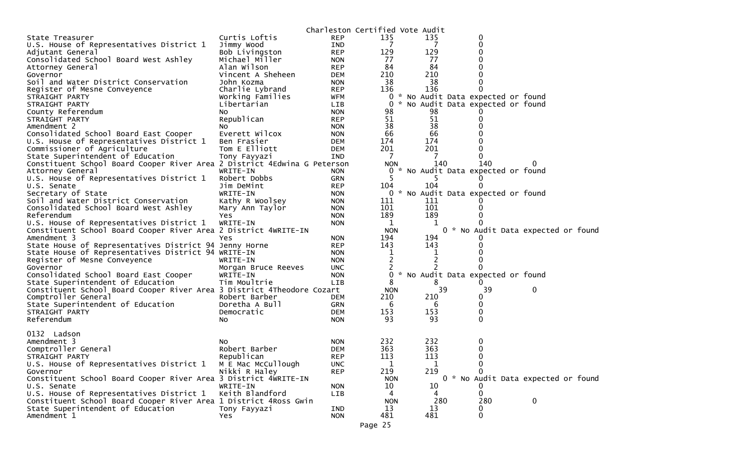Charleston Certified Vote Audit

| Contest | Candidate | Party | Certified | Audit | Difference |
|---|---|---|---|---|---|
| State Treasurer | Curtis Loftis | REP | 135 | 135 | 0 |
| U.S. House of Representatives District 1 | Jimmy Wood | IND | 7 | 7 | 0 |
| Adjutant General | Bob Livingston | REP | 129 | 129 | 0 |
| Consolidated School Board West Ashley | Michael Miller | NON | 77 | 77 | 0 |
| Attorney General | Alan Wilson | REP | 84 | 84 | 0 |
| Governor | Vincent A Sheheen | DEM | 210 | 210 | 0 |
| Soil and Water District Conservation | John Kozma | NON | 38 | 38 | 0 |
| Register of Mesne Conveyence | Charlie Lybrand | REP | 136 | 136 | 0 |
| STRAIGHT PARTY | Working Families | WFM | 0 | * No Audit Data expected or found | |
| STRAIGHT PARTY | Libertarian | LIB | 0 | * No Audit Data expected or found | |
| County Referendum | No | NON | 98 | 98 | 0 |
| STRAIGHT PARTY | Republican | REP | 51 | 51 | 0 |
| Amendment 2 | No | NON | 38 | 38 | 0 |
| Consolidated School Board East Cooper | Everett Wilcox | NON | 66 | 66 | 0 |
| U.S. House of Representatives District 1 | Ben Frasier | DEM | 174 | 174 | 0 |
| Commissioner of Agriculture | Tom E Elliott | DEM | 201 | 201 | 0 |
| State Superintendent of Education | Tony Fayyazi | IND | 7 | 7 | 0 |
| Constituent School Board Cooper River Area 2 District 4 | Edwina G Peterson | NON | 140 | 140 | 0 |
| Attorney General | WRITE-IN | NON | 0 | * No Audit Data expected or found | |
| U.S. House of Representatives District 1 | Robert Dobbs | GRN | 5 | 5 | 0 |
| U.S. Senate | Jim DeMint | REP | 104 | 104 | 0 |
| Secretary of State | WRITE-IN | NON | 0 | * No Audit Data expected or found | |
| Soil and Water District Conservation | Kathy R Woolsey | NON | 111 | 111 | 0 |
| Consolidated School Board West Ashley | Mary Ann Taylor | NON | 101 | 101 | 0 |
| Referendum | Yes | NON | 189 | 189 | 0 |
| U.S. House of Representatives District 1 | WRITE-IN | NON | 1 | 1 | 0 |
| Constituent School Board Cooper River Area 2 District 4 | WRITE-IN | NON | 0 | * No Audit Data expected or found | |
| Amendment 3 | Yes | NON | 194 | 194 | 0 |
| State House of Representatives District 94 | Jenny Horne | REP | 143 | 143 | 0 |
| State House of Representatives District 94 | WRITE-IN | NON | 1 | 1 | 0 |
| Register of Mesne Conveyence | WRITE-IN | NON | 2 | 2 | 0 |
| Governor | Morgan Bruce Reeves | UNC | 2 | 2 | 0 |
| Consolidated School Board East Cooper | WRITE-IN | NON | 0 | * No Audit Data expected or found | |
| State Superintendent of Education | Tim Moultrie | LIB | 8 | 8 | 0 |
| Constituent School Board Cooper River Area 3 District 4 | Theodore Cozart | NON | 39 | 39 | 0 |
| Comptroller General | Robert Barber | DEM | 210 | 210 | 0 |
| State Superintendent of Education | Doretha A Bull | GRN | 6 | 6 | 0 |
| STRAIGHT PARTY | Democratic | DEM | 153 | 153 | 0 |
| Referendum | No | NON | 93 | 93 | 0 |

0132 Ladson

| Contest | Candidate | Party | Certified | Audit | Difference |
|---|---|---|---|---|---|
| Amendment 3 | No | NON | 232 | 232 | 0 |
| Comptroller General | Robert Barber | DEM | 363 | 363 | 0 |
| STRAIGHT PARTY | Republican | REP | 113 | 113 | 0 |
| U.S. House of Representatives District 1 | M E Mac McCullough | UNC | 1 | 1 | 0 |
| Governor | Nikki R Haley | REP | 219 | 219 | 0 |
| Constituent School Board Cooper River Area 3 District 4 | WRITE-IN | NON | 0 | * No Audit Data expected or found | |
| U.S. Senate | WRITE-IN | NON | 10 | 10 | 0 |
| U.S. House of Representatives District 1 | Keith Blandford | LIB | 4 | 4 | 0 |
| Constituent School Board Cooper River Area 1 District 4 | Ross Gwin | NON | 280 | 280 | 0 |
| State Superintendent of Education | Tony Fayyazi | IND | 13 | 13 | 0 |
| Amendment 1 | Yes | NON | 481 | 481 | 0 |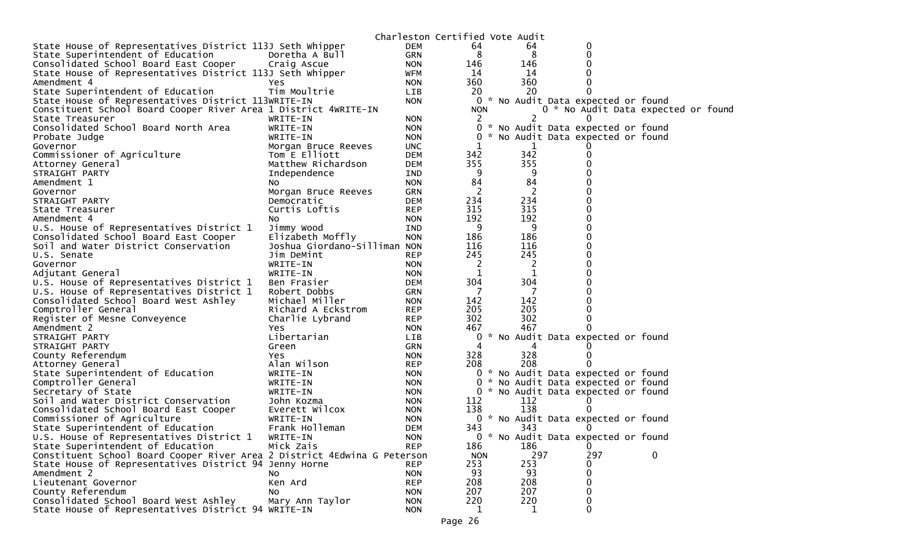Charleston Certified Vote Audit

| Contest | Candidate | Party | Count 1 | Count 2 | Difference |
|---|---|---|---|---|---|
| State House of Representatives District 113 | J Seth Whipper | DEM | 64 | 64 | 0 |
| State Superintendent of Education | Doretha A Bull | GRN | 8 | 8 | 0 |
| Consolidated School Board East Cooper | Craig Ascue | NON | 146 | 146 | 0 |
| State House of Representatives District 113 | J Seth Whipper | WFM | 14 | 14 | 0 |
| Amendment 4 | Yes | NON | 360 | 360 | 0 |
| State Superintendent of Education | Tim Moultrie | LIB | 20 | 20 | 0 |
| State House of Representatives District 113 | WRITE-IN | NON | 0 * No Audit Data expected or found | | |
| Constituent School Board Cooper River Area 1 District 4 | WRITE-IN | NON | 0 * No Audit Data expected or found | | |
| State Treasurer | WRITE-IN | NON | 2 | 2 | 0 |
| Consolidated School Board North Area | WRITE-IN | NON | 0 * No Audit Data expected or found | | |
| Probate Judge | WRITE-IN | NON | 0 * No Audit Data expected or found | | |
| Governor | Morgan Bruce Reeves | UNC | 1 | 1 | 0 |
| Commissioner of Agriculture | Tom E Elliott | DEM | 342 | 342 | 0 |
| Attorney General | Matthew Richardson | DEM | 355 | 355 | 0 |
| STRAIGHT PARTY | Independence | IND | 9 | 9 | 0 |
| Amendment 1 | No | NON | 84 | 84 | 0 |
| Governor | Morgan Bruce Reeves | GRN | 2 | 2 | 0 |
| STRAIGHT PARTY | Democratic | DEM | 234 | 234 | 0 |
| State Treasurer | Curtis Loftis | REP | 315 | 315 | 0 |
| Amendment 4 | No | NON | 192 | 192 | 0 |
| U.S. House of Representatives District 1 | Jimmy Wood | IND | 9 | 9 | 0 |
| Consolidated School Board East Cooper | Elizabeth Moffly | NON | 186 | 186 | 0 |
| Soil and Water District Conservation | Joshua Giordano-Silliman | NON | 116 | 116 | 0 |
| U.S. Senate | Jim DeMint | REP | 245 | 245 | 0 |
| Governor | WRITE-IN | NON | 2 | 2 | 0 |
| Adjutant General | WRITE-IN | NON | 1 | 1 | 0 |
| U.S. House of Representatives District 1 | Ben Frasier | DEM | 304 | 304 | 0 |
| U.S. House of Representatives District 1 | Robert Dobbs | GRN | 7 | 7 | 0 |
| Consolidated School Board West Ashley | Michael Miller | NON | 142 | 142 | 0 |
| Comptroller General | Richard A Eckstrom | REP | 205 | 205 | 0 |
| Register of Mesne Conveyence | Charlie Lybrand | REP | 302 | 302 | 0 |
| Amendment 2 | Yes | NON | 467 | 467 | 0 |
| STRAIGHT PARTY | Libertarian | LIB | 0 * No Audit Data expected or found | | |
| STRAIGHT PARTY | Green | GRN | 4 | 4 | 0 |
| County Referendum | Yes | NON | 328 | 328 | 0 |
| Attorney General | Alan Wilson | REP | 208 | 208 | 0 |
| State Superintendent of Education | WRITE-IN | NON | 0 * No Audit Data expected or found | | |
| Comptroller General | WRITE-IN | NON | 0 * No Audit Data expected or found | | |
| Secretary of State | WRITE-IN | NON | 0 * No Audit Data expected or found | | |
| Soil and Water District Conservation | John Kozma | NON | 112 | 112 | 0 |
| Consolidated School Board East Cooper | Everett Wilcox | NON | 138 | 138 | 0 |
| Commissioner of Agriculture | WRITE-IN | NON | 0 * No Audit Data expected or found | | |
| State Superintendent of Education | Frank Holleman | DEM | 343 | 343 | 0 |
| U.S. House of Representatives District 1 | WRITE-IN | NON | 0 * No Audit Data expected or found | | |
| State Superintendent of Education | Mick Zais | REP | 186 | 186 | 0 |
| Constituent School Board Cooper River Area 2 District 4 | Edwina G Peterson | NON | 297 | 297 | 0 |
| State House of Representatives District 94 | Jenny Horne | REP | 253 | 253 | 0 |
| Amendment 2 | No | NON | 93 | 93 | 0 |
| Lieutenant Governor | Ken Ard | REP | 208 | 208 | 0 |
| County Referendum | No | NON | 207 | 207 | 0 |
| Consolidated School Board West Ashley | Mary Ann Taylor | NON | 220 | 220 | 0 |
| State House of Representatives District 94 | WRITE-IN | NON | 1 | 1 | 0 |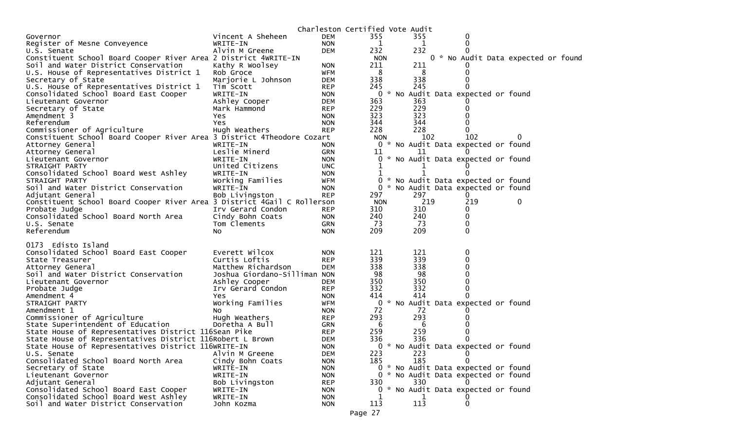Charleston Certified Vote Audit

| Office | Candidate | Party | Count 1 | Count 2 | Diff | Note |
|---|---|---|---|---|---|---|
| Governor | Vincent A Sheheen | DEM | 355 | 355 | 0 | |
| Register of Mesne Conveyence | WRITE-IN | NON | 1 | 1 | 0 | |
| U.S. Senate | Alvin M Greene | DEM | 232 | 232 | 0 | |
| Constituent School Board Cooper River Area 2 District 4 | WRITE-IN | NON | | | 0 | * No Audit Data expected or found |
| Soil and Water District Conservation | Kathy R Woolsey | NON | 211 | 211 | 0 | |
| U.S. House of Representatives District 1 | Rob Groce | WFM | 8 | 8 | 0 | |
| Secretary of State | Marjorie L Johnson | DEM | 338 | 338 | 0 | |
| U.S. House of Representatives District 1 | Tim Scott | REP | 245 | 245 | 0 | |
| Consolidated School Board East Cooper | WRITE-IN | NON | 0 | | | * No Audit Data expected or found |
| Lieutenant Governor | Ashley Cooper | DEM | 363 | 363 | 0 | |
| Secretary of State | Mark Hammond | REP | 229 | 229 | 0 | |
| Amendment 3 | Yes | NON | 323 | 323 | 0 | |
| Referendum | Yes | NON | 344 | 344 | 0 | |
| Commissioner of Agriculture | Hugh Weathers | REP | 228 | 228 | 0 | |
| Constituent School Board Cooper River Area 3 District 4 | Theodore Cozart | NON | 102 | 102 | 0 | |
| Attorney General | WRITE-IN | NON | 0 | | | * No Audit Data expected or found |
| Attorney General | Leslie Minerd | GRN | 11 | 11 | 0 | |
| Lieutenant Governor | WRITE-IN | NON | 0 | | | * No Audit Data expected or found |
| STRAIGHT PARTY | United Citizens | UNC | 1 | 1 | 0 | |
| Consolidated School Board West Ashley | WRITE-IN | NON | 1 | 1 | 0 | |
| STRAIGHT PARTY | Working Families | WFM | 0 | | | * No Audit Data expected or found |
| Soil and Water District Conservation | WRITE-IN | NON | 0 | | | * No Audit Data expected or found |
| Adjutant General | Bob Livingston | REP | 297 | 297 | 0 | |
| Constituent School Board Cooper River Area 3 District 4 | Gail C Rollerson | NON | 219 | 219 | 0 | |
| Probate Judge | Irv Gerard Condon | REP | 310 | 310 | 0 | |
| Consolidated School Board North Area | Cindy Bohn Coats | NON | 240 | 240 | 0 | |
| U.S. Senate | Tom Clements | GRN | 73 | 73 | 0 | |
| Referendum | No | NON | 209 | 209 | 0 | |

0173 Edisto Island

| Office | Candidate | Party | Count 1 | Count 2 | Diff | Note |
|---|---|---|---|---|---|---|
| Consolidated School Board East Cooper | Everett Wilcox | NON | 121 | 121 | 0 | |
| State Treasurer | Curtis Loftis | REP | 339 | 339 | 0 | |
| Attorney General | Matthew Richardson | DEM | 338 | 338 | 0 | |
| Soil and Water District Conservation | Joshua Giordano-Silliman | NON | 98 | 98 | 0 | |
| Lieutenant Governor | Ashley Cooper | DEM | 350 | 350 | 0 | |
| Probate Judge | Irv Gerard Condon | REP | 332 | 332 | 0 | |
| Amendment 4 | Yes | NON | 414 | 414 | 0 | |
| STRAIGHT PARTY | Working Families | WFM | 0 | | | * No Audit Data expected or found |
| Amendment 1 | No | NON | 72 | 72 | 0 | |
| Commissioner of Agriculture | Hugh Weathers | REP | 293 | 293 | 0 | |
| State Superintendent of Education | Doretha A Bull | GRN | 6 | 6 | 0 | |
| State House of Representatives District 116 | Sean Pike | REP | 259 | 259 | 0 | |
| State House of Representatives District 116 | Robert L Brown | DEM | 336 | 336 | 0 | |
| State House of Representatives District 116 | WRITE-IN | NON | 0 | | | * No Audit Data expected or found |
| U.S. Senate | Alvin M Greene | DEM | 223 | 223 | 0 | |
| Consolidated School Board North Area | Cindy Bohn Coats | NON | 185 | 185 | 0 | |
| Secretary of State | WRITE-IN | NON | 0 | | | * No Audit Data expected or found |
| Lieutenant Governor | WRITE-IN | NON | 0 | | | * No Audit Data expected or found |
| Adjutant General | Bob Livingston | REP | 330 | 330 | 0 | |
| Consolidated School Board East Cooper | WRITE-IN | NON | 0 | | | * No Audit Data expected or found |
| Consolidated School Board West Ashley | WRITE-IN | NON | 1 | 1 | 0 | |
| Soil and Water District Conservation | John Kozma | NON | 113 | 113 | 0 | |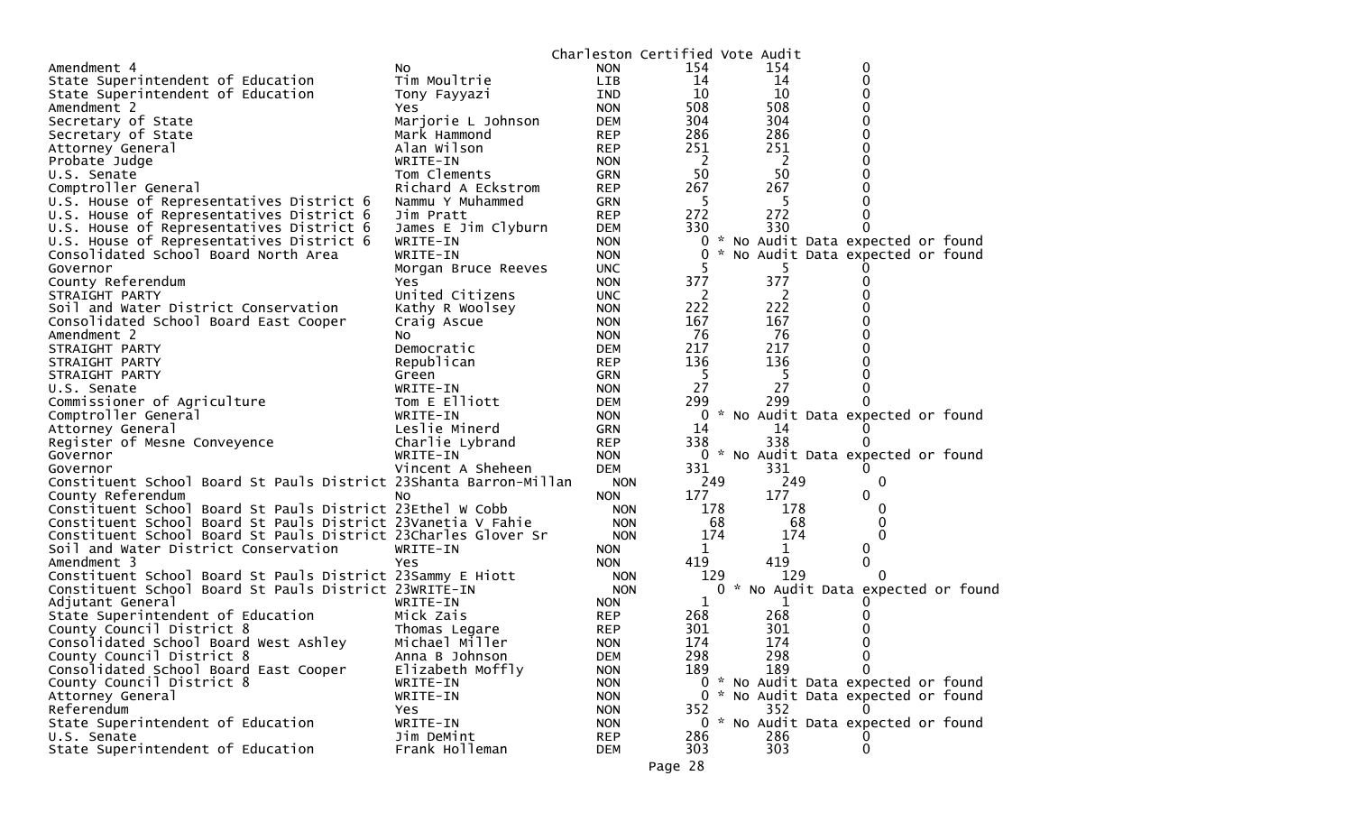Charleston Certified Vote Audit

| | | | | | |
|---|---|---|---|---|---|
| Amendment 4 | No | NON | 154 | 154 | 0 |
| State Superintendent of Education | Tim Moultrie | LIB | 14 | 14 | 0 |
| State Superintendent of Education | Tony Fayyazi | IND | 10 | 10 | 0 |
| Amendment 2 | Yes | NON | 508 | 508 | 0 |
| Secretary of State | Marjorie L Johnson | DEM | 304 | 304 | 0 |
| Secretary of State | Mark Hammond | REP | 286 | 286 | 0 |
| Attorney General | Alan Wilson | REP | 251 | 251 | 0 |
| Probate Judge | WRITE-IN | NON | 2 | 2 | 0 |
| U.S. Senate | Tom Clements | GRN | 50 | 50 | 0 |
| Comptroller General | Richard A Eckstrom | REP | 267 | 267 | 0 |
| U.S. House of Representatives District 6 | Nammu Y Muhammed | GRN | 5 | 5 | 0 |
| U.S. House of Representatives District 6 | Jim Pratt | REP | 272 | 272 | 0 |
| U.S. House of Representatives District 6 | James E Jim Clyburn | DEM | 330 | 330 | 0 |
| U.S. House of Representatives District 6 | WRITE-IN | NON | 0 | * No Audit Data expected or found | |
| Consolidated School Board North Area | WRITE-IN | NON | 0 | * No Audit Data expected or found | |
| Governor | Morgan Bruce Reeves | UNC | 5 | 5 | 0 |
| County Referendum | Yes | NON | 377 | 377 | 0 |
| STRAIGHT PARTY | United Citizens | UNC | 2 | 2 | 0 |
| Soil and Water District Conservation | Kathy R Woolsey | NON | 222 | 222 | 0 |
| Consolidated School Board East Cooper | Craig Ascue | NON | 167 | 167 | 0 |
| Amendment 2 | No | NON | 76 | 76 | 0 |
| STRAIGHT PARTY | Democratic | DEM | 217 | 217 | 0 |
| STRAIGHT PARTY | Republican | REP | 136 | 136 | 0 |
| STRAIGHT PARTY | Green | GRN | 5 | 5 | 0 |
| U.S. Senate | WRITE-IN | NON | 27 | 27 | 0 |
| Commissioner of Agriculture | Tom E Elliott | DEM | 299 | 299 | 0 |
| Comptroller General | WRITE-IN | NON | 0 | * No Audit Data expected or found | |
| Attorney General | Leslie Minerd | GRN | 14 | 14 | 0 |
| Register of Mesne Conveyence | Charlie Lybrand | REP | 338 | 338 | 0 |
| Governor | WRITE-IN | NON | 0 | * No Audit Data expected or found | |
| Governor | Vincent A Sheheen | DEM | 331 | 331 | 0 |
| Constituent School Board St Pauls District 23 | Shanta Barron-Millan | NON | 249 | 249 | 0 |
| County Referendum | No | NON | 177 | 177 | 0 |
| Constituent School Board St Pauls District 23 | Ethel W Cobb | NON | 178 | 178 | 0 |
| Constituent School Board St Pauls District 23 | Vanetia V Fahie | NON | 68 | 68 | 0 |
| Constituent School Board St Pauls District 23 | Charles Glover Sr | NON | 174 | 174 | 0 |
| Soil and Water District Conservation | WRITE-IN | NON | 1 | 1 | 0 |
| Amendment 3 | Yes | NON | 419 | 419 | 0 |
| Constituent School Board St Pauls District 23 | Sammy E Hiott | NON | 129 | 129 | 0 |
| Constituent School Board St Pauls District 23 | WRITE-IN | NON | 0 | * No Audit Data expected or found | |
| Adjutant General | WRITE-IN | NON | 1 | 1 | 0 |
| State Superintendent of Education | Mick Zais | REP | 268 | 268 | 0 |
| County Council District 8 | Thomas Legare | REP | 301 | 301 | 0 |
| Consolidated School Board West Ashley | Michael Miller | NON | 174 | 174 | 0 |
| County Council District 8 | Anna B Johnson | DEM | 298 | 298 | 0 |
| Consolidated School Board East Cooper | Elizabeth Moffly | NON | 189 | 189 | 0 |
| County Council District 8 | WRITE-IN | NON | 0 | * No Audit Data expected or found | |
| Attorney General | WRITE-IN | NON | 0 | * No Audit Data expected or found | |
| Referendum | Yes | NON | 352 | 352 | 0 |
| State Superintendent of Education | WRITE-IN | NON | 0 | * No Audit Data expected or found | |
| U.S. Senate | Jim DeMint | REP | 286 | 286 | 0 |
| State Superintendent of Education | Frank Holleman | DEM | 303 | 303 | 0 |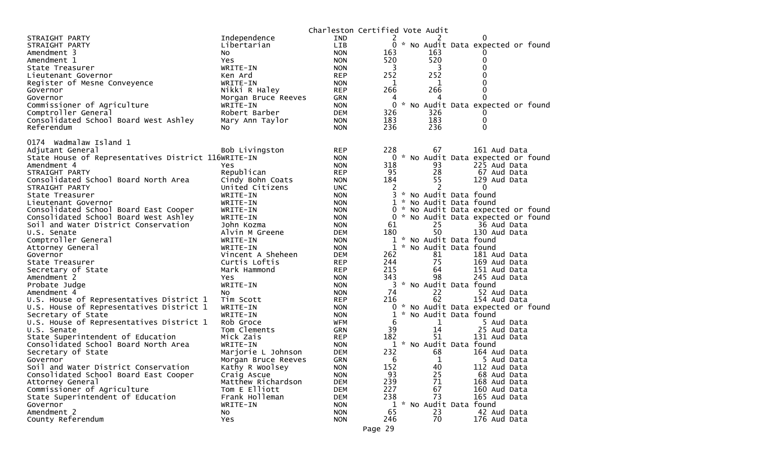Charleston Certified Vote Audit

| | | | | | |
|---|---|---|---|---|---|
| STRAIGHT PARTY | Independence | IND | 2 | 2 | 0 |
| STRAIGHT PARTY | Libertarian | LIB | 0 | * No Audit Data expected or found | |
| Amendment 3 | No | NON | 163 | 163 | 0 |
| Amendment 1 | Yes | NON | 520 | 520 | 0 |
| State Treasurer | WRITE-IN | NON | 3 | 3 | 0 |
| Lieutenant Governor | Ken Ard | REP | 252 | 252 | 0 |
| Register of Mesne Conveyence | WRITE-IN | NON | 1 | 1 | 0 |
| Governor | Nikki R Haley | REP | 266 | 266 | 0 |
| Governor | Morgan Bruce Reeves | GRN | 4 | 4 | 0 |
| Commissioner of Agriculture | WRITE-IN | NON | 0 | * No Audit Data expected or found | |
| Comptroller General | Robert Barber | DEM | 326 | 326 | 0 |
| Consolidated School Board West Ashley | Mary Ann Taylor | NON | 183 | 183 | 0 |
| Referendum | No | NON | 236 | 236 | 0 |

0174 Wadmalaw Island 1

| | | | | | |
|---|---|---|---|---|---|
| Adjutant General | Bob Livingston | REP | 228 | 67 | 161 Aud Data |
| State House of Representatives District 116 | WRITE-IN | NON | 0 | * No Audit Data expected or found | |
| Amendment 4 | Yes | NON | 318 | 93 | 225 Aud Data |
| STRAIGHT PARTY | Republican | REP | 95 | 28 | 67 Aud Data |
| Consolidated School Board North Area | Cindy Bohn Coats | NON | 184 | 55 | 129 Aud Data |
| STRAIGHT PARTY | United Citizens | UNC | 2 | 2 | 0 |
| State Treasurer | WRITE-IN | NON | 3 | * No Audit Data found | |
| Lieutenant Governor | WRITE-IN | NON | 1 | * No Audit Data found | |
| Consolidated School Board East Cooper | WRITE-IN | NON | 0 | * No Audit Data expected or found | |
| Consolidated School Board West Ashley | WRITE-IN | NON | 0 | * No Audit Data expected or found | |
| Soil and Water District Conservation | John Kozma | NON | 61 | 25 | 36 Aud Data |
| U.S. Senate | Alvin M Greene | DEM | 180 | 50 | 130 Aud Data |
| Comptroller General | WRITE-IN | NON | 1 | * No Audit Data found | |
| Attorney General | WRITE-IN | NON | 1 | * No Audit Data found | |
| Governor | Vincent A Sheheen | DEM | 262 | 81 | 181 Aud Data |
| State Treasurer | Curtis Loftis | REP | 244 | 75 | 169 Aud Data |
| Secretary of State | Mark Hammond | REP | 215 | 64 | 151 Aud Data |
| Amendment 2 | Yes | NON | 343 | 98 | 245 Aud Data |
| Probate Judge | WRITE-IN | NON | 3 | * No Audit Data found | |
| Amendment 4 | No | NON | 74 | 22 | 52 Aud Data |
| U.S. House of Representatives District 1 | Tim Scott | REP | 216 | 62 | 154 Aud Data |
| U.S. House of Representatives District 1 | WRITE-IN | NON | 0 | * No Audit Data expected or found | |
| Secretary of State | WRITE-IN | NON | 1 | * No Audit Data found | |
| U.S. House of Representatives District 1 | Rob Groce | WFM | 6 | 1 | 5 Aud Data |
| U.S. Senate | Tom Clements | GRN | 39 | 14 | 25 Aud Data |
| State Superintendent of Education | Mick Zais | REP | 182 | 51 | 131 Aud Data |
| Consolidated School Board North Area | WRITE-IN | NON | 1 | * No Audit Data found | |
| Secretary of State | Marjorie L Johnson | DEM | 232 | 68 | 164 Aud Data |
| Governor | Morgan Bruce Reeves | GRN | 6 | 1 | 5 Aud Data |
| Soil and Water District Conservation | Kathy R Woolsey | NON | 152 | 40 | 112 Aud Data |
| Consolidated School Board East Cooper | Craig Ascue | NON | 93 | 25 | 68 Aud Data |
| Attorney General | Matthew Richardson | DEM | 239 | 71 | 168 Aud Data |
| Commissioner of Agriculture | Tom E Elliott | DEM | 227 | 67 | 160 Aud Data |
| State Superintendent of Education | Frank Holleman | DEM | 238 | 73 | 165 Aud Data |
| Governor | WRITE-IN | NON | 1 | * No Audit Data found | |
| Amendment 2 | No | NON | 65 | 23 | 42 Aud Data |
| County Referendum | Yes | NON | 246 | 70 | 176 Aud Data |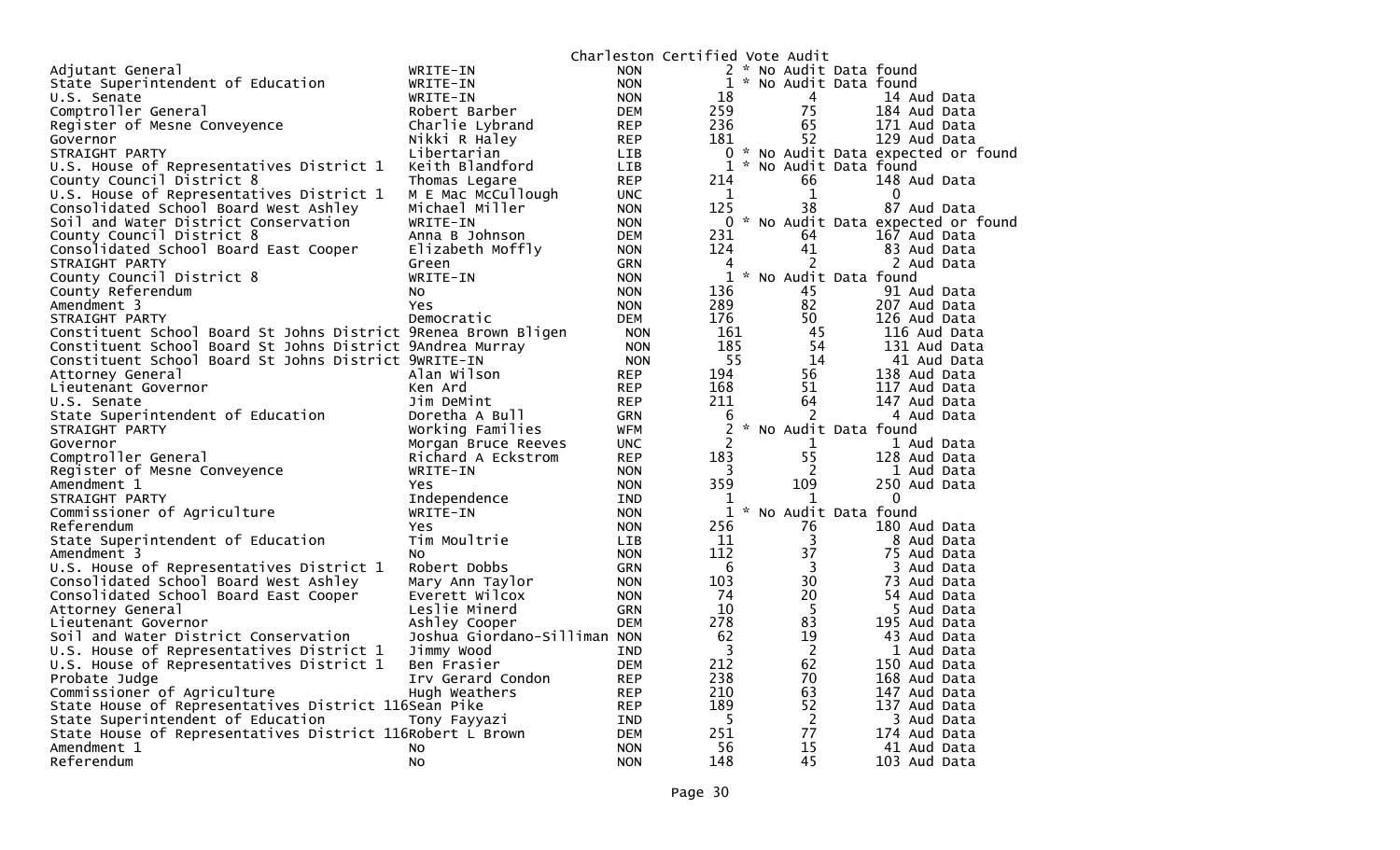Charleston Certified Vote Audit

| Office | Candidate | Party | Total | Audit | Aud Data |
|---|---|---|---|---|---|
| Adjutant General | WRITE-IN | NON | 2 | * No Audit Data found | |
| State Superintendent of Education | WRITE-IN | NON | 1 | * No Audit Data found | |
| U.S. Senate | WRITE-IN | NON | 18 | 4 | 14 Aud Data |
| Comptroller General | Robert Barber | DEM | 259 | 75 | 184 Aud Data |
| Register of Mesne Conveyence | Charlie Lybrand | REP | 236 | 65 | 171 Aud Data |
| Governor | Nikki R Haley | REP | 181 | 52 | 129 Aud Data |
| STRAIGHT PARTY | Libertarian | LIB | 0 | * No Audit Data expected or found | |
| U.S. House of Representatives District 1 | Keith Blandford | LIB | 1 | * No Audit Data found | |
| County Council District 8 | Thomas Legare | REP | 214 | 66 | 148 Aud Data |
| U.S. House of Representatives District 1 | M E Mac McCullough | UNC | 1 | 1 | 0 |
| Consolidated School Board West Ashley | Michael Miller | NON | 125 | 38 | 87 Aud Data |
| Soil and Water District Conservation | WRITE-IN | NON | 0 | * No Audit Data expected or found | |
| County Council District 8 | Anna B Johnson | DEM | 231 | 64 | 167 Aud Data |
| Consolidated School Board East Cooper | Elizabeth Moffly | NON | 124 | 41 | 83 Aud Data |
| STRAIGHT PARTY | Green | GRN | 4 | 2 | 2 Aud Data |
| County Council District 8 | WRITE-IN | NON | 1 | * No Audit Data found | |
| County Referendum | No | NON | 136 | 45 | 91 Aud Data |
| Amendment 3 | Yes | NON | 289 | 82 | 207 Aud Data |
| STRAIGHT PARTY | Democratic | DEM | 176 | 50 | 126 Aud Data |
| Constituent School Board St Johns District 9 | Renea Brown Bligen | NON | 161 | 45 | 116 Aud Data |
| Constituent School Board St Johns District 9 | Andrea Murray | NON | 185 | 54 | 131 Aud Data |
| Constituent School Board St Johns District 9 | WRITE-IN | NON | 55 | 14 | 41 Aud Data |
| Attorney General | Alan Wilson | REP | 194 | 56 | 138 Aud Data |
| Lieutenant Governor | Ken Ard | REP | 168 | 51 | 117 Aud Data |
| U.S. Senate | Jim DeMint | REP | 211 | 64 | 147 Aud Data |
| State Superintendent of Education | Doretha A Bull | GRN | 6 | 2 | 4 Aud Data |
| STRAIGHT PARTY | Working Families | WFM | 2 | * No Audit Data found | |
| Governor | Morgan Bruce Reeves | UNC | 2 | 1 | 1 Aud Data |
| Comptroller General | Richard A Eckstrom | REP | 183 | 55 | 128 Aud Data |
| Register of Mesne Conveyence | WRITE-IN | NON | 3 | 2 | 1 Aud Data |
| Amendment 1 | Yes | NON | 359 | 109 | 250 Aud Data |
| STRAIGHT PARTY | Independence | IND | 1 | 1 | 0 |
| Commissioner of Agriculture | WRITE-IN | NON | 1 | * No Audit Data found | |
| Referendum | Yes | NON | 256 | 76 | 180 Aud Data |
| State Superintendent of Education | Tim Moultrie | LIB | 11 | 3 | 8 Aud Data |
| Amendment 3 | No | NON | 112 | 37 | 75 Aud Data |
| U.S. House of Representatives District 1 | Robert Dobbs | GRN | 6 | 3 | 3 Aud Data |
| Consolidated School Board West Ashley | Mary Ann Taylor | NON | 103 | 30 | 73 Aud Data |
| Consolidated School Board East Cooper | Everett Wilcox | NON | 74 | 20 | 54 Aud Data |
| Attorney General | Leslie Minerd | GRN | 10 | 5 | 5 Aud Data |
| Lieutenant Governor | Ashley Cooper | DEM | 278 | 83 | 195 Aud Data |
| Soil and Water District Conservation | Joshua Giordano-Silliman | NON | 62 | 19 | 43 Aud Data |
| U.S. House of Representatives District 1 | Jimmy Wood | IND | 3 | 2 | 1 Aud Data |
| U.S. House of Representatives District 1 | Ben Frasier | DEM | 212 | 62 | 150 Aud Data |
| Probate Judge | Irv Gerard Condon | REP | 238 | 70 | 168 Aud Data |
| Commissioner of Agriculture | Hugh Weathers | REP | 210 | 63 | 147 Aud Data |
| State House of Representatives District 116 | Sean Pike | REP | 189 | 52 | 137 Aud Data |
| State Superintendent of Education | Tony Fayyazi | IND | 5 | 2 | 3 Aud Data |
| State House of Representatives District 116 | Robert L Brown | DEM | 251 | 77 | 174 Aud Data |
| Amendment 1 | No | NON | 56 | 15 | 41 Aud Data |
| Referendum | No | NON | 148 | 45 | 103 Aud Data |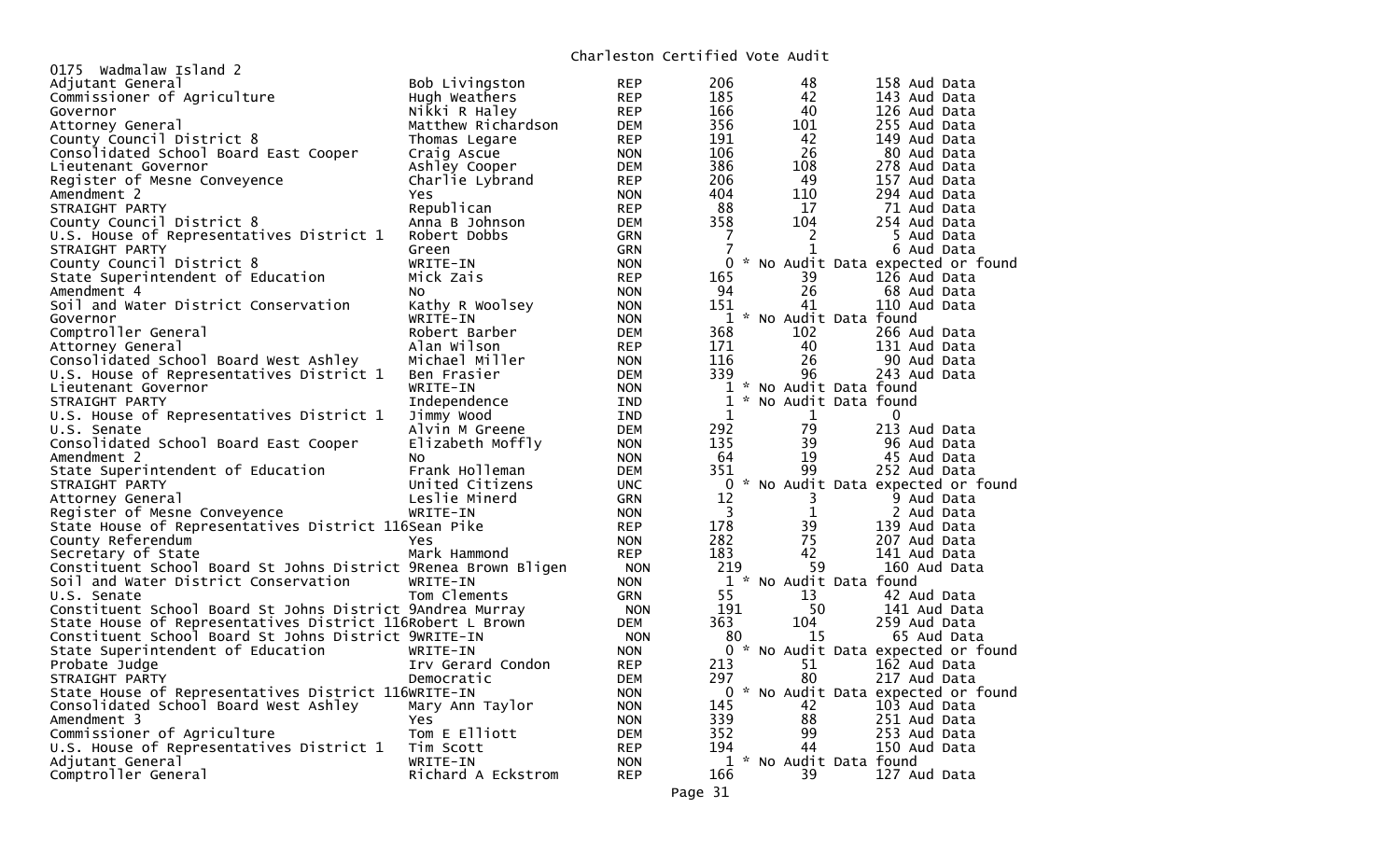# Charleston Certified Vote Audit

## 0175 Wadmalaw Island 2

| Office | Candidate | Party | Votes | | Audit |
|---|---|---|---|---|---|
| Adjutant General | Bob Livingston | REP | 206 | 48 | 158 Aud Data |
| Commissioner of Agriculture | Hugh Weathers | REP | 185 | 42 | 143 Aud Data |
| Governor | Nikki R Haley | REP | 166 | 40 | 126 Aud Data |
| Attorney General | Matthew Richardson | DEM | 356 | 101 | 255 Aud Data |
| County Council District 8 | Thomas Legare | REP | 191 | 42 | 149 Aud Data |
| Consolidated School Board East Cooper | Craig Ascue | NON | 106 | 26 | 80 Aud Data |
| Lieutenant Governor | Ashley Cooper | DEM | 386 | 108 | 278 Aud Data |
| Register of Mesne Conveyence | Charlie Lybrand | REP | 206 | 49 | 157 Aud Data |
| Amendment 2 | Yes | NON | 404 | 110 | 294 Aud Data |
| STRAIGHT PARTY | Republican | REP | 88 | 17 | 71 Aud Data |
| County Council District 8 | Anna B Johnson | DEM | 358 | 104 | 254 Aud Data |
| U.S. House of Representatives District 1 | Robert Dobbs | GRN | 7 | 2 | 5 Aud Data |
| STRAIGHT PARTY | Green | GRN | 7 | 1 | 6 Aud Data |
| County Council District 8 | WRITE-IN | NON | 0 | * No Audit Data expected or found | |
| State Superintendent of Education | Mick Zais | REP | 165 | 39 | 126 Aud Data |
| Amendment 4 | No | NON | 94 | 26 | 68 Aud Data |
| Soil and Water District Conservation | Kathy R Woolsey | NON | 151 | 41 | 110 Aud Data |
| Governor | WRITE-IN | NON | 1 | * No Audit Data found | |
| Comptroller General | Robert Barber | DEM | 368 | 102 | 266 Aud Data |
| Attorney General | Alan Wilson | REP | 171 | 40 | 131 Aud Data |
| Consolidated School Board West Ashley | Michael Miller | NON | 116 | 26 | 90 Aud Data |
| U.S. House of Representatives District 1 | Ben Frasier | DEM | 339 | 96 | 243 Aud Data |
| Lieutenant Governor | WRITE-IN | NON | 1 | * No Audit Data found | |
| STRAIGHT PARTY | Independence | IND | 1 | * No Audit Data found | |
| U.S. House of Representatives District 1 | Jimmy Wood | IND | 1 | 1 | 0 |
| U.S. Senate | Alvin M Greene | DEM | 292 | 79 | 213 Aud Data |
| Consolidated School Board East Cooper | Elizabeth Moffly | NON | 135 | 39 | 96 Aud Data |
| Amendment 2 | No | NON | 64 | 19 | 45 Aud Data |
| State Superintendent of Education | Frank Holleman | DEM | 351 | 99 | 252 Aud Data |
| STRAIGHT PARTY | United Citizens | UNC | 0 | * No Audit Data expected or found | |
| Attorney General | Leslie Minerd | GRN | 12 | 3 | 9 Aud Data |
| Register of Mesne Conveyence | WRITE-IN | NON | 3 | 1 | 2 Aud Data |
| State House of Representatives District 116 | Sean Pike | REP | 178 | 39 | 139 Aud Data |
| County Referendum | Yes | NON | 282 | 75 | 207 Aud Data |
| Secretary of State | Mark Hammond | REP | 183 | 42 | 141 Aud Data |
| Constituent School Board St Johns District 9 | Renea Brown Bligen | NON | 219 | 59 | 160 Aud Data |
| Soil and Water District Conservation | WRITE-IN | NON | 1 | * No Audit Data found | |
| U.S. Senate | Tom Clements | GRN | 55 | 13 | 42 Aud Data |
| Constituent School Board St Johns District 9 | Andrea Murray | NON | 191 | 50 | 141 Aud Data |
| State House of Representatives District 116 | Robert L Brown | DEM | 363 | 104 | 259 Aud Data |
| Constituent School Board St Johns District 9 | WRITE-IN | NON | 80 | 15 | 65 Aud Data |
| State Superintendent of Education | WRITE-IN | NON | 0 | * No Audit Data expected or found | |
| Probate Judge | Irv Gerard Condon | REP | 213 | 51 | 162 Aud Data |
| STRAIGHT PARTY | Democratic | DEM | 297 | 80 | 217 Aud Data |
| State House of Representatives District 116 | WRITE-IN | NON | 0 | * No Audit Data expected or found | |
| Consolidated School Board West Ashley | Mary Ann Taylor | NON | 145 | 42 | 103 Aud Data |
| Amendment 3 | Yes | NON | 339 | 88 | 251 Aud Data |
| Commissioner of Agriculture | Tom E Elliott | DEM | 352 | 99 | 253 Aud Data |
| U.S. House of Representatives District 1 | Tim Scott | REP | 194 | 44 | 150 Aud Data |
| Adjutant General | WRITE-IN | NON | 1 | * No Audit Data found | |
| Comptroller General | Richard A Eckstrom | REP | 166 | 39 | 127 Aud Data |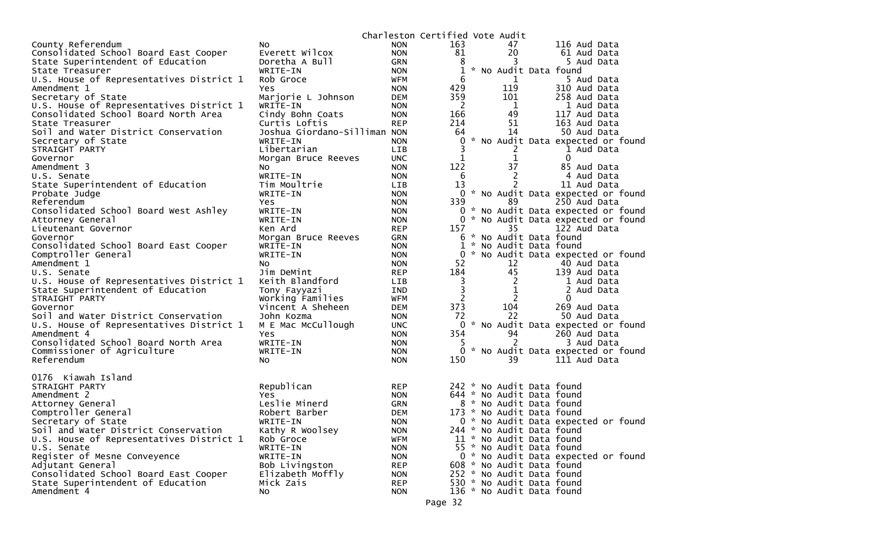Charleston Certified Vote Audit

| Office | Candidate | Party | Total | | Audit |
|---|---|---|---|---|---|
| County Referendum | No | NON | 163 | 47 | 116 Aud Data |
| Consolidated School Board East Cooper | Everett Wilcox | NON | 81 | 20 | 61 Aud Data |
| State Superintendent of Education | Doretha A Bull | GRN | 8 | 3 | 5 Aud Data |
| State Treasurer | WRITE-IN | NON | 1 | * No Audit Data found | |
| U.S. House of Representatives District 1 | Rob Groce | WFM | 6 | 1 | 5 Aud Data |
| Amendment 1 | Yes | NON | 429 | 119 | 310 Aud Data |
| Secretary of State | Marjorie L Johnson | DEM | 359 | 101 | 258 Aud Data |
| U.S. House of Representatives District 1 | WRITE-IN | NON | 2 | 1 | 1 Aud Data |
| Consolidated School Board North Area | Cindy Bohn Coats | NON | 166 | 49 | 117 Aud Data |
| State Treasurer | Curtis Loftis | REP | 214 | 51 | 163 Aud Data |
| Soil and Water District Conservation | Joshua Giordano-Silliman | NON | 64 | 14 | 50 Aud Data |
| Secretary of State | WRITE-IN | NON | 0 | * No Audit Data expected or found | |
| STRAIGHT PARTY | Libertarian | LIB | 3 | 2 | 1 Aud Data |
| Governor | Morgan Bruce Reeves | UNC | 1 | 1 | 0 |
| Amendment 3 | No | NON | 122 | 37 | 85 Aud Data |
| U.S. Senate | WRITE-IN | NON | 6 | 2 | 4 Aud Data |
| State Superintendent of Education | Tim Moultrie | LIB | 13 | 2 | 11 Aud Data |
| Probate Judge | WRITE-IN | NON | 0 | * No Audit Data expected or found | |
| Referendum | Yes | NON | 339 | 89 | 250 Aud Data |
| Consolidated School Board West Ashley | WRITE-IN | NON | 0 | * No Audit Data expected or found | |
| Attorney General | WRITE-IN | NON | 0 | * No Audit Data expected or found | |
| Lieutenant Governor | Ken Ard | REP | 157 | 35 | 122 Aud Data |
| Governor | Morgan Bruce Reeves | GRN | 6 | * No Audit Data found | |
| Consolidated School Board East Cooper | WRITE-IN | NON | 1 | * No Audit Data found | |
| Comptroller General | WRITE-IN | NON | 0 | * No Audit Data expected or found | |
| Amendment 1 | No | NON | 52 | 12 | 40 Aud Data |
| U.S. Senate | Jim DeMint | REP | 184 | 45 | 139 Aud Data |
| U.S. House of Representatives District 1 | Keith Blandford | LIB | 3 | 2 | 1 Aud Data |
| State Superintendent of Education | Tony Fayyazi | IND | 3 | 1 | 2 Aud Data |
| STRAIGHT PARTY | Working Families | WFM | 2 | 2 | 0 |
| Governor | Vincent A Sheheen | DEM | 373 | 104 | 269 Aud Data |
| Soil and Water District Conservation | John Kozma | NON | 72 | 22 | 50 Aud Data |
| U.S. House of Representatives District 1 | M E Mac McCullough | UNC | 0 | * No Audit Data expected or found | |
| Amendment 4 | Yes | NON | 354 | 94 | 260 Aud Data |
| Consolidated School Board North Area | WRITE-IN | NON | 5 | 2 | 3 Aud Data |
| Commissioner of Agriculture | WRITE-IN | NON | 0 | * No Audit Data expected or found | |
| Referendum | No | NON | 150 | 39 | 111 Aud Data |

0176 Kiawah Island

| Office | Candidate | Party | Total | | Audit |
|---|---|---|---|---|---|
| STRAIGHT PARTY | Republican | REP | 242 | * No Audit Data found | |
| Amendment 2 | Yes | NON | 644 | * No Audit Data found | |
| Attorney General | Leslie Minerd | GRN | 8 | * No Audit Data found | |
| Comptroller General | Robert Barber | DEM | 173 | * No Audit Data found | |
| Secretary of State | WRITE-IN | NON | 0 | * No Audit Data expected or found | |
| Soil and Water District Conservation | Kathy R Woolsey | NON | 244 | * No Audit Data found | |
| U.S. House of Representatives District 1 | Rob Groce | WFM | 11 | * No Audit Data found | |
| U.S. Senate | WRITE-IN | NON | 55 | * No Audit Data found | |
| Register of Mesne Conveyence | WRITE-IN | NON | 0 | * No Audit Data expected or found | |
| Adjutant General | Bob Livingston | REP | 608 | * No Audit Data found | |
| Consolidated School Board East Cooper | Elizabeth Moffly | NON | 252 | * No Audit Data found | |
| State Superintendent of Education | Mick Zais | REP | 530 | * No Audit Data found | |
| Amendment 4 | No | NON | 136 | * No Audit Data found | |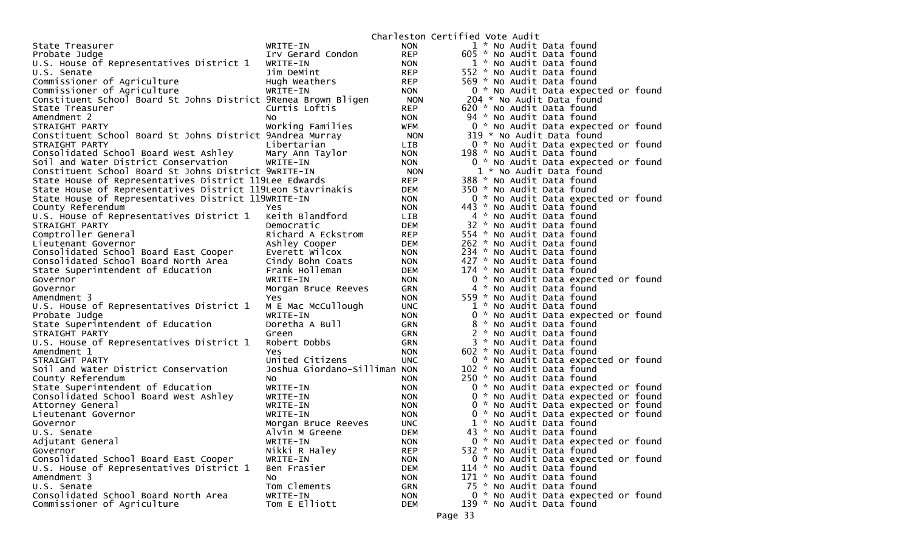Charleston Certified Vote Audit

| Contest | Candidate | Party | Votes | Audit |
|---|---|---|---|---|
| State Treasurer | WRITE-IN | NON | 1 | * No Audit Data found |
| Probate Judge | Irv Gerard Condon | REP | 605 | * No Audit Data found |
| U.S. House of Representatives District 1 | WRITE-IN | NON | 1 | * No Audit Data found |
| U.S. Senate | Jim DeMint | REP | 552 | * No Audit Data found |
| Commissioner of Agriculture | Hugh Weathers | REP | 569 | * No Audit Data found |
| Commissioner of Agriculture | WRITE-IN | NON | 0 | * No Audit Data expected or found |
| Constituent School Board St Johns District 9 | Renea Brown Bligen | NON | 204 | * No Audit Data found |
| State Treasurer | Curtis Loftis | REP | 620 | * No Audit Data found |
| Amendment 2 | No | NON | 94 | * No Audit Data found |
| STRAIGHT PARTY | Working Families | WFM | 0 | * No Audit Data expected or found |
| Constituent School Board St Johns District 9 | Andrea Murray | NON | 319 | * No Audit Data found |
| STRAIGHT PARTY | Libertarian | LIB | 0 | * No Audit Data expected or found |
| Consolidated School Board West Ashley | Mary Ann Taylor | NON | 198 | * No Audit Data found |
| Soil and Water District Conservation | WRITE-IN | NON | 0 | * No Audit Data expected or found |
| Constituent School Board St Johns District 9 | WRITE-IN | NON | 1 | * No Audit Data found |
| State House of Representatives District 119 | Lee Edwards | REP | 388 | * No Audit Data found |
| State House of Representatives District 119 | Leon Stavrinakis | DEM | 350 | * No Audit Data found |
| State House of Representatives District 119 | WRITE-IN | NON | 0 | * No Audit Data expected or found |
| County Referendum | Yes | NON | 443 | * No Audit Data found |
| U.S. House of Representatives District 1 | Keith Blandford | LIB | 4 | * No Audit Data found |
| STRAIGHT PARTY | Democratic | DEM | 32 | * No Audit Data found |
| Comptroller General | Richard A Eckstrom | REP | 554 | * No Audit Data found |
| Lieutenant Governor | Ashley Cooper | DEM | 262 | * No Audit Data found |
| Consolidated School Board East Cooper | Everett Wilcox | NON | 234 | * No Audit Data found |
| Consolidated School Board North Area | Cindy Bohn Coats | NON | 427 | * No Audit Data found |
| State Superintendent of Education | Frank Holleman | DEM | 174 | * No Audit Data found |
| Governor | WRITE-IN | NON | 0 | * No Audit Data expected or found |
| Governor | Morgan Bruce Reeves | GRN | 4 | * No Audit Data found |
| Amendment 3 | Yes | NON | 559 | * No Audit Data found |
| U.S. House of Representatives District 1 | M E Mac McCullough | UNC | 1 | * No Audit Data found |
| Probate Judge | WRITE-IN | NON | 0 | * No Audit Data expected or found |
| State Superintendent of Education | Doretha A Bull | GRN | 8 | * No Audit Data found |
| STRAIGHT PARTY | Green | GRN | 2 | * No Audit Data found |
| U.S. House of Representatives District 1 | Robert Dobbs | GRN | 3 | * No Audit Data found |
| Amendment 1 | Yes | NON | 602 | * No Audit Data found |
| STRAIGHT PARTY | United Citizens | UNC | 0 | * No Audit Data expected or found |
| Soil and Water District Conservation | Joshua Giordano-Silliman | NON | 102 | * No Audit Data found |
| County Referendum | No | NON | 250 | * No Audit Data found |
| State Superintendent of Education | WRITE-IN | NON | 0 | * No Audit Data expected or found |
| Consolidated School Board West Ashley | WRITE-IN | NON | 0 | * No Audit Data expected or found |
| Attorney General | WRITE-IN | NON | 0 | * No Audit Data expected or found |
| Lieutenant Governor | WRITE-IN | NON | 0 | * No Audit Data expected or found |
| Governor | Morgan Bruce Reeves | UNC | 1 | * No Audit Data found |
| U.S. Senate | Alvin M Greene | DEM | 43 | * No Audit Data found |
| Adjutant General | WRITE-IN | NON | 0 | * No Audit Data expected or found |
| Governor | Nikki R Haley | REP | 532 | * No Audit Data found |
| Consolidated School Board East Cooper | WRITE-IN | NON | 0 | * No Audit Data expected or found |
| U.S. House of Representatives District 1 | Ben Frasier | DEM | 114 | * No Audit Data found |
| Amendment 3 | No | NON | 171 | * No Audit Data found |
| U.S. Senate | Tom Clements | GRN | 75 | * No Audit Data found |
| Consolidated School Board North Area | WRITE-IN | NON | 0 | * No Audit Data expected or found |
| Commissioner of Agriculture | Tom E Elliott | DEM | 139 | * No Audit Data found |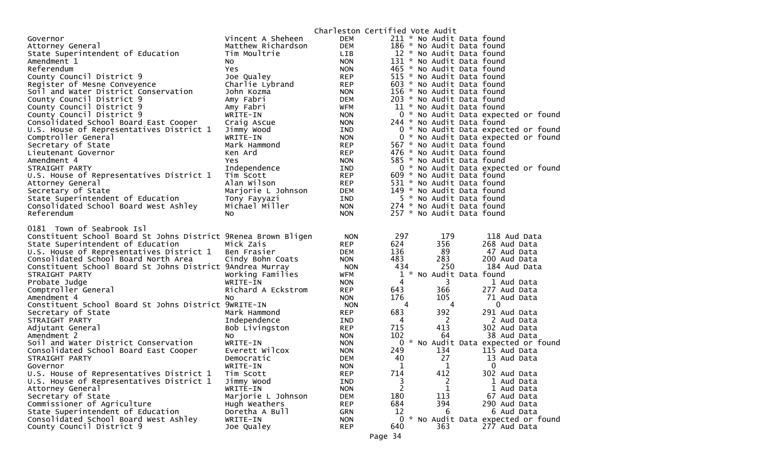Charleston Certified Vote Audit

| Contest | Candidate | Party | Votes | | |
|---|---|---|---|---|---|
| Governor | Vincent A Sheheen | DEM | 211 * No Audit Data found | | |
| Attorney General | Matthew Richardson | DEM | 186 * No Audit Data found | | |
| State Superintendent of Education | Tim Moultrie | LIB | 12 * No Audit Data found | | |
| Amendment 1 | No | NON | 131 * No Audit Data found | | |
| Referendum | Yes | NON | 465 * No Audit Data found | | |
| County Council District 9 | Joe Qualey | REP | 515 * No Audit Data found | | |
| Register of Mesne Conveyence | Charlie Lybrand | REP | 603 * No Audit Data found | | |
| Soil and Water District Conservation | John Kozma | NON | 156 * No Audit Data found | | |
| County Council District 9 | Amy Fabri | DEM | 203 * No Audit Data found | | |
| County Council District 9 | Amy Fabri | WFM | 11 * No Audit Data found | | |
| County Council District 9 | WRITE-IN | NON | 0 * No Audit Data expected or found | | |
| Consolidated School Board East Cooper | Craig Ascue | NON | 244 * No Audit Data found | | |
| U.S. House of Representatives District 1 | Jimmy Wood | IND | 0 * No Audit Data expected or found | | |
| Comptroller General | WRITE-IN | NON | 0 * No Audit Data expected or found | | |
| Secretary of State | Mark Hammond | REP | 567 * No Audit Data found | | |
| Lieutenant Governor | Ken Ard | REP | 476 * No Audit Data found | | |
| Amendment 4 | Yes | NON | 585 * No Audit Data found | | |
| STRAIGHT PARTY | Independence | IND | 0 * No Audit Data expected or found | | |
| U.S. House of Representatives District 1 | Tim Scott | REP | 609 * No Audit Data found | | |
| Attorney General | Alan Wilson | REP | 531 * No Audit Data found | | |
| Secretary of State | Marjorie L Johnson | DEM | 149 * No Audit Data found | | |
| State Superintendent of Education | Tony Fayyazi | IND | 5 * No Audit Data found | | |
| Consolidated School Board West Ashley | Michael Miller | NON | 274 * No Audit Data found | | |
| Referendum | No | NON | 257 * No Audit Data found | | |

0181 Town of Seabrook Isl

| Contest | Candidate | Party | Votes | | |
|---|---|---|---|---|---|
| Constituent School Board St Johns District 9 | Renea Brown Bligen | NON | 297 | 179 | 118 Aud Data |
| State Superintendent of Education | Mick Zais | REP | 624 | 356 | 268 Aud Data |
| U.S. House of Representatives District 1 | Ben Frasier | DEM | 136 | 89 | 47 Aud Data |
| Consolidated School Board North Area | Cindy Bohn Coats | NON | 483 | 283 | 200 Aud Data |
| Constituent School Board St Johns District 9 | Andrea Murray | NON | 434 | 250 | 184 Aud Data |
| STRAIGHT PARTY | Working Families | WFM | 1 * No Audit Data found | | |
| Probate Judge | WRITE-IN | NON | 4 | 3 | 1 Aud Data |
| Comptroller General | Richard A Eckstrom | REP | 643 | 366 | 277 Aud Data |
| Amendment 4 | No | NON | 176 | 105 | 71 Aud Data |
| Constituent School Board St Johns District 9 | WRITE-IN | NON | 4 | 4 | 0 |
| Secretary of State | Mark Hammond | REP | 683 | 392 | 291 Aud Data |
| STRAIGHT PARTY | Independence | IND | 4 | 2 | 2 Aud Data |
| Adjutant General | Bob Livingston | REP | 715 | 413 | 302 Aud Data |
| Amendment 2 | No | NON | 102 | 64 | 38 Aud Data |
| Soil and Water District Conservation | WRITE-IN | NON | 0 * No Audit Data expected or found | | |
| Consolidated School Board East Cooper | Everett Wilcox | NON | 249 | 134 | 115 Aud Data |
| STRAIGHT PARTY | Democratic | DEM | 40 | 27 | 13 Aud Data |
| Governor | WRITE-IN | NON | 1 | 1 | 0 |
| U.S. House of Representatives District 1 | Tim Scott | REP | 714 | 412 | 302 Aud Data |
| U.S. House of Representatives District 1 | Jimmy Wood | IND | 3 | 2 | 1 Aud Data |
| Attorney General | WRITE-IN | NON | 2 | 1 | 1 Aud Data |
| Secretary of State | Marjorie L Johnson | DEM | 180 | 113 | 67 Aud Data |
| Commissioner of Agriculture | Hugh Weathers | REP | 684 | 394 | 290 Aud Data |
| State Superintendent of Education | Doretha A Bull | GRN | 12 | 6 | 6 Aud Data |
| Consolidated School Board West Ashley | WRITE-IN | NON | 0 * No Audit Data expected or found | | |
| County Council District 9 | Joe Qualey | REP | 640 | 363 | 277 Aud Data |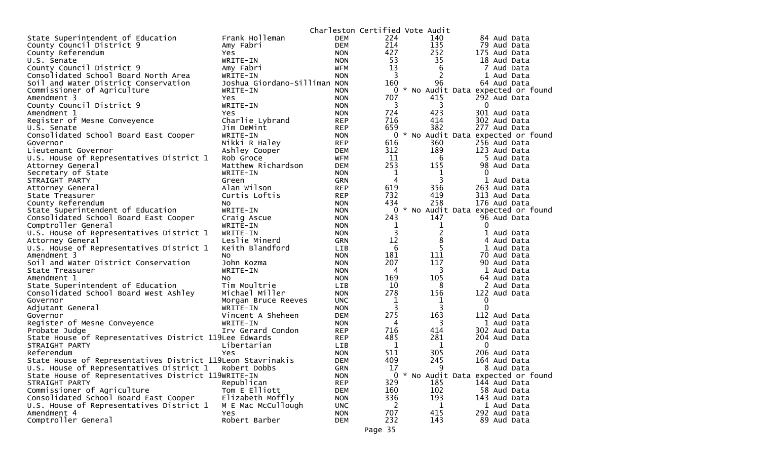Charleston Certified Vote Audit

| | | | | | |
|---|---|---|---|---|---|
| State Superintendent of Education | Frank Holleman | DEM | 224 | 140 | 84 Aud Data |
| County Council District 9 | Amy Fabri | DEM | 214 | 135 | 79 Aud Data |
| County Referendum | Yes | NON | 427 | 252 | 175 Aud Data |
| U.S. Senate | WRITE-IN | NON | 53 | 35 | 18 Aud Data |
| County Council District 9 | Amy Fabri | WFM | 13 | 6 | 7 Aud Data |
| Consolidated School Board North Area | WRITE-IN | NON | 3 | 2 | 1 Aud Data |
| Soil and Water District Conservation | Joshua Giordano-Silliman | NON | 160 | 96 | 64 Aud Data |
| Commissioner of Agriculture | WRITE-IN | NON | 0 | * No Audit Data expected or found | |
| Amendment 3 | Yes | NON | 707 | 415 | 292 Aud Data |
| County Council District 9 | WRITE-IN | NON | 3 | 3 | 0 |
| Amendment 1 | Yes | NON | 724 | 423 | 301 Aud Data |
| Register of Mesne Conveyence | Charlie Lybrand | REP | 716 | 414 | 302 Aud Data |
| U.S. Senate | Jim DeMint | REP | 659 | 382 | 277 Aud Data |
| Consolidated School Board East Cooper | WRITE-IN | NON | 0 | * No Audit Data expected or found | |
| Governor | Nikki R Haley | REP | 616 | 360 | 256 Aud Data |
| Lieutenant Governor | Ashley Cooper | DEM | 312 | 189 | 123 Aud Data |
| U.S. House of Representatives District 1 | Rob Groce | WFM | 11 | 6 | 5 Aud Data |
| Attorney General | Matthew Richardson | DEM | 253 | 155 | 98 Aud Data |
| Secretary of State | WRITE-IN | NON | 1 | 1 | 0 |
| STRAIGHT PARTY | Green | GRN | 4 | 3 | 1 Aud Data |
| Attorney General | Alan Wilson | REP | 619 | 356 | 263 Aud Data |
| State Treasurer | Curtis Loftis | REP | 732 | 419 | 313 Aud Data |
| County Referendum | No | NON | 434 | 258 | 176 Aud Data |
| State Superintendent of Education | WRITE-IN | NON | 0 | * No Audit Data expected or found | |
| Consolidated School Board East Cooper | Craig Ascue | NON | 243 | 147 | 96 Aud Data |
| Comptroller General | WRITE-IN | NON | 1 | 1 | 0 |
| U.S. House of Representatives District 1 | WRITE-IN | NON | 3 | 2 | 1 Aud Data |
| Attorney General | Leslie Minerd | GRN | 12 | 8 | 4 Aud Data |
| U.S. House of Representatives District 1 | Keith Blandford | LIB | 6 | 5 | 1 Aud Data |
| Amendment 3 | No | NON | 181 | 111 | 70 Aud Data |
| Soil and Water District Conservation | John Kozma | NON | 207 | 117 | 90 Aud Data |
| State Treasurer | WRITE-IN | NON | 4 | 3 | 1 Aud Data |
| Amendment 1 | No | NON | 169 | 105 | 64 Aud Data |
| State Superintendent of Education | Tim Moultrie | LIB | 10 | 8 | 2 Aud Data |
| Consolidated School Board West Ashley | Michael Miller | NON | 278 | 156 | 122 Aud Data |
| Governor | Morgan Bruce Reeves | UNC | 1 | 1 | 0 |
| Adjutant General | WRITE-IN | NON | 3 | 3 | 0 |
| Governor | Vincent A Sheheen | DEM | 275 | 163 | 112 Aud Data |
| Register of Mesne Conveyence | WRITE-IN | NON | 4 | 3 | 1 Aud Data |
| Probate Judge | Irv Gerard Condon | REP | 716 | 414 | 302 Aud Data |
| State House of Representatives District 119 | Lee Edwards | REP | 485 | 281 | 204 Aud Data |
| STRAIGHT PARTY | Libertarian | LIB | 1 | 1 | 0 |
| Referendum | Yes | NON | 511 | 305 | 206 Aud Data |
| State House of Representatives District 119 | Leon Stavrinakis | DEM | 409 | 245 | 164 Aud Data |
| U.S. House of Representatives District 1 | Robert Dobbs | GRN | 17 | 9 | 8 Aud Data |
| State House of Representatives District 119 | WRITE-IN | NON | 0 | * No Audit Data expected or found | |
| STRAIGHT PARTY | Republican | REP | 329 | 185 | 144 Aud Data |
| Commissioner of Agriculture | Tom E Elliott | DEM | 160 | 102 | 58 Aud Data |
| Consolidated School Board East Cooper | Elizabeth Moffly | NON | 336 | 193 | 143 Aud Data |
| U.S. House of Representatives District 1 | M E Mac McCullough | UNC | 2 | 1 | 1 Aud Data |
| Amendment 4 | Yes | NON | 707 | 415 | 292 Aud Data |
| Comptroller General | Robert Barber | DEM | 232 | 143 | 89 Aud Data |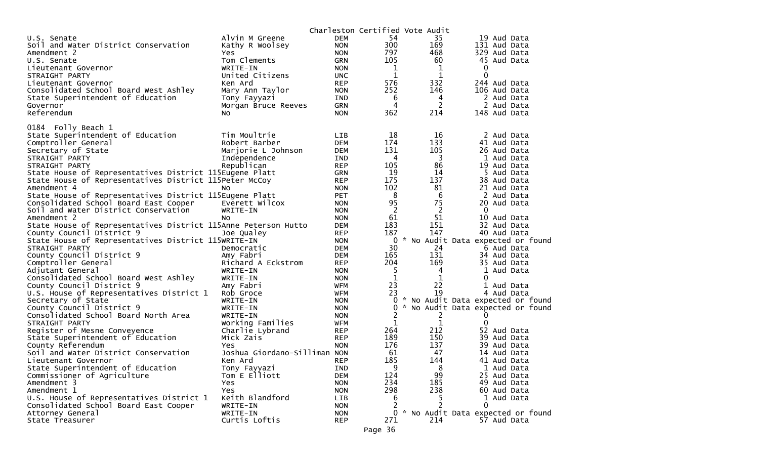Charleston Certified Vote Audit

| Office | Candidate | Party | Total | Count | Difference |
|---|---|---|---|---|---|
| U.S. Senate | Alvin M Greene | DEM | 54 | 35 | 19 Aud Data |
| Soil and Water District Conservation | Kathy R Woolsey | NON | 300 | 169 | 131 Aud Data |
| Amendment 2 | Yes | NON | 797 | 468 | 329 Aud Data |
| U.S. Senate | Tom Clements | GRN | 105 | 60 | 45 Aud Data |
| Lieutenant Governor | WRITE-IN | NON | 1 | 1 | 0 |
| STRAIGHT PARTY | United Citizens | UNC | 1 | 1 | 0 |
| Lieutenant Governor | Ken Ard | REP | 576 | 332 | 244 Aud Data |
| Consolidated School Board West Ashley | Mary Ann Taylor | NON | 252 | 146 | 106 Aud Data |
| State Superintendent of Education | Tony Fayyazi | IND | 6 | 4 | 2 Aud Data |
| Governor | Morgan Bruce Reeves | GRN | 4 | 2 | 2 Aud Data |
| Referendum | No | NON | 362 | 214 | 148 Aud Data |

0184 Folly Beach 1

| Office | Candidate | Party | Total | Count | Difference |
|---|---|---|---|---|---|
| State Superintendent of Education | Tim Moultrie | LIB | 18 | 16 | 2 Aud Data |
| Comptroller General | Robert Barber | DEM | 174 | 133 | 41 Aud Data |
| Secretary of State | Marjorie L Johnson | DEM | 131 | 105 | 26 Aud Data |
| STRAIGHT PARTY | Independence | IND | 4 | 3 | 1 Aud Data |
| STRAIGHT PARTY | Republican | REP | 105 | 86 | 19 Aud Data |
| State House of Representatives District 115 | Eugene Platt | GRN | 19 | 14 | 5 Aud Data |
| State House of Representatives District 115 | Peter McCoy | REP | 175 | 137 | 38 Aud Data |
| Amendment 4 | No | NON | 102 | 81 | 21 Aud Data |
| State House of Representatives District 115 | Eugene Platt | PET | 8 | 6 | 2 Aud Data |
| Consolidated School Board East Cooper | Everett Wilcox | NON | 95 | 75 | 20 Aud Data |
| Soil and Water District Conservation | WRITE-IN | NON | 2 | 2 | 0 |
| Amendment 2 | No | NON | 61 | 51 | 10 Aud Data |
| State House of Representatives District 115 | Anne Peterson Hutto | DEM | 183 | 151 | 32 Aud Data |
| County Council District 9 | Joe Qualey | REP | 187 | 147 | 40 Aud Data |
| State House of Representatives District 115 | WRITE-IN | NON | 0 | * No Audit Data expected or found | |
| STRAIGHT PARTY | Democratic | DEM | 30 | 24 | 6 Aud Data |
| County Council District 9 | Amy Fabri | DEM | 165 | 131 | 34 Aud Data |
| Comptroller General | Richard A Eckstrom | REP | 204 | 169 | 35 Aud Data |
| Adjutant General | WRITE-IN | NON | 5 | 4 | 1 Aud Data |
| Consolidated School Board West Ashley | WRITE-IN | NON | 1 | 1 | 0 |
| County Council District 9 | Amy Fabri | WFM | 23 | 22 | 1 Aud Data |
| U.S. House of Representatives District 1 | Rob Groce | WFM | 23 | 19 | 4 Aud Data |
| Secretary of State | WRITE-IN | NON | 0 | * No Audit Data expected or found | |
| County Council District 9 | WRITE-IN | NON | 0 | * No Audit Data expected or found | |
| Consolidated School Board North Area | WRITE-IN | NON | 2 | 2 | 0 |
| STRAIGHT PARTY | Working Families | WFM | 1 | 1 | 0 |
| Register of Mesne Conveyence | Charlie Lybrand | REP | 264 | 212 | 52 Aud Data |
| State Superintendent of Education | Mick Zais | REP | 189 | 150 | 39 Aud Data |
| County Referendum | Yes | NON | 176 | 137 | 39 Aud Data |
| Soil and Water District Conservation | Joshua Giordano-Silliman | NON | 61 | 47 | 14 Aud Data |
| Lieutenant Governor | Ken Ard | REP | 185 | 144 | 41 Aud Data |
| State Superintendent of Education | Tony Fayyazi | IND | 9 | 8 | 1 Aud Data |
| Commissioner of Agriculture | Tom E Elliott | DEM | 124 | 99 | 25 Aud Data |
| Amendment 3 | Yes | NON | 234 | 185 | 49 Aud Data |
| Amendment 1 | Yes | NON | 298 | 238 | 60 Aud Data |
| U.S. House of Representatives District 1 | Keith Blandford | LIB | 6 | 5 | 1 Aud Data |
| Consolidated School Board East Cooper | WRITE-IN | NON | 2 | 2 | 0 |
| Attorney General | WRITE-IN | NON | 0 | * No Audit Data expected or found | |
| State Treasurer | Curtis Loftis | REP | 271 | 214 | 57 Aud Data |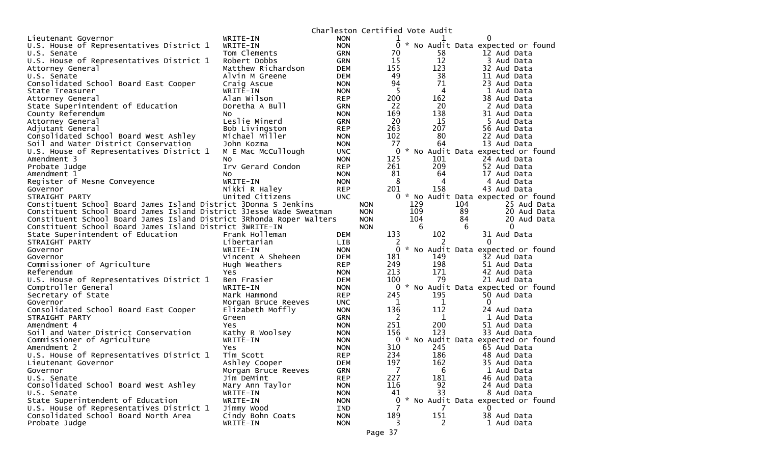# Charleston Certified Vote Audit

| Contest | Candidate | Party | Col 1 | Col 2 | Col 3 |
|---|---|---|---|---|---|
| Lieutenant Governor | WRITE-IN | NON | 1 | 1 | 0 |
| U.S. House of Representatives District 1 | WRITE-IN | NON | 0 | * No Audit Data expected or found | |
| U.S. Senate | Tom Clements | GRN | 70 | 58 | 12 Aud Data |
| U.S. House of Representatives District 1 | Robert Dobbs | GRN | 15 | 12 | 3 Aud Data |
| Attorney General | Matthew Richardson | DEM | 155 | 123 | 32 Aud Data |
| U.S. Senate | Alvin M Greene | DEM | 49 | 38 | 11 Aud Data |
| Consolidated School Board East Cooper | Craig Ascue | NON | 94 | 71 | 23 Aud Data |
| State Treasurer | WRITE-IN | NON | 5 | 4 | 1 Aud Data |
| Attorney General | Alan Wilson | REP | 200 | 162 | 38 Aud Data |
| State Superintendent of Education | Doretha A Bull | GRN | 22 | 20 | 2 Aud Data |
| County Referendum | No | NON | 169 | 138 | 31 Aud Data |
| Attorney General | Leslie Minerd | GRN | 20 | 15 | 5 Aud Data |
| Adjutant General | Bob Livingston | REP | 263 | 207 | 56 Aud Data |
| Consolidated School Board West Ashley | Michael Miller | NON | 102 | 80 | 22 Aud Data |
| Soil and Water District Conservation | John Kozma | NON | 77 | 64 | 13 Aud Data |
| U.S. House of Representatives District 1 | M E Mac McCullough | UNC | 0 | * No Audit Data expected or found | |
| Amendment 3 | No | NON | 125 | 101 | 24 Aud Data |
| Probate Judge | Irv Gerard Condon | REP | 261 | 209 | 52 Aud Data |
| Amendment 1 | No | NON | 81 | 64 | 17 Aud Data |
| Register of Mesne Conveyence | WRITE-IN | NON | 8 | 4 | 4 Aud Data |
| Governor | Nikki R Haley | REP | 201 | 158 | 43 Aud Data |
| STRAIGHT PARTY | United Citizens | UNC | 0 | * No Audit Data expected or found | |
| Constituent School Board James Island District 3 | Donna S Jenkins | NON | 129 | 104 | 25 Aud Data |
| Constituent School Board James Island District 3 | Jesse Wade Sweatman | NON | 109 | 89 | 20 Aud Data |
| Constituent School Board James Island District 3 | Rhonda Roper Walters | NON | 104 | 84 | 20 Aud Data |
| Constituent School Board James Island District 3 | WRITE-IN | NON | 6 | 6 | 0 |
| State Superintendent of Education | Frank Holleman | DEM | 133 | 102 | 31 Aud Data |
| STRAIGHT PARTY | Libertarian | LIB | 2 | 2 | 0 |
| Governor | WRITE-IN | NON | 0 | * No Audit Data expected or found | |
| Governor | Vincent A Sheheen | DEM | 181 | 149 | 32 Aud Data |
| Commissioner of Agriculture | Hugh Weathers | REP | 249 | 198 | 51 Aud Data |
| Referendum | Yes | NON | 213 | 171 | 42 Aud Data |
| U.S. House of Representatives District 1 | Ben Frasier | DEM | 100 | 79 | 21 Aud Data |
| Comptroller General | WRITE-IN | NON | 0 | * No Audit Data expected or found | |
| Secretary of State | Mark Hammond | REP | 245 | 195 | 50 Aud Data |
| Governor | Morgan Bruce Reeves | UNC | 1 | 1 | 0 |
| Consolidated School Board East Cooper | Elizabeth Moffly | NON | 136 | 112 | 24 Aud Data |
| STRAIGHT PARTY | Green | GRN | 2 | 1 | 1 Aud Data |
| Amendment 4 | Yes | NON | 251 | 200 | 51 Aud Data |
| Soil and Water District Conservation | Kathy R Woolsey | NON | 156 | 123 | 33 Aud Data |
| Commissioner of Agriculture | WRITE-IN | NON | 0 | * No Audit Data expected or found | |
| Amendment 2 | Yes | NON | 310 | 245 | 65 Aud Data |
| U.S. House of Representatives District 1 | Tim Scott | REP | 234 | 186 | 48 Aud Data |
| Lieutenant Governor | Ashley Cooper | DEM | 197 | 162 | 35 Aud Data |
| Governor | Morgan Bruce Reeves | GRN | 7 | 6 | 1 Aud Data |
| U.S. Senate | Jim DeMint | REP | 227 | 181 | 46 Aud Data |
| Consolidated School Board West Ashley | Mary Ann Taylor | NON | 116 | 92 | 24 Aud Data |
| U.S. Senate | WRITE-IN | NON | 41 | 33 | 8 Aud Data |
| State Superintendent of Education | WRITE-IN | NON | 0 | * No Audit Data expected or found | |
| U.S. House of Representatives District 1 | Jimmy Wood | IND | 7 | 7 | 0 |
| Consolidated School Board North Area | Cindy Bohn Coats | NON | 189 | 151 | 38 Aud Data |
| Probate Judge | WRITE-IN | NON | 3 | 2 | 1 Aud Data |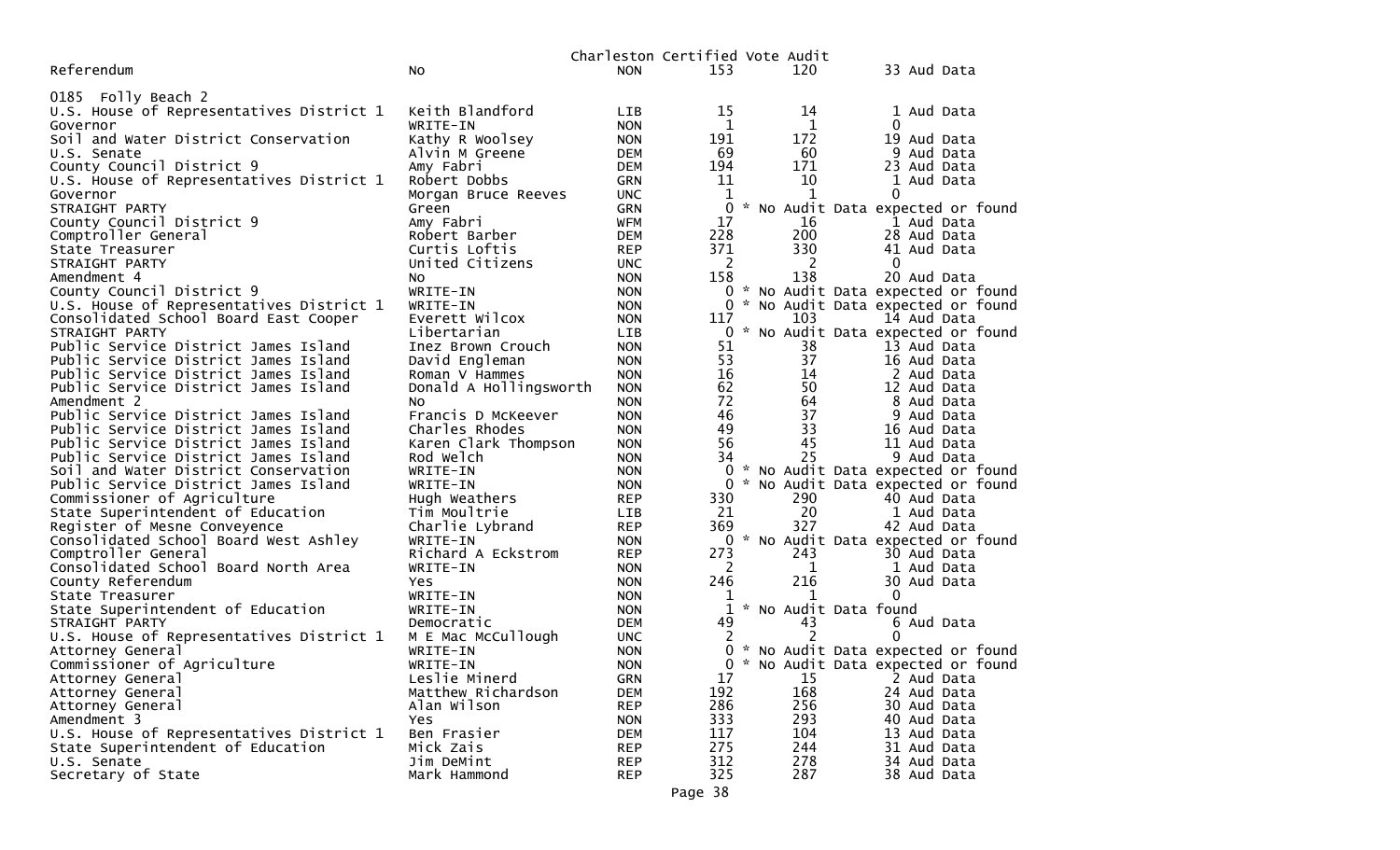Charleston Certified Vote Audit

| Referendum | No | NON | 153 | 120 | 33 Aud Data |
|---|---|---|---|---|---|
| **0185 Folly Beach 2** | | | | | |
| U.S. House of Representatives District 1 | Keith Blandford | LIB | 15 | 14 | 1 Aud Data |
| Governor | WRITE-IN | NON | 1 | 1 | 0 |
| Soil and Water District Conservation | Kathy R Woolsey | NON | 191 | 172 | 19 Aud Data |
| U.S. Senate | Alvin M Greene | DEM | 69 | 60 | 9 Aud Data |
| County Council District 9 | Amy Fabri | DEM | 194 | 171 | 23 Aud Data |
| U.S. House of Representatives District 1 | Robert Dobbs | GRN | 11 | 10 | 1 Aud Data |
| Governor | Morgan Bruce Reeves | UNC | 1 | 1 | 0 |
| STRAIGHT PARTY | Green | GRN | 0 | * No Audit Data expected or found | |
| County Council District 9 | Amy Fabri | WFM | 17 | 16 | 1 Aud Data |
| Comptroller General | Robert Barber | DEM | 228 | 200 | 28 Aud Data |
| State Treasurer | Curtis Loftis | REP | 371 | 330 | 41 Aud Data |
| STRAIGHT PARTY | United Citizens | UNC | 2 | 2 | 0 |
| Amendment 4 | No | NON | 158 | 138 | 20 Aud Data |
| County Council District 9 | WRITE-IN | NON | 0 | * No Audit Data expected or found | |
| U.S. House of Representatives District 1 | WRITE-IN | NON | 0 | * No Audit Data expected or found | |
| Consolidated School Board East Cooper | Everett Wilcox | NON | 117 | 103 | 14 Aud Data |
| STRAIGHT PARTY | Libertarian | LIB | 0 | * No Audit Data expected or found | |
| Public Service District James Island | Inez Brown Crouch | NON | 51 | 38 | 13 Aud Data |
| Public Service District James Island | David Engleman | NON | 53 | 37 | 16 Aud Data |
| Public Service District James Island | Roman V Hammes | NON | 16 | 14 | 2 Aud Data |
| Public Service District James Island | Donald A Hollingsworth | NON | 62 | 50 | 12 Aud Data |
| Amendment 2 | No | NON | 72 | 64 | 8 Aud Data |
| Public Service District James Island | Francis D McKeever | NON | 46 | 37 | 9 Aud Data |
| Public Service District James Island | Charles Rhodes | NON | 49 | 33 | 16 Aud Data |
| Public Service District James Island | Karen Clark Thompson | NON | 56 | 45 | 11 Aud Data |
| Public Service District James Island | Rod Welch | NON | 34 | 25 | 9 Aud Data |
| Soil and Water District Conservation | WRITE-IN | NON | 0 | * No Audit Data expected or found | |
| Public Service District James Island | WRITE-IN | NON | 0 | * No Audit Data expected or found | |
| Commissioner of Agriculture | Hugh Weathers | REP | 330 | 290 | 40 Aud Data |
| State Superintendent of Education | Tim Moultrie | LIB | 21 | 20 | 1 Aud Data |
| Register of Mesne Conveyence | Charlie Lybrand | REP | 369 | 327 | 42 Aud Data |
| Consolidated School Board West Ashley | WRITE-IN | NON | 0 | * No Audit Data expected or found | |
| Comptroller General | Richard A Eckstrom | REP | 273 | 243 | 30 Aud Data |
| Consolidated School Board North Area | WRITE-IN | NON | 2 | 1 | 1 Aud Data |
| County Referendum | Yes | NON | 246 | 216 | 30 Aud Data |
| State Treasurer | WRITE-IN | NON | 1 | 1 | 0 |
| State Superintendent of Education | WRITE-IN | NON | 1 | * No Audit Data found | |
| STRAIGHT PARTY | Democratic | DEM | 49 | 43 | 6 Aud Data |
| U.S. House of Representatives District 1 | M E Mac McCullough | UNC | 2 | 2 | 0 |
| Attorney General | WRITE-IN | NON | 0 | * No Audit Data expected or found | |
| Commissioner of Agriculture | WRITE-IN | NON | 0 | * No Audit Data expected or found | |
| Attorney General | Leslie Minerd | GRN | 17 | 15 | 2 Aud Data |
| Attorney General | Matthew Richardson | DEM | 192 | 168 | 24 Aud Data |
| Attorney General | Alan Wilson | REP | 286 | 256 | 30 Aud Data |
| Amendment 3 | Yes | NON | 333 | 293 | 40 Aud Data |
| U.S. House of Representatives District 1 | Ben Frasier | DEM | 117 | 104 | 13 Aud Data |
| State Superintendent of Education | Mick Zais | REP | 275 | 244 | 31 Aud Data |
| U.S. Senate | Jim DeMint | REP | 312 | 278 | 34 Aud Data |
| Secretary of State | Mark Hammond | REP | 325 | 287 | 38 Aud Data |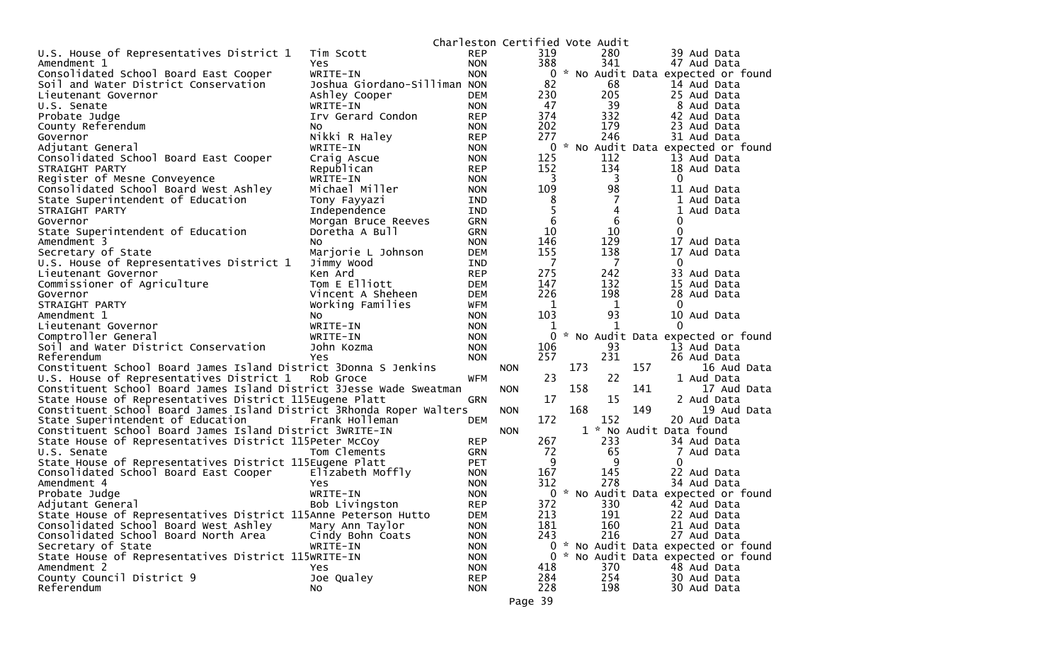Charleston Certified Vote Audit

| Contest | Candidate | Party | Votes | Votes | Audit |
|---|---|---|---|---|---|
| U.S. House of Representatives District 1 | Tim Scott | REP | 319 | 280 | 39 Aud Data |
| Amendment 1 | Yes | NON | 388 | 341 | 47 Aud Data |
| Consolidated School Board East Cooper | WRITE-IN | NON | 0 | * No Audit Data expected or found | |
| Soil and Water District Conservation | Joshua Giordano-Silliman | NON | 82 | 68 | 14 Aud Data |
| Lieutenant Governor | Ashley Cooper | DEM | 230 | 205 | 25 Aud Data |
| U.S. Senate | WRITE-IN | NON | 47 | 39 | 8 Aud Data |
| Probate Judge | Irv Gerard Condon | REP | 374 | 332 | 42 Aud Data |
| County Referendum | No | NON | 202 | 179 | 23 Aud Data |
| Governor | Nikki R Haley | REP | 277 | 246 | 31 Aud Data |
| Adjutant General | WRITE-IN | NON | 0 | * No Audit Data expected or found | |
| Consolidated School Board East Cooper | Craig Ascue | NON | 125 | 112 | 13 Aud Data |
| STRAIGHT PARTY | Republican | REP | 152 | 134 | 18 Aud Data |
| Register of Mesne Conveyence | WRITE-IN | NON | 3 | 3 | 0 |
| Consolidated School Board West Ashley | Michael Miller | NON | 109 | 98 | 11 Aud Data |
| State Superintendent of Education | Tony Fayyazi | IND | 8 | 7 | 1 Aud Data |
| STRAIGHT PARTY | Independence | IND | 5 | 4 | 1 Aud Data |
| Governor | Morgan Bruce Reeves | GRN | 6 | 6 | 0 |
| State Superintendent of Education | Doretha A Bull | GRN | 10 | 10 | 0 |
| Amendment 3 | No | NON | 146 | 129 | 17 Aud Data |
| Secretary of State | Marjorie L Johnson | DEM | 155 | 138 | 17 Aud Data |
| U.S. House of Representatives District 1 | Jimmy Wood | IND | 7 | 7 | 0 |
| Lieutenant Governor | Ken Ard | REP | 275 | 242 | 33 Aud Data |
| Commissioner of Agriculture | Tom E Elliott | DEM | 147 | 132 | 15 Aud Data |
| Governor | Vincent A Sheheen | DEM | 226 | 198 | 28 Aud Data |
| STRAIGHT PARTY | Working Families | WFM | 1 | 1 | 0 |
| Amendment 1 | No | NON | 103 | 93 | 10 Aud Data |
| Lieutenant Governor | WRITE-IN | NON | 1 | 1 | 0 |
| Comptroller General | WRITE-IN | NON | 0 | * No Audit Data expected or found | |
| Soil and Water District Conservation | John Kozma | NON | 106 | 93 | 13 Aud Data |
| Referendum | Yes | NON | 257 | 231 | 26 Aud Data |
| Constituent School Board James Island District 3 | Donna S Jenkins | NON | 173 | 157 | 16 Aud Data |
| U.S. House of Representatives District 1 | Rob Groce | WFM | 23 | 22 | 1 Aud Data |
| Constituent School Board James Island District 3 | Jesse Wade Sweatman | NON | 158 | 141 | 17 Aud Data |
| State House of Representatives District 115 | Eugene Platt | GRN | 17 | 15 | 2 Aud Data |
| Constituent School Board James Island District 3 | Rhonda Roper Walters | NON | 168 | 149 | 19 Aud Data |
| State Superintendent of Education | Frank Holleman | DEM | 172 | 152 | 20 Aud Data |
| Constituent School Board James Island District 3 | WRITE-IN | NON | 1 | * No Audit Data found | |
| State House of Representatives District 115 | Peter McCoy | REP | 267 | 233 | 34 Aud Data |
| U.S. Senate | Tom Clements | GRN | 72 | 65 | 7 Aud Data |
| State House of Representatives District 115 | Eugene Platt | PET | 9 | 9 | 0 |
| Consolidated School Board East Cooper | Elizabeth Moffly | NON | 167 | 145 | 22 Aud Data |
| Amendment 4 | Yes | NON | 312 | 278 | 34 Aud Data |
| Probate Judge | WRITE-IN | NON | 0 | * No Audit Data expected or found | |
| Adjutant General | Bob Livingston | REP | 372 | 330 | 42 Aud Data |
| State House of Representatives District 115 | Anne Peterson Hutto | DEM | 213 | 191 | 22 Aud Data |
| Consolidated School Board West Ashley | Mary Ann Taylor | NON | 181 | 160 | 21 Aud Data |
| Consolidated School Board North Area | Cindy Bohn Coats | NON | 243 | 216 | 27 Aud Data |
| Secretary of State | WRITE-IN | NON | 0 | * No Audit Data expected or found | |
| State House of Representatives District 115 | WRITE-IN | NON | 0 | * No Audit Data expected or found | |
| Amendment 2 | Yes | NON | 418 | 370 | 48 Aud Data |
| County Council District 9 | Joe Qualey | REP | 284 | 254 | 30 Aud Data |
| Referendum | No | NON | 228 | 198 | 30 Aud Data |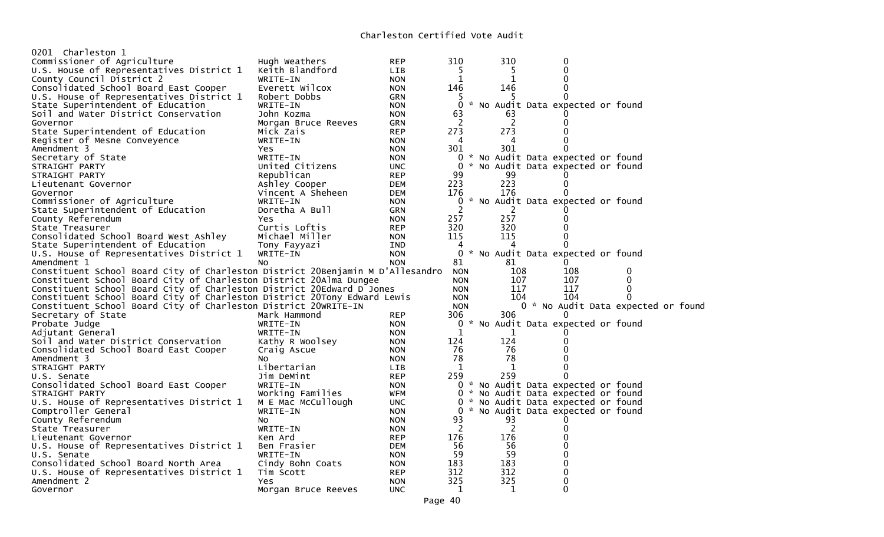# Charleston Certified Vote Audit

0201 Charleston 1

| Contest | Candidate | Party | Votes | Audit | Difference |
|---|---|---|---|---|---|
| Commissioner of Agriculture | Hugh Weathers | REP | 310 | 310 | 0 |
| U.S. House of Representatives District 1 | Keith Blandford | LIB | 5 | 5 | 0 |
| County Council District 2 | WRITE-IN | NON | 1 | 1 | 0 |
| Consolidated School Board East Cooper | Everett Wilcox | NON | 146 | 146 | 0 |
| U.S. House of Representatives District 1 | Robert Dobbs | GRN | 5 | 5 | 0 |
| State Superintendent of Education | WRITE-IN | NON | 0 | * No Audit Data expected or found | |
| Soil and Water District Conservation | John Kozma | NON | 63 | 63 | 0 |
| Governor | Morgan Bruce Reeves | GRN | 2 | 2 | 0 |
| State Superintendent of Education | Mick Zais | REP | 273 | 273 | 0 |
| Register of Mesne Conveyence | WRITE-IN | NON | 4 | 4 | 0 |
| Amendment 3 | Yes | NON | 301 | 301 | 0 |
| Secretary of State | WRITE-IN | NON | 0 | * No Audit Data expected or found | |
| STRAIGHT PARTY | United Citizens | UNC | 0 | * No Audit Data expected or found | |
| STRAIGHT PARTY | Republican | REP | 99 | 99 | 0 |
| Lieutenant Governor | Ashley Cooper | DEM | 223 | 223 | 0 |
| Governor | Vincent A Sheheen | DEM | 176 | 176 | 0 |
| Commissioner of Agriculture | WRITE-IN | NON | 0 | * No Audit Data expected or found | |
| State Superintendent of Education | Doretha A Bull | GRN | 2 | 2 | 0 |
| County Referendum | Yes | NON | 257 | 257 | 0 |
| State Treasurer | Curtis Loftis | REP | 320 | 320 | 0 |
| Consolidated School Board West Ashley | Michael Miller | NON | 115 | 115 | 0 |
| State Superintendent of Education | Tony Fayyazi | IND | 4 | 4 | 0 |
| U.S. House of Representatives District 1 | WRITE-IN | NON | 0 | * No Audit Data expected or found | |
| Amendment 1 | No | NON | 81 | 81 | 0 |
| Constituent School Board City of Charleston District 20 | Benjamin M D'Allesandro | NON | 108 | 108 | 0 |
| Constituent School Board City of Charleston District 20 | Alma Dungee | NON | 107 | 107 | 0 |
| Constituent School Board City of Charleston District 20 | Edward D Jones | NON | 117 | 117 | 0 |
| Constituent School Board City of Charleston District 20 | Tony Edward Lewis | NON | 104 | 104 | 0 |
| Constituent School Board City of Charleston District 20 | WRITE-IN | NON | 0 | * No Audit Data expected or found | |
| Secretary of State | Mark Hammond | REP | 306 | 306 | 0 |
| Probate Judge | WRITE-IN | NON | 0 | * No Audit Data expected or found | |
| Adjutant General | WRITE-IN | NON | 1 | 1 | 0 |
| Soil and Water District Conservation | Kathy R Woolsey | NON | 124 | 124 | 0 |
| Consolidated School Board East Cooper | Craig Ascue | NON | 76 | 76 | 0 |
| Amendment 3 | No | NON | 78 | 78 | 0 |
| STRAIGHT PARTY | Libertarian | LIB | 1 | 1 | 0 |
| U.S. Senate | Jim DeMint | REP | 259 | 259 | 0 |
| Consolidated School Board East Cooper | WRITE-IN | NON | 0 | * No Audit Data expected or found | |
| STRAIGHT PARTY | Working Families | WFM | 0 | * No Audit Data expected or found | |
| U.S. House of Representatives District 1 | M E Mac McCullough | UNC | 0 | * No Audit Data expected or found | |
| Comptroller General | WRITE-IN | NON | 0 | * No Audit Data expected or found | |
| County Referendum | No | NON | 93 | 93 | 0 |
| State Treasurer | WRITE-IN | NON | 2 | 2 | 0 |
| Lieutenant Governor | Ken Ard | REP | 176 | 176 | 0 |
| U.S. House of Representatives District 1 | Ben Frasier | DEM | 56 | 56 | 0 |
| U.S. Senate | WRITE-IN | NON | 59 | 59 | 0 |
| Consolidated School Board North Area | Cindy Bohn Coats | NON | 183 | 183 | 0 |
| U.S. House of Representatives District 1 | Tim Scott | REP | 312 | 312 | 0 |
| Amendment 2 | Yes | NON | 325 | 325 | 0 |
| Governor | Morgan Bruce Reeves | UNC | 1 | 1 | 0 |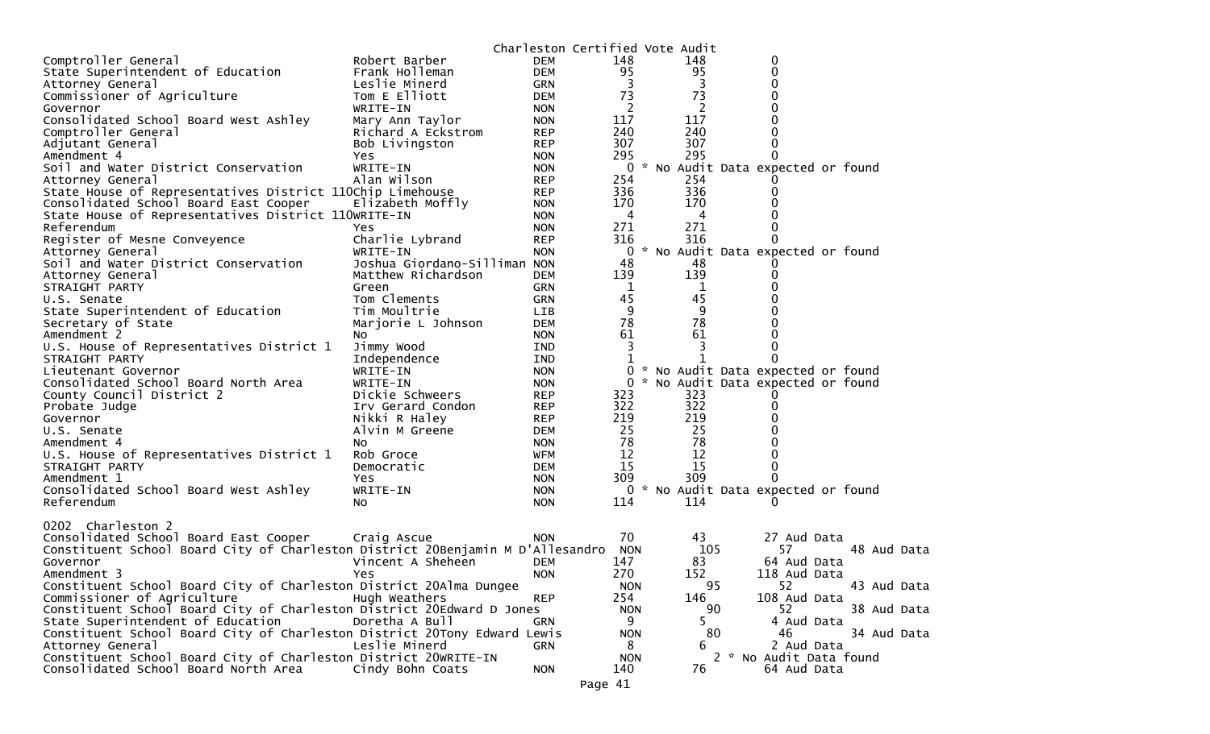Charleston Certified Vote Audit

| Contest | Candidate | Party | Certified | Audit | Difference | |
|---|---|---|---|---|---|---|
| Comptroller General | Robert Barber | DEM | 148 | 148 | 0 | |
| State Superintendent of Education | Frank Holleman | DEM | 95 | 95 | 0 | |
| Attorney General | Leslie Minerd | GRN | 3 | 3 | 0 | |
| Commissioner of Agriculture | Tom E Elliott | DEM | 73 | 73 | 0 | |
| Governor | WRITE-IN | NON | 2 | 2 | 0 | |
| Consolidated School Board West Ashley | Mary Ann Taylor | NON | 117 | 117 | 0 | |
| Comptroller General | Richard A Eckstrom | REP | 240 | 240 | 0 | |
| Adjutant General | Bob Livingston | REP | 307 | 307 | 0 | |
| Amendment 4 | Yes | NON | 295 | 295 | 0 | |
| Soil and Water District Conservation | WRITE-IN | NON | 0 | * No Audit Data expected or found | | |
| Attorney General | Alan Wilson | REP | 254 | 254 | 0 | |
| State House of Representatives District 110 | Chip Limehouse | REP | 336 | 336 | 0 | |
| Consolidated School Board East Cooper | Elizabeth Moffly | NON | 170 | 170 | 0 | |
| State House of Representatives District 110 | WRITE-IN | NON | 4 | 4 | 0 | |
| Referendum | Yes | NON | 271 | 271 | 0 | |
| Register of Mesne Conveyence | Charlie Lybrand | REP | 316 | 316 | 0 | |
| Attorney General | WRITE-IN | NON | 0 | * No Audit Data expected or found | | |
| Soil and Water District Conservation | Joshua Giordano-Silliman | NON | 48 | 48 | 0 | |
| Attorney General | Matthew Richardson | DEM | 139 | 139 | 0 | |
| STRAIGHT PARTY | Green | GRN | 1 | 1 | 0 | |
| U.S. Senate | Tom Clements | GRN | 45 | 45 | 0 | |
| State Superintendent of Education | Tim Moultrie | LIB | 9 | 9 | 0 | |
| Secretary of State | Marjorie L Johnson | DEM | 78 | 78 | 0 | |
| Amendment 2 | No | NON | 61 | 61 | 0 | |
| U.S. House of Representatives District 1 | Jimmy Wood | IND | 3 | 3 | 0 | |
| STRAIGHT PARTY | Independence | IND | 1 | 1 | 0 | |
| Lieutenant Governor | WRITE-IN | NON | 0 | * No Audit Data expected or found | | |
| Consolidated School Board North Area | WRITE-IN | NON | 0 | * No Audit Data expected or found | | |
| County Council District 2 | Dickie Schweers | REP | 323 | 323 | 0 | |
| Probate Judge | Irv Gerard Condon | REP | 322 | 322 | 0 | |
| Governor | Nikki R Haley | REP | 219 | 219 | 0 | |
| U.S. Senate | Alvin M Greene | DEM | 25 | 25 | 0 | |
| Amendment 4 | No | NON | 78 | 78 | 0 | |
| U.S. House of Representatives District 1 | Rob Groce | WFM | 12 | 12 | 0 | |
| STRAIGHT PARTY | Democratic | DEM | 15 | 15 | 0 | |
| Amendment 1 | Yes | NON | 309 | 309 | 0 | |
| Consolidated School Board West Ashley | WRITE-IN | NON | 0 | * No Audit Data expected or found | | |
| Referendum | No | NON | 114 | 114 | 0 | |

0202 Charleston 2

| Contest | Candidate | Party | Certified | Audit | Difference | |
|---|---|---|---|---|---|---|
| Consolidated School Board East Cooper | Craig Ascue | NON | 70 | 43 | 27 Aud Data | |
| Constituent School Board City of Charleston District 20 | Benjamin M D'Allesandro | NON | 105 | 57 | 48 Aud Data | |
| Governor | Vincent A Sheheen | DEM | 147 | 83 | 64 Aud Data | |
| Amendment 3 | Yes | NON | 270 | 152 | 118 Aud Data | |
| Constituent School Board City of Charleston District 20 | Alma Dungee | NON | 95 | 52 | 43 Aud Data | |
| Commissioner of Agriculture | Hugh Weathers | REP | 254 | 146 | 108 Aud Data | |
| Constituent School Board City of Charleston District 20 | Edward D Jones | NON | 90 | 52 | 38 Aud Data | |
| State Superintendent of Education | Doretha A Bull | GRN | 9 | 5 | 4 Aud Data | |
| Constituent School Board City of Charleston District 20 | Tony Edward Lewis | NON | 80 | 46 | 34 Aud Data | |
| Attorney General | Leslie Minerd | GRN | 8 | 6 | 2 Aud Data | |
| Constituent School Board City of Charleston District 20 | WRITE-IN | NON | 2 | * No Audit Data found | | |
| Consolidated School Board North Area | Cindy Bohn Coats | NON | 140 | 76 | 64 Aud Data | |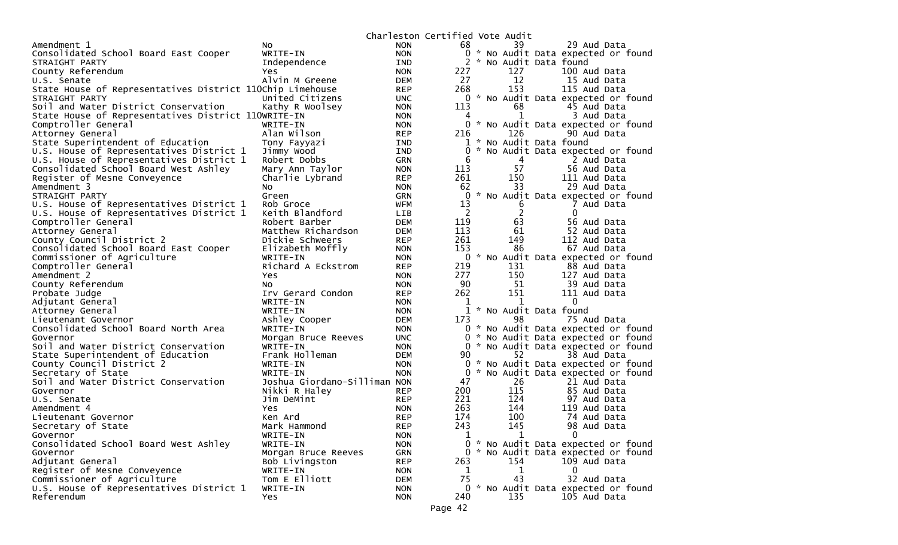# Charleston Certified Vote Audit

| Contest | Candidate | Party | Total | | Audit | Aud Data |
|---|---|---|---|---|---|---|
| Amendment 1 | No | NON | 68 | | 39 | 29 Aud Data |
| Consolidated School Board East Cooper | WRITE-IN | NON | 0 | * No Audit Data expected or found | | |
| STRAIGHT PARTY | Independence | IND | 2 | * No Audit Data found | | |
| County Referendum | Yes | NON | 227 | | 127 | 100 Aud Data |
| U.S. Senate | Alvin M Greene | DEM | 27 | | 12 | 15 Aud Data |
| State House of Representatives District 110 | Chip Limehouse | REP | 268 | | 153 | 115 Aud Data |
| STRAIGHT PARTY | United Citizens | UNC | 0 | * No Audit Data expected or found | | |
| Soil and Water District Conservation | Kathy R Woolsey | NON | 113 | | 68 | 45 Aud Data |
| State House of Representatives District 110 | WRITE-IN | NON | 4 | | 1 | 3 Aud Data |
| Comptroller General | WRITE-IN | NON | 0 | * No Audit Data expected or found | | |
| Attorney General | Alan Wilson | REP | 216 | | 126 | 90 Aud Data |
| State Superintendent of Education | Tony Fayyazi | IND | 1 | * No Audit Data found | | |
| U.S. House of Representatives District 1 | Jimmy Wood | IND | 0 | * No Audit Data expected or found | | |
| U.S. House of Representatives District 1 | Robert Dobbs | GRN | 6 | | 4 | 2 Aud Data |
| Consolidated School Board West Ashley | Mary Ann Taylor | NON | 113 | | 57 | 56 Aud Data |
| Register of Mesne Conveyence | Charlie Lybrand | REP | 261 | | 150 | 111 Aud Data |
| Amendment 3 | No | NON | 62 | | 33 | 29 Aud Data |
| STRAIGHT PARTY | Green | GRN | 0 | * No Audit Data expected or found | | |
| U.S. House of Representatives District 1 | Rob Groce | WFM | 13 | | 6 | 7 Aud Data |
| U.S. House of Representatives District 1 | Keith Blandford | LIB | 2 | | 2 | 0 |
| Comptroller General | Robert Barber | DEM | 119 | | 63 | 56 Aud Data |
| Attorney General | Matthew Richardson | DEM | 113 | | 61 | 52 Aud Data |
| County Council District 2 | Dickie Schweers | REP | 261 | | 149 | 112 Aud Data |
| Consolidated School Board East Cooper | Elizabeth Moffly | NON | 153 | | 86 | 67 Aud Data |
| Commissioner of Agriculture | WRITE-IN | NON | 0 | * No Audit Data expected or found | | |
| Comptroller General | Richard A Eckstrom | REP | 219 | | 131 | 88 Aud Data |
| Amendment 2 | Yes | NON | 277 | | 150 | 127 Aud Data |
| County Referendum | No | NON | 90 | | 51 | 39 Aud Data |
| Probate Judge | Irv Gerard Condon | REP | 262 | | 151 | 111 Aud Data |
| Adjutant General | WRITE-IN | NON | 1 | | 1 | 0 |
| Attorney General | WRITE-IN | NON | 1 | * No Audit Data found | | |
| Lieutenant Governor | Ashley Cooper | DEM | 173 | | 98 | 75 Aud Data |
| Consolidated School Board North Area | WRITE-IN | NON | 0 | * No Audit Data expected or found | | |
| Governor | Morgan Bruce Reeves | UNC | 0 | * No Audit Data expected or found | | |
| Soil and Water District Conservation | WRITE-IN | NON | 0 | * No Audit Data expected or found | | |
| State Superintendent of Education | Frank Holleman | DEM | 90 | | 52 | 38 Aud Data |
| County Council District 2 | WRITE-IN | NON | 0 | * No Audit Data expected or found | | |
| Secretary of State | WRITE-IN | NON | 0 | * No Audit Data expected or found | | |
| Soil and Water District Conservation | Joshua Giordano-Silliman | NON | 47 | | 26 | 21 Aud Data |
| Governor | Nikki R Haley | REP | 200 | | 115 | 85 Aud Data |
| U.S. Senate | Jim DeMint | REP | 221 | | 124 | 97 Aud Data |
| Amendment 4 | Yes | NON | 263 | | 144 | 119 Aud Data |
| Lieutenant Governor | Ken Ard | REP | 174 | | 100 | 74 Aud Data |
| Secretary of State | Mark Hammond | REP | 243 | | 145 | 98 Aud Data |
| Governor | WRITE-IN | NON | 1 | | 1 | 0 |
| Consolidated School Board West Ashley | WRITE-IN | NON | 0 | * No Audit Data expected or found | | |
| Governor | Morgan Bruce Reeves | GRN | 0 | * No Audit Data expected or found | | |
| Adjutant General | Bob Livingston | REP | 263 | | 154 | 109 Aud Data |
| Register of Mesne Conveyence | WRITE-IN | NON | 1 | | 1 | 0 |
| Commissioner of Agriculture | Tom E Elliott | DEM | 75 | | 43 | 32 Aud Data |
| U.S. House of Representatives District 1 | WRITE-IN | NON | 0 | * No Audit Data expected or found | | |
| Referendum | Yes | NON | 240 | | 135 | 105 Aud Data |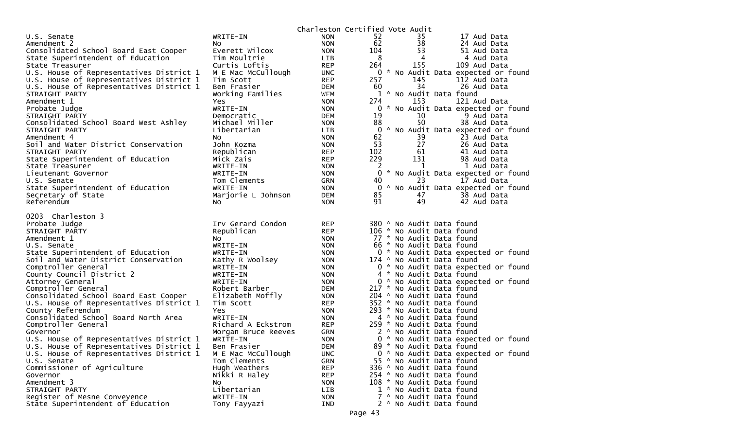Charleston Certified Vote Audit

| Contest | Candidate | Party | Votes | | Audit |
|---|---|---|---|---|---|
| U.S. Senate | WRITE-IN | NON | 52 | 35 | 17 Aud Data |
| Amendment 2 | No | NON | 62 | 38 | 24 Aud Data |
| Consolidated School Board East Cooper | Everett Wilcox | NON | 104 | 53 | 51 Aud Data |
| State Superintendent of Education | Tim Moultrie | LIB | 8 | 4 | 4 Aud Data |
| State Treasurer | Curtis Loftis | REP | 264 | 155 | 109 Aud Data |
| U.S. House of Representatives District 1 | M E Mac McCullough | UNC | 0 | * No Audit Data expected or found | |
| U.S. House of Representatives District 1 | Tim Scott | REP | 257 | 145 | 112 Aud Data |
| U.S. House of Representatives District 1 | Ben Frasier | DEM | 60 | 34 | 26 Aud Data |
| STRAIGHT PARTY | Working Families | WFM | 1 | * No Audit Data found | |
| Amendment 1 | Yes | NON | 274 | 153 | 121 Aud Data |
| Probate Judge | WRITE-IN | NON | 0 | * No Audit Data expected or found | |
| STRAIGHT PARTY | Democratic | DEM | 19 | 10 | 9 Aud Data |
| Consolidated School Board West Ashley | Michael Miller | NON | 88 | 50 | 38 Aud Data |
| STRAIGHT PARTY | Libertarian | LIB | 0 | * No Audit Data expected or found | |
| Amendment 4 | No | NON | 62 | 39 | 23 Aud Data |
| Soil and Water District Conservation | John Kozma | NON | 53 | 27 | 26 Aud Data |
| STRAIGHT PARTY | Republican | REP | 102 | 61 | 41 Aud Data |
| State Superintendent of Education | Mick Zais | REP | 229 | 131 | 98 Aud Data |
| State Treasurer | WRITE-IN | NON | 2 | 1 | 1 Aud Data |
| Lieutenant Governor | WRITE-IN | NON | 0 | * No Audit Data expected or found | |
| U.S. Senate | Tom Clements | GRN | 40 | 23 | 17 Aud Data |
| State Superintendent of Education | WRITE-IN | NON | 0 | * No Audit Data expected or found | |
| Secretary of State | Marjorie L Johnson | DEM | 85 | 47 | 38 Aud Data |
| Referendum | No | NON | 91 | 49 | 42 Aud Data |

0203 Charleston 3

| Contest | Candidate | Party | Votes | Audit |
|---|---|---|---|---|
| Probate Judge | Irv Gerard Condon | REP | 380 | * No Audit Data found |
| STRAIGHT PARTY | Republican | REP | 106 | * No Audit Data found |
| Amendment 1 | No | NON | 77 | * No Audit Data found |
| U.S. Senate | WRITE-IN | NON | 66 | * No Audit Data found |
| State Superintendent of Education | WRITE-IN | NON | 0 | * No Audit Data expected or found |
| Soil and Water District Conservation | Kathy R Woolsey | NON | 174 | * No Audit Data found |
| Comptroller General | WRITE-IN | NON | 0 | * No Audit Data expected or found |
| County Council District 2 | WRITE-IN | NON | 4 | * No Audit Data found |
| Attorney General | WRITE-IN | NON | 0 | * No Audit Data expected or found |
| Comptroller General | Robert Barber | DEM | 217 | * No Audit Data found |
| Consolidated School Board East Cooper | Elizabeth Moffly | NON | 204 | * No Audit Data found |
| U.S. House of Representatives District 1 | Tim Scott | REP | 352 | * No Audit Data found |
| County Referendum | Yes | NON | 293 | * No Audit Data found |
| Consolidated School Board North Area | WRITE-IN | NON | 4 | * No Audit Data found |
| Comptroller General | Richard A Eckstrom | REP | 259 | * No Audit Data found |
| Governor | Morgan Bruce Reeves | GRN | 2 | * No Audit Data found |
| U.S. House of Representatives District 1 | WRITE-IN | NON | 0 | * No Audit Data expected or found |
| U.S. House of Representatives District 1 | Ben Frasier | DEM | 89 | * No Audit Data found |
| U.S. House of Representatives District 1 | M E Mac McCullough | UNC | 0 | * No Audit Data expected or found |
| U.S. Senate | Tom Clements | GRN | 55 | * No Audit Data found |
| Commissioner of Agriculture | Hugh Weathers | REP | 336 | * No Audit Data found |
| Governor | Nikki R Haley | REP | 254 | * No Audit Data found |
| Amendment 3 | No | NON | 108 | * No Audit Data found |
| STRAIGHT PARTY | Libertarian | LIB | 1 | * No Audit Data found |
| Register of Mesne Conveyence | WRITE-IN | NON | 7 | * No Audit Data found |
| State Superintendent of Education | Tony Fayyazi | IND | 2 | * No Audit Data found |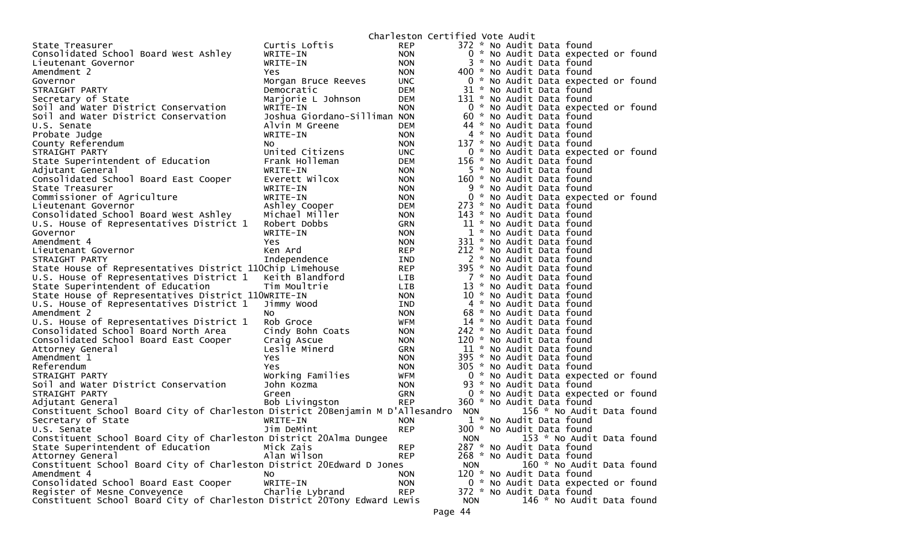# Charleston Certified Vote Audit

| Contest | Candidate | Party | Votes | Audit |
|---|---|---|---|---|
| State Treasurer | Curtis Loftis | REP | 372 | * No Audit Data found |
| Consolidated School Board West Ashley | WRITE-IN | NON | 0 | * No Audit Data expected or found |
| Lieutenant Governor | WRITE-IN | NON | 3 | * No Audit Data found |
| Amendment 2 | Yes | NON | 400 | * No Audit Data found |
| Governor | Morgan Bruce Reeves | UNC | 0 | * No Audit Data expected or found |
| STRAIGHT PARTY | Democratic | DEM | 31 | * No Audit Data found |
| Secretary of State | Marjorie L Johnson | DEM | 131 | * No Audit Data found |
| Soil and Water District Conservation | WRITE-IN | NON | 0 | * No Audit Data expected or found |
| Soil and Water District Conservation | Joshua Giordano-Silliman | NON | 60 | * No Audit Data found |
| U.S. Senate | Alvin M Greene | DEM | 44 | * No Audit Data found |
| Probate Judge | WRITE-IN | NON | 4 | * No Audit Data found |
| County Referendum | No | NON | 137 | * No Audit Data found |
| STRAIGHT PARTY | United Citizens | UNC | 0 | * No Audit Data expected or found |
| State Superintendent of Education | Frank Holleman | DEM | 156 | * No Audit Data found |
| Adjutant General | WRITE-IN | NON | 5 | * No Audit Data found |
| Consolidated School Board East Cooper | Everett Wilcox | NON | 160 | * No Audit Data found |
| State Treasurer | WRITE-IN | NON | 9 | * No Audit Data found |
| Commissioner of Agriculture | WRITE-IN | NON | 0 | * No Audit Data expected or found |
| Lieutenant Governor | Ashley Cooper | DEM | 273 | * No Audit Data found |
| Consolidated School Board West Ashley | Michael Miller | NON | 143 | * No Audit Data found |
| U.S. House of Representatives District 1 | Robert Dobbs | GRN | 11 | * No Audit Data found |
| Governor | WRITE-IN | NON | 1 | * No Audit Data found |
| Amendment 4 | Yes | NON | 331 | * No Audit Data found |
| Lieutenant Governor | Ken Ard | REP | 212 | * No Audit Data found |
| STRAIGHT PARTY | Independence | IND | 2 | * No Audit Data found |
| State House of Representatives District 110 | Chip Limehouse | REP | 395 | * No Audit Data found |
| U.S. House of Representatives District 1 | Keith Blandford | LIB | 7 | * No Audit Data found |
| State Superintendent of Education | Tim Moultrie | LIB | 13 | * No Audit Data found |
| State House of Representatives District 110 | WRITE-IN | NON | 10 | * No Audit Data found |
| U.S. House of Representatives District 1 | Jimmy Wood | IND | 4 | * No Audit Data found |
| Amendment 2 | No | NON | 68 | * No Audit Data found |
| U.S. House of Representatives District 1 | Rob Groce | WFM | 14 | * No Audit Data found |
| Consolidated School Board North Area | Cindy Bohn Coats | NON | 242 | * No Audit Data found |
| Consolidated School Board East Cooper | Craig Ascue | NON | 120 | * No Audit Data found |
| Attorney General | Leslie Minerd | GRN | 11 | * No Audit Data found |
| Amendment 1 | Yes | NON | 395 | * No Audit Data found |
| Referendum | Yes | NON | 305 | * No Audit Data found |
| STRAIGHT PARTY | Working Families | WFM | 0 | * No Audit Data expected or found |
| Soil and Water District Conservation | John Kozma | NON | 93 | * No Audit Data found |
| STRAIGHT PARTY | Green | GRN | 0 | * No Audit Data expected or found |
| Adjutant General | Bob Livingston | REP | 360 | * No Audit Data found |
| Constituent School Board City of Charleston District 20 | Benjamin M D'Allesandro | NON | 156 | * No Audit Data found |
| Secretary of State | WRITE-IN | NON | 1 | * No Audit Data found |
| U.S. Senate | Jim DeMint | REP | 300 | * No Audit Data found |
| Constituent School Board City of Charleston District 20 | Alma Dungee | NON | 153 | * No Audit Data found |
| State Superintendent of Education | Mick Zais | REP | 287 | * No Audit Data found |
| Attorney General | Alan Wilson | REP | 268 | * No Audit Data found |
| Constituent School Board City of Charleston District 20 | Edward D Jones | NON | 160 | * No Audit Data found |
| Amendment 4 | No | NON | 120 | * No Audit Data found |
| Consolidated School Board East Cooper | WRITE-IN | NON | 0 | * No Audit Data expected or found |
| Register of Mesne Conveyence | Charlie Lybrand | REP | 372 | * No Audit Data found |
| Constituent School Board City of Charleston District 20 | Tony Edward Lewis | NON | 146 | * No Audit Data found |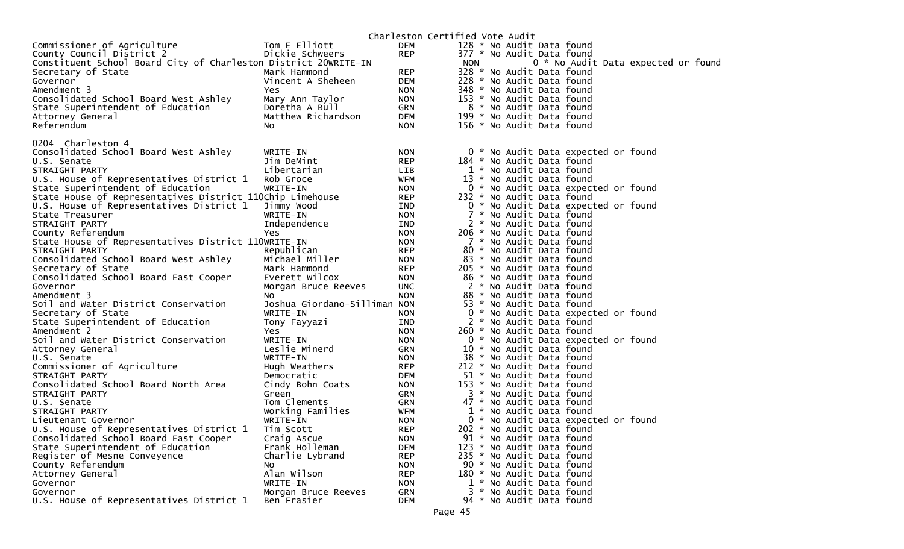Charleston Certified Vote Audit

| | | | |
|---|---|---|---|
| Commissioner of Agriculture | Tom E Elliott | DEM | 128 * No Audit Data found |
| County Council District 2 | Dickie Schweers | REP | 377 * No Audit Data found |
| Constituent School Board City of Charleston District 20 | WRITE-IN | NON | 0 * No Audit Data expected or found |
| Secretary of State | Mark Hammond | REP | 328 * No Audit Data found |
| Governor | Vincent A Sheheen | DEM | 228 * No Audit Data found |
| Amendment 3 | Yes | NON | 348 * No Audit Data found |
| Consolidated School Board West Ashley | Mary Ann Taylor | NON | 153 * No Audit Data found |
| State Superintendent of Education | Doretha A Bull | GRN | 8 * No Audit Data found |
| Attorney General | Matthew Richardson | DEM | 199 * No Audit Data found |
| Referendum | No | NON | 156 * No Audit Data found |

0204 Charleston 4

| | | | |
|---|---|---|---|
| Consolidated School Board West Ashley | WRITE-IN | NON | 0 * No Audit Data expected or found |
| U.S. Senate | Jim DeMint | REP | 184 * No Audit Data found |
| STRAIGHT PARTY | Libertarian | LIB | 1 * No Audit Data found |
| U.S. House of Representatives District 1 | Rob Groce | WFM | 13 * No Audit Data found |
| State Superintendent of Education | WRITE-IN | NON | 0 * No Audit Data expected or found |
| State House of Representatives District 110 | Chip Limehouse | REP | 232 * No Audit Data found |
| U.S. House of Representatives District 1 | Jimmy Wood | IND | 0 * No Audit Data expected or found |
| State Treasurer | WRITE-IN | NON | 7 * No Audit Data found |
| STRAIGHT PARTY | Independence | IND | 2 * No Audit Data found |
| County Referendum | Yes | NON | 206 * No Audit Data found |
| State House of Representatives District 110 | WRITE-IN | NON | 7 * No Audit Data found |
| STRAIGHT PARTY | Republican | REP | 80 * No Audit Data found |
| Consolidated School Board West Ashley | Michael Miller | NON | 83 * No Audit Data found |
| Secretary of State | Mark Hammond | REP | 205 * No Audit Data found |
| Consolidated School Board East Cooper | Everett Wilcox | NON | 86 * No Audit Data found |
| Governor | Morgan Bruce Reeves | UNC | 2 * No Audit Data found |
| Amendment 3 | No | NON | 88 * No Audit Data found |
| Soil and Water District Conservation | Joshua Giordano-Silliman | NON | 53 * No Audit Data found |
| Secretary of State | WRITE-IN | NON | 0 * No Audit Data expected or found |
| State Superintendent of Education | Tony Fayyazi | IND | 2 * No Audit Data found |
| Amendment 2 | Yes | NON | 260 * No Audit Data found |
| Soil and Water District Conservation | WRITE-IN | NON | 0 * No Audit Data expected or found |
| Attorney General | Leslie Minerd | GRN | 10 * No Audit Data found |
| U.S. Senate | WRITE-IN | NON | 38 * No Audit Data found |
| Commissioner of Agriculture | Hugh Weathers | REP | 212 * No Audit Data found |
| STRAIGHT PARTY | Democratic | DEM | 51 * No Audit Data found |
| Consolidated School Board North Area | Cindy Bohn Coats | NON | 153 * No Audit Data found |
| STRAIGHT PARTY | Green | GRN | 3 * No Audit Data found |
| U.S. Senate | Tom Clements | GRN | 47 * No Audit Data found |
| STRAIGHT PARTY | Working Families | WFM | 1 * No Audit Data found |
| Lieutenant Governor | WRITE-IN | NON | 0 * No Audit Data expected or found |
| U.S. House of Representatives District 1 | Tim Scott | REP | 202 * No Audit Data found |
| Consolidated School Board East Cooper | Craig Ascue | NON | 91 * No Audit Data found |
| State Superintendent of Education | Frank Holleman | DEM | 123 * No Audit Data found |
| Register of Mesne Conveyence | Charlie Lybrand | REP | 235 * No Audit Data found |
| County Referendum | No | NON | 90 * No Audit Data found |
| Attorney General | Alan Wilson | REP | 180 * No Audit Data found |
| Governor | WRITE-IN | NON | 1 * No Audit Data found |
| Governor | Morgan Bruce Reeves | GRN | 3 * No Audit Data found |
| U.S. House of Representatives District 1 | Ben Frasier | DEM | 94 * No Audit Data found |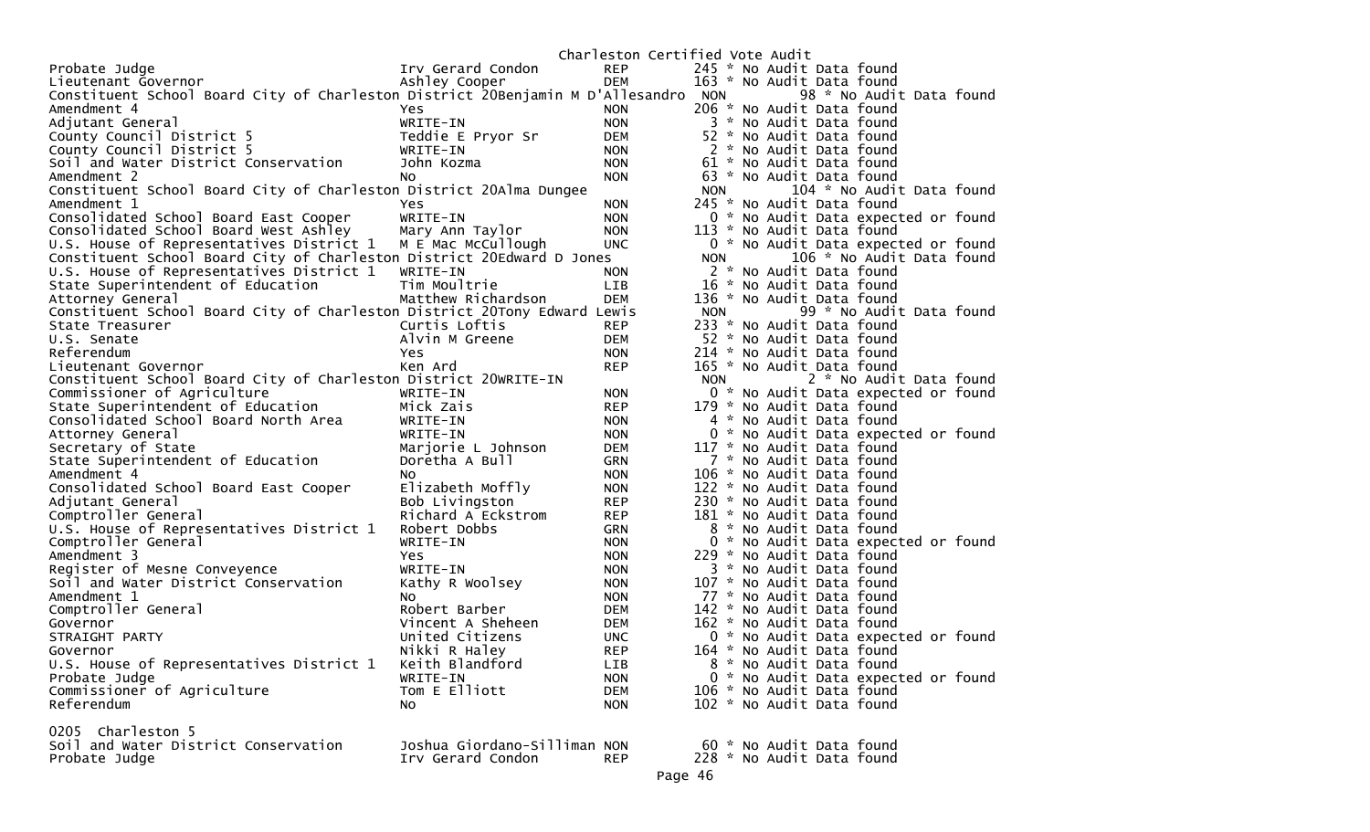Charleston Certified Vote Audit

| Contest | Candidate | Party | Votes | Note |
|---|---|---|---|---|
| Probate Judge | Irv Gerard Condon | REP | 245 | * No Audit Data found |
| Lieutenant Governor | Ashley Cooper | DEM | 163 | * No Audit Data found |
| Constituent School Board City of Charleston District 20 | Benjamin M D'Allesandro | NON | 98 | * No Audit Data found |
| Amendment 4 | Yes | NON | 206 | * No Audit Data found |
| Adjutant General | WRITE-IN | NON | 3 | * No Audit Data found |
| County Council District 5 | Teddie E Pryor Sr | DEM | 52 | * No Audit Data found |
| County Council District 5 | WRITE-IN | NON | 2 | * No Audit Data found |
| Soil and Water District Conservation | John Kozma | NON | 61 | * No Audit Data found |
| Amendment 2 | No | NON | 63 | * No Audit Data found |
| Constituent School Board City of Charleston District 20 | Alma Dungee | NON | 104 | * No Audit Data found |
| Amendment 1 | Yes | NON | 245 | * No Audit Data found |
| Consolidated School Board East Cooper | WRITE-IN | NON | 0 | * No Audit Data expected or found |
| Consolidated School Board West Ashley | Mary Ann Taylor | NON | 113 | * No Audit Data found |
| U.S. House of Representatives District 1 | M E Mac McCullough | UNC | 0 | * No Audit Data expected or found |
| Constituent School Board City of Charleston District 20 | Edward D Jones | NON | 106 | * No Audit Data found |
| U.S. House of Representatives District 1 | WRITE-IN | NON | 2 | * No Audit Data found |
| State Superintendent of Education | Tim Moultrie | LIB | 16 | * No Audit Data found |
| Attorney General | Matthew Richardson | DEM | 136 | * No Audit Data found |
| Constituent School Board City of Charleston District 20 | Tony Edward Lewis | NON | 99 | * No Audit Data found |
| State Treasurer | Curtis Loftis | REP | 233 | * No Audit Data found |
| U.S. Senate | Alvin M Greene | DEM | 52 | * No Audit Data found |
| Referendum | Yes | NON | 214 | * No Audit Data found |
| Lieutenant Governor | Ken Ard | REP | 165 | * No Audit Data found |
| Constituent School Board City of Charleston District 20 | WRITE-IN | NON | 2 | * No Audit Data found |
| Commissioner of Agriculture | WRITE-IN | NON | 0 | * No Audit Data expected or found |
| State Superintendent of Education | Mick Zais | REP | 179 | * No Audit Data found |
| Consolidated School Board North Area | WRITE-IN | NON | 4 | * No Audit Data found |
| Attorney General | WRITE-IN | NON | 0 | * No Audit Data expected or found |
| Secretary of State | Marjorie L Johnson | DEM | 117 | * No Audit Data found |
| State Superintendent of Education | Doretha A Bull | GRN | 7 | * No Audit Data found |
| Amendment 4 | No | NON | 106 | * No Audit Data found |
| Consolidated School Board East Cooper | Elizabeth Moffly | NON | 122 | * No Audit Data found |
| Adjutant General | Bob Livingston | REP | 230 | * No Audit Data found |
| Comptroller General | Richard A Eckstrom | REP | 181 | * No Audit Data found |
| U.S. House of Representatives District 1 | Robert Dobbs | GRN | 8 | * No Audit Data found |
| Comptroller General | WRITE-IN | NON | 0 | * No Audit Data expected or found |
| Amendment 3 | Yes | NON | 229 | * No Audit Data found |
| Register of Mesne Conveyence | WRITE-IN | NON | 3 | * No Audit Data found |
| Soil and Water District Conservation | Kathy R Woolsey | NON | 107 | * No Audit Data found |
| Amendment 1 | No | NON | 77 | * No Audit Data found |
| Comptroller General | Robert Barber | DEM | 142 | * No Audit Data found |
| Governor | Vincent A Sheheen | DEM | 162 | * No Audit Data found |
| STRAIGHT PARTY | United Citizens | UNC | 0 | * No Audit Data expected or found |
| Governor | Nikki R Haley | REP | 164 | * No Audit Data found |
| U.S. House of Representatives District 1 | Keith Blandford | LIB | 8 | * No Audit Data found |
| Probate Judge | WRITE-IN | NON | 0 | * No Audit Data expected or found |
| Commissioner of Agriculture | Tom E Elliott | DEM | 106 | * No Audit Data found |
| Referendum | No | NON | 102 | * No Audit Data found |

0205 Charleston 5

| Contest | Candidate | Party | Votes | Note |
|---|---|---|---|---|
| Soil and Water District Conservation | Joshua Giordano-Silliman | NON | 60 | * No Audit Data found |
| Probate Judge | Irv Gerard Condon | REP | 228 | * No Audit Data found |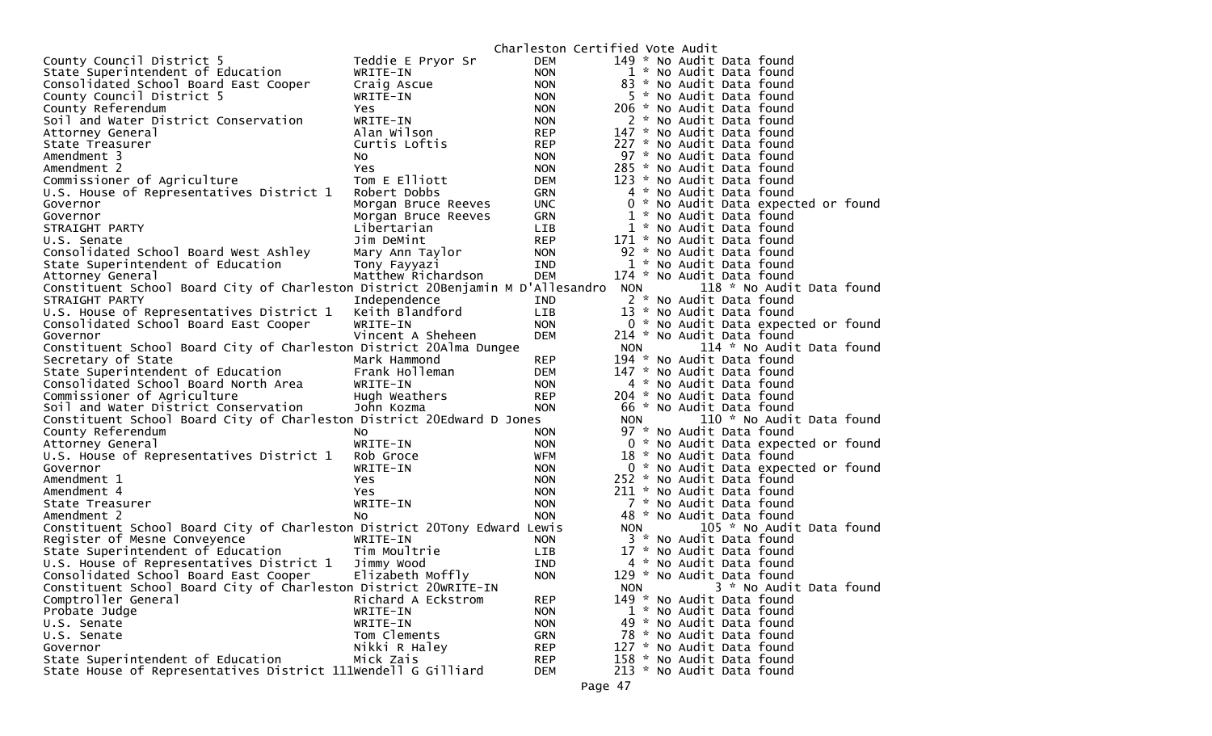Charleston Certified Vote Audit

| Contest | Candidate | Party | Votes | Audit |
|---|---|---|---|---|
| County Council District 5 | Teddie E Pryor Sr | DEM | 149 | * No Audit Data found |
| State Superintendent of Education | WRITE-IN | NON | 1 | * No Audit Data found |
| Consolidated School Board East Cooper | Craig Ascue | NON | 83 | * No Audit Data found |
| County Council District 5 | WRITE-IN | NON | 5 | * No Audit Data found |
| County Referendum | Yes | NON | 206 | * No Audit Data found |
| Soil and Water District Conservation | WRITE-IN | NON | 2 | * No Audit Data found |
| Attorney General | Alan Wilson | REP | 147 | * No Audit Data found |
| State Treasurer | Curtis Loftis | REP | 227 | * No Audit Data found |
| Amendment 3 | No | NON | 97 | * No Audit Data found |
| Amendment 2 | Yes | NON | 285 | * No Audit Data found |
| Commissioner of Agriculture | Tom E Elliott | DEM | 123 | * No Audit Data found |
| U.S. House of Representatives District 1 | Robert Dobbs | GRN | 4 | * No Audit Data found |
| Governor | Morgan Bruce Reeves | UNC | 0 | * No Audit Data expected or found |
| Governor | Morgan Bruce Reeves | GRN | 1 | * No Audit Data found |
| STRAIGHT PARTY | Libertarian | LIB | 1 | * No Audit Data found |
| U.S. Senate | Jim DeMint | REP | 171 | * No Audit Data found |
| Consolidated School Board West Ashley | Mary Ann Taylor | NON | 92 | * No Audit Data found |
| State Superintendent of Education | Tony Fayyazi | IND | 1 | * No Audit Data found |
| Attorney General | Matthew Richardson | DEM | 174 | * No Audit Data found |
| Constituent School Board City of Charleston District 20 | Benjamin M D'Allesandro | NON | 118 | * No Audit Data found |
| STRAIGHT PARTY | Independence | IND | 2 | * No Audit Data found |
| U.S. House of Representatives District 1 | Keith Blandford | LIB | 13 | * No Audit Data found |
| Consolidated School Board East Cooper | WRITE-IN | NON | 0 | * No Audit Data expected or found |
| Governor | Vincent A Sheheen | DEM | 214 | * No Audit Data found |
| Constituent School Board City of Charleston District 20 | Alma Dungee | NON | 114 | * No Audit Data found |
| Secretary of State | Mark Hammond | REP | 194 | * No Audit Data found |
| State Superintendent of Education | Frank Holleman | DEM | 147 | * No Audit Data found |
| Consolidated School Board North Area | WRITE-IN | NON | 4 | * No Audit Data found |
| Commissioner of Agriculture | Hugh Weathers | REP | 204 | * No Audit Data found |
| Soil and Water District Conservation | John Kozma | NON | 66 | * No Audit Data found |
| Constituent School Board City of Charleston District 20 | Edward D Jones | NON | 110 | * No Audit Data found |
| County Referendum | No | NON | 97 | * No Audit Data found |
| Attorney General | WRITE-IN | NON | 0 | * No Audit Data expected or found |
| U.S. House of Representatives District 1 | Rob Groce | WFM | 18 | * No Audit Data found |
| Governor | WRITE-IN | NON | 0 | * No Audit Data expected or found |
| Amendment 1 | Yes | NON | 252 | * No Audit Data found |
| Amendment 4 | Yes | NON | 211 | * No Audit Data found |
| State Treasurer | WRITE-IN | NON | 7 | * No Audit Data found |
| Amendment 2 | No | NON | 48 | * No Audit Data found |
| Constituent School Board City of Charleston District 20 | Tony Edward Lewis | NON | 105 | * No Audit Data found |
| Register of Mesne Conveyence | WRITE-IN | NON | 3 | * No Audit Data found |
| State Superintendent of Education | Tim Moultrie | LIB | 17 | * No Audit Data found |
| U.S. House of Representatives District 1 | Jimmy Wood | IND | 4 | * No Audit Data found |
| Consolidated School Board East Cooper | Elizabeth Moffly | NON | 129 | * No Audit Data found |
| Constituent School Board City of Charleston District 20 | WRITE-IN | NON | 3 | * No Audit Data found |
| Comptroller General | Richard A Eckstrom | REP | 149 | * No Audit Data found |
| Probate Judge | WRITE-IN | NON | 1 | * No Audit Data found |
| U.S. Senate | WRITE-IN | NON | 49 | * No Audit Data found |
| U.S. Senate | Tom Clements | GRN | 78 | * No Audit Data found |
| Governor | Nikki R Haley | REP | 127 | * No Audit Data found |
| State Superintendent of Education | Mick Zais | REP | 158 | * No Audit Data found |
| State House of Representatives District 111 | Wendell G Gilliard | DEM | 213 | * No Audit Data found |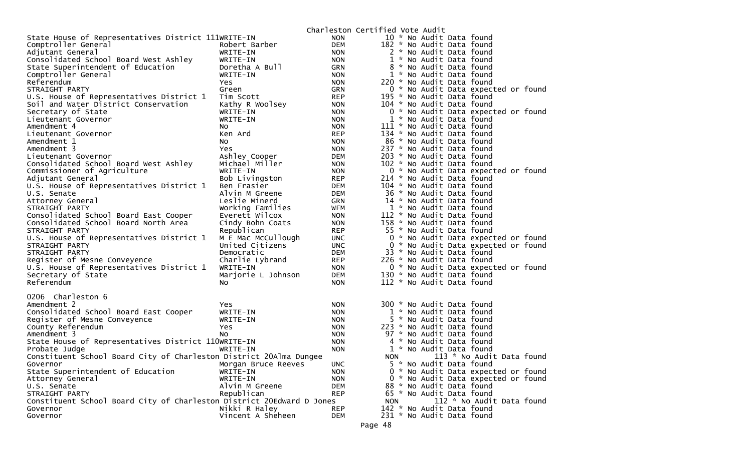Charleston Certified Vote Audit

| Contest | Candidate | Party | Votes | Note |
|---|---|---|---|---|
| State House of Representatives District 111 | WRITE-IN | NON | 10 | * No Audit Data found |
| Comptroller General | Robert Barber | DEM | 182 | * No Audit Data found |
| Adjutant General | WRITE-IN | NON | 2 | * No Audit Data found |
| Consolidated School Board West Ashley | WRITE-IN | NON | 1 | * No Audit Data found |
| State Superintendent of Education | Doretha A Bull | GRN | 8 | * No Audit Data found |
| Comptroller General | WRITE-IN | NON | 1 | * No Audit Data found |
| Referendum | Yes | NON | 220 | * No Audit Data found |
| STRAIGHT PARTY | Green | GRN | 0 | * No Audit Data expected or found |
| U.S. House of Representatives District 1 | Tim Scott | REP | 195 | * No Audit Data found |
| Soil and Water District Conservation | Kathy R Woolsey | NON | 104 | * No Audit Data found |
| Secretary of State | WRITE-IN | NON | 0 | * No Audit Data expected or found |
| Lieutenant Governor | WRITE-IN | NON | 1 | * No Audit Data found |
| Amendment 4 | No | NON | 111 | * No Audit Data found |
| Lieutenant Governor | Ken Ard | REP | 134 | * No Audit Data found |
| Amendment 1 | No | NON | 86 | * No Audit Data found |
| Amendment 3 | Yes | NON | 237 | * No Audit Data found |
| Lieutenant Governor | Ashley Cooper | DEM | 203 | * No Audit Data found |
| Consolidated School Board West Ashley | Michael Miller | NON | 102 | * No Audit Data found |
| Commissioner of Agriculture | WRITE-IN | NON | 0 | * No Audit Data expected or found |
| Adjutant General | Bob Livingston | REP | 214 | * No Audit Data found |
| U.S. House of Representatives District 1 | Ben Frasier | DEM | 104 | * No Audit Data found |
| U.S. Senate | Alvin M Greene | DEM | 36 | * No Audit Data found |
| Attorney General | Leslie Minerd | GRN | 14 | * No Audit Data found |
| STRAIGHT PARTY | Working Families | WFM | 1 | * No Audit Data found |
| Consolidated School Board East Cooper | Everett Wilcox | NON | 112 | * No Audit Data found |
| Consolidated School Board North Area | Cindy Bohn Coats | NON | 158 | * No Audit Data found |
| STRAIGHT PARTY | Republican | REP | 55 | * No Audit Data found |
| U.S. House of Representatives District 1 | M E Mac McCullough | UNC | 0 | * No Audit Data expected or found |
| STRAIGHT PARTY | United Citizens | UNC | 0 | * No Audit Data expected or found |
| STRAIGHT PARTY | Democratic | DEM | 33 | * No Audit Data found |
| Register of Mesne Conveyence | Charlie Lybrand | REP | 226 | * No Audit Data found |
| U.S. House of Representatives District 1 | WRITE-IN | NON | 0 | * No Audit Data expected or found |
| Secretary of State | Marjorie L Johnson | DEM | 130 | * No Audit Data found |
| Referendum | No | NON | 112 | * No Audit Data found |

0206 Charleston 6

| Contest | Candidate | Party | Votes | Note |
|---|---|---|---|---|
| Amendment 2 | Yes | NON | 300 | * No Audit Data found |
| Consolidated School Board East Cooper | WRITE-IN | NON | 1 | * No Audit Data found |
| Register of Mesne Conveyence | WRITE-IN | NON | 5 | * No Audit Data found |
| County Referendum | Yes | NON | 223 | * No Audit Data found |
| Amendment 3 | No | NON | 97 | * No Audit Data found |
| State House of Representatives District 110 | WRITE-IN | NON | 4 | * No Audit Data found |
| Probate Judge | WRITE-IN | NON | 1 | * No Audit Data found |
| Constituent School Board City of Charleston District 20 | Alma Dungee | NON | 113 | * No Audit Data found |
| Governor | Morgan Bruce Reeves | UNC | 5 | * No Audit Data found |
| State Superintendent of Education | WRITE-IN | NON | 0 | * No Audit Data expected or found |
| Attorney General | WRITE-IN | NON | 0 | * No Audit Data expected or found |
| U.S. Senate | Alvin M Greene | DEM | 88 | * No Audit Data found |
| STRAIGHT PARTY | Republican | REP | 65 | * No Audit Data found |
| Constituent School Board City of Charleston District 20 | Edward D Jones | NON | 112 | * No Audit Data found |
| Governor | Nikki R Haley | REP | 142 | * No Audit Data found |
| Governor | Vincent A Sheheen | DEM | 231 | * No Audit Data found |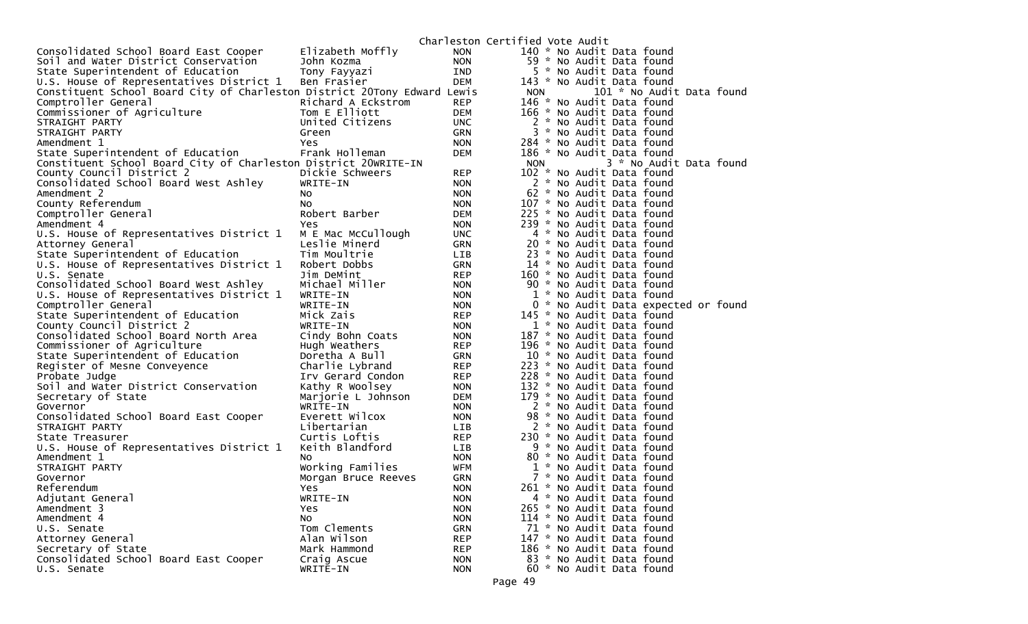Charleston Certified Vote Audit

| Contest | Candidate | Party | Votes | Audit |
|---|---|---|---|---|
| Consolidated School Board East Cooper | Elizabeth Moffly | NON | 140 | * No Audit Data found |
| Soil and Water District Conservation | John Kozma | NON | 59 | * No Audit Data found |
| State Superintendent of Education | Tony Fayyazi | IND | 5 | * No Audit Data found |
| U.S. House of Representatives District 1 | Ben Frasier | DEM | 143 | * No Audit Data found |
| Constituent School Board City of Charleston District 20 | Tony Edward Lewis | NON | 101 | * No Audit Data found |
| Comptroller General | Richard A Eckstrom | REP | 146 | * No Audit Data found |
| Commissioner of Agriculture | Tom E Elliott | DEM | 166 | * No Audit Data found |
| STRAIGHT PARTY | United Citizens | UNC | 2 | * No Audit Data found |
| STRAIGHT PARTY | Green | GRN | 3 | * No Audit Data found |
| Amendment 1 | Yes | NON | 284 | * No Audit Data found |
| State Superintendent of Education | Frank Holleman | DEM | 186 | * No Audit Data found |
| Constituent School Board City of Charleston District 20 | WRITE-IN | NON | 3 | * No Audit Data found |
| County Council District 2 | Dickie Schweers | REP | 102 | * No Audit Data found |
| Consolidated School Board West Ashley | WRITE-IN | NON | 2 | * No Audit Data found |
| Amendment 2 | No | NON | 62 | * No Audit Data found |
| County Referendum | No | NON | 107 | * No Audit Data found |
| Comptroller General | Robert Barber | DEM | 225 | * No Audit Data found |
| Amendment 4 | Yes | NON | 239 | * No Audit Data found |
| U.S. House of Representatives District 1 | M E Mac McCullough | UNC | 4 | * No Audit Data found |
| Attorney General | Leslie Minerd | GRN | 20 | * No Audit Data found |
| State Superintendent of Education | Tim Moultrie | LIB | 23 | * No Audit Data found |
| U.S. House of Representatives District 1 | Robert Dobbs | GRN | 14 | * No Audit Data found |
| U.S. Senate | Jim DeMint | REP | 160 | * No Audit Data found |
| Consolidated School Board West Ashley | Michael Miller | NON | 90 | * No Audit Data found |
| U.S. House of Representatives District 1 | WRITE-IN | NON | 1 | * No Audit Data found |
| Comptroller General | WRITE-IN | NON | 0 | * No Audit Data expected or found |
| State Superintendent of Education | Mick Zais | REP | 145 | * No Audit Data found |
| County Council District 2 | WRITE-IN | NON | 1 | * No Audit Data found |
| Consolidated School Board North Area | Cindy Bohn Coats | NON | 187 | * No Audit Data found |
| Commissioner of Agriculture | Hugh Weathers | REP | 196 | * No Audit Data found |
| State Superintendent of Education | Doretha A Bull | GRN | 10 | * No Audit Data found |
| Register of Mesne Conveyence | Charlie Lybrand | REP | 223 | * No Audit Data found |
| Probate Judge | Irv Gerard Condon | REP | 228 | * No Audit Data found |
| Soil and Water District Conservation | Kathy R Woolsey | NON | 132 | * No Audit Data found |
| Secretary of State | Marjorie L Johnson | DEM | 179 | * No Audit Data found |
| Governor | WRITE-IN | NON | 2 | * No Audit Data found |
| Consolidated School Board East Cooper | Everett Wilcox | NON | 98 | * No Audit Data found |
| STRAIGHT PARTY | Libertarian | LIB | 2 | * No Audit Data found |
| State Treasurer | Curtis Loftis | REP | 230 | * No Audit Data found |
| U.S. House of Representatives District 1 | Keith Blandford | LIB | 9 | * No Audit Data found |
| Amendment 1 | No | NON | 80 | * No Audit Data found |
| STRAIGHT PARTY | Working Families | WFM | 1 | * No Audit Data found |
| Governor | Morgan Bruce Reeves | GRN | 7 | * No Audit Data found |
| Referendum | Yes | NON | 261 | * No Audit Data found |
| Adjutant General | WRITE-IN | NON | 4 | * No Audit Data found |
| Amendment 3 | Yes | NON | 265 | * No Audit Data found |
| Amendment 4 | No | NON | 114 | * No Audit Data found |
| U.S. Senate | Tom Clements | GRN | 71 | * No Audit Data found |
| Attorney General | Alan Wilson | REP | 147 | * No Audit Data found |
| Secretary of State | Mark Hammond | REP | 186 | * No Audit Data found |
| Consolidated School Board East Cooper | Craig Ascue | NON | 83 | * No Audit Data found |
| U.S. Senate | WRITE-IN | NON | 60 | * No Audit Data found |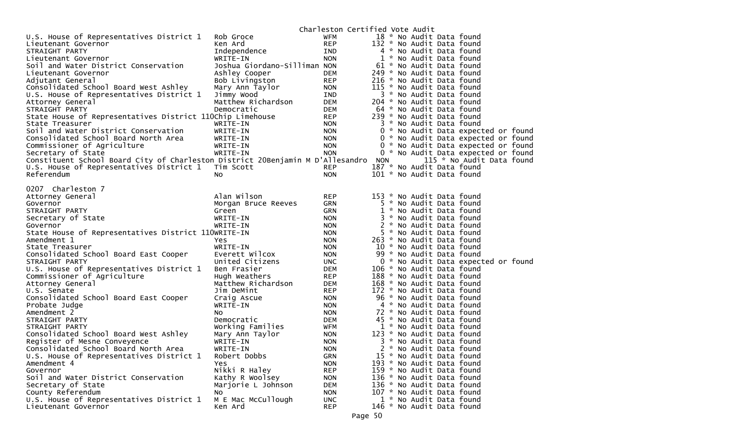Charleston Certified Vote Audit

| | | | |
|---|---|---|---|
| U.S. House of Representatives District 1 | Rob Groce | WFM | 18 * No Audit Data found |
| Lieutenant Governor | Ken Ard | REP | 132 * No Audit Data found |
| STRAIGHT PARTY | Independence | IND | 4 * No Audit Data found |
| Lieutenant Governor | WRITE-IN | NON | 1 * No Audit Data found |
| Soil and Water District Conservation | Joshua Giordano-Silliman | NON | 61 * No Audit Data found |
| Lieutenant Governor | Ashley Cooper | DEM | 249 * No Audit Data found |
| Adjutant General | Bob Livingston | REP | 216 * No Audit Data found |
| Consolidated School Board West Ashley | Mary Ann Taylor | NON | 115 * No Audit Data found |
| U.S. House of Representatives District 1 | Jimmy Wood | IND | 3 * No Audit Data found |
| Attorney General | Matthew Richardson | DEM | 204 * No Audit Data found |
| STRAIGHT PARTY | Democratic | DEM | 64 * No Audit Data found |
| State House of Representatives District 110 | Chip Limehouse | REP | 239 * No Audit Data found |
| State Treasurer | WRITE-IN | NON | 3 * No Audit Data found |
| Soil and Water District Conservation | WRITE-IN | NON | 0 * No Audit Data expected or found |
| Consolidated School Board North Area | WRITE-IN | NON | 0 * No Audit Data expected or found |
| Commissioner of Agriculture | WRITE-IN | NON | 0 * No Audit Data expected or found |
| Secretary of State | WRITE-IN | NON | 0 * No Audit Data expected or found |
| Constituent School Board City of Charleston District 20 | Benjamin M D'Allesandro | NON | 115 * No Audit Data found |
| U.S. House of Representatives District 1 | Tim Scott | REP | 187 * No Audit Data found |
| Referendum | No | NON | 101 * No Audit Data found |

0207 Charleston 7

| | | | |
|---|---|---|---|
| Attorney General | Alan Wilson | REP | 153 * No Audit Data found |
| Governor | Morgan Bruce Reeves | GRN | 5 * No Audit Data found |
| STRAIGHT PARTY | Green | GRN | 1 * No Audit Data found |
| Secretary of State | WRITE-IN | NON | 3 * No Audit Data found |
| Governor | WRITE-IN | NON | 2 * No Audit Data found |
| State House of Representatives District 110 | WRITE-IN | NON | 5 * No Audit Data found |
| Amendment 1 | Yes | NON | 263 * No Audit Data found |
| State Treasurer | WRITE-IN | NON | 10 * No Audit Data found |
| Consolidated School Board East Cooper | Everett Wilcox | NON | 99 * No Audit Data found |
| STRAIGHT PARTY | United Citizens | UNC | 0 * No Audit Data expected or found |
| U.S. House of Representatives District 1 | Ben Frasier | DEM | 106 * No Audit Data found |
| Commissioner of Agriculture | Hugh Weathers | REP | 188 * No Audit Data found |
| Attorney General | Matthew Richardson | DEM | 168 * No Audit Data found |
| U.S. Senate | Jim DeMint | REP | 172 * No Audit Data found |
| Consolidated School Board East Cooper | Craig Ascue | NON | 96 * No Audit Data found |
| Probate Judge | WRITE-IN | NON | 4 * No Audit Data found |
| Amendment 2 | No | NON | 72 * No Audit Data found |
| STRAIGHT PARTY | Democratic | DEM | 45 * No Audit Data found |
| STRAIGHT PARTY | Working Families | WFM | 1 * No Audit Data found |
| Consolidated School Board West Ashley | Mary Ann Taylor | NON | 123 * No Audit Data found |
| Register of Mesne Conveyence | WRITE-IN | NON | 3 * No Audit Data found |
| Consolidated School Board North Area | WRITE-IN | NON | 2 * No Audit Data found |
| U.S. House of Representatives District 1 | Robert Dobbs | GRN | 15 * No Audit Data found |
| Amendment 4 | Yes | NON | 193 * No Audit Data found |
| Governor | Nikki R Haley | REP | 159 * No Audit Data found |
| Soil and Water District Conservation | Kathy R Woolsey | NON | 136 * No Audit Data found |
| Secretary of State | Marjorie L Johnson | DEM | 136 * No Audit Data found |
| County Referendum | No | NON | 107 * No Audit Data found |
| U.S. House of Representatives District 1 | M E Mac McCullough | UNC | 1 * No Audit Data found |
| Lieutenant Governor | Ken Ard | REP | 146 * No Audit Data found |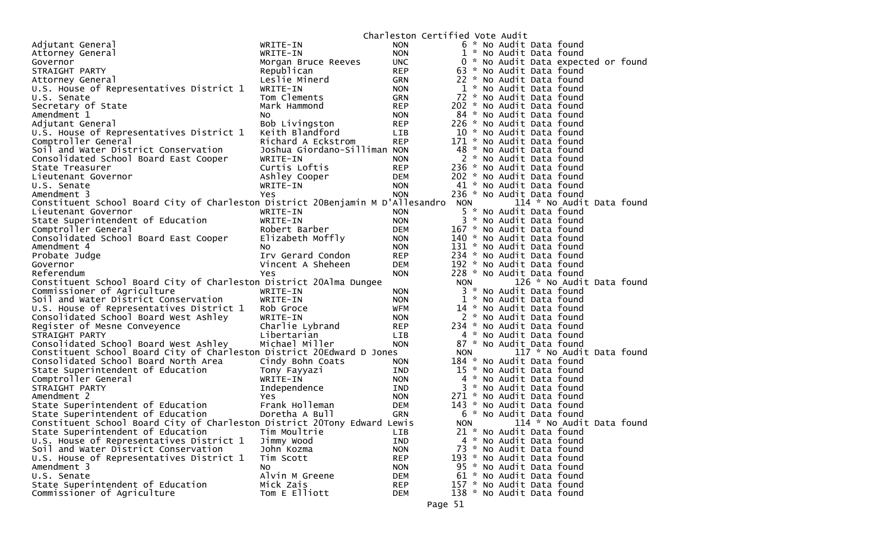Charleston Certified Vote Audit

| Contest | Candidate | Party | Votes | Audit |
|---|---|---|---|---|
| Adjutant General | WRITE-IN | NON | 6 | * No Audit Data found |
| Attorney General | WRITE-IN | NON | 1 | * No Audit Data found |
| Governor | Morgan Bruce Reeves | UNC | 0 | * No Audit Data expected or found |
| STRAIGHT PARTY | Republican | REP | 63 | * No Audit Data found |
| Attorney General | Leslie Minerd | GRN | 22 | * No Audit Data found |
| U.S. House of Representatives District 1 | WRITE-IN | NON | 1 | * No Audit Data found |
| U.S. Senate | Tom Clements | GRN | 72 | * No Audit Data found |
| Secretary of State | Mark Hammond | REP | 202 | * No Audit Data found |
| Amendment 1 | No | NON | 84 | * No Audit Data found |
| Adjutant General | Bob Livingston | REP | 226 | * No Audit Data found |
| U.S. House of Representatives District 1 | Keith Blandford | LIB | 10 | * No Audit Data found |
| Comptroller General | Richard A Eckstrom | REP | 171 | * No Audit Data found |
| Soil and Water District Conservation | Joshua Giordano-Silliman | NON | 48 | * No Audit Data found |
| Consolidated School Board East Cooper | WRITE-IN | NON | 2 | * No Audit Data found |
| State Treasurer | Curtis Loftis | REP | 236 | * No Audit Data found |
| Lieutenant Governor | Ashley Cooper | DEM | 202 | * No Audit Data found |
| U.S. Senate | WRITE-IN | NON | 41 | * No Audit Data found |
| Amendment 3 | Yes | NON | 236 | * No Audit Data found |
| Constituent School Board City of Charleston District 20 | Benjamin M D'Allesandro | NON | 114 | * No Audit Data found |
| Lieutenant Governor | WRITE-IN | NON | 5 | * No Audit Data found |
| State Superintendent of Education | WRITE-IN | NON | 3 | * No Audit Data found |
| Comptroller General | Robert Barber | DEM | 167 | * No Audit Data found |
| Consolidated School Board East Cooper | Elizabeth Moffly | NON | 140 | * No Audit Data found |
| Amendment 4 | No | NON | 131 | * No Audit Data found |
| Probate Judge | Irv Gerard Condon | REP | 234 | * No Audit Data found |
| Governor | Vincent A Sheheen | DEM | 192 | * No Audit Data found |
| Referendum | Yes | NON | 228 | * No Audit Data found |
| Constituent School Board City of Charleston District 20 | Alma Dungee | NON | 126 | * No Audit Data found |
| Commissioner of Agriculture | WRITE-IN | NON | 3 | * No Audit Data found |
| Soil and Water District Conservation | WRITE-IN | NON | 1 | * No Audit Data found |
| U.S. House of Representatives District 1 | Rob Groce | WFM | 14 | * No Audit Data found |
| Consolidated School Board West Ashley | WRITE-IN | NON | 2 | * No Audit Data found |
| Register of Mesne Conveyence | Charlie Lybrand | REP | 234 | * No Audit Data found |
| STRAIGHT PARTY | Libertarian | LIB | 4 | * No Audit Data found |
| Consolidated School Board West Ashley | Michael Miller | NON | 87 | * No Audit Data found |
| Constituent School Board City of Charleston District 20 | Edward D Jones | NON | 117 | * No Audit Data found |
| Consolidated School Board North Area | Cindy Bohn Coats | NON | 184 | * No Audit Data found |
| State Superintendent of Education | Tony Fayyazi | IND | 15 | * No Audit Data found |
| Comptroller General | WRITE-IN | NON | 4 | * No Audit Data found |
| STRAIGHT PARTY | Independence | IND | 3 | * No Audit Data found |
| Amendment 2 | Yes | NON | 271 | * No Audit Data found |
| State Superintendent of Education | Frank Holleman | DEM | 143 | * No Audit Data found |
| State Superintendent of Education | Doretha A Bull | GRN | 6 | * No Audit Data found |
| Constituent School Board City of Charleston District 20 | Tony Edward Lewis | NON | 114 | * No Audit Data found |
| State Superintendent of Education | Tim Moultrie | LIB | 21 | * No Audit Data found |
| U.S. House of Representatives District 1 | Jimmy Wood | IND | 4 | * No Audit Data found |
| Soil and Water District Conservation | John Kozma | NON | 73 | * No Audit Data found |
| U.S. House of Representatives District 1 | Tim Scott | REP | 193 | * No Audit Data found |
| Amendment 3 | No | NON | 95 | * No Audit Data found |
| U.S. Senate | Alvin M Greene | DEM | 61 | * No Audit Data found |
| State Superintendent of Education | Mick Zais | REP | 157 | * No Audit Data found |
| Commissioner of Agriculture | Tom E Elliott | DEM | 138 | * No Audit Data found |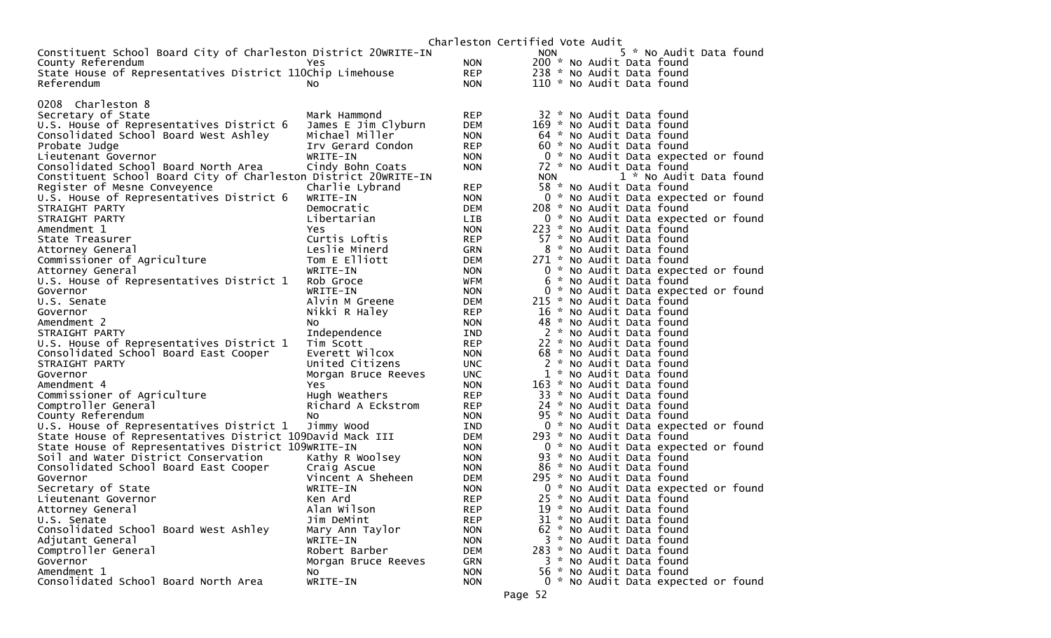Charleston Certified Vote Audit

| Contest | Candidate | Party | Votes | Audit |
|---|---|---|---|---|
| Constituent School Board City of Charleston District 20 | WRITE-IN | NON | 5 | * No Audit Data found |
| County Referendum | Yes | NON | 200 | * No Audit Data found |
| State House of Representatives District 110 | Chip Limehouse | REP | 238 | * No Audit Data found |
| Referendum | No | NON | 110 | * No Audit Data found |

0208 Charleston 8

| Contest | Candidate | Party | Votes | Audit |
|---|---|---|---|---|
| Secretary of State | Mark Hammond | REP | 32 | * No Audit Data found |
| U.S. House of Representatives District 6 | James E Jim Clyburn | DEM | 169 | * No Audit Data found |
| Consolidated School Board West Ashley | Michael Miller | NON | 64 | * No Audit Data found |
| Probate Judge | Irv Gerard Condon | REP | 60 | * No Audit Data found |
| Lieutenant Governor | WRITE-IN | NON | 0 | * No Audit Data expected or found |
| Consolidated School Board North Area | Cindy Bohn Coats | NON | 72 | * No Audit Data found |
| Constituent School Board City of Charleston District 20 | WRITE-IN | NON | 1 | * No Audit Data found |
| Register of Mesne Conveyence | Charlie Lybrand | REP | 58 | * No Audit Data found |
| U.S. House of Representatives District 6 | WRITE-IN | NON | 0 | * No Audit Data expected or found |
| STRAIGHT PARTY | Democratic | DEM | 208 | * No Audit Data found |
| STRAIGHT PARTY | Libertarian | LIB | 0 | * No Audit Data expected or found |
| Amendment 1 | Yes | NON | 223 | * No Audit Data found |
| State Treasurer | Curtis Loftis | REP | 57 | * No Audit Data found |
| Attorney General | Leslie Minerd | GRN | 8 | * No Audit Data found |
| Commissioner of Agriculture | Tom E Elliott | DEM | 271 | * No Audit Data found |
| Attorney General | WRITE-IN | NON | 0 | * No Audit Data expected or found |
| U.S. House of Representatives District 1 | Rob Groce | WFM | 6 | * No Audit Data found |
| Governor | WRITE-IN | NON | 0 | * No Audit Data expected or found |
| U.S. Senate | Alvin M Greene | DEM | 215 | * No Audit Data found |
| Governor | Nikki R Haley | REP | 16 | * No Audit Data found |
| Amendment 2 | No | NON | 48 | * No Audit Data found |
| STRAIGHT PARTY | Independence | IND | 2 | * No Audit Data found |
| U.S. House of Representatives District 1 | Tim Scott | REP | 22 | * No Audit Data found |
| Consolidated School Board East Cooper | Everett Wilcox | NON | 68 | * No Audit Data found |
| STRAIGHT PARTY | United Citizens | UNC | 2 | * No Audit Data found |
| Governor | Morgan Bruce Reeves | UNC | 1 | * No Audit Data found |
| Amendment 4 | Yes | NON | 163 | * No Audit Data found |
| Commissioner of Agriculture | Hugh Weathers | REP | 33 | * No Audit Data found |
| Comptroller General | Richard A Eckstrom | REP | 24 | * No Audit Data found |
| County Referendum | No | NON | 95 | * No Audit Data found |
| U.S. House of Representatives District 1 | Jimmy Wood | IND | 0 | * No Audit Data expected or found |
| State House of Representatives District 109 | David Mack III | DEM | 293 | * No Audit Data found |
| State House of Representatives District 109 | WRITE-IN | NON | 0 | * No Audit Data expected or found |
| Soil and Water District Conservation | Kathy R Woolsey | NON | 93 | * No Audit Data found |
| Consolidated School Board East Cooper | Craig Ascue | NON | 86 | * No Audit Data found |
| Governor | Vincent A Sheheen | DEM | 295 | * No Audit Data found |
| Secretary of State | WRITE-IN | NON | 0 | * No Audit Data expected or found |
| Lieutenant Governor | Ken Ard | REP | 25 | * No Audit Data found |
| Attorney General | Alan Wilson | REP | 19 | * No Audit Data found |
| U.S. Senate | Jim DeMint | REP | 31 | * No Audit Data found |
| Consolidated School Board West Ashley | Mary Ann Taylor | NON | 62 | * No Audit Data found |
| Adjutant General | WRITE-IN | NON | 3 | * No Audit Data found |
| Comptroller General | Robert Barber | DEM | 283 | * No Audit Data found |
| Governor | Morgan Bruce Reeves | GRN | 3 | * No Audit Data found |
| Amendment 1 | No | NON | 56 | * No Audit Data found |
| Consolidated School Board North Area | WRITE-IN | NON | 0 | * No Audit Data expected or found |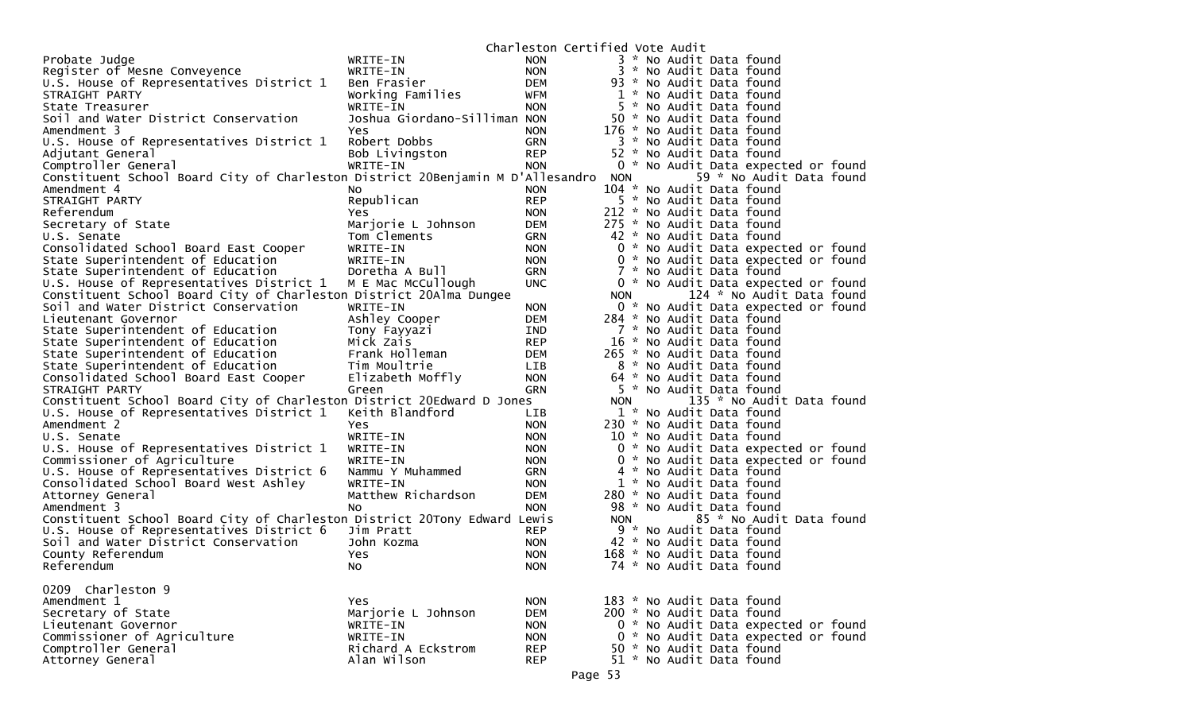Charleston Certified Vote Audit

| Contest | Candidate | Party | Votes | Audit |
|---|---|---|---|---|
| Probate Judge | WRITE-IN | NON | 3 | * No Audit Data found |
| Register of Mesne Conveyence | WRITE-IN | NON | 3 | * No Audit Data found |
| U.S. House of Representatives District 1 | Ben Frasier | DEM | 93 | * No Audit Data found |
| STRAIGHT PARTY | Working Families | WFM | 1 | * No Audit Data found |
| State Treasurer | WRITE-IN | NON | 5 | * No Audit Data found |
| Soil and Water District Conservation | Joshua Giordano-Silliman | NON | 50 | * No Audit Data found |
| Amendment 3 | Yes | NON | 176 | * No Audit Data found |
| U.S. House of Representatives District 1 | Robert Dobbs | GRN | 3 | * No Audit Data found |
| Adjutant General | Bob Livingston | REP | 52 | * No Audit Data found |
| Comptroller General | WRITE-IN | NON | 0 | * No Audit Data expected or found |
| Constituent School Board City of Charleston District 20 | Benjamin M D'Allesandro | NON | 59 | * No Audit Data found |
| Amendment 4 | No | NON | 104 | * No Audit Data found |
| STRAIGHT PARTY | Republican | REP | 5 | * No Audit Data found |
| Referendum | Yes | NON | 212 | * No Audit Data found |
| Secretary of State | Marjorie L Johnson | DEM | 275 | * No Audit Data found |
| U.S. Senate | Tom Clements | GRN | 42 | * No Audit Data found |
| Consolidated School Board East Cooper | WRITE-IN | NON | 0 | * No Audit Data expected or found |
| State Superintendent of Education | WRITE-IN | NON | 0 | * No Audit Data expected or found |
| State Superintendent of Education | Doretha A Bull | GRN | 7 | * No Audit Data found |
| U.S. House of Representatives District 1 | M E Mac McCullough | UNC | 0 | * No Audit Data expected or found |
| Constituent School Board City of Charleston District 20 | Alma Dungee | NON | 124 | * No Audit Data found |
| Soil and Water District Conservation | WRITE-IN | NON | 0 | * No Audit Data expected or found |
| Lieutenant Governor | Ashley Cooper | DEM | 284 | * No Audit Data found |
| State Superintendent of Education | Tony Fayyazi | IND | 7 | * No Audit Data found |
| State Superintendent of Education | Mick Zais | REP | 16 | * No Audit Data found |
| State Superintendent of Education | Frank Holleman | DEM | 265 | * No Audit Data found |
| State Superintendent of Education | Tim Moultrie | LIB | 8 | * No Audit Data found |
| Consolidated School Board East Cooper | Elizabeth Moffly | NON | 64 | * No Audit Data found |
| STRAIGHT PARTY | Green | GRN | 5 | * No Audit Data found |
| Constituent School Board City of Charleston District 20 | Edward D Jones | NON | 135 | * No Audit Data found |
| U.S. House of Representatives District 1 | Keith Blandford | LIB | 1 | * No Audit Data found |
| Amendment 2 | Yes | NON | 230 | * No Audit Data found |
| U.S. Senate | WRITE-IN | NON | 10 | * No Audit Data found |
| U.S. House of Representatives District 1 | WRITE-IN | NON | 0 | * No Audit Data expected or found |
| Commissioner of Agriculture | WRITE-IN | NON | 0 | * No Audit Data expected or found |
| U.S. House of Representatives District 6 | Nammu Y Muhammed | GRN | 4 | * No Audit Data found |
| Consolidated School Board West Ashley | WRITE-IN | NON | 1 | * No Audit Data found |
| Attorney General | Matthew Richardson | DEM | 280 | * No Audit Data found |
| Amendment 3 | No | NON | 98 | * No Audit Data found |
| Constituent School Board City of Charleston District 20 | Tony Edward Lewis | NON | 85 | * No Audit Data found |
| U.S. House of Representatives District 6 | Jim Pratt | REP | 9 | * No Audit Data found |
| Soil and Water District Conservation | John Kozma | NON | 42 | * No Audit Data found |
| County Referendum | Yes | NON | 168 | * No Audit Data found |
| Referendum | No | NON | 74 | * No Audit Data found |

0209 Charleston 9

| Contest | Candidate | Party | Votes | Audit |
|---|---|---|---|---|
| Amendment 1 | Yes | NON | 183 | * No Audit Data found |
| Secretary of State | Marjorie L Johnson | DEM | 200 | * No Audit Data found |
| Lieutenant Governor | WRITE-IN | NON | 0 | * No Audit Data expected or found |
| Commissioner of Agriculture | WRITE-IN | NON | 0 | * No Audit Data expected or found |
| Comptroller General | Richard A Eckstrom | REP | 50 | * No Audit Data found |
| Attorney General | Alan Wilson | REP | 51 | * No Audit Data found |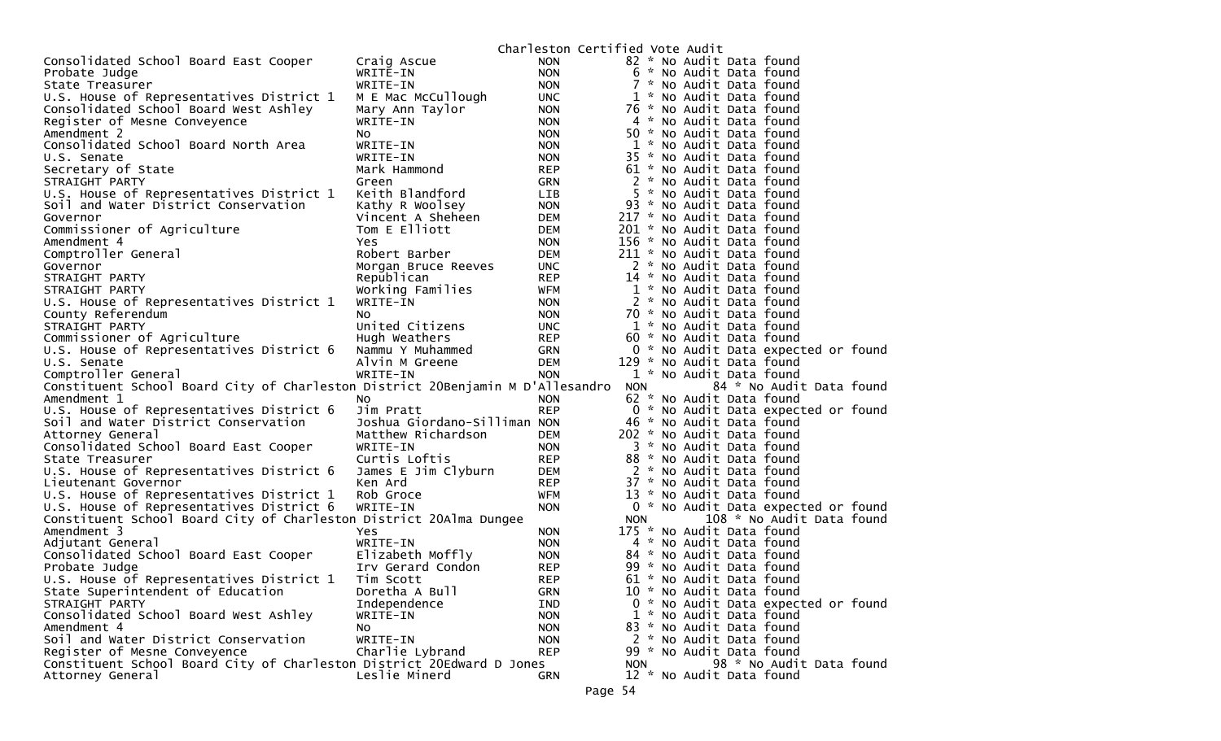Charleston Certified Vote Audit

| Contest | Candidate | Party | Votes | Audit |
|---|---|---|---|---|
| Consolidated School Board East Cooper | Craig Ascue | NON | 82 | * No Audit Data found |
| Probate Judge | WRITE-IN | NON | 6 | * No Audit Data found |
| State Treasurer | WRITE-IN | NON | 7 | * No Audit Data found |
| U.S. House of Representatives District 1 | M E Mac McCullough | UNC | 1 | * No Audit Data found |
| Consolidated School Board West Ashley | Mary Ann Taylor | NON | 76 | * No Audit Data found |
| Register of Mesne Conveyence | WRITE-IN | NON | 4 | * No Audit Data found |
| Amendment 2 | No | NON | 50 | * No Audit Data found |
| Consolidated School Board North Area | WRITE-IN | NON | 1 | * No Audit Data found |
| U.S. Senate | WRITE-IN | NON | 35 | * No Audit Data found |
| Secretary of State | Mark Hammond | REP | 61 | * No Audit Data found |
| STRAIGHT PARTY | Green | GRN | 2 | * No Audit Data found |
| U.S. House of Representatives District 1 | Keith Blandford | LIB | 5 | * No Audit Data found |
| Soil and Water District Conservation | Kathy R Woolsey | NON | 93 | * No Audit Data found |
| Governor | Vincent A Sheheen | DEM | 217 | * No Audit Data found |
| Commissioner of Agriculture | Tom E Elliott | DEM | 201 | * No Audit Data found |
| Amendment 4 | Yes | NON | 156 | * No Audit Data found |
| Comptroller General | Robert Barber | DEM | 211 | * No Audit Data found |
| Governor | Morgan Bruce Reeves | UNC | 2 | * No Audit Data found |
| STRAIGHT PARTY | Republican | REP | 14 | * No Audit Data found |
| STRAIGHT PARTY | Working Families | WFM | 1 | * No Audit Data found |
| U.S. House of Representatives District 1 | WRITE-IN | NON | 2 | * No Audit Data found |
| County Referendum | No | NON | 70 | * No Audit Data found |
| STRAIGHT PARTY | United Citizens | UNC | 1 | * No Audit Data found |
| Commissioner of Agriculture | Hugh Weathers | REP | 60 | * No Audit Data found |
| U.S. House of Representatives District 6 | Nammu Y Muhammed | GRN | 0 | * No Audit Data expected or found |
| U.S. Senate | Alvin M Greene | DEM | 129 | * No Audit Data found |
| Comptroller General | WRITE-IN | NON | 1 | * No Audit Data found |
| Constituent School Board City of Charleston District 20 | Benjamin M D'Allesandro | NON | 84 | * No Audit Data found |
| Amendment 1 | No | NON | 62 | * No Audit Data found |
| U.S. House of Representatives District 6 | Jim Pratt | REP | 0 | * No Audit Data expected or found |
| Soil and Water District Conservation | Joshua Giordano-Silliman | NON | 46 | * No Audit Data found |
| Attorney General | Matthew Richardson | DEM | 202 | * No Audit Data found |
| Consolidated School Board East Cooper | WRITE-IN | NON | 3 | * No Audit Data found |
| State Treasurer | Curtis Loftis | REP | 88 | * No Audit Data found |
| U.S. House of Representatives District 6 | James E Jim Clyburn | DEM | 2 | * No Audit Data found |
| Lieutenant Governor | Ken Ard | REP | 37 | * No Audit Data found |
| U.S. House of Representatives District 1 | Rob Groce | WFM | 13 | * No Audit Data found |
| U.S. House of Representatives District 6 | WRITE-IN | NON | 0 | * No Audit Data expected or found |
| Constituent School Board City of Charleston District 20 | Alma Dungee | NON | 108 | * No Audit Data found |
| Amendment 3 | Yes | NON | 175 | * No Audit Data found |
| Adjutant General | WRITE-IN | NON | 4 | * No Audit Data found |
| Consolidated School Board East Cooper | Elizabeth Moffly | NON | 84 | * No Audit Data found |
| Probate Judge | Irv Gerard Condon | REP | 99 | * No Audit Data found |
| U.S. House of Representatives District 1 | Tim Scott | REP | 61 | * No Audit Data found |
| State Superintendent of Education | Doretha A Bull | GRN | 10 | * No Audit Data found |
| STRAIGHT PARTY | Independence | IND | 0 | * No Audit Data expected or found |
| Consolidated School Board West Ashley | WRITE-IN | NON | 1 | * No Audit Data found |
| Amendment 4 | No | NON | 83 | * No Audit Data found |
| Soil and Water District Conservation | WRITE-IN | NON | 2 | * No Audit Data found |
| Register of Mesne Conveyence | Charlie Lybrand | REP | 99 | * No Audit Data found |
| Constituent School Board City of Charleston District 20 | Edward D Jones | NON | 98 | * No Audit Data found |
| Attorney General | Leslie Minerd | GRN | 12 | * No Audit Data found |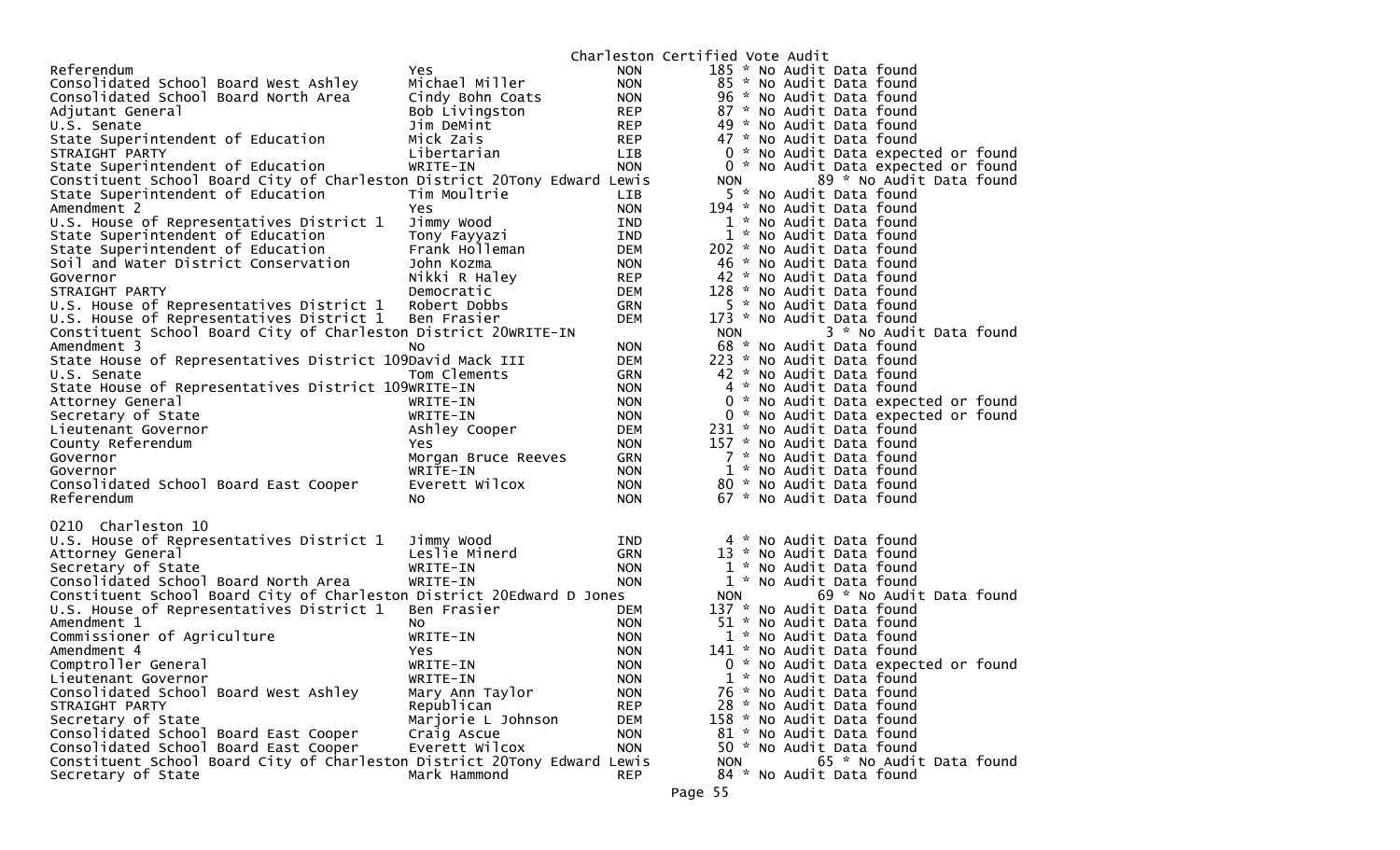## Charleston Certified Vote Audit

| Contest | Candidate | Party | Votes | Audit |
|---|---|---|---|---|
| Referendum | Yes | NON | 185 | * No Audit Data found |
| Consolidated School Board West Ashley | Michael Miller | NON | 85 | * No Audit Data found |
| Consolidated School Board North Area | Cindy Bohn Coats | NON | 96 | * No Audit Data found |
| Adjutant General | Bob Livingston | REP | 87 | * No Audit Data found |
| U.S. Senate | Jim DeMint | REP | 49 | * No Audit Data found |
| State Superintendent of Education | Mick Zais | REP | 47 | * No Audit Data found |
| STRAIGHT PARTY | Libertarian | LIB | 0 | * No Audit Data expected or found |
| State Superintendent of Education | WRITE-IN | NON | 0 | * No Audit Data expected or found |
| Constituent School Board City of Charleston District 20 | Tony Edward Lewis | NON | 89 | * No Audit Data found |
| State Superintendent of Education | Tim Moultrie | LIB | 5 | * No Audit Data found |
| Amendment 2 | Yes | NON | 194 | * No Audit Data found |
| U.S. House of Representatives District 1 | Jimmy Wood | IND | 1 | * No Audit Data found |
| State Superintendent of Education | Tony Fayyazi | IND | 1 | * No Audit Data found |
| State Superintendent of Education | Frank Holleman | DEM | 202 | * No Audit Data found |
| Soil and Water District Conservation | John Kozma | NON | 46 | * No Audit Data found |
| Governor | Nikki R Haley | REP | 42 | * No Audit Data found |
| STRAIGHT PARTY | Democratic | DEM | 128 | * No Audit Data found |
| U.S. House of Representatives District 1 | Robert Dobbs | GRN | 5 | * No Audit Data found |
| U.S. House of Representatives District 1 | Ben Frasier | DEM | 173 | * No Audit Data found |
| Constituent School Board City of Charleston District 20 | WRITE-IN | NON | 3 | * No Audit Data found |
| Amendment 3 | No | NON | 68 | * No Audit Data found |
| State House of Representatives District 109 | David Mack III | DEM | 223 | * No Audit Data found |
| U.S. Senate | Tom Clements | GRN | 42 | * No Audit Data found |
| State House of Representatives District 109 | WRITE-IN | NON | 4 | * No Audit Data found |
| Attorney General | WRITE-IN | NON | 0 | * No Audit Data expected or found |
| Secretary of State | WRITE-IN | NON | 0 | * No Audit Data expected or found |
| Lieutenant Governor | Ashley Cooper | DEM | 231 | * No Audit Data found |
| County Referendum | Yes | NON | 157 | * No Audit Data found |
| Governor | Morgan Bruce Reeves | GRN | 7 | * No Audit Data found |
| Governor | WRITE-IN | NON | 1 | * No Audit Data found |
| Consolidated School Board East Cooper | Everett Wilcox | NON | 80 | * No Audit Data found |
| Referendum | No | NON | 67 | * No Audit Data found |

### 0210 Charleston 10

| Contest | Candidate | Party | Votes | Audit |
|---|---|---|---|---|
| U.S. House of Representatives District 1 | Jimmy Wood | IND | 4 | * No Audit Data found |
| Attorney General | Leslie Minerd | GRN | 13 | * No Audit Data found |
| Secretary of State | WRITE-IN | NON | 1 | * No Audit Data found |
| Consolidated School Board North Area | WRITE-IN | NON | 1 | * No Audit Data found |
| Constituent School Board City of Charleston District 20 | Edward D Jones | NON | 69 | * No Audit Data found |
| U.S. House of Representatives District 1 | Ben Frasier | DEM | 137 | * No Audit Data found |
| Amendment 1 | No | NON | 51 | * No Audit Data found |
| Commissioner of Agriculture | WRITE-IN | NON | 1 | * No Audit Data found |
| Amendment 4 | Yes | NON | 141 | * No Audit Data found |
| Comptroller General | WRITE-IN | NON | 0 | * No Audit Data expected or found |
| Lieutenant Governor | WRITE-IN | NON | 1 | * No Audit Data found |
| Consolidated School Board West Ashley | Mary Ann Taylor | NON | 76 | * No Audit Data found |
| STRAIGHT PARTY | Republican | REP | 28 | * No Audit Data found |
| Secretary of State | Marjorie L Johnson | DEM | 158 | * No Audit Data found |
| Consolidated School Board East Cooper | Craig Ascue | NON | 81 | * No Audit Data found |
| Consolidated School Board East Cooper | Everett Wilcox | NON | 50 | * No Audit Data found |
| Constituent School Board City of Charleston District 20 | Tony Edward Lewis | NON | 65 | * No Audit Data found |
| Secretary of State | Mark Hammond | REP | 84 | * No Audit Data found |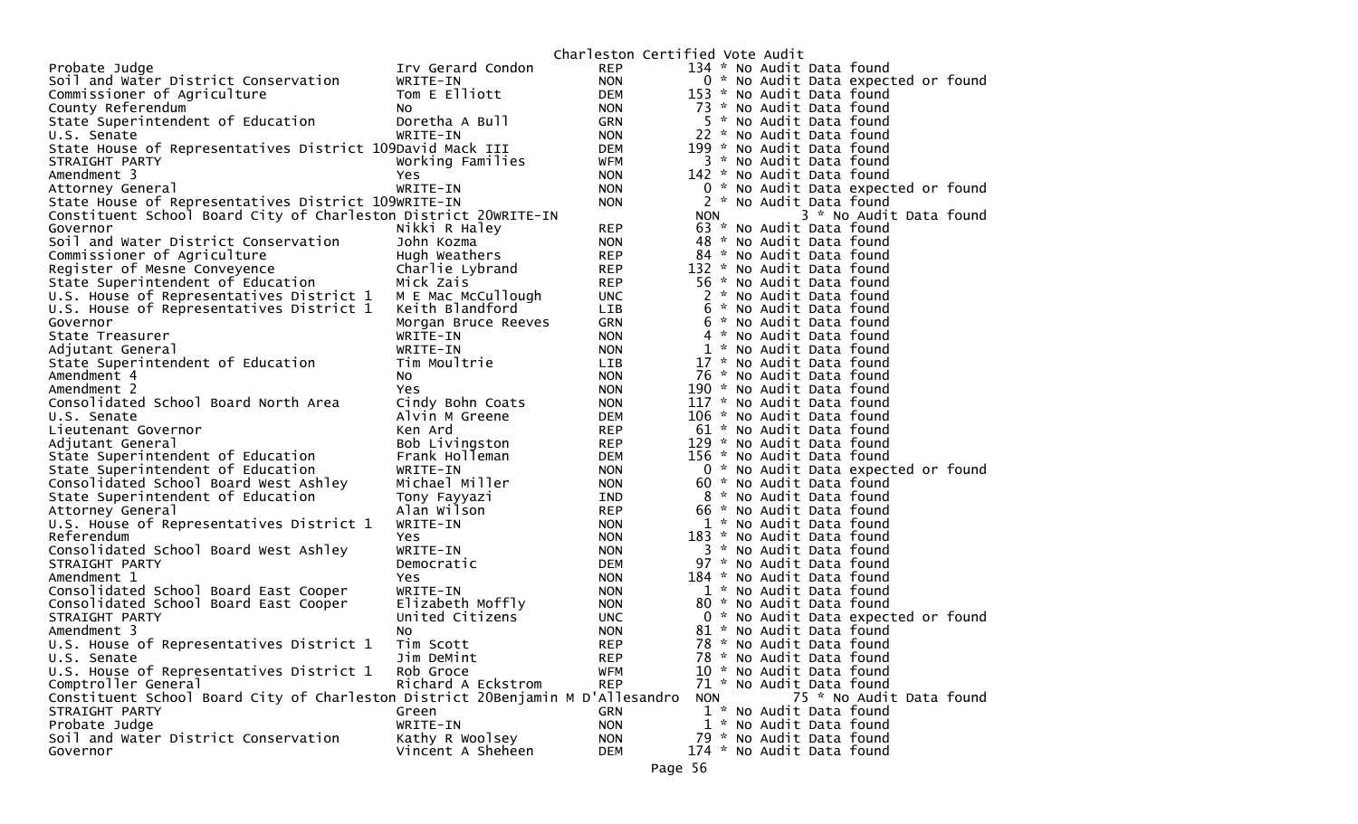Charleston Certified Vote Audit

| Contest | Candidate | Party | Votes | Audit |
|---|---|---|---|---|
| Probate Judge | Irv Gerard Condon | REP | 134 | * No Audit Data found |
| Soil and Water District Conservation | WRITE-IN | NON | 0 | * No Audit Data expected or found |
| Commissioner of Agriculture | Tom E Elliott | DEM | 153 | * No Audit Data found |
| County Referendum | No | NON | 73 | * No Audit Data found |
| State Superintendent of Education | Doretha A Bull | GRN | 5 | * No Audit Data found |
| U.S. Senate | WRITE-IN | NON | 22 | * No Audit Data found |
| State House of Representatives District 109 | David Mack III | DEM | 199 | * No Audit Data found |
| STRAIGHT PARTY | Working Families | WFM | 3 | * No Audit Data found |
| Amendment 3 | Yes | NON | 142 | * No Audit Data found |
| Attorney General | WRITE-IN | NON | 0 | * No Audit Data expected or found |
| State House of Representatives District 109 | WRITE-IN | NON | 2 | * No Audit Data found |
| Constituent School Board City of Charleston District 20 | WRITE-IN | NON | 3 | * No Audit Data found |
| Governor | Nikki R Haley | REP | 63 | * No Audit Data found |
| Soil and Water District Conservation | John Kozma | NON | 48 | * No Audit Data found |
| Commissioner of Agriculture | Hugh Weathers | REP | 84 | * No Audit Data found |
| Register of Mesne Conveyence | Charlie Lybrand | REP | 132 | * No Audit Data found |
| State Superintendent of Education | Mick Zais | REP | 56 | * No Audit Data found |
| U.S. House of Representatives District 1 | M E Mac McCullough | UNC | 2 | * No Audit Data found |
| U.S. House of Representatives District 1 | Keith Blandford | LIB | 6 | * No Audit Data found |
| Governor | Morgan Bruce Reeves | GRN | 6 | * No Audit Data found |
| State Treasurer | WRITE-IN | NON | 4 | * No Audit Data found |
| Adjutant General | WRITE-IN | NON | 1 | * No Audit Data found |
| State Superintendent of Education | Tim Moultrie | LIB | 17 | * No Audit Data found |
| Amendment 4 | No | NON | 76 | * No Audit Data found |
| Amendment 2 | Yes | NON | 190 | * No Audit Data found |
| Consolidated School Board North Area | Cindy Bohn Coats | NON | 117 | * No Audit Data found |
| U.S. Senate | Alvin M Greene | DEM | 106 | * No Audit Data found |
| Lieutenant Governor | Ken Ard | REP | 61 | * No Audit Data found |
| Adjutant General | Bob Livingston | REP | 129 | * No Audit Data found |
| State Superintendent of Education | Frank Holleman | DEM | 156 | * No Audit Data found |
| State Superintendent of Education | WRITE-IN | NON | 0 | * No Audit Data expected or found |
| Consolidated School Board West Ashley | Michael Miller | NON | 60 | * No Audit Data found |
| State Superintendent of Education | Tony Fayyazi | IND | 8 | * No Audit Data found |
| Attorney General | Alan Wilson | REP | 66 | * No Audit Data found |
| U.S. House of Representatives District 1 | WRITE-IN | NON | 1 | * No Audit Data found |
| Referendum | Yes | NON | 183 | * No Audit Data found |
| Consolidated School Board West Ashley | WRITE-IN | NON | 3 | * No Audit Data found |
| STRAIGHT PARTY | Democratic | DEM | 97 | * No Audit Data found |
| Amendment 1 | Yes | NON | 184 | * No Audit Data found |
| Consolidated School Board East Cooper | WRITE-IN | NON | 1 | * No Audit Data found |
| Consolidated School Board East Cooper | Elizabeth Moffly | NON | 80 | * No Audit Data found |
| STRAIGHT PARTY | United Citizens | UNC | 0 | * No Audit Data expected or found |
| Amendment 3 | No | NON | 81 | * No Audit Data found |
| U.S. House of Representatives District 1 | Tim Scott | REP | 78 | * No Audit Data found |
| U.S. Senate | Jim DeMint | REP | 78 | * No Audit Data found |
| U.S. House of Representatives District 1 | Rob Groce | WFM | 10 | * No Audit Data found |
| Comptroller General | Richard A Eckstrom | REP | 71 | * No Audit Data found |
| Constituent School Board City of Charleston District 20 | Benjamin M D'Allesandro | NON | 75 | * No Audit Data found |
| STRAIGHT PARTY | Green | GRN | 1 | * No Audit Data found |
| Probate Judge | WRITE-IN | NON | 1 | * No Audit Data found |
| Soil and Water District Conservation | Kathy R Woolsey | NON | 79 | * No Audit Data found |
| Governor | Vincent A Sheheen | DEM | 174 | * No Audit Data found |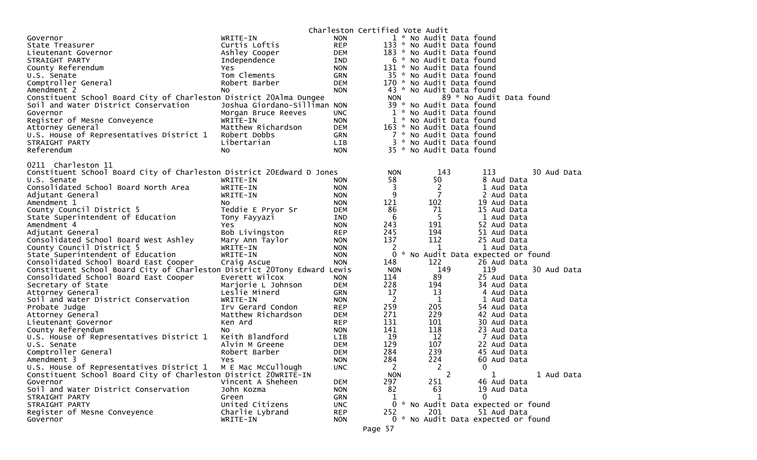Charleston Certified Vote Audit

| Office | Candidate | Party | Votes | Audit |
|---|---|---|---|---|
| Governor | WRITE-IN | NON | 1 | * No Audit Data found |
| State Treasurer | Curtis Loftis | REP | 133 | * No Audit Data found |
| Lieutenant Governor | Ashley Cooper | DEM | 183 | * No Audit Data found |
| STRAIGHT PARTY | Independence | IND | 6 | * No Audit Data found |
| County Referendum | Yes | NON | 131 | * No Audit Data found |
| U.S. Senate | Tom Clements | GRN | 35 | * No Audit Data found |
| Comptroller General | Robert Barber | DEM | 170 | * No Audit Data found |
| Amendment 2 | No | NON | 43 | * No Audit Data found |
| Constituent School Board City of Charleston District 20 | Alma Dungee | NON | 89 | * No Audit Data found |
| Soil and Water District Conservation | Joshua Giordano-Silliman | NON | 39 | * No Audit Data found |
| Governor | Morgan Bruce Reeves | UNC | 1 | * No Audit Data found |
| Register of Mesne Conveyence | WRITE-IN | NON | 1 | * No Audit Data found |
| Attorney General | Matthew Richardson | DEM | 163 | * No Audit Data found |
| U.S. House of Representatives District 1 | Robert Dobbs | GRN | 7 | * No Audit Data found |
| STRAIGHT PARTY | Libertarian | LIB | 3 | * No Audit Data found |
| Referendum | No | NON | 35 | * No Audit Data found |

## 0211 Charleston 11

| Office | Candidate | Party | Total | Col 1 | Col 2 | Audit |
|---|---|---|---|---|---|---|
| Constituent School Board City of Charleston District 20 | Edward D Jones | NON | 143 | 113 | 30 | Aud Data |
| U.S. Senate | WRITE-IN | NON | 58 | 50 | 8 | Aud Data |
| Consolidated School Board North Area | WRITE-IN | NON | 3 | 2 | 1 | Aud Data |
| Adjutant General | WRITE-IN | NON | 9 | 7 | 2 | Aud Data |
| Amendment 1 | No | NON | 121 | 102 | 19 | Aud Data |
| County Council District 5 | Teddie E Pryor Sr | DEM | 86 | 71 | 15 | Aud Data |
| State Superintendent of Education | Tony Fayyazi | IND | 6 | 5 | 1 | Aud Data |
| Amendment 4 | Yes | NON | 243 | 191 | 52 | Aud Data |
| Adjutant General | Bob Livingston | REP | 245 | 194 | 51 | Aud Data |
| Consolidated School Board West Ashley | Mary Ann Taylor | NON | 137 | 112 | 25 | Aud Data |
| County Council District 5 | WRITE-IN | NON | 2 | 1 | 1 | Aud Data |
| State Superintendent of Education | WRITE-IN | NON | 0 | * No Audit Data expected or found | | |
| Consolidated School Board East Cooper | Craig Ascue | NON | 148 | 122 | 26 | Aud Data |
| Constituent School Board City of Charleston District 20 | Tony Edward Lewis | NON | 149 | 119 | 30 | Aud Data |
| Consolidated School Board East Cooper | Everett Wilcox | NON | 114 | 89 | 25 | Aud Data |
| Secretary of State | Marjorie L Johnson | DEM | 228 | 194 | 34 | Aud Data |
| Attorney General | Leslie Minerd | GRN | 17 | 13 | 4 | Aud Data |
| Soil and Water District Conservation | WRITE-IN | NON | 2 | 1 | 1 | Aud Data |
| Probate Judge | Irv Gerard Condon | REP | 259 | 205 | 54 | Aud Data |
| Attorney General | Matthew Richardson | DEM | 271 | 229 | 42 | Aud Data |
| Lieutenant Governor | Ken Ard | REP | 131 | 101 | 30 | Aud Data |
| County Referendum | No | NON | 141 | 118 | 23 | Aud Data |
| U.S. House of Representatives District 1 | Keith Blandford | LIB | 19 | 12 | 7 | Aud Data |
| U.S. Senate | Alvin M Greene | DEM | 129 | 107 | 22 | Aud Data |
| Comptroller General | Robert Barber | DEM | 284 | 239 | 45 | Aud Data |
| Amendment 3 | Yes | NON | 284 | 224 | 60 | Aud Data |
| U.S. House of Representatives District 1 | M E Mac McCullough | UNC | 2 | 2 | 0 | |
| Constituent School Board City of Charleston District 20 | WRITE-IN | NON | 2 | 1 | 1 | Aud Data |
| Governor | Vincent A Sheheen | DEM | 297 | 251 | 46 | Aud Data |
| Soil and Water District Conservation | John Kozma | NON | 82 | 63 | 19 | Aud Data |
| STRAIGHT PARTY | Green | GRN | 1 | 1 | 0 | |
| STRAIGHT PARTY | United Citizens | UNC | 0 | * No Audit Data expected or found | | |
| Register of Mesne Conveyence | Charlie Lybrand | REP | 252 | 201 | 51 | Aud Data |
| Governor | WRITE-IN | NON | 0 | * No Audit Data expected or found | | |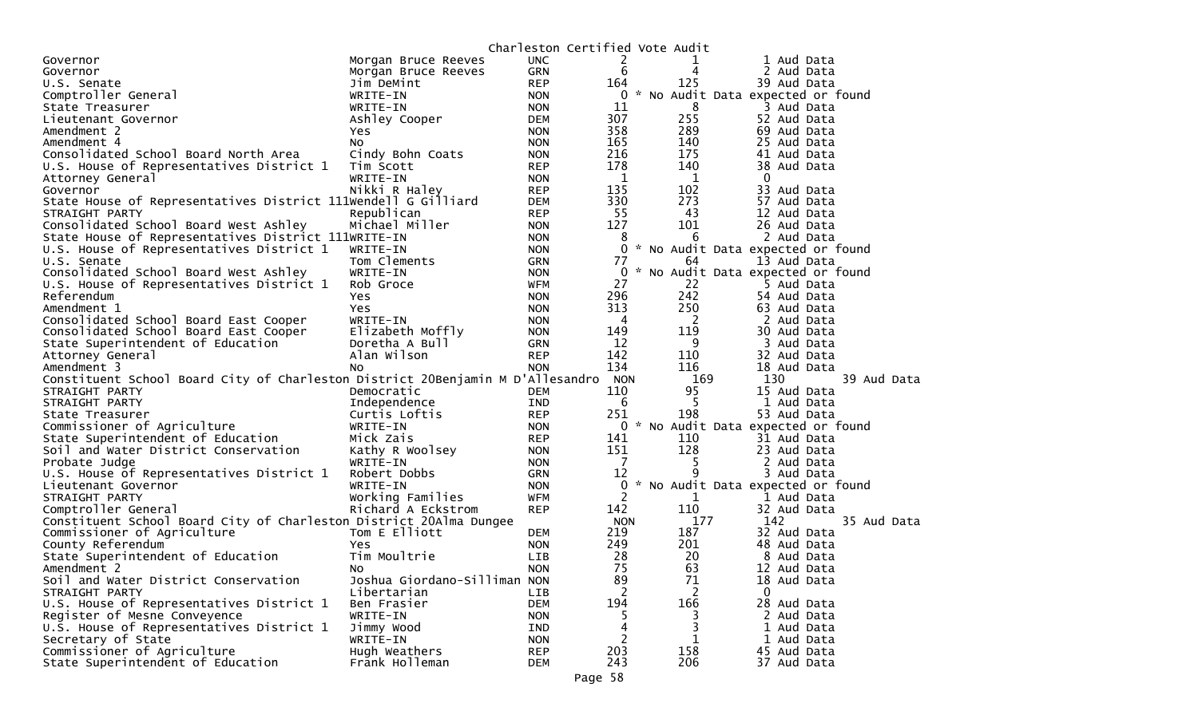Charleston Certified Vote Audit

| | | | | | |
|---|---|---|---|---|---|
| Governor | Morgan Bruce Reeves | UNC | 2 | 1 | 1 Aud Data |
| Governor | Morgan Bruce Reeves | GRN | 6 | 4 | 2 Aud Data |
| U.S. Senate | Jim DeMint | REP | 164 | 125 | 39 Aud Data |
| Comptroller General | WRITE-IN | NON | 0 | * No Audit Data expected or found | |
| State Treasurer | WRITE-IN | NON | 11 | 8 | 3 Aud Data |
| Lieutenant Governor | Ashley Cooper | DEM | 307 | 255 | 52 Aud Data |
| Amendment 2 | Yes | NON | 358 | 289 | 69 Aud Data |
| Amendment 4 | No | NON | 165 | 140 | 25 Aud Data |
| Consolidated School Board North Area | Cindy Bohn Coats | NON | 216 | 175 | 41 Aud Data |
| U.S. House of Representatives District 1 | Tim Scott | REP | 178 | 140 | 38 Aud Data |
| Attorney General | WRITE-IN | NON | 1 | 1 | 0 |
| Governor | Nikki R Haley | REP | 135 | 102 | 33 Aud Data |
| State House of Representatives District 111 | Wendell G Gilliard | DEM | 330 | 273 | 57 Aud Data |
| STRAIGHT PARTY | Republican | REP | 55 | 43 | 12 Aud Data |
| Consolidated School Board West Ashley | Michael Miller | NON | 127 | 101 | 26 Aud Data |
| State House of Representatives District 111 | WRITE-IN | NON | 8 | 6 | 2 Aud Data |
| U.S. House of Representatives District 1 | WRITE-IN | NON | 0 | * No Audit Data expected or found | |
| U.S. Senate | Tom Clements | GRN | 77 | 64 | 13 Aud Data |
| Consolidated School Board West Ashley | WRITE-IN | NON | 0 | * No Audit Data expected or found | |
| U.S. House of Representatives District 1 | Rob Groce | WFM | 27 | 22 | 5 Aud Data |
| Referendum | Yes | NON | 296 | 242 | 54 Aud Data |
| Amendment 1 | Yes | NON | 313 | 250 | 63 Aud Data |
| Consolidated School Board East Cooper | WRITE-IN | NON | 4 | 2 | 2 Aud Data |
| Consolidated School Board East Cooper | Elizabeth Moffly | NON | 149 | 119 | 30 Aud Data |
| State Superintendent of Education | Doretha A Bull | GRN | 12 | 9 | 3 Aud Data |
| Attorney General | Alan Wilson | REP | 142 | 110 | 32 Aud Data |
| Amendment 3 | No | NON | 134 | 116 | 18 Aud Data |
| Constituent School Board City of Charleston District 20 | Benjamin M D'Allesandro | NON | 169 | 130 | 39 Aud Data |
| STRAIGHT PARTY | Democratic | DEM | 110 | 95 | 15 Aud Data |
| STRAIGHT PARTY | Independence | IND | 6 | 5 | 1 Aud Data |
| State Treasurer | Curtis Loftis | REP | 251 | 198 | 53 Aud Data |
| Commissioner of Agriculture | WRITE-IN | NON | 0 | * No Audit Data expected or found | |
| State Superintendent of Education | Mick Zais | REP | 141 | 110 | 31 Aud Data |
| Soil and Water District Conservation | Kathy R Woolsey | NON | 151 | 128 | 23 Aud Data |
| Probate Judge | WRITE-IN | NON | 7 | 5 | 2 Aud Data |
| U.S. House of Representatives District 1 | Robert Dobbs | GRN | 12 | 9 | 3 Aud Data |
| Lieutenant Governor | WRITE-IN | NON | 0 | * No Audit Data expected or found | |
| STRAIGHT PARTY | Working Families | WFM | 2 | 1 | 1 Aud Data |
| Comptroller General | Richard A Eckstrom | REP | 142 | 110 | 32 Aud Data |
| Constituent School Board City of Charleston District 20 | Alma Dungee | NON | 177 | 142 | 35 Aud Data |
| Commissioner of Agriculture | Tom E Elliott | DEM | 219 | 187 | 32 Aud Data |
| County Referendum | Yes | NON | 249 | 201 | 48 Aud Data |
| State Superintendent of Education | Tim Moultrie | LIB | 28 | 20 | 8 Aud Data |
| Amendment 2 | No | NON | 75 | 63 | 12 Aud Data |
| Soil and Water District Conservation | Joshua Giordano-Silliman | NON | 89 | 71 | 18 Aud Data |
| STRAIGHT PARTY | Libertarian | LIB | 2 | 2 | 0 |
| U.S. House of Representatives District 1 | Ben Frasier | DEM | 194 | 166 | 28 Aud Data |
| Register of Mesne Conveyence | WRITE-IN | NON | 5 | 3 | 2 Aud Data |
| U.S. House of Representatives District 1 | Jimmy Wood | IND | 4 | 3 | 1 Aud Data |
| Secretary of State | WRITE-IN | NON | 2 | 1 | 1 Aud Data |
| Commissioner of Agriculture | Hugh Weathers | REP | 203 | 158 | 45 Aud Data |
| State Superintendent of Education | Frank Holleman | DEM | 243 | 206 | 37 Aud Data |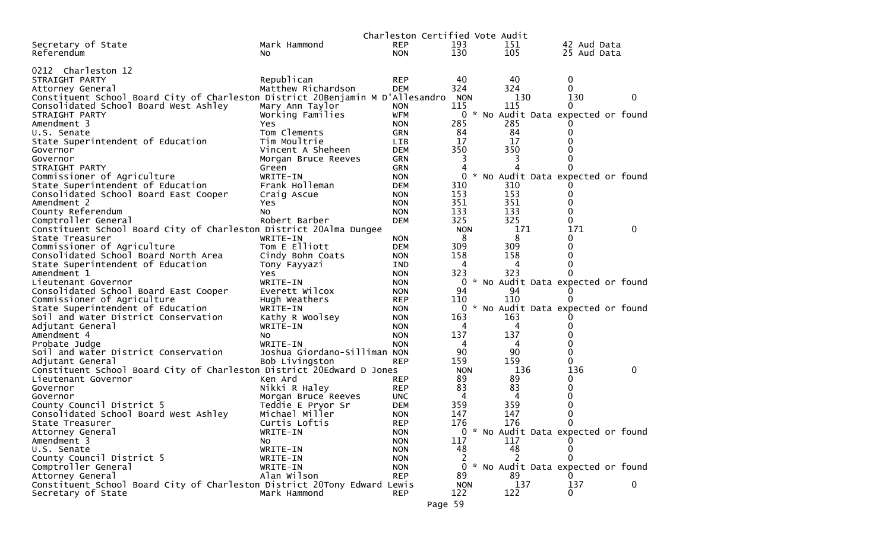Charleston Certified Vote Audit

| Office | Candidate | Party | Votes | Audit | Difference | |
|---|---|---|---|---|---|---|
| Secretary of State | Mark Hammond | REP | 193 | 151 | 42 Aud Data | |
| Referendum | No | NON | 130 | 105 | 25 Aud Data | |

0212 Charleston 12

| Office | Candidate | Party | Votes | Audit | Difference | |
|---|---|---|---|---|---|---|
| STRAIGHT PARTY | Republican | REP | 40 | 40 | 0 | |
| Attorney General | Matthew Richardson | DEM | 324 | 324 | 0 | |
| Constituent School Board City of Charleston District 20Benjamin M D'Allesandro | | NON | 130 | 130 | | 0 |
| Consolidated School Board West Ashley | Mary Ann Taylor | NON | 115 | 115 | 0 | |
| STRAIGHT PARTY | Working Families | WFM | 0 | * No Audit Data expected or found | | |
| Amendment 3 | Yes | NON | 285 | 285 | 0 | |
| U.S. Senate | Tom Clements | GRN | 84 | 84 | 0 | |
| State Superintendent of Education | Tim Moultrie | LIB | 17 | 17 | 0 | |
| Governor | Vincent A Sheheen | DEM | 350 | 350 | 0 | |
| Governor | Morgan Bruce Reeves | GRN | 3 | 3 | 0 | |
| STRAIGHT PARTY | Green | GRN | 4 | 4 | 0 | |
| Commissioner of Agriculture | WRITE-IN | NON | 0 | * No Audit Data expected or found | | |
| State Superintendent of Education | Frank Holleman | DEM | 310 | 310 | 0 | |
| Consolidated School Board East Cooper | Craig Ascue | NON | 153 | 153 | 0 | |
| Amendment 2 | Yes | NON | 351 | 351 | 0 | |
| County Referendum | No | NON | 133 | 133 | 0 | |
| Comptroller General | Robert Barber | DEM | 325 | 325 | 0 | |
| Constituent School Board City of Charleston District 20Alma Dungee | | NON | 171 | 171 | | 0 |
| State Treasurer | WRITE-IN | NON | 8 | 8 | 0 | |
| Commissioner of Agriculture | Tom E Elliott | DEM | 309 | 309 | 0 | |
| Consolidated School Board North Area | Cindy Bohn Coats | NON | 158 | 158 | 0 | |
| State Superintendent of Education | Tony Fayyazi | IND | 4 | 4 | 0 | |
| Amendment 1 | Yes | NON | 323 | 323 | 0 | |
| Lieutenant Governor | WRITE-IN | NON | 0 | * No Audit Data expected or found | | |
| Consolidated School Board East Cooper | Everett Wilcox | NON | 94 | 94 | 0 | |
| Commissioner of Agriculture | Hugh Weathers | REP | 110 | 110 | 0 | |
| State Superintendent of Education | WRITE-IN | NON | 0 | * No Audit Data expected or found | | |
| Soil and Water District Conservation | Kathy R Woolsey | NON | 163 | 163 | 0 | |
| Adjutant General | WRITE-IN | NON | 4 | 4 | 0 | |
| Amendment 4 | No | NON | 137 | 137 | 0 | |
| Probate Judge | WRITE-IN | NON | 4 | 4 | 0 | |
| Soil and Water District Conservation | Joshua Giordano-Silliman | NON | 90 | 90 | 0 | |
| Adjutant General | Bob Livingston | REP | 159 | 159 | 0 | |
| Constituent School Board City of Charleston District 20Edward D Jones | | NON | 136 | 136 | | 0 |
| Lieutenant Governor | Ken Ard | REP | 89 | 89 | 0 | |
| Governor | Nikki R Haley | REP | 83 | 83 | 0 | |
| Governor | Morgan Bruce Reeves | UNC | 4 | 4 | 0 | |
| County Council District 5 | Teddie E Pryor Sr | DEM | 359 | 359 | 0 | |
| Consolidated School Board West Ashley | Michael Miller | NON | 147 | 147 | 0 | |
| State Treasurer | Curtis Loftis | REP | 176 | 176 | 0 | |
| Attorney General | WRITE-IN | NON | 0 | * No Audit Data expected or found | | |
| Amendment 3 | No | NON | 117 | 117 | 0 | |
| U.S. Senate | WRITE-IN | NON | 48 | 48 | 0 | |
| County Council District 5 | WRITE-IN | NON | 2 | 2 | 0 | |
| Comptroller General | WRITE-IN | NON | 0 | * No Audit Data expected or found | | |
| Attorney General | Alan Wilson | REP | 89 | 89 | 0 | |
| Constituent School Board City of Charleston District 20Tony Edward Lewis | | NON | 137 | 137 | | 0 |
| Secretary of State | Mark Hammond | REP | 122 | 122 | 0 | |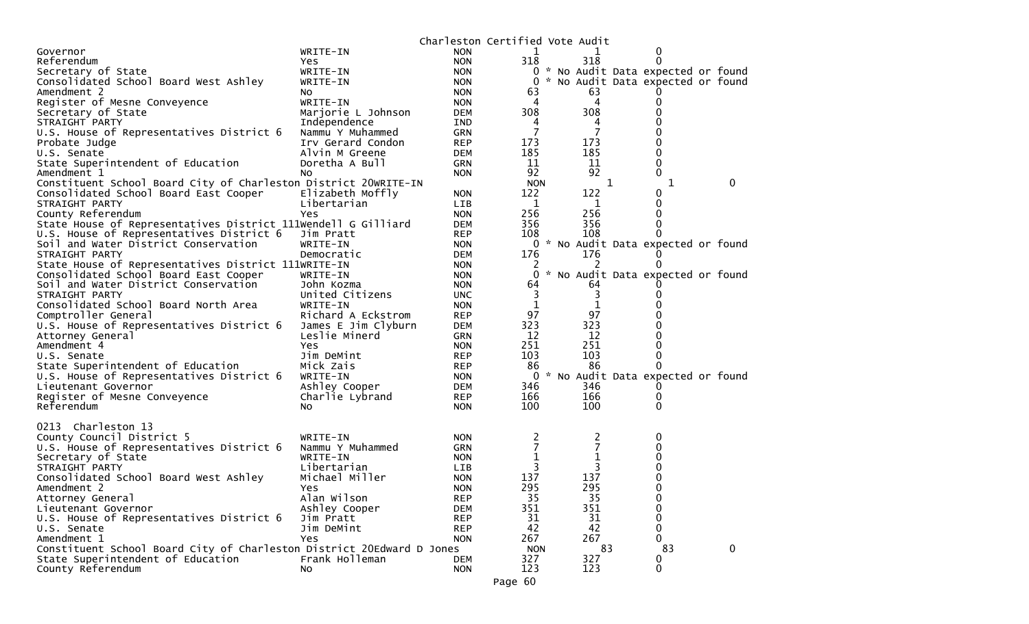Charleston Certified Vote Audit

| Contest | Candidate | Party | | | |
|---|---|---|---|---|---|
| Governor | WRITE-IN | NON | 1 | 1 | 0 |
| Referendum | Yes | NON | 318 | 318 | 0 |
| Secretary of State | WRITE-IN | NON | 0 * No Audit Data expected or found | | |
| Consolidated School Board West Ashley | WRITE-IN | NON | 0 * No Audit Data expected or found | | |
| Amendment 2 | No | NON | 63 | 63 | 0 |
| Register of Mesne Conveyence | WRITE-IN | NON | 4 | 4 | 0 |
| Secretary of State | Marjorie L Johnson | DEM | 308 | 308 | 0 |
| STRAIGHT PARTY | Independence | IND | 4 | 4 | 0 |
| U.S. House of Representatives District 6 | Nammu Y Muhammed | GRN | 7 | 7 | 0 |
| Probate Judge | Irv Gerard Condon | REP | 173 | 173 | 0 |
| U.S. Senate | Alvin M Greene | DEM | 185 | 185 | 0 |
| State Superintendent of Education | Doretha A Bull | GRN | 11 | 11 | 0 |
| Amendment 1 | No | NON | 92 | 92 | 0 |
| Constituent School Board City of Charleston District 20 | WRITE-IN | NON | 1 | 1 | 0 |
| Consolidated School Board East Cooper | Elizabeth Moffly | NON | 122 | 122 | 0 |
| STRAIGHT PARTY | Libertarian | LIB | 1 | 1 | 0 |
| County Referendum | Yes | NON | 256 | 256 | 0 |
| State House of Representatives District 111 | Wendell G Gilliard | DEM | 356 | 356 | 0 |
| U.S. House of Representatives District 6 | Jim Pratt | REP | 108 | 108 | 0 |
| Soil and Water District Conservation | WRITE-IN | NON | 0 * No Audit Data expected or found | | |
| STRAIGHT PARTY | Democratic | DEM | 176 | 176 | 0 |
| State House of Representatives District 111 | WRITE-IN | NON | 2 | 2 | 0 |
| Consolidated School Board East Cooper | WRITE-IN | NON | 0 * No Audit Data expected or found | | |
| Soil and Water District Conservation | John Kozma | NON | 64 | 64 | 0 |
| STRAIGHT PARTY | United Citizens | UNC | 3 | 3 | 0 |
| Consolidated School Board North Area | WRITE-IN | NON | 1 | 1 | 0 |
| Comptroller General | Richard A Eckstrom | REP | 97 | 97 | 0 |
| U.S. House of Representatives District 6 | James E Jim Clyburn | DEM | 323 | 323 | 0 |
| Attorney General | Leslie Minerd | GRN | 12 | 12 | 0 |
| Amendment 4 | Yes | NON | 251 | 251 | 0 |
| U.S. Senate | Jim DeMint | REP | 103 | 103 | 0 |
| State Superintendent of Education | Mick Zais | REP | 86 | 86 | 0 |
| U.S. House of Representatives District 6 | WRITE-IN | NON | 0 * No Audit Data expected or found | | |
| Lieutenant Governor | Ashley Cooper | DEM | 346 | 346 | 0 |
| Register of Mesne Conveyence | Charlie Lybrand | REP | 166 | 166 | 0 |
| Referendum | No | NON | 100 | 100 | 0 |

0213 Charleston 13

| Contest | Candidate | Party | | | |
|---|---|---|---|---|---|
| County Council District 5 | WRITE-IN | NON | 2 | 2 | 0 |
| U.S. House of Representatives District 6 | Nammu Y Muhammed | GRN | 7 | 7 | 0 |
| Secretary of State | WRITE-IN | NON | 1 | 1 | 0 |
| STRAIGHT PARTY | Libertarian | LIB | 3 | 3 | 0 |
| Consolidated School Board West Ashley | Michael Miller | NON | 137 | 137 | 0 |
| Amendment 2 | Yes | NON | 295 | 295 | 0 |
| Attorney General | Alan Wilson | REP | 35 | 35 | 0 |
| Lieutenant Governor | Ashley Cooper | DEM | 351 | 351 | 0 |
| U.S. House of Representatives District 6 | Jim Pratt | REP | 31 | 31 | 0 |
| U.S. Senate | Jim DeMint | REP | 42 | 42 | 0 |
| Amendment 1 | Yes | NON | 267 | 267 | 0 |
| Constituent School Board City of Charleston District 20 | Edward D Jones | NON | 83 | 83 | 0 |
| State Superintendent of Education | Frank Holleman | DEM | 327 | 327 | 0 |
| County Referendum | No | NON | 123 | 123 | 0 |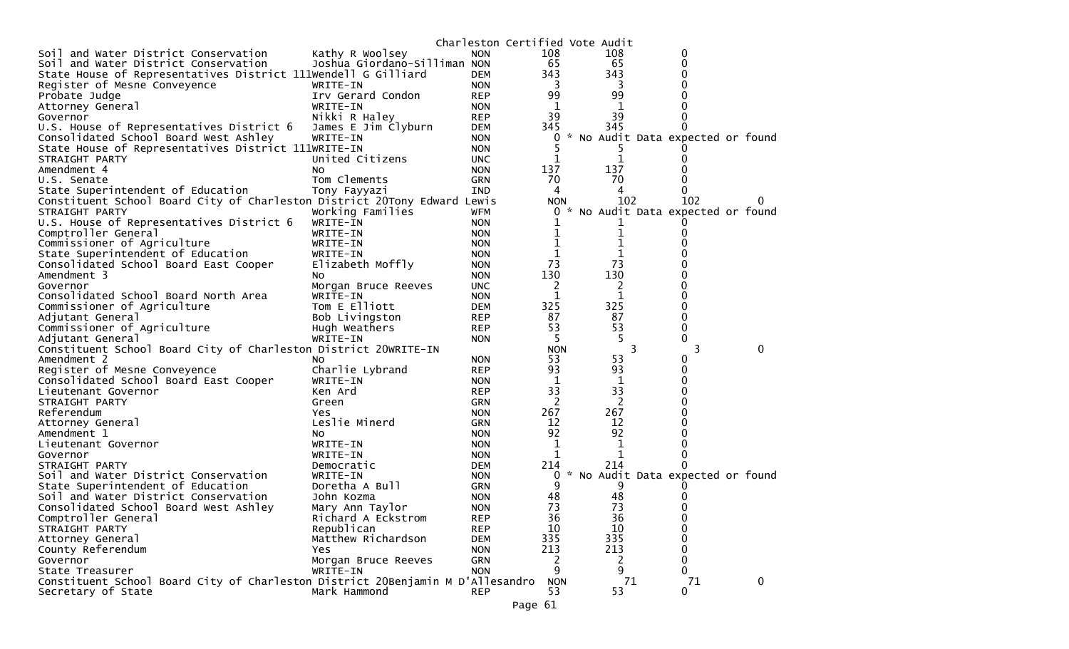Charleston Certified Vote Audit

| Contest | Candidate | Party | Certified | Audit | Difference |
|---|---|---|---|---|---|
| Soil and Water District Conservation | Kathy R Woolsey | NON | 108 | 108 | 0 |
| Soil and Water District Conservation | Joshua Giordano-Silliman | NON | 65 | 65 | 0 |
| State House of Representatives District 111 | Wendell G Gilliard | DEM | 343 | 343 | 0 |
| Register of Mesne Conveyence | WRITE-IN | NON | 3 | 3 | 0 |
| Probate Judge | Irv Gerard Condon | REP | 99 | 99 | 0 |
| Attorney General | WRITE-IN | NON | 1 | 1 | 0 |
| Governor | Nikki R Haley | REP | 39 | 39 | 0 |
| U.S. House of Representatives District 6 | James E Jim Clyburn | DEM | 345 | 345 | 0 |
| Consolidated School Board West Ashley | WRITE-IN | NON | 0 | * No Audit Data expected or found | |
| State House of Representatives District 111 | WRITE-IN | NON | 5 | 5 | 0 |
| STRAIGHT PARTY | United Citizens | UNC | 1 | 1 | 0 |
| Amendment 4 | No | NON | 137 | 137 | 0 |
| U.S. Senate | Tom Clements | GRN | 70 | 70 | 0 |
| State Superintendent of Education | Tony Fayyazi | IND | 4 | 4 | 0 |
| Constituent School Board City of Charleston District 20 | Tony Edward Lewis | NON | 102 | 102 | 0 |
| STRAIGHT PARTY | Working Families | WFM | 0 | * No Audit Data expected or found | |
| U.S. House of Representatives District 6 | WRITE-IN | NON | 1 | 1 | 0 |
| Comptroller General | WRITE-IN | NON | 1 | 1 | 0 |
| Commissioner of Agriculture | WRITE-IN | NON | 1 | 1 | 0 |
| State Superintendent of Education | WRITE-IN | NON | 1 | 1 | 0 |
| Consolidated School Board East Cooper | Elizabeth Moffly | NON | 73 | 73 | 0 |
| Amendment 3 | No | NON | 130 | 130 | 0 |
| Governor | Morgan Bruce Reeves | UNC | 2 | 2 | 0 |
| Consolidated School Board North Area | WRITE-IN | NON | 1 | 1 | 0 |
| Commissioner of Agriculture | Tom E Elliott | DEM | 325 | 325 | 0 |
| Adjutant General | Bob Livingston | REP | 87 | 87 | 0 |
| Commissioner of Agriculture | Hugh Weathers | REP | 53 | 53 | 0 |
| Adjutant General | WRITE-IN | NON | 5 | 5 | 0 |
| Constituent School Board City of Charleston District 20 | WRITE-IN | NON | 3 | 3 | 0 |
| Amendment 2 | No | NON | 53 | 53 | 0 |
| Register of Mesne Conveyence | Charlie Lybrand | REP | 93 | 93 | 0 |
| Consolidated School Board East Cooper | WRITE-IN | NON | 1 | 1 | 0 |
| Lieutenant Governor | Ken Ard | REP | 33 | 33 | 0 |
| STRAIGHT PARTY | Green | GRN | 2 | 2 | 0 |
| Referendum | Yes | NON | 267 | 267 | 0 |
| Attorney General | Leslie Minerd | GRN | 12 | 12 | 0 |
| Amendment 1 | No | NON | 92 | 92 | 0 |
| Lieutenant Governor | WRITE-IN | NON | 1 | 1 | 0 |
| Governor | WRITE-IN | NON | 1 | 1 | 0 |
| STRAIGHT PARTY | Democratic | DEM | 214 | 214 | 0 |
| Soil and Water District Conservation | WRITE-IN | NON | 0 | * No Audit Data expected or found | |
| State Superintendent of Education | Doretha A Bull | GRN | 9 | 9 | 0 |
| Soil and Water District Conservation | John Kozma | NON | 48 | 48 | 0 |
| Consolidated School Board West Ashley | Mary Ann Taylor | NON | 73 | 73 | 0 |
| Comptroller General | Richard A Eckstrom | REP | 36 | 36 | 0 |
| STRAIGHT PARTY | Republican | REP | 10 | 10 | 0 |
| Attorney General | Matthew Richardson | DEM | 335 | 335 | 0 |
| County Referendum | Yes | NON | 213 | 213 | 0 |
| Governor | Morgan Bruce Reeves | GRN | 2 | 2 | 0 |
| State Treasurer | WRITE-IN | NON | 9 | 9 | 0 |
| Constituent School Board City of Charleston District 20 | Benjamin M D'Allesandro | NON | 71 | 71 | 0 |
| Secretary of State | Mark Hammond | REP | 53 | 53 | 0 |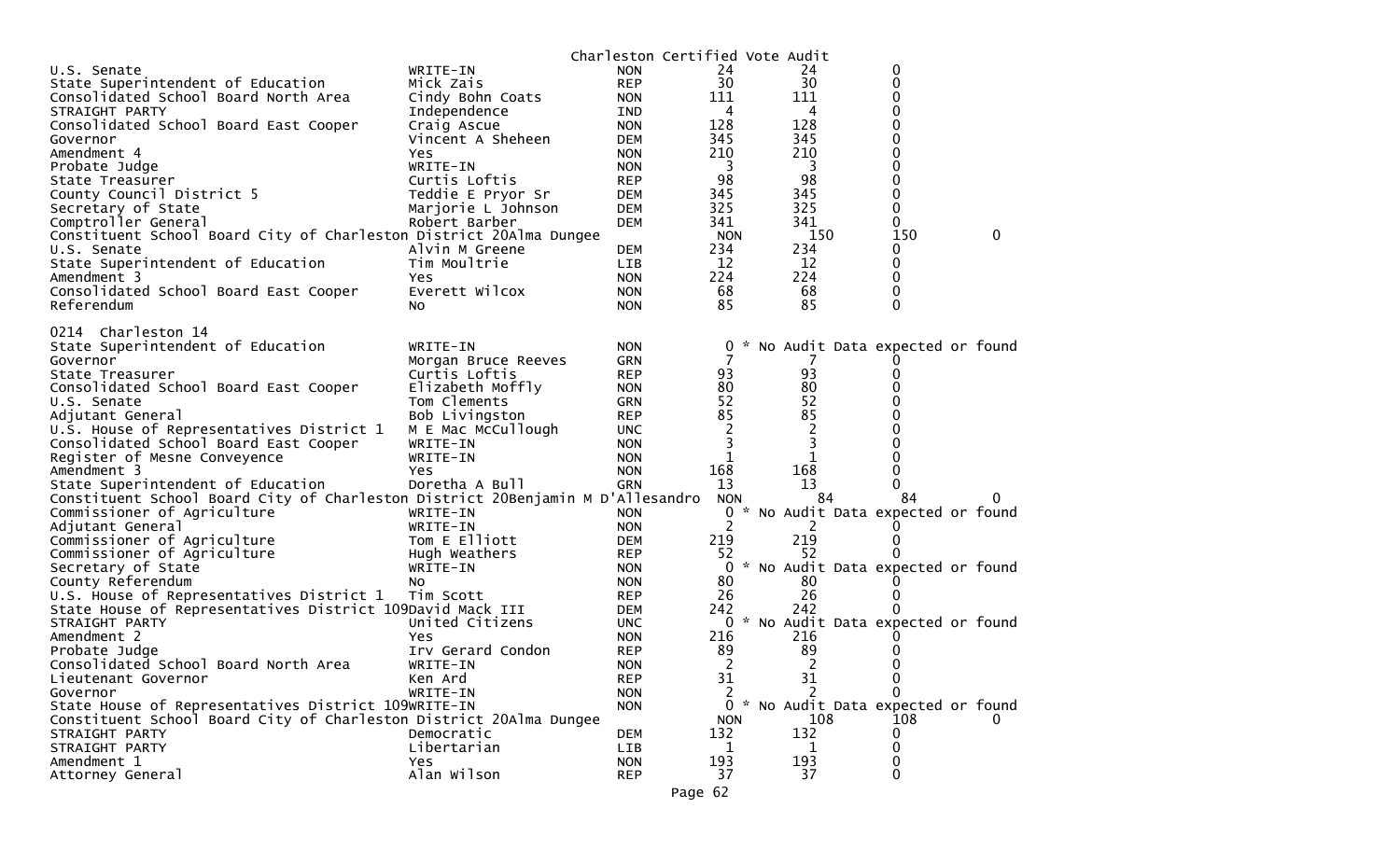Charleston Certified Vote Audit

| Contest | Candidate | Party | | | |
|---|---|---|---|---|---|
| U.S. Senate | WRITE-IN | NON | 24 | 24 | 0 |
| State Superintendent of Education | Mick Zais | REP | 30 | 30 | 0 |
| Consolidated School Board North Area | Cindy Bohn Coats | NON | 111 | 111 | 0 |
| STRAIGHT PARTY | Independence | IND | 4 | 4 | 0 |
| Consolidated School Board East Cooper | Craig Ascue | NON | 128 | 128 | 0 |
| Governor | Vincent A Sheheen | DEM | 345 | 345 | 0 |
| Amendment 4 | Yes | NON | 210 | 210 | 0 |
| Probate Judge | WRITE-IN | NON | 3 | 3 | 0 |
| State Treasurer | Curtis Loftis | REP | 98 | 98 | 0 |
| County Council District 5 | Teddie E Pryor Sr | DEM | 345 | 345 | 0 |
| Secretary of State | Marjorie L Johnson | DEM | 325 | 325 | 0 |
| Comptroller General | Robert Barber | DEM | 341 | 341 | 0 |
| Constituent School Board City of Charleston District 20 | Alma Dungee | NON | 150 | 150 | 0 |
| U.S. Senate | Alvin M Greene | DEM | 234 | 234 | 0 |
| State Superintendent of Education | Tim Moultrie | LIB | 12 | 12 | 0 |
| Amendment 3 | Yes | NON | 224 | 224 | 0 |
| Consolidated School Board East Cooper | Everett Wilcox | NON | 68 | 68 | 0 |
| Referendum | No | NON | 85 | 85 | 0 |

0214 Charleston 14

| Contest | Candidate | Party | | | |
|---|---|---|---|---|---|
| State Superintendent of Education | WRITE-IN | NON | 0 * No Audit Data expected or found | | |
| Governor | Morgan Bruce Reeves | GRN | 7 | 7 | 0 |
| State Treasurer | Curtis Loftis | REP | 93 | 93 | 0 |
| Consolidated School Board East Cooper | Elizabeth Moffly | NON | 80 | 80 | 0 |
| U.S. Senate | Tom Clements | GRN | 52 | 52 | 0 |
| Adjutant General | Bob Livingston | REP | 85 | 85 | 0 |
| U.S. House of Representatives District 1 | M E Mac McCullough | UNC | 2 | 2 | 0 |
| Consolidated School Board East Cooper | WRITE-IN | NON | 3 | 3 | 0 |
| Register of Mesne Conveyence | WRITE-IN | NON | 1 | 1 | 0 |
| Amendment 3 | Yes | NON | 168 | 168 | 0 |
| State Superintendent of Education | Doretha A Bull | GRN | 13 | 13 | 0 |
| Constituent School Board City of Charleston District 20 | Benjamin M D'Allesandro | NON | 84 | 84 | 0 |
| Commissioner of Agriculture | WRITE-IN | NON | 0 * No Audit Data expected or found | | |
| Adjutant General | WRITE-IN | NON | 2 | 2 | 0 |
| Commissioner of Agriculture | Tom E Elliott | DEM | 219 | 219 | 0 |
| Commissioner of Agriculture | Hugh Weathers | REP | 52 | 52 | 0 |
| Secretary of State | WRITE-IN | NON | 0 * No Audit Data expected or found | | |
| County Referendum | No | NON | 80 | 80 | 0 |
| U.S. House of Representatives District 1 | Tim Scott | REP | 26 | 26 | 0 |
| State House of Representatives District 109 | David Mack III | DEM | 242 | 242 | 0 |
| STRAIGHT PARTY | United Citizens | UNC | 0 * No Audit Data expected or found | | |
| Amendment 2 | Yes | NON | 216 | 216 | 0 |
| Probate Judge | Irv Gerard Condon | REP | 89 | 89 | 0 |
| Consolidated School Board North Area | WRITE-IN | NON | 2 | 2 | 0 |
| Lieutenant Governor | Ken Ard | REP | 31 | 31 | 0 |
| Governor | WRITE-IN | NON | 2 | 2 | 0 |
| State House of Representatives District 109 | WRITE-IN | NON | 0 * No Audit Data expected or found | | |
| Constituent School Board City of Charleston District 20 | Alma Dungee | NON | 108 | 108 | 0 |
| STRAIGHT PARTY | Democratic | DEM | 132 | 132 | 0 |
| STRAIGHT PARTY | Libertarian | LIB | 1 | 1 | 0 |
| Amendment 1 | Yes | NON | 193 | 193 | 0 |
| Attorney General | Alan Wilson | REP | 37 | 37 | 0 |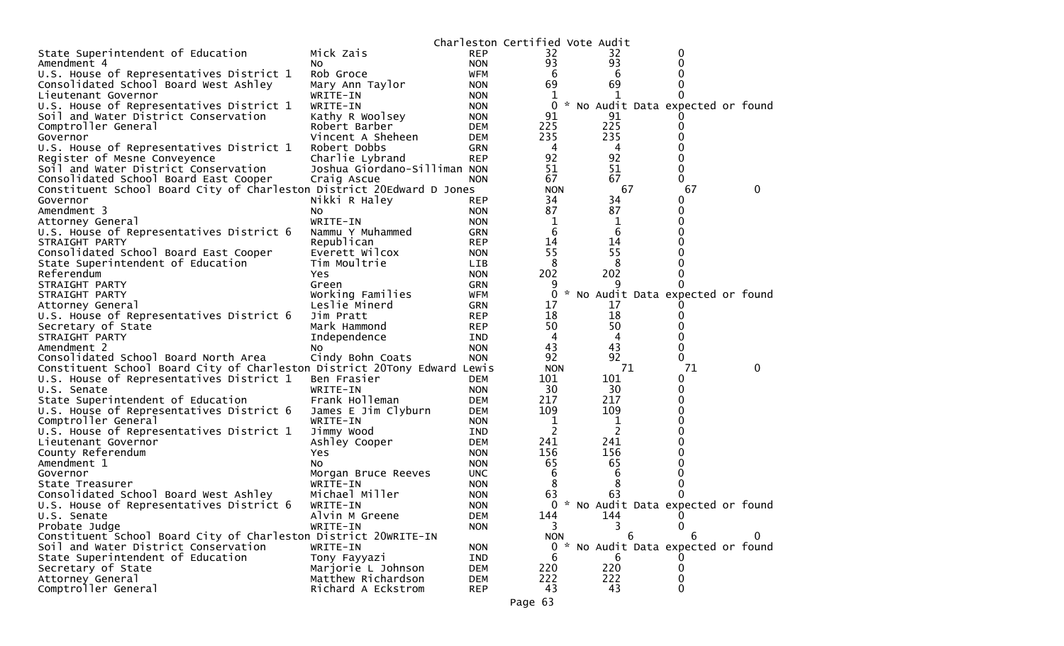Charleston Certified Vote Audit

| Contest | Candidate | Party | Count 1 | Count 2 | Difference |
|---|---|---|---|---|---|
| State Superintendent of Education | Mick Zais | REP | 32 | 32 | 0 |
| Amendment 4 | No | NON | 93 | 93 | 0 |
| U.S. House of Representatives District 1 | Rob Groce | WFM | 6 | 6 | 0 |
| Consolidated School Board West Ashley | Mary Ann Taylor | NON | 69 | 69 | 0 |
| Lieutenant Governor | WRITE-IN | NON | 1 | 1 | 0 |
| U.S. House of Representatives District 1 | WRITE-IN | NON | 0 | * No Audit Data expected or found | |
| Soil and Water District Conservation | Kathy R Woolsey | NON | 91 | 91 | 0 |
| Comptroller General | Robert Barber | DEM | 225 | 225 | 0 |
| Governor | Vincent A Sheheen | DEM | 235 | 235 | 0 |
| U.S. House of Representatives District 1 | Robert Dobbs | GRN | 4 | 4 | 0 |
| Register of Mesne Conveyence | Charlie Lybrand | REP | 92 | 92 | 0 |
| Soil and Water District Conservation | Joshua Giordano-Silliman | NON | 51 | 51 | 0 |
| Consolidated School Board East Cooper | Craig Ascue | NON | 67 | 67 | 0 |
| Constituent School Board City of Charleston District 20 | Edward D Jones | NON | 67 | 67 | 0 |
| Governor | Nikki R Haley | REP | 34 | 34 | 0 |
| Amendment 3 | No | NON | 87 | 87 | 0 |
| Attorney General | WRITE-IN | NON | 1 | 1 | 0 |
| U.S. House of Representatives District 6 | Nammu Y Muhammed | GRN | 6 | 6 | 0 |
| STRAIGHT PARTY | Republican | REP | 14 | 14 | 0 |
| Consolidated School Board East Cooper | Everett Wilcox | NON | 55 | 55 | 0 |
| State Superintendent of Education | Tim Moultrie | LIB | 8 | 8 | 0 |
| Referendum | Yes | NON | 202 | 202 | 0 |
| STRAIGHT PARTY | Green | GRN | 9 | 9 | 0 |
| STRAIGHT PARTY | Working Families | WFM | 0 | * No Audit Data expected or found | |
| Attorney General | Leslie Minerd | GRN | 17 | 17 | 0 |
| U.S. House of Representatives District 6 | Jim Pratt | REP | 18 | 18 | 0 |
| Secretary of State | Mark Hammond | REP | 50 | 50 | 0 |
| STRAIGHT PARTY | Independence | IND | 4 | 4 | 0 |
| Amendment 2 | No | NON | 43 | 43 | 0 |
| Consolidated School Board North Area | Cindy Bohn Coats | NON | 92 | 92 | 0 |
| Constituent School Board City of Charleston District 20 | Tony Edward Lewis | NON | 71 | 71 | 0 |
| U.S. House of Representatives District 1 | Ben Frasier | DEM | 101 | 101 | 0 |
| U.S. Senate | WRITE-IN | NON | 30 | 30 | 0 |
| State Superintendent of Education | Frank Holleman | DEM | 217 | 217 | 0 |
| U.S. House of Representatives District 6 | James E Jim Clyburn | DEM | 109 | 109 | 0 |
| Comptroller General | WRITE-IN | NON | 1 | 1 | 0 |
| U.S. House of Representatives District 1 | Jimmy Wood | IND | 2 | 2 | 0 |
| Lieutenant Governor | Ashley Cooper | DEM | 241 | 241 | 0 |
| County Referendum | Yes | NON | 156 | 156 | 0 |
| Amendment 1 | No | NON | 65 | 65 | 0 |
| Governor | Morgan Bruce Reeves | UNC | 6 | 6 | 0 |
| State Treasurer | WRITE-IN | NON | 8 | 8 | 0 |
| Consolidated School Board West Ashley | Michael Miller | NON | 63 | 63 | 0 |
| U.S. House of Representatives District 6 | WRITE-IN | NON | 0 | * No Audit Data expected or found | |
| U.S. Senate | Alvin M Greene | DEM | 144 | 144 | 0 |
| Probate Judge | WRITE-IN | NON | 3 | 3 | 0 |
| Constituent School Board City of Charleston District 20 | WRITE-IN | NON | 6 | 6 | 0 |
| Soil and Water District Conservation | WRITE-IN | NON | 0 | * No Audit Data expected or found | |
| State Superintendent of Education | Tony Fayyazi | IND | 6 | 6 | 0 |
| Secretary of State | Marjorie L Johnson | DEM | 220 | 220 | 0 |
| Attorney General | Matthew Richardson | DEM | 222 | 222 | 0 |
| Comptroller General | Richard A Eckstrom | REP | 43 | 43 | 0 |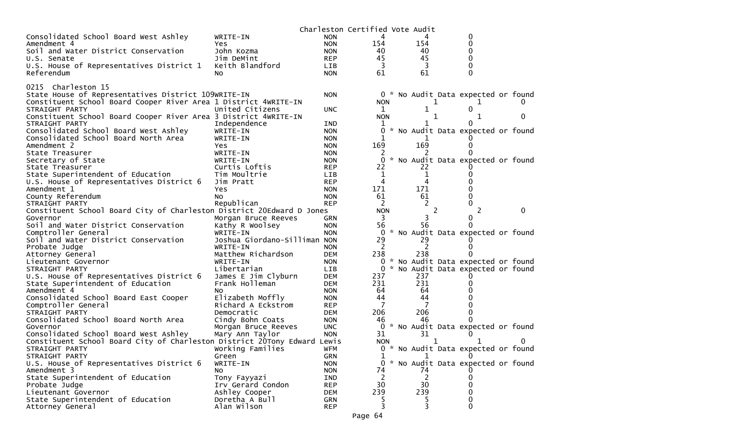Charleston Certified Vote Audit

| Contest | Candidate | Party | | | |
|---|---|---|---|---|---|
| Consolidated School Board West Ashley | WRITE-IN | NON | 4 | 4 | 0 |
| Amendment 4 | Yes | NON | 154 | 154 | 0 |
| Soil and Water District Conservation | John Kozma | NON | 40 | 40 | 0 |
| U.S. Senate | Jim DeMint | REP | 45 | 45 | 0 |
| U.S. House of Representatives District 1 | Keith Blandford | LIB | 3 | 3 | 0 |
| Referendum | No | NON | 61 | 61 | 0 |

0215 Charleston 15

| Contest | Candidate | Party | | | |
|---|---|---|---|---|---|
| State House of Representatives District 109 | WRITE-IN | NON | 0 * No Audit Data expected or found | | |
| Constituent School Board Cooper River Area 1 District 4 | WRITE-IN | NON | 1 | 1 | 0 |
| STRAIGHT PARTY | United Citizens | UNC | 1 | 1 | 0 |
| Constituent School Board Cooper River Area 3 District 4 | WRITE-IN | NON | 1 | 1 | 0 |
| STRAIGHT PARTY | Independence | IND | 1 | 1 | 0 |
| Consolidated School Board West Ashley | WRITE-IN | NON | 0 * No Audit Data expected or found | | |
| Consolidated School Board North Area | WRITE-IN | NON | 1 | 1 | 0 |
| Amendment 2 | Yes | NON | 169 | 169 | 0 |
| State Treasurer | WRITE-IN | NON | 2 | 2 | 0 |
| Secretary of State | WRITE-IN | NON | 0 * No Audit Data expected or found | | |
| State Treasurer | Curtis Loftis | REP | 22 | 22 | 0 |
| State Superintendent of Education | Tim Moultrie | LIB | 1 | 1 | 0 |
| U.S. House of Representatives District 6 | Jim Pratt | REP | 4 | 4 | 0 |
| Amendment 1 | Yes | NON | 171 | 171 | 0 |
| County Referendum | No | NON | 61 | 61 | 0 |
| STRAIGHT PARTY | Republican | REP | 2 | 2 | 0 |
| Constituent School Board City of Charleston District 20 | Edward D Jones | NON | 2 | 2 | 0 |
| Governor | Morgan Bruce Reeves | GRN | 3 | 3 | 0 |
| Soil and Water District Conservation | Kathy R Woolsey | NON | 56 | 56 | 0 |
| Comptroller General | WRITE-IN | NON | 0 * No Audit Data expected or found | | |
| Soil and Water District Conservation | Joshua Giordano-Silliman | NON | 29 | 29 | 0 |
| Probate Judge | WRITE-IN | NON | 2 | 2 | 0 |
| Attorney General | Matthew Richardson | DEM | 238 | 238 | 0 |
| Lieutenant Governor | WRITE-IN | NON | 0 * No Audit Data expected or found | | |
| STRAIGHT PARTY | Libertarian | LIB | 0 * No Audit Data expected or found | | |
| U.S. House of Representatives District 6 | James E Jim Clyburn | DEM | 237 | 237 | 0 |
| State Superintendent of Education | Frank Holleman | DEM | 231 | 231 | 0 |
| Amendment 4 | No | NON | 64 | 64 | 0 |
| Consolidated School Board East Cooper | Elizabeth Moffly | NON | 44 | 44 | 0 |
| Comptroller General | Richard A Eckstrom | REP | 7 | 7 | 0 |
| STRAIGHT PARTY | Democratic | DEM | 206 | 206 | 0 |
| Consolidated School Board North Area | Cindy Bohn Coats | NON | 46 | 46 | 0 |
| Governor | Morgan Bruce Reeves | UNC | 0 * No Audit Data expected or found | | |
| Consolidated School Board West Ashley | Mary Ann Taylor | NON | 31 | 31 | 0 |
| Constituent School Board City of Charleston District 20 | Tony Edward Lewis | NON | 1 | 1 | 0 |
| STRAIGHT PARTY | Working Families | WFM | 0 * No Audit Data expected or found | | |
| STRAIGHT PARTY | Green | GRN | 1 | 1 | 0 |
| U.S. House of Representatives District 6 | WRITE-IN | NON | 0 * No Audit Data expected or found | | |
| Amendment 3 | No | NON | 74 | 74 | 0 |
| State Superintendent of Education | Tony Fayyazi | IND | 2 | 2 | 0 |
| Probate Judge | Irv Gerard Condon | REP | 30 | 30 | 0 |
| Lieutenant Governor | Ashley Cooper | DEM | 239 | 239 | 0 |
| State Superintendent of Education | Doretha A Bull | GRN | 5 | 5 | 0 |
| Attorney General | Alan Wilson | REP | 3 | 3 | 0 |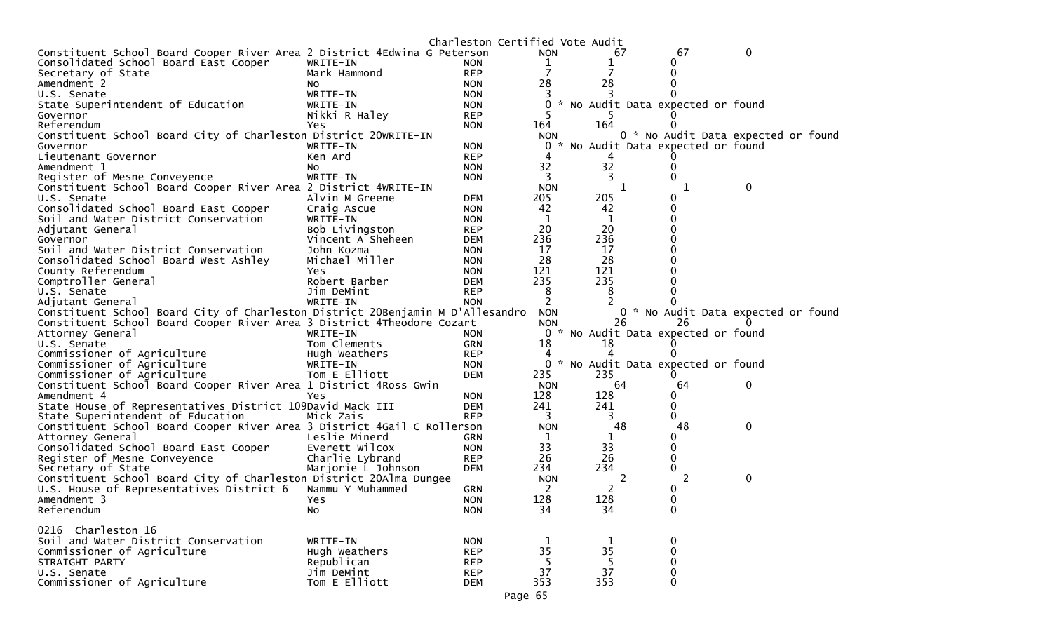Charleston Certified Vote Audit

| Office | Candidate | Party | Count | Audit | Diff |
|---|---|---|---|---|---|
| Constituent School Board Cooper River Area 2 District 4 | Edwina G Peterson | NON | 67 | 67 | 0 |
| Consolidated School Board East Cooper | WRITE-IN | NON | 1 | 1 | 0 |
| Secretary of State | Mark Hammond | REP | 7 | 7 | 0 |
| Amendment 2 | No | NON | 28 | 28 | 0 |
| U.S. Senate | WRITE-IN | NON | 3 | 3 | 0 |
| State Superintendent of Education | WRITE-IN | NON | 0 | * No Audit Data expected or found | |
| Governor | Nikki R Haley | REP | 5 | 5 | 0 |
| Referendum | Yes | NON | 164 | 164 | 0 |
| Constituent School Board City of Charleston District 20 | WRITE-IN | NON | 0 | * No Audit Data expected or found | |
| Governor | WRITE-IN | NON | 0 | * No Audit Data expected or found | |
| Lieutenant Governor | Ken Ard | REP | 4 | 4 | 0 |
| Amendment 1 | No | NON | 32 | 32 | 0 |
| Register of Mesne Conveyence | WRITE-IN | NON | 3 | 3 | 0 |
| Constituent School Board Cooper River Area 2 District 4 | WRITE-IN | NON | 1 | 1 | 0 |
| U.S. Senate | Alvin M Greene | DEM | 205 | 205 | 0 |
| Consolidated School Board East Cooper | Craig Ascue | NON | 42 | 42 | 0 |
| Soil and Water District Conservation | WRITE-IN | NON | 1 | 1 | 0 |
| Adjutant General | Bob Livingston | REP | 20 | 20 | 0 |
| Governor | Vincent A Sheheen | DEM | 236 | 236 | 0 |
| Soil and Water District Conservation | John Kozma | NON | 17 | 17 | 0 |
| Consolidated School Board West Ashley | Michael Miller | NON | 28 | 28 | 0 |
| County Referendum | Yes | NON | 121 | 121 | 0 |
| Comptroller General | Robert Barber | DEM | 235 | 235 | 0 |
| U.S. Senate | Jim DeMint | REP | 8 | 8 | 0 |
| Adjutant General | WRITE-IN | NON | 2 | 2 | 0 |
| Constituent School Board City of Charleston District 20 | Benjamin M D'Allesandro | NON | 0 | * No Audit Data expected or found | |
| Constituent School Board Cooper River Area 3 District 4 | Theodore Cozart | NON | 26 | 26 | 0 |
| Attorney General | WRITE-IN | NON | 0 | * No Audit Data expected or found | |
| U.S. Senate | Tom Clements | GRN | 18 | 18 | 0 |
| Commissioner of Agriculture | Hugh Weathers | REP | 4 | 4 | 0 |
| Commissioner of Agriculture | WRITE-IN | NON | 0 | * No Audit Data expected or found | |
| Commissioner of Agriculture | Tom E Elliott | DEM | 235 | 235 | 0 |
| Constituent School Board Cooper River Area 1 District 4 | Ross Gwin | NON | 64 | 64 | 0 |
| Amendment 4 | Yes | NON | 128 | 128 | 0 |
| State House of Representatives District 109 | David Mack III | DEM | 241 | 241 | 0 |
| State Superintendent of Education | Mick Zais | REP | 3 | 3 | 0 |
| Constituent School Board Cooper River Area 3 District 4 | Gail C Rollerson | NON | 48 | 48 | 0 |
| Attorney General | Leslie Minerd | GRN | 1 | 1 | 0 |
| Consolidated School Board East Cooper | Everett Wilcox | NON | 33 | 33 | 0 |
| Register of Mesne Conveyence | Charlie Lybrand | REP | 26 | 26 | 0 |
| Secretary of State | Marjorie L Johnson | DEM | 234 | 234 | 0 |
| Constituent School Board City of Charleston District 20 | Alma Dungee | NON | 2 | 2 | 0 |
| U.S. House of Representatives District 6 | Nammu Y Muhammed | GRN | 2 | 2 | 0 |
| Amendment 3 | Yes | NON | 128 | 128 | 0 |
| Referendum | No | NON | 34 | 34 | 0 |

0216 Charleston 16

| Office | Candidate | Party | Count | Audit | Diff |
|---|---|---|---|---|---|
| Soil and Water District Conservation | WRITE-IN | NON | 1 | 1 | 0 |
| Commissioner of Agriculture | Hugh Weathers | REP | 35 | 35 | 0 |
| STRAIGHT PARTY | Republican | REP | 5 | 5 | 0 |
| U.S. Senate | Jim DeMint | REP | 37 | 37 | 0 |
| Commissioner of Agriculture | Tom E Elliott | DEM | 353 | 353 | 0 |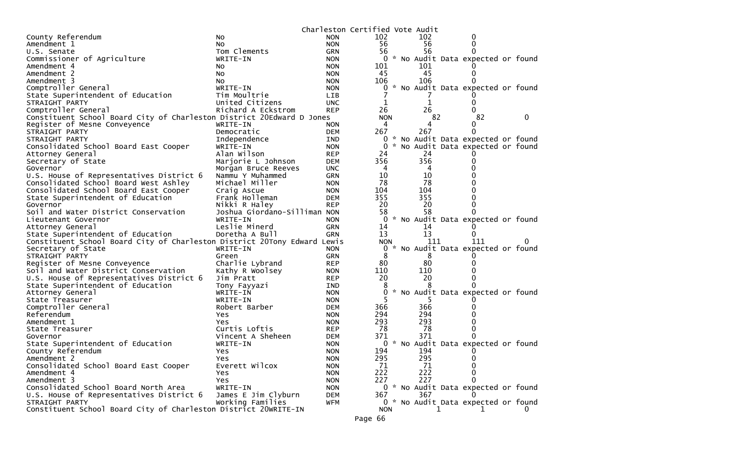Charleston Certified Vote Audit

| Contest | Candidate | Party | | | | |
|---|---|---|---|---|---|---|
| County Referendum | No | NON | 102 | 102 | 0 | |
| Amendment 1 | No | NON | 56 | 56 | 0 | |
| U.S. Senate | Tom Clements | GRN | 56 | 56 | 0 | |
| Commissioner of Agriculture | WRITE-IN | NON | 0 | * No Audit Data expected or found | | |
| Amendment 4 | No | NON | 101 | 101 | 0 | |
| Amendment 2 | No | NON | 45 | 45 | 0 | |
| Amendment 3 | No | NON | 106 | 106 | 0 | |
| Comptroller General | WRITE-IN | NON | 0 | * No Audit Data expected or found | | |
| State Superintendent of Education | Tim Moultrie | LIB | 7 | 7 | 0 | |
| STRAIGHT PARTY | United Citizens | UNC | 1 | 1 | 0 | |
| Comptroller General | Richard A Eckstrom | REP | 26 | 26 | 0 | |
| Constituent School Board City of Charleston District 20 | Edward D Jones | | NON | 82 | 82 | 0 |
| Register of Mesne Conveyence | WRITE-IN | NON | 4 | 4 | 0 | |
| STRAIGHT PARTY | Democratic | DEM | 267 | 267 | 0 | |
| STRAIGHT PARTY | Independence | IND | 0 | * No Audit Data expected or found | | |
| Consolidated School Board East Cooper | WRITE-IN | NON | 0 | * No Audit Data expected or found | | |
| Attorney General | Alan Wilson | REP | 24 | 24 | 0 | |
| Secretary of State | Marjorie L Johnson | DEM | 356 | 356 | 0 | |
| Governor | Morgan Bruce Reeves | UNC | 4 | 4 | 0 | |
| U.S. House of Representatives District 6 | Nammu Y Muhammed | GRN | 10 | 10 | 0 | |
| Consolidated School Board West Ashley | Michael Miller | NON | 78 | 78 | 0 | |
| Consolidated School Board East Cooper | Craig Ascue | NON | 104 | 104 | 0 | |
| State Superintendent of Education | Frank Holleman | DEM | 355 | 355 | 0 | |
| Governor | Nikki R Haley | REP | 20 | 20 | 0 | |
| Soil and Water District Conservation | Joshua Giordano-Silliman | NON | 58 | 58 | 0 | |
| Lieutenant Governor | WRITE-IN | NON | 0 | * No Audit Data expected or found | | |
| Attorney General | Leslie Minerd | GRN | 14 | 14 | 0 | |
| State Superintendent of Education | Doretha A Bull | GRN | 13 | 13 | 0 | |
| Constituent School Board City of Charleston District 20 | Tony Edward Lewis | | NON | 111 | 111 | 0 |
| Secretary of State | WRITE-IN | NON | 0 | * No Audit Data expected or found | | |
| STRAIGHT PARTY | Green | GRN | 8 | 8 | 0 | |
| Register of Mesne Conveyence | Charlie Lybrand | REP | 80 | 80 | 0 | |
| Soil and Water District Conservation | Kathy R Woolsey | NON | 110 | 110 | 0 | |
| U.S. House of Representatives District 6 | Jim Pratt | REP | 20 | 20 | 0 | |
| State Superintendent of Education | Tony Fayyazi | IND | 8 | 8 | 0 | |
| Attorney General | WRITE-IN | NON | 0 | * No Audit Data expected or found | | |
| State Treasurer | WRITE-IN | NON | 5 | 5 | 0 | |
| Comptroller General | Robert Barber | DEM | 366 | 366 | 0 | |
| Referendum | Yes | NON | 294 | 294 | 0 | |
| Amendment 1 | Yes | NON | 293 | 293 | 0 | |
| State Treasurer | Curtis Loftis | REP | 78 | 78 | 0 | |
| Governor | Vincent A Sheheen | DEM | 371 | 371 | 0 | |
| State Superintendent of Education | WRITE-IN | NON | 0 | * No Audit Data expected or found | | |
| County Referendum | Yes | NON | 194 | 194 | 0 | |
| Amendment 2 | Yes | NON | 295 | 295 | 0 | |
| Consolidated School Board East Cooper | Everett Wilcox | NON | 71 | 71 | 0 | |
| Amendment 4 | Yes | NON | 222 | 222 | 0 | |
| Amendment 3 | Yes | NON | 227 | 227 | 0 | |
| Consolidated School Board North Area | WRITE-IN | NON | 0 | * No Audit Data expected or found | | |
| U.S. House of Representatives District 6 | James E Jim Clyburn | DEM | 367 | 367 | 0 | |
| STRAIGHT PARTY | Working Families | WFM | 0 | * No Audit Data expected or found | | |
| Constituent School Board City of Charleston District 20 | WRITE-IN | | NON | 1 | 1 | 0 |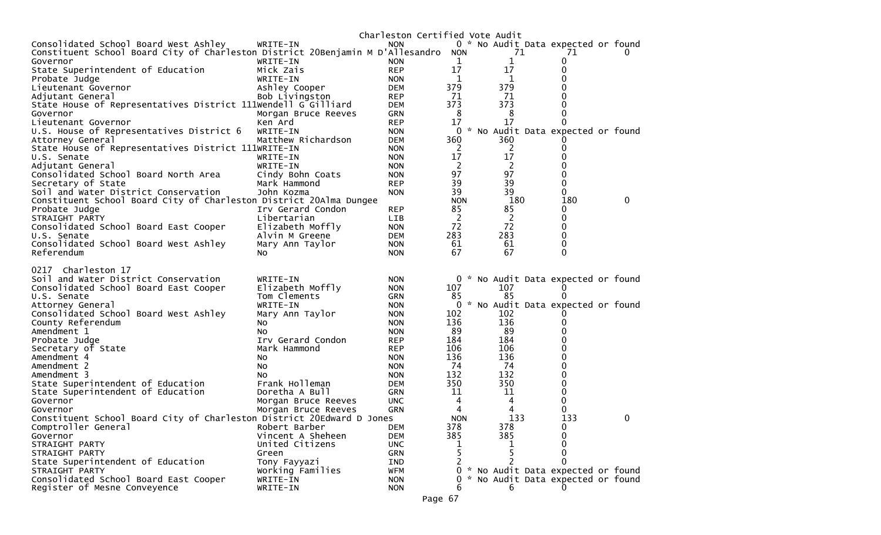Charleston Certified Vote Audit

| Contest | Candidate | Party | Votes | Audit | Diff | |
|---|---|---|---|---|---|---|
| Consolidated School Board West Ashley | WRITE-IN | NON | 0 | * No Audit Data expected or found | | |
| Constituent School Board City of Charleston District 20 | Benjamin M D'Allesandro | NON | 71 | 71 | 0 | |
| Governor | WRITE-IN | NON | 1 | 1 | 0 | |
| State Superintendent of Education | Mick Zais | REP | 17 | 17 | 0 | |
| Probate Judge | WRITE-IN | NON | 1 | 1 | 0 | |
| Lieutenant Governor | Ashley Cooper | DEM | 379 | 379 | 0 | |
| Adjutant General | Bob Livingston | REP | 71 | 71 | 0 | |
| State House of Representatives District 111 | Wendell G Gilliard | DEM | 373 | 373 | 0 | |
| Governor | Morgan Bruce Reeves | GRN | 8 | 8 | 0 | |
| Lieutenant Governor | Ken Ard | REP | 17 | 17 | 0 | |
| U.S. House of Representatives District 6 | WRITE-IN | NON | 0 | * No Audit Data expected or found | | |
| Attorney General | Matthew Richardson | DEM | 360 | 360 | 0 | |
| State House of Representatives District 111 | WRITE-IN | NON | 2 | 2 | 0 | |
| U.S. Senate | WRITE-IN | NON | 17 | 17 | 0 | |
| Adjutant General | WRITE-IN | NON | 2 | 2 | 0 | |
| Consolidated School Board North Area | Cindy Bohn Coats | NON | 97 | 97 | 0 | |
| Secretary of State | Mark Hammond | REP | 39 | 39 | 0 | |
| Soil and Water District Conservation | John Kozma | NON | 39 | 39 | 0 | |
| Constituent School Board City of Charleston District 20 | Alma Dungee | NON | 180 | 180 | 0 | |
| Probate Judge | Irv Gerard Condon | REP | 85 | 85 | 0 | |
| STRAIGHT PARTY | Libertarian | LIB | 2 | 2 | 0 | |
| Consolidated School Board East Cooper | Elizabeth Moffly | NON | 72 | 72 | 0 | |
| U.S. Senate | Alvin M Greene | DEM | 283 | 283 | 0 | |
| Consolidated School Board West Ashley | Mary Ann Taylor | NON | 61 | 61 | 0 | |
| Referendum | No | NON | 67 | 67 | 0 | |

0217 Charleston 17

| Contest | Candidate | Party | Votes | Audit | Diff | |
|---|---|---|---|---|---|---|
| Soil and Water District Conservation | WRITE-IN | NON | 0 | * No Audit Data expected or found | | |
| Consolidated School Board East Cooper | Elizabeth Moffly | NON | 107 | 107 | 0 | |
| U.S. Senate | Tom Clements | GRN | 85 | 85 | 0 | |
| Attorney General | WRITE-IN | NON | 0 | * No Audit Data expected or found | | |
| Consolidated School Board West Ashley | Mary Ann Taylor | NON | 102 | 102 | 0 | |
| County Referendum | No | NON | 136 | 136 | 0 | |
| Amendment 1 | No | NON | 89 | 89 | 0 | |
| Probate Judge | Irv Gerard Condon | REP | 184 | 184 | 0 | |
| Secretary of State | Mark Hammond | REP | 106 | 106 | 0 | |
| Amendment 4 | No | NON | 136 | 136 | 0 | |
| Amendment 2 | No | NON | 74 | 74 | 0 | |
| Amendment 3 | No | NON | 132 | 132 | 0 | |
| State Superintendent of Education | Frank Holleman | DEM | 350 | 350 | 0 | |
| State Superintendent of Education | Doretha A Bull | GRN | 11 | 11 | 0 | |
| Governor | Morgan Bruce Reeves | UNC | 4 | 4 | 0 | |
| Governor | Morgan Bruce Reeves | GRN | 4 | 4 | 0 | |
| Constituent School Board City of Charleston District 20 | Edward D Jones | NON | 133 | 133 | 0 | |
| Comptroller General | Robert Barber | DEM | 378 | 378 | 0 | |
| Governor | Vincent A Sheheen | DEM | 385 | 385 | 0 | |
| STRAIGHT PARTY | United Citizens | UNC | 1 | 1 | 0 | |
| STRAIGHT PARTY | Green | GRN | 5 | 5 | 0 | |
| State Superintendent of Education | Tony Fayyazi | IND | 2 | 2 | 0 | |
| STRAIGHT PARTY | Working Families | WFM | 0 | * No Audit Data expected or found | | |
| Consolidated School Board East Cooper | WRITE-IN | NON | 0 | * No Audit Data expected or found | | |
| Register of Mesne Conveyence | WRITE-IN | NON | 6 | 6 | 0 | |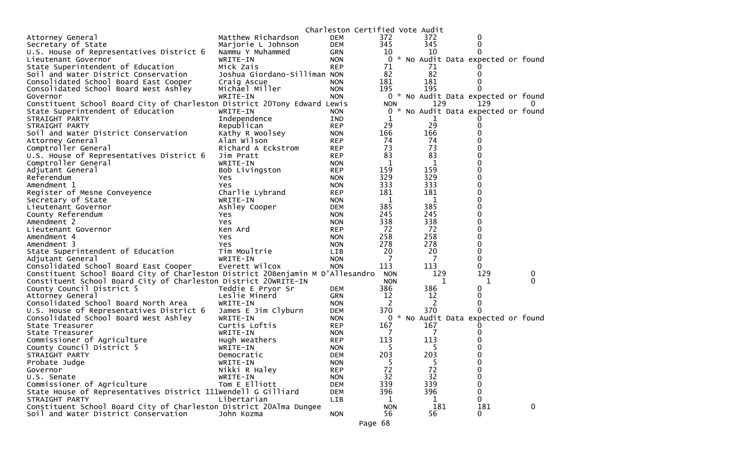Charleston Certified Vote Audit

| Contest | Candidate | Party | Votes | Audit | Difference | |
|---|---|---|---|---|---|---|
| Attorney General | Matthew Richardson | DEM | 372 | 372 | 0 | |
| Secretary of State | Marjorie L Johnson | DEM | 345 | 345 | 0 | |
| U.S. House of Representatives District 6 | Nammu Y Muhammed | GRN | 10 | 10 | 0 | |
| Lieutenant Governor | WRITE-IN | NON | 0 * No Audit Data expected or found | | | |
| State Superintendent of Education | Mick Zais | REP | 71 | 71 | 0 | |
| Soil and Water District Conservation | Joshua Giordano-Silliman | NON | 82 | 82 | 0 | |
| Consolidated School Board East Cooper | Craig Ascue | NON | 181 | 181 | 0 | |
| Consolidated School Board West Ashley | Michael Miller | NON | 195 | 195 | 0 | |
| Governor | WRITE-IN | NON | 0 * No Audit Data expected or found | | | |
| Constituent School Board City of Charleston District 20 | Tony Edward Lewis | | NON | 129 | 129 | 0 |
| State Superintendent of Education | WRITE-IN | NON | 0 * No Audit Data expected or found | | | |
| STRAIGHT PARTY | Independence | IND | 1 | 1 | 0 | |
| STRAIGHT PARTY | Republican | REP | 29 | 29 | 0 | |
| Soil and Water District Conservation | Kathy R Woolsey | NON | 166 | 166 | 0 | |
| Attorney General | Alan Wilson | REP | 74 | 74 | 0 | |
| Comptroller General | Richard A Eckstrom | REP | 73 | 73 | 0 | |
| U.S. House of Representatives District 6 | Jim Pratt | REP | 83 | 83 | 0 | |
| Comptroller General | WRITE-IN | NON | 1 | 1 | 0 | |
| Adjutant General | Bob Livingston | REP | 159 | 159 | 0 | |
| Referendum | Yes | NON | 329 | 329 | 0 | |
| Amendment 1 | Yes | NON | 333 | 333 | 0 | |
| Register of Mesne Conveyence | Charlie Lybrand | REP | 181 | 181 | 0 | |
| Secretary of State | WRITE-IN | NON | 1 | 1 | 0 | |
| Lieutenant Governor | Ashley Cooper | DEM | 385 | 385 | 0 | |
| County Referendum | Yes | NON | 245 | 245 | 0 | |
| Amendment 2 | Yes | NON | 338 | 338 | 0 | |
| Lieutenant Governor | Ken Ard | REP | 72 | 72 | 0 | |
| Amendment 4 | Yes | NON | 258 | 258 | 0 | |
| Amendment 3 | Yes | NON | 278 | 278 | 0 | |
| State Superintendent of Education | Tim Moultrie | LIB | 20 | 20 | 0 | |
| Adjutant General | WRITE-IN | NON | 7 | 7 | 0 | |
| Consolidated School Board East Cooper | Everett Wilcox | NON | 113 | 113 | 0 | |
| Constituent School Board City of Charleston District 20 | Benjamin M D'Allesandro | | NON | 129 | 129 | 0 |
| Constituent School Board City of Charleston District 20 | WRITE-IN | | NON | 1 | 1 | 0 |
| County Council District 5 | Teddie E Pryor Sr | DEM | 386 | 386 | 0 | |
| Attorney General | Leslie Minerd | GRN | 12 | 12 | 0 | |
| Consolidated School Board North Area | WRITE-IN | NON | 2 | 2 | 0 | |
| U.S. House of Representatives District 6 | James E Jim Clyburn | DEM | 370 | 370 | 0 | |
| Consolidated School Board West Ashley | WRITE-IN | NON | 0 * No Audit Data expected or found | | | |
| State Treasurer | Curtis Loftis | REP | 167 | 167 | 0 | |
| State Treasurer | WRITE-IN | NON | 7 | 7 | 0 | |
| Commissioner of Agriculture | Hugh Weathers | REP | 113 | 113 | 0 | |
| County Council District 5 | WRITE-IN | NON | 5 | 5 | 0 | |
| STRAIGHT PARTY | Democratic | DEM | 203 | 203 | 0 | |
| Probate Judge | WRITE-IN | NON | 5 | 5 | 0 | |
| Governor | Nikki R Haley | REP | 72 | 72 | 0 | |
| U.S. Senate | WRITE-IN | NON | 32 | 32 | 0 | |
| Commissioner of Agriculture | Tom E Elliott | DEM | 339 | 339 | 0 | |
| State House of Representatives District 111 | Wendell G Gilliard | DEM | 396 | 396 | 0 | |
| STRAIGHT PARTY | Libertarian | LIB | 1 | 1 | 0 | |
| Constituent School Board City of Charleston District 20 | Alma Dungee | | NON | 181 | 181 | 0 |
| Soil and Water District Conservation | John Kozma | NON | 56 | 56 | 0 | |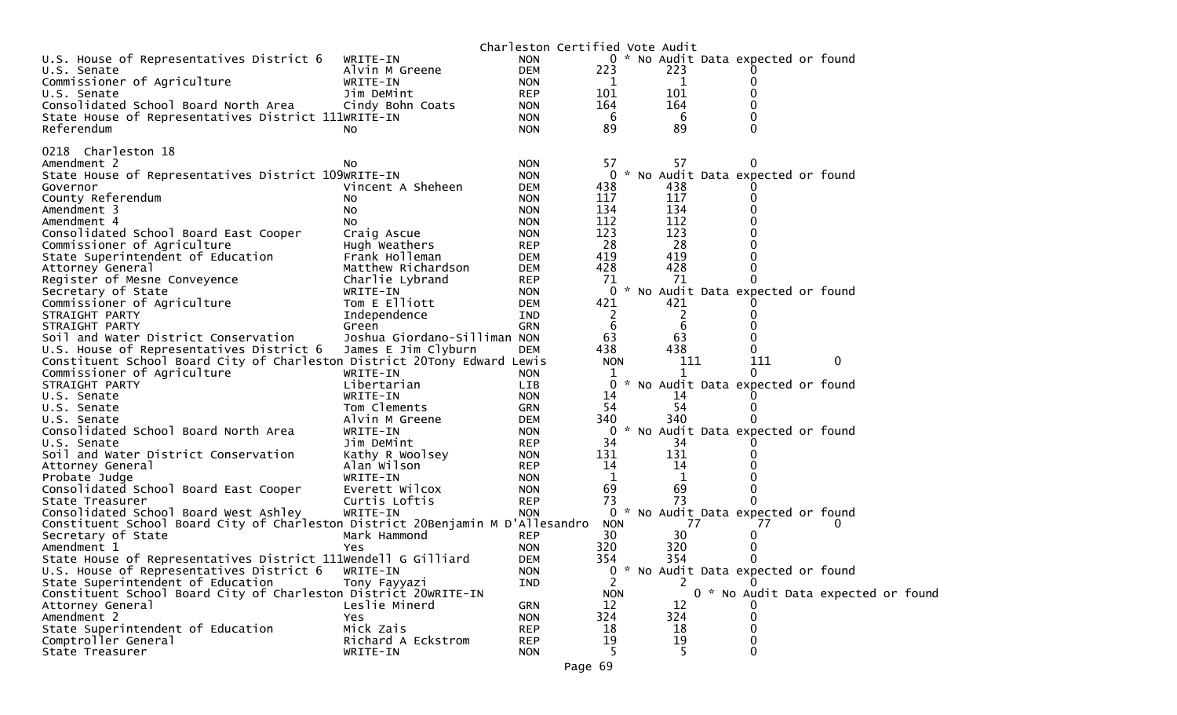Charleston Certified Vote Audit

| Contest | Candidate | Party | Votes | Audit | Difference |
|---|---|---|---|---|---|
| U.S. House of Representatives District 6 | WRITE-IN | NON | 0 | * No Audit Data expected or found | |
| U.S. Senate | Alvin M Greene | DEM | 223 | 223 | 0 |
| Commissioner of Agriculture | WRITE-IN | NON | 1 | 1 | 0 |
| U.S. Senate | Jim DeMint | REP | 101 | 101 | 0 |
| Consolidated School Board North Area | Cindy Bohn Coats | NON | 164 | 164 | 0 |
| State House of Representatives District 111 | WRITE-IN | NON | 6 | 6 | 0 |
| Referendum | No | NON | 89 | 89 | 0 |

0218 Charleston 18

| Contest | Candidate | Party | Votes | Audit | Difference |
|---|---|---|---|---|---|
| Amendment 2 | No | NON | 57 | 57 | 0 |
| State House of Representatives District 109 | WRITE-IN | NON | 0 | * No Audit Data expected or found | |
| Governor | Vincent A Sheheen | DEM | 438 | 438 | 0 |
| County Referendum | No | NON | 117 | 117 | 0 |
| Amendment 3 | No | NON | 134 | 134 | 0 |
| Amendment 4 | No | NON | 112 | 112 | 0 |
| Consolidated School Board East Cooper | Craig Ascue | NON | 123 | 123 | 0 |
| Commissioner of Agriculture | Hugh Weathers | REP | 28 | 28 | 0 |
| State Superintendent of Education | Frank Holleman | DEM | 419 | 419 | 0 |
| Attorney General | Matthew Richardson | DEM | 428 | 428 | 0 |
| Register of Mesne Conveyence | Charlie Lybrand | REP | 71 | 71 | 0 |
| Secretary of State | WRITE-IN | NON | 0 | * No Audit Data expected or found | |
| Commissioner of Agriculture | Tom E Elliott | DEM | 421 | 421 | 0 |
| STRAIGHT PARTY | Independence | IND | 2 | 2 | 0 |
| STRAIGHT PARTY | Green | GRN | 6 | 6 | 0 |
| Soil and Water District Conservation | Joshua Giordano-Silliman | NON | 63 | 63 | 0 |
| U.S. House of Representatives District 6 | James E Jim Clyburn | DEM | 438 | 438 | 0 |
| Constituent School Board City of Charleston District 20 | Tony Edward Lewis | NON | 111 | 111 | 0 |
| Commissioner of Agriculture | WRITE-IN | NON | 1 | 1 | 0 |
| STRAIGHT PARTY | Libertarian | LIB | 0 | * No Audit Data expected or found | |
| U.S. Senate | WRITE-IN | NON | 14 | 14 | 0 |
| U.S. Senate | Tom Clements | GRN | 54 | 54 | 0 |
| U.S. Senate | Alvin M Greene | DEM | 340 | 340 | 0 |
| Consolidated School Board North Area | WRITE-IN | NON | 0 | * No Audit Data expected or found | |
| U.S. Senate | Jim DeMint | REP | 34 | 34 | 0 |
| Soil and Water District Conservation | Kathy R Woolsey | NON | 131 | 131 | 0 |
| Attorney General | Alan Wilson | REP | 14 | 14 | 0 |
| Probate Judge | WRITE-IN | NON | 1 | 1 | 0 |
| Consolidated School Board East Cooper | Everett Wilcox | NON | 69 | 69 | 0 |
| State Treasurer | Curtis Loftis | REP | 73 | 73 | 0 |
| Consolidated School Board West Ashley | WRITE-IN | NON | 0 | * No Audit Data expected or found | |
| Constituent School Board City of Charleston District 20 | Benjamin M D'Allesandro | NON | 77 | 77 | 0 |
| Secretary of State | Mark Hammond | REP | 30 | 30 | 0 |
| Amendment 1 | Yes | NON | 320 | 320 | 0 |
| State House of Representatives District 111 | Wendell G Gilliard | DEM | 354 | 354 | 0 |
| U.S. House of Representatives District 6 | WRITE-IN | NON | 0 | * No Audit Data expected or found | |
| State Superintendent of Education | Tony Fayyazi | IND | 2 | 2 | 0 |
| Constituent School Board City of Charleston District 20 | WRITE-IN | NON | 0 | * No Audit Data expected or found | |
| Attorney General | Leslie Minerd | GRN | 12 | 12 | 0 |
| Amendment 2 | Yes | NON | 324 | 324 | 0 |
| State Superintendent of Education | Mick Zais | REP | 18 | 18 | 0 |
| Comptroller General | Richard A Eckstrom | REP | 19 | 19 | 0 |
| State Treasurer | WRITE-IN | NON | 5 | 5 | 0 |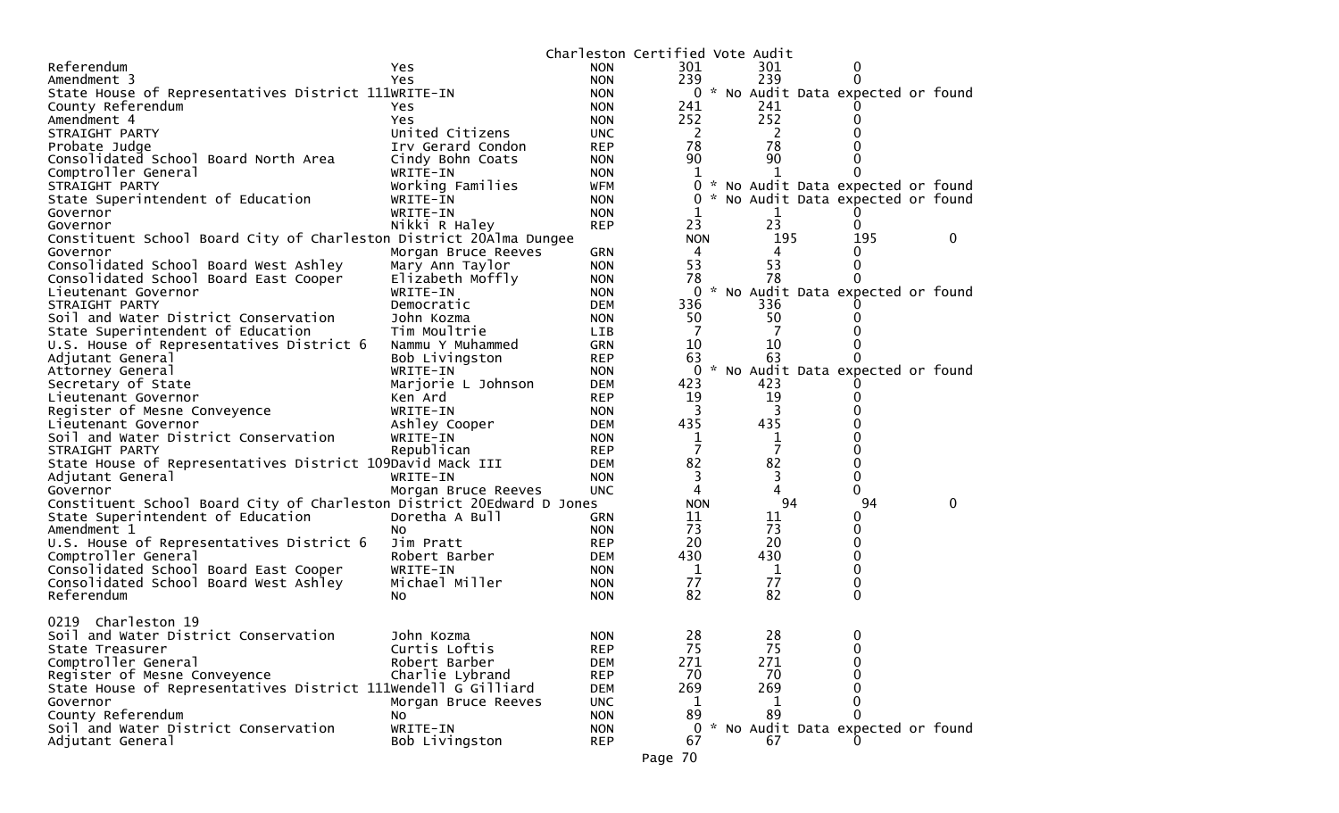Charleston Certified Vote Audit

| Contest | Candidate | Party | Votes | Audit | Diff |
|---|---|---|---|---|---|
| Referendum | Yes | NON | 301 | 301 | 0 |
| Amendment 3 | Yes | NON | 239 | 239 | 0 |
| State House of Representatives District 111 | WRITE-IN | NON | 0 | * No Audit Data expected or found | |
| County Referendum | Yes | NON | 241 | 241 | 0 |
| Amendment 4 | Yes | NON | 252 | 252 | 0 |
| STRAIGHT PARTY | United Citizens | UNC | 2 | 2 | 0 |
| Probate Judge | Irv Gerard Condon | REP | 78 | 78 | 0 |
| Consolidated School Board North Area | Cindy Bohn Coats | NON | 90 | 90 | 0 |
| Comptroller General | WRITE-IN | NON | 1 | 1 | 0 |
| STRAIGHT PARTY | Working Families | WFM | 0 | * No Audit Data expected or found | |
| State Superintendent of Education | WRITE-IN | NON | 0 | * No Audit Data expected or found | |
| Governor | WRITE-IN | NON | 1 | 1 | 0 |
| Governor | Nikki R Haley | REP | 23 | 23 | 0 |
| Constituent School Board City of Charleston District 20 | Alma Dungee | NON | 195 | 195 | 0 |
| Governor | Morgan Bruce Reeves | GRN | 4 | 4 | 0 |
| Consolidated School Board West Ashley | Mary Ann Taylor | NON | 53 | 53 | 0 |
| Consolidated School Board East Cooper | Elizabeth Moffly | NON | 78 | 78 | 0 |
| Lieutenant Governor | WRITE-IN | NON | 0 | * No Audit Data expected or found | |
| STRAIGHT PARTY | Democratic | DEM | 336 | 336 | 0 |
| Soil and Water District Conservation | John Kozma | NON | 50 | 50 | 0 |
| State Superintendent of Education | Tim Moultrie | LIB | 7 | 7 | 0 |
| U.S. House of Representatives District 6 | Nammu Y Muhammed | GRN | 10 | 10 | 0 |
| Adjutant General | Bob Livingston | REP | 63 | 63 | 0 |
| Attorney General | WRITE-IN | NON | 0 | * No Audit Data expected or found | |
| Secretary of State | Marjorie L Johnson | DEM | 423 | 423 | 0 |
| Lieutenant Governor | Ken Ard | REP | 19 | 19 | 0 |
| Register of Mesne Conveyence | WRITE-IN | NON | 3 | 3 | 0 |
| Lieutenant Governor | Ashley Cooper | DEM | 435 | 435 | 0 |
| Soil and Water District Conservation | WRITE-IN | NON | 1 | 1 | 0 |
| STRAIGHT PARTY | Republican | REP | 7 | 7 | 0 |
| State House of Representatives District 109 | David Mack III | DEM | 82 | 82 | 0 |
| Adjutant General | WRITE-IN | NON | 3 | 3 | 0 |
| Governor | Morgan Bruce Reeves | UNC | 4 | 4 | 0 |
| Constituent School Board City of Charleston District 20 | Edward D Jones | NON | 94 | 94 | 0 |
| State Superintendent of Education | Doretha A Bull | GRN | 11 | 11 | 0 |
| Amendment 1 | No | NON | 73 | 73 | 0 |
| U.S. House of Representatives District 6 | Jim Pratt | REP | 20 | 20 | 0 |
| Comptroller General | Robert Barber | DEM | 430 | 430 | 0 |
| Consolidated School Board East Cooper | WRITE-IN | NON | 1 | 1 | 0 |
| Consolidated School Board West Ashley | Michael Miller | NON | 77 | 77 | 0 |
| Referendum | No | NON | 82 | 82 | 0 |

0219 Charleston 19

| Contest | Candidate | Party | Votes | Audit | Diff |
|---|---|---|---|---|---|
| Soil and Water District Conservation | John Kozma | NON | 28 | 28 | 0 |
| State Treasurer | Curtis Loftis | REP | 75 | 75 | 0 |
| Comptroller General | Robert Barber | DEM | 271 | 271 | 0 |
| Register of Mesne Conveyence | Charlie Lybrand | REP | 70 | 70 | 0 |
| State House of Representatives District 111 | Wendell G Gilliard | DEM | 269 | 269 | 0 |
| Governor | Morgan Bruce Reeves | UNC | 1 | 1 | 0 |
| County Referendum | No | NON | 89 | 89 | 0 |
| Soil and Water District Conservation | WRITE-IN | NON | 0 | * No Audit Data expected or found | |
| Adjutant General | Bob Livingston | REP | 67 | 67 | 0 |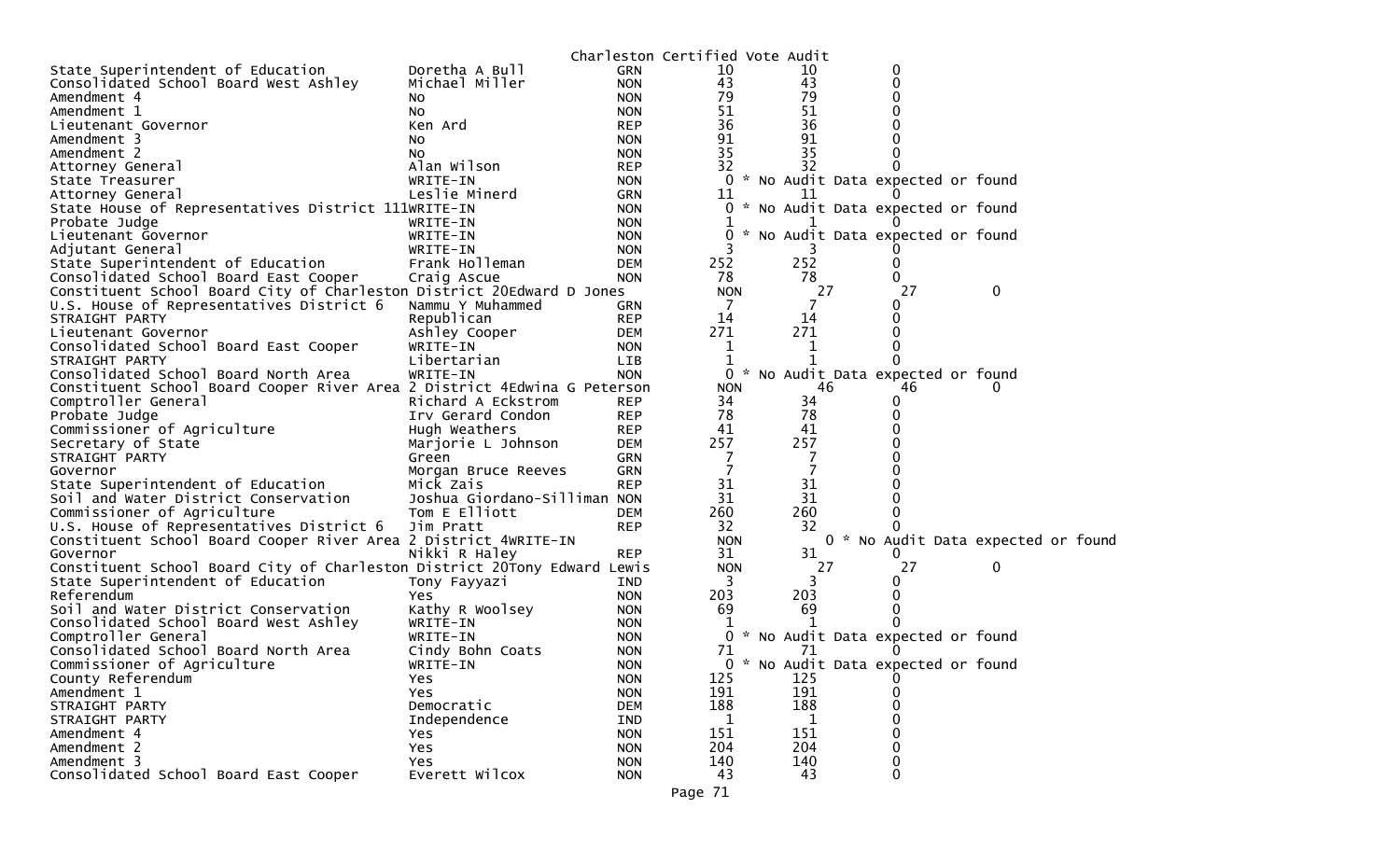# Charleston Certified Vote Audit

| Contest | Candidate | Party | Count 1 | Count 2 | Difference |
|---|---|---|---|---|---|
| State Superintendent of Education | Doretha A Bull | GRN | 10 | 10 | 0 |
| Consolidated School Board West Ashley | Michael Miller | NON | 43 | 43 | 0 |
| Amendment 4 | No | NON | 79 | 79 | 0 |
| Amendment 1 | No | NON | 51 | 51 | 0 |
| Lieutenant Governor | Ken Ard | REP | 36 | 36 | 0 |
| Amendment 3 | No | NON | 91 | 91 | 0 |
| Amendment 2 | No | NON | 35 | 35 | 0 |
| Attorney General | Alan Wilson | REP | 32 | 32 | 0 |
| State Treasurer | WRITE-IN | NON | 0 * No Audit Data expected or found | | |
| Attorney General | Leslie Minerd | GRN | 11 | 11 | 0 |
| State House of Representatives District 111 | WRITE-IN | NON | 0 * No Audit Data expected or found | | |
| Probate Judge | WRITE-IN | NON | 1 | 1 | 0 |
| Lieutenant Governor | WRITE-IN | NON | 0 * No Audit Data expected or found | | |
| Adjutant General | WRITE-IN | NON | 3 | 3 | 0 |
| State Superintendent of Education | Frank Holleman | DEM | 252 | 252 | 0 |
| Consolidated School Board East Cooper | Craig Ascue | NON | 78 | 78 | 0 |
| Constituent School Board City of Charleston District 20 | Edward D Jones | NON | 27 | 27 | 0 |
| U.S. House of Representatives District 6 | Nammu Y Muhammed | GRN | 7 | 7 | 0 |
| STRAIGHT PARTY | Republican | REP | 14 | 14 | 0 |
| Lieutenant Governor | Ashley Cooper | DEM | 271 | 271 | 0 |
| Consolidated School Board East Cooper | WRITE-IN | NON | 1 | 1 | 0 |
| STRAIGHT PARTY | Libertarian | LIB | 1 | 1 | 0 |
| Consolidated School Board North Area | WRITE-IN | NON | 0 * No Audit Data expected or found | | |
| Constituent School Board Cooper River Area 2 District 4 | Edwina G Peterson | NON | 46 | 46 | 0 |
| Comptroller General | Richard A Eckstrom | REP | 34 | 34 | 0 |
| Probate Judge | Irv Gerard Condon | REP | 78 | 78 | 0 |
| Commissioner of Agriculture | Hugh Weathers | REP | 41 | 41 | 0 |
| Secretary of State | Marjorie L Johnson | DEM | 257 | 257 | 0 |
| STRAIGHT PARTY | Green | GRN | 7 | 7 | 0 |
| Governor | Morgan Bruce Reeves | GRN | 7 | 7 | 0 |
| State Superintendent of Education | Mick Zais | REP | 31 | 31 | 0 |
| Soil and Water District Conservation | Joshua Giordano-Silliman | NON | 31 | 31 | 0 |
| Commissioner of Agriculture | Tom E Elliott | DEM | 260 | 260 | 0 |
| U.S. House of Representatives District 6 | Jim Pratt | REP | 32 | 32 | 0 |
| Constituent School Board Cooper River Area 2 District 4 | WRITE-IN | NON | 0 * No Audit Data expected or found | | |
| Governor | Nikki R Haley | REP | 31 | 31 | 0 |
| Constituent School Board City of Charleston District 20 | Tony Edward Lewis | NON | 27 | 27 | 0 |
| State Superintendent of Education | Tony Fayyazi | IND | 3 | 3 | 0 |
| Referendum | Yes | NON | 203 | 203 | 0 |
| Soil and Water District Conservation | Kathy R Woolsey | NON | 69 | 69 | 0 |
| Consolidated School Board West Ashley | WRITE-IN | NON | 1 | 1 | 0 |
| Comptroller General | WRITE-IN | NON | 0 * No Audit Data expected or found | | |
| Consolidated School Board North Area | Cindy Bohn Coats | NON | 71 | 71 | 0 |
| Commissioner of Agriculture | WRITE-IN | NON | 0 * No Audit Data expected or found | | |
| County Referendum | Yes | NON | 125 | 125 | 0 |
| Amendment 1 | Yes | NON | 191 | 191 | 0 |
| STRAIGHT PARTY | Democratic | DEM | 188 | 188 | 0 |
| STRAIGHT PARTY | Independence | IND | 1 | 1 | 0 |
| Amendment 4 | Yes | NON | 151 | 151 | 0 |
| Amendment 2 | Yes | NON | 204 | 204 | 0 |
| Amendment 3 | Yes | NON | 140 | 140 | 0 |
| Consolidated School Board East Cooper | Everett Wilcox | NON | 43 | 43 | 0 |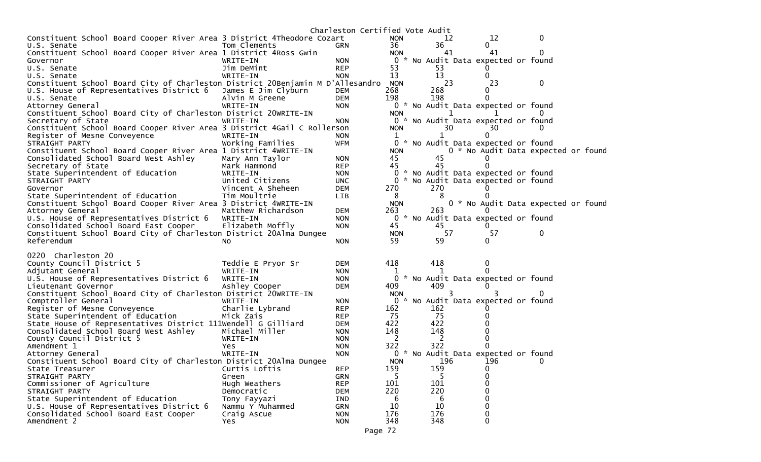Charleston Certified Vote Audit

| Contest | Candidate | Party | Votes | Audit | Diff |
|---|---|---|---|---|---|
| Constituent School Board Cooper River Area 3 District 4 | Theodore Cozart | NON | 12 | 12 | 0 |
| U.S. Senate | Tom Clements | GRN | 36 | 36 | 0 |
| Constituent School Board Cooper River Area 1 District 4 | Ross Gwin | NON | 41 | 41 | 0 |
| Governor | WRITE-IN | NON | 0 * No Audit Data expected or found | | |
| U.S. Senate | Jim DeMint | REP | 53 | 53 | 0 |
| U.S. Senate | WRITE-IN | NON | 13 | 13 | 0 |
| Constituent School Board City of Charleston District 20 | Benjamin M D'Allesandro | NON | 23 | 23 | 0 |
| U.S. House of Representatives District 6 | James E Jim Clyburn | DEM | 268 | 268 | 0 |
| U.S. Senate | Alvin M Greene | DEM | 198 | 198 | 0 |
| Attorney General | WRITE-IN | NON | 0 * No Audit Data expected or found | | |
| Constituent School Board City of Charleston District 20 | WRITE-IN | NON | 1 | 1 | 0 |
| Secretary of State | WRITE-IN | NON | 0 * No Audit Data expected or found | | |
| Constituent School Board Cooper River Area 3 District 4 | Gail C Rollerson | NON | 30 | 30 | 0 |
| Register of Mesne Conveyence | WRITE-IN | NON | 1 | 1 | 0 |
| STRAIGHT PARTY | Working Families | WFM | 0 * No Audit Data expected or found | | |
| Constituent School Board Cooper River Area 1 District 4 | WRITE-IN | NON | 0 * No Audit Data expected or found | | |
| Consolidated School Board West Ashley | Mary Ann Taylor | NON | 45 | 45 | 0 |
| Secretary of State | Mark Hammond | REP | 45 | 45 | 0 |
| State Superintendent of Education | WRITE-IN | NON | 0 * No Audit Data expected or found | | |
| STRAIGHT PARTY | United Citizens | UNC | 0 * No Audit Data expected or found | | |
| Governor | Vincent A Sheheen | DEM | 270 | 270 | 0 |
| State Superintendent of Education | Tim Moultrie | LIB | 8 | 8 | 0 |
| Constituent School Board Cooper River Area 3 District 4 | WRITE-IN | NON | 0 * No Audit Data expected or found | | |
| Attorney General | Matthew Richardson | DEM | 263 | 263 | 0 |
| U.S. House of Representatives District 6 | WRITE-IN | NON | 0 * No Audit Data expected or found | | |
| Consolidated School Board East Cooper | Elizabeth Moffly | NON | 45 | 45 | 0 |
| Constituent School Board City of Charleston District 20 | Alma Dungee | NON | 57 | 57 | 0 |
| Referendum | No | NON | 59 | 59 | 0 |

## 0220 Charleston 20

| Contest | Candidate | Party | Votes | Audit | Diff |
|---|---|---|---|---|---|
| County Council District 5 | Teddie E Pryor Sr | DEM | 418 | 418 | 0 |
| Adjutant General | WRITE-IN | NON | 1 | 1 | 0 |
| U.S. House of Representatives District 6 | WRITE-IN | NON | 0 * No Audit Data expected or found | | |
| Lieutenant Governor | Ashley Cooper | DEM | 409 | 409 | 0 |
| Constituent School Board City of Charleston District 20 | WRITE-IN | NON | 3 | 3 | 0 |
| Comptroller General | WRITE-IN | NON | 0 * No Audit Data expected or found | | |
| Register of Mesne Conveyence | Charlie Lybrand | REP | 162 | 162 | 0 |
| State Superintendent of Education | Mick Zais | REP | 75 | 75 | 0 |
| State House of Representatives District 111 | Wendell G Gilliard | DEM | 422 | 422 | 0 |
| Consolidated School Board West Ashley | Michael Miller | NON | 148 | 148 | 0 |
| County Council District 5 | WRITE-IN | NON | 2 | 2 | 0 |
| Amendment 1 | Yes | NON | 322 | 322 | 0 |
| Attorney General | WRITE-IN | NON | 0 * No Audit Data expected or found | | |
| Constituent School Board City of Charleston District 20 | Alma Dungee | NON | 196 | 196 | 0 |
| State Treasurer | Curtis Loftis | REP | 159 | 159 | 0 |
| STRAIGHT PARTY | Green | GRN | 5 | 5 | 0 |
| Commissioner of Agriculture | Hugh Weathers | REP | 101 | 101 | 0 |
| STRAIGHT PARTY | Democratic | DEM | 220 | 220 | 0 |
| State Superintendent of Education | Tony Fayyazi | IND | 6 | 6 | 0 |
| U.S. House of Representatives District 6 | Nammu Y Muhammed | GRN | 10 | 10 | 0 |
| Consolidated School Board East Cooper | Craig Ascue | NON | 176 | 176 | 0 |
| Amendment 2 | Yes | NON | 348 | 348 | 0 |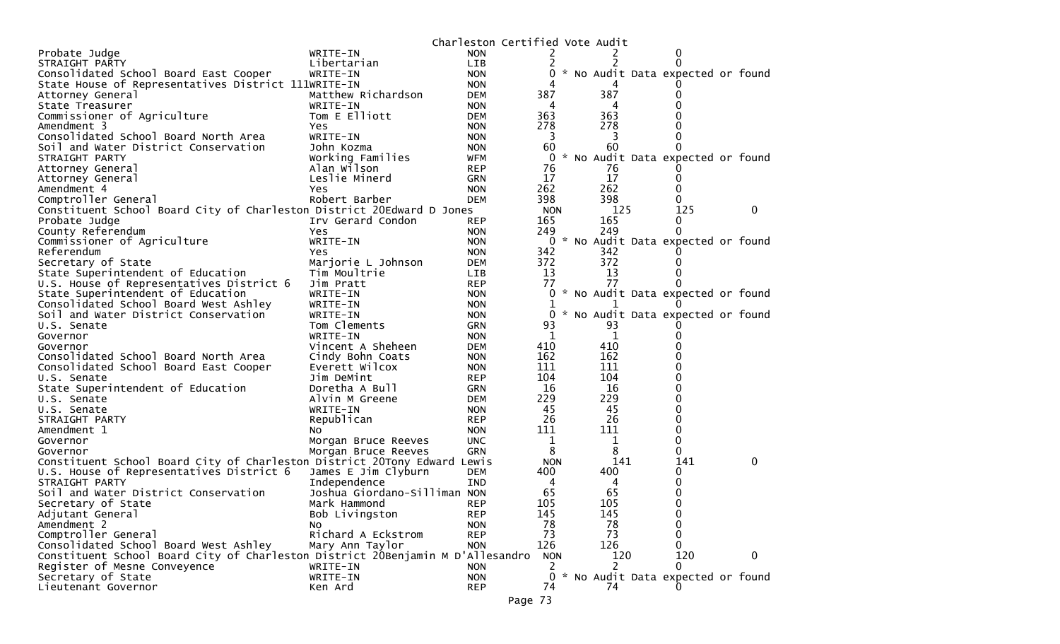Charleston Certified Vote Audit

| Contest | Candidate | Party | | | | |
|---|---|---|---|---|---|---|
| Probate Judge | WRITE-IN | NON | 2 | 2 | 0 | |
| STRAIGHT PARTY | Libertarian | LIB | 2 | 2 | 0 | |
| Consolidated School Board East Cooper | WRITE-IN | NON | 0 | * No Audit Data expected or found | | |
| State House of Representatives District 111 | WRITE-IN | NON | 4 | 4 | 0 | |
| Attorney General | Matthew Richardson | DEM | 387 | 387 | 0 | |
| State Treasurer | WRITE-IN | NON | 4 | 4 | 0 | |
| Commissioner of Agriculture | Tom E Elliott | DEM | 363 | 363 | 0 | |
| Amendment 3 | Yes | NON | 278 | 278 | 0 | |
| Consolidated School Board North Area | WRITE-IN | NON | 3 | 3 | 0 | |
| Soil and Water District Conservation | John Kozma | NON | 60 | 60 | 0 | |
| STRAIGHT PARTY | Working Families | WFM | 0 | * No Audit Data expected or found | | |
| Attorney General | Alan Wilson | REP | 76 | 76 | 0 | |
| Attorney General | Leslie Minerd | GRN | 17 | 17 | 0 | |
| Amendment 4 | Yes | NON | 262 | 262 | 0 | |
| Comptroller General | Robert Barber | DEM | 398 | 398 | 0 | |
| Constituent School Board City of Charleston District 20 | Edward D Jones | NON | 125 | 125 | | 0 |
| Probate Judge | Irv Gerard Condon | REP | 165 | 165 | 0 | |
| County Referendum | Yes | NON | 249 | 249 | 0 | |
| Commissioner of Agriculture | WRITE-IN | NON | 0 | * No Audit Data expected or found | | |
| Referendum | Yes | NON | 342 | 342 | 0 | |
| Secretary of State | Marjorie L Johnson | DEM | 372 | 372 | 0 | |
| State Superintendent of Education | Tim Moultrie | LIB | 13 | 13 | 0 | |
| U.S. House of Representatives District 6 | Jim Pratt | REP | 77 | 77 | 0 | |
| State Superintendent of Education | WRITE-IN | NON | 0 | * No Audit Data expected or found | | |
| Consolidated School Board West Ashley | WRITE-IN | NON | 1 | 1 | 0 | |
| Soil and Water District Conservation | WRITE-IN | NON | 0 | * No Audit Data expected or found | | |
| U.S. Senate | Tom Clements | GRN | 93 | 93 | 0 | |
| Governor | WRITE-IN | NON | 1 | 1 | 0 | |
| Governor | Vincent A Sheheen | DEM | 410 | 410 | 0 | |
| Consolidated School Board North Area | Cindy Bohn Coats | NON | 162 | 162 | 0 | |
| Consolidated School Board East Cooper | Everett Wilcox | NON | 111 | 111 | 0 | |
| U.S. Senate | Jim DeMint | REP | 104 | 104 | 0 | |
| State Superintendent of Education | Doretha A Bull | GRN | 16 | 16 | 0 | |
| U.S. Senate | Alvin M Greene | DEM | 229 | 229 | 0 | |
| U.S. Senate | WRITE-IN | NON | 45 | 45 | 0 | |
| STRAIGHT PARTY | Republican | REP | 26 | 26 | 0 | |
| Amendment 1 | No | NON | 111 | 111 | 0 | |
| Governor | Morgan Bruce Reeves | UNC | 1 | 1 | 0 | |
| Governor | Morgan Bruce Reeves | GRN | 8 | 8 | 0 | |
| Constituent School Board City of Charleston District 20 | Tony Edward Lewis | NON | 141 | 141 | | 0 |
| U.S. House of Representatives District 6 | James E Jim Clyburn | DEM | 400 | 400 | 0 | |
| STRAIGHT PARTY | Independence | IND | 4 | 4 | 0 | |
| Soil and Water District Conservation | Joshua Giordano-Silliman | NON | 65 | 65 | 0 | |
| Secretary of State | Mark Hammond | REP | 105 | 105 | 0 | |
| Adjutant General | Bob Livingston | REP | 145 | 145 | 0 | |
| Amendment 2 | No | NON | 78 | 78 | 0 | |
| Comptroller General | Richard A Eckstrom | REP | 73 | 73 | 0 | |
| Consolidated School Board West Ashley | Mary Ann Taylor | NON | 126 | 126 | 0 | |
| Constituent School Board City of Charleston District 20 | Benjamin M D'Allesandro | NON | 120 | 120 | | 0 |
| Register of Mesne Conveyence | WRITE-IN | NON | 2 | 2 | 0 | |
| Secretary of State | WRITE-IN | NON | 0 | * No Audit Data expected or found | | |
| Lieutenant Governor | Ken Ard | REP | 74 | 74 | 0 | |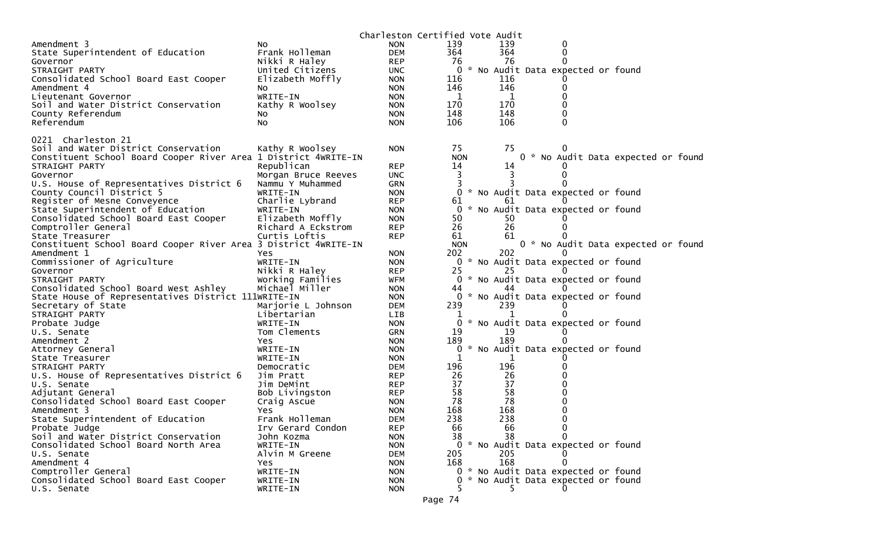Charleston Certified Vote Audit

| | | | | | |
|---|---|---|---|---|---|
| Amendment 3 | No | NON | 139 | 139 | 0 |
| State Superintendent of Education | Frank Holleman | DEM | 364 | 364 | 0 |
| Governor | Nikki R Haley | REP | 76 | 76 | 0 |
| STRAIGHT PARTY | United Citizens | UNC | 0 | * No Audit Data expected or found | |
| Consolidated School Board East Cooper | Elizabeth Moffly | NON | 116 | 116 | 0 |
| Amendment 4 | No | NON | 146 | 146 | 0 |
| Lieutenant Governor | WRITE-IN | NON | 1 | 1 | 0 |
| Soil and Water District Conservation | Kathy R Woolsey | NON | 170 | 170 | 0 |
| County Referendum | No | NON | 148 | 148 | 0 |
| Referendum | No | NON | 106 | 106 | 0 |

0221 Charleston 21

| | | | | | |
|---|---|---|---|---|---|
| Soil and Water District Conservation | Kathy R Woolsey | NON | 75 | 75 | 0 |
| Constituent School Board Cooper River Area 1 District 4 | WRITE-IN | | NON | 0 | * No Audit Data expected or found |
| STRAIGHT PARTY | Republican | REP | 14 | 14 | 0 |
| Governor | Morgan Bruce Reeves | UNC | 3 | 3 | 0 |
| U.S. House of Representatives District 6 | Nammu Y Muhammed | GRN | 3 | 3 | 0 |
| County Council District 5 | WRITE-IN | NON | 0 | * No Audit Data expected or found | |
| Register of Mesne Conveyence | Charlie Lybrand | REP | 61 | 61 | 0 |
| State Superintendent of Education | WRITE-IN | NON | 0 | * No Audit Data expected or found | |
| Consolidated School Board East Cooper | Elizabeth Moffly | NON | 50 | 50 | 0 |
| Comptroller General | Richard A Eckstrom | REP | 26 | 26 | 0 |
| State Treasurer | Curtis Loftis | REP | 61 | 61 | 0 |
| Constituent School Board Cooper River Area 3 District 4 | WRITE-IN | | NON | 0 | * No Audit Data expected or found |
| Amendment 1 | Yes | NON | 202 | 202 | 0 |
| Commissioner of Agriculture | WRITE-IN | NON | 0 | * No Audit Data expected or found | |
| Governor | Nikki R Haley | REP | 25 | 25 | 0 |
| STRAIGHT PARTY | Working Families | WFM | 0 | * No Audit Data expected or found | |
| Consolidated School Board West Ashley | Michael Miller | NON | 44 | 44 | 0 |
| State House of Representatives District 111 | WRITE-IN | NON | 0 | * No Audit Data expected or found | |
| Secretary of State | Marjorie L Johnson | DEM | 239 | 239 | 0 |
| STRAIGHT PARTY | Libertarian | LIB | 1 | 1 | 0 |
| Probate Judge | WRITE-IN | NON | 0 | * No Audit Data expected or found | |
| U.S. Senate | Tom Clements | GRN | 19 | 19 | 0 |
| Amendment 2 | Yes | NON | 189 | 189 | 0 |
| Attorney General | WRITE-IN | NON | 0 | * No Audit Data expected or found | |
| State Treasurer | WRITE-IN | NON | 1 | 1 | 0 |
| STRAIGHT PARTY | Democratic | DEM | 196 | 196 | 0 |
| U.S. House of Representatives District 6 | Jim Pratt | REP | 26 | 26 | 0 |
| U.S. Senate | Jim DeMint | REP | 37 | 37 | 0 |
| Adjutant General | Bob Livingston | REP | 58 | 58 | 0 |
| Consolidated School Board East Cooper | Craig Ascue | NON | 78 | 78 | 0 |
| Amendment 3 | Yes | NON | 168 | 168 | 0 |
| State Superintendent of Education | Frank Holleman | DEM | 238 | 238 | 0 |
| Probate Judge | Irv Gerard Condon | REP | 66 | 66 | 0 |
| Soil and Water District Conservation | John Kozma | NON | 38 | 38 | 0 |
| Consolidated School Board North Area | WRITE-IN | NON | 0 | * No Audit Data expected or found | |
| U.S. Senate | Alvin M Greene | DEM | 205 | 205 | 0 |
| Amendment 4 | Yes | NON | 168 | 168 | 0 |
| Comptroller General | WRITE-IN | NON | 0 | * No Audit Data expected or found | |
| Consolidated School Board East Cooper | WRITE-IN | NON | 0 | * No Audit Data expected or found | |
| U.S. Senate | WRITE-IN | NON | 5 | 5 | 0 |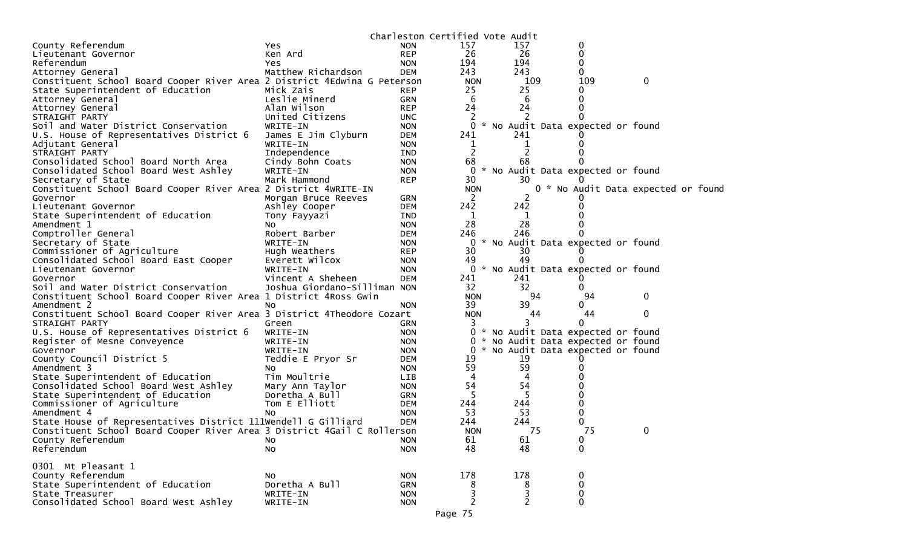Charleston Certified Vote Audit

| Contest | Candidate | Party | Count 1 | Count 2 | Diff | |
|---|---|---|---|---|---|---|
| County Referendum | Yes | NON | 157 | 157 | 0 | |
| Lieutenant Governor | Ken Ard | REP | 26 | 26 | 0 | |
| Referendum | Yes | NON | 194 | 194 | 0 | |
| Attorney General | Matthew Richardson | DEM | 243 | 243 | 0 | |
| Constituent School Board Cooper River Area 2 District 4 | Edwina G Peterson | NON | 109 | 109 | 0 | |
| State Superintendent of Education | Mick Zais | REP | 25 | 25 | 0 | |
| Attorney General | Leslie Minerd | GRN | 6 | 6 | 0 | |
| Attorney General | Alan Wilson | REP | 24 | 24 | 0 | |
| STRAIGHT PARTY | United Citizens | UNC | 2 | 2 | 0 | |
| Soil and Water District Conservation | WRITE-IN | NON | 0 | * No Audit Data expected or found | | |
| U.S. House of Representatives District 6 | James E Jim Clyburn | DEM | 241 | 241 | 0 | |
| Adjutant General | WRITE-IN | NON | 1 | 1 | 0 | |
| STRAIGHT PARTY | Independence | IND | 2 | 2 | 0 | |
| Consolidated School Board North Area | Cindy Bohn Coats | NON | 68 | 68 | 0 | |
| Consolidated School Board West Ashley | WRITE-IN | NON | 0 | * No Audit Data expected or found | | |
| Secretary of State | Mark Hammond | REP | 30 | 30 | 0 | |
| Constituent School Board Cooper River Area 2 District 4 | WRITE-IN | NON | 0 | * No Audit Data expected or found | | |
| Governor | Morgan Bruce Reeves | GRN | 2 | 2 | 0 | |
| Lieutenant Governor | Ashley Cooper | DEM | 242 | 242 | 0 | |
| State Superintendent of Education | Tony Fayyazi | IND | 1 | 1 | 0 | |
| Amendment 1 | No | NON | 28 | 28 | 0 | |
| Comptroller General | Robert Barber | DEM | 246 | 246 | 0 | |
| Secretary of State | WRITE-IN | NON | 0 | * No Audit Data expected or found | | |
| Commissioner of Agriculture | Hugh Weathers | REP | 30 | 30 | 0 | |
| Consolidated School Board East Cooper | Everett Wilcox | NON | 49 | 49 | 0 | |
| Lieutenant Governor | WRITE-IN | NON | 0 | * No Audit Data expected or found | | |
| Governor | Vincent A Sheheen | DEM | 241 | 241 | 0 | |
| Soil and Water District Conservation | Joshua Giordano-Silliman | NON | 32 | 32 | 0 | |
| Constituent School Board Cooper River Area 1 District 4 | Ross Gwin | NON | 94 | 94 | 0 | |
| Amendment 2 | No | NON | 39 | 39 | 0 | |
| Constituent School Board Cooper River Area 3 District 4 | Theodore Cozart | NON | 44 | 44 | 0 | |
| STRAIGHT PARTY | Green | GRN | 3 | 3 | 0 | |
| U.S. House of Representatives District 6 | WRITE-IN | NON | 0 | * No Audit Data expected or found | | |
| Register of Mesne Conveyence | WRITE-IN | NON | 0 | * No Audit Data expected or found | | |
| Governor | WRITE-IN | NON | 0 | * No Audit Data expected or found | | |
| County Council District 5 | Teddie E Pryor Sr | DEM | 19 | 19 | 0 | |
| Amendment 3 | No | NON | 59 | 59 | 0 | |
| State Superintendent of Education | Tim Moultrie | LIB | 4 | 4 | 0 | |
| Consolidated School Board West Ashley | Mary Ann Taylor | NON | 54 | 54 | 0 | |
| State Superintendent of Education | Doretha A Bull | GRN | 5 | 5 | 0 | |
| Commissioner of Agriculture | Tom E Elliott | DEM | 244 | 244 | 0 | |
| Amendment 4 | No | NON | 53 | 53 | 0 | |
| State House of Representatives District 111 | Wendell G Gilliard | DEM | 244 | 244 | 0 | |
| Constituent School Board Cooper River Area 3 District 4 | Gail C Rollerson | NON | 75 | 75 | 0 | |
| County Referendum | No | NON | 61 | 61 | 0 | |
| Referendum | No | NON | 48 | 48 | 0 | |

0301 Mt Pleasant 1

| Contest | Candidate | Party | Count 1 | Count 2 | Diff |
|---|---|---|---|---|---|
| County Referendum | No | NON | 178 | 178 | 0 |
| State Superintendent of Education | Doretha A Bull | GRN | 8 | 8 | 0 |
| State Treasurer | WRITE-IN | NON | 3 | 3 | 0 |
| Consolidated School Board West Ashley | WRITE-IN | NON | 2 | 2 | 0 |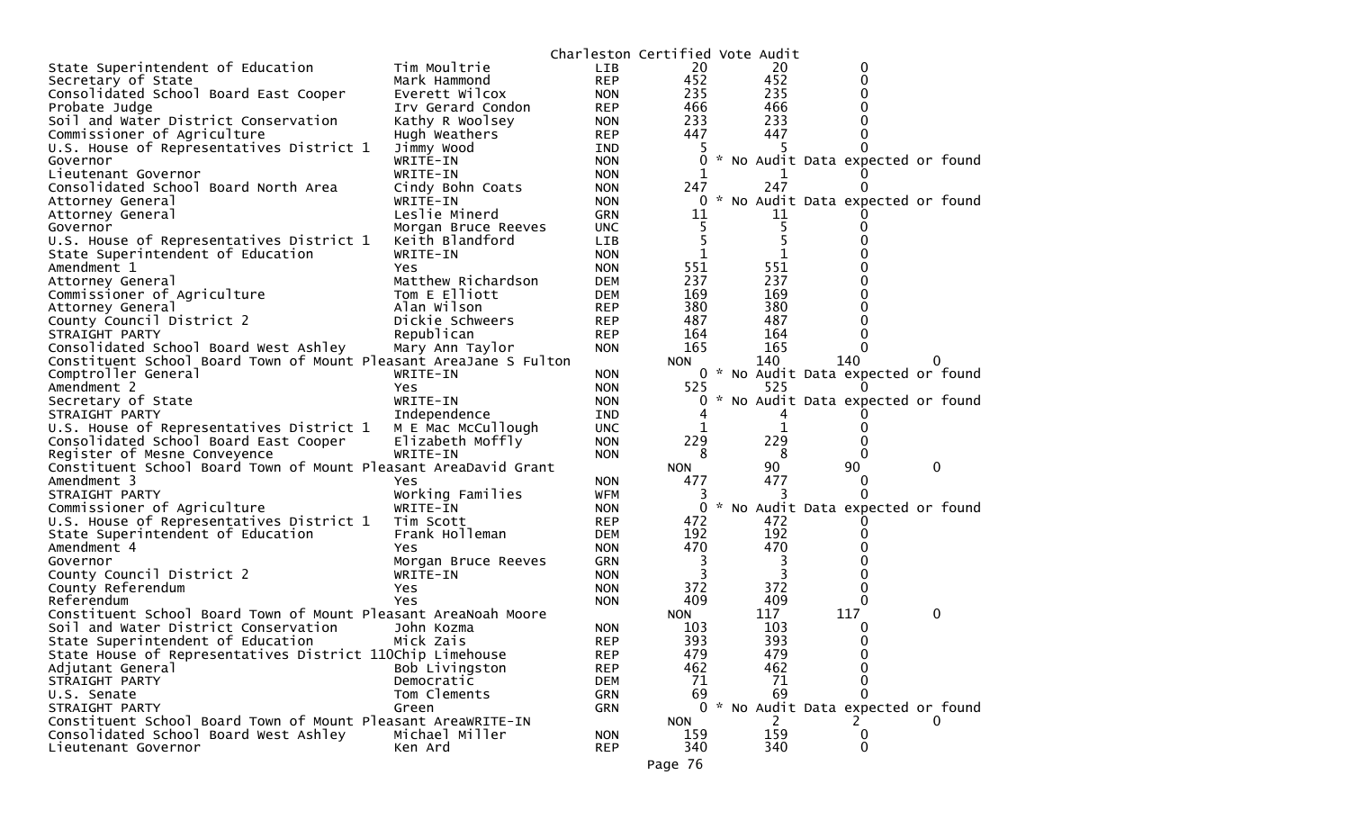Charleston Certified Vote Audit

| Office | Candidate | Party | Votes | Audit | Difference | |
|---|---|---|---|---|---|---|
| State Superintendent of Education | Tim Moultrie | LIB | 20 | 20 | 0 | |
| Secretary of State | Mark Hammond | REP | 452 | 452 | 0 | |
| Consolidated School Board East Cooper | Everett Wilcox | NON | 235 | 235 | 0 | |
| Probate Judge | Irv Gerard Condon | REP | 466 | 466 | 0 | |
| Soil and Water District Conservation | Kathy R Woolsey | NON | 233 | 233 | 0 | |
| Commissioner of Agriculture | Hugh Weathers | REP | 447 | 447 | 0 | |
| U.S. House of Representatives District 1 | Jimmy Wood | IND | 5 | 5 | 0 | |
| Governor | WRITE-IN | NON | 0 | * No Audit Data expected or found | | |
| Lieutenant Governor | WRITE-IN | NON | 1 | 1 | 0 | |
| Consolidated School Board North Area | Cindy Bohn Coats | NON | 247 | 247 | 0 | |
| Attorney General | WRITE-IN | NON | 0 | * No Audit Data expected or found | | |
| Attorney General | Leslie Minerd | GRN | 11 | 11 | 0 | |
| Governor | Morgan Bruce Reeves | UNC | 5 | 5 | 0 | |
| U.S. House of Representatives District 1 | Keith Blandford | LIB | 5 | 5 | 0 | |
| State Superintendent of Education | WRITE-IN | NON | 1 | 1 | 0 | |
| Amendment 1 | Yes | NON | 551 | 551 | 0 | |
| Attorney General | Matthew Richardson | DEM | 237 | 237 | 0 | |
| Commissioner of Agriculture | Tom E Elliott | DEM | 169 | 169 | 0 | |
| Attorney General | Alan Wilson | REP | 380 | 380 | 0 | |
| County Council District 2 | Dickie Schweers | REP | 487 | 487 | 0 | |
| STRAIGHT PARTY | Republican | REP | 164 | 164 | 0 | |
| Consolidated School Board West Ashley | Mary Ann Taylor | NON | 165 | 165 | 0 | |
| Constituent School Board Town of Mount Pleasant AreaJane S Fulton | | NON | 140 | 140 | 0 | |
| Comptroller General | WRITE-IN | NON | 0 | * No Audit Data expected or found | | |
| Amendment 2 | Yes | NON | 525 | 525 | 0 | |
| Secretary of State | WRITE-IN | NON | 0 | * No Audit Data expected or found | | |
| STRAIGHT PARTY | Independence | IND | 4 | 4 | 0 | |
| U.S. House of Representatives District 1 | M E Mac McCullough | UNC | 1 | 1 | 0 | |
| Consolidated School Board East Cooper | Elizabeth Moffly | NON | 229 | 229 | 0 | |
| Register of Mesne Conveyence | WRITE-IN | NON | 8 | 8 | 0 | |
| Constituent School Board Town of Mount Pleasant AreaDavid Grant | | NON | 90 | 90 | 0 | |
| Amendment 3 | Yes | NON | 477 | 477 | 0 | |
| STRAIGHT PARTY | Working Families | WFM | 3 | 3 | 0 | |
| Commissioner of Agriculture | WRITE-IN | NON | 0 | * No Audit Data expected or found | | |
| U.S. House of Representatives District 1 | Tim Scott | REP | 472 | 472 | 0 | |
| State Superintendent of Education | Frank Holleman | DEM | 192 | 192 | 0 | |
| Amendment 4 | Yes | NON | 470 | 470 | 0 | |
| Governor | Morgan Bruce Reeves | GRN | 3 | 3 | 0 | |
| County Council District 2 | WRITE-IN | NON | 3 | 3 | 0 | |
| County Referendum | Yes | NON | 372 | 372 | 0 | |
| Referendum | Yes | NON | 409 | 409 | 0 | |
| Constituent School Board Town of Mount Pleasant AreaNoah Moore | | NON | 117 | 117 | 0 | |
| Soil and Water District Conservation | John Kozma | NON | 103 | 103 | 0 | |
| State Superintendent of Education | Mick Zais | REP | 393 | 393 | 0 | |
| State House of Representatives District 110Chip Limehouse | | REP | 479 | 479 | 0 | |
| Adjutant General | Bob Livingston | REP | 462 | 462 | 0 | |
| STRAIGHT PARTY | Democratic | DEM | 71 | 71 | 0 | |
| U.S. Senate | Tom Clements | GRN | 69 | 69 | 0 | |
| STRAIGHT PARTY | Green | GRN | 0 | * No Audit Data expected or found | | |
| Constituent School Board Town of Mount Pleasant AreaWRITE-IN | | NON | 2 | 2 | 0 | |
| Consolidated School Board West Ashley | Michael Miller | NON | 159 | 159 | 0 | |
| Lieutenant Governor | Ken Ard | REP | 340 | 340 | 0 | |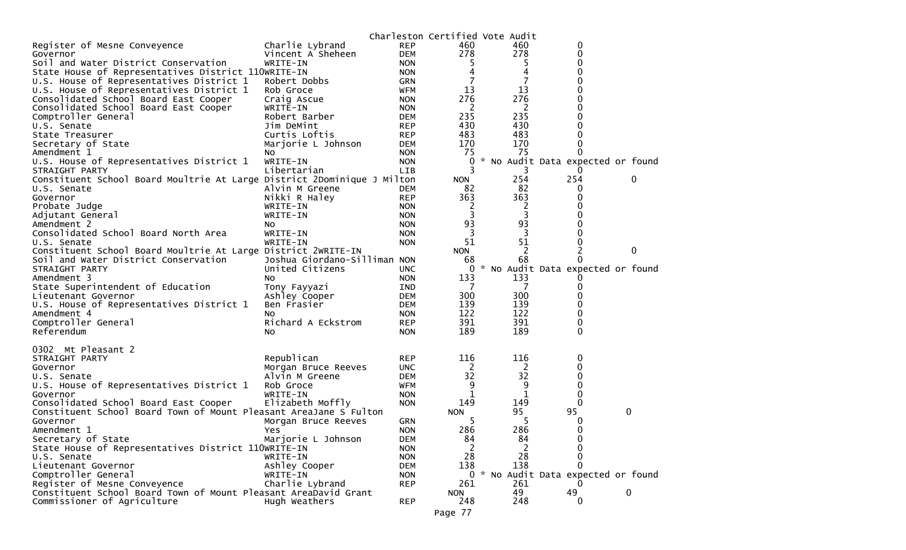Charleston Certified Vote Audit

| Office | Candidate | Party | Certified | Audit | Difference | |
|---|---|---|---|---|---|---|
| Register of Mesne Conveyence | Charlie Lybrand | REP | 460 | 460 | 0 | |
| Governor | Vincent A Sheheen | DEM | 278 | 278 | 0 | |
| Soil and Water District Conservation | WRITE-IN | NON | 5 | 5 | 0 | |
| State House of Representatives District 110 | WRITE-IN | NON | 4 | 4 | 0 | |
| U.S. House of Representatives District 1 | Robert Dobbs | GRN | 7 | 7 | 0 | |
| U.S. House of Representatives District 1 | Rob Groce | WFM | 13 | 13 | 0 | |
| Consolidated School Board East Cooper | Craig Ascue | NON | 276 | 276 | 0 | |
| Consolidated School Board East Cooper | WRITE-IN | NON | 2 | 2 | 0 | |
| Comptroller General | Robert Barber | DEM | 235 | 235 | 0 | |
| U.S. Senate | Jim DeMint | REP | 430 | 430 | 0 | |
| State Treasurer | Curtis Loftis | REP | 483 | 483 | 0 | |
| Secretary of State | Marjorie L Johnson | DEM | 170 | 170 | 0 | |
| Amendment 1 | No | NON | 75 | 75 | 0 | |
| U.S. House of Representatives District 1 | WRITE-IN | NON | 0 | * No Audit Data expected or found | | |
| STRAIGHT PARTY | Libertarian | LIB | 3 | 3 | 0 | |
| Constituent School Board Moultrie At Large District 2 | Dominique J Milton | | NON | 254 | 254 | 0 |
| U.S. Senate | Alvin M Greene | DEM | 82 | 82 | 0 | |
| Governor | Nikki R Haley | REP | 363 | 363 | 0 | |
| Probate Judge | WRITE-IN | NON | 2 | 2 | 0 | |
| Adjutant General | WRITE-IN | NON | 3 | 3 | 0 | |
| Amendment 2 | No | NON | 93 | 93 | 0 | |
| Consolidated School Board North Area | WRITE-IN | NON | 3 | 3 | 0 | |
| U.S. Senate | WRITE-IN | NON | 51 | 51 | 0 | |
| Constituent School Board Moultrie At Large District 2 | WRITE-IN | | NON | 2 | 2 | 0 |
| Soil and Water District Conservation | Joshua Giordano-Silliman | NON | 68 | 68 | 0 | |
| STRAIGHT PARTY | United Citizens | UNC | 0 | * No Audit Data expected or found | | |
| Amendment 3 | No | NON | 133 | 133 | 0 | |
| State Superintendent of Education | Tony Fayyazi | IND | 7 | 7 | 0 | |
| Lieutenant Governor | Ashley Cooper | DEM | 300 | 300 | 0 | |
| U.S. House of Representatives District 1 | Ben Frasier | DEM | 139 | 139 | 0 | |
| Amendment 4 | No | NON | 122 | 122 | 0 | |
| Comptroller General | Richard A Eckstrom | REP | 391 | 391 | 0 | |
| Referendum | No | NON | 189 | 189 | 0 | |

0302 Mt Pleasant 2

| Office | Candidate | Party | Certified | Audit | Difference | |
|---|---|---|---|---|---|---|
| STRAIGHT PARTY | Republican | REP | 116 | 116 | 0 | |
| Governor | Morgan Bruce Reeves | UNC | 2 | 2 | 0 | |
| U.S. Senate | Alvin M Greene | DEM | 32 | 32 | 0 | |
| U.S. House of Representatives District 1 | Rob Groce | WFM | 9 | 9 | 0 | |
| Governor | WRITE-IN | NON | 1 | 1 | 0 | |
| Consolidated School Board East Cooper | Elizabeth Moffly | NON | 149 | 149 | 0 | |
| Constituent School Board Town of Mount Pleasant Area | Jane S Fulton | | NON | 95 | 95 | 0 |
| Governor | Morgan Bruce Reeves | GRN | 5 | 5 | 0 | |
| Amendment 1 | Yes | NON | 286 | 286 | 0 | |
| Secretary of State | Marjorie L Johnson | DEM | 84 | 84 | 0 | |
| State House of Representatives District 110 | WRITE-IN | NON | 2 | 2 | 0 | |
| U.S. Senate | WRITE-IN | NON | 28 | 28 | 0 | |
| Lieutenant Governor | Ashley Cooper | DEM | 138 | 138 | 0 | |
| Comptroller General | WRITE-IN | NON | 0 | * No Audit Data expected or found | | |
| Register of Mesne Conveyence | Charlie Lybrand | REP | 261 | 261 | 0 | |
| Constituent School Board Town of Mount Pleasant Area | David Grant | | NON | 49 | 49 | 0 |
| Commissioner of Agriculture | Hugh Weathers | REP | 248 | 248 | 0 | |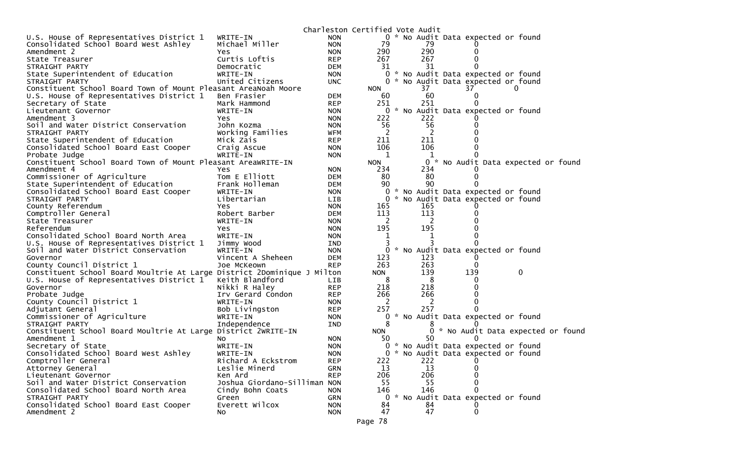Charleston Certified Vote Audit

| Contest | Candidate | Party | Votes | Audit | Difference |
|---|---|---|---|---|---|
| U.S. House of Representatives District 1 | WRITE-IN | NON | 0 | * No Audit Data expected or found | |
| Consolidated School Board West Ashley | Michael Miller | NON | 79 | 79 | 0 |
| Amendment 2 | Yes | NON | 290 | 290 | 0 |
| State Treasurer | Curtis Loftis | REP | 267 | 267 | 0 |
| STRAIGHT PARTY | Democratic | DEM | 31 | 31 | 0 |
| State Superintendent of Education | WRITE-IN | NON | 0 | * No Audit Data expected or found | |
| STRAIGHT PARTY | United Citizens | UNC | 0 | * No Audit Data expected or found | |
| Constituent School Board Town of Mount Pleasant Area | Noah Moore | NON | 37 | 37 | 0 |
| U.S. House of Representatives District 1 | Ben Frasier | DEM | 60 | 60 | 0 |
| Secretary of State | Mark Hammond | REP | 251 | 251 | 0 |
| Lieutenant Governor | WRITE-IN | NON | 0 | * No Audit Data expected or found | |
| Amendment 3 | Yes | NON | 222 | 222 | 0 |
| Soil and Water District Conservation | John Kozma | NON | 56 | 56 | 0 |
| STRAIGHT PARTY | Working Families | WFM | 2 | 2 | 0 |
| State Superintendent of Education | Mick Zais | REP | 211 | 211 | 0 |
| Consolidated School Board East Cooper | Craig Ascue | NON | 106 | 106 | 0 |
| Probate Judge | WRITE-IN | NON | 1 | 1 | 0 |
| Constituent School Board Town of Mount Pleasant Area | WRITE-IN | NON | 0 | * No Audit Data expected or found | |
| Amendment 4 | Yes | NON | 234 | 234 | 0 |
| Commissioner of Agriculture | Tom E Elliott | DEM | 80 | 80 | 0 |
| State Superintendent of Education | Frank Holleman | DEM | 90 | 90 | 0 |
| Consolidated School Board East Cooper | WRITE-IN | NON | 0 | * No Audit Data expected or found | |
| STRAIGHT PARTY | Libertarian | LIB | 0 | * No Audit Data expected or found | |
| County Referendum | Yes | NON | 165 | 165 | 0 |
| Comptroller General | Robert Barber | DEM | 113 | 113 | 0 |
| State Treasurer | WRITE-IN | NON | 2 | 2 | 0 |
| Referendum | Yes | NON | 195 | 195 | 0 |
| Consolidated School Board North Area | WRITE-IN | NON | 1 | 1 | 0 |
| U.S. House of Representatives District 1 | Jimmy Wood | IND | 3 | 3 | 0 |
| Soil and Water District Conservation | WRITE-IN | NON | 0 | * No Audit Data expected or found | |
| Governor | Vincent A Sheheen | DEM | 123 | 123 | 0 |
| County Council District 1 | Joe McKeown | REP | 263 | 263 | 0 |
| Constituent School Board Moultrie At Large District 2 | Dominique J Milton | NON | 139 | 139 | 0 |
| U.S. House of Representatives District 1 | Keith Blandford | LIB | 8 | 8 | 0 |
| Governor | Nikki R Haley | REP | 218 | 218 | 0 |
| Probate Judge | Irv Gerard Condon | REP | 266 | 266 | 0 |
| County Council District 1 | WRITE-IN | NON | 2 | 2 | 0 |
| Adjutant General | Bob Livingston | REP | 257 | 257 | 0 |
| Commissioner of Agriculture | WRITE-IN | NON | 0 | * No Audit Data expected or found | |
| STRAIGHT PARTY | Independence | IND | 8 | 8 | 0 |
| Constituent School Board Moultrie At Large District 2 | WRITE-IN | NON | 0 | * No Audit Data expected or found | |
| Amendment 1 | No | NON | 50 | 50 | 0 |
| Secretary of State | WRITE-IN | NON | 0 | * No Audit Data expected or found | |
| Consolidated School Board West Ashley | WRITE-IN | NON | 0 | * No Audit Data expected or found | |
| Comptroller General | Richard A Eckstrom | REP | 222 | 222 | 0 |
| Attorney General | Leslie Minerd | GRN | 13 | 13 | 0 |
| Lieutenant Governor | Ken Ard | REP | 206 | 206 | 0 |
| Soil and Water District Conservation | Joshua Giordano-Silliman | NON | 55 | 55 | 0 |
| Consolidated School Board North Area | Cindy Bohn Coats | NON | 146 | 146 | 0 |
| STRAIGHT PARTY | Green | GRN | 0 | * No Audit Data expected or found | |
| Consolidated School Board East Cooper | Everett Wilcox | NON | 84 | 84 | 0 |
| Amendment 2 | No | NON | 47 | 47 | 0 |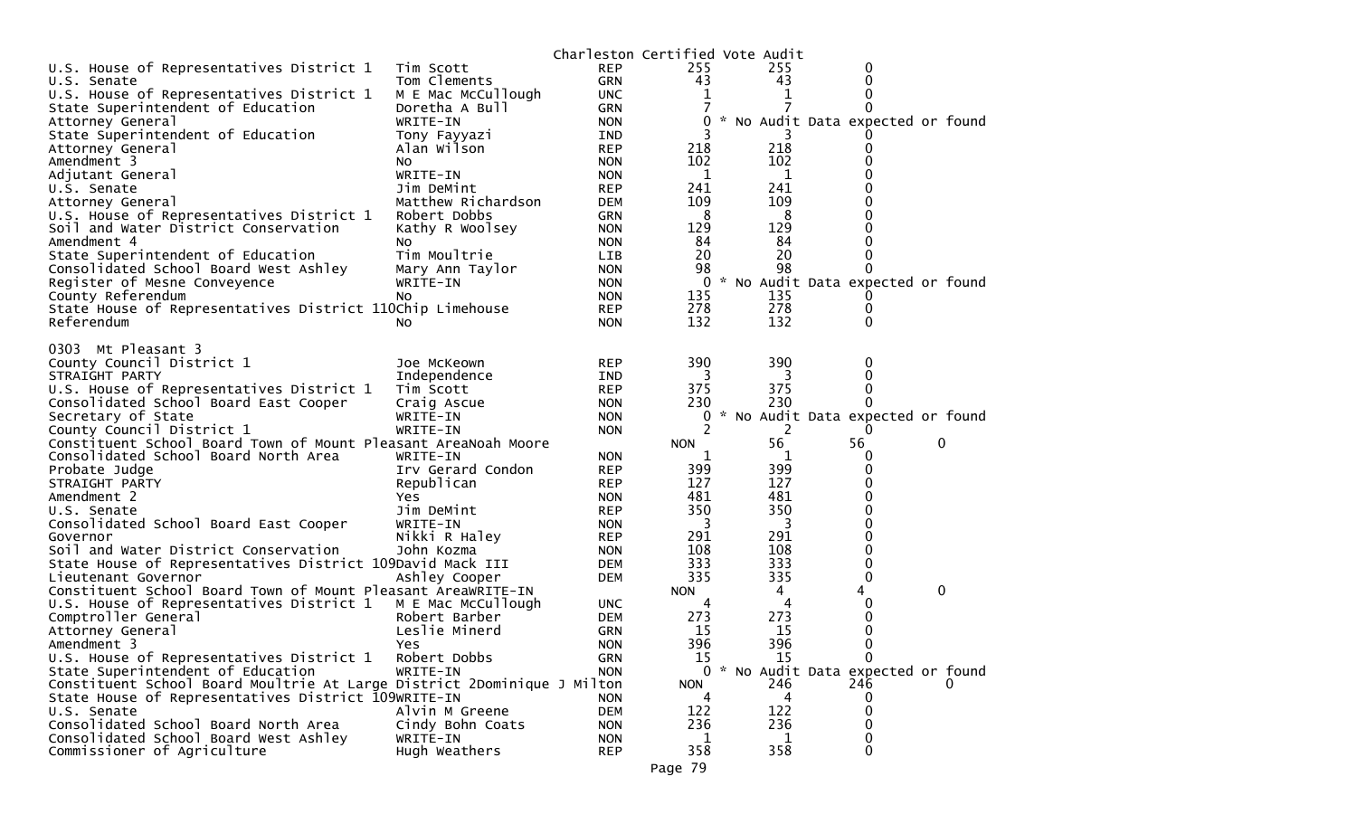Charleston Certified Vote Audit

| Contest | Candidate | Party | Votes | Audit | Difference |
|---|---|---|---|---|---|
| U.S. House of Representatives District 1 | Tim Scott | REP | 255 | 255 | 0 |
| U.S. Senate | Tom Clements | GRN | 43 | 43 | 0 |
| U.S. House of Representatives District 1 | M E Mac McCullough | UNC | 1 | 1 | 0 |
| State Superintendent of Education | Doretha A Bull | GRN | 7 | 7 | 0 |
| Attorney General | WRITE-IN | NON | 0 | * No Audit Data expected or found | |
| State Superintendent of Education | Tony Fayyazi | IND | 3 | 3 | 0 |
| Attorney General | Alan Wilson | REP | 218 | 218 | 0 |
| Amendment 3 | No | NON | 102 | 102 | 0 |
| Adjutant General | WRITE-IN | NON | 1 | 1 | 0 |
| U.S. Senate | Jim DeMint | REP | 241 | 241 | 0 |
| Attorney General | Matthew Richardson | DEM | 109 | 109 | 0 |
| U.S. House of Representatives District 1 | Robert Dobbs | GRN | 8 | 8 | 0 |
| Soil and Water District Conservation | Kathy R Woolsey | NON | 129 | 129 | 0 |
| Amendment 4 | No | NON | 84 | 84 | 0 |
| State Superintendent of Education | Tim Moultrie | LIB | 20 | 20 | 0 |
| Consolidated School Board West Ashley | Mary Ann Taylor | NON | 98 | 98 | 0 |
| Register of Mesne Conveyence | WRITE-IN | NON | 0 | * No Audit Data expected or found | |
| County Referendum | No | NON | 135 | 135 | 0 |
| State House of Representatives District 110 | Chip Limehouse | REP | 278 | 278 | 0 |
| Referendum | No | NON | 132 | 132 | 0 |

0303 Mt Pleasant 3

| Contest | Candidate | Party | Votes | Audit | Difference |
|---|---|---|---|---|---|
| County Council District 1 | Joe McKeown | REP | 390 | 390 | 0 |
| STRAIGHT PARTY | Independence | IND | 3 | 3 | 0 |
| U.S. House of Representatives District 1 | Tim Scott | REP | 375 | 375 | 0 |
| Consolidated School Board East Cooper | Craig Ascue | NON | 230 | 230 | 0 |
| Secretary of State | WRITE-IN | NON | 0 | * No Audit Data expected or found | |
| County Council District 1 | WRITE-IN | NON | 2 | 2 | 0 |
| Constituent School Board Town of Mount Pleasant Area | Noah Moore | NON | 56 | 56 | 0 |
| Consolidated School Board North Area | WRITE-IN | NON | 1 | 1 | 0 |
| Probate Judge | Irv Gerard Condon | REP | 399 | 399 | 0 |
| STRAIGHT PARTY | Republican | REP | 127 | 127 | 0 |
| Amendment 2 | Yes | NON | 481 | 481 | 0 |
| U.S. Senate | Jim DeMint | REP | 350 | 350 | 0 |
| Consolidated School Board East Cooper | WRITE-IN | NON | 3 | 3 | 0 |
| Governor | Nikki R Haley | REP | 291 | 291 | 0 |
| Soil and Water District Conservation | John Kozma | NON | 108 | 108 | 0 |
| State House of Representatives District 109 | David Mack III | DEM | 333 | 333 | 0 |
| Lieutenant Governor | Ashley Cooper | DEM | 335 | 335 | 0 |
| Constituent School Board Town of Mount Pleasant Area | WRITE-IN | NON | 4 | 4 | 0 |
| U.S. House of Representatives District 1 | M E Mac McCullough | UNC | 4 | 4 | 0 |
| Comptroller General | Robert Barber | DEM | 273 | 273 | 0 |
| Attorney General | Leslie Minerd | GRN | 15 | 15 | 0 |
| Amendment 3 | Yes | NON | 396 | 396 | 0 |
| U.S. House of Representatives District 1 | Robert Dobbs | GRN | 15 | 15 | 0 |
| State Superintendent of Education | WRITE-IN | NON | 0 | * No Audit Data expected or found | |
| Constituent School Board Moultrie At Large District 2 | Dominique J Milton | NON | 246 | 246 | 0 |
| State House of Representatives District 109 | WRITE-IN | NON | 4 | 4 | 0 |
| U.S. Senate | Alvin M Greene | DEM | 122 | 122 | 0 |
| Consolidated School Board North Area | Cindy Bohn Coats | NON | 236 | 236 | 0 |
| Consolidated School Board West Ashley | WRITE-IN | NON | 1 | 1 | 0 |
| Commissioner of Agriculture | Hugh Weathers | REP | 358 | 358 | 0 |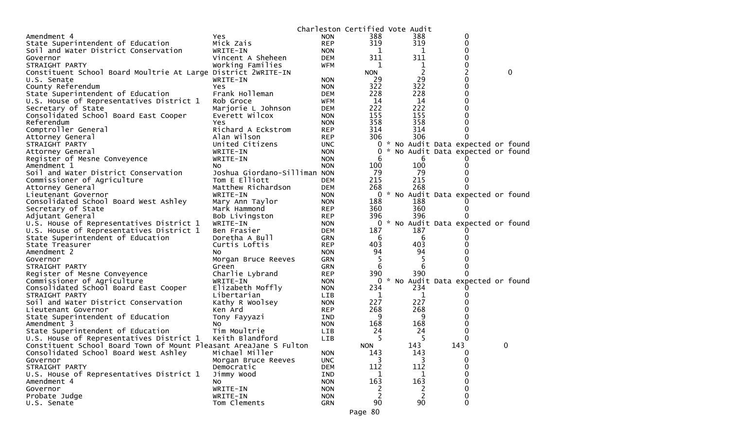Charleston Certified Vote Audit

| | | | | | | |
|---|---|---|---|---|---|---|
| Amendment 4 | Yes | NON | 388 | 388 | 0 | |
| State Superintendent of Education | Mick Zais | REP | 319 | 319 | 0 | |
| Soil and Water District Conservation | WRITE-IN | NON | 1 | 1 | 0 | |
| Governor | Vincent A Sheheen | DEM | 311 | 311 | 0 | |
| STRAIGHT PARTY | Working Families | WFM | 1 | 1 | 0 | |
| Constituent School Board Moultrie At Large District 2WRITE-IN | | | NON | 2 | 2 | 0 |
| U.S. Senate | WRITE-IN | NON | 29 | 29 | 0 | |
| County Referendum | Yes | NON | 322 | 322 | 0 | |
| State Superintendent of Education | Frank Holleman | DEM | 228 | 228 | 0 | |
| U.S. House of Representatives District 1 | Rob Groce | WFM | 14 | 14 | 0 | |
| Secretary of State | Marjorie L Johnson | DEM | 222 | 222 | 0 | |
| Consolidated School Board East Cooper | Everett Wilcox | NON | 155 | 155 | 0 | |
| Referendum | Yes | NON | 358 | 358 | 0 | |
| Comptroller General | Richard A Eckstrom | REP | 314 | 314 | 0 | |
| Attorney General | Alan Wilson | REP | 306 | 306 | 0 | |
| STRAIGHT PARTY | United Citizens | UNC | 0 | * No Audit Data expected or found | | |
| Attorney General | WRITE-IN | NON | 0 | * No Audit Data expected or found | | |
| Register of Mesne Conveyence | WRITE-IN | NON | 6 | 6 | 0 | |
| Amendment 1 | No | NON | 100 | 100 | 0 | |
| Soil and Water District Conservation | Joshua Giordano-Silliman | NON | 79 | 79 | 0 | |
| Commissioner of Agriculture | Tom E Elliott | DEM | 215 | 215 | 0 | |
| Attorney General | Matthew Richardson | DEM | 268 | 268 | 0 | |
| Lieutenant Governor | WRITE-IN | NON | 0 | * No Audit Data expected or found | | |
| Consolidated School Board West Ashley | Mary Ann Taylor | NON | 188 | 188 | 0 | |
| Secretary of State | Mark Hammond | REP | 360 | 360 | 0 | |
| Adjutant General | Bob Livingston | REP | 396 | 396 | 0 | |
| U.S. House of Representatives District 1 | WRITE-IN | NON | 0 | * No Audit Data expected or found | | |
| U.S. House of Representatives District 1 | Ben Frasier | DEM | 187 | 187 | 0 | |
| State Superintendent of Education | Doretha A Bull | GRN | 6 | 6 | 0 | |
| State Treasurer | Curtis Loftis | REP | 403 | 403 | 0 | |
| Amendment 2 | No | NON | 94 | 94 | 0 | |
| Governor | Morgan Bruce Reeves | GRN | 5 | 5 | 0 | |
| STRAIGHT PARTY | Green | GRN | 6 | 6 | 0 | |
| Register of Mesne Conveyence | Charlie Lybrand | REP | 390 | 390 | 0 | |
| Commissioner of Agriculture | WRITE-IN | NON | 0 | * No Audit Data expected or found | | |
| Consolidated School Board East Cooper | Elizabeth Moffly | NON | 234 | 234 | 0 | |
| STRAIGHT PARTY | Libertarian | LIB | 1 | 1 | 0 | |
| Soil and Water District Conservation | Kathy R Woolsey | NON | 227 | 227 | 0 | |
| Lieutenant Governor | Ken Ard | REP | 268 | 268 | 0 | |
| State Superintendent of Education | Tony Fayyazi | IND | 9 | 9 | 0 | |
| Amendment 3 | No | NON | 168 | 168 | 0 | |
| State Superintendent of Education | Tim Moultrie | LIB | 24 | 24 | 0 | |
| U.S. House of Representatives District 1 | Keith Blandford | LIB | 5 | 5 | 0 | |
| Constituent School Board Town of Mount Pleasant AreaJane S Fulton | | | NON | 143 | 143 | 0 |
| Consolidated School Board West Ashley | Michael Miller | NON | 143 | 143 | 0 | |
| Governor | Morgan Bruce Reeves | UNC | 3 | 3 | 0 | |
| STRAIGHT PARTY | Democratic | DEM | 112 | 112 | 0 | |
| U.S. House of Representatives District 1 | Jimmy Wood | IND | 1 | 1 | 0 | |
| Amendment 4 | No | NON | 163 | 163 | 0 | |
| Governor | WRITE-IN | NON | 2 | 2 | 0 | |
| Probate Judge | WRITE-IN | NON | 2 | 2 | 0 | |
| U.S. Senate | Tom Clements | GRN | 90 | 90 | 0 | |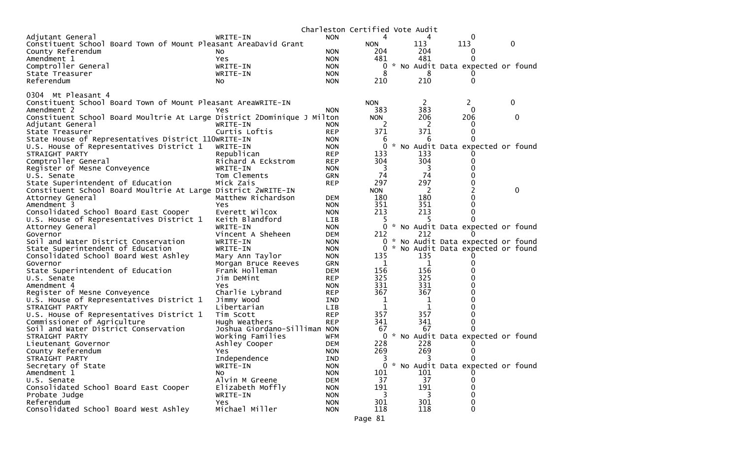Charleston Certified Vote Audit

| | | | | | | |
|---|---|---|---|---|---|---|
| Adjutant General | WRITE-IN | NON | 4 | 4 | 0 | |
| Constituent School Board Town of Mount Pleasant Area | David Grant | NON | | 113 | 113 | 0 |
| County Referendum | No | NON | 204 | 204 | 0 | |
| Amendment 1 | Yes | NON | 481 | 481 | 0 | |
| Comptroller General | WRITE-IN | NON | 0 | * No Audit Data expected or found | | |
| State Treasurer | WRITE-IN | NON | 8 | 8 | 0 | |
| Referendum | No | NON | 210 | 210 | 0 | |

0304 Mt Pleasant 4

| | | | | | | |
|---|---|---|---|---|---|---|
| Constituent School Board Town of Mount Pleasant Area | WRITE-IN | NON | | 2 | 2 | 0 |
| Amendment 2 | Yes | NON | 383 | 383 | 0 | |
| Constituent School Board Moultrie At Large District 2 | Dominique J Milton | NON | | 206 | 206 | 0 |
| Adjutant General | WRITE-IN | NON | 2 | 2 | 0 | |
| State Treasurer | Curtis Loftis | REP | 371 | 371 | 0 | |
| State House of Representatives District 110 | WRITE-IN | NON | 6 | 6 | 0 | |
| U.S. House of Representatives District 1 | WRITE-IN | NON | 0 | * No Audit Data expected or found | | |
| STRAIGHT PARTY | Republican | REP | 133 | 133 | 0 | |
| Comptroller General | Richard A Eckstrom | REP | 304 | 304 | 0 | |
| Register of Mesne Conveyence | WRITE-IN | NON | 3 | 3 | 0 | |
| U.S. Senate | Tom Clements | GRN | 74 | 74 | 0 | |
| State Superintendent of Education | Mick Zais | REP | 297 | 297 | 0 | |
| Constituent School Board Moultrie At Large District 2 | WRITE-IN | NON | | 2 | 2 | 0 |
| Attorney General | Matthew Richardson | DEM | 180 | 180 | 0 | |
| Amendment 3 | Yes | NON | 351 | 351 | 0 | |
| Consolidated School Board East Cooper | Everett Wilcox | NON | 213 | 213 | 0 | |
| U.S. House of Representatives District 1 | Keith Blandford | LIB | 5 | 5 | 0 | |
| Attorney General | WRITE-IN | NON | 0 | * No Audit Data expected or found | | |
| Governor | Vincent A Sheheen | DEM | 212 | 212 | 0 | |
| Soil and Water District Conservation | WRITE-IN | NON | 0 | * No Audit Data expected or found | | |
| State Superintendent of Education | WRITE-IN | NON | 0 | * No Audit Data expected or found | | |
| Consolidated School Board West Ashley | Mary Ann Taylor | NON | 135 | 135 | 0 | |
| Governor | Morgan Bruce Reeves | GRN | 1 | 1 | 0 | |
| State Superintendent of Education | Frank Holleman | DEM | 156 | 156 | 0 | |
| U.S. Senate | Jim DeMint | REP | 325 | 325 | 0 | |
| Amendment 4 | Yes | NON | 331 | 331 | 0 | |
| Register of Mesne Conveyence | Charlie Lybrand | REP | 367 | 367 | 0 | |
| U.S. House of Representatives District 1 | Jimmy Wood | IND | 1 | 1 | 0 | |
| STRAIGHT PARTY | Libertarian | LIB | 1 | 1 | 0 | |
| U.S. House of Representatives District 1 | Tim Scott | REP | 357 | 357 | 0 | |
| Commissioner of Agriculture | Hugh Weathers | REP | 341 | 341 | 0 | |
| Soil and Water District Conservation | Joshua Giordano-Silliman | NON | 67 | 67 | 0 | |
| STRAIGHT PARTY | Working Families | WFM | 0 | * No Audit Data expected or found | | |
| Lieutenant Governor | Ashley Cooper | DEM | 228 | 228 | 0 | |
| County Referendum | Yes | NON | 269 | 269 | 0 | |
| STRAIGHT PARTY | Independence | IND | 3 | 3 | 0 | |
| Secretary of State | WRITE-IN | NON | 0 | * No Audit Data expected or found | | |
| Amendment 1 | No | NON | 101 | 101 | 0 | |
| U.S. Senate | Alvin M Greene | DEM | 37 | 37 | 0 | |
| Consolidated School Board East Cooper | Elizabeth Moffly | NON | 191 | 191 | 0 | |
| Probate Judge | WRITE-IN | NON | 3 | 3 | 0 | |
| Referendum | Yes | NON | 301 | 301 | 0 | |
| Consolidated School Board West Ashley | Michael Miller | NON | 118 | 118 | 0 | |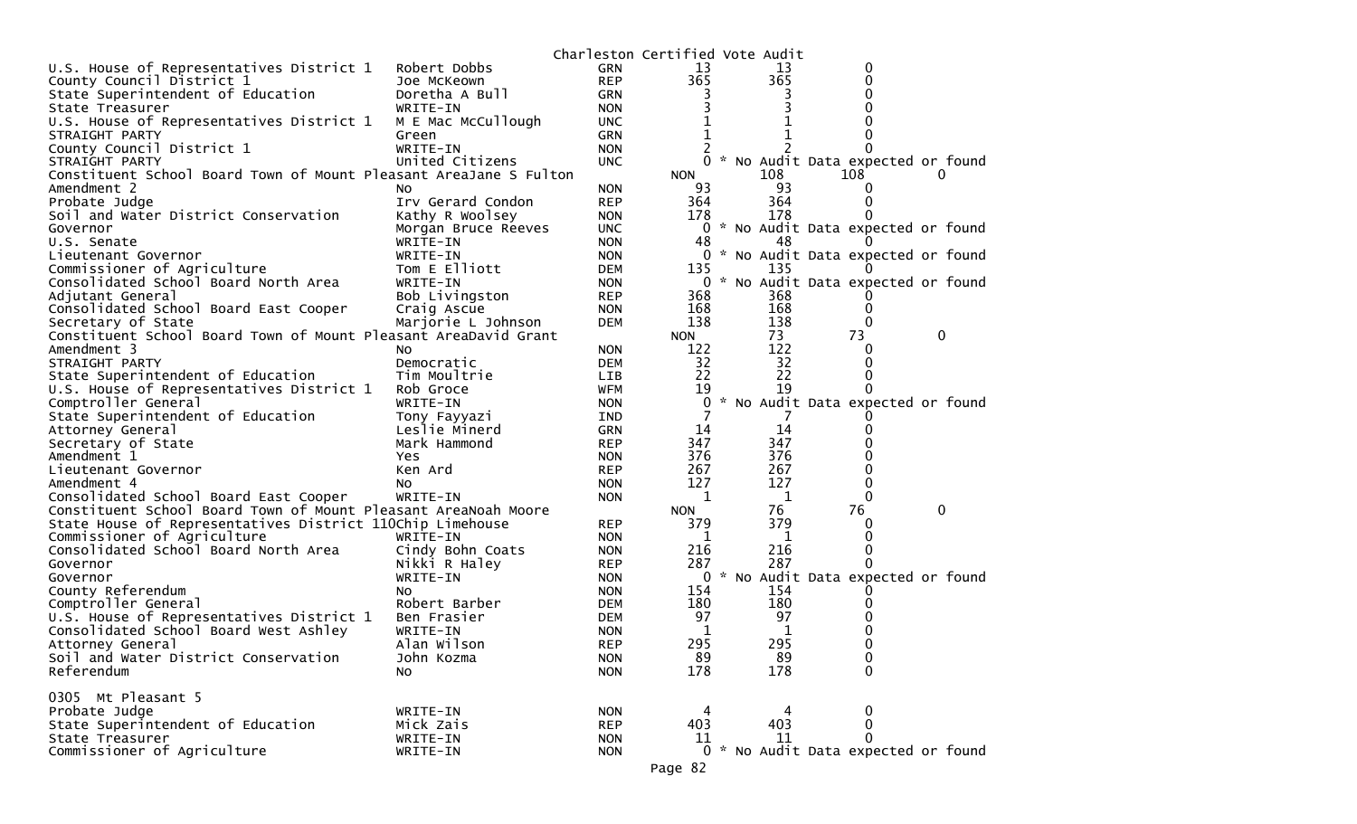Charleston Certified Vote Audit

| | | | | | |
|---|---|---|---|---|---|
| U.S. House of Representatives District 1 | Robert Dobbs | GRN | 13 | 13 | 0 |
| County Council District 1 | Joe McKeown | REP | 365 | 365 | 0 |
| State Superintendent of Education | Doretha A Bull | GRN | 3 | 3 | 0 |
| State Treasurer | WRITE-IN | NON | 3 | 3 | 0 |
| U.S. House of Representatives District 1 | M E Mac McCullough | UNC | 1 | 1 | 0 |
| STRAIGHT PARTY | Green | GRN | 1 | 1 | 0 |
| County Council District 1 | WRITE-IN | NON | 2 | 2 | 0 |
| STRAIGHT PARTY | United Citizens | UNC | 0 | * No Audit Data expected or found | |
| Constituent School Board Town of Mount Pleasant Area | Jane S Fulton | NON | 108 | 108 | 0 |
| Amendment 2 | No | NON | 93 | 93 | 0 |
| Probate Judge | Irv Gerard Condon | REP | 364 | 364 | 0 |
| Soil and Water District Conservation | Kathy R Woolsey | NON | 178 | 178 | 0 |
| Governor | Morgan Bruce Reeves | UNC | 0 | * No Audit Data expected or found | |
| U.S. Senate | WRITE-IN | NON | 48 | 48 | 0 |
| Lieutenant Governor | WRITE-IN | NON | 0 | * No Audit Data expected or found | |
| Commissioner of Agriculture | Tom E Elliott | DEM | 135 | 135 | 0 |
| Consolidated School Board North Area | WRITE-IN | NON | 0 | * No Audit Data expected or found | |
| Adjutant General | Bob Livingston | REP | 368 | 368 | 0 |
| Consolidated School Board East Cooper | Craig Ascue | NON | 168 | 168 | 0 |
| Secretary of State | Marjorie L Johnson | DEM | 138 | 138 | 0 |
| Constituent School Board Town of Mount Pleasant Area | David Grant | NON | 73 | 73 | 0 |
| Amendment 3 | No | NON | 122 | 122 | 0 |
| STRAIGHT PARTY | Democratic | DEM | 32 | 32 | 0 |
| State Superintendent of Education | Tim Moultrie | LIB | 22 | 22 | 0 |
| U.S. House of Representatives District 1 | Rob Groce | WFM | 19 | 19 | 0 |
| Comptroller General | WRITE-IN | NON | 0 | * No Audit Data expected or found | |
| State Superintendent of Education | Tony Fayyazi | IND | 7 | 7 | 0 |
| Attorney General | Leslie Minerd | GRN | 14 | 14 | 0 |
| Secretary of State | Mark Hammond | REP | 347 | 347 | 0 |
| Amendment 1 | Yes | NON | 376 | 376 | 0 |
| Lieutenant Governor | Ken Ard | REP | 267 | 267 | 0 |
| Amendment 4 | No | NON | 127 | 127 | 0 |
| Consolidated School Board East Cooper | WRITE-IN | NON | 1 | 1 | 0 |
| Constituent School Board Town of Mount Pleasant Area | Noah Moore | NON | 76 | 76 | 0 |
| State House of Representatives District 110 | Chip Limehouse | REP | 379 | 379 | 0 |
| Commissioner of Agriculture | WRITE-IN | NON | 1 | 1 | 0 |
| Consolidated School Board North Area | Cindy Bohn Coats | NON | 216 | 216 | 0 |
| Governor | Nikki R Haley | REP | 287 | 287 | 0 |
| Governor | WRITE-IN | NON | 0 | * No Audit Data expected or found | |
| County Referendum | No | NON | 154 | 154 | 0 |
| Comptroller General | Robert Barber | DEM | 180 | 180 | 0 |
| U.S. House of Representatives District 1 | Ben Frasier | DEM | 97 | 97 | 0 |
| Consolidated School Board West Ashley | WRITE-IN | NON | 1 | 1 | 0 |
| Attorney General | Alan Wilson | REP | 295 | 295 | 0 |
| Soil and Water District Conservation | John Kozma | NON | 89 | 89 | 0 |
| Referendum | No | NON | 178 | 178 | 0 |

0305 Mt Pleasant 5

| | | | | | |
|---|---|---|---|---|---|
| Probate Judge | WRITE-IN | NON | 4 | 4 | 0 |
| State Superintendent of Education | Mick Zais | REP | 403 | 403 | 0 |
| State Treasurer | WRITE-IN | NON | 11 | 11 | 0 |
| Commissioner of Agriculture | WRITE-IN | NON | 0 | * No Audit Data expected or found | |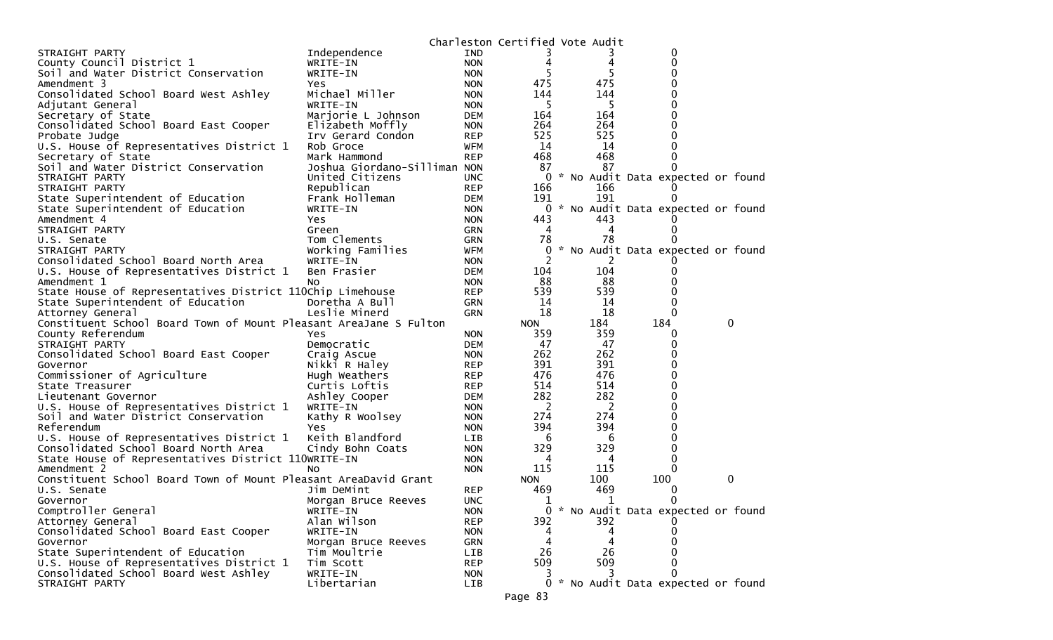Charleston Certified Vote Audit

| | | | | | |
|---|---|---|---|---|---|
| STRAIGHT PARTY | Independence | IND | 3 | 3 | 0 |
| County Council District 1 | WRITE-IN | NON | 4 | 4 | 0 |
| Soil and Water District Conservation | WRITE-IN | NON | 5 | 5 | 0 |
| Amendment 3 | Yes | NON | 475 | 475 | 0 |
| Consolidated School Board West Ashley | Michael Miller | NON | 144 | 144 | 0 |
| Adjutant General | WRITE-IN | NON | 5 | 5 | 0 |
| Secretary of State | Marjorie L Johnson | DEM | 164 | 164 | 0 |
| Consolidated School Board East Cooper | Elizabeth Moffly | NON | 264 | 264 | 0 |
| Probate Judge | Irv Gerard Condon | REP | 525 | 525 | 0 |
| U.S. House of Representatives District 1 | Rob Groce | WFM | 14 | 14 | 0 |
| Secretary of State | Mark Hammond | REP | 468 | 468 | 0 |
| Soil and Water District Conservation | Joshua Giordano-Silliman | NON | 87 | 87 | 0 |
| STRAIGHT PARTY | United Citizens | UNC | 0 * No Audit Data expected or found | | |
| STRAIGHT PARTY | Republican | REP | 166 | 166 | 0 |
| State Superintendent of Education | Frank Holleman | DEM | 191 | 191 | 0 |
| State Superintendent of Education | WRITE-IN | NON | 0 * No Audit Data expected or found | | |
| Amendment 4 | Yes | NON | 443 | 443 | 0 |
| STRAIGHT PARTY | Green | GRN | 4 | 4 | 0 |
| U.S. Senate | Tom Clements | GRN | 78 | 78 | 0 |
| STRAIGHT PARTY | Working Families | WFM | 0 * No Audit Data expected or found | | |
| Consolidated School Board North Area | WRITE-IN | NON | 2 | 2 | 0 |
| U.S. House of Representatives District 1 | Ben Frasier | DEM | 104 | 104 | 0 |
| Amendment 1 | No | NON | 88 | 88 | 0 |
| State House of Representatives District 110 | Chip Limehouse | REP | 539 | 539 | 0 |
| State Superintendent of Education | Doretha A Bull | GRN | 14 | 14 | 0 |
| Attorney General | Leslie Minerd | GRN | 18 | 18 | 0 |
| Constituent School Board Town of Mount Pleasant Area | Jane S Fulton | NON | 184 | 184 | 0 |
| County Referendum | Yes | NON | 359 | 359 | 0 |
| STRAIGHT PARTY | Democratic | DEM | 47 | 47 | 0 |
| Consolidated School Board East Cooper | Craig Ascue | NON | 262 | 262 | 0 |
| Governor | Nikki R Haley | REP | 391 | 391 | 0 |
| Commissioner of Agriculture | Hugh Weathers | REP | 476 | 476 | 0 |
| State Treasurer | Curtis Loftis | REP | 514 | 514 | 0 |
| Lieutenant Governor | Ashley Cooper | DEM | 282 | 282 | 0 |
| U.S. House of Representatives District 1 | WRITE-IN | NON | 2 | 2 | 0 |
| Soil and Water District Conservation | Kathy R Woolsey | NON | 274 | 274 | 0 |
| Referendum | Yes | NON | 394 | 394 | 0 |
| U.S. House of Representatives District 1 | Keith Blandford | LIB | 6 | 6 | 0 |
| Consolidated School Board North Area | Cindy Bohn Coats | NON | 329 | 329 | 0 |
| State House of Representatives District 110 | WRITE-IN | NON | 4 | 4 | 0 |
| Amendment 2 | No | NON | 115 | 115 | 0 |
| Constituent School Board Town of Mount Pleasant Area | David Grant | NON | 100 | 100 | 0 |
| U.S. Senate | Jim DeMint | REP | 469 | 469 | 0 |
| Governor | Morgan Bruce Reeves | UNC | 1 | 1 | 0 |
| Comptroller General | WRITE-IN | NON | 0 * No Audit Data expected or found | | |
| Attorney General | Alan Wilson | REP | 392 | 392 | 0 |
| Consolidated School Board East Cooper | WRITE-IN | NON | 4 | 4 | 0 |
| Governor | Morgan Bruce Reeves | GRN | 4 | 4 | 0 |
| State Superintendent of Education | Tim Moultrie | LIB | 26 | 26 | 0 |
| U.S. House of Representatives District 1 | Tim Scott | REP | 509 | 509 | 0 |
| Consolidated School Board West Ashley | WRITE-IN | NON | 3 | 3 | 0 |
| STRAIGHT PARTY | Libertarian | LIB | 0 * No Audit Data expected or found | | |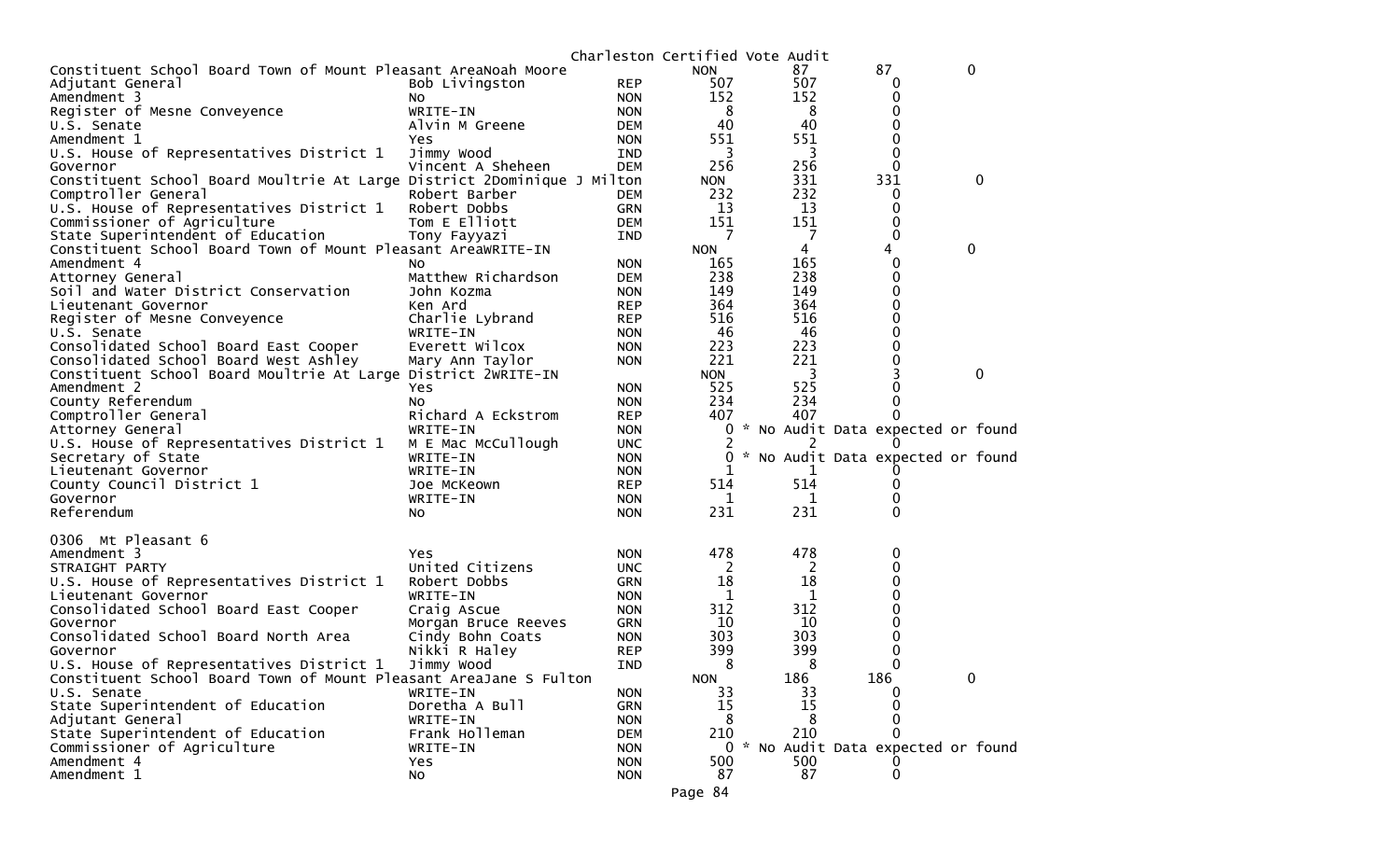Charleston Certified Vote Audit

| Contest | Candidate | Party | Votes | Audit | Diff | |
|---|---|---|---|---|---|---|
| Constituent School Board Town of Mount Pleasant AreaNoah Moore | | NON | 87 | 87 | 0 | |
| Adjutant General | Bob Livingston | REP | 507 | 507 | 0 | |
| Amendment 3 | No | NON | 152 | 152 | 0 | |
| Register of Mesne Conveyence | WRITE-IN | NON | 8 | 8 | 0 | |
| U.S. Senate | Alvin M Greene | DEM | 40 | 40 | 0 | |
| Amendment 1 | Yes | NON | 551 | 551 | 0 | |
| U.S. House of Representatives District 1 | Jimmy Wood | IND | 3 | 3 | 0 | |
| Governor | Vincent A Sheheen | DEM | 256 | 256 | 0 | |
| Constituent School Board Moultrie At Large District 2Dominique J Milton | | NON | 331 | 331 | 0 | |
| Comptroller General | Robert Barber | DEM | 232 | 232 | 0 | |
| U.S. House of Representatives District 1 | Robert Dobbs | GRN | 13 | 13 | 0 | |
| Commissioner of Agriculture | Tom E Elliott | DEM | 151 | 151 | 0 | |
| State Superintendent of Education | Tony Fayyazi | IND | 7 | 7 | 0 | |
| Constituent School Board Town of Mount Pleasant AreaWRITE-IN | | NON | 4 | 4 | 0 | |
| Amendment 4 | No | NON | 165 | 165 | 0 | |
| Attorney General | Matthew Richardson | DEM | 238 | 238 | 0 | |
| Soil and Water District Conservation | John Kozma | NON | 149 | 149 | 0 | |
| Lieutenant Governor | Ken Ard | REP | 364 | 364 | 0 | |
| Register of Mesne Conveyence | Charlie Lybrand | REP | 516 | 516 | 0 | |
| U.S. Senate | WRITE-IN | NON | 46 | 46 | 0 | |
| Consolidated School Board East Cooper | Everett Wilcox | NON | 223 | 223 | 0 | |
| Consolidated School Board West Ashley | Mary Ann Taylor | NON | 221 | 221 | 0 | |
| Constituent School Board Moultrie At Large District 2WRITE-IN | | NON | 3 | 3 | 0 | |
| Amendment 2 | Yes | NON | 525 | 525 | 0 | |
| County Referendum | No | NON | 234 | 234 | 0 | |
| Comptroller General | Richard A Eckstrom | REP | 407 | 407 | 0 | |
| Attorney General | WRITE-IN | NON | 0 | * No Audit Data expected or found | | |
| U.S. House of Representatives District 1 | M E Mac McCullough | UNC | 2 | 2 | 0 | |
| Secretary of State | WRITE-IN | NON | 0 | * No Audit Data expected or found | | |
| Lieutenant Governor | WRITE-IN | NON | 1 | 1 | 0 | |
| County Council District 1 | Joe McKeown | REP | 514 | 514 | 0 | |
| Governor | WRITE-IN | NON | 1 | 1 | 0 | |
| Referendum | No | NON | 231 | 231 | 0 | |

0306 Mt Pleasant 6

| Contest | Candidate | Party | Votes | Audit | Diff | |
|---|---|---|---|---|---|---|
| Amendment 3 | Yes | NON | 478 | 478 | 0 | |
| STRAIGHT PARTY | United Citizens | UNC | 2 | 2 | 0 | |
| U.S. House of Representatives District 1 | Robert Dobbs | GRN | 18 | 18 | 0 | |
| Lieutenant Governor | WRITE-IN | NON | 1 | 1 | 0 | |
| Consolidated School Board East Cooper | Craig Ascue | NON | 312 | 312 | 0 | |
| Governor | Morgan Bruce Reeves | GRN | 10 | 10 | 0 | |
| Consolidated School Board North Area | Cindy Bohn Coats | NON | 303 | 303 | 0 | |
| Governor | Nikki R Haley | REP | 399 | 399 | 0 | |
| U.S. House of Representatives District 1 | Jimmy Wood | IND | 8 | 8 | 0 | |
| Constituent School Board Town of Mount Pleasant AreaJane S Fulton | | NON | 186 | 186 | 0 | |
| U.S. Senate | WRITE-IN | NON | 33 | 33 | 0 | |
| State Superintendent of Education | Doretha A Bull | GRN | 15 | 15 | 0 | |
| Adjutant General | WRITE-IN | NON | 8 | 8 | 0 | |
| State Superintendent of Education | Frank Holleman | DEM | 210 | 210 | 0 | |
| Commissioner of Agriculture | WRITE-IN | NON | 0 | * No Audit Data expected or found | | |
| Amendment 4 | Yes | NON | 500 | 500 | 0 | |
| Amendment 1 | No | NON | 87 | 87 | 0 | |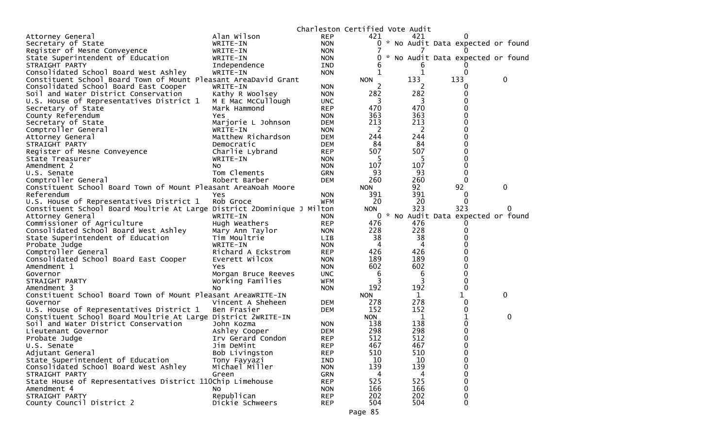Charleston Certified Vote Audit

| Contest | Candidate | Party | Votes | Audit | Diff | |
|---|---|---|---|---|---|---|
| Attorney General | Alan Wilson | REP | 421 | 421 | 0 | |
| Secretary of State | WRITE-IN | NON | 0 | * No Audit Data expected or found | | |
| Register of Mesne Conveyence | WRITE-IN | NON | 7 | 7 | 0 | |
| State Superintendent of Education | WRITE-IN | NON | 0 | * No Audit Data expected or found | | |
| STRAIGHT PARTY | Independence | IND | 6 | 6 | 0 | |
| Consolidated School Board West Ashley | WRITE-IN | NON | 1 | 1 | 0 | |
| Constituent School Board Town of Mount Pleasant AreaDavid Grant | | NON | 133 | 133 | 0 | |
| Consolidated School Board East Cooper | WRITE-IN | NON | 2 | 2 | 0 | |
| Soil and Water District Conservation | Kathy R Woolsey | NON | 282 | 282 | 0 | |
| U.S. House of Representatives District 1 | M E Mac McCullough | UNC | 3 | 3 | 0 | |
| Secretary of State | Mark Hammond | REP | 470 | 470 | 0 | |
| County Referendum | Yes | NON | 363 | 363 | 0 | |
| Secretary of State | Marjorie L Johnson | DEM | 213 | 213 | 0 | |
| Comptroller General | WRITE-IN | NON | 2 | 2 | 0 | |
| Attorney General | Matthew Richardson | DEM | 244 | 244 | 0 | |
| STRAIGHT PARTY | Democratic | DEM | 84 | 84 | 0 | |
| Register of Mesne Conveyence | Charlie Lybrand | REP | 507 | 507 | 0 | |
| State Treasurer | WRITE-IN | NON | 5 | 5 | 0 | |
| Amendment 2 | No | NON | 107 | 107 | 0 | |
| U.S. Senate | Tom Clements | GRN | 93 | 93 | 0 | |
| Comptroller General | Robert Barber | DEM | 260 | 260 | 0 | |
| Constituent School Board Town of Mount Pleasant AreaNoah Moore | | NON | 92 | 92 | 0 | |
| Referendum | Yes | NON | 391 | 391 | 0 | |
| U.S. House of Representatives District 1 | Rob Groce | WFM | 20 | 20 | 0 | |
| Constituent School Board Moultrie At Large District 2Dominique J Milton | | NON | 323 | 323 | 0 | |
| Attorney General | WRITE-IN | NON | 0 | * No Audit Data expected or found | | |
| Commissioner of Agriculture | Hugh Weathers | REP | 476 | 476 | 0 | |
| Consolidated School Board West Ashley | Mary Ann Taylor | NON | 228 | 228 | 0 | |
| State Superintendent of Education | Tim Moultrie | LIB | 38 | 38 | 0 | |
| Probate Judge | WRITE-IN | NON | 4 | 4 | 0 | |
| Comptroller General | Richard A Eckstrom | REP | 426 | 426 | 0 | |
| Consolidated School Board East Cooper | Everett Wilcox | NON | 189 | 189 | 0 | |
| Amendment 1 | Yes | NON | 602 | 602 | 0 | |
| Governor | Morgan Bruce Reeves | UNC | 6 | 6 | 0 | |
| STRAIGHT PARTY | Working Families | WFM | 3 | 3 | 0 | |
| Amendment 3 | No | NON | 192 | 192 | 0 | |
| Constituent School Board Town of Mount Pleasant AreaWRITE-IN | | NON | 1 | 1 | 0 | |
| Governor | Vincent A Sheheen | DEM | 278 | 278 | 0 | |
| U.S. House of Representatives District 1 | Ben Frasier | DEM | 152 | 152 | 0 | |
| Constituent School Board Moultrie At Large District 2WRITE-IN | | NON | 1 | 1 | 0 | |
| Soil and Water District Conservation | John Kozma | NON | 138 | 138 | 0 | |
| Lieutenant Governor | Ashley Cooper | DEM | 298 | 298 | 0 | |
| Probate Judge | Irv Gerard Condon | REP | 512 | 512 | 0 | |
| U.S. Senate | Jim DeMint | REP | 467 | 467 | 0 | |
| Adjutant General | Bob Livingston | REP | 510 | 510 | 0 | |
| State Superintendent of Education | Tony Fayyazi | IND | 10 | 10 | 0 | |
| Consolidated School Board West Ashley | Michael Miller | NON | 139 | 139 | 0 | |
| STRAIGHT PARTY | Green | GRN | 4 | 4 | 0 | |
| State House of Representatives District 110Chip Limehouse | | REP | 525 | 525 | 0 | |
| Amendment 4 | No | NON | 166 | 166 | 0 | |
| STRAIGHT PARTY | Republican | REP | 202 | 202 | 0 | |
| County Council District 2 | Dickie Schweers | REP | 504 | 504 | 0 | |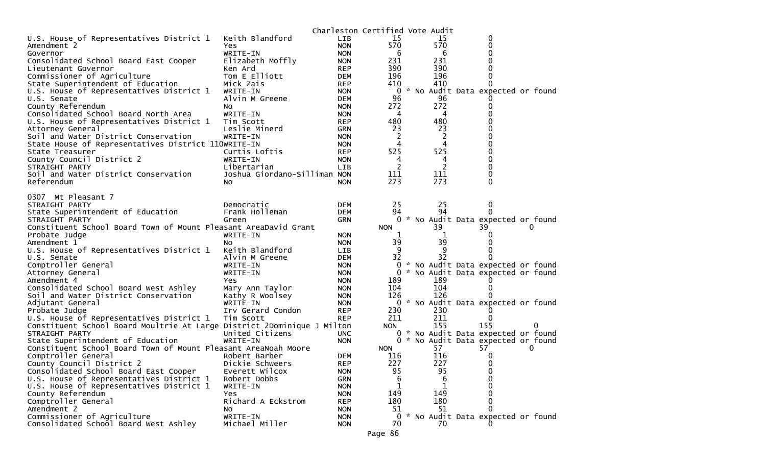Charleston Certified Vote Audit

| Contest | Candidate | Party | Count 1 | Count 2 | Diff | Note |
|---|---|---|---|---|---|---|
| U.S. House of Representatives District 1 | Keith Blandford | LIB | 15 | 15 | 0 | |
| Amendment 2 | Yes | NON | 570 | 570 | 0 | |
| Governor | WRITE-IN | NON | 6 | 6 | 0 | |
| Consolidated School Board East Cooper | Elizabeth Moffly | NON | 231 | 231 | 0 | |
| Lieutenant Governor | Ken Ard | REP | 390 | 390 | 0 | |
| Commissioner of Agriculture | Tom E Elliott | DEM | 196 | 196 | 0 | |
| State Superintendent of Education | Mick Zais | REP | 410 | 410 | 0 | |
| U.S. House of Representatives District 1 | WRITE-IN | NON | 0 | | | * No Audit Data expected or found |
| U.S. Senate | Alvin M Greene | DEM | 96 | 96 | 0 | |
| County Referendum | No | NON | 272 | 272 | 0 | |
| Consolidated School Board North Area | WRITE-IN | NON | 4 | 4 | 0 | |
| U.S. House of Representatives District 1 | Tim Scott | REP | 480 | 480 | 0 | |
| Attorney General | Leslie Minerd | GRN | 23 | 23 | 0 | |
| Soil and Water District Conservation | WRITE-IN | NON | 2 | 2 | 0 | |
| State House of Representatives District 110 | WRITE-IN | NON | 4 | 4 | 0 | |
| State Treasurer | Curtis Loftis | REP | 525 | 525 | 0 | |
| County Council District 2 | WRITE-IN | NON | 4 | 4 | 0 | |
| STRAIGHT PARTY | Libertarian | LIB | 2 | 2 | 0 | |
| Soil and Water District Conservation | Joshua Giordano-Silliman | NON | 111 | 111 | 0 | |
| Referendum | No | NON | 273 | 273 | 0 | |

0307 Mt Pleasant 7

| Contest | Candidate | Party | Count 1 | Count 2 | Diff | Note |
|---|---|---|---|---|---|---|
| STRAIGHT PARTY | Democratic | DEM | 25 | 25 | 0 | |
| State Superintendent of Education | Frank Holleman | DEM | 94 | 94 | 0 | |
| STRAIGHT PARTY | Green | GRN | 0 | | | * No Audit Data expected or found |
| Constituent School Board Town of Mount Pleasant Area | David Grant | NON | 39 | 39 | 0 | |
| Probate Judge | WRITE-IN | NON | 1 | 1 | 0 | |
| Amendment 1 | No | NON | 39 | 39 | 0 | |
| U.S. House of Representatives District 1 | Keith Blandford | LIB | 9 | 9 | 0 | |
| U.S. Senate | Alvin M Greene | DEM | 32 | 32 | 0 | |
| Comptroller General | WRITE-IN | NON | 0 | | | * No Audit Data expected or found |
| Attorney General | WRITE-IN | NON | 0 | | | * No Audit Data expected or found |
| Amendment 4 | Yes | NON | 189 | 189 | 0 | |
| Consolidated School Board West Ashley | Mary Ann Taylor | NON | 104 | 104 | 0 | |
| Soil and Water District Conservation | Kathy R Woolsey | NON | 126 | 126 | 0 | |
| Adjutant General | WRITE-IN | NON | 0 | | | * No Audit Data expected or found |
| Probate Judge | Irv Gerard Condon | REP | 230 | 230 | 0 | |
| U.S. House of Representatives District 1 | Tim Scott | REP | 211 | 211 | 0 | |
| Constituent School Board Moultrie At Large District 2 | Dominique J Milton | NON | 155 | 155 | 0 | |
| STRAIGHT PARTY | United Citizens | UNC | 0 | | | * No Audit Data expected or found |
| State Superintendent of Education | WRITE-IN | NON | 0 | | | * No Audit Data expected or found |
| Constituent School Board Town of Mount Pleasant Area | Noah Moore | NON | 57 | 57 | 0 | |
| Comptroller General | Robert Barber | DEM | 116 | 116 | 0 | |
| County Council District 2 | Dickie Schweers | REP | 227 | 227 | 0 | |
| Consolidated School Board East Cooper | Everett Wilcox | NON | 95 | 95 | 0 | |
| U.S. House of Representatives District 1 | Robert Dobbs | GRN | 6 | 6 | 0 | |
| U.S. House of Representatives District 1 | WRITE-IN | NON | 1 | 1 | 0 | |
| County Referendum | Yes | NON | 149 | 149 | 0 | |
| Comptroller General | Richard A Eckstrom | REP | 180 | 180 | 0 | |
| Amendment 2 | No | NON | 51 | 51 | 0 | |
| Commissioner of Agriculture | WRITE-IN | NON | 0 | | | * No Audit Data expected or found |
| Consolidated School Board West Ashley | Michael Miller | NON | 70 | 70 | 0 | |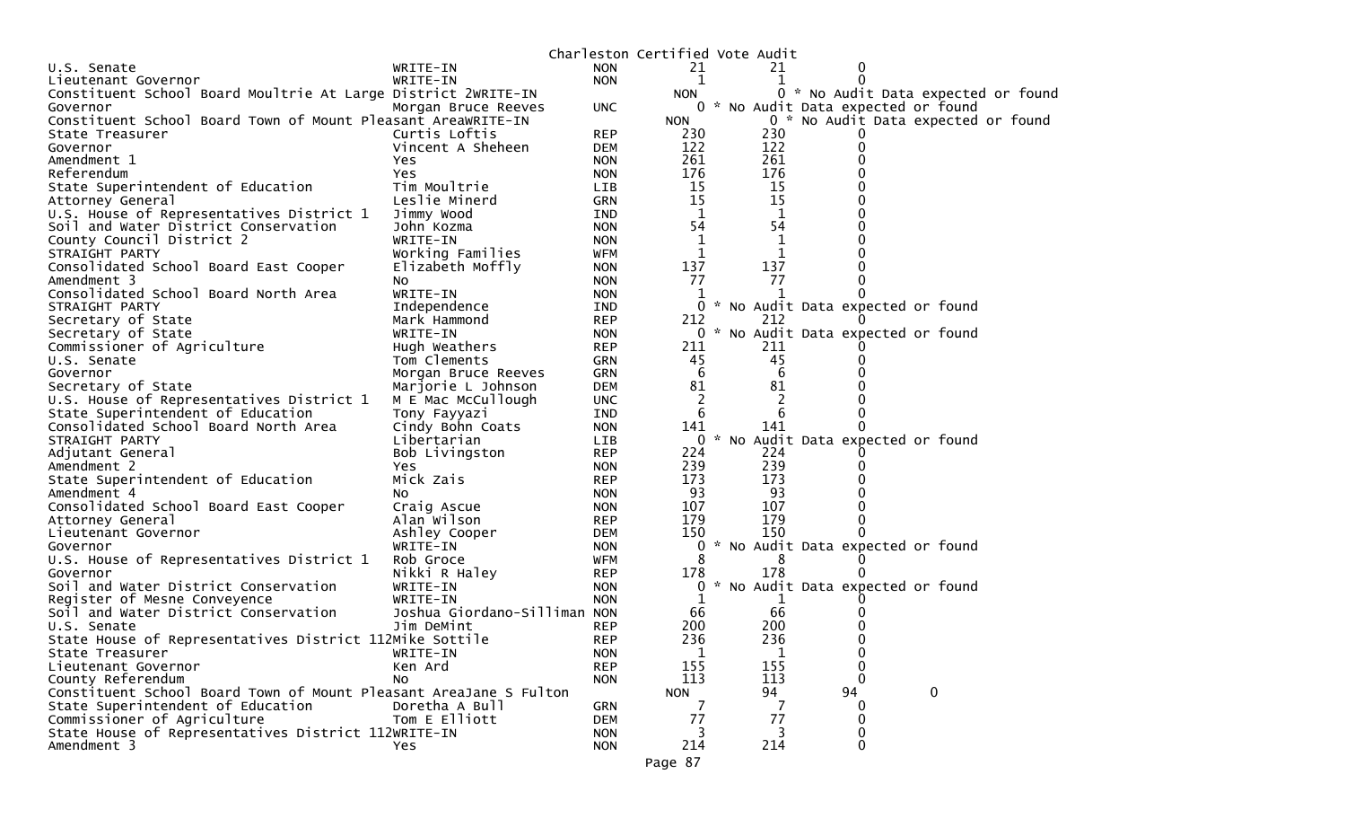Charleston Certified Vote Audit

| Contest | Candidate | Party | | | | |
|---|---|---|---|---|---|---|
| U.S. Senate | WRITE-IN | NON | 21 | 21 | 0 | |
| Lieutenant Governor | WRITE-IN | NON | 1 | 1 | 0 | |
| Constituent School Board Moultrie At Large District 2 | WRITE-IN | NON | | | 0 * No Audit Data expected or found | |
| Governor | Morgan Bruce Reeves | UNC | 0 * No Audit Data expected or found | | | |
| Constituent School Board Town of Mount Pleasant Area | WRITE-IN | NON | | | 0 * No Audit Data expected or found | |
| State Treasurer | Curtis Loftis | REP | 230 | 230 | 0 | |
| Governor | Vincent A Sheheen | DEM | 122 | 122 | 0 | |
| Amendment 1 | Yes | NON | 261 | 261 | 0 | |
| Referendum | Yes | NON | 176 | 176 | 0 | |
| State Superintendent of Education | Tim Moultrie | LIB | 15 | 15 | 0 | |
| Attorney General | Leslie Minerd | GRN | 15 | 15 | 0 | |
| U.S. House of Representatives District 1 | Jimmy Wood | IND | 1 | 1 | 0 | |
| Soil and Water District Conservation | John Kozma | NON | 54 | 54 | 0 | |
| County Council District 2 | WRITE-IN | NON | 1 | 1 | 0 | |
| STRAIGHT PARTY | Working Families | WFM | 1 | 1 | 0 | |
| Consolidated School Board East Cooper | Elizabeth Moffly | NON | 137 | 137 | 0 | |
| Amendment 3 | No | NON | 77 | 77 | 0 | |
| Consolidated School Board North Area | WRITE-IN | NON | 1 | 1 | 0 | |
| STRAIGHT PARTY | Independence | IND | 0 * No Audit Data expected or found | | | |
| Secretary of State | Mark Hammond | REP | 212 | 212 | 0 | |
| Secretary of State | WRITE-IN | NON | 0 * No Audit Data expected or found | | | |
| Commissioner of Agriculture | Hugh Weathers | REP | 211 | 211 | 0 | |
| U.S. Senate | Tom Clements | GRN | 45 | 45 | 0 | |
| Governor | Morgan Bruce Reeves | GRN | 6 | 6 | 0 | |
| Secretary of State | Marjorie L Johnson | DEM | 81 | 81 | 0 | |
| U.S. House of Representatives District 1 | M E Mac McCullough | UNC | 2 | 2 | 0 | |
| State Superintendent of Education | Tony Fayyazi | IND | 6 | 6 | 0 | |
| Consolidated School Board North Area | Cindy Bohn Coats | NON | 141 | 141 | 0 | |
| STRAIGHT PARTY | Libertarian | LIB | 0 * No Audit Data expected or found | | | |
| Adjutant General | Bob Livingston | REP | 224 | 224 | 0 | |
| Amendment 2 | Yes | NON | 239 | 239 | 0 | |
| State Superintendent of Education | Mick Zais | REP | 173 | 173 | 0 | |
| Amendment 4 | No | NON | 93 | 93 | 0 | |
| Consolidated School Board East Cooper | Craig Ascue | NON | 107 | 107 | 0 | |
| Attorney General | Alan Wilson | REP | 179 | 179 | 0 | |
| Lieutenant Governor | Ashley Cooper | DEM | 150 | 150 | 0 | |
| Governor | WRITE-IN | NON | 0 * No Audit Data expected or found | | | |
| U.S. House of Representatives District 1 | Rob Groce | WFM | 8 | 8 | 0 | |
| Governor | Nikki R Haley | REP | 178 | 178 | 0 | |
| Soil and Water District Conservation | WRITE-IN | NON | 0 * No Audit Data expected or found | | | |
| Register of Mesne Conveyence | WRITE-IN | NON | 1 | 1 | 0 | |
| Soil and Water District Conservation | Joshua Giordano-Silliman | NON | 66 | 66 | 0 | |
| U.S. Senate | Jim DeMint | REP | 200 | 200 | 0 | |
| State House of Representatives District 112 | Mike Sottile | REP | 236 | 236 | 0 | |
| State Treasurer | WRITE-IN | NON | 1 | 1 | 0 | |
| Lieutenant Governor | Ken Ard | REP | 155 | 155 | 0 | |
| County Referendum | No | NON | 113 | 113 | 0 | |
| Constituent School Board Town of Mount Pleasant Area | Jane S Fulton | NON | | 94 | 94 | 0 |
| State Superintendent of Education | Doretha A Bull | GRN | 7 | 7 | 0 | |
| Commissioner of Agriculture | Tom E Elliott | DEM | 77 | 77 | 0 | |
| State House of Representatives District 112 | WRITE-IN | NON | 3 | 3 | 0 | |
| Amendment 3 | Yes | NON | 214 | 214 | 0 | |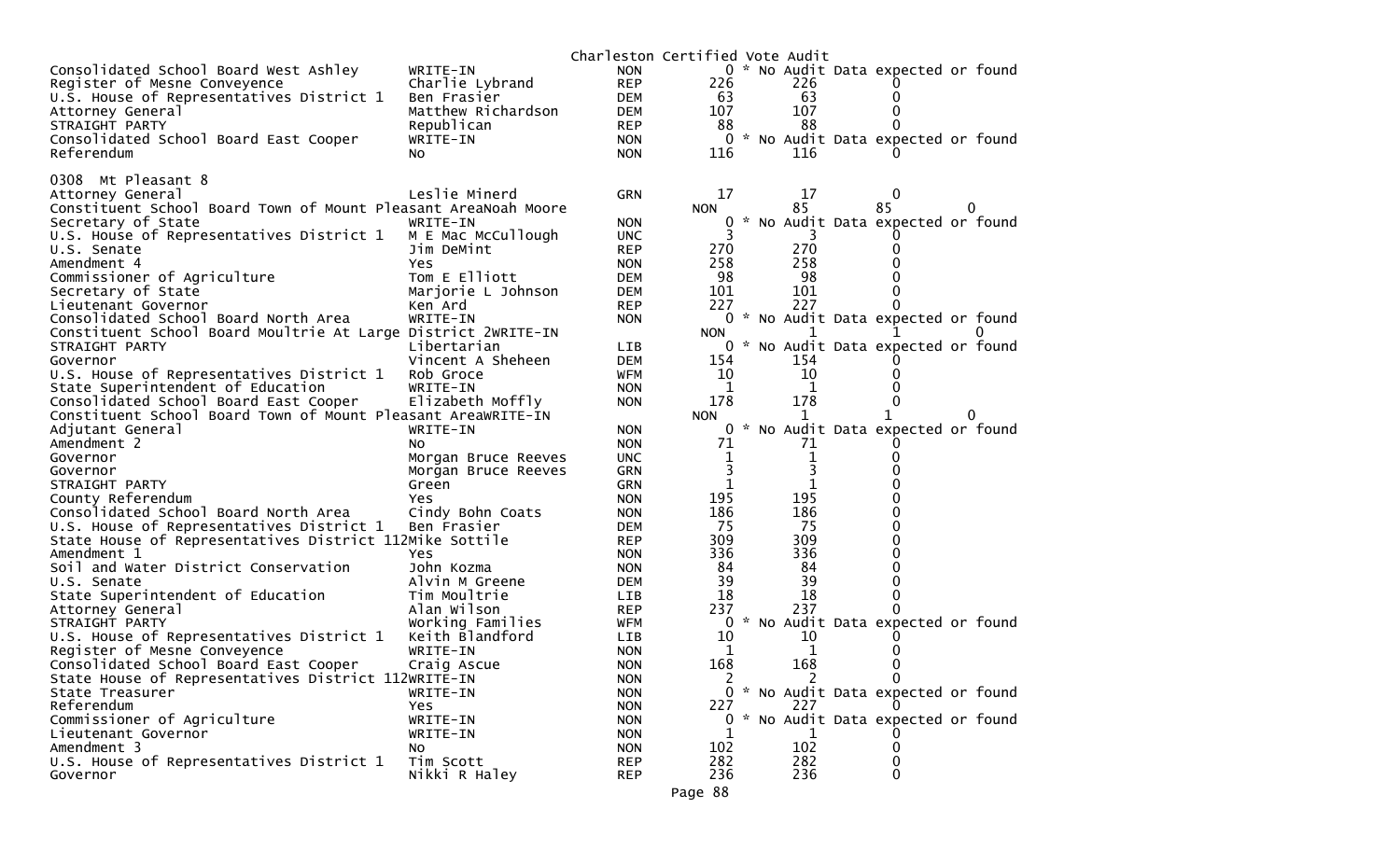Charleston Certified Vote Audit

| Contest | Candidate | Party | Votes | Audit | Difference |
|---|---|---|---|---|---|
| Consolidated School Board West Ashley | WRITE-IN | NON | 0 | * No Audit Data expected or found | |
| Register of Mesne Conveyence | Charlie Lybrand | REP | 226 | 226 | 0 |
| U.S. House of Representatives District 1 | Ben Frasier | DEM | 63 | 63 | 0 |
| Attorney General | Matthew Richardson | DEM | 107 | 107 | 0 |
| STRAIGHT PARTY | Republican | REP | 88 | 88 | 0 |
| Consolidated School Board East Cooper | WRITE-IN | NON | 0 | * No Audit Data expected or found | |
| Referendum | No | NON | 116 | 116 | 0 |

0308 Mt Pleasant 8

| Contest | Candidate | Party | Votes | Audit | Difference |
|---|---|---|---|---|---|
| Attorney General | Leslie Minerd | GRN | 17 | 17 | 0 |
| Constituent School Board Town of Mount Pleasant Area | Noah Moore | NON | 85 | 85 | 0 |
| Secretary of State | WRITE-IN | NON | 0 | * No Audit Data expected or found | |
| U.S. House of Representatives District 1 | M E Mac McCullough | UNC | 3 | 3 | 0 |
| U.S. Senate | Jim DeMint | REP | 270 | 270 | 0 |
| Amendment 4 | Yes | NON | 258 | 258 | 0 |
| Commissioner of Agriculture | Tom E Elliott | DEM | 98 | 98 | 0 |
| Secretary of State | Marjorie L Johnson | DEM | 101 | 101 | 0 |
| Lieutenant Governor | Ken Ard | REP | 227 | 227 | 0 |
| Consolidated School Board North Area | WRITE-IN | NON | 0 | * No Audit Data expected or found | |
| Constituent School Board Moultrie At Large District 2 | WRITE-IN | NON | 1 | 1 | 0 |
| STRAIGHT PARTY | Libertarian | LIB | 0 | * No Audit Data expected or found | |
| Governor | Vincent A Sheheen | DEM | 154 | 154 | 0 |
| U.S. House of Representatives District 1 | Rob Groce | WFM | 10 | 10 | 0 |
| State Superintendent of Education | WRITE-IN | NON | 1 | 1 | 0 |
| Consolidated School Board East Cooper | Elizabeth Moffly | NON | 178 | 178 | 0 |
| Constituent School Board Town of Mount Pleasant Area | WRITE-IN | NON | 1 | 1 | 0 |
| Adjutant General | WRITE-IN | NON | 0 | * No Audit Data expected or found | |
| Amendment 2 | No | NON | 71 | 71 | 0 |
| Governor | Morgan Bruce Reeves | UNC | 1 | 1 | 0 |
| Governor | Morgan Bruce Reeves | GRN | 3 | 3 | 0 |
| STRAIGHT PARTY | Green | GRN | 1 | 1 | 0 |
| County Referendum | Yes | NON | 195 | 195 | 0 |
| Consolidated School Board North Area | Cindy Bohn Coats | NON | 186 | 186 | 0 |
| U.S. House of Representatives District 1 | Ben Frasier | DEM | 75 | 75 | 0 |
| State House of Representatives District 112 | Mike Sottile | REP | 309 | 309 | 0 |
| Amendment 1 | Yes | NON | 336 | 336 | 0 |
| Soil and Water District Conservation | John Kozma | NON | 84 | 84 | 0 |
| U.S. Senate | Alvin M Greene | DEM | 39 | 39 | 0 |
| State Superintendent of Education | Tim Moultrie | LIB | 18 | 18 | 0 |
| Attorney General | Alan Wilson | REP | 237 | 237 | 0 |
| STRAIGHT PARTY | Working Families | WFM | 0 | * No Audit Data expected or found | |
| U.S. House of Representatives District 1 | Keith Blandford | LIB | 10 | 10 | 0 |
| Register of Mesne Conveyence | WRITE-IN | NON | 1 | 1 | 0 |
| Consolidated School Board East Cooper | Craig Ascue | NON | 168 | 168 | 0 |
| State House of Representatives District 112 | WRITE-IN | NON | 2 | 2 | 0 |
| State Treasurer | WRITE-IN | NON | 0 | * No Audit Data expected or found | |
| Referendum | Yes | NON | 227 | 227 | 0 |
| Commissioner of Agriculture | WRITE-IN | NON | 0 | * No Audit Data expected or found | |
| Lieutenant Governor | WRITE-IN | NON | 1 | 1 | 0 |
| Amendment 3 | No | NON | 102 | 102 | 0 |
| U.S. House of Representatives District 1 | Tim Scott | REP | 282 | 282 | 0 |
| Governor | Nikki R Haley | REP | 236 | 236 | 0 |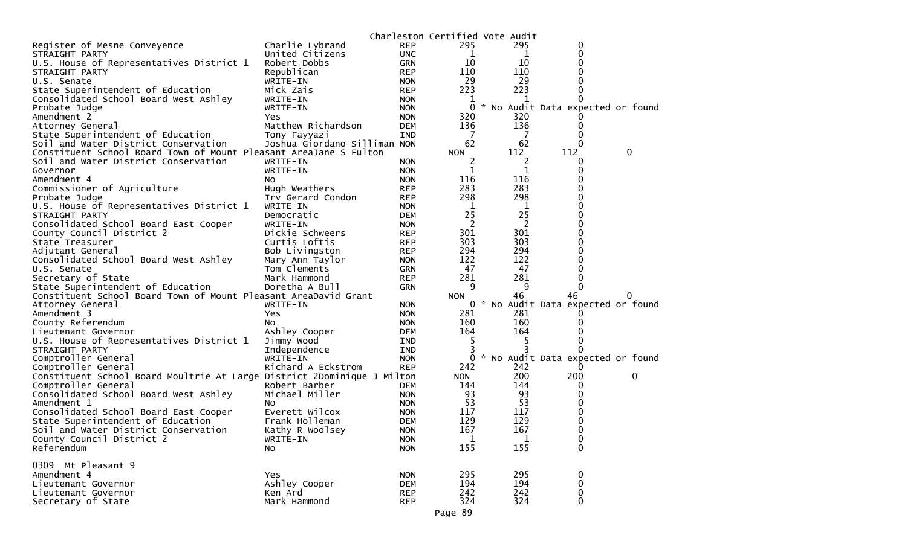Charleston Certified Vote Audit

| Office | Candidate | Party | | | | |
|---|---|---|---|---|---|---|
| Register of Mesne Conveyence | Charlie Lybrand | REP | 295 | 295 | 0 | |
| STRAIGHT PARTY | United Citizens | UNC | 1 | 1 | 0 | |
| U.S. House of Representatives District 1 | Robert Dobbs | GRN | 10 | 10 | 0 | |
| STRAIGHT PARTY | Republican | REP | 110 | 110 | 0 | |
| U.S. Senate | WRITE-IN | NON | 29 | 29 | 0 | |
| State Superintendent of Education | Mick Zais | REP | 223 | 223 | 0 | |
| Consolidated School Board West Ashley | WRITE-IN | NON | 1 | 1 | 0 | |
| Probate Judge | WRITE-IN | NON | 0 * No Audit Data expected or found | | | |
| Amendment 2 | Yes | NON | 320 | 320 | 0 | |
| Attorney General | Matthew Richardson | DEM | 136 | 136 | 0 | |
| State Superintendent of Education | Tony Fayyazi | IND | 7 | 7 | 0 | |
| Soil and Water District Conservation | Joshua Giordano-Silliman | NON | 62 | 62 | 0 | |
| Constituent School Board Town of Mount Pleasant Area | Jane S Fulton | NON | 112 | 112 | 0 | |
| Soil and Water District Conservation | WRITE-IN | NON | 2 | 2 | 0 | |
| Governor | WRITE-IN | NON | 1 | 1 | 0 | |
| Amendment 4 | No | NON | 116 | 116 | 0 | |
| Commissioner of Agriculture | Hugh Weathers | REP | 283 | 283 | 0 | |
| Probate Judge | Irv Gerard Condon | REP | 298 | 298 | 0 | |
| U.S. House of Representatives District 1 | WRITE-IN | NON | 1 | 1 | 0 | |
| STRAIGHT PARTY | Democratic | DEM | 25 | 25 | 0 | |
| Consolidated School Board East Cooper | WRITE-IN | NON | 2 | 2 | 0 | |
| County Council District 2 | Dickie Schweers | REP | 301 | 301 | 0 | |
| State Treasurer | Curtis Loftis | REP | 303 | 303 | 0 | |
| Adjutant General | Bob Livingston | REP | 294 | 294 | 0 | |
| Consolidated School Board West Ashley | Mary Ann Taylor | NON | 122 | 122 | 0 | |
| U.S. Senate | Tom Clements | GRN | 47 | 47 | 0 | |
| Secretary of State | Mark Hammond | REP | 281 | 281 | 0 | |
| State Superintendent of Education | Doretha A Bull | GRN | 9 | 9 | 0 | |
| Constituent School Board Town of Mount Pleasant Area | David Grant | NON | 46 | 46 | 0 | |
| Attorney General | WRITE-IN | NON | 0 * No Audit Data expected or found | | | |
| Amendment 3 | Yes | NON | 281 | 281 | 0 | |
| County Referendum | No | NON | 160 | 160 | 0 | |
| Lieutenant Governor | Ashley Cooper | DEM | 164 | 164 | 0 | |
| U.S. House of Representatives District 1 | Jimmy Wood | IND | 5 | 5 | 0 | |
| STRAIGHT PARTY | Independence | IND | 3 | 3 | 0 | |
| Comptroller General | WRITE-IN | NON | 0 * No Audit Data expected or found | | | |
| Comptroller General | Richard A Eckstrom | REP | 242 | 242 | 0 | |
| Constituent School Board Moultrie At Large District 2 | Dominique J Milton | NON | 200 | 200 | 0 | |
| Comptroller General | Robert Barber | DEM | 144 | 144 | 0 | |
| Consolidated School Board West Ashley | Michael Miller | NON | 93 | 93 | 0 | |
| Amendment 1 | No | NON | 53 | 53 | 0 | |
| Consolidated School Board East Cooper | Everett Wilcox | NON | 117 | 117 | 0 | |
| State Superintendent of Education | Frank Holleman | DEM | 129 | 129 | 0 | |
| Soil and Water District Conservation | Kathy R Woolsey | NON | 167 | 167 | 0 | |
| County Council District 2 | WRITE-IN | NON | 1 | 1 | 0 | |
| Referendum | No | NON | 155 | 155 | 0 | |

0309 Mt Pleasant 9

| Office | Candidate | Party | | | |
|---|---|---|---|---|---|
| Amendment 4 | Yes | NON | 295 | 295 | 0 |
| Lieutenant Governor | Ashley Cooper | DEM | 194 | 194 | 0 |
| Lieutenant Governor | Ken Ard | REP | 242 | 242 | 0 |
| Secretary of State | Mark Hammond | REP | 324 | 324 | 0 |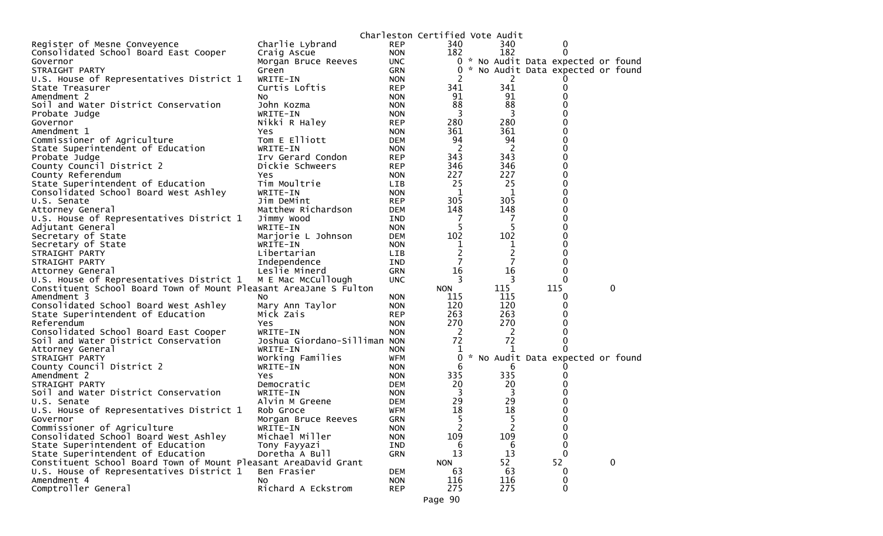Charleston Certified Vote Audit

| Contest | Candidate | Party | Count 1 | Count 2 | Difference |
|---|---|---|---|---|---|
| Register of Mesne Conveyence | Charlie Lybrand | REP | 340 | 340 | 0 |
| Consolidated School Board East Cooper | Craig Ascue | NON | 182 | 182 | 0 |
| Governor | Morgan Bruce Reeves | UNC | 0 | * No Audit Data expected or found | |
| STRAIGHT PARTY | Green | GRN | 0 | * No Audit Data expected or found | |
| U.S. House of Representatives District 1 | WRITE-IN | NON | 2 | 2 | 0 |
| State Treasurer | Curtis Loftis | REP | 341 | 341 | 0 |
| Amendment 2 | No | NON | 91 | 91 | 0 |
| Soil and Water District Conservation | John Kozma | NON | 88 | 88 | 0 |
| Probate Judge | WRITE-IN | NON | 3 | 3 | 0 |
| Governor | Nikki R Haley | REP | 280 | 280 | 0 |
| Amendment 1 | Yes | NON | 361 | 361 | 0 |
| Commissioner of Agriculture | Tom E Elliott | DEM | 94 | 94 | 0 |
| State Superintendent of Education | WRITE-IN | NON | 2 | 2 | 0 |
| Probate Judge | Irv Gerard Condon | REP | 343 | 343 | 0 |
| County Council District 2 | Dickie Schweers | REP | 346 | 346 | 0 |
| County Referendum | Yes | NON | 227 | 227 | 0 |
| State Superintendent of Education | Tim Moultrie | LIB | 25 | 25 | 0 |
| Consolidated School Board West Ashley | WRITE-IN | NON | 1 | 1 | 0 |
| U.S. Senate | Jim DeMint | REP | 305 | 305 | 0 |
| Attorney General | Matthew Richardson | DEM | 148 | 148 | 0 |
| U.S. House of Representatives District 1 | Jimmy Wood | IND | 7 | 7 | 0 |
| Adjutant General | WRITE-IN | NON | 5 | 5 | 0 |
| Secretary of State | Marjorie L Johnson | DEM | 102 | 102 | 0 |
| Secretary of State | WRITE-IN | NON | 1 | 1 | 0 |
| STRAIGHT PARTY | Libertarian | LIB | 2 | 2 | 0 |
| STRAIGHT PARTY | Independence | IND | 7 | 7 | 0 |
| Attorney General | Leslie Minerd | GRN | 16 | 16 | 0 |
| U.S. House of Representatives District 1 | M E Mac McCullough | UNC | 3 | 3 | 0 |
| Constituent School Board Town of Mount Pleasant AreaJane S Fulton | | NON | 115 | 115 | 0 |
| Amendment 3 | No | NON | 115 | 115 | 0 |
| Consolidated School Board West Ashley | Mary Ann Taylor | NON | 120 | 120 | 0 |
| State Superintendent of Education | Mick Zais | REP | 263 | 263 | 0 |
| Referendum | Yes | NON | 270 | 270 | 0 |
| Consolidated School Board East Cooper | WRITE-IN | NON | 2 | 2 | 0 |
| Soil and Water District Conservation | Joshua Giordano-Silliman | NON | 72 | 72 | 0 |
| Attorney General | WRITE-IN | NON | 1 | 1 | 0 |
| STRAIGHT PARTY | Working Families | WFM | 0 | * No Audit Data expected or found | |
| County Council District 2 | WRITE-IN | NON | 6 | 6 | 0 |
| Amendment 2 | Yes | NON | 335 | 335 | 0 |
| STRAIGHT PARTY | Democratic | DEM | 20 | 20 | 0 |
| Soil and Water District Conservation | WRITE-IN | NON | 3 | 3 | 0 |
| U.S. Senate | Alvin M Greene | DEM | 29 | 29 | 0 |
| U.S. House of Representatives District 1 | Rob Groce | WFM | 18 | 18 | 0 |
| Governor | Morgan Bruce Reeves | GRN | 5 | 5 | 0 |
| Commissioner of Agriculture | WRITE-IN | NON | 2 | 2 | 0 |
| Consolidated School Board West Ashley | Michael Miller | NON | 109 | 109 | 0 |
| State Superintendent of Education | Tony Fayyazi | IND | 6 | 6 | 0 |
| State Superintendent of Education | Doretha A Bull | GRN | 13 | 13 | 0 |
| Constituent School Board Town of Mount Pleasant AreaDavid Grant | | NON | 52 | 52 | 0 |
| U.S. House of Representatives District 1 | Ben Frasier | DEM | 63 | 63 | 0 |
| Amendment 4 | No | NON | 116 | 116 | 0 |
| Comptroller General | Richard A Eckstrom | REP | 275 | 275 | 0 |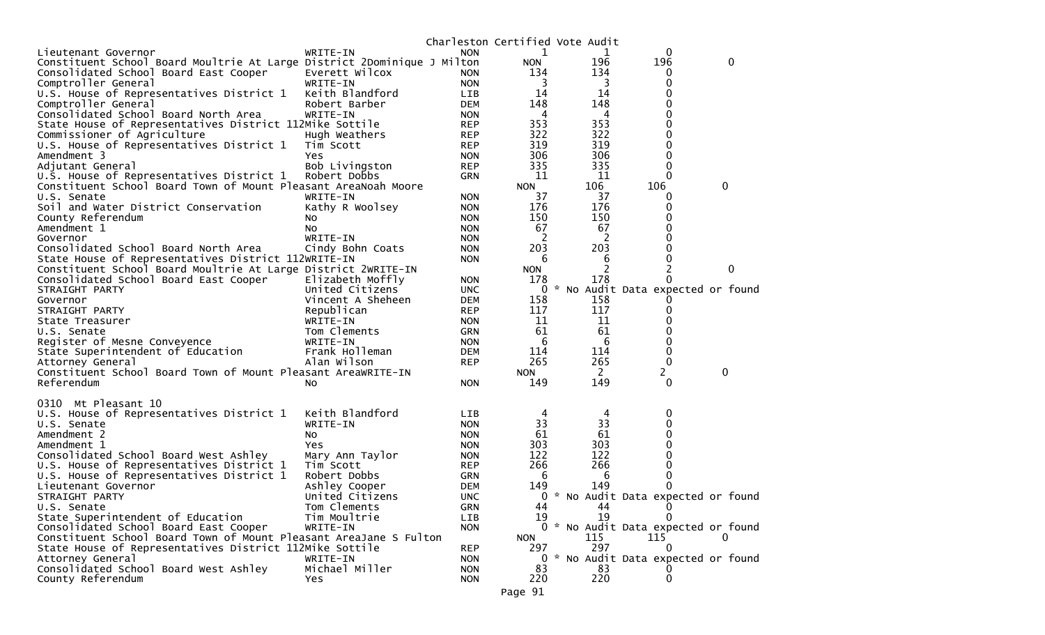Charleston Certified Vote Audit

| | | | | | | |
|---|---|---|---|---|---|---|
| Lieutenant Governor | WRITE-IN | NON | 1 | 1 | 0 | |
| Constituent School Board Moultrie At Large District 2 | Dominique J Milton | | NON | 196 | 196 | 0 |
| Consolidated School Board East Cooper | Everett Wilcox | NON | 134 | 134 | 0 | |
| Comptroller General | WRITE-IN | NON | 3 | 3 | 0 | |
| U.S. House of Representatives District 1 | Keith Blandford | LIB | 14 | 14 | 0 | |
| Comptroller General | Robert Barber | DEM | 148 | 148 | 0 | |
| Consolidated School Board North Area | WRITE-IN | NON | 4 | 4 | 0 | |
| State House of Representatives District 112 | Mike Sottile | REP | 353 | 353 | 0 | |
| Commissioner of Agriculture | Hugh Weathers | REP | 322 | 322 | 0 | |
| U.S. House of Representatives District 1 | Tim Scott | REP | 319 | 319 | 0 | |
| Amendment 3 | Yes | NON | 306 | 306 | 0 | |
| Adjutant General | Bob Livingston | REP | 335 | 335 | 0 | |
| U.S. House of Representatives District 1 | Robert Dobbs | GRN | 11 | 11 | 0 | |
| Constituent School Board Town of Mount Pleasant Area | Noah Moore | | NON | 106 | 106 | 0 |
| U.S. Senate | WRITE-IN | NON | 37 | 37 | 0 | |
| Soil and Water District Conservation | Kathy R Woolsey | NON | 176 | 176 | 0 | |
| County Referendum | No | NON | 150 | 150 | 0 | |
| Amendment 1 | No | NON | 67 | 67 | 0 | |
| Governor | WRITE-IN | NON | 2 | 2 | 0 | |
| Consolidated School Board North Area | Cindy Bohn Coats | NON | 203 | 203 | 0 | |
| State House of Representatives District 112 | WRITE-IN | NON | 6 | 6 | 0 | |
| Constituent School Board Moultrie At Large District 2 | WRITE-IN | | NON | 2 | 2 | 0 |
| Consolidated School Board East Cooper | Elizabeth Moffly | NON | 178 | 178 | 0 | |
| STRAIGHT PARTY | United Citizens | UNC | 0 * No Audit Data expected or found | | | |
| Governor | Vincent A Sheheen | DEM | 158 | 158 | 0 | |
| STRAIGHT PARTY | Republican | REP | 117 | 117 | 0 | |
| State Treasurer | WRITE-IN | NON | 11 | 11 | 0 | |
| U.S. Senate | Tom Clements | GRN | 61 | 61 | 0 | |
| Register of Mesne Conveyence | WRITE-IN | NON | 6 | 6 | 0 | |
| State Superintendent of Education | Frank Holleman | DEM | 114 | 114 | 0 | |
| Attorney General | Alan Wilson | REP | 265 | 265 | 0 | |
| Constituent School Board Town of Mount Pleasant Area | WRITE-IN | | NON | 2 | 2 | 0 |
| Referendum | No | NON | 149 | 149 | 0 | |

0310 Mt Pleasant 10

| | | | | | | |
|---|---|---|---|---|---|---|
| U.S. House of Representatives District 1 | Keith Blandford | LIB | 4 | 4 | 0 | |
| U.S. Senate | WRITE-IN | NON | 33 | 33 | 0 | |
| Amendment 2 | No | NON | 61 | 61 | 0 | |
| Amendment 1 | Yes | NON | 303 | 303 | 0 | |
| Consolidated School Board West Ashley | Mary Ann Taylor | NON | 122 | 122 | 0 | |
| U.S. House of Representatives District 1 | Tim Scott | REP | 266 | 266 | 0 | |
| U.S. House of Representatives District 1 | Robert Dobbs | GRN | 6 | 6 | 0 | |
| Lieutenant Governor | Ashley Cooper | DEM | 149 | 149 | 0 | |
| STRAIGHT PARTY | United Citizens | UNC | 0 * No Audit Data expected or found | | | |
| U.S. Senate | Tom Clements | GRN | 44 | 44 | 0 | |
| State Superintendent of Education | Tim Moultrie | LIB | 19 | 19 | 0 | |
| Consolidated School Board East Cooper | WRITE-IN | NON | 0 * No Audit Data expected or found | | | |
| Constituent School Board Town of Mount Pleasant Area | Jane S Fulton | | NON | 115 | 115 | 0 |
| State House of Representatives District 112 | Mike Sottile | REP | 297 | 297 | 0 | |
| Attorney General | WRITE-IN | NON | 0 * No Audit Data expected or found | | | |
| Consolidated School Board West Ashley | Michael Miller | NON | 83 | 83 | 0 | |
| County Referendum | Yes | NON | 220 | 220 | 0 | |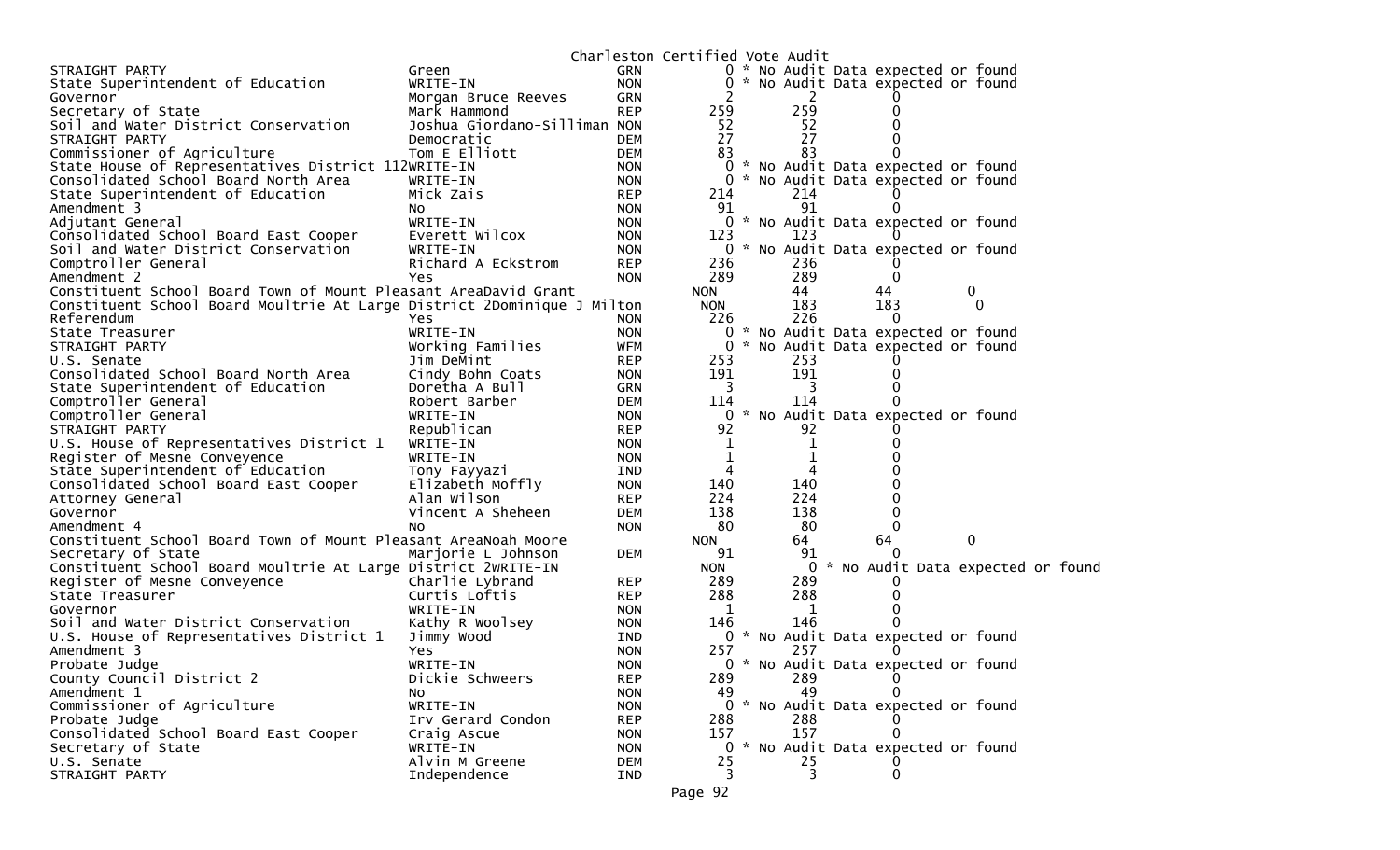Charleston Certified Vote Audit

| Office | Candidate | Party | Votes | Audit | Difference |
|---|---|---|---|---|---|
| STRAIGHT PARTY | Green | GRN | 0 * No Audit Data expected or found | | |
| State Superintendent of Education | WRITE-IN | NON | 0 * No Audit Data expected or found | | |
| Governor | Morgan Bruce Reeves | GRN | 2 | 2 | 0 |
| Secretary of State | Mark Hammond | REP | 259 | 259 | 0 |
| Soil and Water District Conservation | Joshua Giordano-Silliman | NON | 52 | 52 | 0 |
| STRAIGHT PARTY | Democratic | DEM | 27 | 27 | 0 |
| Commissioner of Agriculture | Tom E Elliott | DEM | 83 | 83 | 0 |
| State House of Representatives District 112 | WRITE-IN | NON | 0 * No Audit Data expected or found | | |
| Consolidated School Board North Area | WRITE-IN | NON | 0 * No Audit Data expected or found | | |
| State Superintendent of Education | Mick Zais | REP | 214 | 214 | 0 |
| Amendment 3 | No | NON | 91 | 91 | 0 |
| Adjutant General | WRITE-IN | NON | 0 * No Audit Data expected or found | | |
| Consolidated School Board East Cooper | Everett Wilcox | NON | 123 | 123 | 0 |
| Soil and Water District Conservation | WRITE-IN | NON | 0 * No Audit Data expected or found | | |
| Comptroller General | Richard A Eckstrom | REP | 236 | 236 | 0 |
| Amendment 2 | Yes | NON | 289 | 289 | 0 |
| Constituent School Board Town of Mount Pleasant Area | David Grant | NON | 44 | 44 | 0 |
| Constituent School Board Moultrie At Large District 2 | Dominique J Milton | NON | 183 | 183 | 0 |
| Referendum | Yes | NON | 226 | 226 | 0 |
| State Treasurer | WRITE-IN | NON | 0 * No Audit Data expected or found | | |
| STRAIGHT PARTY | Working Families | WFM | 0 * No Audit Data expected or found | | |
| U.S. Senate | Jim DeMint | REP | 253 | 253 | 0 |
| Consolidated School Board North Area | Cindy Bohn Coats | NON | 191 | 191 | 0 |
| State Superintendent of Education | Doretha A Bull | GRN | 3 | 3 | 0 |
| Comptroller General | Robert Barber | DEM | 114 | 114 | 0 |
| Comptroller General | WRITE-IN | NON | 0 * No Audit Data expected or found | | |
| STRAIGHT PARTY | Republican | REP | 92 | 92 | 0 |
| U.S. House of Representatives District 1 | WRITE-IN | NON | 1 | 1 | 0 |
| Register of Mesne Conveyence | WRITE-IN | NON | 1 | 1 | 0 |
| State Superintendent of Education | Tony Fayyazi | IND | 4 | 4 | 0 |
| Consolidated School Board East Cooper | Elizabeth Moffly | NON | 140 | 140 | 0 |
| Attorney General | Alan Wilson | REP | 224 | 224 | 0 |
| Governor | Vincent A Sheheen | DEM | 138 | 138 | 0 |
| Amendment 4 | No | NON | 80 | 80 | 0 |
| Constituent School Board Town of Mount Pleasant Area | Noah Moore | NON | 64 | 64 | 0 |
| Secretary of State | Marjorie L Johnson | DEM | 91 | 91 | 0 |
| Constituent School Board Moultrie At Large District 2 | WRITE-IN | NON | 0 * No Audit Data expected or found | | |
| Register of Mesne Conveyence | Charlie Lybrand | REP | 289 | 289 | 0 |
| State Treasurer | Curtis Loftis | REP | 288 | 288 | 0 |
| Governor | WRITE-IN | NON | 1 | 1 | 0 |
| Soil and Water District Conservation | Kathy R Woolsey | NON | 146 | 146 | 0 |
| U.S. House of Representatives District 1 | Jimmy Wood | IND | 0 * No Audit Data expected or found | | |
| Amendment 3 | Yes | NON | 257 | 257 | 0 |
| Probate Judge | WRITE-IN | NON | 0 * No Audit Data expected or found | | |
| County Council District 2 | Dickie Schweers | REP | 289 | 289 | 0 |
| Amendment 1 | No | NON | 49 | 49 | 0 |
| Commissioner of Agriculture | WRITE-IN | NON | 0 * No Audit Data expected or found | | |
| Probate Judge | Irv Gerard Condon | REP | 288 | 288 | 0 |
| Consolidated School Board East Cooper | Craig Ascue | NON | 157 | 157 | 0 |
| Secretary of State | WRITE-IN | NON | 0 * No Audit Data expected or found | | |
| U.S. Senate | Alvin M Greene | DEM | 25 | 25 | 0 |
| STRAIGHT PARTY | Independence | IND | 3 | 3 | 0 |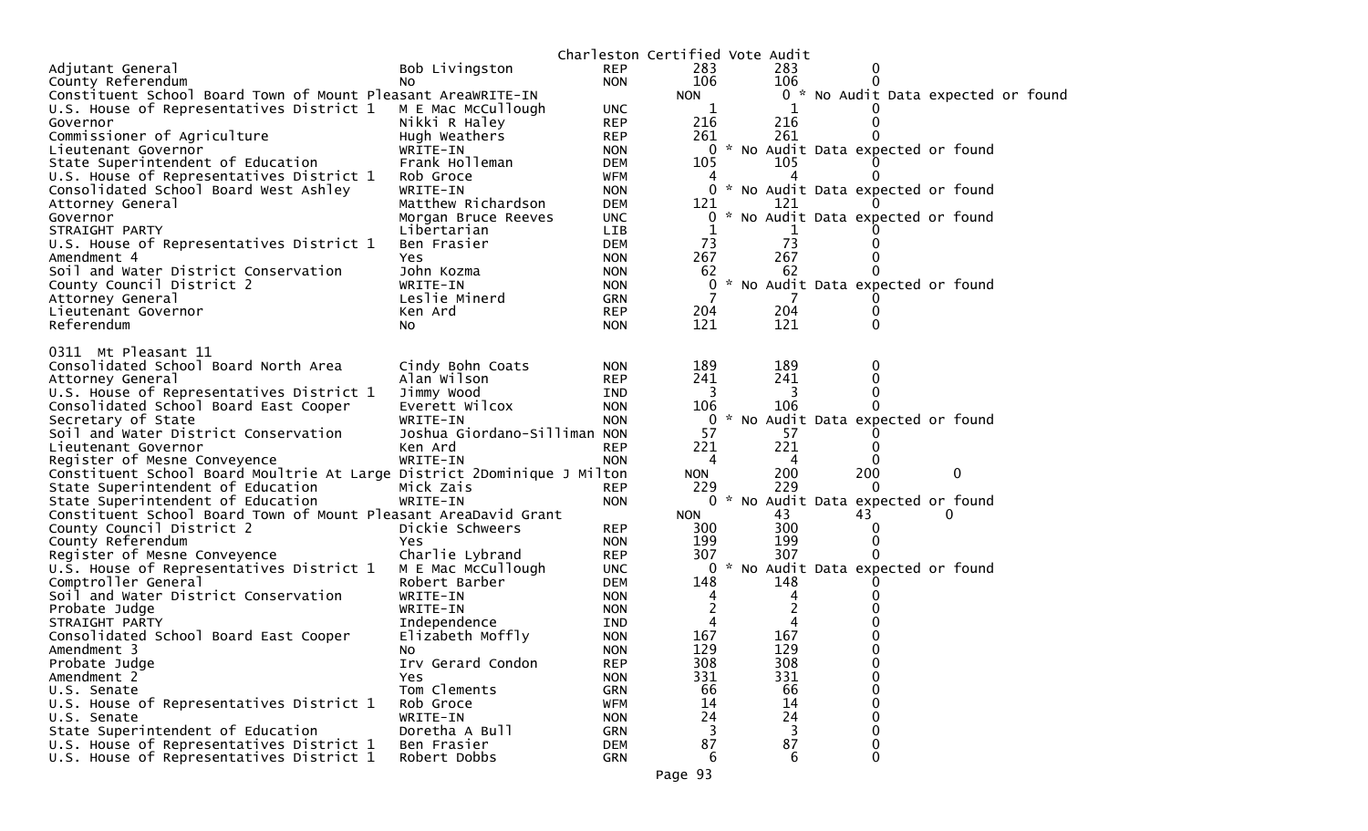Charleston Certified Vote Audit

| Contest | Candidate | Party | Votes | Audit | Diff | |
|---|---|---|---|---|---|---|
| Adjutant General | Bob Livingston | REP | 283 | 283 | 0 | |
| County Referendum | No | NON | 106 | 106 | 0 | |
| Constituent School Board Town of Mount Pleasant AreaWRITE-IN | | | NON | 0 * No Audit Data expected or found | | |
| U.S. House of Representatives District 1 | M E Mac McCullough | UNC | 1 | 1 | 0 | |
| Governor | Nikki R Haley | REP | 216 | 216 | 0 | |
| Commissioner of Agriculture | Hugh Weathers | REP | 261 | 261 | 0 | |
| Lieutenant Governor | WRITE-IN | NON | 0 * No Audit Data expected or found | | | |
| State Superintendent of Education | Frank Holleman | DEM | 105 | 105 | 0 | |
| U.S. House of Representatives District 1 | Rob Groce | WFM | 4 | 4 | 0 | |
| Consolidated School Board West Ashley | WRITE-IN | NON | 0 * No Audit Data expected or found | | | |
| Attorney General | Matthew Richardson | DEM | 121 | 121 | 0 | |
| Governor | Morgan Bruce Reeves | UNC | 0 * No Audit Data expected or found | | | |
| STRAIGHT PARTY | Libertarian | LIB | 1 | 1 | 0 | |
| U.S. House of Representatives District 1 | Ben Frasier | DEM | 73 | 73 | 0 | |
| Amendment 4 | Yes | NON | 267 | 267 | 0 | |
| Soil and Water District Conservation | John Kozma | NON | 62 | 62 | 0 | |
| County Council District 2 | WRITE-IN | NON | 0 * No Audit Data expected or found | | | |
| Attorney General | Leslie Minerd | GRN | 7 | 7 | 0 | |
| Lieutenant Governor | Ken Ard | REP | 204 | 204 | 0 | |
| Referendum | No | NON | 121 | 121 | 0 | |

0311 Mt Pleasant 11

| Contest | Candidate | Party | Votes | Audit | Diff | |
|---|---|---|---|---|---|---|
| Consolidated School Board North Area | Cindy Bohn Coats | NON | 189 | 189 | 0 | |
| Attorney General | Alan Wilson | REP | 241 | 241 | 0 | |
| U.S. House of Representatives District 1 | Jimmy Wood | IND | 3 | 3 | 0 | |
| Consolidated School Board East Cooper | Everett Wilcox | NON | 106 | 106 | 0 | |
| Secretary of State | WRITE-IN | NON | 0 * No Audit Data expected or found | | | |
| Soil and Water District Conservation | Joshua Giordano-Silliman | NON | 57 | 57 | 0 | |
| Lieutenant Governor | Ken Ard | REP | 221 | 221 | 0 | |
| Register of Mesne Conveyence | WRITE-IN | NON | 4 | 4 | 0 | |
| Constituent School Board Moultrie At Large District 2Dominique J Milton | | | NON | 200 | 200 | 0 |
| State Superintendent of Education | Mick Zais | REP | 229 | 229 | 0 | |
| State Superintendent of Education | WRITE-IN | NON | 0 * No Audit Data expected or found | | | |
| Constituent School Board Town of Mount Pleasant AreaDavid Grant | | | NON | 43 | 43 | 0 |
| County Council District 2 | Dickie Schweers | REP | 300 | 300 | 0 | |
| County Referendum | Yes | NON | 199 | 199 | 0 | |
| Register of Mesne Conveyence | Charlie Lybrand | REP | 307 | 307 | 0 | |
| U.S. House of Representatives District 1 | M E Mac McCullough | UNC | 0 * No Audit Data expected or found | | | |
| Comptroller General | Robert Barber | DEM | 148 | 148 | 0 | |
| Soil and Water District Conservation | WRITE-IN | NON | 4 | 4 | 0 | |
| Probate Judge | WRITE-IN | NON | 2 | 2 | 0 | |
| STRAIGHT PARTY | Independence | IND | 4 | 4 | 0 | |
| Consolidated School Board East Cooper | Elizabeth Moffly | NON | 167 | 167 | 0 | |
| Amendment 3 | No | NON | 129 | 129 | 0 | |
| Probate Judge | Irv Gerard Condon | REP | 308 | 308 | 0 | |
| Amendment 2 | Yes | NON | 331 | 331 | 0 | |
| U.S. Senate | Tom Clements | GRN | 66 | 66 | 0 | |
| U.S. House of Representatives District 1 | Rob Groce | WFM | 14 | 14 | 0 | |
| U.S. Senate | WRITE-IN | NON | 24 | 24 | 0 | |
| State Superintendent of Education | Doretha A Bull | GRN | 3 | 3 | 0 | |
| U.S. House of Representatives District 1 | Ben Frasier | DEM | 87 | 87 | 0 | |
| U.S. House of Representatives District 1 | Robert Dobbs | GRN | 6 | 6 | 0 | |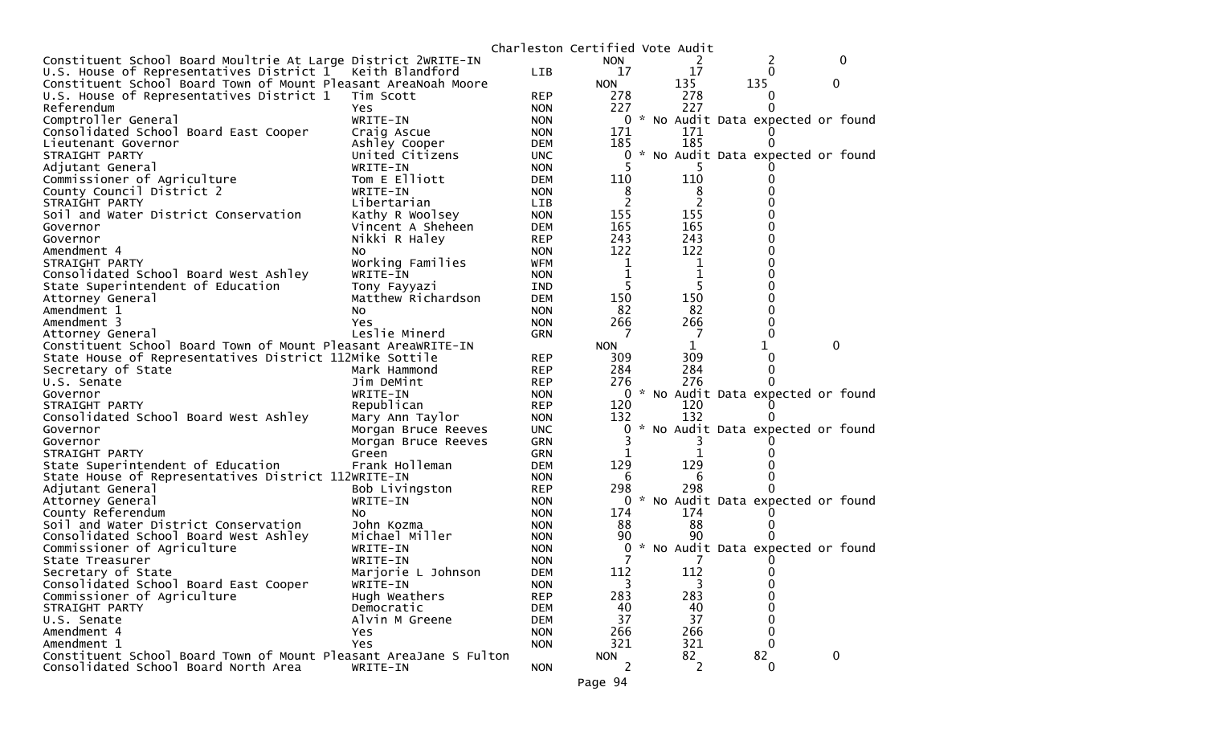Charleston Certified Vote Audit

| | | | | | | |
|---|---|---|---|---|---|---|
| Constituent School Board Moultrie At Large District 2 | WRITE-IN | | NON | 2 | 2 | 0 |
| U.S. House of Representatives District 1 | Keith Blandford | LIB | 17 | 17 | 0 | |
| Constituent School Board Town of Mount Pleasant Area | Noah Moore | | NON | 135 | 135 | 0 |
| U.S. House of Representatives District 1 | Tim Scott | REP | 278 | 278 | 0 | |
| Referendum | Yes | NON | 227 | 227 | 0 | |
| Comptroller General | WRITE-IN | NON | 0 | * No Audit Data expected or found | | |
| Consolidated School Board East Cooper | Craig Ascue | NON | 171 | 171 | 0 | |
| Lieutenant Governor | Ashley Cooper | DEM | 185 | 185 | 0 | |
| STRAIGHT PARTY | United Citizens | UNC | 0 | * No Audit Data expected or found | | |
| Adjutant General | WRITE-IN | NON | 5 | 5 | 0 | |
| Commissioner of Agriculture | Tom E Elliott | DEM | 110 | 110 | 0 | |
| County Council District 2 | WRITE-IN | NON | 8 | 8 | 0 | |
| STRAIGHT PARTY | Libertarian | LIB | 2 | 2 | 0 | |
| Soil and Water District Conservation | Kathy R Woolsey | NON | 155 | 155 | 0 | |
| Governor | Vincent A Sheheen | DEM | 165 | 165 | 0 | |
| Governor | Nikki R Haley | REP | 243 | 243 | 0 | |
| Amendment 4 | No | NON | 122 | 122 | 0 | |
| STRAIGHT PARTY | Working Families | WFM | 1 | 1 | 0 | |
| Consolidated School Board West Ashley | WRITE-IN | NON | 1 | 1 | 0 | |
| State Superintendent of Education | Tony Fayyazi | IND | 5 | 5 | 0 | |
| Attorney General | Matthew Richardson | DEM | 150 | 150 | 0 | |
| Amendment 1 | No | NON | 82 | 82 | 0 | |
| Amendment 3 | Yes | NON | 266 | 266 | 0 | |
| Attorney General | Leslie Minerd | GRN | 7 | 7 | 0 | |
| Constituent School Board Town of Mount Pleasant Area | WRITE-IN | | NON | 1 | 1 | 0 |
| State House of Representatives District 112 | Mike Sottile | REP | 309 | 309 | 0 | |
| Secretary of State | Mark Hammond | REP | 284 | 284 | 0 | |
| U.S. Senate | Jim DeMint | REP | 276 | 276 | 0 | |
| Governor | WRITE-IN | NON | 0 | * No Audit Data expected or found | | |
| STRAIGHT PARTY | Republican | REP | 120 | 120 | 0 | |
| Consolidated School Board West Ashley | Mary Ann Taylor | NON | 132 | 132 | 0 | |
| Governor | Morgan Bruce Reeves | UNC | 0 | * No Audit Data expected or found | | |
| Governor | Morgan Bruce Reeves | GRN | 3 | 3 | 0 | |
| STRAIGHT PARTY | Green | GRN | 1 | 1 | 0 | |
| State Superintendent of Education | Frank Holleman | DEM | 129 | 129 | 0 | |
| State House of Representatives District 112 | WRITE-IN | NON | 6 | 6 | 0 | |
| Adjutant General | Bob Livingston | REP | 298 | 298 | 0 | |
| Attorney General | WRITE-IN | NON | 0 | * No Audit Data expected or found | | |
| County Referendum | No | NON | 174 | 174 | 0 | |
| Soil and Water District Conservation | John Kozma | NON | 88 | 88 | 0 | |
| Consolidated School Board West Ashley | Michael Miller | NON | 90 | 90 | 0 | |
| Commissioner of Agriculture | WRITE-IN | NON | 0 | * No Audit Data expected or found | | |
| State Treasurer | WRITE-IN | NON | 7 | 7 | 0 | |
| Secretary of State | Marjorie L Johnson | DEM | 112 | 112 | 0 | |
| Consolidated School Board East Cooper | WRITE-IN | NON | 3 | 3 | 0 | |
| Commissioner of Agriculture | Hugh Weathers | REP | 283 | 283 | 0 | |
| STRAIGHT PARTY | Democratic | DEM | 40 | 40 | 0 | |
| U.S. Senate | Alvin M Greene | DEM | 37 | 37 | 0 | |
| Amendment 4 | Yes | NON | 266 | 266 | 0 | |
| Amendment 1 | Yes | NON | 321 | 321 | 0 | |
| Constituent School Board Town of Mount Pleasant Area | Jane S Fulton | | NON | 82 | 82 | 0 |
| Consolidated School Board North Area | WRITE-IN | NON | 2 | 2 | 0 | |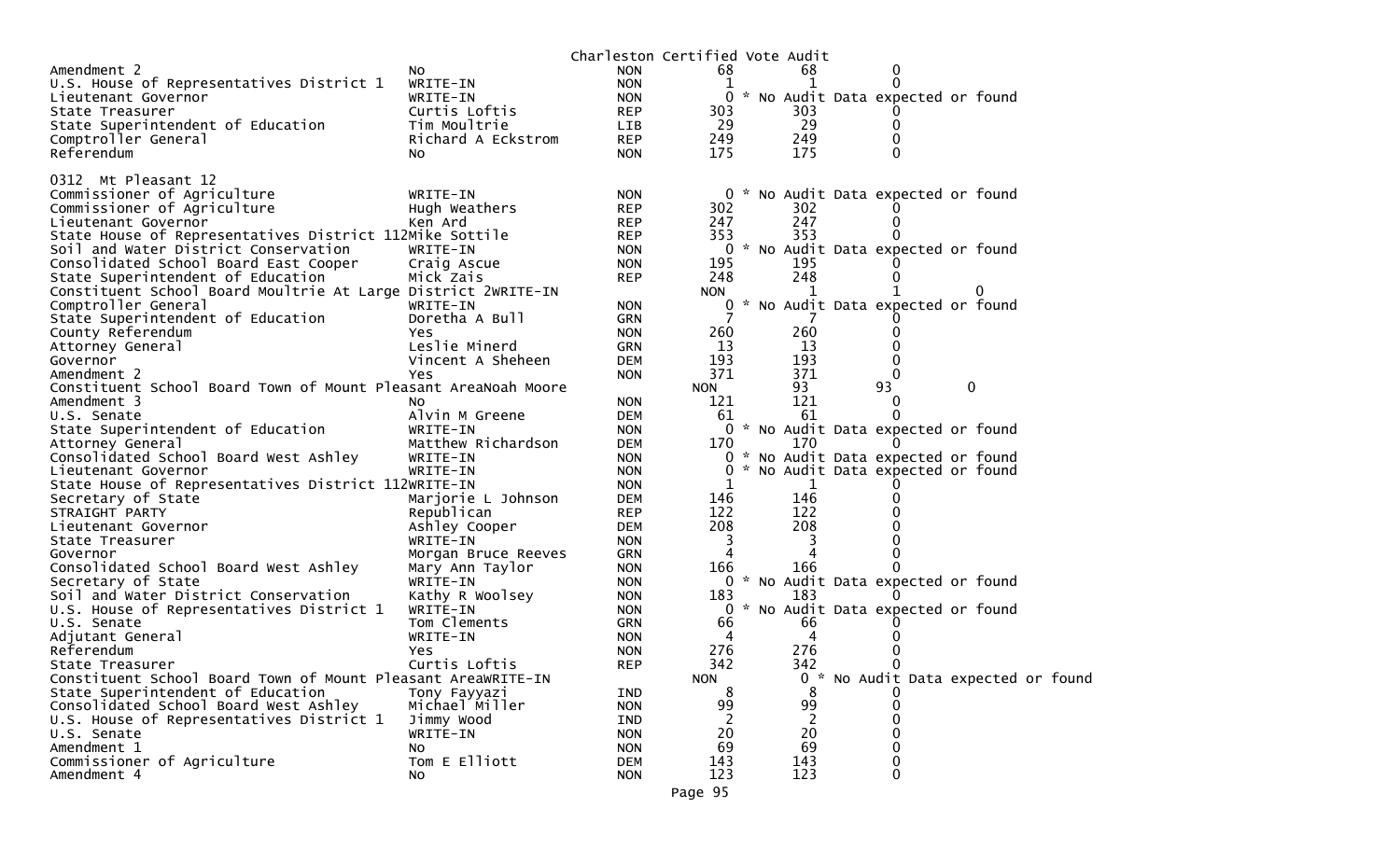Charleston Certified Vote Audit

| | | | | | |
|---|---|---|---|---|---|
| Amendment 2 | No | NON | 68 | 68 | 0 |
| U.S. House of Representatives District 1 | WRITE-IN | NON | 1 | 1 | 0 |
| Lieutenant Governor | WRITE-IN | NON | 0 * No Audit Data expected or found | | |
| State Treasurer | Curtis Loftis | REP | 303 | 303 | 0 |
| State Superintendent of Education | Tim Moultrie | LIB | 29 | 29 | 0 |
| Comptroller General | Richard A Eckstrom | REP | 249 | 249 | 0 |
| Referendum | No | NON | 175 | 175 | 0 |

0312 Mt Pleasant 12

| | | | | | |
|---|---|---|---|---|---|
| Commissioner of Agriculture | WRITE-IN | NON | 0 * No Audit Data expected or found | | |
| Commissioner of Agriculture | Hugh Weathers | REP | 302 | 302 | 0 |
| Lieutenant Governor | Ken Ard | REP | 247 | 247 | 0 |
| State House of Representatives District 112 | Mike Sottile | REP | 353 | 353 | 0 |
| Soil and Water District Conservation | WRITE-IN | NON | 0 * No Audit Data expected or found | | |
| Consolidated School Board East Cooper | Craig Ascue | NON | 195 | 195 | 0 |
| State Superintendent of Education | Mick Zais | REP | 248 | 248 | 0 |
| Constituent School Board Moultrie At Large District 2 | WRITE-IN | NON | 1 | 1 | 0 |
| Comptroller General | WRITE-IN | NON | 0 * No Audit Data expected or found | | |
| State Superintendent of Education | Doretha A Bull | GRN | 7 | 7 | 0 |
| County Referendum | Yes | NON | 260 | 260 | 0 |
| Attorney General | Leslie Minerd | GRN | 13 | 13 | 0 |
| Governor | Vincent A Sheheen | DEM | 193 | 193 | 0 |
| Amendment 2 | Yes | NON | 371 | 371 | 0 |
| Constituent School Board Town of Mount Pleasant Area | Noah Moore | NON | 93 | 93 | 0 |
| Amendment 3 | No | NON | 121 | 121 | 0 |
| U.S. Senate | Alvin M Greene | DEM | 61 | 61 | 0 |
| State Superintendent of Education | WRITE-IN | NON | 0 * No Audit Data expected or found | | |
| Attorney General | Matthew Richardson | DEM | 170 | 170 | 0 |
| Consolidated School Board West Ashley | WRITE-IN | NON | 0 * No Audit Data expected or found | | |
| Lieutenant Governor | WRITE-IN | NON | 0 * No Audit Data expected or found | | |
| State House of Representatives District 112 | WRITE-IN | NON | 1 | 1 | 0 |
| Secretary of State | Marjorie L Johnson | DEM | 146 | 146 | 0 |
| STRAIGHT PARTY | Republican | REP | 122 | 122 | 0 |
| Lieutenant Governor | Ashley Cooper | DEM | 208 | 208 | 0 |
| State Treasurer | WRITE-IN | NON | 3 | 3 | 0 |
| Governor | Morgan Bruce Reeves | GRN | 4 | 4 | 0 |
| Consolidated School Board West Ashley | Mary Ann Taylor | NON | 166 | 166 | 0 |
| Secretary of State | WRITE-IN | NON | 0 * No Audit Data expected or found | | |
| Soil and Water District Conservation | Kathy R Woolsey | NON | 183 | 183 | 0 |
| U.S. House of Representatives District 1 | WRITE-IN | NON | 0 * No Audit Data expected or found | | |
| U.S. Senate | Tom Clements | GRN | 66 | 66 | 0 |
| Adjutant General | WRITE-IN | NON | 4 | 4 | 0 |
| Referendum | Yes | NON | 276 | 276 | 0 |
| State Treasurer | Curtis Loftis | REP | 342 | 342 | 0 |
| Constituent School Board Town of Mount Pleasant Area | WRITE-IN | NON | 0 * No Audit Data expected or found | | |
| State Superintendent of Education | Tony Fayyazi | IND | 8 | 8 | 0 |
| Consolidated School Board West Ashley | Michael Miller | NON | 99 | 99 | 0 |
| U.S. House of Representatives District 1 | Jimmy Wood | IND | 2 | 2 | 0 |
| U.S. Senate | WRITE-IN | NON | 20 | 20 | 0 |
| Amendment 1 | No | NON | 69 | 69 | 0 |
| Commissioner of Agriculture | Tom E Elliott | DEM | 143 | 143 | 0 |
| Amendment 4 | No | NON | 123 | 123 | 0 |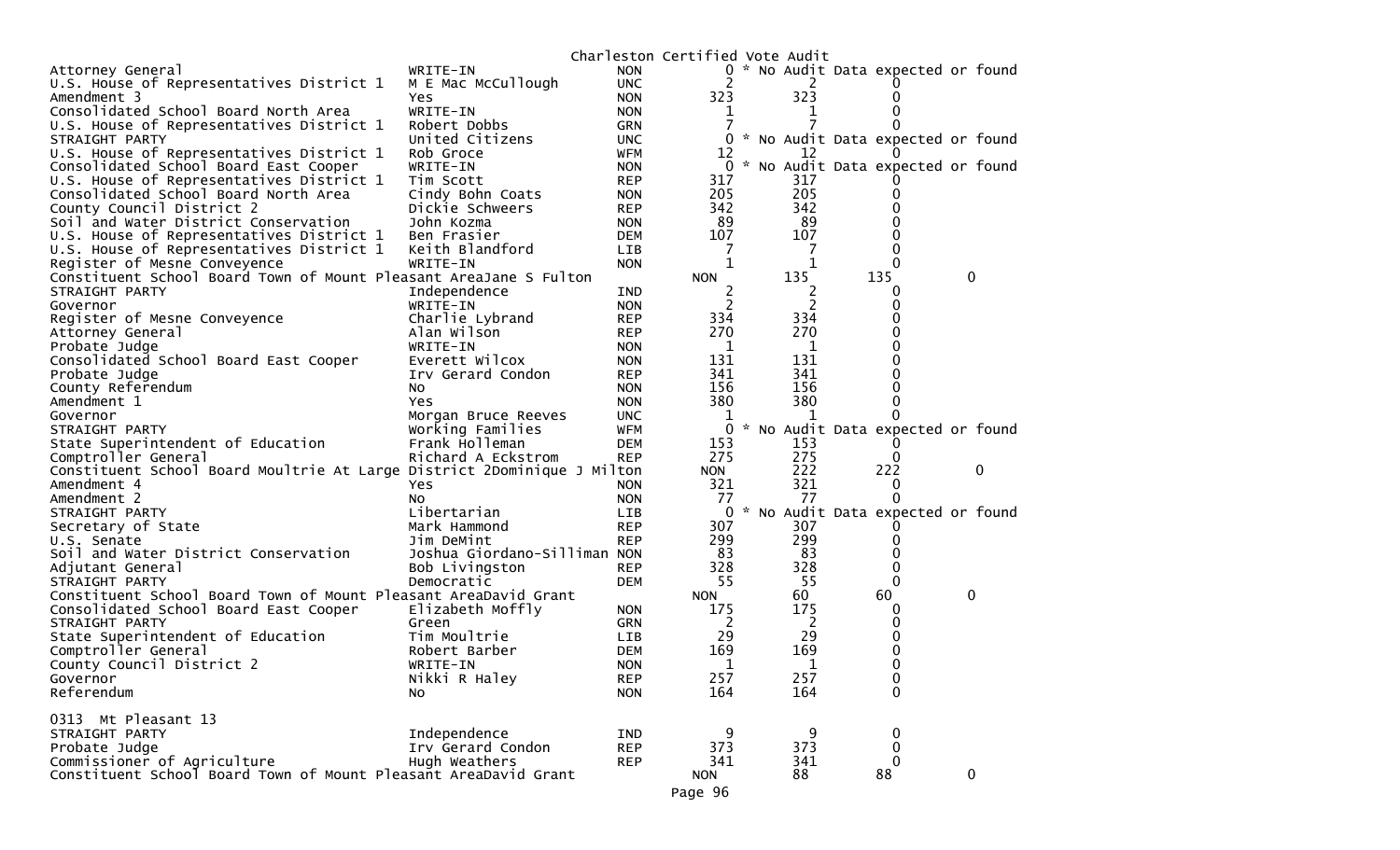Charleston Certified Vote Audit

| Contest | Candidate | Party | Votes | Audit | Difference | |
|---|---|---|---|---|---|---|
| Attorney General | WRITE-IN | NON | 0 | * No Audit Data expected or found | | |
| U.S. House of Representatives District 1 | M E Mac McCullough | UNC | 2 | 2 | 0 | |
| Amendment 3 | Yes | NON | 323 | 323 | 0 | |
| Consolidated School Board North Area | WRITE-IN | NON | 1 | 1 | 0 | |
| U.S. House of Representatives District 1 | Robert Dobbs | GRN | 7 | 7 | 0 | |
| STRAIGHT PARTY | United Citizens | UNC | 0 | * No Audit Data expected or found | | |
| U.S. House of Representatives District 1 | Rob Groce | WFM | 12 | 12 | 0 | |
| Consolidated School Board East Cooper | WRITE-IN | NON | 0 | * No Audit Data expected or found | | |
| U.S. House of Representatives District 1 | Tim Scott | REP | 317 | 317 | 0 | |
| Consolidated School Board North Area | Cindy Bohn Coats | NON | 205 | 205 | 0 | |
| County Council District 2 | Dickie Schweers | REP | 342 | 342 | 0 | |
| Soil and Water District Conservation | John Kozma | NON | 89 | 89 | 0 | |
| U.S. House of Representatives District 1 | Ben Frasier | DEM | 107 | 107 | 0 | |
| U.S. House of Representatives District 1 | Keith Blandford | LIB | 7 | 7 | 0 | |
| Register of Mesne Conveyence | WRITE-IN | NON | 1 | 1 | 0 | |
| Constituent School Board Town of Mount Pleasant Area | Jane S Fulton | | NON | 135 | 135 | 0 |
| STRAIGHT PARTY | Independence | IND | 2 | 2 | 0 | |
| Governor | WRITE-IN | NON | 2 | 2 | 0 | |
| Register of Mesne Conveyence | Charlie Lybrand | REP | 334 | 334 | 0 | |
| Attorney General | Alan Wilson | REP | 270 | 270 | 0 | |
| Probate Judge | WRITE-IN | NON | 1 | 1 | 0 | |
| Consolidated School Board East Cooper | Everett Wilcox | NON | 131 | 131 | 0 | |
| Probate Judge | Irv Gerard Condon | REP | 341 | 341 | 0 | |
| County Referendum | No | NON | 156 | 156 | 0 | |
| Amendment 1 | Yes | NON | 380 | 380 | 0 | |
| Governor | Morgan Bruce Reeves | UNC | 1 | 1 | 0 | |
| STRAIGHT PARTY | Working Families | WFM | 0 | * No Audit Data expected or found | | |
| State Superintendent of Education | Frank Holleman | DEM | 153 | 153 | 0 | |
| Comptroller General | Richard A Eckstrom | REP | 275 | 275 | 0 | |
| Constituent School Board Moultrie At Large District 2 | Dominique J Milton | | NON | 222 | 222 | 0 |
| Amendment 4 | Yes | NON | 321 | 321 | 0 | |
| Amendment 2 | No | NON | 77 | 77 | 0 | |
| STRAIGHT PARTY | Libertarian | LIB | 0 | * No Audit Data expected or found | | |
| Secretary of State | Mark Hammond | REP | 307 | 307 | 0 | |
| U.S. Senate | Jim DeMint | REP | 299 | 299 | 0 | |
| Soil and Water District Conservation | Joshua Giordano-Silliman | NON | 83 | 83 | 0 | |
| Adjutant General | Bob Livingston | REP | 328 | 328 | 0 | |
| STRAIGHT PARTY | Democratic | DEM | 55 | 55 | 0 | |
| Constituent School Board Town of Mount Pleasant Area | David Grant | | NON | 60 | 60 | 0 |
| Consolidated School Board East Cooper | Elizabeth Moffly | NON | 175 | 175 | 0 | |
| STRAIGHT PARTY | Green | GRN | 2 | 2 | 0 | |
| State Superintendent of Education | Tim Moultrie | LIB | 29 | 29 | 0 | |
| Comptroller General | Robert Barber | DEM | 169 | 169 | 0 | |
| County Council District 2 | WRITE-IN | NON | 1 | 1 | 0 | |
| Governor | Nikki R Haley | REP | 257 | 257 | 0 | |
| Referendum | No | NON | 164 | 164 | 0 | |

0313 Mt Pleasant 13

| Contest | Candidate | Party | Votes | Audit | Difference | |
|---|---|---|---|---|---|---|
| STRAIGHT PARTY | Independence | IND | 9 | 9 | 0 | |
| Probate Judge | Irv Gerard Condon | REP | 373 | 373 | 0 | |
| Commissioner of Agriculture | Hugh Weathers | REP | 341 | 341 | 0 | |
| Constituent School Board Town of Mount Pleasant Area | David Grant | | NON | 88 | 88 | 0 |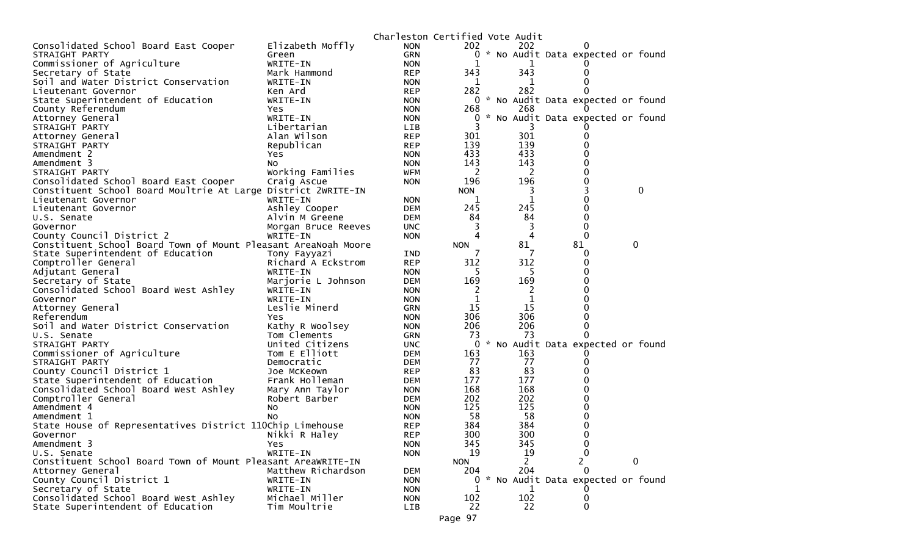Charleston Certified Vote Audit

| | | | | | | |
|---|---|---|---|---|---|---|
| Consolidated School Board East Cooper | Elizabeth Moffly | NON | 202 | 202 | 0 | |
| STRAIGHT PARTY | Green | GRN | 0 | * No Audit Data expected or found | | |
| Commissioner of Agriculture | WRITE-IN | NON | 1 | 1 | 0 | |
| Secretary of State | Mark Hammond | REP | 343 | 343 | 0 | |
| Soil and Water District Conservation | WRITE-IN | NON | 1 | 1 | 0 | |
| Lieutenant Governor | Ken Ard | REP | 282 | 282 | 0 | |
| State Superintendent of Education | WRITE-IN | NON | 0 | * No Audit Data expected or found | | |
| County Referendum | Yes | NON | 268 | 268 | 0 | |
| Attorney General | WRITE-IN | NON | 0 | * No Audit Data expected or found | | |
| STRAIGHT PARTY | Libertarian | LIB | 3 | 3 | 0 | |
| Attorney General | Alan Wilson | REP | 301 | 301 | 0 | |
| STRAIGHT PARTY | Republican | REP | 139 | 139 | 0 | |
| Amendment 2 | Yes | NON | 433 | 433 | 0 | |
| Amendment 3 | No | NON | 143 | 143 | 0 | |
| STRAIGHT PARTY | Working Families | WFM | 2 | 2 | 0 | |
| Consolidated School Board East Cooper | Craig Ascue | NON | 196 | 196 | 0 | |
| Constituent School Board Moultrie At Large District 2WRITE-IN | | | NON | 3 | 3 | 0 |
| Lieutenant Governor | WRITE-IN | NON | 1 | 1 | 0 | |
| Lieutenant Governor | Ashley Cooper | DEM | 245 | 245 | 0 | |
| U.S. Senate | Alvin M Greene | DEM | 84 | 84 | 0 | |
| Governor | Morgan Bruce Reeves | UNC | 3 | 3 | 0 | |
| County Council District 2 | WRITE-IN | NON | 4 | 4 | 0 | |
| Constituent School Board Town of Mount Pleasant AreaNoah Moore | | | NON | 81 | 81 | 0 |
| State Superintendent of Education | Tony Fayyazi | IND | 7 | 7 | 0 | |
| Comptroller General | Richard A Eckstrom | REP | 312 | 312 | 0 | |
| Adjutant General | WRITE-IN | NON | 5 | 5 | 0 | |
| Secretary of State | Marjorie L Johnson | DEM | 169 | 169 | 0 | |
| Consolidated School Board West Ashley | WRITE-IN | NON | 2 | 2 | 0 | |
| Governor | WRITE-IN | NON | 1 | 1 | 0 | |
| Attorney General | Leslie Minerd | GRN | 15 | 15 | 0 | |
| Referendum | Yes | NON | 306 | 306 | 0 | |
| Soil and Water District Conservation | Kathy R Woolsey | NON | 206 | 206 | 0 | |
| U.S. Senate | Tom Clements | GRN | 73 | 73 | 0 | |
| STRAIGHT PARTY | United Citizens | UNC | 0 | * No Audit Data expected or found | | |
| Commissioner of Agriculture | Tom E Elliott | DEM | 163 | 163 | 0 | |
| STRAIGHT PARTY | Democratic | DEM | 77 | 77 | 0 | |
| County Council District 1 | Joe McKeown | REP | 83 | 83 | 0 | |
| State Superintendent of Education | Frank Holleman | DEM | 177 | 177 | 0 | |
| Consolidated School Board West Ashley | Mary Ann Taylor | NON | 168 | 168 | 0 | |
| Comptroller General | Robert Barber | DEM | 202 | 202 | 0 | |
| Amendment 4 | No | NON | 125 | 125 | 0 | |
| Amendment 1 | No | NON | 58 | 58 | 0 | |
| State House of Representatives District 110Chip Limehouse | | REP | 384 | 384 | 0 | |
| Governor | Nikki R Haley | REP | 300 | 300 | 0 | |
| Amendment 3 | Yes | NON | 345 | 345 | 0 | |
| U.S. Senate | WRITE-IN | NON | 19 | 19 | 0 | |
| Constituent School Board Town of Mount Pleasant AreaWRITE-IN | | | NON | 2 | 2 | 0 |
| Attorney General | Matthew Richardson | DEM | 204 | 204 | 0 | |
| County Council District 1 | WRITE-IN | NON | 0 | * No Audit Data expected or found | | |
| Secretary of State | WRITE-IN | NON | 1 | 1 | 0 | |
| Consolidated School Board West Ashley | Michael Miller | NON | 102 | 102 | 0 | |
| State Superintendent of Education | Tim Moultrie | LIB | 22 | 22 | 0 | |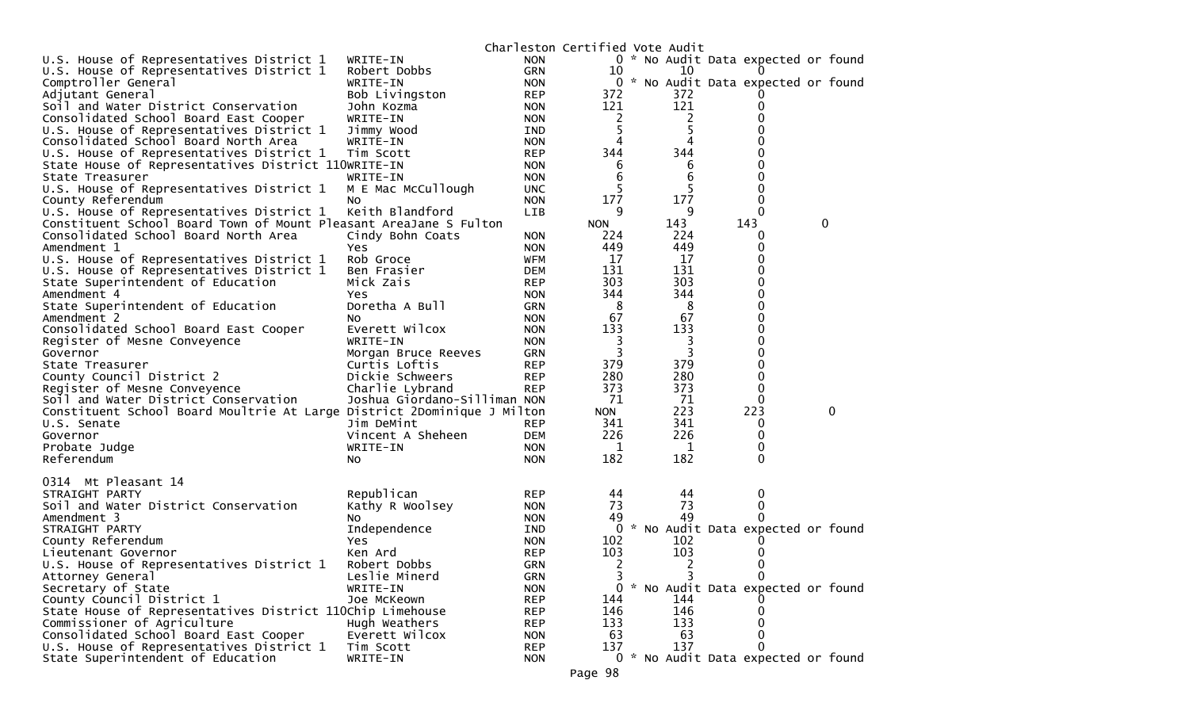Charleston Certified Vote Audit

| Office | Candidate | Party | Votes | Audit | Difference |
|---|---|---|---|---|---|
| U.S. House of Representatives District 1 | WRITE-IN | NON | 0 | * No Audit Data expected or found | |
| U.S. House of Representatives District 1 | Robert Dobbs | GRN | 10 | 10 | 0 |
| Comptroller General | WRITE-IN | NON | 0 | * No Audit Data expected or found | |
| Adjutant General | Bob Livingston | REP | 372 | 372 | 0 |
| Soil and Water District Conservation | John Kozma | NON | 121 | 121 | 0 |
| Consolidated School Board East Cooper | WRITE-IN | NON | 2 | 2 | 0 |
| U.S. House of Representatives District 1 | Jimmy Wood | IND | 5 | 5 | 0 |
| Consolidated School Board North Area | WRITE-IN | NON | 4 | 4 | 0 |
| U.S. House of Representatives District 1 | Tim Scott | REP | 344 | 344 | 0 |
| State House of Representatives District 110 | WRITE-IN | NON | 6 | 6 | 0 |
| State Treasurer | WRITE-IN | NON | 6 | 6 | 0 |
| U.S. House of Representatives District 1 | M E Mac McCullough | UNC | 5 | 5 | 0 |
| County Referendum | No | NON | 177 | 177 | 0 |
| U.S. House of Representatives District 1 | Keith Blandford | LIB | 9 | 9 | 0 |
| Constituent School Board Town of Mount Pleasant Area | Jane S Fulton | NON | 143 | 143 | 0 |
| Consolidated School Board North Area | Cindy Bohn Coats | NON | 224 | 224 | 0 |
| Amendment 1 | Yes | NON | 449 | 449 | 0 |
| U.S. House of Representatives District 1 | Rob Groce | WFM | 17 | 17 | 0 |
| U.S. House of Representatives District 1 | Ben Frasier | DEM | 131 | 131 | 0 |
| State Superintendent of Education | Mick Zais | REP | 303 | 303 | 0 |
| Amendment 4 | Yes | NON | 344 | 344 | 0 |
| State Superintendent of Education | Doretha A Bull | GRN | 8 | 8 | 0 |
| Amendment 2 | No | NON | 67 | 67 | 0 |
| Consolidated School Board East Cooper | Everett Wilcox | NON | 133 | 133 | 0 |
| Register of Mesne Conveyence | WRITE-IN | NON | 3 | 3 | 0 |
| Governor | Morgan Bruce Reeves | GRN | 3 | 3 | 0 |
| State Treasurer | Curtis Loftis | REP | 379 | 379 | 0 |
| County Council District 2 | Dickie Schweers | REP | 280 | 280 | 0 |
| Register of Mesne Conveyence | Charlie Lybrand | REP | 373 | 373 | 0 |
| Soil and Water District Conservation | Joshua Giordano-Silliman | NON | 71 | 71 | 0 |
| Constituent School Board Moultrie At Large District 2 | Dominique J Milton | NON | 223 | 223 | 0 |
| U.S. Senate | Jim DeMint | REP | 341 | 341 | 0 |
| Governor | Vincent A Sheheen | DEM | 226 | 226 | 0 |
| Probate Judge | WRITE-IN | NON | 1 | 1 | 0 |
| Referendum | No | NON | 182 | 182 | 0 |

0314 Mt Pleasant 14

| Office | Candidate | Party | Votes | Audit | Difference |
|---|---|---|---|---|---|
| STRAIGHT PARTY | Republican | REP | 44 | 44 | 0 |
| Soil and Water District Conservation | Kathy R Woolsey | NON | 73 | 73 | 0 |
| Amendment 3 | No | NON | 49 | 49 | 0 |
| STRAIGHT PARTY | Independence | IND | 0 | * No Audit Data expected or found | |
| County Referendum | Yes | NON | 102 | 102 | 0 |
| Lieutenant Governor | Ken Ard | REP | 103 | 103 | 0 |
| U.S. House of Representatives District 1 | Robert Dobbs | GRN | 2 | 2 | 0 |
| Attorney General | Leslie Minerd | GRN | 3 | 3 | 0 |
| Secretary of State | WRITE-IN | NON | 0 | * No Audit Data expected or found | |
| County Council District 1 | Joe McKeown | REP | 144 | 144 | 0 |
| State House of Representatives District 110 | Chip Limehouse | REP | 146 | 146 | 0 |
| Commissioner of Agriculture | Hugh Weathers | REP | 133 | 133 | 0 |
| Consolidated School Board East Cooper | Everett Wilcox | NON | 63 | 63 | 0 |
| U.S. House of Representatives District 1 | Tim Scott | REP | 137 | 137 | 0 |
| State Superintendent of Education | WRITE-IN | NON | 0 | * No Audit Data expected or found | |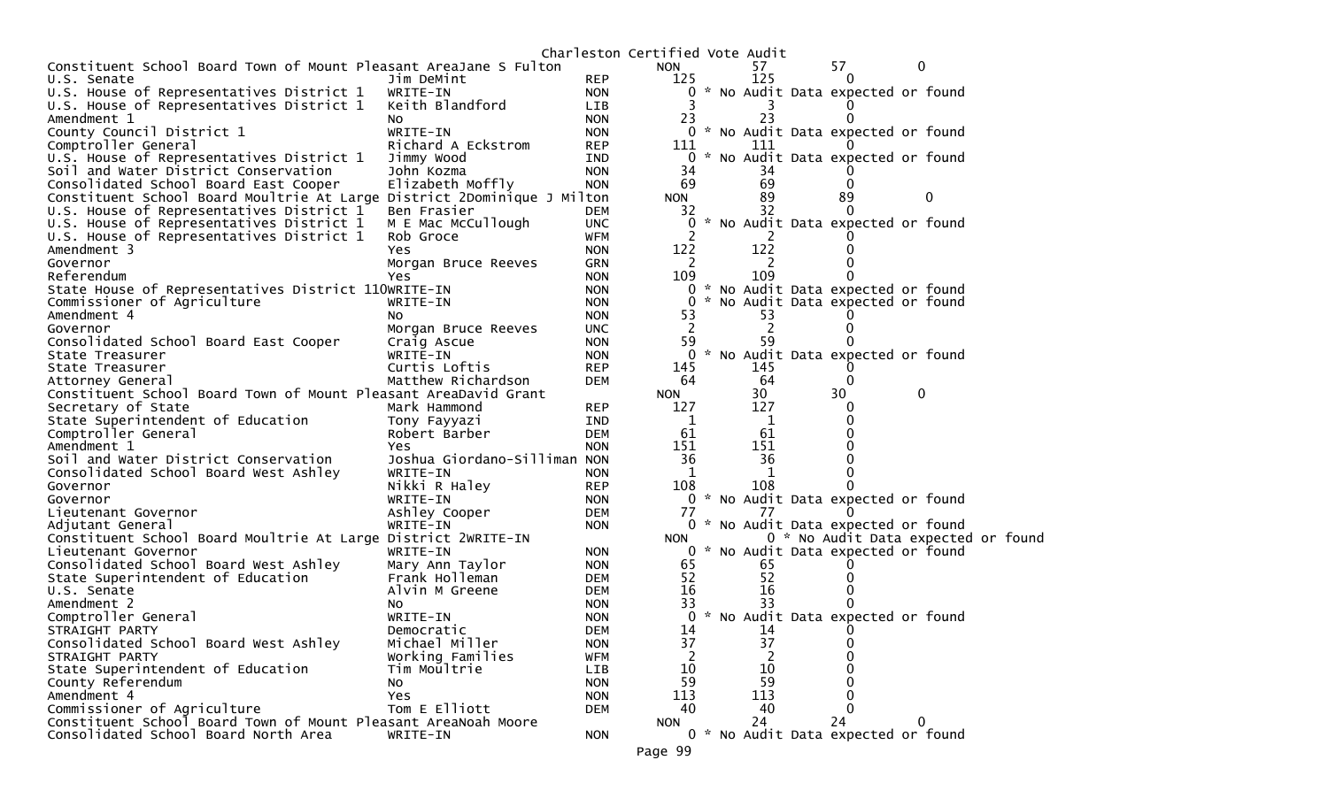Charleston Certified Vote Audit

| Contest | Candidate | Party | Count 1 | Count 2 | Difference | |
|---|---|---|---|---|---|---|
| Constituent School Board Town of Mount Pleasant AreaJane S Fulton | | NON | 57 | 57 | 0 | |
| U.S. Senate | Jim DeMint | REP | 125 | 125 | 0 | |
| U.S. House of Representatives District 1 | WRITE-IN | NON | 0 | * No Audit Data expected or found | | |
| U.S. House of Representatives District 1 | Keith Blandford | LIB | 3 | 3 | 0 | |
| Amendment 1 | No | NON | 23 | 23 | 0 | |
| County Council District 1 | WRITE-IN | NON | 0 | * No Audit Data expected or found | | |
| Comptroller General | Richard A Eckstrom | REP | 111 | 111 | 0 | |
| U.S. House of Representatives District 1 | Jimmy Wood | IND | 0 | * No Audit Data expected or found | | |
| Soil and Water District Conservation | John Kozma | NON | 34 | 34 | 0 | |
| Consolidated School Board East Cooper | Elizabeth Moffly | NON | 69 | 69 | 0 | |
| Constituent School Board Moultrie At Large District 2Dominique J Milton | | NON | 89 | 89 | 0 | |
| U.S. House of Representatives District 1 | Ben Frasier | DEM | 32 | 32 | 0 | |
| U.S. House of Representatives District 1 | M E Mac McCullough | UNC | 0 | * No Audit Data expected or found | | |
| U.S. House of Representatives District 1 | Rob Groce | WFM | 2 | 2 | 0 | |
| Amendment 3 | Yes | NON | 122 | 122 | 0 | |
| Governor | Morgan Bruce Reeves | GRN | 2 | 2 | 0 | |
| Referendum | Yes | NON | 109 | 109 | 0 | |
| State House of Representatives District 110WRITE-IN | | NON | 0 | * No Audit Data expected or found | | |
| Commissioner of Agriculture | WRITE-IN | NON | 0 | * No Audit Data expected or found | | |
| Amendment 4 | No | NON | 53 | 53 | 0 | |
| Governor | Morgan Bruce Reeves | UNC | 2 | 2 | 0 | |
| Consolidated School Board East Cooper | Craig Ascue | NON | 59 | 59 | 0 | |
| State Treasurer | WRITE-IN | NON | 0 | * No Audit Data expected or found | | |
| State Treasurer | Curtis Loftis | REP | 145 | 145 | 0 | |
| Attorney General | Matthew Richardson | DEM | 64 | 64 | 0 | |
| Constituent School Board Town of Mount Pleasant AreaDavid Grant | | NON | 30 | 30 | 0 | |
| Secretary of State | Mark Hammond | REP | 127 | 127 | 0 | |
| State Superintendent of Education | Tony Fayyazi | IND | 1 | 1 | 0 | |
| Comptroller General | Robert Barber | DEM | 61 | 61 | 0 | |
| Amendment 1 | Yes | NON | 151 | 151 | 0 | |
| Soil and Water District Conservation | Joshua Giordano-Silliman | NON | 36 | 36 | 0 | |
| Consolidated School Board West Ashley | WRITE-IN | NON | 1 | 1 | 0 | |
| Governor | Nikki R Haley | REP | 108 | 108 | 0 | |
| Governor | WRITE-IN | NON | 0 | * No Audit Data expected or found | | |
| Lieutenant Governor | Ashley Cooper | DEM | 77 | 77 | 0 | |
| Adjutant General | WRITE-IN | NON | 0 | * No Audit Data expected or found | | |
| Constituent School Board Moultrie At Large District 2WRITE-IN | | NON | 0 | * No Audit Data expected or found | | |
| Lieutenant Governor | WRITE-IN | NON | 0 | * No Audit Data expected or found | | |
| Consolidated School Board West Ashley | Mary Ann Taylor | NON | 65 | 65 | 0 | |
| State Superintendent of Education | Frank Holleman | DEM | 52 | 52 | 0 | |
| U.S. Senate | Alvin M Greene | DEM | 16 | 16 | 0 | |
| Amendment 2 | No | NON | 33 | 33 | 0 | |
| Comptroller General | WRITE-IN | NON | 0 | * No Audit Data expected or found | | |
| STRAIGHT PARTY | Democratic | DEM | 14 | 14 | 0 | |
| Consolidated School Board West Ashley | Michael Miller | NON | 37 | 37 | 0 | |
| STRAIGHT PARTY | Working Families | WFM | 2 | 2 | 0 | |
| State Superintendent of Education | Tim Moultrie | LIB | 10 | 10 | 0 | |
| County Referendum | No | NON | 59 | 59 | 0 | |
| Amendment 4 | Yes | NON | 113 | 113 | 0 | |
| Commissioner of Agriculture | Tom E Elliott | DEM | 40 | 40 | 0 | |
| Constituent School Board Town of Mount Pleasant AreaNoah Moore | | NON | 24 | 24 | 0 | |
| Consolidated School Board North Area | WRITE-IN | NON | 0 | * No Audit Data expected or found | | |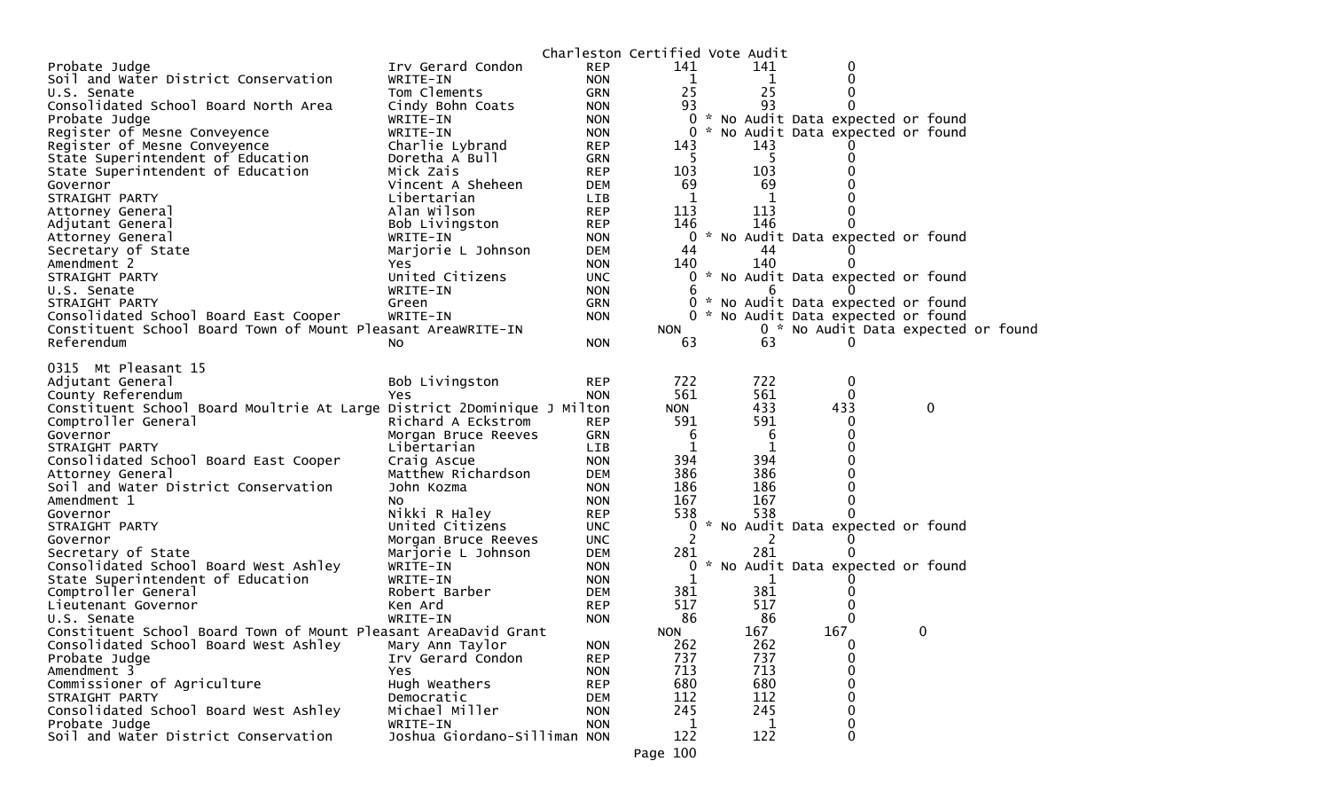Charleston Certified Vote Audit

| Office | Candidate | Party | Count | Audit | Difference |
|---|---|---|---|---|---|
| Probate Judge | Irv Gerard Condon | REP | 141 | 141 | 0 |
| Soil and Water District Conservation | WRITE-IN | NON | 1 | 1 | 0 |
| U.S. Senate | Tom Clements | GRN | 25 | 25 | 0 |
| Consolidated School Board North Area | Cindy Bohn Coats | NON | 93 | 93 | 0 |
| Probate Judge | WRITE-IN | NON | 0 | * No Audit Data expected or found | |
| Register of Mesne Conveyence | WRITE-IN | NON | 0 | * No Audit Data expected or found | |
| Register of Mesne Conveyence | Charlie Lybrand | REP | 143 | 143 | 0 |
| State Superintendent of Education | Doretha A Bull | GRN | 5 | 5 | 0 |
| State Superintendent of Education | Mick Zais | REP | 103 | 103 | 0 |
| Governor | Vincent A Sheheen | DEM | 69 | 69 | 0 |
| STRAIGHT PARTY | Libertarian | LIB | 1 | 1 | 0 |
| Attorney General | Alan Wilson | REP | 113 | 113 | 0 |
| Adjutant General | Bob Livingston | REP | 146 | 146 | 0 |
| Attorney General | WRITE-IN | NON | 0 | * No Audit Data expected or found | |
| Secretary of State | Marjorie L Johnson | DEM | 44 | 44 | 0 |
| Amendment 2 | Yes | NON | 140 | 140 | 0 |
| STRAIGHT PARTY | United Citizens | UNC | 0 | * No Audit Data expected or found | |
| U.S. Senate | WRITE-IN | NON | 6 | 6 | 0 |
| STRAIGHT PARTY | Green | GRN | 0 | * No Audit Data expected or found | |
| Consolidated School Board East Cooper | WRITE-IN | NON | 0 | * No Audit Data expected or found | |
| Constituent School Board Town of Mount Pleasant Area | WRITE-IN | NON | 0 | * No Audit Data expected or found | |
| Referendum | No | NON | 63 | 63 | 0 |

0315 Mt Pleasant 15

| Office | Candidate | Party | Count | Audit | Difference |
|---|---|---|---|---|---|
| Adjutant General | Bob Livingston | REP | 722 | 722 | 0 |
| County Referendum | Yes | NON | 561 | 561 | 0 |
| Constituent School Board Moultrie At Large District 2 | Dominique J Milton | NON | 433 | 433 | 0 |
| Comptroller General | Richard A Eckstrom | REP | 591 | 591 | 0 |
| Governor | Morgan Bruce Reeves | GRN | 6 | 6 | 0 |
| STRAIGHT PARTY | Libertarian | LIB | 1 | 1 | 0 |
| Consolidated School Board East Cooper | Craig Ascue | NON | 394 | 394 | 0 |
| Attorney General | Matthew Richardson | DEM | 386 | 386 | 0 |
| Soil and Water District Conservation | John Kozma | NON | 186 | 186 | 0 |
| Amendment 1 | No | NON | 167 | 167 | 0 |
| Governor | Nikki R Haley | REP | 538 | 538 | 0 |
| STRAIGHT PARTY | United Citizens | UNC | 0 | * No Audit Data expected or found | |
| Governor | Morgan Bruce Reeves | UNC | 2 | 2 | 0 |
| Secretary of State | Marjorie L Johnson | DEM | 281 | 281 | 0 |
| Consolidated School Board West Ashley | WRITE-IN | NON | 0 | * No Audit Data expected or found | |
| State Superintendent of Education | WRITE-IN | NON | 1 | 1 | 0 |
| Comptroller General | Robert Barber | DEM | 381 | 381 | 0 |
| Lieutenant Governor | Ken Ard | REP | 517 | 517 | 0 |
| U.S. Senate | WRITE-IN | NON | 86 | 86 | 0 |
| Constituent School Board Town of Mount Pleasant Area | David Grant | NON | 167 | 167 | 0 |
| Consolidated School Board West Ashley | Mary Ann Taylor | NON | 262 | 262 | 0 |
| Probate Judge | Irv Gerard Condon | REP | 737 | 737 | 0 |
| Amendment 3 | Yes | NON | 713 | 713 | 0 |
| Commissioner of Agriculture | Hugh Weathers | REP | 680 | 680 | 0 |
| STRAIGHT PARTY | Democratic | DEM | 112 | 112 | 0 |
| Consolidated School Board West Ashley | Michael Miller | NON | 245 | 245 | 0 |
| Probate Judge | WRITE-IN | NON | 1 | 1 | 0 |
| Soil and Water District Conservation | Joshua Giordano-Silliman | NON | 122 | 122 | 0 |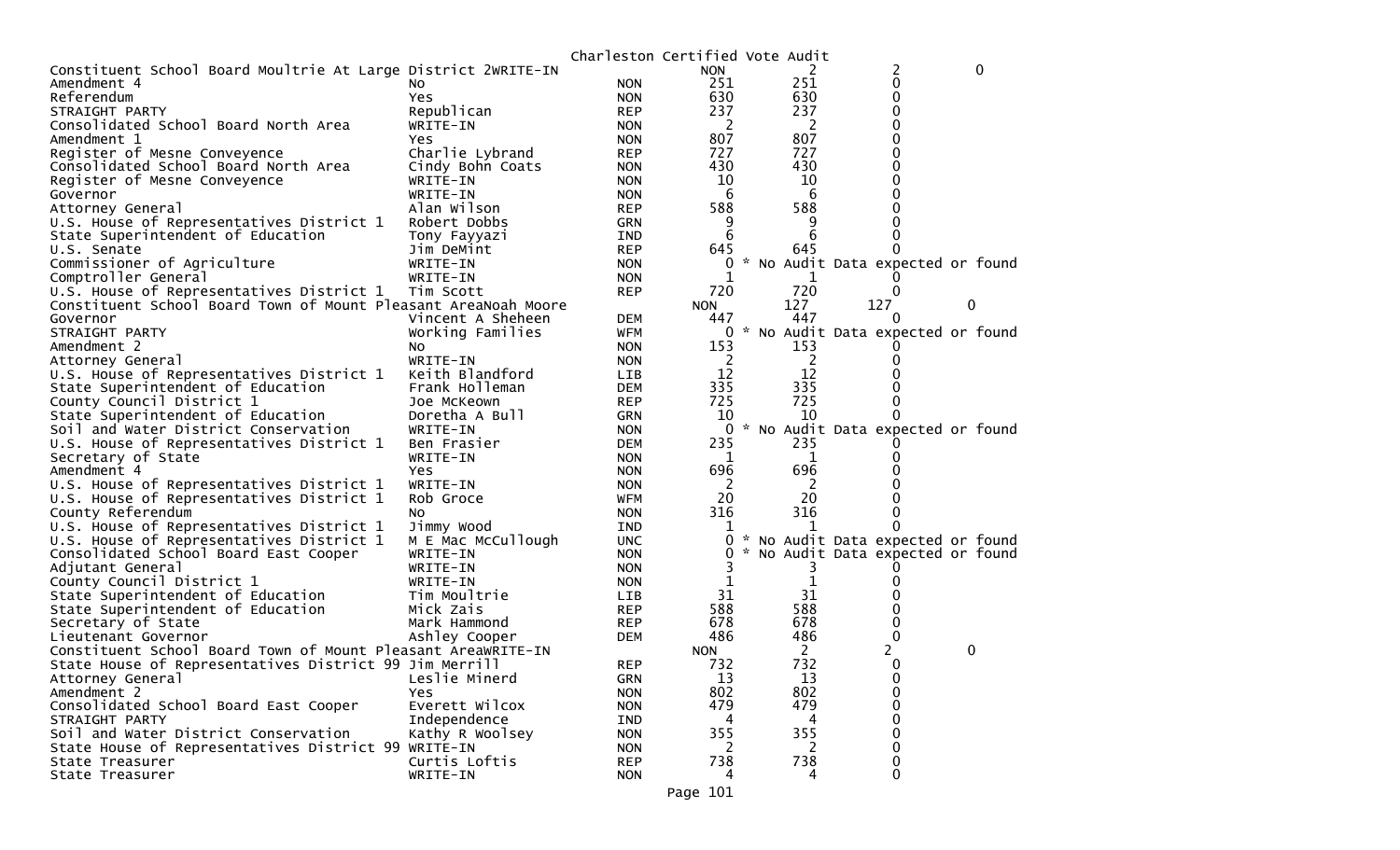Charleston Certified Vote Audit

| Contest | Candidate | Party | Votes | Audit | Difference | |
|---|---|---|---|---|---|---|
| Constituent School Board Moultrie At Large District 2 | WRITE-IN | NON | 2 | 2 | 0 | |
| Amendment 4 | No | NON | 251 | 251 | 0 | |
| Referendum | Yes | NON | 630 | 630 | 0 | |
| STRAIGHT PARTY | Republican | REP | 237 | 237 | 0 | |
| Consolidated School Board North Area | WRITE-IN | NON | 2 | 2 | 0 | |
| Amendment 1 | Yes | NON | 807 | 807 | 0 | |
| Register of Mesne Conveyence | Charlie Lybrand | REP | 727 | 727 | 0 | |
| Consolidated School Board North Area | Cindy Bohn Coats | NON | 430 | 430 | 0 | |
| Register of Mesne Conveyence | WRITE-IN | NON | 10 | 10 | 0 | |
| Governor | WRITE-IN | NON | 6 | 6 | 0 | |
| Attorney General | Alan Wilson | REP | 588 | 588 | 0 | |
| U.S. House of Representatives District 1 | Robert Dobbs | GRN | 9 | 9 | 0 | |
| State Superintendent of Education | Tony Fayyazi | IND | 6 | 6 | 0 | |
| U.S. Senate | Jim DeMint | REP | 645 | 645 | 0 | |
| Commissioner of Agriculture | WRITE-IN | NON | 0 | * No Audit Data expected or found | | |
| Comptroller General | WRITE-IN | NON | 1 | 1 | 0 | |
| U.S. House of Representatives District 1 | Tim Scott | REP | 720 | 720 | 0 | |
| Constituent School Board Town of Mount Pleasant Area | Noah Moore | NON | 127 | 127 | 0 | |
| Governor | Vincent A Sheheen | DEM | 447 | 447 | 0 | |
| STRAIGHT PARTY | Working Families | WFM | 0 | * No Audit Data expected or found | | |
| Amendment 2 | No | NON | 153 | 153 | 0 | |
| Attorney General | WRITE-IN | NON | 2 | 2 | 0 | |
| U.S. House of Representatives District 1 | Keith Blandford | LIB | 12 | 12 | 0 | |
| State Superintendent of Education | Frank Holleman | DEM | 335 | 335 | 0 | |
| County Council District 1 | Joe McKeown | REP | 725 | 725 | 0 | |
| State Superintendent of Education | Doretha A Bull | GRN | 10 | 10 | 0 | |
| Soil and Water District Conservation | WRITE-IN | NON | 0 | * No Audit Data expected or found | | |
| U.S. House of Representatives District 1 | Ben Frasier | DEM | 235 | 235 | 0 | |
| Secretary of State | WRITE-IN | NON | 1 | 1 | 0 | |
| Amendment 4 | Yes | NON | 696 | 696 | 0 | |
| U.S. House of Representatives District 1 | WRITE-IN | NON | 2 | 2 | 0 | |
| U.S. House of Representatives District 1 | Rob Groce | WFM | 20 | 20 | 0 | |
| County Referendum | No | NON | 316 | 316 | 0 | |
| U.S. House of Representatives District 1 | Jimmy Wood | IND | 1 | 1 | 0 | |
| U.S. House of Representatives District 1 | M E Mac McCullough | UNC | 0 | * No Audit Data expected or found | | |
| Consolidated School Board East Cooper | WRITE-IN | NON | 0 | * No Audit Data expected or found | | |
| Adjutant General | WRITE-IN | NON | 3 | 3 | 0 | |
| County Council District 1 | WRITE-IN | NON | 1 | 1 | 0 | |
| State Superintendent of Education | Tim Moultrie | LIB | 31 | 31 | 0 | |
| State Superintendent of Education | Mick Zais | REP | 588 | 588 | 0 | |
| Secretary of State | Mark Hammond | REP | 678 | 678 | 0 | |
| Lieutenant Governor | Ashley Cooper | DEM | 486 | 486 | 0 | |
| Constituent School Board Town of Mount Pleasant Area | WRITE-IN | NON | 2 | 2 | 0 | |
| State House of Representatives District 99 | Jim Merrill | REP | 732 | 732 | 0 | |
| Attorney General | Leslie Minerd | GRN | 13 | 13 | 0 | |
| Amendment 2 | Yes | NON | 802 | 802 | 0 | |
| Consolidated School Board East Cooper | Everett Wilcox | NON | 479 | 479 | 0 | |
| STRAIGHT PARTY | Independence | IND | 4 | 4 | 0 | |
| Soil and Water District Conservation | Kathy R Woolsey | NON | 355 | 355 | 0 | |
| State House of Representatives District 99 | WRITE-IN | NON | 2 | 2 | 0 | |
| State Treasurer | Curtis Loftis | REP | 738 | 738 | 0 | |
| State Treasurer | WRITE-IN | NON | 4 | 4 | 0 | |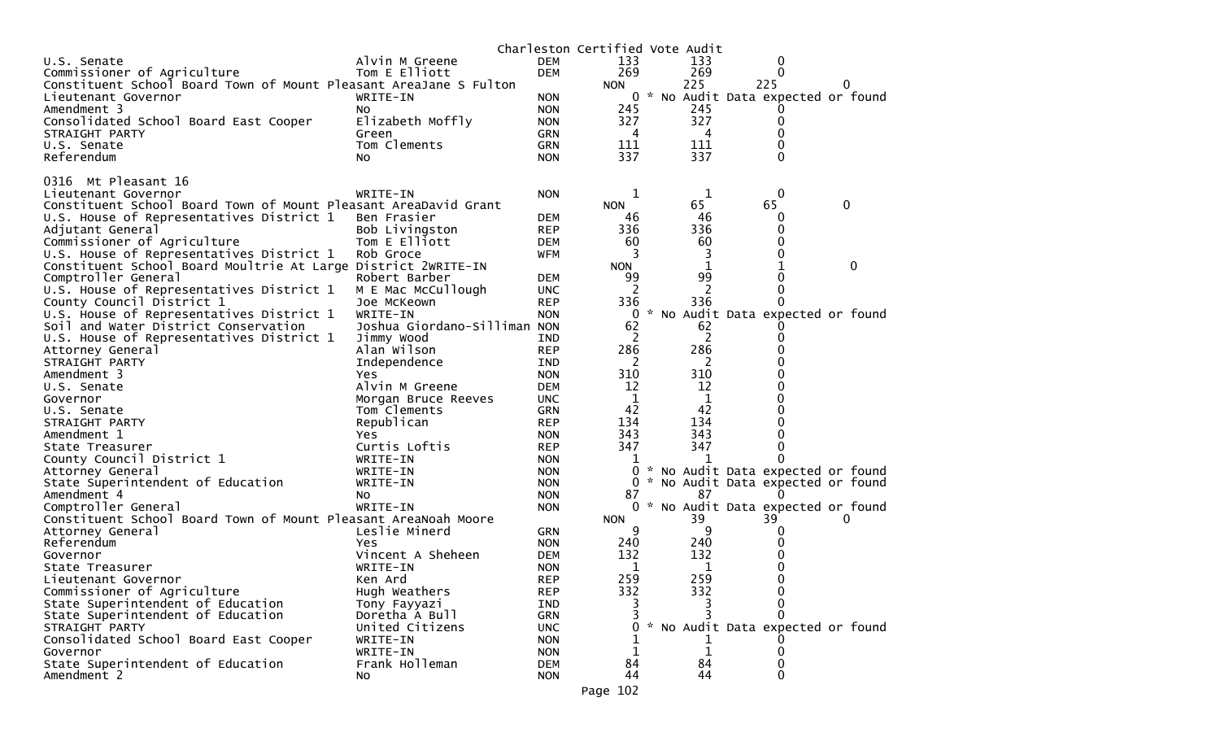Charleston Certified Vote Audit

| | | | | | |
|---|---|---|---|---|---|
| U.S. Senate | Alvin M Greene | DEM | 133 | 133 | 0 |
| Commissioner of Agriculture | Tom E Elliott | DEM | 269 | 269 | 0 |
| Constituent School Board Town of Mount Pleasant AreaJane S Fulton | | NON | 225 | 225 | 0 |
| Lieutenant Governor | WRITE-IN | NON | 0 | * No Audit Data expected or found | |
| Amendment 3 | No | NON | 245 | 245 | 0 |
| Consolidated School Board East Cooper | Elizabeth Moffly | NON | 327 | 327 | 0 |
| STRAIGHT PARTY | Green | GRN | 4 | 4 | 0 |
| U.S. Senate | Tom Clements | GRN | 111 | 111 | 0 |
| Referendum | No | NON | 337 | 337 | 0 |

0316 Mt Pleasant 16

| | | | | | |
|---|---|---|---|---|---|
| Lieutenant Governor | WRITE-IN | NON | 1 | 1 | 0 |
| Constituent School Board Town of Mount Pleasant AreaDavid Grant | | NON | 65 | 65 | 0 |
| U.S. House of Representatives District 1 | Ben Frasier | DEM | 46 | 46 | 0 |
| Adjutant General | Bob Livingston | REP | 336 | 336 | 0 |
| Commissioner of Agriculture | Tom E Elliott | DEM | 60 | 60 | 0 |
| U.S. House of Representatives District 1 | Rob Groce | WFM | 3 | 3 | 0 |
| Constituent School Board Moultrie At Large District 2WRITE-IN | | NON | 1 | 1 | 0 |
| Comptroller General | Robert Barber | DEM | 99 | 99 | 0 |
| U.S. House of Representatives District 1 | M E Mac McCullough | UNC | 2 | 2 | 0 |
| County Council District 1 | Joe McKeown | REP | 336 | 336 | 0 |
| U.S. House of Representatives District 1 | WRITE-IN | NON | 0 | * No Audit Data expected or found | |
| Soil and Water District Conservation | Joshua Giordano-Silliman | NON | 62 | 62 | 0 |
| U.S. House of Representatives District 1 | Jimmy Wood | IND | 2 | 2 | 0 |
| Attorney General | Alan Wilson | REP | 286 | 286 | 0 |
| STRAIGHT PARTY | Independence | IND | 2 | 2 | 0 |
| Amendment 3 | Yes | NON | 310 | 310 | 0 |
| U.S. Senate | Alvin M Greene | DEM | 12 | 12 | 0 |
| Governor | Morgan Bruce Reeves | UNC | 1 | 1 | 0 |
| U.S. Senate | Tom Clements | GRN | 42 | 42 | 0 |
| STRAIGHT PARTY | Republican | REP | 134 | 134 | 0 |
| Amendment 1 | Yes | NON | 343 | 343 | 0 |
| State Treasurer | Curtis Loftis | REP | 347 | 347 | 0 |
| County Council District 1 | WRITE-IN | NON | 1 | 1 | 0 |
| Attorney General | WRITE-IN | NON | 0 | * No Audit Data expected or found | |
| State Superintendent of Education | WRITE-IN | NON | 0 | * No Audit Data expected or found | |
| Amendment 4 | No | NON | 87 | 87 | 0 |
| Comptroller General | WRITE-IN | NON | 0 | * No Audit Data expected or found | |
| Constituent School Board Town of Mount Pleasant AreaNoah Moore | | NON | 39 | 39 | 0 |
| Attorney General | Leslie Minerd | GRN | 9 | 9 | 0 |
| Referendum | Yes | NON | 240 | 240 | 0 |
| Governor | Vincent A Sheheen | DEM | 132 | 132 | 0 |
| State Treasurer | WRITE-IN | NON | 1 | 1 | 0 |
| Lieutenant Governor | Ken Ard | REP | 259 | 259 | 0 |
| Commissioner of Agriculture | Hugh Weathers | REP | 332 | 332 | 0 |
| State Superintendent of Education | Tony Fayyazi | IND | 3 | 3 | 0 |
| State Superintendent of Education | Doretha A Bull | GRN | 3 | 3 | 0 |
| STRAIGHT PARTY | United Citizens | UNC | 0 | * No Audit Data expected or found | |
| Consolidated School Board East Cooper | WRITE-IN | NON | 1 | 1 | 0 |
| Governor | WRITE-IN | NON | 1 | 1 | 0 |
| State Superintendent of Education | Frank Holleman | DEM | 84 | 84 | 0 |
| Amendment 2 | No | NON | 44 | 44 | 0 |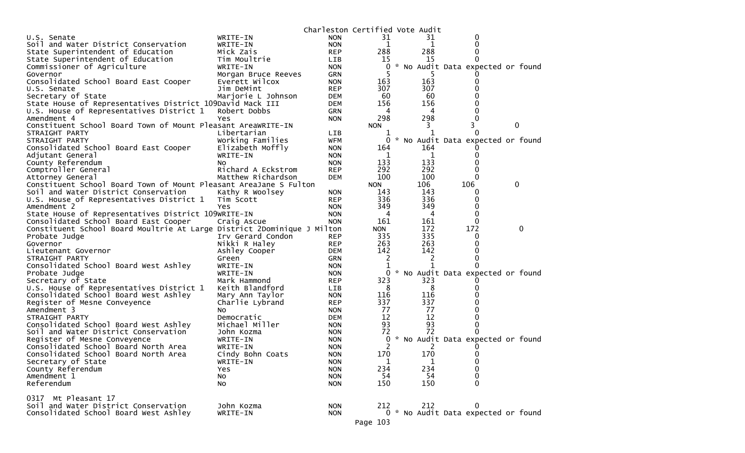Charleston Certified Vote Audit

| | | | | | |
|---|---|---|---|---|---|
| U.S. Senate | WRITE-IN | NON | 31 | 31 | 0 |
| Soil and Water District Conservation | WRITE-IN | NON | 1 | 1 | 0 |
| State Superintendent of Education | Mick Zais | REP | 288 | 288 | 0 |
| State Superintendent of Education | Tim Moultrie | LIB | 15 | 15 | 0 |
| Commissioner of Agriculture | WRITE-IN | NON | 0 | * No Audit Data expected or found | |
| Governor | Morgan Bruce Reeves | GRN | 5 | 5 | 0 |
| Consolidated School Board East Cooper | Everett Wilcox | NON | 163 | 163 | 0 |
| U.S. Senate | Jim DeMint | REP | 307 | 307 | 0 |
| Secretary of State | Marjorie L Johnson | DEM | 60 | 60 | 0 |
| State House of Representatives District 109 | David Mack III | DEM | 156 | 156 | 0 |
| U.S. House of Representatives District 1 | Robert Dobbs | GRN | 4 | 4 | 0 |
| Amendment 4 | Yes | NON | 298 | 298 | 0 |
| Constituent School Board Town of Mount Pleasant Area | WRITE-IN | NON | 3 | 3 | 0 |
| STRAIGHT PARTY | Libertarian | LIB | 1 | 1 | 0 |
| STRAIGHT PARTY | Working Families | WFM | 0 | * No Audit Data expected or found | |
| Consolidated School Board East Cooper | Elizabeth Moffly | NON | 164 | 164 | 0 |
| Adjutant General | WRITE-IN | NON | 1 | 1 | 0 |
| County Referendum | No | NON | 133 | 133 | 0 |
| Comptroller General | Richard A Eckstrom | REP | 292 | 292 | 0 |
| Attorney General | Matthew Richardson | DEM | 100 | 100 | 0 |
| Constituent School Board Town of Mount Pleasant Area | Jane S Fulton | NON | 106 | 106 | 0 |
| Soil and Water District Conservation | Kathy R Woolsey | NON | 143 | 143 | 0 |
| U.S. House of Representatives District 1 | Tim Scott | REP | 336 | 336 | 0 |
| Amendment 2 | Yes | NON | 349 | 349 | 0 |
| State House of Representatives District 109 | WRITE-IN | NON | 4 | 4 | 0 |
| Consolidated School Board East Cooper | Craig Ascue | NON | 161 | 161 | 0 |
| Constituent School Board Moultrie At Large District 2 | Dominique J Milton | NON | 172 | 172 | 0 |
| Probate Judge | Irv Gerard Condon | REP | 335 | 335 | 0 |
| Governor | Nikki R Haley | REP | 263 | 263 | 0 |
| Lieutenant Governor | Ashley Cooper | DEM | 142 | 142 | 0 |
| STRAIGHT PARTY | Green | GRN | 2 | 2 | 0 |
| Consolidated School Board West Ashley | WRITE-IN | NON | 1 | 1 | 0 |
| Probate Judge | WRITE-IN | NON | 0 | * No Audit Data expected or found | |
| Secretary of State | Mark Hammond | REP | 323 | 323 | 0 |
| U.S. House of Representatives District 1 | Keith Blandford | LIB | 8 | 8 | 0 |
| Consolidated School Board West Ashley | Mary Ann Taylor | NON | 116 | 116 | 0 |
| Register of Mesne Conveyence | Charlie Lybrand | REP | 337 | 337 | 0 |
| Amendment 3 | No | NON | 77 | 77 | 0 |
| STRAIGHT PARTY | Democratic | DEM | 12 | 12 | 0 |
| Consolidated School Board West Ashley | Michael Miller | NON | 93 | 93 | 0 |
| Soil and Water District Conservation | John Kozma | NON | 72 | 72 | 0 |
| Register of Mesne Conveyence | WRITE-IN | NON | 0 | * No Audit Data expected or found | |
| Consolidated School Board North Area | WRITE-IN | NON | 2 | 2 | 0 |
| Consolidated School Board North Area | Cindy Bohn Coats | NON | 170 | 170 | 0 |
| Secretary of State | WRITE-IN | NON | 1 | 1 | 0 |
| County Referendum | Yes | NON | 234 | 234 | 0 |
| Amendment 1 | No | NON | 54 | 54 | 0 |
| Referendum | No | NON | 150 | 150 | 0 |

0317 Mt Pleasant 17

| | | | | | |
|---|---|---|---|---|---|
| Soil and Water District Conservation | John Kozma | NON | 212 | 212 | 0 |
| Consolidated School Board West Ashley | WRITE-IN | NON | 0 | * No Audit Data expected or found | |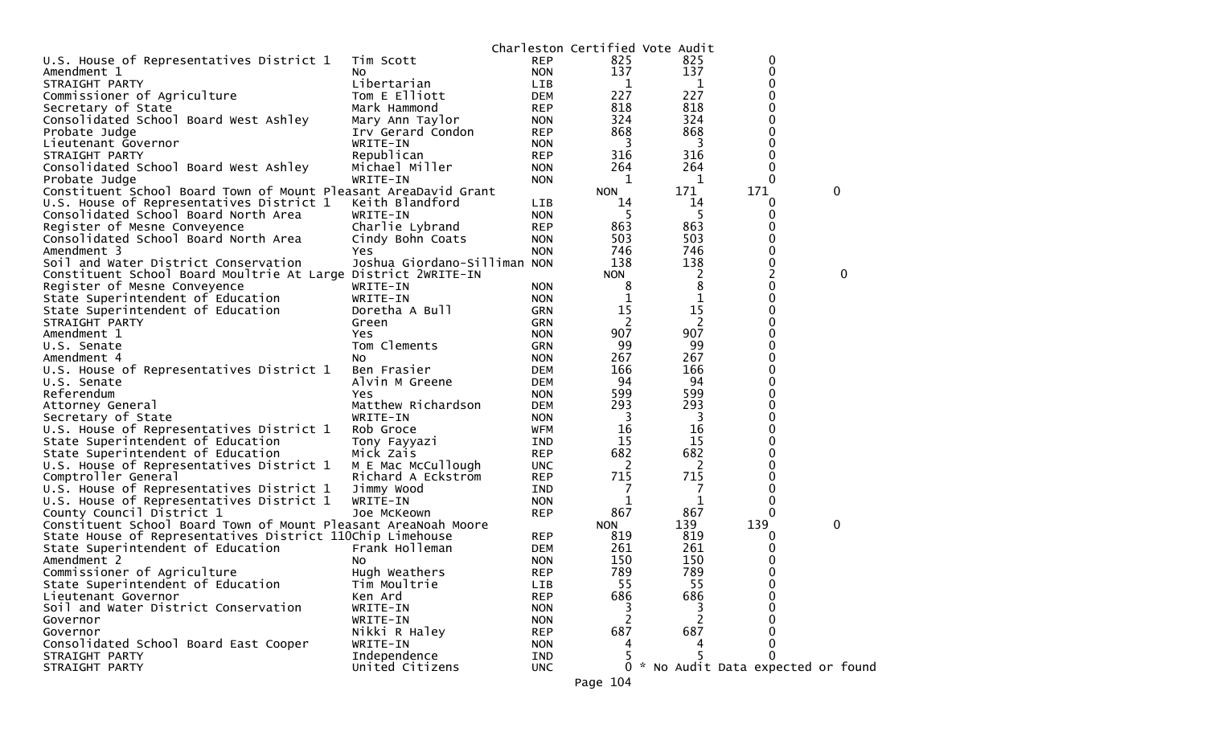Charleston Certified Vote Audit

| | | | | | |
|---|---|---|---|---|---|
| U.S. House of Representatives District 1 | Tim Scott | REP | 825 | 825 | 0 |
| Amendment 1 | No | NON | 137 | 137 | 0 |
| STRAIGHT PARTY | Libertarian | LIB | 1 | 1 | 0 |
| Commissioner of Agriculture | Tom E Elliott | DEM | 227 | 227 | 0 |
| Secretary of State | Mark Hammond | REP | 818 | 818 | 0 |
| Consolidated School Board West Ashley | Mary Ann Taylor | NON | 324 | 324 | 0 |
| Probate Judge | Irv Gerard Condon | REP | 868 | 868 | 0 |
| Lieutenant Governor | WRITE-IN | NON | 3 | 3 | 0 |
| STRAIGHT PARTY | Republican | REP | 316 | 316 | 0 |
| Consolidated School Board West Ashley | Michael Miller | NON | 264 | 264 | 0 |
| Probate Judge | WRITE-IN | NON | 1 | 1 | 0 |
| Constituent School Board Town of Mount Pleasant Area | David Grant | NON | 171 | 171 | 0 |
| U.S. House of Representatives District 1 | Keith Blandford | LIB | 14 | 14 | 0 |
| Consolidated School Board North Area | WRITE-IN | NON | 5 | 5 | 0 |
| Register of Mesne Conveyence | Charlie Lybrand | REP | 863 | 863 | 0 |
| Consolidated School Board North Area | Cindy Bohn Coats | NON | 503 | 503 | 0 |
| Amendment 3 | Yes | NON | 746 | 746 | 0 |
| Soil and Water District Conservation | Joshua Giordano-Silliman | NON | 138 | 138 | 0 |
| Constituent School Board Moultrie At Large District 2 | WRITE-IN | NON | 2 | 2 | 0 |
| Register of Mesne Conveyence | WRITE-IN | NON | 8 | 8 | 0 |
| State Superintendent of Education | WRITE-IN | NON | 1 | 1 | 0 |
| State Superintendent of Education | Doretha A Bull | GRN | 15 | 15 | 0 |
| STRAIGHT PARTY | Green | GRN | 2 | 2 | 0 |
| Amendment 1 | Yes | NON | 907 | 907 | 0 |
| U.S. Senate | Tom Clements | GRN | 99 | 99 | 0 |
| Amendment 4 | No | NON | 267 | 267 | 0 |
| U.S. House of Representatives District 1 | Ben Frasier | DEM | 166 | 166 | 0 |
| U.S. Senate | Alvin M Greene | DEM | 94 | 94 | 0 |
| Referendum | Yes | NON | 599 | 599 | 0 |
| Attorney General | Matthew Richardson | DEM | 293 | 293 | 0 |
| Secretary of State | WRITE-IN | NON | 3 | 3 | 0 |
| U.S. House of Representatives District 1 | Rob Groce | WFM | 16 | 16 | 0 |
| State Superintendent of Education | Tony Fayyazi | IND | 15 | 15 | 0 |
| State Superintendent of Education | Mick Zais | REP | 682 | 682 | 0 |
| U.S. House of Representatives District 1 | M E Mac McCullough | UNC | 2 | 2 | 0 |
| Comptroller General | Richard A Eckstrom | REP | 715 | 715 | 0 |
| U.S. House of Representatives District 1 | Jimmy Wood | IND | 7 | 7 | 0 |
| U.S. House of Representatives District 1 | WRITE-IN | NON | 1 | 1 | 0 |
| County Council District 1 | Joe McKeown | REP | 867 | 867 | 0 |
| Constituent School Board Town of Mount Pleasant Area | Noah Moore | NON | 139 | 139 | 0 |
| State House of Representatives District 110 | Chip Limehouse | REP | 819 | 819 | 0 |
| State Superintendent of Education | Frank Holleman | DEM | 261 | 261 | 0 |
| Amendment 2 | No | NON | 150 | 150 | 0 |
| Commissioner of Agriculture | Hugh Weathers | REP | 789 | 789 | 0 |
| State Superintendent of Education | Tim Moultrie | LIB | 55 | 55 | 0 |
| Lieutenant Governor | Ken Ard | REP | 686 | 686 | 0 |
| Soil and Water District Conservation | WRITE-IN | NON | 3 | 3 | 0 |
| Governor | WRITE-IN | NON | 2 | 2 | 0 |
| Governor | Nikki R Haley | REP | 687 | 687 | 0 |
| Consolidated School Board East Cooper | WRITE-IN | NON | 4 | 4 | 0 |
| STRAIGHT PARTY | Independence | IND | 5 | 5 | 0 |
| STRAIGHT PARTY | United Citizens | UNC | 0 | * No Audit Data expected or found | |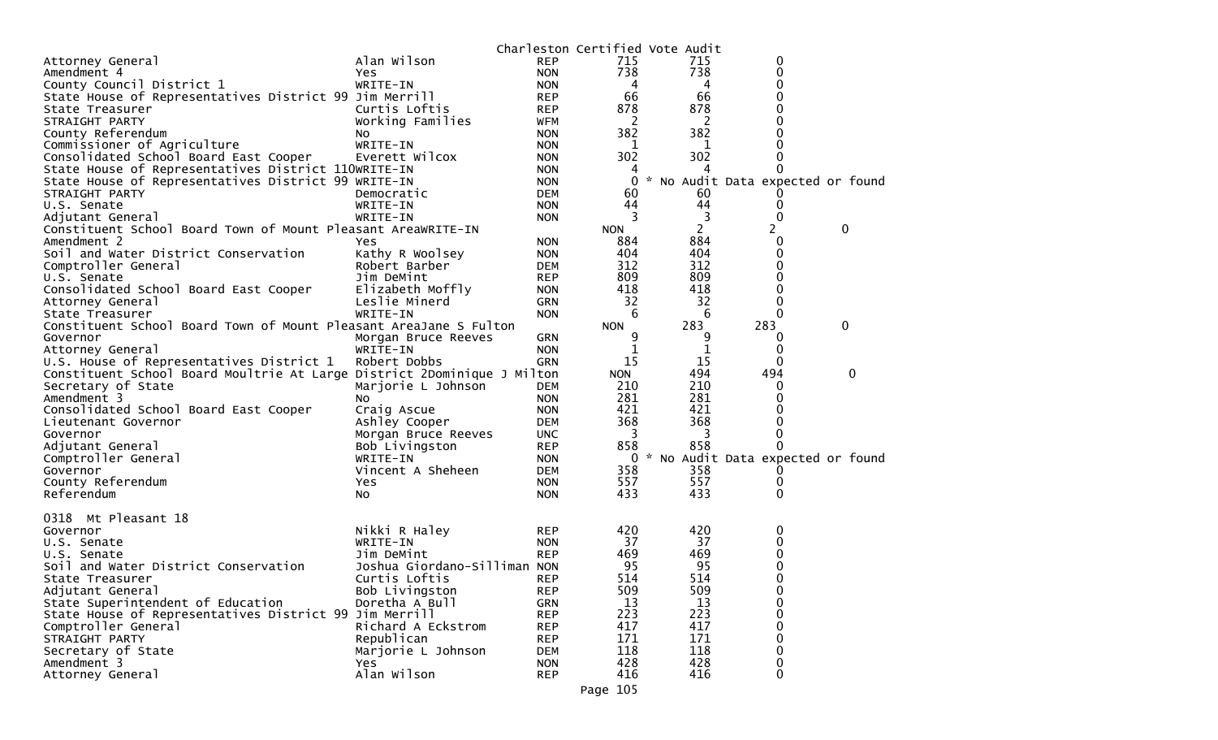Charleston Certified Vote Audit

| Contest | Candidate | Party | Certified | Audit | Difference | |
|---|---|---|---|---|---|---|
| Attorney General | Alan Wilson | REP | 715 | 715 | 0 | |
| Amendment 4 | Yes | NON | 738 | 738 | 0 | |
| County Council District 1 | WRITE-IN | NON | 4 | 4 | 0 | |
| State House of Representatives District 99 | Jim Merrill | REP | 66 | 66 | 0 | |
| State Treasurer | Curtis Loftis | REP | 878 | 878 | 0 | |
| STRAIGHT PARTY | Working Families | WFM | 2 | 2 | 0 | |
| County Referendum | No | NON | 382 | 382 | 0 | |
| Commissioner of Agriculture | WRITE-IN | NON | 1 | 1 | 0 | |
| Consolidated School Board East Cooper | Everett Wilcox | NON | 302 | 302 | 0 | |
| State House of Representatives District 110 | WRITE-IN | NON | 4 | 4 | 0 | |
| State House of Representatives District 99 | WRITE-IN | NON | 0 | * No Audit Data expected or found | | |
| STRAIGHT PARTY | Democratic | DEM | 60 | 60 | 0 | |
| U.S. Senate | WRITE-IN | NON | 44 | 44 | 0 | |
| Adjutant General | WRITE-IN | NON | 3 | 3 | 0 | |
| Constituent School Board Town of Mount Pleasant Area | WRITE-IN | | NON | 2 | 2 | 0 |
| Amendment 2 | Yes | NON | 884 | 884 | 0 | |
| Soil and Water District Conservation | Kathy R Woolsey | NON | 404 | 404 | 0 | |
| Comptroller General | Robert Barber | DEM | 312 | 312 | 0 | |
| U.S. Senate | Jim DeMint | REP | 809 | 809 | 0 | |
| Consolidated School Board East Cooper | Elizabeth Moffly | NON | 418 | 418 | 0 | |
| Attorney General | Leslie Minerd | GRN | 32 | 32 | 0 | |
| State Treasurer | WRITE-IN | NON | 6 | 6 | 0 | |
| Constituent School Board Town of Mount Pleasant Area | Jane S Fulton | | NON | 283 | 283 | 0 |
| Governor | Morgan Bruce Reeves | GRN | 9 | 9 | 0 | |
| Attorney General | WRITE-IN | NON | 1 | 1 | 0 | |
| U.S. House of Representatives District 1 | Robert Dobbs | GRN | 15 | 15 | 0 | |
| Constituent School Board Moultrie At Large District 2 | Dominique J Milton | | NON | 494 | 494 | 0 |
| Secretary of State | Marjorie L Johnson | DEM | 210 | 210 | 0 | |
| Amendment 3 | No | NON | 281 | 281 | 0 | |
| Consolidated School Board East Cooper | Craig Ascue | NON | 421 | 421 | 0 | |
| Lieutenant Governor | Ashley Cooper | DEM | 368 | 368 | 0 | |
| Governor | Morgan Bruce Reeves | UNC | 3 | 3 | 0 | |
| Adjutant General | Bob Livingston | REP | 858 | 858 | 0 | |
| Comptroller General | WRITE-IN | NON | 0 | * No Audit Data expected or found | | |
| Governor | Vincent A Sheheen | DEM | 358 | 358 | 0 | |
| County Referendum | Yes | NON | 557 | 557 | 0 | |
| Referendum | No | NON | 433 | 433 | 0 | |

0318 Mt Pleasant 18

| Contest | Candidate | Party | Certified | Audit | Difference |
|---|---|---|---|---|---|
| Governor | Nikki R Haley | REP | 420 | 420 | 0 |
| U.S. Senate | WRITE-IN | NON | 37 | 37 | 0 |
| U.S. Senate | Jim DeMint | REP | 469 | 469 | 0 |
| Soil and Water District Conservation | Joshua Giordano-Silliman | NON | 95 | 95 | 0 |
| State Treasurer | Curtis Loftis | REP | 514 | 514 | 0 |
| Adjutant General | Bob Livingston | REP | 509 | 509 | 0 |
| State Superintendent of Education | Doretha A Bull | GRN | 13 | 13 | 0 |
| State House of Representatives District 99 | Jim Merrill | REP | 223 | 223 | 0 |
| Comptroller General | Richard A Eckstrom | REP | 417 | 417 | 0 |
| STRAIGHT PARTY | Republican | REP | 171 | 171 | 0 |
| Secretary of State | Marjorie L Johnson | DEM | 118 | 118 | 0 |
| Amendment 3 | Yes | NON | 428 | 428 | 0 |
| Attorney General | Alan Wilson | REP | 416 | 416 | 0 |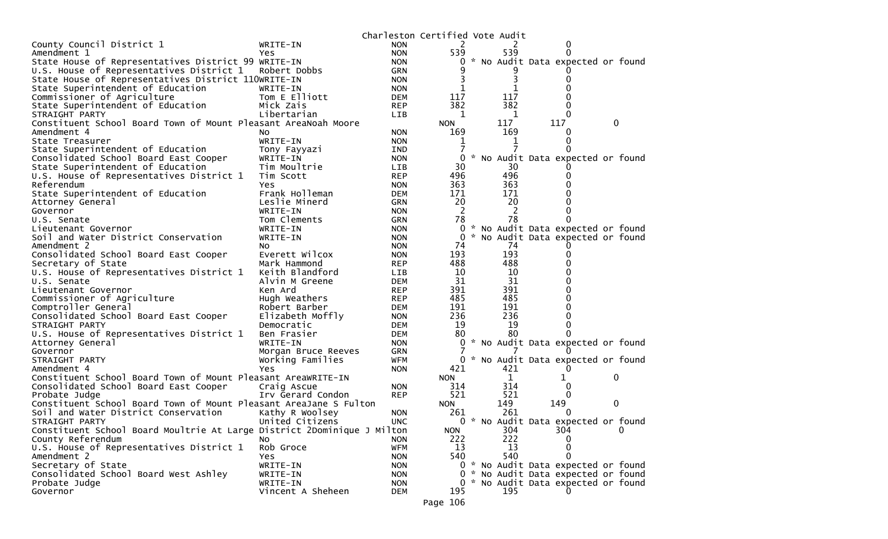Charleston Certified Vote Audit

| | | | | | |
|---|---|---|---|---|---|
| County Council District 1 | WRITE-IN | NON | 2 | 2 | 0 |
| Amendment 1 | Yes | NON | 539 | 539 | 0 |
| State House of Representatives District 99 | WRITE-IN | NON | 0 | * No Audit Data expected or found | |
| U.S. House of Representatives District 1 | Robert Dobbs | GRN | 9 | 9 | 0 |
| State House of Representatives District 110 | WRITE-IN | NON | 3 | 3 | 0 |
| State Superintendent of Education | WRITE-IN | NON | 1 | 1 | 0 |
| Commissioner of Agriculture | Tom E Elliott | DEM | 117 | 117 | 0 |
| State Superintendent of Education | Mick Zais | REP | 382 | 382 | 0 |
| STRAIGHT PARTY | Libertarian | LIB | 1 | 1 | 0 |
| Constituent School Board Town of Mount Pleasant Area | Noah Moore | NON | 117 | 117 | 0 |
| Amendment 4 | No | NON | 169 | 169 | 0 |
| State Treasurer | WRITE-IN | NON | 1 | 1 | 0 |
| State Superintendent of Education | Tony Fayyazi | IND | 7 | 7 | 0 |
| Consolidated School Board East Cooper | WRITE-IN | NON | 0 | * No Audit Data expected or found | |
| State Superintendent of Education | Tim Moultrie | LIB | 30 | 30 | 0 |
| U.S. House of Representatives District 1 | Tim Scott | REP | 496 | 496 | 0 |
| Referendum | Yes | NON | 363 | 363 | 0 |
| State Superintendent of Education | Frank Holleman | DEM | 171 | 171 | 0 |
| Attorney General | Leslie Minerd | GRN | 20 | 20 | 0 |
| Governor | WRITE-IN | NON | 2 | 2 | 0 |
| U.S. Senate | Tom Clements | GRN | 78 | 78 | 0 |
| Lieutenant Governor | WRITE-IN | NON | 0 | * No Audit Data expected or found | |
| Soil and Water District Conservation | WRITE-IN | NON | 0 | * No Audit Data expected or found | |
| Amendment 2 | No | NON | 74 | 74 | 0 |
| Consolidated School Board East Cooper | Everett Wilcox | NON | 193 | 193 | 0 |
| Secretary of State | Mark Hammond | REP | 488 | 488 | 0 |
| U.S. House of Representatives District 1 | Keith Blandford | LIB | 10 | 10 | 0 |
| U.S. Senate | Alvin M Greene | DEM | 31 | 31 | 0 |
| Lieutenant Governor | Ken Ard | REP | 391 | 391 | 0 |
| Commissioner of Agriculture | Hugh Weathers | REP | 485 | 485 | 0 |
| Comptroller General | Robert Barber | DEM | 191 | 191 | 0 |
| Consolidated School Board East Cooper | Elizabeth Moffly | NON | 236 | 236 | 0 |
| STRAIGHT PARTY | Democratic | DEM | 19 | 19 | 0 |
| U.S. House of Representatives District 1 | Ben Frasier | DEM | 80 | 80 | 0 |
| Attorney General | WRITE-IN | NON | 0 | * No Audit Data expected or found | |
| Governor | Morgan Bruce Reeves | GRN | 7 | 7 | 0 |
| STRAIGHT PARTY | Working Families | WFM | 0 | * No Audit Data expected or found | |
| Amendment 4 | Yes | NON | 421 | 421 | 0 |
| Constituent School Board Town of Mount Pleasant Area | WRITE-IN | NON | 1 | 1 | 0 |
| Consolidated School Board East Cooper | Craig Ascue | NON | 314 | 314 | 0 |
| Probate Judge | Irv Gerard Condon | REP | 521 | 521 | 0 |
| Constituent School Board Town of Mount Pleasant Area | Jane S Fulton | NON | 149 | 149 | 0 |
| Soil and Water District Conservation | Kathy R Woolsey | NON | 261 | 261 | 0 |
| STRAIGHT PARTY | United Citizens | UNC | 0 | * No Audit Data expected or found | |
| Constituent School Board Moultrie At Large District 2 | Dominique J Milton | NON | 304 | 304 | 0 |
| County Referendum | No | NON | 222 | 222 | 0 |
| U.S. House of Representatives District 1 | Rob Groce | WFM | 13 | 13 | 0 |
| Amendment 2 | Yes | NON | 540 | 540 | 0 |
| Secretary of State | WRITE-IN | NON | 0 | * No Audit Data expected or found | |
| Consolidated School Board West Ashley | WRITE-IN | NON | 0 | * No Audit Data expected or found | |
| Probate Judge | WRITE-IN | NON | 0 | * No Audit Data expected or found | |
| Governor | Vincent A Sheheen | DEM | 195 | 195 | 0 |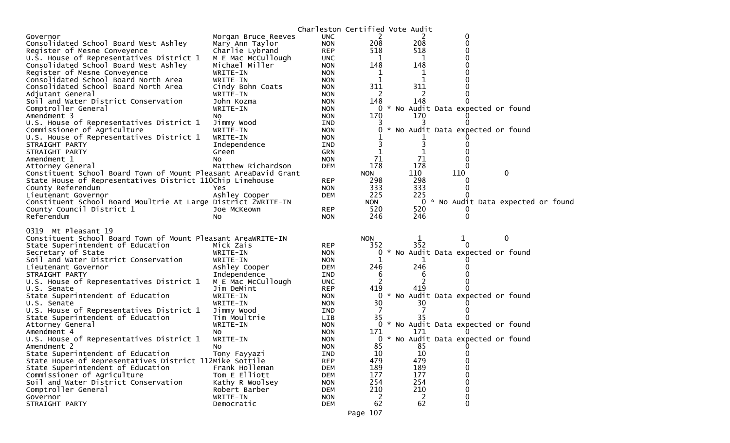Charleston Certified Vote Audit

| | | | | | |
|---|---|---|---|---|---|
| Governor | Morgan Bruce Reeves | UNC | 2 | 2 | 0 |
| Consolidated School Board West Ashley | Mary Ann Taylor | NON | 208 | 208 | 0 |
| Register of Mesne Conveyence | Charlie Lybrand | REP | 518 | 518 | 0 |
| U.S. House of Representatives District 1 | M E Mac McCullough | UNC | 1 | 1 | 0 |
| Consolidated School Board West Ashley | Michael Miller | NON | 148 | 148 | 0 |
| Register of Mesne Conveyence | WRITE-IN | NON | 1 | 1 | 0 |
| Consolidated School Board North Area | WRITE-IN | NON | 1 | 1 | 0 |
| Consolidated School Board North Area | Cindy Bohn Coats | NON | 311 | 311 | 0 |
| Adjutant General | WRITE-IN | NON | 2 | 2 | 0 |
| Soil and Water District Conservation | John Kozma | NON | 148 | 148 | 0 |
| Comptroller General | WRITE-IN | NON | 0 | * No Audit Data expected or found | |
| Amendment 3 | No | NON | 170 | 170 | 0 |
| U.S. House of Representatives District 1 | Jimmy Wood | IND | 3 | 3 | 0 |
| Commissioner of Agriculture | WRITE-IN | NON | 0 | * No Audit Data expected or found | |
| U.S. House of Representatives District 1 | WRITE-IN | NON | 1 | 1 | 0 |
| STRAIGHT PARTY | Independence | IND | 3 | 3 | 0 |
| STRAIGHT PARTY | Green | GRN | 1 | 1 | 0 |
| Amendment 1 | No | NON | 71 | 71 | 0 |
| Attorney General | Matthew Richardson | DEM | 178 | 178 | 0 |
| Constituent School Board Town of Mount Pleasant Area | David Grant | NON | 110 | 110 | 0 |
| State House of Representatives District 110 | Chip Limehouse | REP | 298 | 298 | 0 |
| County Referendum | Yes | NON | 333 | 333 | 0 |
| Lieutenant Governor | Ashley Cooper | DEM | 225 | 225 | 0 |
| Constituent School Board Moultrie At Large District 2 | WRITE-IN | NON | 0 | * No Audit Data expected or found | |
| County Council District 1 | Joe McKeown | REP | 520 | 520 | 0 |
| Referendum | No | NON | 246 | 246 | 0 |

0319 Mt Pleasant 19

| | | | | | |
|---|---|---|---|---|---|
| Constituent School Board Town of Mount Pleasant Area | WRITE-IN | NON | 1 | 1 | 0 |
| State Superintendent of Education | Mick Zais | REP | 352 | 352 | 0 |
| Secretary of State | WRITE-IN | NON | 0 | * No Audit Data expected or found | |
| Soil and Water District Conservation | WRITE-IN | NON | 1 | 1 | 0 |
| Lieutenant Governor | Ashley Cooper | DEM | 246 | 246 | 0 |
| STRAIGHT PARTY | Independence | IND | 6 | 6 | 0 |
| U.S. House of Representatives District 1 | M E Mac McCullough | UNC | 2 | 2 | 0 |
| U.S. Senate | Jim DeMint | REP | 419 | 419 | 0 |
| State Superintendent of Education | WRITE-IN | NON | 0 | * No Audit Data expected or found | |
| U.S. Senate | WRITE-IN | NON | 30 | 30 | 0 |
| U.S. House of Representatives District 1 | Jimmy Wood | IND | 7 | 7 | 0 |
| State Superintendent of Education | Tim Moultrie | LIB | 35 | 35 | 0 |
| Attorney General | WRITE-IN | NON | 0 | * No Audit Data expected or found | |
| Amendment 4 | No | NON | 171 | 171 | 0 |
| U.S. House of Representatives District 1 | WRITE-IN | NON | 0 | * No Audit Data expected or found | |
| Amendment 2 | No | NON | 85 | 85 | 0 |
| State Superintendent of Education | Tony Fayyazi | IND | 10 | 10 | 0 |
| State House of Representatives District 112 | Mike Sottile | REP | 479 | 479 | 0 |
| State Superintendent of Education | Frank Holleman | DEM | 189 | 189 | 0 |
| Commissioner of Agriculture | Tom E Elliott | DEM | 177 | 177 | 0 |
| Soil and Water District Conservation | Kathy R Woolsey | NON | 254 | 254 | 0 |
| Comptroller General | Robert Barber | DEM | 210 | 210 | 0 |
| Governor | WRITE-IN | NON | 2 | 2 | 0 |
| STRAIGHT PARTY | Democratic | DEM | 62 | 62 | 0 |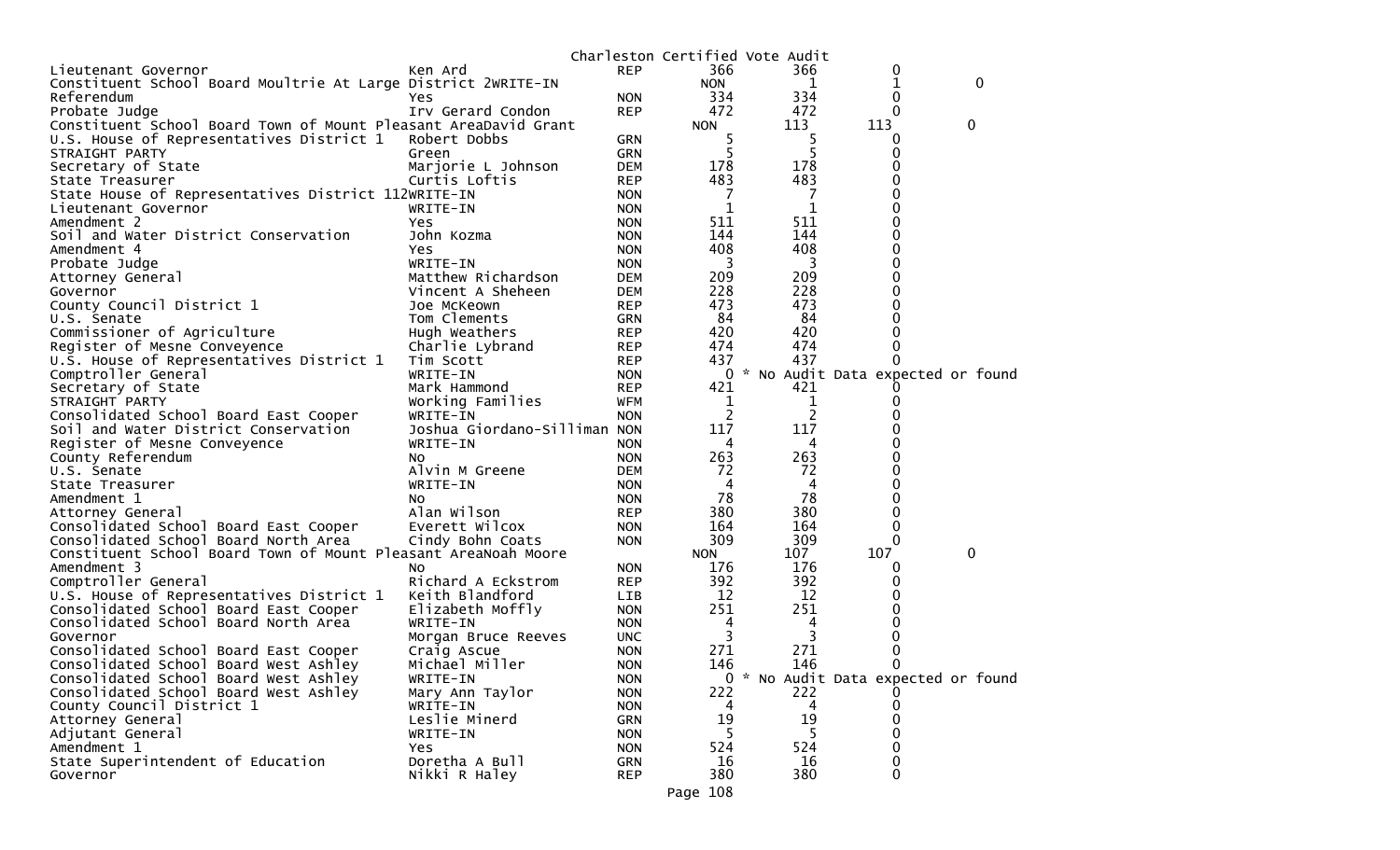Charleston Certified Vote Audit

| Office | Candidate | Party | Votes | Audit | Diff | |
|---|---|---|---|---|---|---|
| Lieutenant Governor | Ken Ard | REP | 366 | 366 | 0 | |
| Constituent School Board Moultrie At Large District 2 | WRITE-IN | NON | 1 | 1 | 0 | |
| Referendum | Yes | NON | 334 | 334 | 0 | |
| Probate Judge | Irv Gerard Condon | REP | 472 | 472 | 0 | |
| Constituent School Board Town of Mount Pleasant Area | David Grant | NON | 113 | 113 | 0 | |
| U.S. House of Representatives District 1 | Robert Dobbs | GRN | 5 | 5 | 0 | |
| STRAIGHT PARTY | Green | GRN | 5 | 5 | 0 | |
| Secretary of State | Marjorie L Johnson | DEM | 178 | 178 | 0 | |
| State Treasurer | Curtis Loftis | REP | 483 | 483 | 0 | |
| State House of Representatives District 112 | WRITE-IN | NON | 7 | 7 | 0 | |
| Lieutenant Governor | WRITE-IN | NON | 1 | 1 | 0 | |
| Amendment 2 | Yes | NON | 511 | 511 | 0 | |
| Soil and Water District Conservation | John Kozma | NON | 144 | 144 | 0 | |
| Amendment 4 | Yes | NON | 408 | 408 | 0 | |
| Probate Judge | WRITE-IN | NON | 3 | 3 | 0 | |
| Attorney General | Matthew Richardson | DEM | 209 | 209 | 0 | |
| Governor | Vincent A Sheheen | DEM | 228 | 228 | 0 | |
| County Council District 1 | Joe McKeown | REP | 473 | 473 | 0 | |
| U.S. Senate | Tom Clements | GRN | 84 | 84 | 0 | |
| Commissioner of Agriculture | Hugh Weathers | REP | 420 | 420 | 0 | |
| Register of Mesne Conveyence | Charlie Lybrand | REP | 474 | 474 | 0 | |
| U.S. House of Representatives District 1 | Tim Scott | REP | 437 | 437 | 0 | |
| Comptroller General | WRITE-IN | NON | 0 | * No Audit Data expected or found | | |
| Secretary of State | Mark Hammond | REP | 421 | 421 | 0 | |
| STRAIGHT PARTY | Working Families | WFM | 1 | 1 | 0 | |
| Consolidated School Board East Cooper | WRITE-IN | NON | 2 | 2 | 0 | |
| Soil and Water District Conservation | Joshua Giordano-Silliman | NON | 117 | 117 | 0 | |
| Register of Mesne Conveyence | WRITE-IN | NON | 4 | 4 | 0 | |
| County Referendum | No | NON | 263 | 263 | 0 | |
| U.S. Senate | Alvin M Greene | DEM | 72 | 72 | 0 | |
| State Treasurer | WRITE-IN | NON | 4 | 4 | 0 | |
| Amendment 1 | No | NON | 78 | 78 | 0 | |
| Attorney General | Alan Wilson | REP | 380 | 380 | 0 | |
| Consolidated School Board East Cooper | Everett Wilcox | NON | 164 | 164 | 0 | |
| Consolidated School Board North Area | Cindy Bohn Coats | NON | 309 | 309 | 0 | |
| Constituent School Board Town of Mount Pleasant Area | Noah Moore | NON | 107 | 107 | 0 | |
| Amendment 3 | No | NON | 176 | 176 | 0 | |
| Comptroller General | Richard A Eckstrom | REP | 392 | 392 | 0 | |
| U.S. House of Representatives District 1 | Keith Blandford | LIB | 12 | 12 | 0 | |
| Consolidated School Board East Cooper | Elizabeth Moffly | NON | 251 | 251 | 0 | |
| Consolidated School Board North Area | WRITE-IN | NON | 4 | 4 | 0 | |
| Governor | Morgan Bruce Reeves | UNC | 3 | 3 | 0 | |
| Consolidated School Board East Cooper | Craig Ascue | NON | 271 | 271 | 0 | |
| Consolidated School Board West Ashley | Michael Miller | NON | 146 | 146 | 0 | |
| Consolidated School Board West Ashley | WRITE-IN | NON | 0 | * No Audit Data expected or found | | |
| Consolidated School Board West Ashley | Mary Ann Taylor | NON | 222 | 222 | 0 | |
| County Council District 1 | WRITE-IN | NON | 4 | 4 | 0 | |
| Attorney General | Leslie Minerd | GRN | 19 | 19 | 0 | |
| Adjutant General | WRITE-IN | NON | 5 | 5 | 0 | |
| Amendment 1 | Yes | NON | 524 | 524 | 0 | |
| State Superintendent of Education | Doretha A Bull | GRN | 16 | 16 | 0 | |
| Governor | Nikki R Haley | REP | 380 | 380 | 0 | |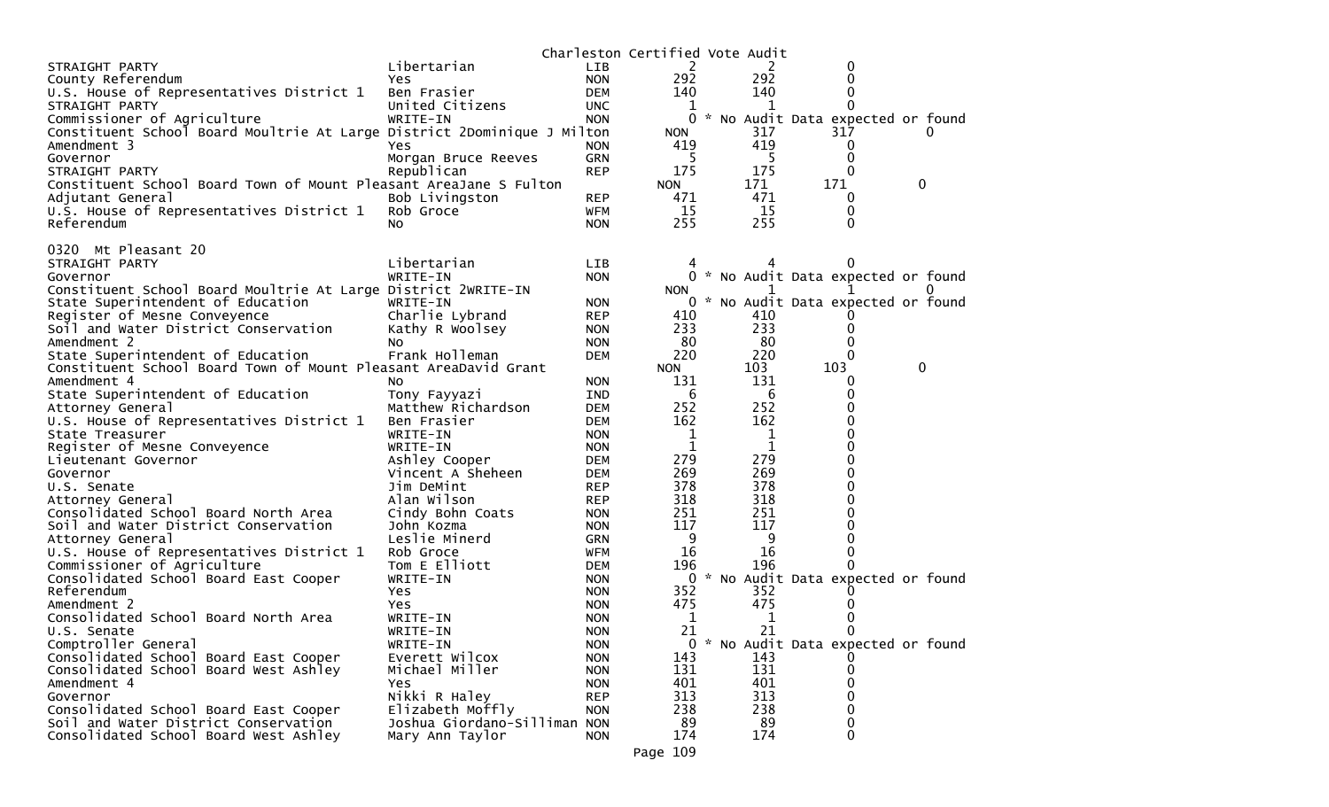Charleston Certified Vote Audit

| | | | | | | |
|---|---|---|---|---|---|---|
| STRAIGHT PARTY | Libertarian | LIB | 2 | 2 | 0 | |
| County Referendum | Yes | NON | 292 | 292 | 0 | |
| U.S. House of Representatives District 1 | Ben Frasier | DEM | 140 | 140 | 0 | |
| STRAIGHT PARTY | United Citizens | UNC | 1 | 1 | 0 | |
| Commissioner of Agriculture | WRITE-IN | NON | 0 | * No Audit Data expected or found | | |
| Constituent School Board Moultrie At Large District 2Dominique J Milton | | NON | | 317 | 317 | 0 |
| Amendment 3 | Yes | NON | 419 | 419 | 0 | |
| Governor | Morgan Bruce Reeves | GRN | 5 | 5 | 0 | |
| STRAIGHT PARTY | Republican | REP | 175 | 175 | 0 | |
| Constituent School Board Town of Mount Pleasant AreaJane S Fulton | | NON | | 171 | 171 | 0 |
| Adjutant General | Bob Livingston | REP | 471 | 471 | 0 | |
| U.S. House of Representatives District 1 | Rob Groce | WFM | 15 | 15 | 0 | |
| Referendum | No | NON | 255 | 255 | 0 | |

0320 Mt Pleasant 20

| | | | | | | |
|---|---|---|---|---|---|---|
| STRAIGHT PARTY | Libertarian | LIB | 4 | 4 | 0 | |
| Governor | WRITE-IN | NON | 0 | * No Audit Data expected or found | | |
| Constituent School Board Moultrie At Large District 2WRITE-IN | | NON | | 1 | 1 | 0 |
| State Superintendent of Education | WRITE-IN | NON | 0 | * No Audit Data expected or found | | |
| Register of Mesne Conveyence | Charlie Lybrand | REP | 410 | 410 | 0 | |
| Soil and Water District Conservation | Kathy R Woolsey | NON | 233 | 233 | 0 | |
| Amendment 2 | No | NON | 80 | 80 | 0 | |
| State Superintendent of Education | Frank Holleman | DEM | 220 | 220 | 0 | |
| Constituent School Board Town of Mount Pleasant AreaDavid Grant | | NON | | 103 | 103 | 0 |
| Amendment 4 | No | NON | 131 | 131 | 0 | |
| State Superintendent of Education | Tony Fayyazi | IND | 6 | 6 | 0 | |
| Attorney General | Matthew Richardson | DEM | 252 | 252 | 0 | |
| U.S. House of Representatives District 1 | Ben Frasier | DEM | 162 | 162 | 0 | |
| State Treasurer | WRITE-IN | NON | 1 | 1 | 0 | |
| Register of Mesne Conveyence | WRITE-IN | NON | 1 | 1 | 0 | |
| Lieutenant Governor | Ashley Cooper | DEM | 279 | 279 | 0 | |
| Governor | Vincent A Sheheen | DEM | 269 | 269 | 0 | |
| U.S. Senate | Jim DeMint | REP | 378 | 378 | 0 | |
| Attorney General | Alan Wilson | REP | 318 | 318 | 0 | |
| Consolidated School Board North Area | Cindy Bohn Coats | NON | 251 | 251 | 0 | |
| Soil and Water District Conservation | John Kozma | NON | 117 | 117 | 0 | |
| Attorney General | Leslie Minerd | GRN | 9 | 9 | 0 | |
| U.S. House of Representatives District 1 | Rob Groce | WFM | 16 | 16 | 0 | |
| Commissioner of Agriculture | Tom E Elliott | DEM | 196 | 196 | 0 | |
| Consolidated School Board East Cooper | WRITE-IN | NON | 0 | * No Audit Data expected or found | | |
| Referendum | Yes | NON | 352 | 352 | 0 | |
| Amendment 2 | Yes | NON | 475 | 475 | 0 | |
| Consolidated School Board North Area | WRITE-IN | NON | 1 | 1 | 0 | |
| U.S. Senate | WRITE-IN | NON | 21 | 21 | 0 | |
| Comptroller General | WRITE-IN | NON | 0 | * No Audit Data expected or found | | |
| Consolidated School Board East Cooper | Everett Wilcox | NON | 143 | 143 | 0 | |
| Consolidated School Board West Ashley | Michael Miller | NON | 131 | 131 | 0 | |
| Amendment 4 | Yes | NON | 401 | 401 | 0 | |
| Governor | Nikki R Haley | REP | 313 | 313 | 0 | |
| Consolidated School Board East Cooper | Elizabeth Moffly | NON | 238 | 238 | 0 | |
| Soil and Water District Conservation | Joshua Giordano-Silliman | NON | 89 | 89 | 0 | |
| Consolidated School Board West Ashley | Mary Ann Taylor | NON | 174 | 174 | 0 | |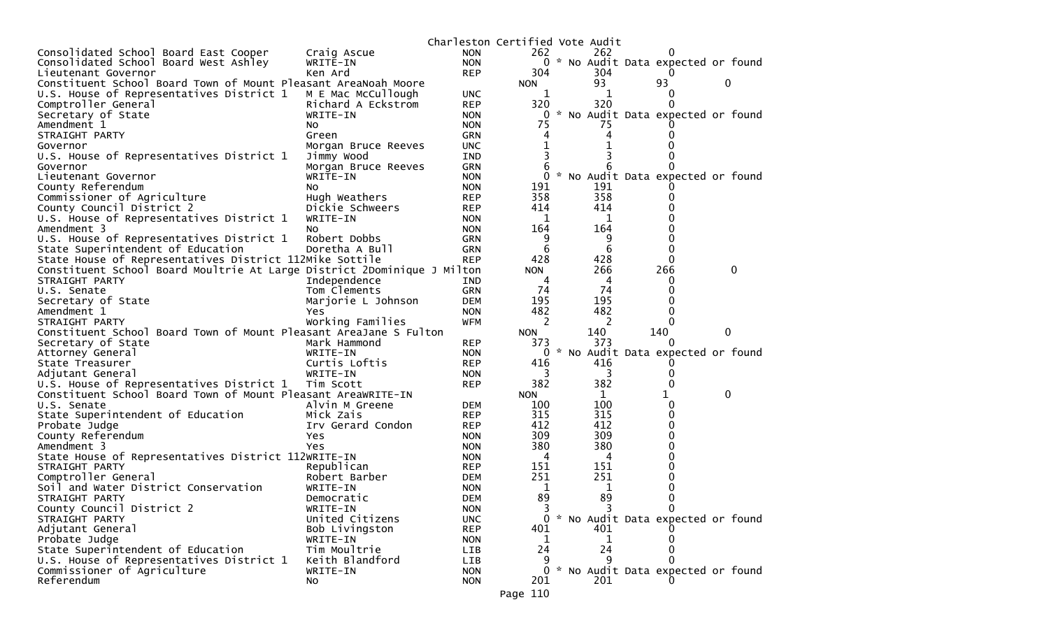Charleston Certified Vote Audit

| Contest | Candidate | Party | Votes | | Audit | Difference | |
|---|---|---|---|---|---|---|---|
| Consolidated School Board East Cooper | Craig Ascue | NON | 262 | | 262 | 0 | |
| Consolidated School Board West Ashley | WRITE-IN | NON | 0 | * No Audit Data expected or found | | | |
| Lieutenant Governor | Ken Ard | REP | 304 | | 304 | 0 | |
| Constituent School Board Town of Mount Pleasant AreaNoah Moore | | | NON | | 93 | 93 | 0 |
| U.S. House of Representatives District 1 | M E Mac McCullough | UNC | 1 | | 1 | 0 | |
| Comptroller General | Richard A Eckstrom | REP | 320 | | 320 | 0 | |
| Secretary of State | WRITE-IN | NON | 0 | * No Audit Data expected or found | | | |
| Amendment 1 | No | NON | 75 | | 75 | 0 | |
| STRAIGHT PARTY | Green | GRN | 4 | | 4 | 0 | |
| Governor | Morgan Bruce Reeves | UNC | 1 | | 1 | 0 | |
| U.S. House of Representatives District 1 | Jimmy Wood | IND | 3 | | 3 | 0 | |
| Governor | Morgan Bruce Reeves | GRN | 6 | | 6 | 0 | |
| Lieutenant Governor | WRITE-IN | NON | 0 | * No Audit Data expected or found | | | |
| County Referendum | No | NON | 191 | | 191 | 0 | |
| Commissioner of Agriculture | Hugh Weathers | REP | 358 | | 358 | 0 | |
| County Council District 2 | Dickie Schweers | REP | 414 | | 414 | 0 | |
| U.S. House of Representatives District 1 | WRITE-IN | NON | 1 | | 1 | 0 | |
| Amendment 3 | No | NON | 164 | | 164 | 0 | |
| U.S. House of Representatives District 1 | Robert Dobbs | GRN | 9 | | 9 | 0 | |
| State Superintendent of Education | Doretha A Bull | GRN | 6 | | 6 | 0 | |
| State House of Representatives District 112Mike Sottile | | REP | 428 | | 428 | 0 | |
| Constituent School Board Moultrie At Large District 2Dominique J Milton | | | NON | | 266 | 266 | 0 |
| STRAIGHT PARTY | Independence | IND | 4 | | 4 | 0 | |
| U.S. Senate | Tom Clements | GRN | 74 | | 74 | 0 | |
| Secretary of State | Marjorie L Johnson | DEM | 195 | | 195 | 0 | |
| Amendment 1 | Yes | NON | 482 | | 482 | 0 | |
| STRAIGHT PARTY | Working Families | WFM | 2 | | 2 | 0 | |
| Constituent School Board Town of Mount Pleasant AreaJane S Fulton | | | NON | | 140 | 140 | 0 |
| Secretary of State | Mark Hammond | REP | 373 | | 373 | 0 | |
| Attorney General | WRITE-IN | NON | 0 | * No Audit Data expected or found | | | |
| State Treasurer | Curtis Loftis | REP | 416 | | 416 | 0 | |
| Adjutant General | WRITE-IN | NON | 3 | | 3 | 0 | |
| U.S. House of Representatives District 1 | Tim Scott | REP | 382 | | 382 | 0 | |
| Constituent School Board Town of Mount Pleasant AreaWRITE-IN | | | NON | | 1 | 1 | 0 |
| U.S. Senate | Alvin M Greene | DEM | 100 | | 100 | 0 | |
| State Superintendent of Education | Mick Zais | REP | 315 | | 315 | 0 | |
| Probate Judge | Irv Gerard Condon | REP | 412 | | 412 | 0 | |
| County Referendum | Yes | NON | 309 | | 309 | 0 | |
| Amendment 3 | Yes | NON | 380 | | 380 | 0 | |
| State House of Representatives District 112WRITE-IN | | NON | 4 | | 4 | 0 | |
| STRAIGHT PARTY | Republican | REP | 151 | | 151 | 0 | |
| Comptroller General | Robert Barber | DEM | 251 | | 251 | 0 | |
| Soil and Water District Conservation | WRITE-IN | NON | 1 | | 1 | 0 | |
| STRAIGHT PARTY | Democratic | DEM | 89 | | 89 | 0 | |
| County Council District 2 | WRITE-IN | NON | 3 | | 3 | 0 | |
| STRAIGHT PARTY | United Citizens | UNC | 0 | * No Audit Data expected or found | | | |
| Adjutant General | Bob Livingston | REP | 401 | | 401 | 0 | |
| Probate Judge | WRITE-IN | NON | 1 | | 1 | 0 | |
| State Superintendent of Education | Tim Moultrie | LIB | 24 | | 24 | 0 | |
| U.S. House of Representatives District 1 | Keith Blandford | LIB | 9 | | 9 | 0 | |
| Commissioner of Agriculture | WRITE-IN | NON | 0 | * No Audit Data expected or found | | | |
| Referendum | No | NON | 201 | | 201 | 0 | |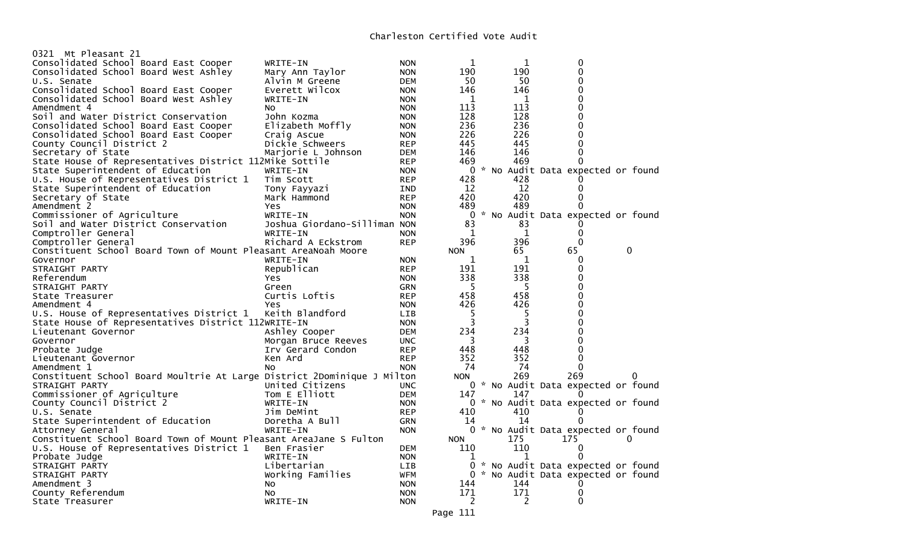# Charleston Certified Vote Audit

0321 Mt Pleasant 21

| Contest | Candidate | Party | Votes | Audit | Difference |
|---|---|---|---|---|---|
| Consolidated School Board East Cooper | WRITE-IN | NON | 1 | 1 | 0 |
| Consolidated School Board West Ashley | Mary Ann Taylor | NON | 190 | 190 | 0 |
| U.S. Senate | Alvin M Greene | DEM | 50 | 50 | 0 |
| Consolidated School Board East Cooper | Everett Wilcox | NON | 146 | 146 | 0 |
| Consolidated School Board West Ashley | WRITE-IN | NON | 1 | 1 | 0 |
| Amendment 4 | No | NON | 113 | 113 | 0 |
| Soil and Water District Conservation | John Kozma | NON | 128 | 128 | 0 |
| Consolidated School Board East Cooper | Elizabeth Moffly | NON | 236 | 236 | 0 |
| Consolidated School Board East Cooper | Craig Ascue | NON | 226 | 226 | 0 |
| County Council District 2 | Dickie Schweers | REP | 445 | 445 | 0 |
| Secretary of State | Marjorie L Johnson | DEM | 146 | 146 | 0 |
| State House of Representatives District 112 | Mike Sottile | REP | 469 | 469 | 0 |
| State Superintendent of Education | WRITE-IN | NON | 0 | * No Audit Data expected or found | |
| U.S. House of Representatives District 1 | Tim Scott | REP | 428 | 428 | 0 |
| State Superintendent of Education | Tony Fayyazi | IND | 12 | 12 | 0 |
| Secretary of State | Mark Hammond | REP | 420 | 420 | 0 |
| Amendment 2 | Yes | NON | 489 | 489 | 0 |
| Commissioner of Agriculture | WRITE-IN | NON | 0 | * No Audit Data expected or found | |
| Soil and Water District Conservation | Joshua Giordano-Silliman | NON | 83 | 83 | 0 |
| Comptroller General | WRITE-IN | NON | 1 | 1 | 0 |
| Comptroller General | Richard A Eckstrom | REP | 396 | 396 | 0 |
| Constituent School Board Town of Mount Pleasant Area | Noah Moore | NON | 65 | 65 | 0 |
| Governor | WRITE-IN | NON | 1 | 1 | 0 |
| STRAIGHT PARTY | Republican | REP | 191 | 191 | 0 |
| Referendum | Yes | NON | 338 | 338 | 0 |
| STRAIGHT PARTY | Green | GRN | 5 | 5 | 0 |
| State Treasurer | Curtis Loftis | REP | 458 | 458 | 0 |
| Amendment 4 | Yes | NON | 426 | 426 | 0 |
| U.S. House of Representatives District 1 | Keith Blandford | LIB | 5 | 5 | 0 |
| State House of Representatives District 112 | WRITE-IN | NON | 3 | 3 | 0 |
| Lieutenant Governor | Ashley Cooper | DEM | 234 | 234 | 0 |
| Governor | Morgan Bruce Reeves | UNC | 3 | 3 | 0 |
| Probate Judge | Irv Gerard Condon | REP | 448 | 448 | 0 |
| Lieutenant Governor | Ken Ard | REP | 352 | 352 | 0 |
| Amendment 1 | No | NON | 74 | 74 | 0 |
| Constituent School Board Moultrie At Large District 2 | Dominique J Milton | NON | 269 | 269 | 0 |
| STRAIGHT PARTY | United Citizens | UNC | 0 | * No Audit Data expected or found | |
| Commissioner of Agriculture | Tom E Elliott | DEM | 147 | 147 | 0 |
| County Council District 2 | WRITE-IN | NON | 0 | * No Audit Data expected or found | |
| U.S. Senate | Jim DeMint | REP | 410 | 410 | 0 |
| State Superintendent of Education | Doretha A Bull | GRN | 14 | 14 | 0 |
| Attorney General | WRITE-IN | NON | 0 | * No Audit Data expected or found | |
| Constituent School Board Town of Mount Pleasant Area | Jane S Fulton | NON | 175 | 175 | 0 |
| U.S. House of Representatives District 1 | Ben Frasier | DEM | 110 | 110 | 0 |
| Probate Judge | WRITE-IN | NON | 1 | 1 | 0 |
| STRAIGHT PARTY | Libertarian | LIB | 0 | * No Audit Data expected or found | |
| STRAIGHT PARTY | Working Families | WFM | 0 | * No Audit Data expected or found | |
| Amendment 3 | No | NON | 144 | 144 | 0 |
| County Referendum | No | NON | 171 | 171 | 0 |
| State Treasurer | WRITE-IN | NON | 2 | 2 | 0 |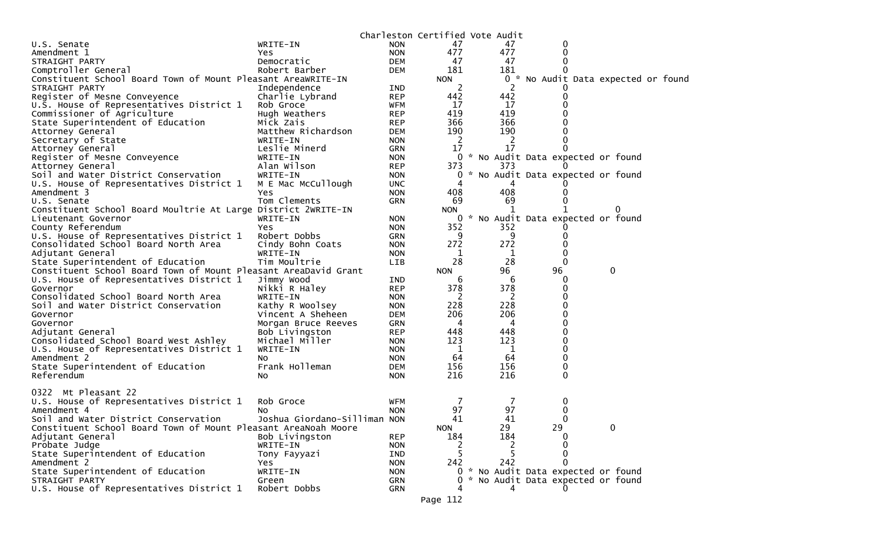Charleston Certified Vote Audit

```
U.S. Senate                                 WRITE-IN                     NON        47         47          0
Amendment 1                                 Yes                          NON       477        477          0
STRAIGHT PARTY                              Democratic                   DEM        47         47          0
Comptroller General                         Robert Barber                DEM       181        181          0
Constituent School Board Town of Mount Pleasant AreaWRITE-IN                       NON          0 * No Audit Data expected or found
STRAIGHT PARTY                              Independence                 IND         2          2          0
Register of Mesne Conveyence                Charlie Lybrand              REP       442        442          0
U.S. House of Representatives District 1    Rob Groce                    WFM        17         17          0
Commissioner of Agriculture                 Hugh Weathers                REP       419        419          0
State Superintendent of Education           Mick Zais                    REP       366        366          0
Attorney General                            Matthew Richardson           DEM       190        190          0
Secretary of State                          WRITE-IN                     NON         2          2          0
Attorney General                            Leslie Minerd                GRN        17         17          0
Register of Mesne Conveyence                WRITE-IN                     NON         0 * No Audit Data expected or found
Attorney General                            Alan Wilson                  REP       373        373          0
Soil and Water District Conservation        WRITE-IN                     NON         0 * No Audit Data expected or found
U.S. House of Representatives District 1    M E Mac McCullough           UNC         4          4          0
Amendment 3                                 Yes                          NON       408        408          0
U.S. Senate                                 Tom Clements                 GRN        69         69          0
Constituent School Board Moultrie At Large District 2WRITE-IN                      NON          1          1          0
Lieutenant Governor                         WRITE-IN                     NON         0 * No Audit Data expected or found
County Referendum                           Yes                          NON       352        352          0
U.S. House of Representatives District 1    Robert Dobbs                 GRN         9          9          0
Consolidated School Board North Area        Cindy Bohn Coats             NON       272        272          0
Adjutant General                            WRITE-IN                     NON         1          1          0
State Superintendent of Education           Tim Moultrie                 LIB        28         28          0
Constituent School Board Town of Mount Pleasant AreaDavid Grant                    NON         96         96          0
U.S. House of Representatives District 1    Jimmy Wood                   IND         6          6          0
Governor                                    Nikki R Haley                REP       378        378          0
Consolidated School Board North Area        WRITE-IN                     NON         2          2          0
Soil and Water District Conservation        Kathy R Woolsey              NON       228        228          0
Governor                                    Vincent A Sheheen            DEM       206        206          0
Governor                                    Morgan Bruce Reeves          GRN         4          4          0
Adjutant General                            Bob Livingston               REP       448        448          0
Consolidated School Board West Ashley       Michael Miller               NON       123        123          0
U.S. House of Representatives District 1    WRITE-IN                     NON         1          1          0
Amendment 2                                 No                           NON        64         64          0
State Superintendent of Education           Frank Holleman               DEM       156        156          0
Referendum                                  No                           NON       216        216          0

0322  Mt Pleasant 22
U.S. House of Representatives District 1    Rob Groce                    WFM         7          7          0
Amendment 4                                 No                           NON        97         97          0
Soil and Water District Conservation        Joshua Giordano-Silliman NON            41         41          0
Constituent School Board Town of Mount Pleasant AreaNoah Moore                     NON         29         29          0
Adjutant General                            Bob Livingston               REP       184        184          0
Probate Judge                               WRITE-IN                     NON         2          2          0
State Superintendent of Education           Tony Fayyazi                 IND         5          5          0
Amendment 2                                 Yes                          NON       242        242          0
State Superintendent of Education           WRITE-IN                     NON         0 * No Audit Data expected or found
STRAIGHT PARTY                              Green                        GRN         0 * No Audit Data expected or found
U.S. House of Representatives District 1    Robert Dobbs                 GRN         4          4          0
```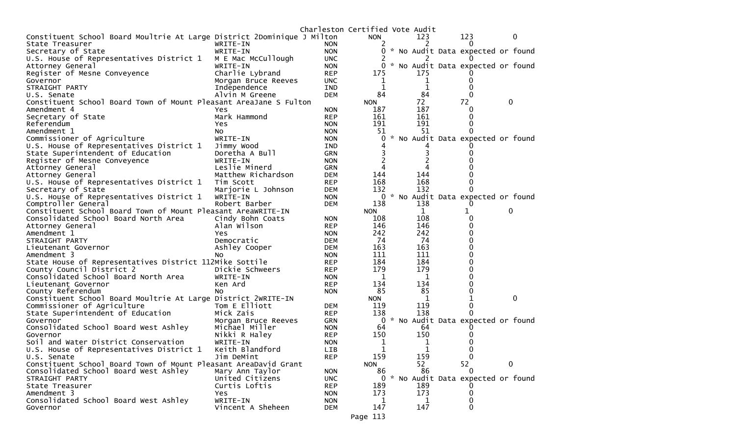Charleston Certified Vote Audit

| Contest | Candidate | Party | | | | |
|---|---|---|---|---|---|---|
| Constituent School Board Moultrie At Large District 2 | Dominique J Milton | NON | 123 | 123 | 0 | |
| State Treasurer | WRITE-IN | NON | 2 | 2 | 0 | |
| Secretary of State | WRITE-IN | NON | 0 | * No Audit Data expected or found | | |
| U.S. House of Representatives District 1 | M E Mac McCullough | UNC | 2 | 2 | 0 | |
| Attorney General | WRITE-IN | NON | 0 | * No Audit Data expected or found | | |
| Register of Mesne Conveyence | Charlie Lybrand | REP | 175 | 175 | 0 | |
| Governor | Morgan Bruce Reeves | UNC | 1 | 1 | 0 | |
| STRAIGHT PARTY | Independence | IND | 1 | 1 | 0 | |
| U.S. Senate | Alvin M Greene | DEM | 84 | 84 | 0 | |
| Constituent School Board Town of Mount Pleasant Area | Jane S Fulton | NON | 72 | 72 | 0 | |
| Amendment 4 | Yes | NON | 187 | 187 | 0 | |
| Secretary of State | Mark Hammond | REP | 161 | 161 | 0 | |
| Referendum | Yes | NON | 191 | 191 | 0 | |
| Amendment 1 | No | NON | 51 | 51 | 0 | |
| Commissioner of Agriculture | WRITE-IN | NON | 0 | * No Audit Data expected or found | | |
| U.S. House of Representatives District 1 | Jimmy Wood | IND | 4 | 4 | 0 | |
| State Superintendent of Education | Doretha A Bull | GRN | 3 | 3 | 0 | |
| Register of Mesne Conveyence | WRITE-IN | NON | 2 | 2 | 0 | |
| Attorney General | Leslie Minerd | GRN | 4 | 4 | 0 | |
| Attorney General | Matthew Richardson | DEM | 144 | 144 | 0 | |
| U.S. House of Representatives District 1 | Tim Scott | REP | 168 | 168 | 0 | |
| Secretary of State | Marjorie L Johnson | DEM | 132 | 132 | 0 | |
| U.S. House of Representatives District 1 | WRITE-IN | NON | 0 | * No Audit Data expected or found | | |
| Comptroller General | Robert Barber | DEM | 138 | 138 | 0 | |
| Constituent School Board Town of Mount Pleasant Area | WRITE-IN | NON | 1 | 1 | 0 | |
| Consolidated School Board North Area | Cindy Bohn Coats | NON | 108 | 108 | 0 | |
| Attorney General | Alan Wilson | REP | 146 | 146 | 0 | |
| Amendment 1 | Yes | NON | 242 | 242 | 0 | |
| STRAIGHT PARTY | Democratic | DEM | 74 | 74 | 0 | |
| Lieutenant Governor | Ashley Cooper | DEM | 163 | 163 | 0 | |
| Amendment 3 | No | NON | 111 | 111 | 0 | |
| State House of Representatives District 112 | Mike Sottile | REP | 184 | 184 | 0 | |
| County Council District 2 | Dickie Schweers | REP | 179 | 179 | 0 | |
| Consolidated School Board North Area | WRITE-IN | NON | 1 | 1 | 0 | |
| Lieutenant Governor | Ken Ard | REP | 134 | 134 | 0 | |
| County Referendum | No | NON | 85 | 85 | 0 | |
| Constituent School Board Moultrie At Large District 2 | WRITE-IN | NON | 1 | 1 | 0 | |
| Commissioner of Agriculture | Tom E Elliott | DEM | 119 | 119 | 0 | |
| State Superintendent of Education | Mick Zais | REP | 138 | 138 | 0 | |
| Governor | Morgan Bruce Reeves | GRN | 0 | * No Audit Data expected or found | | |
| Consolidated School Board West Ashley | Michael Miller | NON | 64 | 64 | 0 | |
| Governor | Nikki R Haley | REP | 150 | 150 | 0 | |
| Soil and Water District Conservation | WRITE-IN | NON | 1 | 1 | 0 | |
| U.S. House of Representatives District 1 | Keith Blandford | LIB | 1 | 1 | 0 | |
| U.S. Senate | Jim DeMint | REP | 159 | 159 | 0 | |
| Constituent School Board Town of Mount Pleasant Area | David Grant | NON | 52 | 52 | 0 | |
| Consolidated School Board West Ashley | Mary Ann Taylor | NON | 86 | 86 | 0 | |
| STRAIGHT PARTY | United Citizens | UNC | 0 | * No Audit Data expected or found | | |
| State Treasurer | Curtis Loftis | REP | 189 | 189 | 0 | |
| Amendment 3 | Yes | NON | 173 | 173 | 0 | |
| Consolidated School Board West Ashley | WRITE-IN | NON | 1 | 1 | 0 | |
| Governor | Vincent A Sheheen | DEM | 147 | 147 | 0 | |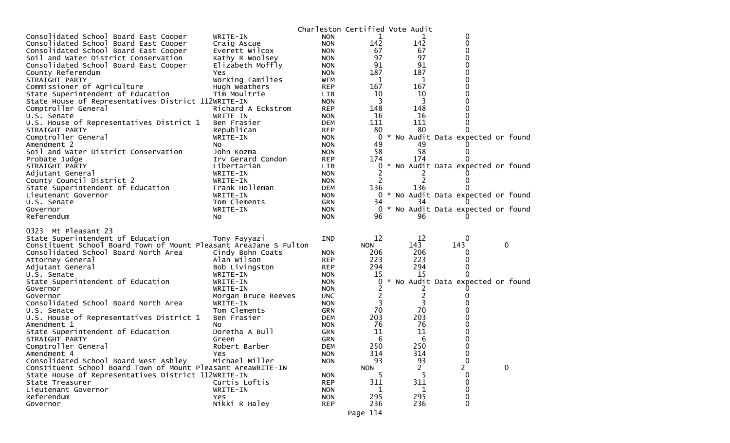Charleston Certified Vote Audit

| | | | | | |
|---|---|---|---|---|---|
| Consolidated School Board East Cooper | WRITE-IN | NON | 1 | 1 | 0 |
| Consolidated School Board East Cooper | Craig Ascue | NON | 142 | 142 | 0 |
| Consolidated School Board East Cooper | Everett Wilcox | NON | 67 | 67 | 0 |
| Soil and Water District Conservation | Kathy R Woolsey | NON | 97 | 97 | 0 |
| Consolidated School Board East Cooper | Elizabeth Moffly | NON | 91 | 91 | 0 |
| County Referendum | Yes | NON | 187 | 187 | 0 |
| STRAIGHT PARTY | Working Families | WFM | 1 | 1 | 0 |
| Commissioner of Agriculture | Hugh Weathers | REP | 167 | 167 | 0 |
| State Superintendent of Education | Tim Moultrie | LIB | 10 | 10 | 0 |
| State House of Representatives District 112 | WRITE-IN | NON | 3 | 3 | 0 |
| Comptroller General | Richard A Eckstrom | REP | 148 | 148 | 0 |
| U.S. Senate | WRITE-IN | NON | 16 | 16 | 0 |
| U.S. House of Representatives District 1 | Ben Frasier | DEM | 111 | 111 | 0 |
| STRAIGHT PARTY | Republican | REP | 80 | 80 | 0 |
| Comptroller General | WRITE-IN | NON | 0 | * No Audit Data expected or found | |
| Amendment 2 | No | NON | 49 | 49 | 0 |
| Soil and Water District Conservation | John Kozma | NON | 58 | 58 | 0 |
| Probate Judge | Irv Gerard Condon | REP | 174 | 174 | 0 |
| STRAIGHT PARTY | Libertarian | LIB | 0 | * No Audit Data expected or found | |
| Adjutant General | WRITE-IN | NON | 2 | 2 | 0 |
| County Council District 2 | WRITE-IN | NON | 2 | 2 | 0 |
| State Superintendent of Education | Frank Holleman | DEM | 136 | 136 | 0 |
| Lieutenant Governor | WRITE-IN | NON | 0 | * No Audit Data expected or found | |
| U.S. Senate | Tom Clements | GRN | 34 | 34 | 0 |
| Governor | WRITE-IN | NON | 0 | * No Audit Data expected or found | |
| Referendum | No | NON | 96 | 96 | 0 |

0323 Mt Pleasant 23

| | | | | | |
|---|---|---|---|---|---|
| State Superintendent of Education | Tony Fayyazi | IND | 12 | 12 | 0 |
| Constituent School Board Town of Mount Pleasant Area | Jane S Fulton | NON | 143 | 143 | 0 |
| Consolidated School Board North Area | Cindy Bohn Coats | NON | 206 | 206 | 0 |
| Attorney General | Alan Wilson | REP | 223 | 223 | 0 |
| Adjutant General | Bob Livingston | REP | 294 | 294 | 0 |
| U.S. Senate | WRITE-IN | NON | 15 | 15 | 0 |
| State Superintendent of Education | WRITE-IN | NON | 0 | * No Audit Data expected or found | |
| Governor | WRITE-IN | NON | 2 | 2 | 0 |
| Governor | Morgan Bruce Reeves | UNC | 2 | 2 | 0 |
| Consolidated School Board North Area | WRITE-IN | NON | 3 | 3 | 0 |
| U.S. Senate | Tom Clements | GRN | 70 | 70 | 0 |
| U.S. House of Representatives District 1 | Ben Frasier | DEM | 203 | 203 | 0 |
| Amendment 1 | No | NON | 76 | 76 | 0 |
| State Superintendent of Education | Doretha A Bull | GRN | 11 | 11 | 0 |
| STRAIGHT PARTY | Green | GRN | 6 | 6 | 0 |
| Comptroller General | Robert Barber | DEM | 250 | 250 | 0 |
| Amendment 4 | Yes | NON | 314 | 314 | 0 |
| Consolidated School Board West Ashley | Michael Miller | NON | 93 | 93 | 0 |
| Constituent School Board Town of Mount Pleasant Area | WRITE-IN | NON | 2 | 2 | 0 |
| State House of Representatives District 112 | WRITE-IN | NON | 5 | 5 | 0 |
| State Treasurer | Curtis Loftis | REP | 311 | 311 | 0 |
| Lieutenant Governor | WRITE-IN | NON | 1 | 1 | 0 |
| Referendum | Yes | NON | 295 | 295 | 0 |
| Governor | Nikki R Haley | REP | 236 | 236 | 0 |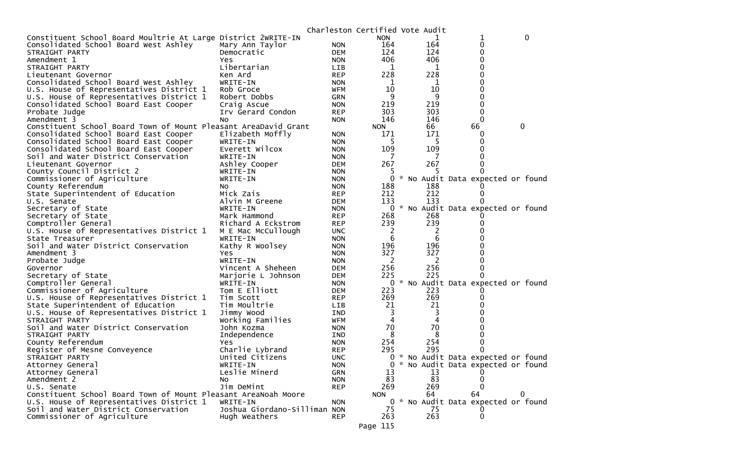Charleston Certified Vote Audit

| | | | | | | |
|---|---|---|---|---|---|---|
| Constituent School Board Moultrie At Large District 2 | WRITE-IN | NON | 1 | 1 | 0 | |
| Consolidated School Board West Ashley | Mary Ann Taylor | NON | 164 | 164 | 0 | |
| STRAIGHT PARTY | Democratic | DEM | 124 | 124 | 0 | |
| Amendment 1 | Yes | NON | 406 | 406 | 0 | |
| STRAIGHT PARTY | Libertarian | LIB | 1 | 1 | 0 | |
| Lieutenant Governor | Ken Ard | REP | 228 | 228 | 0 | |
| Consolidated School Board West Ashley | WRITE-IN | NON | 1 | 1 | 0 | |
| U.S. House of Representatives District 1 | Rob Groce | WFM | 10 | 10 | 0 | |
| U.S. House of Representatives District 1 | Robert Dobbs | GRN | 9 | 9 | 0 | |
| Consolidated School Board East Cooper | Craig Ascue | NON | 219 | 219 | 0 | |
| Probate Judge | Irv Gerard Condon | REP | 303 | 303 | 0 | |
| Amendment 3 | No | NON | 146 | 146 | 0 | |
| Constituent School Board Town of Mount Pleasant Area | David Grant | NON | 66 | 66 | 0 | |
| Consolidated School Board East Cooper | Elizabeth Moffly | NON | 171 | 171 | 0 | |
| Consolidated School Board East Cooper | WRITE-IN | NON | 5 | 5 | 0 | |
| Consolidated School Board East Cooper | Everett Wilcox | NON | 109 | 109 | 0 | |
| Soil and Water District Conservation | WRITE-IN | NON | 7 | 7 | 0 | |
| Lieutenant Governor | Ashley Cooper | DEM | 267 | 267 | 0 | |
| County Council District 2 | WRITE-IN | NON | 5 | 5 | 0 | |
| Commissioner of Agriculture | WRITE-IN | NON | 0 | * No Audit Data expected or found | | |
| County Referendum | No | NON | 188 | 188 | 0 | |
| State Superintendent of Education | Mick Zais | REP | 212 | 212 | 0 | |
| U.S. Senate | Alvin M Greene | DEM | 133 | 133 | 0 | |
| Secretary of State | WRITE-IN | NON | 0 | * No Audit Data expected or found | | |
| Secretary of State | Mark Hammond | REP | 268 | 268 | 0 | |
| Comptroller General | Richard A Eckstrom | REP | 239 | 239 | 0 | |
| U.S. House of Representatives District 1 | M E Mac McCullough | UNC | 2 | 2 | 0 | |
| State Treasurer | WRITE-IN | NON | 6 | 6 | 0 | |
| Soil and Water District Conservation | Kathy R Woolsey | NON | 196 | 196 | 0 | |
| Amendment 3 | Yes | NON | 327 | 327 | 0 | |
| Probate Judge | WRITE-IN | NON | 2 | 2 | 0 | |
| Governor | Vincent A Sheheen | DEM | 256 | 256 | 0 | |
| Secretary of State | Marjorie L Johnson | DEM | 225 | 225 | 0 | |
| Comptroller General | WRITE-IN | NON | 0 | * No Audit Data expected or found | | |
| Commissioner of Agriculture | Tom E Elliott | DEM | 223 | 223 | 0 | |
| U.S. House of Representatives District 1 | Tim Scott | REP | 269 | 269 | 0 | |
| State Superintendent of Education | Tim Moultrie | LIB | 21 | 21 | 0 | |
| U.S. House of Representatives District 1 | Jimmy Wood | IND | 3 | 3 | 0 | |
| STRAIGHT PARTY | Working Families | WFM | 4 | 4 | 0 | |
| Soil and Water District Conservation | John Kozma | NON | 70 | 70 | 0 | |
| STRAIGHT PARTY | Independence | IND | 8 | 8 | 0 | |
| County Referendum | Yes | NON | 254 | 254 | 0 | |
| Register of Mesne Conveyence | Charlie Lybrand | REP | 295 | 295 | 0 | |
| STRAIGHT PARTY | United Citizens | UNC | 0 | * No Audit Data expected or found | | |
| Attorney General | WRITE-IN | NON | 0 | * No Audit Data expected or found | | |
| Attorney General | Leslie Minerd | GRN | 13 | 13 | 0 | |
| Amendment 2 | No | NON | 83 | 83 | 0 | |
| U.S. Senate | Jim DeMint | REP | 269 | 269 | 0 | |
| Constituent School Board Town of Mount Pleasant Area | Noah Moore | NON | 64 | 64 | 0 | |
| U.S. House of Representatives District 1 | WRITE-IN | NON | 0 | * No Audit Data expected or found | | |
| Soil and Water District Conservation | Joshua Giordano-Silliman | NON | 75 | 75 | 0 | |
| Commissioner of Agriculture | Hugh Weathers | REP | 263 | 263 | 0 | |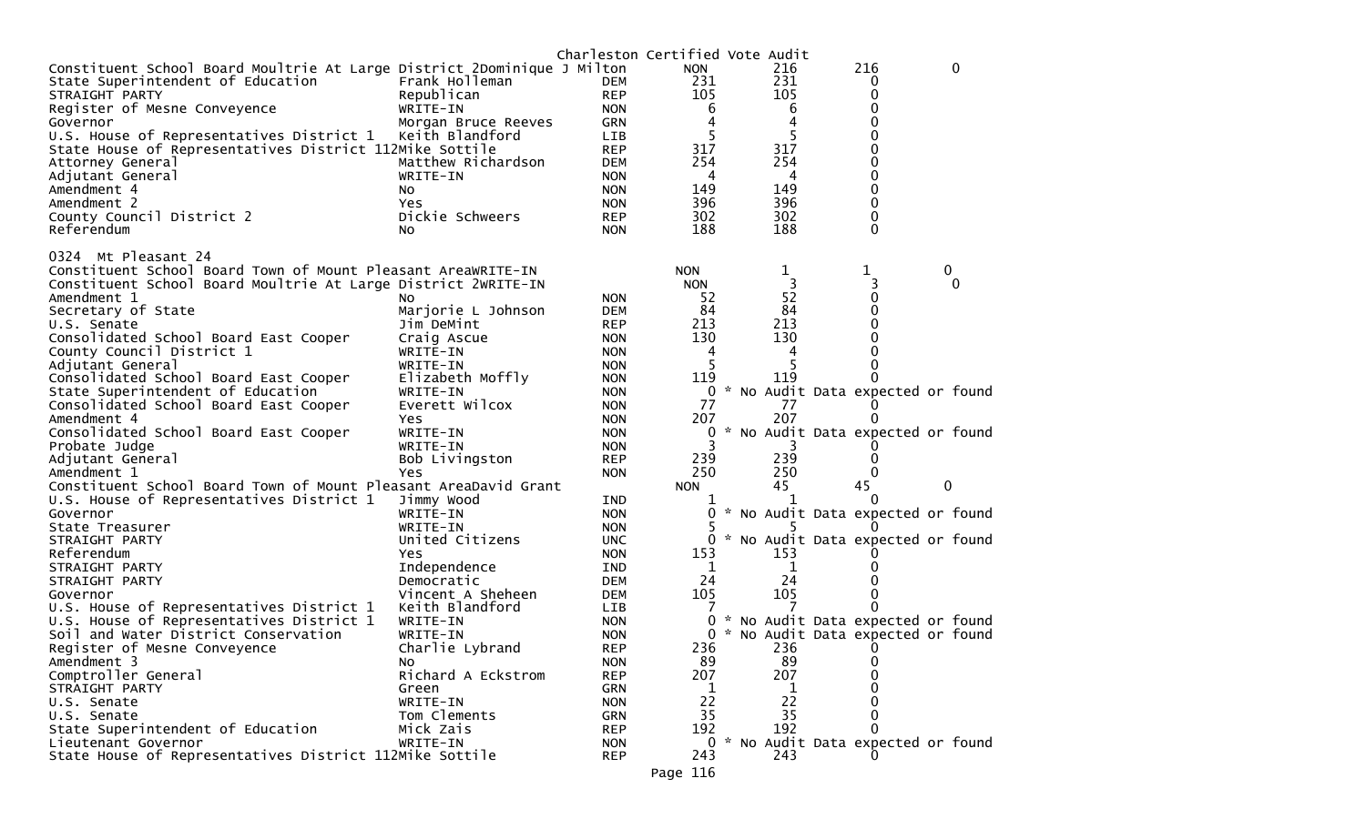Charleston Certified Vote Audit

| Contest | Candidate | Party | Count | Audit | Diff |
|---|---|---|---|---|---|
| Constituent School Board Moultrie At Large District 2 | Dominique J Milton | NON | 216 | 216 | 0 |
| State Superintendent of Education | Frank Holleman | DEM | 231 | 231 | 0 |
| STRAIGHT PARTY | Republican | REP | 105 | 105 | 0 |
| Register of Mesne Conveyence | WRITE-IN | NON | 6 | 6 | 0 |
| Governor | Morgan Bruce Reeves | GRN | 4 | 4 | 0 |
| U.S. House of Representatives District 1 | Keith Blandford | LIB | 5 | 5 | 0 |
| State House of Representatives District 112 | Mike Sottile | REP | 317 | 317 | 0 |
| Attorney General | Matthew Richardson | DEM | 254 | 254 | 0 |
| Adjutant General | WRITE-IN | NON | 4 | 4 | 0 |
| Amendment 4 | No | NON | 149 | 149 | 0 |
| Amendment 2 | Yes | NON | 396 | 396 | 0 |
| County Council District 2 | Dickie Schweers | REP | 302 | 302 | 0 |
| Referendum | No | NON | 188 | 188 | 0 |

0324 Mt Pleasant 24

| Contest | Candidate | Party | Count | Audit | Diff |
|---|---|---|---|---|---|
| Constituent School Board Town of Mount Pleasant Area | WRITE-IN | NON | 1 | 1 | 0 |
| Constituent School Board Moultrie At Large District 2 | WRITE-IN | NON | 3 | 3 | 0 |
| Amendment 1 | No | NON | 52 | 52 | 0 |
| Secretary of State | Marjorie L Johnson | DEM | 84 | 84 | 0 |
| U.S. Senate | Jim DeMint | REP | 213 | 213 | 0 |
| Consolidated School Board East Cooper | Craig Ascue | NON | 130 | 130 | 0 |
| County Council District 1 | WRITE-IN | NON | 4 | 4 | 0 |
| Adjutant General | WRITE-IN | NON | 5 | 5 | 0 |
| Consolidated School Board East Cooper | Elizabeth Moffly | NON | 119 | 119 | 0 |
| State Superintendent of Education | WRITE-IN | NON | 0 | * No Audit Data expected or found | |
| Consolidated School Board East Cooper | Everett Wilcox | NON | 77 | 77 | 0 |
| Amendment 4 | Yes | NON | 207 | 207 | 0 |
| Consolidated School Board East Cooper | WRITE-IN | NON | 0 | * No Audit Data expected or found | |
| Probate Judge | WRITE-IN | NON | 3 | 3 | 0 |
| Adjutant General | Bob Livingston | REP | 239 | 239 | 0 |
| Amendment 1 | Yes | NON | 250 | 250 | 0 |
| Constituent School Board Town of Mount Pleasant Area | David Grant | NON | 45 | 45 | 0 |
| U.S. House of Representatives District 1 | Jimmy Wood | IND | 1 | 1 | 0 |
| Governor | WRITE-IN | NON | 0 | * No Audit Data expected or found | |
| State Treasurer | WRITE-IN | NON | 5 | 5 | 0 |
| STRAIGHT PARTY | United Citizens | UNC | 0 | * No Audit Data expected or found | |
| Referendum | Yes | NON | 153 | 153 | 0 |
| STRAIGHT PARTY | Independence | IND | 1 | 1 | 0 |
| STRAIGHT PARTY | Democratic | DEM | 24 | 24 | 0 |
| Governor | Vincent A Sheheen | DEM | 105 | 105 | 0 |
| U.S. House of Representatives District 1 | Keith Blandford | LIB | 7 | 7 | 0 |
| U.S. House of Representatives District 1 | WRITE-IN | NON | 0 | * No Audit Data expected or found | |
| Soil and Water District Conservation | WRITE-IN | NON | 0 | * No Audit Data expected or found | |
| Register of Mesne Conveyence | Charlie Lybrand | REP | 236 | 236 | 0 |
| Amendment 3 | No | NON | 89 | 89 | 0 |
| Comptroller General | Richard A Eckstrom | REP | 207 | 207 | 0 |
| STRAIGHT PARTY | Green | GRN | 1 | 1 | 0 |
| U.S. Senate | WRITE-IN | NON | 22 | 22 | 0 |
| U.S. Senate | Tom Clements | GRN | 35 | 35 | 0 |
| State Superintendent of Education | Mick Zais | REP | 192 | 192 | 0 |
| Lieutenant Governor | WRITE-IN | NON | 0 | * No Audit Data expected or found | |
| State House of Representatives District 112 | Mike Sottile | REP | 243 | 243 | 0 |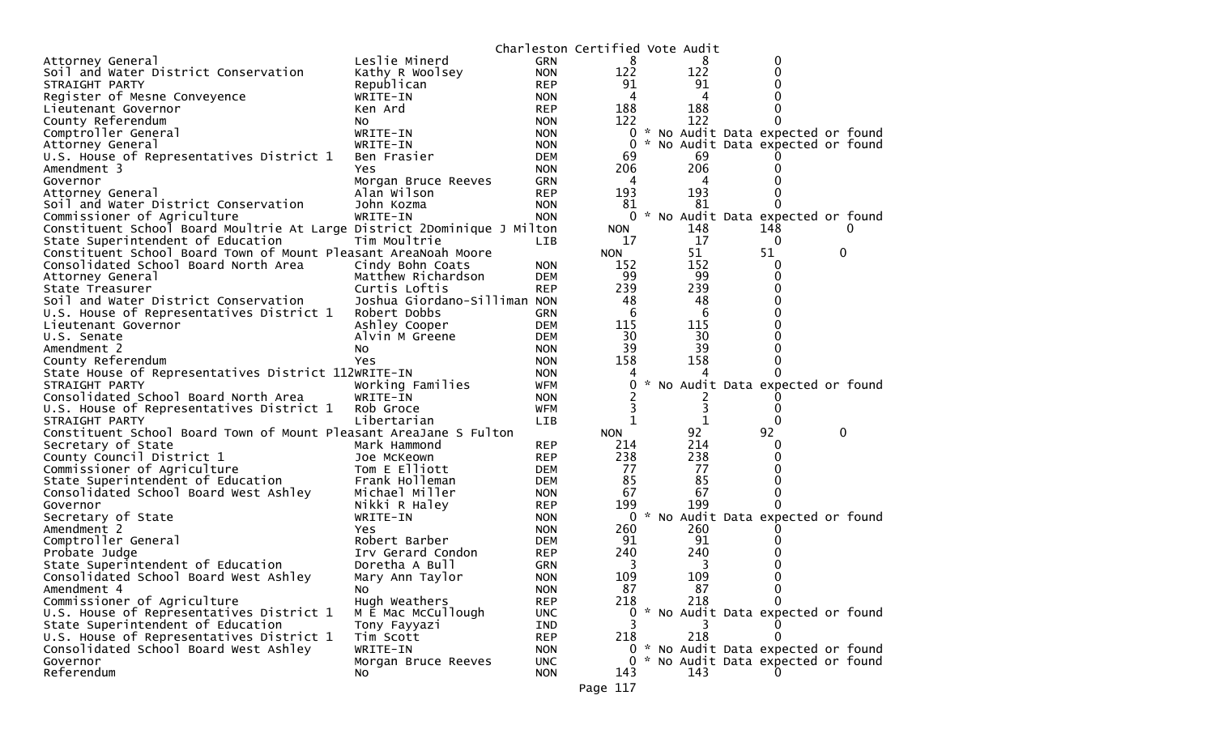Charleston Certified Vote Audit

| Contest | Candidate | Party | Votes | Audit | Difference | |
|---|---|---|---|---|---|---|
| Attorney General | Leslie Minerd | GRN | 8 | 8 | 0 | |
| Soil and Water District Conservation | Kathy R Woolsey | NON | 122 | 122 | 0 | |
| STRAIGHT PARTY | Republican | REP | 91 | 91 | 0 | |
| Register of Mesne Conveyence | WRITE-IN | NON | 4 | 4 | 0 | |
| Lieutenant Governor | Ken Ard | REP | 188 | 188 | 0 | |
| County Referendum | No | NON | 122 | 122 | 0 | |
| Comptroller General | WRITE-IN | NON | 0 | * No Audit Data expected or found | | |
| Attorney General | WRITE-IN | NON | 0 | * No Audit Data expected or found | | |
| U.S. House of Representatives District 1 | Ben Frasier | DEM | 69 | 69 | 0 | |
| Amendment 3 | Yes | NON | 206 | 206 | 0 | |
| Governor | Morgan Bruce Reeves | GRN | 4 | 4 | 0 | |
| Attorney General | Alan Wilson | REP | 193 | 193 | 0 | |
| Soil and Water District Conservation | John Kozma | NON | 81 | 81 | 0 | |
| Commissioner of Agriculture | WRITE-IN | NON | 0 | * No Audit Data expected or found | | |
| Constituent School Board Moultrie At Large District 2Dominique J Milton | | | NON | 148 | 148 | 0 |
| State Superintendent of Education | Tim Moultrie | LIB | 17 | 17 | 0 | |
| Constituent School Board Town of Mount Pleasant AreaNoah Moore | | | NON | 51 | 51 | 0 |
| Consolidated School Board North Area | Cindy Bohn Coats | NON | 152 | 152 | 0 | |
| Attorney General | Matthew Richardson | DEM | 99 | 99 | 0 | |
| State Treasurer | Curtis Loftis | REP | 239 | 239 | 0 | |
| Soil and Water District Conservation | Joshua Giordano-Silliman | NON | 48 | 48 | 0 | |
| U.S. House of Representatives District 1 | Robert Dobbs | GRN | 6 | 6 | 0 | |
| Lieutenant Governor | Ashley Cooper | DEM | 115 | 115 | 0 | |
| U.S. Senate | Alvin M Greene | DEM | 30 | 30 | 0 | |
| Amendment 2 | No | NON | 39 | 39 | 0 | |
| County Referendum | Yes | NON | 158 | 158 | 0 | |
| State House of Representatives District 112WRITE-IN | | NON | 4 | 4 | 0 | |
| STRAIGHT PARTY | Working Families | WFM | 0 | * No Audit Data expected or found | | |
| Consolidated School Board North Area | WRITE-IN | NON | 2 | 2 | 0 | |
| U.S. House of Representatives District 1 | Rob Groce | WFM | 3 | 3 | 0 | |
| STRAIGHT PARTY | Libertarian | LIB | 1 | 1 | 0 | |
| Constituent School Board Town of Mount Pleasant AreaJane S Fulton | | | NON | 92 | 92 | 0 |
| Secretary of State | Mark Hammond | REP | 214 | 214 | 0 | |
| County Council District 1 | Joe McKeown | REP | 238 | 238 | 0 | |
| Commissioner of Agriculture | Tom E Elliott | DEM | 77 | 77 | 0 | |
| State Superintendent of Education | Frank Holleman | DEM | 85 | 85 | 0 | |
| Consolidated School Board West Ashley | Michael Miller | NON | 67 | 67 | 0 | |
| Governor | Nikki R Haley | REP | 199 | 199 | 0 | |
| Secretary of State | WRITE-IN | NON | 0 | * No Audit Data expected or found | | |
| Amendment 2 | Yes | NON | 260 | 260 | 0 | |
| Comptroller General | Robert Barber | DEM | 91 | 91 | 0 | |
| Probate Judge | Irv Gerard Condon | REP | 240 | 240 | 0 | |
| State Superintendent of Education | Doretha A Bull | GRN | 3 | 3 | 0 | |
| Consolidated School Board West Ashley | Mary Ann Taylor | NON | 109 | 109 | 0 | |
| Amendment 4 | No | NON | 87 | 87 | 0 | |
| Commissioner of Agriculture | Hugh Weathers | REP | 218 | 218 | 0 | |
| U.S. House of Representatives District 1 | M E Mac McCullough | UNC | 0 | * No Audit Data expected or found | | |
| State Superintendent of Education | Tony Fayyazi | IND | 3 | 3 | 0 | |
| U.S. House of Representatives District 1 | Tim Scott | REP | 218 | 218 | 0 | |
| Consolidated School Board West Ashley | WRITE-IN | NON | 0 | * No Audit Data expected or found | | |
| Governor | Morgan Bruce Reeves | UNC | 0 | * No Audit Data expected or found | | |
| Referendum | No | NON | 143 | 143 | 0 | |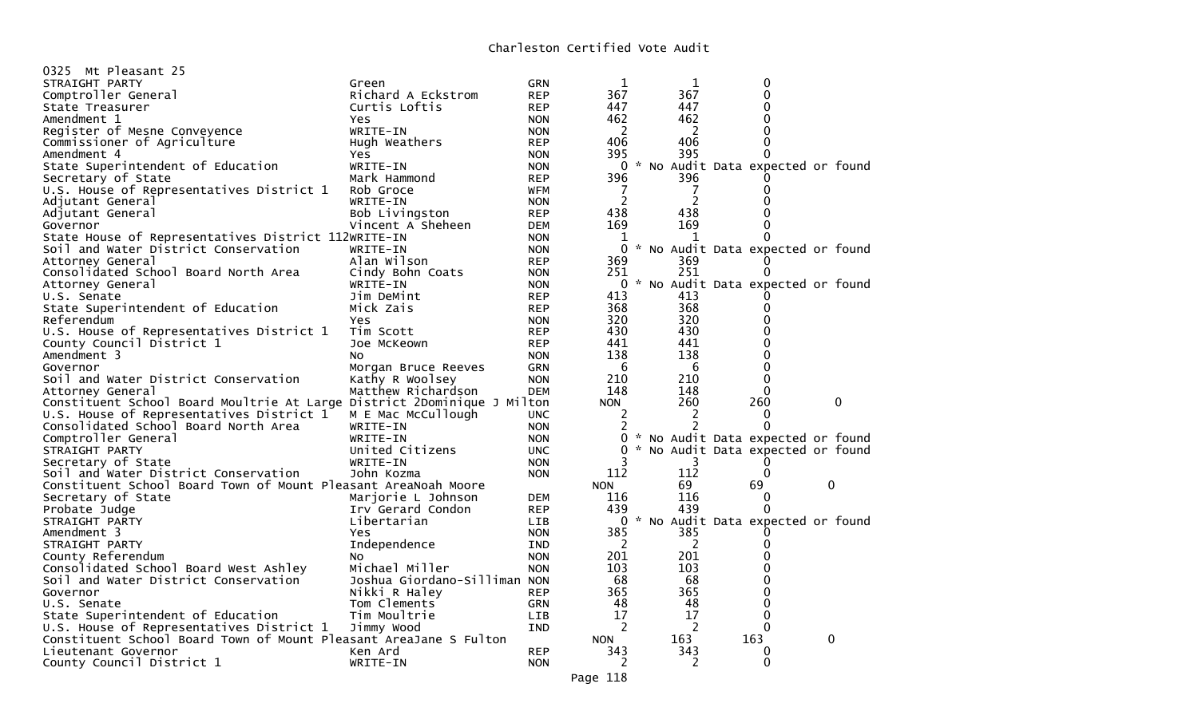# Charleston Certified Vote Audit

0325 Mt Pleasant 25

| Contest | Candidate | Party | | | |
|---|---|---|---|---|---|
| STRAIGHT PARTY | Green | GRN | 1 | 1 | 0 |
| Comptroller General | Richard A Eckstrom | REP | 367 | 367 | 0 |
| State Treasurer | Curtis Loftis | REP | 447 | 447 | 0 |
| Amendment 1 | Yes | NON | 462 | 462 | 0 |
| Register of Mesne Conveyence | WRITE-IN | NON | 2 | 2 | 0 |
| Commissioner of Agriculture | Hugh Weathers | REP | 406 | 406 | 0 |
| Amendment 4 | Yes | NON | 395 | 395 | 0 |
| State Superintendent of Education | WRITE-IN | NON | 0 * No Audit Data expected or found | | |
| Secretary of State | Mark Hammond | REP | 396 | 396 | 0 |
| U.S. House of Representatives District 1 | Rob Groce | WFM | 7 | 7 | 0 |
| Adjutant General | WRITE-IN | NON | 2 | 2 | 0 |
| Adjutant General | Bob Livingston | REP | 438 | 438 | 0 |
| Governor | Vincent A Sheheen | DEM | 169 | 169 | 0 |
| State House of Representatives District 112 | WRITE-IN | NON | 1 | 1 | 0 |
| Soil and Water District Conservation | WRITE-IN | NON | 0 * No Audit Data expected or found | | |
| Attorney General | Alan Wilson | REP | 369 | 369 | 0 |
| Consolidated School Board North Area | Cindy Bohn Coats | NON | 251 | 251 | 0 |
| Attorney General | WRITE-IN | NON | 0 * No Audit Data expected or found | | |
| U.S. Senate | Jim DeMint | REP | 413 | 413 | 0 |
| State Superintendent of Education | Mick Zais | REP | 368 | 368 | 0 |
| Referendum | Yes | NON | 320 | 320 | 0 |
| U.S. House of Representatives District 1 | Tim Scott | REP | 430 | 430 | 0 |
| County Council District 1 | Joe McKeown | REP | 441 | 441 | 0 |
| Amendment 3 | No | NON | 138 | 138 | 0 |
| Governor | Morgan Bruce Reeves | GRN | 6 | 6 | 0 |
| Soil and Water District Conservation | Kathy R Woolsey | NON | 210 | 210 | 0 |
| Attorney General | Matthew Richardson | DEM | 148 | 148 | 0 |
| Constituent School Board Moultrie At Large District 2 | Dominique J Milton | NON | 260 | 260 | 0 |
| U.S. House of Representatives District 1 | M E Mac McCullough | UNC | 2 | 2 | 0 |
| Consolidated School Board North Area | WRITE-IN | NON | 2 | 2 | 0 |
| Comptroller General | WRITE-IN | NON | 0 * No Audit Data expected or found | | |
| STRAIGHT PARTY | United Citizens | UNC | 0 * No Audit Data expected or found | | |
| Secretary of State | WRITE-IN | NON | 3 | 3 | 0 |
| Soil and Water District Conservation | John Kozma | NON | 112 | 112 | 0 |
| Constituent School Board Town of Mount Pleasant Area | Noah Moore | NON | 69 | 69 | 0 |
| Secretary of State | Marjorie L Johnson | DEM | 116 | 116 | 0 |
| Probate Judge | Irv Gerard Condon | REP | 439 | 439 | 0 |
| STRAIGHT PARTY | Libertarian | LIB | 0 * No Audit Data expected or found | | |
| Amendment 3 | Yes | NON | 385 | 385 | 0 |
| STRAIGHT PARTY | Independence | IND | 2 | 2 | 0 |
| County Referendum | No | NON | 201 | 201 | 0 |
| Consolidated School Board West Ashley | Michael Miller | NON | 103 | 103 | 0 |
| Soil and Water District Conservation | Joshua Giordano-Silliman | NON | 68 | 68 | 0 |
| Governor | Nikki R Haley | REP | 365 | 365 | 0 |
| U.S. Senate | Tom Clements | GRN | 48 | 48 | 0 |
| State Superintendent of Education | Tim Moultrie | LIB | 17 | 17 | 0 |
| U.S. House of Representatives District 1 | Jimmy Wood | IND | 2 | 2 | 0 |
| Constituent School Board Town of Mount Pleasant Area | Jane S Fulton | NON | 163 | 163 | 0 |
| Lieutenant Governor | Ken Ard | REP | 343 | 343 | 0 |
| County Council District 1 | WRITE-IN | NON | 2 | 2 | 0 |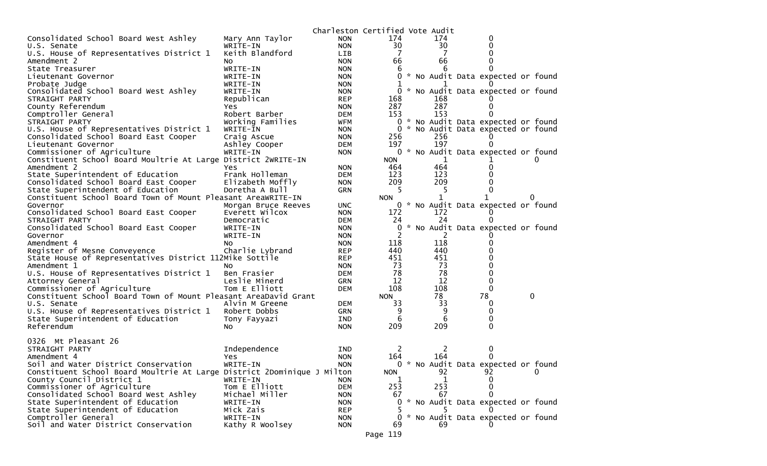Charleston Certified Vote Audit

| Contest | Candidate | Party | Votes | Audit | Difference | |
|---|---|---|---|---|---|---|
| Consolidated School Board West Ashley | Mary Ann Taylor | NON | 174 | 174 | 0 | |
| U.S. Senate | WRITE-IN | NON | 30 | 30 | 0 | |
| U.S. House of Representatives District 1 | Keith Blandford | LIB | 7 | 7 | 0 | |
| Amendment 2 | No | NON | 66 | 66 | 0 | |
| State Treasurer | WRITE-IN | NON | 6 | 6 | 0 | |
| Lieutenant Governor | WRITE-IN | NON | 0 | * No Audit Data expected or found | | |
| Probate Judge | WRITE-IN | NON | 1 | 1 | 0 | |
| Consolidated School Board West Ashley | WRITE-IN | NON | 0 | * No Audit Data expected or found | | |
| STRAIGHT PARTY | Republican | REP | 168 | 168 | 0 | |
| County Referendum | Yes | NON | 287 | 287 | 0 | |
| Comptroller General | Robert Barber | DEM | 153 | 153 | 0 | |
| STRAIGHT PARTY | Working Families | WFM | 0 | * No Audit Data expected or found | | |
| U.S. House of Representatives District 1 | WRITE-IN | NON | 0 | * No Audit Data expected or found | | |
| Consolidated School Board East Cooper | Craig Ascue | NON | 256 | 256 | 0 | |
| Lieutenant Governor | Ashley Cooper | DEM | 197 | 197 | 0 | |
| Commissioner of Agriculture | WRITE-IN | NON | 0 | * No Audit Data expected or found | | |
| Constituent School Board Moultrie At Large District 2 | WRITE-IN | | NON | 1 | 1 | 0 |
| Amendment 2 | Yes | NON | 464 | 464 | 0 | |
| State Superintendent of Education | Frank Holleman | DEM | 123 | 123 | 0 | |
| Consolidated School Board East Cooper | Elizabeth Moffly | NON | 209 | 209 | 0 | |
| State Superintendent of Education | Doretha A Bull | GRN | 5 | 5 | 0 | |
| Constituent School Board Town of Mount Pleasant Area | WRITE-IN | | NON | 1 | 1 | 0 |
| Governor | Morgan Bruce Reeves | UNC | 0 | * No Audit Data expected or found | | |
| Consolidated School Board East Cooper | Everett Wilcox | NON | 172 | 172 | 0 | |
| STRAIGHT PARTY | Democratic | DEM | 24 | 24 | 0 | |
| Consolidated School Board East Cooper | WRITE-IN | NON | 0 | * No Audit Data expected or found | | |
| Governor | WRITE-IN | NON | 2 | 2 | 0 | |
| Amendment 4 | No | NON | 118 | 118 | 0 | |
| Register of Mesne Conveyence | Charlie Lybrand | REP | 440 | 440 | 0 | |
| State House of Representatives District 112 | Mike Sottile | REP | 451 | 451 | 0 | |
| Amendment 1 | No | NON | 73 | 73 | 0 | |
| U.S. House of Representatives District 1 | Ben Frasier | DEM | 78 | 78 | 0 | |
| Attorney General | Leslie Minerd | GRN | 12 | 12 | 0 | |
| Commissioner of Agriculture | Tom E Elliott | DEM | 108 | 108 | 0 | |
| Constituent School Board Town of Mount Pleasant Area | David Grant | | NON | 78 | 78 | 0 |
| U.S. Senate | Alvin M Greene | DEM | 33 | 33 | 0 | |
| U.S. House of Representatives District 1 | Robert Dobbs | GRN | 9 | 9 | 0 | |
| State Superintendent of Education | Tony Fayyazi | IND | 6 | 6 | 0 | |
| Referendum | No | NON | 209 | 209 | 0 | |

0326 Mt Pleasant 26

| Contest | Candidate | Party | Votes | Audit | Difference | |
|---|---|---|---|---|---|---|
| STRAIGHT PARTY | Independence | IND | 2 | 2 | 0 | |
| Amendment 4 | Yes | NON | 164 | 164 | 0 | |
| Soil and Water District Conservation | WRITE-IN | NON | 0 | * No Audit Data expected or found | | |
| Constituent School Board Moultrie At Large District 2 | Dominique J Milton | | NON | 92 | 92 | 0 |
| County Council District 1 | WRITE-IN | NON | 1 | 1 | 0 | |
| Commissioner of Agriculture | Tom E Elliott | DEM | 253 | 253 | 0 | |
| Consolidated School Board West Ashley | Michael Miller | NON | 67 | 67 | 0 | |
| State Superintendent of Education | WRITE-IN | NON | 0 | * No Audit Data expected or found | | |
| State Superintendent of Education | Mick Zais | REP | 5 | 5 | 0 | |
| Comptroller General | WRITE-IN | NON | 0 | * No Audit Data expected or found | | |
| Soil and Water District Conservation | Kathy R Woolsey | NON | 69 | 69 | 0 | |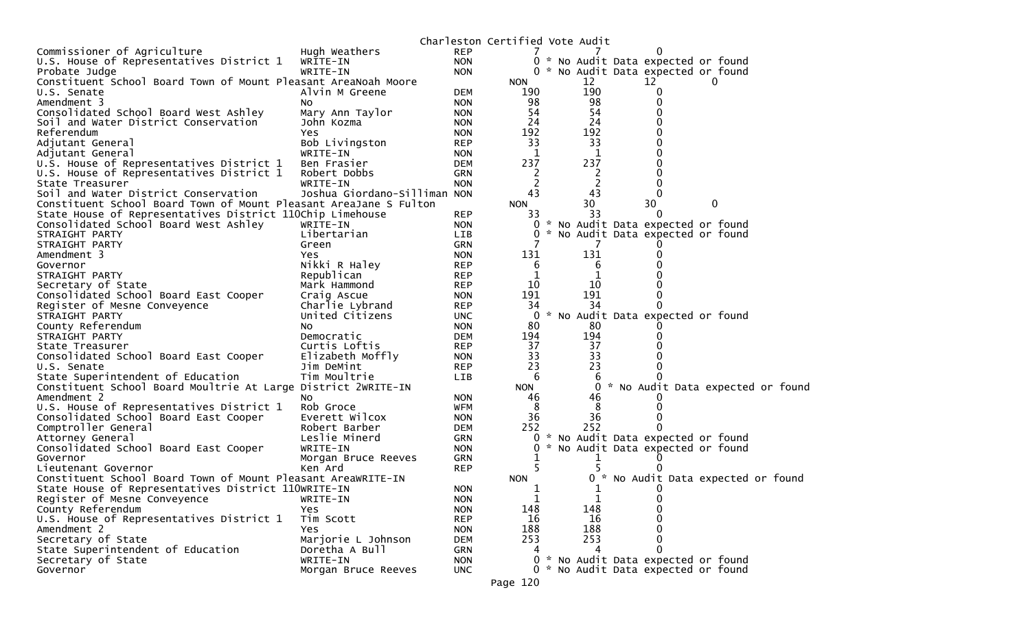Charleston Certified Vote Audit

| Contest | Candidate | Party | Count 1 | Count 2 | Diff |
|---|---|---|---|---|---|
| Commissioner of Agriculture | Hugh Weathers | REP | 7 | 7 | 0 |
| U.S. House of Representatives District 1 | WRITE-IN | NON | 0 | * No Audit Data expected or found | |
| Probate Judge | WRITE-IN | NON | 0 | * No Audit Data expected or found | |
| Constituent School Board Town of Mount Pleasant Area | Noah Moore | NON | 12 | 12 | 0 |
| U.S. Senate | Alvin M Greene | DEM | 190 | 190 | 0 |
| Amendment 3 | No | NON | 98 | 98 | 0 |
| Consolidated School Board West Ashley | Mary Ann Taylor | NON | 54 | 54 | 0 |
| Soil and Water District Conservation | John Kozma | NON | 24 | 24 | 0 |
| Referendum | Yes | NON | 192 | 192 | 0 |
| Adjutant General | Bob Livingston | REP | 33 | 33 | 0 |
| Adjutant General | WRITE-IN | NON | 1 | 1 | 0 |
| U.S. House of Representatives District 1 | Ben Frasier | DEM | 237 | 237 | 0 |
| U.S. House of Representatives District 1 | Robert Dobbs | GRN | 2 | 2 | 0 |
| State Treasurer | WRITE-IN | NON | 2 | 2 | 0 |
| Soil and Water District Conservation | Joshua Giordano-Silliman | NON | 43 | 43 | 0 |
| Constituent School Board Town of Mount Pleasant Area | Jane S Fulton | NON | 30 | 30 | 0 |
| State House of Representatives District 110 | Chip Limehouse | REP | 33 | 33 | 0 |
| Consolidated School Board West Ashley | WRITE-IN | NON | 0 | * No Audit Data expected or found | |
| STRAIGHT PARTY | Libertarian | LIB | 0 | * No Audit Data expected or found | |
| STRAIGHT PARTY | Green | GRN | 7 | 7 | 0 |
| Amendment 3 | Yes | NON | 131 | 131 | 0 |
| Governor | Nikki R Haley | REP | 6 | 6 | 0 |
| STRAIGHT PARTY | Republican | REP | 1 | 1 | 0 |
| Secretary of State | Mark Hammond | REP | 10 | 10 | 0 |
| Consolidated School Board East Cooper | Craig Ascue | NON | 191 | 191 | 0 |
| Register of Mesne Conveyence | Charlie Lybrand | REP | 34 | 34 | 0 |
| STRAIGHT PARTY | United Citizens | UNC | 0 | * No Audit Data expected or found | |
| County Referendum | No | NON | 80 | 80 | 0 |
| STRAIGHT PARTY | Democratic | DEM | 194 | 194 | 0 |
| State Treasurer | Curtis Loftis | REP | 37 | 37 | 0 |
| Consolidated School Board East Cooper | Elizabeth Moffly | NON | 33 | 33 | 0 |
| U.S. Senate | Jim DeMint | REP | 23 | 23 | 0 |
| State Superintendent of Education | Tim Moultrie | LIB | 6 | 6 | 0 |
| Constituent School Board Moultrie At Large District 2 | WRITE-IN | NON | 0 | * No Audit Data expected or found | |
| Amendment 2 | No | NON | 46 | 46 | 0 |
| U.S. House of Representatives District 1 | Rob Groce | WFM | 8 | 8 | 0 |
| Consolidated School Board East Cooper | Everett Wilcox | NON | 36 | 36 | 0 |
| Comptroller General | Robert Barber | DEM | 252 | 252 | 0 |
| Attorney General | Leslie Minerd | GRN | 0 | * No Audit Data expected or found | |
| Consolidated School Board East Cooper | WRITE-IN | NON | 0 | * No Audit Data expected or found | |
| Governor | Morgan Bruce Reeves | GRN | 1 | 1 | 0 |
| Lieutenant Governor | Ken Ard | REP | 5 | 5 | 0 |
| Constituent School Board Town of Mount Pleasant Area | WRITE-IN | NON | 0 | * No Audit Data expected or found | |
| State House of Representatives District 110 | WRITE-IN | NON | 1 | 1 | 0 |
| Register of Mesne Conveyence | WRITE-IN | NON | 1 | 1 | 0 |
| County Referendum | Yes | NON | 148 | 148 | 0 |
| U.S. House of Representatives District 1 | Tim Scott | REP | 16 | 16 | 0 |
| Amendment 2 | Yes | NON | 188 | 188 | 0 |
| Secretary of State | Marjorie L Johnson | DEM | 253 | 253 | 0 |
| State Superintendent of Education | Doretha A Bull | GRN | 4 | 4 | 0 |
| Secretary of State | WRITE-IN | NON | 0 | * No Audit Data expected or found | |
| Governor | Morgan Bruce Reeves | UNC | 0 | * No Audit Data expected or found | |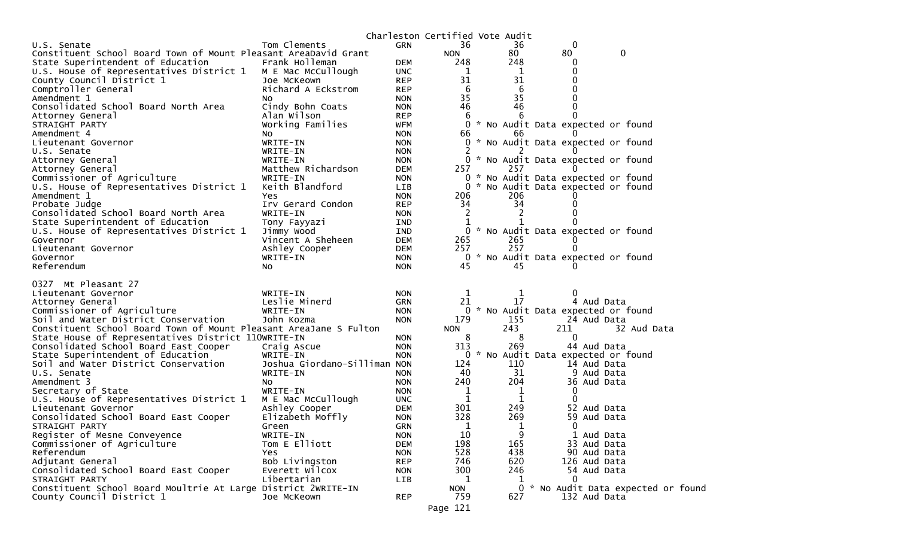Charleston Certified Vote Audit

| Contest | Candidate | Party | Total | Audit | Difference | Note |
|---|---|---|---|---|---|---|
| U.S. Senate | Tom Clements | GRN | 36 | 36 | 0 | |
| Constituent School Board Town of Mount Pleasant Area | David Grant | NON | 80 | 80 | 0 | |
| State Superintendent of Education | Frank Holleman | DEM | 248 | 248 | 0 | |
| U.S. House of Representatives District 1 | M E Mac McCullough | UNC | 1 | 1 | 0 | |
| County Council District 1 | Joe McKeown | REP | 31 | 31 | 0 | |
| Comptroller General | Richard A Eckstrom | REP | 6 | 6 | 0 | |
| Amendment 1 | No | NON | 35 | 35 | 0 | |
| Consolidated School Board North Area | Cindy Bohn Coats | NON | 46 | 46 | 0 | |
| Attorney General | Alan Wilson | REP | 6 | 6 | 0 | |
| STRAIGHT PARTY | Working Families | WFM | 0 | | | * No Audit Data expected or found |
| Amendment 4 | No | NON | 66 | 66 | 0 | |
| Lieutenant Governor | WRITE-IN | NON | 0 | | | * No Audit Data expected or found |
| U.S. Senate | WRITE-IN | NON | 2 | 2 | 0 | |
| Attorney General | WRITE-IN | NON | 0 | | | * No Audit Data expected or found |
| Attorney General | Matthew Richardson | DEM | 257 | 257 | 0 | |
| Commissioner of Agriculture | WRITE-IN | NON | 0 | | | * No Audit Data expected or found |
| U.S. House of Representatives District 1 | Keith Blandford | LIB | 0 | | | * No Audit Data expected or found |
| Amendment 1 | Yes | NON | 206 | 206 | 0 | |
| Probate Judge | Irv Gerard Condon | REP | 34 | 34 | 0 | |
| Consolidated School Board North Area | WRITE-IN | NON | 2 | 2 | 0 | |
| State Superintendent of Education | Tony Fayyazi | IND | 1 | 1 | 0 | |
| U.S. House of Representatives District 1 | Jimmy Wood | IND | 0 | | | * No Audit Data expected or found |
| Governor | Vincent A Sheheen | DEM | 265 | 265 | 0 | |
| Lieutenant Governor | Ashley Cooper | DEM | 257 | 257 | 0 | |
| Governor | WRITE-IN | NON | 0 | | | * No Audit Data expected or found |
| Referendum | No | NON | 45 | 45 | 0 | |

0327 Mt Pleasant 27

| Contest | Candidate | Party | Total | Audit | Difference | Note |
|---|---|---|---|---|---|---|
| Lieutenant Governor | WRITE-IN | NON | 1 | 1 | 0 | |
| Attorney General | Leslie Minerd | GRN | 21 | 17 | 4 | Aud Data |
| Commissioner of Agriculture | WRITE-IN | NON | 0 | | | * No Audit Data expected or found |
| Soil and Water District Conservation | John Kozma | NON | 179 | 155 | 24 | Aud Data |
| Constituent School Board Town of Mount Pleasant Area | Jane S Fulton | NON | 243 | 211 | 32 | Aud Data |
| State House of Representatives District 110 | WRITE-IN | NON | 8 | 8 | 0 | |
| Consolidated School Board East Cooper | Craig Ascue | NON | 313 | 269 | 44 | Aud Data |
| State Superintendent of Education | WRITE-IN | NON | 0 | | | * No Audit Data expected or found |
| Soil and Water District Conservation | Joshua Giordano-Silliman | NON | 124 | 110 | 14 | Aud Data |
| U.S. Senate | WRITE-IN | NON | 40 | 31 | 9 | Aud Data |
| Amendment 3 | No | NON | 240 | 204 | 36 | Aud Data |
| Secretary of State | WRITE-IN | NON | 1 | 1 | 0 | |
| U.S. House of Representatives District 1 | M E Mac McCullough | UNC | 1 | 1 | 0 | |
| Lieutenant Governor | Ashley Cooper | DEM | 301 | 249 | 52 | Aud Data |
| Consolidated School Board East Cooper | Elizabeth Moffly | NON | 328 | 269 | 59 | Aud Data |
| STRAIGHT PARTY | Green | GRN | 1 | 1 | 0 | |
| Register of Mesne Conveyence | WRITE-IN | NON | 10 | 9 | 1 | Aud Data |
| Commissioner of Agriculture | Tom E Elliott | DEM | 198 | 165 | 33 | Aud Data |
| Referendum | Yes | NON | 528 | 438 | 90 | Aud Data |
| Adjutant General | Bob Livingston | REP | 746 | 620 | 126 | Aud Data |
| Consolidated School Board East Cooper | Everett Wilcox | NON | 300 | 246 | 54 | Aud Data |
| STRAIGHT PARTY | Libertarian | LIB | 1 | 1 | 0 | |
| Constituent School Board Moultrie At Large District 2 | WRITE-IN | NON | 0 | | | * No Audit Data expected or found |
| County Council District 1 | Joe McKeown | REP | 759 | 627 | 132 | Aud Data |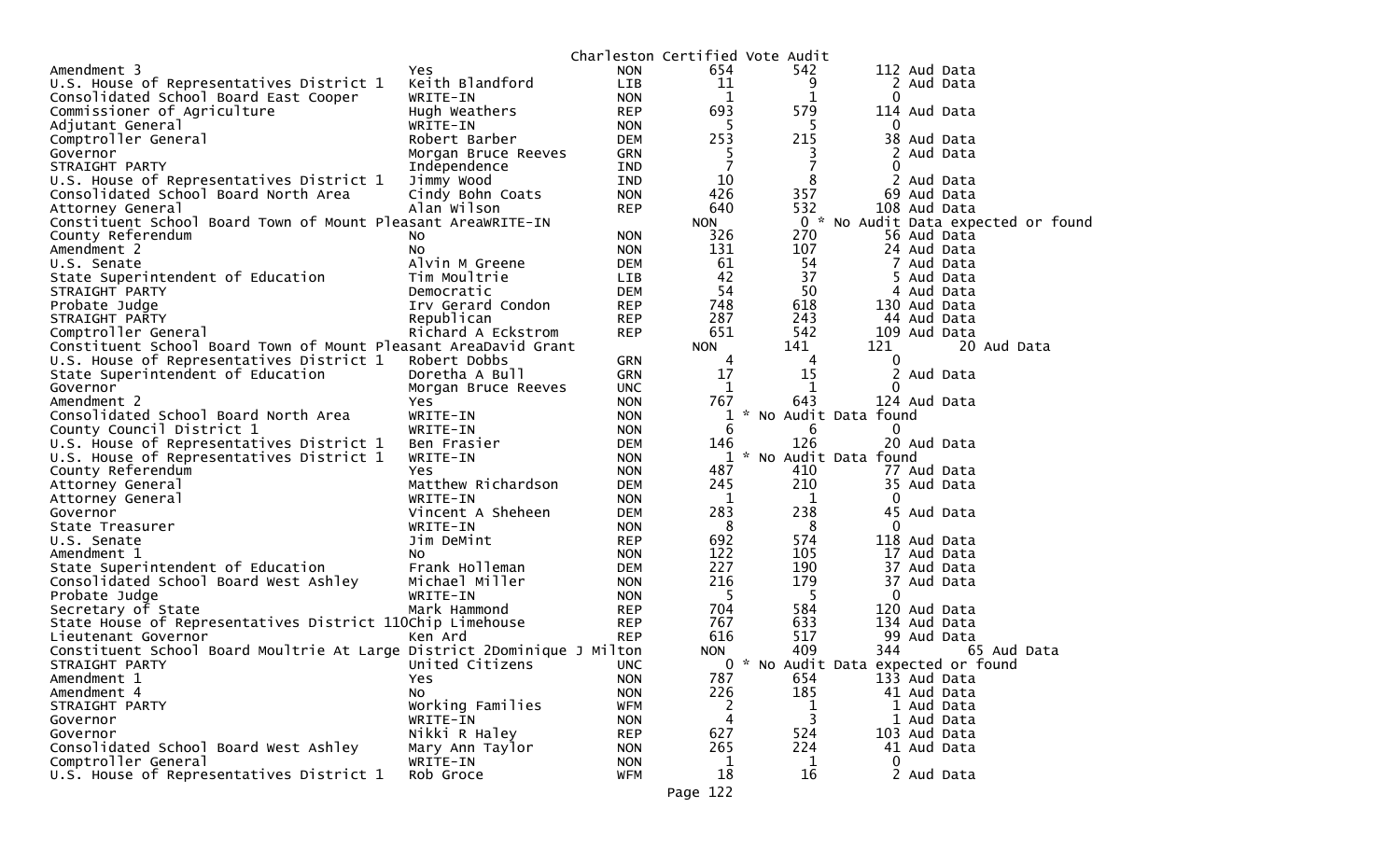Charleston Certified Vote Audit

| Contest | Candidate | Party | Certified | Audit | Difference | Note |
|---|---|---|---|---|---|---|
| Amendment 3 | Yes | NON | 654 | 542 | 112 | Aud Data |
| U.S. House of Representatives District 1 | Keith Blandford | LIB | 11 | 9 | 2 | Aud Data |
| Consolidated School Board East Cooper | WRITE-IN | NON | 1 | 1 | 0 | |
| Commissioner of Agriculture | Hugh Weathers | REP | 693 | 579 | 114 | Aud Data |
| Adjutant General | WRITE-IN | NON | 5 | 5 | 0 | |
| Comptroller General | Robert Barber | DEM | 253 | 215 | 38 | Aud Data |
| Governor | Morgan Bruce Reeves | GRN | 5 | 3 | 2 | Aud Data |
| STRAIGHT PARTY | Independence | IND | 7 | 7 | 0 | |
| U.S. House of Representatives District 1 | Jimmy Wood | IND | 10 | 8 | 2 | Aud Data |
| Consolidated School Board North Area | Cindy Bohn Coats | NON | 426 | 357 | 69 | Aud Data |
| Attorney General | Alan Wilson | REP | 640 | 532 | 108 | Aud Data |
| Constituent School Board Town of Mount Pleasant Area | WRITE-IN | NON | 0 | * No Audit Data expected or found | | |
| County Referendum | No | NON | 326 | 270 | 56 | Aud Data |
| Amendment 2 | No | NON | 131 | 107 | 24 | Aud Data |
| U.S. Senate | Alvin M Greene | DEM | 61 | 54 | 7 | Aud Data |
| State Superintendent of Education | Tim Moultrie | LIB | 42 | 37 | 5 | Aud Data |
| STRAIGHT PARTY | Democratic | DEM | 54 | 50 | 4 | Aud Data |
| Probate Judge | Irv Gerard Condon | REP | 748 | 618 | 130 | Aud Data |
| STRAIGHT PARTY | Republican | REP | 287 | 243 | 44 | Aud Data |
| Comptroller General | Richard A Eckstrom | REP | 651 | 542 | 109 | Aud Data |
| Constituent School Board Town of Mount Pleasant Area | David Grant | NON | 141 | 121 | 20 | Aud Data |
| U.S. House of Representatives District 1 | Robert Dobbs | GRN | 4 | 4 | 0 | |
| State Superintendent of Education | Doretha A Bull | GRN | 17 | 15 | 2 | Aud Data |
| Governor | Morgan Bruce Reeves | UNC | 1 | 1 | 0 | |
| Amendment 2 | Yes | NON | 767 | 643 | 124 | Aud Data |
| Consolidated School Board North Area | WRITE-IN | NON | 1 | * No Audit Data found | | |
| County Council District 1 | WRITE-IN | NON | 6 | 6 | 0 | |
| U.S. House of Representatives District 1 | Ben Frasier | DEM | 146 | 126 | 20 | Aud Data |
| U.S. House of Representatives District 1 | WRITE-IN | NON | 1 | * No Audit Data found | | |
| County Referendum | Yes | NON | 487 | 410 | 77 | Aud Data |
| Attorney General | Matthew Richardson | DEM | 245 | 210 | 35 | Aud Data |
| Attorney General | WRITE-IN | NON | 1 | 1 | 0 | |
| Governor | Vincent A Sheheen | DEM | 283 | 238 | 45 | Aud Data |
| State Treasurer | WRITE-IN | NON | 8 | 8 | 0 | |
| U.S. Senate | Jim DeMint | REP | 692 | 574 | 118 | Aud Data |
| Amendment 1 | No | NON | 122 | 105 | 17 | Aud Data |
| State Superintendent of Education | Frank Holleman | DEM | 227 | 190 | 37 | Aud Data |
| Consolidated School Board West Ashley | Michael Miller | NON | 216 | 179 | 37 | Aud Data |
| Probate Judge | WRITE-IN | NON | 5 | 5 | 0 | |
| Secretary of State | Mark Hammond | REP | 704 | 584 | 120 | Aud Data |
| State House of Representatives District 110 | Chip Limehouse | REP | 767 | 633 | 134 | Aud Data |
| Lieutenant Governor | Ken Ard | REP | 616 | 517 | 99 | Aud Data |
| Constituent School Board Moultrie At Large District 2 | Dominique J Milton | NON | 409 | 344 | 65 | Aud Data |
| STRAIGHT PARTY | United Citizens | UNC | 0 | * No Audit Data expected or found | | |
| Amendment 1 | Yes | NON | 787 | 654 | 133 | Aud Data |
| Amendment 4 | No | NON | 226 | 185 | 41 | Aud Data |
| STRAIGHT PARTY | Working Families | WFM | 2 | 1 | 1 | Aud Data |
| Governor | WRITE-IN | NON | 4 | 3 | 1 | Aud Data |
| Governor | Nikki R Haley | REP | 627 | 524 | 103 | Aud Data |
| Consolidated School Board West Ashley | Mary Ann Taylor | NON | 265 | 224 | 41 | Aud Data |
| Comptroller General | WRITE-IN | NON | 1 | 1 | 0 | |
| U.S. House of Representatives District 1 | Rob Groce | WFM | 18 | 16 | 2 | Aud Data |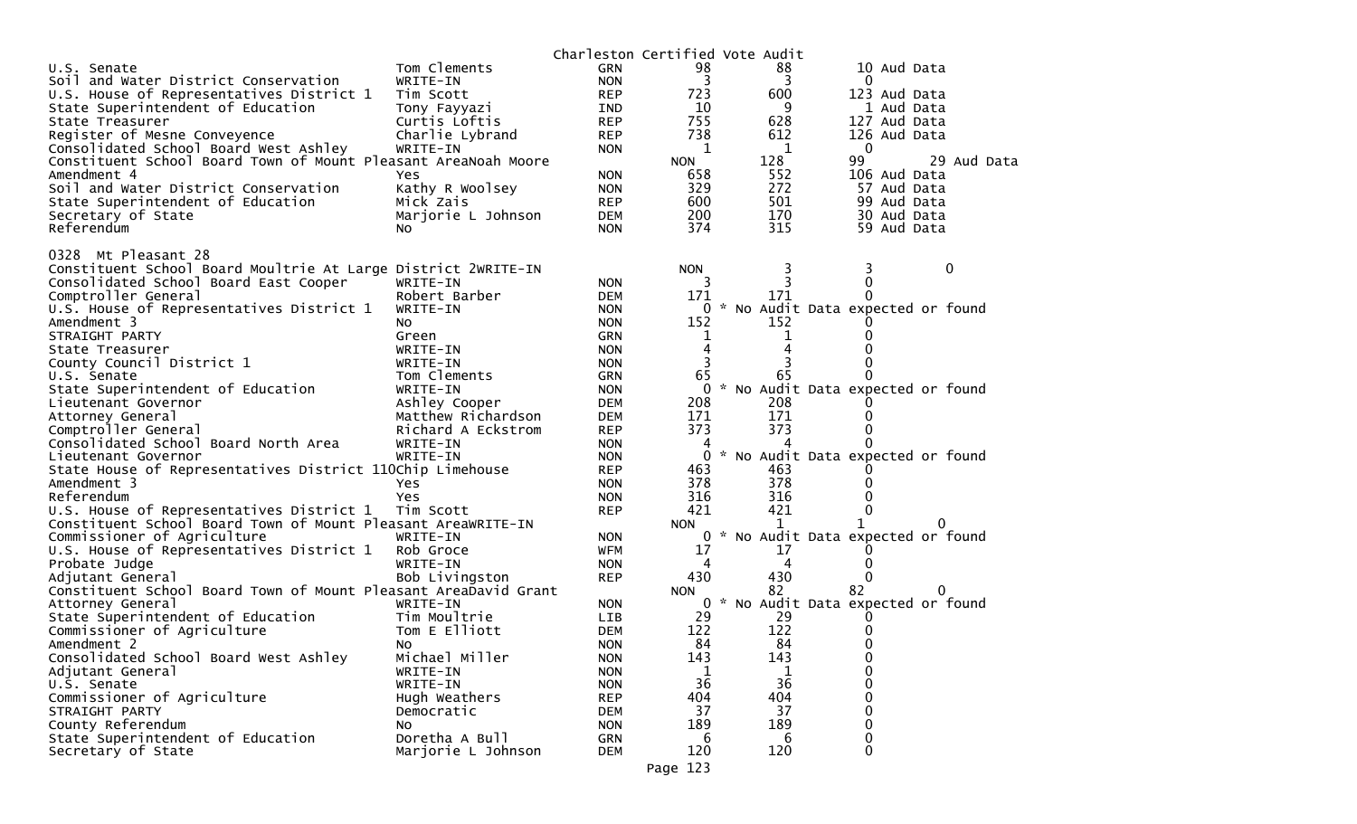Charleston Certified Vote Audit

| Contest | Candidate | Party | Votes | Counted | Diff | Note |
|---|---|---|---|---|---|---|
| U.S. Senate | Tom Clements | GRN | 98 | 88 | 10 | Aud Data |
| Soil and Water District Conservation | WRITE-IN | NON | 3 | 3 | 0 | |
| U.S. House of Representatives District 1 | Tim Scott | REP | 723 | 600 | 123 | Aud Data |
| State Superintendent of Education | Tony Fayyazi | IND | 10 | 9 | 1 | Aud Data |
| State Treasurer | Curtis Loftis | REP | 755 | 628 | 127 | Aud Data |
| Register of Mesne Conveyence | Charlie Lybrand | REP | 738 | 612 | 126 | Aud Data |
| Consolidated School Board West Ashley | WRITE-IN | NON | 1 | 1 | 0 | |
| Constituent School Board Town of Mount Pleasant Area | Noah Moore | NON | 128 | 99 | 29 | Aud Data |
| Amendment 4 | Yes | NON | 658 | 552 | 106 | Aud Data |
| Soil and Water District Conservation | Kathy R Woolsey | NON | 329 | 272 | 57 | Aud Data |
| State Superintendent of Education | Mick Zais | REP | 600 | 501 | 99 | Aud Data |
| Secretary of State | Marjorie L Johnson | DEM | 200 | 170 | 30 | Aud Data |
| Referendum | No | NON | 374 | 315 | 59 | Aud Data |

0328 Mt Pleasant 28

| Contest | Candidate | Party | Votes | Counted | Diff | Note |
|---|---|---|---|---|---|---|
| Constituent School Board Moultrie At Large District 2 | WRITE-IN | NON | 3 | 3 | 0 | |
| Consolidated School Board East Cooper | WRITE-IN | NON | 3 | 3 | 0 | |
| Comptroller General | Robert Barber | DEM | 171 | 171 | 0 | |
| U.S. House of Representatives District 1 | WRITE-IN | NON | 0 | | | * No Audit Data expected or found |
| Amendment 3 | No | NON | 152 | 152 | 0 | |
| STRAIGHT PARTY | Green | GRN | 1 | 1 | 0 | |
| State Treasurer | WRITE-IN | NON | 4 | 4 | 0 | |
| County Council District 1 | WRITE-IN | NON | 3 | 3 | 0 | |
| U.S. Senate | Tom Clements | GRN | 65 | 65 | 0 | |
| State Superintendent of Education | WRITE-IN | NON | 0 | | | * No Audit Data expected or found |
| Lieutenant Governor | Ashley Cooper | DEM | 208 | 208 | 0 | |
| Attorney General | Matthew Richardson | DEM | 171 | 171 | 0 | |
| Comptroller General | Richard A Eckstrom | REP | 373 | 373 | 0 | |
| Consolidated School Board North Area | WRITE-IN | NON | 4 | 4 | 0 | |
| Lieutenant Governor | WRITE-IN | NON | 0 | | | * No Audit Data expected or found |
| State House of Representatives District 110 | Chip Limehouse | REP | 463 | 463 | 0 | |
| Amendment 3 | Yes | NON | 378 | 378 | 0 | |
| Referendum | Yes | NON | 316 | 316 | 0 | |
| U.S. House of Representatives District 1 | Tim Scott | REP | 421 | 421 | 0 | |
| Constituent School Board Town of Mount Pleasant Area | WRITE-IN | NON | 1 | 1 | 0 | |
| Commissioner of Agriculture | WRITE-IN | NON | 0 | | | * No Audit Data expected or found |
| U.S. House of Representatives District 1 | Rob Groce | WFM | 17 | 17 | 0 | |
| Probate Judge | WRITE-IN | NON | 4 | 4 | 0 | |
| Adjutant General | Bob Livingston | REP | 430 | 430 | 0 | |
| Constituent School Board Town of Mount Pleasant Area | David Grant | NON | 82 | 82 | 0 | |
| Attorney General | WRITE-IN | NON | 0 | | | * No Audit Data expected or found |
| State Superintendent of Education | Tim Moultrie | LIB | 29 | 29 | 0 | |
| Commissioner of Agriculture | Tom E Elliott | DEM | 122 | 122 | 0 | |
| Amendment 2 | No | NON | 84 | 84 | 0 | |
| Consolidated School Board West Ashley | Michael Miller | NON | 143 | 143 | 0 | |
| Adjutant General | WRITE-IN | NON | 1 | 1 | 0 | |
| U.S. Senate | WRITE-IN | NON | 36 | 36 | 0 | |
| Commissioner of Agriculture | Hugh Weathers | REP | 404 | 404 | 0 | |
| STRAIGHT PARTY | Democratic | DEM | 37 | 37 | 0 | |
| County Referendum | No | NON | 189 | 189 | 0 | |
| State Superintendent of Education | Doretha A Bull | GRN | 6 | 6 | 0 | |
| Secretary of State | Marjorie L Johnson | DEM | 120 | 120 | 0 | |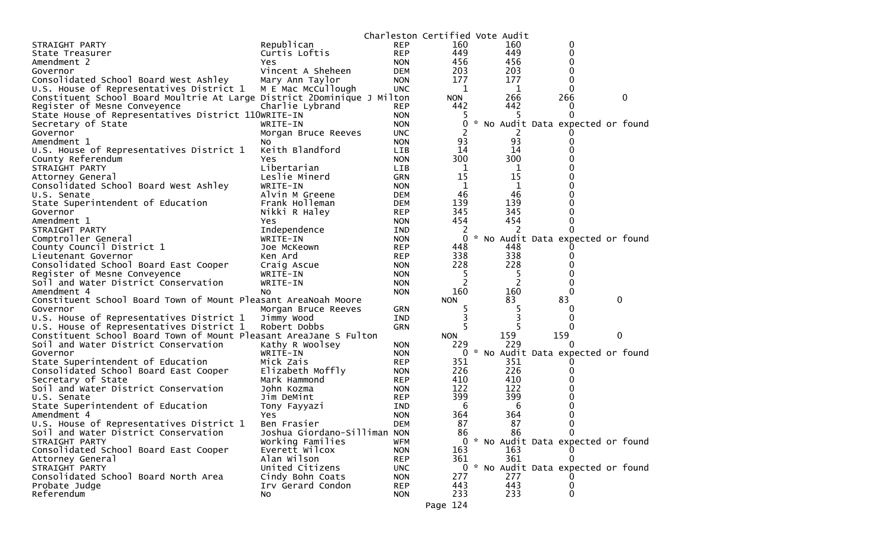Charleston Certified Vote Audit

| | | | | | |
|---|---|---|---|---|---|
| STRAIGHT PARTY | Republican | REP | 160 | 160 | 0 |
| State Treasurer | Curtis Loftis | REP | 449 | 449 | 0 |
| Amendment 2 | Yes | NON | 456 | 456 | 0 |
| Governor | Vincent A Sheheen | DEM | 203 | 203 | 0 |
| Consolidated School Board West Ashley | Mary Ann Taylor | NON | 177 | 177 | 0 |
| U.S. House of Representatives District 1 | M E Mac McCullough | UNC | 1 | 1 | 0 |
| Constituent School Board Moultrie At Large District 2 | Dominique J Milton | NON | 266 | 266 | 0 |
| Register of Mesne Conveyence | Charlie Lybrand | REP | 442 | 442 | 0 |
| State House of Representatives District 110 | WRITE-IN | NON | 5 | 5 | 0 |
| Secretary of State | WRITE-IN | NON | 0 | * No Audit Data expected or found | |
| Governor | Morgan Bruce Reeves | UNC | 2 | 2 | 0 |
| Amendment 1 | No | NON | 93 | 93 | 0 |
| U.S. House of Representatives District 1 | Keith Blandford | LIB | 14 | 14 | 0 |
| County Referendum | Yes | NON | 300 | 300 | 0 |
| STRAIGHT PARTY | Libertarian | LIB | 1 | 1 | 0 |
| Attorney General | Leslie Minerd | GRN | 15 | 15 | 0 |
| Consolidated School Board West Ashley | WRITE-IN | NON | 1 | 1 | 0 |
| U.S. Senate | Alvin M Greene | DEM | 46 | 46 | 0 |
| State Superintendent of Education | Frank Holleman | DEM | 139 | 139 | 0 |
| Governor | Nikki R Haley | REP | 345 | 345 | 0 |
| Amendment 1 | Yes | NON | 454 | 454 | 0 |
| STRAIGHT PARTY | Independence | IND | 2 | 2 | 0 |
| Comptroller General | WRITE-IN | NON | 0 | * No Audit Data expected or found | |
| County Council District 1 | Joe McKeown | REP | 448 | 448 | 0 |
| Lieutenant Governor | Ken Ard | REP | 338 | 338 | 0 |
| Consolidated School Board East Cooper | Craig Ascue | NON | 228 | 228 | 0 |
| Register of Mesne Conveyence | WRITE-IN | NON | 5 | 5 | 0 |
| Soil and Water District Conservation | WRITE-IN | NON | 2 | 2 | 0 |
| Amendment 4 | No | NON | 160 | 160 | 0 |
| Constituent School Board Town of Mount Pleasant Area | Noah Moore | NON | 83 | 83 | 0 |
| Governor | Morgan Bruce Reeves | GRN | 5 | 5 | 0 |
| U.S. House of Representatives District 1 | Jimmy Wood | IND | 3 | 3 | 0 |
| U.S. House of Representatives District 1 | Robert Dobbs | GRN | 5 | 5 | 0 |
| Constituent School Board Town of Mount Pleasant Area | Jane S Fulton | NON | 159 | 159 | 0 |
| Soil and Water District Conservation | Kathy R Woolsey | NON | 229 | 229 | 0 |
| Governor | WRITE-IN | NON | 0 | * No Audit Data expected or found | |
| State Superintendent of Education | Mick Zais | REP | 351 | 351 | 0 |
| Consolidated School Board East Cooper | Elizabeth Moffly | NON | 226 | 226 | 0 |
| Secretary of State | Mark Hammond | REP | 410 | 410 | 0 |
| Soil and Water District Conservation | John Kozma | NON | 122 | 122 | 0 |
| U.S. Senate | Jim DeMint | REP | 399 | 399 | 0 |
| State Superintendent of Education | Tony Fayyazi | IND | 6 | 6 | 0 |
| Amendment 4 | Yes | NON | 364 | 364 | 0 |
| U.S. House of Representatives District 1 | Ben Frasier | DEM | 87 | 87 | 0 |
| Soil and Water District Conservation | Joshua Giordano-Silliman | NON | 86 | 86 | 0 |
| STRAIGHT PARTY | Working Families | WFM | 0 | * No Audit Data expected or found | |
| Consolidated School Board East Cooper | Everett Wilcox | NON | 163 | 163 | 0 |
| Attorney General | Alan Wilson | REP | 361 | 361 | 0 |
| STRAIGHT PARTY | United Citizens | UNC | 0 | * No Audit Data expected or found | |
| Consolidated School Board North Area | Cindy Bohn Coats | NON | 277 | 277 | 0 |
| Probate Judge | Irv Gerard Condon | REP | 443 | 443 | 0 |
| Referendum | No | NON | 233 | 233 | 0 |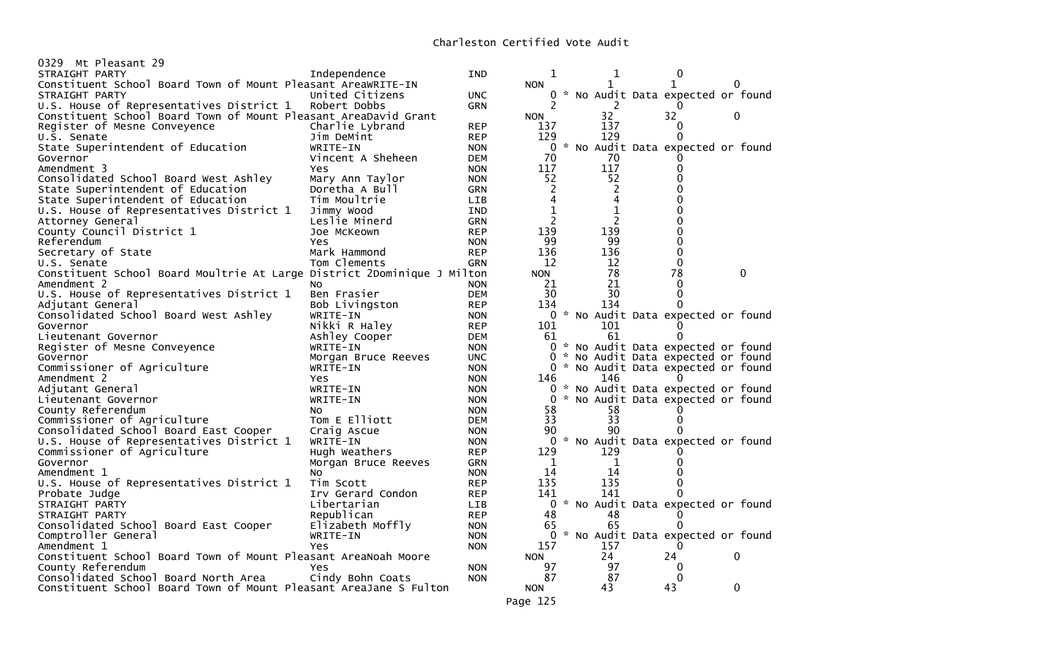# Charleston Certified Vote Audit

0329 Mt Pleasant 29

| Contest | Candidate | Party | Votes | Audit | Diff | |
|---|---|---|---|---|---|---|
| STRAIGHT PARTY | Independence | IND | 1 | 1 | 0 | |
| Constituent School Board Town of Mount Pleasant Area | WRITE-IN | | NON | 1 | 1 | 0 |
| STRAIGHT PARTY | United Citizens | UNC | 0 * No Audit Data expected or found | | | |
| U.S. House of Representatives District 1 | Robert Dobbs | GRN | 2 | 2 | 0 | |
| Constituent School Board Town of Mount Pleasant Area | David Grant | | NON | 32 | 32 | 0 |
| Register of Mesne Conveyence | Charlie Lybrand | REP | 137 | 137 | 0 | |
| U.S. Senate | Jim DeMint | REP | 129 | 129 | 0 | |
| State Superintendent of Education | WRITE-IN | NON | 0 * No Audit Data expected or found | | | |
| Governor | Vincent A Sheheen | DEM | 70 | 70 | 0 | |
| Amendment 3 | Yes | NON | 117 | 117 | 0 | |
| Consolidated School Board West Ashley | Mary Ann Taylor | NON | 52 | 52 | 0 | |
| State Superintendent of Education | Doretha A Bull | GRN | 2 | 2 | 0 | |
| State Superintendent of Education | Tim Moultrie | LIB | 4 | 4 | 0 | |
| U.S. House of Representatives District 1 | Jimmy Wood | IND | 1 | 1 | 0 | |
| Attorney General | Leslie Minerd | GRN | 2 | 2 | 0 | |
| County Council District 1 | Joe McKeown | REP | 139 | 139 | 0 | |
| Referendum | Yes | NON | 99 | 99 | 0 | |
| Secretary of State | Mark Hammond | REP | 136 | 136 | 0 | |
| U.S. Senate | Tom Clements | GRN | 12 | 12 | 0 | |
| Constituent School Board Moultrie At Large District 2 | Dominique J Milton | | NON | 78 | 78 | 0 |
| Amendment 2 | No | NON | 21 | 21 | 0 | |
| U.S. House of Representatives District 1 | Ben Frasier | DEM | 30 | 30 | 0 | |
| Adjutant General | Bob Livingston | REP | 134 | 134 | 0 | |
| Consolidated School Board West Ashley | WRITE-IN | NON | 0 * No Audit Data expected or found | | | |
| Governor | Nikki R Haley | REP | 101 | 101 | 0 | |
| Lieutenant Governor | Ashley Cooper | DEM | 61 | 61 | 0 | |
| Register of Mesne Conveyence | WRITE-IN | NON | 0 * No Audit Data expected or found | | | |
| Governor | Morgan Bruce Reeves | UNC | 0 * No Audit Data expected or found | | | |
| Commissioner of Agriculture | WRITE-IN | NON | 0 * No Audit Data expected or found | | | |
| Amendment 2 | Yes | NON | 146 | 146 | 0 | |
| Adjutant General | WRITE-IN | NON | 0 * No Audit Data expected or found | | | |
| Lieutenant Governor | WRITE-IN | NON | 0 * No Audit Data expected or found | | | |
| County Referendum | No | NON | 58 | 58 | 0 | |
| Commissioner of Agriculture | Tom E Elliott | DEM | 33 | 33 | 0 | |
| Consolidated School Board East Cooper | Craig Ascue | NON | 90 | 90 | 0 | |
| U.S. House of Representatives District 1 | WRITE-IN | NON | 0 * No Audit Data expected or found | | | |
| Commissioner of Agriculture | Hugh Weathers | REP | 129 | 129 | 0 | |
| Governor | Morgan Bruce Reeves | GRN | 1 | 1 | 0 | |
| Amendment 1 | No | NON | 14 | 14 | 0 | |
| U.S. House of Representatives District 1 | Tim Scott | REP | 135 | 135 | 0 | |
| Probate Judge | Irv Gerard Condon | REP | 141 | 141 | 0 | |
| STRAIGHT PARTY | Libertarian | LIB | 0 * No Audit Data expected or found | | | |
| STRAIGHT PARTY | Republican | REP | 48 | 48 | 0 | |
| Consolidated School Board East Cooper | Elizabeth Moffly | NON | 65 | 65 | 0 | |
| Comptroller General | WRITE-IN | NON | 0 * No Audit Data expected or found | | | |
| Amendment 1 | Yes | NON | 157 | 157 | 0 | |
| Constituent School Board Town of Mount Pleasant Area | Noah Moore | | NON | 24 | 24 | 0 |
| County Referendum | Yes | NON | 97 | 97 | 0 | |
| Consolidated School Board North Area | Cindy Bohn Coats | NON | 87 | 87 | 0 | |
| Constituent School Board Town of Mount Pleasant Area | Jane S Fulton | | NON | 43 | 43 | 0 |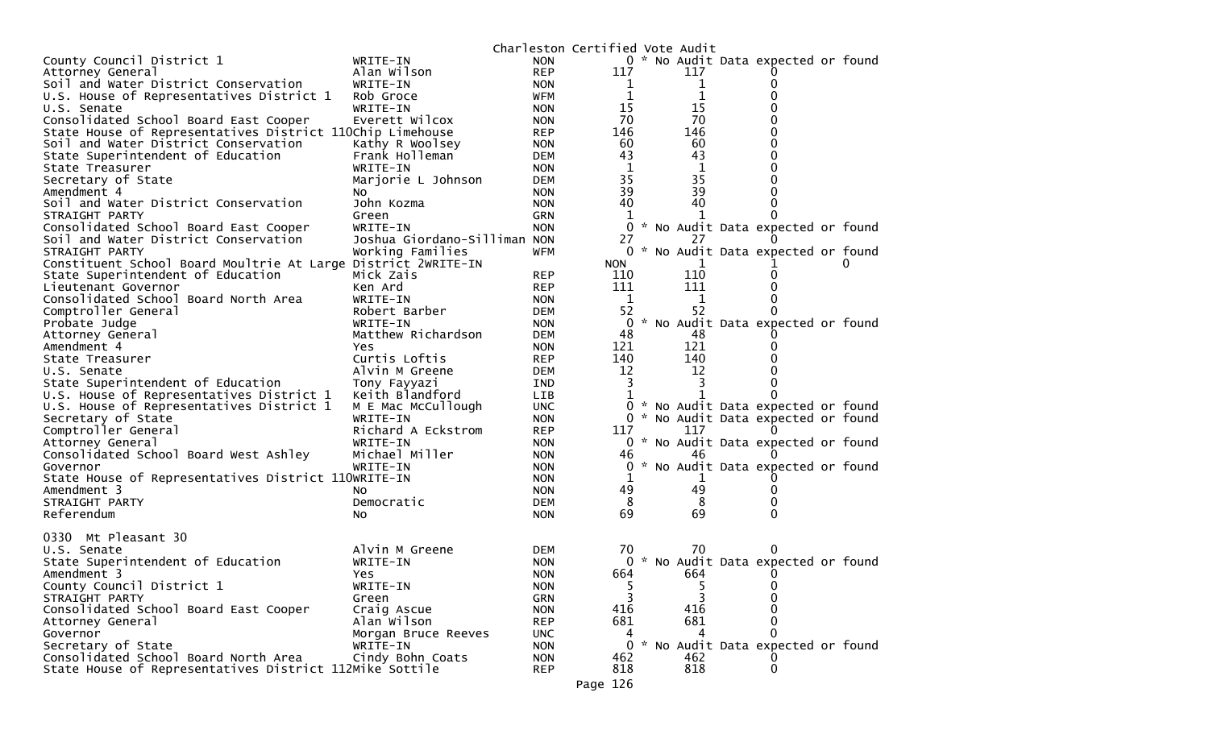Charleston Certified Vote Audit

| Contest | Candidate | Party | Votes | Audit | Diff |
|---|---|---|---|---|---|
| County Council District 1 | WRITE-IN | NON | 0 * No Audit Data expected or found | | |
| Attorney General | Alan Wilson | REP | 117 | 117 | 0 |
| Soil and Water District Conservation | WRITE-IN | NON | 1 | 1 | 0 |
| U.S. House of Representatives District 1 | Rob Groce | WFM | 1 | 1 | 0 |
| U.S. Senate | WRITE-IN | NON | 15 | 15 | 0 |
| Consolidated School Board East Cooper | Everett Wilcox | NON | 70 | 70 | 0 |
| State House of Representatives District 110 | Chip Limehouse | REP | 146 | 146 | 0 |
| Soil and Water District Conservation | Kathy R Woolsey | NON | 60 | 60 | 0 |
| State Superintendent of Education | Frank Holleman | DEM | 43 | 43 | 0 |
| State Treasurer | WRITE-IN | NON | 1 | 1 | 0 |
| Secretary of State | Marjorie L Johnson | DEM | 35 | 35 | 0 |
| Amendment 4 | No | NON | 39 | 39 | 0 |
| Soil and Water District Conservation | John Kozma | NON | 40 | 40 | 0 |
| STRAIGHT PARTY | Green | GRN | 1 | 1 | 0 |
| Consolidated School Board East Cooper | WRITE-IN | NON | 0 * No Audit Data expected or found | | |
| Soil and Water District Conservation | Joshua Giordano-Silliman | NON | 27 | 27 | 0 |
| STRAIGHT PARTY | Working Families | WFM | 0 * No Audit Data expected or found | | |
| Constituent School Board Moultrie At Large District 2 | WRITE-IN | NON | 1 | 1 | 0 |
| State Superintendent of Education | Mick Zais | REP | 110 | 110 | 0 |
| Lieutenant Governor | Ken Ard | REP | 111 | 111 | 0 |
| Consolidated School Board North Area | WRITE-IN | NON | 1 | 1 | 0 |
| Comptroller General | Robert Barber | DEM | 52 | 52 | 0 |
| Probate Judge | WRITE-IN | NON | 0 * No Audit Data expected or found | | |
| Attorney General | Matthew Richardson | DEM | 48 | 48 | 0 |
| Amendment 4 | Yes | NON | 121 | 121 | 0 |
| State Treasurer | Curtis Loftis | REP | 140 | 140 | 0 |
| U.S. Senate | Alvin M Greene | DEM | 12 | 12 | 0 |
| State Superintendent of Education | Tony Fayyazi | IND | 3 | 3 | 0 |
| U.S. House of Representatives District 1 | Keith Blandford | LIB | 1 | 1 | 0 |
| U.S. House of Representatives District 1 | M E Mac McCullough | UNC | 0 * No Audit Data expected or found | | |
| Secretary of State | WRITE-IN | NON | 0 * No Audit Data expected or found | | |
| Comptroller General | Richard A Eckstrom | REP | 117 | 117 | 0 |
| Attorney General | WRITE-IN | NON | 0 * No Audit Data expected or found | | |
| Consolidated School Board West Ashley | Michael Miller | NON | 46 | 46 | 0 |
| Governor | WRITE-IN | NON | 0 * No Audit Data expected or found | | |
| State House of Representatives District 110 | WRITE-IN | NON | 1 | 1 | 0 |
| Amendment 3 | No | NON | 49 | 49 | 0 |
| STRAIGHT PARTY | Democratic | DEM | 8 | 8 | 0 |
| Referendum | No | NON | 69 | 69 | 0 |

0330 Mt Pleasant 30

| Contest | Candidate | Party | Votes | Audit | Diff |
|---|---|---|---|---|---|
| U.S. Senate | Alvin M Greene | DEM | 70 | 70 | 0 |
| State Superintendent of Education | WRITE-IN | NON | 0 * No Audit Data expected or found | | |
| Amendment 3 | Yes | NON | 664 | 664 | 0 |
| County Council District 1 | WRITE-IN | NON | 5 | 5 | 0 |
| STRAIGHT PARTY | Green | GRN | 3 | 3 | 0 |
| Consolidated School Board East Cooper | Craig Ascue | NON | 416 | 416 | 0 |
| Attorney General | Alan Wilson | REP | 681 | 681 | 0 |
| Governor | Morgan Bruce Reeves | UNC | 4 | 4 | 0 |
| Secretary of State | WRITE-IN | NON | 0 * No Audit Data expected or found | | |
| Consolidated School Board North Area | Cindy Bohn Coats | NON | 462 | 462 | 0 |
| State House of Representatives District 112 | Mike Sottile | REP | 818 | 818 | 0 |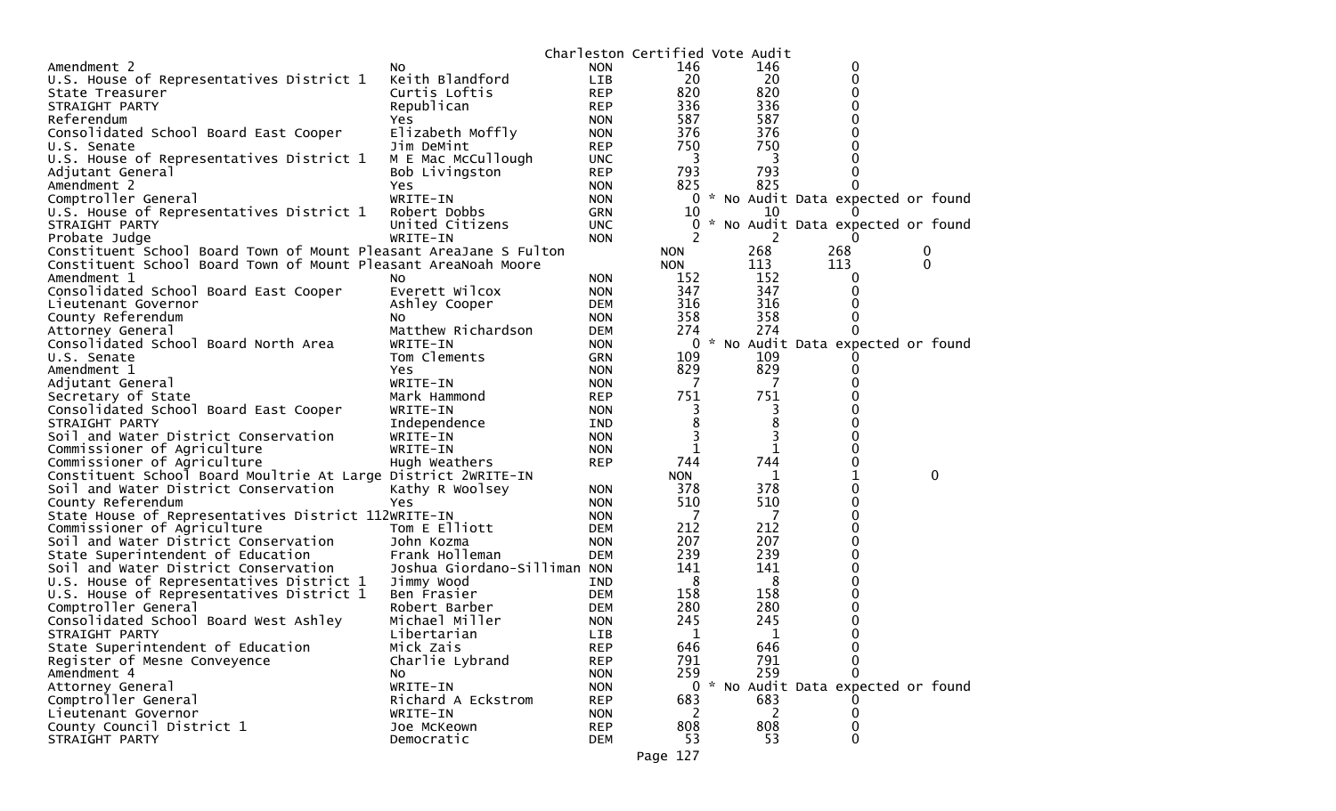Charleston Certified Vote Audit

| | | | | | |
|---|---|---|---|---|---|
| Amendment 2 | No | NON | 146 | 146 | 0 |
| U.S. House of Representatives District 1 | Keith Blandford | LIB | 20 | 20 | 0 |
| State Treasurer | Curtis Loftis | REP | 820 | 820 | 0 |
| STRAIGHT PARTY | Republican | REP | 336 | 336 | 0 |
| Referendum | Yes | NON | 587 | 587 | 0 |
| Consolidated School Board East Cooper | Elizabeth Moffly | NON | 376 | 376 | 0 |
| U.S. Senate | Jim DeMint | REP | 750 | 750 | 0 |
| U.S. House of Representatives District 1 | M E Mac McCullough | UNC | 3 | 3 | 0 |
| Adjutant General | Bob Livingston | REP | 793 | 793 | 0 |
| Amendment 2 | Yes | NON | 825 | 825 | 0 |
| Comptroller General | WRITE-IN | NON | 0 | * No Audit Data expected or found | |
| U.S. House of Representatives District 1 | Robert Dobbs | GRN | 10 | 10 | 0 |
| STRAIGHT PARTY | United Citizens | UNC | 0 | * No Audit Data expected or found | |
| Probate Judge | WRITE-IN | NON | 2 | 2 | 0 |
| Constituent School Board Town of Mount Pleasant AreaJane S Fulton | | NON | 268 | 268 | 0 |
| Constituent School Board Town of Mount Pleasant AreaNoah Moore | | NON | 113 | 113 | 0 |
| Amendment 1 | No | NON | 152 | 152 | 0 |
| Consolidated School Board East Cooper | Everett Wilcox | NON | 347 | 347 | 0 |
| Lieutenant Governor | Ashley Cooper | DEM | 316 | 316 | 0 |
| County Referendum | No | NON | 358 | 358 | 0 |
| Attorney General | Matthew Richardson | DEM | 274 | 274 | 0 |
| Consolidated School Board North Area | WRITE-IN | NON | 0 | * No Audit Data expected or found | |
| U.S. Senate | Tom Clements | GRN | 109 | 109 | 0 |
| Amendment 1 | Yes | NON | 829 | 829 | 0 |
| Adjutant General | WRITE-IN | NON | 7 | 7 | 0 |
| Secretary of State | Mark Hammond | REP | 751 | 751 | 0 |
| Consolidated School Board East Cooper | WRITE-IN | NON | 3 | 3 | 0 |
| STRAIGHT PARTY | Independence | IND | 8 | 8 | 0 |
| Soil and Water District Conservation | WRITE-IN | NON | 3 | 3 | 0 |
| Commissioner of Agriculture | WRITE-IN | NON | 1 | 1 | 0 |
| Commissioner of Agriculture | Hugh Weathers | REP | 744 | 744 | 0 |
| Constituent School Board Moultrie At Large District 2WRITE-IN | | NON | 1 | 1 | 0 |
| Soil and Water District Conservation | Kathy R Woolsey | NON | 378 | 378 | 0 |
| County Referendum | Yes | NON | 510 | 510 | 0 |
| State House of Representatives District 112WRITE-IN | | NON | 7 | 7 | 0 |
| Commissioner of Agriculture | Tom E Elliott | DEM | 212 | 212 | 0 |
| Soil and Water District Conservation | John Kozma | NON | 207 | 207 | 0 |
| State Superintendent of Education | Frank Holleman | DEM | 239 | 239 | 0 |
| Soil and Water District Conservation | Joshua Giordano-Silliman | NON | 141 | 141 | 0 |
| U.S. House of Representatives District 1 | Jimmy Wood | IND | 8 | 8 | 0 |
| U.S. House of Representatives District 1 | Ben Frasier | DEM | 158 | 158 | 0 |
| Comptroller General | Robert Barber | DEM | 280 | 280 | 0 |
| Consolidated School Board West Ashley | Michael Miller | NON | 245 | 245 | 0 |
| STRAIGHT PARTY | Libertarian | LIB | 1 | 1 | 0 |
| State Superintendent of Education | Mick Zais | REP | 646 | 646 | 0 |
| Register of Mesne Conveyence | Charlie Lybrand | REP | 791 | 791 | 0 |
| Amendment 4 | No | NON | 259 | 259 | 0 |
| Attorney General | WRITE-IN | NON | 0 | * No Audit Data expected or found | |
| Comptroller General | Richard A Eckstrom | REP | 683 | 683 | 0 |
| Lieutenant Governor | WRITE-IN | NON | 2 | 2 | 0 |
| County Council District 1 | Joe McKeown | REP | 808 | 808 | 0 |
| STRAIGHT PARTY | Democratic | DEM | 53 | 53 | 0 |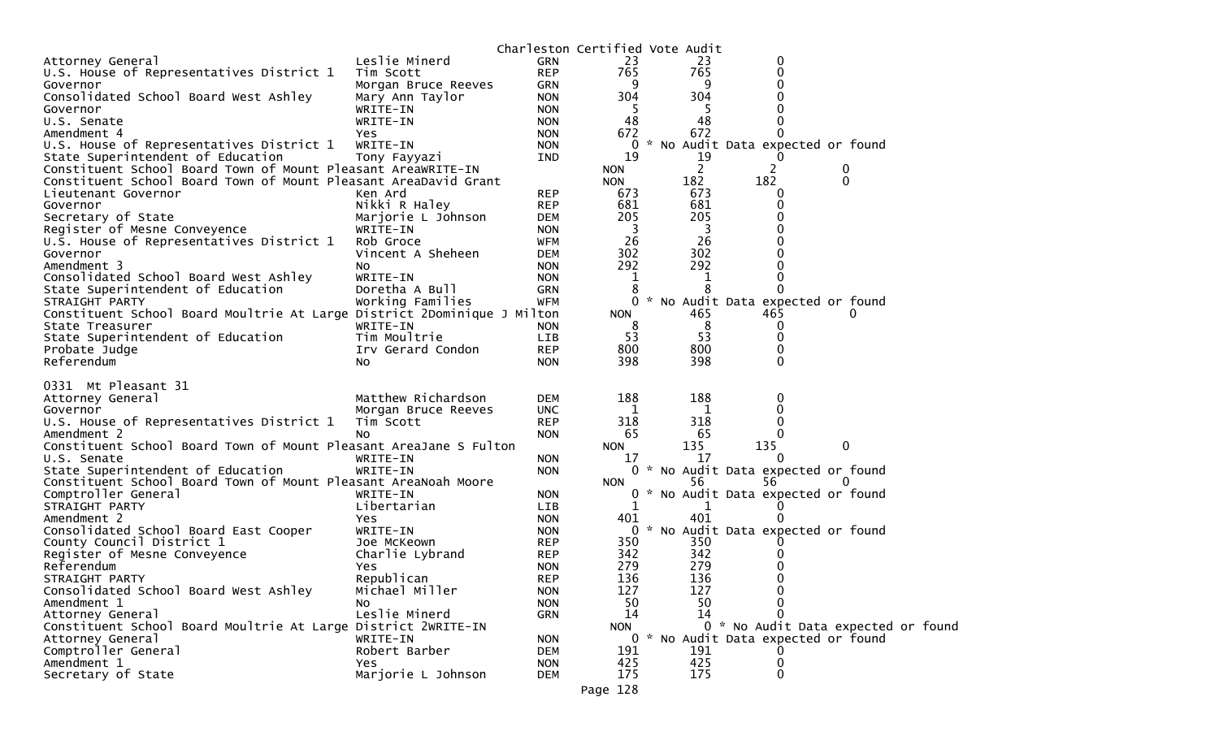Charleston Certified Vote Audit

| Contest | Candidate | Party | Count 1 | Count 2 | Diff |
|---|---|---|---|---|---|
| Attorney General | Leslie Minerd | GRN | 23 | 23 | 0 |
| U.S. House of Representatives District 1 | Tim Scott | REP | 765 | 765 | 0 |
| Governor | Morgan Bruce Reeves | GRN | 9 | 9 | 0 |
| Consolidated School Board West Ashley | Mary Ann Taylor | NON | 304 | 304 | 0 |
| Governor | WRITE-IN | NON | 5 | 5 | 0 |
| U.S. Senate | WRITE-IN | NON | 48 | 48 | 0 |
| Amendment 4 | Yes | NON | 672 | 672 | 0 |
| U.S. House of Representatives District 1 | WRITE-IN | NON | 0 | * No Audit Data expected or found | |
| State Superintendent of Education | Tony Fayyazi | IND | 19 | 19 | 0 |
| Constituent School Board Town of Mount Pleasant Area | WRITE-IN | NON | 2 | 2 | 0 |
| Constituent School Board Town of Mount Pleasant Area | David Grant | NON | 182 | 182 | 0 |
| Lieutenant Governor | Ken Ard | REP | 673 | 673 | 0 |
| Governor | Nikki R Haley | REP | 681 | 681 | 0 |
| Secretary of State | Marjorie L Johnson | DEM | 205 | 205 | 0 |
| Register of Mesne Conveyence | WRITE-IN | NON | 3 | 3 | 0 |
| U.S. House of Representatives District 1 | Rob Groce | WFM | 26 | 26 | 0 |
| Governor | Vincent A Sheheen | DEM | 302 | 302 | 0 |
| Amendment 3 | No | NON | 292 | 292 | 0 |
| Consolidated School Board West Ashley | WRITE-IN | NON | 1 | 1 | 0 |
| State Superintendent of Education | Doretha A Bull | GRN | 8 | 8 | 0 |
| STRAIGHT PARTY | Working Families | WFM | 0 | * No Audit Data expected or found | |
| Constituent School Board Moultrie At Large District 2 | Dominique J Milton | NON | 465 | 465 | 0 |
| State Treasurer | WRITE-IN | NON | 8 | 8 | 0 |
| State Superintendent of Education | Tim Moultrie | LIB | 53 | 53 | 0 |
| Probate Judge | Irv Gerard Condon | REP | 800 | 800 | 0 |
| Referendum | No | NON | 398 | 398 | 0 |

0331 Mt Pleasant 31

| Contest | Candidate | Party | Count 1 | Count 2 | Diff |
|---|---|---|---|---|---|
| Attorney General | Matthew Richardson | DEM | 188 | 188 | 0 |
| Governor | Morgan Bruce Reeves | UNC | 1 | 1 | 0 |
| U.S. House of Representatives District 1 | Tim Scott | REP | 318 | 318 | 0 |
| Amendment 2 | No | NON | 65 | 65 | 0 |
| Constituent School Board Town of Mount Pleasant Area | Jane S Fulton | NON | 135 | 135 | 0 |
| U.S. Senate | WRITE-IN | NON | 17 | 17 | 0 |
| State Superintendent of Education | WRITE-IN | NON | 0 | * No Audit Data expected or found | |
| Constituent School Board Town of Mount Pleasant Area | Noah Moore | NON | 56 | 56 | 0 |
| Comptroller General | WRITE-IN | NON | 0 | * No Audit Data expected or found | |
| STRAIGHT PARTY | Libertarian | LIB | 1 | 1 | 0 |
| Amendment 2 | Yes | NON | 401 | 401 | 0 |
| Consolidated School Board East Cooper | WRITE-IN | NON | 0 | * No Audit Data expected or found | |
| County Council District 1 | Joe McKeown | REP | 350 | 350 | 0 |
| Register of Mesne Conveyence | Charlie Lybrand | REP | 342 | 342 | 0 |
| Referendum | Yes | NON | 279 | 279 | 0 |
| STRAIGHT PARTY | Republican | REP | 136 | 136 | 0 |
| Consolidated School Board West Ashley | Michael Miller | NON | 127 | 127 | 0 |
| Amendment 1 | No | NON | 50 | 50 | 0 |
| Attorney General | Leslie Minerd | GRN | 14 | 14 | 0 |
| Constituent School Board Moultrie At Large District 2 | WRITE-IN | NON | 0 | * No Audit Data expected or found | |
| Attorney General | WRITE-IN | NON | 0 | * No Audit Data expected or found | |
| Comptroller General | Robert Barber | DEM | 191 | 191 | 0 |
| Amendment 1 | Yes | NON | 425 | 425 | 0 |
| Secretary of State | Marjorie L Johnson | DEM | 175 | 175 | 0 |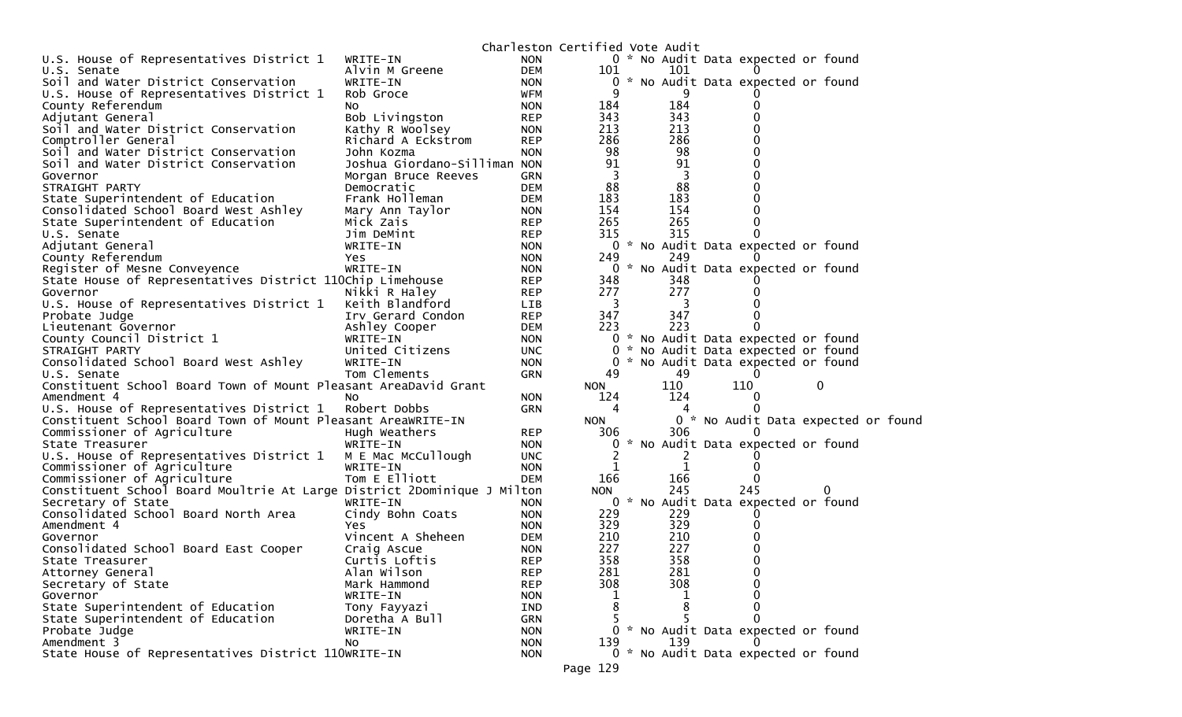# Charleston Certified Vote Audit

| Contest | Candidate | Party | Votes | Audit | Difference |
|---|---|---|---|---|---|
| U.S. House of Representatives District 1 | WRITE-IN | NON | 0 | * No Audit Data expected or found | |
| U.S. Senate | Alvin M Greene | DEM | 101 | 101 | 0 |
| Soil and Water District Conservation | WRITE-IN | NON | 0 | * No Audit Data expected or found | |
| U.S. House of Representatives District 1 | Rob Groce | WFM | 9 | 9 | 0 |
| County Referendum | No | NON | 184 | 184 | 0 |
| Adjutant General | Bob Livingston | REP | 343 | 343 | 0 |
| Soil and Water District Conservation | Kathy R Woolsey | NON | 213 | 213 | 0 |
| Comptroller General | Richard A Eckstrom | REP | 286 | 286 | 0 |
| Soil and Water District Conservation | John Kozma | NON | 98 | 98 | 0 |
| Soil and Water District Conservation | Joshua Giordano-Silliman | NON | 91 | 91 | 0 |
| Governor | Morgan Bruce Reeves | GRN | 3 | 3 | 0 |
| STRAIGHT PARTY | Democratic | DEM | 88 | 88 | 0 |
| State Superintendent of Education | Frank Holleman | DEM | 183 | 183 | 0 |
| Consolidated School Board West Ashley | Mary Ann Taylor | NON | 154 | 154 | 0 |
| State Superintendent of Education | Mick Zais | REP | 265 | 265 | 0 |
| U.S. Senate | Jim DeMint | REP | 315 | 315 | 0 |
| Adjutant General | WRITE-IN | NON | 0 | * No Audit Data expected or found | |
| County Referendum | Yes | NON | 249 | 249 | 0 |
| Register of Mesne Conveyence | WRITE-IN | NON | 0 | * No Audit Data expected or found | |
| State House of Representatives District 110 | Chip Limehouse | REP | 348 | 348 | 0 |
| Governor | Nikki R Haley | REP | 277 | 277 | 0 |
| U.S. House of Representatives District 1 | Keith Blandford | LIB | 3 | 3 | 0 |
| Probate Judge | Irv Gerard Condon | REP | 347 | 347 | 0 |
| Lieutenant Governor | Ashley Cooper | DEM | 223 | 223 | 0 |
| County Council District 1 | WRITE-IN | NON | 0 | * No Audit Data expected or found | |
| STRAIGHT PARTY | United Citizens | UNC | 0 | * No Audit Data expected or found | |
| Consolidated School Board West Ashley | WRITE-IN | NON | 0 | * No Audit Data expected or found | |
| U.S. Senate | Tom Clements | GRN | 49 | 49 | 0 |
| Constituent School Board Town of Mount Pleasant Area | David Grant | NON | 110 | 110 | 0 |
| Amendment 4 | No | NON | 124 | 124 | 0 |
| U.S. House of Representatives District 1 | Robert Dobbs | GRN | 4 | 4 | 0 |
| Constituent School Board Town of Mount Pleasant Area | WRITE-IN | NON | 0 | * No Audit Data expected or found | |
| Commissioner of Agriculture | Hugh Weathers | REP | 306 | 306 | 0 |
| State Treasurer | WRITE-IN | NON | 0 | * No Audit Data expected or found | |
| U.S. House of Representatives District 1 | M E Mac McCullough | UNC | 2 | 2 | 0 |
| Commissioner of Agriculture | WRITE-IN | NON | 1 | 1 | 0 |
| Commissioner of Agriculture | Tom E Elliott | DEM | 166 | 166 | 0 |
| Constituent School Board Moultrie At Large District 2 | Dominique J Milton | NON | 245 | 245 | 0 |
| Secretary of State | WRITE-IN | NON | 0 | * No Audit Data expected or found | |
| Consolidated School Board North Area | Cindy Bohn Coats | NON | 229 | 229 | 0 |
| Amendment 4 | Yes | NON | 329 | 329 | 0 |
| Governor | Vincent A Sheheen | DEM | 210 | 210 | 0 |
| Consolidated School Board East Cooper | Craig Ascue | NON | 227 | 227 | 0 |
| State Treasurer | Curtis Loftis | REP | 358 | 358 | 0 |
| Attorney General | Alan Wilson | REP | 281 | 281 | 0 |
| Secretary of State | Mark Hammond | REP | 308 | 308 | 0 |
| Governor | WRITE-IN | NON | 1 | 1 | 0 |
| State Superintendent of Education | Tony Fayyazi | IND | 8 | 8 | 0 |
| State Superintendent of Education | Doretha A Bull | GRN | 5 | 5 | 0 |
| Probate Judge | WRITE-IN | NON | 0 | * No Audit Data expected or found | |
| Amendment 3 | No | NON | 139 | 139 | 0 |
| State House of Representatives District 110 | WRITE-IN | NON | 0 | * No Audit Data expected or found | |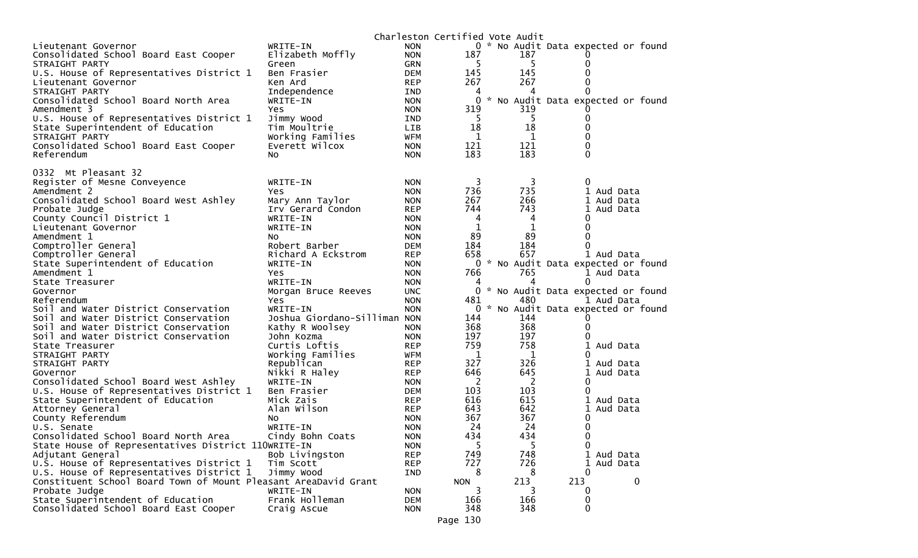Charleston Certified Vote Audit

| | | | | | |
|---|---|---|---|---|---|
| Lieutenant Governor | WRITE-IN | NON | 0 | * No Audit Data expected or found | |
| Consolidated School Board East Cooper | Elizabeth Moffly | NON | 187 | 187 | 0 |
| STRAIGHT PARTY | Green | GRN | 5 | 5 | 0 |
| U.S. House of Representatives District 1 | Ben Frasier | DEM | 145 | 145 | 0 |
| Lieutenant Governor | Ken Ard | REP | 267 | 267 | 0 |
| STRAIGHT PARTY | Independence | IND | 4 | 4 | 0 |
| Consolidated School Board North Area | WRITE-IN | NON | 0 | * No Audit Data expected or found | |
| Amendment 3 | Yes | NON | 319 | 319 | 0 |
| U.S. House of Representatives District 1 | Jimmy Wood | IND | 5 | 5 | 0 |
| State Superintendent of Education | Tim Moultrie | LIB | 18 | 18 | 0 |
| STRAIGHT PARTY | Working Families | WFM | 1 | 1 | 0 |
| Consolidated School Board East Cooper | Everett Wilcox | NON | 121 | 121 | 0 |
| Referendum | No | NON | 183 | 183 | 0 |

0332 Mt Pleasant 32

| | | | | | |
|---|---|---|---|---|---|
| Register of Mesne Conveyence | WRITE-IN | NON | 3 | 3 | 0 |
| Amendment 2 | Yes | NON | 736 | 735 | 1 Aud Data |
| Consolidated School Board West Ashley | Mary Ann Taylor | NON | 267 | 266 | 1 Aud Data |
| Probate Judge | Irv Gerard Condon | REP | 744 | 743 | 1 Aud Data |
| County Council District 1 | WRITE-IN | NON | 4 | 4 | 0 |
| Lieutenant Governor | WRITE-IN | NON | 1 | 1 | 0 |
| Amendment 1 | No | NON | 89 | 89 | 0 |
| Comptroller General | Robert Barber | DEM | 184 | 184 | 0 |
| Comptroller General | Richard A Eckstrom | REP | 658 | 657 | 1 Aud Data |
| State Superintendent of Education | WRITE-IN | NON | 0 | * No Audit Data expected or found | |
| Amendment 1 | Yes | NON | 766 | 765 | 1 Aud Data |
| State Treasurer | WRITE-IN | NON | 4 | 4 | 0 |
| Governor | Morgan Bruce Reeves | UNC | 0 | * No Audit Data expected or found | |
| Referendum | Yes | NON | 481 | 480 | 1 Aud Data |
| Soil and Water District Conservation | WRITE-IN | NON | 0 | * No Audit Data expected or found | |
| Soil and Water District Conservation | Joshua Giordano-Silliman | NON | 144 | 144 | 0 |
| Soil and Water District Conservation | Kathy R Woolsey | NON | 368 | 368 | 0 |
| Soil and Water District Conservation | John Kozma | NON | 197 | 197 | 0 |
| State Treasurer | Curtis Loftis | REP | 759 | 758 | 1 Aud Data |
| STRAIGHT PARTY | Working Families | WFM | 1 | 1 | 0 |
| STRAIGHT PARTY | Republican | REP | 327 | 326 | 1 Aud Data |
| Governor | Nikki R Haley | REP | 646 | 645 | 1 Aud Data |
| Consolidated School Board West Ashley | WRITE-IN | NON | 2 | 2 | 0 |
| U.S. House of Representatives District 1 | Ben Frasier | DEM | 103 | 103 | 0 |
| State Superintendent of Education | Mick Zais | REP | 616 | 615 | 1 Aud Data |
| Attorney General | Alan Wilson | REP | 643 | 642 | 1 Aud Data |
| County Referendum | No | NON | 367 | 367 | 0 |
| U.S. Senate | WRITE-IN | NON | 24 | 24 | 0 |
| Consolidated School Board North Area | Cindy Bohn Coats | NON | 434 | 434 | 0 |
| State House of Representatives District 110 | WRITE-IN | NON | 5 | 5 | 0 |
| Adjutant General | Bob Livingston | REP | 749 | 748 | 1 Aud Data |
| U.S. House of Representatives District 1 | Tim Scott | REP | 727 | 726 | 1 Aud Data |
| U.S. House of Representatives District 1 | Jimmy Wood | IND | 8 | 8 | 0 |
| Constituent School Board Town of Mount Pleasant Area | David Grant | NON | 213 | 213 | 0 |
| Probate Judge | WRITE-IN | NON | 3 | 3 | 0 |
| State Superintendent of Education | Frank Holleman | DEM | 166 | 166 | 0 |
| Consolidated School Board East Cooper | Craig Ascue | NON | 348 | 348 | 0 |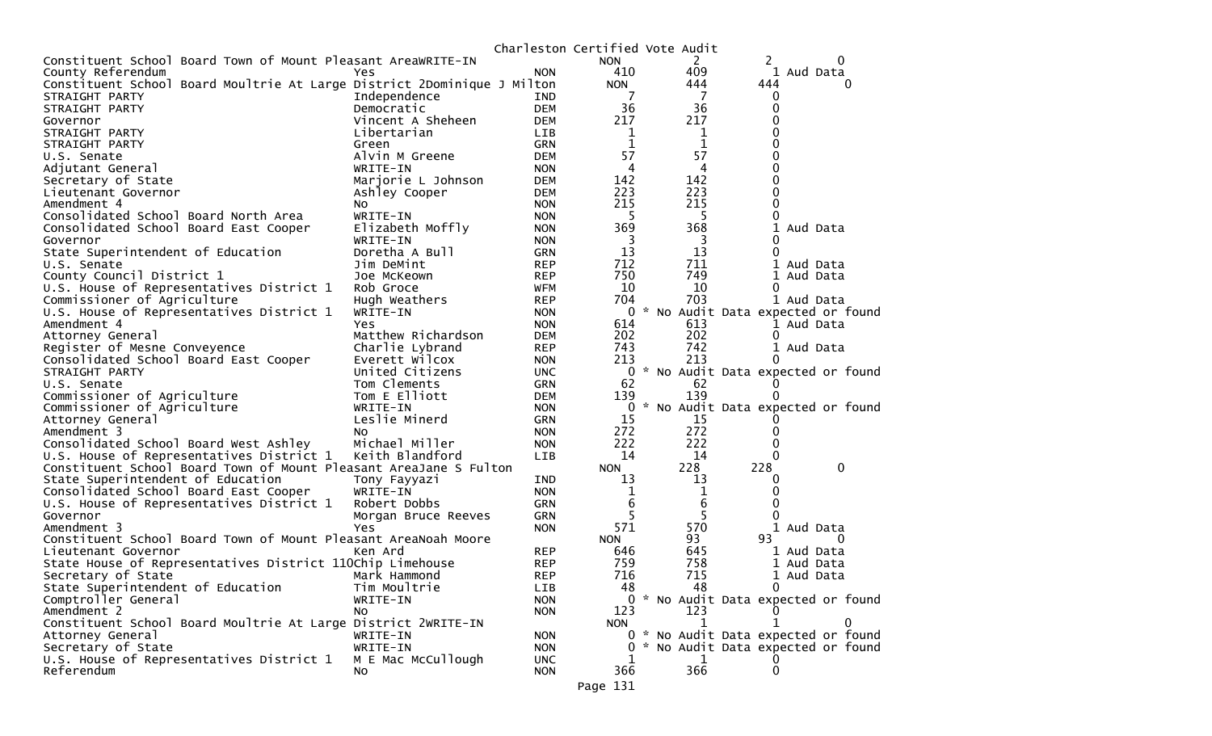Charleston Certified Vote Audit

| Contest | Candidate | Party | Count | Audit | Diff | Note |
|---|---|---|---|---|---|---|
| Constituent School Board Town of Mount Pleasant Area | WRITE-IN | NON | 2 | 2 | 0 | |
| County Referendum | Yes | NON | 410 | 409 | 1 | Aud Data |
| Constituent School Board Moultrie At Large District 2 | Dominique J Milton | NON | 444 | 444 | 0 | |
| STRAIGHT PARTY | Independence | IND | 7 | 7 | 0 | |
| STRAIGHT PARTY | Democratic | DEM | 36 | 36 | 0 | |
| Governor | Vincent A Sheheen | DEM | 217 | 217 | 0 | |
| STRAIGHT PARTY | Libertarian | LIB | 1 | 1 | 0 | |
| STRAIGHT PARTY | Green | GRN | 1 | 1 | 0 | |
| U.S. Senate | Alvin M Greene | DEM | 57 | 57 | 0 | |
| Adjutant General | WRITE-IN | NON | 4 | 4 | 0 | |
| Secretary of State | Marjorie L Johnson | DEM | 142 | 142 | 0 | |
| Lieutenant Governor | Ashley Cooper | DEM | 223 | 223 | 0 | |
| Amendment 4 | No | NON | 215 | 215 | 0 | |
| Consolidated School Board North Area | WRITE-IN | NON | 5 | 5 | 0 | |
| Consolidated School Board East Cooper | Elizabeth Moffly | NON | 369 | 368 | 1 | Aud Data |
| Governor | WRITE-IN | NON | 3 | 3 | 0 | |
| State Superintendent of Education | Doretha A Bull | GRN | 13 | 13 | 0 | |
| U.S. Senate | Jim DeMint | REP | 712 | 711 | 1 | Aud Data |
| County Council District 1 | Joe McKeown | REP | 750 | 749 | 1 | Aud Data |
| U.S. House of Representatives District 1 | Rob Groce | WFM | 10 | 10 | 0 | |
| Commissioner of Agriculture | Hugh Weathers | REP | 704 | 703 | 1 | Aud Data |
| U.S. House of Representatives District 1 | WRITE-IN | NON | 0 | | | * No Audit Data expected or found |
| Amendment 4 | Yes | NON | 614 | 613 | 1 | Aud Data |
| Attorney General | Matthew Richardson | DEM | 202 | 202 | 0 | |
| Register of Mesne Conveyence | Charlie Lybrand | REP | 743 | 742 | 1 | Aud Data |
| Consolidated School Board East Cooper | Everett Wilcox | NON | 213 | 213 | 0 | |
| STRAIGHT PARTY | United Citizens | UNC | 0 | | | * No Audit Data expected or found |
| U.S. Senate | Tom Clements | GRN | 62 | 62 | 0 | |
| Commissioner of Agriculture | Tom E Elliott | DEM | 139 | 139 | 0 | |
| Commissioner of Agriculture | WRITE-IN | NON | 0 | | | * No Audit Data expected or found |
| Attorney General | Leslie Minerd | GRN | 15 | 15 | 0 | |
| Amendment 3 | No | NON | 272 | 272 | 0 | |
| Consolidated School Board West Ashley | Michael Miller | NON | 222 | 222 | 0 | |
| U.S. House of Representatives District 1 | Keith Blandford | LIB | 14 | 14 | 0 | |
| Constituent School Board Town of Mount Pleasant Area | Jane S Fulton | NON | 228 | 228 | 0 | |
| State Superintendent of Education | Tony Fayyazi | IND | 13 | 13 | 0 | |
| Consolidated School Board East Cooper | WRITE-IN | NON | 1 | 1 | 0 | |
| U.S. House of Representatives District 1 | Robert Dobbs | GRN | 6 | 6 | 0 | |
| Governor | Morgan Bruce Reeves | GRN | 5 | 5 | 0 | |
| Amendment 3 | Yes | NON | 571 | 570 | 1 | Aud Data |
| Constituent School Board Town of Mount Pleasant Area | Noah Moore | NON | 93 | 93 | 0 | |
| Lieutenant Governor | Ken Ard | REP | 646 | 645 | 1 | Aud Data |
| State House of Representatives District 110 | Chip Limehouse | REP | 759 | 758 | 1 | Aud Data |
| Secretary of State | Mark Hammond | REP | 716 | 715 | 1 | Aud Data |
| State Superintendent of Education | Tim Moultrie | LIB | 48 | 48 | 0 | |
| Comptroller General | WRITE-IN | NON | 0 | | | * No Audit Data expected or found |
| Amendment 2 | No | NON | 123 | 123 | 0 | |
| Constituent School Board Moultrie At Large District 2 | WRITE-IN | NON | 1 | 1 | 0 | |
| Attorney General | WRITE-IN | NON | 0 | | | * No Audit Data expected or found |
| Secretary of State | WRITE-IN | NON | 0 | | | * No Audit Data expected or found |
| U.S. House of Representatives District 1 | M E Mac McCullough | UNC | 1 | 1 | 0 | |
| Referendum | No | NON | 366 | 366 | 0 | |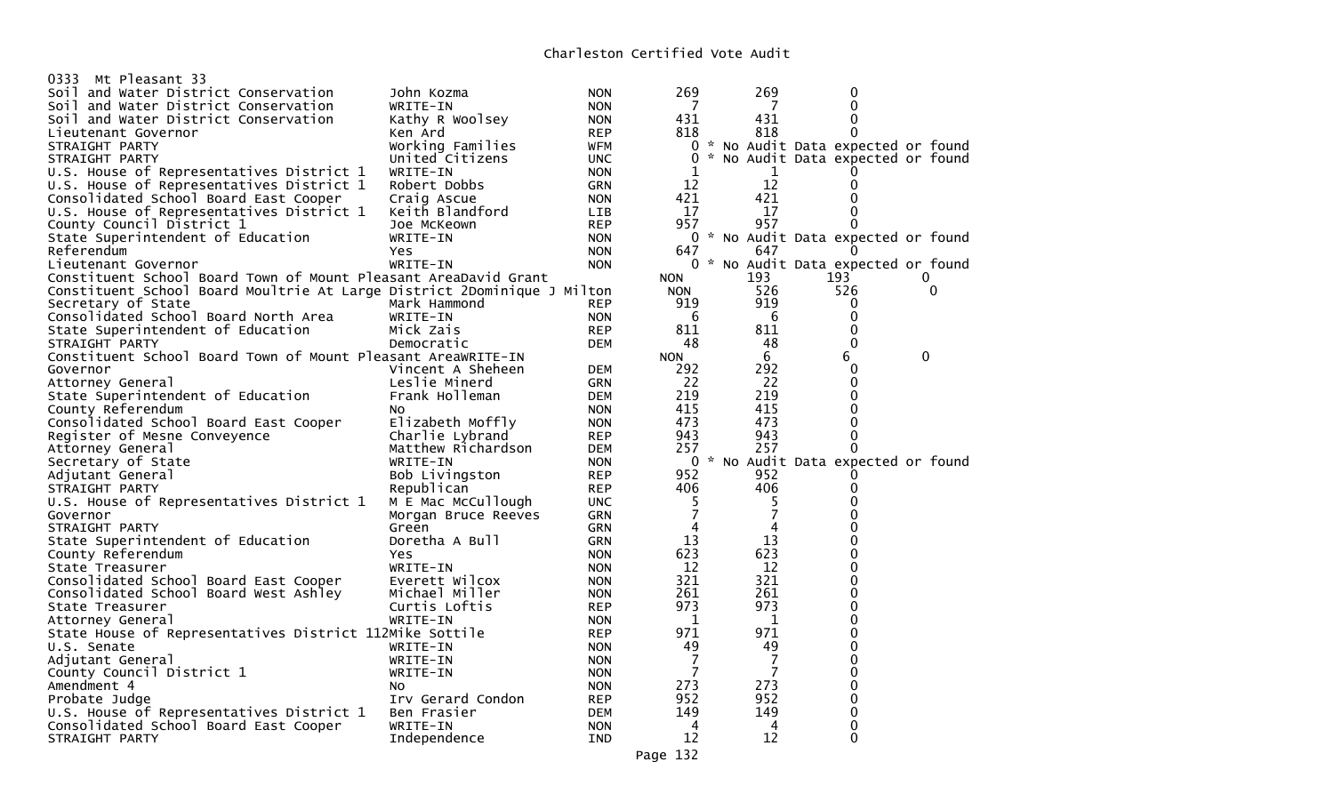Charleston Certified Vote Audit

0333 Mt Pleasant 33

| Contest | Candidate | Party | Votes | Audit | Difference |
|---|---|---|---|---|---|
| Soil and Water District Conservation | John Kozma | NON | 269 | 269 | 0 |
| Soil and Water District Conservation | WRITE-IN | NON | 7 | 7 | 0 |
| Soil and Water District Conservation | Kathy R Woolsey | NON | 431 | 431 | 0 |
| Lieutenant Governor | Ken Ard | REP | 818 | 818 | 0 |
| STRAIGHT PARTY | Working Families | WFM | 0 | * No Audit Data expected or found | |
| STRAIGHT PARTY | United Citizens | UNC | 0 | * No Audit Data expected or found | |
| U.S. House of Representatives District 1 | WRITE-IN | NON | 1 | 1 | 0 |
| U.S. House of Representatives District 1 | Robert Dobbs | GRN | 12 | 12 | 0 |
| Consolidated School Board East Cooper | Craig Ascue | NON | 421 | 421 | 0 |
| U.S. House of Representatives District 1 | Keith Blandford | LIB | 17 | 17 | 0 |
| County Council District 1 | Joe McKeown | REP | 957 | 957 | 0 |
| State Superintendent of Education | WRITE-IN | NON | 0 | * No Audit Data expected or found | |
| Referendum | Yes | NON | 647 | 647 | 0 |
| Lieutenant Governor | WRITE-IN | NON | 0 | * No Audit Data expected or found | |
| Constituent School Board Town of Mount Pleasant Area | David Grant | NON | 193 | 193 | 0 |
| Constituent School Board Moultrie At Large District 2 | Dominique J Milton | NON | 526 | 526 | 0 |
| Secretary of State | Mark Hammond | REP | 919 | 919 | 0 |
| Consolidated School Board North Area | WRITE-IN | NON | 6 | 6 | 0 |
| State Superintendent of Education | Mick Zais | REP | 811 | 811 | 0 |
| STRAIGHT PARTY | Democratic | DEM | 48 | 48 | 0 |
| Constituent School Board Town of Mount Pleasant Area | WRITE-IN | NON | 6 | 6 | 0 |
| Governor | Vincent A Sheheen | DEM | 292 | 292 | 0 |
| Attorney General | Leslie Minerd | GRN | 22 | 22 | 0 |
| State Superintendent of Education | Frank Holleman | DEM | 219 | 219 | 0 |
| County Referendum | No | NON | 415 | 415 | 0 |
| Consolidated School Board East Cooper | Elizabeth Moffly | NON | 473 | 473 | 0 |
| Register of Mesne Conveyence | Charlie Lybrand | REP | 943 | 943 | 0 |
| Attorney General | Matthew Richardson | DEM | 257 | 257 | 0 |
| Secretary of State | WRITE-IN | NON | 0 | * No Audit Data expected or found | |
| Adjutant General | Bob Livingston | REP | 952 | 952 | 0 |
| STRAIGHT PARTY | Republican | REP | 406 | 406 | 0 |
| U.S. House of Representatives District 1 | M E Mac McCullough | UNC | 5 | 5 | 0 |
| Governor | Morgan Bruce Reeves | GRN | 7 | 7 | 0 |
| STRAIGHT PARTY | Green | GRN | 4 | 4 | 0 |
| State Superintendent of Education | Doretha A Bull | GRN | 13 | 13 | 0 |
| County Referendum | Yes | NON | 623 | 623 | 0 |
| State Treasurer | WRITE-IN | NON | 12 | 12 | 0 |
| Consolidated School Board East Cooper | Everett Wilcox | NON | 321 | 321 | 0 |
| Consolidated School Board West Ashley | Michael Miller | NON | 261 | 261 | 0 |
| State Treasurer | Curtis Loftis | REP | 973 | 973 | 0 |
| Attorney General | WRITE-IN | NON | 1 | 1 | 0 |
| State House of Representatives District 112 | Mike Sottile | REP | 971 | 971 | 0 |
| U.S. Senate | WRITE-IN | NON | 49 | 49 | 0 |
| Adjutant General | WRITE-IN | NON | 7 | 7 | 0 |
| County Council District 1 | WRITE-IN | NON | 7 | 7 | 0 |
| Amendment 4 | No | NON | 273 | 273 | 0 |
| Probate Judge | Irv Gerard Condon | REP | 952 | 952 | 0 |
| U.S. House of Representatives District 1 | Ben Frasier | DEM | 149 | 149 | 0 |
| Consolidated School Board East Cooper | WRITE-IN | NON | 4 | 4 | 0 |
| STRAIGHT PARTY | Independence | IND | 12 | 12 | 0 |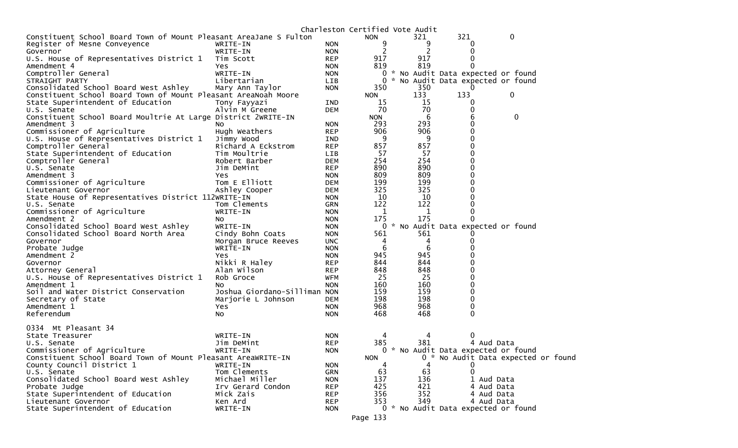Charleston Certified Vote Audit

| | | | | | | |
|---|---|---|---|---|---|---|
| Constituent School Board Town of Mount Pleasant Area | Jane S Fulton | | NON | 321 | 321 | 0 |
| Register of Mesne Conveyence | WRITE-IN | NON | 9 | 9 | 0 | |
| Governor | WRITE-IN | NON | 2 | 2 | 0 | |
| U.S. House of Representatives District 1 | Tim Scott | REP | 917 | 917 | 0 | |
| Amendment 4 | Yes | NON | 819 | 819 | 0 | |
| Comptroller General | WRITE-IN | NON | 0 | * No Audit Data expected or found | | |
| STRAIGHT PARTY | Libertarian | LIB | 0 | * No Audit Data expected or found | | |
| Consolidated School Board West Ashley | Mary Ann Taylor | NON | 350 | 350 | 0 | |
| Constituent School Board Town of Mount Pleasant Area | Noah Moore | | NON | 133 | 133 | 0 |
| State Superintendent of Education | Tony Fayyazi | IND | 15 | 15 | 0 | |
| U.S. Senate | Alvin M Greene | DEM | 70 | 70 | 0 | |
| Constituent School Board Moultrie At Large District 2 | WRITE-IN | | NON | 6 | 6 | 0 |
| Amendment 3 | No | NON | 293 | 293 | 0 | |
| Commissioner of Agriculture | Hugh Weathers | REP | 906 | 906 | 0 | |
| U.S. House of Representatives District 1 | Jimmy Wood | IND | 9 | 9 | 0 | |
| Comptroller General | Richard A Eckstrom | REP | 857 | 857 | 0 | |
| State Superintendent of Education | Tim Moultrie | LIB | 57 | 57 | 0 | |
| Comptroller General | Robert Barber | DEM | 254 | 254 | 0 | |
| U.S. Senate | Jim DeMint | REP | 890 | 890 | 0 | |
| Amendment 3 | Yes | NON | 809 | 809 | 0 | |
| Commissioner of Agriculture | Tom E Elliott | DEM | 199 | 199 | 0 | |
| Lieutenant Governor | Ashley Cooper | DEM | 325 | 325 | 0 | |
| State House of Representatives District 112 | WRITE-IN | NON | 10 | 10 | 0 | |
| U.S. Senate | Tom Clements | GRN | 122 | 122 | 0 | |
| Commissioner of Agriculture | WRITE-IN | NON | 1 | 1 | 0 | |
| Amendment 2 | No | NON | 175 | 175 | 0 | |
| Consolidated School Board West Ashley | WRITE-IN | NON | 0 | * No Audit Data expected or found | | |
| Consolidated School Board North Area | Cindy Bohn Coats | NON | 561 | 561 | 0 | |
| Governor | Morgan Bruce Reeves | UNC | 4 | 4 | 0 | |
| Probate Judge | WRITE-IN | NON | 6 | 6 | 0 | |
| Amendment 2 | Yes | NON | 945 | 945 | 0 | |
| Governor | Nikki R Haley | REP | 844 | 844 | 0 | |
| Attorney General | Alan Wilson | REP | 848 | 848 | 0 | |
| U.S. House of Representatives District 1 | Rob Groce | WFM | 25 | 25 | 0 | |
| Amendment 1 | No | NON | 160 | 160 | 0 | |
| Soil and Water District Conservation | Joshua Giordano-Silliman | NON | 159 | 159 | 0 | |
| Secretary of State | Marjorie L Johnson | DEM | 198 | 198 | 0 | |
| Amendment 1 | Yes | NON | 968 | 968 | 0 | |
| Referendum | No | NON | 468 | 468 | 0 | |

0334 Mt Pleasant 34

| | | | | | | |
|---|---|---|---|---|---|---|
| State Treasurer | WRITE-IN | NON | 4 | 4 | 0 | |
| U.S. Senate | Jim DeMint | REP | 385 | 381 | 4 Aud Data | |
| Commissioner of Agriculture | WRITE-IN | NON | 0 | * No Audit Data expected or found | | |
| Constituent School Board Town of Mount Pleasant Area | WRITE-IN | | NON | 0 | * No Audit Data expected or found | |
| County Council District 1 | WRITE-IN | NON | 4 | 4 | 0 | |
| U.S. Senate | Tom Clements | GRN | 63 | 63 | 0 | |
| Consolidated School Board West Ashley | Michael Miller | NON | 137 | 136 | 1 Aud Data | |
| Probate Judge | Irv Gerard Condon | REP | 425 | 421 | 4 Aud Data | |
| State Superintendent of Education | Mick Zais | REP | 356 | 352 | 4 Aud Data | |
| Lieutenant Governor | Ken Ard | REP | 353 | 349 | 4 Aud Data | |
| State Superintendent of Education | WRITE-IN | NON | 0 | * No Audit Data expected or found | | |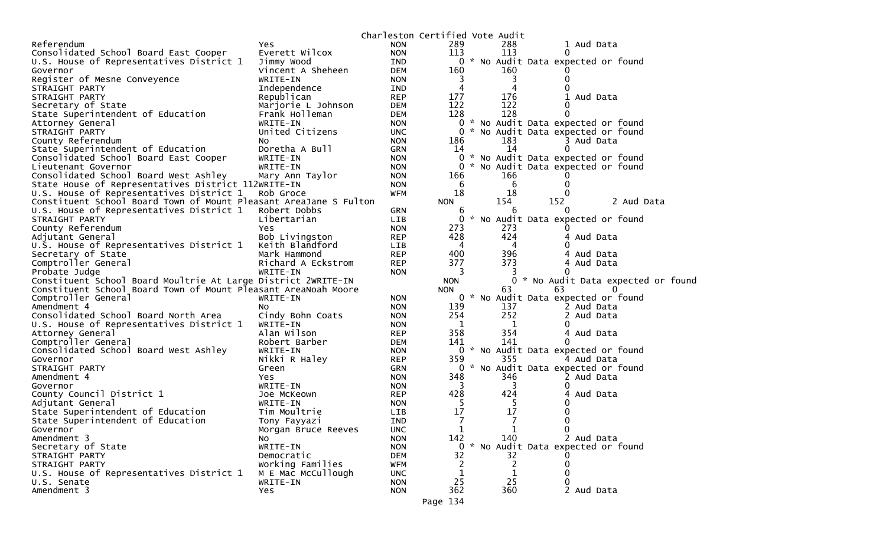Charleston Certified Vote Audit

| Contest | Candidate | Party | Certified | Audit | Difference |
|---|---|---|---|---|---|
| Referendum | Yes | NON | 289 | 288 | 1 Aud Data |
| Consolidated School Board East Cooper | Everett Wilcox | NON | 113 | 113 | 0 |
| U.S. House of Representatives District 1 | Jimmy Wood | IND | 0 | * No Audit Data expected or found | |
| Governor | Vincent A Sheheen | DEM | 160 | 160 | 0 |
| Register of Mesne Conveyence | WRITE-IN | NON | 3 | 3 | 0 |
| STRAIGHT PARTY | Independence | IND | 4 | 4 | 0 |
| STRAIGHT PARTY | Republican | REP | 177 | 176 | 1 Aud Data |
| Secretary of State | Marjorie L Johnson | DEM | 122 | 122 | 0 |
| State Superintendent of Education | Frank Holleman | DEM | 128 | 128 | 0 |
| Attorney General | WRITE-IN | NON | 0 | * No Audit Data expected or found | |
| STRAIGHT PARTY | United Citizens | UNC | 0 | * No Audit Data expected or found | |
| County Referendum | No | NON | 186 | 183 | 3 Aud Data |
| State Superintendent of Education | Doretha A Bull | GRN | 14 | 14 | 0 |
| Consolidated School Board East Cooper | WRITE-IN | NON | 0 | * No Audit Data expected or found | |
| Lieutenant Governor | WRITE-IN | NON | 0 | * No Audit Data expected or found | |
| Consolidated School Board West Ashley | Mary Ann Taylor | NON | 166 | 166 | 0 |
| State House of Representatives District 112 | WRITE-IN | NON | 6 | 6 | 0 |
| U.S. House of Representatives District 1 | Rob Groce | WFM | 18 | 18 | 0 |
| Constituent School Board Town of Mount Pleasant Area | Jane S Fulton | NON | 154 | 152 | 2 Aud Data |
| U.S. House of Representatives District 1 | Robert Dobbs | GRN | 6 | 6 | 0 |
| STRAIGHT PARTY | Libertarian | LIB | 0 | * No Audit Data expected or found | |
| County Referendum | Yes | NON | 273 | 273 | 0 |
| Adjutant General | Bob Livingston | REP | 428 | 424 | 4 Aud Data |
| U.S. House of Representatives District 1 | Keith Blandford | LIB | 4 | 4 | 0 |
| Secretary of State | Mark Hammond | REP | 400 | 396 | 4 Aud Data |
| Comptroller General | Richard A Eckstrom | REP | 377 | 373 | 4 Aud Data |
| Probate Judge | WRITE-IN | NON | 3 | 3 | 0 |
| Constituent School Board Moultrie At Large District 2 | WRITE-IN | NON | 0 | * No Audit Data expected or found | |
| Constituent School Board Town of Mount Pleasant Area | Noah Moore | NON | 63 | 63 | 0 |
| Comptroller General | WRITE-IN | NON | 0 | * No Audit Data expected or found | |
| Amendment 4 | No | NON | 139 | 137 | 2 Aud Data |
| Consolidated School Board North Area | Cindy Bohn Coats | NON | 254 | 252 | 2 Aud Data |
| U.S. House of Representatives District 1 | WRITE-IN | NON | 1 | 1 | 0 |
| Attorney General | Alan Wilson | REP | 358 | 354 | 4 Aud Data |
| Comptroller General | Robert Barber | DEM | 141 | 141 | 0 |
| Consolidated School Board West Ashley | WRITE-IN | NON | 0 | * No Audit Data expected or found | |
| Governor | Nikki R Haley | REP | 359 | 355 | 4 Aud Data |
| STRAIGHT PARTY | Green | GRN | 0 | * No Audit Data expected or found | |
| Amendment 4 | Yes | NON | 348 | 346 | 2 Aud Data |
| Governor | WRITE-IN | NON | 3 | 3 | 0 |
| County Council District 1 | Joe McKeown | REP | 428 | 424 | 4 Aud Data |
| Adjutant General | WRITE-IN | NON | 5 | 5 | 0 |
| State Superintendent of Education | Tim Moultrie | LIB | 17 | 17 | 0 |
| State Superintendent of Education | Tony Fayyazi | IND | 7 | 7 | 0 |
| Governor | Morgan Bruce Reeves | UNC | 1 | 1 | 0 |
| Amendment 3 | No | NON | 142 | 140 | 2 Aud Data |
| Secretary of State | WRITE-IN | NON | 0 | * No Audit Data expected or found | |
| STRAIGHT PARTY | Democratic | DEM | 32 | 32 | 0 |
| STRAIGHT PARTY | Working Families | WFM | 2 | 2 | 0 |
| U.S. House of Representatives District 1 | M E Mac McCullough | UNC | 1 | 1 | 0 |
| U.S. Senate | WRITE-IN | NON | 25 | 25 | 0 |
| Amendment 3 | Yes | NON | 362 | 360 | 2 Aud Data |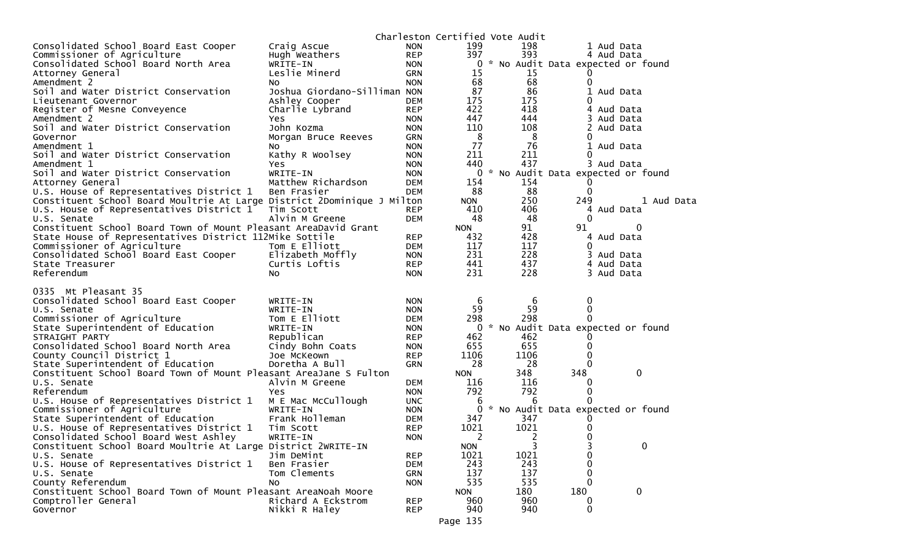Charleston Certified Vote Audit

| | | | | | |
|---|---|---|---|---|---|
| Consolidated School Board East Cooper | Craig Ascue | NON | 199 | 198 | 1 Aud Data |
| Commissioner of Agriculture | Hugh Weathers | REP | 397 | 393 | 4 Aud Data |
| Consolidated School Board North Area | WRITE-IN | NON | 0 | * No Audit Data expected or found | |
| Attorney General | Leslie Minerd | GRN | 15 | 15 | 0 |
| Amendment 2 | No | NON | 68 | 68 | 0 |
| Soil and Water District Conservation | Joshua Giordano-Silliman | NON | 87 | 86 | 1 Aud Data |
| Lieutenant Governor | Ashley Cooper | DEM | 175 | 175 | 0 |
| Register of Mesne Conveyence | Charlie Lybrand | REP | 422 | 418 | 4 Aud Data |
| Amendment 2 | Yes | NON | 447 | 444 | 3 Aud Data |
| Soil and Water District Conservation | John Kozma | NON | 110 | 108 | 2 Aud Data |
| Governor | Morgan Bruce Reeves | GRN | 8 | 8 | 0 |
| Amendment 1 | No | NON | 77 | 76 | 1 Aud Data |
| Soil and Water District Conservation | Kathy R Woolsey | NON | 211 | 211 | 0 |
| Amendment 1 | Yes | NON | 440 | 437 | 3 Aud Data |
| Soil and Water District Conservation | WRITE-IN | NON | 0 | * No Audit Data expected or found | |
| Attorney General | Matthew Richardson | DEM | 154 | 154 | 0 |
| U.S. House of Representatives District 1 | Ben Frasier | DEM | 88 | 88 | 0 |
| Constituent School Board Moultrie At Large District 2 | Dominique J Milton | NON | 250 | 249 | 1 Aud Data |
| U.S. House of Representatives District 1 | Tim Scott | REP | 410 | 406 | 4 Aud Data |
| U.S. Senate | Alvin M Greene | DEM | 48 | 48 | 0 |
| Constituent School Board Town of Mount Pleasant Area | David Grant | NON | 91 | 91 | 0 |
| State House of Representatives District 112 | Mike Sottile | REP | 432 | 428 | 4 Aud Data |
| Commissioner of Agriculture | Tom E Elliott | DEM | 117 | 117 | 0 |
| Consolidated School Board East Cooper | Elizabeth Moffly | NON | 231 | 228 | 3 Aud Data |
| State Treasurer | Curtis Loftis | REP | 441 | 437 | 4 Aud Data |
| Referendum | No | NON | 231 | 228 | 3 Aud Data |

0335 Mt Pleasant 35

| | | | | | |
|---|---|---|---|---|---|
| Consolidated School Board East Cooper | WRITE-IN | NON | 6 | 6 | 0 |
| U.S. Senate | WRITE-IN | NON | 59 | 59 | 0 |
| Commissioner of Agriculture | Tom E Elliott | DEM | 298 | 298 | 0 |
| State Superintendent of Education | WRITE-IN | NON | 0 | * No Audit Data expected or found | |
| STRAIGHT PARTY | Republican | REP | 462 | 462 | 0 |
| Consolidated School Board North Area | Cindy Bohn Coats | NON | 655 | 655 | 0 |
| County Council District 1 | Joe McKeown | REP | 1106 | 1106 | 0 |
| State Superintendent of Education | Doretha A Bull | GRN | 28 | 28 | 0 |
| Constituent School Board Town of Mount Pleasant Area | Jane S Fulton | NON | 348 | 348 | 0 |
| U.S. Senate | Alvin M Greene | DEM | 116 | 116 | 0 |
| Referendum | Yes | NON | 792 | 792 | 0 |
| U.S. House of Representatives District 1 | M E Mac McCullough | UNC | 6 | 6 | 0 |
| Commissioner of Agriculture | WRITE-IN | NON | 0 | * No Audit Data expected or found | |
| State Superintendent of Education | Frank Holleman | DEM | 347 | 347 | 0 |
| U.S. House of Representatives District 1 | Tim Scott | REP | 1021 | 1021 | 0 |
| Consolidated School Board West Ashley | WRITE-IN | NON | 2 | 2 | 0 |
| Constituent School Board Moultrie At Large District 2 | WRITE-IN | NON | 3 | 3 | 0 |
| U.S. Senate | Jim DeMint | REP | 1021 | 1021 | 0 |
| U.S. House of Representatives District 1 | Ben Frasier | DEM | 243 | 243 | 0 |
| U.S. Senate | Tom Clements | GRN | 137 | 137 | 0 |
| County Referendum | No | NON | 535 | 535 | 0 |
| Constituent School Board Town of Mount Pleasant Area | Noah Moore | NON | 180 | 180 | 0 |
| Comptroller General | Richard A Eckstrom | REP | 960 | 960 | 0 |
| Governor | Nikki R Haley | REP | 940 | 940 | 0 |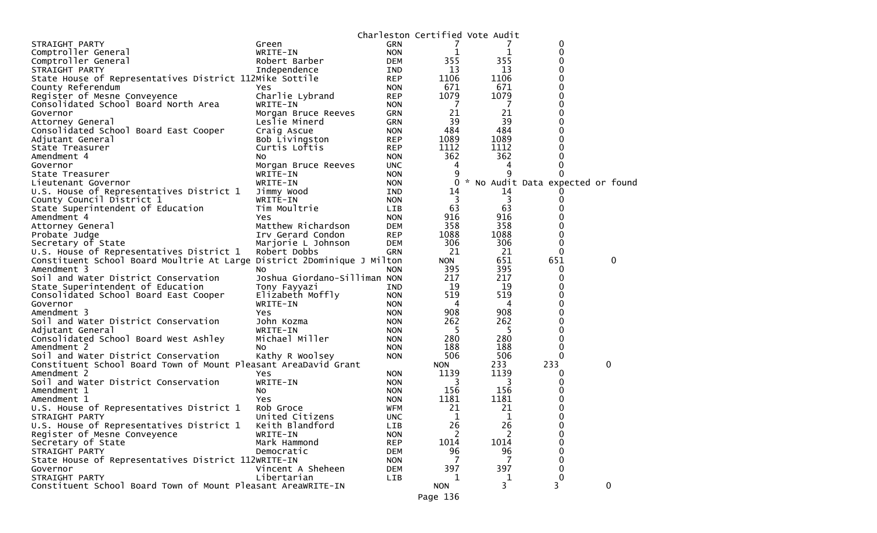Charleston Certified Vote Audit

| | | | | | |
|---|---|---|---|---|---|
| STRAIGHT PARTY | Green | GRN | 7 | 7 | 0 |
| Comptroller General | WRITE-IN | NON | 1 | 1 | 0 |
| Comptroller General | Robert Barber | DEM | 355 | 355 | 0 |
| STRAIGHT PARTY | Independence | IND | 13 | 13 | 0 |
| State House of Representatives District 112 | Mike Sottile | REP | 1106 | 1106 | 0 |
| County Referendum | Yes | NON | 671 | 671 | 0 |
| Register of Mesne Conveyence | Charlie Lybrand | REP | 1079 | 1079 | 0 |
| Consolidated School Board North Area | WRITE-IN | NON | 7 | 7 | 0 |
| Governor | Morgan Bruce Reeves | GRN | 21 | 21 | 0 |
| Attorney General | Leslie Minerd | GRN | 39 | 39 | 0 |
| Consolidated School Board East Cooper | Craig Ascue | NON | 484 | 484 | 0 |
| Adjutant General | Bob Livingston | REP | 1089 | 1089 | 0 |
| State Treasurer | Curtis Loftis | REP | 1112 | 1112 | 0 |
| Amendment 4 | No | NON | 362 | 362 | 0 |
| Governor | Morgan Bruce Reeves | UNC | 4 | 4 | 0 |
| State Treasurer | WRITE-IN | NON | 9 | 9 | 0 |
| Lieutenant Governor | WRITE-IN | NON | 0 | * No Audit Data expected or found | |
| U.S. House of Representatives District 1 | Jimmy Wood | IND | 14 | 14 | 0 |
| County Council District 1 | WRITE-IN | NON | 3 | 3 | 0 |
| State Superintendent of Education | Tim Moultrie | LIB | 63 | 63 | 0 |
| Amendment 4 | Yes | NON | 916 | 916 | 0 |
| Attorney General | Matthew Richardson | DEM | 358 | 358 | 0 |
| Probate Judge | Irv Gerard Condon | REP | 1088 | 1088 | 0 |
| Secretary of State | Marjorie L Johnson | DEM | 306 | 306 | 0 |
| U.S. House of Representatives District 1 | Robert Dobbs | GRN | 21 | 21 | 0 |
| Constituent School Board Moultrie At Large District 2 | Dominique J Milton | NON | 651 | 651 | 0 |
| Amendment 3 | No | NON | 395 | 395 | 0 |
| Soil and Water District Conservation | Joshua Giordano-Silliman | NON | 217 | 217 | 0 |
| State Superintendent of Education | Tony Fayyazi | IND | 19 | 19 | 0 |
| Consolidated School Board East Cooper | Elizabeth Moffly | NON | 519 | 519 | 0 |
| Governor | WRITE-IN | NON | 4 | 4 | 0 |
| Amendment 3 | Yes | NON | 908 | 908 | 0 |
| Soil and Water District Conservation | John Kozma | NON | 262 | 262 | 0 |
| Adjutant General | WRITE-IN | NON | 5 | 5 | 0 |
| Consolidated School Board West Ashley | Michael Miller | NON | 280 | 280 | 0 |
| Amendment 2 | No | NON | 188 | 188 | 0 |
| Soil and Water District Conservation | Kathy R Woolsey | NON | 506 | 506 | 0 |
| Constituent School Board Town of Mount Pleasant Area | David Grant | NON | 233 | 233 | 0 |
| Amendment 2 | Yes | NON | 1139 | 1139 | 0 |
| Soil and Water District Conservation | WRITE-IN | NON | 3 | 3 | 0 |
| Amendment 1 | No | NON | 156 | 156 | 0 |
| Amendment 1 | Yes | NON | 1181 | 1181 | 0 |
| U.S. House of Representatives District 1 | Rob Groce | WFM | 21 | 21 | 0 |
| STRAIGHT PARTY | United Citizens | UNC | 1 | 1 | 0 |
| U.S. House of Representatives District 1 | Keith Blandford | LIB | 26 | 26 | 0 |
| Register of Mesne Conveyence | WRITE-IN | NON | 2 | 2 | 0 |
| Secretary of State | Mark Hammond | REP | 1014 | 1014 | 0 |
| STRAIGHT PARTY | Democratic | DEM | 96 | 96 | 0 |
| State House of Representatives District 112 | WRITE-IN | NON | 7 | 7 | 0 |
| Governor | Vincent A Sheheen | DEM | 397 | 397 | 0 |
| STRAIGHT PARTY | Libertarian | LIB | 1 | 1 | 0 |
| Constituent School Board Town of Mount Pleasant Area | WRITE-IN | NON | 3 | 3 | 0 |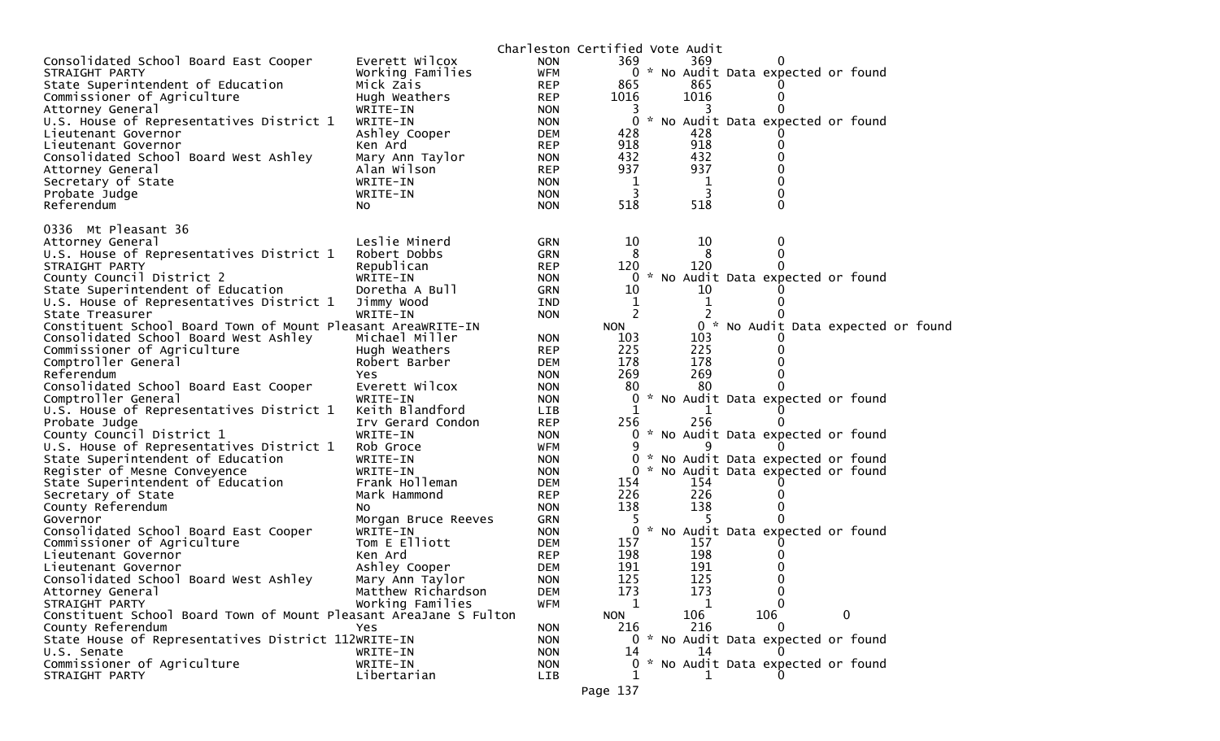Charleston Certified Vote Audit

| | | | | | |
|---|---|---|---|---|---|
| Consolidated School Board East Cooper | Everett Wilcox | NON | 369 | 369 | 0 |
| STRAIGHT PARTY | Working Families | WFM | 0 | * No Audit Data expected or found | |
| State Superintendent of Education | Mick Zais | REP | 865 | 865 | 0 |
| Commissioner of Agriculture | Hugh Weathers | REP | 1016 | 1016 | 0 |
| Attorney General | WRITE-IN | NON | 3 | 3 | 0 |
| U.S. House of Representatives District 1 | WRITE-IN | NON | 0 | * No Audit Data expected or found | |
| Lieutenant Governor | Ashley Cooper | DEM | 428 | 428 | 0 |
| Lieutenant Governor | Ken Ard | REP | 918 | 918 | 0 |
| Consolidated School Board West Ashley | Mary Ann Taylor | NON | 432 | 432 | 0 |
| Attorney General | Alan Wilson | REP | 937 | 937 | 0 |
| Secretary of State | WRITE-IN | NON | 1 | 1 | 0 |
| Probate Judge | WRITE-IN | NON | 3 | 3 | 0 |
| Referendum | No | NON | 518 | 518 | 0 |

0336 Mt Pleasant 36

| | | | | | |
|---|---|---|---|---|---|
| Attorney General | Leslie Minerd | GRN | 10 | 10 | 0 |
| U.S. House of Representatives District 1 | Robert Dobbs | GRN | 8 | 8 | 0 |
| STRAIGHT PARTY | Republican | REP | 120 | 120 | 0 |
| County Council District 2 | WRITE-IN | NON | 0 | * No Audit Data expected or found | |
| State Superintendent of Education | Doretha A Bull | GRN | 10 | 10 | 0 |
| U.S. House of Representatives District 1 | Jimmy Wood | IND | 1 | 1 | 0 |
| State Treasurer | WRITE-IN | NON | 2 | 2 | 0 |
| Constituent School Board Town of Mount Pleasant Area | WRITE-IN | NON | 0 | * No Audit Data expected or found | |
| Consolidated School Board West Ashley | Michael Miller | NON | 103 | 103 | 0 |
| Commissioner of Agriculture | Hugh Weathers | REP | 225 | 225 | 0 |
| Comptroller General | Robert Barber | DEM | 178 | 178 | 0 |
| Referendum | Yes | NON | 269 | 269 | 0 |
| Consolidated School Board East Cooper | Everett Wilcox | NON | 80 | 80 | 0 |
| Comptroller General | WRITE-IN | NON | 0 | * No Audit Data expected or found | |
| U.S. House of Representatives District 1 | Keith Blandford | LIB | 1 | 1 | 0 |
| Probate Judge | Irv Gerard Condon | REP | 256 | 256 | 0 |
| County Council District 1 | WRITE-IN | NON | 0 | * No Audit Data expected or found | |
| U.S. House of Representatives District 1 | Rob Groce | WFM | 9 | 9 | 0 |
| State Superintendent of Education | WRITE-IN | NON | 0 | * No Audit Data expected or found | |
| Register of Mesne Conveyence | WRITE-IN | NON | 0 | * No Audit Data expected or found | |
| State Superintendent of Education | Frank Holleman | DEM | 154 | 154 | 0 |
| Secretary of State | Mark Hammond | REP | 226 | 226 | 0 |
| County Referendum | No | NON | 138 | 138 | 0 |
| Governor | Morgan Bruce Reeves | GRN | 5 | 5 | 0 |
| Consolidated School Board East Cooper | WRITE-IN | NON | 0 | * No Audit Data expected or found | |
| Commissioner of Agriculture | Tom E Elliott | DEM | 157 | 157 | 0 |
| Lieutenant Governor | Ken Ard | REP | 198 | 198 | 0 |
| Lieutenant Governor | Ashley Cooper | DEM | 191 | 191 | 0 |
| Consolidated School Board West Ashley | Mary Ann Taylor | NON | 125 | 125 | 0 |
| Attorney General | Matthew Richardson | DEM | 173 | 173 | 0 |
| STRAIGHT PARTY | Working Families | WFM | 1 | 1 | 0 |
| Constituent School Board Town of Mount Pleasant Area | Jane S Fulton | NON | 106 | 106 | 0 |
| County Referendum | Yes | NON | 216 | 216 | 0 |
| State House of Representatives District 112 | WRITE-IN | NON | 0 | * No Audit Data expected or found | |
| U.S. Senate | WRITE-IN | NON | 14 | 14 | 0 |
| Commissioner of Agriculture | WRITE-IN | NON | 0 | * No Audit Data expected or found | |
| STRAIGHT PARTY | Libertarian | LIB | 1 | 1 | 0 |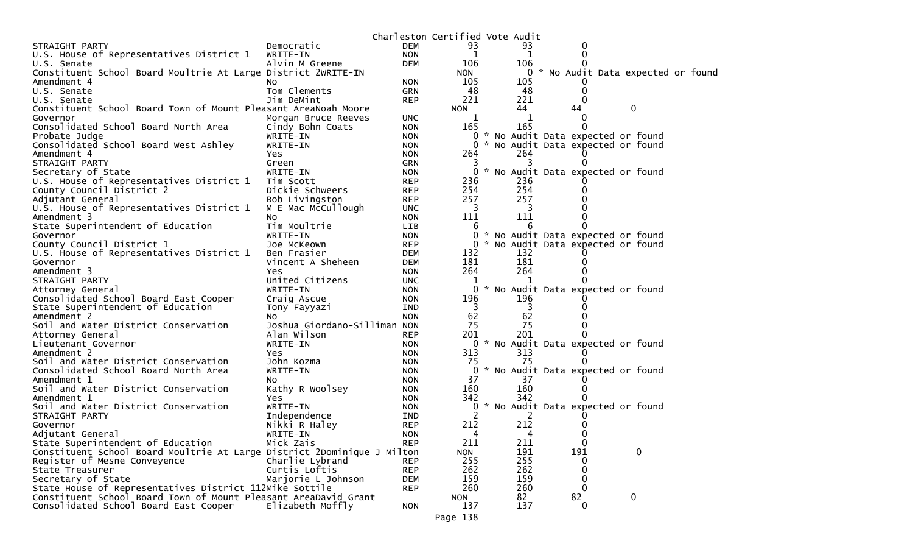Charleston Certified Vote Audit

| Contest | Candidate | Party | Count 1 | Count 2 | Diff | | |
|---|---|---|---|---|---|---|---|
| STRAIGHT PARTY | Democratic | DEM | 93 | 93 | 0 | | |
| U.S. House of Representatives District 1 | WRITE-IN | NON | 1 | 1 | 0 | | |
| U.S. Senate | Alvin M Greene | DEM | 106 | 106 | 0 | | |
| Constituent School Board Moultrie At Large District 2 | WRITE-IN | | NON | 0 | * No Audit Data expected or found | | |
| Amendment 4 | No | NON | 105 | 105 | 0 | | |
| U.S. Senate | Tom Clements | GRN | 48 | 48 | 0 | | |
| U.S. Senate | Jim DeMint | REP | 221 | 221 | 0 | | |
| Constituent School Board Town of Mount Pleasant Area | Noah Moore | | NON | 44 | 44 | 0 | |
| Governor | Morgan Bruce Reeves | UNC | 1 | 1 | 0 | | |
| Consolidated School Board North Area | Cindy Bohn Coats | NON | 165 | 165 | 0 | | |
| Probate Judge | WRITE-IN | NON | 0 | * No Audit Data expected or found | | | |
| Consolidated School Board West Ashley | WRITE-IN | NON | 0 | * No Audit Data expected or found | | | |
| Amendment 4 | Yes | NON | 264 | 264 | 0 | | |
| STRAIGHT PARTY | Green | GRN | 3 | 3 | 0 | | |
| Secretary of State | WRITE-IN | NON | 0 | * No Audit Data expected or found | | | |
| U.S. House of Representatives District 1 | Tim Scott | REP | 236 | 236 | 0 | | |
| County Council District 2 | Dickie Schweers | REP | 254 | 254 | 0 | | |
| Adjutant General | Bob Livingston | REP | 257 | 257 | 0 | | |
| U.S. House of Representatives District 1 | M E Mac McCullough | UNC | 3 | 3 | 0 | | |
| Amendment 3 | No | NON | 111 | 111 | 0 | | |
| State Superintendent of Education | Tim Moultrie | LIB | 6 | 6 | 0 | | |
| Governor | WRITE-IN | NON | 0 | * No Audit Data expected or found | | | |
| County Council District 1 | Joe McKeown | REP | 0 | * No Audit Data expected or found | | | |
| U.S. House of Representatives District 1 | Ben Frasier | DEM | 132 | 132 | 0 | | |
| Governor | Vincent A Sheheen | DEM | 181 | 181 | 0 | | |
| Amendment 3 | Yes | NON | 264 | 264 | 0 | | |
| STRAIGHT PARTY | United Citizens | UNC | 1 | 1 | 0 | | |
| Attorney General | WRITE-IN | NON | 0 | * No Audit Data expected or found | | | |
| Consolidated School Board East Cooper | Craig Ascue | NON | 196 | 196 | 0 | | |
| State Superintendent of Education | Tony Fayyazi | IND | 3 | 3 | 0 | | |
| Amendment 2 | No | NON | 62 | 62 | 0 | | |
| Soil and Water District Conservation | Joshua Giordano-Silliman | NON | 75 | 75 | 0 | | |
| Attorney General | Alan Wilson | REP | 201 | 201 | 0 | | |
| Lieutenant Governor | WRITE-IN | NON | 0 | * No Audit Data expected or found | | | |
| Amendment 2 | Yes | NON | 313 | 313 | 0 | | |
| Soil and Water District Conservation | John Kozma | NON | 75 | 75 | 0 | | |
| Consolidated School Board North Area | WRITE-IN | NON | 0 | * No Audit Data expected or found | | | |
| Amendment 1 | No | NON | 37 | 37 | 0 | | |
| Soil and Water District Conservation | Kathy R Woolsey | NON | 160 | 160 | 0 | | |
| Amendment 1 | Yes | NON | 342 | 342 | 0 | | |
| Soil and Water District Conservation | WRITE-IN | NON | 0 | * No Audit Data expected or found | | | |
| STRAIGHT PARTY | Independence | IND | 2 | 2 | 0 | | |
| Governor | Nikki R Haley | REP | 212 | 212 | 0 | | |
| Adjutant General | WRITE-IN | NON | 4 | 4 | 0 | | |
| State Superintendent of Education | Mick Zais | REP | 211 | 211 | 0 | | |
| Constituent School Board Moultrie At Large District 2 | Dominique J Milton | | NON | 191 | 191 | 0 | |
| Register of Mesne Conveyence | Charlie Lybrand | REP | 255 | 255 | 0 | | |
| State Treasurer | Curtis Loftis | REP | 262 | 262 | 0 | | |
| Secretary of State | Marjorie L Johnson | DEM | 159 | 159 | 0 | | |
| State House of Representatives District 112 | Mike Sottile | REP | 260 | 260 | 0 | | |
| Constituent School Board Town of Mount Pleasant Area | David Grant | | NON | 82 | 82 | 0 | |
| Consolidated School Board East Cooper | Elizabeth Moffly | NON | 137 | 137 | 0 | | |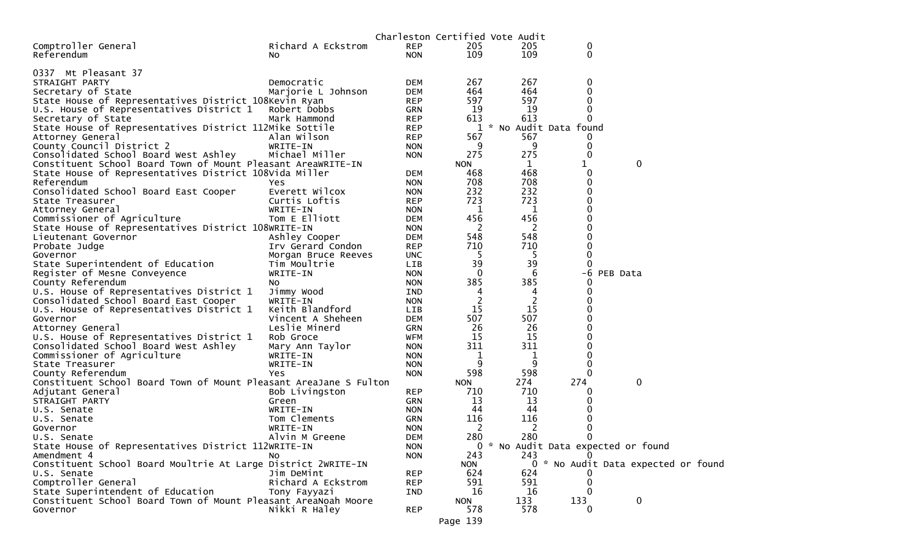Charleston Certified Vote Audit

| Contest | Candidate | Party | Certified | Audit | Difference | |
|---|---|---|---|---|---|---|
| Comptroller General | Richard A Eckstrom | REP | 205 | 205 | 0 | |
| Referendum | No | NON | 109 | 109 | 0 | |

0337 Mt Pleasant 37

| Contest | Candidate | Party | Certified | Audit | Difference | |
|---|---|---|---|---|---|---|
| STRAIGHT PARTY | Democratic | DEM | 267 | 267 | 0 | |
| Secretary of State | Marjorie L Johnson | DEM | 464 | 464 | 0 | |
| State House of Representatives District 108 | Kevin Ryan | REP | 597 | 597 | 0 | |
| U.S. House of Representatives District 1 | Robert Dobbs | GRN | 19 | 19 | 0 | |
| Secretary of State | Mark Hammond | REP | 613 | 613 | 0 | |
| State House of Representatives District 112 | Mike Sottile | REP | 1 | * No Audit Data found | | |
| Attorney General | Alan Wilson | REP | 567 | 567 | 0 | |
| County Council District 2 | WRITE-IN | NON | 9 | 9 | 0 | |
| Consolidated School Board West Ashley | Michael Miller | NON | 275 | 275 | 0 | |
| Constituent School Board Town of Mount Pleasant Area | WRITE-IN | | NON | 1 | 1 | 0 |
| State House of Representatives District 108 | Vida Miller | DEM | 468 | 468 | 0 | |
| Referendum | Yes | NON | 708 | 708 | 0 | |
| Consolidated School Board East Cooper | Everett Wilcox | NON | 232 | 232 | 0 | |
| State Treasurer | Curtis Loftis | REP | 723 | 723 | 0 | |
| Attorney General | WRITE-IN | NON | 1 | 1 | 0 | |
| Commissioner of Agriculture | Tom E Elliott | DEM | 456 | 456 | 0 | |
| State House of Representatives District 108 | WRITE-IN | NON | 2 | 2 | 0 | |
| Lieutenant Governor | Ashley Cooper | DEM | 548 | 548 | 0 | |
| Probate Judge | Irv Gerard Condon | REP | 710 | 710 | 0 | |
| Governor | Morgan Bruce Reeves | UNC | 5 | 5 | 0 | |
| State Superintendent of Education | Tim Moultrie | LIB | 39 | 39 | 0 | |
| Register of Mesne Conveyence | WRITE-IN | NON | 0 | 6 | -6 PEB Data | |
| County Referendum | No | NON | 385 | 385 | 0 | |
| U.S. House of Representatives District 1 | Jimmy Wood | IND | 4 | 4 | 0 | |
| Consolidated School Board East Cooper | WRITE-IN | NON | 2 | 2 | 0 | |
| U.S. House of Representatives District 1 | Keith Blandford | LIB | 15 | 15 | 0 | |
| Governor | Vincent A Sheheen | DEM | 507 | 507 | 0 | |
| Attorney General | Leslie Minerd | GRN | 26 | 26 | 0 | |
| U.S. House of Representatives District 1 | Rob Groce | WFM | 15 | 15 | 0 | |
| Consolidated School Board West Ashley | Mary Ann Taylor | NON | 311 | 311 | 0 | |
| Commissioner of Agriculture | WRITE-IN | NON | 1 | 1 | 0 | |
| State Treasurer | WRITE-IN | NON | 9 | 9 | 0 | |
| County Referendum | Yes | NON | 598 | 598 | 0 | |
| Constituent School Board Town of Mount Pleasant Area | Jane S Fulton | | NON | 274 | 274 | 0 |
| Adjutant General | Bob Livingston | REP | 710 | 710 | 0 | |
| STRAIGHT PARTY | Green | GRN | 13 | 13 | 0 | |
| U.S. Senate | WRITE-IN | NON | 44 | 44 | 0 | |
| U.S. Senate | Tom Clements | GRN | 116 | 116 | 0 | |
| Governor | WRITE-IN | NON | 2 | 2 | 0 | |
| U.S. Senate | Alvin M Greene | DEM | 280 | 280 | 0 | |
| State House of Representatives District 112 | WRITE-IN | NON | 0 | * No Audit Data expected or found | | |
| Amendment 4 | No | NON | 243 | 243 | 0 | |
| Constituent School Board Moultrie At Large District 2 | WRITE-IN | | NON | 0 | * No Audit Data expected or found | |
| U.S. Senate | Jim DeMint | REP | 624 | 624 | 0 | |
| Comptroller General | Richard A Eckstrom | REP | 591 | 591 | 0 | |
| State Superintendent of Education | Tony Fayyazi | IND | 16 | 16 | 0 | |
| Constituent School Board Town of Mount Pleasant Area | Noah Moore | | NON | 133 | 133 | 0 |
| Governor | Nikki R Haley | REP | 578 | 578 | 0 | |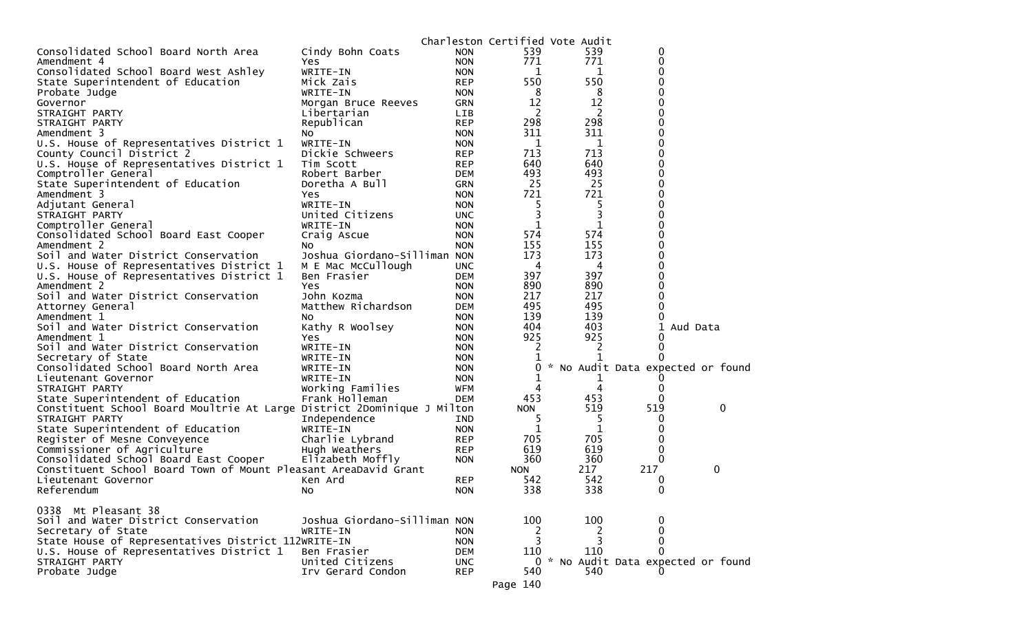Charleston Certified Vote Audit

| Contest | Candidate | Party | Certified | Audit | Difference | |
|---|---|---|---|---|---|---|
| Consolidated School Board North Area | Cindy Bohn Coats | NON | 539 | 539 | 0 | |
| Amendment 4 | Yes | NON | 771 | 771 | 0 | |
| Consolidated School Board West Ashley | WRITE-IN | NON | 1 | 1 | 0 | |
| State Superintendent of Education | Mick Zais | REP | 550 | 550 | 0 | |
| Probate Judge | WRITE-IN | NON | 8 | 8 | 0 | |
| Governor | Morgan Bruce Reeves | GRN | 12 | 12 | 0 | |
| STRAIGHT PARTY | Libertarian | LIB | 2 | 2 | 0 | |
| STRAIGHT PARTY | Republican | REP | 298 | 298 | 0 | |
| Amendment 3 | No | NON | 311 | 311 | 0 | |
| U.S. House of Representatives District 1 | WRITE-IN | NON | 1 | 1 | 0 | |
| County Council District 2 | Dickie Schweers | REP | 713 | 713 | 0 | |
| U.S. House of Representatives District 1 | Tim Scott | REP | 640 | 640 | 0 | |
| Comptroller General | Robert Barber | DEM | 493 | 493 | 0 | |
| State Superintendent of Education | Doretha A Bull | GRN | 25 | 25 | 0 | |
| Amendment 3 | Yes | NON | 721 | 721 | 0 | |
| Adjutant General | WRITE-IN | NON | 5 | 5 | 0 | |
| STRAIGHT PARTY | United Citizens | UNC | 3 | 3 | 0 | |
| Comptroller General | WRITE-IN | NON | 1 | 1 | 0 | |
| Consolidated School Board East Cooper | Craig Ascue | NON | 574 | 574 | 0 | |
| Amendment 2 | No | NON | 155 | 155 | 0 | |
| Soil and Water District Conservation | Joshua Giordano-Silliman | NON | 173 | 173 | 0 | |
| U.S. House of Representatives District 1 | M E Mac McCullough | UNC | 4 | 4 | 0 | |
| U.S. House of Representatives District 1 | Ben Frasier | DEM | 397 | 397 | 0 | |
| Amendment 2 | Yes | NON | 890 | 890 | 0 | |
| Soil and Water District Conservation | John Kozma | NON | 217 | 217 | 0 | |
| Attorney General | Matthew Richardson | DEM | 495 | 495 | 0 | |
| Amendment 1 | No | NON | 139 | 139 | 0 | |
| Soil and Water District Conservation | Kathy R Woolsey | NON | 404 | 403 | 1 Aud Data | |
| Amendment 1 | Yes | NON | 925 | 925 | 0 | |
| Soil and Water District Conservation | WRITE-IN | NON | 2 | 2 | 0 | |
| Secretary of State | WRITE-IN | NON | 1 | 1 | 0 | |
| Consolidated School Board North Area | WRITE-IN | NON | 0 | * No Audit Data expected or found | | |
| Lieutenant Governor | WRITE-IN | NON | 1 | 1 | 0 | |
| STRAIGHT PARTY | Working Families | WFM | 4 | 4 | 0 | |
| State Superintendent of Education | Frank Holleman | DEM | 453 | 453 | 0 | |
| Constituent School Board Moultrie At Large District 2 | Dominique J Milton | | NON | 519 | 519 | 0 |
| STRAIGHT PARTY | Independence | IND | 5 | 5 | 0 | |
| State Superintendent of Education | WRITE-IN | NON | 1 | 1 | 0 | |
| Register of Mesne Conveyence | Charlie Lybrand | REP | 705 | 705 | 0 | |
| Commissioner of Agriculture | Hugh Weathers | REP | 619 | 619 | 0 | |
| Consolidated School Board East Cooper | Elizabeth Moffly | NON | 360 | 360 | 0 | |
| Constituent School Board Town of Mount Pleasant Area | David Grant | | NON | 217 | 217 | 0 |
| Lieutenant Governor | Ken Ard | REP | 542 | 542 | 0 | |
| Referendum | No | NON | 338 | 338 | 0 | |

0338 Mt Pleasant 38

| Contest | Candidate | Party | Certified | Audit | Difference |
|---|---|---|---|---|---|
| Soil and Water District Conservation | Joshua Giordano-Silliman | NON | 100 | 100 | 0 |
| Secretary of State | WRITE-IN | NON | 2 | 2 | 0 |
| State House of Representatives District 112 | WRITE-IN | NON | 3 | 3 | 0 |
| U.S. House of Representatives District 1 | Ben Frasier | DEM | 110 | 110 | 0 |
| STRAIGHT PARTY | United Citizens | UNC | 0 | * No Audit Data expected or found | |
| Probate Judge | Irv Gerard Condon | REP | 540 | 540 | 0 |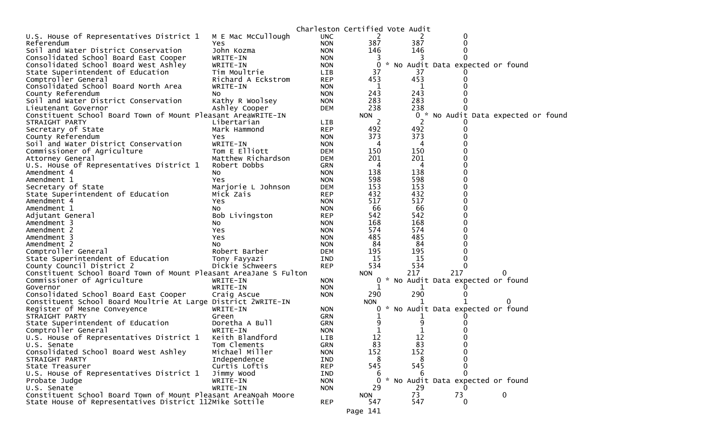Charleston Certified Vote Audit

| | | | | | |
|---|---|---|---|---|---|
| U.S. House of Representatives District 1 | M E Mac McCullough | UNC | 2 | 2 | 0 |
| Referendum | Yes | NON | 387 | 387 | 0 |
| Soil and Water District Conservation | John Kozma | NON | 146 | 146 | 0 |
| Consolidated School Board East Cooper | WRITE-IN | NON | 3 | 3 | 0 |
| Consolidated School Board West Ashley | WRITE-IN | NON | 0 | * No Audit Data expected or found | |
| State Superintendent of Education | Tim Moultrie | LIB | 37 | 37 | 0 |
| Comptroller General | Richard A Eckstrom | REP | 453 | 453 | 0 |
| Consolidated School Board North Area | WRITE-IN | NON | 1 | 1 | 0 |
| County Referendum | No | NON | 243 | 243 | 0 |
| Soil and Water District Conservation | Kathy R Woolsey | NON | 283 | 283 | 0 |
| Lieutenant Governor | Ashley Cooper | DEM | 238 | 238 | 0 |
| Constituent School Board Town of Mount Pleasant AreaWRITE-IN | | NON | 0 | * No Audit Data expected or found | |
| STRAIGHT PARTY | Libertarian | LIB | 2 | 2 | 0 |
| Secretary of State | Mark Hammond | REP | 492 | 492 | 0 |
| County Referendum | Yes | NON | 373 | 373 | 0 |
| Soil and Water District Conservation | WRITE-IN | NON | 4 | 4 | 0 |
| Commissioner of Agriculture | Tom E Elliott | DEM | 150 | 150 | 0 |
| Attorney General | Matthew Richardson | DEM | 201 | 201 | 0 |
| U.S. House of Representatives District 1 | Robert Dobbs | GRN | 4 | 4 | 0 |
| Amendment 4 | No | NON | 138 | 138 | 0 |
| Amendment 1 | Yes | NON | 598 | 598 | 0 |
| Secretary of State | Marjorie L Johnson | DEM | 153 | 153 | 0 |
| State Superintendent of Education | Mick Zais | REP | 432 | 432 | 0 |
| Amendment 4 | Yes | NON | 517 | 517 | 0 |
| Amendment 1 | No | NON | 66 | 66 | 0 |
| Adjutant General | Bob Livingston | REP | 542 | 542 | 0 |
| Amendment 3 | No | NON | 168 | 168 | 0 |
| Amendment 2 | Yes | NON | 574 | 574 | 0 |
| Amendment 3 | Yes | NON | 485 | 485 | 0 |
| Amendment 2 | No | NON | 84 | 84 | 0 |
| Comptroller General | Robert Barber | DEM | 195 | 195 | 0 |
| State Superintendent of Education | Tony Fayyazi | IND | 15 | 15 | 0 |
| County Council District 2 | Dickie Schweers | REP | 534 | 534 | 0 |
| Constituent School Board Town of Mount Pleasant AreaJane S Fulton | | NON | 217 | 217 | 0 |
| Commissioner of Agriculture | WRITE-IN | NON | 0 | * No Audit Data expected or found | |
| Governor | WRITE-IN | NON | 1 | 1 | 0 |
| Consolidated School Board East Cooper | Craig Ascue | NON | 290 | 290 | 0 |
| Constituent School Board Moultrie At Large District 2WRITE-IN | | NON | 1 | 1 | 0 |
| Register of Mesne Conveyence | WRITE-IN | NON | 0 | * No Audit Data expected or found | |
| STRAIGHT PARTY | Green | GRN | 1 | 1 | 0 |
| State Superintendent of Education | Doretha A Bull | GRN | 9 | 9 | 0 |
| Comptroller General | WRITE-IN | NON | 1 | 1 | 0 |
| U.S. House of Representatives District 1 | Keith Blandford | LIB | 12 | 12 | 0 |
| U.S. Senate | Tom Clements | GRN | 83 | 83 | 0 |
| Consolidated School Board West Ashley | Michael Miller | NON | 152 | 152 | 0 |
| STRAIGHT PARTY | Independence | IND | 8 | 8 | 0 |
| State Treasurer | Curtis Loftis | REP | 545 | 545 | 0 |
| U.S. House of Representatives District 1 | Jimmy Wood | IND | 6 | 6 | 0 |
| Probate Judge | WRITE-IN | NON | 0 | * No Audit Data expected or found | |
| U.S. Senate | WRITE-IN | NON | 29 | 29 | 0 |
| Constituent School Board Town of Mount Pleasant AreaNoah Moore | | NON | 73 | 73 | 0 |
| State House of Representatives District 112Mike Sottile | | REP | 547 | 547 | 0 |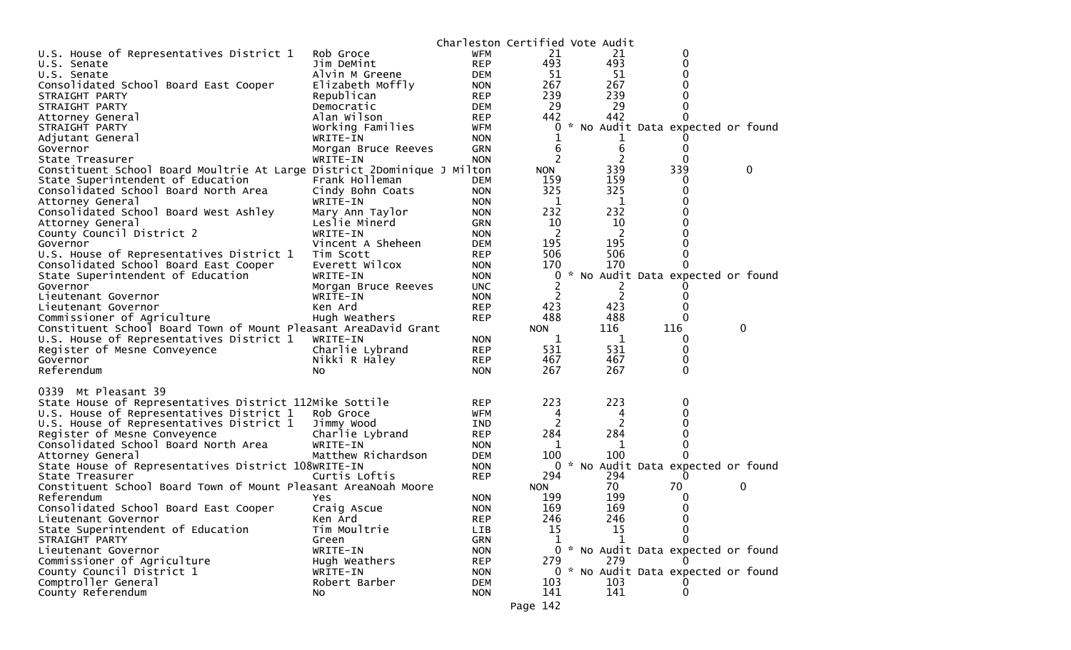Charleston Certified Vote Audit

| Contest | Candidate | Party | Votes | Audit | Difference | |
|---|---|---|---|---|---|---|
| U.S. House of Representatives District 1 | Rob Groce | WFM | 21 | 21 | 0 | |
| U.S. Senate | Jim DeMint | REP | 493 | 493 | 0 | |
| U.S. Senate | Alvin M Greene | DEM | 51 | 51 | 0 | |
| Consolidated School Board East Cooper | Elizabeth Moffly | NON | 267 | 267 | 0 | |
| STRAIGHT PARTY | Republican | REP | 239 | 239 | 0 | |
| STRAIGHT PARTY | Democratic | DEM | 29 | 29 | 0 | |
| Attorney General | Alan Wilson | REP | 442 | 442 | 0 | |
| STRAIGHT PARTY | Working Families | WFM | 0 | * No Audit Data expected or found | | |
| Adjutant General | WRITE-IN | NON | 1 | 1 | 0 | |
| Governor | Morgan Bruce Reeves | GRN | 6 | 6 | 0 | |
| State Treasurer | WRITE-IN | NON | 2 | 2 | 0 | |
| Constituent School Board Moultrie At Large District 2 | Dominique J Milton | | NON | 339 | 339 | 0 |
| State Superintendent of Education | Frank Holleman | DEM | 159 | 159 | 0 | |
| Consolidated School Board North Area | Cindy Bohn Coats | NON | 325 | 325 | 0 | |
| Attorney General | WRITE-IN | NON | 1 | 1 | 0 | |
| Consolidated School Board West Ashley | Mary Ann Taylor | NON | 232 | 232 | 0 | |
| Attorney General | Leslie Minerd | GRN | 10 | 10 | 0 | |
| County Council District 2 | WRITE-IN | NON | 2 | 2 | 0 | |
| Governor | Vincent A Sheheen | DEM | 195 | 195 | 0 | |
| U.S. House of Representatives District 1 | Tim Scott | REP | 506 | 506 | 0 | |
| Consolidated School Board East Cooper | Everett Wilcox | NON | 170 | 170 | 0 | |
| State Superintendent of Education | WRITE-IN | NON | 0 | * No Audit Data expected or found | | |
| Governor | Morgan Bruce Reeves | UNC | 2 | 2 | 0 | |
| Lieutenant Governor | WRITE-IN | NON | 2 | 2 | 0 | |
| Lieutenant Governor | Ken Ard | REP | 423 | 423 | 0 | |
| Commissioner of Agriculture | Hugh Weathers | REP | 488 | 488 | 0 | |
| Constituent School Board Town of Mount Pleasant Area | David Grant | | NON | 116 | 116 | 0 |
| U.S. House of Representatives District 1 | WRITE-IN | NON | 1 | 1 | 0 | |
| Register of Mesne Conveyence | Charlie Lybrand | REP | 531 | 531 | 0 | |
| Governor | Nikki R Haley | REP | 467 | 467 | 0 | |
| Referendum | No | NON | 267 | 267 | 0 | |

0339 Mt Pleasant 39

| Contest | Candidate | Party | Votes | Audit | Difference | |
|---|---|---|---|---|---|---|
| State House of Representatives District 112 | Mike Sottile | REP | 223 | 223 | 0 | |
| U.S. House of Representatives District 1 | Rob Groce | WFM | 4 | 4 | 0 | |
| U.S. House of Representatives District 1 | Jimmy Wood | IND | 2 | 2 | 0 | |
| Register of Mesne Conveyence | Charlie Lybrand | REP | 284 | 284 | 0 | |
| Consolidated School Board North Area | WRITE-IN | NON | 1 | 1 | 0 | |
| Attorney General | Matthew Richardson | DEM | 100 | 100 | 0 | |
| State House of Representatives District 108 | WRITE-IN | NON | 0 | * No Audit Data expected or found | | |
| State Treasurer | Curtis Loftis | REP | 294 | 294 | 0 | |
| Constituent School Board Town of Mount Pleasant Area | Noah Moore | | NON | 70 | 70 | 0 |
| Referendum | Yes | NON | 199 | 199 | 0 | |
| Consolidated School Board East Cooper | Craig Ascue | NON | 169 | 169 | 0 | |
| Lieutenant Governor | Ken Ard | REP | 246 | 246 | 0 | |
| State Superintendent of Education | Tim Moultrie | LIB | 15 | 15 | 0 | |
| STRAIGHT PARTY | Green | GRN | 1 | 1 | 0 | |
| Lieutenant Governor | WRITE-IN | NON | 0 | * No Audit Data expected or found | | |
| Commissioner of Agriculture | Hugh Weathers | REP | 279 | 279 | 0 | |
| County Council District 1 | WRITE-IN | NON | 0 | * No Audit Data expected or found | | |
| Comptroller General | Robert Barber | DEM | 103 | 103 | 0 | |
| County Referendum | No | NON | 141 | 141 | 0 | |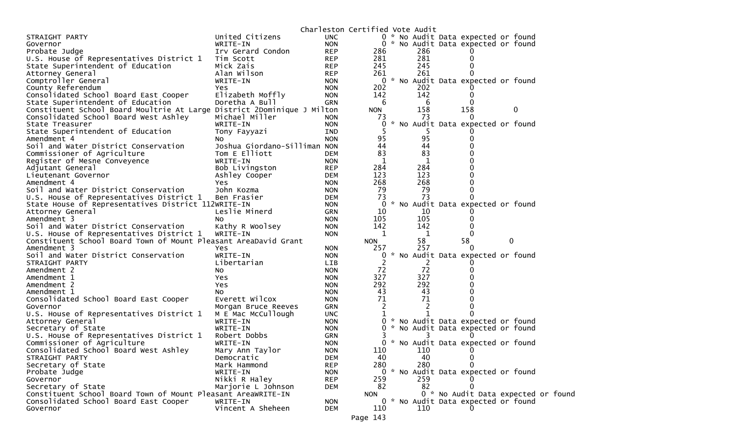Charleston Certified Vote Audit

| | | | | | |
|---|---|---|---|---|---|
| STRAIGHT PARTY | United Citizens | UNC | 0 * No Audit Data expected or found | | |
| Governor | WRITE-IN | NON | 0 * No Audit Data expected or found | | |
| Probate Judge | Irv Gerard Condon | REP | 286 | 286 | 0 |
| U.S. House of Representatives District 1 | Tim Scott | REP | 281 | 281 | 0 |
| State Superintendent of Education | Mick Zais | REP | 245 | 245 | 0 |
| Attorney General | Alan Wilson | REP | 261 | 261 | 0 |
| Comptroller General | WRITE-IN | NON | 0 * No Audit Data expected or found | | |
| County Referendum | Yes | NON | 202 | 202 | 0 |
| Consolidated School Board East Cooper | Elizabeth Moffly | NON | 142 | 142 | 0 |
| State Superintendent of Education | Doretha A Bull | GRN | 6 | 6 | 0 |
| Constituent School Board Moultrie At Large District 2 | Dominique J Milton | NON | 158 | 158 | 0 |
| Consolidated School Board West Ashley | Michael Miller | NON | 73 | 73 | 0 |
| State Treasurer | WRITE-IN | NON | 0 * No Audit Data expected or found | | |
| State Superintendent of Education | Tony Fayyazi | IND | 5 | 5 | 0 |
| Amendment 4 | No | NON | 95 | 95 | 0 |
| Soil and Water District Conservation | Joshua Giordano-Silliman | NON | 44 | 44 | 0 |
| Commissioner of Agriculture | Tom E Elliott | DEM | 83 | 83 | 0 |
| Register of Mesne Conveyence | WRITE-IN | NON | 1 | 1 | 0 |
| Adjutant General | Bob Livingston | REP | 284 | 284 | 0 |
| Lieutenant Governor | Ashley Cooper | DEM | 123 | 123 | 0 |
| Amendment 4 | Yes | NON | 268 | 268 | 0 |
| Soil and Water District Conservation | John Kozma | NON | 79 | 79 | 0 |
| U.S. House of Representatives District 1 | Ben Frasier | DEM | 73 | 73 | 0 |
| State House of Representatives District 112 | WRITE-IN | NON | 0 * No Audit Data expected or found | | |
| Attorney General | Leslie Minerd | GRN | 10 | 10 | 0 |
| Amendment 3 | No | NON | 105 | 105 | 0 |
| Soil and Water District Conservation | Kathy R Woolsey | NON | 142 | 142 | 0 |
| U.S. House of Representatives District 1 | WRITE-IN | NON | 1 | 1 | 0 |
| Constituent School Board Town of Mount Pleasant Area | David Grant | NON | 58 | 58 | 0 |
| Amendment 3 | Yes | NON | 257 | 257 | 0 |
| Soil and Water District Conservation | WRITE-IN | NON | 0 * No Audit Data expected or found | | |
| STRAIGHT PARTY | Libertarian | LIB | 2 | 2 | 0 |
| Amendment 2 | No | NON | 72 | 72 | 0 |
| Amendment 1 | Yes | NON | 327 | 327 | 0 |
| Amendment 2 | Yes | NON | 292 | 292 | 0 |
| Amendment 1 | No | NON | 43 | 43 | 0 |
| Consolidated School Board East Cooper | Everett Wilcox | NON | 71 | 71 | 0 |
| Governor | Morgan Bruce Reeves | GRN | 2 | 2 | 0 |
| U.S. House of Representatives District 1 | M E Mac McCullough | UNC | 1 | 1 | 0 |
| Attorney General | WRITE-IN | NON | 0 * No Audit Data expected or found | | |
| Secretary of State | WRITE-IN | NON | 0 * No Audit Data expected or found | | |
| U.S. House of Representatives District 1 | Robert Dobbs | GRN | 3 | 3 | 0 |
| Commissioner of Agriculture | WRITE-IN | NON | 0 * No Audit Data expected or found | | |
| Consolidated School Board West Ashley | Mary Ann Taylor | NON | 110 | 110 | 0 |
| STRAIGHT PARTY | Democratic | DEM | 40 | 40 | 0 |
| Secretary of State | Mark Hammond | REP | 280 | 280 | 0 |
| Probate Judge | WRITE-IN | NON | 0 * No Audit Data expected or found | | |
| Governor | Nikki R Haley | REP | 259 | 259 | 0 |
| Secretary of State | Marjorie L Johnson | DEM | 82 | 82 | 0 |
| Constituent School Board Town of Mount Pleasant Area | WRITE-IN | NON | 0 * No Audit Data expected or found | | |
| Consolidated School Board East Cooper | WRITE-IN | NON | 0 * No Audit Data expected or found | | |
| Governor | Vincent A Sheheen | DEM | 110 | 110 | 0 |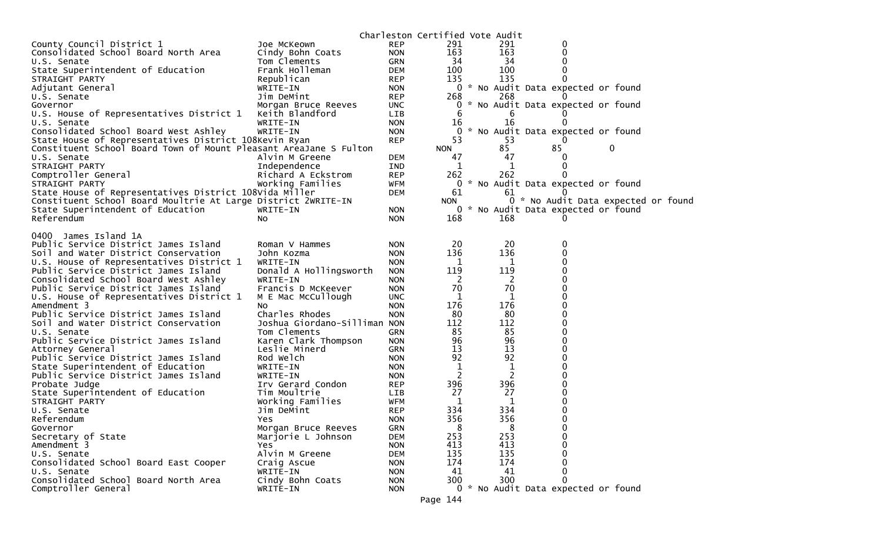Charleston Certified Vote Audit

| | | | | | |
|---|---|---|---|---|---|
| County Council District 1 | Joe McKeown | REP | 291 | 291 | 0 |
| Consolidated School Board North Area | Cindy Bohn Coats | NON | 163 | 163 | 0 |
| U.S. Senate | Tom Clements | GRN | 34 | 34 | 0 |
| State Superintendent of Education | Frank Holleman | DEM | 100 | 100 | 0 |
| STRAIGHT PARTY | Republican | REP | 135 | 135 | 0 |
| Adjutant General | WRITE-IN | NON | 0 | * No Audit Data expected or found | |
| U.S. Senate | Jim DeMint | REP | 268 | 268 | 0 |
| Governor | Morgan Bruce Reeves | UNC | 0 | * No Audit Data expected or found | |
| U.S. House of Representatives District 1 | Keith Blandford | LIB | 6 | 6 | 0 |
| U.S. Senate | WRITE-IN | NON | 16 | 16 | 0 |
| Consolidated School Board West Ashley | WRITE-IN | NON | 0 | * No Audit Data expected or found | |
| State House of Representatives District 108 | Kevin Ryan | REP | 53 | 53 | 0 |
| Constituent School Board Town of Mount Pleasant Area | Jane S Fulton | NON | 85 | 85 | 0 |
| U.S. Senate | Alvin M Greene | DEM | 47 | 47 | 0 |
| STRAIGHT PARTY | Independence | IND | 1 | 1 | 0 |
| Comptroller General | Richard A Eckstrom | REP | 262 | 262 | 0 |
| STRAIGHT PARTY | Working Families | WFM | 0 | * No Audit Data expected or found | |
| State House of Representatives District 108 | Vida Miller | DEM | 61 | 61 | 0 |
| Constituent School Board Moultrie At Large District 2 | WRITE-IN | NON | 0 | * No Audit Data expected or found | |
| State Superintendent of Education | WRITE-IN | NON | 0 | * No Audit Data expected or found | |
| Referendum | No | NON | 168 | 168 | 0 |

0400 James Island 1A

| | | | | | |
|---|---|---|---|---|---|
| Public Service District James Island | Roman V Hammes | NON | 20 | 20 | 0 |
| Soil and Water District Conservation | John Kozma | NON | 136 | 136 | 0 |
| U.S. House of Representatives District 1 | WRITE-IN | NON | 1 | 1 | 0 |
| Public Service District James Island | Donald A Hollingsworth | NON | 119 | 119 | 0 |
| Consolidated School Board West Ashley | WRITE-IN | NON | 2 | 2 | 0 |
| Public Service District James Island | Francis D McKeever | NON | 70 | 70 | 0 |
| U.S. House of Representatives District 1 | M E Mac McCullough | UNC | 1 | 1 | 0 |
| Amendment 3 | No | NON | 176 | 176 | 0 |
| Public Service District James Island | Charles Rhodes | NON | 80 | 80 | 0 |
| Soil and Water District Conservation | Joshua Giordano-Silliman | NON | 112 | 112 | 0 |
| U.S. Senate | Tom Clements | GRN | 85 | 85 | 0 |
| Public Service District James Island | Karen Clark Thompson | NON | 96 | 96 | 0 |
| Attorney General | Leslie Minerd | GRN | 13 | 13 | 0 |
| Public Service District James Island | Rod Welch | NON | 92 | 92 | 0 |
| State Superintendent of Education | WRITE-IN | NON | 1 | 1 | 0 |
| Public Service District James Island | WRITE-IN | NON | 2 | 2 | 0 |
| Probate Judge | Irv Gerard Condon | REP | 396 | 396 | 0 |
| State Superintendent of Education | Tim Moultrie | LIB | 27 | 27 | 0 |
| STRAIGHT PARTY | Working Families | WFM | 1 | 1 | 0 |
| U.S. Senate | Jim DeMint | REP | 334 | 334 | 0 |
| Referendum | Yes | NON | 356 | 356 | 0 |
| Governor | Morgan Bruce Reeves | GRN | 8 | 8 | 0 |
| Secretary of State | Marjorie L Johnson | DEM | 253 | 253 | 0 |
| Amendment 3 | Yes | NON | 413 | 413 | 0 |
| U.S. Senate | Alvin M Greene | DEM | 135 | 135 | 0 |
| Consolidated School Board East Cooper | Craig Ascue | NON | 174 | 174 | 0 |
| U.S. Senate | WRITE-IN | NON | 41 | 41 | 0 |
| Consolidated School Board North Area | Cindy Bohn Coats | NON | 300 | 300 | 0 |
| Comptroller General | WRITE-IN | NON | 0 | * No Audit Data expected or found | |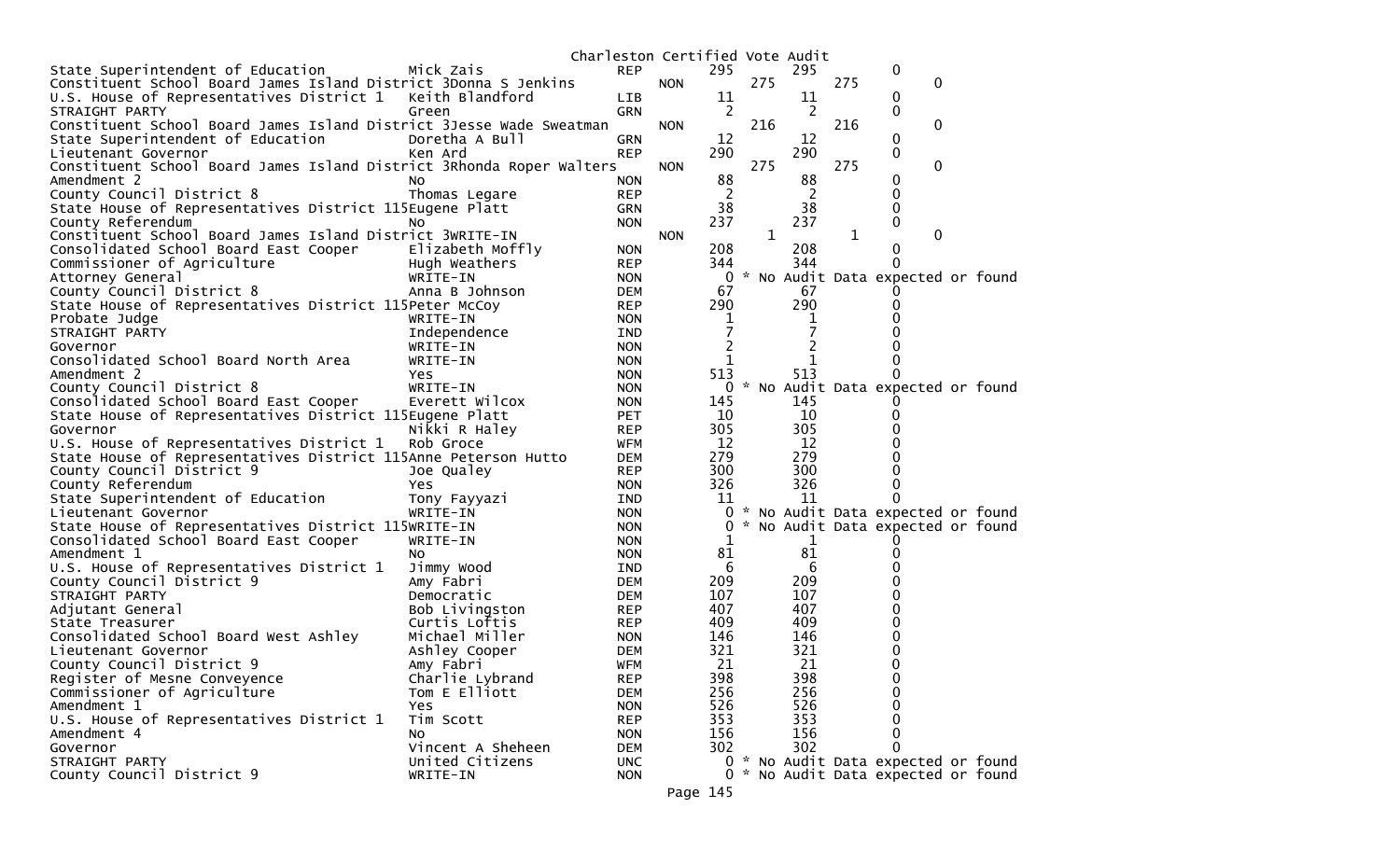Charleston Certified Vote Audit

| Office | Candidate | Party | Votes | Audit | Difference |
|---|---|---|---|---|---|
| State Superintendent of Education | Mick Zais | REP | 295 | 295 | 0 |
| Constituent School Board James Island District 3 | Donna S Jenkins | NON | 275 | 275 | 0 |
| U.S. House of Representatives District 1 | Keith Blandford | LIB | 11 | 11 | 0 |
| STRAIGHT PARTY | Green | GRN | 2 | 2 | 0 |
| Constituent School Board James Island District 3 | Jesse Wade Sweatman | NON | 216 | 216 | 0 |
| State Superintendent of Education | Doretha A Bull | GRN | 12 | 12 | 0 |
| Lieutenant Governor | Ken Ard | REP | 290 | 290 | 0 |
| Constituent School Board James Island District 3 | Rhonda Roper Walters | NON | 275 | 275 | 0 |
| Amendment 2 | No | NON | 88 | 88 | 0 |
| County Council District 8 | Thomas Legare | REP | 2 | 2 | 0 |
| State House of Representatives District 115 | Eugene Platt | GRN | 38 | 38 | 0 |
| County Referendum | No | NON | 237 | 237 | 0 |
| Constituent School Board James Island District 3 | WRITE-IN | NON | 1 | 1 | 0 |
| Consolidated School Board East Cooper | Elizabeth Moffly | NON | 208 | 208 | 0 |
| Commissioner of Agriculture | Hugh Weathers | REP | 344 | 344 | 0 |
| Attorney General | WRITE-IN | NON | 0 | * No Audit Data expected or found | |
| County Council District 8 | Anna B Johnson | DEM | 67 | 67 | 0 |
| State House of Representatives District 115 | Peter McCoy | REP | 290 | 290 | 0 |
| Probate Judge | WRITE-IN | NON | 1 | 1 | 0 |
| STRAIGHT PARTY | Independence | IND | 7 | 7 | 0 |
| Governor | WRITE-IN | NON | 2 | 2 | 0 |
| Consolidated School Board North Area | WRITE-IN | NON | 1 | 1 | 0 |
| Amendment 2 | Yes | NON | 513 | 513 | 0 |
| County Council District 8 | WRITE-IN | NON | 0 | * No Audit Data expected or found | |
| Consolidated School Board East Cooper | Everett Wilcox | NON | 145 | 145 | 0 |
| State House of Representatives District 115 | Eugene Platt | PET | 10 | 10 | 0 |
| Governor | Nikki R Haley | REP | 305 | 305 | 0 |
| U.S. House of Representatives District 1 | Rob Groce | WFM | 12 | 12 | 0 |
| State House of Representatives District 115 | Anne Peterson Hutto | DEM | 279 | 279 | 0 |
| County Council District 9 | Joe Qualey | REP | 300 | 300 | 0 |
| County Referendum | Yes | NON | 326 | 326 | 0 |
| State Superintendent of Education | Tony Fayyazi | IND | 11 | 11 | 0 |
| Lieutenant Governor | WRITE-IN | NON | 0 | * No Audit Data expected or found | |
| State House of Representatives District 115 | WRITE-IN | NON | 0 | * No Audit Data expected or found | |
| Consolidated School Board East Cooper | WRITE-IN | NON | 1 | 1 | 0 |
| Amendment 1 | No | NON | 81 | 81 | 0 |
| U.S. House of Representatives District 1 | Jimmy Wood | IND | 6 | 6 | 0 |
| County Council District 9 | Amy Fabri | DEM | 209 | 209 | 0 |
| STRAIGHT PARTY | Democratic | DEM | 107 | 107 | 0 |
| Adjutant General | Bob Livingston | REP | 407 | 407 | 0 |
| State Treasurer | Curtis Loftis | REP | 409 | 409 | 0 |
| Consolidated School Board West Ashley | Michael Miller | NON | 146 | 146 | 0 |
| Lieutenant Governor | Ashley Cooper | DEM | 321 | 321 | 0 |
| County Council District 9 | Amy Fabri | WFM | 21 | 21 | 0 |
| Register of Mesne Conveyence | Charlie Lybrand | REP | 398 | 398 | 0 |
| Commissioner of Agriculture | Tom E Elliott | DEM | 256 | 256 | 0 |
| Amendment 1 | Yes | NON | 526 | 526 | 0 |
| U.S. House of Representatives District 1 | Tim Scott | REP | 353 | 353 | 0 |
| Amendment 4 | No | NON | 156 | 156 | 0 |
| Governor | Vincent A Sheheen | DEM | 302 | 302 | 0 |
| STRAIGHT PARTY | United Citizens | UNC | 0 | * No Audit Data expected or found | |
| County Council District 9 | WRITE-IN | NON | 0 | * No Audit Data expected or found | |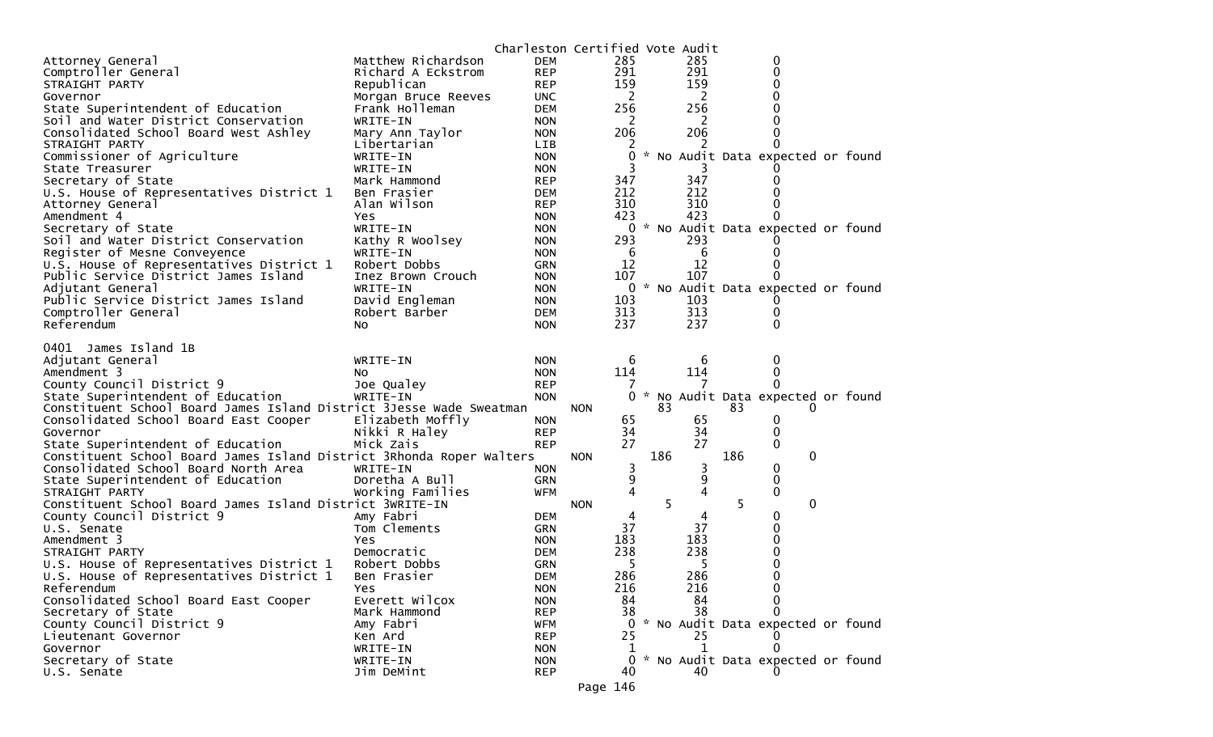Charleston Certified Vote Audit

| Contest | Candidate | Party | Certified | Audit | Difference |
|---|---|---|---|---|---|
| Attorney General | Matthew Richardson | DEM | 285 | 285 | 0 |
| Comptroller General | Richard A Eckstrom | REP | 291 | 291 | 0 |
| STRAIGHT PARTY | Republican | REP | 159 | 159 | 0 |
| Governor | Morgan Bruce Reeves | UNC | 2 | 2 | 0 |
| State Superintendent of Education | Frank Holleman | DEM | 256 | 256 | 0 |
| Soil and Water District Conservation | WRITE-IN | NON | 2 | 2 | 0 |
| Consolidated School Board West Ashley | Mary Ann Taylor | NON | 206 | 206 | 0 |
| STRAIGHT PARTY | Libertarian | LIB | 2 | 2 | 0 |
| Commissioner of Agriculture | WRITE-IN | NON | 0 | * No Audit Data expected or found | |
| State Treasurer | WRITE-IN | NON | 3 | 3 | 0 |
| Secretary of State | Mark Hammond | REP | 347 | 347 | 0 |
| U.S. House of Representatives District 1 | Ben Frasier | DEM | 212 | 212 | 0 |
| Attorney General | Alan Wilson | REP | 310 | 310 | 0 |
| Amendment 4 | Yes | NON | 423 | 423 | 0 |
| Secretary of State | WRITE-IN | NON | 0 | * No Audit Data expected or found | |
| Soil and Water District Conservation | Kathy R Woolsey | NON | 293 | 293 | 0 |
| Register of Mesne Conveyence | WRITE-IN | NON | 6 | 6 | 0 |
| U.S. House of Representatives District 1 | Robert Dobbs | GRN | 12 | 12 | 0 |
| Public Service District James Island | Inez Brown Crouch | NON | 107 | 107 | 0 |
| Adjutant General | WRITE-IN | NON | 0 | * No Audit Data expected or found | |
| Public Service District James Island | David Engleman | NON | 103 | 103 | 0 |
| Comptroller General | Robert Barber | DEM | 313 | 313 | 0 |
| Referendum | No | NON | 237 | 237 | 0 |

0401 James Island 1B

| Contest | Candidate | Party | Certified | Audit | Difference |
|---|---|---|---|---|---|
| Adjutant General | WRITE-IN | NON | 6 | 6 | 0 |
| Amendment 3 | No | NON | 114 | 114 | 0 |
| County Council District 9 | Joe Qualey | REP | 7 | 7 | 0 |
| State Superintendent of Education | WRITE-IN | NON | 0 | * No Audit Data expected or found | |
| Constituent School Board James Island District 3 | Jesse Wade Sweatman | NON | 83 | 83 | 0 |
| Consolidated School Board East Cooper | Elizabeth Moffly | NON | 65 | 65 | 0 |
| Governor | Nikki R Haley | REP | 34 | 34 | 0 |
| State Superintendent of Education | Mick Zais | REP | 27 | 27 | 0 |
| Constituent School Board James Island District 3 | Rhonda Roper Walters | NON | 186 | 186 | 0 |
| Consolidated School Board North Area | WRITE-IN | NON | 3 | 3 | 0 |
| State Superintendent of Education | Doretha A Bull | GRN | 9 | 9 | 0 |
| STRAIGHT PARTY | Working Families | WFM | 4 | 4 | 0 |
| Constituent School Board James Island District 3 | WRITE-IN | NON | 5 | 5 | 0 |
| County Council District 9 | Amy Fabri | DEM | 4 | 4 | 0 |
| U.S. Senate | Tom Clements | GRN | 37 | 37 | 0 |
| Amendment 3 | Yes | NON | 183 | 183 | 0 |
| STRAIGHT PARTY | Democratic | DEM | 238 | 238 | 0 |
| U.S. House of Representatives District 1 | Robert Dobbs | GRN | 5 | 5 | 0 |
| U.S. House of Representatives District 1 | Ben Frasier | DEM | 286 | 286 | 0 |
| Referendum | Yes | NON | 216 | 216 | 0 |
| Consolidated School Board East Cooper | Everett Wilcox | NON | 84 | 84 | 0 |
| Secretary of State | Mark Hammond | REP | 38 | 38 | 0 |
| County Council District 9 | Amy Fabri | WFM | 0 | * No Audit Data expected or found | |
| Lieutenant Governor | Ken Ard | REP | 25 | 25 | 0 |
| Governor | WRITE-IN | NON | 1 | 1 | 0 |
| Secretary of State | WRITE-IN | NON | 0 | * No Audit Data expected or found | |
| U.S. Senate | Jim DeMint | REP | 40 | 40 | 0 |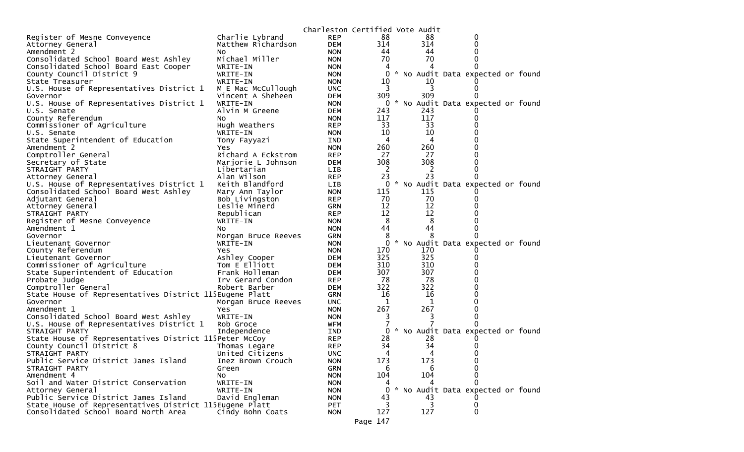Charleston Certified Vote Audit

| | | | | | |
|---|---|---|---|---|---|
| Register of Mesne Conveyence | Charlie Lybrand | REP | 88 | 88 | 0 |
| Attorney General | Matthew Richardson | DEM | 314 | 314 | 0 |
| Amendment 2 | No | NON | 44 | 44 | 0 |
| Consolidated School Board West Ashley | Michael Miller | NON | 70 | 70 | 0 |
| Consolidated School Board East Cooper | WRITE-IN | NON | 4 | 4 | 0 |
| County Council District 9 | WRITE-IN | NON | 0 | * No Audit Data expected or found | |
| State Treasurer | WRITE-IN | NON | 10 | 10 | 0 |
| U.S. House of Representatives District 1 | M E Mac McCullough | UNC | 3 | 3 | 0 |
| Governor | Vincent A Sheheen | DEM | 309 | 309 | 0 |
| U.S. House of Representatives District 1 | WRITE-IN | NON | 0 | * No Audit Data expected or found | |
| U.S. Senate | Alvin M Greene | DEM | 243 | 243 | 0 |
| County Referendum | No | NON | 117 | 117 | 0 |
| Commissioner of Agriculture | Hugh Weathers | REP | 33 | 33 | 0 |
| U.S. Senate | WRITE-IN | NON | 10 | 10 | 0 |
| State Superintendent of Education | Tony Fayyazi | IND | 4 | 4 | 0 |
| Amendment 2 | Yes | NON | 260 | 260 | 0 |
| Comptroller General | Richard A Eckstrom | REP | 27 | 27 | 0 |
| Secretary of State | Marjorie L Johnson | DEM | 308 | 308 | 0 |
| STRAIGHT PARTY | Libertarian | LIB | 2 | 2 | 0 |
| Attorney General | Alan Wilson | REP | 23 | 23 | 0 |
| U.S. House of Representatives District 1 | Keith Blandford | LIB | 0 | * No Audit Data expected or found | |
| Consolidated School Board West Ashley | Mary Ann Taylor | NON | 115 | 115 | 0 |
| Adjutant General | Bob Livingston | REP | 70 | 70 | 0 |
| Attorney General | Leslie Minerd | GRN | 12 | 12 | 0 |
| STRAIGHT PARTY | Republican | REP | 12 | 12 | 0 |
| Register of Mesne Conveyence | WRITE-IN | NON | 8 | 8 | 0 |
| Amendment 1 | No | NON | 44 | 44 | 0 |
| Governor | Morgan Bruce Reeves | GRN | 8 | 8 | 0 |
| Lieutenant Governor | WRITE-IN | NON | 0 | * No Audit Data expected or found | |
| County Referendum | Yes | NON | 170 | 170 | 0 |
| Lieutenant Governor | Ashley Cooper | DEM | 325 | 325 | 0 |
| Commissioner of Agriculture | Tom E Elliott | DEM | 310 | 310 | 0 |
| State Superintendent of Education | Frank Holleman | DEM | 307 | 307 | 0 |
| Probate Judge | Irv Gerard Condon | REP | 78 | 78 | 0 |
| Comptroller General | Robert Barber | DEM | 322 | 322 | 0 |
| State House of Representatives District 115 | Eugene Platt | GRN | 16 | 16 | 0 |
| Governor | Morgan Bruce Reeves | UNC | 1 | 1 | 0 |
| Amendment 1 | Yes | NON | 267 | 267 | 0 |
| Consolidated School Board West Ashley | WRITE-IN | NON | 3 | 3 | 0 |
| U.S. House of Representatives District 1 | Rob Groce | WFM | 7 | 7 | 0 |
| STRAIGHT PARTY | Independence | IND | 0 | * No Audit Data expected or found | |
| State House of Representatives District 115 | Peter McCoy | REP | 28 | 28 | 0 |
| County Council District 8 | Thomas Legare | REP | 34 | 34 | 0 |
| STRAIGHT PARTY | United Citizens | UNC | 4 | 4 | 0 |
| Public Service District James Island | Inez Brown Crouch | NON | 173 | 173 | 0 |
| STRAIGHT PARTY | Green | GRN | 6 | 6 | 0 |
| Amendment 4 | No | NON | 104 | 104 | 0 |
| Soil and Water District Conservation | WRITE-IN | NON | 4 | 4 | 0 |
| Attorney General | WRITE-IN | NON | 0 | * No Audit Data expected or found | |
| Public Service District James Island | David Engleman | NON | 43 | 43 | 0 |
| State House of Representatives District 115 | Eugene Platt | PET | 3 | 3 | 0 |
| Consolidated School Board North Area | Cindy Bohn Coats | NON | 127 | 127 | 0 |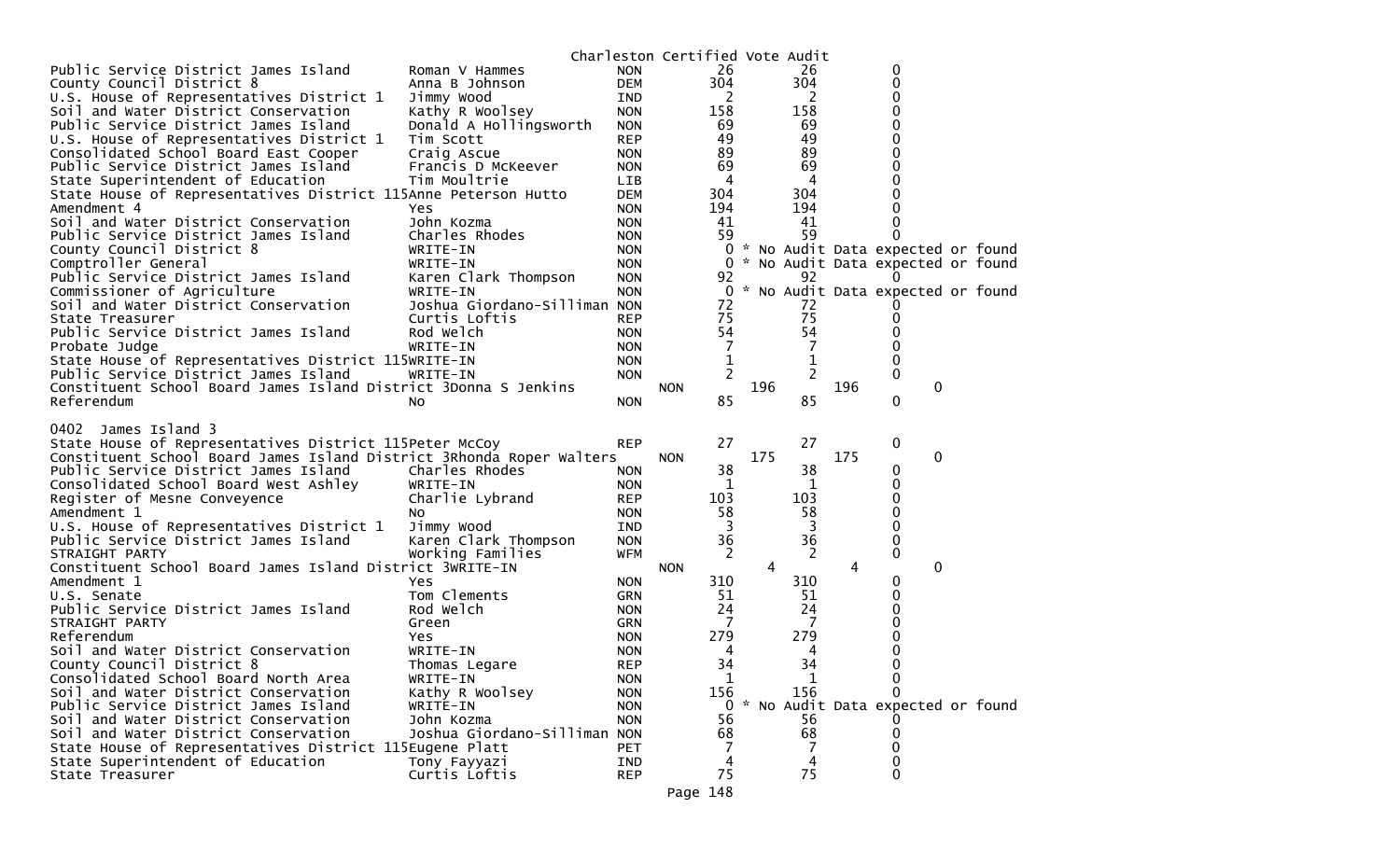Charleston Certified Vote Audit

| Contest | Candidate | Party | Votes | Audit | Difference |
|---|---|---|---|---|---|
| Public Service District James Island | Roman V Hammes | NON | 26 | 26 | 0 |
| County Council District 8 | Anna B Johnson | DEM | 304 | 304 | 0 |
| U.S. House of Representatives District 1 | Jimmy Wood | IND | 2 | 2 | 0 |
| Soil and Water District Conservation | Kathy R Woolsey | NON | 158 | 158 | 0 |
| Public Service District James Island | Donald A Hollingsworth | NON | 69 | 69 | 0 |
| U.S. House of Representatives District 1 | Tim Scott | REP | 49 | 49 | 0 |
| Consolidated School Board East Cooper | Craig Ascue | NON | 89 | 89 | 0 |
| Public Service District James Island | Francis D McKeever | NON | 69 | 69 | 0 |
| State Superintendent of Education | Tim Moultrie | LIB | 4 | 4 | 0 |
| State House of Representatives District 115 | Anne Peterson Hutto | DEM | 304 | 304 | 0 |
| Amendment 4 | Yes | NON | 194 | 194 | 0 |
| Soil and Water District Conservation | John Kozma | NON | 41 | 41 | 0 |
| Public Service District James Island | Charles Rhodes | NON | 59 | 59 | 0 |
| County Council District 8 | WRITE-IN | NON | 0 | * No Audit Data expected or found | |
| Comptroller General | WRITE-IN | NON | 0 | * No Audit Data expected or found | |
| Public Service District James Island | Karen Clark Thompson | NON | 92 | 92 | 0 |
| Commissioner of Agriculture | WRITE-IN | NON | 0 | * No Audit Data expected or found | |
| Soil and Water District Conservation | Joshua Giordano-Silliman | NON | 72 | 72 | 0 |
| State Treasurer | Curtis Loftis | REP | 75 | 75 | 0 |
| Public Service District James Island | Rod Welch | NON | 54 | 54 | 0 |
| Probate Judge | WRITE-IN | NON | 7 | 7 | 0 |
| State House of Representatives District 115 | WRITE-IN | NON | 1 | 1 | 0 |
| Public Service District James Island | WRITE-IN | NON | 2 | 2 | 0 |
| Constituent School Board James Island District 3 | Donna S Jenkins | NON | 196 | 196 | 0 |
| Referendum | No | NON | 85 | 85 | 0 |

0402 James Island 3

| Contest | Candidate | Party | Votes | Audit | Difference |
|---|---|---|---|---|---|
| State House of Representatives District 115 | Peter McCoy | REP | 27 | 27 | 0 |
| Constituent School Board James Island District 3 | Rhonda Roper Walters | NON | 175 | 175 | 0 |
| Public Service District James Island | Charles Rhodes | NON | 38 | 38 | 0 |
| Consolidated School Board West Ashley | WRITE-IN | NON | 1 | 1 | 0 |
| Register of Mesne Conveyence | Charlie Lybrand | REP | 103 | 103 | 0 |
| Amendment 1 | No | NON | 58 | 58 | 0 |
| U.S. House of Representatives District 1 | Jimmy Wood | IND | 3 | 3 | 0 |
| Public Service District James Island | Karen Clark Thompson | NON | 36 | 36 | 0 |
| STRAIGHT PARTY | Working Families | WFM | 2 | 2 | 0 |
| Constituent School Board James Island District 3 | WRITE-IN | NON | 4 | 4 | 0 |
| Amendment 1 | Yes | NON | 310 | 310 | 0 |
| U.S. Senate | Tom Clements | GRN | 51 | 51 | 0 |
| Public Service District James Island | Rod Welch | NON | 24 | 24 | 0 |
| STRAIGHT PARTY | Green | GRN | 7 | 7 | 0 |
| Referendum | Yes | NON | 279 | 279 | 0 |
| Soil and Water District Conservation | WRITE-IN | NON | 4 | 4 | 0 |
| County Council District 8 | Thomas Legare | REP | 34 | 34 | 0 |
| Consolidated School Board North Area | WRITE-IN | NON | 1 | 1 | 0 |
| Soil and Water District Conservation | Kathy R Woolsey | NON | 156 | 156 | 0 |
| Public Service District James Island | WRITE-IN | NON | 0 | * No Audit Data expected or found | |
| Soil and Water District Conservation | John Kozma | NON | 56 | 56 | 0 |
| Soil and Water District Conservation | Joshua Giordano-Silliman | NON | 68 | 68 | 0 |
| State House of Representatives District 115 | Eugene Platt | PET | 7 | 7 | 0 |
| State Superintendent of Education | Tony Fayyazi | IND | 4 | 4 | 0 |
| State Treasurer | Curtis Loftis | REP | 75 | 75 | 0 |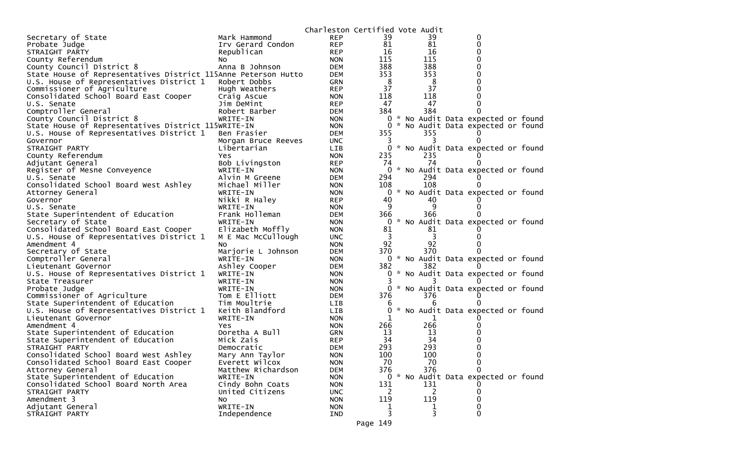Charleston Certified Vote Audit

| Contest | Candidate | Party | Count 1 | Count 2 | Difference |
|---|---|---|---|---|---|
| Secretary of State | Mark Hammond | REP | 39 | 39 | 0 |
| Probate Judge | Irv Gerard Condon | REP | 81 | 81 | 0 |
| STRAIGHT PARTY | Republican | REP | 16 | 16 | 0 |
| County Referendum | No | NON | 115 | 115 | 0 |
| County Council District 8 | Anna B Johnson | DEM | 388 | 388 | 0 |
| State House of Representatives District 115 | Anne Peterson Hutto | DEM | 353 | 353 | 0 |
| U.S. House of Representatives District 1 | Robert Dobbs | GRN | 8 | 8 | 0 |
| Commissioner of Agriculture | Hugh Weathers | REP | 37 | 37 | 0 |
| Consolidated School Board East Cooper | Craig Ascue | NON | 118 | 118 | 0 |
| U.S. Senate | Jim DeMint | REP | 47 | 47 | 0 |
| Comptroller General | Robert Barber | DEM | 384 | 384 | 0 |
| County Council District 8 | WRITE-IN | NON | 0 | * No Audit Data expected or found | |
| State House of Representatives District 115 | WRITE-IN | NON | 0 | * No Audit Data expected or found | |
| U.S. House of Representatives District 1 | Ben Frasier | DEM | 355 | 355 | 0 |
| Governor | Morgan Bruce Reeves | UNC | 3 | 3 | 0 |
| STRAIGHT PARTY | Libertarian | LIB | 0 | * No Audit Data expected or found | |
| County Referendum | Yes | NON | 235 | 235 | 0 |
| Adjutant General | Bob Livingston | REP | 74 | 74 | 0 |
| Register of Mesne Conveyence | WRITE-IN | NON | 0 | * No Audit Data expected or found | |
| U.S. Senate | Alvin M Greene | DEM | 294 | 294 | 0 |
| Consolidated School Board West Ashley | Michael Miller | NON | 108 | 108 | 0 |
| Attorney General | WRITE-IN | NON | 0 | * No Audit Data expected or found | |
| Governor | Nikki R Haley | REP | 40 | 40 | 0 |
| U.S. Senate | WRITE-IN | NON | 9 | 9 | 0 |
| State Superintendent of Education | Frank Holleman | DEM | 366 | 366 | 0 |
| Secretary of State | WRITE-IN | NON | 0 | * No Audit Data expected or found | |
| Consolidated School Board East Cooper | Elizabeth Moffly | NON | 81 | 81 | 0 |
| U.S. House of Representatives District 1 | M E Mac McCullough | UNC | 3 | 3 | 0 |
| Amendment 4 | No | NON | 92 | 92 | 0 |
| Secretary of State | Marjorie L Johnson | DEM | 370 | 370 | 0 |
| Comptroller General | WRITE-IN | NON | 0 | * No Audit Data expected or found | |
| Lieutenant Governor | Ashley Cooper | DEM | 382 | 382 | 0 |
| U.S. House of Representatives District 1 | WRITE-IN | NON | 0 | * No Audit Data expected or found | |
| State Treasurer | WRITE-IN | NON | 3 | 3 | 0 |
| Probate Judge | WRITE-IN | NON | 0 | * No Audit Data expected or found | |
| Commissioner of Agriculture | Tom E Elliott | DEM | 376 | 376 | 0 |
| State Superintendent of Education | Tim Moultrie | LIB | 6 | 6 | 0 |
| U.S. House of Representatives District 1 | Keith Blandford | LIB | 0 | * No Audit Data expected or found | |
| Lieutenant Governor | WRITE-IN | NON | 1 | 1 | 0 |
| Amendment 4 | Yes | NON | 266 | 266 | 0 |
| State Superintendent of Education | Doretha A Bull | GRN | 13 | 13 | 0 |
| State Superintendent of Education | Mick Zais | REP | 34 | 34 | 0 |
| STRAIGHT PARTY | Democratic | DEM | 293 | 293 | 0 |
| Consolidated School Board West Ashley | Mary Ann Taylor | NON | 100 | 100 | 0 |
| Consolidated School Board East Cooper | Everett Wilcox | NON | 70 | 70 | 0 |
| Attorney General | Matthew Richardson | DEM | 376 | 376 | 0 |
| State Superintendent of Education | WRITE-IN | NON | 0 | * No Audit Data expected or found | |
| Consolidated School Board North Area | Cindy Bohn Coats | NON | 131 | 131 | 0 |
| STRAIGHT PARTY | United Citizens | UNC | 2 | 2 | 0 |
| Amendment 3 | No | NON | 119 | 119 | 0 |
| Adjutant General | WRITE-IN | NON | 1 | 1 | 0 |
| STRAIGHT PARTY | Independence | IND | 3 | 3 | 0 |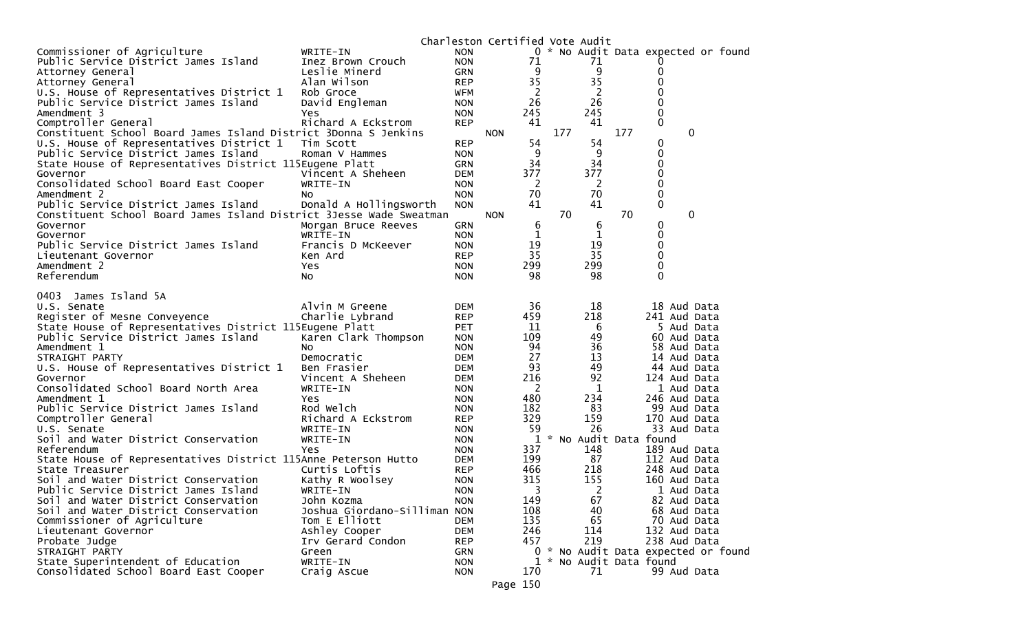Charleston Certified Vote Audit

| Contest | Candidate | Party | Total | Audit | Difference |
|---|---|---|---|---|---|
| Commissioner of Agriculture | WRITE-IN | NON | 0 | * No Audit Data expected or found | |
| Public Service District James Island | Inez Brown Crouch | NON | 71 | 71 | 0 |
| Attorney General | Leslie Minerd | GRN | 9 | 9 | 0 |
| Attorney General | Alan Wilson | REP | 35 | 35 | 0 |
| U.S. House of Representatives District 1 | Rob Groce | WFM | 2 | 2 | 0 |
| Public Service District James Island | David Engleman | NON | 26 | 26 | 0 |
| Amendment 3 | Yes | NON | 245 | 245 | 0 |
| Comptroller General | Richard A Eckstrom | REP | 41 | 41 | 0 |
| Constituent School Board James Island District 3 | Donna S Jenkins | NON | 177 | 177 | 0 |
| U.S. House of Representatives District 1 | Tim Scott | REP | 54 | 54 | 0 |
| Public Service District James Island | Roman V Hammes | NON | 9 | 9 | 0 |
| State House of Representatives District 115 | Eugene Platt | GRN | 34 | 34 | 0 |
| Governor | Vincent A Sheheen | DEM | 377 | 377 | 0 |
| Consolidated School Board East Cooper | WRITE-IN | NON | 2 | 2 | 0 |
| Amendment 2 | No | NON | 70 | 70 | 0 |
| Public Service District James Island | Donald A Hollingsworth | NON | 41 | 41 | 0 |
| Constituent School Board James Island District 3 | Jesse Wade Sweatman | NON | 70 | 70 | 0 |
| Governor | Morgan Bruce Reeves | GRN | 6 | 6 | 0 |
| Governor | WRITE-IN | NON | 1 | 1 | 0 |
| Public Service District James Island | Francis D McKeever | NON | 19 | 19 | 0 |
| Lieutenant Governor | Ken Ard | REP | 35 | 35 | 0 |
| Amendment 2 | Yes | NON | 299 | 299 | 0 |
| Referendum | No | NON | 98 | 98 | 0 |

0403 James Island 5A

| Contest | Candidate | Party | Total | Audit | Difference |
|---|---|---|---|---|---|
| U.S. Senate | Alvin M Greene | DEM | 36 | 18 | 18 Aud Data |
| Register of Mesne Conveyence | Charlie Lybrand | REP | 459 | 218 | 241 Aud Data |
| State House of Representatives District 115 | Eugene Platt | PET | 11 | 6 | 5 Aud Data |
| Public Service District James Island | Karen Clark Thompson | NON | 109 | 49 | 60 Aud Data |
| Amendment 1 | No | NON | 94 | 36 | 58 Aud Data |
| STRAIGHT PARTY | Democratic | DEM | 27 | 13 | 14 Aud Data |
| U.S. House of Representatives District 1 | Ben Frasier | DEM | 93 | 49 | 44 Aud Data |
| Governor | Vincent A Sheheen | DEM | 216 | 92 | 124 Aud Data |
| Consolidated School Board North Area | WRITE-IN | NON | 2 | 1 | 1 Aud Data |
| Amendment 1 | Yes | NON | 480 | 234 | 246 Aud Data |
| Public Service District James Island | Rod Welch | NON | 182 | 83 | 99 Aud Data |
| Comptroller General | Richard A Eckstrom | REP | 329 | 159 | 170 Aud Data |
| U.S. Senate | WRITE-IN | NON | 59 | 26 | 33 Aud Data |
| Soil and Water District Conservation | WRITE-IN | NON | 1 | * No Audit Data found | |
| Referendum | Yes | NON | 337 | 148 | 189 Aud Data |
| State House of Representatives District 115 | Anne Peterson Hutto | DEM | 199 | 87 | 112 Aud Data |
| State Treasurer | Curtis Loftis | REP | 466 | 218 | 248 Aud Data |
| Soil and Water District Conservation | Kathy R Woolsey | NON | 315 | 155 | 160 Aud Data |
| Public Service District James Island | WRITE-IN | NON | 3 | 2 | 1 Aud Data |
| Soil and Water District Conservation | John Kozma | NON | 149 | 67 | 82 Aud Data |
| Soil and Water District Conservation | Joshua Giordano-Silliman | NON | 108 | 40 | 68 Aud Data |
| Commissioner of Agriculture | Tom E Elliott | DEM | 135 | 65 | 70 Aud Data |
| Lieutenant Governor | Ashley Cooper | DEM | 246 | 114 | 132 Aud Data |
| Probate Judge | Irv Gerard Condon | REP | 457 | 219 | 238 Aud Data |
| STRAIGHT PARTY | Green | GRN | 0 | * No Audit Data expected or found | |
| State Superintendent of Education | WRITE-IN | NON | 1 | * No Audit Data found | |
| Consolidated School Board East Cooper | Craig Ascue | NON | 170 | 71 | 99 Aud Data |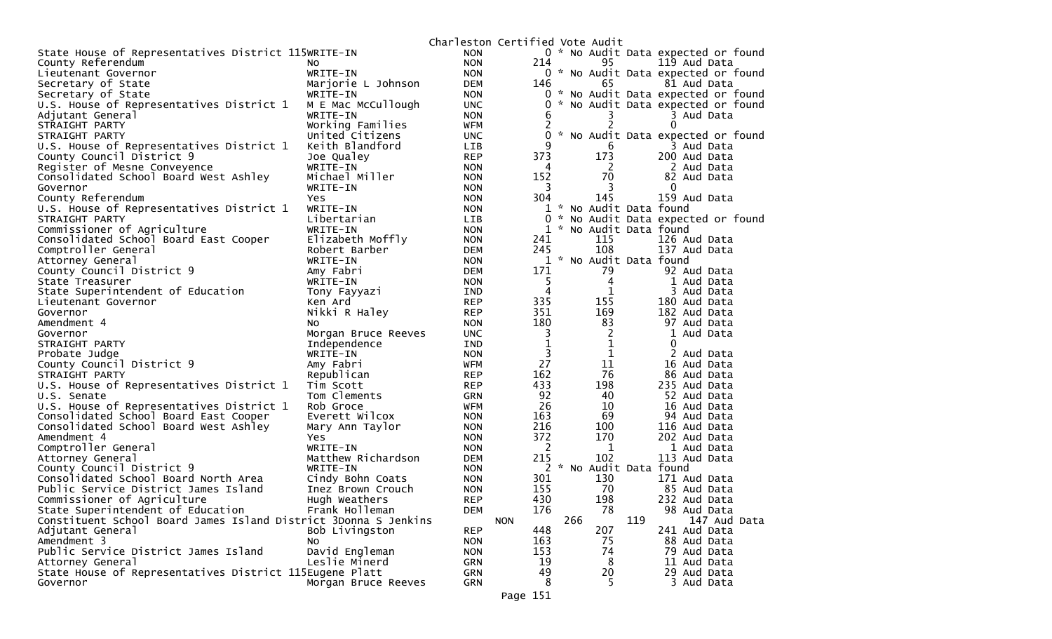Charleston Certified Vote Audit

| Contest | Candidate | Party | Total | | Audit | |
|---|---|---|---|---|---|---|
| State House of Representatives District 115 | WRITE-IN | NON | 0 | * | No Audit Data expected or found | |
| County Referendum | No | NON | 214 | | 95 | 119 Aud Data |
| Lieutenant Governor | WRITE-IN | NON | 0 | * | No Audit Data expected or found | |
| Secretary of State | Marjorie L Johnson | DEM | 146 | | 65 | 81 Aud Data |
| Secretary of State | WRITE-IN | NON | 0 | * | No Audit Data expected or found | |
| U.S. House of Representatives District 1 | M E Mac McCullough | UNC | 0 | * | No Audit Data expected or found | |
| Adjutant General | WRITE-IN | NON | 6 | | 3 | 3 Aud Data |
| STRAIGHT PARTY | Working Families | WFM | 2 | | 2 | 0 |
| STRAIGHT PARTY | United Citizens | UNC | 0 | * | No Audit Data expected or found | |
| U.S. House of Representatives District 1 | Keith Blandford | LIB | 9 | | 6 | 3 Aud Data |
| County Council District 9 | Joe Qualey | REP | 373 | | 173 | 200 Aud Data |
| Register of Mesne Conveyence | WRITE-IN | NON | 4 | | 2 | 2 Aud Data |
| Consolidated School Board West Ashley | Michael Miller | NON | 152 | | 70 | 82 Aud Data |
| Governor | WRITE-IN | NON | 3 | | 3 | 0 |
| County Referendum | Yes | NON | 304 | | 145 | 159 Aud Data |
| U.S. House of Representatives District 1 | WRITE-IN | NON | 1 | * | No Audit Data found | |
| STRAIGHT PARTY | Libertarian | LIB | 0 | * | No Audit Data expected or found | |
| Commissioner of Agriculture | WRITE-IN | NON | 1 | * | No Audit Data found | |
| Consolidated School Board East Cooper | Elizabeth Moffly | NON | 241 | | 115 | 126 Aud Data |
| Comptroller General | Robert Barber | DEM | 245 | | 108 | 137 Aud Data |
| Attorney General | WRITE-IN | NON | 1 | * | No Audit Data found | |
| County Council District 9 | Amy Fabri | DEM | 171 | | 79 | 92 Aud Data |
| State Treasurer | WRITE-IN | NON | 5 | | 4 | 1 Aud Data |
| State Superintendent of Education | Tony Fayyazi | IND | 4 | | 1 | 3 Aud Data |
| Lieutenant Governor | Ken Ard | REP | 335 | | 155 | 180 Aud Data |
| Governor | Nikki R Haley | REP | 351 | | 169 | 182 Aud Data |
| Amendment 4 | No | NON | 180 | | 83 | 97 Aud Data |
| Governor | Morgan Bruce Reeves | UNC | 3 | | 2 | 1 Aud Data |
| STRAIGHT PARTY | Independence | IND | 1 | | 1 | 0 |
| Probate Judge | WRITE-IN | NON | 3 | | 1 | 2 Aud Data |
| County Council District 9 | Amy Fabri | WFM | 27 | | 11 | 16 Aud Data |
| STRAIGHT PARTY | Republican | REP | 162 | | 76 | 86 Aud Data |
| U.S. House of Representatives District 1 | Tim Scott | REP | 433 | | 198 | 235 Aud Data |
| U.S. Senate | Tom Clements | GRN | 92 | | 40 | 52 Aud Data |
| U.S. House of Representatives District 1 | Rob Groce | WFM | 26 | | 10 | 16 Aud Data |
| Consolidated School Board East Cooper | Everett Wilcox | NON | 163 | | 69 | 94 Aud Data |
| Consolidated School Board West Ashley | Mary Ann Taylor | NON | 216 | | 100 | 116 Aud Data |
| Amendment 4 | Yes | NON | 372 | | 170 | 202 Aud Data |
| Comptroller General | WRITE-IN | NON | 2 | | 1 | 1 Aud Data |
| Attorney General | Matthew Richardson | DEM | 215 | | 102 | 113 Aud Data |
| County Council District 9 | WRITE-IN | NON | 2 | * | No Audit Data found | |
| Consolidated School Board North Area | Cindy Bohn Coats | NON | 301 | | 130 | 171 Aud Data |
| Public Service District James Island | Inez Brown Crouch | NON | 155 | | 70 | 85 Aud Data |
| Commissioner of Agriculture | Hugh Weathers | REP | 430 | | 198 | 232 Aud Data |
| State Superintendent of Education | Frank Holleman | DEM | 176 | | 78 | 98 Aud Data |
| Constituent School Board James Island District 3 | Donna S Jenkins | NON | 266 | | 119 | 147 Aud Data |
| Adjutant General | Bob Livingston | REP | 448 | | 207 | 241 Aud Data |
| Amendment 3 | No | NON | 163 | | 75 | 88 Aud Data |
| Public Service District James Island | David Engleman | NON | 153 | | 74 | 79 Aud Data |
| Attorney General | Leslie Minerd | GRN | 19 | | 8 | 11 Aud Data |
| State House of Representatives District 115 | Eugene Platt | GRN | 49 | | 20 | 29 Aud Data |
| Governor | Morgan Bruce Reeves | GRN | 8 | | 5 | 3 Aud Data |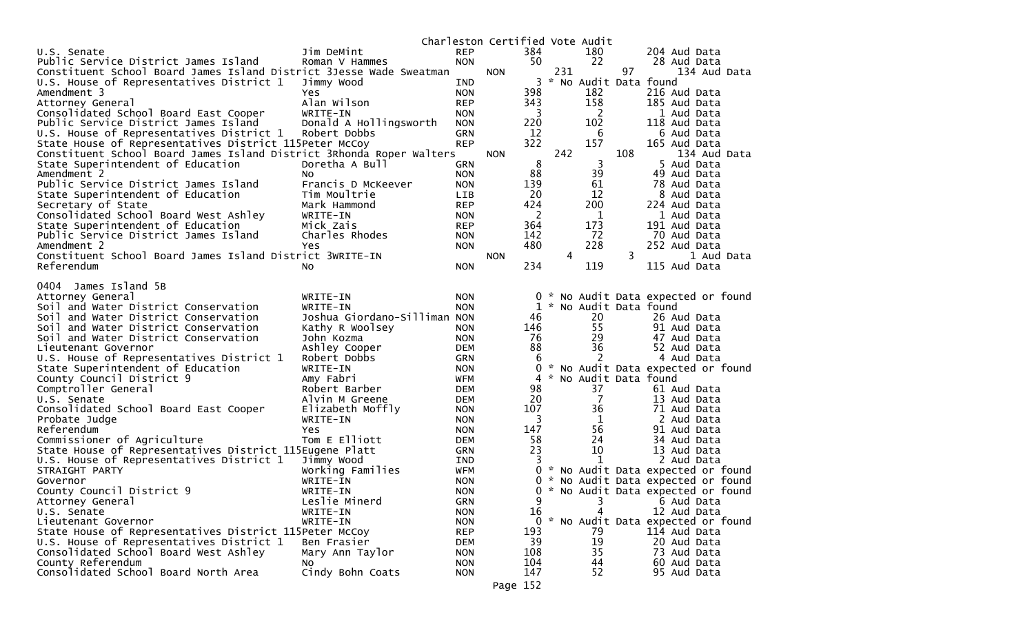Charleston Certified Vote Audit

| Office | Candidate | Party | Total | | Audit | |
|---|---|---|---|---|---|---|
| U.S. Senate | Jim DeMint | REP | 384 | | 180 | 204 Aud Data |
| Public Service District James Island | Roman V Hammes | NON | 50 | | 22 | 28 Aud Data |
| Constituent School Board James Island District 3 | Jesse Wade Sweatman | NON | 231 | | 97 | 134 Aud Data |
| U.S. House of Representatives District 1 | Jimmy Wood | IND | 3 | * | No Audit Data found | |
| Amendment 3 | Yes | NON | 398 | | 182 | 216 Aud Data |
| Attorney General | Alan Wilson | REP | 343 | | 158 | 185 Aud Data |
| Consolidated School Board East Cooper | WRITE-IN | NON | 3 | | 2 | 1 Aud Data |
| Public Service District James Island | Donald A Hollingsworth | NON | 220 | | 102 | 118 Aud Data |
| U.S. House of Representatives District 1 | Robert Dobbs | GRN | 12 | | 6 | 6 Aud Data |
| State House of Representatives District 115 | Peter McCoy | REP | 322 | | 157 | 165 Aud Data |
| Constituent School Board James Island District 3 | Rhonda Roper Walters | NON | 242 | | 108 | 134 Aud Data |
| State Superintendent of Education | Doretha A Bull | GRN | 8 | | 3 | 5 Aud Data |
| Amendment 2 | No | NON | 88 | | 39 | 49 Aud Data |
| Public Service District James Island | Francis D McKeever | NON | 139 | | 61 | 78 Aud Data |
| State Superintendent of Education | Tim Moultrie | LIB | 20 | | 12 | 8 Aud Data |
| Secretary of State | Mark Hammond | REP | 424 | | 200 | 224 Aud Data |
| Consolidated School Board West Ashley | WRITE-IN | NON | 2 | | 1 | 1 Aud Data |
| State Superintendent of Education | Mick Zais | REP | 364 | | 173 | 191 Aud Data |
| Public Service District James Island | Charles Rhodes | NON | 142 | | 72 | 70 Aud Data |
| Amendment 2 | Yes | NON | 480 | | 228 | 252 Aud Data |
| Constituent School Board James Island District 3 | WRITE-IN | NON | 4 | | 3 | 1 Aud Data |
| Referendum | No | NON | 234 | | 119 | 115 Aud Data |

0404 James Island 5B

| Office | Candidate | Party | Total | | Audit | |
|---|---|---|---|---|---|---|
| Attorney General | WRITE-IN | NON | 0 | * | No Audit Data expected or found | |
| Soil and Water District Conservation | WRITE-IN | NON | 1 | * | No Audit Data found | |
| Soil and Water District Conservation | Joshua Giordano-Silliman | NON | 46 | | 20 | 26 Aud Data |
| Soil and Water District Conservation | Kathy R Woolsey | NON | 146 | | 55 | 91 Aud Data |
| Soil and Water District Conservation | John Kozma | NON | 76 | | 29 | 47 Aud Data |
| Lieutenant Governor | Ashley Cooper | DEM | 88 | | 36 | 52 Aud Data |
| U.S. House of Representatives District 1 | Robert Dobbs | GRN | 6 | | 2 | 4 Aud Data |
| State Superintendent of Education | WRITE-IN | NON | 0 | * | No Audit Data expected or found | |
| County Council District 9 | Amy Fabri | WFM | 4 | * | No Audit Data found | |
| Comptroller General | Robert Barber | DEM | 98 | | 37 | 61 Aud Data |
| U.S. Senate | Alvin M Greene | DEM | 20 | | 7 | 13 Aud Data |
| Consolidated School Board East Cooper | Elizabeth Moffly | NON | 107 | | 36 | 71 Aud Data |
| Probate Judge | WRITE-IN | NON | 3 | | 1 | 2 Aud Data |
| Referendum | Yes | NON | 147 | | 56 | 91 Aud Data |
| Commissioner of Agriculture | Tom E Elliott | DEM | 58 | | 24 | 34 Aud Data |
| State House of Representatives District 115 | Eugene Platt | GRN | 23 | | 10 | 13 Aud Data |
| U.S. House of Representatives District 1 | Jimmy Wood | IND | 3 | | 1 | 2 Aud Data |
| STRAIGHT PARTY | Working Families | WFM | 0 | * | No Audit Data expected or found | |
| Governor | WRITE-IN | NON | 0 | * | No Audit Data expected or found | |
| County Council District 9 | WRITE-IN | NON | 0 | * | No Audit Data expected or found | |
| Attorney General | Leslie Minerd | GRN | 9 | | 3 | 6 Aud Data |
| U.S. Senate | WRITE-IN | NON | 16 | | 4 | 12 Aud Data |
| Lieutenant Governor | WRITE-IN | NON | 0 | * | No Audit Data expected or found | |
| State House of Representatives District 115 | Peter McCoy | REP | 193 | | 79 | 114 Aud Data |
| U.S. House of Representatives District 1 | Ben Frasier | DEM | 39 | | 19 | 20 Aud Data |
| Consolidated School Board West Ashley | Mary Ann Taylor | NON | 108 | | 35 | 73 Aud Data |
| County Referendum | No | NON | 104 | | 44 | 60 Aud Data |
| Consolidated School Board North Area | Cindy Bohn Coats | NON | 147 | | 52 | 95 Aud Data |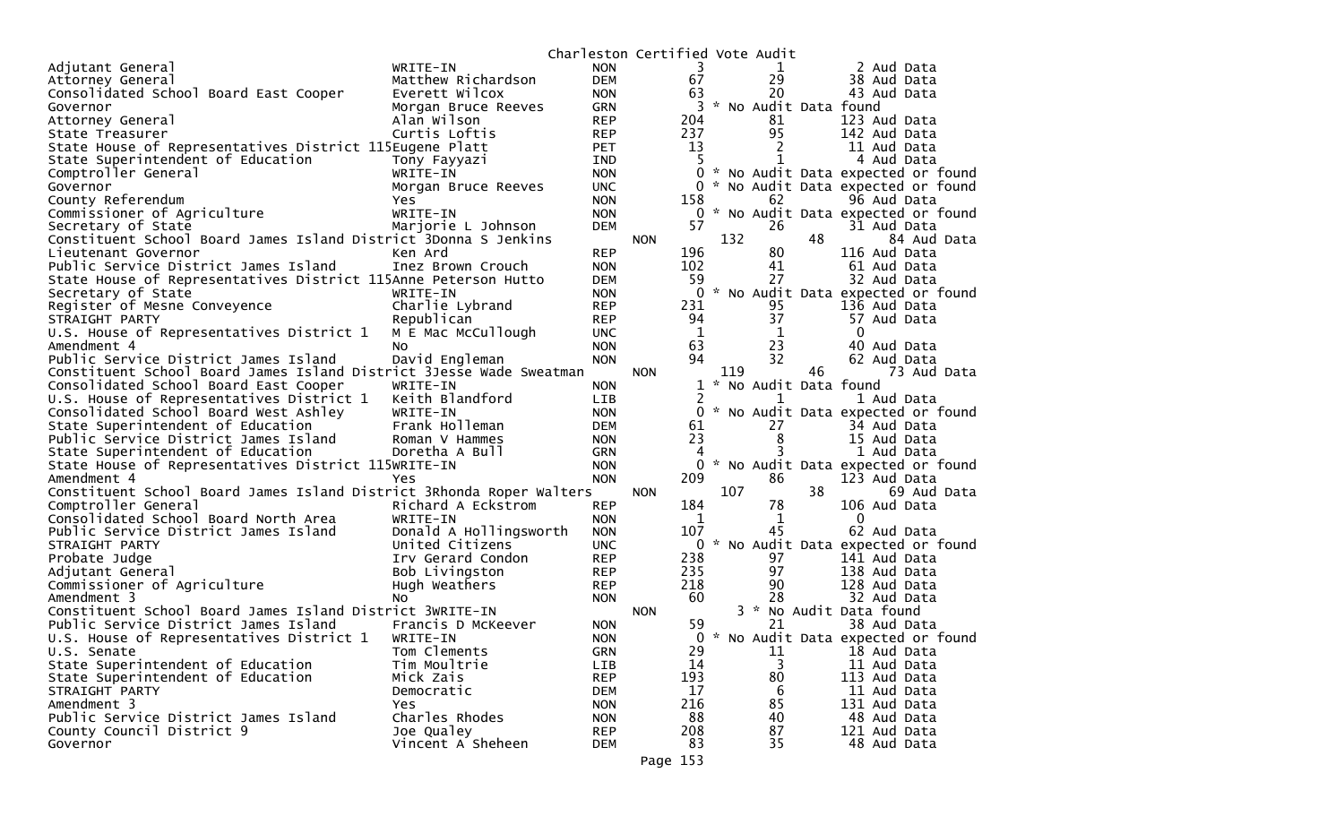# Charleston Certified Vote Audit

| Office | Candidate | Party | Votes | Audit | Aud Data |
|---|---|---|---|---|---|
| Adjutant General | WRITE-IN | NON | 3 | 1 | 2 Aud Data |
| Attorney General | Matthew Richardson | DEM | 67 | 29 | 38 Aud Data |
| Consolidated School Board East Cooper | Everett Wilcox | NON | 63 | 20 | 43 Aud Data |
| Governor | Morgan Bruce Reeves | GRN | 3 | * No Audit Data found | |
| Attorney General | Alan Wilson | REP | 204 | 81 | 123 Aud Data |
| State Treasurer | Curtis Loftis | REP | 237 | 95 | 142 Aud Data |
| State House of Representatives District 115 | Eugene Platt | PET | 13 | 2 | 11 Aud Data |
| State Superintendent of Education | Tony Fayyazi | IND | 5 | 1 | 4 Aud Data |
| Comptroller General | WRITE-IN | NON | 0 | * No Audit Data expected or found | |
| Governor | Morgan Bruce Reeves | UNC | 0 | * No Audit Data expected or found | |
| County Referendum | Yes | NON | 158 | 62 | 96 Aud Data |
| Commissioner of Agriculture | WRITE-IN | NON | 0 | * No Audit Data expected or found | |
| Secretary of State | Marjorie L Johnson | DEM | 57 | 26 | 31 Aud Data |
| Constituent School Board James Island District 3 | Donna S Jenkins | NON | 132 | 48 | 84 Aud Data |
| Lieutenant Governor | Ken Ard | REP | 196 | 80 | 116 Aud Data |
| Public Service District James Island | Inez Brown Crouch | NON | 102 | 41 | 61 Aud Data |
| State House of Representatives District 115 | Anne Peterson Hutto | DEM | 59 | 27 | 32 Aud Data |
| Secretary of State | WRITE-IN | NON | 0 | * No Audit Data expected or found | |
| Register of Mesne Conveyence | Charlie Lybrand | REP | 231 | 95 | 136 Aud Data |
| STRAIGHT PARTY | Republican | REP | 94 | 37 | 57 Aud Data |
| U.S. House of Representatives District 1 | M E Mac McCullough | UNC | 1 | 1 | 0 |
| Amendment 4 | No | NON | 63 | 23 | 40 Aud Data |
| Public Service District James Island | David Engleman | NON | 94 | 32 | 62 Aud Data |
| Constituent School Board James Island District 3 | Jesse Wade Sweatman | NON | 119 | 46 | 73 Aud Data |
| Consolidated School Board East Cooper | WRITE-IN | NON | 1 | * No Audit Data found | |
| U.S. House of Representatives District 1 | Keith Blandford | LIB | 2 | 1 | 1 Aud Data |
| Consolidated School Board West Ashley | WRITE-IN | NON | 0 | * No Audit Data expected or found | |
| State Superintendent of Education | Frank Holleman | DEM | 61 | 27 | 34 Aud Data |
| Public Service District James Island | Roman V Hammes | NON | 23 | 8 | 15 Aud Data |
| State Superintendent of Education | Doretha A Bull | GRN | 4 | 3 | 1 Aud Data |
| State House of Representatives District 115 | WRITE-IN | NON | 0 | * No Audit Data expected or found | |
| Amendment 4 | Yes | NON | 209 | 86 | 123 Aud Data |
| Constituent School Board James Island District 3 | Rhonda Roper Walters | NON | 107 | 38 | 69 Aud Data |
| Comptroller General | Richard A Eckstrom | REP | 184 | 78 | 106 Aud Data |
| Consolidated School Board North Area | WRITE-IN | NON | 1 | 1 | 0 |
| Public Service District James Island | Donald A Hollingsworth | NON | 107 | 45 | 62 Aud Data |
| STRAIGHT PARTY | United Citizens | UNC | 0 | * No Audit Data expected or found | |
| Probate Judge | Irv Gerard Condon | REP | 238 | 97 | 141 Aud Data |
| Adjutant General | Bob Livingston | REP | 235 | 97 | 138 Aud Data |
| Commissioner of Agriculture | Hugh Weathers | REP | 218 | 90 | 128 Aud Data |
| Amendment 3 | No | NON | 60 | 28 | 32 Aud Data |
| Constituent School Board James Island District 3 | WRITE-IN | NON | 3 | * No Audit Data found | |
| Public Service District James Island | Francis D McKeever | NON | 59 | 21 | 38 Aud Data |
| U.S. House of Representatives District 1 | WRITE-IN | NON | 0 | * No Audit Data expected or found | |
| U.S. Senate | Tom Clements | GRN | 29 | 11 | 18 Aud Data |
| State Superintendent of Education | Tim Moultrie | LIB | 14 | 3 | 11 Aud Data |
| State Superintendent of Education | Mick Zais | REP | 193 | 80 | 113 Aud Data |
| STRAIGHT PARTY | Democratic | DEM | 17 | 6 | 11 Aud Data |
| Amendment 3 | Yes | NON | 216 | 85 | 131 Aud Data |
| Public Service District James Island | Charles Rhodes | NON | 88 | 40 | 48 Aud Data |
| County Council District 9 | Joe Qualey | REP | 208 | 87 | 121 Aud Data |
| Governor | Vincent A Sheheen | DEM | 83 | 35 | 48 Aud Data |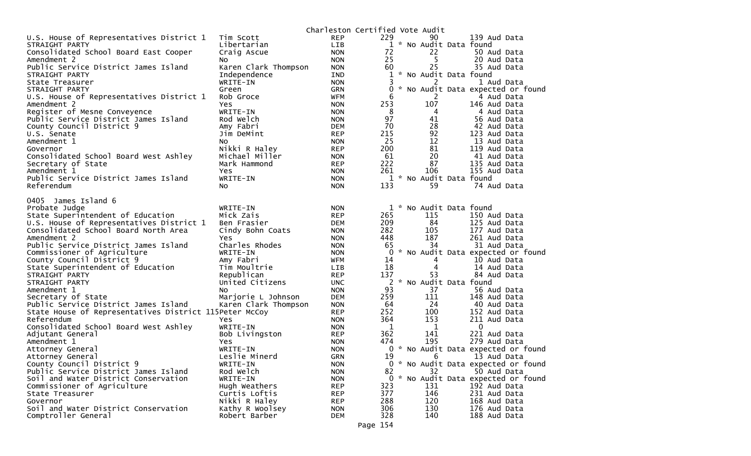Charleston Certified Vote Audit

| Office | Candidate | Party | Votes | Audit | Difference |
|---|---|---|---|---|---|
| U.S. House of Representatives District 1 | Tim Scott | REP | 229 | 90 | 139 Aud Data |
| STRAIGHT PARTY | Libertarian | LIB | 1 | * No Audit Data found | |
| Consolidated School Board East Cooper | Craig Ascue | NON | 72 | 22 | 50 Aud Data |
| Amendment 2 | No | NON | 25 | 5 | 20 Aud Data |
| Public Service District James Island | Karen Clark Thompson | NON | 60 | 25 | 35 Aud Data |
| STRAIGHT PARTY | Independence | IND | 1 | * No Audit Data found | |
| State Treasurer | WRITE-IN | NON | 3 | 2 | 1 Aud Data |
| STRAIGHT PARTY | Green | GRN | 0 | * No Audit Data expected or found | |
| U.S. House of Representatives District 1 | Rob Groce | WFM | 6 | 2 | 4 Aud Data |
| Amendment 2 | Yes | NON | 253 | 107 | 146 Aud Data |
| Register of Mesne Conveyence | WRITE-IN | NON | 8 | 4 | 4 Aud Data |
| Public Service District James Island | Rod Welch | NON | 97 | 41 | 56 Aud Data |
| County Council District 9 | Amy Fabri | DEM | 70 | 28 | 42 Aud Data |
| U.S. Senate | Jim DeMint | REP | 215 | 92 | 123 Aud Data |
| Amendment 1 | No | NON | 25 | 12 | 13 Aud Data |
| Governor | Nikki R Haley | REP | 200 | 81 | 119 Aud Data |
| Consolidated School Board West Ashley | Michael Miller | NON | 61 | 20 | 41 Aud Data |
| Secretary of State | Mark Hammond | REP | 222 | 87 | 135 Aud Data |
| Amendment 1 | Yes | NON | 261 | 106 | 155 Aud Data |
| Public Service District James Island | WRITE-IN | NON | 1 | * No Audit Data found | |
| Referendum | No | NON | 133 | 59 | 74 Aud Data |

0405 James Island 6

| Office | Candidate | Party | Votes | Audit | Difference |
|---|---|---|---|---|---|
| Probate Judge | WRITE-IN | NON | 1 | * No Audit Data found | |
| State Superintendent of Education | Mick Zais | REP | 265 | 115 | 150 Aud Data |
| U.S. House of Representatives District 1 | Ben Frasier | DEM | 209 | 84 | 125 Aud Data |
| Consolidated School Board North Area | Cindy Bohn Coats | NON | 282 | 105 | 177 Aud Data |
| Amendment 2 | Yes | NON | 448 | 187 | 261 Aud Data |
| Public Service District James Island | Charles Rhodes | NON | 65 | 34 | 31 Aud Data |
| Commissioner of Agriculture | WRITE-IN | NON | 0 | * No Audit Data expected or found | |
| County Council District 9 | Amy Fabri | WFM | 14 | 4 | 10 Aud Data |
| State Superintendent of Education | Tim Moultrie | LIB | 18 | 4 | 14 Aud Data |
| STRAIGHT PARTY | Republican | REP | 137 | 53 | 84 Aud Data |
| STRAIGHT PARTY | United Citizens | UNC | 2 | * No Audit Data found | |
| Amendment 1 | No | NON | 93 | 37 | 56 Aud Data |
| Secretary of State | Marjorie L Johnson | DEM | 259 | 111 | 148 Aud Data |
| Public Service District James Island | Karen Clark Thompson | NON | 64 | 24 | 40 Aud Data |
| State House of Representatives District 115 | Peter McCoy | REP | 252 | 100 | 152 Aud Data |
| Referendum | Yes | NON | 364 | 153 | 211 Aud Data |
| Consolidated School Board West Ashley | WRITE-IN | NON | 1 | 1 | 0 |
| Adjutant General | Bob Livingston | REP | 362 | 141 | 221 Aud Data |
| Amendment 1 | Yes | NON | 474 | 195 | 279 Aud Data |
| Attorney General | WRITE-IN | NON | 0 | * No Audit Data expected or found | |
| Attorney General | Leslie Minerd | GRN | 19 | 6 | 13 Aud Data |
| County Council District 9 | WRITE-IN | NON | 0 | * No Audit Data expected or found | |
| Public Service District James Island | Rod Welch | NON | 82 | 32 | 50 Aud Data |
| Soil and Water District Conservation | WRITE-IN | NON | 0 | * No Audit Data expected or found | |
| Commissioner of Agriculture | Hugh Weathers | REP | 323 | 131 | 192 Aud Data |
| State Treasurer | Curtis Loftis | REP | 377 | 146 | 231 Aud Data |
| Governor | Nikki R Haley | REP | 288 | 120 | 168 Aud Data |
| Soil and Water District Conservation | Kathy R Woolsey | NON | 306 | 130 | 176 Aud Data |
| Comptroller General | Robert Barber | DEM | 328 | 140 | 188 Aud Data |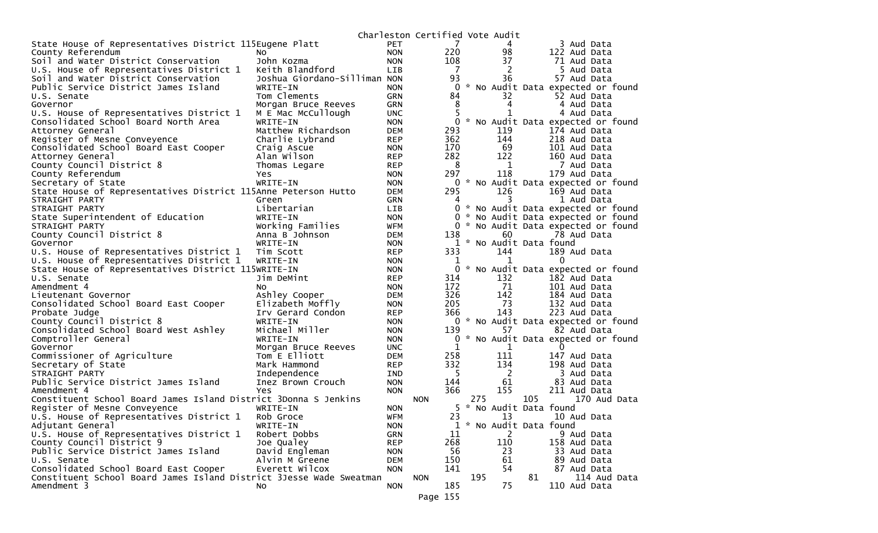Charleston Certified Vote Audit

| Office | Candidate | Party | Total | Audit | Remaining | Note |
|---|---|---|---|---|---|---|
| State House of Representatives District 115 | Eugene Platt | PET | 7 | 4 | 3 | Aud Data |
| County Referendum | No | NON | 220 | 98 | 122 | Aud Data |
| Soil and Water District Conservation | John Kozma | NON | 108 | 37 | 71 | Aud Data |
| U.S. House of Representatives District 1 | Keith Blandford | LIB | 7 | 2 | 5 | Aud Data |
| Soil and Water District Conservation | Joshua Giordano-Silliman | NON | 93 | 36 | 57 | Aud Data |
| Public Service District James Island | WRITE-IN | NON | 0 | * No Audit Data expected or found | | |
| U.S. Senate | Tom Clements | GRN | 84 | 32 | 52 | Aud Data |
| Governor | Morgan Bruce Reeves | GRN | 8 | 4 | 4 | Aud Data |
| U.S. House of Representatives District 1 | M E Mac McCullough | UNC | 5 | 1 | 4 | Aud Data |
| Consolidated School Board North Area | WRITE-IN | NON | 0 | * No Audit Data expected or found | | |
| Attorney General | Matthew Richardson | DEM | 293 | 119 | 174 | Aud Data |
| Register of Mesne Conveyence | Charlie Lybrand | REP | 362 | 144 | 218 | Aud Data |
| Consolidated School Board East Cooper | Craig Ascue | NON | 170 | 69 | 101 | Aud Data |
| Attorney General | Alan Wilson | REP | 282 | 122 | 160 | Aud Data |
| County Council District 8 | Thomas Legare | REP | 8 | 1 | 7 | Aud Data |
| County Referendum | Yes | NON | 297 | 118 | 179 | Aud Data |
| Secretary of State | WRITE-IN | NON | 0 | * No Audit Data expected or found | | |
| State House of Representatives District 115 | Anne Peterson Hutto | DEM | 295 | 126 | 169 | Aud Data |
| STRAIGHT PARTY | Green | GRN | 4 | 3 | 1 | Aud Data |
| STRAIGHT PARTY | Libertarian | LIB | 0 | * No Audit Data expected or found | | |
| State Superintendent of Education | WRITE-IN | NON | 0 | * No Audit Data expected or found | | |
| STRAIGHT PARTY | Working Families | WFM | 0 | * No Audit Data expected or found | | |
| County Council District 8 | Anna B Johnson | DEM | 138 | 60 | 78 | Aud Data |
| Governor | WRITE-IN | NON | 1 | * No Audit Data found | | |
| U.S. House of Representatives District 1 | Tim Scott | REP | 333 | 144 | 189 | Aud Data |
| U.S. House of Representatives District 1 | WRITE-IN | NON | 1 | 1 | 0 | |
| State House of Representatives District 115 | WRITE-IN | NON | 0 | * No Audit Data expected or found | | |
| U.S. Senate | Jim DeMint | REP | 314 | 132 | 182 | Aud Data |
| Amendment 4 | No | NON | 172 | 71 | 101 | Aud Data |
| Lieutenant Governor | Ashley Cooper | DEM | 326 | 142 | 184 | Aud Data |
| Consolidated School Board East Cooper | Elizabeth Moffly | NON | 205 | 73 | 132 | Aud Data |
| Probate Judge | Irv Gerard Condon | REP | 366 | 143 | 223 | Aud Data |
| County Council District 8 | WRITE-IN | NON | 0 | * No Audit Data expected or found | | |
| Consolidated School Board West Ashley | Michael Miller | NON | 139 | 57 | 82 | Aud Data |
| Comptroller General | WRITE-IN | NON | 0 | * No Audit Data expected or found | | |
| Governor | Morgan Bruce Reeves | UNC | 1 | 1 | 0 | |
| Commissioner of Agriculture | Tom E Elliott | DEM | 258 | 111 | 147 | Aud Data |
| Secretary of State | Mark Hammond | REP | 332 | 134 | 198 | Aud Data |
| STRAIGHT PARTY | Independence | IND | 5 | 2 | 3 | Aud Data |
| Public Service District James Island | Inez Brown Crouch | NON | 144 | 61 | 83 | Aud Data |
| Amendment 4 | Yes | NON | 366 | 155 | 211 | Aud Data |
| Constituent School Board James Island District 3 | Donna S Jenkins | NON | 275 | 105 | 170 | Aud Data |
| Register of Mesne Conveyence | WRITE-IN | NON | 5 | * No Audit Data found | | |
| U.S. House of Representatives District 1 | Rob Groce | WFM | 23 | 13 | 10 | Aud Data |
| Adjutant General | WRITE-IN | NON | 1 | * No Audit Data found | | |
| U.S. House of Representatives District 1 | Robert Dobbs | GRN | 11 | 2 | 9 | Aud Data |
| County Council District 9 | Joe Qualey | REP | 268 | 110 | 158 | Aud Data |
| Public Service District James Island | David Engleman | NON | 56 | 23 | 33 | Aud Data |
| U.S. Senate | Alvin M Greene | DEM | 150 | 61 | 89 | Aud Data |
| Consolidated School Board East Cooper | Everett Wilcox | NON | 141 | 54 | 87 | Aud Data |
| Constituent School Board James Island District 3 | Jesse Wade Sweatman | NON | 195 | 81 | 114 | Aud Data |
| Amendment 3 | No | NON | 185 | 75 | 110 | Aud Data |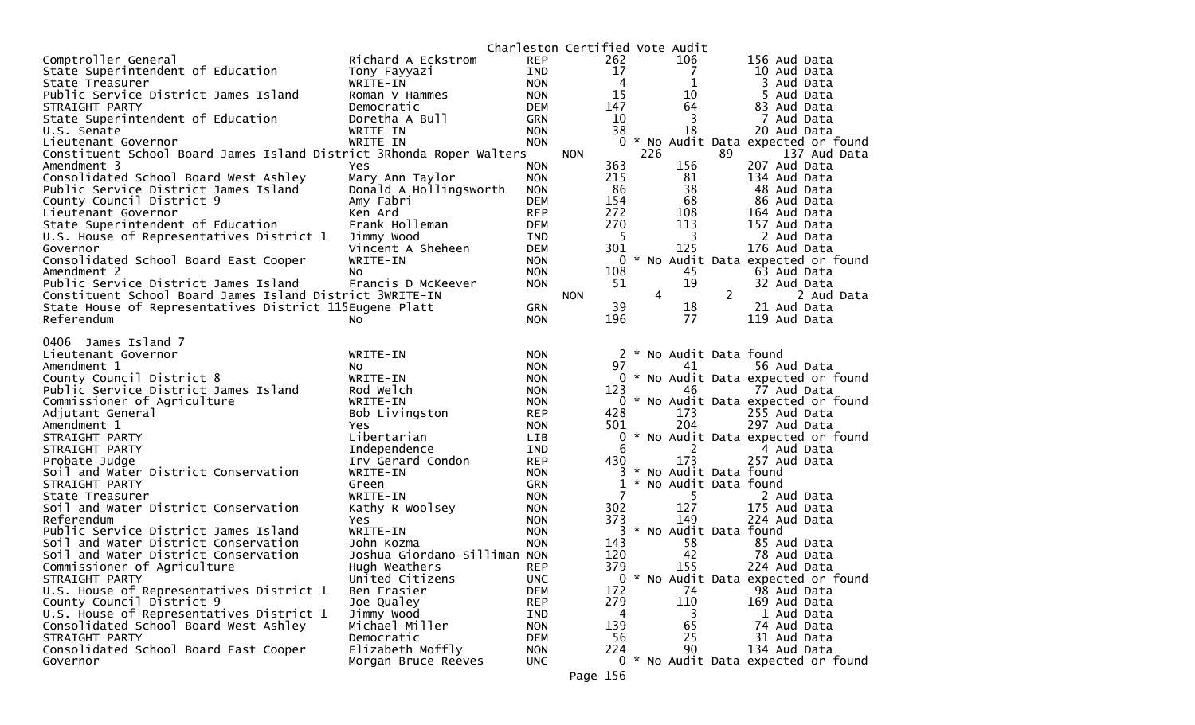Charleston Certified Vote Audit

| Contest | Candidate | Party | Total | | Audit | Note |
|---|---|---|---|---|---|---|
| Comptroller General | Richard A Eckstrom | REP | 262 | 106 | 156 | Aud Data |
| State Superintendent of Education | Tony Fayyazi | IND | 17 | 7 | 10 | Aud Data |
| State Treasurer | WRITE-IN | NON | 4 | 1 | 3 | Aud Data |
| Public Service District James Island | Roman V Hammes | NON | 15 | 10 | 5 | Aud Data |
| STRAIGHT PARTY | Democratic | DEM | 147 | 64 | 83 | Aud Data |
| State Superintendent of Education | Doretha A Bull | GRN | 10 | 3 | 7 | Aud Data |
| U.S. Senate | WRITE-IN | NON | 38 | 18 | 20 | Aud Data |
| Lieutenant Governor | WRITE-IN | NON | 0 | * No Audit Data expected or found | | |
| Constituent School Board James Island District 3 | Rhonda Roper Walters | NON | 226 | 89 | 137 | Aud Data |
| Amendment 3 | Yes | NON | 363 | 156 | 207 | Aud Data |
| Consolidated School Board West Ashley | Mary Ann Taylor | NON | 215 | 81 | 134 | Aud Data |
| Public Service District James Island | Donald A Hollingsworth | NON | 86 | 38 | 48 | Aud Data |
| County Council District 9 | Amy Fabri | DEM | 154 | 68 | 86 | Aud Data |
| Lieutenant Governor | Ken Ard | REP | 272 | 108 | 164 | Aud Data |
| State Superintendent of Education | Frank Holleman | DEM | 270 | 113 | 157 | Aud Data |
| U.S. House of Representatives District 1 | Jimmy Wood | IND | 5 | 3 | 2 | Aud Data |
| Governor | Vincent A Sheheen | DEM | 301 | 125 | 176 | Aud Data |
| Consolidated School Board East Cooper | WRITE-IN | NON | 0 | * No Audit Data expected or found | | |
| Amendment 2 | No | NON | 108 | 45 | 63 | Aud Data |
| Public Service District James Island | Francis D McKeever | NON | 51 | 19 | 32 | Aud Data |
| Constituent School Board James Island District 3 | WRITE-IN | NON | 4 | 2 | 2 | Aud Data |
| State House of Representatives District 115 | Eugene Platt | GRN | 39 | 18 | 21 | Aud Data |
| Referendum | No | NON | 196 | 77 | 119 | Aud Data |

0406 James Island 7

| Contest | Candidate | Party | Total | | Audit | Note |
|---|---|---|---|---|---|---|
| Lieutenant Governor | WRITE-IN | NON | 2 | * No Audit Data found | | |
| Amendment 1 | No | NON | 97 | 41 | 56 | Aud Data |
| County Council District 8 | WRITE-IN | NON | 0 | * No Audit Data expected or found | | |
| Public Service District James Island | Rod Welch | NON | 123 | 46 | 77 | Aud Data |
| Commissioner of Agriculture | WRITE-IN | NON | 0 | * No Audit Data expected or found | | |
| Adjutant General | Bob Livingston | REP | 428 | 173 | 255 | Aud Data |
| Amendment 1 | Yes | NON | 501 | 204 | 297 | Aud Data |
| STRAIGHT PARTY | Libertarian | LIB | 0 | * No Audit Data expected or found | | |
| STRAIGHT PARTY | Independence | IND | 6 | 2 | 4 | Aud Data |
| Probate Judge | Irv Gerard Condon | REP | 430 | 173 | 257 | Aud Data |
| Soil and Water District Conservation | WRITE-IN | NON | 3 | * No Audit Data found | | |
| STRAIGHT PARTY | Green | GRN | 1 | * No Audit Data found | | |
| State Treasurer | WRITE-IN | NON | 7 | 5 | 2 | Aud Data |
| Soil and Water District Conservation | Kathy R Woolsey | NON | 302 | 127 | 175 | Aud Data |
| Referendum | Yes | NON | 373 | 149 | 224 | Aud Data |
| Public Service District James Island | WRITE-IN | NON | 3 | * No Audit Data found | | |
| Soil and Water District Conservation | John Kozma | NON | 143 | 58 | 85 | Aud Data |
| Soil and Water District Conservation | Joshua Giordano-Silliman | NON | 120 | 42 | 78 | Aud Data |
| Commissioner of Agriculture | Hugh Weathers | REP | 379 | 155 | 224 | Aud Data |
| STRAIGHT PARTY | United Citizens | UNC | 0 | * No Audit Data expected or found | | |
| U.S. House of Representatives District 1 | Ben Frasier | DEM | 172 | 74 | 98 | Aud Data |
| County Council District 9 | Joe Qualey | REP | 279 | 110 | 169 | Aud Data |
| U.S. House of Representatives District 1 | Jimmy Wood | IND | 4 | 3 | 1 | Aud Data |
| Consolidated School Board West Ashley | Michael Miller | NON | 139 | 65 | 74 | Aud Data |
| STRAIGHT PARTY | Democratic | DEM | 56 | 25 | 31 | Aud Data |
| Consolidated School Board East Cooper | Elizabeth Moffly | NON | 224 | 90 | 134 | Aud Data |
| Governor | Morgan Bruce Reeves | UNC | 0 | * No Audit Data expected or found | | |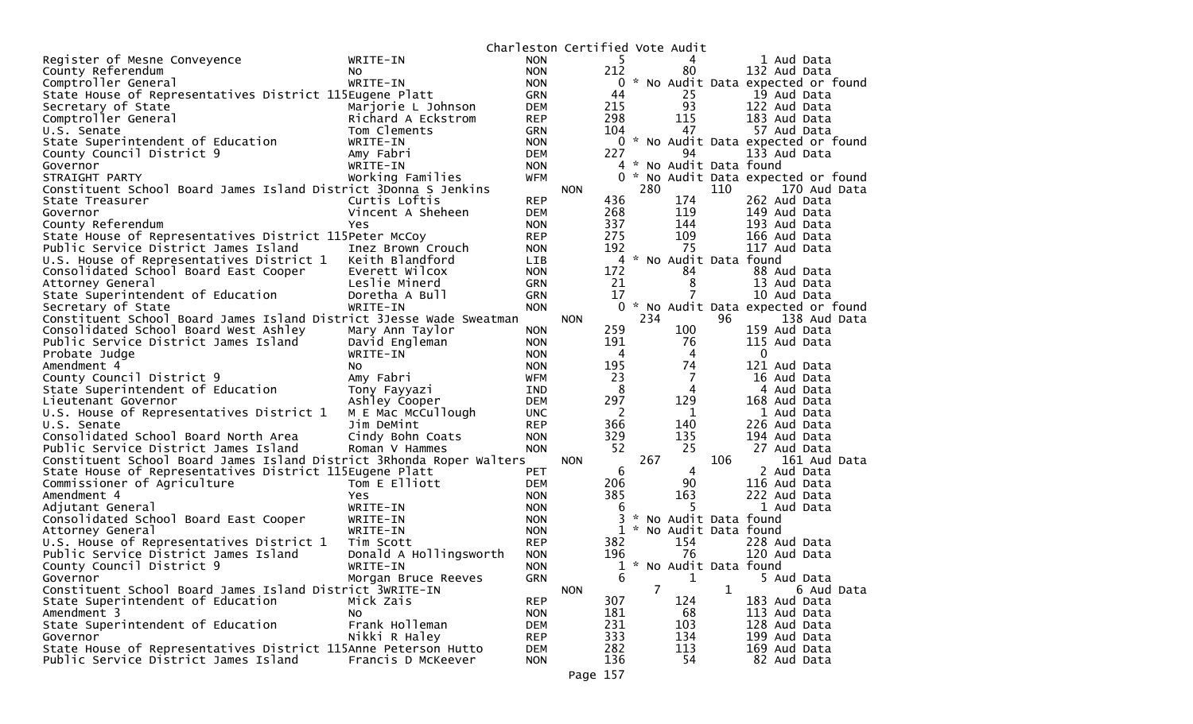Charleston Certified Vote Audit

| Office | Candidate | Party | Total | Audited | Difference | Notes |
|---|---|---|---|---|---|---|
| Register of Mesne Conveyence | WRITE-IN | NON | 5 | 4 | 1 | Aud Data |
| County Referendum | No | NON | 212 | 80 | 132 | Aud Data |
| Comptroller General | WRITE-IN | NON | 0 | | | * No Audit Data expected or found |
| State House of Representatives District 115 | Eugene Platt | GRN | 44 | 25 | 19 | Aud Data |
| Secretary of State | Marjorie L Johnson | DEM | 215 | 93 | 122 | Aud Data |
| Comptroller General | Richard A Eckstrom | REP | 298 | 115 | 183 | Aud Data |
| U.S. Senate | Tom Clements | GRN | 104 | 47 | 57 | Aud Data |
| State Superintendent of Education | WRITE-IN | NON | 0 | | | * No Audit Data expected or found |
| County Council District 9 | Amy Fabri | DEM | 227 | 94 | 133 | Aud Data |
| Governor | WRITE-IN | NON | 4 | | | * No Audit Data found |
| STRAIGHT PARTY | Working Families | WFM | 0 | | | * No Audit Data expected or found |
| Constituent School Board James Island District 3 | Donna S Jenkins | NON | 280 | 110 | 170 | Aud Data |
| State Treasurer | Curtis Loftis | REP | 436 | 174 | 262 | Aud Data |
| Governor | Vincent A Sheheen | DEM | 268 | 119 | 149 | Aud Data |
| County Referendum | Yes | NON | 337 | 144 | 193 | Aud Data |
| State House of Representatives District 115 | Peter McCoy | REP | 275 | 109 | 166 | Aud Data |
| Public Service District James Island | Inez Brown Crouch | NON | 192 | 75 | 117 | Aud Data |
| U.S. House of Representatives District 1 | Keith Blandford | LIB | 4 | | | * No Audit Data found |
| Consolidated School Board East Cooper | Everett Wilcox | NON | 172 | 84 | 88 | Aud Data |
| Attorney General | Leslie Minerd | GRN | 21 | 8 | 13 | Aud Data |
| State Superintendent of Education | Doretha A Bull | GRN | 17 | 7 | 10 | Aud Data |
| Secretary of State | WRITE-IN | NON | 0 | | | * No Audit Data expected or found |
| Constituent School Board James Island District 3 | Jesse Wade Sweatman | NON | 234 | 96 | 138 | Aud Data |
| Consolidated School Board West Ashley | Mary Ann Taylor | NON | 259 | 100 | 159 | Aud Data |
| Public Service District James Island | David Engleman | NON | 191 | 76 | 115 | Aud Data |
| Probate Judge | WRITE-IN | NON | 4 | 4 | 0 | |
| Amendment 4 | No | NON | 195 | 74 | 121 | Aud Data |
| County Council District 9 | Amy Fabri | WFM | 23 | 7 | 16 | Aud Data |
| State Superintendent of Education | Tony Fayyazi | IND | 8 | 4 | 4 | Aud Data |
| Lieutenant Governor | Ashley Cooper | DEM | 297 | 129 | 168 | Aud Data |
| U.S. House of Representatives District 1 | M E Mac McCullough | UNC | 2 | 1 | 1 | Aud Data |
| U.S. Senate | Jim DeMint | REP | 366 | 140 | 226 | Aud Data |
| Consolidated School Board North Area | Cindy Bohn Coats | NON | 329 | 135 | 194 | Aud Data |
| Public Service District James Island | Roman V Hammes | NON | 52 | 25 | 27 | Aud Data |
| Constituent School Board James Island District 3 | Rhonda Roper Walters | NON | 267 | 106 | 161 | Aud Data |
| State House of Representatives District 115 | Eugene Platt | PET | 6 | 4 | 2 | Aud Data |
| Commissioner of Agriculture | Tom E Elliott | DEM | 206 | 90 | 116 | Aud Data |
| Amendment 4 | Yes | NON | 385 | 163 | 222 | Aud Data |
| Adjutant General | WRITE-IN | NON | 6 | 5 | 1 | Aud Data |
| Consolidated School Board East Cooper | WRITE-IN | NON | 3 | | | * No Audit Data found |
| Attorney General | WRITE-IN | NON | 1 | | | * No Audit Data found |
| U.S. House of Representatives District 1 | Tim Scott | REP | 382 | 154 | 228 | Aud Data |
| Public Service District James Island | Donald A Hollingsworth | NON | 196 | 76 | 120 | Aud Data |
| County Council District 9 | WRITE-IN | NON | 1 | | | * No Audit Data found |
| Governor | Morgan Bruce Reeves | GRN | 6 | 1 | 5 | Aud Data |
| Constituent School Board James Island District 3 | WRITE-IN | NON | 7 | 1 | 6 | Aud Data |
| State Superintendent of Education | Mick Zais | REP | 307 | 124 | 183 | Aud Data |
| Amendment 3 | No | NON | 181 | 68 | 113 | Aud Data |
| State Superintendent of Education | Frank Holleman | DEM | 231 | 103 | 128 | Aud Data |
| Governor | Nikki R Haley | REP | 333 | 134 | 199 | Aud Data |
| State House of Representatives District 115 | Anne Peterson Hutto | DEM | 282 | 113 | 169 | Aud Data |
| Public Service District James Island | Francis D McKeever | NON | 136 | 54 | 82 | Aud Data |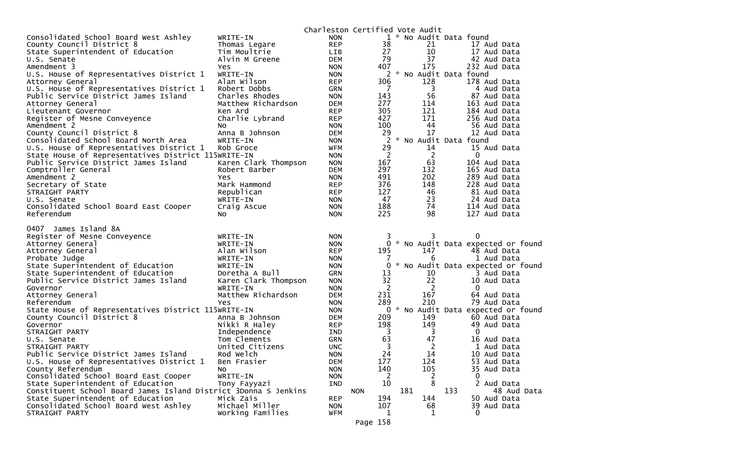Charleston Certified Vote Audit

| Contest | Candidate | Party | Total | Count | Audit |
|---|---|---|---|---|---|
| Consolidated School Board West Ashley | WRITE-IN | NON | 1 | * No Audit Data found | |
| County Council District 8 | Thomas Legare | REP | 38 | 21 | 17 Aud Data |
| State Superintendent of Education | Tim Moultrie | LIB | 27 | 10 | 17 Aud Data |
| U.S. Senate | Alvin M Greene | DEM | 79 | 37 | 42 Aud Data |
| Amendment 3 | Yes | NON | 407 | 175 | 232 Aud Data |
| U.S. House of Representatives District 1 | WRITE-IN | NON | 2 | * No Audit Data found | |
| Attorney General | Alan Wilson | REP | 306 | 128 | 178 Aud Data |
| U.S. House of Representatives District 1 | Robert Dobbs | GRN | 7 | 3 | 4 Aud Data |
| Public Service District James Island | Charles Rhodes | NON | 143 | 56 | 87 Aud Data |
| Attorney General | Matthew Richardson | DEM | 277 | 114 | 163 Aud Data |
| Lieutenant Governor | Ken Ard | REP | 305 | 121 | 184 Aud Data |
| Register of Mesne Conveyence | Charlie Lybrand | REP | 427 | 171 | 256 Aud Data |
| Amendment 2 | No | NON | 100 | 44 | 56 Aud Data |
| County Council District 8 | Anna B Johnson | DEM | 29 | 17 | 12 Aud Data |
| Consolidated School Board North Area | WRITE-IN | NON | 2 | * No Audit Data found | |
| U.S. House of Representatives District 1 | Rob Groce | WFM | 29 | 14 | 15 Aud Data |
| State House of Representatives District 115 | WRITE-IN | NON | 2 | 2 | 0 |
| Public Service District James Island | Karen Clark Thompson | NON | 167 | 63 | 104 Aud Data |
| Comptroller General | Robert Barber | DEM | 297 | 132 | 165 Aud Data |
| Amendment 2 | Yes | NON | 491 | 202 | 289 Aud Data |
| Secretary of State | Mark Hammond | REP | 376 | 148 | 228 Aud Data |
| STRAIGHT PARTY | Republican | REP | 127 | 46 | 81 Aud Data |
| U.S. Senate | WRITE-IN | NON | 47 | 23 | 24 Aud Data |
| Consolidated School Board East Cooper | Craig Ascue | NON | 188 | 74 | 114 Aud Data |
| Referendum | No | NON | 225 | 98 | 127 Aud Data |

## 0407 James Island 8A

| Contest | Candidate | Party | Total | Count | Audit |
|---|---|---|---|---|---|
| Register of Mesne Conveyence | WRITE-IN | NON | 3 | 3 | 0 |
| Attorney General | WRITE-IN | NON | 0 | * No Audit Data expected or found | |
| Attorney General | Alan Wilson | REP | 195 | 147 | 48 Aud Data |
| Probate Judge | WRITE-IN | NON | 7 | 6 | 1 Aud Data |
| State Superintendent of Education | WRITE-IN | NON | 0 | * No Audit Data expected or found | |
| State Superintendent of Education | Doretha A Bull | GRN | 13 | 10 | 3 Aud Data |
| Public Service District James Island | Karen Clark Thompson | NON | 32 | 22 | 10 Aud Data |
| Governor | WRITE-IN | NON | 2 | 2 | 0 |
| Attorney General | Matthew Richardson | DEM | 231 | 167 | 64 Aud Data |
| Referendum | Yes | NON | 289 | 210 | 79 Aud Data |
| State House of Representatives District 115 | WRITE-IN | NON | 0 | * No Audit Data expected or found | |
| County Council District 8 | Anna B Johnson | DEM | 209 | 149 | 60 Aud Data |
| Governor | Nikki R Haley | REP | 198 | 149 | 49 Aud Data |
| STRAIGHT PARTY | Independence | IND | 3 | 3 | 0 |
| U.S. Senate | Tom Clements | GRN | 63 | 47 | 16 Aud Data |
| STRAIGHT PARTY | United Citizens | UNC | 3 | 2 | 1 Aud Data |
| Public Service District James Island | Rod Welch | NON | 24 | 14 | 10 Aud Data |
| U.S. House of Representatives District 1 | Ben Frasier | DEM | 177 | 124 | 53 Aud Data |
| County Referendum | No | NON | 140 | 105 | 35 Aud Data |
| Consolidated School Board East Cooper | WRITE-IN | NON | 2 | 2 | 0 |
| State Superintendent of Education | Tony Fayyazi | IND | 10 | 8 | 2 Aud Data |
| Constituent School Board James Island District 3 | Donna S Jenkins | NON | 181 | 133 | 48 Aud Data |
| State Superintendent of Education | Mick Zais | REP | 194 | 144 | 50 Aud Data |
| Consolidated School Board West Ashley | Michael Miller | NON | 107 | 68 | 39 Aud Data |
| STRAIGHT PARTY | Working Families | WFM | 1 | 1 | 0 |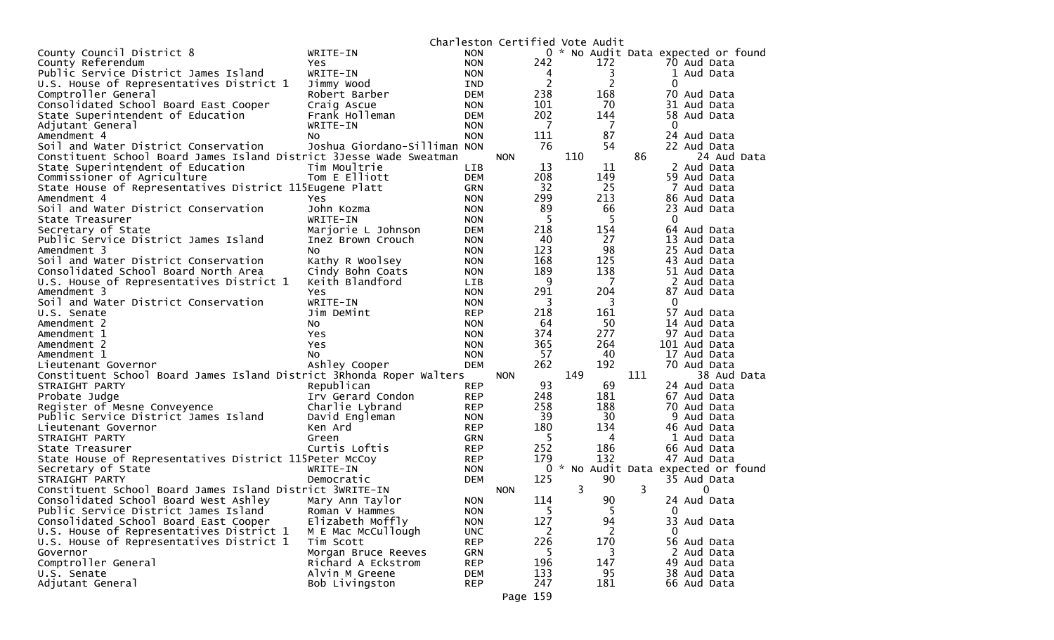Charleston Certified Vote Audit

| Contest | Candidate | Party | Total | Col1 | Col2 | Note |
|---|---|---|---|---|---|---|
| County Council District 8 | WRITE-IN | NON | 0 | * No Audit Data expected or found | | |
| County Referendum | Yes | NON | 242 | 172 | 70 | Aud Data |
| Public Service District James Island | WRITE-IN | NON | 4 | 3 | 1 | Aud Data |
| U.S. House of Representatives District 1 | Jimmy Wood | IND | 2 | 2 | 0 | |
| Comptroller General | Robert Barber | DEM | 238 | 168 | 70 | Aud Data |
| Consolidated School Board East Cooper | Craig Ascue | NON | 101 | 70 | 31 | Aud Data |
| State Superintendent of Education | Frank Holleman | DEM | 202 | 144 | 58 | Aud Data |
| Adjutant General | WRITE-IN | NON | 7 | 7 | 0 | |
| Amendment 4 | No | NON | 111 | 87 | 24 | Aud Data |
| Soil and Water District Conservation | Joshua Giordano-Silliman | NON | 76 | 54 | 22 | Aud Data |
| Constituent School Board James Island District 3 | Jesse Wade Sweatman | NON | 110 | 86 | 24 | Aud Data |
| State Superintendent of Education | Tim Moultrie | LIB | 13 | 11 | 2 | Aud Data |
| Commissioner of Agriculture | Tom E Elliott | DEM | 208 | 149 | 59 | Aud Data |
| State House of Representatives District 115 | Eugene Platt | GRN | 32 | 25 | 7 | Aud Data |
| Amendment 4 | Yes | NON | 299 | 213 | 86 | Aud Data |
| Soil and Water District Conservation | John Kozma | NON | 89 | 66 | 23 | Aud Data |
| State Treasurer | WRITE-IN | NON | 5 | 5 | 0 | |
| Secretary of State | Marjorie L Johnson | DEM | 218 | 154 | 64 | Aud Data |
| Public Service District James Island | Inez Brown Crouch | NON | 40 | 27 | 13 | Aud Data |
| Amendment 3 | No | NON | 123 | 98 | 25 | Aud Data |
| Soil and Water District Conservation | Kathy R Woolsey | NON | 168 | 125 | 43 | Aud Data |
| Consolidated School Board North Area | Cindy Bohn Coats | NON | 189 | 138 | 51 | Aud Data |
| U.S. House of Representatives District 1 | Keith Blandford | LIB | 9 | 7 | 2 | Aud Data |
| Amendment 3 | Yes | NON | 291 | 204 | 87 | Aud Data |
| Soil and Water District Conservation | WRITE-IN | NON | 3 | 3 | 0 | |
| U.S. Senate | Jim DeMint | REP | 218 | 161 | 57 | Aud Data |
| Amendment 2 | No | NON | 64 | 50 | 14 | Aud Data |
| Amendment 1 | Yes | NON | 374 | 277 | 97 | Aud Data |
| Amendment 2 | Yes | NON | 365 | 264 | 101 | Aud Data |
| Amendment 1 | No | NON | 57 | 40 | 17 | Aud Data |
| Lieutenant Governor | Ashley Cooper | DEM | 262 | 192 | 70 | Aud Data |
| Constituent School Board James Island District 3 | Rhonda Roper Walters | NON | 149 | 111 | 38 | Aud Data |
| STRAIGHT PARTY | Republican | REP | 93 | 69 | 24 | Aud Data |
| Probate Judge | Irv Gerard Condon | REP | 248 | 181 | 67 | Aud Data |
| Register of Mesne Conveyence | Charlie Lybrand | REP | 258 | 188 | 70 | Aud Data |
| Public Service District James Island | David Engleman | NON | 39 | 30 | 9 | Aud Data |
| Lieutenant Governor | Ken Ard | REP | 180 | 134 | 46 | Aud Data |
| STRAIGHT PARTY | Green | GRN | 5 | 4 | 1 | Aud Data |
| State Treasurer | Curtis Loftis | REP | 252 | 186 | 66 | Aud Data |
| State House of Representatives District 115 | Peter McCoy | REP | 179 | 132 | 47 | Aud Data |
| Secretary of State | WRITE-IN | NON | 0 | * No Audit Data expected or found | | |
| STRAIGHT PARTY | Democratic | DEM | 125 | 90 | 35 | Aud Data |
| Constituent School Board James Island District 3 | WRITE-IN | NON | 3 | 3 | 0 | |
| Consolidated School Board West Ashley | Mary Ann Taylor | NON | 114 | 90 | 24 | Aud Data |
| Public Service District James Island | Roman V Hammes | NON | 5 | 5 | 0 | |
| Consolidated School Board East Cooper | Elizabeth Moffly | NON | 127 | 94 | 33 | Aud Data |
| U.S. House of Representatives District 1 | M E Mac McCullough | UNC | 2 | 2 | 0 | |
| U.S. House of Representatives District 1 | Tim Scott | REP | 226 | 170 | 56 | Aud Data |
| Governor | Morgan Bruce Reeves | GRN | 5 | 3 | 2 | Aud Data |
| Comptroller General | Richard A Eckstrom | REP | 196 | 147 | 49 | Aud Data |
| U.S. Senate | Alvin M Greene | DEM | 133 | 95 | 38 | Aud Data |
| Adjutant General | Bob Livingston | REP | 247 | 181 | 66 | Aud Data |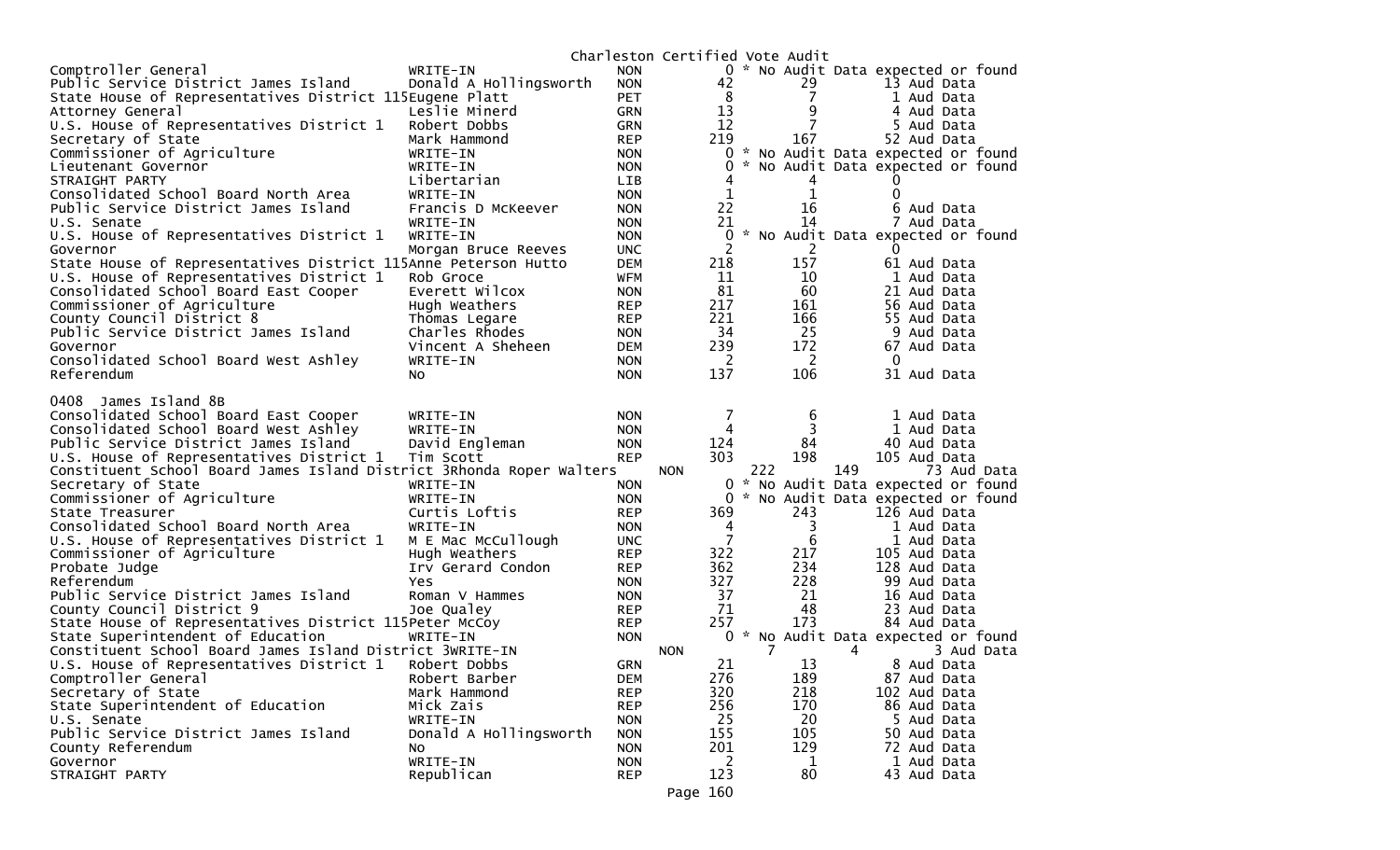Charleston Certified Vote Audit

| Contest | Candidate | Party | Total | | Audit |
|---|---|---|---|---|---|
| Comptroller General | WRITE-IN | NON | 0 | * No Audit Data expected or found | |
| Public Service District James Island | Donald A Hollingsworth | NON | 42 | 29 | 13 Aud Data |
| State House of Representatives District 115 | Eugene Platt | PET | 8 | 7 | 1 Aud Data |
| Attorney General | Leslie Minerd | GRN | 13 | 9 | 4 Aud Data |
| U.S. House of Representatives District 1 | Robert Dobbs | GRN | 12 | 7 | 5 Aud Data |
| Secretary of State | Mark Hammond | REP | 219 | 167 | 52 Aud Data |
| Commissioner of Agriculture | WRITE-IN | NON | 0 | * No Audit Data expected or found | |
| Lieutenant Governor | WRITE-IN | NON | 0 | * No Audit Data expected or found | |
| STRAIGHT PARTY | Libertarian | LIB | 4 | 4 | 0 |
| Consolidated School Board North Area | WRITE-IN | NON | 1 | 1 | 0 |
| Public Service District James Island | Francis D McKeever | NON | 22 | 16 | 6 Aud Data |
| U.S. Senate | WRITE-IN | NON | 21 | 14 | 7 Aud Data |
| U.S. House of Representatives District 1 | WRITE-IN | NON | 0 | * No Audit Data expected or found | |
| Governor | Morgan Bruce Reeves | UNC | 2 | 2 | 0 |
| State House of Representatives District 115 | Anne Peterson Hutto | DEM | 218 | 157 | 61 Aud Data |
| U.S. House of Representatives District 1 | Rob Groce | WFM | 11 | 10 | 1 Aud Data |
| Consolidated School Board East Cooper | Everett Wilcox | NON | 81 | 60 | 21 Aud Data |
| Commissioner of Agriculture | Hugh Weathers | REP | 217 | 161 | 56 Aud Data |
| County Council District 8 | Thomas Legare | REP | 221 | 166 | 55 Aud Data |
| Public Service District James Island | Charles Rhodes | NON | 34 | 25 | 9 Aud Data |
| Governor | Vincent A Sheheen | DEM | 239 | 172 | 67 Aud Data |
| Consolidated School Board West Ashley | WRITE-IN | NON | 2 | 2 | 0 |
| Referendum | No | NON | 137 | 106 | 31 Aud Data |

0408 James Island 8B

| Contest | Candidate | Party | Total | | Audit |
|---|---|---|---|---|---|
| Consolidated School Board East Cooper | WRITE-IN | NON | 7 | 6 | 1 Aud Data |
| Consolidated School Board West Ashley | WRITE-IN | NON | 4 | 3 | 1 Aud Data |
| Public Service District James Island | David Engleman | NON | 124 | 84 | 40 Aud Data |
| U.S. House of Representatives District 1 | Tim Scott | REP | 303 | 198 | 105 Aud Data |
| Constituent School Board James Island District 3 | Rhonda Roper Walters | NON | 222 | 149 | 73 Aud Data |
| Secretary of State | WRITE-IN | NON | 0 | * No Audit Data expected or found | |
| Commissioner of Agriculture | WRITE-IN | NON | 0 | * No Audit Data expected or found | |
| State Treasurer | Curtis Loftis | REP | 369 | 243 | 126 Aud Data |
| Consolidated School Board North Area | WRITE-IN | NON | 4 | 3 | 1 Aud Data |
| U.S. House of Representatives District 1 | M E Mac McCullough | UNC | 7 | 6 | 1 Aud Data |
| Commissioner of Agriculture | Hugh Weathers | REP | 322 | 217 | 105 Aud Data |
| Probate Judge | Irv Gerard Condon | REP | 362 | 234 | 128 Aud Data |
| Referendum | Yes | NON | 327 | 228 | 99 Aud Data |
| Public Service District James Island | Roman V Hammes | NON | 37 | 21 | 16 Aud Data |
| County Council District 9 | Joe Qualey | REP | 71 | 48 | 23 Aud Data |
| State House of Representatives District 115 | Peter McCoy | REP | 257 | 173 | 84 Aud Data |
| State Superintendent of Education | WRITE-IN | NON | 0 | * No Audit Data expected or found | |
| Constituent School Board James Island District 3 | WRITE-IN | NON | 7 | 4 | 3 Aud Data |
| U.S. House of Representatives District 1 | Robert Dobbs | GRN | 21 | 13 | 8 Aud Data |
| Comptroller General | Robert Barber | DEM | 276 | 189 | 87 Aud Data |
| Secretary of State | Mark Hammond | REP | 320 | 218 | 102 Aud Data |
| State Superintendent of Education | Mick Zais | REP | 256 | 170 | 86 Aud Data |
| U.S. Senate | WRITE-IN | NON | 25 | 20 | 5 Aud Data |
| Public Service District James Island | Donald A Hollingsworth | NON | 155 | 105 | 50 Aud Data |
| County Referendum | No | NON | 201 | 129 | 72 Aud Data |
| Governor | WRITE-IN | NON | 2 | 1 | 1 Aud Data |
| STRAIGHT PARTY | Republican | REP | 123 | 80 | 43 Aud Data |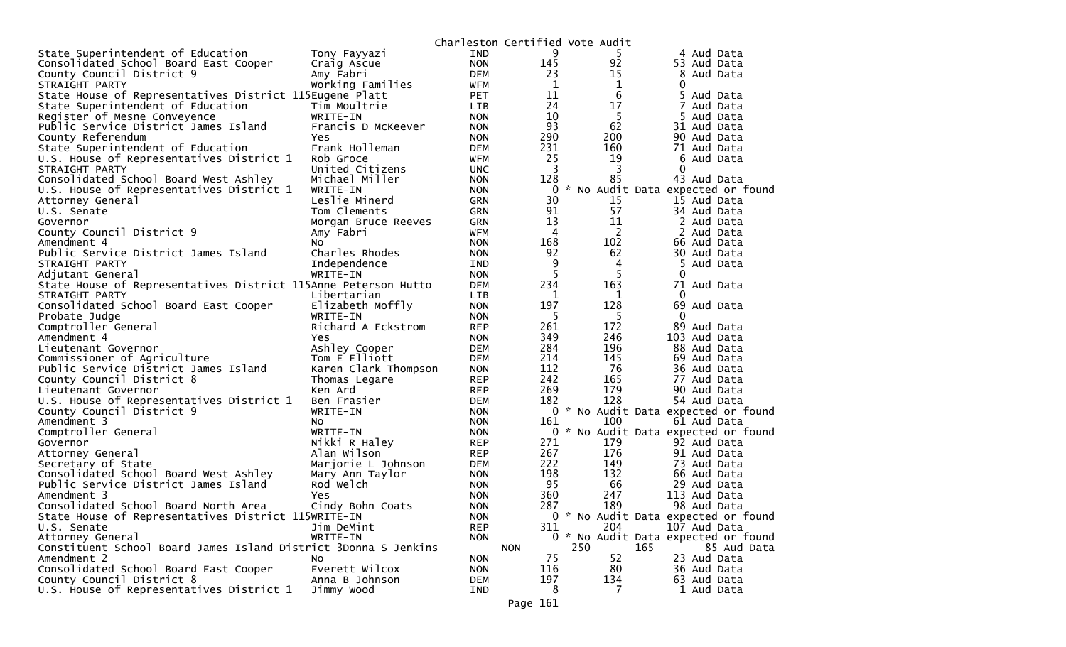Charleston Certified Vote Audit

| Office | Candidate | Party | Total | Count | Audit |
|---|---|---|---|---|---|
| State Superintendent of Education | Tony Fayyazi | IND | 9 | 5 | 4 Aud Data |
| Consolidated School Board East Cooper | Craig Ascue | NON | 145 | 92 | 53 Aud Data |
| County Council District 9 | Amy Fabri | DEM | 23 | 15 | 8 Aud Data |
| STRAIGHT PARTY | Working Families | WFM | 1 | 1 | 0 |
| State House of Representatives District 115 | Eugene Platt | PET | 11 | 6 | 5 Aud Data |
| State Superintendent of Education | Tim Moultrie | LIB | 24 | 17 | 7 Aud Data |
| Register of Mesne Conveyence | WRITE-IN | NON | 10 | 5 | 5 Aud Data |
| Public Service District James Island | Francis D McKeever | NON | 93 | 62 | 31 Aud Data |
| County Referendum | Yes | NON | 290 | 200 | 90 Aud Data |
| State Superintendent of Education | Frank Holleman | DEM | 231 | 160 | 71 Aud Data |
| U.S. House of Representatives District 1 | Rob Groce | WFM | 25 | 19 | 6 Aud Data |
| STRAIGHT PARTY | United Citizens | UNC | 3 | 3 | 0 |
| Consolidated School Board West Ashley | Michael Miller | NON | 128 | 85 | 43 Aud Data |
| U.S. House of Representatives District 1 | WRITE-IN | NON | 0 | * No Audit Data expected or found | |
| Attorney General | Leslie Minerd | GRN | 30 | 15 | 15 Aud Data |
| U.S. Senate | Tom Clements | GRN | 91 | 57 | 34 Aud Data |
| Governor | Morgan Bruce Reeves | GRN | 13 | 11 | 2 Aud Data |
| County Council District 9 | Amy Fabri | WFM | 4 | 2 | 2 Aud Data |
| Amendment 4 | No | NON | 168 | 102 | 66 Aud Data |
| Public Service District James Island | Charles Rhodes | NON | 92 | 62 | 30 Aud Data |
| STRAIGHT PARTY | Independence | IND | 9 | 4 | 5 Aud Data |
| Adjutant General | WRITE-IN | NON | 5 | 5 | 0 |
| State House of Representatives District 115 | Anne Peterson Hutto | DEM | 234 | 163 | 71 Aud Data |
| STRAIGHT PARTY | Libertarian | LIB | 1 | 1 | 0 |
| Consolidated School Board East Cooper | Elizabeth Moffly | NON | 197 | 128 | 69 Aud Data |
| Probate Judge | WRITE-IN | NON | 5 | 5 | 0 |
| Comptroller General | Richard A Eckstrom | REP | 261 | 172 | 89 Aud Data |
| Amendment 4 | Yes | NON | 349 | 246 | 103 Aud Data |
| Lieutenant Governor | Ashley Cooper | DEM | 284 | 196 | 88 Aud Data |
| Commissioner of Agriculture | Tom E Elliott | DEM | 214 | 145 | 69 Aud Data |
| Public Service District James Island | Karen Clark Thompson | NON | 112 | 76 | 36 Aud Data |
| County Council District 8 | Thomas Legare | REP | 242 | 165 | 77 Aud Data |
| Lieutenant Governor | Ken Ard | REP | 269 | 179 | 90 Aud Data |
| U.S. House of Representatives District 1 | Ben Frasier | DEM | 182 | 128 | 54 Aud Data |
| County Council District 9 | WRITE-IN | NON | 0 | * No Audit Data expected or found | |
| Amendment 3 | No | NON | 161 | 100 | 61 Aud Data |
| Comptroller General | WRITE-IN | NON | 0 | * No Audit Data expected or found | |
| Governor | Nikki R Haley | REP | 271 | 179 | 92 Aud Data |
| Attorney General | Alan Wilson | REP | 267 | 176 | 91 Aud Data |
| Secretary of State | Marjorie L Johnson | DEM | 222 | 149 | 73 Aud Data |
| Consolidated School Board West Ashley | Mary Ann Taylor | NON | 198 | 132 | 66 Aud Data |
| Public Service District James Island | Rod Welch | NON | 95 | 66 | 29 Aud Data |
| Amendment 3 | Yes | NON | 360 | 247 | 113 Aud Data |
| Consolidated School Board North Area | Cindy Bohn Coats | NON | 287 | 189 | 98 Aud Data |
| State House of Representatives District 115 | WRITE-IN | NON | 0 | * No Audit Data expected or found | |
| U.S. Senate | Jim DeMint | REP | 311 | 204 | 107 Aud Data |
| Attorney General | WRITE-IN | NON | 0 | * No Audit Data expected or found | |
| Constituent School Board James Island District 3 | Donna S Jenkins | NON | 250 | 165 | 85 Aud Data |
| Amendment 2 | No | NON | 75 | 52 | 23 Aud Data |
| Consolidated School Board East Cooper | Everett Wilcox | NON | 116 | 80 | 36 Aud Data |
| County Council District 8 | Anna B Johnson | DEM | 197 | 134 | 63 Aud Data |
| U.S. House of Representatives District 1 | Jimmy Wood | IND | 8 | 7 | 1 Aud Data |

Page 161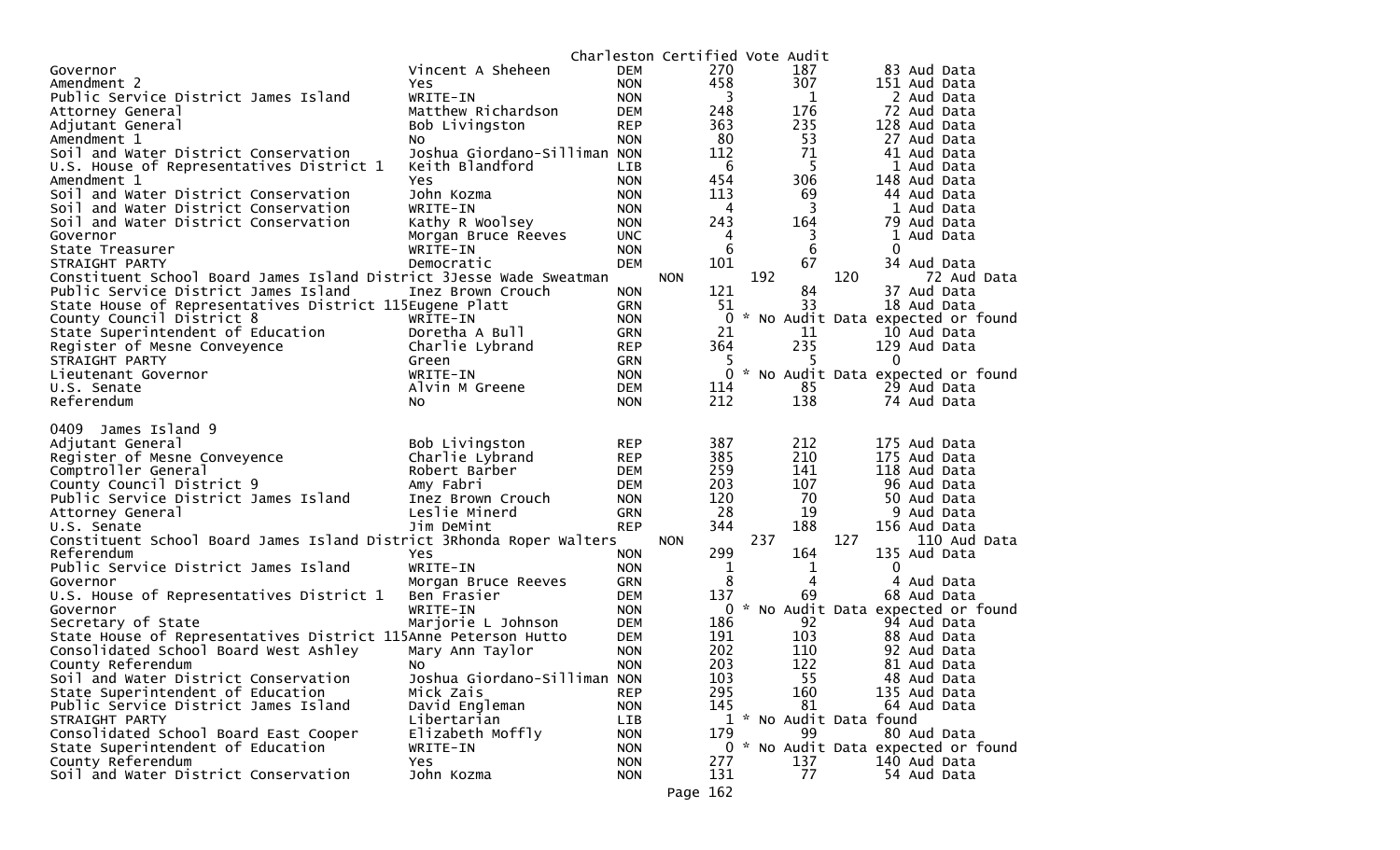Charleston Certified Vote Audit

| Office | Candidate | Party | Total | | | Audit |
|---|---|---|---|---|---|---|
| Governor | Vincent A Sheheen | DEM | 270 | 187 | 83 | Aud Data |
| Amendment 2 | Yes | NON | 458 | 307 | 151 | Aud Data |
| Public Service District James Island | WRITE-IN | NON | 3 | 1 | 2 | Aud Data |
| Attorney General | Matthew Richardson | DEM | 248 | 176 | 72 | Aud Data |
| Adjutant General | Bob Livingston | REP | 363 | 235 | 128 | Aud Data |
| Amendment 1 | No | NON | 80 | 53 | 27 | Aud Data |
| Soil and Water District Conservation | Joshua Giordano-Silliman | NON | 112 | 71 | 41 | Aud Data |
| U.S. House of Representatives District 1 | Keith Blandford | LIB | 6 | 5 | 1 | Aud Data |
| Amendment 1 | Yes | NON | 454 | 306 | 148 | Aud Data |
| Soil and Water District Conservation | John Kozma | NON | 113 | 69 | 44 | Aud Data |
| Soil and Water District Conservation | WRITE-IN | NON | 4 | 3 | 1 | Aud Data |
| Soil and Water District Conservation | Kathy R Woolsey | NON | 243 | 164 | 79 | Aud Data |
| Governor | Morgan Bruce Reeves | UNC | 4 | 3 | 1 | Aud Data |
| State Treasurer | WRITE-IN | NON | 6 | 6 | 0 | |
| STRAIGHT PARTY | Democratic | DEM | 101 | 67 | 34 | Aud Data |
| Constituent School Board James Island District 3 | Jesse Wade Sweatman | NON | 192 | 120 | 72 | Aud Data |
| Public Service District James Island | Inez Brown Crouch | NON | 121 | 84 | 37 | Aud Data |
| State House of Representatives District 115 | Eugene Platt | GRN | 51 | 33 | 18 | Aud Data |
| County Council District 8 | WRITE-IN | NON | 0 | * No Audit Data expected or found | | |
| State Superintendent of Education | Doretha A Bull | GRN | 21 | 11 | 10 | Aud Data |
| Register of Mesne Conveyence | Charlie Lybrand | REP | 364 | 235 | 129 | Aud Data |
| STRAIGHT PARTY | Green | GRN | 5 | 5 | 0 | |
| Lieutenant Governor | WRITE-IN | NON | 0 | * No Audit Data expected or found | | |
| U.S. Senate | Alvin M Greene | DEM | 114 | 85 | 29 | Aud Data |
| Referendum | No | NON | 212 | 138 | 74 | Aud Data |

0409 James Island 9

| Office | Candidate | Party | Total | | | Audit |
|---|---|---|---|---|---|---|
| Adjutant General | Bob Livingston | REP | 387 | 212 | 175 | Aud Data |
| Register of Mesne Conveyence | Charlie Lybrand | REP | 385 | 210 | 175 | Aud Data |
| Comptroller General | Robert Barber | DEM | 259 | 141 | 118 | Aud Data |
| County Council District 9 | Amy Fabri | DEM | 203 | 107 | 96 | Aud Data |
| Public Service District James Island | Inez Brown Crouch | NON | 120 | 70 | 50 | Aud Data |
| Attorney General | Leslie Minerd | GRN | 28 | 19 | 9 | Aud Data |
| U.S. Senate | Jim DeMint | REP | 344 | 188 | 156 | Aud Data |
| Constituent School Board James Island District 3 | Rhonda Roper Walters | NON | 237 | 127 | 110 | Aud Data |
| Referendum | Yes | NON | 299 | 164 | 135 | Aud Data |
| Public Service District James Island | WRITE-IN | NON | 1 | 1 | 0 | |
| Governor | Morgan Bruce Reeves | GRN | 8 | 4 | 4 | Aud Data |
| U.S. House of Representatives District 1 | Ben Frasier | DEM | 137 | 69 | 68 | Aud Data |
| Governor | WRITE-IN | NON | 0 | * No Audit Data expected or found | | |
| Secretary of State | Marjorie L Johnson | DEM | 186 | 92 | 94 | Aud Data |
| State House of Representatives District 115 | Anne Peterson Hutto | DEM | 191 | 103 | 88 | Aud Data |
| Consolidated School Board West Ashley | Mary Ann Taylor | NON | 202 | 110 | 92 | Aud Data |
| County Referendum | No | NON | 203 | 122 | 81 | Aud Data |
| Soil and Water District Conservation | Joshua Giordano-Silliman | NON | 103 | 55 | 48 | Aud Data |
| State Superintendent of Education | Mick Zais | REP | 295 | 160 | 135 | Aud Data |
| Public Service District James Island | David Engleman | NON | 145 | 81 | 64 | Aud Data |
| STRAIGHT PARTY | Libertarian | LIB | 1 | * No Audit Data found | | |
| Consolidated School Board East Cooper | Elizabeth Moffly | NON | 179 | 99 | 80 | Aud Data |
| State Superintendent of Education | WRITE-IN | NON | 0 | * No Audit Data expected or found | | |
| County Referendum | Yes | NON | 277 | 137 | 140 | Aud Data |
| Soil and Water District Conservation | John Kozma | NON | 131 | 77 | 54 | Aud Data |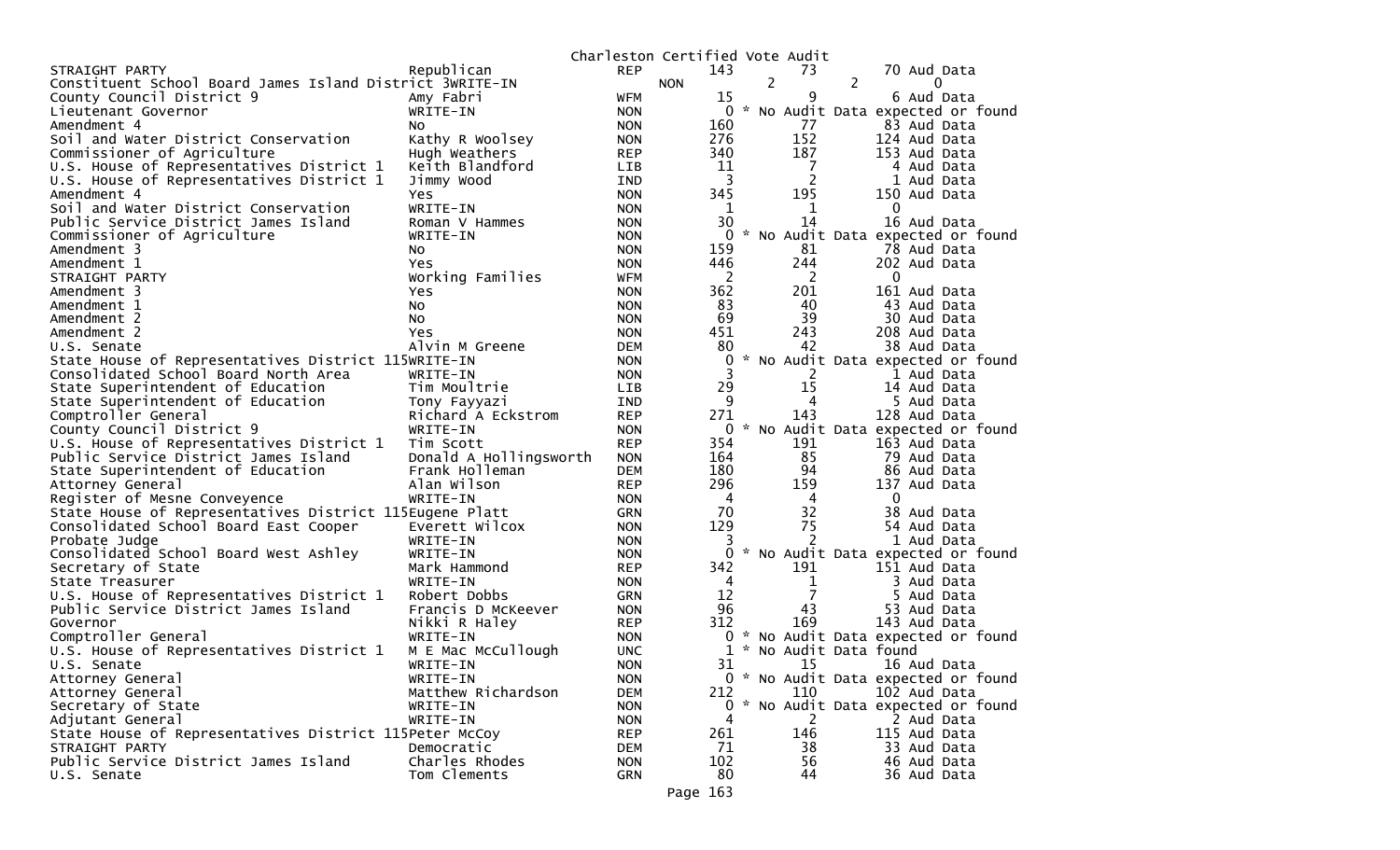Charleston Certified Vote Audit

| Office | Candidate | Party | Total | | | |
|---|---|---|---|---|---|---|
| STRAIGHT PARTY | Republican | REP | 143 | 73 | 70 | Aud Data |
| Constituent School Board James Island District 3 | WRITE-IN | NON | 2 | 2 | 0 | |
| County Council District 9 | Amy Fabri | WFM | 15 | 9 | 6 | Aud Data |
| Lieutenant Governor | WRITE-IN | NON | 0 | * No Audit Data expected or found | | |
| Amendment 4 | No | NON | 160 | 77 | 83 | Aud Data |
| Soil and Water District Conservation | Kathy R Woolsey | NON | 276 | 152 | 124 | Aud Data |
| Commissioner of Agriculture | Hugh Weathers | REP | 340 | 187 | 153 | Aud Data |
| U.S. House of Representatives District 1 | Keith Blandford | LIB | 11 | 7 | 4 | Aud Data |
| U.S. House of Representatives District 1 | Jimmy Wood | IND | 3 | 2 | 1 | Aud Data |
| Amendment 4 | Yes | NON | 345 | 195 | 150 | Aud Data |
| Soil and Water District Conservation | WRITE-IN | NON | 1 | 1 | 0 | |
| Public Service District James Island | Roman V Hammes | NON | 30 | 14 | 16 | Aud Data |
| Commissioner of Agriculture | WRITE-IN | NON | 0 | * No Audit Data expected or found | | |
| Amendment 3 | No | NON | 159 | 81 | 78 | Aud Data |
| Amendment 1 | Yes | NON | 446 | 244 | 202 | Aud Data |
| STRAIGHT PARTY | Working Families | WFM | 2 | 2 | 0 | |
| Amendment 3 | Yes | NON | 362 | 201 | 161 | Aud Data |
| Amendment 1 | No | NON | 83 | 40 | 43 | Aud Data |
| Amendment 2 | No | NON | 69 | 39 | 30 | Aud Data |
| Amendment 2 | Yes | NON | 451 | 243 | 208 | Aud Data |
| U.S. Senate | Alvin M Greene | DEM | 80 | 42 | 38 | Aud Data |
| State House of Representatives District 115 | WRITE-IN | NON | 0 | * No Audit Data expected or found | | |
| Consolidated School Board North Area | WRITE-IN | NON | 3 | 2 | 1 | Aud Data |
| State Superintendent of Education | Tim Moultrie | LIB | 29 | 15 | 14 | Aud Data |
| State Superintendent of Education | Tony Fayyazi | IND | 9 | 4 | 5 | Aud Data |
| Comptroller General | Richard A Eckstrom | REP | 271 | 143 | 128 | Aud Data |
| County Council District 9 | WRITE-IN | NON | 0 | * No Audit Data expected or found | | |
| U.S. House of Representatives District 1 | Tim Scott | REP | 354 | 191 | 163 | Aud Data |
| Public Service District James Island | Donald A Hollingsworth | NON | 164 | 85 | 79 | Aud Data |
| State Superintendent of Education | Frank Holleman | DEM | 180 | 94 | 86 | Aud Data |
| Attorney General | Alan Wilson | REP | 296 | 159 | 137 | Aud Data |
| Register of Mesne Conveyence | WRITE-IN | NON | 4 | 4 | 0 | |
| State House of Representatives District 115 | Eugene Platt | GRN | 70 | 32 | 38 | Aud Data |
| Consolidated School Board East Cooper | Everett Wilcox | NON | 129 | 75 | 54 | Aud Data |
| Probate Judge | WRITE-IN | NON | 3 | 2 | 1 | Aud Data |
| Consolidated School Board West Ashley | WRITE-IN | NON | 0 | * No Audit Data expected or found | | |
| Secretary of State | Mark Hammond | REP | 342 | 191 | 151 | Aud Data |
| State Treasurer | WRITE-IN | NON | 4 | 1 | 3 | Aud Data |
| U.S. House of Representatives District 1 | Robert Dobbs | GRN | 12 | 7 | 5 | Aud Data |
| Public Service District James Island | Francis D McKeever | NON | 96 | 43 | 53 | Aud Data |
| Governor | Nikki R Haley | REP | 312 | 169 | 143 | Aud Data |
| Comptroller General | WRITE-IN | NON | 0 | * No Audit Data expected or found | | |
| U.S. House of Representatives District 1 | M E Mac McCullough | UNC | 1 | * No Audit Data found | | |
| U.S. Senate | WRITE-IN | NON | 31 | 15 | 16 | Aud Data |
| Attorney General | WRITE-IN | NON | 0 | * No Audit Data expected or found | | |
| Attorney General | Matthew Richardson | DEM | 212 | 110 | 102 | Aud Data |
| Secretary of State | WRITE-IN | NON | 0 | * No Audit Data expected or found | | |
| Adjutant General | WRITE-IN | NON | 4 | 2 | 2 | Aud Data |
| State House of Representatives District 115 | Peter McCoy | REP | 261 | 146 | 115 | Aud Data |
| STRAIGHT PARTY | Democratic | DEM | 71 | 38 | 33 | Aud Data |
| Public Service District James Island | Charles Rhodes | NON | 102 | 56 | 46 | Aud Data |
| U.S. Senate | Tom Clements | GRN | 80 | 44 | 36 | Aud Data |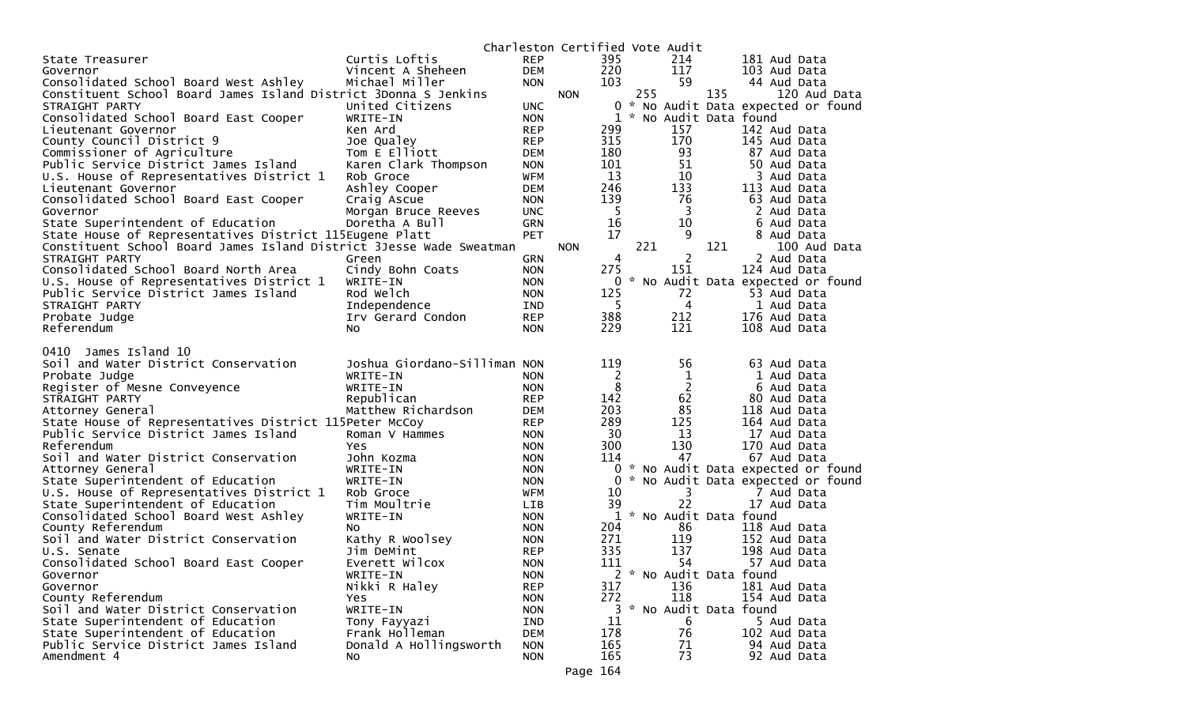Charleston Certified Vote Audit

| Contest | Candidate | Party | Total | | | |
|---|---|---|---|---|---|---|
| State Treasurer | Curtis Loftis | REP | 395 | 214 | 181 Aud Data |
| Governor | Vincent A Sheheen | DEM | 220 | 117 | 103 Aud Data |
| Consolidated School Board West Ashley | Michael Miller | NON | 103 | 59 | 44 Aud Data |
| Constituent School Board James Island District 3 | Donna S Jenkins | NON | 255 | 135 | 120 Aud Data |
| STRAIGHT PARTY | United Citizens | UNC | 0 | * No Audit Data expected or found | |
| Consolidated School Board East Cooper | WRITE-IN | NON | 1 | * No Audit Data found | |
| Lieutenant Governor | Ken Ard | REP | 299 | 157 | 142 Aud Data |
| County Council District 9 | Joe Qualey | REP | 315 | 170 | 145 Aud Data |
| Commissioner of Agriculture | Tom E Elliott | DEM | 180 | 93 | 87 Aud Data |
| Public Service District James Island | Karen Clark Thompson | NON | 101 | 51 | 50 Aud Data |
| U.S. House of Representatives District 1 | Rob Groce | WFM | 13 | 10 | 3 Aud Data |
| Lieutenant Governor | Ashley Cooper | DEM | 246 | 133 | 113 Aud Data |
| Consolidated School Board East Cooper | Craig Ascue | NON | 139 | 76 | 63 Aud Data |
| Governor | Morgan Bruce Reeves | UNC | 5 | 3 | 2 Aud Data |
| State Superintendent of Education | Doretha A Bull | GRN | 16 | 10 | 6 Aud Data |
| State House of Representatives District 115 | Eugene Platt | PET | 17 | 9 | 8 Aud Data |
| Constituent School Board James Island District 3 | Jesse Wade Sweatman | NON | 221 | 121 | 100 Aud Data |
| STRAIGHT PARTY | Green | GRN | 4 | 2 | 2 Aud Data |
| Consolidated School Board North Area | Cindy Bohn Coats | NON | 275 | 151 | 124 Aud Data |
| U.S. House of Representatives District 1 | WRITE-IN | NON | 0 | * No Audit Data expected or found | |
| Public Service District James Island | Rod Welch | NON | 125 | 72 | 53 Aud Data |
| STRAIGHT PARTY | Independence | IND | 5 | 4 | 1 Aud Data |
| Probate Judge | Irv Gerard Condon | REP | 388 | 212 | 176 Aud Data |
| Referendum | No | NON | 229 | 121 | 108 Aud Data |

0410 James Island 10

| Contest | Candidate | Party | Total | | |
|---|---|---|---|---|---|
| Soil and Water District Conservation | Joshua Giordano-Silliman | NON | 119 | 56 | 63 Aud Data |
| Probate Judge | WRITE-IN | NON | 2 | 1 | 1 Aud Data |
| Register of Mesne Conveyence | WRITE-IN | NON | 8 | 2 | 6 Aud Data |
| STRAIGHT PARTY | Republican | REP | 142 | 62 | 80 Aud Data |
| Attorney General | Matthew Richardson | DEM | 203 | 85 | 118 Aud Data |
| State House of Representatives District 115 | Peter McCoy | REP | 289 | 125 | 164 Aud Data |
| Public Service District James Island | Roman V Hammes | NON | 30 | 13 | 17 Aud Data |
| Referendum | Yes | NON | 300 | 130 | 170 Aud Data |
| Soil and Water District Conservation | John Kozma | NON | 114 | 47 | 67 Aud Data |
| Attorney General | WRITE-IN | NON | 0 | * No Audit Data expected or found | |
| State Superintendent of Education | WRITE-IN | NON | 0 | * No Audit Data expected or found | |
| U.S. House of Representatives District 1 | Rob Groce | WFM | 10 | 3 | 7 Aud Data |
| State Superintendent of Education | Tim Moultrie | LIB | 39 | 22 | 17 Aud Data |
| Consolidated School Board West Ashley | WRITE-IN | NON | 1 | * No Audit Data found | |
| County Referendum | No | NON | 204 | 86 | 118 Aud Data |
| Soil and Water District Conservation | Kathy R Woolsey | NON | 271 | 119 | 152 Aud Data |
| U.S. Senate | Jim DeMint | REP | 335 | 137 | 198 Aud Data |
| Consolidated School Board East Cooper | Everett Wilcox | NON | 111 | 54 | 57 Aud Data |
| Governor | WRITE-IN | NON | 2 | * No Audit Data found | |
| Governor | Nikki R Haley | REP | 317 | 136 | 181 Aud Data |
| County Referendum | Yes | NON | 272 | 118 | 154 Aud Data |
| Soil and Water District Conservation | WRITE-IN | NON | 3 | * No Audit Data found | |
| State Superintendent of Education | Tony Fayyazi | IND | 11 | 6 | 5 Aud Data |
| State Superintendent of Education | Frank Holleman | DEM | 178 | 76 | 102 Aud Data |
| Public Service District James Island | Donald A Hollingsworth | NON | 165 | 71 | 94 Aud Data |
| Amendment 4 | No | NON | 165 | 73 | 92 Aud Data |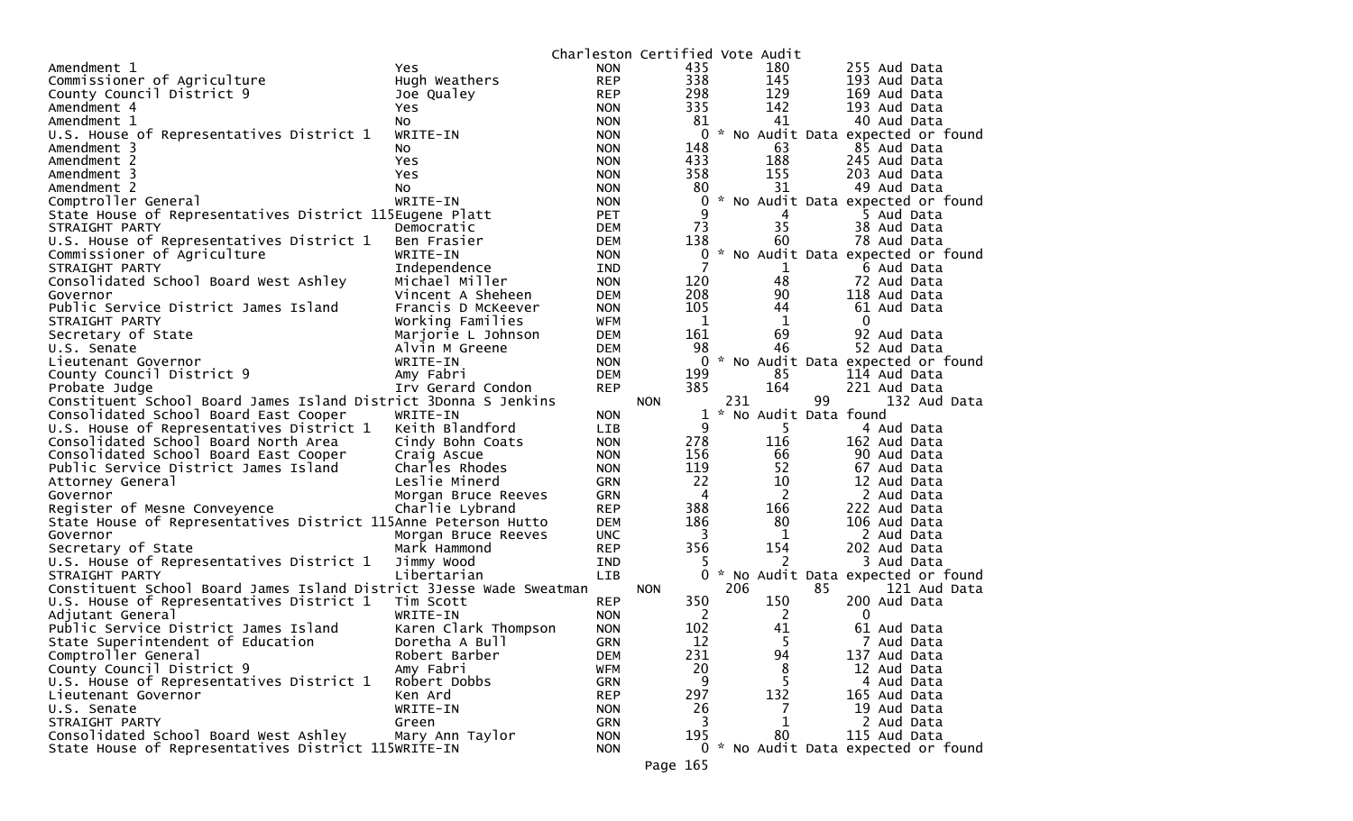Charleston Certified Vote Audit

| Contest | Candidate | Party | Total | | Audit |
|---|---|---|---|---|---|
| Amendment 1 | Yes | NON | 435 | 180 | 255 Aud Data |
| Commissioner of Agriculture | Hugh Weathers | REP | 338 | 145 | 193 Aud Data |
| County Council District 9 | Joe Qualey | REP | 298 | 129 | 169 Aud Data |
| Amendment 4 | Yes | NON | 335 | 142 | 193 Aud Data |
| Amendment 1 | No | NON | 81 | 41 | 40 Aud Data |
| U.S. House of Representatives District 1 | WRITE-IN | NON | 0 | * No Audit Data expected or found | |
| Amendment 3 | No | NON | 148 | 63 | 85 Aud Data |
| Amendment 2 | Yes | NON | 433 | 188 | 245 Aud Data |
| Amendment 3 | Yes | NON | 358 | 155 | 203 Aud Data |
| Amendment 2 | No | NON | 80 | 31 | 49 Aud Data |
| Comptroller General | WRITE-IN | NON | 0 | * No Audit Data expected or found | |
| State House of Representatives District 115 | Eugene Platt | PET | 9 | 4 | 5 Aud Data |
| STRAIGHT PARTY | Democratic | DEM | 73 | 35 | 38 Aud Data |
| U.S. House of Representatives District 1 | Ben Frasier | DEM | 138 | 60 | 78 Aud Data |
| Commissioner of Agriculture | WRITE-IN | NON | 0 | * No Audit Data expected or found | |
| STRAIGHT PARTY | Independence | IND | 7 | 1 | 6 Aud Data |
| Consolidated School Board West Ashley | Michael Miller | NON | 120 | 48 | 72 Aud Data |
| Governor | Vincent A Sheheen | DEM | 208 | 90 | 118 Aud Data |
| Public Service District James Island | Francis D McKeever | NON | 105 | 44 | 61 Aud Data |
| STRAIGHT PARTY | Working Families | WFM | 1 | 1 | 0 |
| Secretary of State | Marjorie L Johnson | DEM | 161 | 69 | 92 Aud Data |
| U.S. Senate | Alvin M Greene | DEM | 98 | 46 | 52 Aud Data |
| Lieutenant Governor | WRITE-IN | NON | 0 | * No Audit Data expected or found | |
| County Council District 9 | Amy Fabri | DEM | 199 | 85 | 114 Aud Data |
| Probate Judge | Irv Gerard Condon | REP | 385 | 164 | 221 Aud Data |
| Constituent School Board James Island District 3 | Donna S Jenkins | NON | 231 | 99 | 132 Aud Data |
| Consolidated School Board East Cooper | WRITE-IN | NON | 1 | * No Audit Data found | |
| U.S. House of Representatives District 1 | Keith Blandford | LIB | 9 | 5 | 4 Aud Data |
| Consolidated School Board North Area | Cindy Bohn Coats | NON | 278 | 116 | 162 Aud Data |
| Consolidated School Board East Cooper | Craig Ascue | NON | 156 | 66 | 90 Aud Data |
| Public Service District James Island | Charles Rhodes | NON | 119 | 52 | 67 Aud Data |
| Attorney General | Leslie Minerd | GRN | 22 | 10 | 12 Aud Data |
| Governor | Morgan Bruce Reeves | GRN | 4 | 2 | 2 Aud Data |
| Register of Mesne Conveyence | Charlie Lybrand | REP | 388 | 166 | 222 Aud Data |
| State House of Representatives District 115 | Anne Peterson Hutto | DEM | 186 | 80 | 106 Aud Data |
| Governor | Morgan Bruce Reeves | UNC | 3 | 1 | 2 Aud Data |
| Secretary of State | Mark Hammond | REP | 356 | 154 | 202 Aud Data |
| U.S. House of Representatives District 1 | Jimmy Wood | IND | 5 | 2 | 3 Aud Data |
| STRAIGHT PARTY | Libertarian | LIB | 0 | * No Audit Data expected or found | |
| Constituent School Board James Island District 3 | Jesse Wade Sweatman | NON | 206 | 85 | 121 Aud Data |
| U.S. House of Representatives District 1 | Tim Scott | REP | 350 | 150 | 200 Aud Data |
| Adjutant General | WRITE-IN | NON | 2 | 2 | 0 |
| Public Service District James Island | Karen Clark Thompson | NON | 102 | 41 | 61 Aud Data |
| State Superintendent of Education | Doretha A Bull | GRN | 12 | 5 | 7 Aud Data |
| Comptroller General | Robert Barber | DEM | 231 | 94 | 137 Aud Data |
| County Council District 9 | Amy Fabri | WFM | 20 | 8 | 12 Aud Data |
| U.S. House of Representatives District 1 | Robert Dobbs | GRN | 9 | 5 | 4 Aud Data |
| Lieutenant Governor | Ken Ard | REP | 297 | 132 | 165 Aud Data |
| U.S. Senate | WRITE-IN | NON | 26 | 7 | 19 Aud Data |
| STRAIGHT PARTY | Green | GRN | 3 | 1 | 2 Aud Data |
| Consolidated School Board West Ashley | Mary Ann Taylor | NON | 195 | 80 | 115 Aud Data |
| State House of Representatives District 115 | WRITE-IN | NON | 0 | * No Audit Data expected or found | |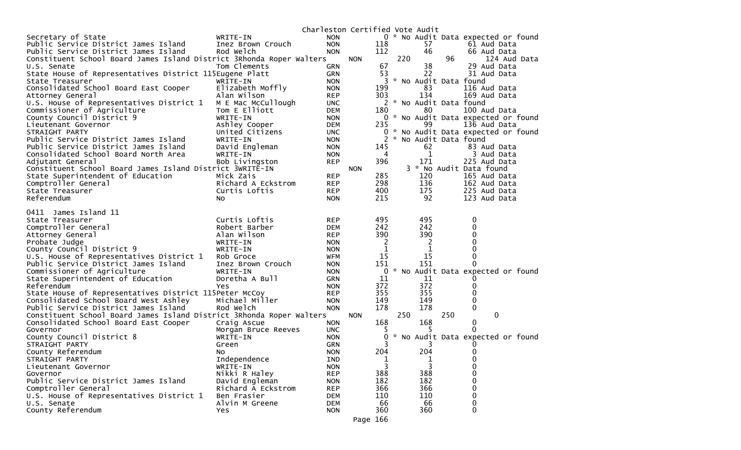Charleston Certified Vote Audit

| Contest | Candidate | Party | Total | | | |
|---|---|---|---|---|---|---|
| Secretary of State | WRITE-IN | NON | 0 | * No Audit Data expected or found | | |
| Public Service District James Island | Inez Brown Crouch | NON | 118 | 57 | 61 Aud Data | |
| Public Service District James Island | Rod Welch | NON | 112 | 46 | 66 Aud Data | |
| Constituent School Board James Island District 3 | Rhonda Roper Walters | NON | 220 | 96 | 124 Aud Data | |
| U.S. Senate | Tom Clements | GRN | 67 | 38 | 29 Aud Data | |
| State House of Representatives District 115 | Eugene Platt | GRN | 53 | 22 | 31 Aud Data | |
| State Treasurer | WRITE-IN | NON | 3 | * No Audit Data found | | |
| Consolidated School Board East Cooper | Elizabeth Moffly | NON | 199 | 83 | 116 Aud Data | |
| Attorney General | Alan Wilson | REP | 303 | 134 | 169 Aud Data | |
| U.S. House of Representatives District 1 | M E Mac McCullough | UNC | 2 | * No Audit Data found | | |
| Commissioner of Agriculture | Tom E Elliott | DEM | 180 | 80 | 100 Aud Data | |
| County Council District 9 | WRITE-IN | NON | 0 | * No Audit Data expected or found | | |
| Lieutenant Governor | Ashley Cooper | DEM | 235 | 99 | 136 Aud Data | |
| STRAIGHT PARTY | United Citizens | UNC | 0 | * No Audit Data expected or found | | |
| Public Service District James Island | WRITE-IN | NON | 2 | * No Audit Data found | | |
| Public Service District James Island | David Engleman | NON | 145 | 62 | 83 Aud Data | |
| Consolidated School Board North Area | WRITE-IN | NON | 4 | 1 | 3 Aud Data | |
| Adjutant General | Bob Livingston | REP | 396 | 171 | 225 Aud Data | |
| Constituent School Board James Island District 3 | WRITE-IN | NON | 3 | * No Audit Data found | | |
| State Superintendent of Education | Mick Zais | REP | 285 | 120 | 165 Aud Data | |
| Comptroller General | Richard A Eckstrom | REP | 298 | 136 | 162 Aud Data | |
| State Treasurer | Curtis Loftis | REP | 400 | 175 | 225 Aud Data | |
| Referendum | No | NON | 215 | 92 | 123 Aud Data | |

0411 James Island 11

| Contest | Candidate | Party | Total | | |
|---|---|---|---|---|---|
| State Treasurer | Curtis Loftis | REP | 495 | 495 | 0 |
| Comptroller General | Robert Barber | DEM | 242 | 242 | 0 |
| Attorney General | Alan Wilson | REP | 390 | 390 | 0 |
| Probate Judge | WRITE-IN | NON | 2 | 2 | 0 |
| County Council District 9 | WRITE-IN | NON | 1 | 1 | 0 |
| U.S. House of Representatives District 1 | Rob Groce | WFM | 15 | 15 | 0 |
| Public Service District James Island | Inez Brown Crouch | NON | 151 | 151 | 0 |
| Commissioner of Agriculture | WRITE-IN | NON | 0 | * No Audit Data expected or found | |
| State Superintendent of Education | Doretha A Bull | GRN | 11 | 11 | 0 |
| Referendum | Yes | NON | 372 | 372 | 0 |
| State House of Representatives District 115 | Peter McCoy | REP | 355 | 355 | 0 |
| Consolidated School Board West Ashley | Michael Miller | NON | 149 | 149 | 0 |
| Public Service District James Island | Rod Welch | NON | 178 | 178 | 0 |
| Constituent School Board James Island District 3 | Rhonda Roper Walters | NON | 250 | 250 | 0 |
| Consolidated School Board East Cooper | Craig Ascue | NON | 168 | 168 | 0 |
| Governor | Morgan Bruce Reeves | UNC | 5 | 5 | 0 |
| County Council District 8 | WRITE-IN | NON | 0 | * No Audit Data expected or found | |
| STRAIGHT PARTY | Green | GRN | 3 | 3 | 0 |
| County Referendum | No | NON | 204 | 204 | 0 |
| STRAIGHT PARTY | Independence | IND | 1 | 1 | 0 |
| Lieutenant Governor | WRITE-IN | NON | 3 | 3 | 0 |
| Governor | Nikki R Haley | REP | 388 | 388 | 0 |
| Public Service District James Island | David Engleman | NON | 182 | 182 | 0 |
| Comptroller General | Richard A Eckstrom | REP | 366 | 366 | 0 |
| U.S. House of Representatives District 1 | Ben Frasier | DEM | 110 | 110 | 0 |
| U.S. Senate | Alvin M Greene | DEM | 66 | 66 | 0 |
| County Referendum | Yes | NON | 360 | 360 | 0 |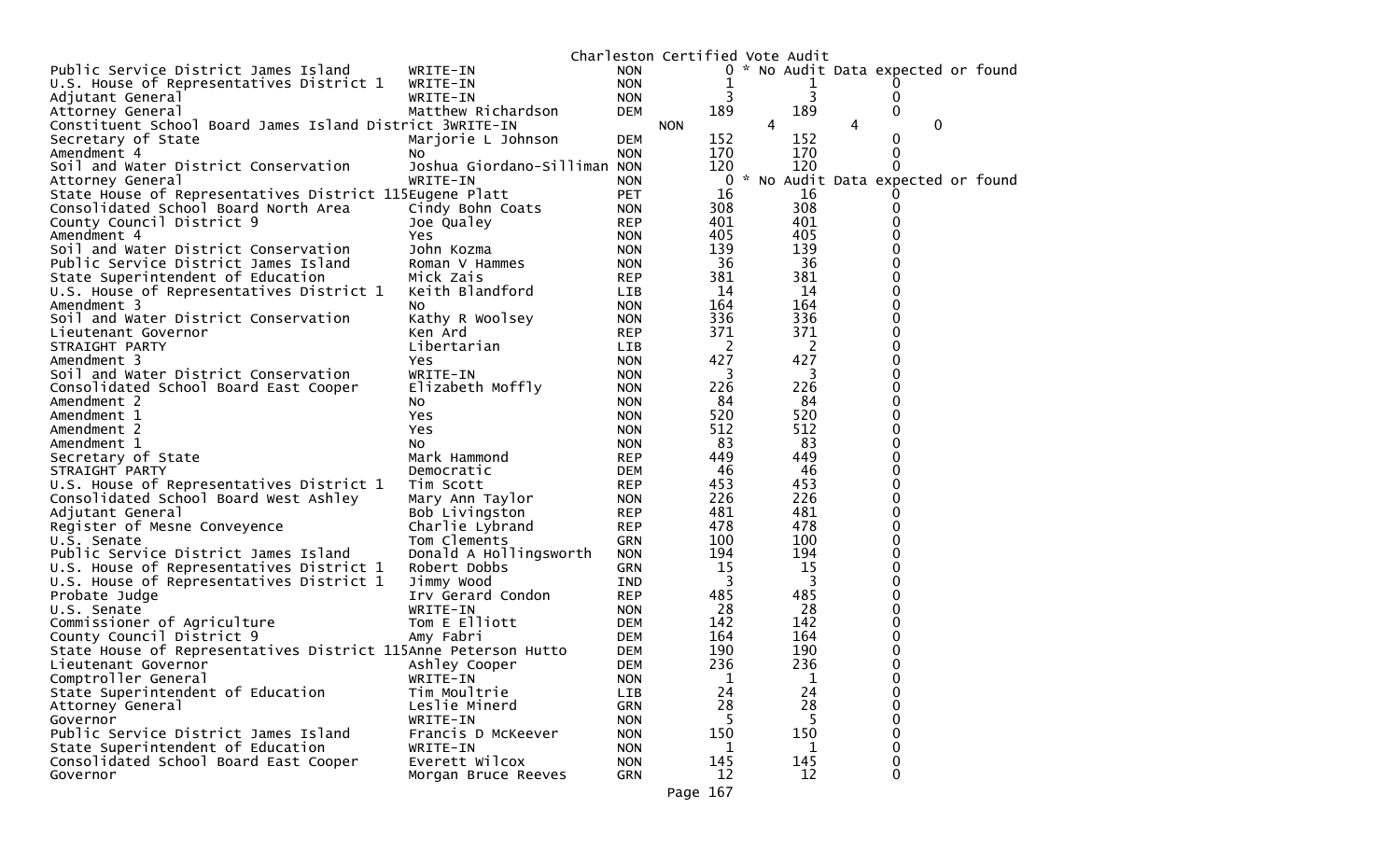Charleston Certified Vote Audit

| Contest | Candidate | Party | | | |
|---|---|---|---|---|---|
| Public Service District James Island | WRITE-IN | NON | 0 | * No Audit Data expected or found | |
| U.S. House of Representatives District 1 | WRITE-IN | NON | 1 | 1 | 0 |
| Adjutant General | WRITE-IN | NON | 3 | 3 | 0 |
| Attorney General | Matthew Richardson | DEM | 189 | 189 | 0 |
| Constituent School Board James Island District 3 | WRITE-IN | NON | 4 | 4 | 0 |
| Secretary of State | Marjorie L Johnson | DEM | 152 | 152 | 0 |
| Amendment 4 | No | NON | 170 | 170 | 0 |
| Soil and Water District Conservation | Joshua Giordano-Silliman | NON | 120 | 120 | 0 |
| Attorney General | WRITE-IN | NON | 0 | * No Audit Data expected or found | |
| State House of Representatives District 115 | Eugene Platt | PET | 16 | 16 | 0 |
| Consolidated School Board North Area | Cindy Bohn Coats | NON | 308 | 308 | 0 |
| County Council District 9 | Joe Qualey | REP | 401 | 401 | 0 |
| Amendment 4 | Yes | NON | 405 | 405 | 0 |
| Soil and Water District Conservation | John Kozma | NON | 139 | 139 | 0 |
| Public Service District James Island | Roman V Hammes | NON | 36 | 36 | 0 |
| State Superintendent of Education | Mick Zais | REP | 381 | 381 | 0 |
| U.S. House of Representatives District 1 | Keith Blandford | LIB | 14 | 14 | 0 |
| Amendment 3 | No | NON | 164 | 164 | 0 |
| Soil and Water District Conservation | Kathy R Woolsey | NON | 336 | 336 | 0 |
| Lieutenant Governor | Ken Ard | REP | 371 | 371 | 0 |
| STRAIGHT PARTY | Libertarian | LIB | 2 | 2 | 0 |
| Amendment 3 | Yes | NON | 427 | 427 | 0 |
| Soil and Water District Conservation | WRITE-IN | NON | 3 | 3 | 0 |
| Consolidated School Board East Cooper | Elizabeth Moffly | NON | 226 | 226 | 0 |
| Amendment 2 | No | NON | 84 | 84 | 0 |
| Amendment 1 | Yes | NON | 520 | 520 | 0 |
| Amendment 2 | Yes | NON | 512 | 512 | 0 |
| Amendment 1 | No | NON | 83 | 83 | 0 |
| Secretary of State | Mark Hammond | REP | 449 | 449 | 0 |
| STRAIGHT PARTY | Democratic | DEM | 46 | 46 | 0 |
| U.S. House of Representatives District 1 | Tim Scott | REP | 453 | 453 | 0 |
| Consolidated School Board West Ashley | Mary Ann Taylor | NON | 226 | 226 | 0 |
| Adjutant General | Bob Livingston | REP | 481 | 481 | 0 |
| Register of Mesne Conveyence | Charlie Lybrand | REP | 478 | 478 | 0 |
| U.S. Senate | Tom Clements | GRN | 100 | 100 | 0 |
| Public Service District James Island | Donald A Hollingsworth | NON | 194 | 194 | 0 |
| U.S. House of Representatives District 1 | Robert Dobbs | GRN | 15 | 15 | 0 |
| U.S. House of Representatives District 1 | Jimmy Wood | IND | 3 | 3 | 0 |
| Probate Judge | Irv Gerard Condon | REP | 485 | 485 | 0 |
| U.S. Senate | WRITE-IN | NON | 28 | 28 | 0 |
| Commissioner of Agriculture | Tom E Elliott | DEM | 142 | 142 | 0 |
| County Council District 9 | Amy Fabri | DEM | 164 | 164 | 0 |
| State House of Representatives District 115 | Anne Peterson Hutto | DEM | 190 | 190 | 0 |
| Lieutenant Governor | Ashley Cooper | DEM | 236 | 236 | 0 |
| Comptroller General | WRITE-IN | NON | 1 | 1 | 0 |
| State Superintendent of Education | Tim Moultrie | LIB | 24 | 24 | 0 |
| Attorney General | Leslie Minerd | GRN | 28 | 28 | 0 |
| Governor | WRITE-IN | NON | 5 | 5 | 0 |
| Public Service District James Island | Francis D McKeever | NON | 150 | 150 | 0 |
| State Superintendent of Education | WRITE-IN | NON | 1 | 1 | 0 |
| Consolidated School Board East Cooper | Everett Wilcox | NON | 145 | 145 | 0 |
| Governor | Morgan Bruce Reeves | GRN | 12 | 12 | 0 |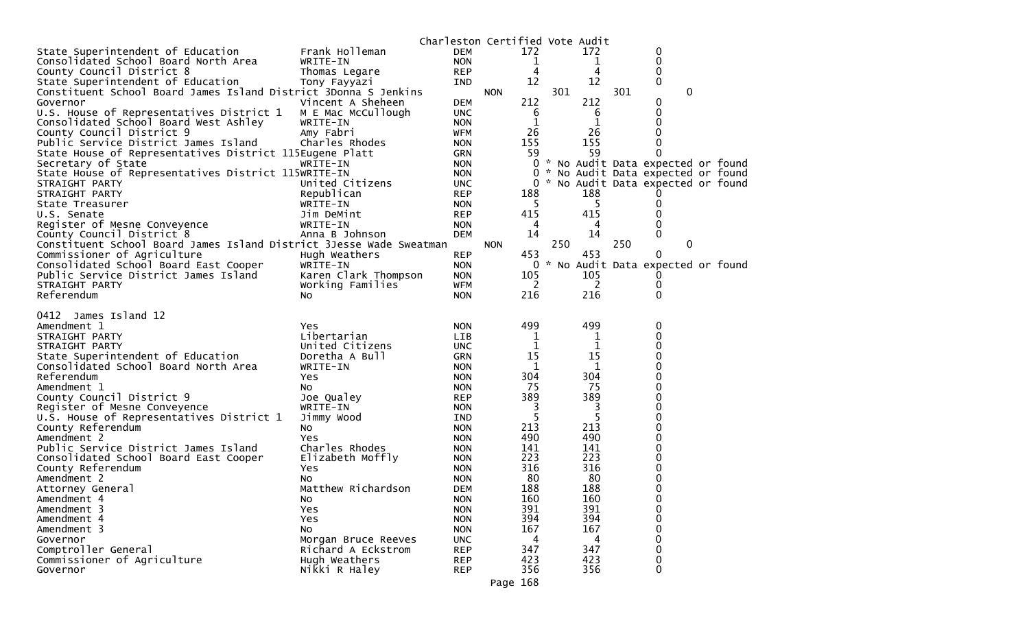Charleston Certified Vote Audit

| Office | Candidate | Party | Votes | Audit | Difference |
|---|---|---|---|---|---|
| State Superintendent of Education | Frank Holleman | DEM | 172 | 172 | 0 |
| Consolidated School Board North Area | WRITE-IN | NON | 1 | 1 | 0 |
| County Council District 8 | Thomas Legare | REP | 4 | 4 | 0 |
| State Superintendent of Education | Tony Fayyazi | IND | 12 | 12 | 0 |
| Constituent School Board James Island District 3 | Donna S Jenkins | NON | 301 | 301 | 0 |
| Governor | Vincent A Sheheen | DEM | 212 | 212 | 0 |
| U.S. House of Representatives District 1 | M E Mac McCullough | UNC | 6 | 6 | 0 |
| Consolidated School Board West Ashley | WRITE-IN | NON | 1 | 1 | 0 |
| County Council District 9 | Amy Fabri | WFM | 26 | 26 | 0 |
| Public Service District James Island | Charles Rhodes | NON | 155 | 155 | 0 |
| State House of Representatives District 115 | Eugene Platt | GRN | 59 | 59 | 0 |
| Secretary of State | WRITE-IN | NON | 0 | * No Audit Data expected or found | |
| State House of Representatives District 115 | WRITE-IN | NON | 0 | * No Audit Data expected or found | |
| STRAIGHT PARTY | United Citizens | UNC | 0 | * No Audit Data expected or found | |
| STRAIGHT PARTY | Republican | REP | 188 | 188 | 0 |
| State Treasurer | WRITE-IN | NON | 5 | 5 | 0 |
| U.S. Senate | Jim DeMint | REP | 415 | 415 | 0 |
| Register of Mesne Conveyence | WRITE-IN | NON | 4 | 4 | 0 |
| County Council District 8 | Anna B Johnson | DEM | 14 | 14 | 0 |
| Constituent School Board James Island District 3 | Jesse Wade Sweatman | NON | 250 | 250 | 0 |
| Commissioner of Agriculture | Hugh Weathers | REP | 453 | 453 | 0 |
| Consolidated School Board East Cooper | WRITE-IN | NON | 0 | * No Audit Data expected or found | |
| Public Service District James Island | Karen Clark Thompson | NON | 105 | 105 | 0 |
| STRAIGHT PARTY | Working Families | WFM | 2 | 2 | 0 |
| Referendum | No | NON | 216 | 216 | 0 |

0412 James Island 12

| Office | Candidate | Party | Votes | Audit | Difference |
|---|---|---|---|---|---|
| Amendment 1 | Yes | NON | 499 | 499 | 0 |
| STRAIGHT PARTY | Libertarian | LIB | 1 | 1 | 0 |
| STRAIGHT PARTY | United Citizens | UNC | 1 | 1 | 0 |
| State Superintendent of Education | Doretha A Bull | GRN | 15 | 15 | 0 |
| Consolidated School Board North Area | WRITE-IN | NON | 1 | 1 | 0 |
| Referendum | Yes | NON | 304 | 304 | 0 |
| Amendment 1 | No | NON | 75 | 75 | 0 |
| County Council District 9 | Joe Qualey | REP | 389 | 389 | 0 |
| Register of Mesne Conveyence | WRITE-IN | NON | 3 | 3 | 0 |
| U.S. House of Representatives District 1 | Jimmy Wood | IND | 5 | 5 | 0 |
| County Referendum | No | NON | 213 | 213 | 0 |
| Amendment 2 | Yes | NON | 490 | 490 | 0 |
| Public Service District James Island | Charles Rhodes | NON | 141 | 141 | 0 |
| Consolidated School Board East Cooper | Elizabeth Moffly | NON | 223 | 223 | 0 |
| County Referendum | Yes | NON | 316 | 316 | 0 |
| Amendment 2 | No | NON | 80 | 80 | 0 |
| Attorney General | Matthew Richardson | DEM | 188 | 188 | 0 |
| Amendment 4 | No | NON | 160 | 160 | 0 |
| Amendment 3 | Yes | NON | 391 | 391 | 0 |
| Amendment 4 | Yes | NON | 394 | 394 | 0 |
| Amendment 3 | No | NON | 167 | 167 | 0 |
| Governor | Morgan Bruce Reeves | UNC | 4 | 4 | 0 |
| Comptroller General | Richard A Eckstrom | REP | 347 | 347 | 0 |
| Commissioner of Agriculture | Hugh Weathers | REP | 423 | 423 | 0 |
| Governor | Nikki R Haley | REP | 356 | 356 | 0 |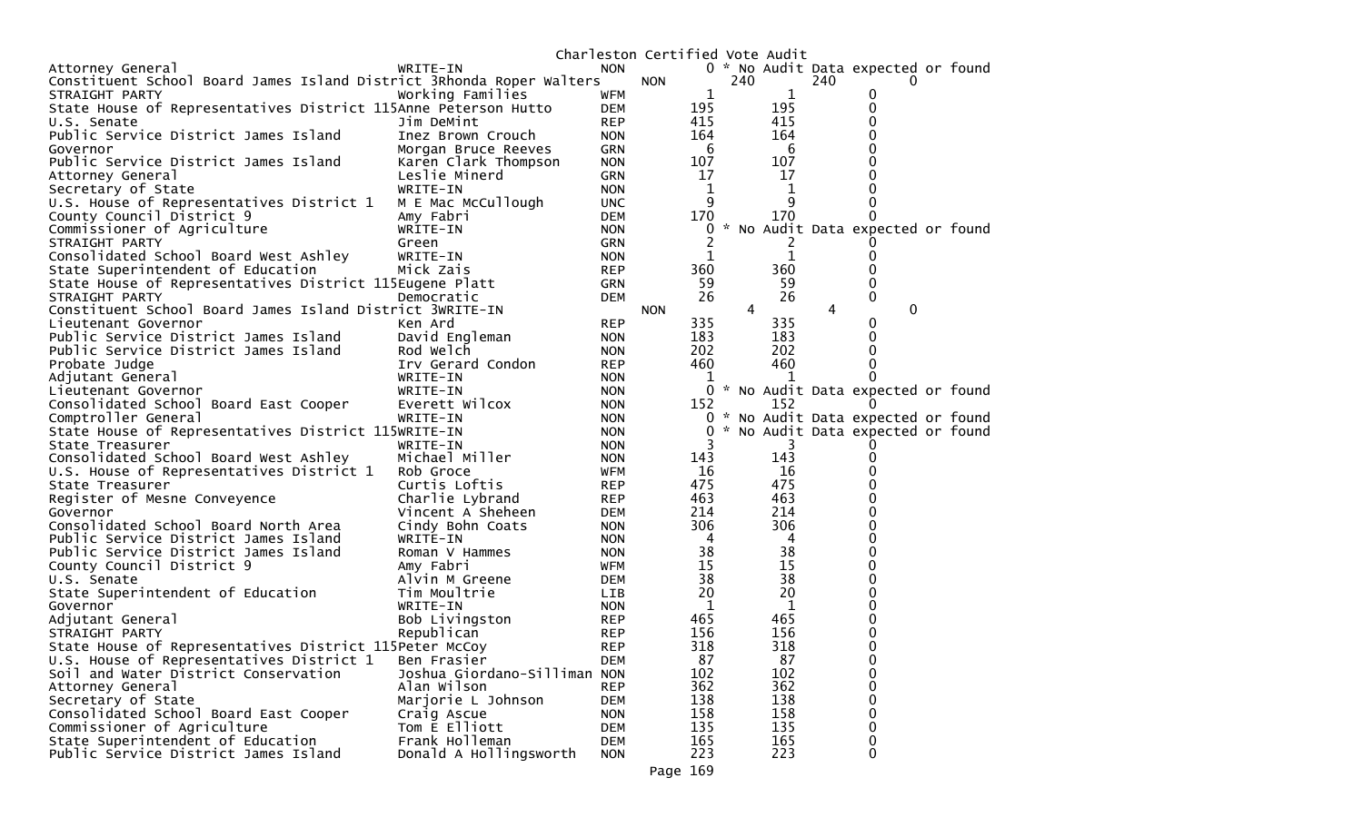Charleston Certified Vote Audit

| Office | Candidate | Party | Votes | Audit | Difference |
|---|---|---|---|---|---|
| Attorney General | WRITE-IN | NON | 0 | * No Audit Data expected or found | |
| Constituent School Board James Island District 3 | Rhonda Roper Walters | NON | 240 | 240 | 0 |
| STRAIGHT PARTY | Working Families | WFM | 1 | 1 | 0 |
| State House of Representatives District 115 | Anne Peterson Hutto | DEM | 195 | 195 | 0 |
| U.S. Senate | Jim DeMint | REP | 415 | 415 | 0 |
| Public Service District James Island | Inez Brown Crouch | NON | 164 | 164 | 0 |
| Governor | Morgan Bruce Reeves | GRN | 6 | 6 | 0 |
| Public Service District James Island | Karen Clark Thompson | NON | 107 | 107 | 0 |
| Attorney General | Leslie Minerd | GRN | 17 | 17 | 0 |
| Secretary of State | WRITE-IN | NON | 1 | 1 | 0 |
| U.S. House of Representatives District 1 | M E Mac McCullough | UNC | 9 | 9 | 0 |
| County Council District 9 | Amy Fabri | DEM | 170 | 170 | 0 |
| Commissioner of Agriculture | WRITE-IN | NON | 0 | * No Audit Data expected or found | |
| STRAIGHT PARTY | Green | GRN | 2 | 2 | 0 |
| Consolidated School Board West Ashley | WRITE-IN | NON | 1 | 1 | 0 |
| State Superintendent of Education | Mick Zais | REP | 360 | 360 | 0 |
| State House of Representatives District 115 | Eugene Platt | GRN | 59 | 59 | 0 |
| STRAIGHT PARTY | Democratic | DEM | 26 | 26 | 0 |
| Constituent School Board James Island District 3 | WRITE-IN | NON | 4 | 4 | 0 |
| Lieutenant Governor | Ken Ard | REP | 335 | 335 | 0 |
| Public Service District James Island | David Engleman | NON | 183 | 183 | 0 |
| Public Service District James Island | Rod Welch | NON | 202 | 202 | 0 |
| Probate Judge | Irv Gerard Condon | REP | 460 | 460 | 0 |
| Adjutant General | WRITE-IN | NON | 1 | 1 | 0 |
| Lieutenant Governor | WRITE-IN | NON | 0 | * No Audit Data expected or found | |
| Consolidated School Board East Cooper | Everett Wilcox | NON | 152 | 152 | 0 |
| Comptroller General | WRITE-IN | NON | 0 | * No Audit Data expected or found | |
| State House of Representatives District 115 | WRITE-IN | NON | 0 | * No Audit Data expected or found | |
| State Treasurer | WRITE-IN | NON | 3 | 3 | 0 |
| Consolidated School Board West Ashley | Michael Miller | NON | 143 | 143 | 0 |
| U.S. House of Representatives District 1 | Rob Groce | WFM | 16 | 16 | 0 |
| State Treasurer | Curtis Loftis | REP | 475 | 475 | 0 |
| Register of Mesne Conveyence | Charlie Lybrand | REP | 463 | 463 | 0 |
| Governor | Vincent A Sheheen | DEM | 214 | 214 | 0 |
| Consolidated School Board North Area | Cindy Bohn Coats | NON | 306 | 306 | 0 |
| Public Service District James Island | WRITE-IN | NON | 4 | 4 | 0 |
| Public Service District James Island | Roman V Hammes | NON | 38 | 38 | 0 |
| County Council District 9 | Amy Fabri | WFM | 15 | 15 | 0 |
| U.S. Senate | Alvin M Greene | DEM | 38 | 38 | 0 |
| State Superintendent of Education | Tim Moultrie | LIB | 20 | 20 | 0 |
| Governor | WRITE-IN | NON | 1 | 1 | 0 |
| Adjutant General | Bob Livingston | REP | 465 | 465 | 0 |
| STRAIGHT PARTY | Republican | REP | 156 | 156 | 0 |
| State House of Representatives District 115 | Peter McCoy | REP | 318 | 318 | 0 |
| U.S. House of Representatives District 1 | Ben Frasier | DEM | 87 | 87 | 0 |
| Soil and Water District Conservation | Joshua Giordano-Silliman | NON | 102 | 102 | 0 |
| Attorney General | Alan Wilson | REP | 362 | 362 | 0 |
| Secretary of State | Marjorie L Johnson | DEM | 138 | 138 | 0 |
| Consolidated School Board East Cooper | Craig Ascue | NON | 158 | 158 | 0 |
| Commissioner of Agriculture | Tom E Elliott | DEM | 135 | 135 | 0 |
| State Superintendent of Education | Frank Holleman | DEM | 165 | 165 | 0 |
| Public Service District James Island | Donald A Hollingsworth | NON | 223 | 223 | 0 |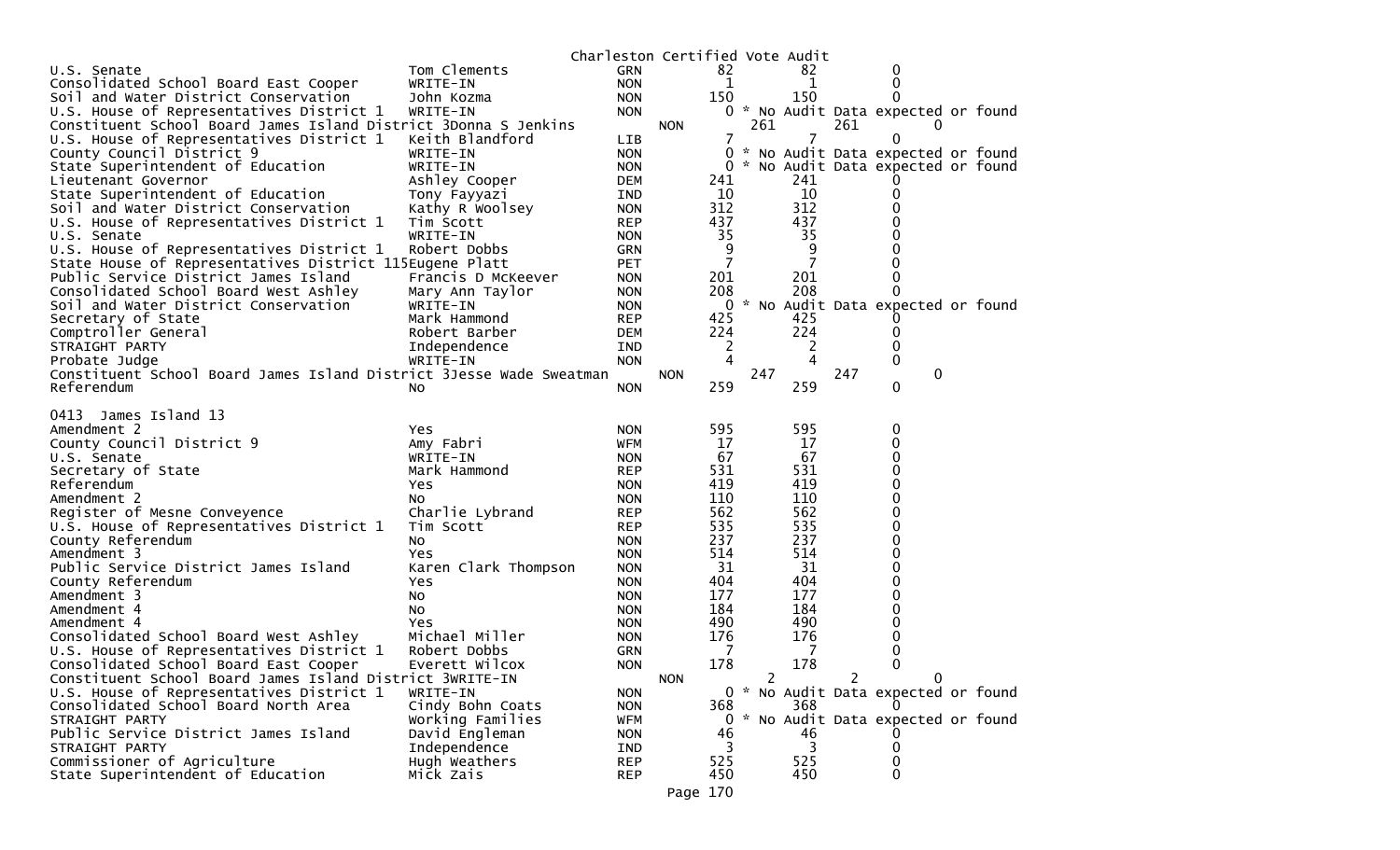Charleston Certified Vote Audit

| Office | Candidate | Party | Count | Audit | Difference |
|---|---|---|---|---|---|
| U.S. Senate | Tom Clements | GRN | 82 | 82 | 0 |
| Consolidated School Board East Cooper | WRITE-IN | NON | 1 | 1 | 0 |
| Soil and Water District Conservation | John Kozma | NON | 150 | 150 | 0 |
| U.S. House of Representatives District 1 | WRITE-IN | NON | 0 * No Audit Data expected or found | | |
| Constituent School Board James Island District 3 | Donna S Jenkins | NON | 261 | 261 | 0 |
| U.S. House of Representatives District 1 | Keith Blandford | LIB | 7 | 7 | 0 |
| County Council District 9 | WRITE-IN | NON | 0 * No Audit Data expected or found | | |
| State Superintendent of Education | WRITE-IN | NON | 0 * No Audit Data expected or found | | |
| Lieutenant Governor | Ashley Cooper | DEM | 241 | 241 | 0 |
| State Superintendent of Education | Tony Fayyazi | IND | 10 | 10 | 0 |
| Soil and Water District Conservation | Kathy R Woolsey | NON | 312 | 312 | 0 |
| U.S. House of Representatives District 1 | Tim Scott | REP | 437 | 437 | 0 |
| U.S. Senate | WRITE-IN | NON | 35 | 35 | 0 |
| U.S. House of Representatives District 1 | Robert Dobbs | GRN | 9 | 9 | 0 |
| State House of Representatives District 115 | Eugene Platt | PET | 7 | 7 | 0 |
| Public Service District James Island | Francis D McKeever | NON | 201 | 201 | 0 |
| Consolidated School Board West Ashley | Mary Ann Taylor | NON | 208 | 208 | 0 |
| Soil and Water District Conservation | WRITE-IN | NON | 0 * No Audit Data expected or found | | |
| Secretary of State | Mark Hammond | REP | 425 | 425 | 0 |
| Comptroller General | Robert Barber | DEM | 224 | 224 | 0 |
| STRAIGHT PARTY | Independence | IND | 2 | 2 | 0 |
| Probate Judge | WRITE-IN | NON | 4 | 4 | 0 |
| Constituent School Board James Island District 3 | Jesse Wade Sweatman | NON | 247 | 247 | 0 |
| Referendum | No | NON | 259 | 259 | 0 |

0413 James Island 13

| Office | Candidate | Party | Count | Audit | Difference |
|---|---|---|---|---|---|
| Amendment 2 | Yes | NON | 595 | 595 | 0 |
| County Council District 9 | Amy Fabri | WFM | 17 | 17 | 0 |
| U.S. Senate | WRITE-IN | NON | 67 | 67 | 0 |
| Secretary of State | Mark Hammond | REP | 531 | 531 | 0 |
| Referendum | Yes | NON | 419 | 419 | 0 |
| Amendment 2 | No | NON | 110 | 110 | 0 |
| Register of Mesne Conveyence | Charlie Lybrand | REP | 562 | 562 | 0 |
| U.S. House of Representatives District 1 | Tim Scott | REP | 535 | 535 | 0 |
| County Referendum | No | NON | 237 | 237 | 0 |
| Amendment 3 | Yes | NON | 514 | 514 | 0 |
| Public Service District James Island | Karen Clark Thompson | NON | 31 | 31 | 0 |
| County Referendum | Yes | NON | 404 | 404 | 0 |
| Amendment 3 | No | NON | 177 | 177 | 0 |
| Amendment 4 | No | NON | 184 | 184 | 0 |
| Amendment 4 | Yes | NON | 490 | 490 | 0 |
| Consolidated School Board West Ashley | Michael Miller | NON | 176 | 176 | 0 |
| U.S. House of Representatives District 1 | Robert Dobbs | GRN | 7 | 7 | 0 |
| Consolidated School Board East Cooper | Everett Wilcox | NON | 178 | 178 | 0 |
| Constituent School Board James Island District 3 | WRITE-IN | NON | 2 | 2 | 0 |
| U.S. House of Representatives District 1 | WRITE-IN | NON | 0 * No Audit Data expected or found | | |
| Consolidated School Board North Area | Cindy Bohn Coats | NON | 368 | 368 | 0 |
| STRAIGHT PARTY | Working Families | WFM | 0 * No Audit Data expected or found | | |
| Public Service District James Island | David Engleman | NON | 46 | 46 | 0 |
| STRAIGHT PARTY | Independence | IND | 3 | 3 | 0 |
| Commissioner of Agriculture | Hugh Weathers | REP | 525 | 525 | 0 |
| State Superintendent of Education | Mick Zais | REP | 450 | 450 | 0 |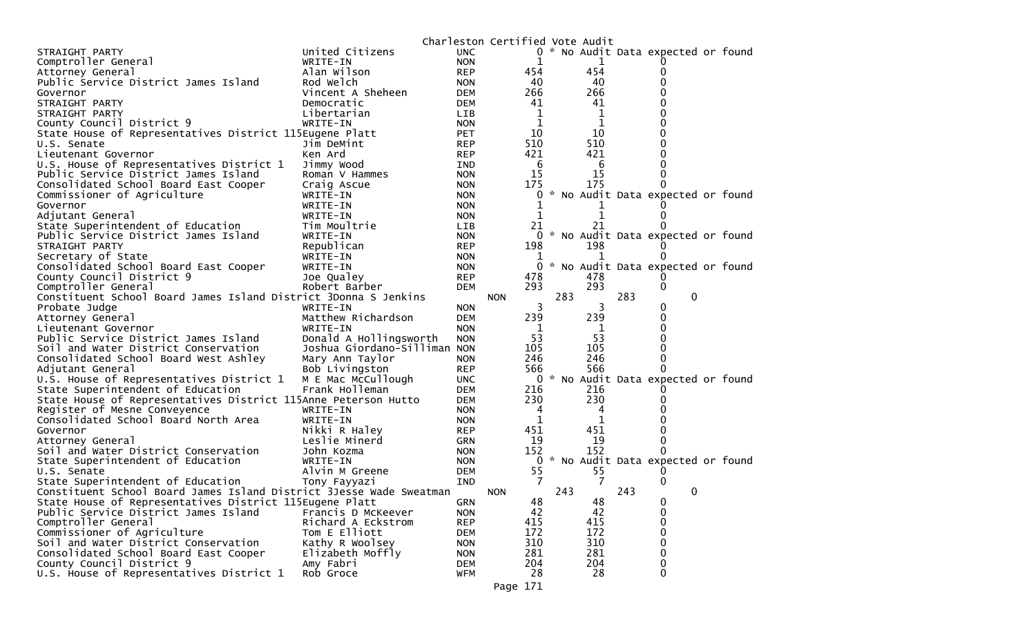Charleston Certified Vote Audit

| Office | Candidate | Party | Votes | Audit | Difference |
|---|---|---|---|---|---|
| STRAIGHT PARTY | United Citizens | UNC | 0 | * No Audit Data expected or found | |
| Comptroller General | WRITE-IN | NON | 1 | 1 | 0 |
| Attorney General | Alan Wilson | REP | 454 | 454 | 0 |
| Public Service District James Island | Rod Welch | NON | 40 | 40 | 0 |
| Governor | Vincent A Sheheen | DEM | 266 | 266 | 0 |
| STRAIGHT PARTY | Democratic | DEM | 41 | 41 | 0 |
| STRAIGHT PARTY | Libertarian | LIB | 1 | 1 | 0 |
| County Council District 9 | WRITE-IN | NON | 1 | 1 | 0 |
| State House of Representatives District 115 | Eugene Platt | PET | 10 | 10 | 0 |
| U.S. Senate | Jim DeMint | REP | 510 | 510 | 0 |
| Lieutenant Governor | Ken Ard | REP | 421 | 421 | 0 |
| U.S. House of Representatives District 1 | Jimmy Wood | IND | 6 | 6 | 0 |
| Public Service District James Island | Roman V Hammes | NON | 15 | 15 | 0 |
| Consolidated School Board East Cooper | Craig Ascue | NON | 175 | 175 | 0 |
| Commissioner of Agriculture | WRITE-IN | NON | 0 | * No Audit Data expected or found | |
| Governor | WRITE-IN | NON | 1 | 1 | 0 |
| Adjutant General | WRITE-IN | NON | 1 | 1 | 0 |
| State Superintendent of Education | Tim Moultrie | LIB | 21 | 21 | 0 |
| Public Service District James Island | WRITE-IN | NON | 0 | * No Audit Data expected or found | |
| STRAIGHT PARTY | Republican | REP | 198 | 198 | 0 |
| Secretary of State | WRITE-IN | NON | 1 | 1 | 0 |
| Consolidated School Board East Cooper | WRITE-IN | NON | 0 | * No Audit Data expected or found | |
| County Council District 9 | Joe Qualey | REP | 478 | 478 | 0 |
| Comptroller General | Robert Barber | DEM | 293 | 293 | 0 |
| Constituent School Board James Island District 3 | Donna S Jenkins | NON | 283 | 283 | 0 |
| Probate Judge | WRITE-IN | NON | 3 | 3 | 0 |
| Attorney General | Matthew Richardson | DEM | 239 | 239 | 0 |
| Lieutenant Governor | WRITE-IN | NON | 1 | 1 | 0 |
| Public Service District James Island | Donald A Hollingsworth | NON | 53 | 53 | 0 |
| Soil and Water District Conservation | Joshua Giordano-Silliman | NON | 105 | 105 | 0 |
| Consolidated School Board West Ashley | Mary Ann Taylor | NON | 246 | 246 | 0 |
| Adjutant General | Bob Livingston | REP | 566 | 566 | 0 |
| U.S. House of Representatives District 1 | M E Mac McCullough | UNC | 0 | * No Audit Data expected or found | |
| State Superintendent of Education | Frank Holleman | DEM | 216 | 216 | 0 |
| State House of Representatives District 115 | Anne Peterson Hutto | DEM | 230 | 230 | 0 |
| Register of Mesne Conveyence | WRITE-IN | NON | 4 | 4 | 0 |
| Consolidated School Board North Area | WRITE-IN | NON | 1 | 1 | 0 |
| Governor | Nikki R Haley | REP | 451 | 451 | 0 |
| Attorney General | Leslie Minerd | GRN | 19 | 19 | 0 |
| Soil and Water District Conservation | John Kozma | NON | 152 | 152 | 0 |
| State Superintendent of Education | WRITE-IN | NON | 0 | * No Audit Data expected or found | |
| U.S. Senate | Alvin M Greene | DEM | 55 | 55 | 0 |
| State Superintendent of Education | Tony Fayyazi | IND | 7 | 7 | 0 |
| Constituent School Board James Island District 3 | Jesse Wade Sweatman | NON | 243 | 243 | 0 |
| State House of Representatives District 115 | Eugene Platt | GRN | 48 | 48 | 0 |
| Public Service District James Island | Francis D McKeever | NON | 42 | 42 | 0 |
| Comptroller General | Richard A Eckstrom | REP | 415 | 415 | 0 |
| Commissioner of Agriculture | Tom E Elliott | DEM | 172 | 172 | 0 |
| Soil and Water District Conservation | Kathy R Woolsey | NON | 310 | 310 | 0 |
| Consolidated School Board East Cooper | Elizabeth Moffly | NON | 281 | 281 | 0 |
| County Council District 9 | Amy Fabri | DEM | 204 | 204 | 0 |
| U.S. House of Representatives District 1 | Rob Groce | WFM | 28 | 28 | 0 |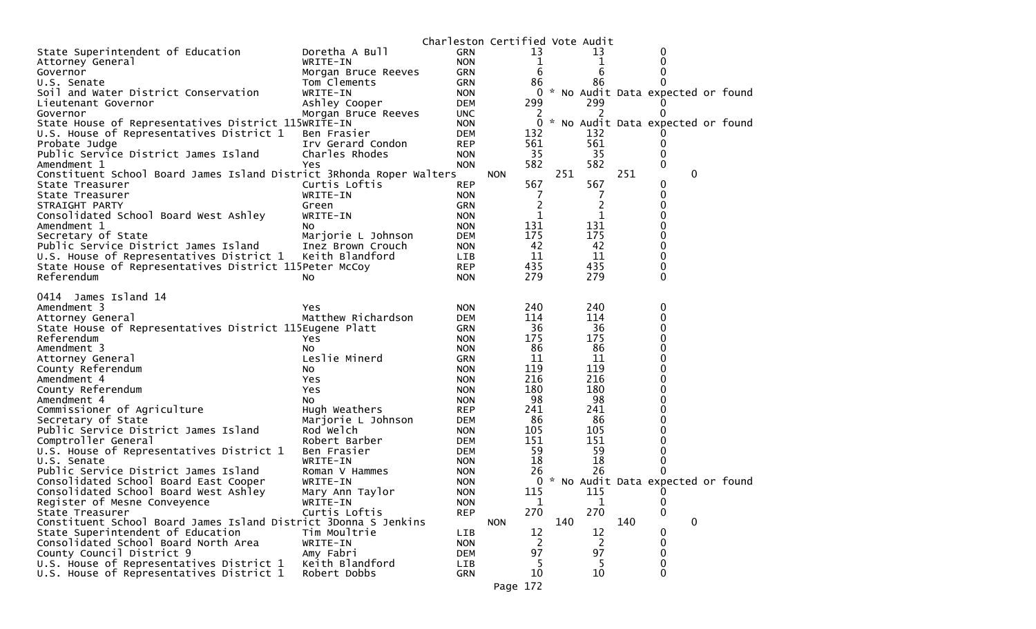Charleston Certified Vote Audit

| | | | | | |
|---|---|---|---|---|---|
| State Superintendent of Education | Doretha A Bull | GRN | 13 | 13 | 0 |
| Attorney General | WRITE-IN | NON | 1 | 1 | 0 |
| Governor | Morgan Bruce Reeves | GRN | 6 | 6 | 0 |
| U.S. Senate | Tom Clements | GRN | 86 | 86 | 0 |
| Soil and Water District Conservation | WRITE-IN | NON | 0 | * No Audit Data expected or found | |
| Lieutenant Governor | Ashley Cooper | DEM | 299 | 299 | 0 |
| Governor | Morgan Bruce Reeves | UNC | 2 | 2 | 0 |
| State House of Representatives District 115 | WRITE-IN | NON | 0 | * No Audit Data expected or found | |
| U.S. House of Representatives District 1 | Ben Frasier | DEM | 132 | 132 | 0 |
| Probate Judge | Irv Gerard Condon | REP | 561 | 561 | 0 |
| Public Service District James Island | Charles Rhodes | NON | 35 | 35 | 0 |
| Amendment 1 | Yes | NON | 582 | 582 | 0 |
| Constituent School Board James Island District 3 | Rhonda Roper Walters | NON | 251 | 251 | 0 |
| State Treasurer | Curtis Loftis | REP | 567 | 567 | 0 |
| State Treasurer | WRITE-IN | NON | 7 | 7 | 0 |
| STRAIGHT PARTY | Green | GRN | 2 | 2 | 0 |
| Consolidated School Board West Ashley | WRITE-IN | NON | 1 | 1 | 0 |
| Amendment 1 | No | NON | 131 | 131 | 0 |
| Secretary of State | Marjorie L Johnson | DEM | 175 | 175 | 0 |
| Public Service District James Island | Inez Brown Crouch | NON | 42 | 42 | 0 |
| U.S. House of Representatives District 1 | Keith Blandford | LIB | 11 | 11 | 0 |
| State House of Representatives District 115 | Peter McCoy | REP | 435 | 435 | 0 |
| Referendum | No | NON | 279 | 279 | 0 |

0414 James Island 14

| | | | | | |
|---|---|---|---|---|---|
| Amendment 3 | Yes | NON | 240 | 240 | 0 |
| Attorney General | Matthew Richardson | DEM | 114 | 114 | 0 |
| State House of Representatives District 115 | Eugene Platt | GRN | 36 | 36 | 0 |
| Referendum | Yes | NON | 175 | 175 | 0 |
| Amendment 3 | No | NON | 86 | 86 | 0 |
| Attorney General | Leslie Minerd | GRN | 11 | 11 | 0 |
| County Referendum | No | NON | 119 | 119 | 0 |
| Amendment 4 | Yes | NON | 216 | 216 | 0 |
| County Referendum | Yes | NON | 180 | 180 | 0 |
| Amendment 4 | No | NON | 98 | 98 | 0 |
| Commissioner of Agriculture | Hugh Weathers | REP | 241 | 241 | 0 |
| Secretary of State | Marjorie L Johnson | DEM | 86 | 86 | 0 |
| Public Service District James Island | Rod Welch | NON | 105 | 105 | 0 |
| Comptroller General | Robert Barber | DEM | 151 | 151 | 0 |
| U.S. House of Representatives District 1 | Ben Frasier | DEM | 59 | 59 | 0 |
| U.S. Senate | WRITE-IN | NON | 18 | 18 | 0 |
| Public Service District James Island | Roman V Hammes | NON | 26 | 26 | 0 |
| Consolidated School Board East Cooper | WRITE-IN | NON | 0 | * No Audit Data expected or found | |
| Consolidated School Board West Ashley | Mary Ann Taylor | NON | 115 | 115 | 0 |
| Register of Mesne Conveyence | WRITE-IN | NON | 1 | 1 | 0 |
| State Treasurer | Curtis Loftis | REP | 270 | 270 | 0 |
| Constituent School Board James Island District 3 | Donna S Jenkins | NON | 140 | 140 | 0 |
| State Superintendent of Education | Tim Moultrie | LIB | 12 | 12 | 0 |
| Consolidated School Board North Area | WRITE-IN | NON | 2 | 2 | 0 |
| County Council District 9 | Amy Fabri | DEM | 97 | 97 | 0 |
| U.S. House of Representatives District 1 | Keith Blandford | LIB | 5 | 5 | 0 |
| U.S. House of Representatives District 1 | Robert Dobbs | GRN | 10 | 10 | 0 |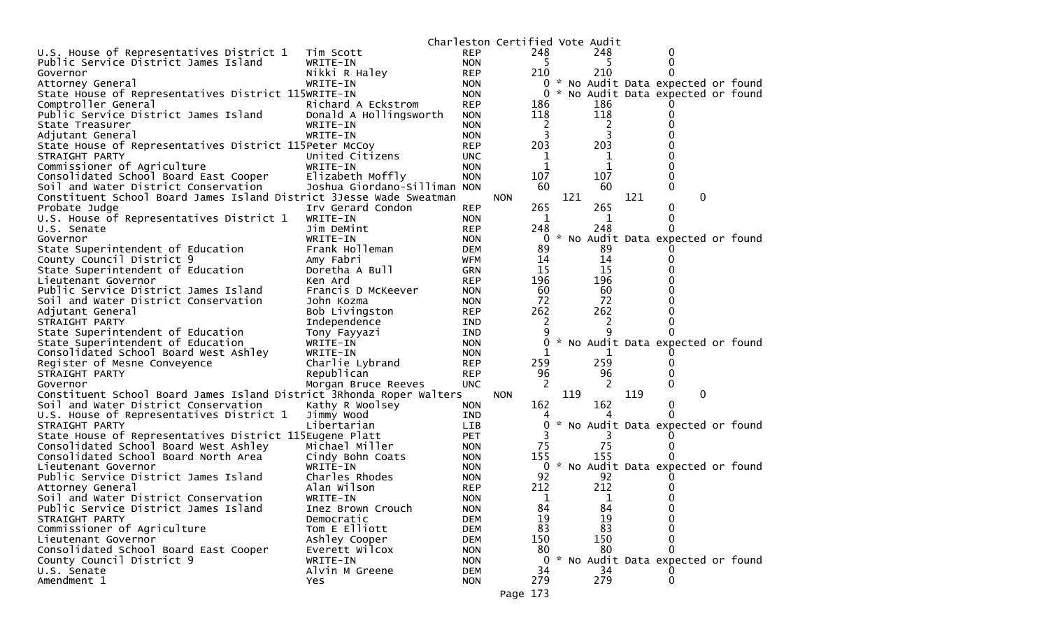Charleston Certified Vote Audit

| Contest | Candidate | Party | Votes | Audit | Difference |
|---|---|---|---|---|---|
| U.S. House of Representatives District 1 | Tim Scott | REP | 248 | 248 | 0 |
| Public Service District James Island | WRITE-IN | NON | 5 | 5 | 0 |
| Governor | Nikki R Haley | REP | 210 | 210 | 0 |
| Attorney General | WRITE-IN | NON | 0 | * No Audit Data expected or found | |
| State House of Representatives District 115 | WRITE-IN | NON | 0 | * No Audit Data expected or found | |
| Comptroller General | Richard A Eckstrom | REP | 186 | 186 | 0 |
| Public Service District James Island | Donald A Hollingsworth | NON | 118 | 118 | 0 |
| State Treasurer | WRITE-IN | NON | 2 | 2 | 0 |
| Adjutant General | WRITE-IN | NON | 3 | 3 | 0 |
| State House of Representatives District 115 | Peter McCoy | REP | 203 | 203 | 0 |
| STRAIGHT PARTY | United Citizens | UNC | 1 | 1 | 0 |
| Commissioner of Agriculture | WRITE-IN | NON | 1 | 1 | 0 |
| Consolidated School Board East Cooper | Elizabeth Moffly | NON | 107 | 107 | 0 |
| Soil and Water District Conservation | Joshua Giordano-Silliman | NON | 60 | 60 | 0 |
| Constituent School Board James Island District 3 | Jesse Wade Sweatman | NON | 121 | 121 | 0 |
| Probate Judge | Irv Gerard Condon | REP | 265 | 265 | 0 |
| U.S. House of Representatives District 1 | WRITE-IN | NON | 1 | 1 | 0 |
| U.S. Senate | Jim DeMint | REP | 248 | 248 | 0 |
| Governor | WRITE-IN | NON | 0 | * No Audit Data expected or found | |
| State Superintendent of Education | Frank Holleman | DEM | 89 | 89 | 0 |
| County Council District 9 | Amy Fabri | WFM | 14 | 14 | 0 |
| State Superintendent of Education | Doretha A Bull | GRN | 15 | 15 | 0 |
| Lieutenant Governor | Ken Ard | REP | 196 | 196 | 0 |
| Public Service District James Island | Francis D McKeever | NON | 60 | 60 | 0 |
| Soil and Water District Conservation | John Kozma | NON | 72 | 72 | 0 |
| Adjutant General | Bob Livingston | REP | 262 | 262 | 0 |
| STRAIGHT PARTY | Independence | IND | 2 | 2 | 0 |
| State Superintendent of Education | Tony Fayyazi | IND | 9 | 9 | 0 |
| State Superintendent of Education | WRITE-IN | NON | 0 | * No Audit Data expected or found | |
| Consolidated School Board West Ashley | WRITE-IN | NON | 1 | 1 | 0 |
| Register of Mesne Conveyence | Charlie Lybrand | REP | 259 | 259 | 0 |
| STRAIGHT PARTY | Republican | REP | 96 | 96 | 0 |
| Governor | Morgan Bruce Reeves | UNC | 2 | 2 | 0 |
| Constituent School Board James Island District 3 | Rhonda Roper Walters | NON | 119 | 119 | 0 |
| Soil and Water District Conservation | Kathy R Woolsey | NON | 162 | 162 | 0 |
| U.S. House of Representatives District 1 | Jimmy Wood | IND | 4 | 4 | 0 |
| STRAIGHT PARTY | Libertarian | LIB | 0 | * No Audit Data expected or found | |
| State House of Representatives District 115 | Eugene Platt | PET | 3 | 3 | 0 |
| Consolidated School Board West Ashley | Michael Miller | NON | 75 | 75 | 0 |
| Consolidated School Board North Area | Cindy Bohn Coats | NON | 155 | 155 | 0 |
| Lieutenant Governor | WRITE-IN | NON | 0 | * No Audit Data expected or found | |
| Public Service District James Island | Charles Rhodes | NON | 92 | 92 | 0 |
| Attorney General | Alan Wilson | REP | 212 | 212 | 0 |
| Soil and Water District Conservation | WRITE-IN | NON | 1 | 1 | 0 |
| Public Service District James Island | Inez Brown Crouch | NON | 84 | 84 | 0 |
| STRAIGHT PARTY | Democratic | DEM | 19 | 19 | 0 |
| Commissioner of Agriculture | Tom E Elliott | DEM | 83 | 83 | 0 |
| Lieutenant Governor | Ashley Cooper | DEM | 150 | 150 | 0 |
| Consolidated School Board East Cooper | Everett Wilcox | NON | 80 | 80 | 0 |
| County Council District 9 | WRITE-IN | NON | 0 | * No Audit Data expected or found | |
| U.S. Senate | Alvin M Greene | DEM | 34 | 34 | 0 |
| Amendment 1 | Yes | NON | 279 | 279 | 0 |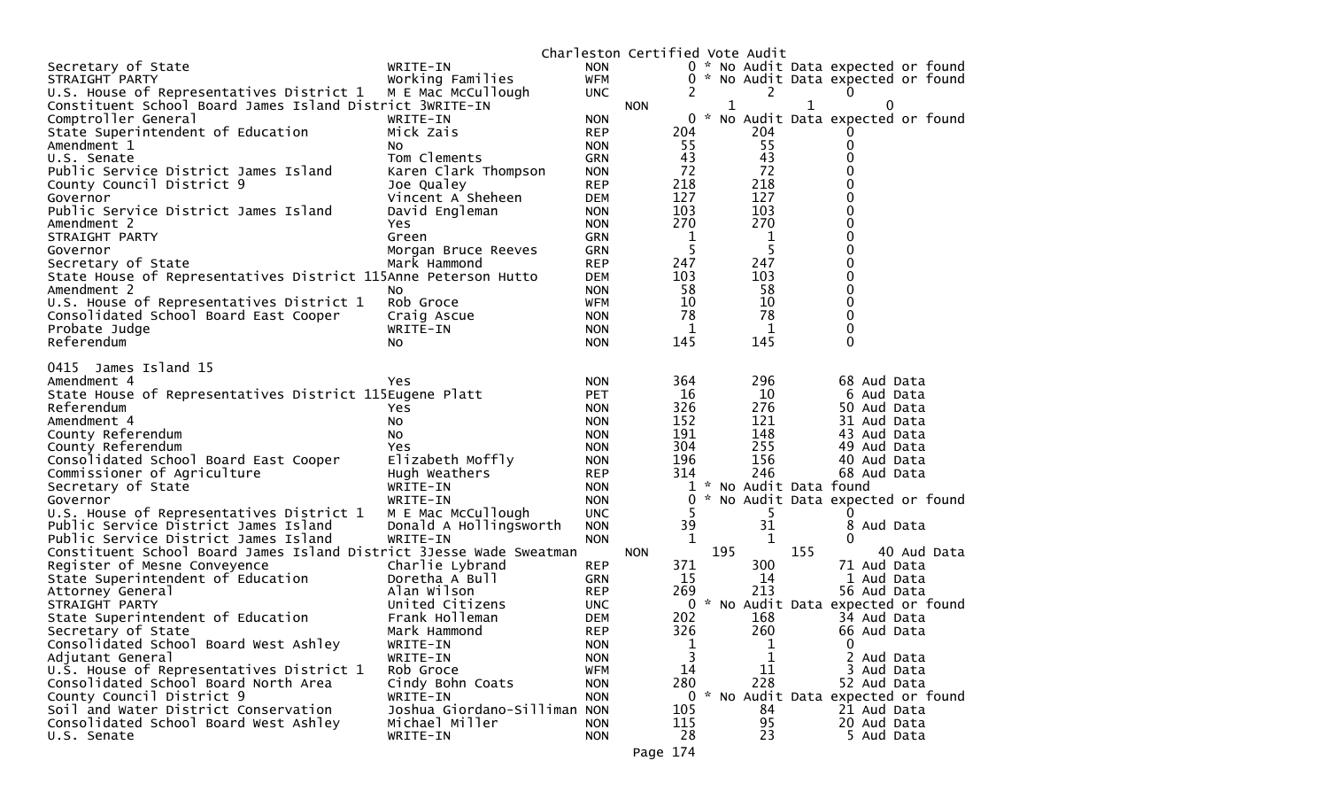Charleston Certified Vote Audit

| Office | Candidate | Party | Total | Audit | Difference |
|---|---|---|---|---|---|
| Secretary of State | WRITE-IN | NON | 0 | * No Audit Data expected or found | |
| STRAIGHT PARTY | Working Families | WFM | 0 | * No Audit Data expected or found | |
| U.S. House of Representatives District 1 | M E Mac McCullough | UNC | 2 | 2 | 0 |
| Constituent School Board James Island District 3 | WRITE-IN | NON | 1 | 1 | 0 |
| Comptroller General | WRITE-IN | NON | 0 | * No Audit Data expected or found | |
| State Superintendent of Education | Mick Zais | REP | 204 | 204 | 0 |
| Amendment 1 | No | NON | 55 | 55 | 0 |
| U.S. Senate | Tom Clements | GRN | 43 | 43 | 0 |
| Public Service District James Island | Karen Clark Thompson | NON | 72 | 72 | 0 |
| County Council District 9 | Joe Qualey | REP | 218 | 218 | 0 |
| Governor | Vincent A Sheheen | DEM | 127 | 127 | 0 |
| Public Service District James Island | David Engleman | NON | 103 | 103 | 0 |
| Amendment 2 | Yes | NON | 270 | 270 | 0 |
| STRAIGHT PARTY | Green | GRN | 1 | 1 | 0 |
| Governor | Morgan Bruce Reeves | GRN | 5 | 5 | 0 |
| Secretary of State | Mark Hammond | REP | 247 | 247 | 0 |
| State House of Representatives District 115 | Anne Peterson Hutto | DEM | 103 | 103 | 0 |
| Amendment 2 | No | NON | 58 | 58 | 0 |
| U.S. House of Representatives District 1 | Rob Groce | WFM | 10 | 10 | 0 |
| Consolidated School Board East Cooper | Craig Ascue | NON | 78 | 78 | 0 |
| Probate Judge | WRITE-IN | NON | 1 | 1 | 0 |
| Referendum | No | NON | 145 | 145 | 0 |

## 0415 James Island 15

| Office | Candidate | Party | Total | Audit | Difference |
|---|---|---|---|---|---|
| Amendment 4 | Yes | NON | 364 | 296 | 68 Aud Data |
| State House of Representatives District 115 | Eugene Platt | PET | 16 | 10 | 6 Aud Data |
| Referendum | Yes | NON | 326 | 276 | 50 Aud Data |
| Amendment 4 | No | NON | 152 | 121 | 31 Aud Data |
| County Referendum | No | NON | 191 | 148 | 43 Aud Data |
| County Referendum | Yes | NON | 304 | 255 | 49 Aud Data |
| Consolidated School Board East Cooper | Elizabeth Moffly | NON | 196 | 156 | 40 Aud Data |
| Commissioner of Agriculture | Hugh Weathers | REP | 314 | 246 | 68 Aud Data |
| Secretary of State | WRITE-IN | NON | 1 | * No Audit Data found | |
| Governor | WRITE-IN | NON | 0 | * No Audit Data expected or found | |
| U.S. House of Representatives District 1 | M E Mac McCullough | UNC | 5 | 5 | 0 |
| Public Service District James Island | Donald A Hollingsworth | NON | 39 | 31 | 8 Aud Data |
| Public Service District James Island | WRITE-IN | NON | 1 | 1 | 0 |
| Constituent School Board James Island District 3 | Jesse Wade Sweatman | NON | 195 | 155 | 40 Aud Data |
| Register of Mesne Conveyence | Charlie Lybrand | REP | 371 | 300 | 71 Aud Data |
| State Superintendent of Education | Doretha A Bull | GRN | 15 | 14 | 1 Aud Data |
| Attorney General | Alan Wilson | REP | 269 | 213 | 56 Aud Data |
| STRAIGHT PARTY | United Citizens | UNC | 0 | * No Audit Data expected or found | |
| State Superintendent of Education | Frank Holleman | DEM | 202 | 168 | 34 Aud Data |
| Secretary of State | Mark Hammond | REP | 326 | 260 | 66 Aud Data |
| Consolidated School Board West Ashley | WRITE-IN | NON | 1 | 1 | 0 |
| Adjutant General | WRITE-IN | NON | 3 | 1 | 2 Aud Data |
| U.S. House of Representatives District 1 | Rob Groce | WFM | 14 | 11 | 3 Aud Data |
| Consolidated School Board North Area | Cindy Bohn Coats | NON | 280 | 228 | 52 Aud Data |
| County Council District 9 | WRITE-IN | NON | 0 | * No Audit Data expected or found | |
| Soil and Water District Conservation | Joshua Giordano-Silliman | NON | 105 | 84 | 21 Aud Data |
| Consolidated School Board West Ashley | Michael Miller | NON | 115 | 95 | 20 Aud Data |
| U.S. Senate | WRITE-IN | NON | 28 | 23 | 5 Aud Data |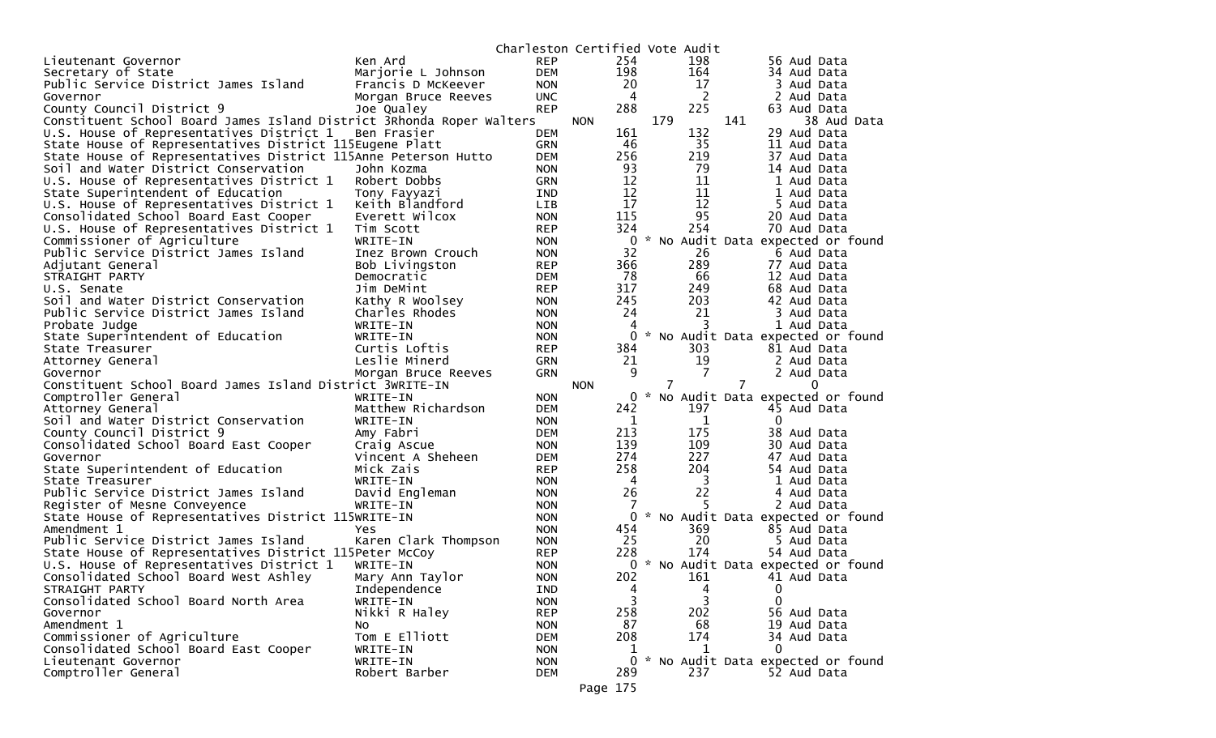Charleston Certified Vote Audit

| Contest | Candidate | Party | Votes | Aud | Diff | Note |
|---|---|---|---|---|---|---|
| Lieutenant Governor | Ken Ard | REP | 254 | 198 | 56 | Aud Data |
| Secretary of State | Marjorie L Johnson | DEM | 198 | 164 | 34 | Aud Data |
| Public Service District James Island | Francis D McKeever | NON | 20 | 17 | 3 | Aud Data |
| Governor | Morgan Bruce Reeves | UNC | 4 | 2 | 2 | Aud Data |
| County Council District 9 | Joe Qualey | REP | 288 | 225 | 63 | Aud Data |
| Constituent School Board James Island District 3 | Rhonda Roper Walters | NON | 179 | 141 | 38 | Aud Data |
| U.S. House of Representatives District 1 | Ben Frasier | DEM | 161 | 132 | 29 | Aud Data |
| State House of Representatives District 115 | Eugene Platt | GRN | 46 | 35 | 11 | Aud Data |
| State House of Representatives District 115 | Anne Peterson Hutto | DEM | 256 | 219 | 37 | Aud Data |
| Soil and Water District Conservation | John Kozma | NON | 93 | 79 | 14 | Aud Data |
| U.S. House of Representatives District 1 | Robert Dobbs | GRN | 12 | 11 | 1 | Aud Data |
| State Superintendent of Education | Tony Fayyazi | IND | 12 | 11 | 1 | Aud Data |
| U.S. House of Representatives District 1 | Keith Blandford | LIB | 17 | 12 | 5 | Aud Data |
| Consolidated School Board East Cooper | Everett Wilcox | NON | 115 | 95 | 20 | Aud Data |
| U.S. House of Representatives District 1 | Tim Scott | REP | 324 | 254 | 70 | Aud Data |
| Commissioner of Agriculture | WRITE-IN | NON | 0 | * No Audit Data expected or found | | |
| Public Service District James Island | Inez Brown Crouch | NON | 32 | 26 | 6 | Aud Data |
| Adjutant General | Bob Livingston | REP | 366 | 289 | 77 | Aud Data |
| STRAIGHT PARTY | Democratic | DEM | 78 | 66 | 12 | Aud Data |
| U.S. Senate | Jim DeMint | REP | 317 | 249 | 68 | Aud Data |
| Soil and Water District Conservation | Kathy R Woolsey | NON | 245 | 203 | 42 | Aud Data |
| Public Service District James Island | Charles Rhodes | NON | 24 | 21 | 3 | Aud Data |
| Probate Judge | WRITE-IN | NON | 4 | 3 | 1 | Aud Data |
| State Superintendent of Education | WRITE-IN | NON | 0 | * No Audit Data expected or found | | |
| State Treasurer | Curtis Loftis | REP | 384 | 303 | 81 | Aud Data |
| Attorney General | Leslie Minerd | GRN | 21 | 19 | 2 | Aud Data |
| Governor | Morgan Bruce Reeves | GRN | 9 | 7 | 2 | Aud Data |
| Constituent School Board James Island District 3 | WRITE-IN | NON | 7 | 7 | 0 | |
| Comptroller General | WRITE-IN | NON | 0 | * No Audit Data expected or found | | |
| Attorney General | Matthew Richardson | DEM | 242 | 197 | 45 | Aud Data |
| Soil and Water District Conservation | WRITE-IN | NON | 1 | 1 | 0 | |
| County Council District 9 | Amy Fabri | DEM | 213 | 175 | 38 | Aud Data |
| Consolidated School Board East Cooper | Craig Ascue | NON | 139 | 109 | 30 | Aud Data |
| Governor | Vincent A Sheheen | DEM | 274 | 227 | 47 | Aud Data |
| State Superintendent of Education | Mick Zais | REP | 258 | 204 | 54 | Aud Data |
| State Treasurer | WRITE-IN | NON | 4 | 3 | 1 | Aud Data |
| Public Service District James Island | David Engleman | NON | 26 | 22 | 4 | Aud Data |
| Register of Mesne Conveyence | WRITE-IN | NON | 7 | 5 | 2 | Aud Data |
| State House of Representatives District 115 | WRITE-IN | NON | 0 | * No Audit Data expected or found | | |
| Amendment 1 | Yes | NON | 454 | 369 | 85 | Aud Data |
| Public Service District James Island | Karen Clark Thompson | NON | 25 | 20 | 5 | Aud Data |
| State House of Representatives District 115 | Peter McCoy | REP | 228 | 174 | 54 | Aud Data |
| U.S. House of Representatives District 1 | WRITE-IN | NON | 0 | * No Audit Data expected or found | | |
| Consolidated School Board West Ashley | Mary Ann Taylor | NON | 202 | 161 | 41 | Aud Data |
| STRAIGHT PARTY | Independence | IND | 4 | 4 | 0 | |
| Consolidated School Board North Area | WRITE-IN | NON | 3 | 3 | 0 | |
| Governor | Nikki R Haley | REP | 258 | 202 | 56 | Aud Data |
| Amendment 1 | No | NON | 87 | 68 | 19 | Aud Data |
| Commissioner of Agriculture | Tom E Elliott | DEM | 208 | 174 | 34 | Aud Data |
| Consolidated School Board East Cooper | WRITE-IN | NON | 1 | 1 | 0 | |
| Lieutenant Governor | WRITE-IN | NON | 0 | * No Audit Data expected or found | | |
| Comptroller General | Robert Barber | DEM | 289 | 237 | 52 | Aud Data |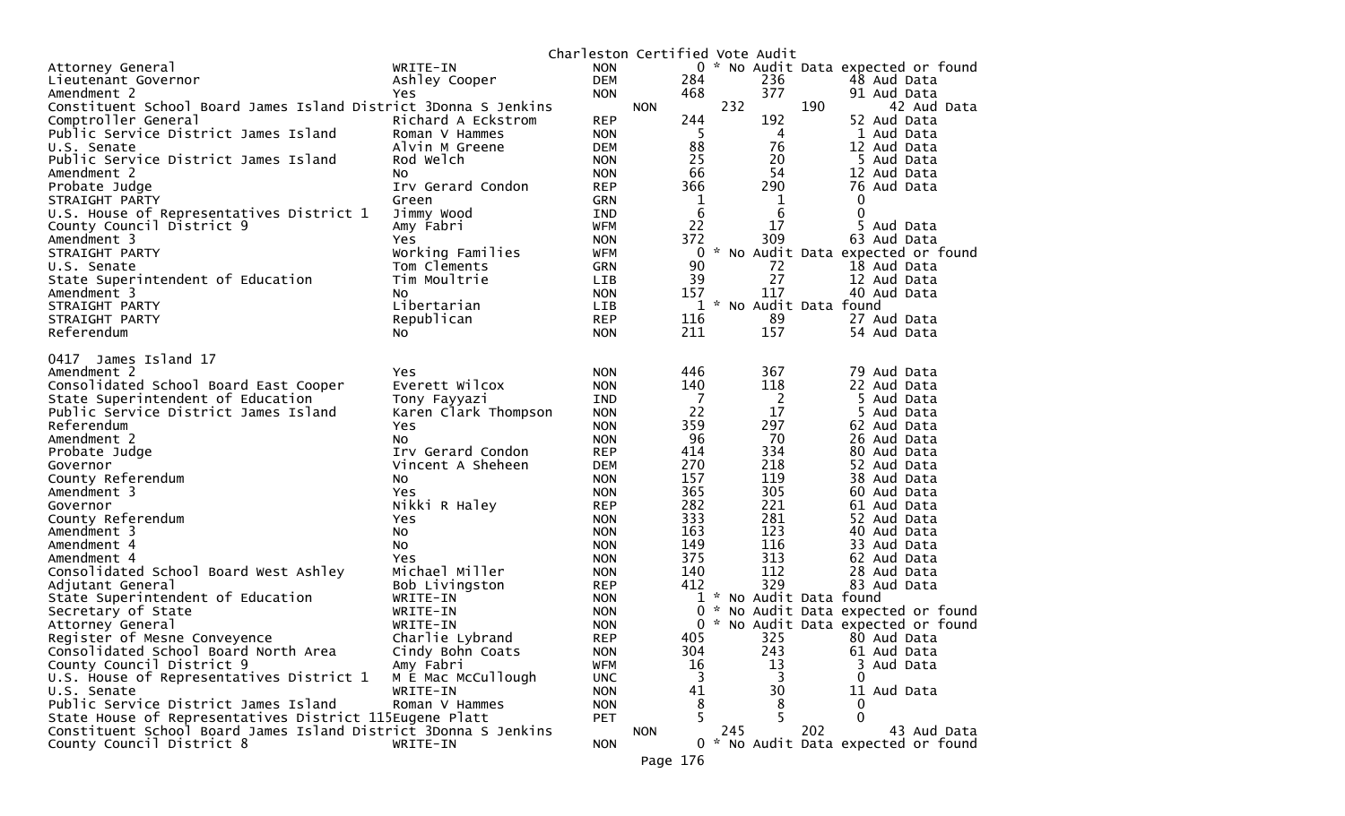Charleston Certified Vote Audit

| Office | Candidate | Party | Votes | | | |
|---|---|---|---|---|---|---|
| Attorney General | WRITE-IN | NON | 0 | * No Audit Data expected or found | | |
| Lieutenant Governor | Ashley Cooper | DEM | 284 | 236 | 48 Aud Data | |
| Amendment 2 | Yes | NON | 468 | 377 | 91 Aud Data | |
| Constituent School Board James Island District 3 | Donna S Jenkins | NON | 232 | 190 | 42 Aud Data | |
| Comptroller General | Richard A Eckstrom | REP | 244 | 192 | 52 Aud Data | |
| Public Service District James Island | Roman V Hammes | NON | 5 | 4 | 1 Aud Data | |
| U.S. Senate | Alvin M Greene | DEM | 88 | 76 | 12 Aud Data | |
| Public Service District James Island | Rod Welch | NON | 25 | 20 | 5 Aud Data | |
| Amendment 2 | No | NON | 66 | 54 | 12 Aud Data | |
| Probate Judge | Irv Gerard Condon | REP | 366 | 290 | 76 Aud Data | |
| STRAIGHT PARTY | Green | GRN | 1 | 1 | 0 | |
| U.S. House of Representatives District 1 | Jimmy Wood | IND | 6 | 6 | 0 | |
| County Council District 9 | Amy Fabri | WFM | 22 | 17 | 5 Aud Data | |
| Amendment 3 | Yes | NON | 372 | 309 | 63 Aud Data | |
| STRAIGHT PARTY | Working Families | WFM | 0 | * No Audit Data expected or found | | |
| U.S. Senate | Tom Clements | GRN | 90 | 72 | 18 Aud Data | |
| State Superintendent of Education | Tim Moultrie | LIB | 39 | 27 | 12 Aud Data | |
| Amendment 3 | No | NON | 157 | 117 | 40 Aud Data | |
| STRAIGHT PARTY | Libertarian | LIB | 1 | * No Audit Data found | | |
| STRAIGHT PARTY | Republican | REP | 116 | 89 | 27 Aud Data | |
| Referendum | No | NON | 211 | 157 | 54 Aud Data | |

0417 James Island 17

| Office | Candidate | Party | Votes | | | |
|---|---|---|---|---|---|---|
| Amendment 2 | Yes | NON | 446 | 367 | 79 Aud Data | |
| Consolidated School Board East Cooper | Everett Wilcox | NON | 140 | 118 | 22 Aud Data | |
| State Superintendent of Education | Tony Fayyazi | IND | 7 | 2 | 5 Aud Data | |
| Public Service District James Island | Karen Clark Thompson | NON | 22 | 17 | 5 Aud Data | |
| Referendum | Yes | NON | 359 | 297 | 62 Aud Data | |
| Amendment 2 | No | NON | 96 | 70 | 26 Aud Data | |
| Probate Judge | Irv Gerard Condon | REP | 414 | 334 | 80 Aud Data | |
| Governor | Vincent A Sheheen | DEM | 270 | 218 | 52 Aud Data | |
| County Referendum | No | NON | 157 | 119 | 38 Aud Data | |
| Amendment 3 | Yes | NON | 365 | 305 | 60 Aud Data | |
| Governor | Nikki R Haley | REP | 282 | 221 | 61 Aud Data | |
| County Referendum | Yes | NON | 333 | 281 | 52 Aud Data | |
| Amendment 3 | No | NON | 163 | 123 | 40 Aud Data | |
| Amendment 4 | No | NON | 149 | 116 | 33 Aud Data | |
| Amendment 4 | Yes | NON | 375 | 313 | 62 Aud Data | |
| Consolidated School Board West Ashley | Michael Miller | NON | 140 | 112 | 28 Aud Data | |
| Adjutant General | Bob Livingston | REP | 412 | 329 | 83 Aud Data | |
| State Superintendent of Education | WRITE-IN | NON | 1 | * No Audit Data found | | |
| Secretary of State | WRITE-IN | NON | 0 | * No Audit Data expected or found | | |
| Attorney General | WRITE-IN | NON | 0 | * No Audit Data expected or found | | |
| Register of Mesne Conveyence | Charlie Lybrand | REP | 405 | 325 | 80 Aud Data | |
| Consolidated School Board North Area | Cindy Bohn Coats | NON | 304 | 243 | 61 Aud Data | |
| County Council District 9 | Amy Fabri | WFM | 16 | 13 | 3 Aud Data | |
| U.S. House of Representatives District 1 | M E Mac McCullough | UNC | 3 | 3 | 0 | |
| U.S. Senate | WRITE-IN | NON | 41 | 30 | 11 Aud Data | |
| Public Service District James Island | Roman V Hammes | NON | 8 | 8 | 0 | |
| State House of Representatives District 115 | Eugene Platt | PET | 5 | 5 | 0 | |
| Constituent School Board James Island District 3 | Donna S Jenkins | NON | 245 | 202 | 43 Aud Data | |
| County Council District 8 | WRITE-IN | NON | 0 | * No Audit Data expected or found | | |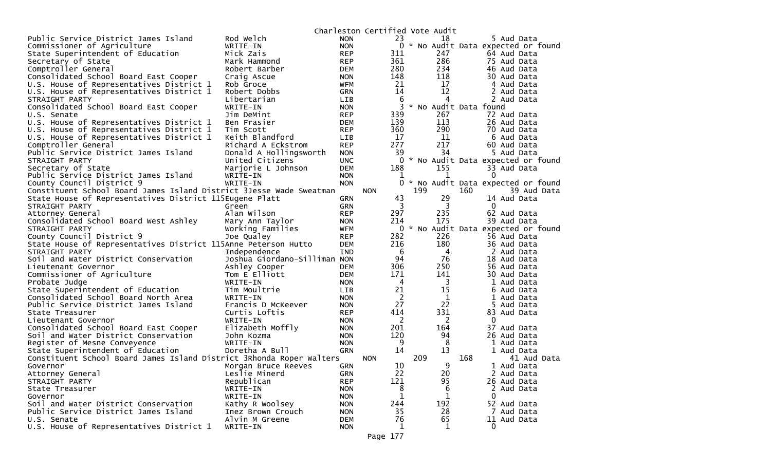# Charleston Certified Vote Audit

| Office | Candidate | Party | Total | Col2 | Audit |
|---|---|---|---|---|---|
| Public Service District James Island | Rod Welch | NON | 23 | 18 | 5 Aud Data |
| Commissioner of Agriculture | WRITE-IN | NON | 0 | * No Audit Data expected or found | |
| State Superintendent of Education | Mick Zais | REP | 311 | 247 | 64 Aud Data |
| Secretary of State | Mark Hammond | REP | 361 | 286 | 75 Aud Data |
| Comptroller General | Robert Barber | DEM | 280 | 234 | 46 Aud Data |
| Consolidated School Board East Cooper | Craig Ascue | NON | 148 | 118 | 30 Aud Data |
| U.S. House of Representatives District 1 | Rob Groce | WFM | 21 | 17 | 4 Aud Data |
| U.S. House of Representatives District 1 | Robert Dobbs | GRN | 14 | 12 | 2 Aud Data |
| STRAIGHT PARTY | Libertarian | LIB | 6 | 4 | 2 Aud Data |
| Consolidated School Board East Cooper | WRITE-IN | NON | 3 | * No Audit Data found | |
| U.S. Senate | Jim DeMint | REP | 339 | 267 | 72 Aud Data |
| U.S. House of Representatives District 1 | Ben Frasier | DEM | 139 | 113 | 26 Aud Data |
| U.S. House of Representatives District 1 | Tim Scott | REP | 360 | 290 | 70 Aud Data |
| U.S. House of Representatives District 1 | Keith Blandford | LIB | 17 | 11 | 6 Aud Data |
| Comptroller General | Richard A Eckstrom | REP | 277 | 217 | 60 Aud Data |
| Public Service District James Island | Donald A Hollingsworth | NON | 39 | 34 | 5 Aud Data |
| STRAIGHT PARTY | United Citizens | UNC | 0 | * No Audit Data expected or found | |
| Secretary of State | Marjorie L Johnson | DEM | 188 | 155 | 33 Aud Data |
| Public Service District James Island | WRITE-IN | NON | 1 | 1 | 0 |
| County Council District 9 | WRITE-IN | NON | 0 | * No Audit Data expected or found | |
| Constituent School Board James Island District 3 | Jesse Wade Sweatman | NON | 199 | 160 | 39 Aud Data |
| State House of Representatives District 115 | Eugene Platt | GRN | 43 | 29 | 14 Aud Data |
| STRAIGHT PARTY | Green | GRN | 3 | 3 | 0 |
| Attorney General | Alan Wilson | REP | 297 | 235 | 62 Aud Data |
| Consolidated School Board West Ashley | Mary Ann Taylor | NON | 214 | 175 | 39 Aud Data |
| STRAIGHT PARTY | Working Families | WFM | 0 | * No Audit Data expected or found | |
| County Council District 9 | Joe Qualey | REP | 282 | 226 | 56 Aud Data |
| State House of Representatives District 115 | Anne Peterson Hutto | DEM | 216 | 180 | 36 Aud Data |
| STRAIGHT PARTY | Independence | IND | 6 | 4 | 2 Aud Data |
| Soil and Water District Conservation | Joshua Giordano-Silliman | NON | 94 | 76 | 18 Aud Data |
| Lieutenant Governor | Ashley Cooper | DEM | 306 | 250 | 56 Aud Data |
| Commissioner of Agriculture | Tom E Elliott | DEM | 171 | 141 | 30 Aud Data |
| Probate Judge | WRITE-IN | NON | 4 | 3 | 1 Aud Data |
| State Superintendent of Education | Tim Moultrie | LIB | 21 | 15 | 6 Aud Data |
| Consolidated School Board North Area | WRITE-IN | NON | 2 | 1 | 1 Aud Data |
| Public Service District James Island | Francis D McKeever | NON | 27 | 22 | 5 Aud Data |
| State Treasurer | Curtis Loftis | REP | 414 | 331 | 83 Aud Data |
| Lieutenant Governor | WRITE-IN | NON | 2 | 2 | 0 |
| Consolidated School Board East Cooper | Elizabeth Moffly | NON | 201 | 164 | 37 Aud Data |
| Soil and Water District Conservation | John Kozma | NON | 120 | 94 | 26 Aud Data |
| Register of Mesne Conveyence | WRITE-IN | NON | 9 | 8 | 1 Aud Data |
| State Superintendent of Education | Doretha A Bull | GRN | 14 | 13 | 1 Aud Data |
| Constituent School Board James Island District 3 | Rhonda Roper Walters | NON | 209 | 168 | 41 Aud Data |
| Governor | Morgan Bruce Reeves | GRN | 10 | 9 | 1 Aud Data |
| Attorney General | Leslie Minerd | GRN | 22 | 20 | 2 Aud Data |
| STRAIGHT PARTY | Republican | REP | 121 | 95 | 26 Aud Data |
| State Treasurer | WRITE-IN | NON | 8 | 6 | 2 Aud Data |
| Governor | WRITE-IN | NON | 1 | 1 | 0 |
| Soil and Water District Conservation | Kathy R Woolsey | NON | 244 | 192 | 52 Aud Data |
| Public Service District James Island | Inez Brown Crouch | NON | 35 | 28 | 7 Aud Data |
| U.S. Senate | Alvin M Greene | DEM | 76 | 65 | 11 Aud Data |
| U.S. House of Representatives District 1 | WRITE-IN | NON | 1 | 1 | 0 |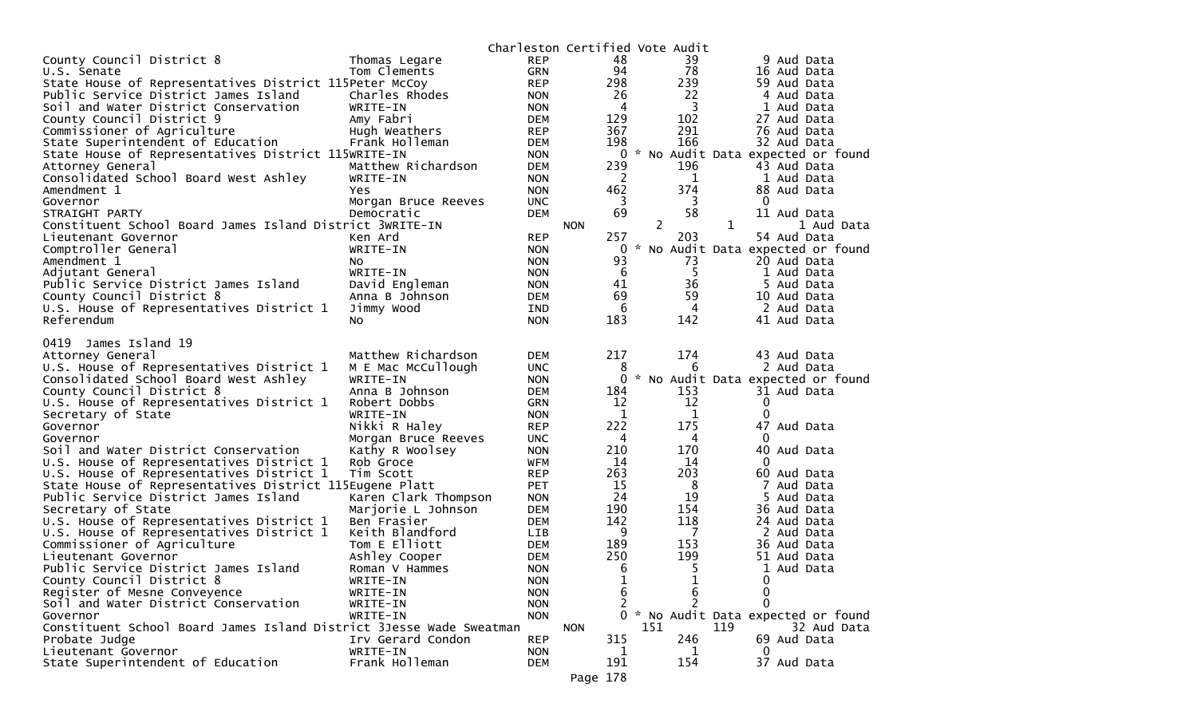Charleston Certified Vote Audit

| Office | Candidate | Party | Votes | Audit | Diff |
|---|---|---|---|---|---|
| County Council District 8 | Thomas Legare | REP | 48 | 39 | 9 Aud Data |
| U.S. Senate | Tom Clements | GRN | 94 | 78 | 16 Aud Data |
| State House of Representatives District 115 | Peter McCoy | REP | 298 | 239 | 59 Aud Data |
| Public Service District James Island | Charles Rhodes | NON | 26 | 22 | 4 Aud Data |
| Soil and Water District Conservation | WRITE-IN | NON | 4 | 3 | 1 Aud Data |
| County Council District 9 | Amy Fabri | DEM | 129 | 102 | 27 Aud Data |
| Commissioner of Agriculture | Hugh Weathers | REP | 367 | 291 | 76 Aud Data |
| State Superintendent of Education | Frank Holleman | DEM | 198 | 166 | 32 Aud Data |
| State House of Representatives District 115 | WRITE-IN | NON | 0 | * No Audit Data expected or found | |
| Attorney General | Matthew Richardson | DEM | 239 | 196 | 43 Aud Data |
| Consolidated School Board West Ashley | WRITE-IN | NON | 2 | 1 | 1 Aud Data |
| Amendment 1 | Yes | NON | 462 | 374 | 88 Aud Data |
| Governor | Morgan Bruce Reeves | UNC | 3 | 3 | 0 |
| STRAIGHT PARTY | Democratic | DEM | 69 | 58 | 11 Aud Data |
| Constituent School Board James Island District 3 | WRITE-IN | NON | 2 | 1 | 1 Aud Data |
| Lieutenant Governor | Ken Ard | REP | 257 | 203 | 54 Aud Data |
| Comptroller General | WRITE-IN | NON | 0 | * No Audit Data expected or found | |
| Amendment 1 | No | NON | 93 | 73 | 20 Aud Data |
| Adjutant General | WRITE-IN | NON | 6 | 5 | 1 Aud Data |
| Public Service District James Island | David Engleman | NON | 41 | 36 | 5 Aud Data |
| County Council District 8 | Anna B Johnson | DEM | 69 | 59 | 10 Aud Data |
| U.S. House of Representatives District 1 | Jimmy Wood | IND | 6 | 4 | 2 Aud Data |
| Referendum | No | NON | 183 | 142 | 41 Aud Data |

0419 James Island 19

| Office | Candidate | Party | Votes | Audit | Diff |
|---|---|---|---|---|---|
| Attorney General | Matthew Richardson | DEM | 217 | 174 | 43 Aud Data |
| U.S. House of Representatives District 1 | M E Mac McCullough | UNC | 8 | 6 | 2 Aud Data |
| Consolidated School Board West Ashley | WRITE-IN | NON | 0 | * No Audit Data expected or found | |
| County Council District 8 | Anna B Johnson | DEM | 184 | 153 | 31 Aud Data |
| U.S. House of Representatives District 1 | Robert Dobbs | GRN | 12 | 12 | 0 |
| Secretary of State | WRITE-IN | NON | 1 | 1 | 0 |
| Governor | Nikki R Haley | REP | 222 | 175 | 47 Aud Data |
| Governor | Morgan Bruce Reeves | UNC | 4 | 4 | 0 |
| Soil and Water District Conservation | Kathy R Woolsey | NON | 210 | 170 | 40 Aud Data |
| U.S. House of Representatives District 1 | Rob Groce | WFM | 14 | 14 | 0 |
| U.S. House of Representatives District 1 | Tim Scott | REP | 263 | 203 | 60 Aud Data |
| State House of Representatives District 115 | Eugene Platt | PET | 15 | 8 | 7 Aud Data |
| Public Service District James Island | Karen Clark Thompson | NON | 24 | 19 | 5 Aud Data |
| Secretary of State | Marjorie L Johnson | DEM | 190 | 154 | 36 Aud Data |
| U.S. House of Representatives District 1 | Ben Frasier | DEM | 142 | 118 | 24 Aud Data |
| U.S. House of Representatives District 1 | Keith Blandford | LIB | 9 | 7 | 2 Aud Data |
| Commissioner of Agriculture | Tom E Elliott | DEM | 189 | 153 | 36 Aud Data |
| Lieutenant Governor | Ashley Cooper | DEM | 250 | 199 | 51 Aud Data |
| Public Service District James Island | Roman V Hammes | NON | 6 | 5 | 1 Aud Data |
| County Council District 8 | WRITE-IN | NON | 1 | 1 | 0 |
| Register of Mesne Conveyence | WRITE-IN | NON | 6 | 6 | 0 |
| Soil and Water District Conservation | WRITE-IN | NON | 2 | 2 | 0 |
| Governor | WRITE-IN | NON | 0 | * No Audit Data expected or found | |
| Constituent School Board James Island District 3 | Jesse Wade Sweatman | NON | 151 | 119 | 32 Aud Data |
| Probate Judge | Irv Gerard Condon | REP | 315 | 246 | 69 Aud Data |
| Lieutenant Governor | WRITE-IN | NON | 1 | 1 | 0 |
| State Superintendent of Education | Frank Holleman | DEM | 191 | 154 | 37 Aud Data |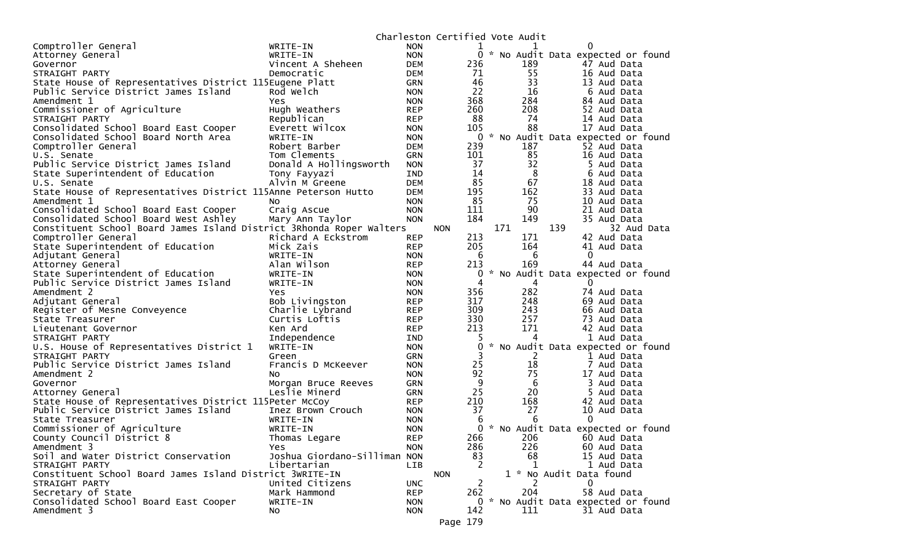Charleston Certified Vote Audit

| Contest | Candidate | Party | Total | Count | Audit |
|---|---|---|---|---|---|
| Comptroller General | WRITE-IN | NON | 1 | 1 | 0 |
| Attorney General | WRITE-IN | NON | 0 | * No Audit Data expected or found | |
| Governor | Vincent A Sheheen | DEM | 236 | 189 | 47 Aud Data |
| STRAIGHT PARTY | Democratic | DEM | 71 | 55 | 16 Aud Data |
| State House of Representatives District 115 | Eugene Platt | GRN | 46 | 33 | 13 Aud Data |
| Public Service District James Island | Rod Welch | NON | 22 | 16 | 6 Aud Data |
| Amendment 1 | Yes | NON | 368 | 284 | 84 Aud Data |
| Commissioner of Agriculture | Hugh Weathers | REP | 260 | 208 | 52 Aud Data |
| STRAIGHT PARTY | Republican | REP | 88 | 74 | 14 Aud Data |
| Consolidated School Board East Cooper | Everett Wilcox | NON | 105 | 88 | 17 Aud Data |
| Consolidated School Board North Area | WRITE-IN | NON | 0 | * No Audit Data expected or found | |
| Comptroller General | Robert Barber | DEM | 239 | 187 | 52 Aud Data |
| U.S. Senate | Tom Clements | GRN | 101 | 85 | 16 Aud Data |
| Public Service District James Island | Donald A Hollingsworth | NON | 37 | 32 | 5 Aud Data |
| State Superintendent of Education | Tony Fayyazi | IND | 14 | 8 | 6 Aud Data |
| U.S. Senate | Alvin M Greene | DEM | 85 | 67 | 18 Aud Data |
| State House of Representatives District 115 | Anne Peterson Hutto | DEM | 195 | 162 | 33 Aud Data |
| Amendment 1 | No | NON | 85 | 75 | 10 Aud Data |
| Consolidated School Board East Cooper | Craig Ascue | NON | 111 | 90 | 21 Aud Data |
| Consolidated School Board West Ashley | Mary Ann Taylor | NON | 184 | 149 | 35 Aud Data |
| Constituent School Board James Island District 3 | Rhonda Roper Walters | NON | 171 | 139 | 32 Aud Data |
| Comptroller General | Richard A Eckstrom | REP | 213 | 171 | 42 Aud Data |
| State Superintendent of Education | Mick Zais | REP | 205 | 164 | 41 Aud Data |
| Adjutant General | WRITE-IN | NON | 6 | 6 | 0 |
| Attorney General | Alan Wilson | REP | 213 | 169 | 44 Aud Data |
| State Superintendent of Education | WRITE-IN | NON | 0 | * No Audit Data expected or found | |
| Public Service District James Island | WRITE-IN | NON | 4 | 4 | 0 |
| Amendment 2 | Yes | NON | 356 | 282 | 74 Aud Data |
| Adjutant General | Bob Livingston | REP | 317 | 248 | 69 Aud Data |
| Register of Mesne Conveyence | Charlie Lybrand | REP | 309 | 243 | 66 Aud Data |
| State Treasurer | Curtis Loftis | REP | 330 | 257 | 73 Aud Data |
| Lieutenant Governor | Ken Ard | REP | 213 | 171 | 42 Aud Data |
| STRAIGHT PARTY | Independence | IND | 5 | 4 | 1 Aud Data |
| U.S. House of Representatives District 1 | WRITE-IN | NON | 0 | * No Audit Data expected or found | |
| STRAIGHT PARTY | Green | GRN | 3 | 2 | 1 Aud Data |
| Public Service District James Island | Francis D McKeever | NON | 25 | 18 | 7 Aud Data |
| Amendment 2 | No | NON | 92 | 75 | 17 Aud Data |
| Governor | Morgan Bruce Reeves | GRN | 9 | 6 | 3 Aud Data |
| Attorney General | Leslie Minerd | GRN | 25 | 20 | 5 Aud Data |
| State House of Representatives District 115 | Peter McCoy | REP | 210 | 168 | 42 Aud Data |
| Public Service District James Island | Inez Brown Crouch | NON | 37 | 27 | 10 Aud Data |
| State Treasurer | WRITE-IN | NON | 6 | 6 | 0 |
| Commissioner of Agriculture | WRITE-IN | NON | 0 | * No Audit Data expected or found | |
| County Council District 8 | Thomas Legare | REP | 266 | 206 | 60 Aud Data |
| Amendment 3 | Yes | NON | 286 | 226 | 60 Aud Data |
| Soil and Water District Conservation | Joshua Giordano-Silliman | NON | 83 | 68 | 15 Aud Data |
| STRAIGHT PARTY | Libertarian | LIB | 2 | 1 | 1 Aud Data |
| Constituent School Board James Island District 3 | WRITE-IN | NON | 1 | * No Audit Data found | |
| STRAIGHT PARTY | United Citizens | UNC | 2 | 2 | 0 |
| Secretary of State | Mark Hammond | REP | 262 | 204 | 58 Aud Data |
| Consolidated School Board East Cooper | WRITE-IN | NON | 0 | * No Audit Data expected or found | |
| Amendment 3 | No | NON | 142 | 111 | 31 Aud Data |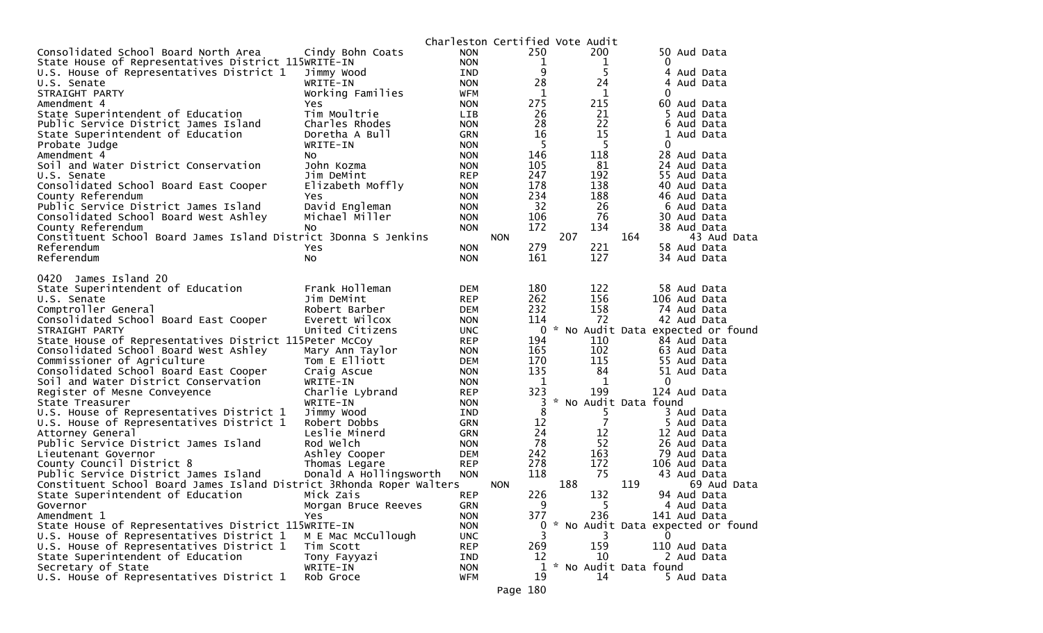Charleston Certified Vote Audit

| Contest | Candidate | Party | Votes | Audit | Difference |
|---|---|---|---|---|---|
| Consolidated School Board North Area | Cindy Bohn Coats | NON | 250 | 200 | 50 Aud Data |
| State House of Representatives District 115 | WRITE-IN | NON | 1 | 1 | 0 |
| U.S. House of Representatives District 1 | Jimmy Wood | IND | 9 | 5 | 4 Aud Data |
| U.S. Senate | WRITE-IN | NON | 28 | 24 | 4 Aud Data |
| STRAIGHT PARTY | Working Families | WFM | 1 | 1 | 0 |
| Amendment 4 | Yes | NON | 275 | 215 | 60 Aud Data |
| State Superintendent of Education | Tim Moultrie | LIB | 26 | 21 | 5 Aud Data |
| Public Service District James Island | Charles Rhodes | NON | 28 | 22 | 6 Aud Data |
| State Superintendent of Education | Doretha A Bull | GRN | 16 | 15 | 1 Aud Data |
| Probate Judge | WRITE-IN | NON | 5 | 5 | 0 |
| Amendment 4 | No | NON | 146 | 118 | 28 Aud Data |
| Soil and Water District Conservation | John Kozma | NON | 105 | 81 | 24 Aud Data |
| U.S. Senate | Jim DeMint | REP | 247 | 192 | 55 Aud Data |
| Consolidated School Board East Cooper | Elizabeth Moffly | NON | 178 | 138 | 40 Aud Data |
| County Referendum | Yes | NON | 234 | 188 | 46 Aud Data |
| Public Service District James Island | David Engleman | NON | 32 | 26 | 6 Aud Data |
| Consolidated School Board West Ashley | Michael Miller | NON | 106 | 76 | 30 Aud Data |
| County Referendum | No | NON | 172 | 134 | 38 Aud Data |
| Constituent School Board James Island District 3 | Donna S Jenkins | NON | 207 | 164 | 43 Aud Data |
| Referendum | Yes | NON | 279 | 221 | 58 Aud Data |
| Referendum | No | NON | 161 | 127 | 34 Aud Data |

0420 James Island 20

| Contest | Candidate | Party | Votes | Audit | Difference |
|---|---|---|---|---|---|
| State Superintendent of Education | Frank Holleman | DEM | 180 | 122 | 58 Aud Data |
| U.S. Senate | Jim DeMint | REP | 262 | 156 | 106 Aud Data |
| Comptroller General | Robert Barber | DEM | 232 | 158 | 74 Aud Data |
| Consolidated School Board East Cooper | Everett Wilcox | NON | 114 | 72 | 42 Aud Data |
| STRAIGHT PARTY | United Citizens | UNC | 0 | * No Audit Data expected or found | |
| State House of Representatives District 115 | Peter McCoy | REP | 194 | 110 | 84 Aud Data |
| Consolidated School Board West Ashley | Mary Ann Taylor | NON | 165 | 102 | 63 Aud Data |
| Commissioner of Agriculture | Tom E Elliott | DEM | 170 | 115 | 55 Aud Data |
| Consolidated School Board East Cooper | Craig Ascue | NON | 135 | 84 | 51 Aud Data |
| Soil and Water District Conservation | WRITE-IN | NON | 1 | 1 | 0 |
| Register of Mesne Conveyence | Charlie Lybrand | REP | 323 | 199 | 124 Aud Data |
| State Treasurer | WRITE-IN | NON | 3 | * No Audit Data found | |
| U.S. House of Representatives District 1 | Jimmy Wood | IND | 8 | 5 | 3 Aud Data |
| U.S. House of Representatives District 1 | Robert Dobbs | GRN | 12 | 7 | 5 Aud Data |
| Attorney General | Leslie Minerd | GRN | 24 | 12 | 12 Aud Data |
| Public Service District James Island | Rod Welch | NON | 78 | 52 | 26 Aud Data |
| Lieutenant Governor | Ashley Cooper | DEM | 242 | 163 | 79 Aud Data |
| County Council District 8 | Thomas Legare | REP | 278 | 172 | 106 Aud Data |
| Public Service District James Island | Donald A Hollingsworth | NON | 118 | 75 | 43 Aud Data |
| Constituent School Board James Island District 3 | Rhonda Roper Walters | NON | 188 | 119 | 69 Aud Data |
| State Superintendent of Education | Mick Zais | REP | 226 | 132 | 94 Aud Data |
| Governor | Morgan Bruce Reeves | GRN | 9 | 5 | 4 Aud Data |
| Amendment 1 | Yes | NON | 377 | 236 | 141 Aud Data |
| State House of Representatives District 115 | WRITE-IN | NON | 0 | * No Audit Data expected or found | |
| U.S. House of Representatives District 1 | M E Mac McCullough | UNC | 3 | 3 | 0 |
| U.S. House of Representatives District 1 | Tim Scott | REP | 269 | 159 | 110 Aud Data |
| State Superintendent of Education | Tony Fayyazi | IND | 12 | 10 | 2 Aud Data |
| Secretary of State | WRITE-IN | NON | 1 | * No Audit Data found | |
| U.S. House of Representatives District 1 | Rob Groce | WFM | 19 | 14 | 5 Aud Data |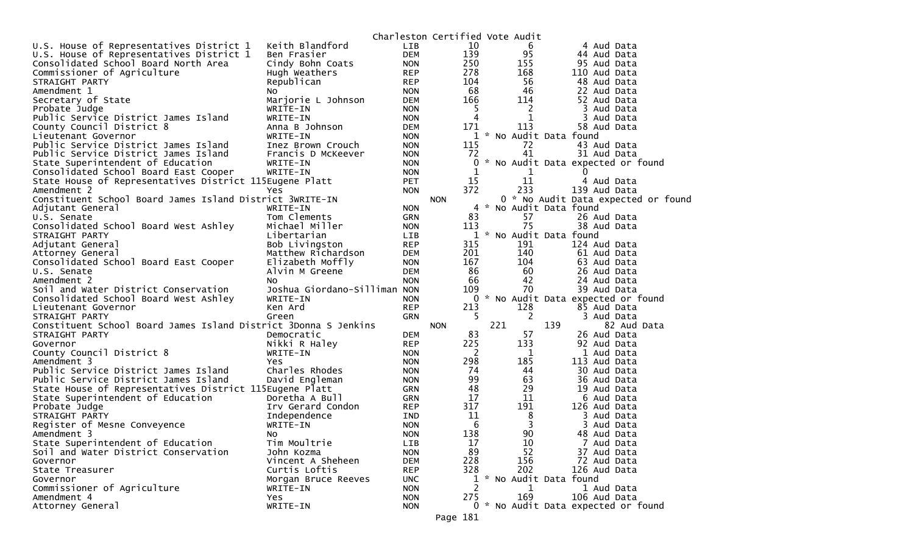Charleston Certified Vote Audit

| Office | Candidate | Party | Votes | Audit | Aud Data |
|---|---|---|---|---|---|
| U.S. House of Representatives District 1 | Keith Blandford | LIB | 10 | 6 | 4 Aud Data |
| U.S. House of Representatives District 1 | Ben Frasier | DEM | 139 | 95 | 44 Aud Data |
| Consolidated School Board North Area | Cindy Bohn Coats | NON | 250 | 155 | 95 Aud Data |
| Commissioner of Agriculture | Hugh Weathers | REP | 278 | 168 | 110 Aud Data |
| STRAIGHT PARTY | Republican | REP | 104 | 56 | 48 Aud Data |
| Amendment 1 | No | NON | 68 | 46 | 22 Aud Data |
| Secretary of State | Marjorie L Johnson | DEM | 166 | 114 | 52 Aud Data |
| Probate Judge | WRITE-IN | NON | 5 | 2 | 3 Aud Data |
| Public Service District James Island | WRITE-IN | NON | 4 | 1 | 3 Aud Data |
| County Council District 8 | Anna B Johnson | DEM | 171 | 113 | 58 Aud Data |
| Lieutenant Governor | WRITE-IN | NON | 1 | * No Audit Data found | |
| Public Service District James Island | Inez Brown Crouch | NON | 115 | 72 | 43 Aud Data |
| Public Service District James Island | Francis D McKeever | NON | 72 | 41 | 31 Aud Data |
| State Superintendent of Education | WRITE-IN | NON | 0 | * No Audit Data expected or found | |
| Consolidated School Board East Cooper | WRITE-IN | NON | 1 | 1 | 0 |
| State House of Representatives District 115 | Eugene Platt | PET | 15 | 11 | 4 Aud Data |
| Amendment 2 | Yes | NON | 372 | 233 | 139 Aud Data |
| Constituent School Board James Island District 3 | WRITE-IN | NON | 4 | 0 * No Audit Data expected or found | |
| Adjutant General | WRITE-IN | NON | 4 | * No Audit Data found | |
| U.S. Senate | Tom Clements | GRN | 83 | 57 | 26 Aud Data |
| Consolidated School Board West Ashley | Michael Miller | NON | 113 | 75 | 38 Aud Data |
| STRAIGHT PARTY | Libertarian | LIB | 1 | * No Audit Data found | |
| Adjutant General | Bob Livingston | REP | 315 | 191 | 124 Aud Data |
| Attorney General | Matthew Richardson | DEM | 201 | 140 | 61 Aud Data |
| Consolidated School Board East Cooper | Elizabeth Moffly | NON | 167 | 104 | 63 Aud Data |
| U.S. Senate | Alvin M Greene | DEM | 86 | 60 | 26 Aud Data |
| Amendment 2 | No | NON | 66 | 42 | 24 Aud Data |
| Soil and Water District Conservation | Joshua Giordano-Silliman | NON | 109 | 70 | 39 Aud Data |
| Consolidated School Board West Ashley | WRITE-IN | NON | 0 | * No Audit Data expected or found | |
| Lieutenant Governor | Ken Ard | REP | 213 | 128 | 85 Aud Data |
| STRAIGHT PARTY | Green | GRN | 5 | 2 | 3 Aud Data |
| Constituent School Board James Island District 3 | Donna S Jenkins | NON | 221 | 139 | 82 Aud Data |
| STRAIGHT PARTY | Democratic | DEM | 83 | 57 | 26 Aud Data |
| Governor | Nikki R Haley | REP | 225 | 133 | 92 Aud Data |
| County Council District 8 | WRITE-IN | NON | 2 | 1 | 1 Aud Data |
| Amendment 3 | Yes | NON | 298 | 185 | 113 Aud Data |
| Public Service District James Island | Charles Rhodes | NON | 74 | 44 | 30 Aud Data |
| Public Service District James Island | David Engleman | NON | 99 | 63 | 36 Aud Data |
| State House of Representatives District 115 | Eugene Platt | GRN | 48 | 29 | 19 Aud Data |
| State Superintendent of Education | Doretha A Bull | GRN | 17 | 11 | 6 Aud Data |
| Probate Judge | Irv Gerard Condon | REP | 317 | 191 | 126 Aud Data |
| STRAIGHT PARTY | Independence | IND | 11 | 8 | 3 Aud Data |
| Register of Mesne Conveyence | WRITE-IN | NON | 6 | 3 | 3 Aud Data |
| Amendment 3 | No | NON | 138 | 90 | 48 Aud Data |
| State Superintendent of Education | Tim Moultrie | LIB | 17 | 10 | 7 Aud Data |
| Soil and Water District Conservation | John Kozma | NON | 89 | 52 | 37 Aud Data |
| Governor | Vincent A Sheheen | DEM | 228 | 156 | 72 Aud Data |
| State Treasurer | Curtis Loftis | REP | 328 | 202 | 126 Aud Data |
| Governor | Morgan Bruce Reeves | UNC | 1 | * No Audit Data found | |
| Commissioner of Agriculture | WRITE-IN | NON | 2 | 1 | 1 Aud Data |
| Amendment 4 | Yes | NON | 275 | 169 | 106 Aud Data |
| Attorney General | WRITE-IN | NON | 0 | * No Audit Data expected or found | |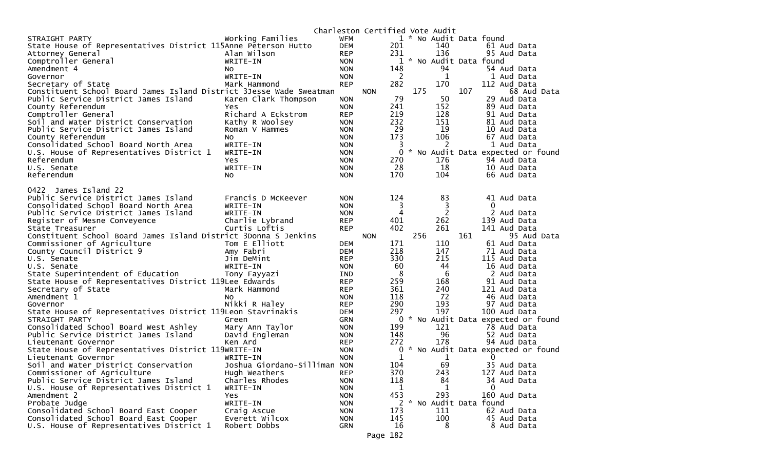# Charleston Certified Vote Audit

| Office | Candidate | Party | Total | | Aud | |
|---|---|---|---|---|---|---|
| STRAIGHT PARTY | Working Families | WFM | 1 | * No Audit Data found | | |
| State House of Representatives District 115 | Anne Peterson Hutto | DEM | 201 | 140 | 61 | Aud Data |
| Attorney General | Alan Wilson | REP | 231 | 136 | 95 | Aud Data |
| Comptroller General | WRITE-IN | NON | 1 | * No Audit Data found | | |
| Amendment 4 | No | NON | 148 | 94 | 54 | Aud Data |
| Governor | WRITE-IN | NON | 2 | 1 | 1 | Aud Data |
| Secretary of State | Mark Hammond | REP | 282 | 170 | 112 | Aud Data |
| Constituent School Board James Island District 3 | Jesse Wade Sweatman | NON | 175 | 107 | 68 | Aud Data |
| Public Service District James Island | Karen Clark Thompson | NON | 79 | 50 | 29 | Aud Data |
| County Referendum | Yes | NON | 241 | 152 | 89 | Aud Data |
| Comptroller General | Richard A Eckstrom | REP | 219 | 128 | 91 | Aud Data |
| Soil and Water District Conservation | Kathy R Woolsey | NON | 232 | 151 | 81 | Aud Data |
| Public Service District James Island | Roman V Hammes | NON | 29 | 19 | 10 | Aud Data |
| County Referendum | No | NON | 173 | 106 | 67 | Aud Data |
| Consolidated School Board North Area | WRITE-IN | NON | 3 | 2 | 1 | Aud Data |
| U.S. House of Representatives District 1 | WRITE-IN | NON | 0 | * No Audit Data expected or found | | |
| Referendum | Yes | NON | 270 | 176 | 94 | Aud Data |
| U.S. Senate | WRITE-IN | NON | 28 | 18 | 10 | Aud Data |
| Referendum | No | NON | 170 | 104 | 66 | Aud Data |

## 0422 James Island 22

| Office | Candidate | Party | Total | | Aud | |
|---|---|---|---|---|---|---|
| Public Service District James Island | Francis D McKeever | NON | 124 | 83 | 41 | Aud Data |
| Consolidated School Board North Area | WRITE-IN | NON | 3 | 3 | 0 | |
| Public Service District James Island | WRITE-IN | NON | 4 | 2 | 2 | Aud Data |
| Register of Mesne Conveyence | Charlie Lybrand | REP | 401 | 262 | 139 | Aud Data |
| State Treasurer | Curtis Loftis | REP | 402 | 261 | 141 | Aud Data |
| Constituent School Board James Island District 3 | Donna S Jenkins | NON | 256 | 161 | 95 | Aud Data |
| Commissioner of Agriculture | Tom E Elliott | DEM | 171 | 110 | 61 | Aud Data |
| County Council District 9 | Amy Fabri | DEM | 218 | 147 | 71 | Aud Data |
| U.S. Senate | Jim DeMint | REP | 330 | 215 | 115 | Aud Data |
| U.S. Senate | WRITE-IN | NON | 60 | 44 | 16 | Aud Data |
| State Superintendent of Education | Tony Fayyazi | IND | 8 | 6 | 2 | Aud Data |
| State House of Representatives District 119 | Lee Edwards | REP | 259 | 168 | 91 | Aud Data |
| Secretary of State | Mark Hammond | REP | 361 | 240 | 121 | Aud Data |
| Amendment 1 | No | NON | 118 | 72 | 46 | Aud Data |
| Governor | Nikki R Haley | REP | 290 | 193 | 97 | Aud Data |
| State House of Representatives District 119 | Leon Stavrinakis | DEM | 297 | 197 | 100 | Aud Data |
| STRAIGHT PARTY | Green | GRN | 0 | * No Audit Data expected or found | | |
| Consolidated School Board West Ashley | Mary Ann Taylor | NON | 199 | 121 | 78 | Aud Data |
| Public Service District James Island | David Engleman | NON | 148 | 96 | 52 | Aud Data |
| Lieutenant Governor | Ken Ard | REP | 272 | 178 | 94 | Aud Data |
| State House of Representatives District 119 | WRITE-IN | NON | 0 | * No Audit Data expected or found | | |
| Lieutenant Governor | WRITE-IN | NON | 1 | 1 | 0 | |
| Soil and Water District Conservation | Joshua Giordano-Silliman | NON | 104 | 69 | 35 | Aud Data |
| Commissioner of Agriculture | Hugh Weathers | REP | 370 | 243 | 127 | Aud Data |
| Public Service District James Island | Charles Rhodes | NON | 118 | 84 | 34 | Aud Data |
| U.S. House of Representatives District 1 | WRITE-IN | NON | 1 | 1 | 0 | |
| Amendment 2 | Yes | NON | 453 | 293 | 160 | Aud Data |
| Probate Judge | WRITE-IN | NON | 2 | * No Audit Data found | | |
| Consolidated School Board East Cooper | Craig Ascue | NON | 173 | 111 | 62 | Aud Data |
| Consolidated School Board East Cooper | Everett Wilcox | NON | 145 | 100 | 45 | Aud Data |
| U.S. House of Representatives District 1 | Robert Dobbs | GRN | 16 | 8 | 8 | Aud Data |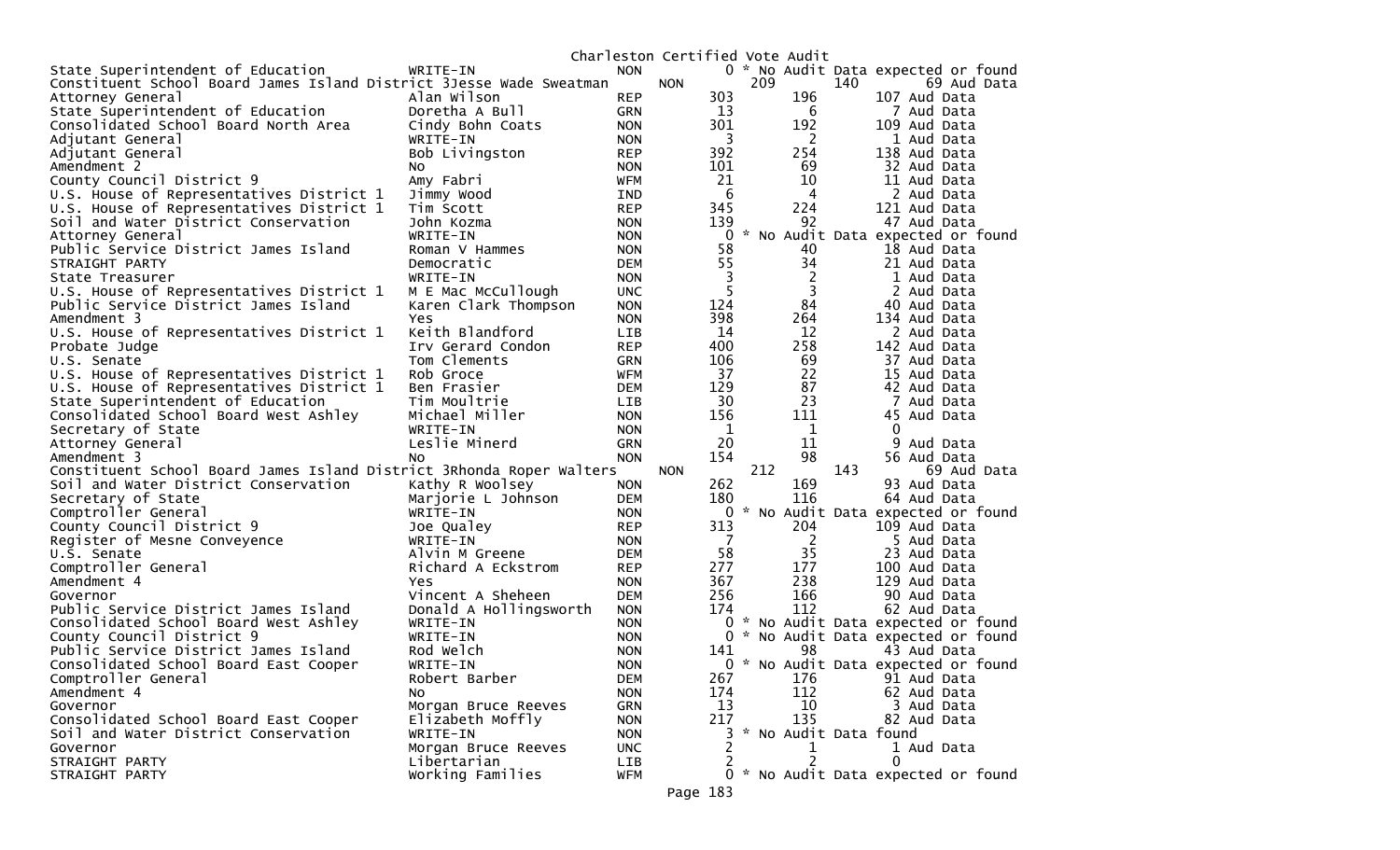Charleston Certified Vote Audit

| Office | Candidate | Party | Total | | | |
|---|---|---|---|---|---|---|
| State Superintendent of Education | WRITE-IN | NON | 0 | * No Audit Data expected or found | | |
| Constituent School Board James Island District 3 | Jesse Wade Sweatman | NON | 209 | 140 | 69 | Aud Data |
| Attorney General | Alan Wilson | REP | 303 | 196 | 107 | Aud Data |
| State Superintendent of Education | Doretha A Bull | GRN | 13 | 6 | 7 | Aud Data |
| Consolidated School Board North Area | Cindy Bohn Coats | NON | 301 | 192 | 109 | Aud Data |
| Adjutant General | WRITE-IN | NON | 3 | 2 | 1 | Aud Data |
| Adjutant General | Bob Livingston | REP | 392 | 254 | 138 | Aud Data |
| Amendment 2 | No | NON | 101 | 69 | 32 | Aud Data |
| County Council District 9 | Amy Fabri | WFM | 21 | 10 | 11 | Aud Data |
| U.S. House of Representatives District 1 | Jimmy Wood | IND | 6 | 4 | 2 | Aud Data |
| U.S. House of Representatives District 1 | Tim Scott | REP | 345 | 224 | 121 | Aud Data |
| Soil and Water District Conservation | John Kozma | NON | 139 | 92 | 47 | Aud Data |
| Attorney General | WRITE-IN | NON | 0 | * No Audit Data expected or found | | |
| Public Service District James Island | Roman V Hammes | NON | 58 | 40 | 18 | Aud Data |
| STRAIGHT PARTY | Democratic | DEM | 55 | 34 | 21 | Aud Data |
| State Treasurer | WRITE-IN | NON | 3 | 2 | 1 | Aud Data |
| U.S. House of Representatives District 1 | M E Mac McCullough | UNC | 5 | 3 | 2 | Aud Data |
| Public Service District James Island | Karen Clark Thompson | NON | 124 | 84 | 40 | Aud Data |
| Amendment 3 | Yes | NON | 398 | 264 | 134 | Aud Data |
| U.S. House of Representatives District 1 | Keith Blandford | LIB | 14 | 12 | 2 | Aud Data |
| Probate Judge | Irv Gerard Condon | REP | 400 | 258 | 142 | Aud Data |
| U.S. Senate | Tom Clements | GRN | 106 | 69 | 37 | Aud Data |
| U.S. House of Representatives District 1 | Rob Groce | WFM | 37 | 22 | 15 | Aud Data |
| U.S. House of Representatives District 1 | Ben Frasier | DEM | 129 | 87 | 42 | Aud Data |
| State Superintendent of Education | Tim Moultrie | LIB | 30 | 23 | 7 | Aud Data |
| Consolidated School Board West Ashley | Michael Miller | NON | 156 | 111 | 45 | Aud Data |
| Secretary of State | WRITE-IN | NON | 1 | 1 | 0 | |
| Attorney General | Leslie Minerd | GRN | 20 | 11 | 9 | Aud Data |
| Amendment 3 | No | NON | 154 | 98 | 56 | Aud Data |
| Constituent School Board James Island District 3 | Rhonda Roper Walters | NON | 212 | 143 | 69 | Aud Data |
| Soil and Water District Conservation | Kathy R Woolsey | NON | 262 | 169 | 93 | Aud Data |
| Secretary of State | Marjorie L Johnson | DEM | 180 | 116 | 64 | Aud Data |
| Comptroller General | WRITE-IN | NON | 0 | * No Audit Data expected or found | | |
| County Council District 9 | Joe Qualey | REP | 313 | 204 | 109 | Aud Data |
| Register of Mesne Conveyence | WRITE-IN | NON | 7 | 2 | 5 | Aud Data |
| U.S. Senate | Alvin M Greene | DEM | 58 | 35 | 23 | Aud Data |
| Comptroller General | Richard A Eckstrom | REP | 277 | 177 | 100 | Aud Data |
| Amendment 4 | Yes | NON | 367 | 238 | 129 | Aud Data |
| Governor | Vincent A Sheheen | DEM | 256 | 166 | 90 | Aud Data |
| Public Service District James Island | Donald A Hollingsworth | NON | 174 | 112 | 62 | Aud Data |
| Consolidated School Board West Ashley | WRITE-IN | NON | 0 | * No Audit Data expected or found | | |
| County Council District 9 | WRITE-IN | NON | 0 | * No Audit Data expected or found | | |
| Public Service District James Island | Rod Welch | NON | 141 | 98 | 43 | Aud Data |
| Consolidated School Board East Cooper | WRITE-IN | NON | 0 | * No Audit Data expected or found | | |
| Comptroller General | Robert Barber | DEM | 267 | 176 | 91 | Aud Data |
| Amendment 4 | No | NON | 174 | 112 | 62 | Aud Data |
| Governor | Morgan Bruce Reeves | GRN | 13 | 10 | 3 | Aud Data |
| Consolidated School Board East Cooper | Elizabeth Moffly | NON | 217 | 135 | 82 | Aud Data |
| Soil and Water District Conservation | WRITE-IN | NON | 3 | * No Audit Data found | | |
| Governor | Morgan Bruce Reeves | UNC | 2 | 1 | 1 | Aud Data |
| STRAIGHT PARTY | Libertarian | LIB | 2 | 2 | 0 | |
| STRAIGHT PARTY | Working Families | WFM | 0 | * No Audit Data expected or found | | |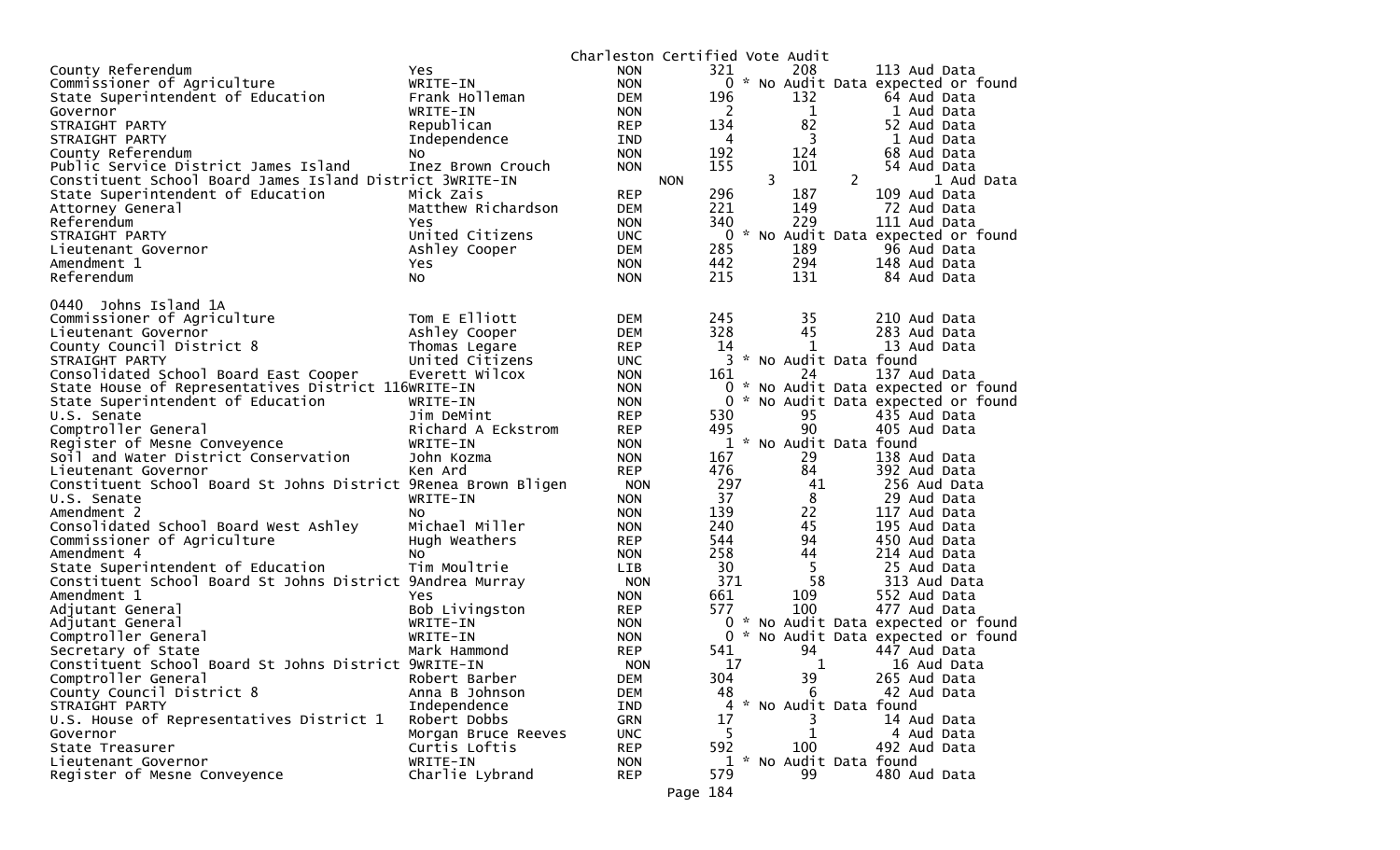Charleston Certified Vote Audit

| | | | | | |
|---|---|---|---|---|---|
| County Referendum | Yes | NON | 321 | 208 | 113 Aud Data |
| Commissioner of Agriculture | WRITE-IN | NON | 0 | * No Audit Data expected or found | |
| State Superintendent of Education | Frank Holleman | DEM | 196 | 132 | 64 Aud Data |
| Governor | WRITE-IN | NON | 2 | 1 | 1 Aud Data |
| STRAIGHT PARTY | Republican | REP | 134 | 82 | 52 Aud Data |
| STRAIGHT PARTY | Independence | IND | 4 | 3 | 1 Aud Data |
| County Referendum | No | NON | 192 | 124 | 68 Aud Data |
| Public Service District James Island | Inez Brown Crouch | NON | 155 | 101 | 54 Aud Data |
| Constituent School Board James Island District 3 | WRITE-IN | NON | 3 | 2 | 1 Aud Data |
| State Superintendent of Education | Mick Zais | REP | 296 | 187 | 109 Aud Data |
| Attorney General | Matthew Richardson | DEM | 221 | 149 | 72 Aud Data |
| Referendum | Yes | NON | 340 | 229 | 111 Aud Data |
| STRAIGHT PARTY | United Citizens | UNC | 0 | * No Audit Data expected or found | |
| Lieutenant Governor | Ashley Cooper | DEM | 285 | 189 | 96 Aud Data |
| Amendment 1 | Yes | NON | 442 | 294 | 148 Aud Data |
| Referendum | No | NON | 215 | 131 | 84 Aud Data |

0440 Johns Island 1A

| | | | | | |
|---|---|---|---|---|---|
| Commissioner of Agriculture | Tom E Elliott | DEM | 245 | 35 | 210 Aud Data |
| Lieutenant Governor | Ashley Cooper | DEM | 328 | 45 | 283 Aud Data |
| County Council District 8 | Thomas Legare | REP | 14 | 1 | 13 Aud Data |
| STRAIGHT PARTY | United Citizens | UNC | 3 | * No Audit Data found | |
| Consolidated School Board East Cooper | Everett Wilcox | NON | 161 | 24 | 137 Aud Data |
| State House of Representatives District 116 | WRITE-IN | NON | 0 | * No Audit Data expected or found | |
| State Superintendent of Education | WRITE-IN | NON | 0 | * No Audit Data expected or found | |
| U.S. Senate | Jim DeMint | REP | 530 | 95 | 435 Aud Data |
| Comptroller General | Richard A Eckstrom | REP | 495 | 90 | 405 Aud Data |
| Register of Mesne Conveyence | WRITE-IN | NON | 1 | * No Audit Data found | |
| Soil and Water District Conservation | John Kozma | NON | 167 | 29 | 138 Aud Data |
| Lieutenant Governor | Ken Ard | REP | 476 | 84 | 392 Aud Data |
| Constituent School Board St Johns District 9 | Renea Brown Bligen | NON | 297 | 41 | 256 Aud Data |
| U.S. Senate | WRITE-IN | NON | 37 | 8 | 29 Aud Data |
| Amendment 2 | No | NON | 139 | 22 | 117 Aud Data |
| Consolidated School Board West Ashley | Michael Miller | NON | 240 | 45 | 195 Aud Data |
| Commissioner of Agriculture | Hugh Weathers | REP | 544 | 94 | 450 Aud Data |
| Amendment 4 | No | NON | 258 | 44 | 214 Aud Data |
| State Superintendent of Education | Tim Moultrie | LIB | 30 | 5 | 25 Aud Data |
| Constituent School Board St Johns District 9 | Andrea Murray | NON | 371 | 58 | 313 Aud Data |
| Amendment 1 | Yes | NON | 661 | 109 | 552 Aud Data |
| Adjutant General | Bob Livingston | REP | 577 | 100 | 477 Aud Data |
| Adjutant General | WRITE-IN | NON | 0 | * No Audit Data expected or found | |
| Comptroller General | WRITE-IN | NON | 0 | * No Audit Data expected or found | |
| Secretary of State | Mark Hammond | REP | 541 | 94 | 447 Aud Data |
| Constituent School Board St Johns District 9 | WRITE-IN | NON | 17 | 1 | 16 Aud Data |
| Comptroller General | Robert Barber | DEM | 304 | 39 | 265 Aud Data |
| County Council District 8 | Anna B Johnson | DEM | 48 | 6 | 42 Aud Data |
| STRAIGHT PARTY | Independence | IND | 4 | * No Audit Data found | |
| U.S. House of Representatives District 1 | Robert Dobbs | GRN | 17 | 3 | 14 Aud Data |
| Governor | Morgan Bruce Reeves | UNC | 5 | 1 | 4 Aud Data |
| State Treasurer | Curtis Loftis | REP | 592 | 100 | 492 Aud Data |
| Lieutenant Governor | WRITE-IN | NON | 1 | * No Audit Data found | |
| Register of Mesne Conveyence | Charlie Lybrand | REP | 579 | 99 | 480 Aud Data |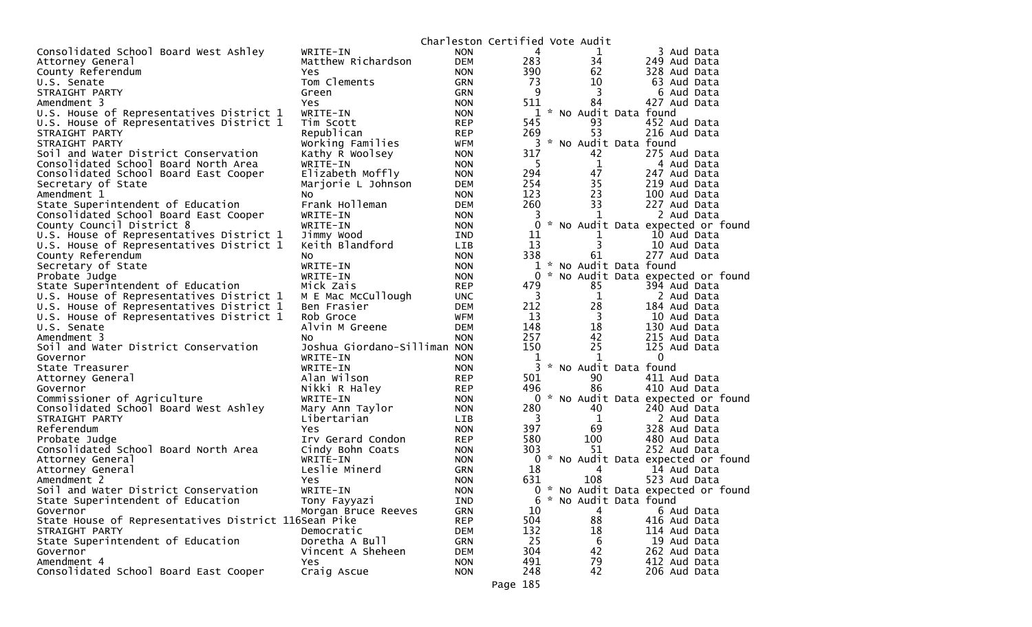Charleston Certified Vote Audit

| Contest | Candidate | Party | Total | | Audit | Data |
|---|---|---|---|---|---|---|
| Consolidated School Board West Ashley | WRITE-IN | NON | 4 | 1 | 3 | Aud Data |
| Attorney General | Matthew Richardson | DEM | 283 | 34 | 249 | Aud Data |
| County Referendum | Yes | NON | 390 | 62 | 328 | Aud Data |
| U.S. Senate | Tom Clements | GRN | 73 | 10 | 63 | Aud Data |
| STRAIGHT PARTY | Green | GRN | 9 | 3 | 6 | Aud Data |
| Amendment 3 | Yes | NON | 511 | 84 | 427 | Aud Data |
| U.S. House of Representatives District 1 | WRITE-IN | NON | 1 | * No Audit Data found | | |
| U.S. House of Representatives District 1 | Tim Scott | REP | 545 | 93 | 452 | Aud Data |
| STRAIGHT PARTY | Republican | REP | 269 | 53 | 216 | Aud Data |
| STRAIGHT PARTY | Working Families | WFM | 3 | * No Audit Data found | | |
| Soil and Water District Conservation | Kathy R Woolsey | NON | 317 | 42 | 275 | Aud Data |
| Consolidated School Board North Area | WRITE-IN | NON | 5 | 1 | 4 | Aud Data |
| Consolidated School Board East Cooper | Elizabeth Moffly | NON | 294 | 47 | 247 | Aud Data |
| Secretary of State | Marjorie L Johnson | DEM | 254 | 35 | 219 | Aud Data |
| Amendment 1 | No | NON | 123 | 23 | 100 | Aud Data |
| State Superintendent of Education | Frank Holleman | DEM | 260 | 33 | 227 | Aud Data |
| Consolidated School Board East Cooper | WRITE-IN | NON | 3 | 1 | 2 | Aud Data |
| County Council District 8 | WRITE-IN | NON | 0 | * No Audit Data expected or found | | |
| U.S. House of Representatives District 1 | Jimmy Wood | IND | 11 | 1 | 10 | Aud Data |
| U.S. House of Representatives District 1 | Keith Blandford | LIB | 13 | 3 | 10 | Aud Data |
| County Referendum | No | NON | 338 | 61 | 277 | Aud Data |
| Secretary of State | WRITE-IN | NON | 1 | * No Audit Data found | | |
| Probate Judge | WRITE-IN | NON | 0 | * No Audit Data expected or found | | |
| State Superintendent of Education | Mick Zais | REP | 479 | 85 | 394 | Aud Data |
| U.S. House of Representatives District 1 | M E Mac McCullough | UNC | 3 | 1 | 2 | Aud Data |
| U.S. House of Representatives District 1 | Ben Frasier | DEM | 212 | 28 | 184 | Aud Data |
| U.S. House of Representatives District 1 | Rob Groce | WFM | 13 | 3 | 10 | Aud Data |
| U.S. Senate | Alvin M Greene | DEM | 148 | 18 | 130 | Aud Data |
| Amendment 3 | No | NON | 257 | 42 | 215 | Aud Data |
| Soil and Water District Conservation | Joshua Giordano-Silliman | NON | 150 | 25 | 125 | Aud Data |
| Governor | WRITE-IN | NON | 1 | 1 | 0 | |
| State Treasurer | WRITE-IN | NON | 3 | * No Audit Data found | | |
| Attorney General | Alan Wilson | REP | 501 | 90 | 411 | Aud Data |
| Governor | Nikki R Haley | REP | 496 | 86 | 410 | Aud Data |
| Commissioner of Agriculture | WRITE-IN | NON | 0 | * No Audit Data expected or found | | |
| Consolidated School Board West Ashley | Mary Ann Taylor | NON | 280 | 40 | 240 | Aud Data |
| STRAIGHT PARTY | Libertarian | LIB | 3 | 1 | 2 | Aud Data |
| Referendum | Yes | NON | 397 | 69 | 328 | Aud Data |
| Probate Judge | Irv Gerard Condon | REP | 580 | 100 | 480 | Aud Data |
| Consolidated School Board North Area | Cindy Bohn Coats | NON | 303 | 51 | 252 | Aud Data |
| Attorney General | WRITE-IN | NON | 0 | * No Audit Data expected or found | | |
| Attorney General | Leslie Minerd | GRN | 18 | 4 | 14 | Aud Data |
| Amendment 2 | Yes | NON | 631 | 108 | 523 | Aud Data |
| Soil and Water District Conservation | WRITE-IN | NON | 0 | * No Audit Data expected or found | | |
| State Superintendent of Education | Tony Fayyazi | IND | 6 | * No Audit Data found | | |
| Governor | Morgan Bruce Reeves | GRN | 10 | 4 | 6 | Aud Data |
| State House of Representatives District 116 | Sean Pike | REP | 504 | 88 | 416 | Aud Data |
| STRAIGHT PARTY | Democratic | DEM | 132 | 18 | 114 | Aud Data |
| State Superintendent of Education | Doretha A Bull | GRN | 25 | 6 | 19 | Aud Data |
| Governor | Vincent A Sheheen | DEM | 304 | 42 | 262 | Aud Data |
| Amendment 4 | Yes | NON | 491 | 79 | 412 | Aud Data |
| Consolidated School Board East Cooper | Craig Ascue | NON | 248 | 42 | 206 | Aud Data |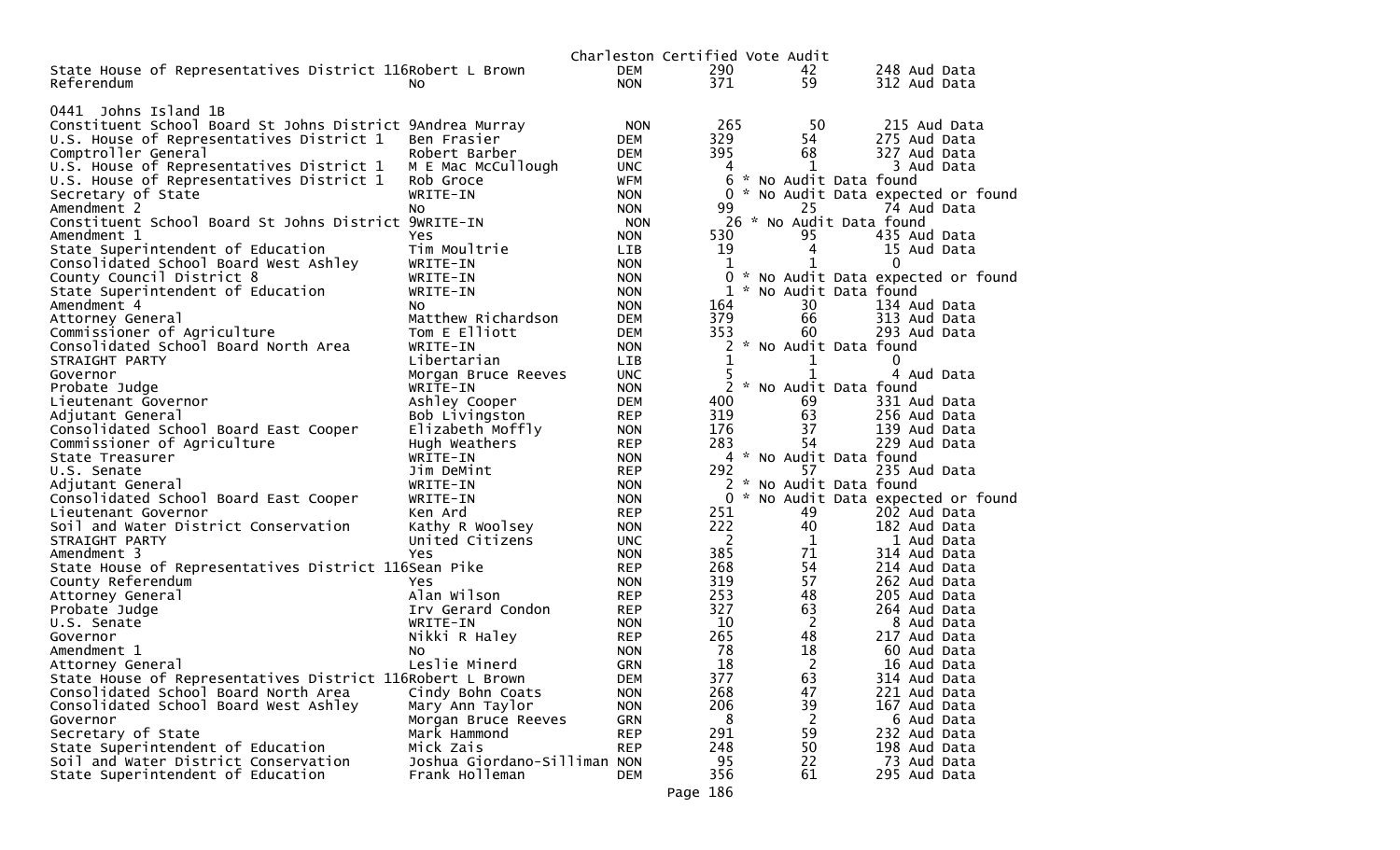Charleston Certified Vote Audit

| Office | Candidate | Party | Total | Audit | Remaining |
|---|---|---|---|---|---|
| State House of Representatives District 116 | Robert L Brown | DEM | 290 | 42 | 248 Aud Data |
| Referendum | No | NON | 371 | 59 | 312 Aud Data |

0441 Johns Island 1B

| Office | Candidate | Party | Total | Audit | Remaining |
|---|---|---|---|---|---|
| Constituent School Board St Johns District 9 | Andrea Murray | NON | 265 | 50 | 215 Aud Data |
| U.S. House of Representatives District 1 | Ben Frasier | DEM | 329 | 54 | 275 Aud Data |
| Comptroller General | Robert Barber | DEM | 395 | 68 | 327 Aud Data |
| U.S. House of Representatives District 1 | M E Mac McCullough | UNC | 4 | 1 | 3 Aud Data |
| U.S. House of Representatives District 1 | Rob Groce | WFM | 6 | * No Audit Data found | |
| Secretary of State | WRITE-IN | NON | 0 | * No Audit Data expected or found | |
| Amendment 2 | No | NON | 99 | 25 | 74 Aud Data |
| Constituent School Board St Johns District 9 | WRITE-IN | NON | 26 | * No Audit Data found | |
| Amendment 1 | Yes | NON | 530 | 95 | 435 Aud Data |
| State Superintendent of Education | Tim Moultrie | LIB | 19 | 4 | 15 Aud Data |
| Consolidated School Board West Ashley | WRITE-IN | NON | 1 | 1 | 0 |
| County Council District 8 | WRITE-IN | NON | 0 | * No Audit Data expected or found | |
| State Superintendent of Education | WRITE-IN | NON | 1 | * No Audit Data found | |
| Amendment 4 | No | NON | 164 | 30 | 134 Aud Data |
| Attorney General | Matthew Richardson | DEM | 379 | 66 | 313 Aud Data |
| Commissioner of Agriculture | Tom E Elliott | DEM | 353 | 60 | 293 Aud Data |
| Consolidated School Board North Area | WRITE-IN | NON | 2 | * No Audit Data found | |
| STRAIGHT PARTY | Libertarian | LIB | 1 | 1 | 0 |
| Governor | Morgan Bruce Reeves | UNC | 5 | 1 | 4 Aud Data |
| Probate Judge | WRITE-IN | NON | 2 | * No Audit Data found | |
| Lieutenant Governor | Ashley Cooper | DEM | 400 | 69 | 331 Aud Data |
| Adjutant General | Bob Livingston | REP | 319 | 63 | 256 Aud Data |
| Consolidated School Board East Cooper | Elizabeth Moffly | NON | 176 | 37 | 139 Aud Data |
| Commissioner of Agriculture | Hugh Weathers | REP | 283 | 54 | 229 Aud Data |
| State Treasurer | WRITE-IN | NON | 4 | * No Audit Data found | |
| U.S. Senate | Jim DeMint | REP | 292 | 57 | 235 Aud Data |
| Adjutant General | WRITE-IN | NON | 2 | * No Audit Data found | |
| Consolidated School Board East Cooper | WRITE-IN | NON | 0 | * No Audit Data expected or found | |
| Lieutenant Governor | Ken Ard | REP | 251 | 49 | 202 Aud Data |
| Soil and Water District Conservation | Kathy R Woolsey | NON | 222 | 40 | 182 Aud Data |
| STRAIGHT PARTY | United Citizens | UNC | 2 | 1 | 1 Aud Data |
| Amendment 3 | Yes | NON | 385 | 71 | 314 Aud Data |
| State House of Representatives District 116 | Sean Pike | REP | 268 | 54 | 214 Aud Data |
| County Referendum | Yes | NON | 319 | 57 | 262 Aud Data |
| Attorney General | Alan Wilson | REP | 253 | 48 | 205 Aud Data |
| Probate Judge | Irv Gerard Condon | REP | 327 | 63 | 264 Aud Data |
| U.S. Senate | WRITE-IN | NON | 10 | 2 | 8 Aud Data |
| Governor | Nikki R Haley | REP | 265 | 48 | 217 Aud Data |
| Amendment 1 | No | NON | 78 | 18 | 60 Aud Data |
| Attorney General | Leslie Minerd | GRN | 18 | 2 | 16 Aud Data |
| State House of Representatives District 116 | Robert L Brown | DEM | 377 | 63 | 314 Aud Data |
| Consolidated School Board North Area | Cindy Bohn Coats | NON | 268 | 47 | 221 Aud Data |
| Consolidated School Board West Ashley | Mary Ann Taylor | NON | 206 | 39 | 167 Aud Data |
| Governor | Morgan Bruce Reeves | GRN | 8 | 2 | 6 Aud Data |
| Secretary of State | Mark Hammond | REP | 291 | 59 | 232 Aud Data |
| State Superintendent of Education | Mick Zais | REP | 248 | 50 | 198 Aud Data |
| Soil and Water District Conservation | Joshua Giordano-Silliman | NON | 95 | 22 | 73 Aud Data |
| State Superintendent of Education | Frank Holleman | DEM | 356 | 61 | 295 Aud Data |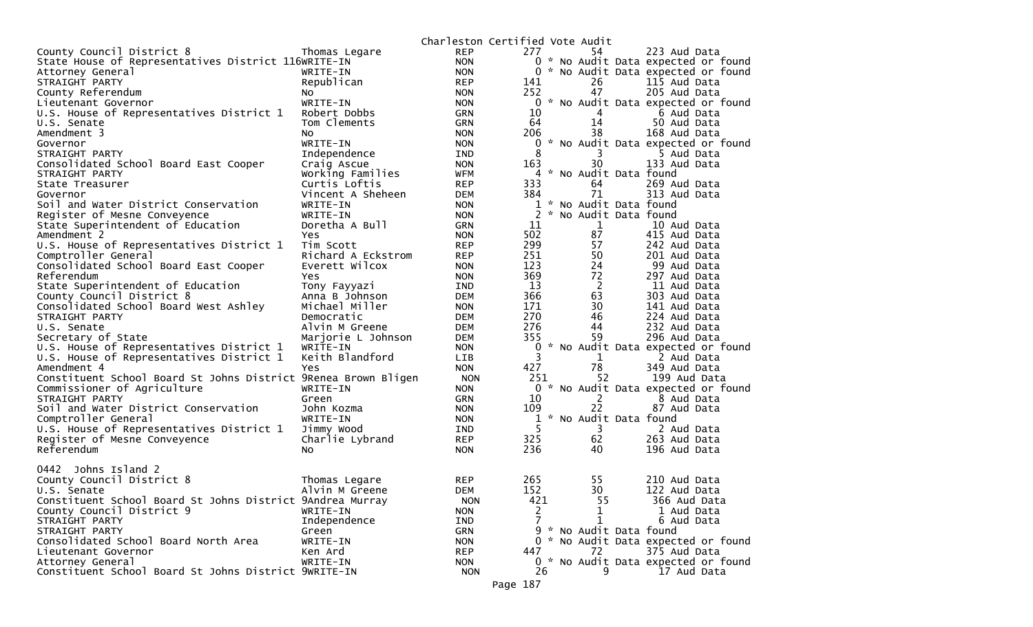Charleston Certified Vote Audit

| | | | | | |
|---|---|---|---|---|---|
| County Council District 8 | Thomas Legare | REP | 277 | 54 | 223 Aud Data |
| State House of Representatives District 116 | WRITE-IN | NON | 0 | * No Audit Data expected or found | |
| Attorney General | WRITE-IN | NON | 0 | * No Audit Data expected or found | |
| STRAIGHT PARTY | Republican | REP | 141 | 26 | 115 Aud Data |
| County Referendum | No | NON | 252 | 47 | 205 Aud Data |
| Lieutenant Governor | WRITE-IN | NON | 0 | * No Audit Data expected or found | |
| U.S. House of Representatives District 1 | Robert Dobbs | GRN | 10 | 4 | 6 Aud Data |
| U.S. Senate | Tom Clements | GRN | 64 | 14 | 50 Aud Data |
| Amendment 3 | No | NON | 206 | 38 | 168 Aud Data |
| Governor | WRITE-IN | NON | 0 | * No Audit Data expected or found | |
| STRAIGHT PARTY | Independence | IND | 8 | 3 | 5 Aud Data |
| Consolidated School Board East Cooper | Craig Ascue | NON | 163 | 30 | 133 Aud Data |
| STRAIGHT PARTY | Working Families | WFM | 4 | * No Audit Data found | |
| State Treasurer | Curtis Loftis | REP | 333 | 64 | 269 Aud Data |
| Governor | Vincent A Sheheen | DEM | 384 | 71 | 313 Aud Data |
| Soil and Water District Conservation | WRITE-IN | NON | 1 | * No Audit Data found | |
| Register of Mesne Conveyence | WRITE-IN | NON | 2 | * No Audit Data found | |
| State Superintendent of Education | Doretha A Bull | GRN | 11 | 1 | 10 Aud Data |
| Amendment 2 | Yes | NON | 502 | 87 | 415 Aud Data |
| U.S. House of Representatives District 1 | Tim Scott | REP | 299 | 57 | 242 Aud Data |
| Comptroller General | Richard A Eckstrom | REP | 251 | 50 | 201 Aud Data |
| Consolidated School Board East Cooper | Everett Wilcox | NON | 123 | 24 | 99 Aud Data |
| Referendum | Yes | NON | 369 | 72 | 297 Aud Data |
| State Superintendent of Education | Tony Fayyazi | IND | 13 | 2 | 11 Aud Data |
| County Council District 8 | Anna B Johnson | DEM | 366 | 63 | 303 Aud Data |
| Consolidated School Board West Ashley | Michael Miller | NON | 171 | 30 | 141 Aud Data |
| STRAIGHT PARTY | Democratic | DEM | 270 | 46 | 224 Aud Data |
| U.S. Senate | Alvin M Greene | DEM | 276 | 44 | 232 Aud Data |
| Secretary of State | Marjorie L Johnson | DEM | 355 | 59 | 296 Aud Data |
| U.S. House of Representatives District 1 | WRITE-IN | NON | 0 | * No Audit Data expected or found | |
| U.S. House of Representatives District 1 | Keith Blandford | LIB | 3 | 1 | 2 Aud Data |
| Amendment 4 | Yes | NON | 427 | 78 | 349 Aud Data |
| Constituent School Board St Johns District 9 | Renea Brown Bligen | NON | 251 | 52 | 199 Aud Data |
| Commissioner of Agriculture | WRITE-IN | NON | 0 | * No Audit Data expected or found | |
| STRAIGHT PARTY | Green | GRN | 10 | 2 | 8 Aud Data |
| Soil and Water District Conservation | John Kozma | NON | 109 | 22 | 87 Aud Data |
| Comptroller General | WRITE-IN | NON | 1 | * No Audit Data found | |
| U.S. House of Representatives District 1 | Jimmy Wood | IND | 5 | 3 | 2 Aud Data |
| Register of Mesne Conveyence | Charlie Lybrand | REP | 325 | 62 | 263 Aud Data |
| Referendum | No | NON | 236 | 40 | 196 Aud Data |

0442 Johns Island 2

| | | | | | |
|---|---|---|---|---|---|
| County Council District 8 | Thomas Legare | REP | 265 | 55 | 210 Aud Data |
| U.S. Senate | Alvin M Greene | DEM | 152 | 30 | 122 Aud Data |
| Constituent School Board St Johns District 9 | Andrea Murray | NON | 421 | 55 | 366 Aud Data |
| County Council District 9 | WRITE-IN | NON | 2 | 1 | 1 Aud Data |
| STRAIGHT PARTY | Independence | IND | 7 | 1 | 6 Aud Data |
| STRAIGHT PARTY | Green | GRN | 9 | * No Audit Data found | |
| Consolidated School Board North Area | WRITE-IN | NON | 0 | * No Audit Data expected or found | |
| Lieutenant Governor | Ken Ard | REP | 447 | 72 | 375 Aud Data |
| Attorney General | WRITE-IN | NON | 0 | * No Audit Data expected or found | |
| Constituent School Board St Johns District 9 | WRITE-IN | NON | 26 | 9 | 17 Aud Data |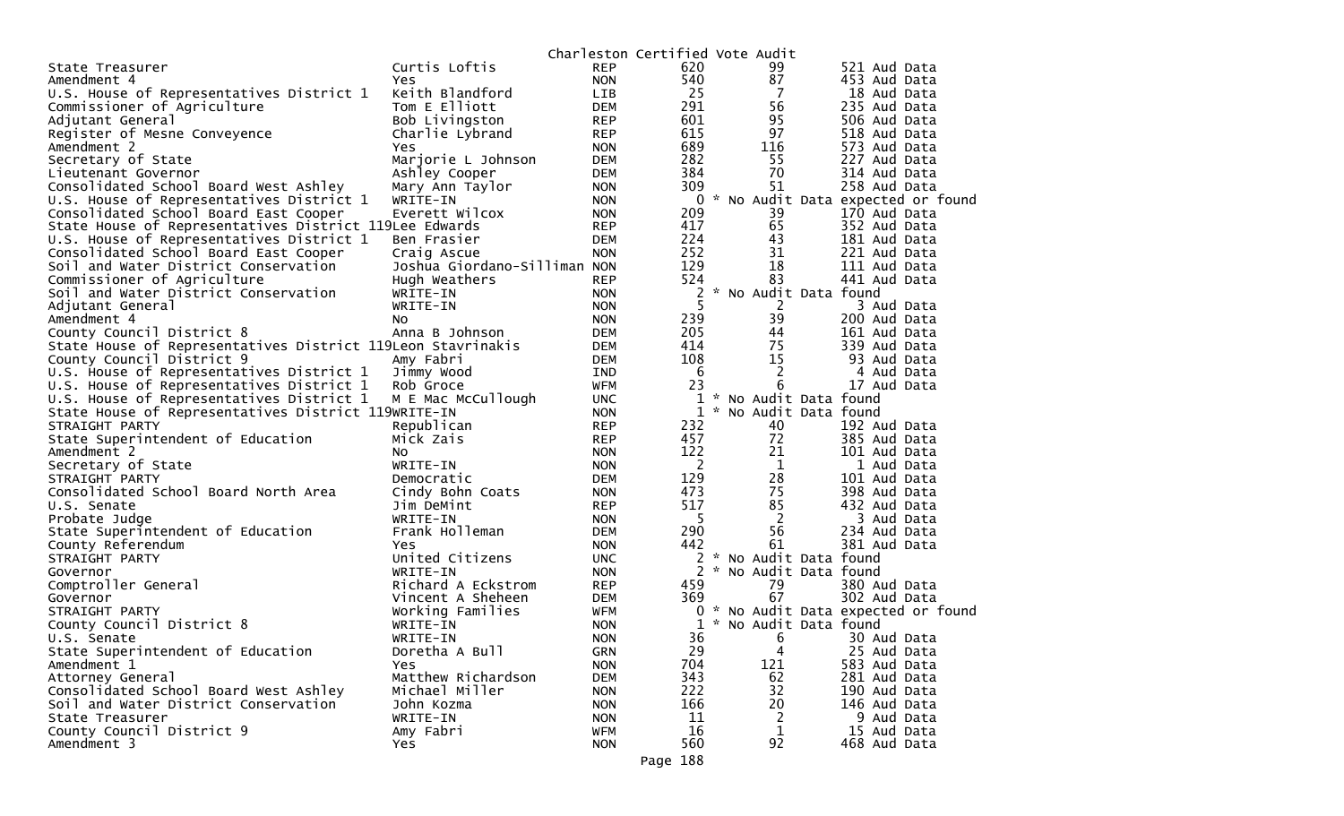Charleston Certified Vote Audit

| Contest | Candidate | Party | Total | | Aud Data |
|---|---|---|---|---|---|
| State Treasurer | Curtis Loftis | REP | 620 | 99 | 521 Aud Data |
| Amendment 4 | Yes | NON | 540 | 87 | 453 Aud Data |
| U.S. House of Representatives District 1 | Keith Blandford | LIB | 25 | 7 | 18 Aud Data |
| Commissioner of Agriculture | Tom E Elliott | DEM | 291 | 56 | 235 Aud Data |
| Adjutant General | Bob Livingston | REP | 601 | 95 | 506 Aud Data |
| Register of Mesne Conveyence | Charlie Lybrand | REP | 615 | 97 | 518 Aud Data |
| Amendment 2 | Yes | NON | 689 | 116 | 573 Aud Data |
| Secretary of State | Marjorie L Johnson | DEM | 282 | 55 | 227 Aud Data |
| Lieutenant Governor | Ashley Cooper | DEM | 384 | 70 | 314 Aud Data |
| Consolidated School Board West Ashley | Mary Ann Taylor | NON | 309 | 51 | 258 Aud Data |
| U.S. House of Representatives District 1 | WRITE-IN | NON | 0 | * No Audit Data expected or found | |
| Consolidated School Board East Cooper | Everett Wilcox | NON | 209 | 39 | 170 Aud Data |
| State House of Representatives District 119 | Lee Edwards | REP | 417 | 65 | 352 Aud Data |
| U.S. House of Representatives District 1 | Ben Frasier | DEM | 224 | 43 | 181 Aud Data |
| Consolidated School Board East Cooper | Craig Ascue | NON | 252 | 31 | 221 Aud Data |
| Soil and Water District Conservation | Joshua Giordano-Silliman | NON | 129 | 18 | 111 Aud Data |
| Commissioner of Agriculture | Hugh Weathers | REP | 524 | 83 | 441 Aud Data |
| Soil and Water District Conservation | WRITE-IN | NON | 2 | * No Audit Data found | |
| Adjutant General | WRITE-IN | NON | 5 | 2 | 3 Aud Data |
| Amendment 4 | No | NON | 239 | 39 | 200 Aud Data |
| County Council District 8 | Anna B Johnson | DEM | 205 | 44 | 161 Aud Data |
| State House of Representatives District 119 | Leon Stavrinakis | DEM | 414 | 75 | 339 Aud Data |
| County Council District 9 | Amy Fabri | DEM | 108 | 15 | 93 Aud Data |
| U.S. House of Representatives District 1 | Jimmy Wood | IND | 6 | 2 | 4 Aud Data |
| U.S. House of Representatives District 1 | Rob Groce | WFM | 23 | 6 | 17 Aud Data |
| U.S. House of Representatives District 1 | M E Mac McCullough | UNC | 1 | * No Audit Data found | |
| State House of Representatives District 119 | WRITE-IN | NON | 1 | * No Audit Data found | |
| STRAIGHT PARTY | Republican | REP | 232 | 40 | 192 Aud Data |
| State Superintendent of Education | Mick Zais | REP | 457 | 72 | 385 Aud Data |
| Amendment 2 | No | NON | 122 | 21 | 101 Aud Data |
| Secretary of State | WRITE-IN | NON | 2 | 1 | 1 Aud Data |
| STRAIGHT PARTY | Democratic | DEM | 129 | 28 | 101 Aud Data |
| Consolidated School Board North Area | Cindy Bohn Coats | NON | 473 | 75 | 398 Aud Data |
| U.S. Senate | Jim DeMint | REP | 517 | 85 | 432 Aud Data |
| Probate Judge | WRITE-IN | NON | 5 | 2 | 3 Aud Data |
| State Superintendent of Education | Frank Holleman | DEM | 290 | 56 | 234 Aud Data |
| County Referendum | Yes | NON | 442 | 61 | 381 Aud Data |
| STRAIGHT PARTY | United Citizens | UNC | 2 | * No Audit Data found | |
| Governor | WRITE-IN | NON | 2 | * No Audit Data found | |
| Comptroller General | Richard A Eckstrom | REP | 459 | 79 | 380 Aud Data |
| Governor | Vincent A Sheheen | DEM | 369 | 67 | 302 Aud Data |
| STRAIGHT PARTY | Working Families | WFM | 0 | * No Audit Data expected or found | |
| County Council District 8 | WRITE-IN | NON | 1 | * No Audit Data found | |
| U.S. Senate | WRITE-IN | NON | 36 | 6 | 30 Aud Data |
| State Superintendent of Education | Doretha A Bull | GRN | 29 | 4 | 25 Aud Data |
| Amendment 1 | Yes | NON | 704 | 121 | 583 Aud Data |
| Attorney General | Matthew Richardson | DEM | 343 | 62 | 281 Aud Data |
| Consolidated School Board West Ashley | Michael Miller | NON | 222 | 32 | 190 Aud Data |
| Soil and Water District Conservation | John Kozma | NON | 166 | 20 | 146 Aud Data |
| State Treasurer | WRITE-IN | NON | 11 | 2 | 9 Aud Data |
| County Council District 9 | Amy Fabri | WFM | 16 | 1 | 15 Aud Data |
| Amendment 3 | Yes | NON | 560 | 92 | 468 Aud Data |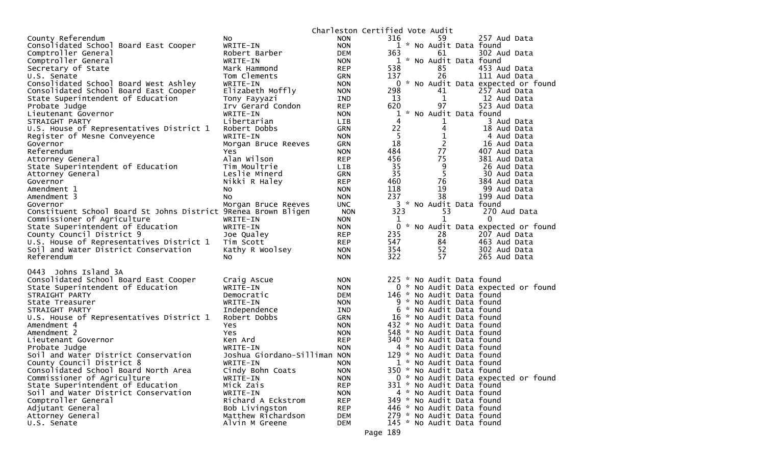Charleston Certified Vote Audit

| Office | Candidate | Party | Votes | | | Notes |
|---|---|---|---|---|---|---|
| County Referendum | No | NON | 316 | | 59 | 257 Aud Data |
| Consolidated School Board East Cooper | WRITE-IN | NON | 1 | * | | No Audit Data found |
| Comptroller General | Robert Barber | DEM | 363 | | 61 | 302 Aud Data |
| Comptroller General | WRITE-IN | NON | 1 | * | | No Audit Data found |
| Secretary of State | Mark Hammond | REP | 538 | | 85 | 453 Aud Data |
| U.S. Senate | Tom Clements | GRN | 137 | | 26 | 111 Aud Data |
| Consolidated School Board West Ashley | WRITE-IN | NON | 0 | * | | No Audit Data expected or found |
| Consolidated School Board East Cooper | Elizabeth Moffly | NON | 298 | | 41 | 257 Aud Data |
| State Superintendent of Education | Tony Fayyazi | IND | 13 | | 1 | 12 Aud Data |
| Probate Judge | Irv Gerard Condon | REP | 620 | | 97 | 523 Aud Data |
| Lieutenant Governor | WRITE-IN | NON | 1 | * | | No Audit Data found |
| STRAIGHT PARTY | Libertarian | LIB | 4 | | 1 | 3 Aud Data |
| U.S. House of Representatives District 1 | Robert Dobbs | GRN | 22 | | 4 | 18 Aud Data |
| Register of Mesne Conveyence | WRITE-IN | NON | 5 | | 1 | 4 Aud Data |
| Governor | Morgan Bruce Reeves | GRN | 18 | | 2 | 16 Aud Data |
| Referendum | Yes | NON | 484 | | 77 | 407 Aud Data |
| Attorney General | Alan Wilson | REP | 456 | | 75 | 381 Aud Data |
| State Superintendent of Education | Tim Moultrie | LIB | 35 | | 9 | 26 Aud Data |
| Attorney General | Leslie Minerd | GRN | 35 | | 5 | 30 Aud Data |
| Governor | Nikki R Haley | REP | 460 | | 76 | 384 Aud Data |
| Amendment 1 | No | NON | 118 | | 19 | 99 Aud Data |
| Amendment 3 | No | NON | 237 | | 38 | 199 Aud Data |
| Governor | Morgan Bruce Reeves | UNC | 3 | * | | No Audit Data found |
| Constituent School Board St Johns District 9 | Renea Brown Bligen | NON | 323 | | 53 | 270 Aud Data |
| Commissioner of Agriculture | WRITE-IN | NON | 1 | | 1 | 0 |
| State Superintendent of Education | WRITE-IN | NON | 0 | * | | No Audit Data expected or found |
| County Council District 9 | Joe Qualey | REP | 235 | | 28 | 207 Aud Data |
| U.S. House of Representatives District 1 | Tim Scott | REP | 547 | | 84 | 463 Aud Data |
| Soil and Water District Conservation | Kathy R Woolsey | NON | 354 | | 52 | 302 Aud Data |
| Referendum | No | NON | 322 | | 57 | 265 Aud Data |

0443 Johns Island 3A

| Office | Candidate | Party | Votes | | Notes |
|---|---|---|---|---|---|
| Consolidated School Board East Cooper | Craig Ascue | NON | 225 | * | No Audit Data found |
| State Superintendent of Education | WRITE-IN | NON | 0 | * | No Audit Data expected or found |
| STRAIGHT PARTY | Democratic | DEM | 146 | * | No Audit Data found |
| State Treasurer | WRITE-IN | NON | 9 | * | No Audit Data found |
| STRAIGHT PARTY | Independence | IND | 6 | * | No Audit Data found |
| U.S. House of Representatives District 1 | Robert Dobbs | GRN | 16 | * | No Audit Data found |
| Amendment 4 | Yes | NON | 432 | * | No Audit Data found |
| Amendment 2 | Yes | NON | 548 | * | No Audit Data found |
| Lieutenant Governor | Ken Ard | REP | 340 | * | No Audit Data found |
| Probate Judge | WRITE-IN | NON | 4 | * | No Audit Data found |
| Soil and Water District Conservation | Joshua Giordano-Silliman | NON | 129 | * | No Audit Data found |
| County Council District 8 | WRITE-IN | NON | 1 | * | No Audit Data found |
| Consolidated School Board North Area | Cindy Bohn Coats | NON | 350 | * | No Audit Data found |
| Commissioner of Agriculture | WRITE-IN | NON | 0 | * | No Audit Data expected or found |
| State Superintendent of Education | Mick Zais | REP | 331 | * | No Audit Data found |
| Soil and Water District Conservation | WRITE-IN | NON | 4 | * | No Audit Data found |
| Comptroller General | Richard A Eckstrom | REP | 349 | * | No Audit Data found |
| Adjutant General | Bob Livingston | REP | 446 | * | No Audit Data found |
| Attorney General | Matthew Richardson | DEM | 279 | * | No Audit Data found |
| U.S. Senate | Alvin M Greene | DEM | 145 | * | No Audit Data found |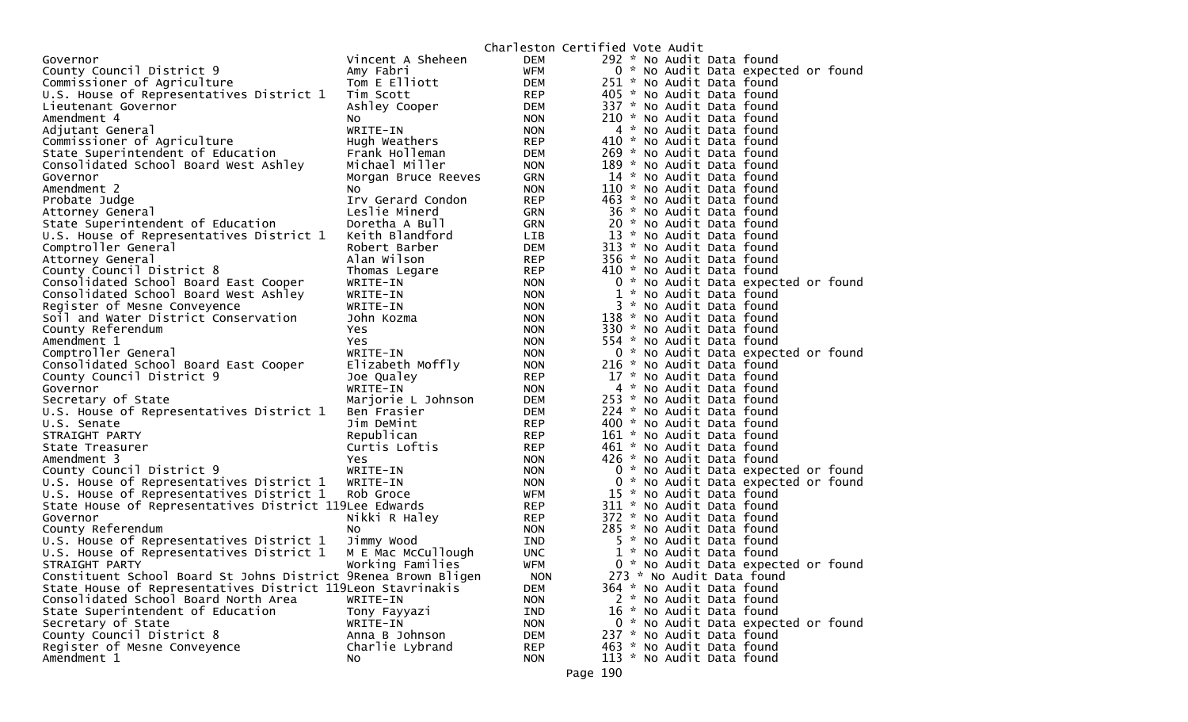Charleston Certified Vote Audit

| Contest | Candidate | Party | Votes | Audit |
|---|---|---|---|---|
| Governor | Vincent A Sheheen | DEM | 292 | * No Audit Data found |
| County Council District 9 | Amy Fabri | WFM | 0 | * No Audit Data expected or found |
| Commissioner of Agriculture | Tom E Elliott | DEM | 251 | * No Audit Data found |
| U.S. House of Representatives District 1 | Tim Scott | REP | 405 | * No Audit Data found |
| Lieutenant Governor | Ashley Cooper | DEM | 337 | * No Audit Data found |
| Amendment 4 | No | NON | 210 | * No Audit Data found |
| Adjutant General | WRITE-IN | NON | 4 | * No Audit Data found |
| Commissioner of Agriculture | Hugh Weathers | REP | 410 | * No Audit Data found |
| State Superintendent of Education | Frank Holleman | DEM | 269 | * No Audit Data found |
| Consolidated School Board West Ashley | Michael Miller | NON | 189 | * No Audit Data found |
| Governor | Morgan Bruce Reeves | GRN | 14 | * No Audit Data found |
| Amendment 2 | No | NON | 110 | * No Audit Data found |
| Probate Judge | Irv Gerard Condon | REP | 463 | * No Audit Data found |
| Attorney General | Leslie Minerd | GRN | 36 | * No Audit Data found |
| State Superintendent of Education | Doretha A Bull | GRN | 20 | * No Audit Data found |
| U.S. House of Representatives District 1 | Keith Blandford | LIB | 13 | * No Audit Data found |
| Comptroller General | Robert Barber | DEM | 313 | * No Audit Data found |
| Attorney General | Alan Wilson | REP | 356 | * No Audit Data found |
| County Council District 8 | Thomas Legare | REP | 410 | * No Audit Data found |
| Consolidated School Board East Cooper | WRITE-IN | NON | 0 | * No Audit Data expected or found |
| Consolidated School Board West Ashley | WRITE-IN | NON | 1 | * No Audit Data found |
| Register of Mesne Conveyence | WRITE-IN | NON | 3 | * No Audit Data found |
| Soil and Water District Conservation | John Kozma | NON | 138 | * No Audit Data found |
| County Referendum | Yes | NON | 330 | * No Audit Data found |
| Amendment 1 | Yes | NON | 554 | * No Audit Data found |
| Comptroller General | WRITE-IN | NON | 0 | * No Audit Data expected or found |
| Consolidated School Board East Cooper | Elizabeth Moffly | NON | 216 | * No Audit Data found |
| County Council District 9 | Joe Qualey | REP | 17 | * No Audit Data found |
| Governor | WRITE-IN | NON | 4 | * No Audit Data found |
| Secretary of State | Marjorie L Johnson | DEM | 253 | * No Audit Data found |
| U.S. House of Representatives District 1 | Ben Frasier | DEM | 224 | * No Audit Data found |
| U.S. Senate | Jim DeMint | REP | 400 | * No Audit Data found |
| STRAIGHT PARTY | Republican | REP | 161 | * No Audit Data found |
| State Treasurer | Curtis Loftis | REP | 461 | * No Audit Data found |
| Amendment 3 | Yes | NON | 426 | * No Audit Data found |
| County Council District 9 | WRITE-IN | NON | 0 | * No Audit Data expected or found |
| U.S. House of Representatives District 1 | WRITE-IN | NON | 0 | * No Audit Data expected or found |
| U.S. House of Representatives District 1 | Rob Groce | WFM | 15 | * No Audit Data found |
| State House of Representatives District 119 | Lee Edwards | REP | 311 | * No Audit Data found |
| Governor | Nikki R Haley | REP | 372 | * No Audit Data found |
| County Referendum | No | NON | 285 | * No Audit Data found |
| U.S. House of Representatives District 1 | Jimmy Wood | IND | 5 | * No Audit Data found |
| U.S. House of Representatives District 1 | M E Mac McCullough | UNC | 1 | * No Audit Data found |
| STRAIGHT PARTY | Working Families | WFM | 0 | * No Audit Data expected or found |
| Constituent School Board St Johns District 9 | Renea Brown Bligen | NON | 273 | * No Audit Data found |
| State House of Representatives District 119 | Leon Stavrinakis | DEM | 364 | * No Audit Data found |
| Consolidated School Board North Area | WRITE-IN | NON | 2 | * No Audit Data found |
| State Superintendent of Education | Tony Fayyazi | IND | 16 | * No Audit Data found |
| Secretary of State | WRITE-IN | NON | 0 | * No Audit Data expected or found |
| County Council District 8 | Anna B Johnson | DEM | 237 | * No Audit Data found |
| Register of Mesne Conveyence | Charlie Lybrand | REP | 463 | * No Audit Data found |
| Amendment 1 | No | NON | 113 | * No Audit Data found |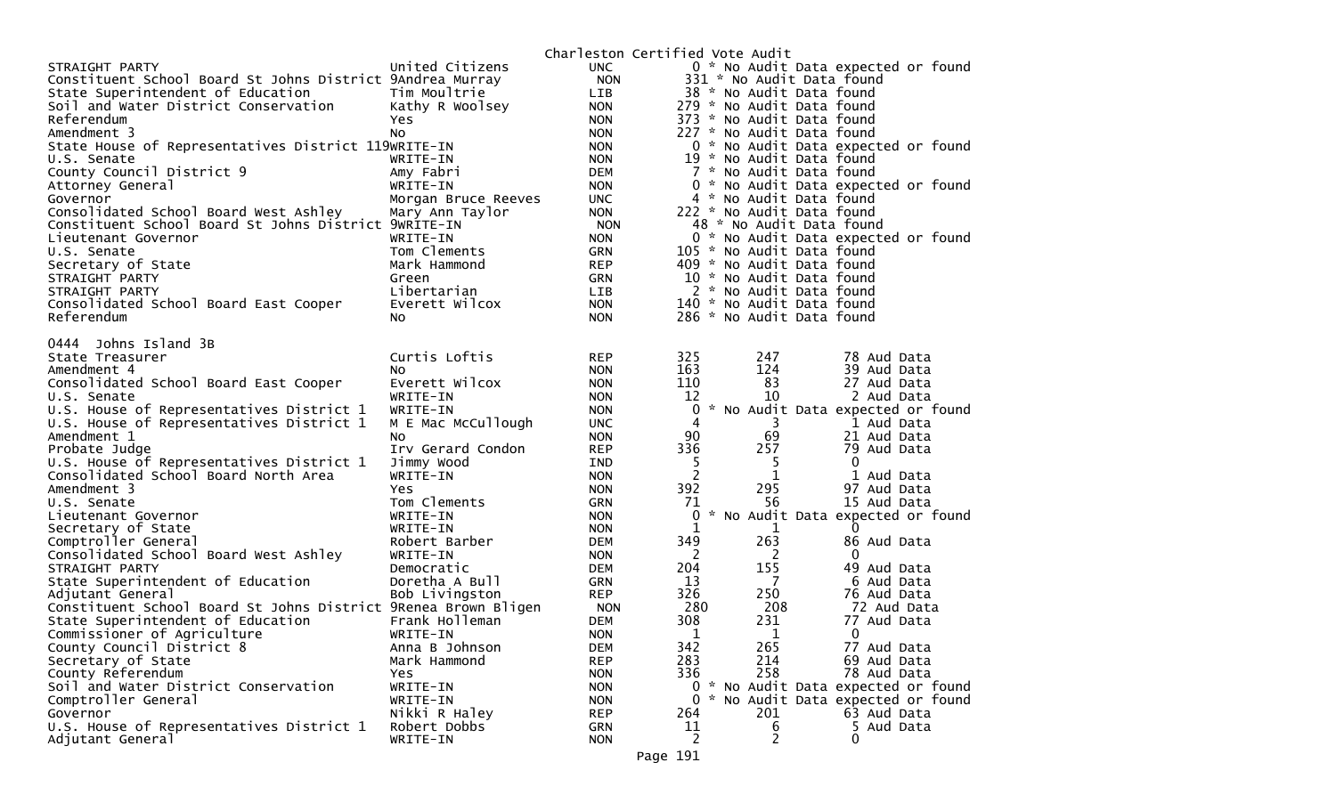Charleston Certified Vote Audit

| Office | Candidate | Party | Votes | | Audit |
|---|---|---|---|---|---|
| STRAIGHT PARTY | United Citizens | UNC | 0 * No Audit Data expected or found | | |
| Constituent School Board St Johns District 9 | Andrea Murray | NON | 331 * No Audit Data found | | |
| State Superintendent of Education | Tim Moultrie | LIB | 38 * No Audit Data found | | |
| Soil and Water District Conservation | Kathy R Woolsey | NON | 279 * No Audit Data found | | |
| Referendum | Yes | NON | 373 * No Audit Data found | | |
| Amendment 3 | No | NON | 227 * No Audit Data found | | |
| State House of Representatives District 119 | WRITE-IN | NON | 0 * No Audit Data expected or found | | |
| U.S. Senate | WRITE-IN | NON | 19 * No Audit Data found | | |
| County Council District 9 | Amy Fabri | DEM | 7 * No Audit Data found | | |
| Attorney General | WRITE-IN | NON | 0 * No Audit Data expected or found | | |
| Governor | Morgan Bruce Reeves | UNC | 4 * No Audit Data found | | |
| Consolidated School Board West Ashley | Mary Ann Taylor | NON | 222 * No Audit Data found | | |
| Constituent School Board St Johns District 9 | WRITE-IN | NON | 48 * No Audit Data found | | |
| Lieutenant Governor | WRITE-IN | NON | 0 * No Audit Data expected or found | | |
| U.S. Senate | Tom Clements | GRN | 105 * No Audit Data found | | |
| Secretary of State | Mark Hammond | REP | 409 * No Audit Data found | | |
| STRAIGHT PARTY | Green | GRN | 10 * No Audit Data found | | |
| STRAIGHT PARTY | Libertarian | LIB | 2 * No Audit Data found | | |
| Consolidated School Board East Cooper | Everett Wilcox | NON | 140 * No Audit Data found | | |
| Referendum | No | NON | 286 * No Audit Data found | | |

0444 Johns Island 3B

| Office | Candidate | Party | Votes | | Audit |
|---|---|---|---|---|---|
| State Treasurer | Curtis Loftis | REP | 325 | 247 | 78 Aud Data |
| Amendment 4 | No | NON | 163 | 124 | 39 Aud Data |
| Consolidated School Board East Cooper | Everett Wilcox | NON | 110 | 83 | 27 Aud Data |
| U.S. Senate | WRITE-IN | NON | 12 | 10 | 2 Aud Data |
| U.S. House of Representatives District 1 | WRITE-IN | NON | 0 * No Audit Data expected or found | | |
| U.S. House of Representatives District 1 | M E Mac McCullough | UNC | 4 | 3 | 1 Aud Data |
| Amendment 1 | No | NON | 90 | 69 | 21 Aud Data |
| Probate Judge | Irv Gerard Condon | REP | 336 | 257 | 79 Aud Data |
| U.S. House of Representatives District 1 | Jimmy Wood | IND | 5 | 5 | 0 |
| Consolidated School Board North Area | WRITE-IN | NON | 2 | 1 | 1 Aud Data |
| Amendment 3 | Yes | NON | 392 | 295 | 97 Aud Data |
| U.S. Senate | Tom Clements | GRN | 71 | 56 | 15 Aud Data |
| Lieutenant Governor | WRITE-IN | NON | 0 * No Audit Data expected or found | | |
| Secretary of State | WRITE-IN | NON | 1 | 1 | 0 |
| Comptroller General | Robert Barber | DEM | 349 | 263 | 86 Aud Data |
| Consolidated School Board West Ashley | WRITE-IN | NON | 2 | 2 | 0 |
| STRAIGHT PARTY | Democratic | DEM | 204 | 155 | 49 Aud Data |
| State Superintendent of Education | Doretha A Bull | GRN | 13 | 7 | 6 Aud Data |
| Adjutant General | Bob Livingston | REP | 326 | 250 | 76 Aud Data |
| Constituent School Board St Johns District 9 | Renea Brown Bligen | NON | 280 | 208 | 72 Aud Data |
| State Superintendent of Education | Frank Holleman | DEM | 308 | 231 | 77 Aud Data |
| Commissioner of Agriculture | WRITE-IN | NON | 1 | 1 | 0 |
| County Council District 8 | Anna B Johnson | DEM | 342 | 265 | 77 Aud Data |
| Secretary of State | Mark Hammond | REP | 283 | 214 | 69 Aud Data |
| County Referendum | Yes | NON | 336 | 258 | 78 Aud Data |
| Soil and Water District Conservation | WRITE-IN | NON | 0 * No Audit Data expected or found | | |
| Comptroller General | WRITE-IN | NON | 0 * No Audit Data expected or found | | |
| Governor | Nikki R Haley | REP | 264 | 201 | 63 Aud Data |
| U.S. House of Representatives District 1 | Robert Dobbs | GRN | 11 | 6 | 5 Aud Data |
| Adjutant General | WRITE-IN | NON | 2 | 2 | 0 |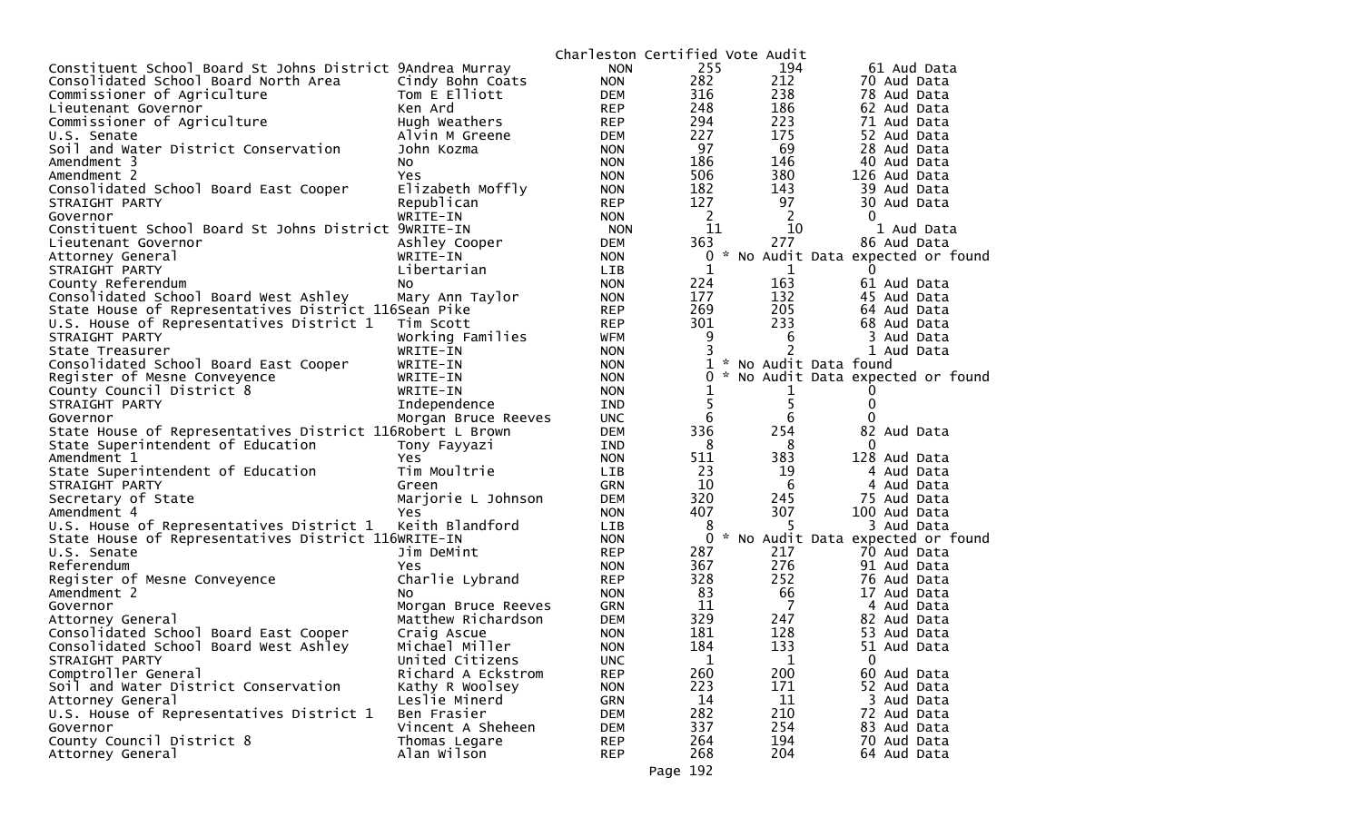Charleston Certified Vote Audit

| Office | Candidate | Party | Total | Votes | Audit |
|---|---|---|---|---|---|
| Constituent School Board St Johns District 9 | Andrea Murray | NON | 255 | 194 | 61 Aud Data |
| Consolidated School Board North Area | Cindy Bohn Coats | NON | 282 | 212 | 70 Aud Data |
| Commissioner of Agriculture | Tom E Elliott | DEM | 316 | 238 | 78 Aud Data |
| Lieutenant Governor | Ken Ard | REP | 248 | 186 | 62 Aud Data |
| Commissioner of Agriculture | Hugh Weathers | REP | 294 | 223 | 71 Aud Data |
| U.S. Senate | Alvin M Greene | DEM | 227 | 175 | 52 Aud Data |
| Soil and Water District Conservation | John Kozma | NON | 97 | 69 | 28 Aud Data |
| Amendment 3 | No | NON | 186 | 146 | 40 Aud Data |
| Amendment 2 | Yes | NON | 506 | 380 | 126 Aud Data |
| Consolidated School Board East Cooper | Elizabeth Moffly | NON | 182 | 143 | 39 Aud Data |
| STRAIGHT PARTY | Republican | REP | 127 | 97 | 30 Aud Data |
| Governor | WRITE-IN | NON | 2 | 2 | 0 |
| Constituent School Board St Johns District 9 | WRITE-IN | NON | 11 | 10 | 1 Aud Data |
| Lieutenant Governor | Ashley Cooper | DEM | 363 | 277 | 86 Aud Data |
| Attorney General | WRITE-IN | NON | 0 | * No Audit Data expected or found | |
| STRAIGHT PARTY | Libertarian | LIB | 1 | 1 | 0 |
| County Referendum | No | NON | 224 | 163 | 61 Aud Data |
| Consolidated School Board West Ashley | Mary Ann Taylor | NON | 177 | 132 | 45 Aud Data |
| State House of Representatives District 116 | Sean Pike | REP | 269 | 205 | 64 Aud Data |
| U.S. House of Representatives District 1 | Tim Scott | REP | 301 | 233 | 68 Aud Data |
| STRAIGHT PARTY | Working Families | WFM | 9 | 6 | 3 Aud Data |
| State Treasurer | WRITE-IN | NON | 3 | 2 | 1 Aud Data |
| Consolidated School Board East Cooper | WRITE-IN | NON | 1 | * No Audit Data found | |
| Register of Mesne Conveyence | WRITE-IN | NON | 0 | * No Audit Data expected or found | |
| County Council District 8 | WRITE-IN | NON | 1 | 1 | 0 |
| STRAIGHT PARTY | Independence | IND | 5 | 5 | 0 |
| Governor | Morgan Bruce Reeves | UNC | 6 | 6 | 0 |
| State House of Representatives District 116 | Robert L Brown | DEM | 336 | 254 | 82 Aud Data |
| State Superintendent of Education | Tony Fayyazi | IND | 8 | 8 | 0 |
| Amendment 1 | Yes | NON | 511 | 383 | 128 Aud Data |
| State Superintendent of Education | Tim Moultrie | LIB | 23 | 19 | 4 Aud Data |
| STRAIGHT PARTY | Green | GRN | 10 | 6 | 4 Aud Data |
| Secretary of State | Marjorie L Johnson | DEM | 320 | 245 | 75 Aud Data |
| Amendment 4 | Yes | NON | 407 | 307 | 100 Aud Data |
| U.S. House of Representatives District 1 | Keith Blandford | LIB | 8 | 5 | 3 Aud Data |
| State House of Representatives District 116 | WRITE-IN | NON | 0 | * No Audit Data expected or found | |
| U.S. Senate | Jim DeMint | REP | 287 | 217 | 70 Aud Data |
| Referendum | Yes | NON | 367 | 276 | 91 Aud Data |
| Register of Mesne Conveyence | Charlie Lybrand | REP | 328 | 252 | 76 Aud Data |
| Amendment 2 | No | NON | 83 | 66 | 17 Aud Data |
| Governor | Morgan Bruce Reeves | GRN | 11 | 7 | 4 Aud Data |
| Attorney General | Matthew Richardson | DEM | 329 | 247 | 82 Aud Data |
| Consolidated School Board East Cooper | Craig Ascue | NON | 181 | 128 | 53 Aud Data |
| Consolidated School Board West Ashley | Michael Miller | NON | 184 | 133 | 51 Aud Data |
| STRAIGHT PARTY | United Citizens | UNC | 1 | 1 | 0 |
| Comptroller General | Richard A Eckstrom | REP | 260 | 200 | 60 Aud Data |
| Soil and Water District Conservation | Kathy R Woolsey | NON | 223 | 171 | 52 Aud Data |
| Attorney General | Leslie Minerd | GRN | 14 | 11 | 3 Aud Data |
| U.S. House of Representatives District 1 | Ben Frasier | DEM | 282 | 210 | 72 Aud Data |
| Governor | Vincent A Sheheen | DEM | 337 | 254 | 83 Aud Data |
| County Council District 8 | Thomas Legare | REP | 264 | 194 | 70 Aud Data |
| Attorney General | Alan Wilson | REP | 268 | 204 | 64 Aud Data |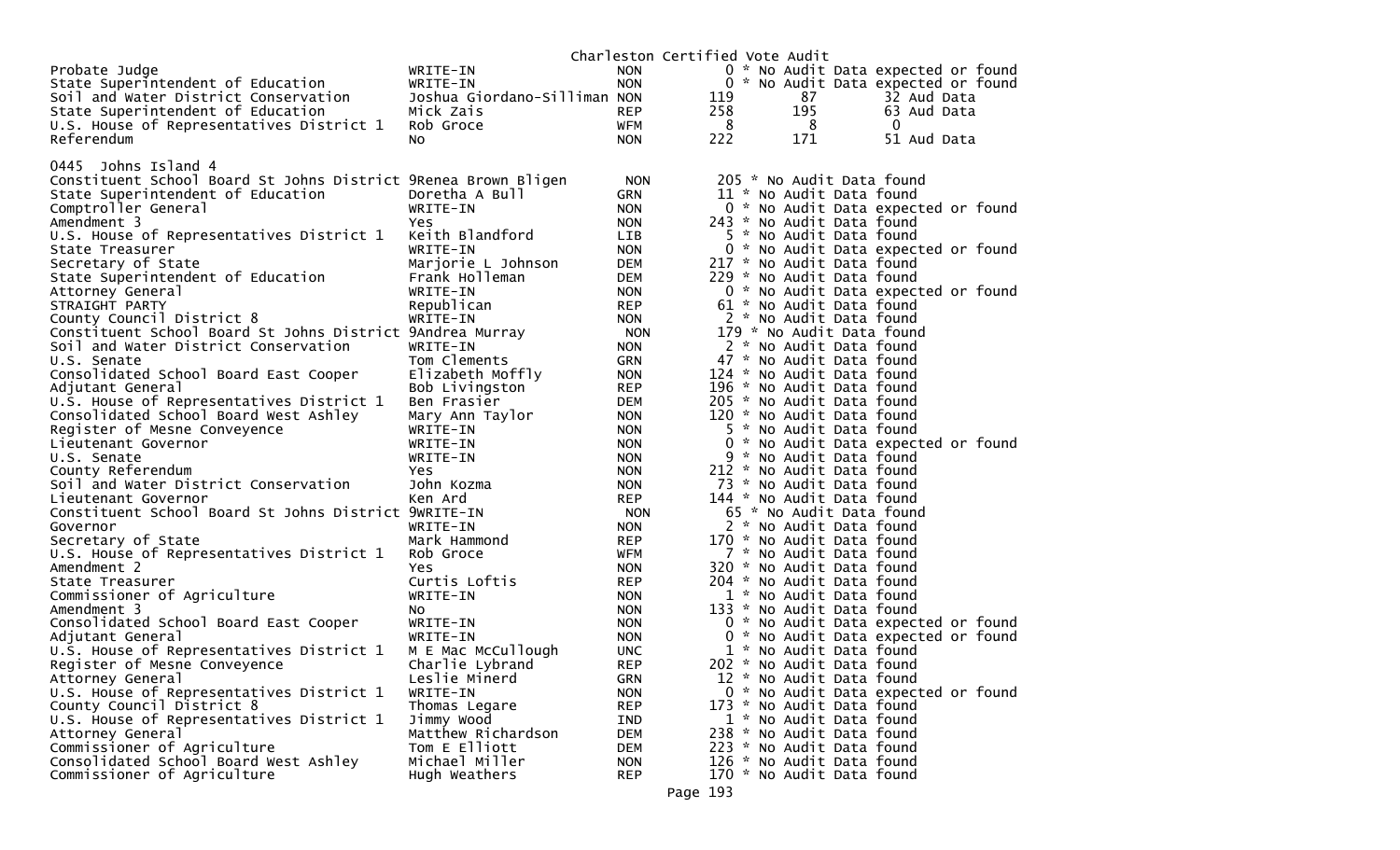Charleston Certified Vote Audit

| | | | | | |
|---|---|---|---|---|---|
| Probate Judge | WRITE-IN | NON | 0 * No Audit Data expected or found | | |
| State Superintendent of Education | WRITE-IN | NON | 0 * No Audit Data expected or found | | |
| Soil and Water District Conservation | Joshua Giordano-Silliman | NON | 119 | 87 | 32 Aud Data |
| State Superintendent of Education | Mick Zais | REP | 258 | 195 | 63 Aud Data |
| U.S. House of Representatives District 1 | Rob Groce | WFM | 8 | 8 | 0 |
| Referendum | No | NON | 222 | 171 | 51 Aud Data |

0445 Johns Island 4

| | | | |
|---|---|---|---|
| Constituent School Board St Johns District 9 | Renea Brown Bligen | NON | 205 * No Audit Data found |
| State Superintendent of Education | Doretha A Bull | GRN | 11 * No Audit Data found |
| Comptroller General | WRITE-IN | NON | 0 * No Audit Data expected or found |
| Amendment 3 | Yes | NON | 243 * No Audit Data found |
| U.S. House of Representatives District 1 | Keith Blandford | LIB | 5 * No Audit Data found |
| State Treasurer | WRITE-IN | NON | 0 * No Audit Data expected or found |
| Secretary of State | Marjorie L Johnson | DEM | 217 * No Audit Data found |
| State Superintendent of Education | Frank Holleman | DEM | 229 * No Audit Data found |
| Attorney General | WRITE-IN | NON | 0 * No Audit Data expected or found |
| STRAIGHT PARTY | Republican | REP | 61 * No Audit Data found |
| County Council District 8 | WRITE-IN | NON | 2 * No Audit Data found |
| Constituent School Board St Johns District 9 | Andrea Murray | NON | 179 * No Audit Data found |
| Soil and Water District Conservation | WRITE-IN | NON | 2 * No Audit Data found |
| U.S. Senate | Tom Clements | GRN | 47 * No Audit Data found |
| Consolidated School Board East Cooper | Elizabeth Moffly | NON | 124 * No Audit Data found |
| Adjutant General | Bob Livingston | REP | 196 * No Audit Data found |
| U.S. House of Representatives District 1 | Ben Frasier | DEM | 205 * No Audit Data found |
| Consolidated School Board West Ashley | Mary Ann Taylor | NON | 120 * No Audit Data found |
| Register of Mesne Conveyence | WRITE-IN | NON | 5 * No Audit Data found |
| Lieutenant Governor | WRITE-IN | NON | 0 * No Audit Data expected or found |
| U.S. Senate | WRITE-IN | NON | 9 * No Audit Data found |
| County Referendum | Yes | NON | 212 * No Audit Data found |
| Soil and Water District Conservation | John Kozma | NON | 73 * No Audit Data found |
| Lieutenant Governor | Ken Ard | REP | 144 * No Audit Data found |
| Constituent School Board St Johns District 9 | WRITE-IN | NON | 65 * No Audit Data found |
| Governor | WRITE-IN | NON | 2 * No Audit Data found |
| Secretary of State | Mark Hammond | REP | 170 * No Audit Data found |
| U.S. House of Representatives District 1 | Rob Groce | WFM | 7 * No Audit Data found |
| Amendment 2 | Yes | NON | 320 * No Audit Data found |
| State Treasurer | Curtis Loftis | REP | 204 * No Audit Data found |
| Commissioner of Agriculture | WRITE-IN | NON | 1 * No Audit Data found |
| Amendment 3 | No | NON | 133 * No Audit Data found |
| Consolidated School Board East Cooper | WRITE-IN | NON | 0 * No Audit Data expected or found |
| Adjutant General | WRITE-IN | NON | 0 * No Audit Data expected or found |
| U.S. House of Representatives District 1 | M E Mac McCullough | UNC | 1 * No Audit Data found |
| Register of Mesne Conveyence | Charlie Lybrand | REP | 202 * No Audit Data found |
| Attorney General | Leslie Minerd | GRN | 12 * No Audit Data found |
| U.S. House of Representatives District 1 | WRITE-IN | NON | 0 * No Audit Data expected or found |
| County Council District 8 | Thomas Legare | REP | 173 * No Audit Data found |
| U.S. House of Representatives District 1 | Jimmy Wood | IND | 1 * No Audit Data found |
| Attorney General | Matthew Richardson | DEM | 238 * No Audit Data found |
| Commissioner of Agriculture | Tom E Elliott | DEM | 223 * No Audit Data found |
| Consolidated School Board West Ashley | Michael Miller | NON | 126 * No Audit Data found |
| Commissioner of Agriculture | Hugh Weathers | REP | 170 * No Audit Data found |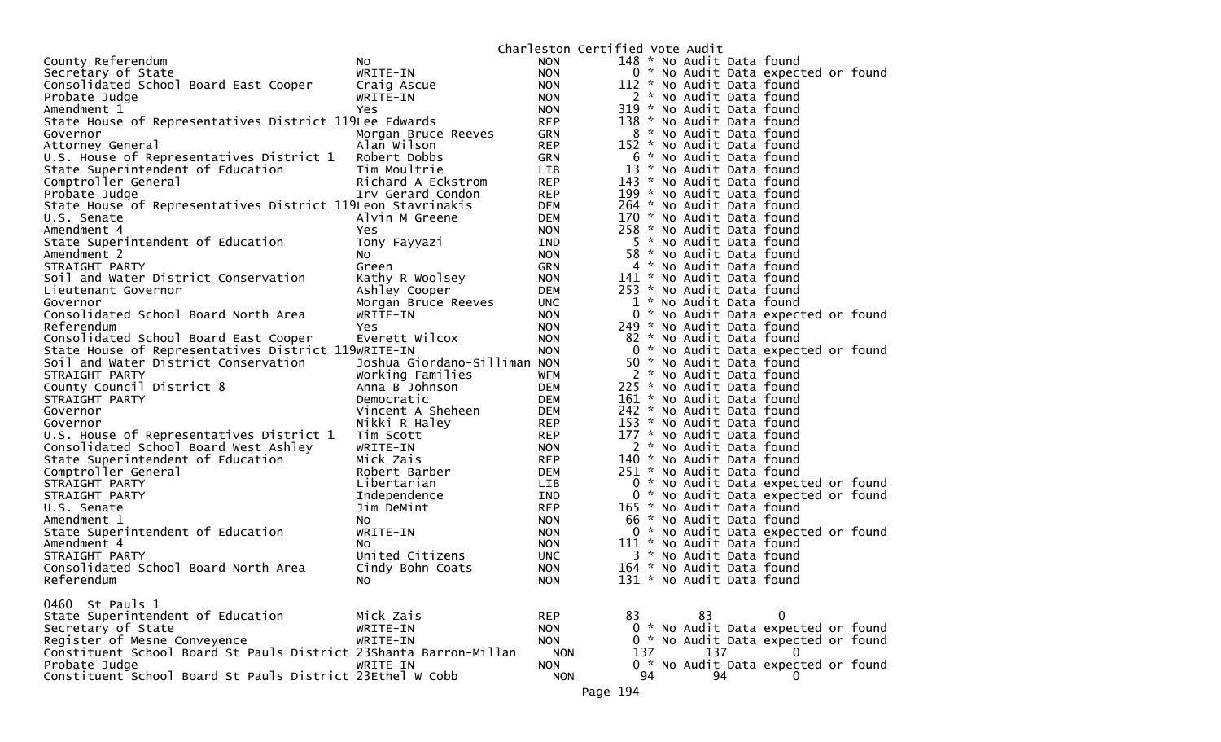Charleston Certified Vote Audit

| | | | | | |
|---|---|---|---|---|---|
| County Referendum | No | NON | 148 | * No Audit Data found | |
| Secretary of State | WRITE-IN | NON | 0 | * No Audit Data expected or found | |
| Consolidated School Board East Cooper | Craig Ascue | NON | 112 | * No Audit Data found | |
| Probate Judge | WRITE-IN | NON | 2 | * No Audit Data found | |
| Amendment 1 | Yes | NON | 319 | * No Audit Data found | |
| State House of Representatives District 119 | Lee Edwards | REP | 138 | * No Audit Data found | |
| Governor | Morgan Bruce Reeves | GRN | 8 | * No Audit Data found | |
| Attorney General | Alan Wilson | REP | 152 | * No Audit Data found | |
| U.S. House of Representatives District 1 | Robert Dobbs | GRN | 6 | * No Audit Data found | |
| State Superintendent of Education | Tim Moultrie | LIB | 13 | * No Audit Data found | |
| Comptroller General | Richard A Eckstrom | REP | 143 | * No Audit Data found | |
| Probate Judge | Irv Gerard Condon | REP | 199 | * No Audit Data found | |
| State House of Representatives District 119 | Leon Stavrinakis | DEM | 264 | * No Audit Data found | |
| U.S. Senate | Alvin M Greene | DEM | 170 | * No Audit Data found | |
| Amendment 4 | Yes | NON | 258 | * No Audit Data found | |
| State Superintendent of Education | Tony Fayyazi | IND | 5 | * No Audit Data found | |
| Amendment 2 | No | NON | 58 | * No Audit Data found | |
| STRAIGHT PARTY | Green | GRN | 4 | * No Audit Data found | |
| Soil and Water District Conservation | Kathy R Woolsey | NON | 141 | * No Audit Data found | |
| Lieutenant Governor | Ashley Cooper | DEM | 253 | * No Audit Data found | |
| Governor | Morgan Bruce Reeves | UNC | 1 | * No Audit Data found | |
| Consolidated School Board North Area | WRITE-IN | NON | 0 | * No Audit Data expected or found | |
| Referendum | Yes | NON | 249 | * No Audit Data found | |
| Consolidated School Board East Cooper | Everett Wilcox | NON | 82 | * No Audit Data found | |
| State House of Representatives District 119 | WRITE-IN | NON | 0 | * No Audit Data expected or found | |
| Soil and Water District Conservation | Joshua Giordano-Silliman | NON | 50 | * No Audit Data found | |
| STRAIGHT PARTY | Working Families | WFM | 2 | * No Audit Data found | |
| County Council District 8 | Anna B Johnson | DEM | 225 | * No Audit Data found | |
| STRAIGHT PARTY | Democratic | DEM | 161 | * No Audit Data found | |
| Governor | Vincent A Sheheen | DEM | 242 | * No Audit Data found | |
| Governor | Nikki R Haley | REP | 153 | * No Audit Data found | |
| U.S. House of Representatives District 1 | Tim Scott | REP | 177 | * No Audit Data found | |
| Consolidated School Board West Ashley | WRITE-IN | NON | 2 | * No Audit Data found | |
| State Superintendent of Education | Mick Zais | REP | 140 | * No Audit Data found | |
| Comptroller General | Robert Barber | DEM | 251 | * No Audit Data found | |
| STRAIGHT PARTY | Libertarian | LIB | 0 | * No Audit Data expected or found | |
| STRAIGHT PARTY | Independence | IND | 0 | * No Audit Data expected or found | |
| U.S. Senate | Jim DeMint | REP | 165 | * No Audit Data found | |
| Amendment 1 | No | NON | 66 | * No Audit Data found | |
| State Superintendent of Education | WRITE-IN | NON | 0 | * No Audit Data expected or found | |
| Amendment 4 | No | NON | 111 | * No Audit Data found | |
| STRAIGHT PARTY | United Citizens | UNC | 3 | * No Audit Data found | |
| Consolidated School Board North Area | Cindy Bohn Coats | NON | 164 | * No Audit Data found | |
| Referendum | No | NON | 131 | * No Audit Data found | |

0460 St Pauls 1

| | | | | | |
|---|---|---|---|---|---|
| State Superintendent of Education | Mick Zais | REP | 83 | 83 | 0 |
| Secretary of State | WRITE-IN | NON | 0 | * No Audit Data expected or found | |
| Register of Mesne Conveyence | WRITE-IN | NON | 0 | * No Audit Data expected or found | |
| Constituent School Board St Pauls District 23 | Shanta Barron-Millan | NON | 137 | 137 | 0 |
| Probate Judge | WRITE-IN | NON | 0 | * No Audit Data expected or found | |
| Constituent School Board St Pauls District 23 | Ethel W Cobb | NON | 94 | 94 | 0 |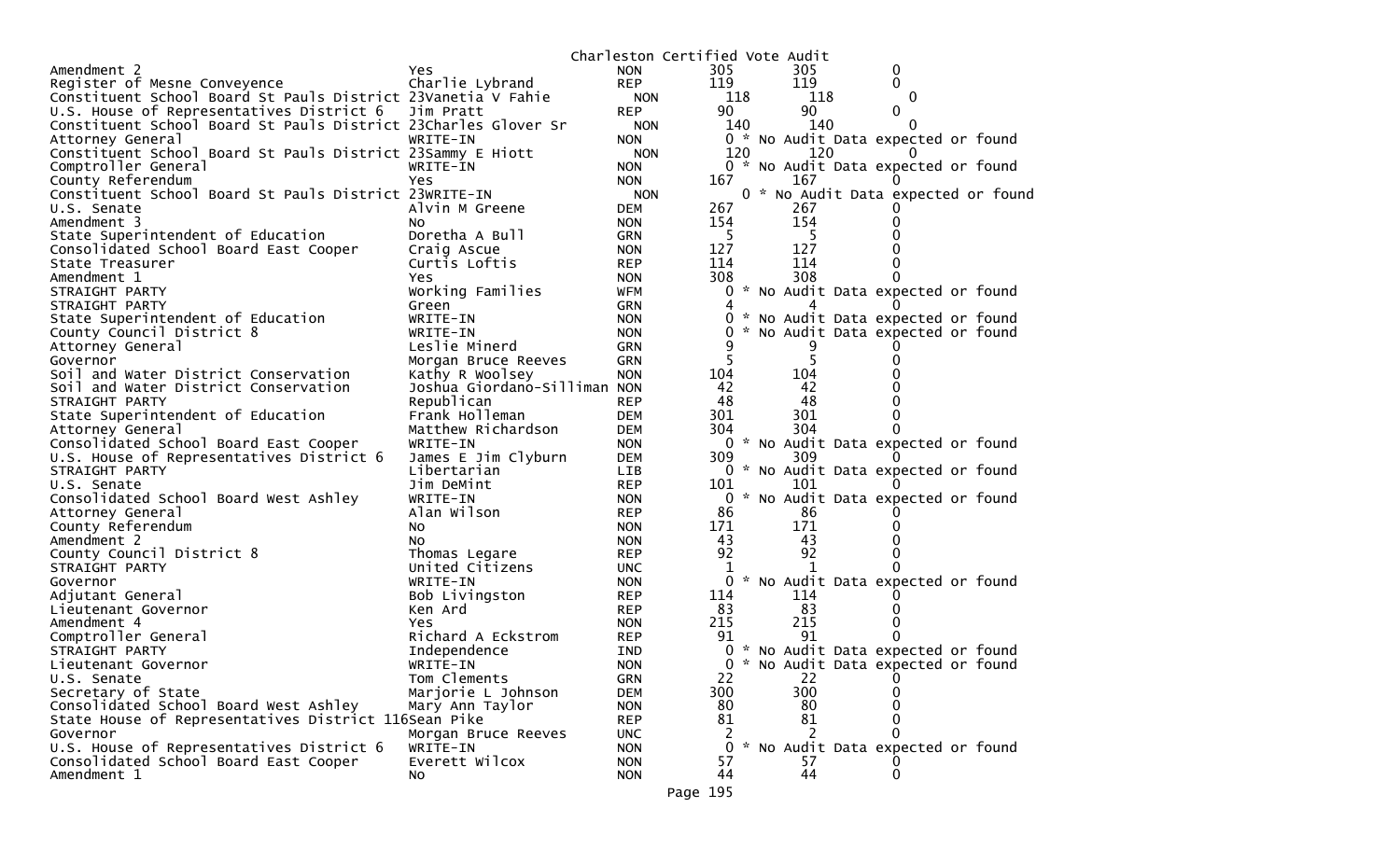Charleston Certified Vote Audit

| | | | | | |
|---|---|---|---|---|---|
| Amendment 2 | Yes | NON | 305 | 305 | 0 |
| Register of Mesne Conveyence | Charlie Lybrand | REP | 119 | 119 | 0 |
| Constituent School Board St Pauls District 23 | Vanetia V Fahie | NON | 118 | 118 | 0 |
| U.S. House of Representatives District 6 | Jim Pratt | REP | 90 | 90 | 0 |
| Constituent School Board St Pauls District 23 | Charles Glover Sr | NON | 140 | 140 | 0 |
| Attorney General | WRITE-IN | NON | 0 | * No Audit Data expected or found | |
| Constituent School Board St Pauls District 23 | Sammy E Hiott | NON | 120 | 120 | 0 |
| Comptroller General | WRITE-IN | NON | 0 | * No Audit Data expected or found | |
| County Referendum | Yes | NON | 167 | 167 | 0 |
| Constituent School Board St Pauls District 23 | WRITE-IN | NON | 0 | * No Audit Data expected or found | |
| U.S. Senate | Alvin M Greene | DEM | 267 | 267 | 0 |
| Amendment 3 | No | NON | 154 | 154 | 0 |
| State Superintendent of Education | Doretha A Bull | GRN | 5 | 5 | 0 |
| Consolidated School Board East Cooper | Craig Ascue | NON | 127 | 127 | 0 |
| State Treasurer | Curtis Loftis | REP | 114 | 114 | 0 |
| Amendment 1 | Yes | NON | 308 | 308 | 0 |
| STRAIGHT PARTY | Working Families | WFM | 0 | * No Audit Data expected or found | |
| STRAIGHT PARTY | Green | GRN | 4 | 4 | 0 |
| State Superintendent of Education | WRITE-IN | NON | 0 | * No Audit Data expected or found | |
| County Council District 8 | WRITE-IN | NON | 0 | * No Audit Data expected or found | |
| Attorney General | Leslie Minerd | GRN | 9 | 9 | 0 |
| Governor | Morgan Bruce Reeves | GRN | 5 | 5 | 0 |
| Soil and Water District Conservation | Kathy R Woolsey | NON | 104 | 104 | 0 |
| Soil and Water District Conservation | Joshua Giordano-Silliman | NON | 42 | 42 | 0 |
| STRAIGHT PARTY | Republican | REP | 48 | 48 | 0 |
| State Superintendent of Education | Frank Holleman | DEM | 301 | 301 | 0 |
| Attorney General | Matthew Richardson | DEM | 304 | 304 | 0 |
| Consolidated School Board East Cooper | WRITE-IN | NON | 0 | * No Audit Data expected or found | |
| U.S. House of Representatives District 6 | James E Jim Clyburn | DEM | 309 | 309 | 0 |
| STRAIGHT PARTY | Libertarian | LIB | 0 | * No Audit Data expected or found | |
| U.S. Senate | Jim DeMint | REP | 101 | 101 | 0 |
| Consolidated School Board West Ashley | WRITE-IN | NON | 0 | * No Audit Data expected or found | |
| Attorney General | Alan Wilson | REP | 86 | 86 | 0 |
| County Referendum | No | NON | 171 | 171 | 0 |
| Amendment 2 | No | NON | 43 | 43 | 0 |
| County Council District 8 | Thomas Legare | REP | 92 | 92 | 0 |
| STRAIGHT PARTY | United Citizens | UNC | 1 | 1 | 0 |
| Governor | WRITE-IN | NON | 0 | * No Audit Data expected or found | |
| Adjutant General | Bob Livingston | REP | 114 | 114 | 0 |
| Lieutenant Governor | Ken Ard | REP | 83 | 83 | 0 |
| Amendment 4 | Yes | NON | 215 | 215 | 0 |
| Comptroller General | Richard A Eckstrom | REP | 91 | 91 | 0 |
| STRAIGHT PARTY | Independence | IND | 0 | * No Audit Data expected or found | |
| Lieutenant Governor | WRITE-IN | NON | 0 | * No Audit Data expected or found | |
| U.S. Senate | Tom Clements | GRN | 22 | 22 | 0 |
| Secretary of State | Marjorie L Johnson | DEM | 300 | 300 | 0 |
| Consolidated School Board West Ashley | Mary Ann Taylor | NON | 80 | 80 | 0 |
| State House of Representatives District 116 | Sean Pike | REP | 81 | 81 | 0 |
| Governor | Morgan Bruce Reeves | UNC | 2 | 2 | 0 |
| U.S. House of Representatives District 6 | WRITE-IN | NON | 0 | * No Audit Data expected or found | |
| Consolidated School Board East Cooper | Everett Wilcox | NON | 57 | 57 | 0 |
| Amendment 1 | No | NON | 44 | 44 | 0 |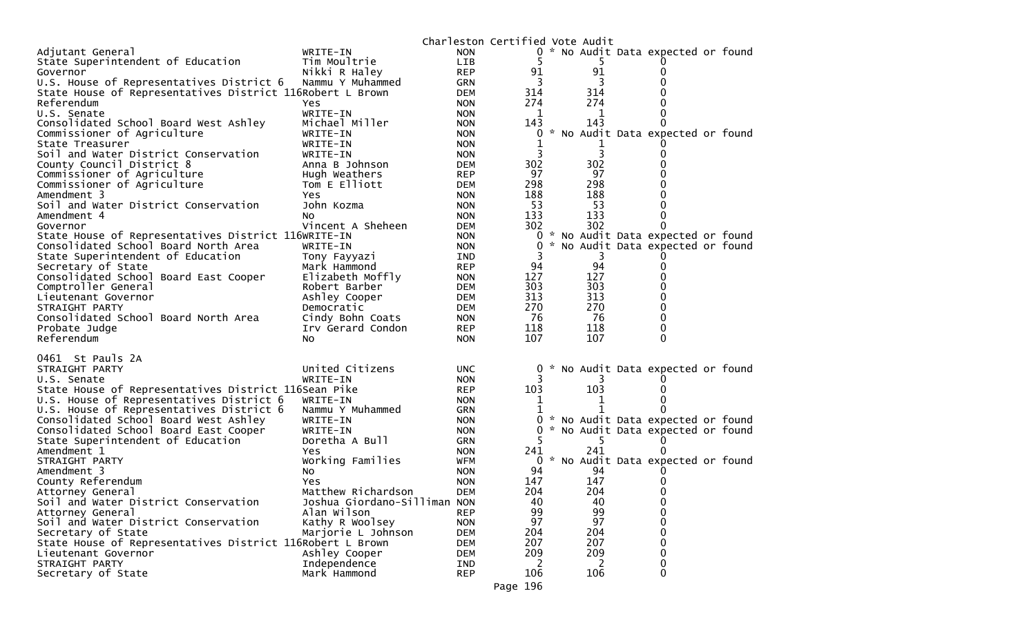Charleston Certified Vote Audit

| | | | | | |
|---|---|---|---|---|---|
| Adjutant General | WRITE-IN | NON | 0 | * No Audit Data expected or found | |
| State Superintendent of Education | Tim Moultrie | LIB | 5 | 5 | 0 |
| Governor | Nikki R Haley | REP | 91 | 91 | 0 |
| U.S. House of Representatives District 6 | Nammu Y Muhammed | GRN | 3 | 3 | 0 |
| State House of Representatives District 116 | Robert L Brown | DEM | 314 | 314 | 0 |
| Referendum | Yes | NON | 274 | 274 | 0 |
| U.S. Senate | WRITE-IN | NON | 1 | 1 | 0 |
| Consolidated School Board West Ashley | Michael Miller | NON | 143 | 143 | 0 |
| Commissioner of Agriculture | WRITE-IN | NON | 0 | * No Audit Data expected or found | |
| State Treasurer | WRITE-IN | NON | 1 | 1 | 0 |
| Soil and Water District Conservation | WRITE-IN | NON | 3 | 3 | 0 |
| County Council District 8 | Anna B Johnson | DEM | 302 | 302 | 0 |
| Commissioner of Agriculture | Hugh Weathers | REP | 97 | 97 | 0 |
| Commissioner of Agriculture | Tom E Elliott | DEM | 298 | 298 | 0 |
| Amendment 3 | Yes | NON | 188 | 188 | 0 |
| Soil and Water District Conservation | John Kozma | NON | 53 | 53 | 0 |
| Amendment 4 | No | NON | 133 | 133 | 0 |
| Governor | Vincent A Sheheen | DEM | 302 | 302 | 0 |
| State House of Representatives District 116 | WRITE-IN | NON | 0 | * No Audit Data expected or found | |
| Consolidated School Board North Area | WRITE-IN | NON | 0 | * No Audit Data expected or found | |
| State Superintendent of Education | Tony Fayyazi | IND | 3 | 3 | 0 |
| Secretary of State | Mark Hammond | REP | 94 | 94 | 0 |
| Consolidated School Board East Cooper | Elizabeth Moffly | NON | 127 | 127 | 0 |
| Comptroller General | Robert Barber | DEM | 303 | 303 | 0 |
| Lieutenant Governor | Ashley Cooper | DEM | 313 | 313 | 0 |
| STRAIGHT PARTY | Democratic | DEM | 270 | 270 | 0 |
| Consolidated School Board North Area | Cindy Bohn Coats | NON | 76 | 76 | 0 |
| Probate Judge | Irv Gerard Condon | REP | 118 | 118 | 0 |
| Referendum | No | NON | 107 | 107 | 0 |

0461 St Pauls 2A

| | | | | | |
|---|---|---|---|---|---|
| STRAIGHT PARTY | United Citizens | UNC | 0 | * No Audit Data expected or found | |
| U.S. Senate | WRITE-IN | NON | 3 | 3 | 0 |
| State House of Representatives District 116 | Sean Pike | REP | 103 | 103 | 0 |
| U.S. House of Representatives District 6 | WRITE-IN | NON | 1 | 1 | 0 |
| U.S. House of Representatives District 6 | Nammu Y Muhammed | GRN | 1 | 1 | 0 |
| Consolidated School Board West Ashley | WRITE-IN | NON | 0 | * No Audit Data expected or found | |
| Consolidated School Board East Cooper | WRITE-IN | NON | 0 | * No Audit Data expected or found | |
| State Superintendent of Education | Doretha A Bull | GRN | 5 | 5 | 0 |
| Amendment 1 | Yes | NON | 241 | 241 | 0 |
| STRAIGHT PARTY | Working Families | WFM | 0 | * No Audit Data expected or found | |
| Amendment 3 | No | NON | 94 | 94 | 0 |
| County Referendum | Yes | NON | 147 | 147 | 0 |
| Attorney General | Matthew Richardson | DEM | 204 | 204 | 0 |
| Soil and Water District Conservation | Joshua Giordano-Silliman | NON | 40 | 40 | 0 |
| Attorney General | Alan Wilson | REP | 99 | 99 | 0 |
| Soil and Water District Conservation | Kathy R Woolsey | NON | 97 | 97 | 0 |
| Secretary of State | Marjorie L Johnson | DEM | 204 | 204 | 0 |
| State House of Representatives District 116 | Robert L Brown | DEM | 207 | 207 | 0 |
| Lieutenant Governor | Ashley Cooper | DEM | 209 | 209 | 0 |
| STRAIGHT PARTY | Independence | IND | 2 | 2 | 0 |
| Secretary of State | Mark Hammond | REP | 106 | 106 | 0 |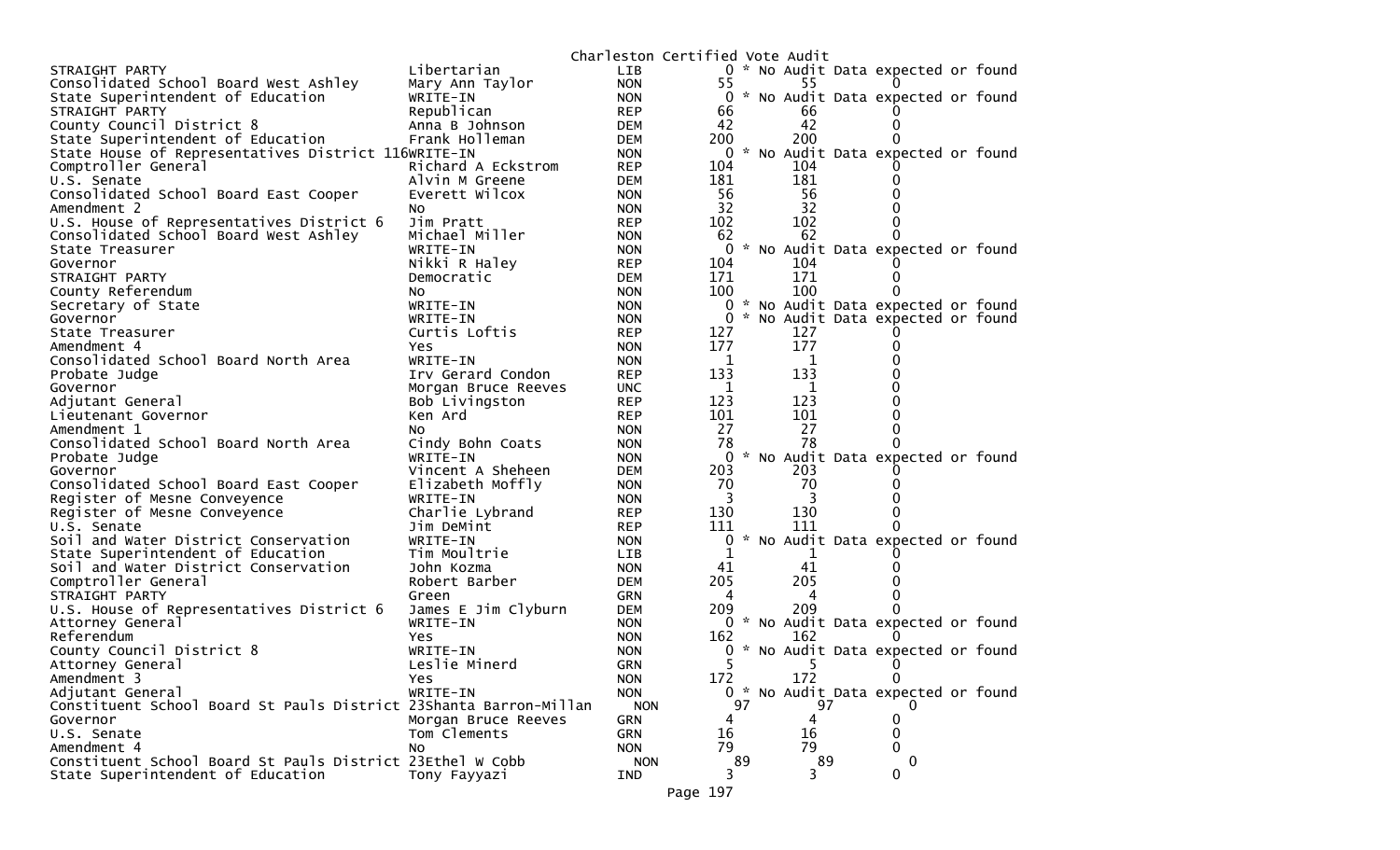Charleston Certified Vote Audit

| | | | | | |
|---|---|---|---|---|---|
| STRAIGHT PARTY | Libertarian | LIB | 0 | * No Audit Data expected or found | |
| Consolidated School Board West Ashley | Mary Ann Taylor | NON | 55 | 55 | 0 |
| State Superintendent of Education | WRITE-IN | NON | 0 | * No Audit Data expected or found | |
| STRAIGHT PARTY | Republican | REP | 66 | 66 | 0 |
| County Council District 8 | Anna B Johnson | DEM | 42 | 42 | 0 |
| State Superintendent of Education | Frank Holleman | DEM | 200 | 200 | 0 |
| State House of Representatives District 116 | WRITE-IN | NON | 0 | * No Audit Data expected or found | |
| Comptroller General | Richard A Eckstrom | REP | 104 | 104 | 0 |
| U.S. Senate | Alvin M Greene | DEM | 181 | 181 | 0 |
| Consolidated School Board East Cooper | Everett Wilcox | NON | 56 | 56 | 0 |
| Amendment 2 | No | NON | 32 | 32 | 0 |
| U.S. House of Representatives District 6 | Jim Pratt | REP | 102 | 102 | 0 |
| Consolidated School Board West Ashley | Michael Miller | NON | 62 | 62 | 0 |
| State Treasurer | WRITE-IN | NON | 0 | * No Audit Data expected or found | |
| Governor | Nikki R Haley | REP | 104 | 104 | 0 |
| STRAIGHT PARTY | Democratic | DEM | 171 | 171 | 0 |
| County Referendum | No | NON | 100 | 100 | 0 |
| Secretary of State | WRITE-IN | NON | 0 | * No Audit Data expected or found | |
| Governor | WRITE-IN | NON | 0 | * No Audit Data expected or found | |
| State Treasurer | Curtis Loftis | REP | 127 | 127 | 0 |
| Amendment 4 | Yes | NON | 177 | 177 | 0 |
| Consolidated School Board North Area | WRITE-IN | NON | 1 | 1 | 0 |
| Probate Judge | Irv Gerard Condon | REP | 133 | 133 | 0 |
| Governor | Morgan Bruce Reeves | UNC | 1 | 1 | 0 |
| Adjutant General | Bob Livingston | REP | 123 | 123 | 0 |
| Lieutenant Governor | Ken Ard | REP | 101 | 101 | 0 |
| Amendment 1 | No | NON | 27 | 27 | 0 |
| Consolidated School Board North Area | Cindy Bohn Coats | NON | 78 | 78 | 0 |
| Probate Judge | WRITE-IN | NON | 0 | * No Audit Data expected or found | |
| Governor | Vincent A Sheheen | DEM | 203 | 203 | 0 |
| Consolidated School Board East Cooper | Elizabeth Moffly | NON | 70 | 70 | 0 |
| Register of Mesne Conveyence | WRITE-IN | NON | 3 | 3 | 0 |
| Register of Mesne Conveyence | Charlie Lybrand | REP | 130 | 130 | 0 |
| U.S. Senate | Jim DeMint | REP | 111 | 111 | 0 |
| Soil and Water District Conservation | WRITE-IN | NON | 0 | * No Audit Data expected or found | |
| State Superintendent of Education | Tim Moultrie | LIB | 1 | 1 | 0 |
| Soil and Water District Conservation | John Kozma | NON | 41 | 41 | 0 |
| Comptroller General | Robert Barber | DEM | 205 | 205 | 0 |
| STRAIGHT PARTY | Green | GRN | 4 | 4 | 0 |
| U.S. House of Representatives District 6 | James E Jim Clyburn | DEM | 209 | 209 | 0 |
| Attorney General | WRITE-IN | NON | 0 | * No Audit Data expected or found | |
| Referendum | Yes | NON | 162 | 162 | 0 |
| County Council District 8 | WRITE-IN | NON | 0 | * No Audit Data expected or found | |
| Attorney General | Leslie Minerd | GRN | 5 | 5 | 0 |
| Amendment 3 | Yes | NON | 172 | 172 | 0 |
| Adjutant General | WRITE-IN | NON | 0 | * No Audit Data expected or found | |
| Constituent School Board St Pauls District 23 | Shanta Barron-Millan | NON | 97 | 97 | 0 |
| Governor | Morgan Bruce Reeves | GRN | 4 | 4 | 0 |
| U.S. Senate | Tom Clements | GRN | 16 | 16 | 0 |
| Amendment 4 | No | NON | 79 | 79 | 0 |
| Constituent School Board St Pauls District 23 | Ethel W Cobb | NON | 89 | 89 | 0 |
| State Superintendent of Education | Tony Fayyazi | IND | 3 | 3 | 0 |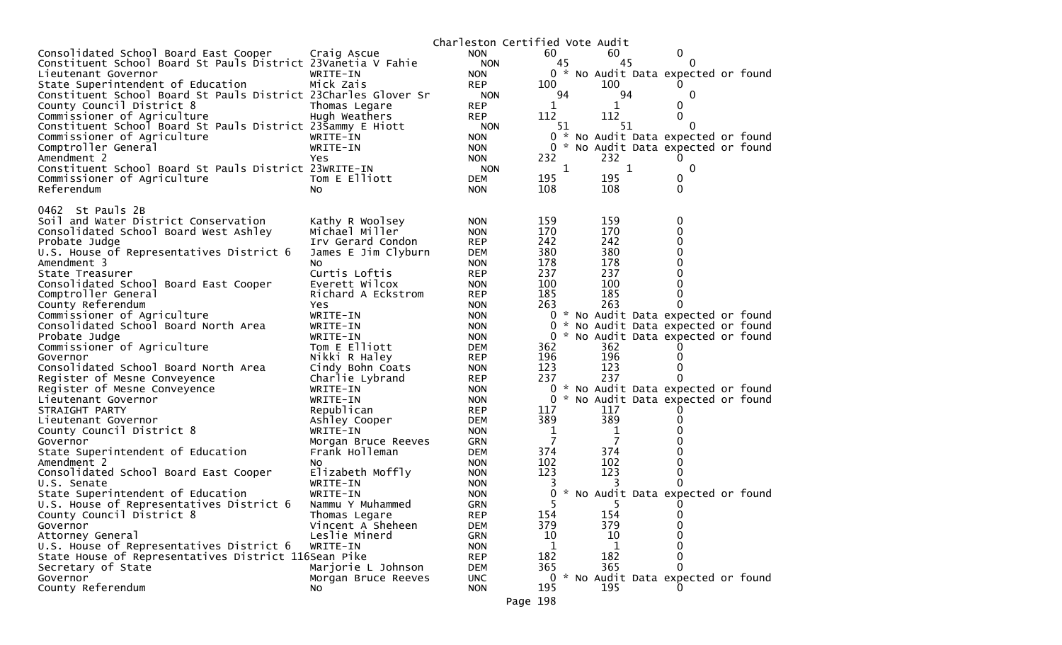Charleston Certified Vote Audit

| Contest | Candidate | Party | | | |
|---|---|---|---|---|---|
| Consolidated School Board East Cooper | Craig Ascue | NON | 60 | 60 | 0 |
| Constituent School Board St Pauls District 23 | Vanetia V Fahie | NON | 45 | 45 | 0 |
| Lieutenant Governor | WRITE-IN | NON | 0 * No Audit Data expected or found | | |
| State Superintendent of Education | Mick Zais | REP | 100 | 100 | 0 |
| Constituent School Board St Pauls District 23 | Charles Glover Sr | NON | 94 | 94 | 0 |
| County Council District 8 | Thomas Legare | REP | 1 | 1 | 0 |
| Commissioner of Agriculture | Hugh Weathers | REP | 112 | 112 | 0 |
| Constituent School Board St Pauls District 23 | Sammy E Hiott | NON | 51 | 51 | 0 |
| Commissioner of Agriculture | WRITE-IN | NON | 0 * No Audit Data expected or found | | |
| Comptroller General | WRITE-IN | NON | 0 * No Audit Data expected or found | | |
| Amendment 2 | Yes | NON | 232 | 232 | 0 |
| Constituent School Board St Pauls District 23 | WRITE-IN | NON | 1 | 1 | 0 |
| Commissioner of Agriculture | Tom E Elliott | DEM | 195 | 195 | 0 |
| Referendum | No | NON | 108 | 108 | 0 |

0462 St Pauls 2B

| Contest | Candidate | Party | | | |
|---|---|---|---|---|---|
| Soil and Water District Conservation | Kathy R Woolsey | NON | 159 | 159 | 0 |
| Consolidated School Board West Ashley | Michael Miller | NON | 170 | 170 | 0 |
| Probate Judge | Irv Gerard Condon | REP | 242 | 242 | 0 |
| U.S. House of Representatives District 6 | James E Jim Clyburn | DEM | 380 | 380 | 0 |
| Amendment 3 | No | NON | 178 | 178 | 0 |
| State Treasurer | Curtis Loftis | REP | 237 | 237 | 0 |
| Consolidated School Board East Cooper | Everett Wilcox | NON | 100 | 100 | 0 |
| Comptroller General | Richard A Eckstrom | REP | 185 | 185 | 0 |
| County Referendum | Yes | NON | 263 | 263 | 0 |
| Commissioner of Agriculture | WRITE-IN | NON | 0 * No Audit Data expected or found | | |
| Consolidated School Board North Area | WRITE-IN | NON | 0 * No Audit Data expected or found | | |
| Probate Judge | WRITE-IN | NON | 0 * No Audit Data expected or found | | |
| Commissioner of Agriculture | Tom E Elliott | DEM | 362 | 362 | 0 |
| Governor | Nikki R Haley | REP | 196 | 196 | 0 |
| Consolidated School Board North Area | Cindy Bohn Coats | NON | 123 | 123 | 0 |
| Register of Mesne Conveyence | Charlie Lybrand | REP | 237 | 237 | 0 |
| Register of Mesne Conveyence | WRITE-IN | NON | 0 * No Audit Data expected or found | | |
| Lieutenant Governor | WRITE-IN | NON | 0 * No Audit Data expected or found | | |
| STRAIGHT PARTY | Republican | REP | 117 | 117 | 0 |
| Lieutenant Governor | Ashley Cooper | DEM | 389 | 389 | 0 |
| County Council District 8 | WRITE-IN | NON | 1 | 1 | 0 |
| Governor | Morgan Bruce Reeves | GRN | 7 | 7 | 0 |
| State Superintendent of Education | Frank Holleman | DEM | 374 | 374 | 0 |
| Amendment 2 | No | NON | 102 | 102 | 0 |
| Consolidated School Board East Cooper | Elizabeth Moffly | NON | 123 | 123 | 0 |
| U.S. Senate | WRITE-IN | NON | 3 | 3 | 0 |
| State Superintendent of Education | WRITE-IN | NON | 0 * No Audit Data expected or found | | |
| U.S. House of Representatives District 6 | Nammu Y Muhammed | GRN | 5 | 5 | 0 |
| County Council District 8 | Thomas Legare | REP | 154 | 154 | 0 |
| Governor | Vincent A Sheheen | DEM | 379 | 379 | 0 |
| Attorney General | Leslie Minerd | GRN | 10 | 10 | 0 |
| U.S. House of Representatives District 6 | WRITE-IN | NON | 1 | 1 | 0 |
| State House of Representatives District 116 | Sean Pike | REP | 182 | 182 | 0 |
| Secretary of State | Marjorie L Johnson | DEM | 365 | 365 | 0 |
| Governor | Morgan Bruce Reeves | UNC | 0 * No Audit Data expected or found | | |
| County Referendum | No | NON | 195 | 195 | 0 |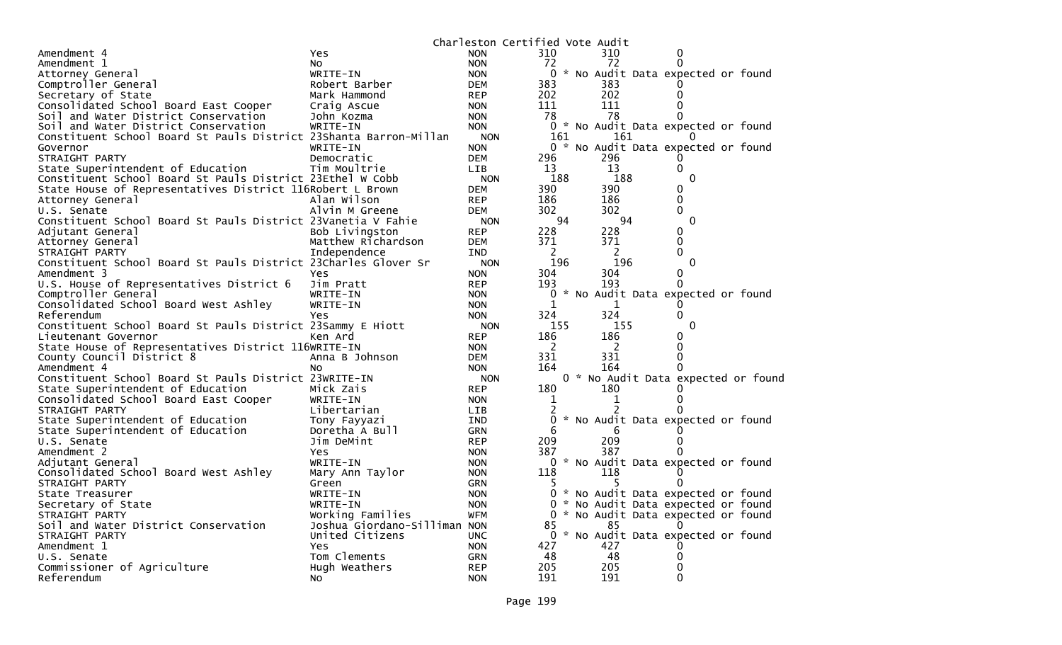# Charleston Certified Vote Audit

| Contest | Candidate | Party | Count 1 | Count 2 | Diff |
|---|---|---|---|---|---|
| Amendment 4 | Yes | NON | 310 | 310 | 0 |
| Amendment 1 | No | NON | 72 | 72 | 0 |
| Attorney General | WRITE-IN | NON | 0 | * No Audit Data expected or found | |
| Comptroller General | Robert Barber | DEM | 383 | 383 | 0 |
| Secretary of State | Mark Hammond | REP | 202 | 202 | 0 |
| Consolidated School Board East Cooper | Craig Ascue | NON | 111 | 111 | 0 |
| Soil and Water District Conservation | John Kozma | NON | 78 | 78 | 0 |
| Soil and Water District Conservation | WRITE-IN | NON | 0 | * No Audit Data expected or found | |
| Constituent School Board St Pauls District 23 | Shanta Barron-Millan | NON | 161 | 161 | 0 |
| Governor | WRITE-IN | NON | 0 | * No Audit Data expected or found | |
| STRAIGHT PARTY | Democratic | DEM | 296 | 296 | 0 |
| State Superintendent of Education | Tim Moultrie | LIB | 13 | 13 | 0 |
| Constituent School Board St Pauls District 23 | Ethel W Cobb | NON | 188 | 188 | 0 |
| State House of Representatives District 116 | Robert L Brown | DEM | 390 | 390 | 0 |
| Attorney General | Alan Wilson | REP | 186 | 186 | 0 |
| U.S. Senate | Alvin M Greene | DEM | 302 | 302 | 0 |
| Constituent School Board St Pauls District 23 | Vanetia V Fahie | NON | 94 | 94 | 0 |
| Adjutant General | Bob Livingston | REP | 228 | 228 | 0 |
| Attorney General | Matthew Richardson | DEM | 371 | 371 | 0 |
| STRAIGHT PARTY | Independence | IND | 2 | 2 | 0 |
| Constituent School Board St Pauls District 23 | Charles Glover Sr | NON | 196 | 196 | 0 |
| Amendment 3 | Yes | NON | 304 | 304 | 0 |
| U.S. House of Representatives District 6 | Jim Pratt | REP | 193 | 193 | 0 |
| Comptroller General | WRITE-IN | NON | 0 | * No Audit Data expected or found | |
| Consolidated School Board West Ashley | WRITE-IN | NON | 1 | 1 | 0 |
| Referendum | Yes | NON | 324 | 324 | 0 |
| Constituent School Board St Pauls District 23 | Sammy E Hiott | NON | 155 | 155 | 0 |
| Lieutenant Governor | Ken Ard | REP | 186 | 186 | 0 |
| State House of Representatives District 116 | WRITE-IN | NON | 2 | 2 | 0 |
| County Council District 8 | Anna B Johnson | DEM | 331 | 331 | 0 |
| Amendment 4 | No | NON | 164 | 164 | 0 |
| Constituent School Board St Pauls District 23 | WRITE-IN | NON | 0 | * No Audit Data expected or found | |
| State Superintendent of Education | Mick Zais | REP | 180 | 180 | 0 |
| Consolidated School Board East Cooper | WRITE-IN | NON | 1 | 1 | 0 |
| STRAIGHT PARTY | Libertarian | LIB | 2 | 2 | 0 |
| State Superintendent of Education | Tony Fayyazi | IND | 0 | * No Audit Data expected or found | |
| State Superintendent of Education | Doretha A Bull | GRN | 6 | 6 | 0 |
| U.S. Senate | Jim DeMint | REP | 209 | 209 | 0 |
| Amendment 2 | Yes | NON | 387 | 387 | 0 |
| Adjutant General | WRITE-IN | NON | 0 | * No Audit Data expected or found | |
| Consolidated School Board West Ashley | Mary Ann Taylor | NON | 118 | 118 | 0 |
| STRAIGHT PARTY | Green | GRN | 5 | 5 | 0 |
| State Treasurer | WRITE-IN | NON | 0 | * No Audit Data expected or found | |
| Secretary of State | WRITE-IN | NON | 0 | * No Audit Data expected or found | |
| STRAIGHT PARTY | Working Families | WFM | 0 | * No Audit Data expected or found | |
| Soil and Water District Conservation | Joshua Giordano-Silliman | NON | 85 | 85 | 0 |
| STRAIGHT PARTY | United Citizens | UNC | 0 | * No Audit Data expected or found | |
| Amendment 1 | Yes | NON | 427 | 427 | 0 |
| U.S. Senate | Tom Clements | GRN | 48 | 48 | 0 |
| Commissioner of Agriculture | Hugh Weathers | REP | 205 | 205 | 0 |
| Referendum | No | NON | 191 | 191 | 0 |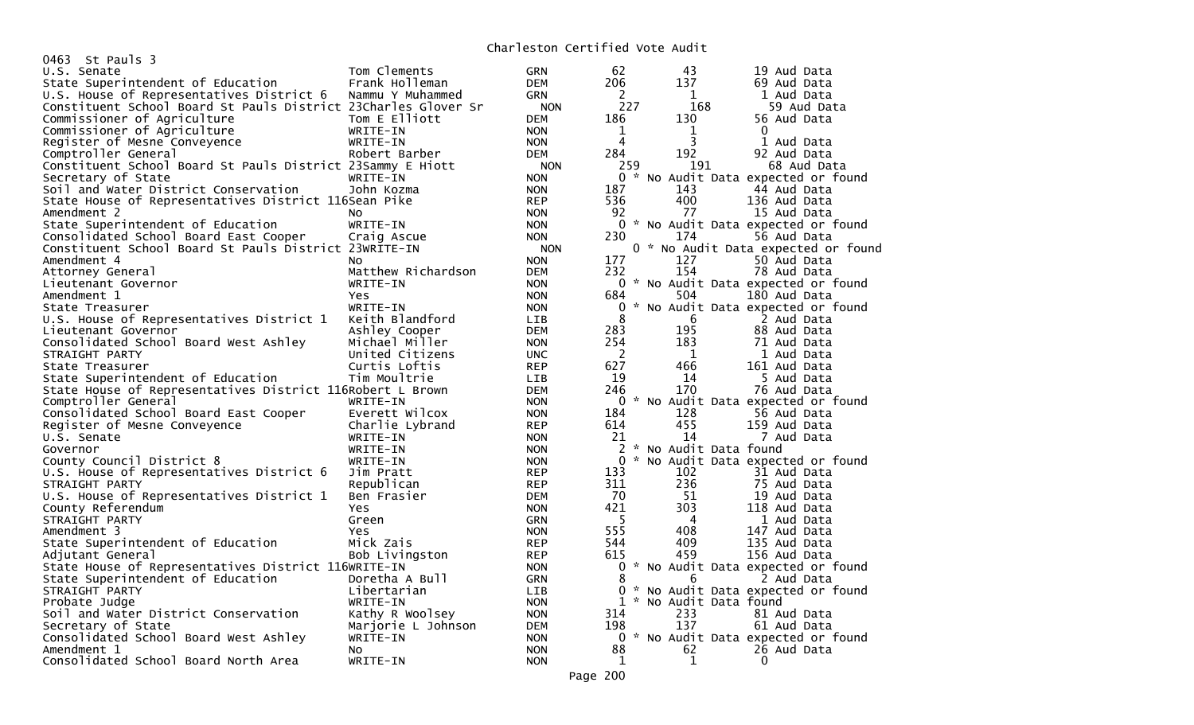Charleston Certified Vote Audit

0463 St Pauls 3

| Contest | Candidate | Party | Total | Count | Audit |
|---|---|---|---|---|---|
| U.S. Senate | Tom Clements | GRN | 62 | 43 | 19 Aud Data |
| State Superintendent of Education | Frank Holleman | DEM | 206 | 137 | 69 Aud Data |
| U.S. House of Representatives District 6 | Nammu Y Muhammed | GRN | 2 | 1 | 1 Aud Data |
| Constituent School Board St Pauls District 23 | Charles Glover Sr | NON | 227 | 168 | 59 Aud Data |
| Commissioner of Agriculture | Tom E Elliott | DEM | 186 | 130 | 56 Aud Data |
| Commissioner of Agriculture | WRITE-IN | NON | 1 | 1 | 0 |
| Register of Mesne Conveyence | WRITE-IN | NON | 4 | 3 | 1 Aud Data |
| Comptroller General | Robert Barber | DEM | 284 | 192 | 92 Aud Data |
| Constituent School Board St Pauls District 23 | Sammy E Hiott | NON | 259 | 191 | 68 Aud Data |
| Secretary of State | WRITE-IN | NON | 0 | * No Audit Data expected or found | |
| Soil and Water District Conservation | John Kozma | NON | 187 | 143 | 44 Aud Data |
| State House of Representatives District 116 | Sean Pike | REP | 536 | 400 | 136 Aud Data |
| Amendment 2 | No | NON | 92 | 77 | 15 Aud Data |
| State Superintendent of Education | WRITE-IN | NON | 0 | * No Audit Data expected or found | |
| Consolidated School Board East Cooper | Craig Ascue | NON | 230 | 174 | 56 Aud Data |
| Constituent School Board St Pauls District 23 | WRITE-IN | NON | 0 | * No Audit Data expected or found | |
| Amendment 4 | No | NON | 177 | 127 | 50 Aud Data |
| Attorney General | Matthew Richardson | DEM | 232 | 154 | 78 Aud Data |
| Lieutenant Governor | WRITE-IN | NON | 0 | * No Audit Data expected or found | |
| Amendment 1 | Yes | NON | 684 | 504 | 180 Aud Data |
| State Treasurer | WRITE-IN | NON | 0 | * No Audit Data expected or found | |
| U.S. House of Representatives District 1 | Keith Blandford | LIB | 8 | 6 | 2 Aud Data |
| Lieutenant Governor | Ashley Cooper | DEM | 283 | 195 | 88 Aud Data |
| Consolidated School Board West Ashley | Michael Miller | NON | 254 | 183 | 71 Aud Data |
| STRAIGHT PARTY | United Citizens | UNC | 2 | 1 | 1 Aud Data |
| State Treasurer | Curtis Loftis | REP | 627 | 466 | 161 Aud Data |
| State Superintendent of Education | Tim Moultrie | LIB | 19 | 14 | 5 Aud Data |
| State House of Representatives District 116 | Robert L Brown | DEM | 246 | 170 | 76 Aud Data |
| Comptroller General | WRITE-IN | NON | 0 | * No Audit Data expected or found | |
| Consolidated School Board East Cooper | Everett Wilcox | NON | 184 | 128 | 56 Aud Data |
| Register of Mesne Conveyence | Charlie Lybrand | REP | 614 | 455 | 159 Aud Data |
| U.S. Senate | WRITE-IN | NON | 21 | 14 | 7 Aud Data |
| Governor | WRITE-IN | NON | 2 | * No Audit Data found | |
| County Council District 8 | WRITE-IN | NON | 0 | * No Audit Data expected or found | |
| U.S. House of Representatives District 6 | Jim Pratt | REP | 133 | 102 | 31 Aud Data |
| STRAIGHT PARTY | Republican | REP | 311 | 236 | 75 Aud Data |
| U.S. House of Representatives District 1 | Ben Frasier | DEM | 70 | 51 | 19 Aud Data |
| County Referendum | Yes | NON | 421 | 303 | 118 Aud Data |
| STRAIGHT PARTY | Green | GRN | 5 | 4 | 1 Aud Data |
| Amendment 3 | Yes | NON | 555 | 408 | 147 Aud Data |
| State Superintendent of Education | Mick Zais | REP | 544 | 409 | 135 Aud Data |
| Adjutant General | Bob Livingston | REP | 615 | 459 | 156 Aud Data |
| State House of Representatives District 116 | WRITE-IN | NON | 0 | * No Audit Data expected or found | |
| State Superintendent of Education | Doretha A Bull | GRN | 8 | 6 | 2 Aud Data |
| STRAIGHT PARTY | Libertarian | LIB | 0 | * No Audit Data expected or found | |
| Probate Judge | WRITE-IN | NON | 1 | * No Audit Data found | |
| Soil and Water District Conservation | Kathy R Woolsey | NON | 314 | 233 | 81 Aud Data |
| Secretary of State | Marjorie L Johnson | DEM | 198 | 137 | 61 Aud Data |
| Consolidated School Board West Ashley | WRITE-IN | NON | 0 | * No Audit Data expected or found | |
| Amendment 1 | No | NON | 88 | 62 | 26 Aud Data |
| Consolidated School Board North Area | WRITE-IN | NON | 1 | 1 | 0 |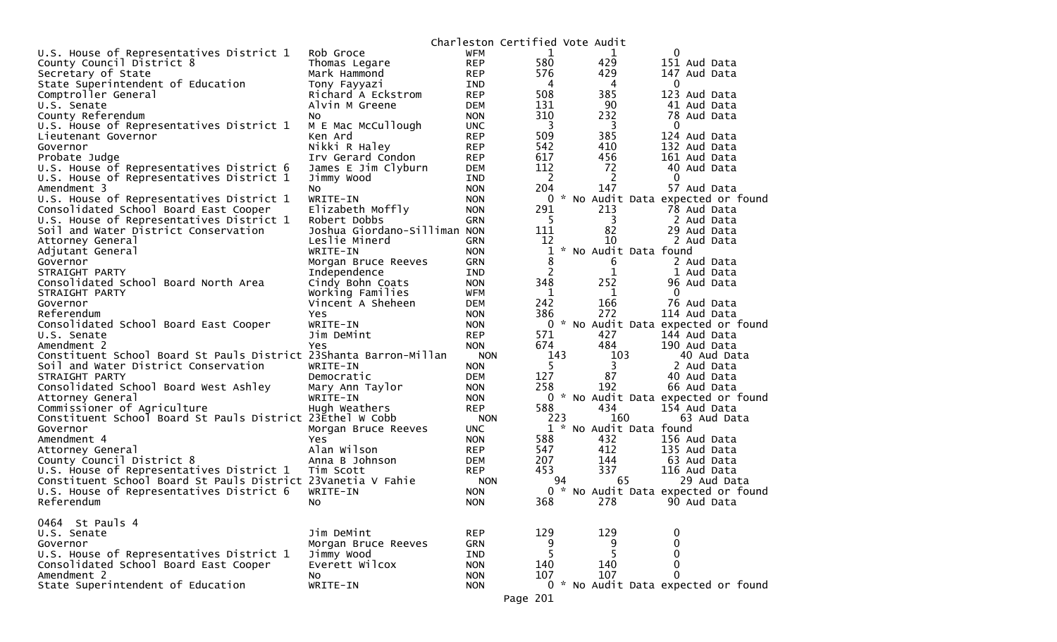Charleston Certified Vote Audit

| Office | Candidate | Party | | | |
|---|---|---|---|---|---|
| U.S. House of Representatives District 1 | Rob Groce | WFM | 1 | 1 | 0 |
| County Council District 8 | Thomas Legare | REP | 580 | 429 | 151 Aud Data |
| Secretary of State | Mark Hammond | REP | 576 | 429 | 147 Aud Data |
| State Superintendent of Education | Tony Fayyazi | IND | 4 | 4 | 0 |
| Comptroller General | Richard A Eckstrom | REP | 508 | 385 | 123 Aud Data |
| U.S. Senate | Alvin M Greene | DEM | 131 | 90 | 41 Aud Data |
| County Referendum | No | NON | 310 | 232 | 78 Aud Data |
| U.S. House of Representatives District 1 | M E Mac McCullough | UNC | 3 | 3 | 0 |
| Lieutenant Governor | Ken Ard | REP | 509 | 385 | 124 Aud Data |
| Governor | Nikki R Haley | REP | 542 | 410 | 132 Aud Data |
| Probate Judge | Irv Gerard Condon | REP | 617 | 456 | 161 Aud Data |
| U.S. House of Representatives District 6 | James E Jim Clyburn | DEM | 112 | 72 | 40 Aud Data |
| U.S. House of Representatives District 1 | Jimmy Wood | IND | 2 | 2 | 0 |
| Amendment 3 | No | NON | 204 | 147 | 57 Aud Data |
| U.S. House of Representatives District 1 | WRITE-IN | NON | 0 | * No Audit Data expected or found | |
| Consolidated School Board East Cooper | Elizabeth Moffly | NON | 291 | 213 | 78 Aud Data |
| U.S. House of Representatives District 1 | Robert Dobbs | GRN | 5 | 3 | 2 Aud Data |
| Soil and Water District Conservation | Joshua Giordano-Silliman | NON | 111 | 82 | 29 Aud Data |
| Attorney General | Leslie Minerd | GRN | 12 | 10 | 2 Aud Data |
| Adjutant General | WRITE-IN | NON | 1 | * No Audit Data found | |
| Governor | Morgan Bruce Reeves | GRN | 8 | 6 | 2 Aud Data |
| STRAIGHT PARTY | Independence | IND | 2 | 1 | 1 Aud Data |
| Consolidated School Board North Area | Cindy Bohn Coats | NON | 348 | 252 | 96 Aud Data |
| STRAIGHT PARTY | Working Families | WFM | 1 | 1 | 0 |
| Governor | Vincent A Sheheen | DEM | 242 | 166 | 76 Aud Data |
| Referendum | Yes | NON | 386 | 272 | 114 Aud Data |
| Consolidated School Board East Cooper | WRITE-IN | NON | 0 | * No Audit Data expected or found | |
| U.S. Senate | Jim DeMint | REP | 571 | 427 | 144 Aud Data |
| Amendment 2 | Yes | NON | 674 | 484 | 190 Aud Data |
| Constituent School Board St Pauls District 23 | Shanta Barron-Millan | NON | 143 | 103 | 40 Aud Data |
| Soil and Water District Conservation | WRITE-IN | NON | 5 | 3 | 2 Aud Data |
| STRAIGHT PARTY | Democratic | DEM | 127 | 87 | 40 Aud Data |
| Consolidated School Board West Ashley | Mary Ann Taylor | NON | 258 | 192 | 66 Aud Data |
| Attorney General | WRITE-IN | NON | 0 | * No Audit Data expected or found | |
| Commissioner of Agriculture | Hugh Weathers | REP | 588 | 434 | 154 Aud Data |
| Constituent School Board St Pauls District 23 | Ethel W Cobb | NON | 223 | 160 | 63 Aud Data |
| Governor | Morgan Bruce Reeves | UNC | 1 | * No Audit Data found | |
| Amendment 4 | Yes | NON | 588 | 432 | 156 Aud Data |
| Attorney General | Alan Wilson | REP | 547 | 412 | 135 Aud Data |
| County Council District 8 | Anna B Johnson | DEM | 207 | 144 | 63 Aud Data |
| U.S. House of Representatives District 1 | Tim Scott | REP | 453 | 337 | 116 Aud Data |
| Constituent School Board St Pauls District 23 | Vanetia V Fahie | NON | 94 | 65 | 29 Aud Data |
| U.S. House of Representatives District 6 | WRITE-IN | NON | 0 | * No Audit Data expected or found | |
| Referendum | No | NON | 368 | 278 | 90 Aud Data |

0464 St Pauls 4

| Office | Candidate | Party | | | |
|---|---|---|---|---|---|
| U.S. Senate | Jim DeMint | REP | 129 | 129 | 0 |
| Governor | Morgan Bruce Reeves | GRN | 9 | 9 | 0 |
| U.S. House of Representatives District 1 | Jimmy Wood | IND | 5 | 5 | 0 |
| Consolidated School Board East Cooper | Everett Wilcox | NON | 140 | 140 | 0 |
| Amendment 2 | No | NON | 107 | 107 | 0 |
| State Superintendent of Education | WRITE-IN | NON | 0 | * No Audit Data expected or found | |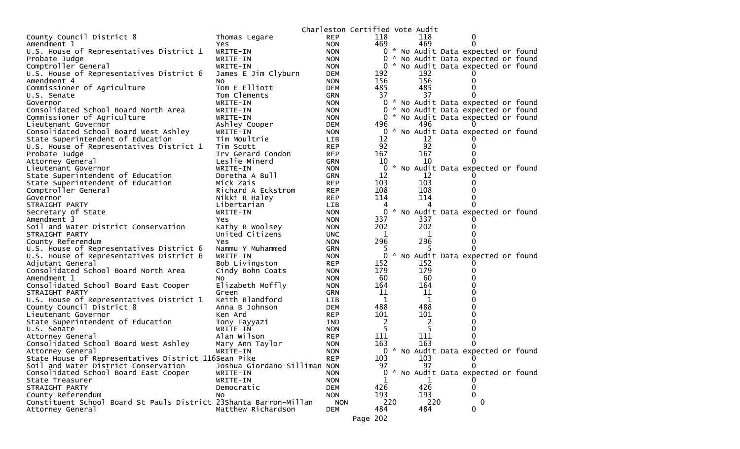Charleston Certified Vote Audit

| Contest | Candidate | Party | | | |
|---|---|---|---|---|---|
| County Council District 8 | Thomas Legare | REP | 118 | 118 | 0 |
| Amendment 1 | Yes | NON | 469 | 469 | 0 |
| U.S. House of Representatives District 1 | WRITE-IN | NON | 0 | * No Audit Data expected or found | |
| Probate Judge | WRITE-IN | NON | 0 | * No Audit Data expected or found | |
| Comptroller General | WRITE-IN | NON | 0 | * No Audit Data expected or found | |
| U.S. House of Representatives District 6 | James E Jim Clyburn | DEM | 192 | 192 | 0 |
| Amendment 4 | No | NON | 156 | 156 | 0 |
| Commissioner of Agriculture | Tom E Elliott | DEM | 485 | 485 | 0 |
| U.S. Senate | Tom Clements | GRN | 37 | 37 | 0 |
| Governor | WRITE-IN | NON | 0 | * No Audit Data expected or found | |
| Consolidated School Board North Area | WRITE-IN | NON | 0 | * No Audit Data expected or found | |
| Commissioner of Agriculture | WRITE-IN | NON | 0 | * No Audit Data expected or found | |
| Lieutenant Governor | Ashley Cooper | DEM | 496 | 496 | 0 |
| Consolidated School Board West Ashley | WRITE-IN | NON | 0 | * No Audit Data expected or found | |
| State Superintendent of Education | Tim Moultrie | LIB | 12 | 12 | 0 |
| U.S. House of Representatives District 1 | Tim Scott | REP | 92 | 92 | 0 |
| Probate Judge | Irv Gerard Condon | REP | 167 | 167 | 0 |
| Attorney General | Leslie Minerd | GRN | 10 | 10 | 0 |
| Lieutenant Governor | WRITE-IN | NON | 0 | * No Audit Data expected or found | |
| State Superintendent of Education | Doretha A Bull | GRN | 12 | 12 | 0 |
| State Superintendent of Education | Mick Zais | REP | 103 | 103 | 0 |
| Comptroller General | Richard A Eckstrom | REP | 108 | 108 | 0 |
| Governor | Nikki R Haley | REP | 114 | 114 | 0 |
| STRAIGHT PARTY | Libertarian | LIB | 4 | 4 | 0 |
| Secretary of State | WRITE-IN | NON | 0 | * No Audit Data expected or found | |
| Amendment 3 | Yes | NON | 337 | 337 | 0 |
| Soil and Water District Conservation | Kathy R Woolsey | NON | 202 | 202 | 0 |
| STRAIGHT PARTY | United Citizens | UNC | 1 | 1 | 0 |
| County Referendum | Yes | NON | 296 | 296 | 0 |
| U.S. House of Representatives District 6 | Nammu Y Muhammed | GRN | 5 | 5 | 0 |
| U.S. House of Representatives District 6 | WRITE-IN | NON | 0 | * No Audit Data expected or found | |
| Adjutant General | Bob Livingston | REP | 152 | 152 | 0 |
| Consolidated School Board North Area | Cindy Bohn Coats | NON | 179 | 179 | 0 |
| Amendment 1 | No | NON | 60 | 60 | 0 |
| Consolidated School Board East Cooper | Elizabeth Moffly | NON | 164 | 164 | 0 |
| STRAIGHT PARTY | Green | GRN | 11 | 11 | 0 |
| U.S. House of Representatives District 1 | Keith Blandford | LIB | 1 | 1 | 0 |
| County Council District 8 | Anna B Johnson | DEM | 488 | 488 | 0 |
| Lieutenant Governor | Ken Ard | REP | 101 | 101 | 0 |
| State Superintendent of Education | Tony Fayyazi | IND | 2 | 2 | 0 |
| U.S. Senate | WRITE-IN | NON | 5 | 5 | 0 |
| Attorney General | Alan Wilson | REP | 111 | 111 | 0 |
| Consolidated School Board West Ashley | Mary Ann Taylor | NON | 163 | 163 | 0 |
| Attorney General | WRITE-IN | NON | 0 | * No Audit Data expected or found | |
| State House of Representatives District 116 | Sean Pike | REP | 103 | 103 | 0 |
| Soil and Water District Conservation | Joshua Giordano-Silliman | NON | 97 | 97 | 0 |
| Consolidated School Board East Cooper | WRITE-IN | NON | 0 | * No Audit Data expected or found | |
| State Treasurer | WRITE-IN | NON | 1 | 1 | 0 |
| STRAIGHT PARTY | Democratic | DEM | 426 | 426 | 0 |
| County Referendum | No | NON | 193 | 193 | 0 |
| Constituent School Board St Pauls District 23 | Shanta Barron-Millan | NON | 220 | 220 | 0 |
| Attorney General | Matthew Richardson | DEM | 484 | 484 | 0 |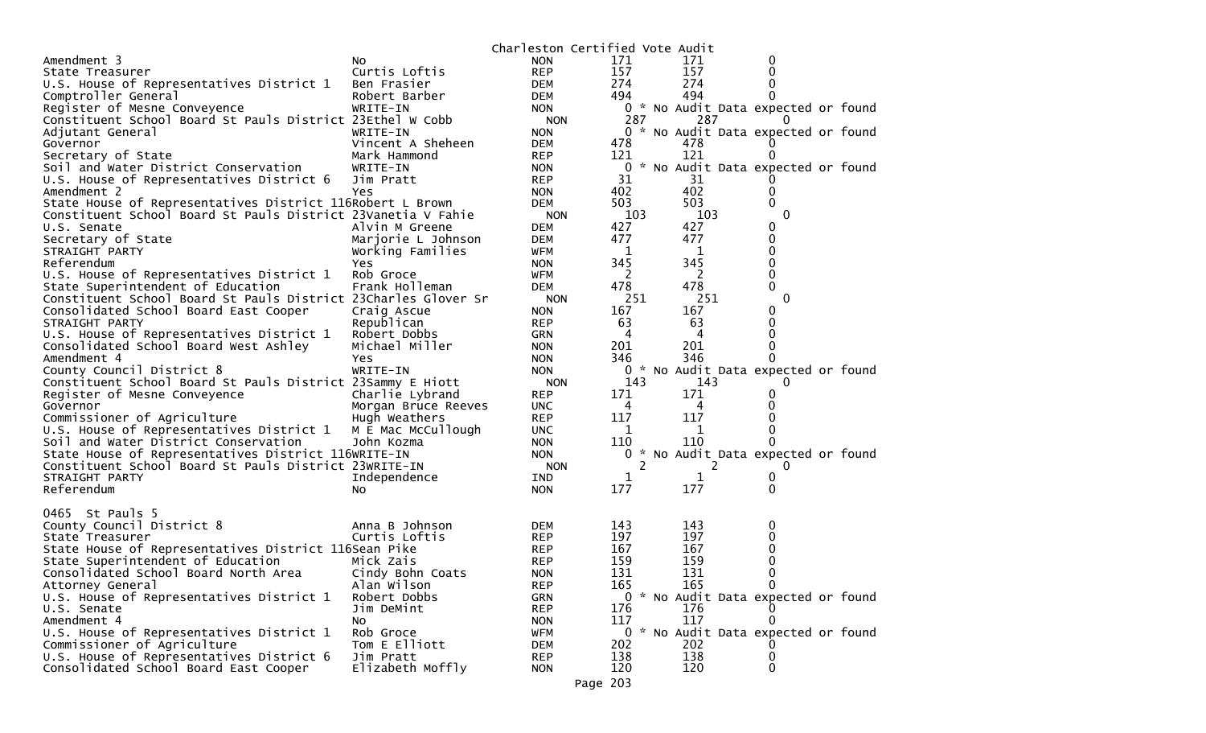Charleston Certified Vote Audit

| Office | Candidate | Party | Count 1 | Count 2 | Difference |
|---|---|---|---|---|---|
| Amendment 3 | No | NON | 171 | 171 | 0 |
| State Treasurer | Curtis Loftis | REP | 157 | 157 | 0 |
| U.S. House of Representatives District 1 | Ben Frasier | DEM | 274 | 274 | 0 |
| Comptroller General | Robert Barber | DEM | 494 | 494 | 0 |
| Register of Mesne Conveyence | WRITE-IN | NON | 0 | * No Audit Data expected or found | |
| Constituent School Board St Pauls District 23 | Ethel W Cobb | NON | 287 | 287 | 0 |
| Adjutant General | WRITE-IN | NON | 0 | * No Audit Data expected or found | |
| Governor | Vincent A Sheheen | DEM | 478 | 478 | 0 |
| Secretary of State | Mark Hammond | REP | 121 | 121 | 0 |
| Soil and Water District Conservation | WRITE-IN | NON | 0 | * No Audit Data expected or found | |
| U.S. House of Representatives District 6 | Jim Pratt | REP | 31 | 31 | 0 |
| Amendment 2 | Yes | NON | 402 | 402 | 0 |
| State House of Representatives District 116 | Robert L Brown | DEM | 503 | 503 | 0 |
| Constituent School Board St Pauls District 23 | Vanetia V Fahie | NON | 103 | 103 | 0 |
| U.S. Senate | Alvin M Greene | DEM | 427 | 427 | 0 |
| Secretary of State | Marjorie L Johnson | DEM | 477 | 477 | 0 |
| STRAIGHT PARTY | Working Families | WFM | 1 | 1 | 0 |
| Referendum | Yes | NON | 345 | 345 | 0 |
| U.S. House of Representatives District 1 | Rob Groce | WFM | 2 | 2 | 0 |
| State Superintendent of Education | Frank Holleman | DEM | 478 | 478 | 0 |
| Constituent School Board St Pauls District 23 | Charles Glover Sr | NON | 251 | 251 | 0 |
| Consolidated School Board East Cooper | Craig Ascue | NON | 167 | 167 | 0 |
| STRAIGHT PARTY | Republican | REP | 63 | 63 | 0 |
| U.S. House of Representatives District 1 | Robert Dobbs | GRN | 4 | 4 | 0 |
| Consolidated School Board West Ashley | Michael Miller | NON | 201 | 201 | 0 |
| Amendment 4 | Yes | NON | 346 | 346 | 0 |
| County Council District 8 | WRITE-IN | NON | 0 | * No Audit Data expected or found | |
| Constituent School Board St Pauls District 23 | Sammy E Hiott | NON | 143 | 143 | 0 |
| Register of Mesne Conveyence | Charlie Lybrand | REP | 171 | 171 | 0 |
| Governor | Morgan Bruce Reeves | UNC | 4 | 4 | 0 |
| Commissioner of Agriculture | Hugh Weathers | REP | 117 | 117 | 0 |
| U.S. House of Representatives District 1 | M E Mac McCullough | UNC | 1 | 1 | 0 |
| Soil and Water District Conservation | John Kozma | NON | 110 | 110 | 0 |
| State House of Representatives District 116 | WRITE-IN | NON | 0 | * No Audit Data expected or found | |
| Constituent School Board St Pauls District 23 | WRITE-IN | NON | 2 | 2 | 0 |
| STRAIGHT PARTY | Independence | IND | 1 | 1 | 0 |
| Referendum | No | NON | 177 | 177 | 0 |

0465 St Pauls 5

| Office | Candidate | Party | Count 1 | Count 2 | Difference |
|---|---|---|---|---|---|
| County Council District 8 | Anna B Johnson | DEM | 143 | 143 | 0 |
| State Treasurer | Curtis Loftis | REP | 197 | 197 | 0 |
| State House of Representatives District 116 | Sean Pike | REP | 167 | 167 | 0 |
| State Superintendent of Education | Mick Zais | REP | 159 | 159 | 0 |
| Consolidated School Board North Area | Cindy Bohn Coats | NON | 131 | 131 | 0 |
| Attorney General | Alan Wilson | REP | 165 | 165 | 0 |
| U.S. House of Representatives District 1 | Robert Dobbs | GRN | 0 | * No Audit Data expected or found | |
| U.S. Senate | Jim DeMint | REP | 176 | 176 | 0 |
| Amendment 4 | No | NON | 117 | 117 | 0 |
| U.S. House of Representatives District 1 | Rob Groce | WFM | 0 | * No Audit Data expected or found | |
| Commissioner of Agriculture | Tom E Elliott | DEM | 202 | 202 | 0 |
| U.S. House of Representatives District 6 | Jim Pratt | REP | 138 | 138 | 0 |
| Consolidated School Board East Cooper | Elizabeth Moffly | NON | 120 | 120 | 0 |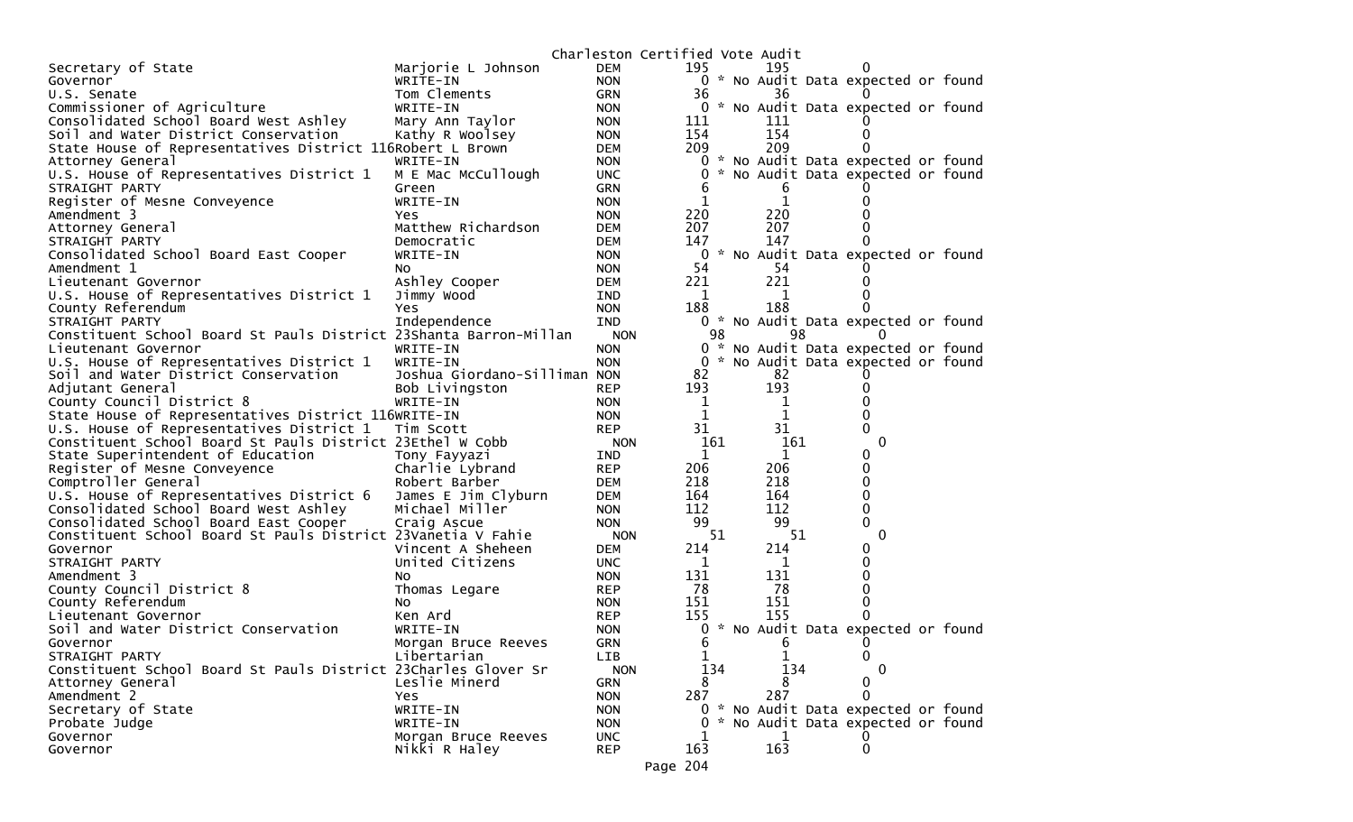Charleston Certified Vote Audit

| | | | | | |
|---|---|---|---|---|---|
| Secretary of State | Marjorie L Johnson | DEM | 195 | 195 | 0 |
| Governor | WRITE-IN | NON | 0 | * No Audit Data expected or found | |
| U.S. Senate | Tom Clements | GRN | 36 | 36 | 0 |
| Commissioner of Agriculture | WRITE-IN | NON | 0 | * No Audit Data expected or found | |
| Consolidated School Board West Ashley | Mary Ann Taylor | NON | 111 | 111 | 0 |
| Soil and Water District Conservation | Kathy R Woolsey | NON | 154 | 154 | 0 |
| State House of Representatives District 116 | Robert L Brown | DEM | 209 | 209 | 0 |
| Attorney General | WRITE-IN | NON | 0 | * No Audit Data expected or found | |
| U.S. House of Representatives District 1 | M E Mac McCullough | UNC | 0 | * No Audit Data expected or found | |
| STRAIGHT PARTY | Green | GRN | 6 | 6 | 0 |
| Register of Mesne Conveyence | WRITE-IN | NON | 1 | 1 | 0 |
| Amendment 3 | Yes | NON | 220 | 220 | 0 |
| Attorney General | Matthew Richardson | DEM | 207 | 207 | 0 |
| STRAIGHT PARTY | Democratic | DEM | 147 | 147 | 0 |
| Consolidated School Board East Cooper | WRITE-IN | NON | 0 | * No Audit Data expected or found | |
| Amendment 1 | No | NON | 54 | 54 | 0 |
| Lieutenant Governor | Ashley Cooper | DEM | 221 | 221 | 0 |
| U.S. House of Representatives District 1 | Jimmy Wood | IND | 1 | 1 | 0 |
| County Referendum | Yes | NON | 188 | 188 | 0 |
| STRAIGHT PARTY | Independence | IND | 0 | * No Audit Data expected or found | |
| Constituent School Board St Pauls District 23 | Shanta Barron-Millan | NON | 98 | 98 | 0 |
| Lieutenant Governor | WRITE-IN | NON | 0 | * No Audit Data expected or found | |
| U.S. House of Representatives District 1 | WRITE-IN | NON | 0 | * No Audit Data expected or found | |
| Soil and Water District Conservation | Joshua Giordano-Silliman | NON | 82 | 82 | 0 |
| Adjutant General | Bob Livingston | REP | 193 | 193 | 0 |
| County Council District 8 | WRITE-IN | NON | 1 | 1 | 0 |
| State House of Representatives District 116 | WRITE-IN | NON | 1 | 1 | 0 |
| U.S. House of Representatives District 1 | Tim Scott | REP | 31 | 31 | 0 |
| Constituent School Board St Pauls District 23 | Ethel W Cobb | NON | 161 | 161 | 0 |
| State Superintendent of Education | Tony Fayyazi | IND | 1 | 1 | 0 |
| Register of Mesne Conveyence | Charlie Lybrand | REP | 206 | 206 | 0 |
| Comptroller General | Robert Barber | DEM | 218 | 218 | 0 |
| U.S. House of Representatives District 6 | James E Jim Clyburn | DEM | 164 | 164 | 0 |
| Consolidated School Board West Ashley | Michael Miller | NON | 112 | 112 | 0 |
| Consolidated School Board East Cooper | Craig Ascue | NON | 99 | 99 | 0 |
| Constituent School Board St Pauls District 23 | Vanetia V Fahie | NON | 51 | 51 | 0 |
| Governor | Vincent A Sheheen | DEM | 214 | 214 | 0 |
| STRAIGHT PARTY | United Citizens | UNC | 1 | 1 | 0 |
| Amendment 3 | No | NON | 131 | 131 | 0 |
| County Council District 8 | Thomas Legare | REP | 78 | 78 | 0 |
| County Referendum | No | NON | 151 | 151 | 0 |
| Lieutenant Governor | Ken Ard | REP | 155 | 155 | 0 |
| Soil and Water District Conservation | WRITE-IN | NON | 0 | * No Audit Data expected or found | |
| Governor | Morgan Bruce Reeves | GRN | 6 | 6 | 0 |
| STRAIGHT PARTY | Libertarian | LIB | 1 | 1 | 0 |
| Constituent School Board St Pauls District 23 | Charles Glover Sr | NON | 134 | 134 | 0 |
| Attorney General | Leslie Minerd | GRN | 8 | 8 | 0 |
| Amendment 2 | Yes | NON | 287 | 287 | 0 |
| Secretary of State | WRITE-IN | NON | 0 | * No Audit Data expected or found | |
| Probate Judge | WRITE-IN | NON | 0 | * No Audit Data expected or found | |
| Governor | Morgan Bruce Reeves | UNC | 1 | 1 | 0 |
| Governor | Nikki R Haley | REP | 163 | 163 | 0 |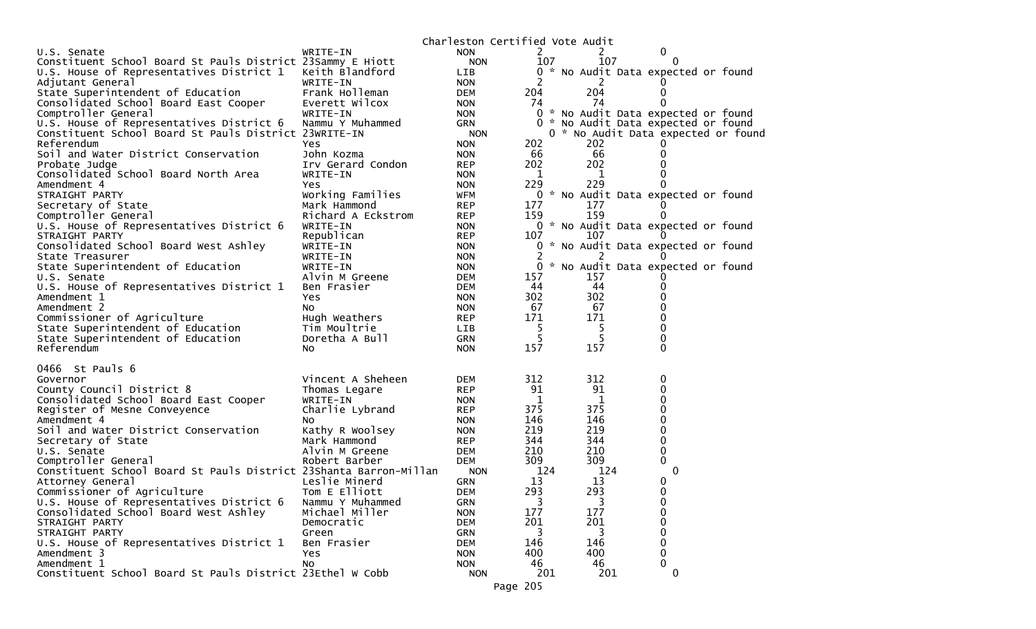Charleston Certified Vote Audit

| Contest | Candidate | Party | | | |
|---|---|---|---|---|---|
| U.S. Senate | WRITE-IN | NON | 2 | 2 | 0 |
| Constituent School Board St Pauls District 23 | Sammy E Hiott | NON | 107 | 107 | 0 |
| U.S. House of Representatives District 1 | Keith Blandford | LIB | 0 | * No Audit Data expected or found | |
| Adjutant General | WRITE-IN | NON | 2 | 2 | 0 |
| State Superintendent of Education | Frank Holleman | DEM | 204 | 204 | 0 |
| Consolidated School Board East Cooper | Everett Wilcox | NON | 74 | 74 | 0 |
| Comptroller General | WRITE-IN | NON | 0 | * No Audit Data expected or found | |
| U.S. House of Representatives District 6 | Nammu Y Muhammed | GRN | 0 | * No Audit Data expected or found | |
| Constituent School Board St Pauls District 23 | WRITE-IN | NON | 0 | * No Audit Data expected or found | |
| Referendum | Yes | NON | 202 | 202 | 0 |
| Soil and Water District Conservation | John Kozma | NON | 66 | 66 | 0 |
| Probate Judge | Irv Gerard Condon | REP | 202 | 202 | 0 |
| Consolidated School Board North Area | WRITE-IN | NON | 1 | 1 | 0 |
| Amendment 4 | Yes | NON | 229 | 229 | 0 |
| STRAIGHT PARTY | Working Families | WFM | 0 | * No Audit Data expected or found | |
| Secretary of State | Mark Hammond | REP | 177 | 177 | 0 |
| Comptroller General | Richard A Eckstrom | REP | 159 | 159 | 0 |
| U.S. House of Representatives District 6 | WRITE-IN | NON | 0 | * No Audit Data expected or found | |
| STRAIGHT PARTY | Republican | REP | 107 | 107 | 0 |
| Consolidated School Board West Ashley | WRITE-IN | NON | 0 | * No Audit Data expected or found | |
| State Treasurer | WRITE-IN | NON | 2 | 2 | 0 |
| State Superintendent of Education | WRITE-IN | NON | 0 | * No Audit Data expected or found | |
| U.S. Senate | Alvin M Greene | DEM | 157 | 157 | 0 |
| U.S. House of Representatives District 1 | Ben Frasier | DEM | 44 | 44 | 0 |
| Amendment 1 | Yes | NON | 302 | 302 | 0 |
| Amendment 2 | No | NON | 67 | 67 | 0 |
| Commissioner of Agriculture | Hugh Weathers | REP | 171 | 171 | 0 |
| State Superintendent of Education | Tim Moultrie | LIB | 5 | 5 | 0 |
| State Superintendent of Education | Doretha A Bull | GRN | 5 | 5 | 0 |
| Referendum | No | NON | 157 | 157 | 0 |

0466 St Pauls 6

| Contest | Candidate | Party | | | |
|---|---|---|---|---|---|
| Governor | Vincent A Sheheen | DEM | 312 | 312 | 0 |
| County Council District 8 | Thomas Legare | REP | 91 | 91 | 0 |
| Consolidated School Board East Cooper | WRITE-IN | NON | 1 | 1 | 0 |
| Register of Mesne Conveyence | Charlie Lybrand | REP | 375 | 375 | 0 |
| Amendment 4 | No | NON | 146 | 146 | 0 |
| Soil and Water District Conservation | Kathy R Woolsey | NON | 219 | 219 | 0 |
| Secretary of State | Mark Hammond | REP | 344 | 344 | 0 |
| U.S. Senate | Alvin M Greene | DEM | 210 | 210 | 0 |
| Comptroller General | Robert Barber | DEM | 309 | 309 | 0 |
| Constituent School Board St Pauls District 23 | Shanta Barron-Millan | NON | 124 | 124 | 0 |
| Attorney General | Leslie Minerd | GRN | 13 | 13 | 0 |
| Commissioner of Agriculture | Tom E Elliott | DEM | 293 | 293 | 0 |
| U.S. House of Representatives District 6 | Nammu Y Muhammed | GRN | 3 | 3 | 0 |
| Consolidated School Board West Ashley | Michael Miller | NON | 177 | 177 | 0 |
| STRAIGHT PARTY | Democratic | DEM | 201 | 201 | 0 |
| STRAIGHT PARTY | Green | GRN | 3 | 3 | 0 |
| U.S. House of Representatives District 1 | Ben Frasier | DEM | 146 | 146 | 0 |
| Amendment 3 | Yes | NON | 400 | 400 | 0 |
| Amendment 1 | No | NON | 46 | 46 | 0 |
| Constituent School Board St Pauls District 23 | Ethel W Cobb | NON | 201 | 201 | 0 |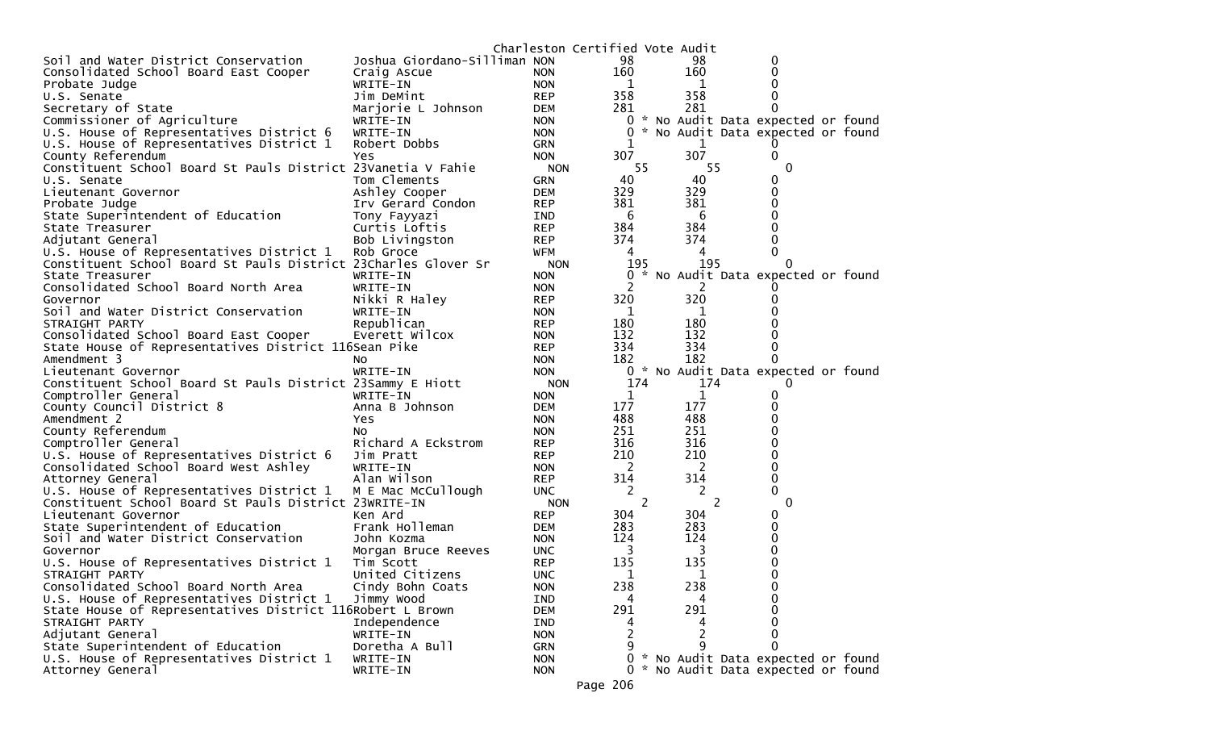Charleston Certified Vote Audit

| Contest | Candidate | Party | Count | Audit | Difference |
|---|---|---|---|---|---|
| Soil and Water District Conservation | Joshua Giordano-Silliman | NON | 98 | 98 | 0 |
| Consolidated School Board East Cooper | Craig Ascue | NON | 160 | 160 | 0 |
| Probate Judge | WRITE-IN | NON | 1 | 1 | 0 |
| U.S. Senate | Jim DeMint | REP | 358 | 358 | 0 |
| Secretary of State | Marjorie L Johnson | DEM | 281 | 281 | 0 |
| Commissioner of Agriculture | WRITE-IN | NON | 0 | * No Audit Data expected or found | |
| U.S. House of Representatives District 6 | WRITE-IN | NON | 0 | * No Audit Data expected or found | |
| U.S. House of Representatives District 1 | Robert Dobbs | GRN | 1 | 1 | 0 |
| County Referendum | Yes | NON | 307 | 307 | 0 |
| Constituent School Board St Pauls District 23 | Vanetia V Fahie | NON | 55 | 55 | 0 |
| U.S. Senate | Tom Clements | GRN | 40 | 40 | 0 |
| Lieutenant Governor | Ashley Cooper | DEM | 329 | 329 | 0 |
| Probate Judge | Irv Gerard Condon | REP | 381 | 381 | 0 |
| State Superintendent of Education | Tony Fayyazi | IND | 6 | 6 | 0 |
| State Treasurer | Curtis Loftis | REP | 384 | 384 | 0 |
| Adjutant General | Bob Livingston | REP | 374 | 374 | 0 |
| U.S. House of Representatives District 1 | Rob Groce | WFM | 4 | 4 | 0 |
| Constituent School Board St Pauls District 23 | Charles Glover Sr | NON | 195 | 195 | 0 |
| State Treasurer | WRITE-IN | NON | 0 | * No Audit Data expected or found | |
| Consolidated School Board North Area | WRITE-IN | NON | 2 | 2 | 0 |
| Governor | Nikki R Haley | REP | 320 | 320 | 0 |
| Soil and Water District Conservation | WRITE-IN | NON | 1 | 1 | 0 |
| STRAIGHT PARTY | Republican | REP | 180 | 180 | 0 |
| Consolidated School Board East Cooper | Everett Wilcox | NON | 132 | 132 | 0 |
| State House of Representatives District 116 | Sean Pike | REP | 334 | 334 | 0 |
| Amendment 3 | No | NON | 182 | 182 | 0 |
| Lieutenant Governor | WRITE-IN | NON | 0 | * No Audit Data expected or found | |
| Constituent School Board St Pauls District 23 | Sammy E Hiott | NON | 174 | 174 | 0 |
| Comptroller General | WRITE-IN | NON | 1 | 1 | 0 |
| County Council District 8 | Anna B Johnson | DEM | 177 | 177 | 0 |
| Amendment 2 | Yes | NON | 488 | 488 | 0 |
| County Referendum | No | NON | 251 | 251 | 0 |
| Comptroller General | Richard A Eckstrom | REP | 316 | 316 | 0 |
| U.S. House of Representatives District 6 | Jim Pratt | REP | 210 | 210 | 0 |
| Consolidated School Board West Ashley | WRITE-IN | NON | 2 | 2 | 0 |
| Attorney General | Alan Wilson | REP | 314 | 314 | 0 |
| U.S. House of Representatives District 1 | M E Mac McCullough | UNC | 2 | 2 | 0 |
| Constituent School Board St Pauls District 23 | WRITE-IN | NON | 2 | 2 | 0 |
| Lieutenant Governor | Ken Ard | REP | 304 | 304 | 0 |
| State Superintendent of Education | Frank Holleman | DEM | 283 | 283 | 0 |
| Soil and Water District Conservation | John Kozma | NON | 124 | 124 | 0 |
| Governor | Morgan Bruce Reeves | UNC | 3 | 3 | 0 |
| U.S. House of Representatives District 1 | Tim Scott | REP | 135 | 135 | 0 |
| STRAIGHT PARTY | United Citizens | UNC | 1 | 1 | 0 |
| Consolidated School Board North Area | Cindy Bohn Coats | NON | 238 | 238 | 0 |
| U.S. House of Representatives District 1 | Jimmy Wood | IND | 4 | 4 | 0 |
| State House of Representatives District 116 | Robert L Brown | DEM | 291 | 291 | 0 |
| STRAIGHT PARTY | Independence | IND | 4 | 4 | 0 |
| Adjutant General | WRITE-IN | NON | 2 | 2 | 0 |
| State Superintendent of Education | Doretha A Bull | GRN | 9 | 9 | 0 |
| U.S. House of Representatives District 1 | WRITE-IN | NON | 0 | * No Audit Data expected or found | |
| Attorney General | WRITE-IN | NON | 0 | * No Audit Data expected or found | |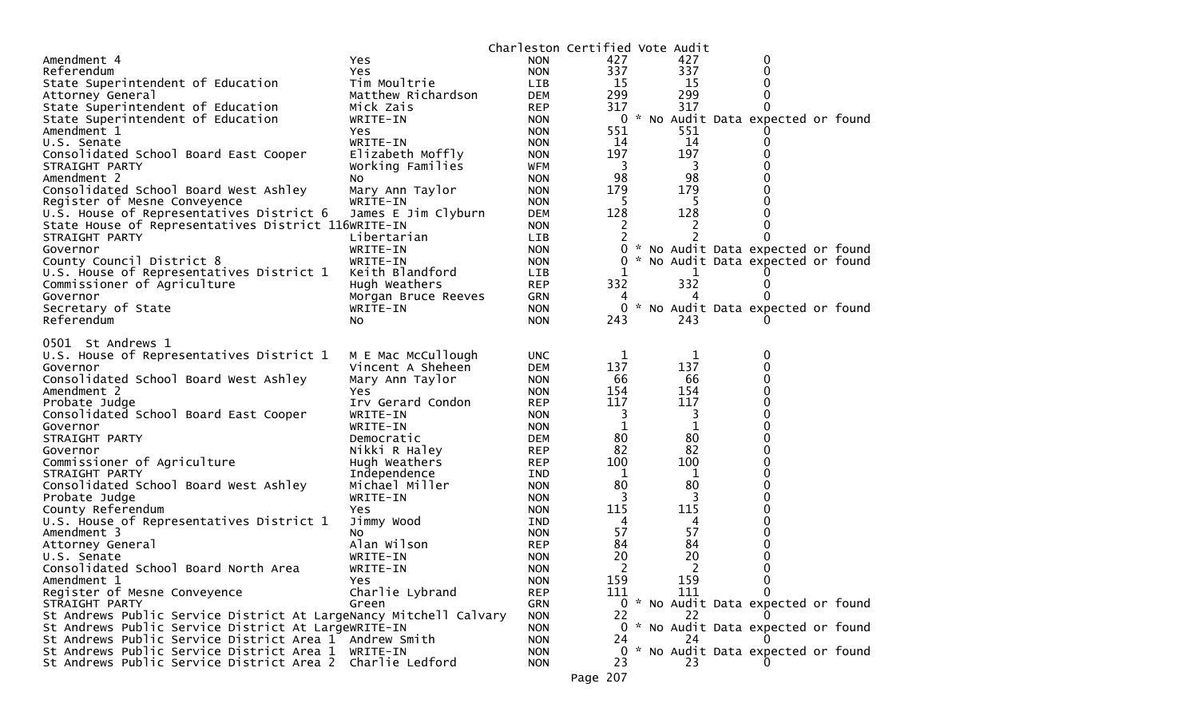Charleston Certified Vote Audit

| | | | | | |
|---|---|---|---|---|---|
| Amendment 4 | Yes | NON | 427 | 427 | 0 |
| Referendum | Yes | NON | 337 | 337 | 0 |
| State Superintendent of Education | Tim Moultrie | LIB | 15 | 15 | 0 |
| Attorney General | Matthew Richardson | DEM | 299 | 299 | 0 |
| State Superintendent of Education | Mick Zais | REP | 317 | 317 | 0 |
| State Superintendent of Education | WRITE-IN | NON | 0 | * No Audit Data expected or found | |
| Amendment 1 | Yes | NON | 551 | 551 | 0 |
| U.S. Senate | WRITE-IN | NON | 14 | 14 | 0 |
| Consolidated School Board East Cooper | Elizabeth Moffly | NON | 197 | 197 | 0 |
| STRAIGHT PARTY | Working Families | WFM | 3 | 3 | 0 |
| Amendment 2 | No | NON | 98 | 98 | 0 |
| Consolidated School Board West Ashley | Mary Ann Taylor | NON | 179 | 179 | 0 |
| Register of Mesne Conveyence | WRITE-IN | NON | 5 | 5 | 0 |
| U.S. House of Representatives District 6 | James E Jim Clyburn | DEM | 128 | 128 | 0 |
| State House of Representatives District 116 | WRITE-IN | NON | 2 | 2 | 0 |
| STRAIGHT PARTY | Libertarian | LIB | 2 | 2 | 0 |
| Governor | WRITE-IN | NON | 0 | * No Audit Data expected or found | |
| County Council District 8 | WRITE-IN | NON | 0 | * No Audit Data expected or found | |
| U.S. House of Representatives District 1 | Keith Blandford | LIB | 1 | 1 | 0 |
| Commissioner of Agriculture | Hugh Weathers | REP | 332 | 332 | 0 |
| Governor | Morgan Bruce Reeves | GRN | 4 | 4 | 0 |
| Secretary of State | WRITE-IN | NON | 0 | * No Audit Data expected or found | |
| Referendum | No | NON | 243 | 243 | 0 |

0501 St Andrews 1

| | | | | | |
|---|---|---|---|---|---|
| U.S. House of Representatives District 1 | M E Mac McCullough | UNC | 1 | 1 | 0 |
| Governor | Vincent A Sheheen | DEM | 137 | 137 | 0 |
| Consolidated School Board West Ashley | Mary Ann Taylor | NON | 66 | 66 | 0 |
| Amendment 2 | Yes | NON | 154 | 154 | 0 |
| Probate Judge | Irv Gerard Condon | REP | 117 | 117 | 0 |
| Consolidated School Board East Cooper | WRITE-IN | NON | 3 | 3 | 0 |
| Governor | WRITE-IN | NON | 1 | 1 | 0 |
| STRAIGHT PARTY | Democratic | DEM | 80 | 80 | 0 |
| Governor | Nikki R Haley | REP | 82 | 82 | 0 |
| Commissioner of Agriculture | Hugh Weathers | REP | 100 | 100 | 0 |
| STRAIGHT PARTY | Independence | IND | 1 | 1 | 0 |
| Consolidated School Board West Ashley | Michael Miller | NON | 80 | 80 | 0 |
| Probate Judge | WRITE-IN | NON | 3 | 3 | 0 |
| County Referendum | Yes | NON | 115 | 115 | 0 |
| U.S. House of Representatives District 1 | Jimmy Wood | IND | 4 | 4 | 0 |
| Amendment 3 | No | NON | 57 | 57 | 0 |
| Attorney General | Alan Wilson | REP | 84 | 84 | 0 |
| U.S. Senate | WRITE-IN | NON | 20 | 20 | 0 |
| Consolidated School Board North Area | WRITE-IN | NON | 2 | 2 | 0 |
| Amendment 1 | Yes | NON | 159 | 159 | 0 |
| Register of Mesne Conveyence | Charlie Lybrand | REP | 111 | 111 | 0 |
| STRAIGHT PARTY | Green | GRN | 0 | * No Audit Data expected or found | |
| St Andrews Public Service District At Large | Nancy Mitchell Calvary | NON | 22 | 22 | 0 |
| St Andrews Public Service District At Large | WRITE-IN | NON | 0 | * No Audit Data expected or found | |
| St Andrews Public Service District Area 1 | Andrew Smith | NON | 24 | 24 | 0 |
| St Andrews Public Service District Area 1 | WRITE-IN | NON | 0 | * No Audit Data expected or found | |
| St Andrews Public Service District Area 2 | Charlie Ledford | NON | 23 | 23 | 0 |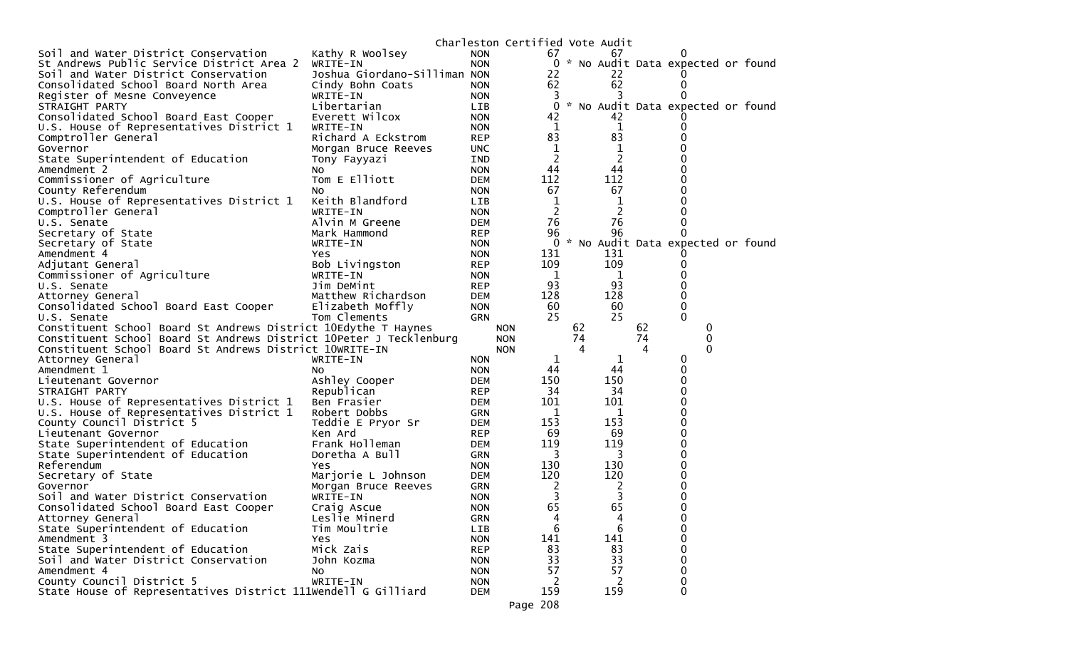Charleston Certified Vote Audit

| Contest | Candidate | Party | Votes | Audit | Diff |
|---|---|---|---|---|---|
| Soil and Water District Conservation | Kathy R Woolsey | NON | 67 | 67 | 0 |
| St Andrews Public Service District Area 2 | WRITE-IN | NON | 0 | * No Audit Data expected or found | |
| Soil and Water District Conservation | Joshua Giordano-Silliman | NON | 22 | 22 | 0 |
| Consolidated School Board North Area | Cindy Bohn Coats | NON | 62 | 62 | 0 |
| Register of Mesne Conveyence | WRITE-IN | NON | 3 | 3 | 0 |
| STRAIGHT PARTY | Libertarian | LIB | 0 | * No Audit Data expected or found | |
| Consolidated School Board East Cooper | Everett Wilcox | NON | 42 | 42 | 0 |
| U.S. House of Representatives District 1 | WRITE-IN | NON | 1 | 1 | 0 |
| Comptroller General | Richard A Eckstrom | REP | 83 | 83 | 0 |
| Governor | Morgan Bruce Reeves | UNC | 1 | 1 | 0 |
| State Superintendent of Education | Tony Fayyazi | IND | 2 | 2 | 0 |
| Amendment 2 | No | NON | 44 | 44 | 0 |
| Commissioner of Agriculture | Tom E Elliott | DEM | 112 | 112 | 0 |
| County Referendum | No | NON | 67 | 67 | 0 |
| U.S. House of Representatives District 1 | Keith Blandford | LIB | 1 | 1 | 0 |
| Comptroller General | WRITE-IN | NON | 2 | 2 | 0 |
| U.S. Senate | Alvin M Greene | DEM | 76 | 76 | 0 |
| Secretary of State | Mark Hammond | REP | 96 | 96 | 0 |
| Secretary of State | WRITE-IN | NON | 0 | * No Audit Data expected or found | |
| Amendment 4 | Yes | NON | 131 | 131 | 0 |
| Adjutant General | Bob Livingston | REP | 109 | 109 | 0 |
| Commissioner of Agriculture | WRITE-IN | NON | 1 | 1 | 0 |
| U.S. Senate | Jim DeMint | REP | 93 | 93 | 0 |
| Attorney General | Matthew Richardson | DEM | 128 | 128 | 0 |
| Consolidated School Board East Cooper | Elizabeth Moffly | NON | 60 | 60 | 0 |
| U.S. Senate | Tom Clements | GRN | 25 | 25 | 0 |
| Constituent School Board St Andrews District 10 | Edythe T Haynes | NON | 62 | 62 | 0 |
| Constituent School Board St Andrews District 10 | Peter J Tecklenburg | NON | 74 | 74 | 0 |
| Constituent School Board St Andrews District 10 | WRITE-IN | NON | 4 | 4 | 0 |
| Attorney General | WRITE-IN | NON | 1 | 1 | 0 |
| Amendment 1 | No | NON | 44 | 44 | 0 |
| Lieutenant Governor | Ashley Cooper | DEM | 150 | 150 | 0 |
| STRAIGHT PARTY | Republican | REP | 34 | 34 | 0 |
| U.S. House of Representatives District 1 | Ben Frasier | DEM | 101 | 101 | 0 |
| U.S. House of Representatives District 1 | Robert Dobbs | GRN | 1 | 1 | 0 |
| County Council District 5 | Teddie E Pryor Sr | DEM | 153 | 153 | 0 |
| Lieutenant Governor | Ken Ard | REP | 69 | 69 | 0 |
| State Superintendent of Education | Frank Holleman | DEM | 119 | 119 | 0 |
| State Superintendent of Education | Doretha A Bull | GRN | 3 | 3 | 0 |
| Referendum | Yes | NON | 130 | 130 | 0 |
| Secretary of State | Marjorie L Johnson | DEM | 120 | 120 | 0 |
| Governor | Morgan Bruce Reeves | GRN | 2 | 2 | 0 |
| Soil and Water District Conservation | WRITE-IN | NON | 3 | 3 | 0 |
| Consolidated School Board East Cooper | Craig Ascue | NON | 65 | 65 | 0 |
| Attorney General | Leslie Minerd | GRN | 4 | 4 | 0 |
| State Superintendent of Education | Tim Moultrie | LIB | 6 | 6 | 0 |
| Amendment 3 | Yes | NON | 141 | 141 | 0 |
| State Superintendent of Education | Mick Zais | REP | 83 | 83 | 0 |
| Soil and Water District Conservation | John Kozma | NON | 33 | 33 | 0 |
| Amendment 4 | No | NON | 57 | 57 | 0 |
| County Council District 5 | WRITE-IN | NON | 2 | 2 | 0 |
| State House of Representatives District 111 | Wendell G Gilliard | DEM | 159 | 159 | 0 |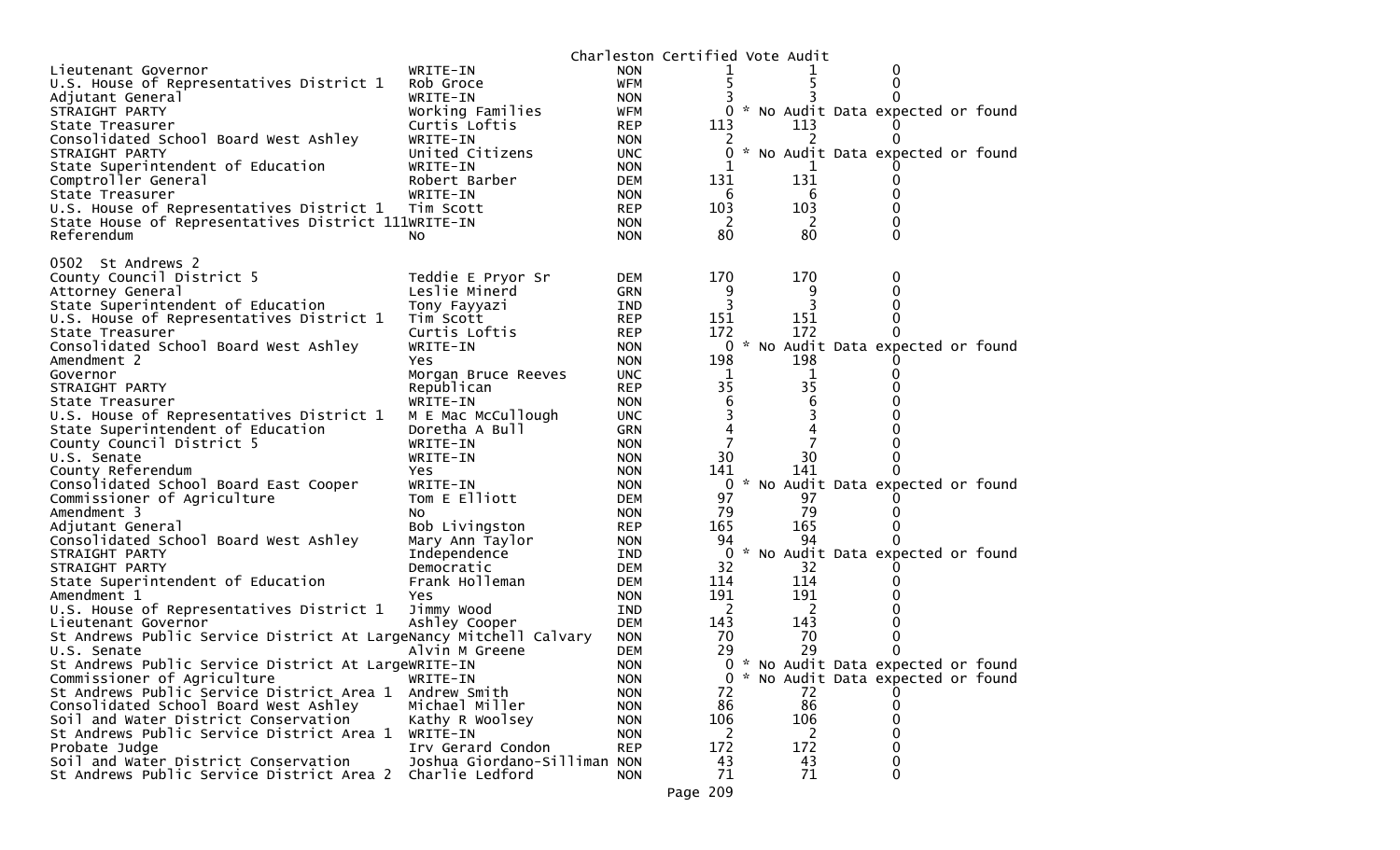Charleston Certified Vote Audit

| | | | | | |
|---|---|---|---|---|---|
| Lieutenant Governor | WRITE-IN | NON | 1 | 1 | 0 |
| U.S. House of Representatives District 1 | Rob Groce | WFM | 5 | 5 | 0 |
| Adjutant General | WRITE-IN | NON | 3 | 3 | 0 |
| STRAIGHT PARTY | Working Families | WFM | 0 | * No Audit Data expected or found | |
| State Treasurer | Curtis Loftis | REP | 113 | 113 | 0 |
| Consolidated School Board West Ashley | WRITE-IN | NON | 2 | 2 | 0 |
| STRAIGHT PARTY | United Citizens | UNC | 0 | * No Audit Data expected or found | |
| State Superintendent of Education | WRITE-IN | NON | 1 | 1 | 0 |
| Comptroller General | Robert Barber | DEM | 131 | 131 | 0 |
| State Treasurer | WRITE-IN | NON | 6 | 6 | 0 |
| U.S. House of Representatives District 1 | Tim Scott | REP | 103 | 103 | 0 |
| State House of Representatives District 111 | WRITE-IN | NON | 2 | 2 | 0 |
| Referendum | No | NON | 80 | 80 | 0 |

0502 St Andrews 2

| | | | | | |
|---|---|---|---|---|---|
| County Council District 5 | Teddie E Pryor Sr | DEM | 170 | 170 | 0 |
| Attorney General | Leslie Minerd | GRN | 9 | 9 | 0 |
| State Superintendent of Education | Tony Fayyazi | IND | 3 | 3 | 0 |
| U.S. House of Representatives District 1 | Tim Scott | REP | 151 | 151 | 0 |
| State Treasurer | Curtis Loftis | REP | 172 | 172 | 0 |
| Consolidated School Board West Ashley | WRITE-IN | NON | 0 | * No Audit Data expected or found | |
| Amendment 2 | Yes | NON | 198 | 198 | 0 |
| Governor | Morgan Bruce Reeves | UNC | 1 | 1 | 0 |
| STRAIGHT PARTY | Republican | REP | 35 | 35 | 0 |
| State Treasurer | WRITE-IN | NON | 6 | 6 | 0 |
| U.S. House of Representatives District 1 | M E Mac McCullough | UNC | 3 | 3 | 0 |
| State Superintendent of Education | Doretha A Bull | GRN | 4 | 4 | 0 |
| County Council District 5 | WRITE-IN | NON | 7 | 7 | 0 |
| U.S. Senate | WRITE-IN | NON | 30 | 30 | 0 |
| County Referendum | Yes | NON | 141 | 141 | 0 |
| Consolidated School Board East Cooper | WRITE-IN | NON | 0 | * No Audit Data expected or found | |
| Commissioner of Agriculture | Tom E Elliott | DEM | 97 | 97 | 0 |
| Amendment 3 | No | NON | 79 | 79 | 0 |
| Adjutant General | Bob Livingston | REP | 165 | 165 | 0 |
| Consolidated School Board West Ashley | Mary Ann Taylor | NON | 94 | 94 | 0 |
| STRAIGHT PARTY | Independence | IND | 0 | * No Audit Data expected or found | |
| STRAIGHT PARTY | Democratic | DEM | 32 | 32 | 0 |
| State Superintendent of Education | Frank Holleman | DEM | 114 | 114 | 0 |
| Amendment 1 | Yes | NON | 191 | 191 | 0 |
| U.S. House of Representatives District 1 | Jimmy Wood | IND | 2 | 2 | 0 |
| Lieutenant Governor | Ashley Cooper | DEM | 143 | 143 | 0 |
| St Andrews Public Service District At Large | Nancy Mitchell Calvary | NON | 70 | 70 | 0 |
| U.S. Senate | Alvin M Greene | DEM | 29 | 29 | 0 |
| St Andrews Public Service District At Large | WRITE-IN | NON | 0 | * No Audit Data expected or found | |
| Commissioner of Agriculture | WRITE-IN | NON | 0 | * No Audit Data expected or found | |
| St Andrews Public Service District Area 1 | Andrew Smith | NON | 72 | 72 | 0 |
| Consolidated School Board West Ashley | Michael Miller | NON | 86 | 86 | 0 |
| Soil and Water District Conservation | Kathy R Woolsey | NON | 106 | 106 | 0 |
| St Andrews Public Service District Area 1 | WRITE-IN | NON | 2 | 2 | 0 |
| Probate Judge | Irv Gerard Condon | REP | 172 | 172 | 0 |
| Soil and Water District Conservation | Joshua Giordano-Silliman | NON | 43 | 43 | 0 |
| St Andrews Public Service District Area 2 | Charlie Ledford | NON | 71 | 71 | 0 |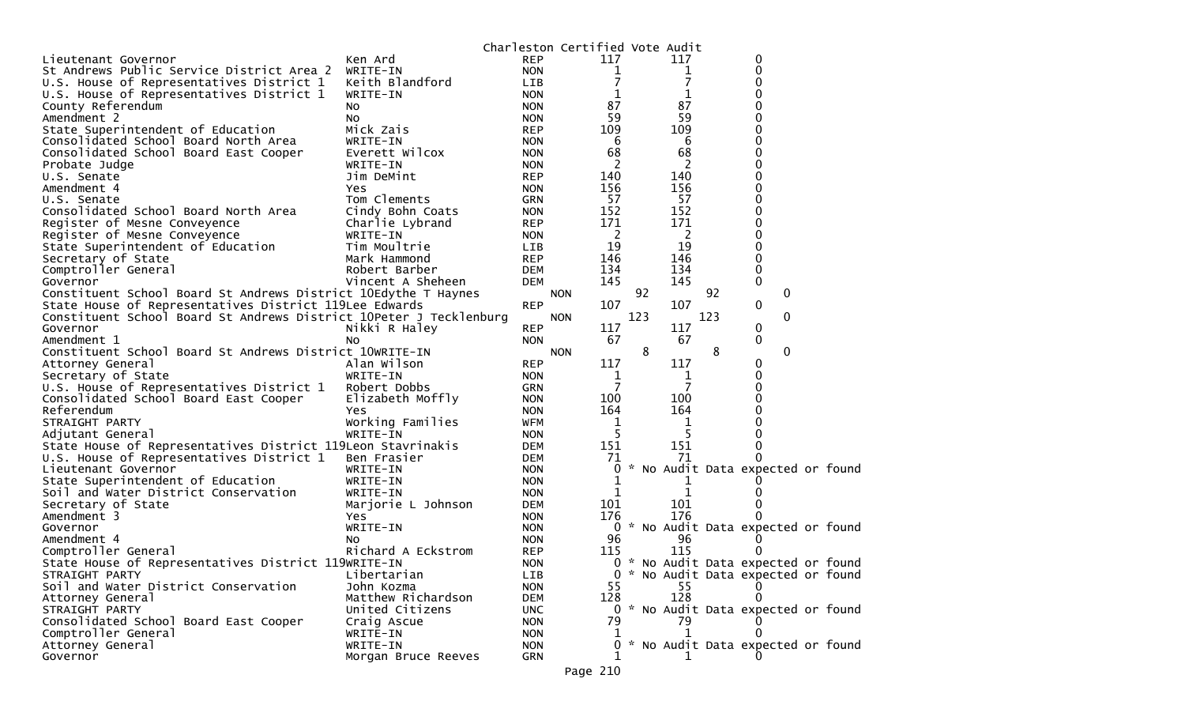Charleston Certified Vote Audit

| Contest | Candidate | Party | | | | |
|---|---|---|---|---|---|---|
| Lieutenant Governor | Ken Ard | REP | 117 | 117 | 0 | |
| St Andrews Public Service District Area 2 | WRITE-IN | NON | 1 | 1 | 0 | |
| U.S. House of Representatives District 1 | Keith Blandford | LIB | 7 | 7 | 0 | |
| U.S. House of Representatives District 1 | WRITE-IN | NON | 1 | 1 | 0 | |
| County Referendum | No | NON | 87 | 87 | 0 | |
| Amendment 2 | No | NON | 59 | 59 | 0 | |
| State Superintendent of Education | Mick Zais | REP | 109 | 109 | 0 | |
| Consolidated School Board North Area | WRITE-IN | NON | 6 | 6 | 0 | |
| Consolidated School Board East Cooper | Everett Wilcox | NON | 68 | 68 | 0 | |
| Probate Judge | WRITE-IN | NON | 2 | 2 | 0 | |
| U.S. Senate | Jim DeMint | REP | 140 | 140 | 0 | |
| Amendment 4 | Yes | NON | 156 | 156 | 0 | |
| U.S. Senate | Tom Clements | GRN | 57 | 57 | 0 | |
| Consolidated School Board North Area | Cindy Bohn Coats | NON | 152 | 152 | 0 | |
| Register of Mesne Conveyence | Charlie Lybrand | REP | 171 | 171 | 0 | |
| Register of Mesne Conveyence | WRITE-IN | NON | 2 | 2 | 0 | |
| State Superintendent of Education | Tim Moultrie | LIB | 19 | 19 | 0 | |
| Secretary of State | Mark Hammond | REP | 146 | 146 | 0 | |
| Comptroller General | Robert Barber | DEM | 134 | 134 | 0 | |
| Governor | Vincent A Sheheen | DEM | 145 | 145 | 0 | |
| Constituent School Board St Andrews District 10 | Edythe T Haynes | NON | 92 | 92 | 0 | |
| State House of Representatives District 119 | Lee Edwards | REP | 107 | 107 | 0 | |
| Constituent School Board St Andrews District 10 | Peter J Tecklenburg | NON | 123 | 123 | 0 | |
| Governor | Nikki R Haley | REP | 117 | 117 | 0 | |
| Amendment 1 | No | NON | 67 | 67 | 0 | |
| Constituent School Board St Andrews District 10 | WRITE-IN | NON | 8 | 8 | 0 | |
| Attorney General | Alan Wilson | REP | 117 | 117 | 0 | |
| Secretary of State | WRITE-IN | NON | 1 | 1 | 0 | |
| U.S. House of Representatives District 1 | Robert Dobbs | GRN | 7 | 7 | 0 | |
| Consolidated School Board East Cooper | Elizabeth Moffly | NON | 100 | 100 | 0 | |
| Referendum | Yes | NON | 164 | 164 | 0 | |
| STRAIGHT PARTY | Working Families | WFM | 1 | 1 | 0 | |
| Adjutant General | WRITE-IN | NON | 5 | 5 | 0 | |
| State House of Representatives District 119 | Leon Stavrinakis | DEM | 151 | 151 | 0 | |
| U.S. House of Representatives District 1 | Ben Frasier | DEM | 71 | 71 | 0 | |
| Lieutenant Governor | WRITE-IN | NON | 0 | * No Audit Data expected or found | | |
| State Superintendent of Education | WRITE-IN | NON | 1 | 1 | 0 | |
| Soil and Water District Conservation | WRITE-IN | NON | 1 | 1 | 0 | |
| Secretary of State | Marjorie L Johnson | DEM | 101 | 101 | 0 | |
| Amendment 3 | Yes | NON | 176 | 176 | 0 | |
| Governor | WRITE-IN | NON | 0 | * No Audit Data expected or found | | |
| Amendment 4 | No | NON | 96 | 96 | 0 | |
| Comptroller General | Richard A Eckstrom | REP | 115 | 115 | 0 | |
| State House of Representatives District 119 | WRITE-IN | NON | 0 | * No Audit Data expected or found | | |
| STRAIGHT PARTY | Libertarian | LIB | 0 | * No Audit Data expected or found | | |
| Soil and Water District Conservation | John Kozma | NON | 55 | 55 | 0 | |
| Attorney General | Matthew Richardson | DEM | 128 | 128 | 0 | |
| STRAIGHT PARTY | United Citizens | UNC | 0 | * No Audit Data expected or found | | |
| Consolidated School Board East Cooper | Craig Ascue | NON | 79 | 79 | 0 | |
| Comptroller General | WRITE-IN | NON | 1 | 1 | 0 | |
| Attorney General | WRITE-IN | NON | 0 | * No Audit Data expected or found | | |
| Governor | Morgan Bruce Reeves | GRN | 1 | 1 | 0 | |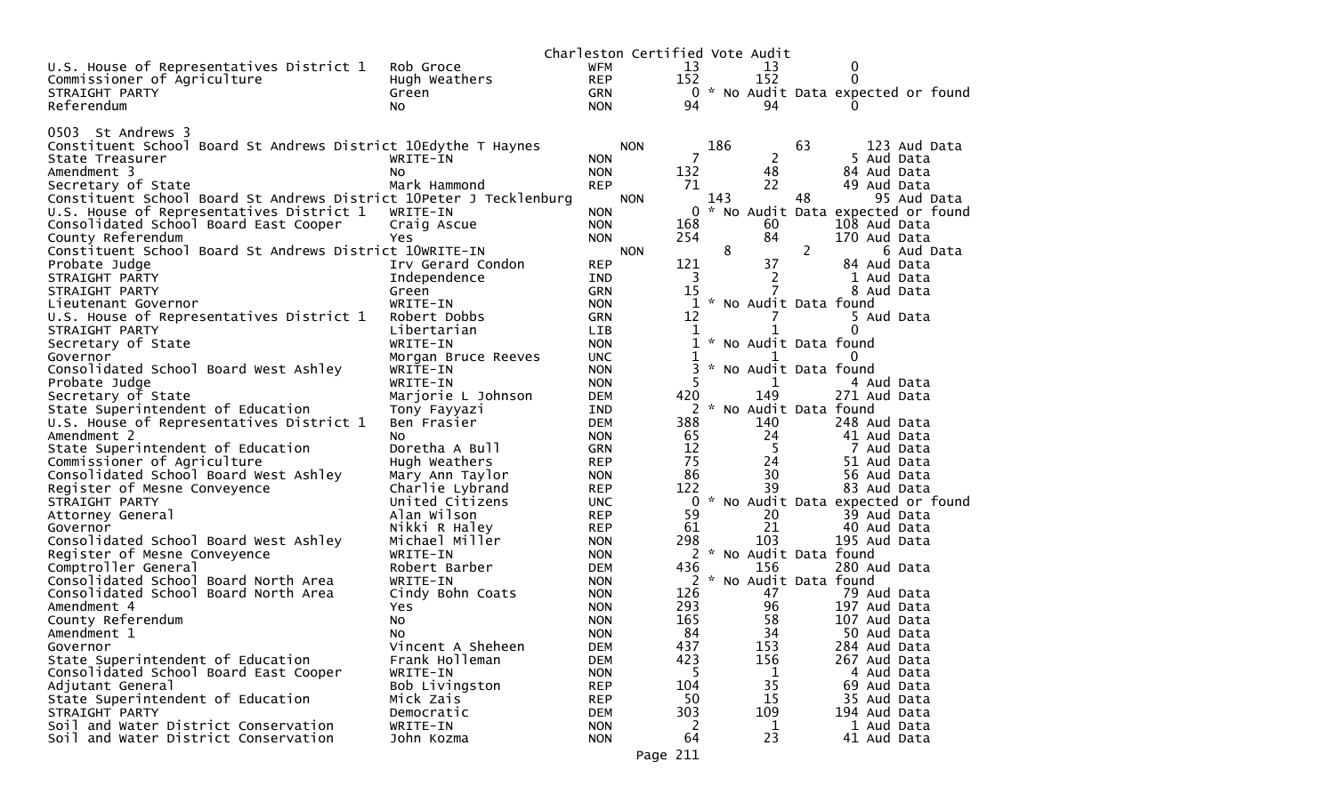Charleston Certified Vote Audit

| | | | | | |
|---|---|---|---|---|---|
| U.S. House of Representatives District 1 | Rob Groce | WFM | 13 | 13 | 0 |
| Commissioner of Agriculture | Hugh Weathers | REP | 152 | 152 | 0 |
| STRAIGHT PARTY | Green | GRN | 0 | * No Audit Data expected or found | |
| Referendum | No | NON | 94 | 94 | 0 |

0503 St Andrews 3

| | | | | | |
|---|---|---|---|---|---|
| Constituent School Board St Andrews District 10 | Edythe T Haynes | NON | 186 | 63 | 123 Aud Data |
| State Treasurer | WRITE-IN | NON | 7 | 2 | 5 Aud Data |
| Amendment 3 | No | NON | 132 | 48 | 84 Aud Data |
| Secretary of State | Mark Hammond | REP | 71 | 22 | 49 Aud Data |
| Constituent School Board St Andrews District 10 | Peter J Tecklenburg | NON | 143 | 48 | 95 Aud Data |
| U.S. House of Representatives District 1 | WRITE-IN | NON | 0 | * No Audit Data expected or found | |
| Consolidated School Board East Cooper | Craig Ascue | NON | 168 | 60 | 108 Aud Data |
| County Referendum | Yes | NON | 254 | 84 | 170 Aud Data |
| Constituent School Board St Andrews District 10 | WRITE-IN | NON | 8 | 2 | 6 Aud Data |
| Probate Judge | Irv Gerard Condon | REP | 121 | 37 | 84 Aud Data |
| STRAIGHT PARTY | Independence | IND | 3 | 2 | 1 Aud Data |
| STRAIGHT PARTY | Green | GRN | 15 | 7 | 8 Aud Data |
| Lieutenant Governor | WRITE-IN | NON | 1 | * No Audit Data found | |
| U.S. House of Representatives District 1 | Robert Dobbs | GRN | 12 | 7 | 5 Aud Data |
| STRAIGHT PARTY | Libertarian | LIB | 1 | 1 | 0 |
| Secretary of State | WRITE-IN | NON | 1 | * No Audit Data found | |
| Governor | Morgan Bruce Reeves | UNC | 1 | 1 | 0 |
| Consolidated School Board West Ashley | WRITE-IN | NON | 3 | * No Audit Data found | |
| Probate Judge | WRITE-IN | NON | 5 | 1 | 4 Aud Data |
| Secretary of State | Marjorie L Johnson | DEM | 420 | 149 | 271 Aud Data |
| State Superintendent of Education | Tony Fayyazi | IND | 2 | * No Audit Data found | |
| U.S. House of Representatives District 1 | Ben Frasier | DEM | 388 | 140 | 248 Aud Data |
| Amendment 2 | No | NON | 65 | 24 | 41 Aud Data |
| State Superintendent of Education | Doretha A Bull | GRN | 12 | 5 | 7 Aud Data |
| Commissioner of Agriculture | Hugh Weathers | REP | 75 | 24 | 51 Aud Data |
| Consolidated School Board West Ashley | Mary Ann Taylor | NON | 86 | 30 | 56 Aud Data |
| Register of Mesne Conveyence | Charlie Lybrand | REP | 122 | 39 | 83 Aud Data |
| STRAIGHT PARTY | United Citizens | UNC | 0 | * No Audit Data expected or found | |
| Attorney General | Alan Wilson | REP | 59 | 20 | 39 Aud Data |
| Governor | Nikki R Haley | REP | 61 | 21 | 40 Aud Data |
| Consolidated School Board West Ashley | Michael Miller | NON | 298 | 103 | 195 Aud Data |
| Register of Mesne Conveyence | WRITE-IN | NON | 2 | * No Audit Data found | |
| Comptroller General | Robert Barber | DEM | 436 | 156 | 280 Aud Data |
| Consolidated School Board North Area | WRITE-IN | NON | 2 | * No Audit Data found | |
| Consolidated School Board North Area | Cindy Bohn Coats | NON | 126 | 47 | 79 Aud Data |
| Amendment 4 | Yes | NON | 293 | 96 | 197 Aud Data |
| County Referendum | No | NON | 165 | 58 | 107 Aud Data |
| Amendment 1 | No | NON | 84 | 34 | 50 Aud Data |
| Governor | Vincent A Sheheen | DEM | 437 | 153 | 284 Aud Data |
| State Superintendent of Education | Frank Holleman | DEM | 423 | 156 | 267 Aud Data |
| Consolidated School Board East Cooper | WRITE-IN | NON | 5 | 1 | 4 Aud Data |
| Adjutant General | Bob Livingston | REP | 104 | 35 | 69 Aud Data |
| State Superintendent of Education | Mick Zais | REP | 50 | 15 | 35 Aud Data |
| STRAIGHT PARTY | Democratic | DEM | 303 | 109 | 194 Aud Data |
| Soil and Water District Conservation | WRITE-IN | NON | 2 | 1 | 1 Aud Data |
| Soil and Water District Conservation | John Kozma | NON | 64 | 23 | 41 Aud Data |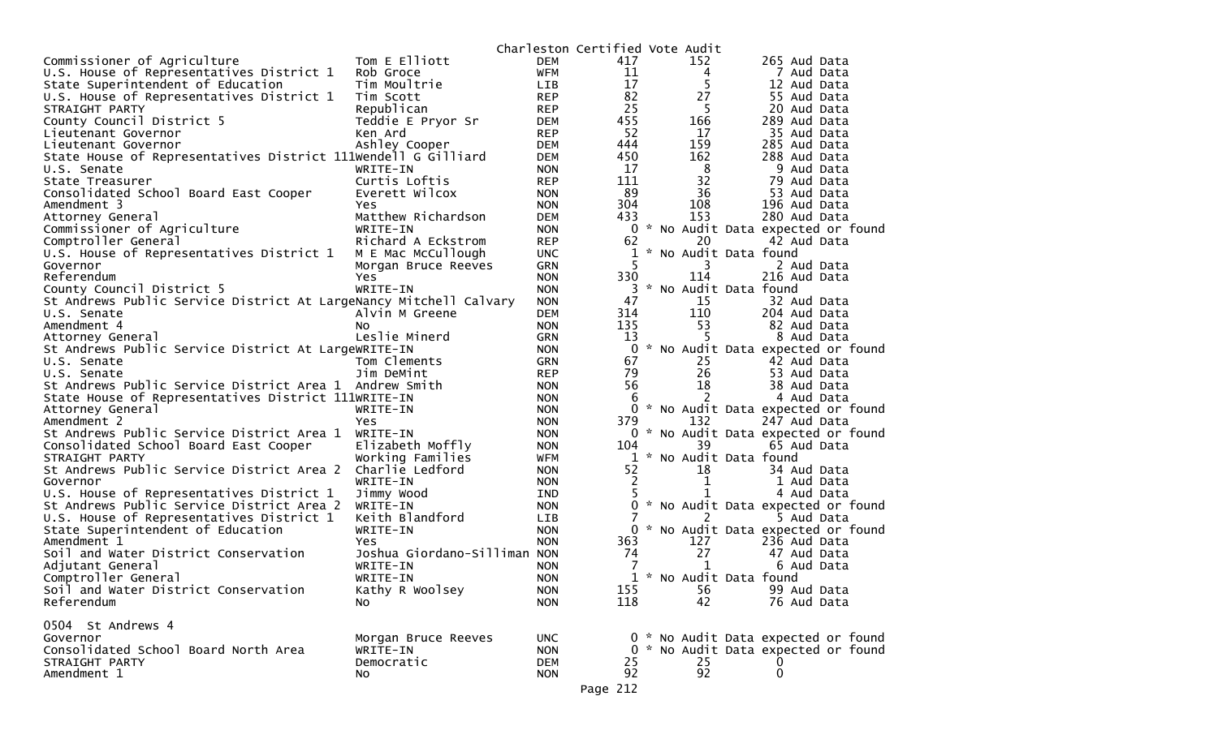Charleston Certified Vote Audit

| Office | Candidate | Party | Total | | Audit |
|---|---|---|---|---|---|
| Commissioner of Agriculture | Tom E Elliott | DEM | 417 | 152 | 265 Aud Data |
| U.S. House of Representatives District 1 | Rob Groce | WFM | 11 | 4 | 7 Aud Data |
| State Superintendent of Education | Tim Moultrie | LIB | 17 | 5 | 12 Aud Data |
| U.S. House of Representatives District 1 | Tim Scott | REP | 82 | 27 | 55 Aud Data |
| STRAIGHT PARTY | Republican | REP | 25 | 5 | 20 Aud Data |
| County Council District 5 | Teddie E Pryor Sr | DEM | 455 | 166 | 289 Aud Data |
| Lieutenant Governor | Ken Ard | REP | 52 | 17 | 35 Aud Data |
| Lieutenant Governor | Ashley Cooper | DEM | 444 | 159 | 285 Aud Data |
| State House of Representatives District 111 | Wendell G Gilliard | DEM | 450 | 162 | 288 Aud Data |
| U.S. Senate | WRITE-IN | NON | 17 | 8 | 9 Aud Data |
| State Treasurer | Curtis Loftis | REP | 111 | 32 | 79 Aud Data |
| Consolidated School Board East Cooper | Everett Wilcox | NON | 89 | 36 | 53 Aud Data |
| Amendment 3 | Yes | NON | 304 | 108 | 196 Aud Data |
| Attorney General | Matthew Richardson | DEM | 433 | 153 | 280 Aud Data |
| Commissioner of Agriculture | WRITE-IN | NON | 0 | * No Audit Data expected or found | |
| Comptroller General | Richard A Eckstrom | REP | 62 | 20 | 42 Aud Data |
| U.S. House of Representatives District 1 | M E Mac McCullough | UNC | 1 | * No Audit Data found | |
| Governor | Morgan Bruce Reeves | GRN | 5 | 3 | 2 Aud Data |
| Referendum | Yes | NON | 330 | 114 | 216 Aud Data |
| County Council District 5 | WRITE-IN | NON | 3 | * No Audit Data found | |
| St Andrews Public Service District At Large | Nancy Mitchell Calvary | NON | 47 | 15 | 32 Aud Data |
| U.S. Senate | Alvin M Greene | DEM | 314 | 110 | 204 Aud Data |
| Amendment 4 | No | NON | 135 | 53 | 82 Aud Data |
| Attorney General | Leslie Minerd | GRN | 13 | 5 | 8 Aud Data |
| St Andrews Public Service District At Large | WRITE-IN | NON | 0 | * No Audit Data expected or found | |
| U.S. Senate | Tom Clements | GRN | 67 | 25 | 42 Aud Data |
| U.S. Senate | Jim DeMint | REP | 79 | 26 | 53 Aud Data |
| St Andrews Public Service District Area 1 | Andrew Smith | NON | 56 | 18 | 38 Aud Data |
| State House of Representatives District 111 | WRITE-IN | NON | 6 | 2 | 4 Aud Data |
| Attorney General | WRITE-IN | NON | 0 | * No Audit Data expected or found | |
| Amendment 2 | Yes | NON | 379 | 132 | 247 Aud Data |
| St Andrews Public Service District Area 1 | WRITE-IN | NON | 0 | * No Audit Data expected or found | |
| Consolidated School Board East Cooper | Elizabeth Moffly | NON | 104 | 39 | 65 Aud Data |
| STRAIGHT PARTY | Working Families | WFM | 1 | * No Audit Data found | |
| St Andrews Public Service District Area 2 | Charlie Ledford | NON | 52 | 18 | 34 Aud Data |
| Governor | WRITE-IN | NON | 2 | 1 | 1 Aud Data |
| U.S. House of Representatives District 1 | Jimmy Wood | IND | 5 | 1 | 4 Aud Data |
| St Andrews Public Service District Area 2 | WRITE-IN | NON | 0 | * No Audit Data expected or found | |
| U.S. House of Representatives District 1 | Keith Blandford | LIB | 7 | 2 | 5 Aud Data |
| State Superintendent of Education | WRITE-IN | NON | 0 | * No Audit Data expected or found | |
| Amendment 1 | Yes | NON | 363 | 127 | 236 Aud Data |
| Soil and Water District Conservation | Joshua Giordano-Silliman | NON | 74 | 27 | 47 Aud Data |
| Adjutant General | WRITE-IN | NON | 7 | 1 | 6 Aud Data |
| Comptroller General | WRITE-IN | NON | 1 | * No Audit Data found | |
| Soil and Water District Conservation | Kathy R Woolsey | NON | 155 | 56 | 99 Aud Data |
| Referendum | No | NON | 118 | 42 | 76 Aud Data |

0504 St Andrews 4

| Office | Candidate | Party | Total | | Audit |
|---|---|---|---|---|---|
| Governor | Morgan Bruce Reeves | UNC | 0 | * No Audit Data expected or found | |
| Consolidated School Board North Area | WRITE-IN | NON | 0 | * No Audit Data expected or found | |
| STRAIGHT PARTY | Democratic | DEM | 25 | 25 | 0 |
| Amendment 1 | No | NON | 92 | 92 | 0 |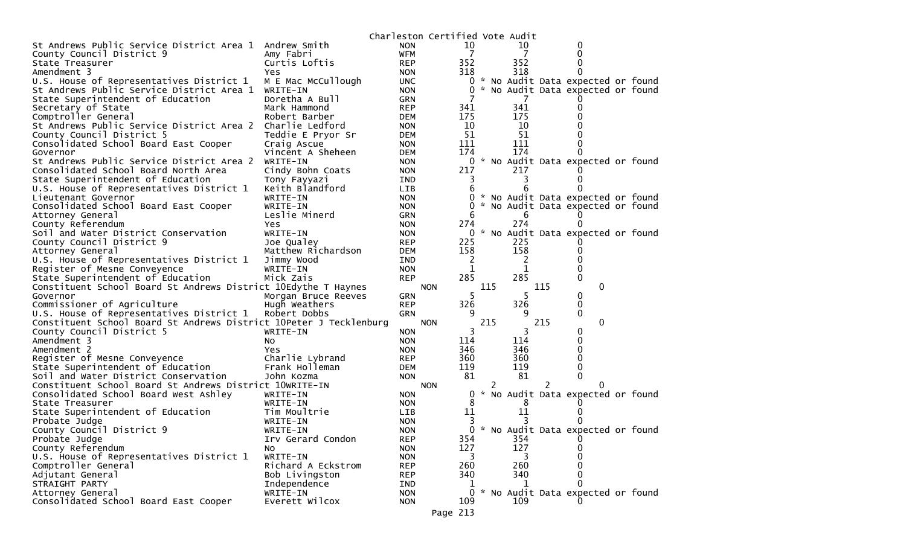Charleston Certified Vote Audit

| Contest | Candidate | Party | Votes | Audit | Difference |
|---|---|---|---|---|---|
| St Andrews Public Service District Area 1 | Andrew Smith | NON | 10 | 10 | 0 |
| County Council District 9 | Amy Fabri | WFM | 7 | 7 | 0 |
| State Treasurer | Curtis Loftis | REP | 352 | 352 | 0 |
| Amendment 3 | Yes | NON | 318 | 318 | 0 |
| U.S. House of Representatives District 1 | M E Mac McCullough | UNC | 0 | * No Audit Data expected or found | |
| St Andrews Public Service District Area 1 | WRITE-IN | NON | 0 | * No Audit Data expected or found | |
| State Superintendent of Education | Doretha A Bull | GRN | 7 | 7 | 0 |
| Secretary of State | Mark Hammond | REP | 341 | 341 | 0 |
| Comptroller General | Robert Barber | DEM | 175 | 175 | 0 |
| St Andrews Public Service District Area 2 | Charlie Ledford | NON | 10 | 10 | 0 |
| County Council District 5 | Teddie E Pryor Sr | DEM | 51 | 51 | 0 |
| Consolidated School Board East Cooper | Craig Ascue | NON | 111 | 111 | 0 |
| Governor | Vincent A Sheheen | DEM | 174 | 174 | 0 |
| St Andrews Public Service District Area 2 | WRITE-IN | NON | 0 | * No Audit Data expected or found | |
| Consolidated School Board North Area | Cindy Bohn Coats | NON | 217 | 217 | 0 |
| State Superintendent of Education | Tony Fayyazi | IND | 3 | 3 | 0 |
| U.S. House of Representatives District 1 | Keith Blandford | LIB | 6 | 6 | 0 |
| Lieutenant Governor | WRITE-IN | NON | 0 | * No Audit Data expected or found | |
| Consolidated School Board East Cooper | WRITE-IN | NON | 0 | * No Audit Data expected or found | |
| Attorney General | Leslie Minerd | GRN | 6 | 6 | 0 |
| County Referendum | Yes | NON | 274 | 274 | 0 |
| Soil and Water District Conservation | WRITE-IN | NON | 0 | * No Audit Data expected or found | |
| County Council District 9 | Joe Qualey | REP | 225 | 225 | 0 |
| Attorney General | Matthew Richardson | DEM | 158 | 158 | 0 |
| U.S. House of Representatives District 1 | Jimmy Wood | IND | 2 | 2 | 0 |
| Register of Mesne Conveyence | WRITE-IN | NON | 1 | 1 | 0 |
| State Superintendent of Education | Mick Zais | REP | 285 | 285 | 0 |
| Constituent School Board St Andrews District 10 | Edythe T Haynes | NON | 115 | 115 | 0 |
| Governor | Morgan Bruce Reeves | GRN | 5 | 5 | 0 |
| Commissioner of Agriculture | Hugh Weathers | REP | 326 | 326 | 0 |
| U.S. House of Representatives District 1 | Robert Dobbs | GRN | 9 | 9 | 0 |
| Constituent School Board St Andrews District 10 | Peter J Tecklenburg | NON | 215 | 215 | 0 |
| County Council District 5 | WRITE-IN | NON | 3 | 3 | 0 |
| Amendment 3 | No | NON | 114 | 114 | 0 |
| Amendment 2 | Yes | NON | 346 | 346 | 0 |
| Register of Mesne Conveyence | Charlie Lybrand | REP | 360 | 360 | 0 |
| State Superintendent of Education | Frank Holleman | DEM | 119 | 119 | 0 |
| Soil and Water District Conservation | John Kozma | NON | 81 | 81 | 0 |
| Constituent School Board St Andrews District 10 | WRITE-IN | NON | 2 | 2 | 0 |
| Consolidated School Board West Ashley | WRITE-IN | NON | 0 | * No Audit Data expected or found | |
| State Treasurer | WRITE-IN | NON | 8 | 8 | 0 |
| State Superintendent of Education | Tim Moultrie | LIB | 11 | 11 | 0 |
| Probate Judge | WRITE-IN | NON | 3 | 3 | 0 |
| County Council District 9 | WRITE-IN | NON | 0 | * No Audit Data expected or found | |
| Probate Judge | Irv Gerard Condon | REP | 354 | 354 | 0 |
| County Referendum | No | NON | 127 | 127 | 0 |
| U.S. House of Representatives District 1 | WRITE-IN | NON | 3 | 3 | 0 |
| Comptroller General | Richard A Eckstrom | REP | 260 | 260 | 0 |
| Adjutant General | Bob Livingston | REP | 340 | 340 | 0 |
| STRAIGHT PARTY | Independence | IND | 1 | 1 | 0 |
| Attorney General | WRITE-IN | NON | 0 | * No Audit Data expected or found | |
| Consolidated School Board East Cooper | Everett Wilcox | NON | 109 | 109 | 0 |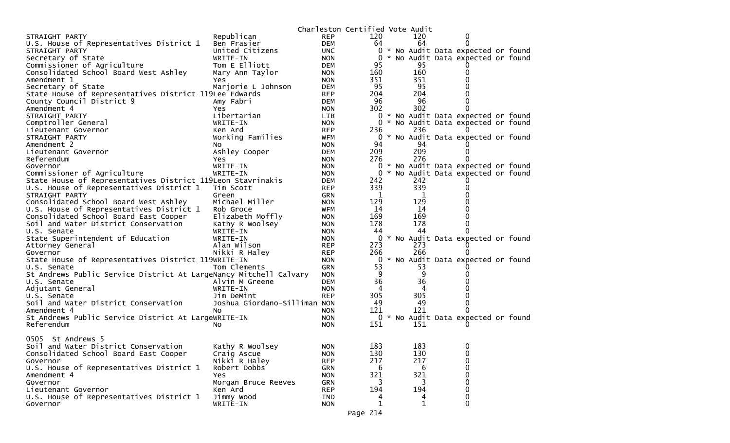Charleston Certified Vote Audit

| | | | | | |
|---|---|---|---|---|---|
| STRAIGHT PARTY | Republican | REP | 120 | 120 | 0 |
| U.S. House of Representatives District 1 | Ben Frasier | DEM | 64 | 64 | 0 |
| STRAIGHT PARTY | United Citizens | UNC | 0 | * No Audit Data expected or found | |
| Secretary of State | WRITE-IN | NON | 0 | * No Audit Data expected or found | |
| Commissioner of Agriculture | Tom E Elliott | DEM | 95 | 95 | 0 |
| Consolidated School Board West Ashley | Mary Ann Taylor | NON | 160 | 160 | 0 |
| Amendment 1 | Yes | NON | 351 | 351 | 0 |
| Secretary of State | Marjorie L Johnson | DEM | 95 | 95 | 0 |
| State House of Representatives District 119 | Lee Edwards | REP | 204 | 204 | 0 |
| County Council District 9 | Amy Fabri | DEM | 96 | 96 | 0 |
| Amendment 4 | Yes | NON | 302 | 302 | 0 |
| STRAIGHT PARTY | Libertarian | LIB | 0 | * No Audit Data expected or found | |
| Comptroller General | WRITE-IN | NON | 0 | * No Audit Data expected or found | |
| Lieutenant Governor | Ken Ard | REP | 236 | 236 | 0 |
| STRAIGHT PARTY | Working Families | WFM | 0 | * No Audit Data expected or found | |
| Amendment 2 | No | NON | 94 | 94 | 0 |
| Lieutenant Governor | Ashley Cooper | DEM | 209 | 209 | 0 |
| Referendum | Yes | NON | 276 | 276 | 0 |
| Governor | WRITE-IN | NON | 0 | * No Audit Data expected or found | |
| Commissioner of Agriculture | WRITE-IN | NON | 0 | * No Audit Data expected or found | |
| State House of Representatives District 119 | Leon Stavrinakis | DEM | 242 | 242 | 0 |
| U.S. House of Representatives District 1 | Tim Scott | REP | 339 | 339 | 0 |
| STRAIGHT PARTY | Green | GRN | 1 | 1 | 0 |
| Consolidated School Board West Ashley | Michael Miller | NON | 129 | 129 | 0 |
| U.S. House of Representatives District 1 | Rob Groce | WFM | 14 | 14 | 0 |
| Consolidated School Board East Cooper | Elizabeth Moffly | NON | 169 | 169 | 0 |
| Soil and Water District Conservation | Kathy R Woolsey | NON | 178 | 178 | 0 |
| U.S. Senate | WRITE-IN | NON | 44 | 44 | 0 |
| State Superintendent of Education | WRITE-IN | NON | 0 | * No Audit Data expected or found | |
| Attorney General | Alan Wilson | REP | 273 | 273 | 0 |
| Governor | Nikki R Haley | REP | 266 | 266 | 0 |
| State House of Representatives District 119 | WRITE-IN | NON | 0 | * No Audit Data expected or found | |
| U.S. Senate | Tom Clements | GRN | 53 | 53 | 0 |
| St Andrews Public Service District At Large | Nancy Mitchell Calvary | NON | 9 | 9 | 0 |
| U.S. Senate | Alvin M Greene | DEM | 36 | 36 | 0 |
| Adjutant General | WRITE-IN | NON | 4 | 4 | 0 |
| U.S. Senate | Jim DeMint | REP | 305 | 305 | 0 |
| Soil and Water District Conservation | Joshua Giordano-Silliman | NON | 49 | 49 | 0 |
| Amendment 4 | No | NON | 121 | 121 | 0 |
| St Andrews Public Service District At Large | WRITE-IN | NON | 0 | * No Audit Data expected or found | |
| Referendum | No | NON | 151 | 151 | 0 |

0505 St Andrews 5

| | | | | | |
|---|---|---|---|---|---|
| Soil and Water District Conservation | Kathy R Woolsey | NON | 183 | 183 | 0 |
| Consolidated School Board East Cooper | Craig Ascue | NON | 130 | 130 | 0 |
| Governor | Nikki R Haley | REP | 217 | 217 | 0 |
| U.S. House of Representatives District 1 | Robert Dobbs | GRN | 6 | 6 | 0 |
| Amendment 4 | Yes | NON | 321 | 321 | 0 |
| Governor | Morgan Bruce Reeves | GRN | 3 | 3 | 0 |
| Lieutenant Governor | Ken Ard | REP | 194 | 194 | 0 |
| U.S. House of Representatives District 1 | Jimmy Wood | IND | 4 | 4 | 0 |
| Governor | WRITE-IN | NON | 1 | 1 | 0 |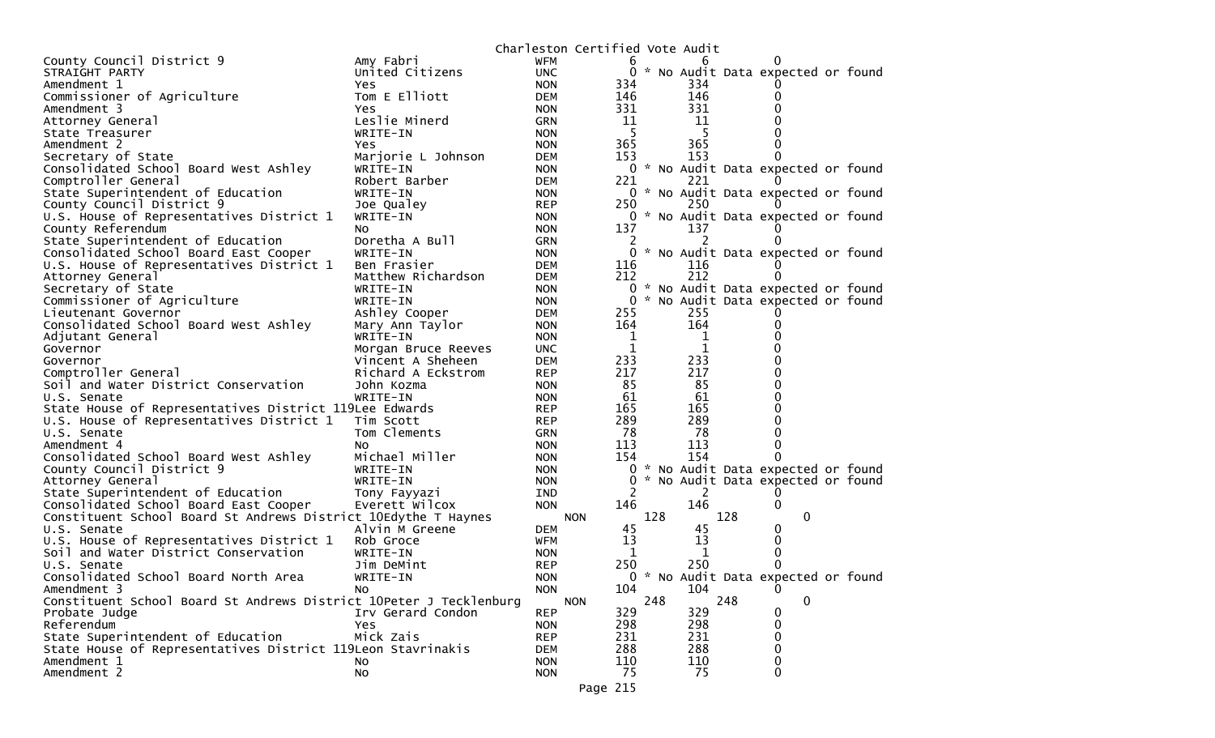Charleston Certified Vote Audit

| Contest | Candidate | Party | Count 1 | Count 2 | Difference |
|---|---|---|---|---|---|
| County Council District 9 | Amy Fabri | WFM | 6 | 6 | 0 |
| STRAIGHT PARTY | United Citizens | UNC | 0 | * No Audit Data expected or found | |
| Amendment 1 | Yes | NON | 334 | 334 | 0 |
| Commissioner of Agriculture | Tom E Elliott | DEM | 146 | 146 | 0 |
| Amendment 3 | Yes | NON | 331 | 331 | 0 |
| Attorney General | Leslie Minerd | GRN | 11 | 11 | 0 |
| State Treasurer | WRITE-IN | NON | 5 | 5 | 0 |
| Amendment 2 | Yes | NON | 365 | 365 | 0 |
| Secretary of State | Marjorie L Johnson | DEM | 153 | 153 | 0 |
| Consolidated School Board West Ashley | WRITE-IN | NON | 0 | * No Audit Data expected or found | |
| Comptroller General | Robert Barber | DEM | 221 | 221 | 0 |
| State Superintendent of Education | WRITE-IN | NON | 0 | * No Audit Data expected or found | |
| County Council District 9 | Joe Qualey | REP | 250 | 250 | 0 |
| U.S. House of Representatives District 1 | WRITE-IN | NON | 0 | * No Audit Data expected or found | |
| County Referendum | No | NON | 137 | 137 | 0 |
| State Superintendent of Education | Doretha A Bull | GRN | 2 | 2 | 0 |
| Consolidated School Board East Cooper | WRITE-IN | NON | 0 | * No Audit Data expected or found | |
| U.S. House of Representatives District 1 | Ben Frasier | DEM | 116 | 116 | 0 |
| Attorney General | Matthew Richardson | DEM | 212 | 212 | 0 |
| Secretary of State | WRITE-IN | NON | 0 | * No Audit Data expected or found | |
| Commissioner of Agriculture | WRITE-IN | NON | 0 | * No Audit Data expected or found | |
| Lieutenant Governor | Ashley Cooper | DEM | 255 | 255 | 0 |
| Consolidated School Board West Ashley | Mary Ann Taylor | NON | 164 | 164 | 0 |
| Adjutant General | WRITE-IN | NON | 1 | 1 | 0 |
| Governor | Morgan Bruce Reeves | UNC | 1 | 1 | 0 |
| Governor | Vincent A Sheheen | DEM | 233 | 233 | 0 |
| Comptroller General | Richard A Eckstrom | REP | 217 | 217 | 0 |
| Soil and Water District Conservation | John Kozma | NON | 85 | 85 | 0 |
| U.S. Senate | WRITE-IN | NON | 61 | 61 | 0 |
| State House of Representatives District 119 | Lee Edwards | REP | 165 | 165 | 0 |
| U.S. House of Representatives District 1 | Tim Scott | REP | 289 | 289 | 0 |
| U.S. Senate | Tom Clements | GRN | 78 | 78 | 0 |
| Amendment 4 | No | NON | 113 | 113 | 0 |
| Consolidated School Board West Ashley | Michael Miller | NON | 154 | 154 | 0 |
| County Council District 9 | WRITE-IN | NON | 0 | * No Audit Data expected or found | |
| Attorney General | WRITE-IN | NON | 0 | * No Audit Data expected or found | |
| State Superintendent of Education | Tony Fayyazi | IND | 2 | 2 | 0 |
| Consolidated School Board East Cooper | Everett Wilcox | NON | 146 | 146 | 0 |
| Constituent School Board St Andrews District 10 | Edythe T Haynes | NON | 128 | 128 | 0 |
| U.S. Senate | Alvin M Greene | DEM | 45 | 45 | 0 |
| U.S. House of Representatives District 1 | Rob Groce | WFM | 13 | 13 | 0 |
| Soil and Water District Conservation | WRITE-IN | NON | 1 | 1 | 0 |
| U.S. Senate | Jim DeMint | REP | 250 | 250 | 0 |
| Consolidated School Board North Area | WRITE-IN | NON | 0 | * No Audit Data expected or found | |
| Amendment 3 | No | NON | 104 | 104 | 0 |
| Constituent School Board St Andrews District 10 | Peter J Tecklenburg | NON | 248 | 248 | 0 |
| Probate Judge | Irv Gerard Condon | REP | 329 | 329 | 0 |
| Referendum | Yes | NON | 298 | 298 | 0 |
| State Superintendent of Education | Mick Zais | REP | 231 | 231 | 0 |
| State House of Representatives District 119 | Leon Stavrinakis | DEM | 288 | 288 | 0 |
| Amendment 1 | No | NON | 110 | 110 | 0 |
| Amendment 2 | No | NON | 75 | 75 | 0 |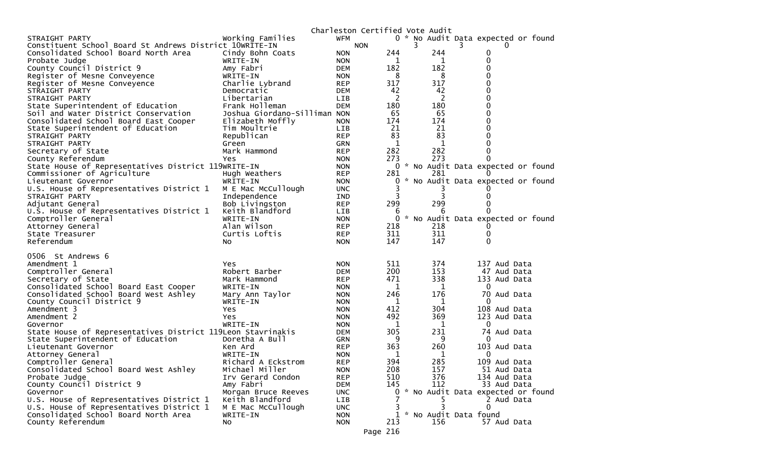Charleston Certified Vote Audit

| | | | | | |
|---|---|---|---|---|---|
| STRAIGHT PARTY | Working Families | WFM | 0 | * No Audit Data expected or found | |
| Constituent School Board St Andrews District 10 | WRITE-IN | NON | 3 | 3 | 0 |
| Consolidated School Board North Area | Cindy Bohn Coats | NON | 244 | 244 | 0 |
| Probate Judge | WRITE-IN | NON | 1 | 1 | 0 |
| County Council District 9 | Amy Fabri | DEM | 182 | 182 | 0 |
| Register of Mesne Conveyence | WRITE-IN | NON | 8 | 8 | 0 |
| Register of Mesne Conveyence | Charlie Lybrand | REP | 317 | 317 | 0 |
| STRAIGHT PARTY | Democratic | DEM | 42 | 42 | 0 |
| STRAIGHT PARTY | Libertarian | LIB | 2 | 2 | 0 |
| State Superintendent of Education | Frank Holleman | DEM | 180 | 180 | 0 |
| Soil and Water District Conservation | Joshua Giordano-Silliman | NON | 65 | 65 | 0 |
| Consolidated School Board East Cooper | Elizabeth Moffly | NON | 174 | 174 | 0 |
| State Superintendent of Education | Tim Moultrie | LIB | 21 | 21 | 0 |
| STRAIGHT PARTY | Republican | REP | 83 | 83 | 0 |
| STRAIGHT PARTY | Green | GRN | 1 | 1 | 0 |
| Secretary of State | Mark Hammond | REP | 282 | 282 | 0 |
| County Referendum | Yes | NON | 273 | 273 | 0 |
| State House of Representatives District 119 | WRITE-IN | NON | 0 | * No Audit Data expected or found | |
| Commissioner of Agriculture | Hugh Weathers | REP | 281 | 281 | 0 |
| Lieutenant Governor | WRITE-IN | NON | 0 | * No Audit Data expected or found | |
| U.S. House of Representatives District 1 | M E Mac McCullough | UNC | 3 | 3 | 0 |
| STRAIGHT PARTY | Independence | IND | 3 | 3 | 0 |
| Adjutant General | Bob Livingston | REP | 299 | 299 | 0 |
| U.S. House of Representatives District 1 | Keith Blandford | LIB | 6 | 6 | 0 |
| Comptroller General | WRITE-IN | NON | 0 | * No Audit Data expected or found | |
| Attorney General | Alan Wilson | REP | 218 | 218 | 0 |
| State Treasurer | Curtis Loftis | REP | 311 | 311 | 0 |
| Referendum | No | NON | 147 | 147 | 0 |

0506 St Andrews 6

| | | | | | |
|---|---|---|---|---|---|
| Amendment 1 | Yes | NON | 511 | 374 | 137 Aud Data |
| Comptroller General | Robert Barber | DEM | 200 | 153 | 47 Aud Data |
| Secretary of State | Mark Hammond | REP | 471 | 338 | 133 Aud Data |
| Consolidated School Board East Cooper | WRITE-IN | NON | 1 | 1 | 0 |
| Consolidated School Board West Ashley | Mary Ann Taylor | NON | 246 | 176 | 70 Aud Data |
| County Council District 9 | WRITE-IN | NON | 1 | 1 | 0 |
| Amendment 3 | Yes | NON | 412 | 304 | 108 Aud Data |
| Amendment 2 | Yes | NON | 492 | 369 | 123 Aud Data |
| Governor | WRITE-IN | NON | 1 | 1 | 0 |
| State House of Representatives District 119 | Leon Stavrinakis | DEM | 305 | 231 | 74 Aud Data |
| State Superintendent of Education | Doretha A Bull | GRN | 9 | 9 | 0 |
| Lieutenant Governor | Ken Ard | REP | 363 | 260 | 103 Aud Data |
| Attorney General | WRITE-IN | NON | 1 | 1 | 0 |
| Comptroller General | Richard A Eckstrom | REP | 394 | 285 | 109 Aud Data |
| Consolidated School Board West Ashley | Michael Miller | NON | 208 | 157 | 51 Aud Data |
| Probate Judge | Irv Gerard Condon | REP | 510 | 376 | 134 Aud Data |
| County Council District 9 | Amy Fabri | DEM | 145 | 112 | 33 Aud Data |
| Governor | Morgan Bruce Reeves | UNC | 0 | * No Audit Data expected or found | |
| U.S. House of Representatives District 1 | Keith Blandford | LIB | 7 | 5 | 2 Aud Data |
| U.S. House of Representatives District 1 | M E Mac McCullough | UNC | 3 | 3 | 0 |
| Consolidated School Board North Area | WRITE-IN | NON | 1 | * No Audit Data found | |
| County Referendum | No | NON | 213 | 156 | 57 Aud Data |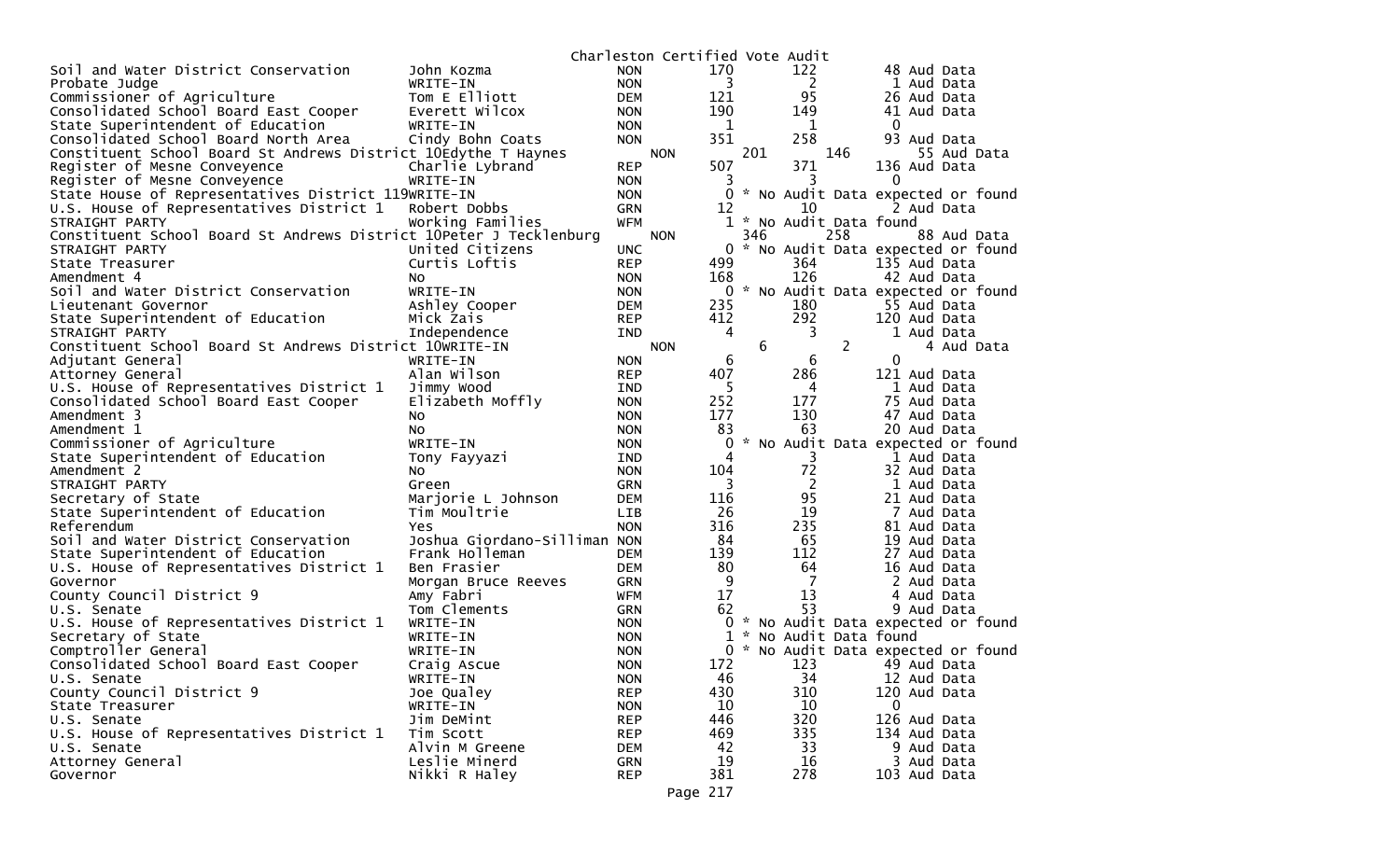Charleston Certified Vote Audit

| Contest | Candidate | Party | Total | | | |
|---|---|---|---|---|---|---|
| Soil and Water District Conservation | John Kozma | NON | 170 | 122 | 48 | Aud Data |
| Probate Judge | WRITE-IN | NON | 3 | 2 | 1 | Aud Data |
| Commissioner of Agriculture | Tom E Elliott | DEM | 121 | 95 | 26 | Aud Data |
| Consolidated School Board East Cooper | Everett Wilcox | NON | 190 | 149 | 41 | Aud Data |
| State Superintendent of Education | WRITE-IN | NON | 1 | 1 | 0 | |
| Consolidated School Board North Area | Cindy Bohn Coats | NON | 351 | 258 | 93 | Aud Data |
| Constituent School Board St Andrews District 10 | Edythe T Haynes | NON | 201 | 146 | 55 | Aud Data |
| Register of Mesne Conveyence | Charlie Lybrand | REP | 507 | 371 | 136 | Aud Data |
| Register of Mesne Conveyence | WRITE-IN | NON | 3 | 3 | 0 | |
| State House of Representatives District 119 | WRITE-IN | NON | 0 | * No Audit Data expected or found | | |
| U.S. House of Representatives District 1 | Robert Dobbs | GRN | 12 | 10 | 2 | Aud Data |
| STRAIGHT PARTY | Working Families | WFM | 1 | * No Audit Data found | | |
| Constituent School Board St Andrews District 10 | Peter J Tecklenburg | NON | 346 | 258 | 88 | Aud Data |
| STRAIGHT PARTY | United Citizens | UNC | 0 | * No Audit Data expected or found | | |
| State Treasurer | Curtis Loftis | REP | 499 | 364 | 135 | Aud Data |
| Amendment 4 | No | NON | 168 | 126 | 42 | Aud Data |
| Soil and Water District Conservation | WRITE-IN | NON | 0 | * No Audit Data expected or found | | |
| Lieutenant Governor | Ashley Cooper | DEM | 235 | 180 | 55 | Aud Data |
| State Superintendent of Education | Mick Zais | REP | 412 | 292 | 120 | Aud Data |
| STRAIGHT PARTY | Independence | IND | 4 | 3 | 1 | Aud Data |
| Constituent School Board St Andrews District 10 | WRITE-IN | NON | 6 | 2 | 4 | Aud Data |
| Adjutant General | WRITE-IN | NON | 6 | 6 | 0 | |
| Attorney General | Alan Wilson | REP | 407 | 286 | 121 | Aud Data |
| U.S. House of Representatives District 1 | Jimmy Wood | IND | 5 | 4 | 1 | Aud Data |
| Consolidated School Board East Cooper | Elizabeth Moffly | NON | 252 | 177 | 75 | Aud Data |
| Amendment 3 | No | NON | 177 | 130 | 47 | Aud Data |
| Amendment 1 | No | NON | 83 | 63 | 20 | Aud Data |
| Commissioner of Agriculture | WRITE-IN | NON | 0 | * No Audit Data expected or found | | |
| State Superintendent of Education | Tony Fayyazi | IND | 4 | 3 | 1 | Aud Data |
| Amendment 2 | No | NON | 104 | 72 | 32 | Aud Data |
| STRAIGHT PARTY | Green | GRN | 3 | 2 | 1 | Aud Data |
| Secretary of State | Marjorie L Johnson | DEM | 116 | 95 | 21 | Aud Data |
| State Superintendent of Education | Tim Moultrie | LIB | 26 | 19 | 7 | Aud Data |
| Referendum | Yes | NON | 316 | 235 | 81 | Aud Data |
| Soil and Water District Conservation | Joshua Giordano-Silliman | NON | 84 | 65 | 19 | Aud Data |
| State Superintendent of Education | Frank Holleman | DEM | 139 | 112 | 27 | Aud Data |
| U.S. House of Representatives District 1 | Ben Frasier | DEM | 80 | 64 | 16 | Aud Data |
| Governor | Morgan Bruce Reeves | GRN | 9 | 7 | 2 | Aud Data |
| County Council District 9 | Amy Fabri | WFM | 17 | 13 | 4 | Aud Data |
| U.S. Senate | Tom Clements | GRN | 62 | 53 | 9 | Aud Data |
| U.S. House of Representatives District 1 | WRITE-IN | NON | 0 | * No Audit Data expected or found | | |
| Secretary of State | WRITE-IN | NON | 1 | * No Audit Data found | | |
| Comptroller General | WRITE-IN | NON | 0 | * No Audit Data expected or found | | |
| Consolidated School Board East Cooper | Craig Ascue | NON | 172 | 123 | 49 | Aud Data |
| U.S. Senate | WRITE-IN | NON | 46 | 34 | 12 | Aud Data |
| County Council District 9 | Joe Qualey | REP | 430 | 310 | 120 | Aud Data |
| State Treasurer | WRITE-IN | NON | 10 | 10 | 0 | |
| U.S. Senate | Jim DeMint | REP | 446 | 320 | 126 | Aud Data |
| U.S. House of Representatives District 1 | Tim Scott | REP | 469 | 335 | 134 | Aud Data |
| U.S. Senate | Alvin M Greene | DEM | 42 | 33 | 9 | Aud Data |
| Attorney General | Leslie Minerd | GRN | 19 | 16 | 3 | Aud Data |
| Governor | Nikki R Haley | REP | 381 | 278 | 103 | Aud Data |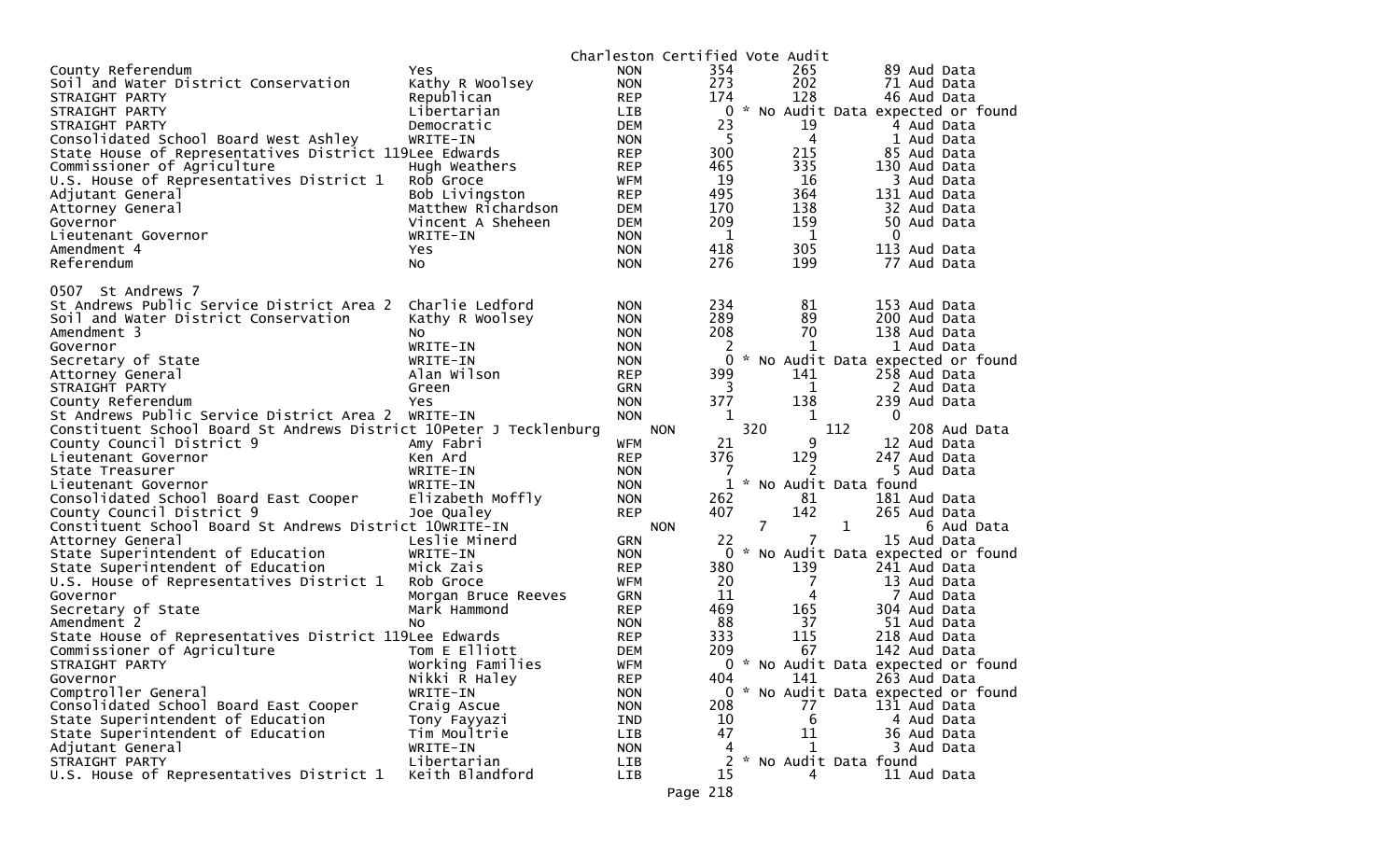Charleston Certified Vote Audit

| Contest | Candidate | Party | Total | Aud | Diff | Note |
|---|---|---|---|---|---|---|
| County Referendum | Yes | NON | 354 | 265 | 89 | Aud Data |
| Soil and Water District Conservation | Kathy R Woolsey | NON | 273 | 202 | 71 | Aud Data |
| STRAIGHT PARTY | Republican | REP | 174 | 128 | 46 | Aud Data |
| STRAIGHT PARTY | Libertarian | LIB | 0 | | | * No Audit Data expected or found |
| STRAIGHT PARTY | Democratic | DEM | 23 | 19 | 4 | Aud Data |
| Consolidated School Board West Ashley | WRITE-IN | NON | 5 | 4 | 1 | Aud Data |
| State House of Representatives District 119 | Lee Edwards | REP | 300 | 215 | 85 | Aud Data |
| Commissioner of Agriculture | Hugh Weathers | REP | 465 | 335 | 130 | Aud Data |
| U.S. House of Representatives District 1 | Rob Groce | WFM | 19 | 16 | 3 | Aud Data |
| Adjutant General | Bob Livingston | REP | 495 | 364 | 131 | Aud Data |
| Attorney General | Matthew Richardson | DEM | 170 | 138 | 32 | Aud Data |
| Governor | Vincent A Sheheen | DEM | 209 | 159 | 50 | Aud Data |
| Lieutenant Governor | WRITE-IN | NON | 1 | 1 | 0 | |
| Amendment 4 | Yes | NON | 418 | 305 | 113 | Aud Data |
| Referendum | No | NON | 276 | 199 | 77 | Aud Data |

0507 St Andrews 7

| Contest | Candidate | Party | Total | Aud | Diff | Note |
|---|---|---|---|---|---|---|
| St Andrews Public Service District Area 2 | Charlie Ledford | NON | 234 | 81 | 153 | Aud Data |
| Soil and Water District Conservation | Kathy R Woolsey | NON | 289 | 89 | 200 | Aud Data |
| Amendment 3 | No | NON | 208 | 70 | 138 | Aud Data |
| Governor | WRITE-IN | NON | 2 | 1 | 1 | Aud Data |
| Secretary of State | WRITE-IN | NON | 0 | | | * No Audit Data expected or found |
| Attorney General | Alan Wilson | REP | 399 | 141 | 258 | Aud Data |
| STRAIGHT PARTY | Green | GRN | 3 | 1 | 2 | Aud Data |
| County Referendum | Yes | NON | 377 | 138 | 239 | Aud Data |
| St Andrews Public Service District Area 2 | WRITE-IN | NON | 1 | 1 | 0 | |
| Constituent School Board St Andrews District 10 | Peter J Tecklenburg | NON | 320 | 112 | 208 | Aud Data |
| County Council District 9 | Amy Fabri | WFM | 21 | 9 | 12 | Aud Data |
| Lieutenant Governor | Ken Ard | REP | 376 | 129 | 247 | Aud Data |
| State Treasurer | WRITE-IN | NON | 7 | 2 | 5 | Aud Data |
| Lieutenant Governor | WRITE-IN | NON | 1 | | | * No Audit Data found |
| Consolidated School Board East Cooper | Elizabeth Moffly | NON | 262 | 81 | 181 | Aud Data |
| County Council District 9 | Joe Qualey | REP | 407 | 142 | 265 | Aud Data |
| Constituent School Board St Andrews District 10 | WRITE-IN | NON | 7 | 1 | 6 | Aud Data |
| Attorney General | Leslie Minerd | GRN | 22 | 7 | 15 | Aud Data |
| State Superintendent of Education | WRITE-IN | NON | 0 | | | * No Audit Data expected or found |
| State Superintendent of Education | Mick Zais | REP | 380 | 139 | 241 | Aud Data |
| U.S. House of Representatives District 1 | Rob Groce | WFM | 20 | 7 | 13 | Aud Data |
| Governor | Morgan Bruce Reeves | GRN | 11 | 4 | 7 | Aud Data |
| Secretary of State | Mark Hammond | REP | 469 | 165 | 304 | Aud Data |
| Amendment 2 | No | NON | 88 | 37 | 51 | Aud Data |
| State House of Representatives District 119 | Lee Edwards | REP | 333 | 115 | 218 | Aud Data |
| Commissioner of Agriculture | Tom E Elliott | DEM | 209 | 67 | 142 | Aud Data |
| STRAIGHT PARTY | Working Families | WFM | 0 | | | * No Audit Data expected or found |
| Governor | Nikki R Haley | REP | 404 | 141 | 263 | Aud Data |
| Comptroller General | WRITE-IN | NON | 0 | | | * No Audit Data expected or found |
| Consolidated School Board East Cooper | Craig Ascue | NON | 208 | 77 | 131 | Aud Data |
| State Superintendent of Education | Tony Fayyazi | IND | 10 | 6 | 4 | Aud Data |
| State Superintendent of Education | Tim Moultrie | LIB | 47 | 11 | 36 | Aud Data |
| Adjutant General | WRITE-IN | NON | 4 | 1 | 3 | Aud Data |
| STRAIGHT PARTY | Libertarian | LIB | 2 | | | * No Audit Data found |
| U.S. House of Representatives District 1 | Keith Blandford | LIB | 15 | 4 | 11 | Aud Data |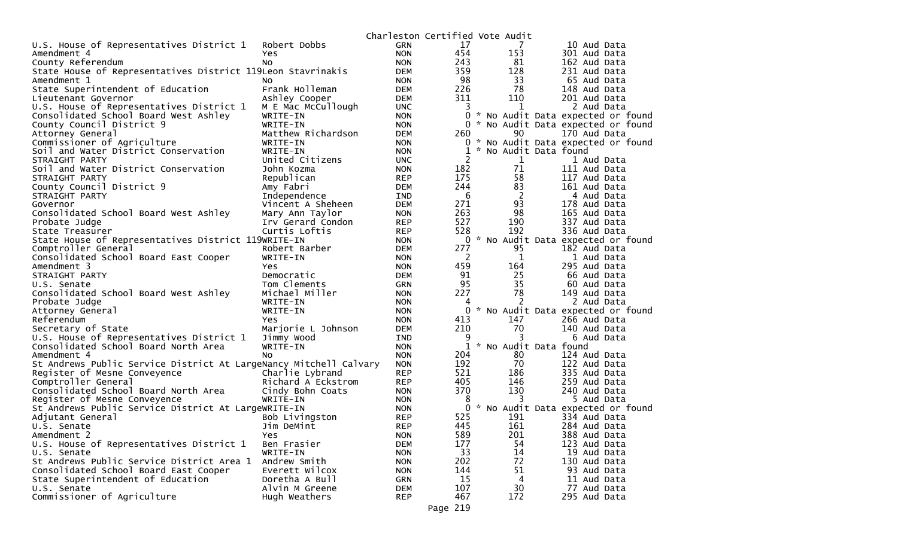# Charleston Certified Vote Audit

| Office | Candidate | Party | Total | | Audit |
|---|---|---|---|---|---|
| U.S. House of Representatives District 1 | Robert Dobbs | GRN | 17 | 7 | 10 Aud Data |
| Amendment 4 | Yes | NON | 454 | 153 | 301 Aud Data |
| County Referendum | No | NON | 243 | 81 | 162 Aud Data |
| State House of Representatives District 119 | Leon Stavrinakis | DEM | 359 | 128 | 231 Aud Data |
| Amendment 1 | No | NON | 98 | 33 | 65 Aud Data |
| State Superintendent of Education | Frank Holleman | DEM | 226 | 78 | 148 Aud Data |
| Lieutenant Governor | Ashley Cooper | DEM | 311 | 110 | 201 Aud Data |
| U.S. House of Representatives District 1 | M E Mac McCullough | UNC | 3 | 1 | 2 Aud Data |
| Consolidated School Board West Ashley | WRITE-IN | NON | 0 | * No Audit Data expected or found | |
| County Council District 9 | WRITE-IN | NON | 0 | * No Audit Data expected or found | |
| Attorney General | Matthew Richardson | DEM | 260 | 90 | 170 Aud Data |
| Commissioner of Agriculture | WRITE-IN | NON | 0 | * No Audit Data expected or found | |
| Soil and Water District Conservation | WRITE-IN | NON | 1 | * No Audit Data found | |
| STRAIGHT PARTY | United Citizens | UNC | 2 | 1 | 1 Aud Data |
| Soil and Water District Conservation | John Kozma | NON | 182 | 71 | 111 Aud Data |
| STRAIGHT PARTY | Republican | REP | 175 | 58 | 117 Aud Data |
| County Council District 9 | Amy Fabri | DEM | 244 | 83 | 161 Aud Data |
| STRAIGHT PARTY | Independence | IND | 6 | 2 | 4 Aud Data |
| Governor | Vincent A Sheheen | DEM | 271 | 93 | 178 Aud Data |
| Consolidated School Board West Ashley | Mary Ann Taylor | NON | 263 | 98 | 165 Aud Data |
| Probate Judge | Irv Gerard Condon | REP | 527 | 190 | 337 Aud Data |
| State Treasurer | Curtis Loftis | REP | 528 | 192 | 336 Aud Data |
| State House of Representatives District 119 | WRITE-IN | NON | 0 | * No Audit Data expected or found | |
| Comptroller General | Robert Barber | DEM | 277 | 95 | 182 Aud Data |
| Consolidated School Board East Cooper | WRITE-IN | NON | 2 | 1 | 1 Aud Data |
| Amendment 3 | Yes | NON | 459 | 164 | 295 Aud Data |
| STRAIGHT PARTY | Democratic | DEM | 91 | 25 | 66 Aud Data |
| U.S. Senate | Tom Clements | GRN | 95 | 35 | 60 Aud Data |
| Consolidated School Board West Ashley | Michael Miller | NON | 227 | 78 | 149 Aud Data |
| Probate Judge | WRITE-IN | NON | 4 | 2 | 2 Aud Data |
| Attorney General | WRITE-IN | NON | 0 | * No Audit Data expected or found | |
| Referendum | Yes | NON | 413 | 147 | 266 Aud Data |
| Secretary of State | Marjorie L Johnson | DEM | 210 | 70 | 140 Aud Data |
| U.S. House of Representatives District 1 | Jimmy Wood | IND | 9 | 3 | 6 Aud Data |
| Consolidated School Board North Area | WRITE-IN | NON | 1 | * No Audit Data found | |
| Amendment 4 | No | NON | 204 | 80 | 124 Aud Data |
| St Andrews Public Service District At Large | Nancy Mitchell Calvary | NON | 192 | 70 | 122 Aud Data |
| Register of Mesne Conveyence | Charlie Lybrand | REP | 521 | 186 | 335 Aud Data |
| Comptroller General | Richard A Eckstrom | REP | 405 | 146 | 259 Aud Data |
| Consolidated School Board North Area | Cindy Bohn Coats | NON | 370 | 130 | 240 Aud Data |
| Register of Mesne Conveyence | WRITE-IN | NON | 8 | 3 | 5 Aud Data |
| St Andrews Public Service District At Large | WRITE-IN | NON | 0 | * No Audit Data expected or found | |
| Adjutant General | Bob Livingston | REP | 525 | 191 | 334 Aud Data |
| U.S. Senate | Jim DeMint | REP | 445 | 161 | 284 Aud Data |
| Amendment 2 | Yes | NON | 589 | 201 | 388 Aud Data |
| U.S. House of Representatives District 1 | Ben Frasier | DEM | 177 | 54 | 123 Aud Data |
| U.S. Senate | WRITE-IN | NON | 33 | 14 | 19 Aud Data |
| St Andrews Public Service District Area 1 | Andrew Smith | NON | 202 | 72 | 130 Aud Data |
| Consolidated School Board East Cooper | Everett Wilcox | NON | 144 | 51 | 93 Aud Data |
| State Superintendent of Education | Doretha A Bull | GRN | 15 | 4 | 11 Aud Data |
| U.S. Senate | Alvin M Greene | DEM | 107 | 30 | 77 Aud Data |
| Commissioner of Agriculture | Hugh Weathers | REP | 467 | 172 | 295 Aud Data |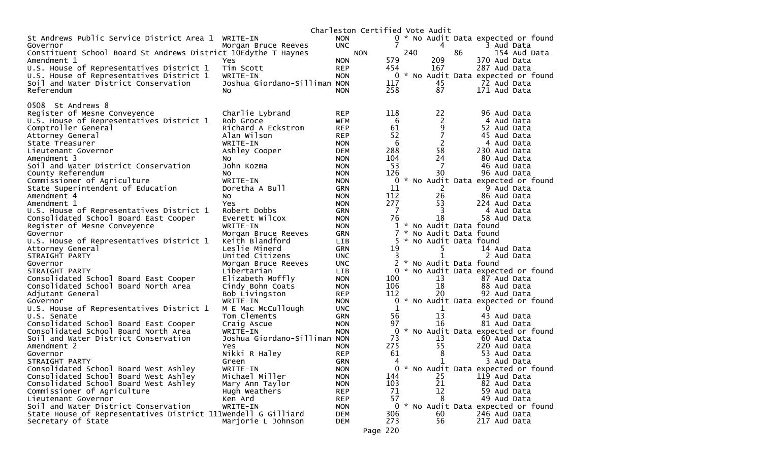Charleston Certified Vote Audit

| | | | | | |
|---|---|---|---|---|---|
| St Andrews Public Service District Area 1 | WRITE-IN | NON | 0 | * No Audit Data expected or found | |
| Governor | Morgan Bruce Reeves | UNC | 7 | 4 | 3 Aud Data |
| Constituent School Board St Andrews District 10 | Edythe T Haynes | NON | 240 | 86 | 154 Aud Data |
| Amendment 1 | Yes | NON | 579 | 209 | 370 Aud Data |
| U.S. House of Representatives District 1 | Tim Scott | REP | 454 | 167 | 287 Aud Data |
| U.S. House of Representatives District 1 | WRITE-IN | NON | 0 | * No Audit Data expected or found | |
| Soil and Water District Conservation | Joshua Giordano-Silliman | NON | 117 | 45 | 72 Aud Data |
| Referendum | No | NON | 258 | 87 | 171 Aud Data |

0508 St Andrews 8

| | | | | | |
|---|---|---|---|---|---|
| Register of Mesne Conveyence | Charlie Lybrand | REP | 118 | 22 | 96 Aud Data |
| U.S. House of Representatives District 1 | Rob Groce | WFM | 6 | 2 | 4 Aud Data |
| Comptroller General | Richard A Eckstrom | REP | 61 | 9 | 52 Aud Data |
| Attorney General | Alan Wilson | REP | 52 | 7 | 45 Aud Data |
| State Treasurer | WRITE-IN | NON | 6 | 2 | 4 Aud Data |
| Lieutenant Governor | Ashley Cooper | DEM | 288 | 58 | 230 Aud Data |
| Amendment 3 | No | NON | 104 | 24 | 80 Aud Data |
| Soil and Water District Conservation | John Kozma | NON | 53 | 7 | 46 Aud Data |
| County Referendum | No | NON | 126 | 30 | 96 Aud Data |
| Commissioner of Agriculture | WRITE-IN | NON | 0 | * No Audit Data expected or found | |
| State Superintendent of Education | Doretha A Bull | GRN | 11 | 2 | 9 Aud Data |
| Amendment 4 | No | NON | 112 | 26 | 86 Aud Data |
| Amendment 1 | Yes | NON | 277 | 53 | 224 Aud Data |
| U.S. House of Representatives District 1 | Robert Dobbs | GRN | 7 | 3 | 4 Aud Data |
| Consolidated School Board East Cooper | Everett Wilcox | NON | 76 | 18 | 58 Aud Data |
| Register of Mesne Conveyence | WRITE-IN | NON | 1 | * No Audit Data found | |
| Governor | Morgan Bruce Reeves | GRN | 7 | * No Audit Data found | |
| U.S. House of Representatives District 1 | Keith Blandford | LIB | 5 | * No Audit Data found | |
| Attorney General | Leslie Minerd | GRN | 19 | 5 | 14 Aud Data |
| STRAIGHT PARTY | United Citizens | UNC | 3 | 1 | 2 Aud Data |
| Governor | Morgan Bruce Reeves | UNC | 2 | * No Audit Data found | |
| STRAIGHT PARTY | Libertarian | LIB | 0 | * No Audit Data expected or found | |
| Consolidated School Board East Cooper | Elizabeth Moffly | NON | 100 | 13 | 87 Aud Data |
| Consolidated School Board North Area | Cindy Bohn Coats | NON | 106 | 18 | 88 Aud Data |
| Adjutant General | Bob Livingston | REP | 112 | 20 | 92 Aud Data |
| Governor | WRITE-IN | NON | 0 | * No Audit Data expected or found | |
| U.S. House of Representatives District 1 | M E Mac McCullough | UNC | 1 | 1 | 0 |
| U.S. Senate | Tom Clements | GRN | 56 | 13 | 43 Aud Data |
| Consolidated School Board East Cooper | Craig Ascue | NON | 97 | 16 | 81 Aud Data |
| Consolidated School Board North Area | WRITE-IN | NON | 0 | * No Audit Data expected or found | |
| Soil and Water District Conservation | Joshua Giordano-Silliman | NON | 73 | 13 | 60 Aud Data |
| Amendment 2 | Yes | NON | 275 | 55 | 220 Aud Data |
| Governor | Nikki R Haley | REP | 61 | 8 | 53 Aud Data |
| STRAIGHT PARTY | Green | GRN | 4 | 1 | 3 Aud Data |
| Consolidated School Board West Ashley | WRITE-IN | NON | 0 | * No Audit Data expected or found | |
| Consolidated School Board West Ashley | Michael Miller | NON | 144 | 25 | 119 Aud Data |
| Consolidated School Board West Ashley | Mary Ann Taylor | NON | 103 | 21 | 82 Aud Data |
| Commissioner of Agriculture | Hugh Weathers | REP | 71 | 12 | 59 Aud Data |
| Lieutenant Governor | Ken Ard | REP | 57 | 8 | 49 Aud Data |
| Soil and Water District Conservation | WRITE-IN | NON | 0 | * No Audit Data expected or found | |
| State House of Representatives District 111 | Wendell G Gilliard | DEM | 306 | 60 | 246 Aud Data |
| Secretary of State | Marjorie L Johnson | DEM | 273 | 56 | 217 Aud Data |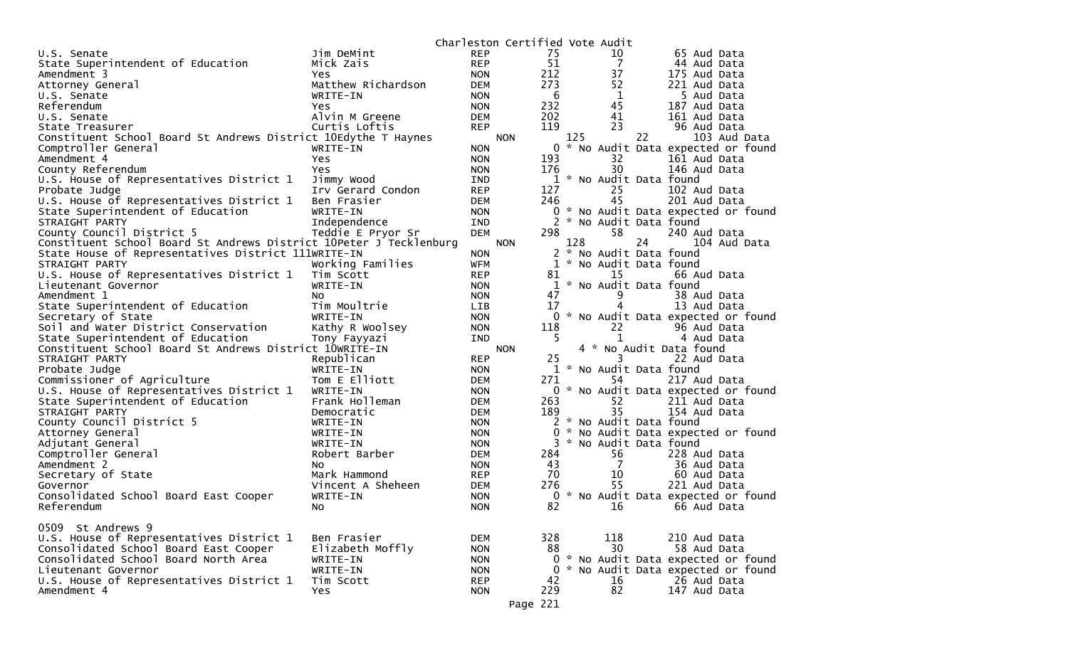Charleston Certified Vote Audit

| Contest | Candidate | Party | Total | Col2 | Col3 |
|---|---|---|---|---|---|
| U.S. Senate | Jim DeMint | REP | 75 | 10 | 65 Aud Data |
| State Superintendent of Education | Mick Zais | REP | 51 | 7 | 44 Aud Data |
| Amendment 3 | Yes | NON | 212 | 37 | 175 Aud Data |
| Attorney General | Matthew Richardson | DEM | 273 | 52 | 221 Aud Data |
| U.S. Senate | WRITE-IN | NON | 6 | 1 | 5 Aud Data |
| Referendum | Yes | NON | 232 | 45 | 187 Aud Data |
| U.S. Senate | Alvin M Greene | DEM | 202 | 41 | 161 Aud Data |
| State Treasurer | Curtis Loftis | REP | 119 | 23 | 96 Aud Data |
| Constituent School Board St Andrews District 10 | Edythe T Haynes | NON | 125 | 22 | 103 Aud Data |
| Comptroller General | WRITE-IN | NON | 0 | * No Audit Data expected or found | |
| Amendment 4 | Yes | NON | 193 | 32 | 161 Aud Data |
| County Referendum | Yes | NON | 176 | 30 | 146 Aud Data |
| U.S. House of Representatives District 1 | Jimmy Wood | IND | 1 | * No Audit Data found | |
| Probate Judge | Irv Gerard Condon | REP | 127 | 25 | 102 Aud Data |
| U.S. House of Representatives District 1 | Ben Frasier | DEM | 246 | 45 | 201 Aud Data |
| State Superintendent of Education | WRITE-IN | NON | 0 | * No Audit Data expected or found | |
| STRAIGHT PARTY | Independence | IND | 2 | * No Audit Data found | |
| County Council District 5 | Teddie E Pryor Sr | DEM | 298 | 58 | 240 Aud Data |
| Constituent School Board St Andrews District 10 | Peter J Tecklenburg | NON | 128 | 24 | 104 Aud Data |
| State House of Representatives District 111 | WRITE-IN | NON | 2 | * No Audit Data found | |
| STRAIGHT PARTY | Working Families | WFM | 1 | * No Audit Data found | |
| U.S. House of Representatives District 1 | Tim Scott | REP | 81 | 15 | 66 Aud Data |
| Lieutenant Governor | WRITE-IN | NON | 1 | * No Audit Data found | |
| Amendment 1 | No | NON | 47 | 9 | 38 Aud Data |
| State Superintendent of Education | Tim Moultrie | LIB | 17 | 4 | 13 Aud Data |
| Secretary of State | WRITE-IN | NON | 0 | * No Audit Data expected or found | |
| Soil and Water District Conservation | Kathy R Woolsey | NON | 118 | 22 | 96 Aud Data |
| State Superintendent of Education | Tony Fayyazi | IND | 5 | 1 | 4 Aud Data |
| Constituent School Board St Andrews District 10 | WRITE-IN | NON | 4 | * No Audit Data found | |
| STRAIGHT PARTY | Republican | REP | 25 | 3 | 22 Aud Data |
| Probate Judge | WRITE-IN | NON | 1 | * No Audit Data found | |
| Commissioner of Agriculture | Tom E Elliott | DEM | 271 | 54 | 217 Aud Data |
| U.S. House of Representatives District 1 | WRITE-IN | NON | 0 | * No Audit Data expected or found | |
| State Superintendent of Education | Frank Holleman | DEM | 263 | 52 | 211 Aud Data |
| STRAIGHT PARTY | Democratic | DEM | 189 | 35 | 154 Aud Data |
| County Council District 5 | WRITE-IN | NON | 2 | * No Audit Data found | |
| Attorney General | WRITE-IN | NON | 0 | * No Audit Data expected or found | |
| Adjutant General | WRITE-IN | NON | 3 | * No Audit Data found | |
| Comptroller General | Robert Barber | DEM | 284 | 56 | 228 Aud Data |
| Amendment 2 | No | NON | 43 | 7 | 36 Aud Data |
| Secretary of State | Mark Hammond | REP | 70 | 10 | 60 Aud Data |
| Governor | Vincent A Sheheen | DEM | 276 | 55 | 221 Aud Data |
| Consolidated School Board East Cooper | WRITE-IN | NON | 0 | * No Audit Data expected or found | |
| Referendum | No | NON | 82 | 16 | 66 Aud Data |

0509 St Andrews 9

| Contest | Candidate | Party | Total | Col2 | Col3 |
|---|---|---|---|---|---|
| U.S. House of Representatives District 1 | Ben Frasier | DEM | 328 | 118 | 210 Aud Data |
| Consolidated School Board East Cooper | Elizabeth Moffly | NON | 88 | 30 | 58 Aud Data |
| Consolidated School Board North Area | WRITE-IN | NON | 0 | * No Audit Data expected or found | |
| Lieutenant Governor | WRITE-IN | NON | 0 | * No Audit Data expected or found | |
| U.S. House of Representatives District 1 | Tim Scott | REP | 42 | 16 | 26 Aud Data |
| Amendment 4 | Yes | NON | 229 | 82 | 147 Aud Data |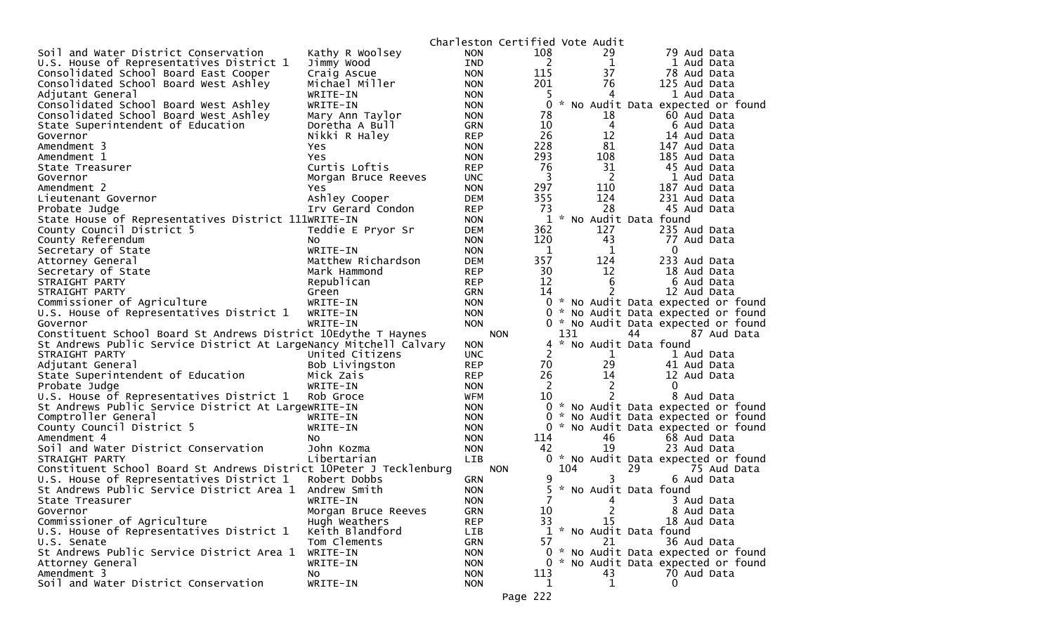Charleston Certified Vote Audit

| Contest | Candidate | Party | Votes | Audit | Difference |
|---|---|---|---|---|---|
| Soil and Water District Conservation | Kathy R Woolsey | NON | 108 | 29 | 79 Aud Data |
| U.S. House of Representatives District 1 | Jimmy Wood | IND | 2 | 1 | 1 Aud Data |
| Consolidated School Board East Cooper | Craig Ascue | NON | 115 | 37 | 78 Aud Data |
| Consolidated School Board West Ashley | Michael Miller | NON | 201 | 76 | 125 Aud Data |
| Adjutant General | WRITE-IN | NON | 5 | 4 | 1 Aud Data |
| Consolidated School Board West Ashley | WRITE-IN | NON | 0 | * No Audit Data expected or found | |
| Consolidated School Board West Ashley | Mary Ann Taylor | NON | 78 | 18 | 60 Aud Data |
| State Superintendent of Education | Doretha A Bull | GRN | 10 | 4 | 6 Aud Data |
| Governor | Nikki R Haley | REP | 26 | 12 | 14 Aud Data |
| Amendment 3 | Yes | NON | 228 | 81 | 147 Aud Data |
| Amendment 1 | Yes | NON | 293 | 108 | 185 Aud Data |
| State Treasurer | Curtis Loftis | REP | 76 | 31 | 45 Aud Data |
| Governor | Morgan Bruce Reeves | UNC | 3 | 2 | 1 Aud Data |
| Amendment 2 | Yes | NON | 297 | 110 | 187 Aud Data |
| Lieutenant Governor | Ashley Cooper | DEM | 355 | 124 | 231 Aud Data |
| Probate Judge | Irv Gerard Condon | REP | 73 | 28 | 45 Aud Data |
| State House of Representatives District 111 | WRITE-IN | NON | 1 | * No Audit Data found | |
| County Council District 5 | Teddie E Pryor Sr | DEM | 362 | 127 | 235 Aud Data |
| County Referendum | No | NON | 120 | 43 | 77 Aud Data |
| Secretary of State | WRITE-IN | NON | 1 | 1 | 0 |
| Attorney General | Matthew Richardson | DEM | 357 | 124 | 233 Aud Data |
| Secretary of State | Mark Hammond | REP | 30 | 12 | 18 Aud Data |
| STRAIGHT PARTY | Republican | REP | 12 | 6 | 6 Aud Data |
| STRAIGHT PARTY | Green | GRN | 14 | 2 | 12 Aud Data |
| Commissioner of Agriculture | WRITE-IN | NON | 0 | * No Audit Data expected or found | |
| U.S. House of Representatives District 1 | WRITE-IN | NON | 0 | * No Audit Data expected or found | |
| Governor | WRITE-IN | NON | 0 | * No Audit Data expected or found | |
| Constituent School Board St Andrews District 10 | Edythe T Haynes | NON | 131 | 44 | 87 Aud Data |
| St Andrews Public Service District At Large | Nancy Mitchell Calvary | NON | 4 | * No Audit Data found | |
| STRAIGHT PARTY | United Citizens | UNC | 2 | 1 | 1 Aud Data |
| Adjutant General | Bob Livingston | REP | 70 | 29 | 41 Aud Data |
| State Superintendent of Education | Mick Zais | REP | 26 | 14 | 12 Aud Data |
| Probate Judge | WRITE-IN | NON | 2 | 2 | 0 |
| U.S. House of Representatives District 1 | Rob Groce | WFM | 10 | 2 | 8 Aud Data |
| St Andrews Public Service District At Large | WRITE-IN | NON | 0 | * No Audit Data expected or found | |
| Comptroller General | WRITE-IN | NON | 0 | * No Audit Data expected or found | |
| County Council District 5 | WRITE-IN | NON | 0 | * No Audit Data expected or found | |
| Amendment 4 | No | NON | 114 | 46 | 68 Aud Data |
| Soil and Water District Conservation | John Kozma | NON | 42 | 19 | 23 Aud Data |
| STRAIGHT PARTY | Libertarian | LIB | 0 | * No Audit Data expected or found | |
| Constituent School Board St Andrews District 10 | Peter J Tecklenburg | NON | 104 | 29 | 75 Aud Data |
| U.S. House of Representatives District 1 | Robert Dobbs | GRN | 9 | 3 | 6 Aud Data |
| St Andrews Public Service District Area 1 | Andrew Smith | NON | 5 | * No Audit Data found | |
| State Treasurer | WRITE-IN | NON | 7 | 4 | 3 Aud Data |
| Governor | Morgan Bruce Reeves | GRN | 10 | 2 | 8 Aud Data |
| Commissioner of Agriculture | Hugh Weathers | REP | 33 | 15 | 18 Aud Data |
| U.S. House of Representatives District 1 | Keith Blandford | LIB | 1 | * No Audit Data found | |
| U.S. Senate | Tom Clements | GRN | 57 | 21 | 36 Aud Data |
| St Andrews Public Service District Area 1 | WRITE-IN | NON | 0 | * No Audit Data expected or found | |
| Attorney General | WRITE-IN | NON | 0 | * No Audit Data expected or found | |
| Amendment 3 | No | NON | 113 | 43 | 70 Aud Data |
| Soil and Water District Conservation | WRITE-IN | NON | 1 | 1 | 0 |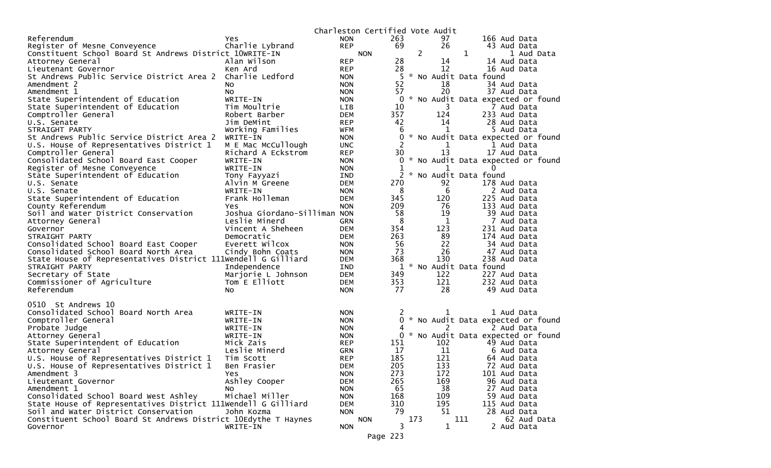Charleston Certified Vote Audit

| Office | Candidate | Party | Total | | | |
|---|---|---|---|---|---|---|
| Referendum | Yes | NON | 263 | 97 | 166 | Aud Data |
| Register of Mesne Conveyence | Charlie Lybrand | REP | 69 | 26 | 43 | Aud Data |
| Constituent School Board St Andrews District 10 | WRITE-IN | NON | 2 | 1 | 1 | Aud Data |
| Attorney General | Alan Wilson | REP | 28 | 14 | 14 | Aud Data |
| Lieutenant Governor | Ken Ard | REP | 28 | 12 | 16 | Aud Data |
| St Andrews Public Service District Area 2 | Charlie Ledford | NON | 5 | * No Audit Data found | | |
| Amendment 2 | No | NON | 52 | 18 | 34 | Aud Data |
| Amendment 1 | No | NON | 57 | 20 | 37 | Aud Data |
| State Superintendent of Education | WRITE-IN | NON | 0 | * No Audit Data expected or found | | |
| State Superintendent of Education | Tim Moultrie | LIB | 10 | 3 | 7 | Aud Data |
| Comptroller General | Robert Barber | DEM | 357 | 124 | 233 | Aud Data |
| U.S. Senate | Jim DeMint | REP | 42 | 14 | 28 | Aud Data |
| STRAIGHT PARTY | Working Families | WFM | 6 | 1 | 5 | Aud Data |
| St Andrews Public Service District Area 2 | WRITE-IN | NON | 0 | * No Audit Data expected or found | | |
| U.S. House of Representatives District 1 | M E Mac McCullough | UNC | 2 | 1 | 1 | Aud Data |
| Comptroller General | Richard A Eckstrom | REP | 30 | 13 | 17 | Aud Data |
| Consolidated School Board East Cooper | WRITE-IN | NON | 0 | * No Audit Data expected or found | | |
| Register of Mesne Conveyence | WRITE-IN | NON | 1 | 1 | 0 | |
| State Superintendent of Education | Tony Fayyazi | IND | 2 | * No Audit Data found | | |
| U.S. Senate | Alvin M Greene | DEM | 270 | 92 | 178 | Aud Data |
| U.S. Senate | WRITE-IN | NON | 8 | 6 | 2 | Aud Data |
| State Superintendent of Education | Frank Holleman | DEM | 345 | 120 | 225 | Aud Data |
| County Referendum | Yes | NON | 209 | 76 | 133 | Aud Data |
| Soil and Water District Conservation | Joshua Giordano-Silliman | NON | 58 | 19 | 39 | Aud Data |
| Attorney General | Leslie Minerd | GRN | 8 | 1 | 7 | Aud Data |
| Governor | Vincent A Sheheen | DEM | 354 | 123 | 231 | Aud Data |
| STRAIGHT PARTY | Democratic | DEM | 263 | 89 | 174 | Aud Data |
| Consolidated School Board East Cooper | Everett Wilcox | NON | 56 | 22 | 34 | Aud Data |
| Consolidated School Board North Area | Cindy Bohn Coats | NON | 73 | 26 | 47 | Aud Data |
| State House of Representatives District 111 | Wendell G Gilliard | DEM | 368 | 130 | 238 | Aud Data |
| STRAIGHT PARTY | Independence | IND | 1 | * No Audit Data found | | |
| Secretary of State | Marjorie L Johnson | DEM | 349 | 122 | 227 | Aud Data |
| Commissioner of Agriculture | Tom E Elliott | DEM | 353 | 121 | 232 | Aud Data |
| Referendum | No | NON | 77 | 28 | 49 | Aud Data |

0510 St Andrews 10

| Office | Candidate | Party | Total | | | |
|---|---|---|---|---|---|---|
| Consolidated School Board North Area | WRITE-IN | NON | 2 | 1 | 1 | Aud Data |
| Comptroller General | WRITE-IN | NON | 0 | * No Audit Data expected or found | | |
| Probate Judge | WRITE-IN | NON | 4 | 2 | 2 | Aud Data |
| Attorney General | WRITE-IN | NON | 0 | * No Audit Data expected or found | | |
| State Superintendent of Education | Mick Zais | REP | 151 | 102 | 49 | Aud Data |
| Attorney General | Leslie Minerd | GRN | 17 | 11 | 6 | Aud Data |
| U.S. House of Representatives District 1 | Tim Scott | REP | 185 | 121 | 64 | Aud Data |
| U.S. House of Representatives District 1 | Ben Frasier | DEM | 205 | 133 | 72 | Aud Data |
| Amendment 3 | Yes | NON | 273 | 172 | 101 | Aud Data |
| Lieutenant Governor | Ashley Cooper | DEM | 265 | 169 | 96 | Aud Data |
| Amendment 1 | No | NON | 65 | 38 | 27 | Aud Data |
| Consolidated School Board West Ashley | Michael Miller | NON | 168 | 109 | 59 | Aud Data |
| State House of Representatives District 111 | Wendell G Gilliard | DEM | 310 | 195 | 115 | Aud Data |
| Soil and Water District Conservation | John Kozma | NON | 79 | 51 | 28 | Aud Data |
| Constituent School Board St Andrews District 10 | Edythe T Haynes | NON | 173 | 111 | 62 | Aud Data |
| Governor | WRITE-IN | NON | 3 | 1 | 2 | Aud Data |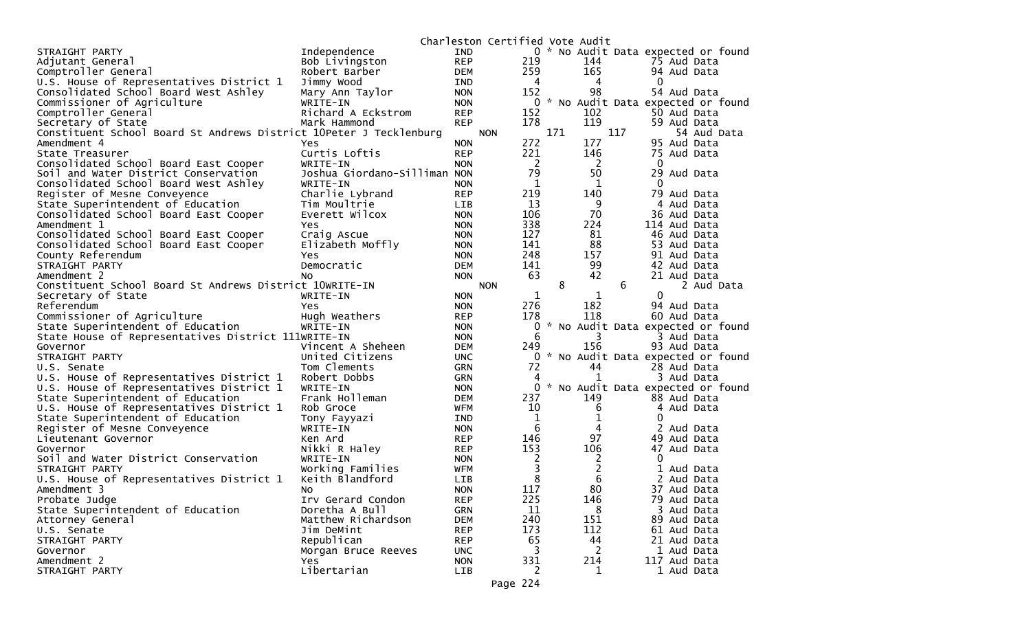# Charleston Certified Vote Audit

| Office | Candidate | Party | Total | | Audit |
|---|---|---|---|---|---|
| STRAIGHT PARTY | Independence | IND | 0 | * No Audit Data expected or found | |
| Adjutant General | Bob Livingston | REP | 219 | 144 | 75 Aud Data |
| Comptroller General | Robert Barber | DEM | 259 | 165 | 94 Aud Data |
| U.S. House of Representatives District 1 | Jimmy Wood | IND | 4 | 4 | 0 |
| Consolidated School Board West Ashley | Mary Ann Taylor | NON | 152 | 98 | 54 Aud Data |
| Commissioner of Agriculture | WRITE-IN | NON | 0 | * No Audit Data expected or found | |
| Comptroller General | Richard A Eckstrom | REP | 152 | 102 | 50 Aud Data |
| Secretary of State | Mark Hammond | REP | 178 | 119 | 59 Aud Data |
| Constituent School Board St Andrews District 10 | Peter J Tecklenburg | NON | 171 | 117 | 54 Aud Data |
| Amendment 4 | Yes | NON | 272 | 177 | 95 Aud Data |
| State Treasurer | Curtis Loftis | REP | 221 | 146 | 75 Aud Data |
| Consolidated School Board East Cooper | WRITE-IN | NON | 2 | 2 | 0 |
| Soil and Water District Conservation | Joshua Giordano-Silliman | NON | 79 | 50 | 29 Aud Data |
| Consolidated School Board West Ashley | WRITE-IN | NON | 1 | 1 | 0 |
| Register of Mesne Conveyence | Charlie Lybrand | REP | 219 | 140 | 79 Aud Data |
| State Superintendent of Education | Tim Moultrie | LIB | 13 | 9 | 4 Aud Data |
| Consolidated School Board East Cooper | Everett Wilcox | NON | 106 | 70 | 36 Aud Data |
| Amendment 1 | Yes | NON | 338 | 224 | 114 Aud Data |
| Consolidated School Board East Cooper | Craig Ascue | NON | 127 | 81 | 46 Aud Data |
| Consolidated School Board East Cooper | Elizabeth Moffly | NON | 141 | 88 | 53 Aud Data |
| County Referendum | Yes | NON | 248 | 157 | 91 Aud Data |
| STRAIGHT PARTY | Democratic | DEM | 141 | 99 | 42 Aud Data |
| Amendment 2 | No | NON | 63 | 42 | 21 Aud Data |
| Constituent School Board St Andrews District 10 | WRITE-IN | NON | 8 | 6 | 2 Aud Data |
| Secretary of State | WRITE-IN | NON | 1 | 1 | 0 |
| Referendum | Yes | NON | 276 | 182 | 94 Aud Data |
| Commissioner of Agriculture | Hugh Weathers | REP | 178 | 118 | 60 Aud Data |
| State Superintendent of Education | WRITE-IN | NON | 0 | * No Audit Data expected or found | |
| State House of Representatives District 111 | WRITE-IN | NON | 6 | 3 | 3 Aud Data |
| Governor | Vincent A Sheheen | DEM | 249 | 156 | 93 Aud Data |
| STRAIGHT PARTY | United Citizens | UNC | 0 | * No Audit Data expected or found | |
| U.S. Senate | Tom Clements | GRN | 72 | 44 | 28 Aud Data |
| U.S. House of Representatives District 1 | Robert Dobbs | GRN | 4 | 1 | 3 Aud Data |
| U.S. House of Representatives District 1 | WRITE-IN | NON | 0 | * No Audit Data expected or found | |
| State Superintendent of Education | Frank Holleman | DEM | 237 | 149 | 88 Aud Data |
| U.S. House of Representatives District 1 | Rob Groce | WFM | 10 | 6 | 4 Aud Data |
| State Superintendent of Education | Tony Fayyazi | IND | 1 | 1 | 0 |
| Register of Mesne Conveyence | WRITE-IN | NON | 6 | 4 | 2 Aud Data |
| Lieutenant Governor | Ken Ard | REP | 146 | 97 | 49 Aud Data |
| Governor | Nikki R Haley | REP | 153 | 106 | 47 Aud Data |
| Soil and Water District Conservation | WRITE-IN | NON | 2 | 2 | 0 |
| STRAIGHT PARTY | Working Families | WFM | 3 | 2 | 1 Aud Data |
| U.S. House of Representatives District 1 | Keith Blandford | LIB | 8 | 6 | 2 Aud Data |
| Amendment 3 | No | NON | 117 | 80 | 37 Aud Data |
| Probate Judge | Irv Gerard Condon | REP | 225 | 146 | 79 Aud Data |
| State Superintendent of Education | Doretha A Bull | GRN | 11 | 8 | 3 Aud Data |
| Attorney General | Matthew Richardson | DEM | 240 | 151 | 89 Aud Data |
| U.S. Senate | Jim DeMint | REP | 173 | 112 | 61 Aud Data |
| STRAIGHT PARTY | Republican | REP | 65 | 44 | 21 Aud Data |
| Governor | Morgan Bruce Reeves | UNC | 3 | 2 | 1 Aud Data |
| Amendment 2 | Yes | NON | 331 | 214 | 117 Aud Data |
| STRAIGHT PARTY | Libertarian | LIB | 2 | 1 | 1 Aud Data |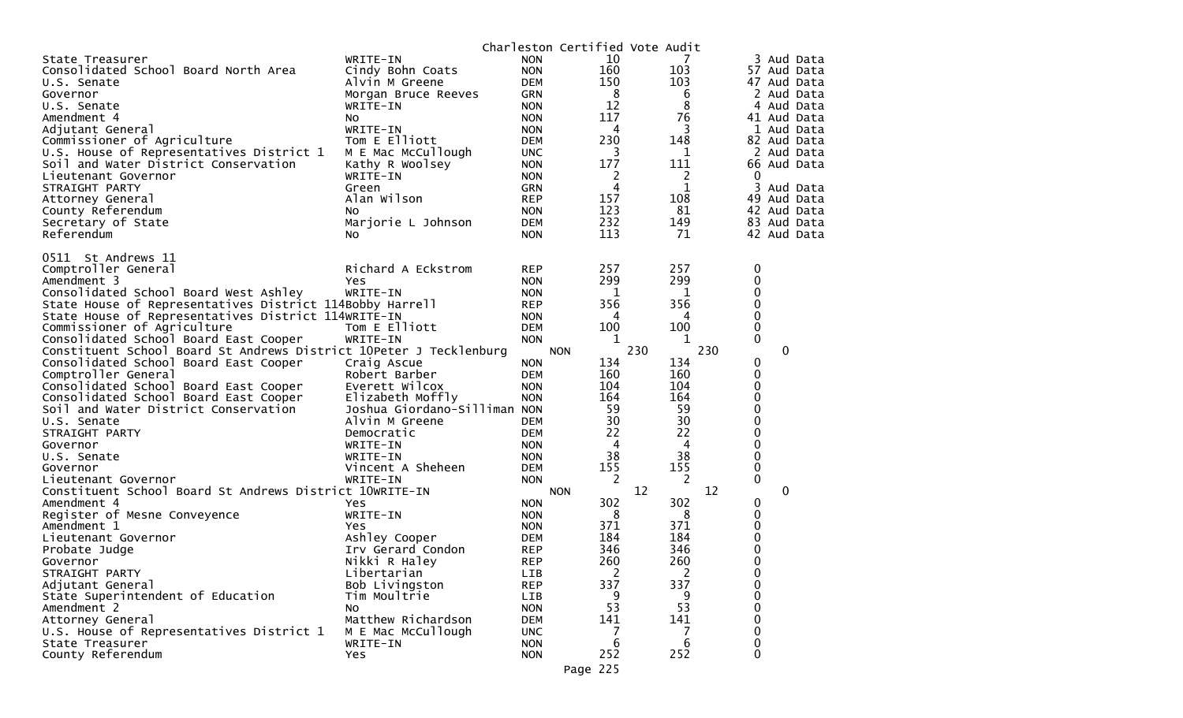Charleston Certified Vote Audit

| Contest | Candidate | Party | | | | |
|---|---|---|---|---|---|---|
| State Treasurer | WRITE-IN | NON | 10 | 7 | 3 | Aud Data |
| Consolidated School Board North Area | Cindy Bohn Coats | NON | 160 | 103 | 57 | Aud Data |
| U.S. Senate | Alvin M Greene | DEM | 150 | 103 | 47 | Aud Data |
| Governor | Morgan Bruce Reeves | GRN | 8 | 6 | 2 | Aud Data |
| U.S. Senate | WRITE-IN | NON | 12 | 8 | 4 | Aud Data |
| Amendment 4 | No | NON | 117 | 76 | 41 | Aud Data |
| Adjutant General | WRITE-IN | NON | 4 | 3 | 1 | Aud Data |
| Commissioner of Agriculture | Tom E Elliott | DEM | 230 | 148 | 82 | Aud Data |
| U.S. House of Representatives District 1 | M E Mac McCullough | UNC | 3 | 1 | 2 | Aud Data |
| Soil and Water District Conservation | Kathy R Woolsey | NON | 177 | 111 | 66 | Aud Data |
| Lieutenant Governor | WRITE-IN | NON | 2 | 2 | 0 | |
| STRAIGHT PARTY | Green | GRN | 4 | 1 | 3 | Aud Data |
| Attorney General | Alan Wilson | REP | 157 | 108 | 49 | Aud Data |
| County Referendum | No | NON | 123 | 81 | 42 | Aud Data |
| Secretary of State | Marjorie L Johnson | DEM | 232 | 149 | 83 | Aud Data |
| Referendum | No | NON | 113 | 71 | 42 | Aud Data |

0511 St Andrews 11

| Contest | Candidate | Party | | | |
|---|---|---|---|---|---|
| Comptroller General | Richard A Eckstrom | REP | 257 | 257 | 0 |
| Amendment 3 | Yes | NON | 299 | 299 | 0 |
| Consolidated School Board West Ashley | WRITE-IN | NON | 1 | 1 | 0 |
| State House of Representatives District 114 | Bobby Harrell | REP | 356 | 356 | 0 |
| State House of Representatives District 114 | WRITE-IN | NON | 4 | 4 | 0 |
| Commissioner of Agriculture | Tom E Elliott | DEM | 100 | 100 | 0 |
| Consolidated School Board East Cooper | WRITE-IN | NON | 1 | 1 | 0 |
| Constituent School Board St Andrews District 10 | Peter J Tecklenburg | NON | 230 | 230 | 0 |
| Consolidated School Board East Cooper | Craig Ascue | NON | 134 | 134 | 0 |
| Comptroller General | Robert Barber | DEM | 160 | 160 | 0 |
| Consolidated School Board East Cooper | Everett Wilcox | NON | 104 | 104 | 0 |
| Consolidated School Board East Cooper | Elizabeth Moffly | NON | 164 | 164 | 0 |
| Soil and Water District Conservation | Joshua Giordano-Silliman | NON | 59 | 59 | 0 |
| U.S. Senate | Alvin M Greene | DEM | 30 | 30 | 0 |
| STRAIGHT PARTY | Democratic | DEM | 22 | 22 | 0 |
| Governor | WRITE-IN | NON | 4 | 4 | 0 |
| U.S. Senate | WRITE-IN | NON | 38 | 38 | 0 |
| Governor | Vincent A Sheheen | DEM | 155 | 155 | 0 |
| Lieutenant Governor | WRITE-IN | NON | 2 | 2 | 0 |
| Constituent School Board St Andrews District 10 | WRITE-IN | NON | 12 | 12 | 0 |
| Amendment 4 | Yes | NON | 302 | 302 | 0 |
| Register of Mesne Conveyence | WRITE-IN | NON | 8 | 8 | 0 |
| Amendment 1 | Yes | NON | 371 | 371 | 0 |
| Lieutenant Governor | Ashley Cooper | DEM | 184 | 184 | 0 |
| Probate Judge | Irv Gerard Condon | REP | 346 | 346 | 0 |
| Governor | Nikki R Haley | REP | 260 | 260 | 0 |
| STRAIGHT PARTY | Libertarian | LIB | 2 | 2 | 0 |
| Adjutant General | Bob Livingston | REP | 337 | 337 | 0 |
| State Superintendent of Education | Tim Moultrie | LIB | 9 | 9 | 0 |
| Amendment 2 | No | NON | 53 | 53 | 0 |
| Attorney General | Matthew Richardson | DEM | 141 | 141 | 0 |
| U.S. House of Representatives District 1 | M E Mac McCullough | UNC | 7 | 7 | 0 |
| State Treasurer | WRITE-IN | NON | 6 | 6 | 0 |
| County Referendum | Yes | NON | 252 | 252 | 0 |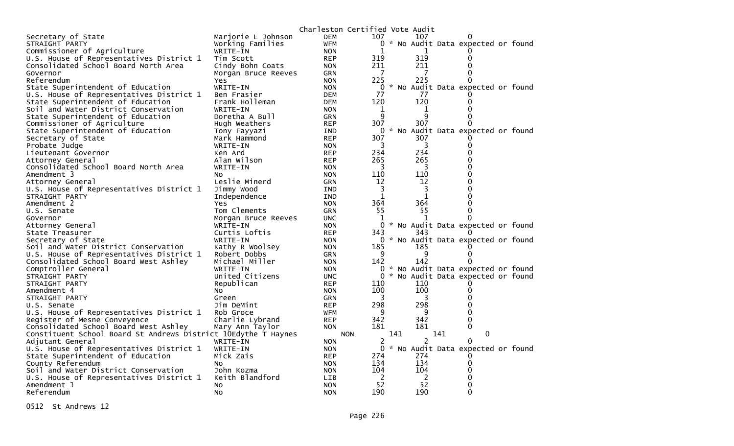Charleston Certified Vote Audit

| Contest | Candidate | Party | Votes | Audit | Diff |
|---|---|---|---|---|---|
| Secretary of State | Marjorie L Johnson | DEM | 107 | 107 | 0 |
| STRAIGHT PARTY | Working Families | WFM | 0 | * No Audit Data expected or found | |
| Commissioner of Agriculture | WRITE-IN | NON | 1 | 1 | 0 |
| U.S. House of Representatives District 1 | Tim Scott | REP | 319 | 319 | 0 |
| Consolidated School Board North Area | Cindy Bohn Coats | NON | 211 | 211 | 0 |
| Governor | Morgan Bruce Reeves | GRN | 7 | 7 | 0 |
| Referendum | Yes | NON | 225 | 225 | 0 |
| State Superintendent of Education | WRITE-IN | NON | 0 | * No Audit Data expected or found | |
| U.S. House of Representatives District 1 | Ben Frasier | DEM | 77 | 77 | 0 |
| State Superintendent of Education | Frank Holleman | DEM | 120 | 120 | 0 |
| Soil and Water District Conservation | WRITE-IN | NON | 1 | 1 | 0 |
| State Superintendent of Education | Doretha A Bull | GRN | 9 | 9 | 0 |
| Commissioner of Agriculture | Hugh Weathers | REP | 307 | 307 | 0 |
| State Superintendent of Education | Tony Fayyazi | IND | 0 | * No Audit Data expected or found | |
| Secretary of State | Mark Hammond | REP | 307 | 307 | 0 |
| Probate Judge | WRITE-IN | NON | 3 | 3 | 0 |
| Lieutenant Governor | Ken Ard | REP | 234 | 234 | 0 |
| Attorney General | Alan Wilson | REP | 265 | 265 | 0 |
| Consolidated School Board North Area | WRITE-IN | NON | 3 | 3 | 0 |
| Amendment 3 | No | NON | 110 | 110 | 0 |
| Attorney General | Leslie Minerd | GRN | 12 | 12 | 0 |
| U.S. House of Representatives District 1 | Jimmy Wood | IND | 3 | 3 | 0 |
| STRAIGHT PARTY | Independence | IND | 1 | 1 | 0 |
| Amendment 2 | Yes | NON | 364 | 364 | 0 |
| U.S. Senate | Tom Clements | GRN | 55 | 55 | 0 |
| Governor | Morgan Bruce Reeves | UNC | 1 | 1 | 0 |
| Attorney General | WRITE-IN | NON | 0 | * No Audit Data expected or found | |
| State Treasurer | Curtis Loftis | REP | 343 | 343 | 0 |
| Secretary of State | WRITE-IN | NON | 0 | * No Audit Data expected or found | |
| Soil and Water District Conservation | Kathy R Woolsey | NON | 185 | 185 | 0 |
| U.S. House of Representatives District 1 | Robert Dobbs | GRN | 9 | 9 | 0 |
| Consolidated School Board West Ashley | Michael Miller | NON | 142 | 142 | 0 |
| Comptroller General | WRITE-IN | NON | 0 | * No Audit Data expected or found | |
| STRAIGHT PARTY | United Citizens | UNC | 0 | * No Audit Data expected or found | |
| STRAIGHT PARTY | Republican | REP | 110 | 110 | 0 |
| Amendment 4 | No | NON | 100 | 100 | 0 |
| STRAIGHT PARTY | Green | GRN | 3 | 3 | 0 |
| U.S. Senate | Jim DeMint | REP | 298 | 298 | 0 |
| U.S. House of Representatives District 1 | Rob Groce | WFM | 9 | 9 | 0 |
| Register of Mesne Conveyence | Charlie Lybrand | REP | 342 | 342 | 0 |
| Consolidated School Board West Ashley | Mary Ann Taylor | NON | 181 | 181 | 0 |
| Constituent School Board St Andrews District 10 | Edythe T Haynes | NON | 141 | 141 | 0 |
| Adjutant General | WRITE-IN | NON | 2 | 2 | 0 |
| U.S. House of Representatives District 1 | WRITE-IN | NON | 0 | * No Audit Data expected or found | |
| State Superintendent of Education | Mick Zais | REP | 274 | 274 | 0 |
| County Referendum | No | NON | 134 | 134 | 0 |
| Soil and Water District Conservation | John Kozma | NON | 104 | 104 | 0 |
| U.S. House of Representatives District 1 | Keith Blandford | LIB | 2 | 2 | 0 |
| Amendment 1 | No | NON | 52 | 52 | 0 |
| Referendum | No | NON | 190 | 190 | 0 |

0512 St Andrews 12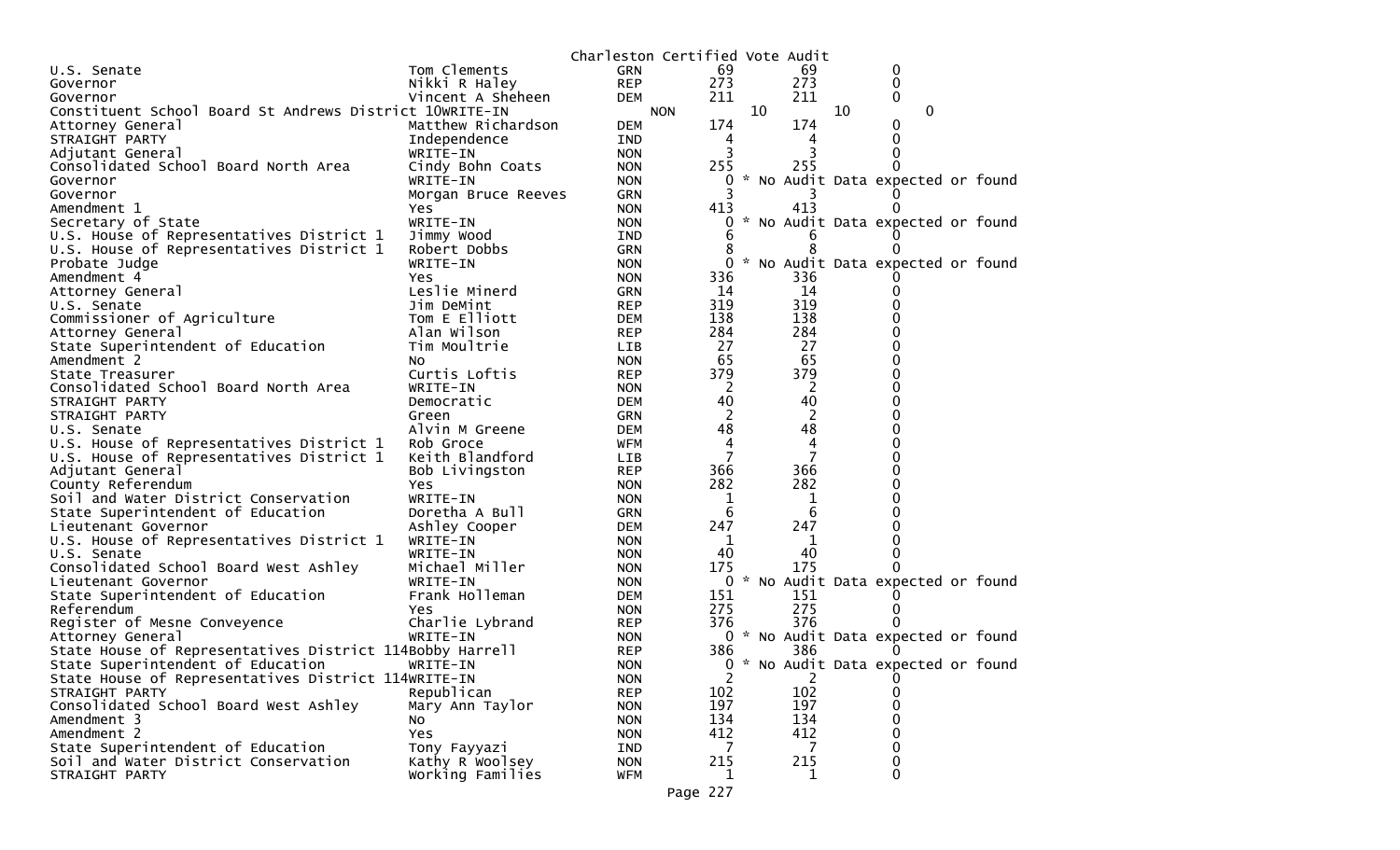Charleston Certified Vote Audit

| | | | | | |
|---|---|---|---|---|---|
| U.S. Senate | Tom Clements | GRN | 69 | 69 | 0 |
| Governor | Nikki R Haley | REP | 273 | 273 | 0 |
| Governor | Vincent A Sheheen | DEM | 211 | 211 | 0 |
| Constituent School Board St Andrews District 10 | WRITE-IN | NON | 10 | 10 | 0 |
| Attorney General | Matthew Richardson | DEM | 174 | 174 | 0 |
| STRAIGHT PARTY | Independence | IND | 4 | 4 | 0 |
| Adjutant General | WRITE-IN | NON | 3 | 3 | 0 |
| Consolidated School Board North Area | Cindy Bohn Coats | NON | 255 | 255 | 0 |
| Governor | WRITE-IN | NON | 0 | * No Audit Data expected or found | |
| Governor | Morgan Bruce Reeves | GRN | 3 | 3 | 0 |
| Amendment 1 | Yes | NON | 413 | 413 | 0 |
| Secretary of State | WRITE-IN | NON | 0 | * No Audit Data expected or found | |
| U.S. House of Representatives District 1 | Jimmy Wood | IND | 6 | 6 | 0 |
| U.S. House of Representatives District 1 | Robert Dobbs | GRN | 8 | 8 | 0 |
| Probate Judge | WRITE-IN | NON | 0 | * No Audit Data expected or found | |
| Amendment 4 | Yes | NON | 336 | 336 | 0 |
| Attorney General | Leslie Minerd | GRN | 14 | 14 | 0 |
| U.S. Senate | Jim DeMint | REP | 319 | 319 | 0 |
| Commissioner of Agriculture | Tom E Elliott | DEM | 138 | 138 | 0 |
| Attorney General | Alan Wilson | REP | 284 | 284 | 0 |
| State Superintendent of Education | Tim Moultrie | LIB | 27 | 27 | 0 |
| Amendment 2 | No | NON | 65 | 65 | 0 |
| State Treasurer | Curtis Loftis | REP | 379 | 379 | 0 |
| Consolidated School Board North Area | WRITE-IN | NON | 2 | 2 | 0 |
| STRAIGHT PARTY | Democratic | DEM | 40 | 40 | 0 |
| STRAIGHT PARTY | Green | GRN | 2 | 2 | 0 |
| U.S. Senate | Alvin M Greene | DEM | 48 | 48 | 0 |
| U.S. House of Representatives District 1 | Rob Groce | WFM | 4 | 4 | 0 |
| U.S. House of Representatives District 1 | Keith Blandford | LIB | 7 | 7 | 0 |
| Adjutant General | Bob Livingston | REP | 366 | 366 | 0 |
| County Referendum | Yes | NON | 282 | 282 | 0 |
| Soil and Water District Conservation | WRITE-IN | NON | 1 | 1 | 0 |
| State Superintendent of Education | Doretha A Bull | GRN | 6 | 6 | 0 |
| Lieutenant Governor | Ashley Cooper | DEM | 247 | 247 | 0 |
| U.S. House of Representatives District 1 | WRITE-IN | NON | 1 | 1 | 0 |
| U.S. Senate | WRITE-IN | NON | 40 | 40 | 0 |
| Consolidated School Board West Ashley | Michael Miller | NON | 175 | 175 | 0 |
| Lieutenant Governor | WRITE-IN | NON | 0 | * No Audit Data expected or found | |
| State Superintendent of Education | Frank Holleman | DEM | 151 | 151 | 0 |
| Referendum | Yes | NON | 275 | 275 | 0 |
| Register of Mesne Conveyence | Charlie Lybrand | REP | 376 | 376 | 0 |
| Attorney General | WRITE-IN | NON | 0 | * No Audit Data expected or found | |
| State House of Representatives District 114 | Bobby Harrell | REP | 386 | 386 | 0 |
| State Superintendent of Education | WRITE-IN | NON | 0 | * No Audit Data expected or found | |
| State House of Representatives District 114 | WRITE-IN | NON | 2 | 2 | 0 |
| STRAIGHT PARTY | Republican | REP | 102 | 102 | 0 |
| Consolidated School Board West Ashley | Mary Ann Taylor | NON | 197 | 197 | 0 |
| Amendment 3 | No | NON | 134 | 134 | 0 |
| Amendment 2 | Yes | NON | 412 | 412 | 0 |
| State Superintendent of Education | Tony Fayyazi | IND | 7 | 7 | 0 |
| Soil and Water District Conservation | Kathy R Woolsey | NON | 215 | 215 | 0 |
| STRAIGHT PARTY | Working Families | WFM | 1 | 1 | 0 |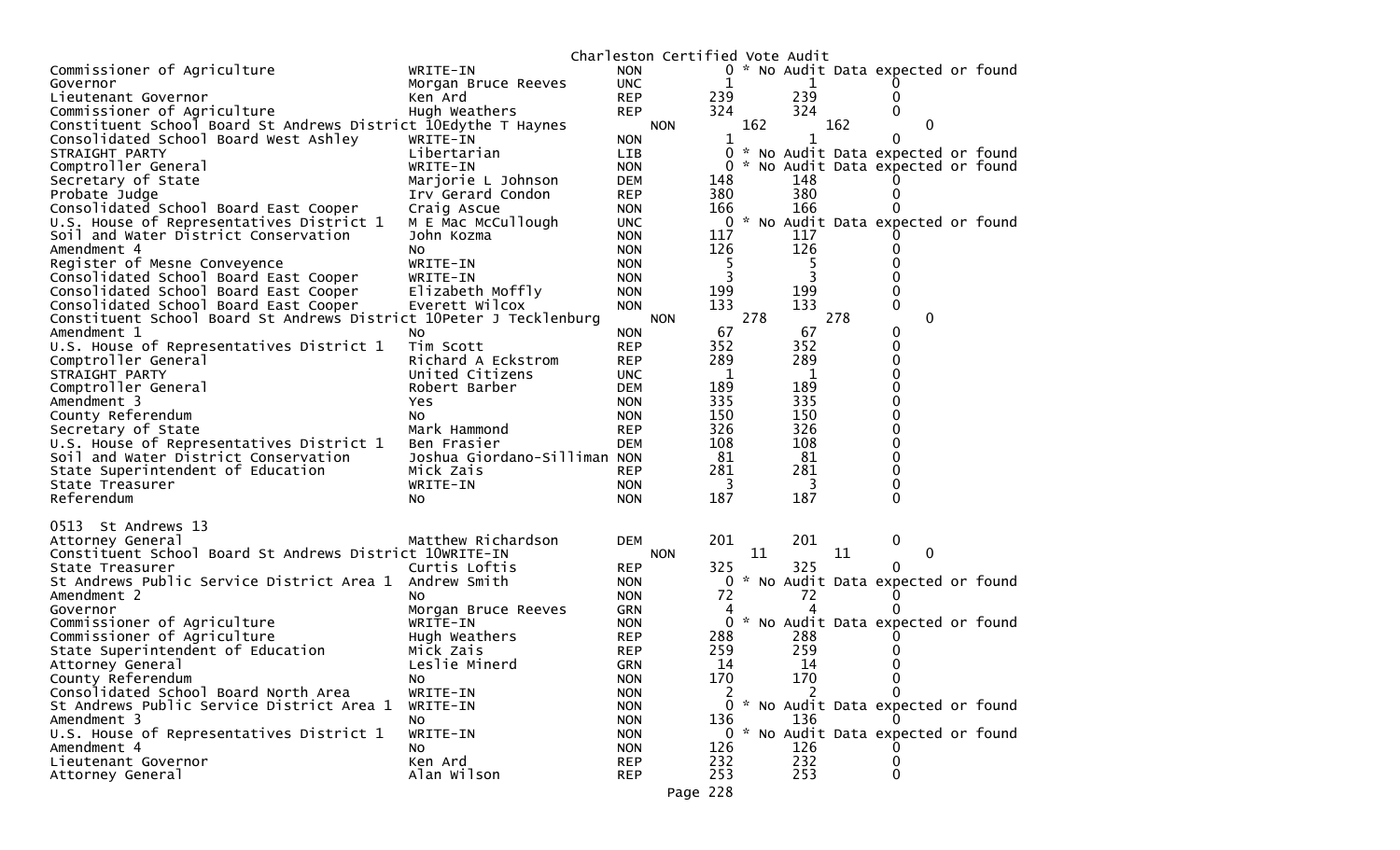Charleston Certified Vote Audit

| Office | Candidate | Party | Votes | Audit | Diff |
|---|---|---|---|---|---|
| Commissioner of Agriculture | WRITE-IN | NON | 0 | * No Audit Data expected or found | |
| Governor | Morgan Bruce Reeves | UNC | 1 | 1 | 0 |
| Lieutenant Governor | Ken Ard | REP | 239 | 239 | 0 |
| Commissioner of Agriculture | Hugh Weathers | REP | 324 | 324 | 0 |
| Constituent School Board St Andrews District 10 | Edythe T Haynes | NON | 162 | 162 | 0 |
| Consolidated School Board West Ashley | WRITE-IN | NON | 1 | 1 | 0 |
| STRAIGHT PARTY | Libertarian | LIB | 0 | * No Audit Data expected or found | |
| Comptroller General | WRITE-IN | NON | 0 | * No Audit Data expected or found | |
| Secretary of State | Marjorie L Johnson | DEM | 148 | 148 | 0 |
| Probate Judge | Irv Gerard Condon | REP | 380 | 380 | 0 |
| Consolidated School Board East Cooper | Craig Ascue | NON | 166 | 166 | 0 |
| U.S. House of Representatives District 1 | M E Mac McCullough | UNC | 0 | * No Audit Data expected or found | |
| Soil and Water District Conservation | John Kozma | NON | 117 | 117 | 0 |
| Amendment 4 | No | NON | 126 | 126 | 0 |
| Register of Mesne Conveyence | WRITE-IN | NON | 5 | 5 | 0 |
| Consolidated School Board East Cooper | WRITE-IN | NON | 3 | 3 | 0 |
| Consolidated School Board East Cooper | Elizabeth Moffly | NON | 199 | 199 | 0 |
| Consolidated School Board East Cooper | Everett Wilcox | NON | 133 | 133 | 0 |
| Constituent School Board St Andrews District 10 | Peter J Tecklenburg | NON | 278 | 278 | 0 |
| Amendment 1 | No | NON | 67 | 67 | 0 |
| U.S. House of Representatives District 1 | Tim Scott | REP | 352 | 352 | 0 |
| Comptroller General | Richard A Eckstrom | REP | 289 | 289 | 0 |
| STRAIGHT PARTY | United Citizens | UNC | 1 | 1 | 0 |
| Comptroller General | Robert Barber | DEM | 189 | 189 | 0 |
| Amendment 3 | Yes | NON | 335 | 335 | 0 |
| County Referendum | No | NON | 150 | 150 | 0 |
| Secretary of State | Mark Hammond | REP | 326 | 326 | 0 |
| U.S. House of Representatives District 1 | Ben Frasier | DEM | 108 | 108 | 0 |
| Soil and Water District Conservation | Joshua Giordano-Silliman | NON | 81 | 81 | 0 |
| State Superintendent of Education | Mick Zais | REP | 281 | 281 | 0 |
| State Treasurer | WRITE-IN | NON | 3 | 3 | 0 |
| Referendum | No | NON | 187 | 187 | 0 |

0513 St Andrews 13

| Office | Candidate | Party | Votes | Audit | Diff |
|---|---|---|---|---|---|
| Attorney General | Matthew Richardson | DEM | 201 | 201 | 0 |
| Constituent School Board St Andrews District 10 | WRITE-IN | NON | 11 | 11 | 0 |
| State Treasurer | Curtis Loftis | REP | 325 | 325 | 0 |
| St Andrews Public Service District Area 1 | Andrew Smith | NON | 0 | * No Audit Data expected or found | |
| Amendment 2 | No | NON | 72 | 72 | 0 |
| Governor | Morgan Bruce Reeves | GRN | 4 | 4 | 0 |
| Commissioner of Agriculture | WRITE-IN | NON | 0 | * No Audit Data expected or found | |
| Commissioner of Agriculture | Hugh Weathers | REP | 288 | 288 | 0 |
| State Superintendent of Education | Mick Zais | REP | 259 | 259 | 0 |
| Attorney General | Leslie Minerd | GRN | 14 | 14 | 0 |
| County Referendum | No | NON | 170 | 170 | 0 |
| Consolidated School Board North Area | WRITE-IN | NON | 2 | 2 | 0 |
| St Andrews Public Service District Area 1 | WRITE-IN | NON | 0 | * No Audit Data expected or found | |
| Amendment 3 | No | NON | 136 | 136 | 0 |
| U.S. House of Representatives District 1 | WRITE-IN | NON | 0 | * No Audit Data expected or found | |
| Amendment 4 | No | NON | 126 | 126 | 0 |
| Lieutenant Governor | Ken Ard | REP | 232 | 232 | 0 |
| Attorney General | Alan Wilson | REP | 253 | 253 | 0 |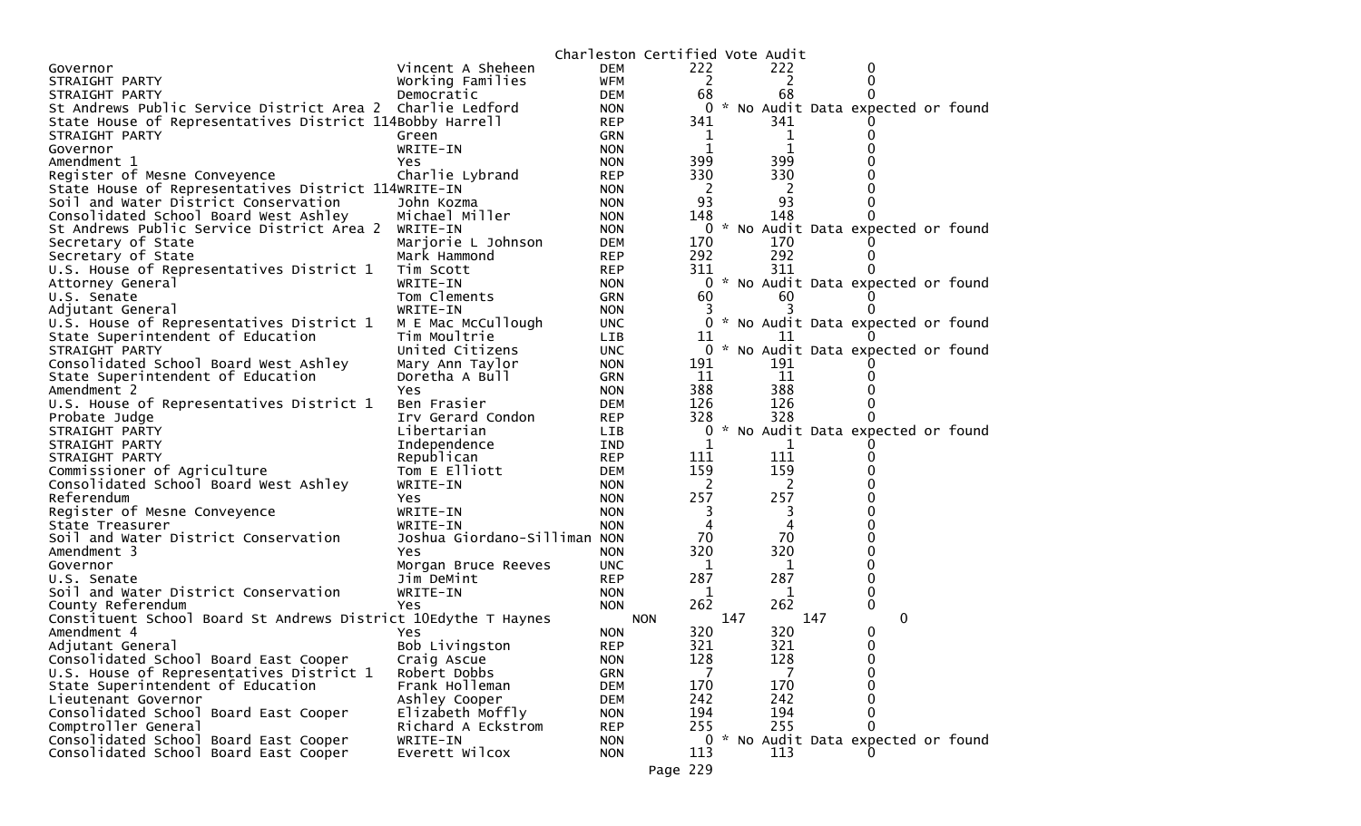Charleston Certified Vote Audit

| Office | Candidate | Party | | | |
|---|---|---|---|---|---|
| Governor | Vincent A Sheheen | DEM | 222 | 222 | 0 |
| STRAIGHT PARTY | Working Families | WFM | 2 | 2 | 0 |
| STRAIGHT PARTY | Democratic | DEM | 68 | 68 | 0 |
| St Andrews Public Service District Area 2 | Charlie Ledford | NON | 0 | * No Audit Data expected or found | |
| State House of Representatives District 114 | Bobby Harrell | REP | 341 | 341 | 0 |
| STRAIGHT PARTY | Green | GRN | 1 | 1 | 0 |
| Governor | WRITE-IN | NON | 1 | 1 | 0 |
| Amendment 1 | Yes | NON | 399 | 399 | 0 |
| Register of Mesne Conveyence | Charlie Lybrand | REP | 330 | 330 | 0 |
| State House of Representatives District 114 | WRITE-IN | NON | 2 | 2 | 0 |
| Soil and Water District Conservation | John Kozma | NON | 93 | 93 | 0 |
| Consolidated School Board West Ashley | Michael Miller | NON | 148 | 148 | 0 |
| St Andrews Public Service District Area 2 | WRITE-IN | NON | 0 | * No Audit Data expected or found | |
| Secretary of State | Marjorie L Johnson | DEM | 170 | 170 | 0 |
| Secretary of State | Mark Hammond | REP | 292 | 292 | 0 |
| U.S. House of Representatives District 1 | Tim Scott | REP | 311 | 311 | 0 |
| Attorney General | WRITE-IN | NON | 0 | * No Audit Data expected or found | |
| U.S. Senate | Tom Clements | GRN | 60 | 60 | 0 |
| Adjutant General | WRITE-IN | NON | 3 | 3 | 0 |
| U.S. House of Representatives District 1 | M E Mac McCullough | UNC | 0 | * No Audit Data expected or found | |
| State Superintendent of Education | Tim Moultrie | LIB | 11 | 11 | 0 |
| STRAIGHT PARTY | United Citizens | UNC | 0 | * No Audit Data expected or found | |
| Consolidated School Board West Ashley | Mary Ann Taylor | NON | 191 | 191 | 0 |
| State Superintendent of Education | Doretha A Bull | GRN | 11 | 11 | 0 |
| Amendment 2 | Yes | NON | 388 | 388 | 0 |
| U.S. House of Representatives District 1 | Ben Frasier | DEM | 126 | 126 | 0 |
| Probate Judge | Irv Gerard Condon | REP | 328 | 328 | 0 |
| STRAIGHT PARTY | Libertarian | LIB | 0 | * No Audit Data expected or found | |
| STRAIGHT PARTY | Independence | IND | 1 | 1 | 0 |
| STRAIGHT PARTY | Republican | REP | 111 | 111 | 0 |
| Commissioner of Agriculture | Tom E Elliott | DEM | 159 | 159 | 0 |
| Consolidated School Board West Ashley | WRITE-IN | NON | 2 | 2 | 0 |
| Referendum | Yes | NON | 257 | 257 | 0 |
| Register of Mesne Conveyence | WRITE-IN | NON | 3 | 3 | 0 |
| State Treasurer | WRITE-IN | NON | 4 | 4 | 0 |
| Soil and Water District Conservation | Joshua Giordano-Silliman | NON | 70 | 70 | 0 |
| Amendment 3 | Yes | NON | 320 | 320 | 0 |
| Governor | Morgan Bruce Reeves | UNC | 1 | 1 | 0 |
| U.S. Senate | Jim DeMint | REP | 287 | 287 | 0 |
| Soil and Water District Conservation | WRITE-IN | NON | 1 | 1 | 0 |
| County Referendum | Yes | NON | 262 | 262 | 0 |
| Constituent School Board St Andrews District 10 | Edythe T Haynes | NON | 147 | 147 | 0 |
| Amendment 4 | Yes | NON | 320 | 320 | 0 |
| Adjutant General | Bob Livingston | REP | 321 | 321 | 0 |
| Consolidated School Board East Cooper | Craig Ascue | NON | 128 | 128 | 0 |
| U.S. House of Representatives District 1 | Robert Dobbs | GRN | 7 | 7 | 0 |
| State Superintendent of Education | Frank Holleman | DEM | 170 | 170 | 0 |
| Lieutenant Governor | Ashley Cooper | DEM | 242 | 242 | 0 |
| Consolidated School Board East Cooper | Elizabeth Moffly | NON | 194 | 194 | 0 |
| Comptroller General | Richard A Eckstrom | REP | 255 | 255 | 0 |
| Consolidated School Board East Cooper | WRITE-IN | NON | 0 | * No Audit Data expected or found | |
| Consolidated School Board East Cooper | Everett Wilcox | NON | 113 | 113 | 0 |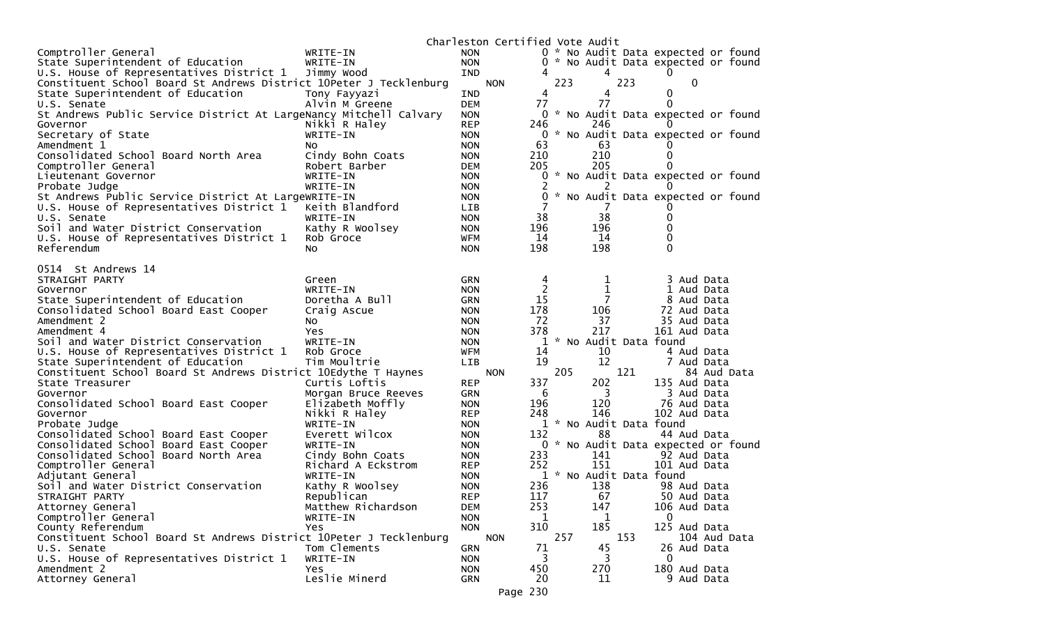Charleston Certified Vote Audit

| Contest | Candidate | Party | Votes | Audit | Difference |
|---|---|---|---|---|---|
| Comptroller General | WRITE-IN | NON | 0 | * No Audit Data expected or found | |
| State Superintendent of Education | WRITE-IN | NON | 0 | * No Audit Data expected or found | |
| U.S. House of Representatives District 1 | Jimmy Wood | IND | 4 | 4 | 0 |
| Constituent School Board St Andrews District 10 | Peter J Tecklenburg | NON | 223 | 223 | 0 |
| State Superintendent of Education | Tony Fayyazi | IND | 4 | 4 | 0 |
| U.S. Senate | Alvin M Greene | DEM | 77 | 77 | 0 |
| St Andrews Public Service District At Large | Nancy Mitchell Calvary | NON | 0 | * No Audit Data expected or found | |
| Governor | Nikki R Haley | REP | 246 | 246 | 0 |
| Secretary of State | WRITE-IN | NON | 0 | * No Audit Data expected or found | |
| Amendment 1 | No | NON | 63 | 63 | 0 |
| Consolidated School Board North Area | Cindy Bohn Coats | NON | 210 | 210 | 0 |
| Comptroller General | Robert Barber | DEM | 205 | 205 | 0 |
| Lieutenant Governor | WRITE-IN | NON | 0 | * No Audit Data expected or found | |
| Probate Judge | WRITE-IN | NON | 2 | 2 | 0 |
| St Andrews Public Service District At Large | WRITE-IN | NON | 0 | * No Audit Data expected or found | |
| U.S. House of Representatives District 1 | Keith Blandford | LIB | 7 | 7 | 0 |
| U.S. Senate | WRITE-IN | NON | 38 | 38 | 0 |
| Soil and Water District Conservation | Kathy R Woolsey | NON | 196 | 196 | 0 |
| U.S. House of Representatives District 1 | Rob Groce | WFM | 14 | 14 | 0 |
| Referendum | No | NON | 198 | 198 | 0 |

## 0514 St Andrews 14

| Contest | Candidate | Party | Votes | Audit | Difference |
|---|---|---|---|---|---|
| STRAIGHT PARTY | Green | GRN | 4 | 1 | 3 Aud Data |
| Governor | WRITE-IN | NON | 2 | 1 | 1 Aud Data |
| State Superintendent of Education | Doretha A Bull | GRN | 15 | 7 | 8 Aud Data |
| Consolidated School Board East Cooper | Craig Ascue | NON | 178 | 106 | 72 Aud Data |
| Amendment 2 | No | NON | 72 | 37 | 35 Aud Data |
| Amendment 4 | Yes | NON | 378 | 217 | 161 Aud Data |
| Soil and Water District Conservation | WRITE-IN | NON | 1 | * No Audit Data found | |
| U.S. House of Representatives District 1 | Rob Groce | WFM | 14 | 10 | 4 Aud Data |
| State Superintendent of Education | Tim Moultrie | LIB | 19 | 12 | 7 Aud Data |
| Constituent School Board St Andrews District 10 | Edythe T Haynes | NON | 205 | 121 | 84 Aud Data |
| State Treasurer | Curtis Loftis | REP | 337 | 202 | 135 Aud Data |
| Governor | Morgan Bruce Reeves | GRN | 6 | 3 | 3 Aud Data |
| Consolidated School Board East Cooper | Elizabeth Moffly | NON | 196 | 120 | 76 Aud Data |
| Governor | Nikki R Haley | REP | 248 | 146 | 102 Aud Data |
| Probate Judge | WRITE-IN | NON | 1 | * No Audit Data found | |
| Consolidated School Board East Cooper | Everett Wilcox | NON | 132 | 88 | 44 Aud Data |
| Consolidated School Board East Cooper | WRITE-IN | NON | 0 | * No Audit Data expected or found | |
| Consolidated School Board North Area | Cindy Bohn Coats | NON | 233 | 141 | 92 Aud Data |
| Comptroller General | Richard A Eckstrom | REP | 252 | 151 | 101 Aud Data |
| Adjutant General | WRITE-IN | NON | 1 | * No Audit Data found | |
| Soil and Water District Conservation | Kathy R Woolsey | NON | 236 | 138 | 98 Aud Data |
| STRAIGHT PARTY | Republican | REP | 117 | 67 | 50 Aud Data |
| Attorney General | Matthew Richardson | DEM | 253 | 147 | 106 Aud Data |
| Comptroller General | WRITE-IN | NON | 1 | 1 | 0 |
| County Referendum | Yes | NON | 310 | 185 | 125 Aud Data |
| Constituent School Board St Andrews District 10 | Peter J Tecklenburg | NON | 257 | 153 | 104 Aud Data |
| U.S. Senate | Tom Clements | GRN | 71 | 45 | 26 Aud Data |
| U.S. House of Representatives District 1 | WRITE-IN | NON | 3 | 3 | 0 |
| Amendment 2 | Yes | NON | 450 | 270 | 180 Aud Data |
| Attorney General | Leslie Minerd | GRN | 20 | 11 | 9 Aud Data |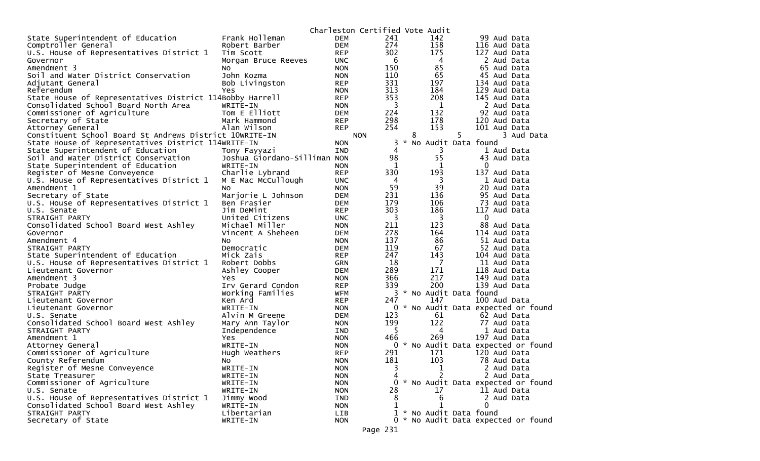Charleston Certified Vote Audit

| Contest | Candidate | Party | Total | | | Notes |
|---|---|---|---|---|---|---|
| State Superintendent of Education | Frank Holleman | DEM | 241 | 142 | 99 | Aud Data |
| Comptroller General | Robert Barber | DEM | 274 | 158 | 116 | Aud Data |
| U.S. House of Representatives District 1 | Tim Scott | REP | 302 | 175 | 127 | Aud Data |
| Governor | Morgan Bruce Reeves | UNC | 6 | 4 | 2 | Aud Data |
| Amendment 3 | No | NON | 150 | 85 | 65 | Aud Data |
| Soil and Water District Conservation | John Kozma | NON | 110 | 65 | 45 | Aud Data |
| Adjutant General | Bob Livingston | REP | 331 | 197 | 134 | Aud Data |
| Referendum | Yes | NON | 313 | 184 | 129 | Aud Data |
| State House of Representatives District 114 | Bobby Harrell | REP | 353 | 208 | 145 | Aud Data |
| Consolidated School Board North Area | WRITE-IN | NON | 3 | 1 | 2 | Aud Data |
| Commissioner of Agriculture | Tom E Elliott | DEM | 224 | 132 | 92 | Aud Data |
| Secretary of State | Mark Hammond | REP | 298 | 178 | 120 | Aud Data |
| Attorney General | Alan Wilson | REP | 254 | 153 | 101 | Aud Data |
| Constituent School Board St Andrews District 10 | WRITE-IN | NON | 8 | 5 | 3 | Aud Data |
| State House of Representatives District 114 | WRITE-IN | NON | 3 | | | * No Audit Data found |
| State Superintendent of Education | Tony Fayyazi | IND | 4 | 3 | 1 | Aud Data |
| Soil and Water District Conservation | Joshua Giordano-Silliman | NON | 98 | 55 | 43 | Aud Data |
| State Superintendent of Education | WRITE-IN | NON | 1 | 1 | 0 | |
| Register of Mesne Conveyence | Charlie Lybrand | REP | 330 | 193 | 137 | Aud Data |
| U.S. House of Representatives District 1 | M E Mac McCullough | UNC | 4 | 3 | 1 | Aud Data |
| Amendment 1 | No | NON | 59 | 39 | 20 | Aud Data |
| Secretary of State | Marjorie L Johnson | DEM | 231 | 136 | 95 | Aud Data |
| U.S. House of Representatives District 1 | Ben Frasier | DEM | 179 | 106 | 73 | Aud Data |
| U.S. Senate | Jim DeMint | REP | 303 | 186 | 117 | Aud Data |
| STRAIGHT PARTY | United Citizens | UNC | 3 | 3 | 0 | |
| Consolidated School Board West Ashley | Michael Miller | NON | 211 | 123 | 88 | Aud Data |
| Governor | Vincent A Sheheen | DEM | 278 | 164 | 114 | Aud Data |
| Amendment 4 | No | NON | 137 | 86 | 51 | Aud Data |
| STRAIGHT PARTY | Democratic | DEM | 119 | 67 | 52 | Aud Data |
| State Superintendent of Education | Mick Zais | REP | 247 | 143 | 104 | Aud Data |
| U.S. House of Representatives District 1 | Robert Dobbs | GRN | 18 | 7 | 11 | Aud Data |
| Lieutenant Governor | Ashley Cooper | DEM | 289 | 171 | 118 | Aud Data |
| Amendment 3 | Yes | NON | 366 | 217 | 149 | Aud Data |
| Probate Judge | Irv Gerard Condon | REP | 339 | 200 | 139 | Aud Data |
| STRAIGHT PARTY | Working Families | WFM | 3 | | | * No Audit Data found |
| Lieutenant Governor | Ken Ard | REP | 247 | 147 | 100 | Aud Data |
| Lieutenant Governor | WRITE-IN | NON | 0 | | | * No Audit Data expected or found |
| U.S. Senate | Alvin M Greene | DEM | 123 | 61 | 62 | Aud Data |
| Consolidated School Board West Ashley | Mary Ann Taylor | NON | 199 | 122 | 77 | Aud Data |
| STRAIGHT PARTY | Independence | IND | 5 | 4 | 1 | Aud Data |
| Amendment 1 | Yes | NON | 466 | 269 | 197 | Aud Data |
| Attorney General | WRITE-IN | NON | 0 | | | * No Audit Data expected or found |
| Commissioner of Agriculture | Hugh Weathers | REP | 291 | 171 | 120 | Aud Data |
| County Referendum | No | NON | 181 | 103 | 78 | Aud Data |
| Register of Mesne Conveyence | WRITE-IN | NON | 3 | 1 | 2 | Aud Data |
| State Treasurer | WRITE-IN | NON | 4 | 2 | 2 | Aud Data |
| Commissioner of Agriculture | WRITE-IN | NON | 0 | | | * No Audit Data expected or found |
| U.S. Senate | WRITE-IN | NON | 28 | 17 | 11 | Aud Data |
| U.S. House of Representatives District 1 | Jimmy Wood | IND | 8 | 6 | 2 | Aud Data |
| Consolidated School Board West Ashley | WRITE-IN | NON | 1 | 1 | 0 | |
| STRAIGHT PARTY | Libertarian | LIB | 1 | | | * No Audit Data found |
| Secretary of State | WRITE-IN | NON | 0 | | | * No Audit Data expected or found |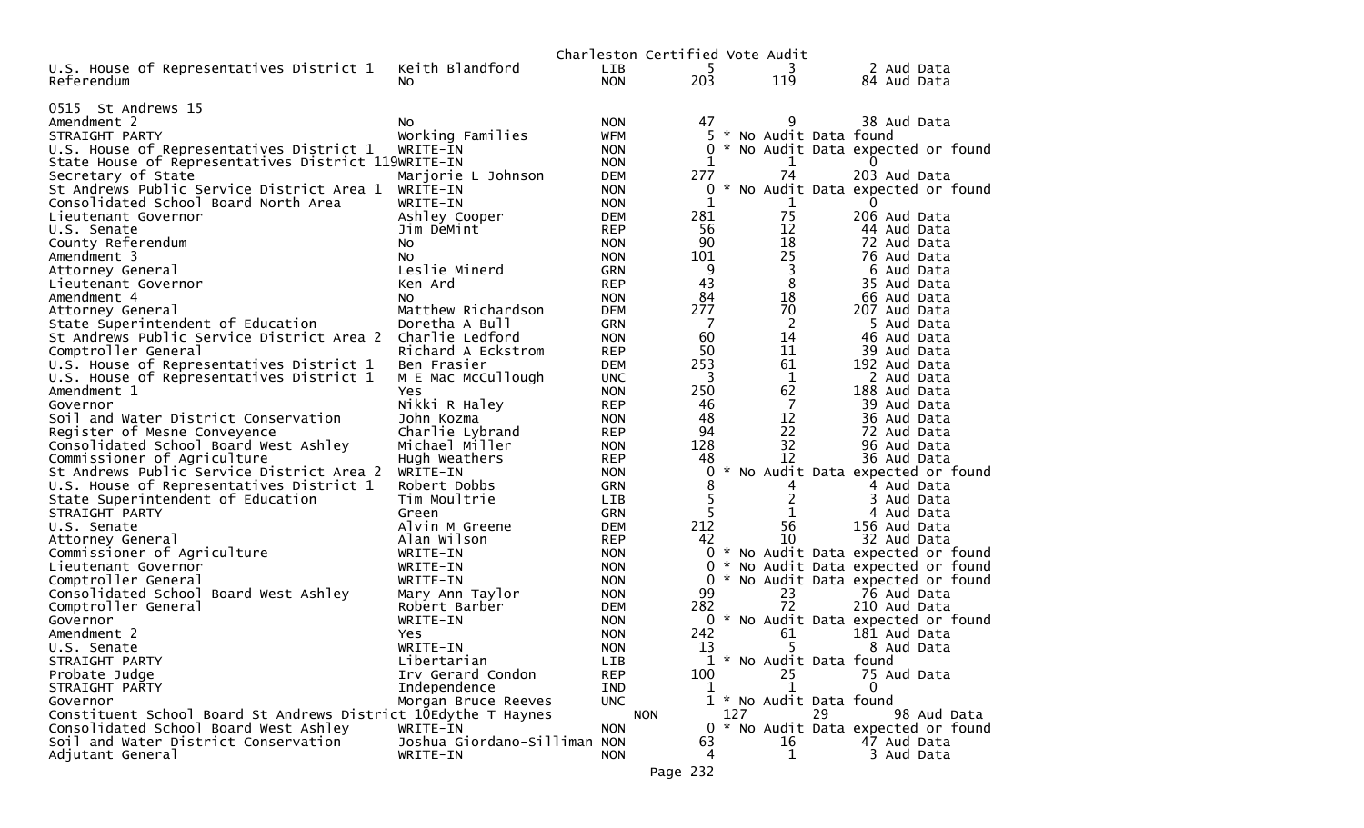Charleston Certified Vote Audit

| | | | | | |
|---|---|---|---|---|---|
| U.S. House of Representatives District 1 | Keith Blandford | LIB | 5 | 3 | 2 Aud Data |
| Referendum | No | NON | 203 | 119 | 84 Aud Data |

0515 St Andrews 15

| | | | | | |
|---|---|---|---|---|---|
| Amendment 2 | No | NON | 47 | 9 | 38 Aud Data |
| STRAIGHT PARTY | Working Families | WFM | 5 | * No Audit Data found | |
| U.S. House of Representatives District 1 | WRITE-IN | NON | 0 | * No Audit Data expected or found | |
| State House of Representatives District 119 | WRITE-IN | NON | 1 | 1 | 0 |
| Secretary of State | Marjorie L Johnson | DEM | 277 | 74 | 203 Aud Data |
| St Andrews Public Service District Area 1 | WRITE-IN | NON | 0 | * No Audit Data expected or found | |
| Consolidated School Board North Area | WRITE-IN | NON | 1 | 1 | 0 |
| Lieutenant Governor | Ashley Cooper | DEM | 281 | 75 | 206 Aud Data |
| U.S. Senate | Jim DeMint | REP | 56 | 12 | 44 Aud Data |
| County Referendum | No | NON | 90 | 18 | 72 Aud Data |
| Amendment 3 | No | NON | 101 | 25 | 76 Aud Data |
| Attorney General | Leslie Minerd | GRN | 9 | 3 | 6 Aud Data |
| Lieutenant Governor | Ken Ard | REP | 43 | 8 | 35 Aud Data |
| Amendment 4 | No | NON | 84 | 18 | 66 Aud Data |
| Attorney General | Matthew Richardson | DEM | 277 | 70 | 207 Aud Data |
| State Superintendent of Education | Doretha A Bull | GRN | 7 | 2 | 5 Aud Data |
| St Andrews Public Service District Area 2 | Charlie Ledford | NON | 60 | 14 | 46 Aud Data |
| Comptroller General | Richard A Eckstrom | REP | 50 | 11 | 39 Aud Data |
| U.S. House of Representatives District 1 | Ben Frasier | DEM | 253 | 61 | 192 Aud Data |
| U.S. House of Representatives District 1 | M E Mac McCullough | UNC | 3 | 1 | 2 Aud Data |
| Amendment 1 | Yes | NON | 250 | 62 | 188 Aud Data |
| Governor | Nikki R Haley | REP | 46 | 7 | 39 Aud Data |
| Soil and Water District Conservation | John Kozma | NON | 48 | 12 | 36 Aud Data |
| Register of Mesne Conveyence | Charlie Lybrand | REP | 94 | 22 | 72 Aud Data |
| Consolidated School Board West Ashley | Michael Miller | NON | 128 | 32 | 96 Aud Data |
| Commissioner of Agriculture | Hugh Weathers | REP | 48 | 12 | 36 Aud Data |
| St Andrews Public Service District Area 2 | WRITE-IN | NON | 0 | * No Audit Data expected or found | |
| U.S. House of Representatives District 1 | Robert Dobbs | GRN | 8 | 4 | 4 Aud Data |
| State Superintendent of Education | Tim Moultrie | LIB | 5 | 2 | 3 Aud Data |
| STRAIGHT PARTY | Green | GRN | 5 | 1 | 4 Aud Data |
| U.S. Senate | Alvin M Greene | DEM | 212 | 56 | 156 Aud Data |
| Attorney General | Alan Wilson | REP | 42 | 10 | 32 Aud Data |
| Commissioner of Agriculture | WRITE-IN | NON | 0 | * No Audit Data expected or found | |
| Lieutenant Governor | WRITE-IN | NON | 0 | * No Audit Data expected or found | |
| Comptroller General | WRITE-IN | NON | 0 | * No Audit Data expected or found | |
| Consolidated School Board West Ashley | Mary Ann Taylor | NON | 99 | 23 | 76 Aud Data |
| Comptroller General | Robert Barber | DEM | 282 | 72 | 210 Aud Data |
| Governor | WRITE-IN | NON | 0 | * No Audit Data expected or found | |
| Amendment 2 | Yes | NON | 242 | 61 | 181 Aud Data |
| U.S. Senate | WRITE-IN | NON | 13 | 5 | 8 Aud Data |
| STRAIGHT PARTY | Libertarian | LIB | 1 | * No Audit Data found | |
| Probate Judge | Irv Gerard Condon | REP | 100 | 25 | 75 Aud Data |
| STRAIGHT PARTY | Independence | IND | 1 | 1 | 0 |
| Governor | Morgan Bruce Reeves | UNC | 1 | * No Audit Data found | |
| Constituent School Board St Andrews District 10 | Edythe T Haynes | NON | 127 | 29 | 98 Aud Data |
| Consolidated School Board West Ashley | WRITE-IN | NON | 0 | * No Audit Data expected or found | |
| Soil and Water District Conservation | Joshua Giordano-Silliman | NON | 63 | 16 | 47 Aud Data |
| Adjutant General | WRITE-IN | NON | 4 | 1 | 3 Aud Data |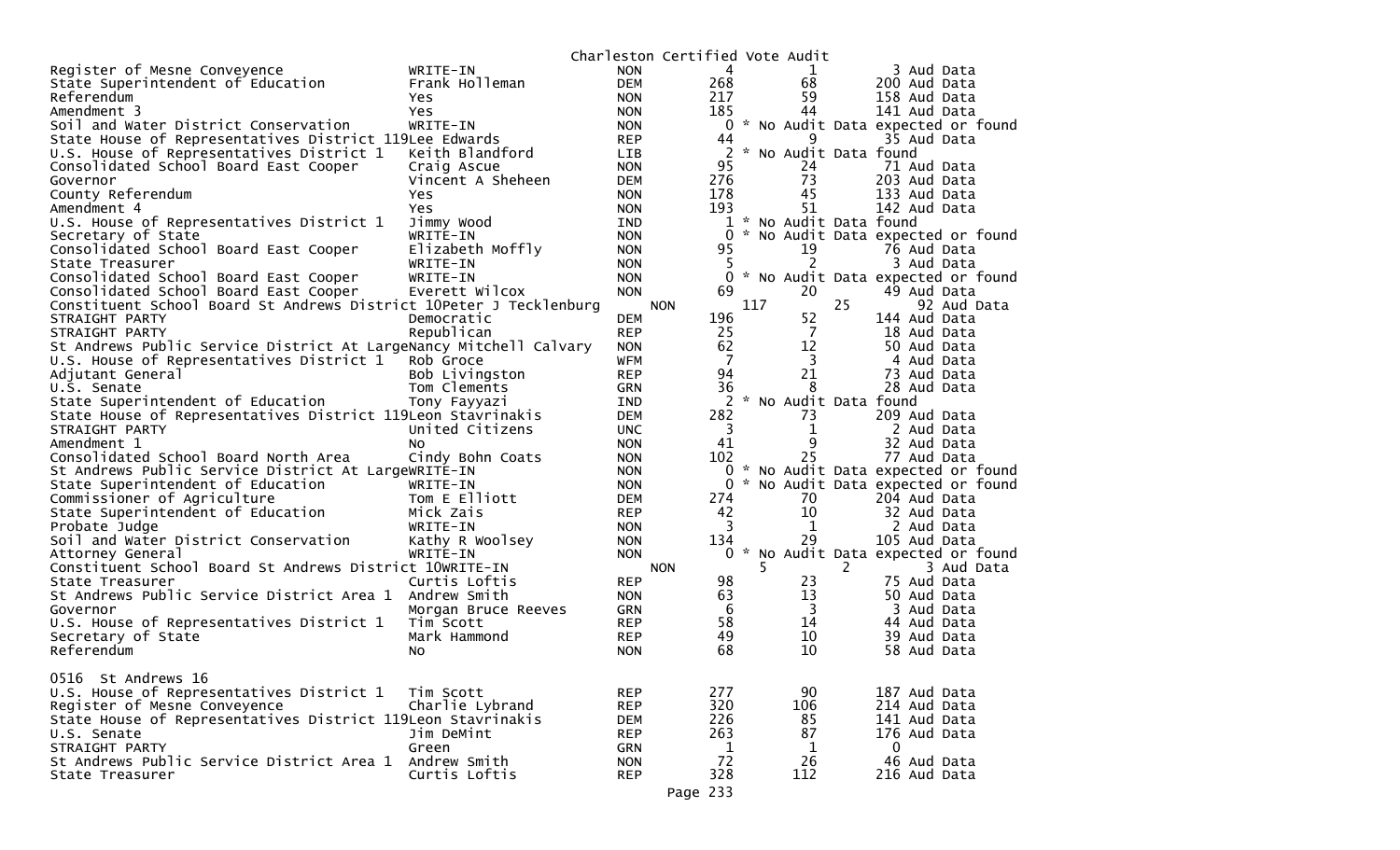Charleston Certified Vote Audit

| Office | Candidate | Party | Total | Audit | Remaining |
|---|---|---|---|---|---|
| Register of Mesne Conveyence | WRITE-IN | NON | 4 | 1 | 3 Aud Data |
| State Superintendent of Education | Frank Holleman | DEM | 268 | 68 | 200 Aud Data |
| Referendum | Yes | NON | 217 | 59 | 158 Aud Data |
| Amendment 3 | Yes | NON | 185 | 44 | 141 Aud Data |
| Soil and Water District Conservation | WRITE-IN | NON | 0 | * No Audit Data expected or found | |
| State House of Representatives District 119 | Lee Edwards | REP | 44 | 9 | 35 Aud Data |
| U.S. House of Representatives District 1 | Keith Blandford | LIB | 2 | * No Audit Data found | |
| Consolidated School Board East Cooper | Craig Ascue | NON | 95 | 24 | 71 Aud Data |
| Governor | Vincent A Sheheen | DEM | 276 | 73 | 203 Aud Data |
| County Referendum | Yes | NON | 178 | 45 | 133 Aud Data |
| Amendment 4 | Yes | NON | 193 | 51 | 142 Aud Data |
| U.S. House of Representatives District 1 | Jimmy Wood | IND | 1 | * No Audit Data found | |
| Secretary of State | WRITE-IN | NON | 0 | * No Audit Data expected or found | |
| Consolidated School Board East Cooper | Elizabeth Moffly | NON | 95 | 19 | 76 Aud Data |
| State Treasurer | WRITE-IN | NON | 5 | 2 | 3 Aud Data |
| Consolidated School Board East Cooper | WRITE-IN | NON | 0 | * No Audit Data expected or found | |
| Consolidated School Board East Cooper | Everett Wilcox | NON | 69 | 20 | 49 Aud Data |
| Constituent School Board St Andrews District 10 | Peter J Tecklenburg | NON | 117 | 25 | 92 Aud Data |
| STRAIGHT PARTY | Democratic | DEM | 196 | 52 | 144 Aud Data |
| STRAIGHT PARTY | Republican | REP | 25 | 7 | 18 Aud Data |
| St Andrews Public Service District At Large | Nancy Mitchell Calvary | NON | 62 | 12 | 50 Aud Data |
| U.S. House of Representatives District 1 | Rob Groce | WFM | 7 | 3 | 4 Aud Data |
| Adjutant General | Bob Livingston | REP | 94 | 21 | 73 Aud Data |
| U.S. Senate | Tom Clements | GRN | 36 | 8 | 28 Aud Data |
| State Superintendent of Education | Tony Fayyazi | IND | 2 | * No Audit Data found | |
| State House of Representatives District 119 | Leon Stavrinakis | DEM | 282 | 73 | 209 Aud Data |
| STRAIGHT PARTY | United Citizens | UNC | 3 | 1 | 2 Aud Data |
| Amendment 1 | No | NON | 41 | 9 | 32 Aud Data |
| Consolidated School Board North Area | Cindy Bohn Coats | NON | 102 | 25 | 77 Aud Data |
| St Andrews Public Service District At Large | WRITE-IN | NON | 0 | * No Audit Data expected or found | |
| State Superintendent of Education | WRITE-IN | NON | 0 | * No Audit Data expected or found | |
| Commissioner of Agriculture | Tom E Elliott | DEM | 274 | 70 | 204 Aud Data |
| State Superintendent of Education | Mick Zais | REP | 42 | 10 | 32 Aud Data |
| Probate Judge | WRITE-IN | NON | 3 | 1 | 2 Aud Data |
| Soil and Water District Conservation | Kathy R Woolsey | NON | 134 | 29 | 105 Aud Data |
| Attorney General | WRITE-IN | NON | 0 | * No Audit Data expected or found | |
| Constituent School Board St Andrews District 10 | WRITE-IN | NON | 5 | 2 | 3 Aud Data |
| State Treasurer | Curtis Loftis | REP | 98 | 23 | 75 Aud Data |
| St Andrews Public Service District Area 1 | Andrew Smith | NON | 63 | 13 | 50 Aud Data |
| Governor | Morgan Bruce Reeves | GRN | 6 | 3 | 3 Aud Data |
| U.S. House of Representatives District 1 | Tim Scott | REP | 58 | 14 | 44 Aud Data |
| Secretary of State | Mark Hammond | REP | 49 | 10 | 39 Aud Data |
| Referendum | No | NON | 68 | 10 | 58 Aud Data |

0516 St Andrews 16

| Office | Candidate | Party | Total | Audit | Remaining |
|---|---|---|---|---|---|
| U.S. House of Representatives District 1 | Tim Scott | REP | 277 | 90 | 187 Aud Data |
| Register of Mesne Conveyence | Charlie Lybrand | REP | 320 | 106 | 214 Aud Data |
| State House of Representatives District 119 | Leon Stavrinakis | DEM | 226 | 85 | 141 Aud Data |
| U.S. Senate | Jim DeMint | REP | 263 | 87 | 176 Aud Data |
| STRAIGHT PARTY | Green | GRN | 1 | 1 | 0 |
| St Andrews Public Service District Area 1 | Andrew Smith | NON | 72 | 26 | 46 Aud Data |
| State Treasurer | Curtis Loftis | REP | 328 | 112 | 216 Aud Data |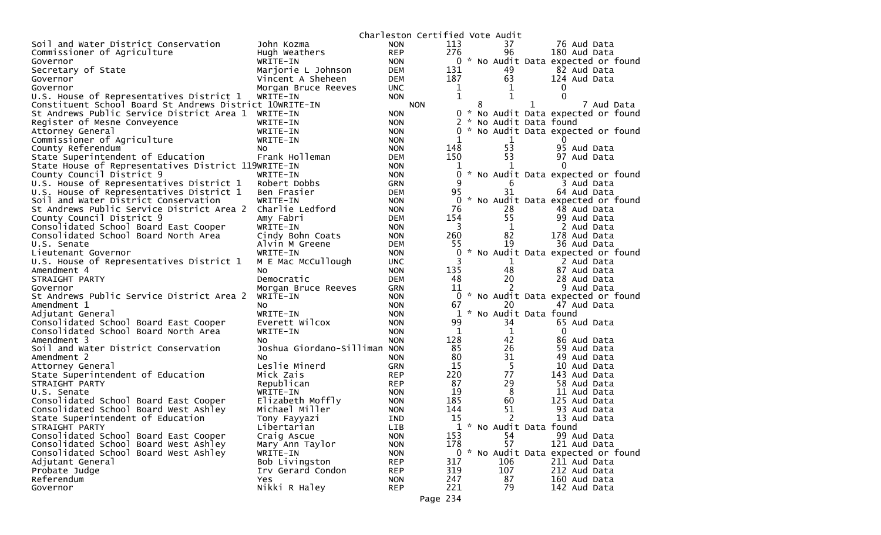Charleston Certified Vote Audit

| Contest | Candidate | Party | Total | | Audit | Aud Data |
|---|---|---|---|---|---|---|
| Soil and Water District Conservation | John Kozma | NON | 113 | | 37 | 76 Aud Data |
| Commissioner of Agriculture | Hugh Weathers | REP | 276 | | 96 | 180 Aud Data |
| Governor | WRITE-IN | NON | 0 | * | No Audit Data expected or found | |
| Secretary of State | Marjorie L Johnson | DEM | 131 | | 49 | 82 Aud Data |
| Governor | Vincent A Sheheen | DEM | 187 | | 63 | 124 Aud Data |
| Governor | Morgan Bruce Reeves | UNC | 1 | | 1 | 0 |
| U.S. House of Representatives District 1 | WRITE-IN | NON | 1 | | 1 | 0 |
| Constituent School Board St Andrews District 10 | WRITE-IN | NON | 8 | | 1 | 7 Aud Data |
| St Andrews Public Service District Area 1 | WRITE-IN | NON | 0 | * | No Audit Data expected or found | |
| Register of Mesne Conveyence | WRITE-IN | NON | 2 | * | No Audit Data found | |
| Attorney General | WRITE-IN | NON | 0 | * | No Audit Data expected or found | |
| Commissioner of Agriculture | WRITE-IN | NON | 1 | | 1 | 0 |
| County Referendum | No | NON | 148 | | 53 | 95 Aud Data |
| State Superintendent of Education | Frank Holleman | DEM | 150 | | 53 | 97 Aud Data |
| State House of Representatives District 119 | WRITE-IN | NON | 1 | | 1 | 0 |
| County Council District 9 | WRITE-IN | NON | 0 | * | No Audit Data expected or found | |
| U.S. House of Representatives District 1 | Robert Dobbs | GRN | 9 | | 6 | 3 Aud Data |
| U.S. House of Representatives District 1 | Ben Frasier | DEM | 95 | | 31 | 64 Aud Data |
| Soil and Water District Conservation | WRITE-IN | NON | 0 | * | No Audit Data expected or found | |
| St Andrews Public Service District Area 2 | Charlie Ledford | NON | 76 | | 28 | 48 Aud Data |
| County Council District 9 | Amy Fabri | DEM | 154 | | 55 | 99 Aud Data |
| Consolidated School Board East Cooper | WRITE-IN | NON | 3 | | 1 | 2 Aud Data |
| Consolidated School Board North Area | Cindy Bohn Coats | NON | 260 | | 82 | 178 Aud Data |
| U.S. Senate | Alvin M Greene | DEM | 55 | | 19 | 36 Aud Data |
| Lieutenant Governor | WRITE-IN | NON | 0 | * | No Audit Data expected or found | |
| U.S. House of Representatives District 1 | M E Mac McCullough | UNC | 3 | | 1 | 2 Aud Data |
| Amendment 4 | No | NON | 135 | | 48 | 87 Aud Data |
| STRAIGHT PARTY | Democratic | DEM | 48 | | 20 | 28 Aud Data |
| Governor | Morgan Bruce Reeves | GRN | 11 | | 2 | 9 Aud Data |
| St Andrews Public Service District Area 2 | WRITE-IN | NON | 0 | * | No Audit Data expected or found | |
| Amendment 1 | No | NON | 67 | | 20 | 47 Aud Data |
| Adjutant General | WRITE-IN | NON | 1 | * | No Audit Data found | |
| Consolidated School Board East Cooper | Everett Wilcox | NON | 99 | | 34 | 65 Aud Data |
| Consolidated School Board North Area | WRITE-IN | NON | 1 | | 1 | 0 |
| Amendment 3 | No | NON | 128 | | 42 | 86 Aud Data |
| Soil and Water District Conservation | Joshua Giordano-Silliman | NON | 85 | | 26 | 59 Aud Data |
| Amendment 2 | No | NON | 80 | | 31 | 49 Aud Data |
| Attorney General | Leslie Minerd | GRN | 15 | | 5 | 10 Aud Data |
| State Superintendent of Education | Mick Zais | REP | 220 | | 77 | 143 Aud Data |
| STRAIGHT PARTY | Republican | REP | 87 | | 29 | 58 Aud Data |
| U.S. Senate | WRITE-IN | NON | 19 | | 8 | 11 Aud Data |
| Consolidated School Board East Cooper | Elizabeth Moffly | NON | 185 | | 60 | 125 Aud Data |
| Consolidated School Board West Ashley | Michael Miller | NON | 144 | | 51 | 93 Aud Data |
| State Superintendent of Education | Tony Fayyazi | IND | 15 | | 2 | 13 Aud Data |
| STRAIGHT PARTY | Libertarian | LIB | 1 | * | No Audit Data found | |
| Consolidated School Board East Cooper | Craig Ascue | NON | 153 | | 54 | 99 Aud Data |
| Consolidated School Board West Ashley | Mary Ann Taylor | NON | 178 | | 57 | 121 Aud Data |
| Consolidated School Board West Ashley | WRITE-IN | NON | 0 | * | No Audit Data expected or found | |
| Adjutant General | Bob Livingston | REP | 317 | | 106 | 211 Aud Data |
| Probate Judge | Irv Gerard Condon | REP | 319 | | 107 | 212 Aud Data |
| Referendum | Yes | NON | 247 | | 87 | 160 Aud Data |
| Governor | Nikki R Haley | REP | 221 | | 79 | 142 Aud Data |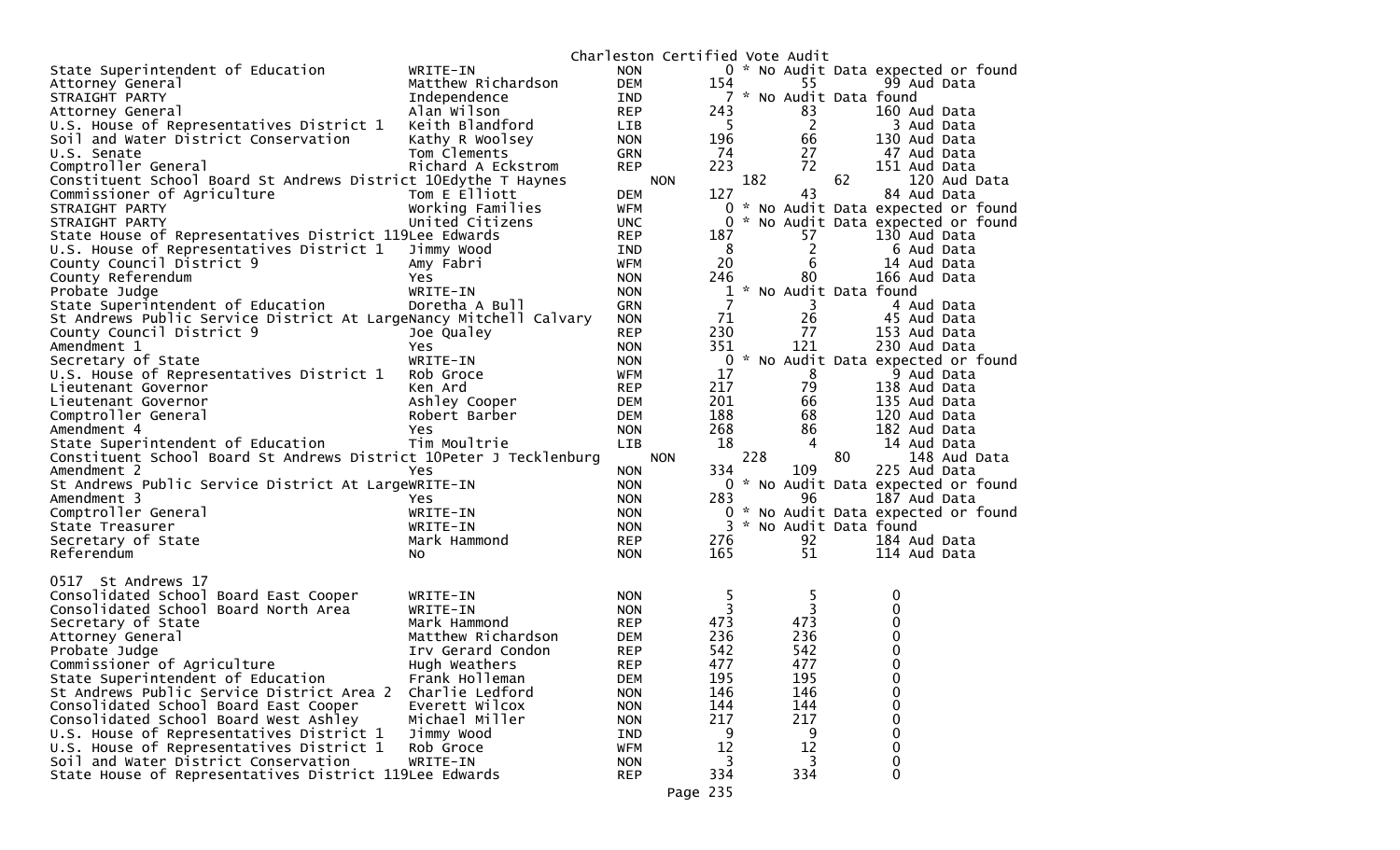Charleston Certified Vote Audit

| Contest | Candidate | Party | Total | Audit | Notes |
|---|---|---|---|---|---|
| State Superintendent of Education | WRITE-IN | NON | 0 | | * No Audit Data expected or found |
| Attorney General | Matthew Richardson | DEM | 154 | 55 | 99 Aud Data |
| STRAIGHT PARTY | Independence | IND | 7 | | * No Audit Data found |
| Attorney General | Alan Wilson | REP | 243 | 83 | 160 Aud Data |
| U.S. House of Representatives District 1 | Keith Blandford | LIB | 5 | 2 | 3 Aud Data |
| Soil and Water District Conservation | Kathy R Woolsey | NON | 196 | 66 | 130 Aud Data |
| U.S. Senate | Tom Clements | GRN | 74 | 27 | 47 Aud Data |
| Comptroller General | Richard A Eckstrom | REP | 223 | 72 | 151 Aud Data |
| Constituent School Board St Andrews District 10 | Edythe T Haynes | NON | 182 | 62 | 120 Aud Data |
| Commissioner of Agriculture | Tom E Elliott | DEM | 127 | 43 | 84 Aud Data |
| STRAIGHT PARTY | Working Families | WFM | 0 | | * No Audit Data expected or found |
| STRAIGHT PARTY | United Citizens | UNC | 0 | | * No Audit Data expected or found |
| State House of Representatives District 119 | Lee Edwards | REP | 187 | 57 | 130 Aud Data |
| U.S. House of Representatives District 1 | Jimmy Wood | IND | 8 | 2 | 6 Aud Data |
| County Council District 9 | Amy Fabri | WFM | 20 | 6 | 14 Aud Data |
| County Referendum | Yes | NON | 246 | 80 | 166 Aud Data |
| Probate Judge | WRITE-IN | NON | 1 | | * No Audit Data found |
| State Superintendent of Education | Doretha A Bull | GRN | 7 | 3 | 4 Aud Data |
| St Andrews Public Service District At Large | Nancy Mitchell Calvary | NON | 71 | 26 | 45 Aud Data |
| County Council District 9 | Joe Qualey | REP | 230 | 77 | 153 Aud Data |
| Amendment 1 | Yes | NON | 351 | 121 | 230 Aud Data |
| Secretary of State | WRITE-IN | NON | 0 | | * No Audit Data expected or found |
| U.S. House of Representatives District 1 | Rob Groce | WFM | 17 | 8 | 9 Aud Data |
| Lieutenant Governor | Ken Ard | REP | 217 | 79 | 138 Aud Data |
| Lieutenant Governor | Ashley Cooper | DEM | 201 | 66 | 135 Aud Data |
| Comptroller General | Robert Barber | DEM | 188 | 68 | 120 Aud Data |
| Amendment 4 | Yes | NON | 268 | 86 | 182 Aud Data |
| State Superintendent of Education | Tim Moultrie | LIB | 18 | 4 | 14 Aud Data |
| Constituent School Board St Andrews District 10 | Peter J Tecklenburg | NON | 228 | 80 | 148 Aud Data |
| Amendment 2 | Yes | NON | 334 | 109 | 225 Aud Data |
| St Andrews Public Service District At Large | WRITE-IN | NON | 0 | | * No Audit Data expected or found |
| Amendment 3 | Yes | NON | 283 | 96 | 187 Aud Data |
| Comptroller General | WRITE-IN | NON | 0 | | * No Audit Data expected or found |
| State Treasurer | WRITE-IN | NON | 3 | | * No Audit Data found |
| Secretary of State | Mark Hammond | REP | 276 | 92 | 184 Aud Data |
| Referendum | No | NON | 165 | 51 | 114 Aud Data |

0517 St Andrews 17

| Contest | Candidate | Party | Total | Audit | Diff |
|---|---|---|---|---|---|
| Consolidated School Board East Cooper | WRITE-IN | NON | 5 | 5 | 0 |
| Consolidated School Board North Area | WRITE-IN | NON | 3 | 3 | 0 |
| Secretary of State | Mark Hammond | REP | 473 | 473 | 0 |
| Attorney General | Matthew Richardson | DEM | 236 | 236 | 0 |
| Probate Judge | Irv Gerard Condon | REP | 542 | 542 | 0 |
| Commissioner of Agriculture | Hugh Weathers | REP | 477 | 477 | 0 |
| State Superintendent of Education | Frank Holleman | DEM | 195 | 195 | 0 |
| St Andrews Public Service District Area 2 | Charlie Ledford | NON | 146 | 146 | 0 |
| Consolidated School Board East Cooper | Everett Wilcox | NON | 144 | 144 | 0 |
| Consolidated School Board West Ashley | Michael Miller | NON | 217 | 217 | 0 |
| U.S. House of Representatives District 1 | Jimmy Wood | IND | 9 | 9 | 0 |
| U.S. House of Representatives District 1 | Rob Groce | WFM | 12 | 12 | 0 |
| Soil and Water District Conservation | WRITE-IN | NON | 3 | 3 | 0 |
| State House of Representatives District 119 | Lee Edwards | REP | 334 | 334 | 0 |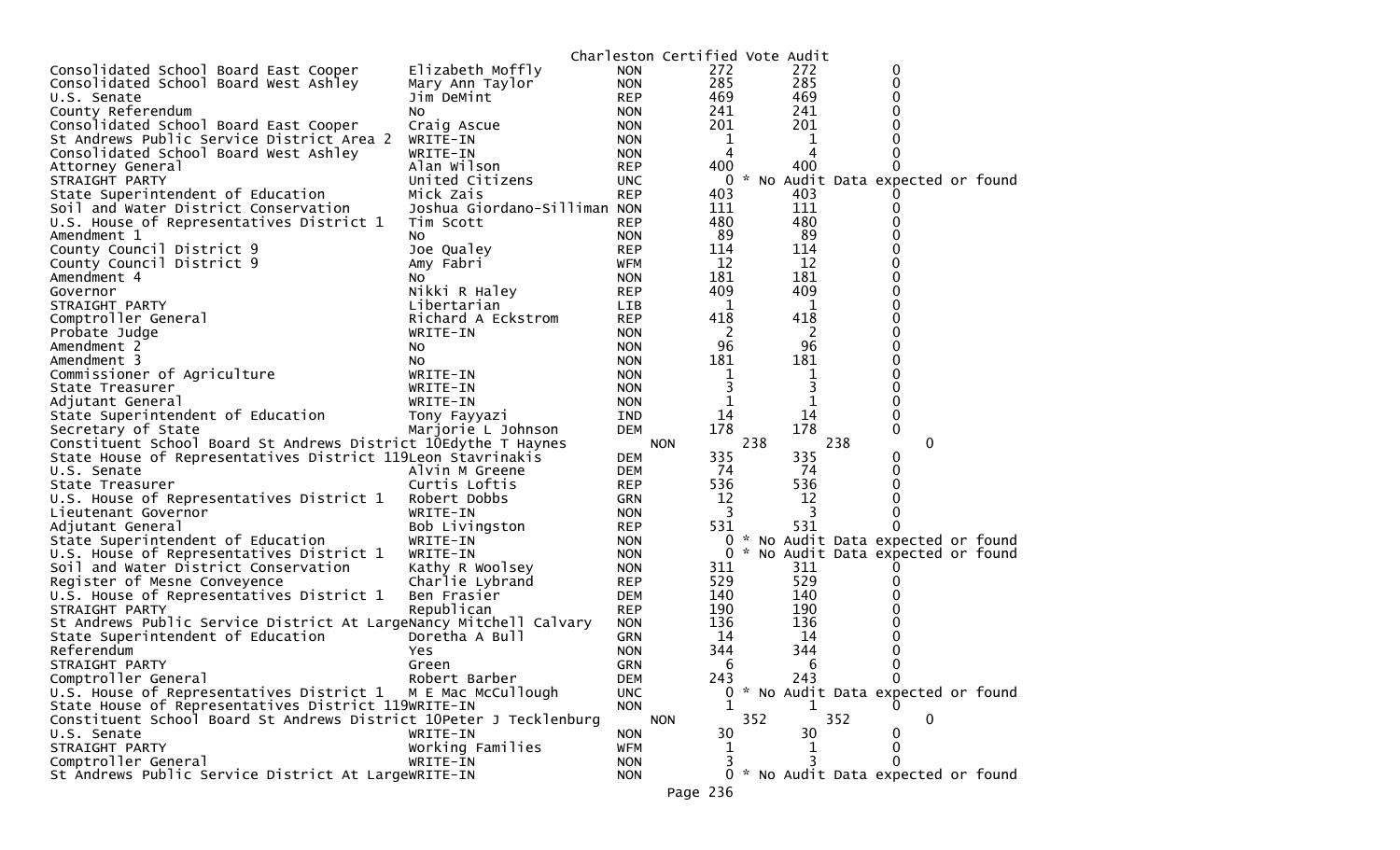Charleston Certified Vote Audit

| Contest | Candidate | Party | Votes | Audit | Difference |
|---|---|---|---|---|---|
| Consolidated School Board East Cooper | Elizabeth Moffly | NON | 272 | 272 | 0 |
| Consolidated School Board West Ashley | Mary Ann Taylor | NON | 285 | 285 | 0 |
| U.S. Senate | Jim DeMint | REP | 469 | 469 | 0 |
| County Referendum | No | NON | 241 | 241 | 0 |
| Consolidated School Board East Cooper | Craig Ascue | NON | 201 | 201 | 0 |
| St Andrews Public Service District Area 2 | WRITE-IN | NON | 1 | 1 | 0 |
| Consolidated School Board West Ashley | WRITE-IN | NON | 4 | 4 | 0 |
| Attorney General | Alan Wilson | REP | 400 | 400 | 0 |
| STRAIGHT PARTY | United Citizens | UNC | 0 | * No Audit Data expected or found | |
| State Superintendent of Education | Mick Zais | REP | 403 | 403 | 0 |
| Soil and Water District Conservation | Joshua Giordano-Silliman | NON | 111 | 111 | 0 |
| U.S. House of Representatives District 1 | Tim Scott | REP | 480 | 480 | 0 |
| Amendment 1 | No | NON | 89 | 89 | 0 |
| County Council District 9 | Joe Qualey | REP | 114 | 114 | 0 |
| County Council District 9 | Amy Fabri | WFM | 12 | 12 | 0 |
| Amendment 4 | No | NON | 181 | 181 | 0 |
| Governor | Nikki R Haley | REP | 409 | 409 | 0 |
| STRAIGHT PARTY | Libertarian | LIB | 1 | 1 | 0 |
| Comptroller General | Richard A Eckstrom | REP | 418 | 418 | 0 |
| Probate Judge | WRITE-IN | NON | 2 | 2 | 0 |
| Amendment 2 | No | NON | 96 | 96 | 0 |
| Amendment 3 | No | NON | 181 | 181 | 0 |
| Commissioner of Agriculture | WRITE-IN | NON | 1 | 1 | 0 |
| State Treasurer | WRITE-IN | NON | 3 | 3 | 0 |
| Adjutant General | WRITE-IN | NON | 1 | 1 | 0 |
| State Superintendent of Education | Tony Fayyazi | IND | 14 | 14 | 0 |
| Secretary of State | Marjorie L Johnson | DEM | 178 | 178 | 0 |
| Constituent School Board St Andrews District 10 | Edythe T Haynes | NON | 238 | 238 | 0 |
| State House of Representatives District 119 | Leon Stavrinakis | DEM | 335 | 335 | 0 |
| U.S. Senate | Alvin M Greene | DEM | 74 | 74 | 0 |
| State Treasurer | Curtis Loftis | REP | 536 | 536 | 0 |
| U.S. House of Representatives District 1 | Robert Dobbs | GRN | 12 | 12 | 0 |
| Lieutenant Governor | WRITE-IN | NON | 3 | 3 | 0 |
| Adjutant General | Bob Livingston | REP | 531 | 531 | 0 |
| State Superintendent of Education | WRITE-IN | NON | 0 | * No Audit Data expected or found | |
| U.S. House of Representatives District 1 | WRITE-IN | NON | 0 | * No Audit Data expected or found | |
| Soil and Water District Conservation | Kathy R Woolsey | NON | 311 | 311 | 0 |
| Register of Mesne Conveyence | Charlie Lybrand | REP | 529 | 529 | 0 |
| U.S. House of Representatives District 1 | Ben Frasier | DEM | 140 | 140 | 0 |
| STRAIGHT PARTY | Republican | REP | 190 | 190 | 0 |
| St Andrews Public Service District At Large | Nancy Mitchell Calvary | NON | 136 | 136 | 0 |
| State Superintendent of Education | Doretha A Bull | GRN | 14 | 14 | 0 |
| Referendum | Yes | NON | 344 | 344 | 0 |
| STRAIGHT PARTY | Green | GRN | 6 | 6 | 0 |
| Comptroller General | Robert Barber | DEM | 243 | 243 | 0 |
| U.S. House of Representatives District 1 | M E Mac McCullough | UNC | 0 | * No Audit Data expected or found | |
| State House of Representatives District 119 | WRITE-IN | NON | 1 | 1 | 0 |
| Constituent School Board St Andrews District 10 | Peter J Tecklenburg | NON | 352 | 352 | 0 |
| U.S. Senate | WRITE-IN | NON | 30 | 30 | 0 |
| STRAIGHT PARTY | Working Families | WFM | 1 | 1 | 0 |
| Comptroller General | WRITE-IN | NON | 3 | 3 | 0 |
| St Andrews Public Service District At Large | WRITE-IN | NON | 0 | * No Audit Data expected or found | |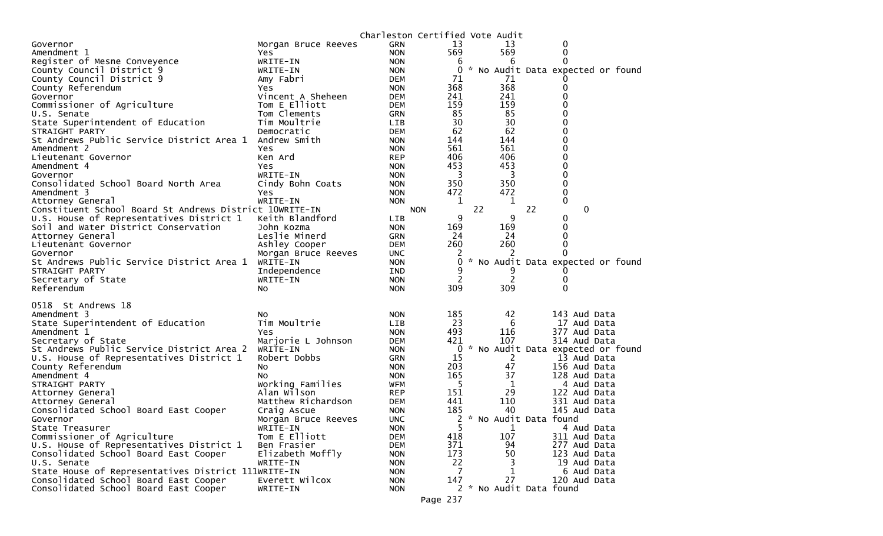Charleston Certified Vote Audit

| | | | | | |
|---|---|---|---|---|---|
| Governor | Morgan Bruce Reeves | GRN | 13 | 13 | 0 |
| Amendment 1 | Yes | NON | 569 | 569 | 0 |
| Register of Mesne Conveyence | WRITE-IN | NON | 6 | 6 | 0 |
| County Council District 9 | WRITE-IN | NON | 0 | * No Audit Data expected or found | |
| County Council District 9 | Amy Fabri | DEM | 71 | 71 | 0 |
| County Referendum | Yes | NON | 368 | 368 | 0 |
| Governor | Vincent A Sheheen | DEM | 241 | 241 | 0 |
| Commissioner of Agriculture | Tom E Elliott | DEM | 159 | 159 | 0 |
| U.S. Senate | Tom Clements | GRN | 85 | 85 | 0 |
| State Superintendent of Education | Tim Moultrie | LIB | 30 | 30 | 0 |
| STRAIGHT PARTY | Democratic | DEM | 62 | 62 | 0 |
| St Andrews Public Service District Area 1 | Andrew Smith | NON | 144 | 144 | 0 |
| Amendment 2 | Yes | NON | 561 | 561 | 0 |
| Lieutenant Governor | Ken Ard | REP | 406 | 406 | 0 |
| Amendment 4 | Yes | NON | 453 | 453 | 0 |
| Governor | WRITE-IN | NON | 3 | 3 | 0 |
| Consolidated School Board North Area | Cindy Bohn Coats | NON | 350 | 350 | 0 |
| Amendment 3 | Yes | NON | 472 | 472 | 0 |
| Attorney General | WRITE-IN | NON | 1 | 1 | 0 |
| Constituent School Board St Andrews District 10 | WRITE-IN | NON | 22 | 22 | 0 |
| U.S. House of Representatives District 1 | Keith Blandford | LIB | 9 | 9 | 0 |
| Soil and Water District Conservation | John Kozma | NON | 169 | 169 | 0 |
| Attorney General | Leslie Minerd | GRN | 24 | 24 | 0 |
| Lieutenant Governor | Ashley Cooper | DEM | 260 | 260 | 0 |
| Governor | Morgan Bruce Reeves | UNC | 2 | 2 | 0 |
| St Andrews Public Service District Area 1 | WRITE-IN | NON | 0 | * No Audit Data expected or found | |
| STRAIGHT PARTY | Independence | IND | 9 | 9 | 0 |
| Secretary of State | WRITE-IN | NON | 2 | 2 | 0 |
| Referendum | No | NON | 309 | 309 | 0 |

0518 St Andrews 18

| | | | | | |
|---|---|---|---|---|---|
| Amendment 3 | No | NON | 185 | 42 | 143 Aud Data |
| State Superintendent of Education | Tim Moultrie | LIB | 23 | 6 | 17 Aud Data |
| Amendment 1 | Yes | NON | 493 | 116 | 377 Aud Data |
| Secretary of State | Marjorie L Johnson | DEM | 421 | 107 | 314 Aud Data |
| St Andrews Public Service District Area 2 | WRITE-IN | NON | 0 | * No Audit Data expected or found | |
| U.S. House of Representatives District 1 | Robert Dobbs | GRN | 15 | 2 | 13 Aud Data |
| County Referendum | No | NON | 203 | 47 | 156 Aud Data |
| Amendment 4 | No | NON | 165 | 37 | 128 Aud Data |
| STRAIGHT PARTY | Working Families | WFM | 5 | 1 | 4 Aud Data |
| Attorney General | Alan Wilson | REP | 151 | 29 | 122 Aud Data |
| Attorney General | Matthew Richardson | DEM | 441 | 110 | 331 Aud Data |
| Consolidated School Board East Cooper | Craig Ascue | NON | 185 | 40 | 145 Aud Data |
| Governor | Morgan Bruce Reeves | UNC | 2 | * No Audit Data found | |
| State Treasurer | WRITE-IN | NON | 5 | 1 | 4 Aud Data |
| Commissioner of Agriculture | Tom E Elliott | DEM | 418 | 107 | 311 Aud Data |
| U.S. House of Representatives District 1 | Ben Frasier | DEM | 371 | 94 | 277 Aud Data |
| Consolidated School Board East Cooper | Elizabeth Moffly | NON | 173 | 50 | 123 Aud Data |
| U.S. Senate | WRITE-IN | NON | 22 | 3 | 19 Aud Data |
| State House of Representatives District 111 | WRITE-IN | NON | 7 | 1 | 6 Aud Data |
| Consolidated School Board East Cooper | Everett Wilcox | NON | 147 | 27 | 120 Aud Data |
| Consolidated School Board East Cooper | WRITE-IN | NON | 2 | * No Audit Data found | |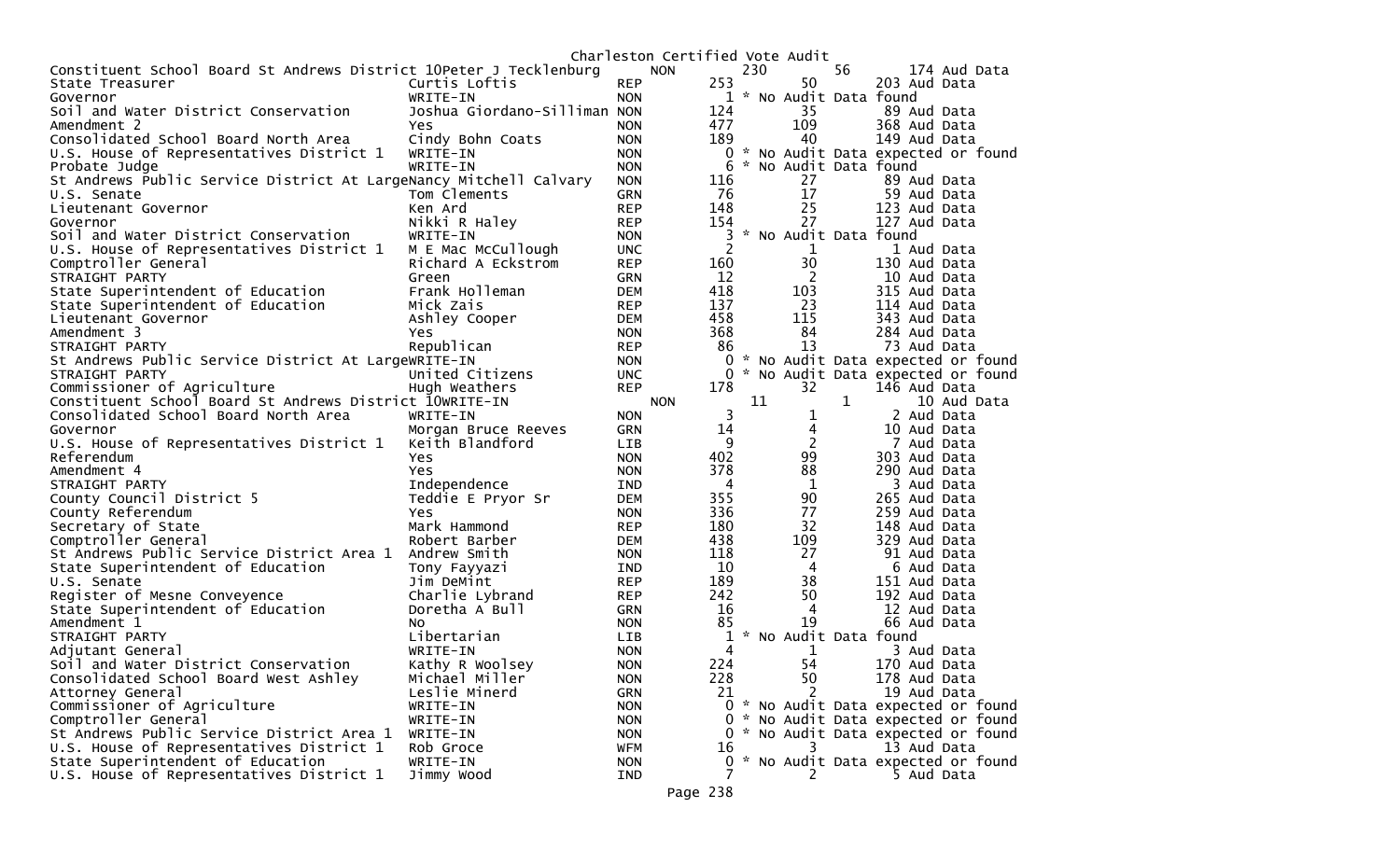Charleston Certified Vote Audit

| Contest | Candidate | Party | Total | | | |
|---|---|---|---|---|---|---|
| Constituent School Board St Andrews District 10 | Peter J Tecklenburg | NON | 230 | 56 | 174 | Aud Data |
| State Treasurer | Curtis Loftis | REP | 253 | 50 | 203 | Aud Data |
| Governor | WRITE-IN | NON | 1 | * No Audit Data found | | |
| Soil and Water District Conservation | Joshua Giordano-Silliman | NON | 124 | 35 | 89 | Aud Data |
| Amendment 2 | Yes | NON | 477 | 109 | 368 | Aud Data |
| Consolidated School Board North Area | Cindy Bohn Coats | NON | 189 | 40 | 149 | Aud Data |
| U.S. House of Representatives District 1 | WRITE-IN | NON | 0 | * No Audit Data expected or found | | |
| Probate Judge | WRITE-IN | NON | 6 | * No Audit Data found | | |
| St Andrews Public Service District At Large | Nancy Mitchell Calvary | NON | 116 | 27 | 89 | Aud Data |
| U.S. Senate | Tom Clements | GRN | 76 | 17 | 59 | Aud Data |
| Lieutenant Governor | Ken Ard | REP | 148 | 25 | 123 | Aud Data |
| Governor | Nikki R Haley | REP | 154 | 27 | 127 | Aud Data |
| Soil and Water District Conservation | WRITE-IN | NON | 3 | * No Audit Data found | | |
| U.S. House of Representatives District 1 | M E Mac McCullough | UNC | 2 | 1 | 1 | Aud Data |
| Comptroller General | Richard A Eckstrom | REP | 160 | 30 | 130 | Aud Data |
| STRAIGHT PARTY | Green | GRN | 12 | 2 | 10 | Aud Data |
| State Superintendent of Education | Frank Holleman | DEM | 418 | 103 | 315 | Aud Data |
| State Superintendent of Education | Mick Zais | REP | 137 | 23 | 114 | Aud Data |
| Lieutenant Governor | Ashley Cooper | DEM | 458 | 115 | 343 | Aud Data |
| Amendment 3 | Yes | NON | 368 | 84 | 284 | Aud Data |
| STRAIGHT PARTY | Republican | REP | 86 | 13 | 73 | Aud Data |
| St Andrews Public Service District At Large | WRITE-IN | NON | 0 | * No Audit Data expected or found | | |
| STRAIGHT PARTY | United Citizens | UNC | 0 | * No Audit Data expected or found | | |
| Commissioner of Agriculture | Hugh Weathers | REP | 178 | 32 | 146 | Aud Data |
| Constituent School Board St Andrews District 10 | WRITE-IN | NON | 11 | 1 | 10 | Aud Data |
| Consolidated School Board North Area | WRITE-IN | NON | 3 | 1 | 2 | Aud Data |
| Governor | Morgan Bruce Reeves | GRN | 14 | 4 | 10 | Aud Data |
| U.S. House of Representatives District 1 | Keith Blandford | LIB | 9 | 2 | 7 | Aud Data |
| Referendum | Yes | NON | 402 | 99 | 303 | Aud Data |
| Amendment 4 | Yes | NON | 378 | 88 | 290 | Aud Data |
| STRAIGHT PARTY | Independence | IND | 4 | 1 | 3 | Aud Data |
| County Council District 5 | Teddie E Pryor Sr | DEM | 355 | 90 | 265 | Aud Data |
| County Referendum | Yes | NON | 336 | 77 | 259 | Aud Data |
| Secretary of State | Mark Hammond | REP | 180 | 32 | 148 | Aud Data |
| Comptroller General | Robert Barber | DEM | 438 | 109 | 329 | Aud Data |
| St Andrews Public Service District Area 1 | Andrew Smith | NON | 118 | 27 | 91 | Aud Data |
| State Superintendent of Education | Tony Fayyazi | IND | 10 | 4 | 6 | Aud Data |
| U.S. Senate | Jim DeMint | REP | 189 | 38 | 151 | Aud Data |
| Register of Mesne Conveyence | Charlie Lybrand | REP | 242 | 50 | 192 | Aud Data |
| State Superintendent of Education | Doretha A Bull | GRN | 16 | 4 | 12 | Aud Data |
| Amendment 1 | No | NON | 85 | 19 | 66 | Aud Data |
| STRAIGHT PARTY | Libertarian | LIB | 1 | * No Audit Data found | | |
| Adjutant General | WRITE-IN | NON | 4 | 1 | 3 | Aud Data |
| Soil and Water District Conservation | Kathy R Woolsey | NON | 224 | 54 | 170 | Aud Data |
| Consolidated School Board West Ashley | Michael Miller | NON | 228 | 50 | 178 | Aud Data |
| Attorney General | Leslie Minerd | GRN | 21 | 2 | 19 | Aud Data |
| Commissioner of Agriculture | WRITE-IN | NON | 0 | * No Audit Data expected or found | | |
| Comptroller General | WRITE-IN | NON | 0 | * No Audit Data expected or found | | |
| St Andrews Public Service District Area 1 | WRITE-IN | NON | 0 | * No Audit Data expected or found | | |
| U.S. House of Representatives District 1 | Rob Groce | WFM | 16 | 3 | 13 | Aud Data |
| State Superintendent of Education | WRITE-IN | NON | 0 | * No Audit Data expected or found | | |
| U.S. House of Representatives District 1 | Jimmy Wood | IND | 7 | 2 | 5 | Aud Data |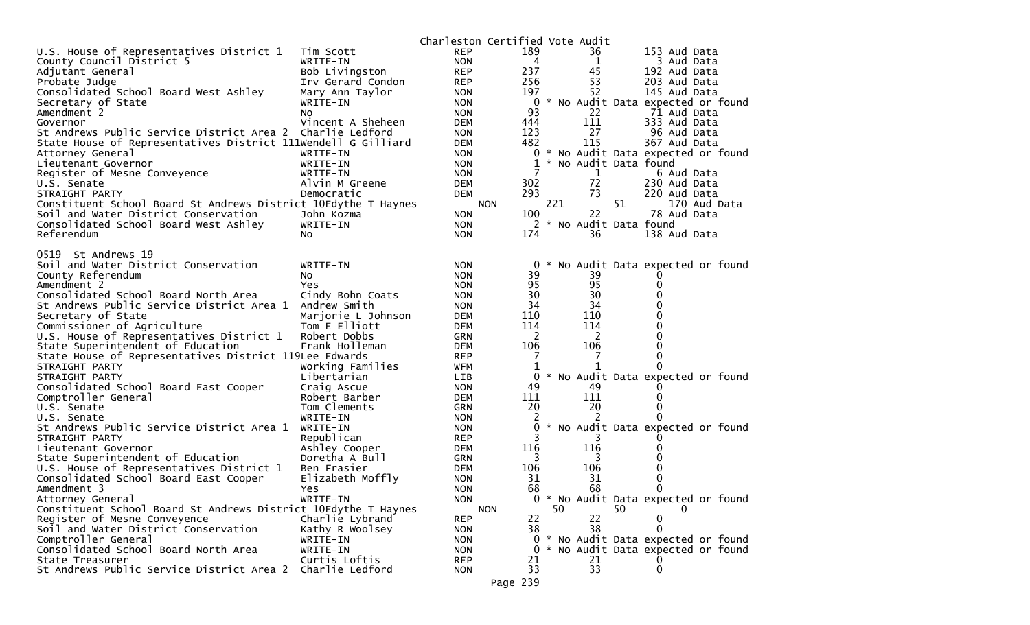Charleston Certified Vote Audit

| Contest | Candidate | Party | Total | Audit | Difference |
|---|---|---|---|---|---|
| U.S. House of Representatives District 1 | Tim Scott | REP | 189 | 36 | 153 Aud Data |
| County Council District 5 | WRITE-IN | NON | 4 | 1 | 3 Aud Data |
| Adjutant General | Bob Livingston | REP | 237 | 45 | 192 Aud Data |
| Probate Judge | Irv Gerard Condon | REP | 256 | 53 | 203 Aud Data |
| Consolidated School Board West Ashley | Mary Ann Taylor | NON | 197 | 52 | 145 Aud Data |
| Secretary of State | WRITE-IN | NON | 0 | * No Audit Data expected or found | |
| Amendment 2 | No | NON | 93 | 22 | 71 Aud Data |
| Governor | Vincent A Sheheen | DEM | 444 | 111 | 333 Aud Data |
| St Andrews Public Service District Area 2 | Charlie Ledford | NON | 123 | 27 | 96 Aud Data |
| State House of Representatives District 111 | Wendell G Gilliard | DEM | 482 | 115 | 367 Aud Data |
| Attorney General | WRITE-IN | NON | 0 | * No Audit Data expected or found | |
| Lieutenant Governor | WRITE-IN | NON | 1 | * No Audit Data found | |
| Register of Mesne Conveyence | WRITE-IN | NON | 7 | 1 | 6 Aud Data |
| U.S. Senate | Alvin M Greene | DEM | 302 | 72 | 230 Aud Data |
| STRAIGHT PARTY | Democratic | DEM | 293 | 73 | 220 Aud Data |
| Constituent School Board St Andrews District 10 | Edythe T Haynes | NON | 221 | 51 | 170 Aud Data |
| Soil and Water District Conservation | John Kozma | NON | 100 | 22 | 78 Aud Data |
| Consolidated School Board West Ashley | WRITE-IN | NON | 2 | * No Audit Data found | |
| Referendum | No | NON | 174 | 36 | 138 Aud Data |

0519 St Andrews 19

| Contest | Candidate | Party | Total | Audit | Difference |
|---|---|---|---|---|---|
| Soil and Water District Conservation | WRITE-IN | NON | 0 | * No Audit Data expected or found | |
| County Referendum | No | NON | 39 | 39 | 0 |
| Amendment 2 | Yes | NON | 95 | 95 | 0 |
| Consolidated School Board North Area | Cindy Bohn Coats | NON | 30 | 30 | 0 |
| St Andrews Public Service District Area 1 | Andrew Smith | NON | 34 | 34 | 0 |
| Secretary of State | Marjorie L Johnson | DEM | 110 | 110 | 0 |
| Commissioner of Agriculture | Tom E Elliott | DEM | 114 | 114 | 0 |
| U.S. House of Representatives District 1 | Robert Dobbs | GRN | 2 | 2 | 0 |
| State Superintendent of Education | Frank Holleman | DEM | 106 | 106 | 0 |
| State House of Representatives District 119 | Lee Edwards | REP | 7 | 7 | 0 |
| STRAIGHT PARTY | Working Families | WFM | 1 | 1 | 0 |
| STRAIGHT PARTY | Libertarian | LIB | 0 | * No Audit Data expected or found | |
| Consolidated School Board East Cooper | Craig Ascue | NON | 49 | 49 | 0 |
| Comptroller General | Robert Barber | DEM | 111 | 111 | 0 |
| U.S. Senate | Tom Clements | GRN | 20 | 20 | 0 |
| U.S. Senate | WRITE-IN | NON | 2 | 2 | 0 |
| St Andrews Public Service District Area 1 | WRITE-IN | NON | 0 | * No Audit Data expected or found | |
| STRAIGHT PARTY | Republican | REP | 3 | 3 | 0 |
| Lieutenant Governor | Ashley Cooper | DEM | 116 | 116 | 0 |
| State Superintendent of Education | Doretha A Bull | GRN | 3 | 3 | 0 |
| U.S. House of Representatives District 1 | Ben Frasier | DEM | 106 | 106 | 0 |
| Consolidated School Board East Cooper | Elizabeth Moffly | NON | 31 | 31 | 0 |
| Amendment 3 | Yes | NON | 68 | 68 | 0 |
| Attorney General | WRITE-IN | NON | 0 | * No Audit Data expected or found | |
| Constituent School Board St Andrews District 10 | Edythe T Haynes | NON | 50 | 50 | 0 |
| Register of Mesne Conveyence | Charlie Lybrand | REP | 22 | 22 | 0 |
| Soil and Water District Conservation | Kathy R Woolsey | NON | 38 | 38 | 0 |
| Comptroller General | WRITE-IN | NON | 0 | * No Audit Data expected or found | |
| Consolidated School Board North Area | WRITE-IN | NON | 0 | * No Audit Data expected or found | |
| State Treasurer | Curtis Loftis | REP | 21 | 21 | 0 |
| St Andrews Public Service District Area 2 | Charlie Ledford | NON | 33 | 33 | 0 |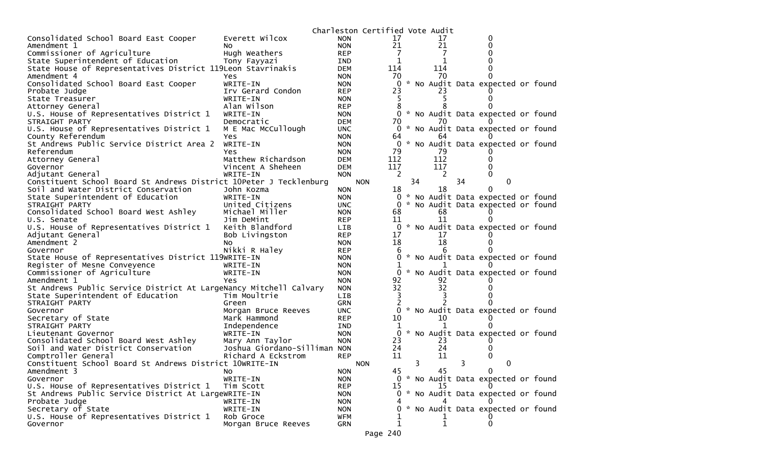Charleston Certified Vote Audit

| | | | | | |
|---|---|---|---|---|---|
| Consolidated School Board East Cooper | Everett Wilcox | NON | 17 | 17 | 0 |
| Amendment 1 | No | NON | 21 | 21 | 0 |
| Commissioner of Agriculture | Hugh Weathers | REP | 7 | 7 | 0 |
| State Superintendent of Education | Tony Fayyazi | IND | 1 | 1 | 0 |
| State House of Representatives District 119 | Leon Stavrinakis | DEM | 114 | 114 | 0 |
| Amendment 4 | Yes | NON | 70 | 70 | 0 |
| Consolidated School Board East Cooper | WRITE-IN | NON | 0 | * No Audit Data expected or found | |
| Probate Judge | Irv Gerard Condon | REP | 23 | 23 | 0 |
| State Treasurer | WRITE-IN | NON | 5 | 5 | 0 |
| Attorney General | Alan Wilson | REP | 8 | 8 | 0 |
| U.S. House of Representatives District 1 | WRITE-IN | NON | 0 | * No Audit Data expected or found | |
| STRAIGHT PARTY | Democratic | DEM | 70 | 70 | 0 |
| U.S. House of Representatives District 1 | M E Mac McCullough | UNC | 0 | * No Audit Data expected or found | |
| County Referendum | Yes | NON | 64 | 64 | 0 |
| St Andrews Public Service District Area 2 | WRITE-IN | NON | 0 | * No Audit Data expected or found | |
| Referendum | Yes | NON | 79 | 79 | 0 |
| Attorney General | Matthew Richardson | DEM | 112 | 112 | 0 |
| Governor | Vincent A Sheheen | DEM | 117 | 117 | 0 |
| Adjutant General | WRITE-IN | NON | 2 | 2 | 0 |
| Constituent School Board St Andrews District 10 | Peter J Tecklenburg | NON | 34 | 34 | 0 |
| Soil and Water District Conservation | John Kozma | NON | 18 | 18 | 0 |
| State Superintendent of Education | WRITE-IN | NON | 0 | * No Audit Data expected or found | |
| STRAIGHT PARTY | United Citizens | UNC | 0 | * No Audit Data expected or found | |
| Consolidated School Board West Ashley | Michael Miller | NON | 68 | 68 | 0 |
| U.S. Senate | Jim DeMint | REP | 11 | 11 | 0 |
| U.S. House of Representatives District 1 | Keith Blandford | LIB | 0 | * No Audit Data expected or found | |
| Adjutant General | Bob Livingston | REP | 17 | 17 | 0 |
| Amendment 2 | No | NON | 18 | 18 | 0 |
| Governor | Nikki R Haley | REP | 6 | 6 | 0 |
| State House of Representatives District 119 | WRITE-IN | NON | 0 | * No Audit Data expected or found | |
| Register of Mesne Conveyence | WRITE-IN | NON | 1 | 1 | 0 |
| Commissioner of Agriculture | WRITE-IN | NON | 0 | * No Audit Data expected or found | |
| Amendment 1 | Yes | NON | 92 | 92 | 0 |
| St Andrews Public Service District At Large | Nancy Mitchell Calvary | NON | 32 | 32 | 0 |
| State Superintendent of Education | Tim Moultrie | LIB | 3 | 3 | 0 |
| STRAIGHT PARTY | Green | GRN | 2 | 2 | 0 |
| Governor | Morgan Bruce Reeves | UNC | 0 | * No Audit Data expected or found | |
| Secretary of State | Mark Hammond | REP | 10 | 10 | 0 |
| STRAIGHT PARTY | Independence | IND | 1 | 1 | 0 |
| Lieutenant Governor | WRITE-IN | NON | 0 | * No Audit Data expected or found | |
| Consolidated School Board West Ashley | Mary Ann Taylor | NON | 23 | 23 | 0 |
| Soil and Water District Conservation | Joshua Giordano-Silliman | NON | 24 | 24 | 0 |
| Comptroller General | Richard A Eckstrom | REP | 11 | 11 | 0 |
| Constituent School Board St Andrews District 10 | WRITE-IN | NON | 3 | 3 | 0 |
| Amendment 3 | No | NON | 45 | 45 | 0 |
| Governor | WRITE-IN | NON | 0 | * No Audit Data expected or found | |
| U.S. House of Representatives District 1 | Tim Scott | REP | 15 | 15 | 0 |
| St Andrews Public Service District At Large | WRITE-IN | NON | 0 | * No Audit Data expected or found | |
| Probate Judge | WRITE-IN | NON | 4 | 4 | 0 |
| Secretary of State | WRITE-IN | NON | 0 | * No Audit Data expected or found | |
| U.S. House of Representatives District 1 | Rob Groce | WFM | 1 | 1 | 0 |
| Governor | Morgan Bruce Reeves | GRN | 1 | 1 | 0 |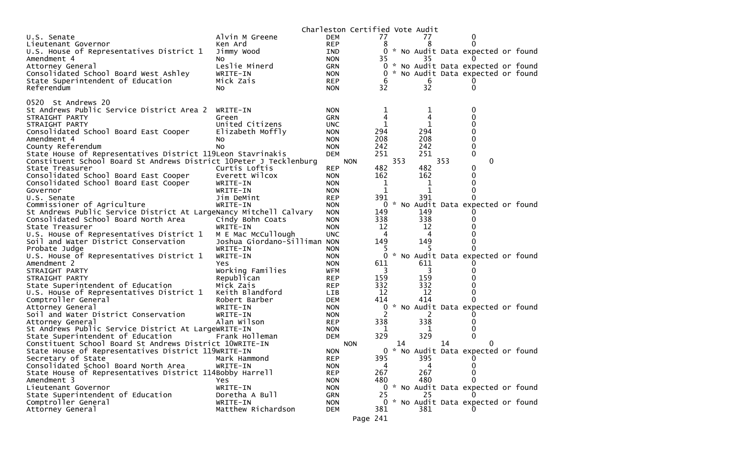Charleston Certified Vote Audit

| Contest | Candidate | Party | Votes | Audit | Diff |
|---|---|---|---|---|---|
| U.S. Senate | Alvin M Greene | DEM | 77 | 77 | 0 |
| Lieutenant Governor | Ken Ard | REP | 8 | 8 | 0 |
| U.S. House of Representatives District 1 | Jimmy Wood | IND | 0 | * No Audit Data expected or found | |
| Amendment 4 | No | NON | 35 | 35 | 0 |
| Attorney General | Leslie Minerd | GRN | 0 | * No Audit Data expected or found | |
| Consolidated School Board West Ashley | WRITE-IN | NON | 0 | * No Audit Data expected or found | |
| State Superintendent of Education | Mick Zais | REP | 6 | 6 | 0 |
| Referendum | No | NON | 32 | 32 | 0 |

0520 St Andrews 20

| Contest | Candidate | Party | Votes | Audit | Diff |
|---|---|---|---|---|---|
| St Andrews Public Service District Area 2 | WRITE-IN | NON | 1 | 1 | 0 |
| STRAIGHT PARTY | Green | GRN | 4 | 4 | 0 |
| STRAIGHT PARTY | United Citizens | UNC | 1 | 1 | 0 |
| Consolidated School Board East Cooper | Elizabeth Moffly | NON | 294 | 294 | 0 |
| Amendment 4 | No | NON | 208 | 208 | 0 |
| County Referendum | No | NON | 242 | 242 | 0 |
| State House of Representatives District 119 | Leon Stavrinakis | DEM | 251 | 251 | 0 |
| Constituent School Board St Andrews District 10 | Peter J Tecklenburg | NON | 353 | 353 | 0 |
| State Treasurer | Curtis Loftis | REP | 482 | 482 | 0 |
| Consolidated School Board East Cooper | Everett Wilcox | NON | 162 | 162 | 0 |
| Consolidated School Board East Cooper | WRITE-IN | NON | 1 | 1 | 0 |
| Governor | WRITE-IN | NON | 1 | 1 | 0 |
| U.S. Senate | Jim DeMint | REP | 391 | 391 | 0 |
| Commissioner of Agriculture | WRITE-IN | NON | 0 | * No Audit Data expected or found | |
| St Andrews Public Service District At Large | Nancy Mitchell Calvary | NON | 149 | 149 | 0 |
| Consolidated School Board North Area | Cindy Bohn Coats | NON | 338 | 338 | 0 |
| State Treasurer | WRITE-IN | NON | 12 | 12 | 0 |
| U.S. House of Representatives District 1 | M E Mac McCullough | UNC | 4 | 4 | 0 |
| Soil and Water District Conservation | Joshua Giordano-Silliman | NON | 149 | 149 | 0 |
| Probate Judge | WRITE-IN | NON | 5 | 5 | 0 |
| U.S. House of Representatives District 1 | WRITE-IN | NON | 0 | * No Audit Data expected or found | |
| Amendment 2 | Yes | NON | 611 | 611 | 0 |
| STRAIGHT PARTY | Working Families | WFM | 3 | 3 | 0 |
| STRAIGHT PARTY | Republican | REP | 159 | 159 | 0 |
| State Superintendent of Education | Mick Zais | REP | 332 | 332 | 0 |
| U.S. House of Representatives District 1 | Keith Blandford | LIB | 12 | 12 | 0 |
| Comptroller General | Robert Barber | DEM | 414 | 414 | 0 |
| Attorney General | WRITE-IN | NON | 0 | * No Audit Data expected or found | |
| Soil and Water District Conservation | WRITE-IN | NON | 2 | 2 | 0 |
| Attorney General | Alan Wilson | REP | 338 | 338 | 0 |
| St Andrews Public Service District At Large | WRITE-IN | NON | 1 | 1 | 0 |
| State Superintendent of Education | Frank Holleman | DEM | 329 | 329 | 0 |
| Constituent School Board St Andrews District 10 | WRITE-IN | NON | 14 | 14 | 0 |
| State House of Representatives District 119 | WRITE-IN | NON | 0 | * No Audit Data expected or found | |
| Secretary of State | Mark Hammond | REP | 395 | 395 | 0 |
| Consolidated School Board North Area | WRITE-IN | NON | 4 | 4 | 0 |
| State House of Representatives District 114 | Bobby Harrell | REP | 267 | 267 | 0 |
| Amendment 3 | Yes | NON | 480 | 480 | 0 |
| Lieutenant Governor | WRITE-IN | NON | 0 | * No Audit Data expected or found | |
| State Superintendent of Education | Doretha A Bull | GRN | 25 | 25 | 0 |
| Comptroller General | WRITE-IN | NON | 0 | * No Audit Data expected or found | |
| Attorney General | Matthew Richardson | DEM | 381 | 381 | 0 |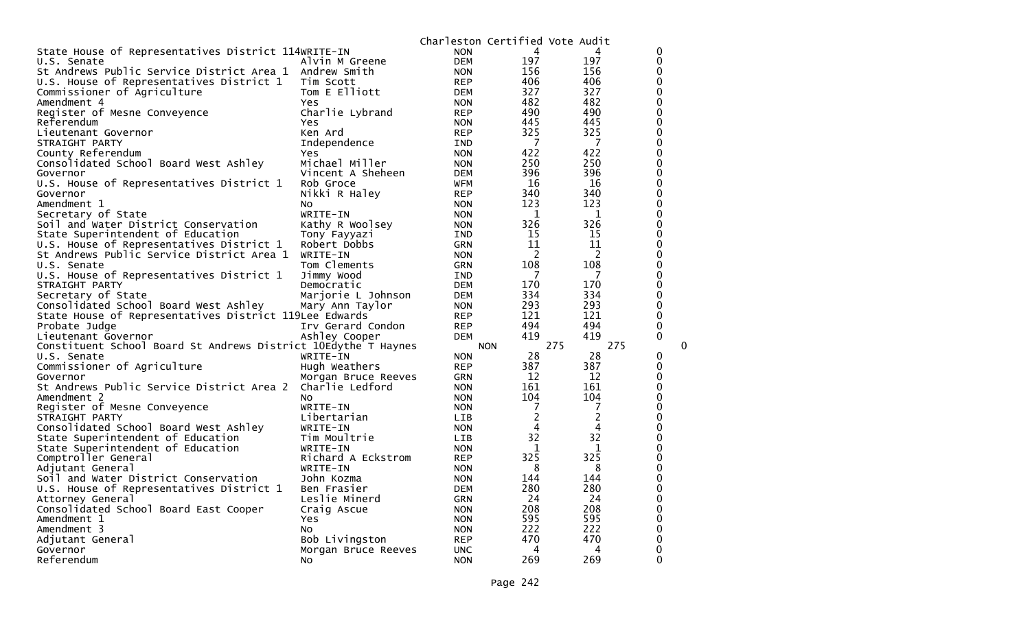Charleston Certified Vote Audit

| Contest | Candidate | Party | Count 1 | Count 2 | Diff |
|---|---|---|---|---|---|
| State House of Representatives District 114 | WRITE-IN | NON | 4 | 4 | 0 |
| U.S. Senate | Alvin M Greene | DEM | 197 | 197 | 0 |
| St Andrews Public Service District Area 1 | Andrew Smith | NON | 156 | 156 | 0 |
| U.S. House of Representatives District 1 | Tim Scott | REP | 406 | 406 | 0 |
| Commissioner of Agriculture | Tom E Elliott | DEM | 327 | 327 | 0 |
| Amendment 4 | Yes | NON | 482 | 482 | 0 |
| Register of Mesne Conveyence | Charlie Lybrand | REP | 490 | 490 | 0 |
| Referendum | Yes | NON | 445 | 445 | 0 |
| Lieutenant Governor | Ken Ard | REP | 325 | 325 | 0 |
| STRAIGHT PARTY | Independence | IND | 7 | 7 | 0 |
| County Referendum | Yes | NON | 422 | 422 | 0 |
| Consolidated School Board West Ashley | Michael Miller | NON | 250 | 250 | 0 |
| Governor | Vincent A Sheheen | DEM | 396 | 396 | 0 |
| U.S. House of Representatives District 1 | Rob Groce | WFM | 16 | 16 | 0 |
| Governor | Nikki R Haley | REP | 340 | 340 | 0 |
| Amendment 1 | No | NON | 123 | 123 | 0 |
| Secretary of State | WRITE-IN | NON | 1 | 1 | 0 |
| Soil and Water District Conservation | Kathy R Woolsey | NON | 326 | 326 | 0 |
| State Superintendent of Education | Tony Fayyazi | IND | 15 | 15 | 0 |
| U.S. House of Representatives District 1 | Robert Dobbs | GRN | 11 | 11 | 0 |
| St Andrews Public Service District Area 1 | WRITE-IN | NON | 2 | 2 | 0 |
| U.S. Senate | Tom Clements | GRN | 108 | 108 | 0 |
| U.S. House of Representatives District 1 | Jimmy Wood | IND | 7 | 7 | 0 |
| STRAIGHT PARTY | Democratic | DEM | 170 | 170 | 0 |
| Secretary of State | Marjorie L Johnson | DEM | 334 | 334 | 0 |
| Consolidated School Board West Ashley | Mary Ann Taylor | NON | 293 | 293 | 0 |
| State House of Representatives District 119 | Lee Edwards | REP | 121 | 121 | 0 |
| Probate Judge | Irv Gerard Condon | REP | 494 | 494 | 0 |
| Lieutenant Governor | Ashley Cooper | DEM | 419 | 419 | 0 |
| Constituent School Board St Andrews District 10 | Edythe T Haynes | NON | 275 | 275 | 0 |
| U.S. Senate | WRITE-IN | NON | 28 | 28 | 0 |
| Commissioner of Agriculture | Hugh Weathers | REP | 387 | 387 | 0 |
| Governor | Morgan Bruce Reeves | GRN | 12 | 12 | 0 |
| St Andrews Public Service District Area 2 | Charlie Ledford | NON | 161 | 161 | 0 |
| Amendment 2 | No | NON | 104 | 104 | 0 |
| Register of Mesne Conveyence | WRITE-IN | NON | 7 | 7 | 0 |
| STRAIGHT PARTY | Libertarian | LIB | 2 | 2 | 0 |
| Consolidated School Board West Ashley | WRITE-IN | NON | 4 | 4 | 0 |
| State Superintendent of Education | Tim Moultrie | LIB | 32 | 32 | 0 |
| State Superintendent of Education | WRITE-IN | NON | 1 | 1 | 0 |
| Comptroller General | Richard A Eckstrom | REP | 325 | 325 | 0 |
| Adjutant General | WRITE-IN | NON | 8 | 8 | 0 |
| Soil and Water District Conservation | John Kozma | NON | 144 | 144 | 0 |
| U.S. House of Representatives District 1 | Ben Frasier | DEM | 280 | 280 | 0 |
| Attorney General | Leslie Minerd | GRN | 24 | 24 | 0 |
| Consolidated School Board East Cooper | Craig Ascue | NON | 208 | 208 | 0 |
| Amendment 1 | Yes | NON | 595 | 595 | 0 |
| Amendment 3 | No | NON | 222 | 222 | 0 |
| Adjutant General | Bob Livingston | REP | 470 | 470 | 0 |
| Governor | Morgan Bruce Reeves | UNC | 4 | 4 | 0 |
| Referendum | No | NON | 269 | 269 | 0 |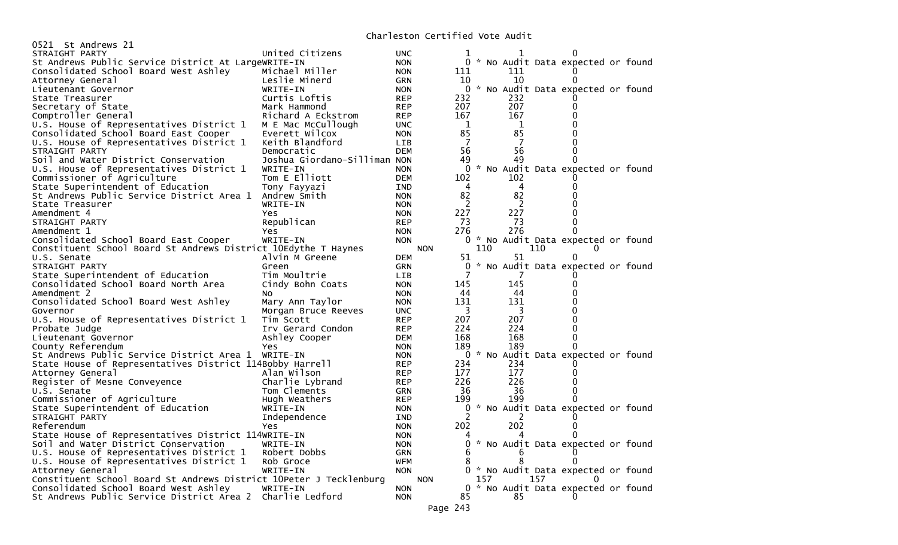Charleston Certified Vote Audit

0521 St Andrews 21

| Contest | Candidate | Party | Votes | Audit | Difference |
|---|---|---|---|---|---|
| STRAIGHT PARTY | United Citizens | UNC | 1 | 1 | 0 |
| St Andrews Public Service District At Large | WRITE-IN | NON | 0 | * No Audit Data expected or found | |
| Consolidated School Board West Ashley | Michael Miller | NON | 111 | 111 | 0 |
| Attorney General | Leslie Minerd | GRN | 10 | 10 | 0 |
| Lieutenant Governor | WRITE-IN | NON | 0 | * No Audit Data expected or found | |
| State Treasurer | Curtis Loftis | REP | 232 | 232 | 0 |
| Secretary of State | Mark Hammond | REP | 207 | 207 | 0 |
| Comptroller General | Richard A Eckstrom | REP | 167 | 167 | 0 |
| U.S. House of Representatives District 1 | M E Mac McCullough | UNC | 1 | 1 | 0 |
| Consolidated School Board East Cooper | Everett Wilcox | NON | 85 | 85 | 0 |
| U.S. House of Representatives District 1 | Keith Blandford | LIB | 7 | 7 | 0 |
| STRAIGHT PARTY | Democratic | DEM | 56 | 56 | 0 |
| Soil and Water District Conservation | Joshua Giordano-Silliman | NON | 49 | 49 | 0 |
| U.S. House of Representatives District 1 | WRITE-IN | NON | 0 | * No Audit Data expected or found | |
| Commissioner of Agriculture | Tom E Elliott | DEM | 102 | 102 | 0 |
| State Superintendent of Education | Tony Fayyazi | IND | 4 | 4 | 0 |
| St Andrews Public Service District Area 1 | Andrew Smith | NON | 82 | 82 | 0 |
| State Treasurer | WRITE-IN | NON | 2 | 2 | 0 |
| Amendment 4 | Yes | NON | 227 | 227 | 0 |
| STRAIGHT PARTY | Republican | REP | 73 | 73 | 0 |
| Amendment 1 | Yes | NON | 276 | 276 | 0 |
| Consolidated School Board East Cooper | WRITE-IN | NON | 0 | * No Audit Data expected or found | |
| Constituent School Board St Andrews District 10 | Edythe T Haynes | NON | 110 | 110 | 0 |
| U.S. Senate | Alvin M Greene | DEM | 51 | 51 | 0 |
| STRAIGHT PARTY | Green | GRN | 0 | * No Audit Data expected or found | |
| State Superintendent of Education | Tim Moultrie | LIB | 7 | 7 | 0 |
| Consolidated School Board North Area | Cindy Bohn Coats | NON | 145 | 145 | 0 |
| Amendment 2 | No | NON | 44 | 44 | 0 |
| Consolidated School Board West Ashley | Mary Ann Taylor | NON | 131 | 131 | 0 |
| Governor | Morgan Bruce Reeves | UNC | 3 | 3 | 0 |
| U.S. House of Representatives District 1 | Tim Scott | REP | 207 | 207 | 0 |
| Probate Judge | Irv Gerard Condon | REP | 224 | 224 | 0 |
| Lieutenant Governor | Ashley Cooper | DEM | 168 | 168 | 0 |
| County Referendum | Yes | NON | 189 | 189 | 0 |
| St Andrews Public Service District Area 1 | WRITE-IN | NON | 0 | * No Audit Data expected or found | |
| State House of Representatives District 114 | Bobby Harrell | REP | 234 | 234 | 0 |
| Attorney General | Alan Wilson | REP | 177 | 177 | 0 |
| Register of Mesne Conveyence | Charlie Lybrand | REP | 226 | 226 | 0 |
| U.S. Senate | Tom Clements | GRN | 36 | 36 | 0 |
| Commissioner of Agriculture | Hugh Weathers | REP | 199 | 199 | 0 |
| State Superintendent of Education | WRITE-IN | NON | 0 | * No Audit Data expected or found | |
| STRAIGHT PARTY | Independence | IND | 2 | 2 | 0 |
| Referendum | Yes | NON | 202 | 202 | 0 |
| State House of Representatives District 114 | WRITE-IN | NON | 4 | 4 | 0 |
| Soil and Water District Conservation | WRITE-IN | NON | 0 | * No Audit Data expected or found | |
| U.S. House of Representatives District 1 | Robert Dobbs | GRN | 6 | 6 | 0 |
| U.S. House of Representatives District 1 | Rob Groce | WFM | 8 | 8 | 0 |
| Attorney General | WRITE-IN | NON | 0 | * No Audit Data expected or found | |
| Constituent School Board St Andrews District 10 | Peter J Tecklenburg | NON | 157 | 157 | 0 |
| Consolidated School Board West Ashley | WRITE-IN | NON | 0 | * No Audit Data expected or found | |
| St Andrews Public Service District Area 2 | Charlie Ledford | NON | 85 | 85 | 0 |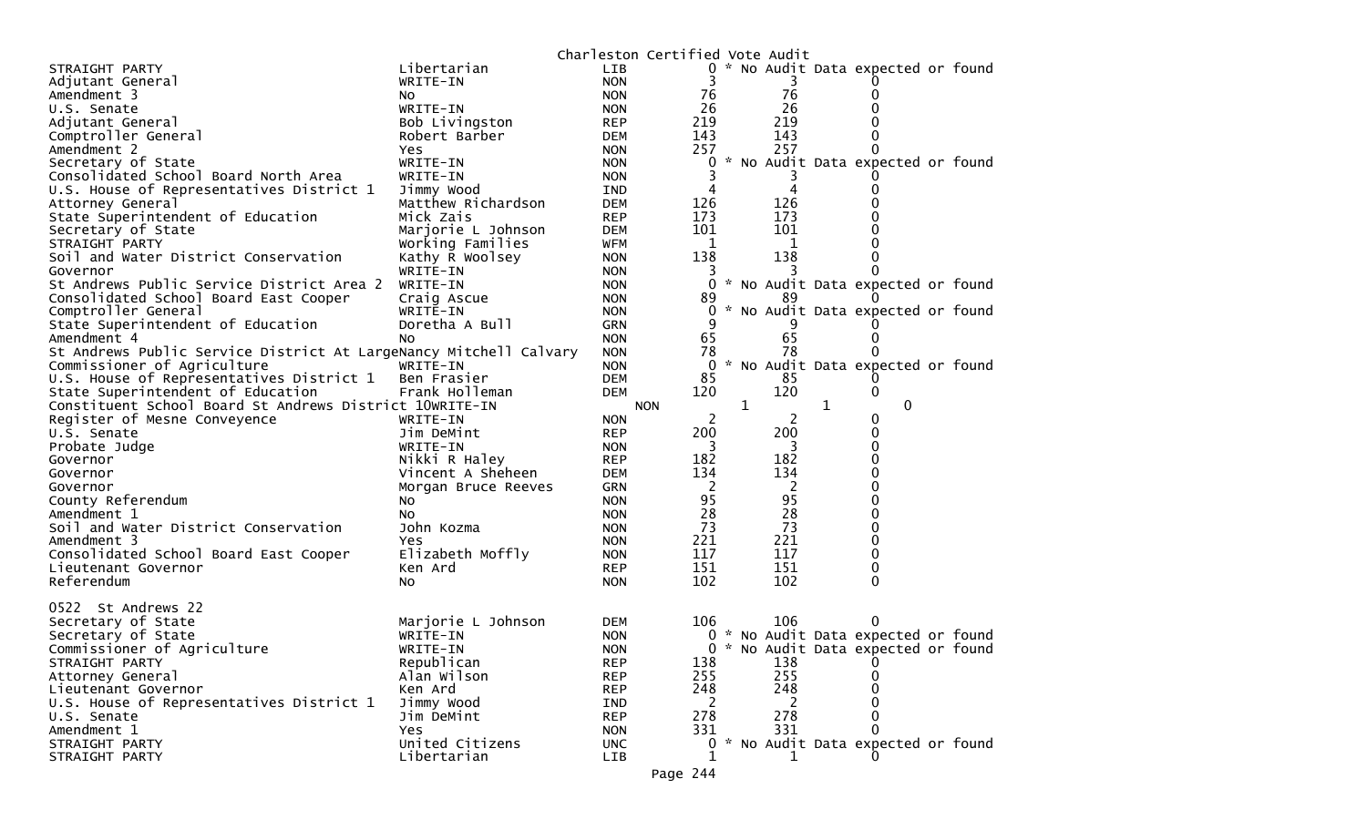Charleston Certified Vote Audit

| | | | | | |
|---|---|---|---|---|---|
| STRAIGHT PARTY | Libertarian | LIB | 0 | * No Audit Data expected or found | |
| Adjutant General | WRITE-IN | NON | 3 | 3 | 0 |
| Amendment 3 | No | NON | 76 | 76 | 0 |
| U.S. Senate | WRITE-IN | NON | 26 | 26 | 0 |
| Adjutant General | Bob Livingston | REP | 219 | 219 | 0 |
| Comptroller General | Robert Barber | DEM | 143 | 143 | 0 |
| Amendment 2 | Yes | NON | 257 | 257 | 0 |
| Secretary of State | WRITE-IN | NON | 0 | * No Audit Data expected or found | |
| Consolidated School Board North Area | WRITE-IN | NON | 3 | 3 | 0 |
| U.S. House of Representatives District 1 | Jimmy Wood | IND | 4 | 4 | 0 |
| Attorney General | Matthew Richardson | DEM | 126 | 126 | 0 |
| State Superintendent of Education | Mick Zais | REP | 173 | 173 | 0 |
| Secretary of State | Marjorie L Johnson | DEM | 101 | 101 | 0 |
| STRAIGHT PARTY | Working Families | WFM | 1 | 1 | 0 |
| Soil and Water District Conservation | Kathy R Woolsey | NON | 138 | 138 | 0 |
| Governor | WRITE-IN | NON | 3 | 3 | 0 |
| St Andrews Public Service District Area 2 | WRITE-IN | NON | 0 | * No Audit Data expected or found | |
| Consolidated School Board East Cooper | Craig Ascue | NON | 89 | 89 | 0 |
| Comptroller General | WRITE-IN | NON | 0 | * No Audit Data expected or found | |
| State Superintendent of Education | Doretha A Bull | GRN | 9 | 9 | 0 |
| Amendment 4 | No | NON | 65 | 65 | 0 |
| St Andrews Public Service District At Large | Nancy Mitchell Calvary | NON | 78 | 78 | 0 |
| Commissioner of Agriculture | WRITE-IN | NON | 0 | * No Audit Data expected or found | |
| U.S. House of Representatives District 1 | Ben Frasier | DEM | 85 | 85 | 0 |
| State Superintendent of Education | Frank Holleman | DEM | 120 | 120 | 0 |
| Constituent School Board St Andrews District 10 | WRITE-IN | NON | 1 | 1 | 0 |
| Register of Mesne Conveyence | WRITE-IN | NON | 2 | 2 | 0 |
| U.S. Senate | Jim DeMint | REP | 200 | 200 | 0 |
| Probate Judge | WRITE-IN | NON | 3 | 3 | 0 |
| Governor | Nikki R Haley | REP | 182 | 182 | 0 |
| Governor | Vincent A Sheheen | DEM | 134 | 134 | 0 |
| Governor | Morgan Bruce Reeves | GRN | 2 | 2 | 0 |
| County Referendum | No | NON | 95 | 95 | 0 |
| Amendment 1 | No | NON | 28 | 28 | 0 |
| Soil and Water District Conservation | John Kozma | NON | 73 | 73 | 0 |
| Amendment 3 | Yes | NON | 221 | 221 | 0 |
| Consolidated School Board East Cooper | Elizabeth Moffly | NON | 117 | 117 | 0 |
| Lieutenant Governor | Ken Ard | REP | 151 | 151 | 0 |
| Referendum | No | NON | 102 | 102 | 0 |

0522 St Andrews 22

| | | | | | |
|---|---|---|---|---|---|
| Secretary of State | Marjorie L Johnson | DEM | 106 | 106 | 0 |
| Secretary of State | WRITE-IN | NON | 0 | * No Audit Data expected or found | |
| Commissioner of Agriculture | WRITE-IN | NON | 0 | * No Audit Data expected or found | |
| STRAIGHT PARTY | Republican | REP | 138 | 138 | 0 |
| Attorney General | Alan Wilson | REP | 255 | 255 | 0 |
| Lieutenant Governor | Ken Ard | REP | 248 | 248 | 0 |
| U.S. House of Representatives District 1 | Jimmy Wood | IND | 2 | 2 | 0 |
| U.S. Senate | Jim DeMint | REP | 278 | 278 | 0 |
| Amendment 1 | Yes | NON | 331 | 331 | 0 |
| STRAIGHT PARTY | United Citizens | UNC | 0 | * No Audit Data expected or found | |
| STRAIGHT PARTY | Libertarian | LIB | 1 | 1 | 0 |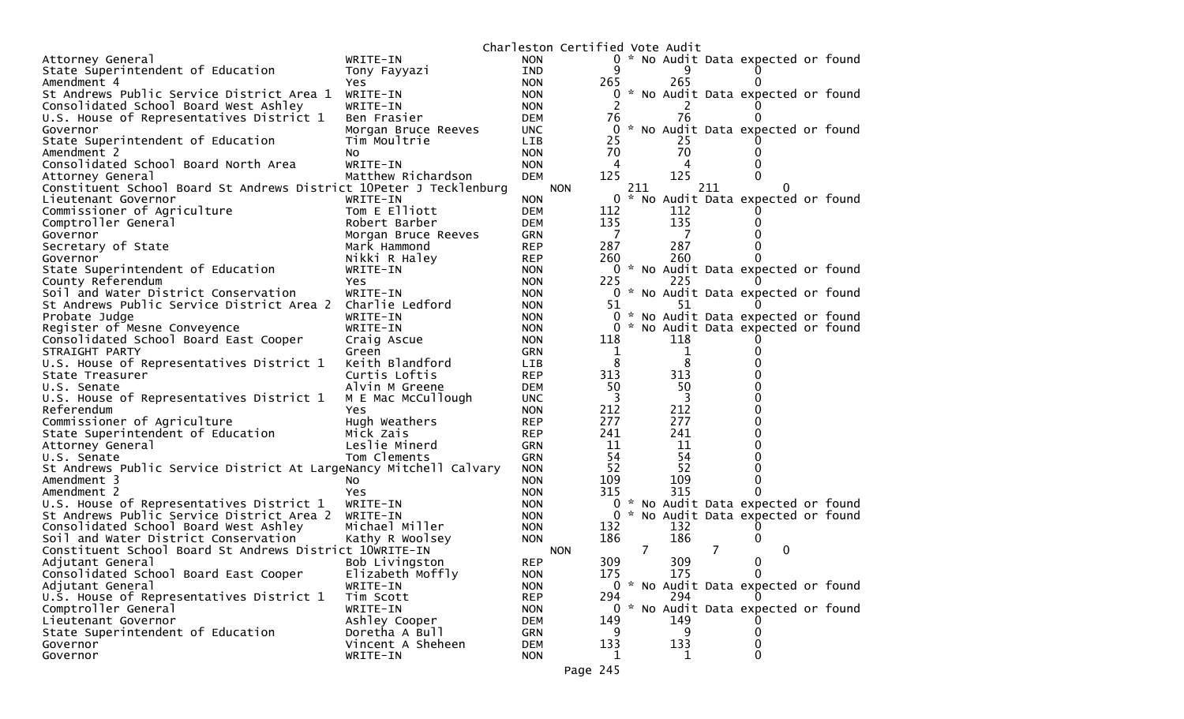Charleston Certified Vote Audit

| Office | Candidate | Party | Votes | Audit | Difference |
|---|---|---|---|---|---|
| Attorney General | WRITE-IN | NON | 0 | * No Audit Data expected or found | |
| State Superintendent of Education | Tony Fayyazi | IND | 9 | 9 | 0 |
| Amendment 4 | Yes | NON | 265 | 265 | 0 |
| St Andrews Public Service District Area 1 | WRITE-IN | NON | 0 | * No Audit Data expected or found | |
| Consolidated School Board West Ashley | WRITE-IN | NON | 2 | 2 | 0 |
| U.S. House of Representatives District 1 | Ben Frasier | DEM | 76 | 76 | 0 |
| Governor | Morgan Bruce Reeves | UNC | 0 | * No Audit Data expected or found | |
| State Superintendent of Education | Tim Moultrie | LIB | 25 | 25 | 0 |
| Amendment 2 | No | NON | 70 | 70 | 0 |
| Consolidated School Board North Area | WRITE-IN | NON | 4 | 4 | 0 |
| Attorney General | Matthew Richardson | DEM | 125 | 125 | 0 |
| Constituent School Board St Andrews District 10 | Peter J Tecklenburg | NON | 211 | 211 | 0 |
| Lieutenant Governor | WRITE-IN | NON | 0 | * No Audit Data expected or found | |
| Commissioner of Agriculture | Tom E Elliott | DEM | 112 | 112 | 0 |
| Comptroller General | Robert Barber | DEM | 135 | 135 | 0 |
| Governor | Morgan Bruce Reeves | GRN | 7 | 7 | 0 |
| Secretary of State | Mark Hammond | REP | 287 | 287 | 0 |
| Governor | Nikki R Haley | REP | 260 | 260 | 0 |
| State Superintendent of Education | WRITE-IN | NON | 0 | * No Audit Data expected or found | |
| County Referendum | Yes | NON | 225 | 225 | 0 |
| Soil and Water District Conservation | WRITE-IN | NON | 0 | * No Audit Data expected or found | |
| St Andrews Public Service District Area 2 | Charlie Ledford | NON | 51 | 51 | 0 |
| Probate Judge | WRITE-IN | NON | 0 | * No Audit Data expected or found | |
| Register of Mesne Conveyence | WRITE-IN | NON | 0 | * No Audit Data expected or found | |
| Consolidated School Board East Cooper | Craig Ascue | NON | 118 | 118 | 0 |
| STRAIGHT PARTY | Green | GRN | 1 | 1 | 0 |
| U.S. House of Representatives District 1 | Keith Blandford | LIB | 8 | 8 | 0 |
| State Treasurer | Curtis Loftis | REP | 313 | 313 | 0 |
| U.S. Senate | Alvin M Greene | DEM | 50 | 50 | 0 |
| U.S. House of Representatives District 1 | M E Mac McCullough | UNC | 3 | 3 | 0 |
| Referendum | Yes | NON | 212 | 212 | 0 |
| Commissioner of Agriculture | Hugh Weathers | REP | 277 | 277 | 0 |
| State Superintendent of Education | Mick Zais | REP | 241 | 241 | 0 |
| Attorney General | Leslie Minerd | GRN | 11 | 11 | 0 |
| U.S. Senate | Tom Clements | GRN | 54 | 54 | 0 |
| St Andrews Public Service District At Large | Nancy Mitchell Calvary | NON | 52 | 52 | 0 |
| Amendment 3 | No | NON | 109 | 109 | 0 |
| Amendment 2 | Yes | NON | 315 | 315 | 0 |
| U.S. House of Representatives District 1 | WRITE-IN | NON | 0 | * No Audit Data expected or found | |
| St Andrews Public Service District Area 2 | WRITE-IN | NON | 0 | * No Audit Data expected or found | |
| Consolidated School Board West Ashley | Michael Miller | NON | 132 | 132 | 0 |
| Soil and Water District Conservation | Kathy R Woolsey | NON | 186 | 186 | 0 |
| Constituent School Board St Andrews District 10 | WRITE-IN | NON | 7 | 7 | 0 |
| Adjutant General | Bob Livingston | REP | 309 | 309 | 0 |
| Consolidated School Board East Cooper | Elizabeth Moffly | NON | 175 | 175 | 0 |
| Adjutant General | WRITE-IN | NON | 0 | * No Audit Data expected or found | |
| U.S. House of Representatives District 1 | Tim Scott | REP | 294 | 294 | 0 |
| Comptroller General | WRITE-IN | NON | 0 | * No Audit Data expected or found | |
| Lieutenant Governor | Ashley Cooper | DEM | 149 | 149 | 0 |
| State Superintendent of Education | Doretha A Bull | GRN | 9 | 9 | 0 |
| Governor | Vincent A Sheheen | DEM | 133 | 133 | 0 |
| Governor | WRITE-IN | NON | 1 | 1 | 0 |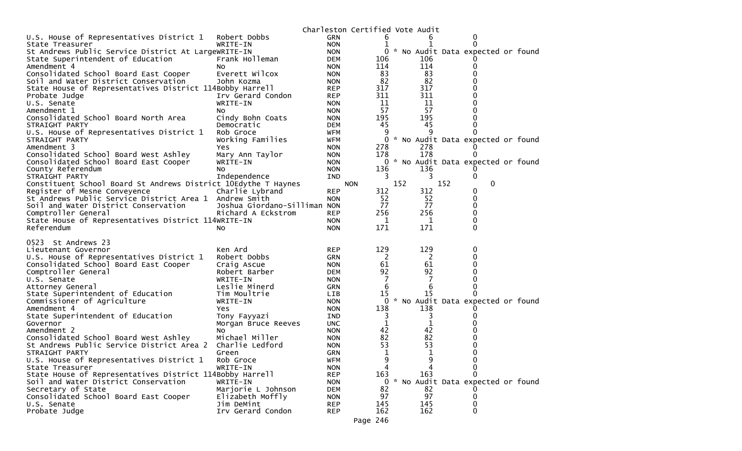Charleston Certified Vote Audit

| Contest | Candidate | Party | | | |
|---|---|---|---|---|---|
| U.S. House of Representatives District 1 | Robert Dobbs | GRN | 6 | 6 | 0 |
| State Treasurer | WRITE-IN | NON | 1 | 1 | 0 |
| St Andrews Public Service District At Large | WRITE-IN | NON | 0 | * No Audit Data expected or found | |
| State Superintendent of Education | Frank Holleman | DEM | 106 | 106 | 0 |
| Amendment 4 | No | NON | 114 | 114 | 0 |
| Consolidated School Board East Cooper | Everett Wilcox | NON | 83 | 83 | 0 |
| Soil and Water District Conservation | John Kozma | NON | 82 | 82 | 0 |
| State House of Representatives District 114 | Bobby Harrell | REP | 317 | 317 | 0 |
| Probate Judge | Irv Gerard Condon | REP | 311 | 311 | 0 |
| U.S. Senate | WRITE-IN | NON | 11 | 11 | 0 |
| Amendment 1 | No | NON | 57 | 57 | 0 |
| Consolidated School Board North Area | Cindy Bohn Coats | NON | 195 | 195 | 0 |
| STRAIGHT PARTY | Democratic | DEM | 45 | 45 | 0 |
| U.S. House of Representatives District 1 | Rob Groce | WFM | 9 | 9 | 0 |
| STRAIGHT PARTY | Working Families | WFM | 0 | * No Audit Data expected or found | |
| Amendment 3 | Yes | NON | 278 | 278 | 0 |
| Consolidated School Board West Ashley | Mary Ann Taylor | NON | 178 | 178 | 0 |
| Consolidated School Board East Cooper | WRITE-IN | NON | 0 | * No Audit Data expected or found | |
| County Referendum | No | NON | 136 | 136 | 0 |
| STRAIGHT PARTY | Independence | IND | 3 | 3 | 0 |
| Constituent School Board St Andrews District 10 | Edythe T Haynes | NON | 152 | 152 | 0 |
| Register of Mesne Conveyence | Charlie Lybrand | REP | 312 | 312 | 0 |
| St Andrews Public Service District Area 1 | Andrew Smith | NON | 52 | 52 | 0 |
| Soil and Water District Conservation | Joshua Giordano-Silliman | NON | 77 | 77 | 0 |
| Comptroller General | Richard A Eckstrom | REP | 256 | 256 | 0 |
| State House of Representatives District 114 | WRITE-IN | NON | 1 | 1 | 0 |
| Referendum | No | NON | 171 | 171 | 0 |

0523 St Andrews 23

| Contest | Candidate | Party | | | |
|---|---|---|---|---|---|
| Lieutenant Governor | Ken Ard | REP | 129 | 129 | 0 |
| U.S. House of Representatives District 1 | Robert Dobbs | GRN | 2 | 2 | 0 |
| Consolidated School Board East Cooper | Craig Ascue | NON | 61 | 61 | 0 |
| Comptroller General | Robert Barber | DEM | 92 | 92 | 0 |
| U.S. Senate | WRITE-IN | NON | 7 | 7 | 0 |
| Attorney General | Leslie Minerd | GRN | 6 | 6 | 0 |
| State Superintendent of Education | Tim Moultrie | LIB | 15 | 15 | 0 |
| Commissioner of Agriculture | WRITE-IN | NON | 0 | * No Audit Data expected or found | |
| Amendment 4 | Yes | NON | 138 | 138 | 0 |
| State Superintendent of Education | Tony Fayyazi | IND | 3 | 3 | 0 |
| Governor | Morgan Bruce Reeves | UNC | 1 | 1 | 0 |
| Amendment 2 | No | NON | 42 | 42 | 0 |
| Consolidated School Board West Ashley | Michael Miller | NON | 82 | 82 | 0 |
| St Andrews Public Service District Area 2 | Charlie Ledford | NON | 53 | 53 | 0 |
| STRAIGHT PARTY | Green | GRN | 1 | 1 | 0 |
| U.S. House of Representatives District 1 | Rob Groce | WFM | 9 | 9 | 0 |
| State Treasurer | WRITE-IN | NON | 4 | 4 | 0 |
| State House of Representatives District 114 | Bobby Harrell | REP | 163 | 163 | 0 |
| Soil and Water District Conservation | WRITE-IN | NON | 0 | * No Audit Data expected or found | |
| Secretary of State | Marjorie L Johnson | DEM | 82 | 82 | 0 |
| Consolidated School Board East Cooper | Elizabeth Moffly | NON | 97 | 97 | 0 |
| U.S. Senate | Jim DeMint | REP | 145 | 145 | 0 |
| Probate Judge | Irv Gerard Condon | REP | 162 | 162 | 0 |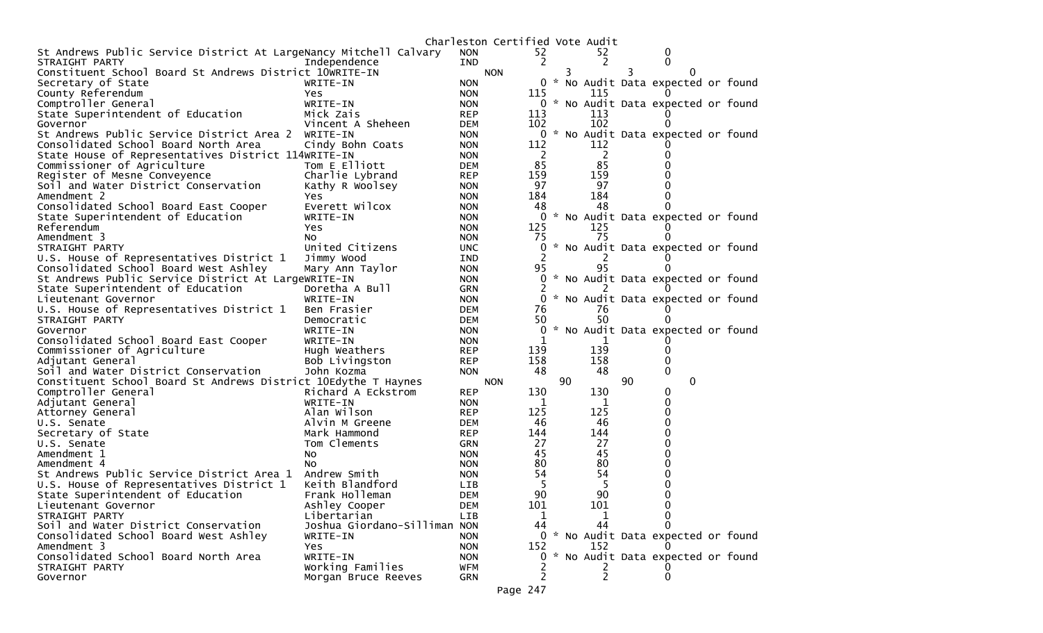Charleston Certified Vote Audit

| Contest | Candidate | Party | Count 1 | Count 2 | Difference |
|---|---|---|---|---|---|
| St Andrews Public Service District At Large | Nancy Mitchell Calvary | NON | 52 | 52 | 0 |
| STRAIGHT PARTY | Independence | IND | 2 | 2 | 0 |
| Constituent School Board St Andrews District 10 | WRITE-IN | NON | 3 | 3 | 0 |
| Secretary of State | WRITE-IN | NON | 0 | * No Audit Data expected or found | |
| County Referendum | Yes | NON | 115 | 115 | 0 |
| Comptroller General | WRITE-IN | NON | 0 | * No Audit Data expected or found | |
| State Superintendent of Education | Mick Zais | REP | 113 | 113 | 0 |
| Governor | Vincent A Sheheen | DEM | 102 | 102 | 0 |
| St Andrews Public Service District Area 2 | WRITE-IN | NON | 0 | * No Audit Data expected or found | |
| Consolidated School Board North Area | Cindy Bohn Coats | NON | 112 | 112 | 0 |
| State House of Representatives District 114 | WRITE-IN | NON | 2 | 2 | 0 |
| Commissioner of Agriculture | Tom E Elliott | DEM | 85 | 85 | 0 |
| Register of Mesne Conveyence | Charlie Lybrand | REP | 159 | 159 | 0 |
| Soil and Water District Conservation | Kathy R Woolsey | NON | 97 | 97 | 0 |
| Amendment 2 | Yes | NON | 184 | 184 | 0 |
| Consolidated School Board East Cooper | Everett Wilcox | NON | 48 | 48 | 0 |
| State Superintendent of Education | WRITE-IN | NON | 0 | * No Audit Data expected or found | |
| Referendum | Yes | NON | 125 | 125 | 0 |
| Amendment 3 | No | NON | 75 | 75 | 0 |
| STRAIGHT PARTY | United Citizens | UNC | 0 | * No Audit Data expected or found | |
| U.S. House of Representatives District 1 | Jimmy Wood | IND | 2 | 2 | 0 |
| Consolidated School Board West Ashley | Mary Ann Taylor | NON | 95 | 95 | 0 |
| St Andrews Public Service District At Large | WRITE-IN | NON | 0 | * No Audit Data expected or found | |
| State Superintendent of Education | Doretha A Bull | GRN | 2 | 2 | 0 |
| Lieutenant Governor | WRITE-IN | NON | 0 | * No Audit Data expected or found | |
| U.S. House of Representatives District 1 | Ben Frasier | DEM | 76 | 76 | 0 |
| STRAIGHT PARTY | Democratic | DEM | 50 | 50 | 0 |
| Governor | WRITE-IN | NON | 0 | * No Audit Data expected or found | |
| Consolidated School Board East Cooper | WRITE-IN | NON | 1 | 1 | 0 |
| Commissioner of Agriculture | Hugh Weathers | REP | 139 | 139 | 0 |
| Adjutant General | Bob Livingston | REP | 158 | 158 | 0 |
| Soil and Water District Conservation | John Kozma | NON | 48 | 48 | 0 |
| Constituent School Board St Andrews District 10 | Edythe T Haynes | NON | 90 | 90 | 0 |
| Comptroller General | Richard A Eckstrom | REP | 130 | 130 | 0 |
| Adjutant General | WRITE-IN | NON | 1 | 1 | 0 |
| Attorney General | Alan Wilson | REP | 125 | 125 | 0 |
| U.S. Senate | Alvin M Greene | DEM | 46 | 46 | 0 |
| Secretary of State | Mark Hammond | REP | 144 | 144 | 0 |
| U.S. Senate | Tom Clements | GRN | 27 | 27 | 0 |
| Amendment 1 | No | NON | 45 | 45 | 0 |
| Amendment 4 | No | NON | 80 | 80 | 0 |
| St Andrews Public Service District Area 1 | Andrew Smith | NON | 54 | 54 | 0 |
| U.S. House of Representatives District 1 | Keith Blandford | LIB | 5 | 5 | 0 |
| State Superintendent of Education | Frank Holleman | DEM | 90 | 90 | 0 |
| Lieutenant Governor | Ashley Cooper | DEM | 101 | 101 | 0 |
| STRAIGHT PARTY | Libertarian | LIB | 1 | 1 | 0 |
| Soil and Water District Conservation | Joshua Giordano-Silliman | NON | 44 | 44 | 0 |
| Consolidated School Board West Ashley | WRITE-IN | NON | 0 | * No Audit Data expected or found | |
| Amendment 3 | Yes | NON | 152 | 152 | 0 |
| Consolidated School Board North Area | WRITE-IN | NON | 0 | * No Audit Data expected or found | |
| STRAIGHT PARTY | Working Families | WFM | 2 | 2 | 0 |
| Governor | Morgan Bruce Reeves | GRN | 2 | 2 | 0 |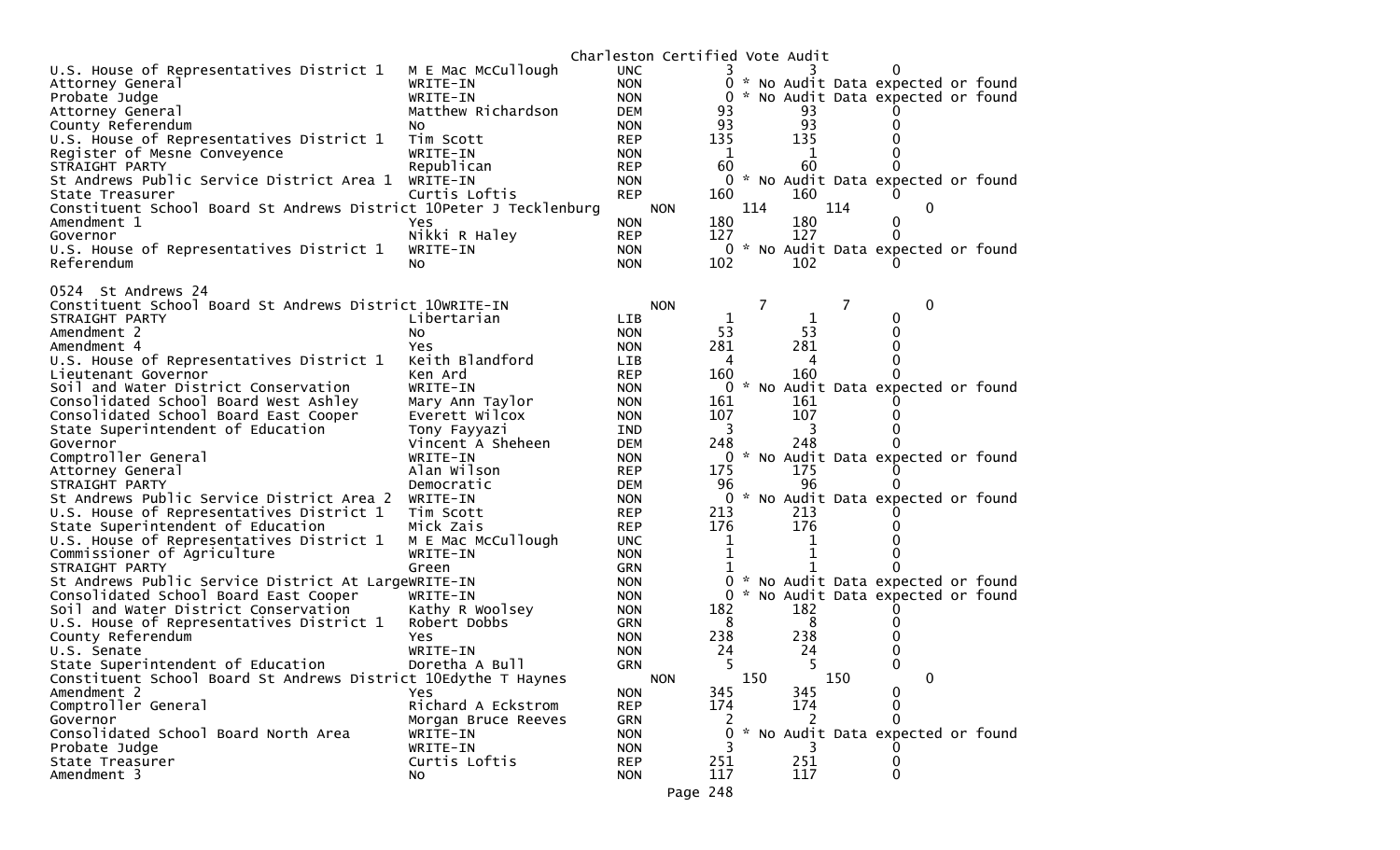Charleston Certified Vote Audit

| | | | | | |
|---|---|---|---|---|---|
| U.S. House of Representatives District 1 | M E Mac McCullough | UNC | 3 | 3 | 0 |
| Attorney General | WRITE-IN | NON | 0 | * No Audit Data expected or found | |
| Probate Judge | WRITE-IN | NON | 0 | * No Audit Data expected or found | |
| Attorney General | Matthew Richardson | DEM | 93 | 93 | 0 |
| County Referendum | No | NON | 93 | 93 | 0 |
| U.S. House of Representatives District 1 | Tim Scott | REP | 135 | 135 | 0 |
| Register of Mesne Conveyence | WRITE-IN | NON | 1 | 1 | 0 |
| STRAIGHT PARTY | Republican | REP | 60 | 60 | 0 |
| St Andrews Public Service District Area 1 | WRITE-IN | NON | 0 | * No Audit Data expected or found | |
| State Treasurer | Curtis Loftis | REP | 160 | 160 | 0 |
| Constituent School Board St Andrews District 10 | Peter J Tecklenburg | NON | 114 | 114 | 0 |
| Amendment 1 | Yes | NON | 180 | 180 | 0 |
| Governor | Nikki R Haley | REP | 127 | 127 | 0 |
| U.S. House of Representatives District 1 | WRITE-IN | NON | 0 | * No Audit Data expected or found | |
| Referendum | No | NON | 102 | 102 | 0 |

0524 St Andrews 24

| | | | | | |
|---|---|---|---|---|---|
| Constituent School Board St Andrews District 10 | WRITE-IN | NON | 7 | 7 | 0 |
| STRAIGHT PARTY | Libertarian | LIB | 1 | 1 | 0 |
| Amendment 2 | No | NON | 53 | 53 | 0 |
| Amendment 4 | Yes | NON | 281 | 281 | 0 |
| U.S. House of Representatives District 1 | Keith Blandford | LIB | 4 | 4 | 0 |
| Lieutenant Governor | Ken Ard | REP | 160 | 160 | 0 |
| Soil and Water District Conservation | WRITE-IN | NON | 0 | * No Audit Data expected or found | |
| Consolidated School Board West Ashley | Mary Ann Taylor | NON | 161 | 161 | 0 |
| Consolidated School Board East Cooper | Everett Wilcox | NON | 107 | 107 | 0 |
| State Superintendent of Education | Tony Fayyazi | IND | 3 | 3 | 0 |
| Governor | Vincent A Sheheen | DEM | 248 | 248 | 0 |
| Comptroller General | WRITE-IN | NON | 0 | * No Audit Data expected or found | |
| Attorney General | Alan Wilson | REP | 175 | 175 | 0 |
| STRAIGHT PARTY | Democratic | DEM | 96 | 96 | 0 |
| St Andrews Public Service District Area 2 | WRITE-IN | NON | 0 | * No Audit Data expected or found | |
| U.S. House of Representatives District 1 | Tim Scott | REP | 213 | 213 | 0 |
| State Superintendent of Education | Mick Zais | REP | 176 | 176 | 0 |
| U.S. House of Representatives District 1 | M E Mac McCullough | UNC | 1 | 1 | 0 |
| Commissioner of Agriculture | WRITE-IN | NON | 1 | 1 | 0 |
| STRAIGHT PARTY | Green | GRN | 1 | 1 | 0 |
| St Andrews Public Service District At Large | WRITE-IN | NON | 0 | * No Audit Data expected or found | |
| Consolidated School Board East Cooper | WRITE-IN | NON | 0 | * No Audit Data expected or found | |
| Soil and Water District Conservation | Kathy R Woolsey | NON | 182 | 182 | 0 |
| U.S. House of Representatives District 1 | Robert Dobbs | GRN | 8 | 8 | 0 |
| County Referendum | Yes | NON | 238 | 238 | 0 |
| U.S. Senate | WRITE-IN | NON | 24 | 24 | 0 |
| State Superintendent of Education | Doretha A Bull | GRN | 5 | 5 | 0 |
| Constituent School Board St Andrews District 10 | Edythe T Haynes | NON | 150 | 150 | 0 |
| Amendment 2 | Yes | NON | 345 | 345 | 0 |
| Comptroller General | Richard A Eckstrom | REP | 174 | 174 | 0 |
| Governor | Morgan Bruce Reeves | GRN | 2 | 2 | 0 |
| Consolidated School Board North Area | WRITE-IN | NON | 0 | * No Audit Data expected or found | |
| Probate Judge | WRITE-IN | NON | 3 | 3 | 0 |
| State Treasurer | Curtis Loftis | REP | 251 | 251 | 0 |
| Amendment 3 | No | NON | 117 | 117 | 0 |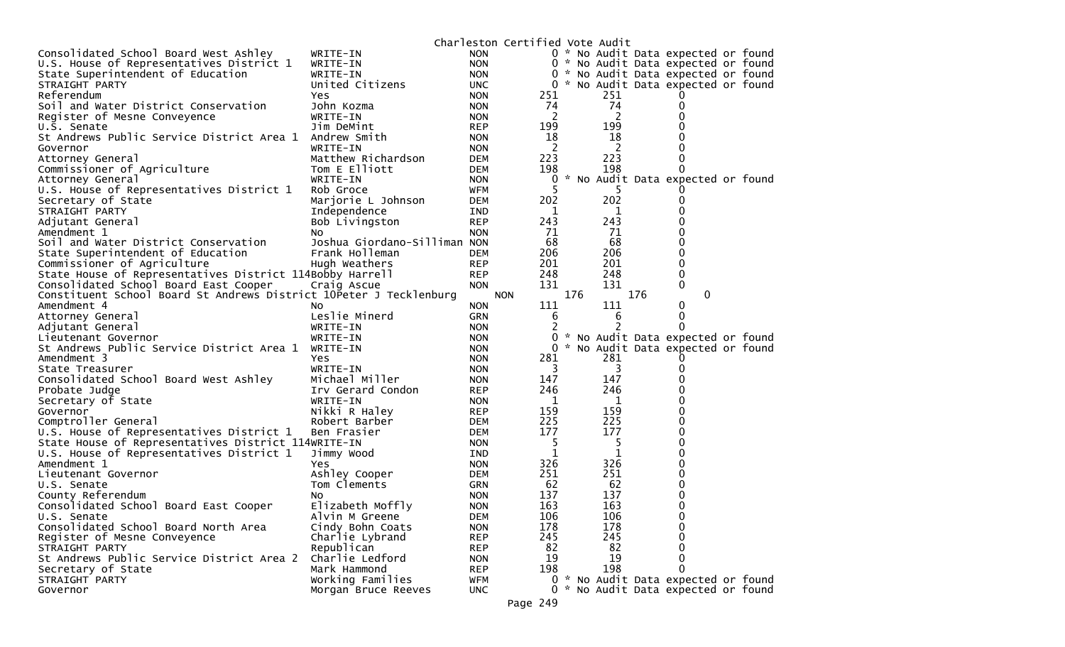Charleston Certified Vote Audit

| Contest | Candidate | Party | Votes | Audit | Diff |
|---|---|---|---|---|---|
| Consolidated School Board West Ashley | WRITE-IN | NON | 0 | * No Audit Data expected or found | |
| U.S. House of Representatives District 1 | WRITE-IN | NON | 0 | * No Audit Data expected or found | |
| State Superintendent of Education | WRITE-IN | NON | 0 | * No Audit Data expected or found | |
| STRAIGHT PARTY | United Citizens | UNC | 0 | * No Audit Data expected or found | |
| Referendum | Yes | NON | 251 | 251 | 0 |
| Soil and Water District Conservation | John Kozma | NON | 74 | 74 | 0 |
| Register of Mesne Conveyence | WRITE-IN | NON | 2 | 2 | 0 |
| U.S. Senate | Jim DeMint | REP | 199 | 199 | 0 |
| St Andrews Public Service District Area 1 | Andrew Smith | NON | 18 | 18 | 0 |
| Governor | WRITE-IN | NON | 2 | 2 | 0 |
| Attorney General | Matthew Richardson | DEM | 223 | 223 | 0 |
| Commissioner of Agriculture | Tom E Elliott | DEM | 198 | 198 | 0 |
| Attorney General | WRITE-IN | NON | 0 | * No Audit Data expected or found | |
| U.S. House of Representatives District 1 | Rob Groce | WFM | 5 | 5 | 0 |
| Secretary of State | Marjorie L Johnson | DEM | 202 | 202 | 0 |
| STRAIGHT PARTY | Independence | IND | 1 | 1 | 0 |
| Adjutant General | Bob Livingston | REP | 243 | 243 | 0 |
| Amendment 1 | No | NON | 71 | 71 | 0 |
| Soil and Water District Conservation | Joshua Giordano-Silliman | NON | 68 | 68 | 0 |
| State Superintendent of Education | Frank Holleman | DEM | 206 | 206 | 0 |
| Commissioner of Agriculture | Hugh Weathers | REP | 201 | 201 | 0 |
| State House of Representatives District 114 | Bobby Harrell | REP | 248 | 248 | 0 |
| Consolidated School Board East Cooper | Craig Ascue | NON | 131 | 131 | 0 |
| Constituent School Board St Andrews District 10 | Peter J Tecklenburg | NON | 176 | 176 | 0 |
| Amendment 4 | No | NON | 111 | 111 | 0 |
| Attorney General | Leslie Minerd | GRN | 6 | 6 | 0 |
| Adjutant General | WRITE-IN | NON | 2 | 2 | 0 |
| Lieutenant Governor | WRITE-IN | NON | 0 | * No Audit Data expected or found | |
| St Andrews Public Service District Area 1 | WRITE-IN | NON | 0 | * No Audit Data expected or found | |
| Amendment 3 | Yes | NON | 281 | 281 | 0 |
| State Treasurer | WRITE-IN | NON | 3 | 3 | 0 |
| Consolidated School Board West Ashley | Michael Miller | NON | 147 | 147 | 0 |
| Probate Judge | Irv Gerard Condon | REP | 246 | 246 | 0 |
| Secretary of State | WRITE-IN | NON | 1 | 1 | 0 |
| Governor | Nikki R Haley | REP | 159 | 159 | 0 |
| Comptroller General | Robert Barber | DEM | 225 | 225 | 0 |
| U.S. House of Representatives District 1 | Ben Frasier | DEM | 177 | 177 | 0 |
| State House of Representatives District 114 | WRITE-IN | NON | 5 | 5 | 0 |
| U.S. House of Representatives District 1 | Jimmy Wood | IND | 1 | 1 | 0 |
| Amendment 1 | Yes | NON | 326 | 326 | 0 |
| Lieutenant Governor | Ashley Cooper | DEM | 251 | 251 | 0 |
| U.S. Senate | Tom Clements | GRN | 62 | 62 | 0 |
| County Referendum | No | NON | 137 | 137 | 0 |
| Consolidated School Board East Cooper | Elizabeth Moffly | NON | 163 | 163 | 0 |
| U.S. Senate | Alvin M Greene | DEM | 106 | 106 | 0 |
| Consolidated School Board North Area | Cindy Bohn Coats | NON | 178 | 178 | 0 |
| Register of Mesne Conveyence | Charlie Lybrand | REP | 245 | 245 | 0 |
| STRAIGHT PARTY | Republican | REP | 82 | 82 | 0 |
| St Andrews Public Service District Area 2 | Charlie Ledford | NON | 19 | 19 | 0 |
| Secretary of State | Mark Hammond | REP | 198 | 198 | 0 |
| STRAIGHT PARTY | Working Families | WFM | 0 | * No Audit Data expected or found | |
| Governor | Morgan Bruce Reeves | UNC | 0 | * No Audit Data expected or found | |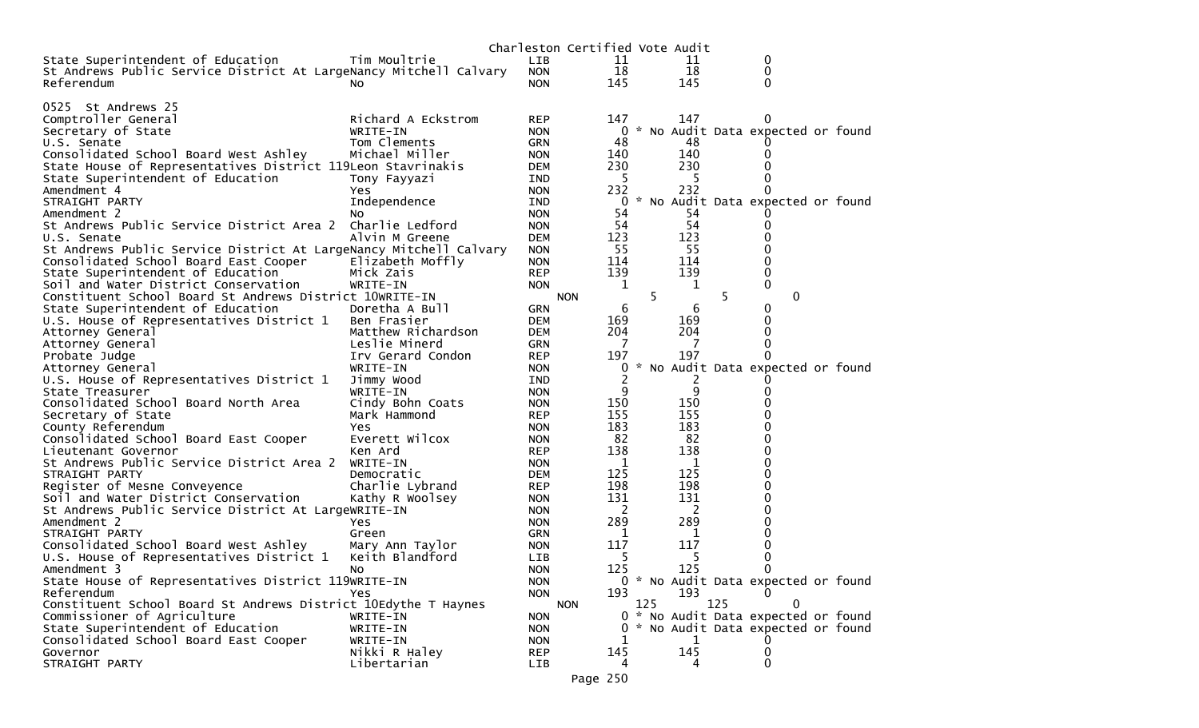Charleston Certified Vote Audit

| | | | | | |
|---|---|---|---|---|---|
| State Superintendent of Education | Tim Moultrie | LIB | 11 | 11 | 0 |
| St Andrews Public Service District At Large | Nancy Mitchell Calvary | NON | 18 | 18 | 0 |
| Referendum | No | NON | 145 | 145 | 0 |

0525 St Andrews 25

| | | | | | |
|---|---|---|---|---|---|
| Comptroller General | Richard A Eckstrom | REP | 147 | 147 | 0 |
| Secretary of State | WRITE-IN | NON | 0 | * No Audit Data expected or found | |
| U.S. Senate | Tom Clements | GRN | 48 | 48 | 0 |
| Consolidated School Board West Ashley | Michael Miller | NON | 140 | 140 | 0 |
| State House of Representatives District 119 | Leon Stavrinakis | DEM | 230 | 230 | 0 |
| State Superintendent of Education | Tony Fayyazi | IND | 5 | 5 | 0 |
| Amendment 4 | Yes | NON | 232 | 232 | 0 |
| STRAIGHT PARTY | Independence | IND | 0 | * No Audit Data expected or found | |
| Amendment 2 | No | NON | 54 | 54 | 0 |
| St Andrews Public Service District Area 2 | Charlie Ledford | NON | 54 | 54 | 0 |
| U.S. Senate | Alvin M Greene | DEM | 123 | 123 | 0 |
| St Andrews Public Service District At Large | Nancy Mitchell Calvary | NON | 55 | 55 | 0 |
| Consolidated School Board East Cooper | Elizabeth Moffly | NON | 114 | 114 | 0 |
| State Superintendent of Education | Mick Zais | REP | 139 | 139 | 0 |
| Soil and Water District Conservation | WRITE-IN | NON | 1 | 1 | 0 |
| Constituent School Board St Andrews District 10 | WRITE-IN | NON | 5 | 5 | 0 |
| State Superintendent of Education | Doretha A Bull | GRN | 6 | 6 | 0 |
| U.S. House of Representatives District 1 | Ben Frasier | DEM | 169 | 169 | 0 |
| Attorney General | Matthew Richardson | DEM | 204 | 204 | 0 |
| Attorney General | Leslie Minerd | GRN | 7 | 7 | 0 |
| Probate Judge | Irv Gerard Condon | REP | 197 | 197 | 0 |
| Attorney General | WRITE-IN | NON | 0 | * No Audit Data expected or found | |
| U.S. House of Representatives District 1 | Jimmy Wood | IND | 2 | 2 | 0 |
| State Treasurer | WRITE-IN | NON | 9 | 9 | 0 |
| Consolidated School Board North Area | Cindy Bohn Coats | NON | 150 | 150 | 0 |
| Secretary of State | Mark Hammond | REP | 155 | 155 | 0 |
| County Referendum | Yes | NON | 183 | 183 | 0 |
| Consolidated School Board East Cooper | Everett Wilcox | NON | 82 | 82 | 0 |
| Lieutenant Governor | Ken Ard | REP | 138 | 138 | 0 |
| St Andrews Public Service District Area 2 | WRITE-IN | NON | 1 | 1 | 0 |
| STRAIGHT PARTY | Democratic | DEM | 125 | 125 | 0 |
| Register of Mesne Conveyence | Charlie Lybrand | REP | 198 | 198 | 0 |
| Soil and Water District Conservation | Kathy R Woolsey | NON | 131 | 131 | 0 |
| St Andrews Public Service District At Large | WRITE-IN | NON | 2 | 2 | 0 |
| Amendment 2 | Yes | NON | 289 | 289 | 0 |
| STRAIGHT PARTY | Green | GRN | 1 | 1 | 0 |
| Consolidated School Board West Ashley | Mary Ann Taylor | NON | 117 | 117 | 0 |
| U.S. House of Representatives District 1 | Keith Blandford | LIB | 5 | 5 | 0 |
| Amendment 3 | No | NON | 125 | 125 | 0 |
| State House of Representatives District 119 | WRITE-IN | NON | 0 | * No Audit Data expected or found | |
| Referendum | Yes | NON | 193 | 193 | 0 |
| Constituent School Board St Andrews District 10 | Edythe T Haynes | NON | 125 | 125 | 0 |
| Commissioner of Agriculture | WRITE-IN | NON | 0 | * No Audit Data expected or found | |
| State Superintendent of Education | WRITE-IN | NON | 0 | * No Audit Data expected or found | |
| Consolidated School Board East Cooper | WRITE-IN | NON | 1 | 1 | 0 |
| Governor | Nikki R Haley | REP | 145 | 145 | 0 |
| STRAIGHT PARTY | Libertarian | LIB | 4 | 4 | 0 |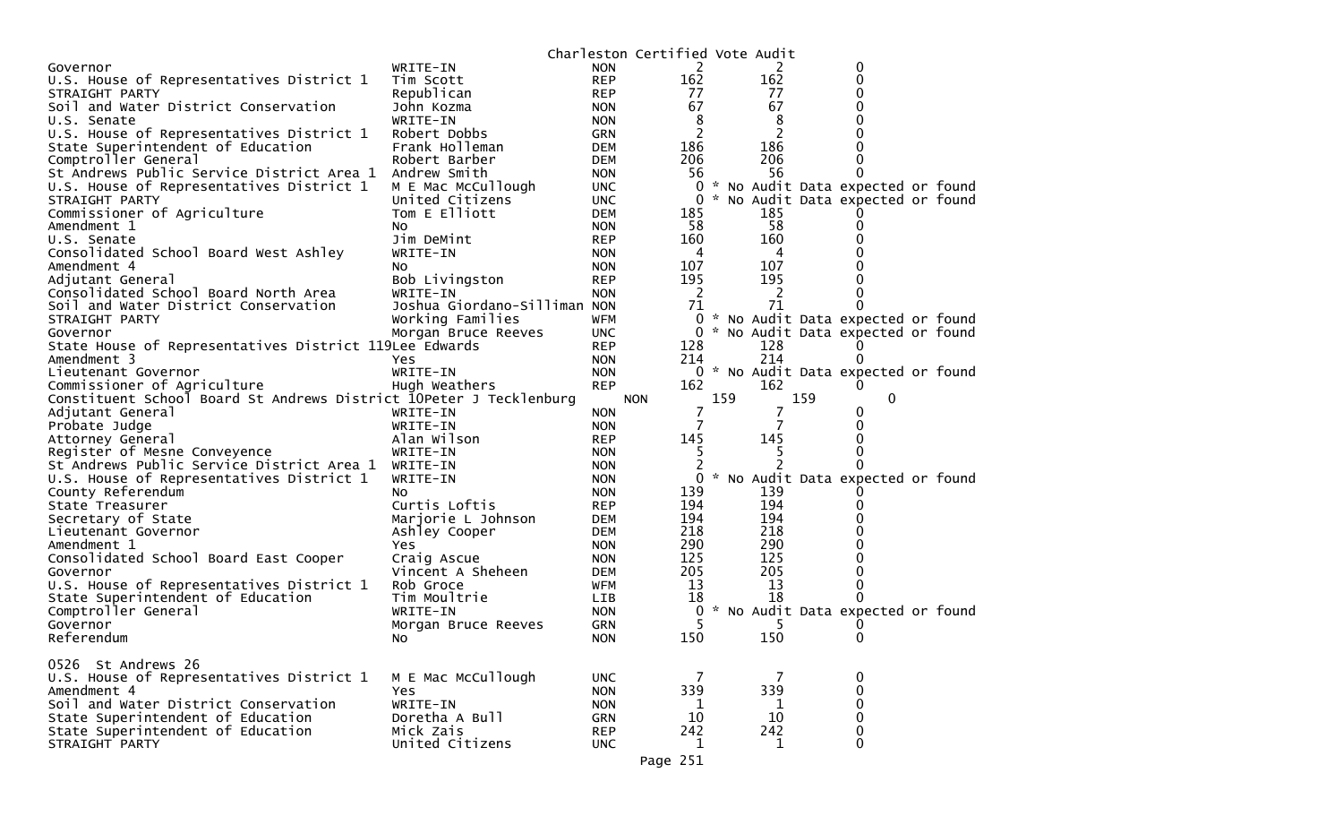Charleston Certified Vote Audit

| Contest | Candidate | Party | Count 1 | Count 2 | Diff |
|---|---|---|---|---|---|
| Governor | WRITE-IN | NON | 2 | 2 | 0 |
| U.S. House of Representatives District 1 | Tim Scott | REP | 162 | 162 | 0 |
| STRAIGHT PARTY | Republican | REP | 77 | 77 | 0 |
| Soil and Water District Conservation | John Kozma | NON | 67 | 67 | 0 |
| U.S. Senate | WRITE-IN | NON | 8 | 8 | 0 |
| U.S. House of Representatives District 1 | Robert Dobbs | GRN | 2 | 2 | 0 |
| State Superintendent of Education | Frank Holleman | DEM | 186 | 186 | 0 |
| Comptroller General | Robert Barber | DEM | 206 | 206 | 0 |
| St Andrews Public Service District Area 1 | Andrew Smith | NON | 56 | 56 | 0 |
| U.S. House of Representatives District 1 | M E Mac McCullough | UNC | 0 | * No Audit Data expected or found | |
| STRAIGHT PARTY | United Citizens | UNC | 0 | * No Audit Data expected or found | |
| Commissioner of Agriculture | Tom E Elliott | DEM | 185 | 185 | 0 |
| Amendment 1 | No | NON | 58 | 58 | 0 |
| U.S. Senate | Jim DeMint | REP | 160 | 160 | 0 |
| Consolidated School Board West Ashley | WRITE-IN | NON | 4 | 4 | 0 |
| Amendment 4 | No | NON | 107 | 107 | 0 |
| Adjutant General | Bob Livingston | REP | 195 | 195 | 0 |
| Consolidated School Board North Area | WRITE-IN | NON | 2 | 2 | 0 |
| Soil and Water District Conservation | Joshua Giordano-Silliman | NON | 71 | 71 | 0 |
| STRAIGHT PARTY | Working Families | WFM | 0 | * No Audit Data expected or found | |
| Governor | Morgan Bruce Reeves | UNC | 0 | * No Audit Data expected or found | |
| State House of Representatives District 119 | Lee Edwards | REP | 128 | 128 | 0 |
| Amendment 3 | Yes | NON | 214 | 214 | 0 |
| Lieutenant Governor | WRITE-IN | NON | 0 | * No Audit Data expected or found | |
| Commissioner of Agriculture | Hugh Weathers | REP | 162 | 162 | 0 |
| Constituent School Board St Andrews District 10 | Peter J Tecklenburg | NON | 159 | 159 | 0 |
| Adjutant General | WRITE-IN | NON | 7 | 7 | 0 |
| Probate Judge | WRITE-IN | NON | 7 | 7 | 0 |
| Attorney General | Alan Wilson | REP | 145 | 145 | 0 |
| Register of Mesne Conveyence | WRITE-IN | NON | 5 | 5 | 0 |
| St Andrews Public Service District Area 1 | WRITE-IN | NON | 2 | 2 | 0 |
| U.S. House of Representatives District 1 | WRITE-IN | NON | 0 | * No Audit Data expected or found | |
| County Referendum | No | NON | 139 | 139 | 0 |
| State Treasurer | Curtis Loftis | REP | 194 | 194 | 0 |
| Secretary of State | Marjorie L Johnson | DEM | 194 | 194 | 0 |
| Lieutenant Governor | Ashley Cooper | DEM | 218 | 218 | 0 |
| Amendment 1 | Yes | NON | 290 | 290 | 0 |
| Consolidated School Board East Cooper | Craig Ascue | NON | 125 | 125 | 0 |
| Governor | Vincent A Sheheen | DEM | 205 | 205 | 0 |
| U.S. House of Representatives District 1 | Rob Groce | WFM | 13 | 13 | 0 |
| State Superintendent of Education | Tim Moultrie | LIB | 18 | 18 | 0 |
| Comptroller General | WRITE-IN | NON | 0 | * No Audit Data expected or found | |
| Governor | Morgan Bruce Reeves | GRN | 5 | 5 | 0 |
| Referendum | No | NON | 150 | 150 | 0 |

0526 St Andrews 26

| Contest | Candidate | Party | Count 1 | Count 2 | Diff |
|---|---|---|---|---|---|
| U.S. House of Representatives District 1 | M E Mac McCullough | UNC | 7 | 7 | 0 |
| Amendment 4 | Yes | NON | 339 | 339 | 0 |
| Soil and Water District Conservation | WRITE-IN | NON | 1 | 1 | 0 |
| State Superintendent of Education | Doretha A Bull | GRN | 10 | 10 | 0 |
| State Superintendent of Education | Mick Zais | REP | 242 | 242 | 0 |
| STRAIGHT PARTY | United Citizens | UNC | 1 | 1 | 0 |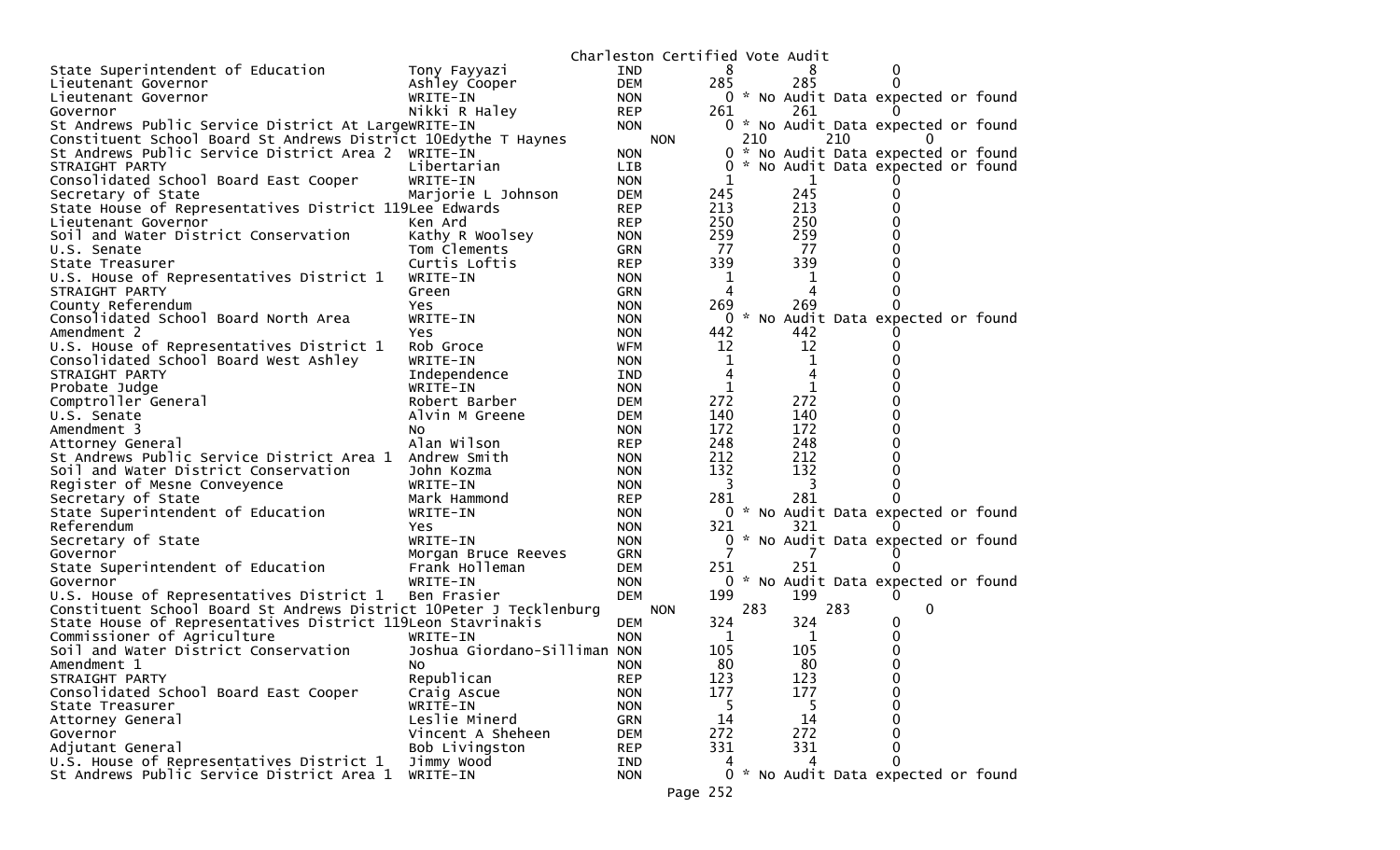Charleston Certified Vote Audit

| Contest | Candidate | Party | Votes | Audit | Diff |
|---|---|---|---|---|---|
| State Superintendent of Education | Tony Fayyazi | IND | 8 | 8 | 0 |
| Lieutenant Governor | Ashley Cooper | DEM | 285 | 285 | 0 |
| Lieutenant Governor | WRITE-IN | NON | 0 | * No Audit Data expected or found | |
| Governor | Nikki R Haley | REP | 261 | 261 | 0 |
| St Andrews Public Service District At Large | WRITE-IN | NON | 0 | * No Audit Data expected or found | |
| Constituent School Board St Andrews District 10 | Edythe T Haynes | NON | 210 | 210 | 0 |
| St Andrews Public Service District Area 2 | WRITE-IN | NON | 0 | * No Audit Data expected or found | |
| STRAIGHT PARTY | Libertarian | LIB | 0 | * No Audit Data expected or found | |
| Consolidated School Board East Cooper | WRITE-IN | NON | 1 | 1 | 0 |
| Secretary of State | Marjorie L Johnson | DEM | 245 | 245 | 0 |
| State House of Representatives District 119 | Lee Edwards | REP | 213 | 213 | 0 |
| Lieutenant Governor | Ken Ard | REP | 250 | 250 | 0 |
| Soil and Water District Conservation | Kathy R Woolsey | NON | 259 | 259 | 0 |
| U.S. Senate | Tom Clements | GRN | 77 | 77 | 0 |
| State Treasurer | Curtis Loftis | REP | 339 | 339 | 0 |
| U.S. House of Representatives District 1 | WRITE-IN | NON | 1 | 1 | 0 |
| STRAIGHT PARTY | Green | GRN | 4 | 4 | 0 |
| County Referendum | Yes | NON | 269 | 269 | 0 |
| Consolidated School Board North Area | WRITE-IN | NON | 0 | * No Audit Data expected or found | |
| Amendment 2 | Yes | NON | 442 | 442 | 0 |
| U.S. House of Representatives District 1 | Rob Groce | WFM | 12 | 12 | 0 |
| Consolidated School Board West Ashley | WRITE-IN | NON | 1 | 1 | 0 |
| STRAIGHT PARTY | Independence | IND | 4 | 4 | 0 |
| Probate Judge | WRITE-IN | NON | 1 | 1 | 0 |
| Comptroller General | Robert Barber | DEM | 272 | 272 | 0 |
| U.S. Senate | Alvin M Greene | DEM | 140 | 140 | 0 |
| Amendment 3 | No | NON | 172 | 172 | 0 |
| Attorney General | Alan Wilson | REP | 248 | 248 | 0 |
| St Andrews Public Service District Area 1 | Andrew Smith | NON | 212 | 212 | 0 |
| Soil and Water District Conservation | John Kozma | NON | 132 | 132 | 0 |
| Register of Mesne Conveyence | WRITE-IN | NON | 3 | 3 | 0 |
| Secretary of State | Mark Hammond | REP | 281 | 281 | 0 |
| State Superintendent of Education | WRITE-IN | NON | 0 | * No Audit Data expected or found | |
| Referendum | Yes | NON | 321 | 321 | 0 |
| Secretary of State | WRITE-IN | NON | 0 | * No Audit Data expected or found | |
| Governor | Morgan Bruce Reeves | GRN | 7 | 7 | 0 |
| State Superintendent of Education | Frank Holleman | DEM | 251 | 251 | 0 |
| Governor | WRITE-IN | NON | 0 | * No Audit Data expected or found | |
| U.S. House of Representatives District 1 | Ben Frasier | DEM | 199 | 199 | 0 |
| Constituent School Board St Andrews District 10 | Peter J Tecklenburg | NON | 283 | 283 | 0 |
| State House of Representatives District 119 | Leon Stavrinakis | DEM | 324 | 324 | 0 |
| Commissioner of Agriculture | WRITE-IN | NON | 1 | 1 | 0 |
| Soil and Water District Conservation | Joshua Giordano-Silliman | NON | 105 | 105 | 0 |
| Amendment 1 | No | NON | 80 | 80 | 0 |
| STRAIGHT PARTY | Republican | REP | 123 | 123 | 0 |
| Consolidated School Board East Cooper | Craig Ascue | NON | 177 | 177 | 0 |
| State Treasurer | WRITE-IN | NON | 5 | 5 | 0 |
| Attorney General | Leslie Minerd | GRN | 14 | 14 | 0 |
| Governor | Vincent A Sheheen | DEM | 272 | 272 | 0 |
| Adjutant General | Bob Livingston | REP | 331 | 331 | 0 |
| U.S. House of Representatives District 1 | Jimmy Wood | IND | 4 | 4 | 0 |
| St Andrews Public Service District Area 1 | WRITE-IN | NON | 0 | * No Audit Data expected or found | |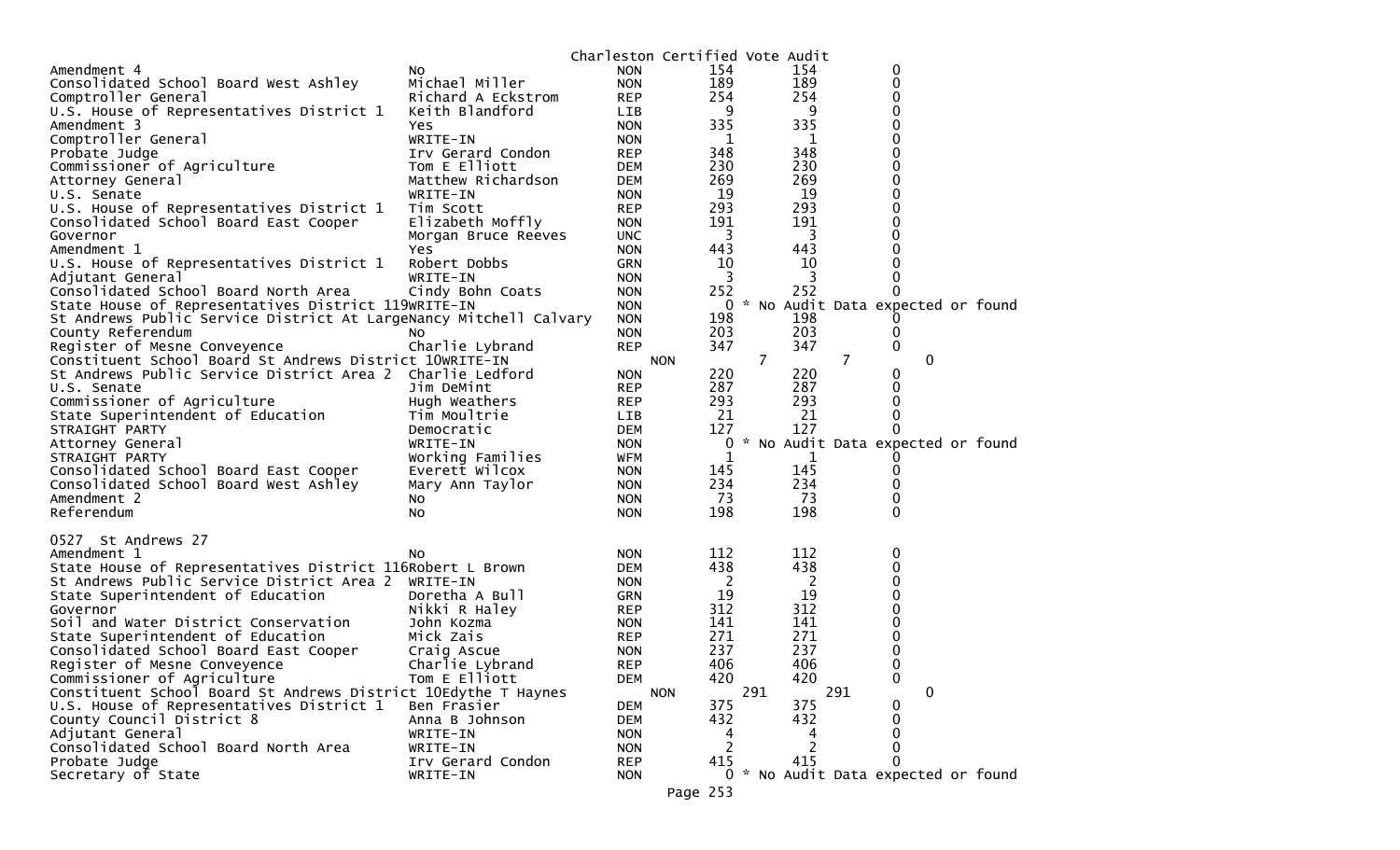Charleston Certified Vote Audit

| Contest | Candidate | Party | Count | Audit | Diff |
|---|---|---|---|---|---|
| Amendment 4 | No | NON | 154 | 154 | 0 |
| Consolidated School Board West Ashley | Michael Miller | NON | 189 | 189 | 0 |
| Comptroller General | Richard A Eckstrom | REP | 254 | 254 | 0 |
| U.S. House of Representatives District 1 | Keith Blandford | LIB | 9 | 9 | 0 |
| Amendment 3 | Yes | NON | 335 | 335 | 0 |
| Comptroller General | WRITE-IN | NON | 1 | 1 | 0 |
| Probate Judge | Irv Gerard Condon | REP | 348 | 348 | 0 |
| Commissioner of Agriculture | Tom E Elliott | DEM | 230 | 230 | 0 |
| Attorney General | Matthew Richardson | DEM | 269 | 269 | 0 |
| U.S. Senate | WRITE-IN | NON | 19 | 19 | 0 |
| U.S. House of Representatives District 1 | Tim Scott | REP | 293 | 293 | 0 |
| Consolidated School Board East Cooper | Elizabeth Moffly | NON | 191 | 191 | 0 |
| Governor | Morgan Bruce Reeves | UNC | 3 | 3 | 0 |
| Amendment 1 | Yes | NON | 443 | 443 | 0 |
| U.S. House of Representatives District 1 | Robert Dobbs | GRN | 10 | 10 | 0 |
| Adjutant General | WRITE-IN | NON | 3 | 3 | 0 |
| Consolidated School Board North Area | Cindy Bohn Coats | NON | 252 | 252 | 0 |
| State House of Representatives District 119 | WRITE-IN | NON | 0 | * No Audit Data expected or found | |
| St Andrews Public Service District At Large | Nancy Mitchell Calvary | NON | 198 | 198 | 0 |
| County Referendum | No | NON | 203 | 203 | 0 |
| Register of Mesne Conveyence | Charlie Lybrand | REP | 347 | 347 | 0 |
| Constituent School Board St Andrews District 10 | WRITE-IN | NON | 7 | 7 | 0 |
| St Andrews Public Service District Area 2 | Charlie Ledford | NON | 220 | 220 | 0 |
| U.S. Senate | Jim DeMint | REP | 287 | 287 | 0 |
| Commissioner of Agriculture | Hugh Weathers | REP | 293 | 293 | 0 |
| State Superintendent of Education | Tim Moultrie | LIB | 21 | 21 | 0 |
| STRAIGHT PARTY | Democratic | DEM | 127 | 127 | 0 |
| Attorney General | WRITE-IN | NON | 0 | * No Audit Data expected or found | |
| STRAIGHT PARTY | Working Families | WFM | 1 | 1 | 0 |
| Consolidated School Board East Cooper | Everett Wilcox | NON | 145 | 145 | 0 |
| Consolidated School Board West Ashley | Mary Ann Taylor | NON | 234 | 234 | 0 |
| Amendment 2 | No | NON | 73 | 73 | 0 |
| Referendum | No | NON | 198 | 198 | 0 |

0527 St Andrews 27

| Contest | Candidate | Party | Count | Audit | Diff |
|---|---|---|---|---|---|
| Amendment 1 | No | NON | 112 | 112 | 0 |
| State House of Representatives District 116 | Robert L Brown | DEM | 438 | 438 | 0 |
| St Andrews Public Service District Area 2 | WRITE-IN | NON | 2 | 2 | 0 |
| State Superintendent of Education | Doretha A Bull | GRN | 19 | 19 | 0 |
| Governor | Nikki R Haley | REP | 312 | 312 | 0 |
| Soil and Water District Conservation | John Kozma | NON | 141 | 141 | 0 |
| State Superintendent of Education | Mick Zais | REP | 271 | 271 | 0 |
| Consolidated School Board East Cooper | Craig Ascue | NON | 237 | 237 | 0 |
| Register of Mesne Conveyence | Charlie Lybrand | REP | 406 | 406 | 0 |
| Commissioner of Agriculture | Tom E Elliott | DEM | 420 | 420 | 0 |
| Constituent School Board St Andrews District 10 | Edythe T Haynes | NON | 291 | 291 | 0 |
| U.S. House of Representatives District 1 | Ben Frasier | DEM | 375 | 375 | 0 |
| County Council District 8 | Anna B Johnson | DEM | 432 | 432 | 0 |
| Adjutant General | WRITE-IN | NON | 4 | 4 | 0 |
| Consolidated School Board North Area | WRITE-IN | NON | 2 | 2 | 0 |
| Probate Judge | Irv Gerard Condon | REP | 415 | 415 | 0 |
| Secretary of State | WRITE-IN | NON | 0 | * No Audit Data expected or found | |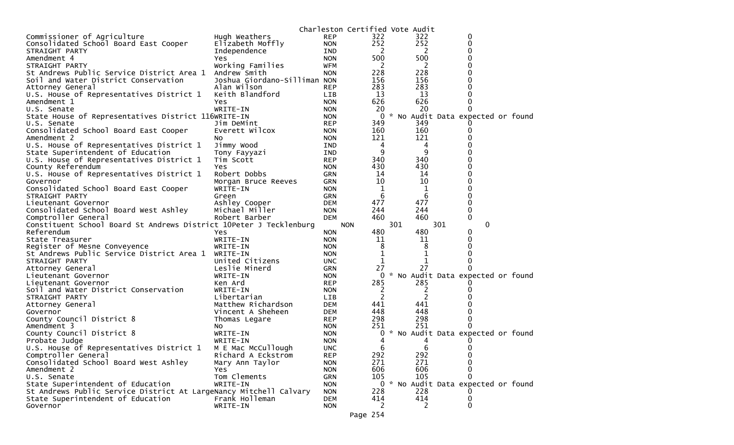Charleston Certified Vote Audit

| | | | | | |
|---|---|---|---|---|---|
| Commissioner of Agriculture | Hugh Weathers | REP | 322 | 322 | 0 |
| Consolidated School Board East Cooper | Elizabeth Moffly | NON | 252 | 252 | 0 |
| STRAIGHT PARTY | Independence | IND | 2 | 2 | 0 |
| Amendment 4 | Yes | NON | 500 | 500 | 0 |
| STRAIGHT PARTY | Working Families | WFM | 2 | 2 | 0 |
| St Andrews Public Service District Area 1 | Andrew Smith | NON | 228 | 228 | 0 |
| Soil and Water District Conservation | Joshua Giordano-Silliman | NON | 156 | 156 | 0 |
| Attorney General | Alan Wilson | REP | 283 | 283 | 0 |
| U.S. House of Representatives District 1 | Keith Blandford | LIB | 13 | 13 | 0 |
| Amendment 1 | Yes | NON | 626 | 626 | 0 |
| U.S. Senate | WRITE-IN | NON | 20 | 20 | 0 |
| State House of Representatives District 116 | WRITE-IN | NON | 0 | * No Audit Data expected or found | |
| U.S. Senate | Jim DeMint | REP | 349 | 349 | 0 |
| Consolidated School Board East Cooper | Everett Wilcox | NON | 160 | 160 | 0 |
| Amendment 2 | No | NON | 121 | 121 | 0 |
| U.S. House of Representatives District 1 | Jimmy Wood | IND | 4 | 4 | 0 |
| State Superintendent of Education | Tony Fayyazi | IND | 9 | 9 | 0 |
| U.S. House of Representatives District 1 | Tim Scott | REP | 340 | 340 | 0 |
| County Referendum | Yes | NON | 430 | 430 | 0 |
| U.S. House of Representatives District 1 | Robert Dobbs | GRN | 14 | 14 | 0 |
| Governor | Morgan Bruce Reeves | GRN | 10 | 10 | 0 |
| Consolidated School Board East Cooper | WRITE-IN | NON | 1 | 1 | 0 |
| STRAIGHT PARTY | Green | GRN | 6 | 6 | 0 |
| Lieutenant Governor | Ashley Cooper | DEM | 477 | 477 | 0 |
| Consolidated School Board West Ashley | Michael Miller | NON | 244 | 244 | 0 |
| Comptroller General | Robert Barber | DEM | 460 | 460 | 0 |
| Constituent School Board St Andrews District 10 | Peter J Tecklenburg | NON | 301 | 301 | 0 |
| Referendum | Yes | NON | 480 | 480 | 0 |
| State Treasurer | WRITE-IN | NON | 11 | 11 | 0 |
| Register of Mesne Conveyence | WRITE-IN | NON | 8 | 8 | 0 |
| St Andrews Public Service District Area 1 | WRITE-IN | NON | 1 | 1 | 0 |
| STRAIGHT PARTY | United Citizens | UNC | 1 | 1 | 0 |
| Attorney General | Leslie Minerd | GRN | 27 | 27 | 0 |
| Lieutenant Governor | WRITE-IN | NON | 0 | * No Audit Data expected or found | |
| Lieutenant Governor | Ken Ard | REP | 285 | 285 | 0 |
| Soil and Water District Conservation | WRITE-IN | NON | 2 | 2 | 0 |
| STRAIGHT PARTY | Libertarian | LIB | 2 | 2 | 0 |
| Attorney General | Matthew Richardson | DEM | 441 | 441 | 0 |
| Governor | Vincent A Sheheen | DEM | 448 | 448 | 0 |
| County Council District 8 | Thomas Legare | REP | 298 | 298 | 0 |
| Amendment 3 | No | NON | 251 | 251 | 0 |
| County Council District 8 | WRITE-IN | NON | 0 | * No Audit Data expected or found | |
| Probate Judge | WRITE-IN | NON | 4 | 4 | 0 |
| U.S. House of Representatives District 1 | M E Mac McCullough | UNC | 6 | 6 | 0 |
| Comptroller General | Richard A Eckstrom | REP | 292 | 292 | 0 |
| Consolidated School Board West Ashley | Mary Ann Taylor | NON | 271 | 271 | 0 |
| Amendment 2 | Yes | NON | 606 | 606 | 0 |
| U.S. Senate | Tom Clements | GRN | 105 | 105 | 0 |
| State Superintendent of Education | WRITE-IN | NON | 0 | * No Audit Data expected or found | |
| St Andrews Public Service District At Large | Nancy Mitchell Calvary | NON | 228 | 228 | 0 |
| State Superintendent of Education | Frank Holleman | DEM | 414 | 414 | 0 |
| Governor | WRITE-IN | NON | 2 | 2 | 0 |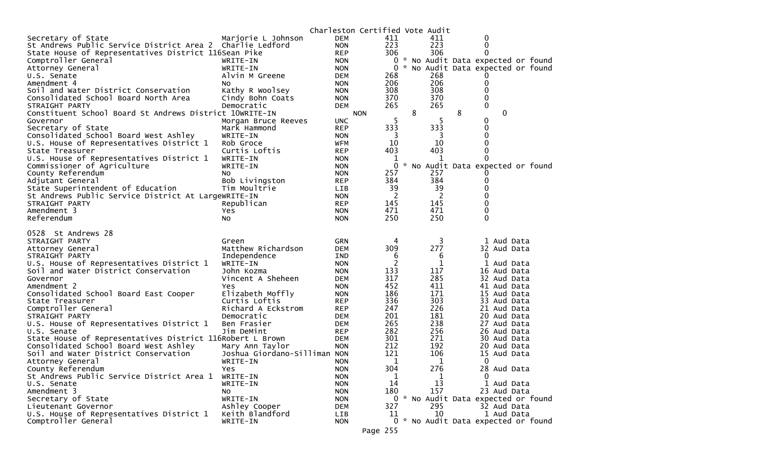Charleston Certified Vote Audit

| | | | | | |
|---|---|---|---|---|---|
| Secretary of State | Marjorie L Johnson | DEM | 411 | 411 | 0 |
| St Andrews Public Service District Area 2 | Charlie Ledford | NON | 223 | 223 | 0 |
| State House of Representatives District 116 | Sean Pike | REP | 306 | 306 | 0 |
| Comptroller General | WRITE-IN | NON | 0 | * No Audit Data expected or found | |
| Attorney General | WRITE-IN | NON | 0 | * No Audit Data expected or found | |
| U.S. Senate | Alvin M Greene | DEM | 268 | 268 | 0 |
| Amendment 4 | No | NON | 206 | 206 | 0 |
| Soil and Water District Conservation | Kathy R Woolsey | NON | 308 | 308 | 0 |
| Consolidated School Board North Area | Cindy Bohn Coats | NON | 370 | 370 | 0 |
| STRAIGHT PARTY | Democratic | DEM | 265 | 265 | 0 |
| Constituent School Board St Andrews District 10 | WRITE-IN | NON | 8 | 8 | 0 |
| Governor | Morgan Bruce Reeves | UNC | 5 | 5 | 0 |
| Secretary of State | Mark Hammond | REP | 333 | 333 | 0 |
| Consolidated School Board West Ashley | WRITE-IN | NON | 3 | 3 | 0 |
| U.S. House of Representatives District 1 | Rob Groce | WFM | 10 | 10 | 0 |
| State Treasurer | Curtis Loftis | REP | 403 | 403 | 0 |
| U.S. House of Representatives District 1 | WRITE-IN | NON | 1 | 1 | 0 |
| Commissioner of Agriculture | WRITE-IN | NON | 0 | * No Audit Data expected or found | |
| County Referendum | No | NON | 257 | 257 | 0 |
| Adjutant General | Bob Livingston | REP | 384 | 384 | 0 |
| State Superintendent of Education | Tim Moultrie | LIB | 39 | 39 | 0 |
| St Andrews Public Service District At Large | WRITE-IN | NON | 2 | 2 | 0 |
| STRAIGHT PARTY | Republican | REP | 145 | 145 | 0 |
| Amendment 3 | Yes | NON | 471 | 471 | 0 |
| Referendum | No | NON | 250 | 250 | 0 |

0528 St Andrews 28

| | | | | | |
|---|---|---|---|---|---|
| STRAIGHT PARTY | Green | GRN | 4 | 3 | 1 Aud Data |
| Attorney General | Matthew Richardson | DEM | 309 | 277 | 32 Aud Data |
| STRAIGHT PARTY | Independence | IND | 6 | 6 | 0 |
| U.S. House of Representatives District 1 | WRITE-IN | NON | 2 | 1 | 1 Aud Data |
| Soil and Water District Conservation | John Kozma | NON | 133 | 117 | 16 Aud Data |
| Governor | Vincent A Sheheen | DEM | 317 | 285 | 32 Aud Data |
| Amendment 2 | Yes | NON | 452 | 411 | 41 Aud Data |
| Consolidated School Board East Cooper | Elizabeth Moffly | NON | 186 | 171 | 15 Aud Data |
| State Treasurer | Curtis Loftis | REP | 336 | 303 | 33 Aud Data |
| Comptroller General | Richard A Eckstrom | REP | 247 | 226 | 21 Aud Data |
| STRAIGHT PARTY | Democratic | DEM | 201 | 181 | 20 Aud Data |
| U.S. House of Representatives District 1 | Ben Frasier | DEM | 265 | 238 | 27 Aud Data |
| U.S. Senate | Jim DeMint | REP | 282 | 256 | 26 Aud Data |
| State House of Representatives District 116 | Robert L Brown | DEM | 301 | 271 | 30 Aud Data |
| Consolidated School Board West Ashley | Mary Ann Taylor | NON | 212 | 192 | 20 Aud Data |
| Soil and Water District Conservation | Joshua Giordano-Silliman | NON | 121 | 106 | 15 Aud Data |
| Attorney General | WRITE-IN | NON | 1 | 1 | 0 |
| County Referendum | Yes | NON | 304 | 276 | 28 Aud Data |
| St Andrews Public Service District Area 1 | WRITE-IN | NON | 1 | 1 | 0 |
| U.S. Senate | WRITE-IN | NON | 14 | 13 | 1 Aud Data |
| Amendment 3 | No | NON | 180 | 157 | 23 Aud Data |
| Secretary of State | WRITE-IN | NON | 0 | * No Audit Data expected or found | |
| Lieutenant Governor | Ashley Cooper | DEM | 327 | 295 | 32 Aud Data |
| U.S. House of Representatives District 1 | Keith Blandford | LIB | 11 | 10 | 1 Aud Data |
| Comptroller General | WRITE-IN | NON | 0 | * No Audit Data expected or found | |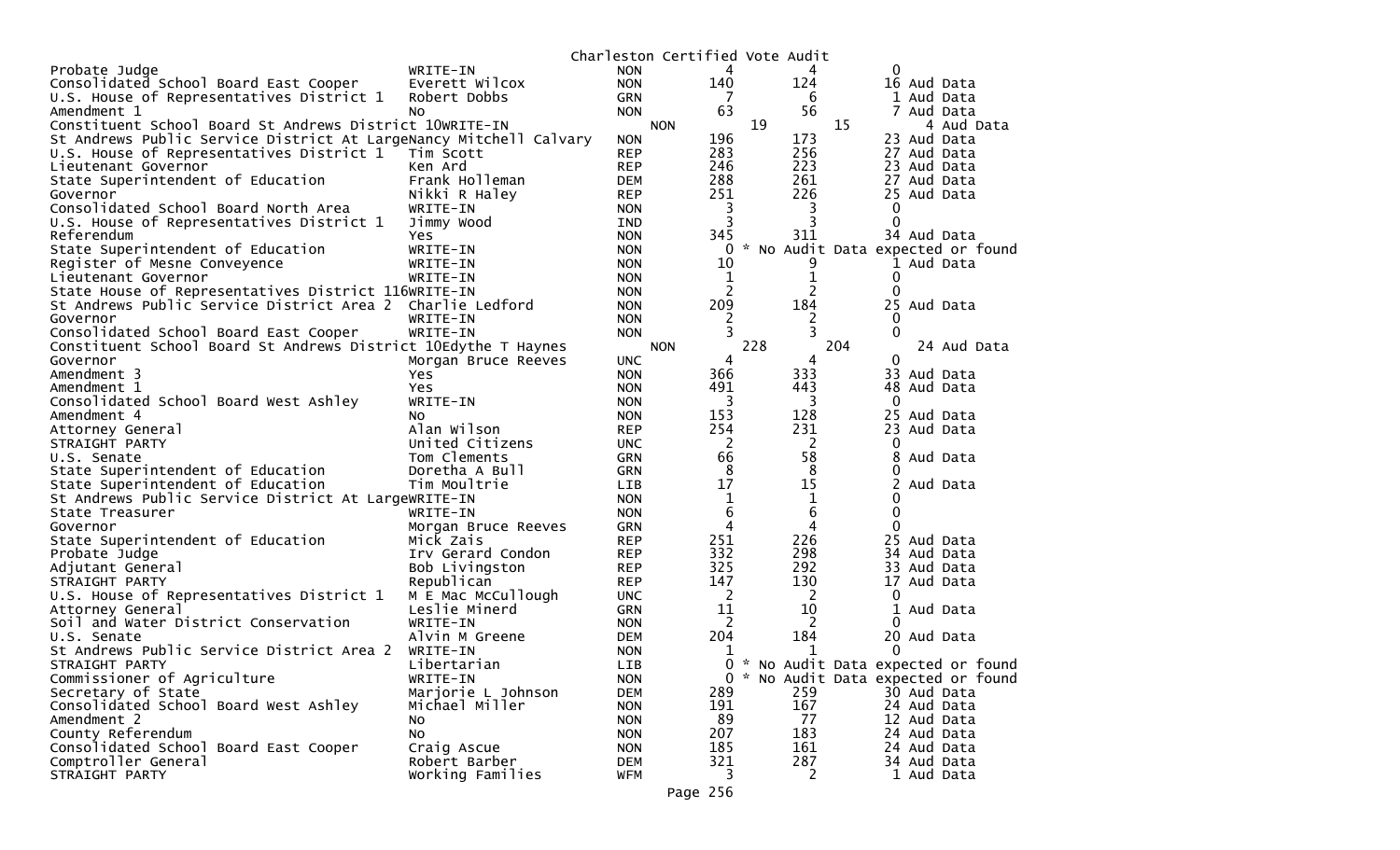Charleston Certified Vote Audit

| Office | Candidate | Party | Certified | Audit | Difference |
|---|---|---|---|---|---|
| Probate Judge | WRITE-IN | NON | 4 | 4 | 0 |
| Consolidated School Board East Cooper | Everett Wilcox | NON | 140 | 124 | 16 Aud Data |
| U.S. House of Representatives District 1 | Robert Dobbs | GRN | 7 | 6 | 1 Aud Data |
| Amendment 1 | No | NON | 63 | 56 | 7 Aud Data |
| Constituent School Board St Andrews District 10 | WRITE-IN | NON | 19 | 15 | 4 Aud Data |
| St Andrews Public Service District At Large | Nancy Mitchell Calvary | NON | 196 | 173 | 23 Aud Data |
| U.S. House of Representatives District 1 | Tim Scott | REP | 283 | 256 | 27 Aud Data |
| Lieutenant Governor | Ken Ard | REP | 246 | 223 | 23 Aud Data |
| State Superintendent of Education | Frank Holleman | DEM | 288 | 261 | 27 Aud Data |
| Governor | Nikki R Haley | REP | 251 | 226 | 25 Aud Data |
| Consolidated School Board North Area | WRITE-IN | NON | 3 | 3 | 0 |
| U.S. House of Representatives District 1 | Jimmy Wood | IND | 3 | 3 | 0 |
| Referendum | Yes | NON | 345 | 311 | 34 Aud Data |
| State Superintendent of Education | WRITE-IN | NON | 0 | * No Audit Data expected or found | |
| Register of Mesne Conveyence | WRITE-IN | NON | 10 | 9 | 1 Aud Data |
| Lieutenant Governor | WRITE-IN | NON | 1 | 1 | 0 |
| State House of Representatives District 116 | WRITE-IN | NON | 2 | 2 | 0 |
| St Andrews Public Service District Area 2 | Charlie Ledford | NON | 209 | 184 | 25 Aud Data |
| Governor | WRITE-IN | NON | 2 | 2 | 0 |
| Consolidated School Board East Cooper | WRITE-IN | NON | 3 | 3 | 0 |
| Constituent School Board St Andrews District 10 | Edythe T Haynes | NON | 228 | 204 | 24 Aud Data |
| Governor | Morgan Bruce Reeves | UNC | 4 | 4 | 0 |
| Amendment 3 | Yes | NON | 366 | 333 | 33 Aud Data |
| Amendment 1 | Yes | NON | 491 | 443 | 48 Aud Data |
| Consolidated School Board West Ashley | WRITE-IN | NON | 3 | 3 | 0 |
| Amendment 4 | No | NON | 153 | 128 | 25 Aud Data |
| Attorney General | Alan Wilson | REP | 254 | 231 | 23 Aud Data |
| STRAIGHT PARTY | United Citizens | UNC | 2 | 2 | 0 |
| U.S. Senate | Tom Clements | GRN | 66 | 58 | 8 Aud Data |
| State Superintendent of Education | Doretha A Bull | GRN | 8 | 8 | 0 |
| State Superintendent of Education | Tim Moultrie | LIB | 17 | 15 | 2 Aud Data |
| St Andrews Public Service District At Large | WRITE-IN | NON | 1 | 1 | 0 |
| State Treasurer | WRITE-IN | NON | 6 | 6 | 0 |
| Governor | Morgan Bruce Reeves | GRN | 4 | 4 | 0 |
| State Superintendent of Education | Mick Zais | REP | 251 | 226 | 25 Aud Data |
| Probate Judge | Irv Gerard Condon | REP | 332 | 298 | 34 Aud Data |
| Adjutant General | Bob Livingston | REP | 325 | 292 | 33 Aud Data |
| STRAIGHT PARTY | Republican | REP | 147 | 130 | 17 Aud Data |
| U.S. House of Representatives District 1 | M E Mac McCullough | UNC | 2 | 2 | 0 |
| Attorney General | Leslie Minerd | GRN | 11 | 10 | 1 Aud Data |
| Soil and Water District Conservation | WRITE-IN | NON | 2 | 2 | 0 |
| U.S. Senate | Alvin M Greene | DEM | 204 | 184 | 20 Aud Data |
| St Andrews Public Service District Area 2 | WRITE-IN | NON | 1 | 1 | 0 |
| STRAIGHT PARTY | Libertarian | LIB | 0 | * No Audit Data expected or found | |
| Commissioner of Agriculture | WRITE-IN | NON | 0 | * No Audit Data expected or found | |
| Secretary of State | Marjorie L Johnson | DEM | 289 | 259 | 30 Aud Data |
| Consolidated School Board West Ashley | Michael Miller | NON | 191 | 167 | 24 Aud Data |
| Amendment 2 | No | NON | 89 | 77 | 12 Aud Data |
| County Referendum | No | NON | 207 | 183 | 24 Aud Data |
| Consolidated School Board East Cooper | Craig Ascue | NON | 185 | 161 | 24 Aud Data |
| Comptroller General | Robert Barber | DEM | 321 | 287 | 34 Aud Data |
| STRAIGHT PARTY | Working Families | WFM | 3 | 2 | 1 Aud Data |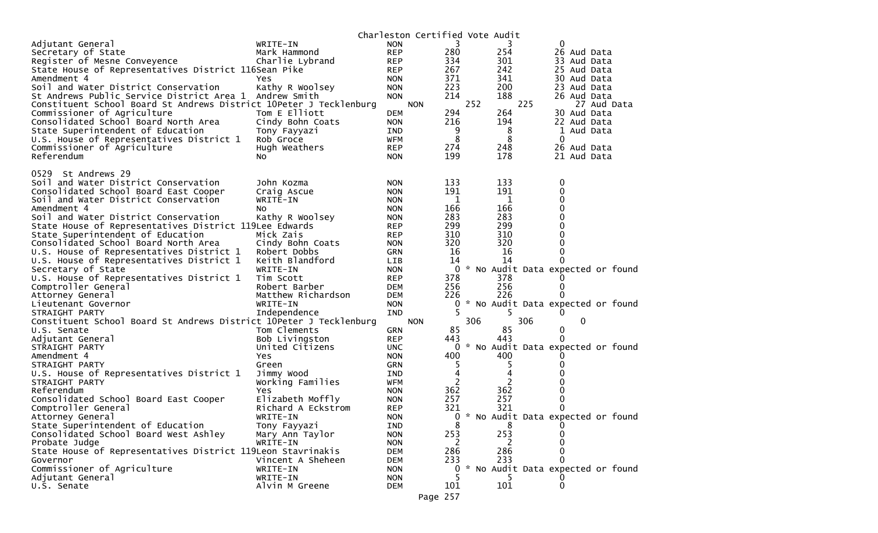Charleston Certified Vote Audit

| Contest | Candidate | Party | Votes | Audit | Diff |
|---|---|---|---|---|---|
| Adjutant General | WRITE-IN | NON | 3 | 3 | 0 |
| Secretary of State | Mark Hammond | REP | 280 | 254 | 26 Aud Data |
| Register of Mesne Conveyence | Charlie Lybrand | REP | 334 | 301 | 33 Aud Data |
| State House of Representatives District 116 | Sean Pike | REP | 267 | 242 | 25 Aud Data |
| Amendment 4 | Yes | NON | 371 | 341 | 30 Aud Data |
| Soil and Water District Conservation | Kathy R Woolsey | NON | 223 | 200 | 23 Aud Data |
| St Andrews Public Service District Area 1 | Andrew Smith | NON | 214 | 188 | 26 Aud Data |
| Constituent School Board St Andrews District 10 | Peter J Tecklenburg | NON | 252 | 225 | 27 Aud Data |
| Commissioner of Agriculture | Tom E Elliott | DEM | 294 | 264 | 30 Aud Data |
| Consolidated School Board North Area | Cindy Bohn Coats | NON | 216 | 194 | 22 Aud Data |
| State Superintendent of Education | Tony Fayyazi | IND | 9 | 8 | 1 Aud Data |
| U.S. House of Representatives District 1 | Rob Groce | WFM | 8 | 8 | 0 |
| Commissioner of Agriculture | Hugh Weathers | REP | 274 | 248 | 26 Aud Data |
| Referendum | No | NON | 199 | 178 | 21 Aud Data |

0529 St Andrews 29

| Contest | Candidate | Party | Votes | Audit | Diff |
|---|---|---|---|---|---|
| Soil and Water District Conservation | John Kozma | NON | 133 | 133 | 0 |
| Consolidated School Board East Cooper | Craig Ascue | NON | 191 | 191 | 0 |
| Soil and Water District Conservation | WRITE-IN | NON | 1 | 1 | 0 |
| Amendment 4 | No | NON | 166 | 166 | 0 |
| Soil and Water District Conservation | Kathy R Woolsey | NON | 283 | 283 | 0 |
| State House of Representatives District 119 | Lee Edwards | REP | 299 | 299 | 0 |
| State Superintendent of Education | Mick Zais | REP | 310 | 310 | 0 |
| Consolidated School Board North Area | Cindy Bohn Coats | NON | 320 | 320 | 0 |
| U.S. House of Representatives District 1 | Robert Dobbs | GRN | 16 | 16 | 0 |
| U.S. House of Representatives District 1 | Keith Blandford | LIB | 14 | 14 | 0 |
| Secretary of State | WRITE-IN | NON | 0 | * No Audit Data expected or found | |
| U.S. House of Representatives District 1 | Tim Scott | REP | 378 | 378 | 0 |
| Comptroller General | Robert Barber | DEM | 256 | 256 | 0 |
| Attorney General | Matthew Richardson | DEM | 226 | 226 | 0 |
| Lieutenant Governor | WRITE-IN | NON | 0 | * No Audit Data expected or found | |
| STRAIGHT PARTY | Independence | IND | 5 | 5 | 0 |
| Constituent School Board St Andrews District 10 | Peter J Tecklenburg | NON | 306 | 306 | 0 |
| U.S. Senate | Tom Clements | GRN | 85 | 85 | 0 |
| Adjutant General | Bob Livingston | REP | 443 | 443 | 0 |
| STRAIGHT PARTY | United Citizens | UNC | 0 | * No Audit Data expected or found | |
| Amendment 4 | Yes | NON | 400 | 400 | 0 |
| STRAIGHT PARTY | Green | GRN | 5 | 5 | 0 |
| U.S. House of Representatives District 1 | Jimmy Wood | IND | 4 | 4 | 0 |
| STRAIGHT PARTY | Working Families | WFM | 2 | 2 | 0 |
| Referendum | Yes | NON | 362 | 362 | 0 |
| Consolidated School Board East Cooper | Elizabeth Moffly | NON | 257 | 257 | 0 |
| Comptroller General | Richard A Eckstrom | REP | 321 | 321 | 0 |
| Attorney General | WRITE-IN | NON | 0 | * No Audit Data expected or found | |
| State Superintendent of Education | Tony Fayyazi | IND | 8 | 8 | 0 |
| Consolidated School Board West Ashley | Mary Ann Taylor | NON | 253 | 253 | 0 |
| Probate Judge | WRITE-IN | NON | 2 | 2 | 0 |
| State House of Representatives District 119 | Leon Stavrinakis | DEM | 286 | 286 | 0 |
| Governor | Vincent A Sheheen | DEM | 233 | 233 | 0 |
| Commissioner of Agriculture | WRITE-IN | NON | 0 | * No Audit Data expected or found | |
| Adjutant General | WRITE-IN | NON | 5 | 5 | 0 |
| U.S. Senate | Alvin M Greene | DEM | 101 | 101 | 0 |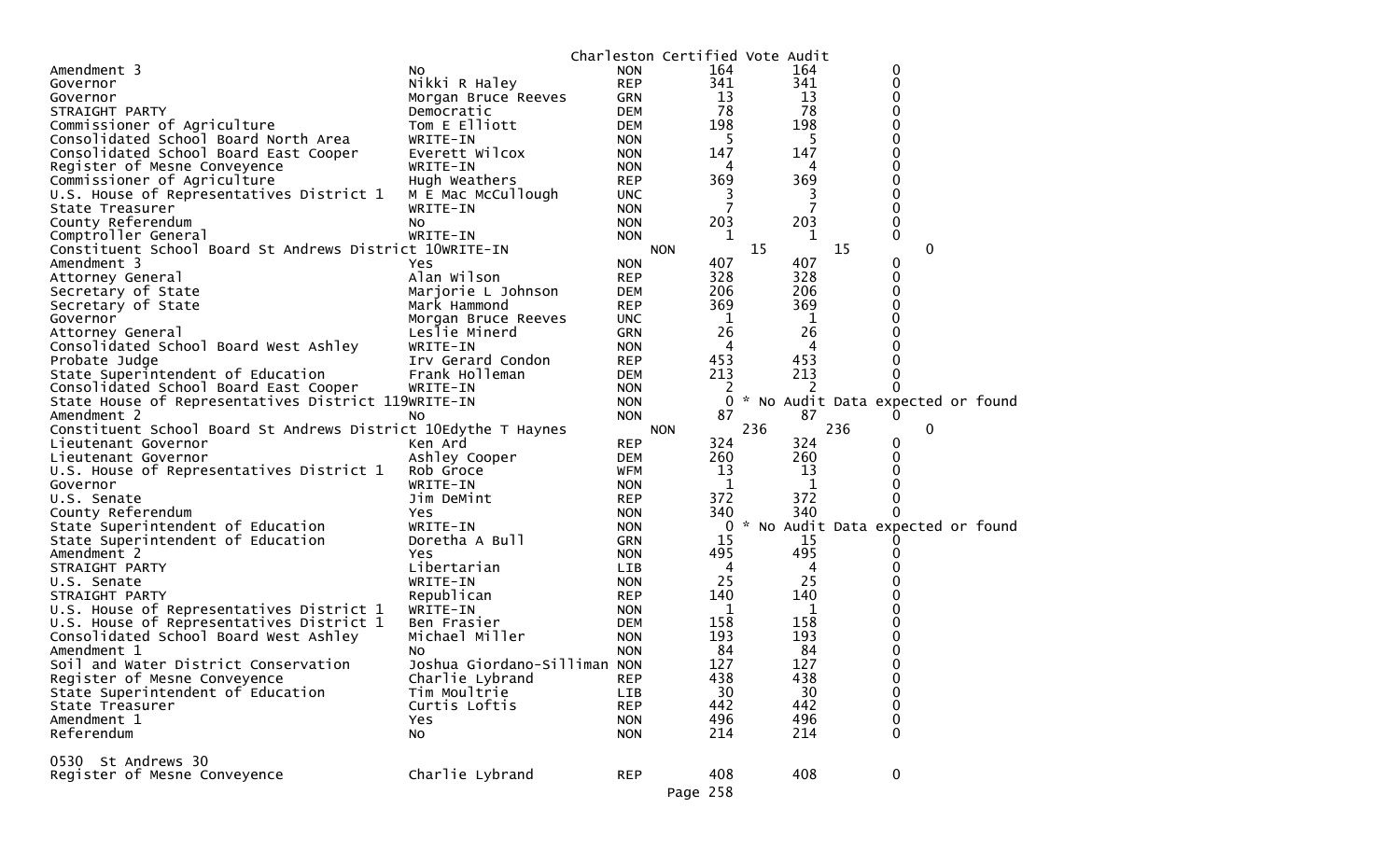Charleston Certified Vote Audit

| | | | | | |
|---|---|---|---|---|---|
| Amendment 3 | No | NON | 164 | 164 | 0 |
| Governor | Nikki R Haley | REP | 341 | 341 | 0 |
| Governor | Morgan Bruce Reeves | GRN | 13 | 13 | 0 |
| STRAIGHT PARTY | Democratic | DEM | 78 | 78 | 0 |
| Commissioner of Agriculture | Tom E Elliott | DEM | 198 | 198 | 0 |
| Consolidated School Board North Area | WRITE-IN | NON | 5 | 5 | 0 |
| Consolidated School Board East Cooper | Everett Wilcox | NON | 147 | 147 | 0 |
| Register of Mesne Conveyence | WRITE-IN | NON | 4 | 4 | 0 |
| Commissioner of Agriculture | Hugh Weathers | REP | 369 | 369 | 0 |
| U.S. House of Representatives District 1 | M E Mac McCullough | UNC | 3 | 3 | 0 |
| State Treasurer | WRITE-IN | NON | 7 | 7 | 0 |
| County Referendum | No | NON | 203 | 203 | 0 |
| Comptroller General | WRITE-IN | NON | 1 | 1 | 0 |
| Constituent School Board St Andrews District 10 | WRITE-IN | NON | 15 | 15 | 0 |
| Amendment 3 | Yes | NON | 407 | 407 | 0 |
| Attorney General | Alan Wilson | REP | 328 | 328 | 0 |
| Secretary of State | Marjorie L Johnson | DEM | 206 | 206 | 0 |
| Secretary of State | Mark Hammond | REP | 369 | 369 | 0 |
| Governor | Morgan Bruce Reeves | UNC | 1 | 1 | 0 |
| Attorney General | Leslie Minerd | GRN | 26 | 26 | 0 |
| Consolidated School Board West Ashley | WRITE-IN | NON | 4 | 4 | 0 |
| Probate Judge | Irv Gerard Condon | REP | 453 | 453 | 0 |
| State Superintendent of Education | Frank Holleman | DEM | 213 | 213 | 0 |
| Consolidated School Board East Cooper | WRITE-IN | NON | 2 | 2 | 0 |
| State House of Representatives District 119 | WRITE-IN | NON | 0 | * No Audit Data expected or found | |
| Amendment 2 | No | NON | 87 | 87 | 0 |
| Constituent School Board St Andrews District 10 | Edythe T Haynes | NON | 236 | 236 | 0 |
| Lieutenant Governor | Ken Ard | REP | 324 | 324 | 0 |
| Lieutenant Governor | Ashley Cooper | DEM | 260 | 260 | 0 |
| U.S. House of Representatives District 1 | Rob Groce | WFM | 13 | 13 | 0 |
| Governor | WRITE-IN | NON | 1 | 1 | 0 |
| U.S. Senate | Jim DeMint | REP | 372 | 372 | 0 |
| County Referendum | Yes | NON | 340 | 340 | 0 |
| State Superintendent of Education | WRITE-IN | NON | 0 | * No Audit Data expected or found | |
| State Superintendent of Education | Doretha A Bull | GRN | 15 | 15 | 0 |
| Amendment 2 | Yes | NON | 495 | 495 | 0 |
| STRAIGHT PARTY | Libertarian | LIB | 4 | 4 | 0 |
| U.S. Senate | WRITE-IN | NON | 25 | 25 | 0 |
| STRAIGHT PARTY | Republican | REP | 140 | 140 | 0 |
| U.S. House of Representatives District 1 | WRITE-IN | NON | 1 | 1 | 0 |
| U.S. House of Representatives District 1 | Ben Frasier | DEM | 158 | 158 | 0 |
| Consolidated School Board West Ashley | Michael Miller | NON | 193 | 193 | 0 |
| Amendment 1 | No | NON | 84 | 84 | 0 |
| Soil and Water District Conservation | Joshua Giordano-Silliman | NON | 127 | 127 | 0 |
| Register of Mesne Conveyence | Charlie Lybrand | REP | 438 | 438 | 0 |
| State Superintendent of Education | Tim Moultrie | LIB | 30 | 30 | 0 |
| State Treasurer | Curtis Loftis | REP | 442 | 442 | 0 |
| Amendment 1 | Yes | NON | 496 | 496 | 0 |
| Referendum | No | NON | 214 | 214 | 0 |

0530 St Andrews 30

| | | | | | |
|---|---|---|---|---|---|
| Register of Mesne Conveyence | Charlie Lybrand | REP | 408 | 408 | 0 |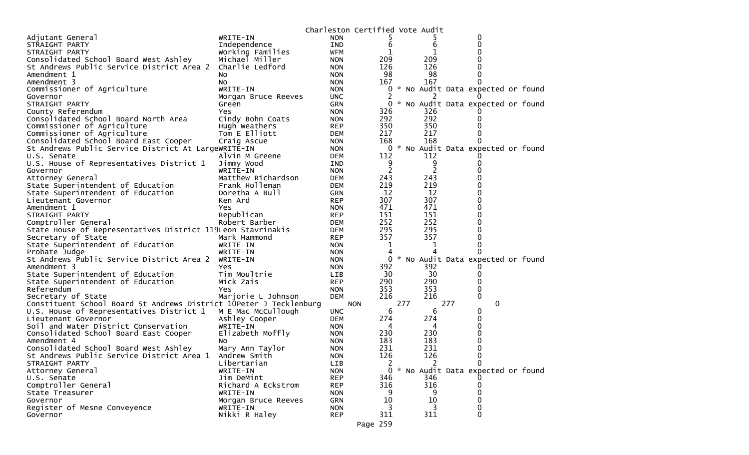Charleston Certified Vote Audit

| Contest | Candidate | Party | Count 1 | Count 2 | Difference |
|---|---|---|---|---|---|
| Adjutant General | WRITE-IN | NON | 5 | 5 | 0 |
| STRAIGHT PARTY | Independence | IND | 6 | 6 | 0 |
| STRAIGHT PARTY | Working Families | WFM | 1 | 1 | 0 |
| Consolidated School Board West Ashley | Michael Miller | NON | 209 | 209 | 0 |
| St Andrews Public Service District Area 2 | Charlie Ledford | NON | 126 | 126 | 0 |
| Amendment 1 | No | NON | 98 | 98 | 0 |
| Amendment 3 | No | NON | 167 | 167 | 0 |
| Commissioner of Agriculture | WRITE-IN | NON | 0 | * No Audit Data expected or found | |
| Governor | Morgan Bruce Reeves | UNC | 2 | 2 | 0 |
| STRAIGHT PARTY | Green | GRN | 0 | * No Audit Data expected or found | |
| County Referendum | Yes | NON | 326 | 326 | 0 |
| Consolidated School Board North Area | Cindy Bohn Coats | NON | 292 | 292 | 0 |
| Commissioner of Agriculture | Hugh Weathers | REP | 350 | 350 | 0 |
| Commissioner of Agriculture | Tom E Elliott | DEM | 217 | 217 | 0 |
| Consolidated School Board East Cooper | Craig Ascue | NON | 168 | 168 | 0 |
| St Andrews Public Service District At Large | WRITE-IN | NON | 0 | * No Audit Data expected or found | |
| U.S. Senate | Alvin M Greene | DEM | 112 | 112 | 0 |
| U.S. House of Representatives District 1 | Jimmy Wood | IND | 9 | 9 | 0 |
| Governor | WRITE-IN | NON | 2 | 2 | 0 |
| Attorney General | Matthew Richardson | DEM | 243 | 243 | 0 |
| State Superintendent of Education | Frank Holleman | DEM | 219 | 219 | 0 |
| State Superintendent of Education | Doretha A Bull | GRN | 12 | 12 | 0 |
| Lieutenant Governor | Ken Ard | REP | 307 | 307 | 0 |
| Amendment 1 | Yes | NON | 471 | 471 | 0 |
| STRAIGHT PARTY | Republican | REP | 151 | 151 | 0 |
| Comptroller General | Robert Barber | DEM | 252 | 252 | 0 |
| State House of Representatives District 119 | Leon Stavrinakis | DEM | 295 | 295 | 0 |
| Secretary of State | Mark Hammond | REP | 357 | 357 | 0 |
| State Superintendent of Education | WRITE-IN | NON | 1 | 1 | 0 |
| Probate Judge | WRITE-IN | NON | 4 | 4 | 0 |
| St Andrews Public Service District Area 2 | WRITE-IN | NON | 0 | * No Audit Data expected or found | |
| Amendment 3 | Yes | NON | 392 | 392 | 0 |
| State Superintendent of Education | Tim Moultrie | LIB | 30 | 30 | 0 |
| State Superintendent of Education | Mick Zais | REP | 290 | 290 | 0 |
| Referendum | Yes | NON | 353 | 353 | 0 |
| Secretary of State | Marjorie L Johnson | DEM | 216 | 216 | 0 |
| Constituent School Board St Andrews District 10 | Peter J Tecklenburg | NON | 277 | 277 | 0 |
| U.S. House of Representatives District 1 | M E Mac McCullough | UNC | 6 | 6 | 0 |
| Lieutenant Governor | Ashley Cooper | DEM | 274 | 274 | 0 |
| Soil and Water District Conservation | WRITE-IN | NON | 4 | 4 | 0 |
| Consolidated School Board East Cooper | Elizabeth Moffly | NON | 230 | 230 | 0 |
| Amendment 4 | No | NON | 183 | 183 | 0 |
| Consolidated School Board West Ashley | Mary Ann Taylor | NON | 231 | 231 | 0 |
| St Andrews Public Service District Area 1 | Andrew Smith | NON | 126 | 126 | 0 |
| STRAIGHT PARTY | Libertarian | LIB | 2 | 2 | 0 |
| Attorney General | WRITE-IN | NON | 0 | * No Audit Data expected or found | |
| U.S. Senate | Jim DeMint | REP | 346 | 346 | 0 |
| Comptroller General | Richard A Eckstrom | REP | 316 | 316 | 0 |
| State Treasurer | WRITE-IN | NON | 9 | 9 | 0 |
| Governor | Morgan Bruce Reeves | GRN | 10 | 10 | 0 |
| Register of Mesne Conveyence | WRITE-IN | NON | 3 | 3 | 0 |
| Governor | Nikki R Haley | REP | 311 | 311 | 0 |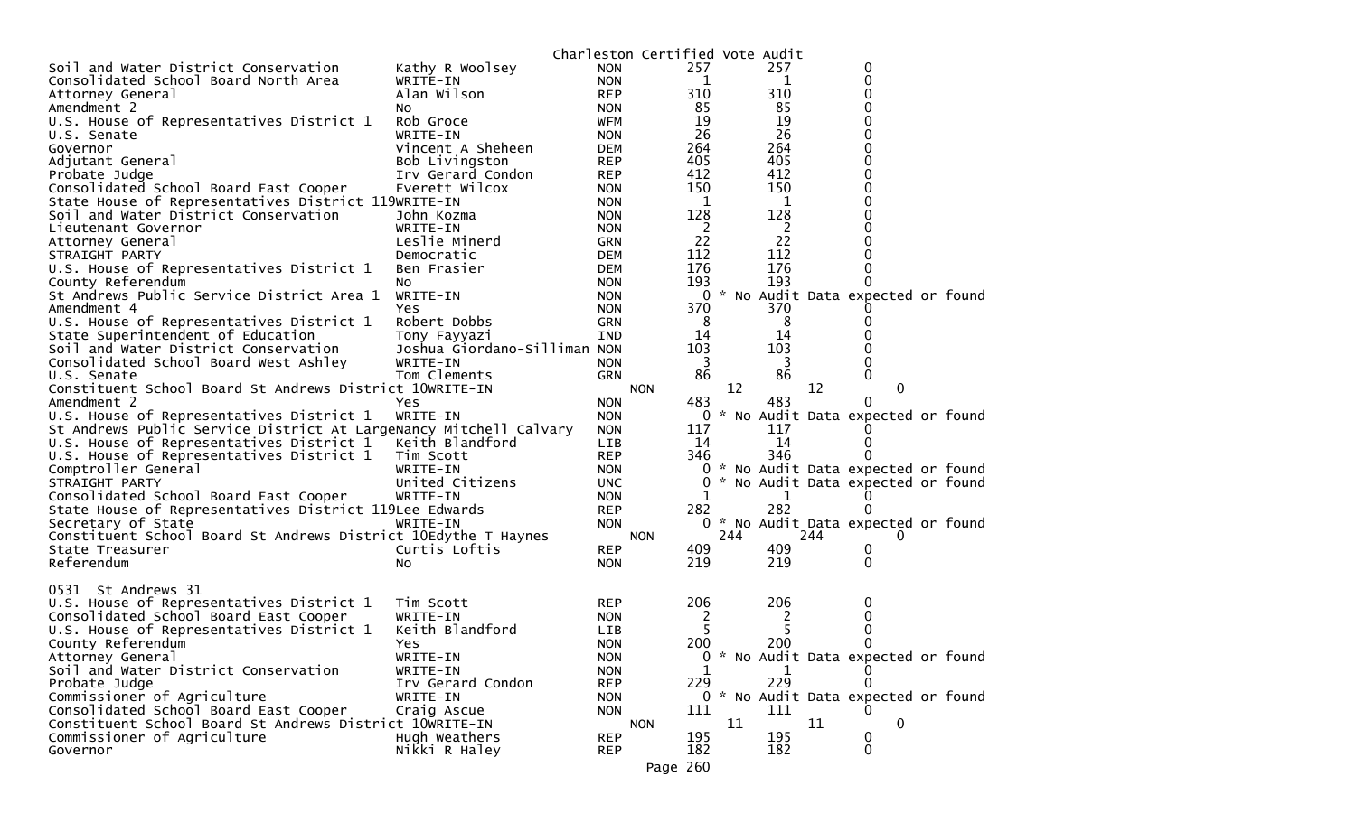Charleston Certified Vote Audit

| Contest | Candidate | Party | Votes | Audit | Difference |
|---|---|---|---|---|---|
| Soil and Water District Conservation | Kathy R Woolsey | NON | 257 | 257 | 0 |
| Consolidated School Board North Area | WRITE-IN | NON | 1 | 1 | 0 |
| Attorney General | Alan Wilson | REP | 310 | 310 | 0 |
| Amendment 2 | No | NON | 85 | 85 | 0 |
| U.S. House of Representatives District 1 | Rob Groce | WFM | 19 | 19 | 0 |
| U.S. Senate | WRITE-IN | NON | 26 | 26 | 0 |
| Governor | Vincent A Sheheen | DEM | 264 | 264 | 0 |
| Adjutant General | Bob Livingston | REP | 405 | 405 | 0 |
| Probate Judge | Irv Gerard Condon | REP | 412 | 412 | 0 |
| Consolidated School Board East Cooper | Everett Wilcox | NON | 150 | 150 | 0 |
| State House of Representatives District 119 | WRITE-IN | NON | 1 | 1 | 0 |
| Soil and Water District Conservation | John Kozma | NON | 128 | 128 | 0 |
| Lieutenant Governor | WRITE-IN | NON | 2 | 2 | 0 |
| Attorney General | Leslie Minerd | GRN | 22 | 22 | 0 |
| STRAIGHT PARTY | Democratic | DEM | 112 | 112 | 0 |
| U.S. House of Representatives District 1 | Ben Frasier | DEM | 176 | 176 | 0 |
| County Referendum | No | NON | 193 | 193 | 0 |
| St Andrews Public Service District Area 1 | WRITE-IN | NON | 0 | * No Audit Data expected or found | |
| Amendment 4 | Yes | NON | 370 | 370 | 0 |
| U.S. House of Representatives District 1 | Robert Dobbs | GRN | 8 | 8 | 0 |
| State Superintendent of Education | Tony Fayyazi | IND | 14 | 14 | 0 |
| Soil and Water District Conservation | Joshua Giordano-Silliman | NON | 103 | 103 | 0 |
| Consolidated School Board West Ashley | WRITE-IN | NON | 3 | 3 | 0 |
| U.S. Senate | Tom Clements | GRN | 86 | 86 | 0 |
| Constituent School Board St Andrews District 10 | WRITE-IN | NON | 12 | 12 | 0 |
| Amendment 2 | Yes | NON | 483 | 483 | 0 |
| U.S. House of Representatives District 1 | WRITE-IN | NON | 0 | * No Audit Data expected or found | |
| St Andrews Public Service District At Large | Nancy Mitchell Calvary | NON | 117 | 117 | 0 |
| U.S. House of Representatives District 1 | Keith Blandford | LIB | 14 | 14 | 0 |
| U.S. House of Representatives District 1 | Tim Scott | REP | 346 | 346 | 0 |
| Comptroller General | WRITE-IN | NON | 0 | * No Audit Data expected or found | |
| STRAIGHT PARTY | United Citizens | UNC | 0 | * No Audit Data expected or found | |
| Consolidated School Board East Cooper | WRITE-IN | NON | 1 | 1 | 0 |
| State House of Representatives District 119 | Lee Edwards | REP | 282 | 282 | 0 |
| Secretary of State | WRITE-IN | NON | 0 | * No Audit Data expected or found | |
| Constituent School Board St Andrews District 10 | Edythe T Haynes | NON | 244 | 244 | 0 |
| State Treasurer | Curtis Loftis | REP | 409 | 409 | 0 |
| Referendum | No | NON | 219 | 219 | 0 |

0531 St Andrews 31

| Contest | Candidate | Party | Votes | Audit | Difference |
|---|---|---|---|---|---|
| U.S. House of Representatives District 1 | Tim Scott | REP | 206 | 206 | 0 |
| Consolidated School Board East Cooper | WRITE-IN | NON | 2 | 2 | 0 |
| U.S. House of Representatives District 1 | Keith Blandford | LIB | 5 | 5 | 0 |
| County Referendum | Yes | NON | 200 | 200 | 0 |
| Attorney General | WRITE-IN | NON | 0 | * No Audit Data expected or found | |
| Soil and Water District Conservation | WRITE-IN | NON | 1 | 1 | 0 |
| Probate Judge | Irv Gerard Condon | REP | 229 | 229 | 0 |
| Commissioner of Agriculture | WRITE-IN | NON | 0 | * No Audit Data expected or found | |
| Consolidated School Board East Cooper | Craig Ascue | NON | 111 | 111 | 0 |
| Constituent School Board St Andrews District 10 | WRITE-IN | NON | 11 | 11 | 0 |
| Commissioner of Agriculture | Hugh Weathers | REP | 195 | 195 | 0 |
| Governor | Nikki R Haley | REP | 182 | 182 | 0 |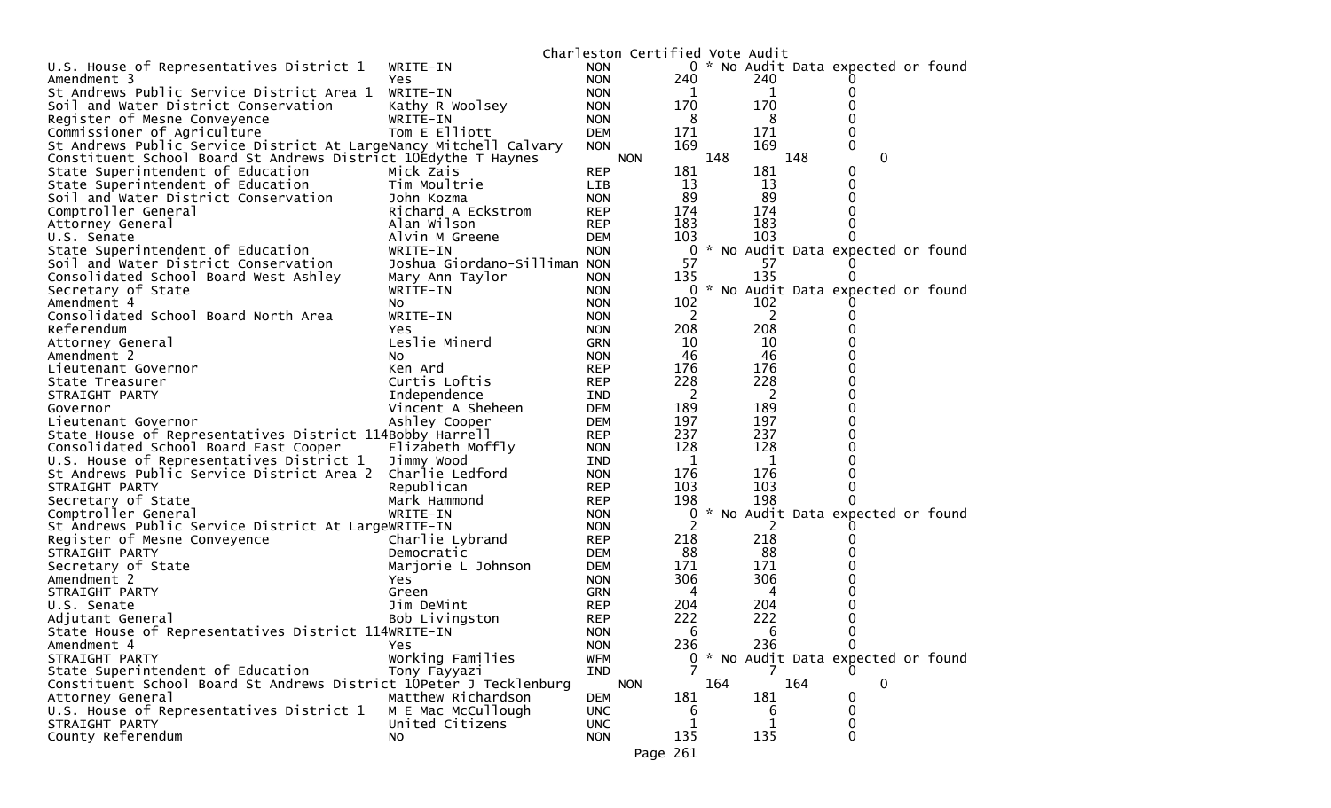Charleston Certified Vote Audit

| Contest | Candidate | Party | Count | Audit | Diff |
|---|---|---|---|---|---|
| U.S. House of Representatives District 1 | WRITE-IN | NON | 0 | * No Audit Data expected or found | |
| Amendment 3 | Yes | NON | 240 | 240 | 0 |
| St Andrews Public Service District Area 1 | WRITE-IN | NON | 1 | 1 | 0 |
| Soil and Water District Conservation | Kathy R Woolsey | NON | 170 | 170 | 0 |
| Register of Mesne Conveyence | WRITE-IN | NON | 8 | 8 | 0 |
| Commissioner of Agriculture | Tom E Elliott | DEM | 171 | 171 | 0 |
| St Andrews Public Service District At Large | Nancy Mitchell Calvary | NON | 169 | 169 | 0 |
| Constituent School Board St Andrews District 10 | Edythe T Haynes | NON | 148 | 148 | 0 |
| State Superintendent of Education | Mick Zais | REP | 181 | 181 | 0 |
| State Superintendent of Education | Tim Moultrie | LIB | 13 | 13 | 0 |
| Soil and Water District Conservation | John Kozma | NON | 89 | 89 | 0 |
| Comptroller General | Richard A Eckstrom | REP | 174 | 174 | 0 |
| Attorney General | Alan Wilson | REP | 183 | 183 | 0 |
| U.S. Senate | Alvin M Greene | DEM | 103 | 103 | 0 |
| State Superintendent of Education | WRITE-IN | NON | 0 | * No Audit Data expected or found | |
| Soil and Water District Conservation | Joshua Giordano-Silliman | NON | 57 | 57 | 0 |
| Consolidated School Board West Ashley | Mary Ann Taylor | NON | 135 | 135 | 0 |
| Secretary of State | WRITE-IN | NON | 0 | * No Audit Data expected or found | |
| Amendment 4 | No | NON | 102 | 102 | 0 |
| Consolidated School Board North Area | WRITE-IN | NON | 2 | 2 | 0 |
| Referendum | Yes | NON | 208 | 208 | 0 |
| Attorney General | Leslie Minerd | GRN | 10 | 10 | 0 |
| Amendment 2 | No | NON | 46 | 46 | 0 |
| Lieutenant Governor | Ken Ard | REP | 176 | 176 | 0 |
| State Treasurer | Curtis Loftis | REP | 228 | 228 | 0 |
| STRAIGHT PARTY | Independence | IND | 2 | 2 | 0 |
| Governor | Vincent A Sheheen | DEM | 189 | 189 | 0 |
| Lieutenant Governor | Ashley Cooper | DEM | 197 | 197 | 0 |
| State House of Representatives District 114 | Bobby Harrell | REP | 237 | 237 | 0 |
| Consolidated School Board East Cooper | Elizabeth Moffly | NON | 128 | 128 | 0 |
| U.S. House of Representatives District 1 | Jimmy Wood | IND | 1 | 1 | 0 |
| St Andrews Public Service District Area 2 | Charlie Ledford | NON | 176 | 176 | 0 |
| STRAIGHT PARTY | Republican | REP | 103 | 103 | 0 |
| Secretary of State | Mark Hammond | REP | 198 | 198 | 0 |
| Comptroller General | WRITE-IN | NON | 0 | * No Audit Data expected or found | |
| St Andrews Public Service District At Large | WRITE-IN | NON | 2 | 2 | 0 |
| Register of Mesne Conveyence | Charlie Lybrand | REP | 218 | 218 | 0 |
| STRAIGHT PARTY | Democratic | DEM | 88 | 88 | 0 |
| Secretary of State | Marjorie L Johnson | DEM | 171 | 171 | 0 |
| Amendment 2 | Yes | NON | 306 | 306 | 0 |
| STRAIGHT PARTY | Green | GRN | 4 | 4 | 0 |
| U.S. Senate | Jim DeMint | REP | 204 | 204 | 0 |
| Adjutant General | Bob Livingston | REP | 222 | 222 | 0 |
| State House of Representatives District 114 | WRITE-IN | NON | 6 | 6 | 0 |
| Amendment 4 | Yes | NON | 236 | 236 | 0 |
| STRAIGHT PARTY | Working Families | WFM | 0 | * No Audit Data expected or found | |
| State Superintendent of Education | Tony Fayyazi | IND | 7 | 7 | 0 |
| Constituent School Board St Andrews District 10 | Peter J Tecklenburg | NON | 164 | 164 | 0 |
| Attorney General | Matthew Richardson | DEM | 181 | 181 | 0 |
| U.S. House of Representatives District 1 | M E Mac McCullough | UNC | 6 | 6 | 0 |
| STRAIGHT PARTY | United Citizens | UNC | 1 | 1 | 0 |
| County Referendum | No | NON | 135 | 135 | 0 |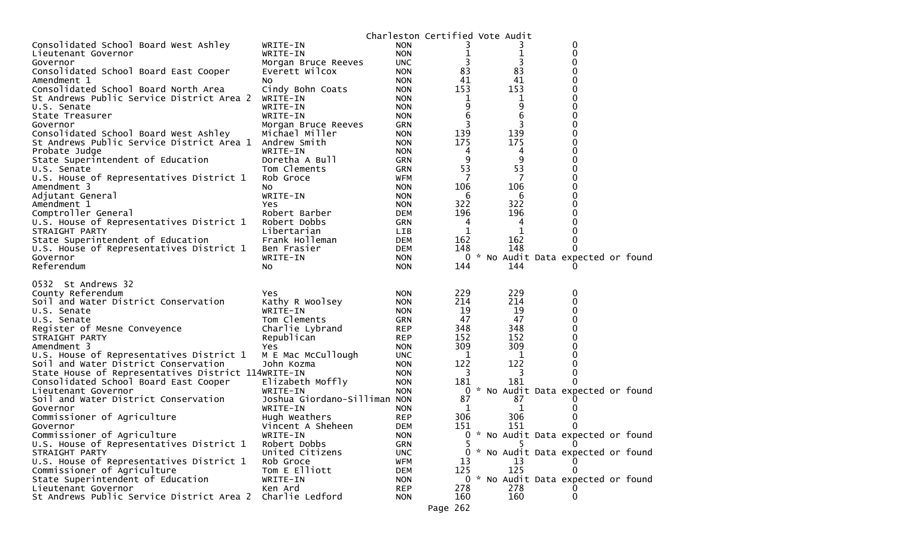Charleston Certified Vote Audit

| | | | | | |
|---|---|---|---|---|---|
| Consolidated School Board West Ashley | WRITE-IN | NON | 3 | 3 | 0 |
| Lieutenant Governor | WRITE-IN | NON | 1 | 1 | 0 |
| Governor | Morgan Bruce Reeves | UNC | 3 | 3 | 0 |
| Consolidated School Board East Cooper | Everett Wilcox | NON | 83 | 83 | 0 |
| Amendment 1 | No | NON | 41 | 41 | 0 |
| Consolidated School Board North Area | Cindy Bohn Coats | NON | 153 | 153 | 0 |
| St Andrews Public Service District Area 2 | WRITE-IN | NON | 1 | 1 | 0 |
| U.S. Senate | WRITE-IN | NON | 9 | 9 | 0 |
| State Treasurer | WRITE-IN | NON | 6 | 6 | 0 |
| Governor | Morgan Bruce Reeves | GRN | 3 | 3 | 0 |
| Consolidated School Board West Ashley | Michael Miller | NON | 139 | 139 | 0 |
| St Andrews Public Service District Area 1 | Andrew Smith | NON | 175 | 175 | 0 |
| Probate Judge | WRITE-IN | NON | 4 | 4 | 0 |
| State Superintendent of Education | Doretha A Bull | GRN | 9 | 9 | 0 |
| U.S. Senate | Tom Clements | GRN | 53 | 53 | 0 |
| U.S. House of Representatives District 1 | Rob Groce | WFM | 7 | 7 | 0 |
| Amendment 3 | No | NON | 106 | 106 | 0 |
| Adjutant General | WRITE-IN | NON | 6 | 6 | 0 |
| Amendment 1 | Yes | NON | 322 | 322 | 0 |
| Comptroller General | Robert Barber | DEM | 196 | 196 | 0 |
| U.S. House of Representatives District 1 | Robert Dobbs | GRN | 4 | 4 | 0 |
| STRAIGHT PARTY | Libertarian | LIB | 1 | 1 | 0 |
| State Superintendent of Education | Frank Holleman | DEM | 162 | 162 | 0 |
| U.S. House of Representatives District 1 | Ben Frasier | DEM | 148 | 148 | 0 |
| Governor | WRITE-IN | NON | 0 | * No Audit Data expected or found | |
| Referendum | No | NON | 144 | 144 | 0 |

0532 St Andrews 32

| | | | | | |
|---|---|---|---|---|---|
| County Referendum | Yes | NON | 229 | 229 | 0 |
| Soil and Water District Conservation | Kathy R Woolsey | NON | 214 | 214 | 0 |
| U.S. Senate | WRITE-IN | NON | 19 | 19 | 0 |
| U.S. Senate | Tom Clements | GRN | 47 | 47 | 0 |
| Register of Mesne Conveyence | Charlie Lybrand | REP | 348 | 348 | 0 |
| STRAIGHT PARTY | Republican | REP | 152 | 152 | 0 |
| Amendment 3 | Yes | NON | 309 | 309 | 0 |
| U.S. House of Representatives District 1 | M E Mac McCullough | UNC | 1 | 1 | 0 |
| Soil and Water District Conservation | John Kozma | NON | 122 | 122 | 0 |
| State House of Representatives District 114 | WRITE-IN | NON | 3 | 3 | 0 |
| Consolidated School Board East Cooper | Elizabeth Moffly | NON | 181 | 181 | 0 |
| Lieutenant Governor | WRITE-IN | NON | 0 | * No Audit Data expected or found | |
| Soil and Water District Conservation | Joshua Giordano-Silliman | NON | 87 | 87 | 0 |
| Governor | WRITE-IN | NON | 1 | 1 | 0 |
| Commissioner of Agriculture | Hugh Weathers | REP | 306 | 306 | 0 |
| Governor | Vincent A Sheheen | DEM | 151 | 151 | 0 |
| Commissioner of Agriculture | WRITE-IN | NON | 0 | * No Audit Data expected or found | |
| U.S. House of Representatives District 1 | Robert Dobbs | GRN | 5 | 5 | 0 |
| STRAIGHT PARTY | United Citizens | UNC | 0 | * No Audit Data expected or found | |
| U.S. House of Representatives District 1 | Rob Groce | WFM | 13 | 13 | 0 |
| Commissioner of Agriculture | Tom E Elliott | DEM | 125 | 125 | 0 |
| State Superintendent of Education | WRITE-IN | NON | 0 | * No Audit Data expected or found | |
| Lieutenant Governor | Ken Ard | REP | 278 | 278 | 0 |
| St Andrews Public Service District Area 2 | Charlie Ledford | NON | 160 | 160 | 0 |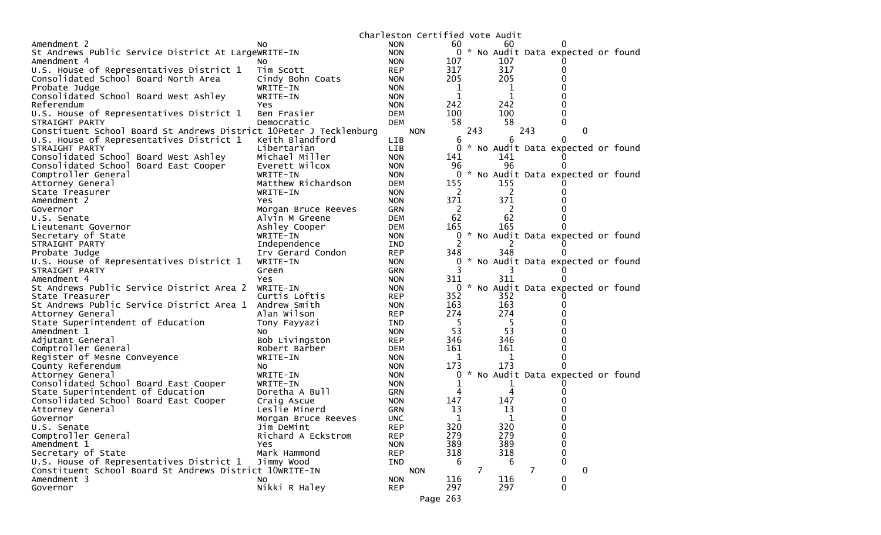Charleston Certified Vote Audit

| Contest | Candidate | Party | | | |
|---|---|---|---|---|---|
| Amendment 2 | No | NON | 60 | 60 | 0 |
| St Andrews Public Service District At Large | WRITE-IN | NON | 0 | * No Audit Data expected or found | |
| Amendment 4 | No | NON | 107 | 107 | 0 |
| U.S. House of Representatives District 1 | Tim Scott | REP | 317 | 317 | 0 |
| Consolidated School Board North Area | Cindy Bohn Coats | NON | 205 | 205 | 0 |
| Probate Judge | WRITE-IN | NON | 1 | 1 | 0 |
| Consolidated School Board West Ashley | WRITE-IN | NON | 1 | 1 | 0 |
| Referendum | Yes | NON | 242 | 242 | 0 |
| U.S. House of Representatives District 1 | Ben Frasier | DEM | 100 | 100 | 0 |
| STRAIGHT PARTY | Democratic | DEM | 58 | 58 | 0 |
| Constituent School Board St Andrews District 10 | Peter J Tecklenburg | NON | 243 | 243 | 0 |
| U.S. House of Representatives District 1 | Keith Blandford | LIB | 6 | 6 | 0 |
| STRAIGHT PARTY | Libertarian | LIB | 0 | * No Audit Data expected or found | |
| Consolidated School Board West Ashley | Michael Miller | NON | 141 | 141 | 0 |
| Consolidated School Board East Cooper | Everett Wilcox | NON | 96 | 96 | 0 |
| Comptroller General | WRITE-IN | NON | 0 | * No Audit Data expected or found | |
| Attorney General | Matthew Richardson | DEM | 155 | 155 | 0 |
| State Treasurer | WRITE-IN | NON | 2 | 2 | 0 |
| Amendment 2 | Yes | NON | 371 | 371 | 0 |
| Governor | Morgan Bruce Reeves | GRN | 2 | 2 | 0 |
| U.S. Senate | Alvin M Greene | DEM | 62 | 62 | 0 |
| Lieutenant Governor | Ashley Cooper | DEM | 165 | 165 | 0 |
| Secretary of State | WRITE-IN | NON | 0 | * No Audit Data expected or found | |
| STRAIGHT PARTY | Independence | IND | 2 | 2 | 0 |
| Probate Judge | Irv Gerard Condon | REP | 348 | 348 | 0 |
| U.S. House of Representatives District 1 | WRITE-IN | NON | 0 | * No Audit Data expected or found | |
| STRAIGHT PARTY | Green | GRN | 3 | 3 | 0 |
| Amendment 4 | Yes | NON | 311 | 311 | 0 |
| St Andrews Public Service District Area 2 | WRITE-IN | NON | 0 | * No Audit Data expected or found | |
| State Treasurer | Curtis Loftis | REP | 352 | 352 | 0 |
| St Andrews Public Service District Area 1 | Andrew Smith | NON | 163 | 163 | 0 |
| Attorney General | Alan Wilson | REP | 274 | 274 | 0 |
| State Superintendent of Education | Tony Fayyazi | IND | 5 | 5 | 0 |
| Amendment 1 | No | NON | 53 | 53 | 0 |
| Adjutant General | Bob Livingston | REP | 346 | 346 | 0 |
| Comptroller General | Robert Barber | DEM | 161 | 161 | 0 |
| Register of Mesne Conveyence | WRITE-IN | NON | 1 | 1 | 0 |
| County Referendum | No | NON | 173 | 173 | 0 |
| Attorney General | WRITE-IN | NON | 0 | * No Audit Data expected or found | |
| Consolidated School Board East Cooper | WRITE-IN | NON | 1 | 1 | 0 |
| State Superintendent of Education | Doretha A Bull | GRN | 4 | 4 | 0 |
| Consolidated School Board East Cooper | Craig Ascue | NON | 147 | 147 | 0 |
| Attorney General | Leslie Minerd | GRN | 13 | 13 | 0 |
| Governor | Morgan Bruce Reeves | UNC | 1 | 1 | 0 |
| U.S. Senate | Jim DeMint | REP | 320 | 320 | 0 |
| Comptroller General | Richard A Eckstrom | REP | 279 | 279 | 0 |
| Amendment 1 | Yes | NON | 389 | 389 | 0 |
| Secretary of State | Mark Hammond | REP | 318 | 318 | 0 |
| U.S. House of Representatives District 1 | Jimmy Wood | IND | 6 | 6 | 0 |
| Constituent School Board St Andrews District 10 | WRITE-IN | NON | 7 | 7 | 0 |
| Amendment 3 | No | NON | 116 | 116 | 0 |
| Governor | Nikki R Haley | REP | 297 | 297 | 0 |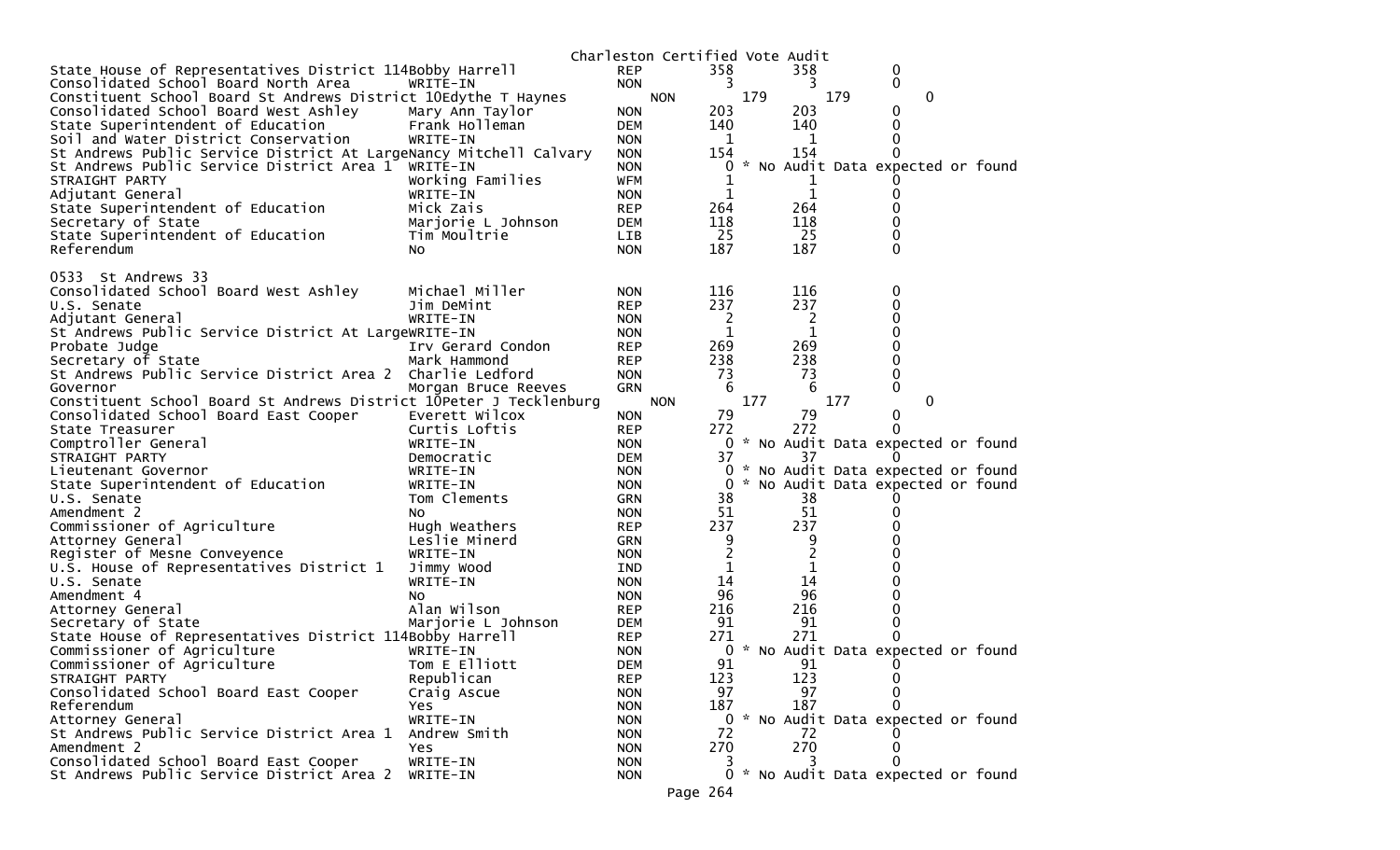Charleston Certified Vote Audit

| Contest | Candidate | Party | Count | Audit | Diff |
|---|---|---|---|---|---|
| State House of Representatives District 114 | Bobby Harrell | REP | 358 | 358 | 0 |
| Consolidated School Board North Area | WRITE-IN | NON | 3 | 3 | 0 |
| Constituent School Board St Andrews District 10 | Edythe T Haynes | NON | 179 | 179 | 0 |
| Consolidated School Board West Ashley | Mary Ann Taylor | NON | 203 | 203 | 0 |
| State Superintendent of Education | Frank Holleman | DEM | 140 | 140 | 0 |
| Soil and Water District Conservation | WRITE-IN | NON | 1 | 1 | 0 |
| St Andrews Public Service District At Large | Nancy Mitchell Calvary | NON | 154 | 154 | 0 |
| St Andrews Public Service District Area 1 | WRITE-IN | NON | 0 | * No Audit Data expected or found | |
| STRAIGHT PARTY | Working Families | WFM | 1 | 1 | 0 |
| Adjutant General | WRITE-IN | NON | 1 | 1 | 0 |
| State Superintendent of Education | Mick Zais | REP | 264 | 264 | 0 |
| Secretary of State | Marjorie L Johnson | DEM | 118 | 118 | 0 |
| State Superintendent of Education | Tim Moultrie | LIB | 25 | 25 | 0 |
| Referendum | No | NON | 187 | 187 | 0 |

0533 St Andrews 33

| Contest | Candidate | Party | Count | Audit | Diff |
|---|---|---|---|---|---|
| Consolidated School Board West Ashley | Michael Miller | NON | 116 | 116 | 0 |
| U.S. Senate | Jim DeMint | REP | 237 | 237 | 0 |
| Adjutant General | WRITE-IN | NON | 2 | 2 | 0 |
| St Andrews Public Service District At Large | WRITE-IN | NON | 1 | 1 | 0 |
| Probate Judge | Irv Gerard Condon | REP | 269 | 269 | 0 |
| Secretary of State | Mark Hammond | REP | 238 | 238 | 0 |
| St Andrews Public Service District Area 2 | Charlie Ledford | NON | 73 | 73 | 0 |
| Governor | Morgan Bruce Reeves | GRN | 6 | 6 | 0 |
| Constituent School Board St Andrews District 10 | Peter J Tecklenburg | NON | 177 | 177 | 0 |
| Consolidated School Board East Cooper | Everett Wilcox | NON | 79 | 79 | 0 |
| State Treasurer | Curtis Loftis | REP | 272 | 272 | 0 |
| Comptroller General | WRITE-IN | NON | 0 | * No Audit Data expected or found | |
| STRAIGHT PARTY | Democratic | DEM | 37 | 37 | 0 |
| Lieutenant Governor | WRITE-IN | NON | 0 | * No Audit Data expected or found | |
| State Superintendent of Education | WRITE-IN | NON | 0 | * No Audit Data expected or found | |
| U.S. Senate | Tom Clements | GRN | 38 | 38 | 0 |
| Amendment 2 | No | NON | 51 | 51 | 0 |
| Commissioner of Agriculture | Hugh Weathers | REP | 237 | 237 | 0 |
| Attorney General | Leslie Minerd | GRN | 9 | 9 | 0 |
| Register of Mesne Conveyence | WRITE-IN | NON | 2 | 2 | 0 |
| U.S. House of Representatives District 1 | Jimmy Wood | IND | 1 | 1 | 0 |
| U.S. Senate | WRITE-IN | NON | 14 | 14 | 0 |
| Amendment 4 | No | NON | 96 | 96 | 0 |
| Attorney General | Alan Wilson | REP | 216 | 216 | 0 |
| Secretary of State | Marjorie L Johnson | DEM | 91 | 91 | 0 |
| State House of Representatives District 114 | Bobby Harrell | REP | 271 | 271 | 0 |
| Commissioner of Agriculture | WRITE-IN | NON | 0 | * No Audit Data expected or found | |
| Commissioner of Agriculture | Tom E Elliott | DEM | 91 | 91 | 0 |
| STRAIGHT PARTY | Republican | REP | 123 | 123 | 0 |
| Consolidated School Board East Cooper | Craig Ascue | NON | 97 | 97 | 0 |
| Referendum | Yes | NON | 187 | 187 | 0 |
| Attorney General | WRITE-IN | NON | 0 | * No Audit Data expected or found | |
| St Andrews Public Service District Area 1 | Andrew Smith | NON | 72 | 72 | 0 |
| Amendment 2 | Yes | NON | 270 | 270 | 0 |
| Consolidated School Board East Cooper | WRITE-IN | NON | 3 | 3 | 0 |
| St Andrews Public Service District Area 2 | WRITE-IN | NON | 0 | * No Audit Data expected or found | |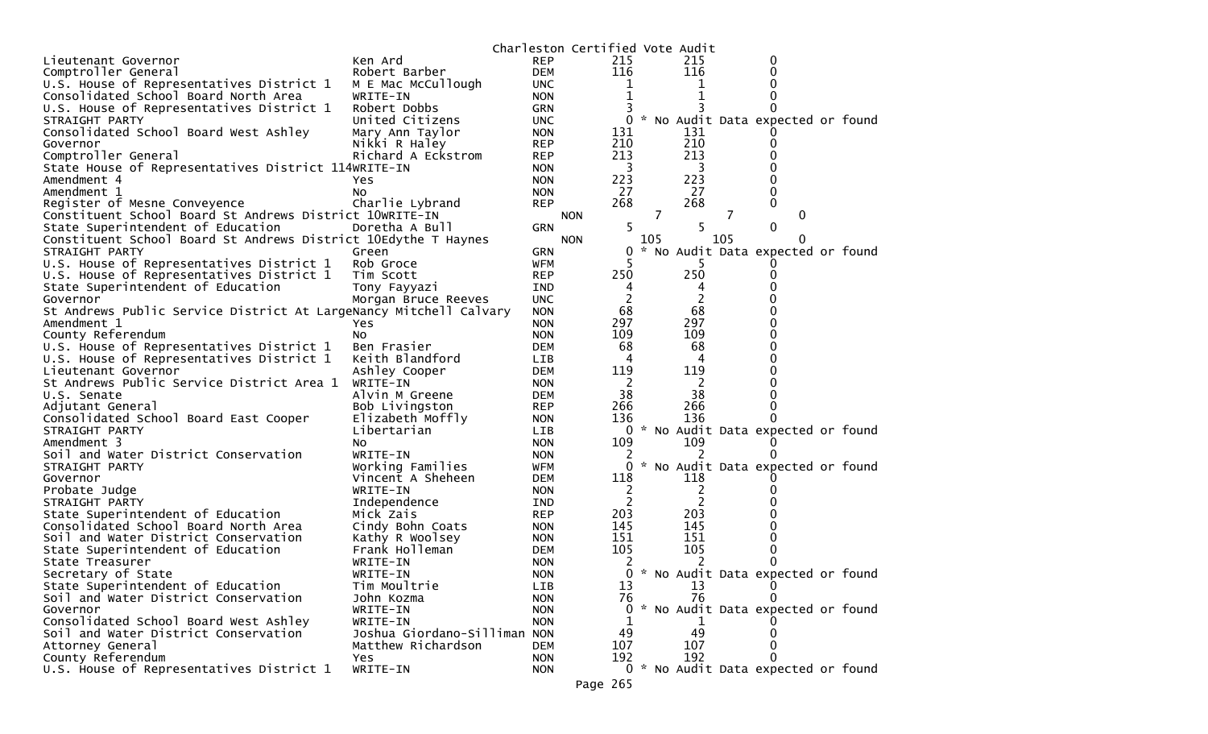Charleston Certified Vote Audit

| Contest | Candidate | Party | Count 1 | Count 2 | Difference |
|---|---|---|---|---|---|
| Lieutenant Governor | Ken Ard | REP | 215 | 215 | 0 |
| Comptroller General | Robert Barber | DEM | 116 | 116 | 0 |
| U.S. House of Representatives District 1 | M E Mac McCullough | UNC | 1 | 1 | 0 |
| Consolidated School Board North Area | WRITE-IN | NON | 1 | 1 | 0 |
| U.S. House of Representatives District 1 | Robert Dobbs | GRN | 3 | 3 | 0 |
| STRAIGHT PARTY | United Citizens | UNC | 0 | * No Audit Data expected or found | |
| Consolidated School Board West Ashley | Mary Ann Taylor | NON | 131 | 131 | 0 |
| Governor | Nikki R Haley | REP | 210 | 210 | 0 |
| Comptroller General | Richard A Eckstrom | REP | 213 | 213 | 0 |
| State House of Representatives District 114 | WRITE-IN | NON | 3 | 3 | 0 |
| Amendment 4 | Yes | NON | 223 | 223 | 0 |
| Amendment 1 | No | NON | 27 | 27 | 0 |
| Register of Mesne Conveyence | Charlie Lybrand | REP | 268 | 268 | 0 |
| Constituent School Board St Andrews District 10 | WRITE-IN | NON | 7 | 7 | 0 |
| State Superintendent of Education | Doretha A Bull | GRN | 5 | 5 | 0 |
| Constituent School Board St Andrews District 10 | Edythe T Haynes | NON | 105 | 105 | 0 |
| STRAIGHT PARTY | Green | GRN | 0 | * No Audit Data expected or found | |
| U.S. House of Representatives District 1 | Rob Groce | WFM | 5 | 5 | 0 |
| U.S. House of Representatives District 1 | Tim Scott | REP | 250 | 250 | 0 |
| State Superintendent of Education | Tony Fayyazi | IND | 4 | 4 | 0 |
| Governor | Morgan Bruce Reeves | UNC | 2 | 2 | 0 |
| St Andrews Public Service District At Large | Nancy Mitchell Calvary | NON | 68 | 68 | 0 |
| Amendment 1 | Yes | NON | 297 | 297 | 0 |
| County Referendum | No | NON | 109 | 109 | 0 |
| U.S. House of Representatives District 1 | Ben Frasier | DEM | 68 | 68 | 0 |
| U.S. House of Representatives District 1 | Keith Blandford | LIB | 4 | 4 | 0 |
| Lieutenant Governor | Ashley Cooper | DEM | 119 | 119 | 0 |
| St Andrews Public Service District Area 1 | WRITE-IN | NON | 2 | 2 | 0 |
| U.S. Senate | Alvin M Greene | DEM | 38 | 38 | 0 |
| Adjutant General | Bob Livingston | REP | 266 | 266 | 0 |
| Consolidated School Board East Cooper | Elizabeth Moffly | NON | 136 | 136 | 0 |
| STRAIGHT PARTY | Libertarian | LIB | 0 | * No Audit Data expected or found | |
| Amendment 3 | No | NON | 109 | 109 | 0 |
| Soil and Water District Conservation | WRITE-IN | NON | 2 | 2 | 0 |
| STRAIGHT PARTY | Working Families | WFM | 0 | * No Audit Data expected or found | |
| Governor | Vincent A Sheheen | DEM | 118 | 118 | 0 |
| Probate Judge | WRITE-IN | NON | 2 | 2 | 0 |
| STRAIGHT PARTY | Independence | IND | 2 | 2 | 0 |
| State Superintendent of Education | Mick Zais | REP | 203 | 203 | 0 |
| Consolidated School Board North Area | Cindy Bohn Coats | NON | 145 | 145 | 0 |
| Soil and Water District Conservation | Kathy R Woolsey | NON | 151 | 151 | 0 |
| State Superintendent of Education | Frank Holleman | DEM | 105 | 105 | 0 |
| State Treasurer | WRITE-IN | NON | 2 | 2 | 0 |
| Secretary of State | WRITE-IN | NON | 0 | * No Audit Data expected or found | |
| State Superintendent of Education | Tim Moultrie | LIB | 13 | 13 | 0 |
| Soil and Water District Conservation | John Kozma | NON | 76 | 76 | 0 |
| Governor | WRITE-IN | NON | 0 | * No Audit Data expected or found | |
| Consolidated School Board West Ashley | WRITE-IN | NON | 1 | 1 | 0 |
| Soil and Water District Conservation | Joshua Giordano-Silliman | NON | 49 | 49 | 0 |
| Attorney General | Matthew Richardson | DEM | 107 | 107 | 0 |
| County Referendum | Yes | NON | 192 | 192 | 0 |
| U.S. House of Representatives District 1 | WRITE-IN | NON | 0 | * No Audit Data expected or found | |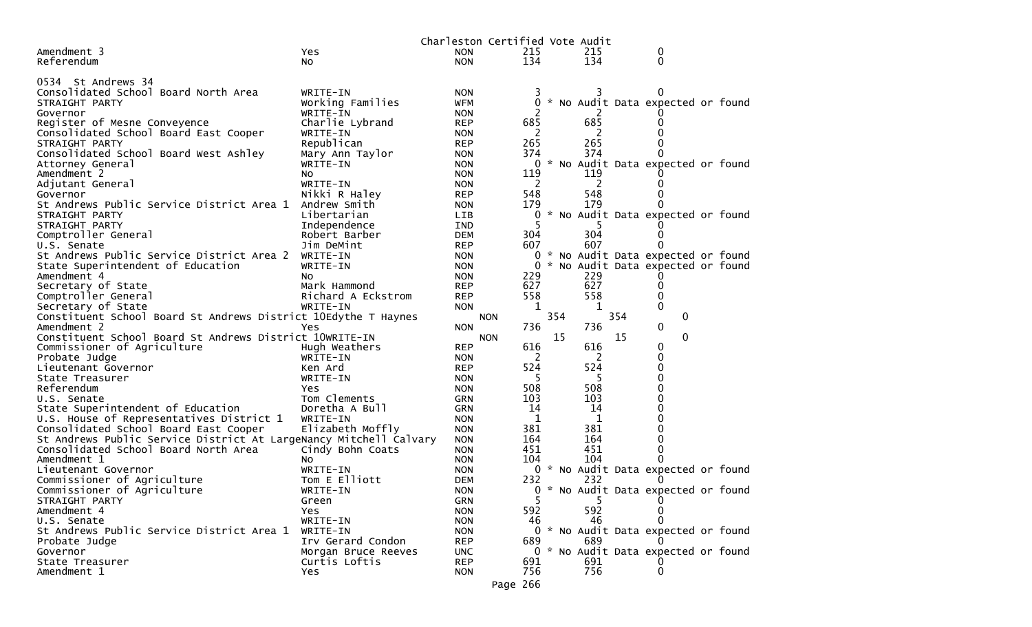Charleston Certified Vote Audit

| | | | | | |
|---|---|---|---|---|---|
| Amendment 3 | Yes | NON | 215 | 215 | 0 |
| Referendum | No | NON | 134 | 134 | 0 |

0534 St Andrews 34

| | | | | | |
|---|---|---|---|---|---|
| Consolidated School Board North Area | WRITE-IN | NON | 3 | 3 | 0 |
| STRAIGHT PARTY | Working Families | WFM | 0 | * No Audit Data expected or found | |
| Governor | WRITE-IN | NON | 2 | 2 | 0 |
| Register of Mesne Conveyence | Charlie Lybrand | REP | 685 | 685 | 0 |
| Consolidated School Board East Cooper | WRITE-IN | NON | 2 | 2 | 0 |
| STRAIGHT PARTY | Republican | REP | 265 | 265 | 0 |
| Consolidated School Board West Ashley | Mary Ann Taylor | NON | 374 | 374 | 0 |
| Attorney General | WRITE-IN | NON | 0 | * No Audit Data expected or found | |
| Amendment 2 | No | NON | 119 | 119 | 0 |
| Adjutant General | WRITE-IN | NON | 2 | 2 | 0 |
| Governor | Nikki R Haley | REP | 548 | 548 | 0 |
| St Andrews Public Service District Area 1 | Andrew Smith | NON | 179 | 179 | 0 |
| STRAIGHT PARTY | Libertarian | LIB | 0 | * No Audit Data expected or found | |
| STRAIGHT PARTY | Independence | IND | 5 | 5 | 0 |
| Comptroller General | Robert Barber | DEM | 304 | 304 | 0 |
| U.S. Senate | Jim DeMint | REP | 607 | 607 | 0 |
| St Andrews Public Service District Area 2 | WRITE-IN | NON | 0 | * No Audit Data expected or found | |
| State Superintendent of Education | WRITE-IN | NON | 0 | * No Audit Data expected or found | |
| Amendment 4 | No | NON | 229 | 229 | 0 |
| Secretary of State | Mark Hammond | REP | 627 | 627 | 0 |
| Comptroller General | Richard A Eckstrom | REP | 558 | 558 | 0 |
| Secretary of State | WRITE-IN | NON | 1 | 1 | 0 |
| Constituent School Board St Andrews District 10 | Edythe T Haynes | NON | 354 | 354 | 0 |
| Amendment 2 | Yes | NON | 736 | 736 | 0 |
| Constituent School Board St Andrews District 10 | WRITE-IN | NON | 15 | 15 | 0 |
| Commissioner of Agriculture | Hugh Weathers | REP | 616 | 616 | 0 |
| Probate Judge | WRITE-IN | NON | 2 | 2 | 0 |
| Lieutenant Governor | Ken Ard | REP | 524 | 524 | 0 |
| State Treasurer | WRITE-IN | NON | 5 | 5 | 0 |
| Referendum | Yes | NON | 508 | 508 | 0 |
| U.S. Senate | Tom Clements | GRN | 103 | 103 | 0 |
| State Superintendent of Education | Doretha A Bull | GRN | 14 | 14 | 0 |
| U.S. House of Representatives District 1 | WRITE-IN | NON | 1 | 1 | 0 |
| Consolidated School Board East Cooper | Elizabeth Moffly | NON | 381 | 381 | 0 |
| St Andrews Public Service District At Large | Nancy Mitchell Calvary | NON | 164 | 164 | 0 |
| Consolidated School Board North Area | Cindy Bohn Coats | NON | 451 | 451 | 0 |
| Amendment 1 | No | NON | 104 | 104 | 0 |
| Lieutenant Governor | WRITE-IN | NON | 0 | * No Audit Data expected or found | |
| Commissioner of Agriculture | Tom E Elliott | DEM | 232 | 232 | 0 |
| Commissioner of Agriculture | WRITE-IN | NON | 0 | * No Audit Data expected or found | |
| STRAIGHT PARTY | Green | GRN | 5 | 5 | 0 |
| Amendment 4 | Yes | NON | 592 | 592 | 0 |
| U.S. Senate | WRITE-IN | NON | 46 | 46 | 0 |
| St Andrews Public Service District Area 1 | WRITE-IN | NON | 0 | * No Audit Data expected or found | |
| Probate Judge | Irv Gerard Condon | REP | 689 | 689 | 0 |
| Governor | Morgan Bruce Reeves | UNC | 0 | * No Audit Data expected or found | |
| State Treasurer | Curtis Loftis | REP | 691 | 691 | 0 |
| Amendment 1 | Yes | NON | 756 | 756 | 0 |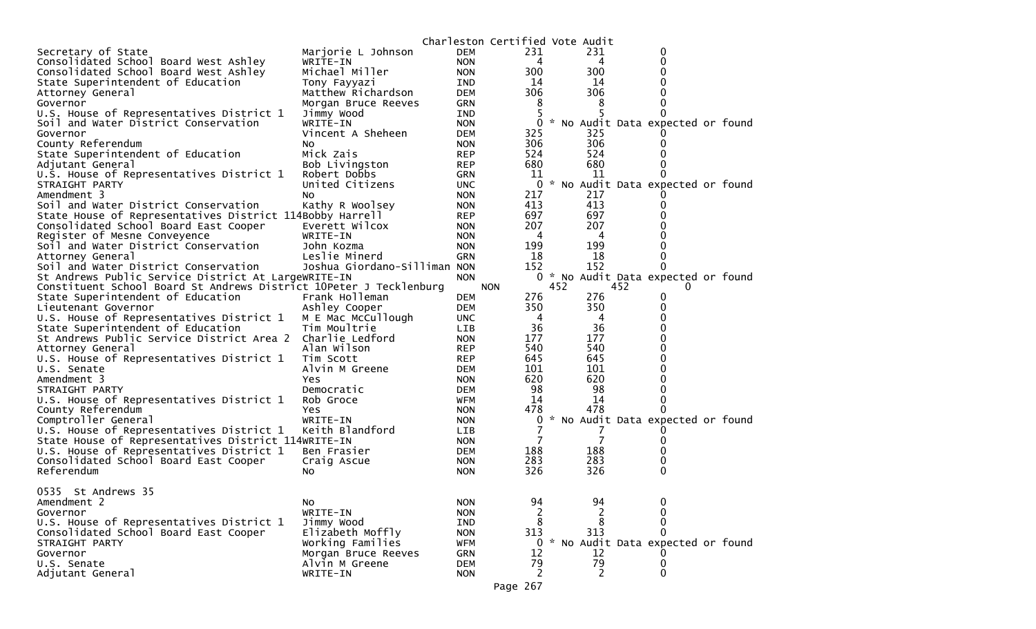Charleston Certified Vote Audit

| Office | Candidate | Party | Votes | Audit | Diff |
|---|---|---|---|---|---|
| Secretary of State | Marjorie L Johnson | DEM | 231 | 231 | 0 |
| Consolidated School Board West Ashley | WRITE-IN | NON | 4 | 4 | 0 |
| Consolidated School Board West Ashley | Michael Miller | NON | 300 | 300 | 0 |
| State Superintendent of Education | Tony Fayyazi | IND | 14 | 14 | 0 |
| Attorney General | Matthew Richardson | DEM | 306 | 306 | 0 |
| Governor | Morgan Bruce Reeves | GRN | 8 | 8 | 0 |
| U.S. House of Representatives District 1 | Jimmy Wood | IND | 5 | 5 | 0 |
| Soil and Water District Conservation | WRITE-IN | NON | 0 | * No Audit Data expected or found | |
| Governor | Vincent A Sheheen | DEM | 325 | 325 | 0 |
| County Referendum | No | NON | 306 | 306 | 0 |
| State Superintendent of Education | Mick Zais | REP | 524 | 524 | 0 |
| Adjutant General | Bob Livingston | REP | 680 | 680 | 0 |
| U.S. House of Representatives District 1 | Robert Dobbs | GRN | 11 | 11 | 0 |
| STRAIGHT PARTY | United Citizens | UNC | 0 | * No Audit Data expected or found | |
| Amendment 3 | No | NON | 217 | 217 | 0 |
| Soil and Water District Conservation | Kathy R Woolsey | NON | 413 | 413 | 0 |
| State House of Representatives District 114 | Bobby Harrell | REP | 697 | 697 | 0 |
| Consolidated School Board East Cooper | Everett Wilcox | NON | 207 | 207 | 0 |
| Register of Mesne Conveyence | WRITE-IN | NON | 4 | 4 | 0 |
| Soil and Water District Conservation | John Kozma | NON | 199 | 199 | 0 |
| Attorney General | Leslie Minerd | GRN | 18 | 18 | 0 |
| Soil and Water District Conservation | Joshua Giordano-Silliman | NON | 152 | 152 | 0 |
| St Andrews Public Service District At Large | WRITE-IN | NON | 0 | * No Audit Data expected or found | |
| Constituent School Board St Andrews District 10 | Peter J Tecklenburg | NON | 452 | 452 | 0 |
| State Superintendent of Education | Frank Holleman | DEM | 276 | 276 | 0 |
| Lieutenant Governor | Ashley Cooper | DEM | 350 | 350 | 0 |
| U.S. House of Representatives District 1 | M E Mac McCullough | UNC | 4 | 4 | 0 |
| State Superintendent of Education | Tim Moultrie | LIB | 36 | 36 | 0 |
| St Andrews Public Service District Area 2 | Charlie Ledford | NON | 177 | 177 | 0 |
| Attorney General | Alan Wilson | REP | 540 | 540 | 0 |
| U.S. House of Representatives District 1 | Tim Scott | REP | 645 | 645 | 0 |
| U.S. Senate | Alvin M Greene | DEM | 101 | 101 | 0 |
| Amendment 3 | Yes | NON | 620 | 620 | 0 |
| STRAIGHT PARTY | Democratic | DEM | 98 | 98 | 0 |
| U.S. House of Representatives District 1 | Rob Groce | WFM | 14 | 14 | 0 |
| County Referendum | Yes | NON | 478 | 478 | 0 |
| Comptroller General | WRITE-IN | NON | 0 | * No Audit Data expected or found | |
| U.S. House of Representatives District 1 | Keith Blandford | LIB | 7 | 7 | 0 |
| State House of Representatives District 114 | WRITE-IN | NON | 7 | 7 | 0 |
| U.S. House of Representatives District 1 | Ben Frasier | DEM | 188 | 188 | 0 |
| Consolidated School Board East Cooper | Craig Ascue | NON | 283 | 283 | 0 |
| Referendum | No | NON | 326 | 326 | 0 |

0535 St Andrews 35

| Office | Candidate | Party | Votes | Audit | Diff |
|---|---|---|---|---|---|
| Amendment 2 | No | NON | 94 | 94 | 0 |
| Governor | WRITE-IN | NON | 2 | 2 | 0 |
| U.S. House of Representatives District 1 | Jimmy Wood | IND | 8 | 8 | 0 |
| Consolidated School Board East Cooper | Elizabeth Moffly | NON | 313 | 313 | 0 |
| STRAIGHT PARTY | Working Families | WFM | 0 | * No Audit Data expected or found | |
| Governor | Morgan Bruce Reeves | GRN | 12 | 12 | 0 |
| U.S. Senate | Alvin M Greene | DEM | 79 | 79 | 0 |
| Adjutant General | WRITE-IN | NON | 2 | 2 | 0 |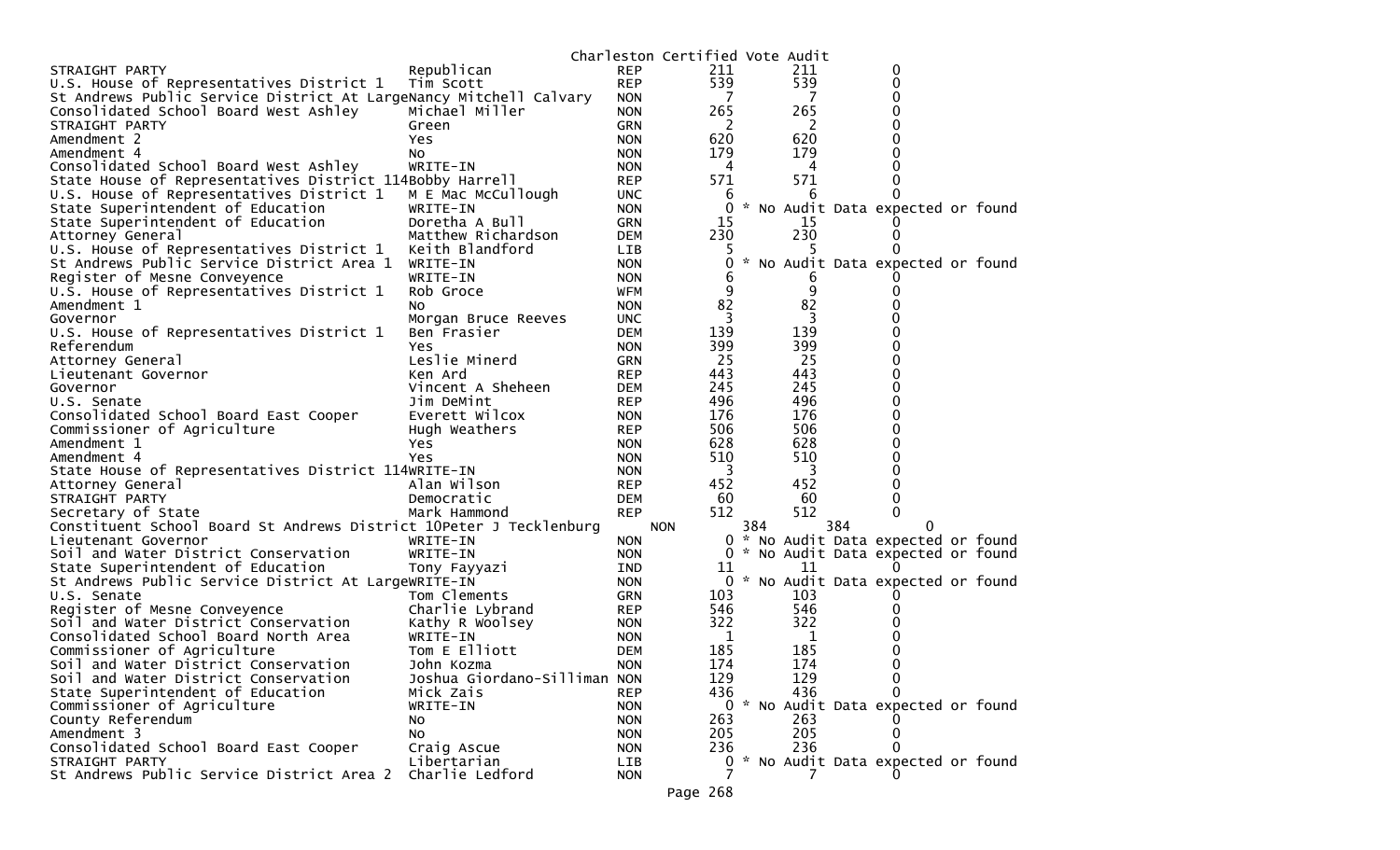Charleston Certified Vote Audit

| | | | | | |
|---|---|---|---|---|---|
| STRAIGHT PARTY | Republican | REP | 211 | 211 | 0 |
| U.S. House of Representatives District 1 | Tim Scott | REP | 539 | 539 | 0 |
| St Andrews Public Service District At Large | Nancy Mitchell Calvary | NON | 7 | 7 | 0 |
| Consolidated School Board West Ashley | Michael Miller | NON | 265 | 265 | 0 |
| STRAIGHT PARTY | Green | GRN | 2 | 2 | 0 |
| Amendment 2 | Yes | NON | 620 | 620 | 0 |
| Amendment 4 | No | NON | 179 | 179 | 0 |
| Consolidated School Board West Ashley | WRITE-IN | NON | 4 | 4 | 0 |
| State House of Representatives District 114 | Bobby Harrell | REP | 571 | 571 | 0 |
| U.S. House of Representatives District 1 | M E Mac McCullough | UNC | 6 | 6 | 0 |
| State Superintendent of Education | WRITE-IN | NON | 0 | * No Audit Data expected or found | |
| State Superintendent of Education | Doretha A Bull | GRN | 15 | 15 | 0 |
| Attorney General | Matthew Richardson | DEM | 230 | 230 | 0 |
| U.S. House of Representatives District 1 | Keith Blandford | LIB | 5 | 5 | 0 |
| St Andrews Public Service District Area 1 | WRITE-IN | NON | 0 | * No Audit Data expected or found | |
| Register of Mesne Conveyence | WRITE-IN | NON | 6 | 6 | 0 |
| U.S. House of Representatives District 1 | Rob Groce | WFM | 9 | 9 | 0 |
| Amendment 1 | No | NON | 82 | 82 | 0 |
| Governor | Morgan Bruce Reeves | UNC | 3 | 3 | 0 |
| U.S. House of Representatives District 1 | Ben Frasier | DEM | 139 | 139 | 0 |
| Referendum | Yes | NON | 399 | 399 | 0 |
| Attorney General | Leslie Minerd | GRN | 25 | 25 | 0 |
| Lieutenant Governor | Ken Ard | REP | 443 | 443 | 0 |
| Governor | Vincent A Sheheen | DEM | 245 | 245 | 0 |
| U.S. Senate | Jim DeMint | REP | 496 | 496 | 0 |
| Consolidated School Board East Cooper | Everett Wilcox | NON | 176 | 176 | 0 |
| Commissioner of Agriculture | Hugh Weathers | REP | 506 | 506 | 0 |
| Amendment 1 | Yes | NON | 628 | 628 | 0 |
| Amendment 4 | Yes | NON | 510 | 510 | 0 |
| State House of Representatives District 114 | WRITE-IN | NON | 3 | 3 | 0 |
| Attorney General | Alan Wilson | REP | 452 | 452 | 0 |
| STRAIGHT PARTY | Democratic | DEM | 60 | 60 | 0 |
| Secretary of State | Mark Hammond | REP | 512 | 512 | 0 |
| Constituent School Board St Andrews District 10 | Peter J Tecklenburg | NON | 384 | 384 | 0 |
| Lieutenant Governor | WRITE-IN | NON | 0 | * No Audit Data expected or found | |
| Soil and Water District Conservation | WRITE-IN | NON | 0 | * No Audit Data expected or found | |
| State Superintendent of Education | Tony Fayyazi | IND | 11 | 11 | 0 |
| St Andrews Public Service District At Large | WRITE-IN | NON | 0 | * No Audit Data expected or found | |
| U.S. Senate | Tom Clements | GRN | 103 | 103 | 0 |
| Register of Mesne Conveyence | Charlie Lybrand | REP | 546 | 546 | 0 |
| Soil and Water District Conservation | Kathy R Woolsey | NON | 322 | 322 | 0 |
| Consolidated School Board North Area | WRITE-IN | NON | 1 | 1 | 0 |
| Commissioner of Agriculture | Tom E Elliott | DEM | 185 | 185 | 0 |
| Soil and Water District Conservation | John Kozma | NON | 174 | 174 | 0 |
| Soil and Water District Conservation | Joshua Giordano-Silliman | NON | 129 | 129 | 0 |
| State Superintendent of Education | Mick Zais | REP | 436 | 436 | 0 |
| Commissioner of Agriculture | WRITE-IN | NON | 0 | * No Audit Data expected or found | |
| County Referendum | No | NON | 263 | 263 | 0 |
| Amendment 3 | No | NON | 205 | 205 | 0 |
| Consolidated School Board East Cooper | Craig Ascue | NON | 236 | 236 | 0 |
| STRAIGHT PARTY | Libertarian | LIB | 0 | * No Audit Data expected or found | |
| St Andrews Public Service District Area 2 | Charlie Ledford | NON | 7 | 7 | 0 |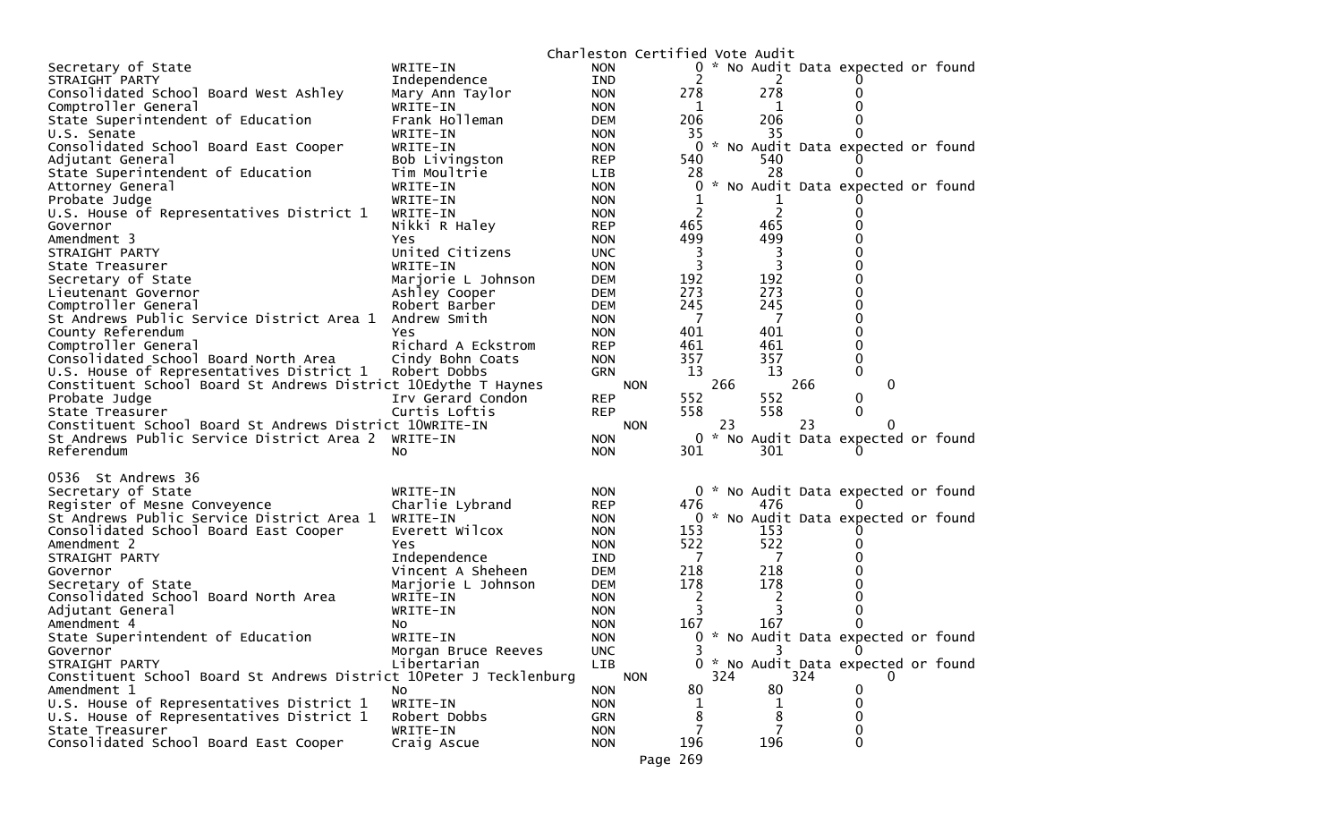Charleston Certified Vote Audit

| Contest | Candidate | Party | Votes | Audit | Diff |
|---|---|---|---|---|---|
| Secretary of State | WRITE-IN | NON | 0 | * No Audit Data expected or found | |
| STRAIGHT PARTY | Independence | IND | 2 | 2 | 0 |
| Consolidated School Board West Ashley | Mary Ann Taylor | NON | 278 | 278 | 0 |
| Comptroller General | WRITE-IN | NON | 1 | 1 | 0 |
| State Superintendent of Education | Frank Holleman | DEM | 206 | 206 | 0 |
| U.S. Senate | WRITE-IN | NON | 35 | 35 | 0 |
| Consolidated School Board East Cooper | WRITE-IN | NON | 0 | * No Audit Data expected or found | |
| Adjutant General | Bob Livingston | REP | 540 | 540 | 0 |
| State Superintendent of Education | Tim Moultrie | LIB | 28 | 28 | 0 |
| Attorney General | WRITE-IN | NON | 0 | * No Audit Data expected or found | |
| Probate Judge | WRITE-IN | NON | 1 | 1 | 0 |
| U.S. House of Representatives District 1 | WRITE-IN | NON | 2 | 2 | 0 |
| Governor | Nikki R Haley | REP | 465 | 465 | 0 |
| Amendment 3 | Yes | NON | 499 | 499 | 0 |
| STRAIGHT PARTY | United Citizens | UNC | 3 | 3 | 0 |
| State Treasurer | WRITE-IN | NON | 3 | 3 | 0 |
| Secretary of State | Marjorie L Johnson | DEM | 192 | 192 | 0 |
| Lieutenant Governor | Ashley Cooper | DEM | 273 | 273 | 0 |
| Comptroller General | Robert Barber | DEM | 245 | 245 | 0 |
| St Andrews Public Service District Area 1 | Andrew Smith | NON | 7 | 7 | 0 |
| County Referendum | Yes | NON | 401 | 401 | 0 |
| Comptroller General | Richard A Eckstrom | REP | 461 | 461 | 0 |
| Consolidated School Board North Area | Cindy Bohn Coats | NON | 357 | 357 | 0 |
| U.S. House of Representatives District 1 | Robert Dobbs | GRN | 13 | 13 | 0 |
| Constituent School Board St Andrews District 10 | Edythe T Haynes | NON | 266 | 266 | 0 |
| Probate Judge | Irv Gerard Condon | REP | 552 | 552 | 0 |
| State Treasurer | Curtis Loftis | REP | 558 | 558 | 0 |
| Constituent School Board St Andrews District 10 | WRITE-IN | NON | 23 | 23 | 0 |
| St Andrews Public Service District Area 2 | WRITE-IN | NON | 0 | * No Audit Data expected or found | |
| Referendum | No | NON | 301 | 301 | 0 |

0536 St Andrews 36

| Contest | Candidate | Party | Votes | Audit | Diff |
|---|---|---|---|---|---|
| Secretary of State | WRITE-IN | NON | 0 | * No Audit Data expected or found | |
| Register of Mesne Conveyence | Charlie Lybrand | REP | 476 | 476 | 0 |
| St Andrews Public Service District Area 1 | WRITE-IN | NON | 0 | * No Audit Data expected or found | |
| Consolidated School Board East Cooper | Everett Wilcox | NON | 153 | 153 | 0 |
| Amendment 2 | Yes | NON | 522 | 522 | 0 |
| STRAIGHT PARTY | Independence | IND | 7 | 7 | 0 |
| Governor | Vincent A Sheheen | DEM | 218 | 218 | 0 |
| Secretary of State | Marjorie L Johnson | DEM | 178 | 178 | 0 |
| Consolidated School Board North Area | WRITE-IN | NON | 2 | 2 | 0 |
| Adjutant General | WRITE-IN | NON | 3 | 3 | 0 |
| Amendment 4 | No | NON | 167 | 167 | 0 |
| State Superintendent of Education | WRITE-IN | NON | 0 | * No Audit Data expected or found | |
| Governor | Morgan Bruce Reeves | UNC | 3 | 3 | 0 |
| STRAIGHT PARTY | Libertarian | LIB | 0 | * No Audit Data expected or found | |
| Constituent School Board St Andrews District 10 | Peter J Tecklenburg | NON | 324 | 324 | 0 |
| Amendment 1 | No | NON | 80 | 80 | 0 |
| U.S. House of Representatives District 1 | WRITE-IN | NON | 1 | 1 | 0 |
| U.S. House of Representatives District 1 | Robert Dobbs | GRN | 8 | 8 | 0 |
| State Treasurer | WRITE-IN | NON | 7 | 7 | 0 |
| Consolidated School Board East Cooper | Craig Ascue | NON | 196 | 196 | 0 |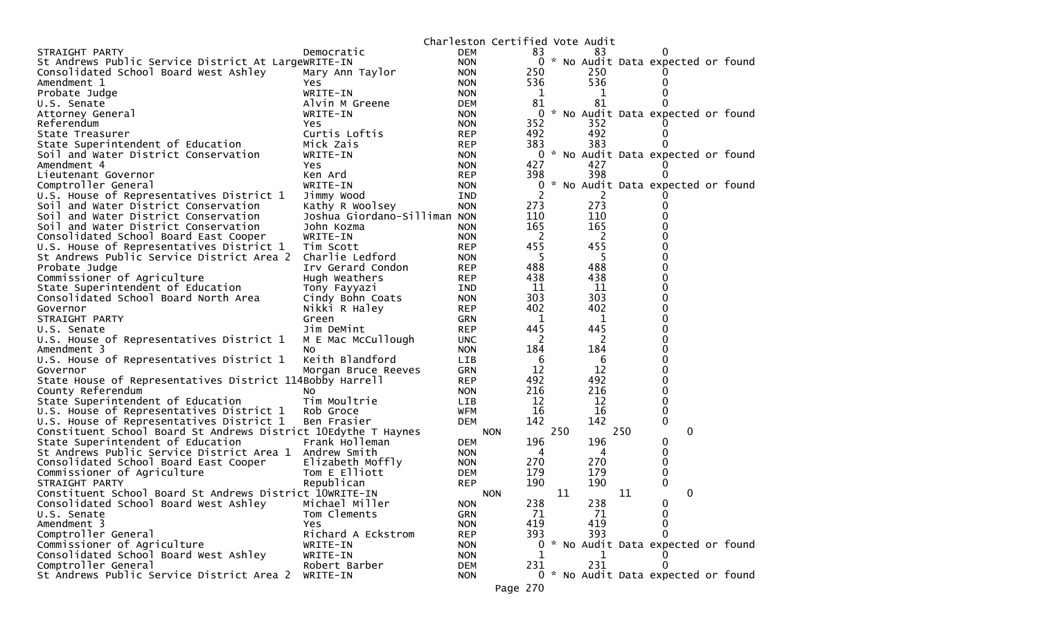Charleston Certified Vote Audit

| Contest | Candidate | Party | Votes | Audit | Diff |
|---|---|---|---|---|---|
| STRAIGHT PARTY | Democratic | DEM | 83 | 83 | 0 |
| St Andrews Public Service District At Large | WRITE-IN | NON | 0 | * No Audit Data expected or found | |
| Consolidated School Board West Ashley | Mary Ann Taylor | NON | 250 | 250 | 0 |
| Amendment 1 | Yes | NON | 536 | 536 | 0 |
| Probate Judge | WRITE-IN | NON | 1 | 1 | 0 |
| U.S. Senate | Alvin M Greene | DEM | 81 | 81 | 0 |
| Attorney General | WRITE-IN | NON | 0 | * No Audit Data expected or found | |
| Referendum | Yes | NON | 352 | 352 | 0 |
| State Treasurer | Curtis Loftis | REP | 492 | 492 | 0 |
| State Superintendent of Education | Mick Zais | REP | 383 | 383 | 0 |
| Soil and Water District Conservation | WRITE-IN | NON | 0 | * No Audit Data expected or found | |
| Amendment 4 | Yes | NON | 427 | 427 | 0 |
| Lieutenant Governor | Ken Ard | REP | 398 | 398 | 0 |
| Comptroller General | WRITE-IN | NON | 0 | * No Audit Data expected or found | |
| U.S. House of Representatives District 1 | Jimmy Wood | IND | 2 | 2 | 0 |
| Soil and Water District Conservation | Kathy R Woolsey | NON | 273 | 273 | 0 |
| Soil and Water District Conservation | Joshua Giordano-Silliman | NON | 110 | 110 | 0 |
| Soil and Water District Conservation | John Kozma | NON | 165 | 165 | 0 |
| Consolidated School Board East Cooper | WRITE-IN | NON | 2 | 2 | 0 |
| U.S. House of Representatives District 1 | Tim Scott | REP | 455 | 455 | 0 |
| St Andrews Public Service District Area 2 | Charlie Ledford | NON | 5 | 5 | 0 |
| Probate Judge | Irv Gerard Condon | REP | 488 | 488 | 0 |
| Commissioner of Agriculture | Hugh Weathers | REP | 438 | 438 | 0 |
| State Superintendent of Education | Tony Fayyazi | IND | 11 | 11 | 0 |
| Consolidated School Board North Area | Cindy Bohn Coats | NON | 303 | 303 | 0 |
| Governor | Nikki R Haley | REP | 402 | 402 | 0 |
| STRAIGHT PARTY | Green | GRN | 1 | 1 | 0 |
| U.S. Senate | Jim DeMint | REP | 445 | 445 | 0 |
| U.S. House of Representatives District 1 | M E Mac McCullough | UNC | 2 | 2 | 0 |
| Amendment 3 | No | NON | 184 | 184 | 0 |
| U.S. House of Representatives District 1 | Keith Blandford | LIB | 6 | 6 | 0 |
| Governor | Morgan Bruce Reeves | GRN | 12 | 12 | 0 |
| State House of Representatives District 114 | Bobby Harrell | REP | 492 | 492 | 0 |
| County Referendum | No | NON | 216 | 216 | 0 |
| State Superintendent of Education | Tim Moultrie | LIB | 12 | 12 | 0 |
| U.S. House of Representatives District 1 | Rob Groce | WFM | 16 | 16 | 0 |
| U.S. House of Representatives District 1 | Ben Frasier | DEM | 142 | 142 | 0 |
| Constituent School Board St Andrews District 10 | Edythe T Haynes | NON | 250 | 250 | 0 |
| State Superintendent of Education | Frank Holleman | DEM | 196 | 196 | 0 |
| St Andrews Public Service District Area 1 | Andrew Smith | NON | 4 | 4 | 0 |
| Consolidated School Board East Cooper | Elizabeth Moffly | NON | 270 | 270 | 0 |
| Commissioner of Agriculture | Tom E Elliott | DEM | 179 | 179 | 0 |
| STRAIGHT PARTY | Republican | REP | 190 | 190 | 0 |
| Constituent School Board St Andrews District 10 | WRITE-IN | NON | 11 | 11 | 0 |
| Consolidated School Board West Ashley | Michael Miller | NON | 238 | 238 | 0 |
| U.S. Senate | Tom Clements | GRN | 71 | 71 | 0 |
| Amendment 3 | Yes | NON | 419 | 419 | 0 |
| Comptroller General | Richard A Eckstrom | REP | 393 | 393 | 0 |
| Commissioner of Agriculture | WRITE-IN | NON | 0 | * No Audit Data expected or found | |
| Consolidated School Board West Ashley | WRITE-IN | NON | 1 | 1 | 0 |
| Comptroller General | Robert Barber | DEM | 231 | 231 | 0 |
| St Andrews Public Service District Area 2 | WRITE-IN | NON | 0 | * No Audit Data expected or found | |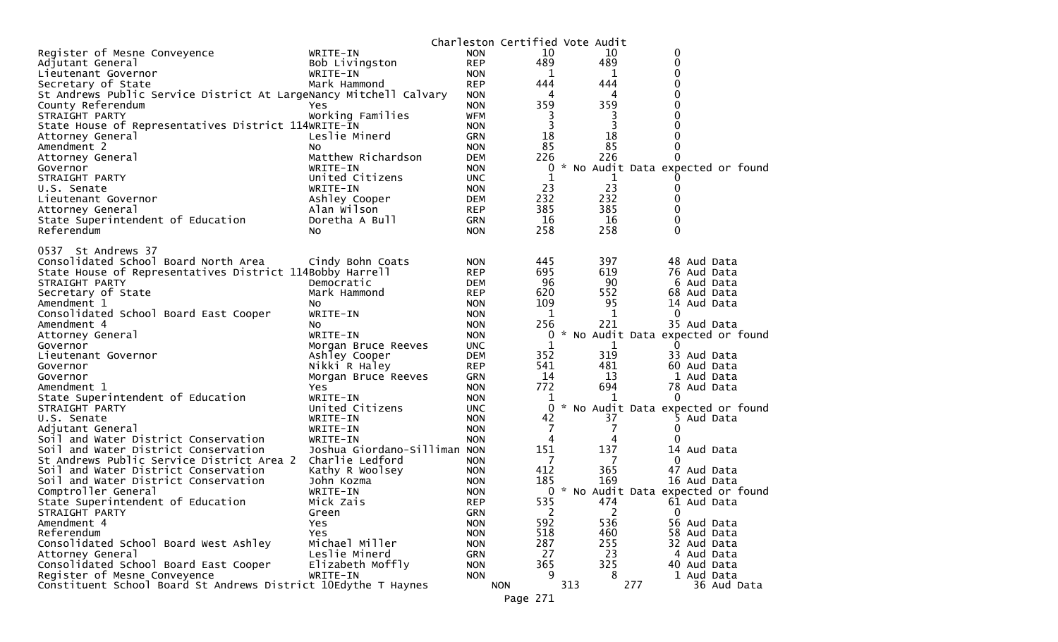Charleston Certified Vote Audit

| Office | Candidate | Party | Votes | Audit | Difference |
|---|---|---|---|---|---|
| Register of Mesne Conveyence | WRITE-IN | NON | 10 | 10 | 0 |
| Adjutant General | Bob Livingston | REP | 489 | 489 | 0 |
| Lieutenant Governor | WRITE-IN | NON | 1 | 1 | 0 |
| Secretary of State | Mark Hammond | REP | 444 | 444 | 0 |
| St Andrews Public Service District At Large | Nancy Mitchell Calvary | NON | 4 | 4 | 0 |
| County Referendum | Yes | NON | 359 | 359 | 0 |
| STRAIGHT PARTY | Working Families | WFM | 3 | 3 | 0 |
| State House of Representatives District 114 | WRITE-IN | NON | 3 | 3 | 0 |
| Attorney General | Leslie Minerd | GRN | 18 | 18 | 0 |
| Amendment 2 | No | NON | 85 | 85 | 0 |
| Attorney General | Matthew Richardson | DEM | 226 | 226 | 0 |
| Governor | WRITE-IN | NON | 0 | * No Audit Data expected or found | |
| STRAIGHT PARTY | United Citizens | UNC | 1 | 1 | 0 |
| U.S. Senate | WRITE-IN | NON | 23 | 23 | 0 |
| Lieutenant Governor | Ashley Cooper | DEM | 232 | 232 | 0 |
| Attorney General | Alan Wilson | REP | 385 | 385 | 0 |
| State Superintendent of Education | Doretha A Bull | GRN | 16 | 16 | 0 |
| Referendum | No | NON | 258 | 258 | 0 |

0537 St Andrews 37

| Office | Candidate | Party | Votes | Audit | Difference |
|---|---|---|---|---|---|
| Consolidated School Board North Area | Cindy Bohn Coats | NON | 445 | 397 | 48 Aud Data |
| State House of Representatives District 114 | Bobby Harrell | REP | 695 | 619 | 76 Aud Data |
| STRAIGHT PARTY | Democratic | DEM | 96 | 90 | 6 Aud Data |
| Secretary of State | Mark Hammond | REP | 620 | 552 | 68 Aud Data |
| Amendment 1 | No | NON | 109 | 95 | 14 Aud Data |
| Consolidated School Board East Cooper | WRITE-IN | NON | 1 | 1 | 0 |
| Amendment 4 | No | NON | 256 | 221 | 35 Aud Data |
| Attorney General | WRITE-IN | NON | 0 | * No Audit Data expected or found | |
| Governor | Morgan Bruce Reeves | UNC | 1 | 1 | 0 |
| Lieutenant Governor | Ashley Cooper | DEM | 352 | 319 | 33 Aud Data |
| Governor | Nikki R Haley | REP | 541 | 481 | 60 Aud Data |
| Governor | Morgan Bruce Reeves | GRN | 14 | 13 | 1 Aud Data |
| Amendment 1 | Yes | NON | 772 | 694 | 78 Aud Data |
| State Superintendent of Education | WRITE-IN | NON | 1 | 1 | 0 |
| STRAIGHT PARTY | United Citizens | UNC | 0 | * No Audit Data expected or found | |
| U.S. Senate | WRITE-IN | NON | 42 | 37 | 5 Aud Data |
| Adjutant General | WRITE-IN | NON | 7 | 7 | 0 |
| Soil and Water District Conservation | WRITE-IN | NON | 4 | 4 | 0 |
| Soil and Water District Conservation | Joshua Giordano-Silliman | NON | 151 | 137 | 14 Aud Data |
| St Andrews Public Service District Area 2 | Charlie Ledford | NON | 7 | 7 | 0 |
| Soil and Water District Conservation | Kathy R Woolsey | NON | 412 | 365 | 47 Aud Data |
| Soil and Water District Conservation | John Kozma | NON | 185 | 169 | 16 Aud Data |
| Comptroller General | WRITE-IN | NON | 0 | * No Audit Data expected or found | |
| State Superintendent of Education | Mick Zais | REP | 535 | 474 | 61 Aud Data |
| STRAIGHT PARTY | Green | GRN | 2 | 2 | 0 |
| Amendment 4 | Yes | NON | 592 | 536 | 56 Aud Data |
| Referendum | Yes | NON | 518 | 460 | 58 Aud Data |
| Consolidated School Board West Ashley | Michael Miller | NON | 287 | 255 | 32 Aud Data |
| Attorney General | Leslie Minerd | GRN | 27 | 23 | 4 Aud Data |
| Consolidated School Board East Cooper | Elizabeth Moffly | NON | 365 | 325 | 40 Aud Data |
| Register of Mesne Conveyence | WRITE-IN | NON | 9 | 8 | 1 Aud Data |
| Constituent School Board St Andrews District 10 | Edythe T Haynes | NON | 313 | 277 | 36 Aud Data |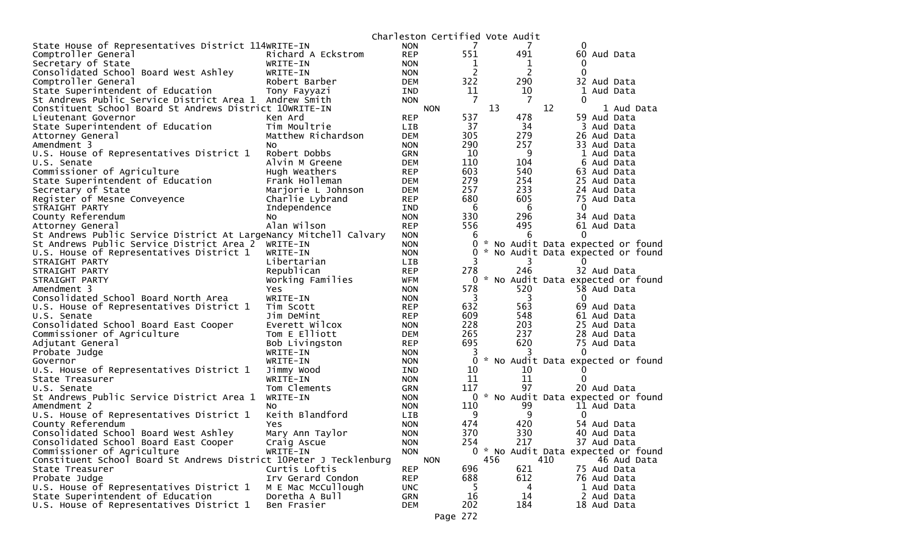Charleston Certified Vote Audit

| Contest | Candidate | Party | Col1 | Col2 | Col3 |
|---|---|---|---|---|---|
| State House of Representatives District 114 | WRITE-IN | NON | 7 | 7 | 0 |
| Comptroller General | Richard A Eckstrom | REP | 551 | 491 | 60 Aud Data |
| Secretary of State | WRITE-IN | NON | 1 | 1 | 0 |
| Consolidated School Board West Ashley | WRITE-IN | NON | 2 | 2 | 0 |
| Comptroller General | Robert Barber | DEM | 322 | 290 | 32 Aud Data |
| State Superintendent of Education | Tony Fayyazi | IND | 11 | 10 | 1 Aud Data |
| St Andrews Public Service District Area 1 | Andrew Smith | NON | 7 | 7 | 0 |
| Constituent School Board St Andrews District 10 | WRITE-IN | NON | 13 | 12 | 1 Aud Data |
| Lieutenant Governor | Ken Ard | REP | 537 | 478 | 59 Aud Data |
| State Superintendent of Education | Tim Moultrie | LIB | 37 | 34 | 3 Aud Data |
| Attorney General | Matthew Richardson | DEM | 305 | 279 | 26 Aud Data |
| Amendment 3 | No | NON | 290 | 257 | 33 Aud Data |
| U.S. House of Representatives District 1 | Robert Dobbs | GRN | 10 | 9 | 1 Aud Data |
| U.S. Senate | Alvin M Greene | DEM | 110 | 104 | 6 Aud Data |
| Commissioner of Agriculture | Hugh Weathers | REP | 603 | 540 | 63 Aud Data |
| State Superintendent of Education | Frank Holleman | DEM | 279 | 254 | 25 Aud Data |
| Secretary of State | Marjorie L Johnson | DEM | 257 | 233 | 24 Aud Data |
| Register of Mesne Conveyence | Charlie Lybrand | REP | 680 | 605 | 75 Aud Data |
| STRAIGHT PARTY | Independence | IND | 6 | 6 | 0 |
| County Referendum | No | NON | 330 | 296 | 34 Aud Data |
| Attorney General | Alan Wilson | REP | 556 | 495 | 61 Aud Data |
| St Andrews Public Service District At Large | Nancy Mitchell Calvary | NON | 6 | 6 | 0 |
| St Andrews Public Service District Area 2 | WRITE-IN | NON | 0 | * No Audit Data expected or found | |
| U.S. House of Representatives District 1 | WRITE-IN | NON | 0 | * No Audit Data expected or found | |
| STRAIGHT PARTY | Libertarian | LIB | 3 | 3 | 0 |
| STRAIGHT PARTY | Republican | REP | 278 | 246 | 32 Aud Data |
| STRAIGHT PARTY | Working Families | WFM | 0 | * No Audit Data expected or found | |
| Amendment 3 | Yes | NON | 578 | 520 | 58 Aud Data |
| Consolidated School Board North Area | WRITE-IN | NON | 3 | 3 | 0 |
| U.S. House of Representatives District 1 | Tim Scott | REP | 632 | 563 | 69 Aud Data |
| U.S. Senate | Jim DeMint | REP | 609 | 548 | 61 Aud Data |
| Consolidated School Board East Cooper | Everett Wilcox | NON | 228 | 203 | 25 Aud Data |
| Commissioner of Agriculture | Tom E Elliott | DEM | 265 | 237 | 28 Aud Data |
| Adjutant General | Bob Livingston | REP | 695 | 620 | 75 Aud Data |
| Probate Judge | WRITE-IN | NON | 3 | 3 | 0 |
| Governor | WRITE-IN | NON | 0 | * No Audit Data expected or found | |
| U.S. House of Representatives District 1 | Jimmy Wood | IND | 10 | 10 | 0 |
| State Treasurer | WRITE-IN | NON | 11 | 11 | 0 |
| U.S. Senate | Tom Clements | GRN | 117 | 97 | 20 Aud Data |
| St Andrews Public Service District Area 1 | WRITE-IN | NON | 0 | * No Audit Data expected or found | |
| Amendment 2 | No | NON | 110 | 99 | 11 Aud Data |
| U.S. House of Representatives District 1 | Keith Blandford | LIB | 9 | 9 | 0 |
| County Referendum | Yes | NON | 474 | 420 | 54 Aud Data |
| Consolidated School Board West Ashley | Mary Ann Taylor | NON | 370 | 330 | 40 Aud Data |
| Consolidated School Board East Cooper | Craig Ascue | NON | 254 | 217 | 37 Aud Data |
| Commissioner of Agriculture | WRITE-IN | NON | 0 | * No Audit Data expected or found | |
| Constituent School Board St Andrews District 10 | Peter J Tecklenburg | NON | 456 | 410 | 46 Aud Data |
| State Treasurer | Curtis Loftis | REP | 696 | 621 | 75 Aud Data |
| Probate Judge | Irv Gerard Condon | REP | 688 | 612 | 76 Aud Data |
| U.S. House of Representatives District 1 | M E Mac McCullough | UNC | 5 | 4 | 1 Aud Data |
| State Superintendent of Education | Doretha A Bull | GRN | 16 | 14 | 2 Aud Data |
| U.S. House of Representatives District 1 | Ben Frasier | DEM | 202 | 184 | 18 Aud Data |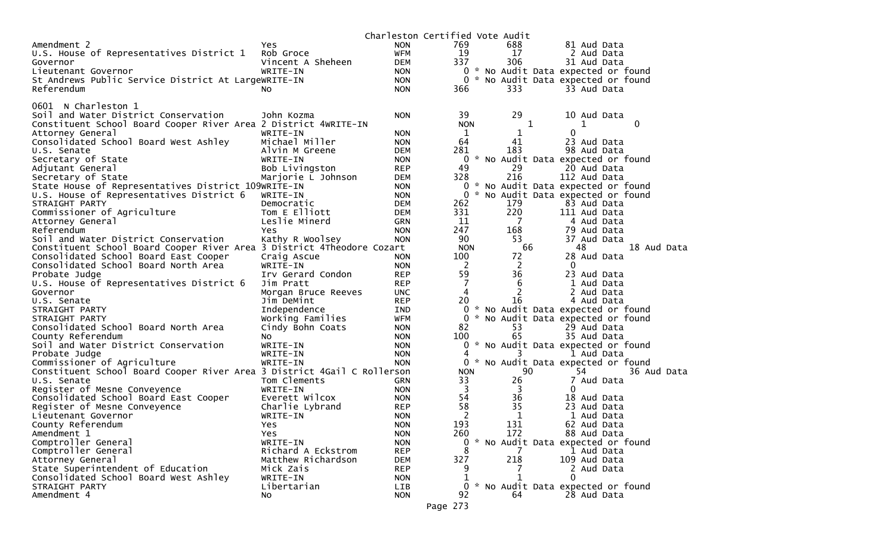Charleston Certified Vote Audit

| Contest | Candidate | Party | Total | | | |
|---|---|---|---|---|---|---|
| Amendment 2 | Yes | NON | 769 | 688 | 81 Aud Data | |
| U.S. House of Representatives District 1 | Rob Groce | WFM | 19 | 17 | 2 Aud Data | |
| Governor | Vincent A Sheheen | DEM | 337 | 306 | 31 Aud Data | |
| Lieutenant Governor | WRITE-IN | NON | 0 * No Audit Data expected or found | | | |
| St Andrews Public Service District At Large | WRITE-IN | NON | 0 * No Audit Data expected or found | | | |
| Referendum | No | NON | 366 | 333 | 33 Aud Data | |

0601 N Charleston 1

| Contest | Candidate | Party | Total | | | |
|---|---|---|---|---|---|---|
| Soil and Water District Conservation | John Kozma | NON | 39 | 29 | 10 Aud Data | |
| Constituent School Board Cooper River Area 2 District 4 | WRITE-IN | NON | 1 | 1 | 0 | |
| Attorney General | WRITE-IN | NON | 1 | 1 | 0 | |
| Consolidated School Board West Ashley | Michael Miller | NON | 64 | 41 | 23 Aud Data | |
| U.S. Senate | Alvin M Greene | DEM | 281 | 183 | 98 Aud Data | |
| Secretary of State | WRITE-IN | NON | 0 * No Audit Data expected or found | | | |
| Adjutant General | Bob Livingston | REP | 49 | 29 | 20 Aud Data | |
| Secretary of State | Marjorie L Johnson | DEM | 328 | 216 | 112 Aud Data | |
| State House of Representatives District 109 | WRITE-IN | NON | 0 * No Audit Data expected or found | | | |
| U.S. House of Representatives District 6 | WRITE-IN | NON | 0 * No Audit Data expected or found | | | |
| STRAIGHT PARTY | Democratic | DEM | 262 | 179 | 83 Aud Data | |
| Commissioner of Agriculture | Tom E Elliott | DEM | 331 | 220 | 111 Aud Data | |
| Attorney General | Leslie Minerd | GRN | 11 | 7 | 4 Aud Data | |
| Referendum | Yes | NON | 247 | 168 | 79 Aud Data | |
| Soil and Water District Conservation | Kathy R Woolsey | NON | 90 | 53 | 37 Aud Data | |
| Constituent School Board Cooper River Area 3 District 4 | Theodore Cozart | NON | 66 | 48 | 18 Aud Data | |
| Consolidated School Board East Cooper | Craig Ascue | NON | 100 | 72 | 28 Aud Data | |
| Consolidated School Board North Area | WRITE-IN | NON | 2 | 2 | 0 | |
| Probate Judge | Irv Gerard Condon | REP | 59 | 36 | 23 Aud Data | |
| U.S. House of Representatives District 6 | Jim Pratt | REP | 7 | 6 | 1 Aud Data | |
| Governor | Morgan Bruce Reeves | UNC | 4 | 2 | 2 Aud Data | |
| U.S. Senate | Jim DeMint | REP | 20 | 16 | 4 Aud Data | |
| STRAIGHT PARTY | Independence | IND | 0 * No Audit Data expected or found | | | |
| STRAIGHT PARTY | Working Families | WFM | 0 * No Audit Data expected or found | | | |
| Consolidated School Board North Area | Cindy Bohn Coats | NON | 82 | 53 | 29 Aud Data | |
| County Referendum | No | NON | 100 | 65 | 35 Aud Data | |
| Soil and Water District Conservation | WRITE-IN | NON | 0 * No Audit Data expected or found | | | |
| Probate Judge | WRITE-IN | NON | 4 | 3 | 1 Aud Data | |
| Commissioner of Agriculture | WRITE-IN | NON | 0 * No Audit Data expected or found | | | |
| Constituent School Board Cooper River Area 3 District 4 | Gail C Rollerson | NON | 90 | 54 | 36 Aud Data | |
| U.S. Senate | Tom Clements | GRN | 33 | 26 | 7 Aud Data | |
| Register of Mesne Conveyence | WRITE-IN | NON | 3 | 3 | 0 | |
| Consolidated School Board East Cooper | Everett Wilcox | NON | 54 | 36 | 18 Aud Data | |
| Register of Mesne Conveyence | Charlie Lybrand | REP | 58 | 35 | 23 Aud Data | |
| Lieutenant Governor | WRITE-IN | NON | 2 | 1 | 1 Aud Data | |
| County Referendum | Yes | NON | 193 | 131 | 62 Aud Data | |
| Amendment 1 | Yes | NON | 260 | 172 | 88 Aud Data | |
| Comptroller General | WRITE-IN | NON | 0 * No Audit Data expected or found | | | |
| Comptroller General | Richard A Eckstrom | REP | 8 | 7 | 1 Aud Data | |
| Attorney General | Matthew Richardson | DEM | 327 | 218 | 109 Aud Data | |
| State Superintendent of Education | Mick Zais | REP | 9 | 7 | 2 Aud Data | |
| Consolidated School Board West Ashley | WRITE-IN | NON | 1 | 1 | 0 | |
| STRAIGHT PARTY | Libertarian | LIB | 0 * No Audit Data expected or found | | | |
| Amendment 4 | No | NON | 92 | 64 | 28 Aud Data | |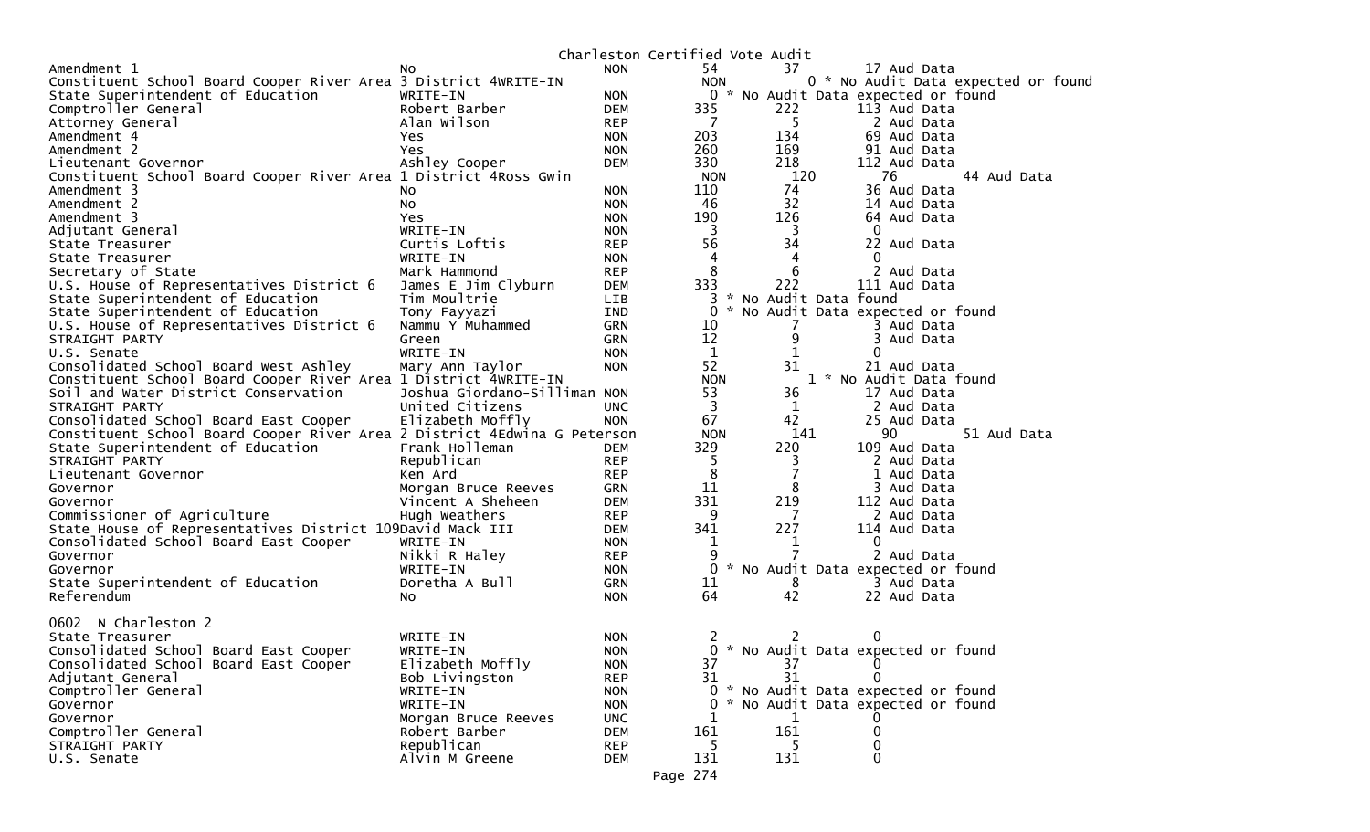Charleston Certified Vote Audit

| Office | Candidate | Party | Total | Col2 | Col3 | Note |
|---|---|---|---|---|---|---|
| Amendment 1 | No | NON | 54 | 37 | 17 | Aud Data |
| Constituent School Board Cooper River Area 3 District 4 | WRITE-IN | NON | 0 | | | * No Audit Data expected or found |
| State Superintendent of Education | WRITE-IN | NON | 0 | | | * No Audit Data expected or found |
| Comptroller General | Robert Barber | DEM | 335 | 222 | 113 | Aud Data |
| Attorney General | Alan Wilson | REP | 7 | 5 | 2 | Aud Data |
| Amendment 4 | Yes | NON | 203 | 134 | 69 | Aud Data |
| Amendment 2 | Yes | NON | 260 | 169 | 91 | Aud Data |
| Lieutenant Governor | Ashley Cooper | DEM | 330 | 218 | 112 | Aud Data |
| Constituent School Board Cooper River Area 1 District 4 | Ross Gwin | NON | 120 | 76 | 44 | Aud Data |
| Amendment 3 | No | NON | 110 | 74 | 36 | Aud Data |
| Amendment 2 | No | NON | 46 | 32 | 14 | Aud Data |
| Amendment 3 | Yes | NON | 190 | 126 | 64 | Aud Data |
| Adjutant General | WRITE-IN | NON | 3 | 3 | 0 | |
| State Treasurer | Curtis Loftis | REP | 56 | 34 | 22 | Aud Data |
| State Treasurer | WRITE-IN | NON | 4 | 4 | 0 | |
| Secretary of State | Mark Hammond | REP | 8 | 6 | 2 | Aud Data |
| U.S. House of Representatives District 6 | James E Jim Clyburn | DEM | 333 | 222 | 111 | Aud Data |
| State Superintendent of Education | Tim Moultrie | LIB | 3 | | | * No Audit Data found |
| State Superintendent of Education | Tony Fayyazi | IND | 0 | | | * No Audit Data expected or found |
| U.S. House of Representatives District 6 | Nammu Y Muhammed | GRN | 10 | 7 | 3 | Aud Data |
| STRAIGHT PARTY | Green | GRN | 12 | 9 | 3 | Aud Data |
| U.S. Senate | WRITE-IN | NON | 1 | 1 | 0 | |
| Consolidated School Board West Ashley | Mary Ann Taylor | NON | 52 | 31 | 21 | Aud Data |
| Constituent School Board Cooper River Area 1 District 4 | WRITE-IN | NON | 1 | | | * No Audit Data found |
| Soil and Water District Conservation | Joshua Giordano-Silliman | NON | 53 | 36 | 17 | Aud Data |
| STRAIGHT PARTY | United Citizens | UNC | 3 | 1 | 2 | Aud Data |
| Consolidated School Board East Cooper | Elizabeth Moffly | NON | 67 | 42 | 25 | Aud Data |
| Constituent School Board Cooper River Area 2 District 4 | Edwina G Peterson | NON | 141 | 90 | 51 | Aud Data |
| State Superintendent of Education | Frank Holleman | DEM | 329 | 220 | 109 | Aud Data |
| STRAIGHT PARTY | Republican | REP | 5 | 3 | 2 | Aud Data |
| Lieutenant Governor | Ken Ard | REP | 8 | 7 | 1 | Aud Data |
| Governor | Morgan Bruce Reeves | GRN | 11 | 8 | 3 | Aud Data |
| Governor | Vincent A Sheheen | DEM | 331 | 219 | 112 | Aud Data |
| Commissioner of Agriculture | Hugh Weathers | REP | 9 | 7 | 2 | Aud Data |
| State House of Representatives District 109 | David Mack III | DEM | 341 | 227 | 114 | Aud Data |
| Consolidated School Board East Cooper | WRITE-IN | NON | 1 | 1 | 0 | |
| Governor | Nikki R Haley | REP | 9 | 7 | 2 | Aud Data |
| Governor | WRITE-IN | NON | 0 | | | * No Audit Data expected or found |
| State Superintendent of Education | Doretha A Bull | GRN | 11 | 8 | 3 | Aud Data |
| Referendum | No | NON | 64 | 42 | 22 | Aud Data |

0602 N Charleston 2

| Office | Candidate | Party | Total | Col2 | Col3 | Note |
|---|---|---|---|---|---|---|
| State Treasurer | WRITE-IN | NON | 2 | 2 | 0 | |
| Consolidated School Board East Cooper | WRITE-IN | NON | 0 | | | * No Audit Data expected or found |
| Consolidated School Board East Cooper | Elizabeth Moffly | NON | 37 | 37 | 0 | |
| Adjutant General | Bob Livingston | REP | 31 | 31 | 0 | |
| Comptroller General | WRITE-IN | NON | 0 | | | * No Audit Data expected or found |
| Governor | WRITE-IN | NON | 0 | | | * No Audit Data expected or found |
| Governor | Morgan Bruce Reeves | UNC | 1 | 1 | 0 | |
| Comptroller General | Robert Barber | DEM | 161 | 161 | 0 | |
| STRAIGHT PARTY | Republican | REP | 5 | 5 | 0 | |
| U.S. Senate | Alvin M Greene | DEM | 131 | 131 | 0 | |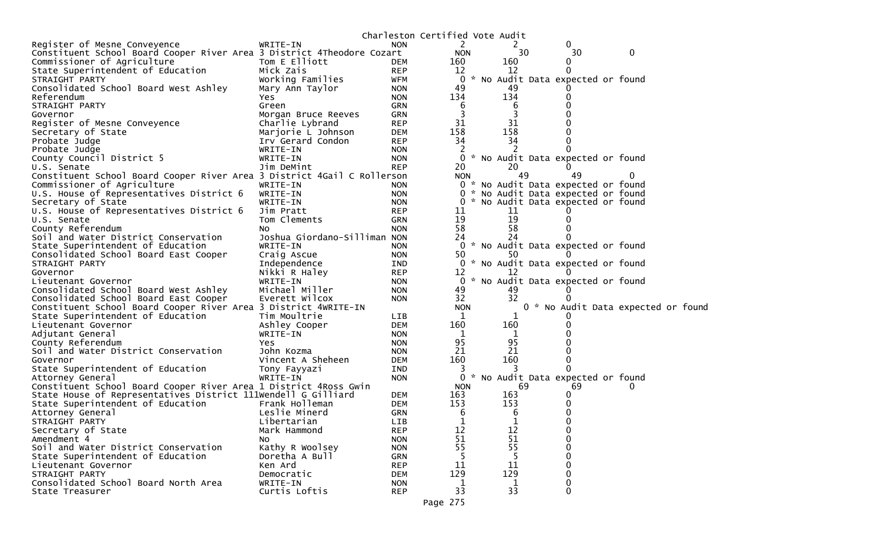Charleston Certified Vote Audit

```
Register of Mesne Conveyence            WRITE-IN                 NON          2          2          0
Constituent School Board Cooper River Area 3 District 4Theodore Cozart        NON          30          30          0
Commissioner of Agriculture             Tom E Elliott            DEM        160        160          0
State Superintendent of Education       Mick Zais                REP         12         12          0
STRAIGHT PARTY                          Working Families         WFM          0 * No Audit Data expected or found
Consolidated School Board West Ashley   Mary Ann Taylor          NON         49         49          0
Referendum                              Yes                      NON        134        134          0
STRAIGHT PARTY                          Green                    GRN          6          6          0
Governor                                Morgan Bruce Reeves      GRN          3          3          0
Register of Mesne Conveyence            Charlie Lybrand          REP         31         31          0
Secretary of State                      Marjorie L Johnson       DEM        158        158          0
Probate Judge                           Irv Gerard Condon        REP         34         34          0
Probate Judge                           WRITE-IN                 NON          2          2          0
County Council District 5               WRITE-IN                 NON          0 * No Audit Data expected or found
U.S. Senate                             Jim DeMint               REP         20         20          0
Constituent School Board Cooper River Area 3 District 4Gail C Rollerson       NON          49          49          0
Commissioner of Agriculture             WRITE-IN                 NON          0 * No Audit Data expected or found
U.S. House of Representatives District 6  WRITE-IN               NON          0 * No Audit Data expected or found
Secretary of State                      WRITE-IN                 NON          0 * No Audit Data expected or found
U.S. House of Representatives District 6  Jim Pratt              REP         11         11          0
U.S. Senate                             Tom Clements             GRN         19         19          0
County Referendum                       No                       NON         58         58          0
Soil and Water District Conservation    Joshua Giordano-Silliman NON         24         24          0
State Superintendent of Education       WRITE-IN                 NON          0 * No Audit Data expected or found
Consolidated School Board East Cooper   Craig Ascue              NON         50         50          0
STRAIGHT PARTY                          Independence             IND          0 * No Audit Data expected or found
Governor                                Nikki R Haley            REP         12         12          0
Lieutenant Governor                     WRITE-IN                 NON          0 * No Audit Data expected or found
Consolidated School Board West Ashley   Michael Miller           NON         49         49          0
Consolidated School Board East Cooper   Everett Wilcox           NON         32         32          0
Constituent School Board Cooper River Area 3 District 4WRITE-IN               NON          0 * No Audit Data expected or found
State Superintendent of Education       Tim Moultrie             LIB          1          1          0
Lieutenant Governor                     Ashley Cooper            DEM        160        160          0
Adjutant General                        WRITE-IN                 NON          1          1          0
County Referendum                       Yes                      NON         95         95          0
Soil and Water District Conservation    John Kozma               NON         21         21          0
Governor                                Vincent A Sheheen        DEM        160        160          0
State Superintendent of Education       Tony Fayyazi             IND          3          3          0
Attorney General                        WRITE-IN                 NON          0 * No Audit Data expected or found
Constituent School Board Cooper River Area 1 District 4Ross Gwin              NON          69          69          0
State House of Representatives District 111Wendell G Gilliard    DEM        163        163          0
State Superintendent of Education       Frank Holleman           DEM        153        153          0
Attorney General                        Leslie Minerd            GRN          6          6          0
STRAIGHT PARTY                          Libertarian              LIB          1          1          0
Secretary of State                      Mark Hammond             REP         12         12          0
Amendment 4                             No                       NON         51         51          0
Soil and Water District Conservation    Kathy R Woolsey          NON         55         55          0
State Superintendent of Education       Doretha A Bull           GRN          5          5          0
Lieutenant Governor                     Ken Ard                  REP         11         11          0
STRAIGHT PARTY                          Democratic               DEM        129        129          0
Consolidated School Board North Area    WRITE-IN                 NON          1          1          0
State Treasurer                         Curtis Loftis            REP         33         33          0
```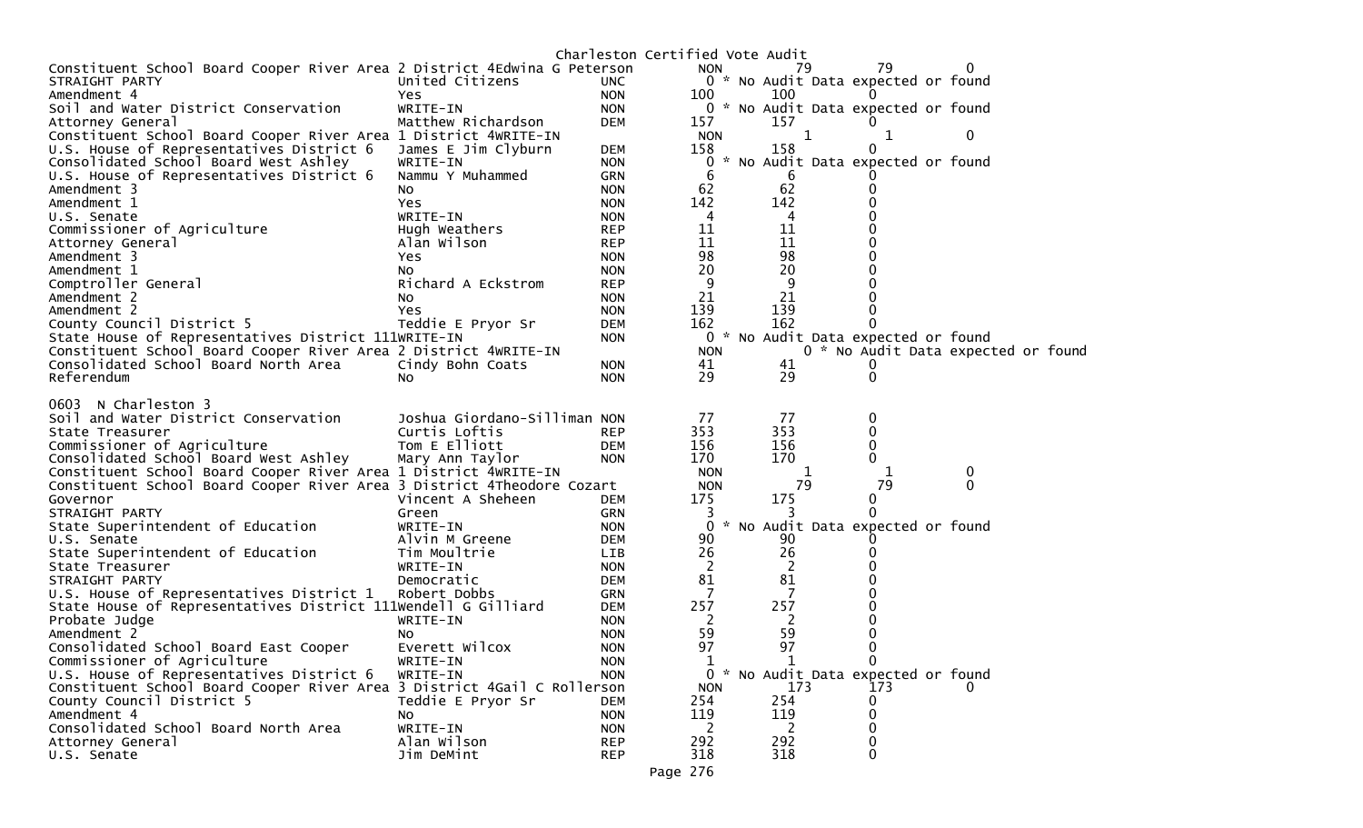Charleston Certified Vote Audit

| Contest | Candidate | Party | Votes | Audit | Diff | |
|---|---|---|---|---|---|---|
| Constituent School Board Cooper River Area 2 District 4 | Edwina G Peterson | NON | 79 | 79 | 0 | |
| STRAIGHT PARTY | United Citizens | UNC | 0 * No Audit Data expected or found | | | |
| Amendment 4 | Yes | NON | 100 | 100 | 0 | |
| Soil and Water District Conservation | WRITE-IN | NON | 0 * No Audit Data expected or found | | | |
| Attorney General | Matthew Richardson | DEM | 157 | 157 | 0 | |
| Constituent School Board Cooper River Area 1 District 4 | WRITE-IN | NON | 1 | 1 | 0 | |
| U.S. House of Representatives District 6 | James E Jim Clyburn | DEM | 158 | 158 | 0 | |
| Consolidated School Board West Ashley | WRITE-IN | NON | 0 * No Audit Data expected or found | | | |
| U.S. House of Representatives District 6 | Nammu Y Muhammed | GRN | 6 | 6 | 0 | |
| Amendment 3 | No | NON | 62 | 62 | 0 | |
| Amendment 1 | Yes | NON | 142 | 142 | 0 | |
| U.S. Senate | WRITE-IN | NON | 4 | 4 | 0 | |
| Commissioner of Agriculture | Hugh Weathers | REP | 11 | 11 | 0 | |
| Attorney General | Alan Wilson | REP | 11 | 11 | 0 | |
| Amendment 3 | Yes | NON | 98 | 98 | 0 | |
| Amendment 1 | No | NON | 20 | 20 | 0 | |
| Comptroller General | Richard A Eckstrom | REP | 9 | 9 | 0 | |
| Amendment 2 | No | NON | 21 | 21 | 0 | |
| Amendment 2 | Yes | NON | 139 | 139 | 0 | |
| County Council District 5 | Teddie E Pryor Sr | DEM | 162 | 162 | 0 | |
| State House of Representatives District 111 | WRITE-IN | NON | 0 * No Audit Data expected or found | | | |
| Constituent School Board Cooper River Area 2 District 4 | WRITE-IN | NON | 0 * No Audit Data expected or found | | | |
| Consolidated School Board North Area | Cindy Bohn Coats | NON | 41 | 41 | 0 | |
| Referendum | No | NON | 29 | 29 | 0 | |

0603 N Charleston 3

| Contest | Candidate | Party | Votes | Audit | Diff |
|---|---|---|---|---|---|
| Soil and Water District Conservation | Joshua Giordano-Silliman | NON | 77 | 77 | 0 |
| State Treasurer | Curtis Loftis | REP | 353 | 353 | 0 |
| Commissioner of Agriculture | Tom E Elliott | DEM | 156 | 156 | 0 |
| Consolidated School Board West Ashley | Mary Ann Taylor | NON | 170 | 170 | 0 |
| Constituent School Board Cooper River Area 1 District 4 | WRITE-IN | NON | 1 | 1 | 0 |
| Constituent School Board Cooper River Area 3 District 4 | Theodore Cozart | NON | 79 | 79 | 0 |
| Governor | Vincent A Sheheen | DEM | 175 | 175 | 0 |
| STRAIGHT PARTY | Green | GRN | 3 | 3 | 0 |
| State Superintendent of Education | WRITE-IN | NON | 0 * No Audit Data expected or found | | |
| U.S. Senate | Alvin M Greene | DEM | 90 | 90 | 0 |
| State Superintendent of Education | Tim Moultrie | LIB | 26 | 26 | 0 |
| State Treasurer | WRITE-IN | NON | 2 | 2 | 0 |
| STRAIGHT PARTY | Democratic | DEM | 81 | 81 | 0 |
| U.S. House of Representatives District 1 | Robert Dobbs | GRN | 7 | 7 | 0 |
| State House of Representatives District 111 | Wendell G Gilliard | DEM | 257 | 257 | 0 |
| Probate Judge | WRITE-IN | NON | 2 | 2 | 0 |
| Amendment 2 | No | NON | 59 | 59 | 0 |
| Consolidated School Board East Cooper | Everett Wilcox | NON | 97 | 97 | 0 |
| Commissioner of Agriculture | WRITE-IN | NON | 1 | 1 | 0 |
| U.S. House of Representatives District 6 | WRITE-IN | NON | 0 * No Audit Data expected or found | | |
| Constituent School Board Cooper River Area 3 District 4 | Gail C Rollerson | NON | 173 | 173 | 0 |
| County Council District 5 | Teddie E Pryor Sr | DEM | 254 | 254 | 0 |
| Amendment 4 | No | NON | 119 | 119 | 0 |
| Consolidated School Board North Area | WRITE-IN | NON | 2 | 2 | 0 |
| Attorney General | Alan Wilson | REP | 292 | 292 | 0 |
| U.S. Senate | Jim DeMint | REP | 318 | 318 | 0 |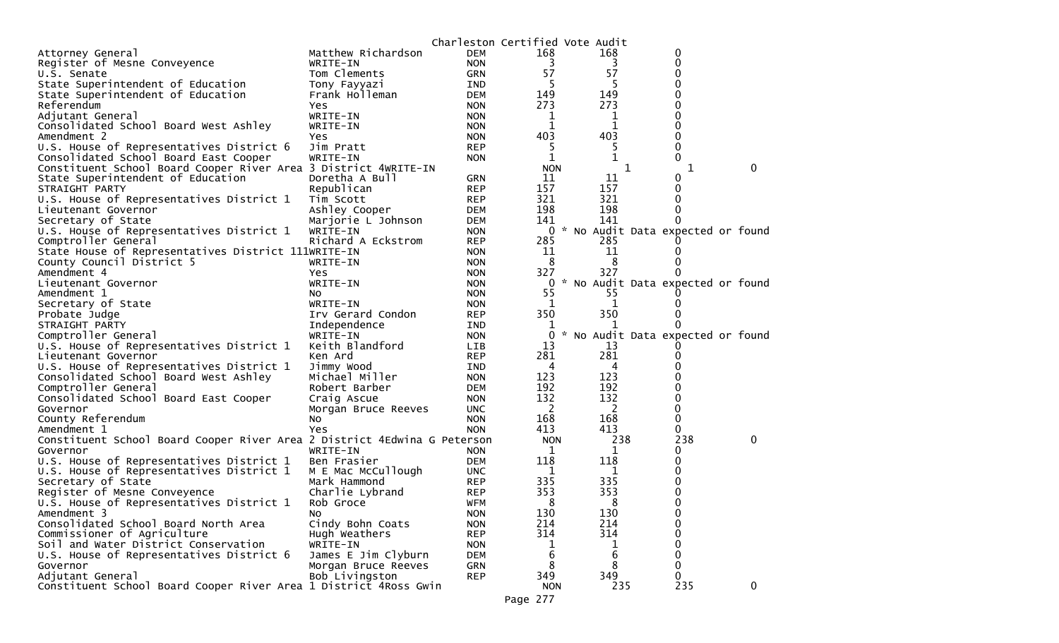Charleston Certified Vote Audit

| | | | | | | |
|---|---|---|---|---|---|---|
| Attorney General | Matthew Richardson | DEM | 168 | 168 | 0 | |
| Register of Mesne Conveyence | WRITE-IN | NON | 3 | 3 | 0 | |
| U.S. Senate | Tom Clements | GRN | 57 | 57 | 0 | |
| State Superintendent of Education | Tony Fayyazi | IND | 5 | 5 | 0 | |
| State Superintendent of Education | Frank Holleman | DEM | 149 | 149 | 0 | |
| Referendum | Yes | NON | 273 | 273 | 0 | |
| Adjutant General | WRITE-IN | NON | 1 | 1 | 0 | |
| Consolidated School Board West Ashley | WRITE-IN | NON | 1 | 1 | 0 | |
| Amendment 2 | Yes | NON | 403 | 403 | 0 | |
| U.S. House of Representatives District 6 | Jim Pratt | REP | 5 | 5 | 0 | |
| Consolidated School Board East Cooper | WRITE-IN | NON | 1 | 1 | 0 | |
| Constituent School Board Cooper River Area 3 District 4WRITE-IN | | NON | 1 | 1 | 0 | |
| State Superintendent of Education | Doretha A Bull | GRN | 11 | 11 | 0 | |
| STRAIGHT PARTY | Republican | REP | 157 | 157 | 0 | |
| U.S. House of Representatives District 1 | Tim Scott | REP | 321 | 321 | 0 | |
| Lieutenant Governor | Ashley Cooper | DEM | 198 | 198 | 0 | |
| Secretary of State | Marjorie L Johnson | DEM | 141 | 141 | 0 | |
| U.S. House of Representatives District 1 | WRITE-IN | NON | 0 | * No Audit Data expected or found | | |
| Comptroller General | Richard A Eckstrom | REP | 285 | 285 | 0 | |
| State House of Representatives District 111WRITE-IN | | NON | 11 | 11 | 0 | |
| County Council District 5 | WRITE-IN | NON | 8 | 8 | 0 | |
| Amendment 4 | Yes | NON | 327 | 327 | 0 | |
| Lieutenant Governor | WRITE-IN | NON | 0 | * No Audit Data expected or found | | |
| Amendment 1 | No | NON | 55 | 55 | 0 | |
| Secretary of State | WRITE-IN | NON | 1 | 1 | 0 | |
| Probate Judge | Irv Gerard Condon | REP | 350 | 350 | 0 | |
| STRAIGHT PARTY | Independence | IND | 1 | 1 | 0 | |
| Comptroller General | WRITE-IN | NON | 0 | * No Audit Data expected or found | | |
| U.S. House of Representatives District 1 | Keith Blandford | LIB | 13 | 13 | 0 | |
| Lieutenant Governor | Ken Ard | REP | 281 | 281 | 0 | |
| U.S. House of Representatives District 1 | Jimmy Wood | IND | 4 | 4 | 0 | |
| Consolidated School Board West Ashley | Michael Miller | NON | 123 | 123 | 0 | |
| Comptroller General | Robert Barber | DEM | 192 | 192 | 0 | |
| Consolidated School Board East Cooper | Craig Ascue | NON | 132 | 132 | 0 | |
| Governor | Morgan Bruce Reeves | UNC | 2 | 2 | 0 | |
| County Referendum | No | NON | 168 | 168 | 0 | |
| Amendment 1 | Yes | NON | 413 | 413 | 0 | |
| Constituent School Board Cooper River Area 2 District 4Edwina G Peterson | | NON | 238 | 238 | 0 | |
| Governor | WRITE-IN | NON | 1 | 1 | 0 | |
| U.S. House of Representatives District 1 | Ben Frasier | DEM | 118 | 118 | 0 | |
| U.S. House of Representatives District 1 | M E Mac McCullough | UNC | 1 | 1 | 0 | |
| Secretary of State | Mark Hammond | REP | 335 | 335 | 0 | |
| Register of Mesne Conveyence | Charlie Lybrand | REP | 353 | 353 | 0 | |
| U.S. House of Representatives District 1 | Rob Groce | WFM | 8 | 8 | 0 | |
| Amendment 3 | No | NON | 130 | 130 | 0 | |
| Consolidated School Board North Area | Cindy Bohn Coats | NON | 214 | 214 | 0 | |
| Commissioner of Agriculture | Hugh Weathers | REP | 314 | 314 | 0 | |
| Soil and Water District Conservation | WRITE-IN | NON | 1 | 1 | 0 | |
| U.S. House of Representatives District 6 | James E Jim Clyburn | DEM | 6 | 6 | 0 | |
| Governor | Morgan Bruce Reeves | GRN | 8 | 8 | 0 | |
| Adjutant General | Bob Livingston | REP | 349 | 349 | 0 | |
| Constituent School Board Cooper River Area 1 District 4Ross Gwin | | NON | 235 | 235 | 0 | |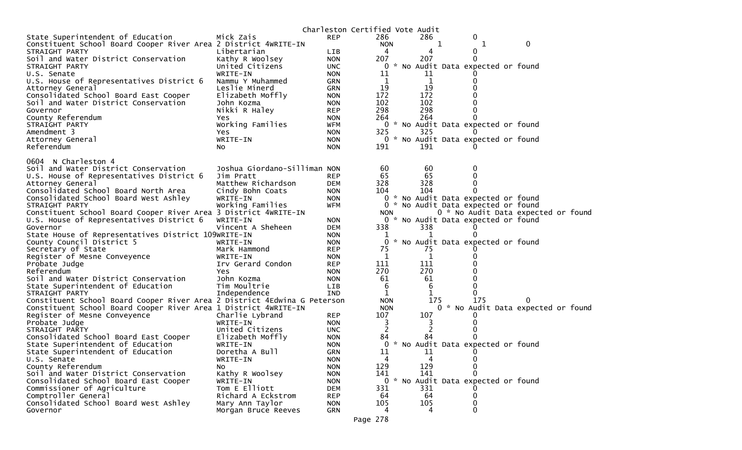Charleston Certified Vote Audit

| Contest | Candidate | Party | Count 1 | Count 2 | Diff | |
|---|---|---|---|---|---|---|
| State Superintendent of Education | Mick Zais | REP | 286 | 286 | 0 | |
| Constituent School Board Cooper River Area 2 District 4 | WRITE-IN | NON | 1 | 1 | 0 | |
| STRAIGHT PARTY | Libertarian | LIB | 4 | 4 | 0 | |
| Soil and Water District Conservation | Kathy R Woolsey | NON | 207 | 207 | 0 | |
| STRAIGHT PARTY | United Citizens | UNC | 0 * No Audit Data expected or found | | | |
| U.S. Senate | WRITE-IN | NON | 11 | 11 | 0 | |
| U.S. House of Representatives District 6 | Nammu Y Muhammed | GRN | 1 | 1 | 0 | |
| Attorney General | Leslie Minerd | GRN | 19 | 19 | 0 | |
| Consolidated School Board East Cooper | Elizabeth Moffly | NON | 172 | 172 | 0 | |
| Soil and Water District Conservation | John Kozma | NON | 102 | 102 | 0 | |
| Governor | Nikki R Haley | REP | 298 | 298 | 0 | |
| County Referendum | Yes | NON | 264 | 264 | 0 | |
| STRAIGHT PARTY | Working Families | WFM | 0 * No Audit Data expected or found | | | |
| Amendment 3 | Yes | NON | 325 | 325 | 0 | |
| Attorney General | WRITE-IN | NON | 0 * No Audit Data expected or found | | | |
| Referendum | No | NON | 191 | 191 | 0 | |

0604 N Charleston 4

| Contest | Candidate | Party | Count 1 | Count 2 | Diff | |
|---|---|---|---|---|---|---|
| Soil and Water District Conservation | Joshua Giordano-Silliman | NON | 60 | 60 | 0 | |
| U.S. House of Representatives District 6 | Jim Pratt | REP | 65 | 65 | 0 | |
| Attorney General | Matthew Richardson | DEM | 328 | 328 | 0 | |
| Consolidated School Board North Area | Cindy Bohn Coats | NON | 104 | 104 | 0 | |
| Consolidated School Board West Ashley | WRITE-IN | NON | 0 * No Audit Data expected or found | | | |
| STRAIGHT PARTY | Working Families | WFM | 0 * No Audit Data expected or found | | | |
| Constituent School Board Cooper River Area 3 District 4 | WRITE-IN | NON | 0 * No Audit Data expected or found | | | |
| U.S. House of Representatives District 6 | WRITE-IN | NON | 0 * No Audit Data expected or found | | | |
| Governor | Vincent A Sheheen | DEM | 338 | 338 | 0 | |
| State House of Representatives District 109 | WRITE-IN | NON | 1 | 1 | 0 | |
| County Council District 5 | WRITE-IN | NON | 0 * No Audit Data expected or found | | | |
| Secretary of State | Mark Hammond | REP | 75 | 75 | 0 | |
| Register of Mesne Conveyence | WRITE-IN | NON | 1 | 1 | 0 | |
| Probate Judge | Irv Gerard Condon | REP | 111 | 111 | 0 | |
| Referendum | Yes | NON | 270 | 270 | 0 | |
| Soil and Water District Conservation | John Kozma | NON | 61 | 61 | 0 | |
| State Superintendent of Education | Tim Moultrie | LIB | 6 | 6 | 0 | |
| STRAIGHT PARTY | Independence | IND | 1 | 1 | 0 | |
| Constituent School Board Cooper River Area 2 District 4 | Edwina G Peterson | NON | 175 | 175 | 0 | |
| Constituent School Board Cooper River Area 1 District 4 | WRITE-IN | NON | 0 * No Audit Data expected or found | | | |
| Register of Mesne Conveyence | Charlie Lybrand | REP | 107 | 107 | 0 | |
| Probate Judge | WRITE-IN | NON | 3 | 3 | 0 | |
| STRAIGHT PARTY | United Citizens | UNC | 2 | 2 | 0 | |
| Consolidated School Board East Cooper | Elizabeth Moffly | NON | 84 | 84 | 0 | |
| State Superintendent of Education | WRITE-IN | NON | 0 * No Audit Data expected or found | | | |
| State Superintendent of Education | Doretha A Bull | GRN | 11 | 11 | 0 | |
| U.S. Senate | WRITE-IN | NON | 4 | 4 | 0 | |
| County Referendum | No | NON | 129 | 129 | 0 | |
| Soil and Water District Conservation | Kathy R Woolsey | NON | 141 | 141 | 0 | |
| Consolidated School Board East Cooper | WRITE-IN | NON | 0 * No Audit Data expected or found | | | |
| Commissioner of Agriculture | Tom E Elliott | DEM | 331 | 331 | 0 | |
| Comptroller General | Richard A Eckstrom | REP | 64 | 64 | 0 | |
| Consolidated School Board West Ashley | Mary Ann Taylor | NON | 105 | 105 | 0 | |
| Governor | Morgan Bruce Reeves | GRN | 4 | 4 | 0 | |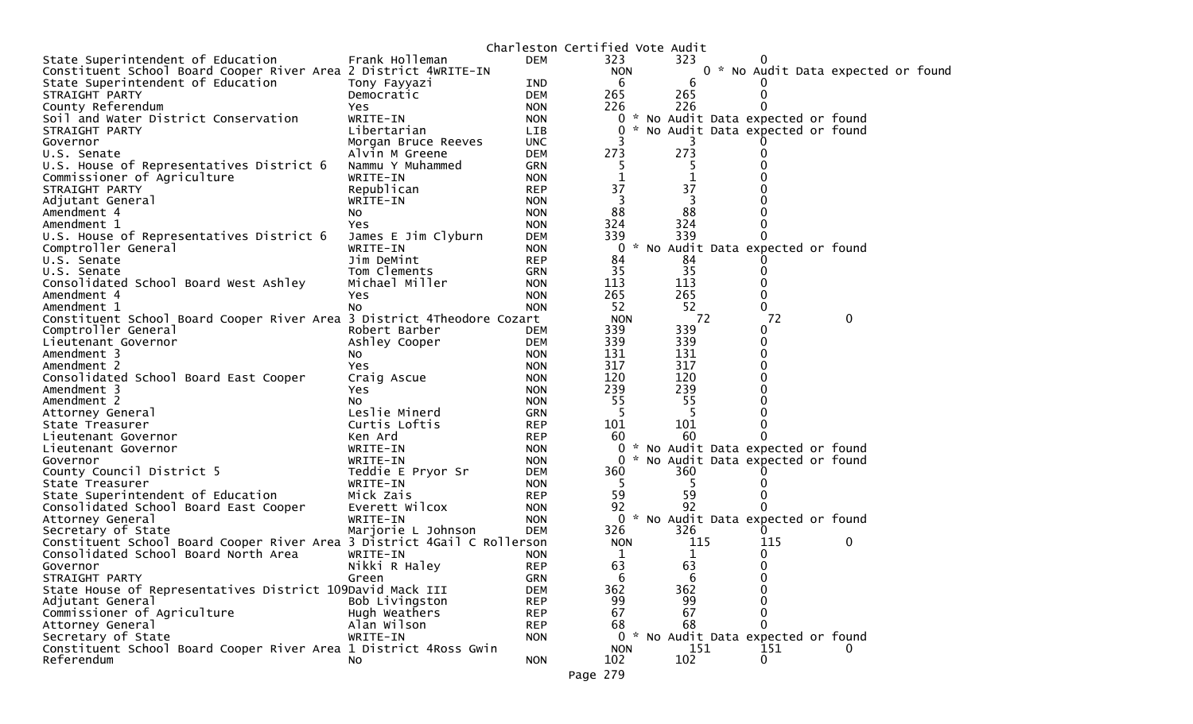Charleston Certified Vote Audit

| Contest | Candidate | Party | Count 1 | Count 2 | Diff | |
|---|---|---|---|---|---|---|
| State Superintendent of Education | Frank Holleman | DEM | 323 | 323 | 0 | |
| Constituent School Board Cooper River Area 2 District 4WRITE-IN | | NON | 0 * No Audit Data expected or found | | | |
| State Superintendent of Education | Tony Fayyazi | IND | 6 | 6 | 0 | |
| STRAIGHT PARTY | Democratic | DEM | 265 | 265 | 0 | |
| County Referendum | Yes | NON | 226 | 226 | 0 | |
| Soil and Water District Conservation | WRITE-IN | NON | 0 * No Audit Data expected or found | | | |
| STRAIGHT PARTY | Libertarian | LIB | 0 * No Audit Data expected or found | | | |
| Governor | Morgan Bruce Reeves | UNC | 3 | 3 | 0 | |
| U.S. Senate | Alvin M Greene | DEM | 273 | 273 | 0 | |
| U.S. House of Representatives District 6 | Nammu Y Muhammed | GRN | 5 | 5 | 0 | |
| Commissioner of Agriculture | WRITE-IN | NON | 1 | 1 | 0 | |
| STRAIGHT PARTY | Republican | REP | 37 | 37 | 0 | |
| Adjutant General | WRITE-IN | NON | 3 | 3 | 0 | |
| Amendment 4 | No | NON | 88 | 88 | 0 | |
| Amendment 1 | Yes | NON | 324 | 324 | 0 | |
| U.S. House of Representatives District 6 | James E Jim Clyburn | DEM | 339 | 339 | 0 | |
| Comptroller General | WRITE-IN | NON | 0 * No Audit Data expected or found | | | |
| U.S. Senate | Jim DeMint | REP | 84 | 84 | 0 | |
| U.S. Senate | Tom Clements | GRN | 35 | 35 | 0 | |
| Consolidated School Board West Ashley | Michael Miller | NON | 113 | 113 | 0 | |
| Amendment 4 | Yes | NON | 265 | 265 | 0 | |
| Amendment 1 | No | NON | 52 | 52 | 0 | |
| Constituent School Board Cooper River Area 3 District 4Theodore Cozart | | NON | 72 | 72 | 0 | |
| Comptroller General | Robert Barber | DEM | 339 | 339 | 0 | |
| Lieutenant Governor | Ashley Cooper | DEM | 339 | 339 | 0 | |
| Amendment 3 | No | NON | 131 | 131 | 0 | |
| Amendment 2 | Yes | NON | 317 | 317 | 0 | |
| Consolidated School Board East Cooper | Craig Ascue | NON | 120 | 120 | 0 | |
| Amendment 3 | Yes | NON | 239 | 239 | 0 | |
| Amendment 2 | No | NON | 55 | 55 | 0 | |
| Attorney General | Leslie Minerd | GRN | 5 | 5 | 0 | |
| State Treasurer | Curtis Loftis | REP | 101 | 101 | 0 | |
| Lieutenant Governor | Ken Ard | REP | 60 | 60 | 0 | |
| Lieutenant Governor | WRITE-IN | NON | 0 * No Audit Data expected or found | | | |
| Governor | WRITE-IN | NON | 0 * No Audit Data expected or found | | | |
| County Council District 5 | Teddie E Pryor Sr | DEM | 360 | 360 | 0 | |
| State Treasurer | WRITE-IN | NON | 5 | 5 | 0 | |
| State Superintendent of Education | Mick Zais | REP | 59 | 59 | 0 | |
| Consolidated School Board East Cooper | Everett Wilcox | NON | 92 | 92 | 0 | |
| Attorney General | WRITE-IN | NON | 0 * No Audit Data expected or found | | | |
| Secretary of State | Marjorie L Johnson | DEM | 326 | 326 | 0 | |
| Constituent School Board Cooper River Area 3 District 4Gail C Rollerson | | NON | 115 | 115 | 0 | |
| Consolidated School Board North Area | WRITE-IN | NON | 1 | 1 | 0 | |
| Governor | Nikki R Haley | REP | 63 | 63 | 0 | |
| STRAIGHT PARTY | Green | GRN | 6 | 6 | 0 | |
| State House of Representatives District 109David Mack III | | DEM | 362 | 362 | 0 | |
| Adjutant General | Bob Livingston | REP | 99 | 99 | 0 | |
| Commissioner of Agriculture | Hugh Weathers | REP | 67 | 67 | 0 | |
| Attorney General | Alan Wilson | REP | 68 | 68 | 0 | |
| Secretary of State | WRITE-IN | NON | 0 * No Audit Data expected or found | | | |
| Constituent School Board Cooper River Area 1 District 4Ross Gwin | | NON | 151 | 151 | 0 | |
| Referendum | No | NON | 102 | 102 | 0 | |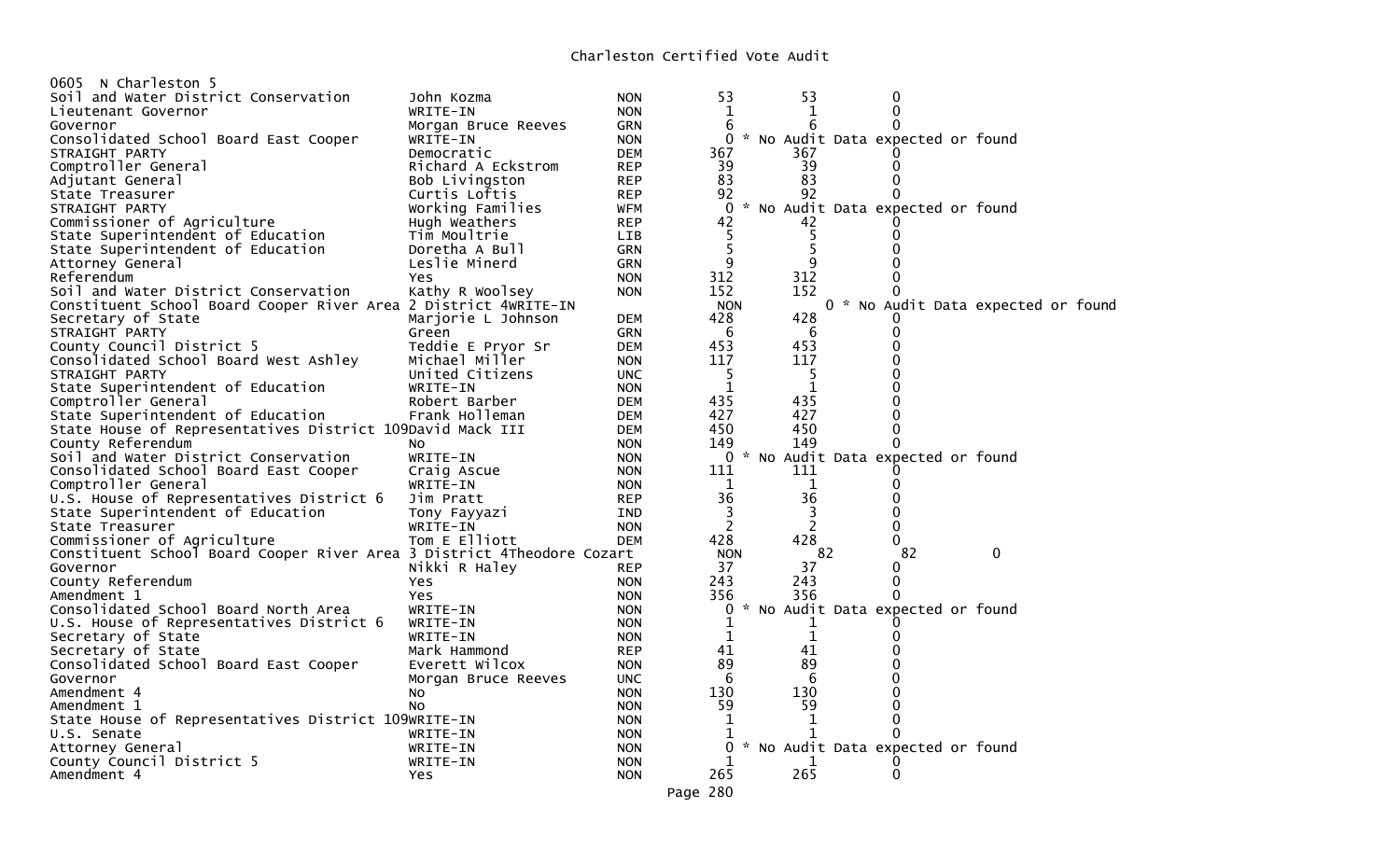# Charleston Certified Vote Audit

0605 N Charleston 5

| Contest | Candidate | Party | Count 1 | Count 2 | Difference |
|---|---|---|---|---|---|
| Soil and Water District Conservation | John Kozma | NON | 53 | 53 | 0 |
| Lieutenant Governor | WRITE-IN | NON | 1 | 1 | 0 |
| Governor | Morgan Bruce Reeves | GRN | 6 | 6 | 0 |
| Consolidated School Board East Cooper | WRITE-IN | NON | 0 * No Audit Data expected or found | | |
| STRAIGHT PARTY | Democratic | DEM | 367 | 367 | 0 |
| Comptroller General | Richard A Eckstrom | REP | 39 | 39 | 0 |
| Adjutant General | Bob Livingston | REP | 83 | 83 | 0 |
| State Treasurer | Curtis Loftis | REP | 92 | 92 | 0 |
| STRAIGHT PARTY | Working Families | WFM | 0 * No Audit Data expected or found | | |
| Commissioner of Agriculture | Hugh Weathers | REP | 42 | 42 | 0 |
| State Superintendent of Education | Tim Moultrie | LIB | 5 | 5 | 0 |
| State Superintendent of Education | Doretha A Bull | GRN | 5 | 5 | 0 |
| Attorney General | Leslie Minerd | GRN | 9 | 9 | 0 |
| Referendum | Yes | NON | 312 | 312 | 0 |
| Soil and Water District Conservation | Kathy R Woolsey | NON | 152 | 152 | 0 |
| Constituent School Board Cooper River Area 2 District 4 | WRITE-IN | NON | 0 * No Audit Data expected or found | | |
| Secretary of State | Marjorie L Johnson | DEM | 428 | 428 | 0 |
| STRAIGHT PARTY | Green | GRN | 6 | 6 | 0 |
| County Council District 5 | Teddie E Pryor Sr | DEM | 453 | 453 | 0 |
| Consolidated School Board West Ashley | Michael Miller | NON | 117 | 117 | 0 |
| STRAIGHT PARTY | United Citizens | UNC | 5 | 5 | 0 |
| State Superintendent of Education | WRITE-IN | NON | 1 | 1 | 0 |
| Comptroller General | Robert Barber | DEM | 435 | 435 | 0 |
| State Superintendent of Education | Frank Holleman | DEM | 427 | 427 | 0 |
| State House of Representatives District 109 | David Mack III | DEM | 450 | 450 | 0 |
| County Referendum | No | NON | 149 | 149 | 0 |
| Soil and Water District Conservation | WRITE-IN | NON | 0 * No Audit Data expected or found | | |
| Consolidated School Board East Cooper | Craig Ascue | NON | 111 | 111 | 0 |
| Comptroller General | WRITE-IN | NON | 1 | 1 | 0 |
| U.S. House of Representatives District 6 | Jim Pratt | REP | 36 | 36 | 0 |
| State Superintendent of Education | Tony Fayyazi | IND | 3 | 3 | 0 |
| State Treasurer | WRITE-IN | NON | 2 | 2 | 0 |
| Commissioner of Agriculture | Tom E Elliott | DEM | 428 | 428 | 0 |
| Constituent School Board Cooper River Area 3 District 4 | Theodore Cozart | NON | 82 | 82 | 0 |
| Governor | Nikki R Haley | REP | 37 | 37 | 0 |
| County Referendum | Yes | NON | 243 | 243 | 0 |
| Amendment 1 | Yes | NON | 356 | 356 | 0 |
| Consolidated School Board North Area | WRITE-IN | NON | 0 * No Audit Data expected or found | | |
| U.S. House of Representatives District 6 | WRITE-IN | NON | 1 | 1 | 0 |
| Secretary of State | WRITE-IN | NON | 1 | 1 | 0 |
| Secretary of State | Mark Hammond | REP | 41 | 41 | 0 |
| Consolidated School Board East Cooper | Everett Wilcox | NON | 89 | 89 | 0 |
| Governor | Morgan Bruce Reeves | UNC | 6 | 6 | 0 |
| Amendment 4 | No | NON | 130 | 130 | 0 |
| Amendment 1 | No | NON | 59 | 59 | 0 |
| State House of Representatives District 109 | WRITE-IN | NON | 1 | 1 | 0 |
| U.S. Senate | WRITE-IN | NON | 1 | 1 | 0 |
| Attorney General | WRITE-IN | NON | 0 * No Audit Data expected or found | | |
| County Council District 5 | WRITE-IN | NON | 1 | 1 | 0 |
| Amendment 4 | Yes | NON | 265 | 265 | 0 |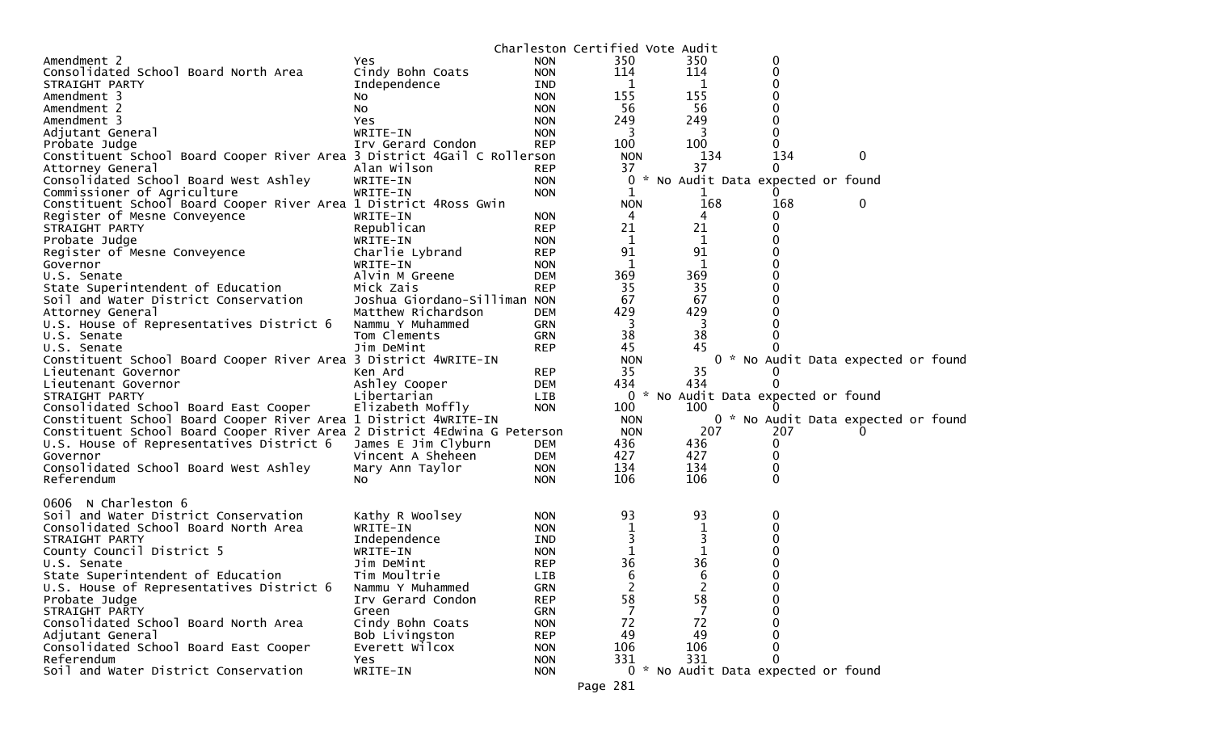Charleston Certified Vote Audit

| Contest | Candidate | Party | Count 1 | Count 2 | Difference |
|---|---|---|---|---|---|
| Amendment 2 | Yes | NON | 350 | 350 | 0 |
| Consolidated School Board North Area | Cindy Bohn Coats | NON | 114 | 114 | 0 |
| STRAIGHT PARTY | Independence | IND | 1 | 1 | 0 |
| Amendment 3 | No | NON | 155 | 155 | 0 |
| Amendment 2 | No | NON | 56 | 56 | 0 |
| Amendment 3 | Yes | NON | 249 | 249 | 0 |
| Adjutant General | WRITE-IN | NON | 3 | 3 | 0 |
| Probate Judge | Irv Gerard Condon | REP | 100 | 100 | 0 |
| Constituent School Board Cooper River Area 3 District 4 | Gail C Rollerson | NON | 134 | 134 | 0 |
| Attorney General | Alan Wilson | REP | 37 | 37 | 0 |
| Consolidated School Board West Ashley | WRITE-IN | NON | 0 * No Audit Data expected or found | | |
| Commissioner of Agriculture | WRITE-IN | NON | 1 | 1 | 0 |
| Constituent School Board Cooper River Area 1 District 4 | Ross Gwin | NON | 168 | 168 | 0 |
| Register of Mesne Conveyence | WRITE-IN | NON | 4 | 4 | 0 |
| STRAIGHT PARTY | Republican | REP | 21 | 21 | 0 |
| Probate Judge | WRITE-IN | NON | 1 | 1 | 0 |
| Register of Mesne Conveyence | Charlie Lybrand | REP | 91 | 91 | 0 |
| Governor | WRITE-IN | NON | 1 | 1 | 0 |
| U.S. Senate | Alvin M Greene | DEM | 369 | 369 | 0 |
| State Superintendent of Education | Mick Zais | REP | 35 | 35 | 0 |
| Soil and Water District Conservation | Joshua Giordano-Silliman | NON | 67 | 67 | 0 |
| Attorney General | Matthew Richardson | DEM | 429 | 429 | 0 |
| U.S. House of Representatives District 6 | Nammu Y Muhammed | GRN | 3 | 3 | 0 |
| U.S. Senate | Tom Clements | GRN | 38 | 38 | 0 |
| U.S. Senate | Jim DeMint | REP | 45 | 45 | 0 |
| Constituent School Board Cooper River Area 3 District 4 | WRITE-IN | NON | 0 * No Audit Data expected or found | | |
| Lieutenant Governor | Ken Ard | REP | 35 | 35 | 0 |
| Lieutenant Governor | Ashley Cooper | DEM | 434 | 434 | 0 |
| STRAIGHT PARTY | Libertarian | LIB | 0 * No Audit Data expected or found | | |
| Consolidated School Board East Cooper | Elizabeth Moffly | NON | 100 | 100 | 0 |
| Constituent School Board Cooper River Area 1 District 4 | WRITE-IN | NON | 0 * No Audit Data expected or found | | |
| Constituent School Board Cooper River Area 2 District 4 | Edwina G Peterson | NON | 207 | 207 | 0 |
| U.S. House of Representatives District 6 | James E Jim Clyburn | DEM | 436 | 436 | 0 |
| Governor | Vincent A Sheheen | DEM | 427 | 427 | 0 |
| Consolidated School Board West Ashley | Mary Ann Taylor | NON | 134 | 134 | 0 |
| Referendum | No | NON | 106 | 106 | 0 |

0606 N Charleston 6

| Contest | Candidate | Party | Count 1 | Count 2 | Difference |
|---|---|---|---|---|---|
| Soil and Water District Conservation | Kathy R Woolsey | NON | 93 | 93 | 0 |
| Consolidated School Board North Area | WRITE-IN | NON | 1 | 1 | 0 |
| STRAIGHT PARTY | Independence | IND | 3 | 3 | 0 |
| County Council District 5 | WRITE-IN | NON | 1 | 1 | 0 |
| U.S. Senate | Jim DeMint | REP | 36 | 36 | 0 |
| State Superintendent of Education | Tim Moultrie | LIB | 6 | 6 | 0 |
| U.S. House of Representatives District 6 | Nammu Y Muhammed | GRN | 2 | 2 | 0 |
| Probate Judge | Irv Gerard Condon | REP | 58 | 58 | 0 |
| STRAIGHT PARTY | Green | GRN | 7 | 7 | 0 |
| Consolidated School Board North Area | Cindy Bohn Coats | NON | 72 | 72 | 0 |
| Adjutant General | Bob Livingston | REP | 49 | 49 | 0 |
| Consolidated School Board East Cooper | Everett Wilcox | NON | 106 | 106 | 0 |
| Referendum | Yes | NON | 331 | 331 | 0 |
| Soil and Water District Conservation | WRITE-IN | NON | 0 * No Audit Data expected or found | | |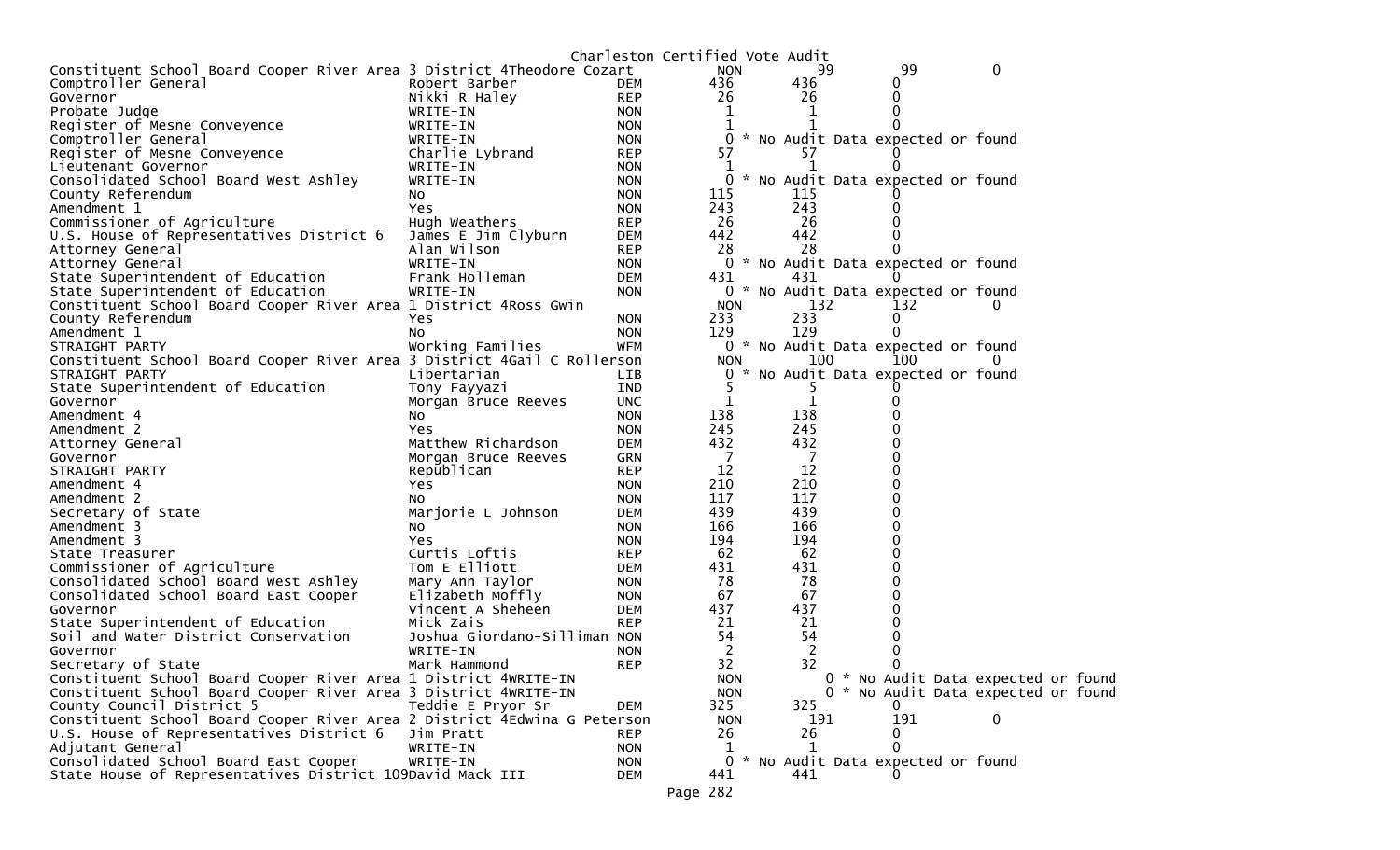Charleston Certified Vote Audit

| Contest | Candidate | Party | Votes | Audit | Difference |
|---|---|---|---|---|---|
| Constituent School Board Cooper River Area 3 District 4 | Theodore Cozart | NON | 99 | 99 | 0 |
| Comptroller General | Robert Barber | DEM | 436 | 436 | 0 |
| Governor | Nikki R Haley | REP | 26 | 26 | 0 |
| Probate Judge | WRITE-IN | NON | 1 | 1 | 0 |
| Register of Mesne Conveyence | WRITE-IN | NON | 1 | 1 | 0 |
| Comptroller General | WRITE-IN | NON | 0 | * No Audit Data expected or found | |
| Register of Mesne Conveyence | Charlie Lybrand | REP | 57 | 57 | 0 |
| Lieutenant Governor | WRITE-IN | NON | 1 | 1 | 0 |
| Consolidated School Board West Ashley | WRITE-IN | NON | 0 | * No Audit Data expected or found | |
| County Referendum | No | NON | 115 | 115 | 0 |
| Amendment 1 | Yes | NON | 243 | 243 | 0 |
| Commissioner of Agriculture | Hugh Weathers | REP | 26 | 26 | 0 |
| U.S. House of Representatives District 6 | James E Jim Clyburn | DEM | 442 | 442 | 0 |
| Attorney General | Alan Wilson | REP | 28 | 28 | 0 |
| Attorney General | WRITE-IN | NON | 0 | * No Audit Data expected or found | |
| State Superintendent of Education | Frank Holleman | DEM | 431 | 431 | 0 |
| State Superintendent of Education | WRITE-IN | NON | 0 | * No Audit Data expected or found | |
| Constituent School Board Cooper River Area 1 District 4 | Ross Gwin | NON | 132 | 132 | 0 |
| County Referendum | Yes | NON | 233 | 233 | 0 |
| Amendment 1 | No | NON | 129 | 129 | 0 |
| STRAIGHT PARTY | Working Families | WFM | 0 | * No Audit Data expected or found | |
| Constituent School Board Cooper River Area 3 District 4 | Gail C Rollerson | NON | 100 | 100 | 0 |
| STRAIGHT PARTY | Libertarian | LIB | 0 | * No Audit Data expected or found | |
| State Superintendent of Education | Tony Fayyazi | IND | 5 | 5 | 0 |
| Governor | Morgan Bruce Reeves | UNC | 1 | 1 | 0 |
| Amendment 4 | No | NON | 138 | 138 | 0 |
| Amendment 2 | Yes | NON | 245 | 245 | 0 |
| Attorney General | Matthew Richardson | DEM | 432 | 432 | 0 |
| Governor | Morgan Bruce Reeves | GRN | 7 | 7 | 0 |
| STRAIGHT PARTY | Republican | REP | 12 | 12 | 0 |
| Amendment 4 | Yes | NON | 210 | 210 | 0 |
| Amendment 2 | No | NON | 117 | 117 | 0 |
| Secretary of State | Marjorie L Johnson | DEM | 439 | 439 | 0 |
| Amendment 3 | No | NON | 166 | 166 | 0 |
| Amendment 3 | Yes | NON | 194 | 194 | 0 |
| State Treasurer | Curtis Loftis | REP | 62 | 62 | 0 |
| Commissioner of Agriculture | Tom E Elliott | DEM | 431 | 431 | 0 |
| Consolidated School Board West Ashley | Mary Ann Taylor | NON | 78 | 78 | 0 |
| Consolidated School Board East Cooper | Elizabeth Moffly | NON | 67 | 67 | 0 |
| Governor | Vincent A Sheheen | DEM | 437 | 437 | 0 |
| State Superintendent of Education | Mick Zais | REP | 21 | 21 | 0 |
| Soil and Water District Conservation | Joshua Giordano-Silliman | NON | 54 | 54 | 0 |
| Governor | WRITE-IN | NON | 2 | 2 | 0 |
| Secretary of State | Mark Hammond | REP | 32 | 32 | 0 |
| Constituent School Board Cooper River Area 1 District 4 | WRITE-IN | NON | 0 | * No Audit Data expected or found | |
| Constituent School Board Cooper River Area 3 District 4 | WRITE-IN | NON | 0 | * No Audit Data expected or found | |
| County Council District 5 | Teddie E Pryor Sr | DEM | 325 | 325 | 0 |
| Constituent School Board Cooper River Area 2 District 4 | Edwina G Peterson | NON | 191 | 191 | 0 |
| U.S. House of Representatives District 6 | Jim Pratt | REP | 26 | 26 | 0 |
| Adjutant General | WRITE-IN | NON | 1 | 1 | 0 |
| Consolidated School Board East Cooper | WRITE-IN | NON | 0 | * No Audit Data expected or found | |
| State House of Representatives District 109 | David Mack III | DEM | 441 | 441 | 0 |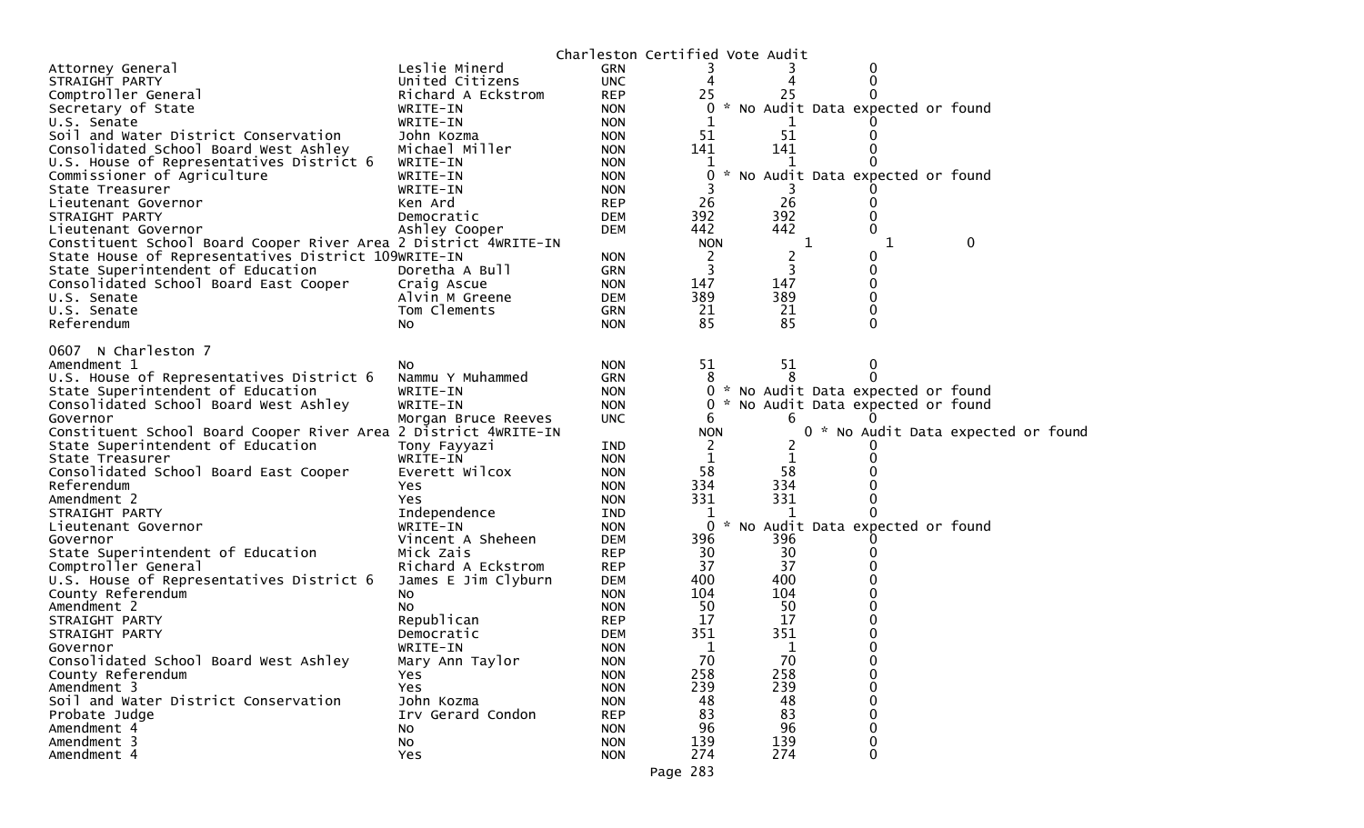Charleston Certified Vote Audit

| Contest | Candidate | Party | | | | |
|---|---|---|---|---|---|---|
| Attorney General | Leslie Minerd | GRN | 3 | 3 | 0 | |
| STRAIGHT PARTY | United Citizens | UNC | 4 | 4 | 0 | |
| Comptroller General | Richard A Eckstrom | REP | 25 | 25 | 0 | |
| Secretary of State | WRITE-IN | NON | 0 | * No Audit Data expected or found | | |
| U.S. Senate | WRITE-IN | NON | 1 | 1 | 0 | |
| Soil and Water District Conservation | John Kozma | NON | 51 | 51 | 0 | |
| Consolidated School Board West Ashley | Michael Miller | NON | 141 | 141 | 0 | |
| U.S. House of Representatives District 6 | WRITE-IN | NON | 1 | 1 | 0 | |
| Commissioner of Agriculture | WRITE-IN | NON | 0 | * No Audit Data expected or found | | |
| State Treasurer | WRITE-IN | NON | 3 | 3 | 0 | |
| Lieutenant Governor | Ken Ard | REP | 26 | 26 | 0 | |
| STRAIGHT PARTY | Democratic | DEM | 392 | 392 | 0 | |
| Lieutenant Governor | Ashley Cooper | DEM | 442 | 442 | 0 | |
| Constituent School Board Cooper River Area 2 District 4 | WRITE-IN | | NON | 1 | 1 | 0 |
| State House of Representatives District 109 | WRITE-IN | NON | 2 | 2 | 0 | |
| State Superintendent of Education | Doretha A Bull | GRN | 3 | 3 | 0 | |
| Consolidated School Board East Cooper | Craig Ascue | NON | 147 | 147 | 0 | |
| U.S. Senate | Alvin M Greene | DEM | 389 | 389 | 0 | |
| U.S. Senate | Tom Clements | GRN | 21 | 21 | 0 | |
| Referendum | No | NON | 85 | 85 | 0 | |

0607 N Charleston 7

| Contest | Candidate | Party | | | | |
|---|---|---|---|---|---|---|
| Amendment 1 | No | NON | 51 | 51 | 0 | |
| U.S. House of Representatives District 6 | Nammu Y Muhammed | GRN | 8 | 8 | 0 | |
| State Superintendent of Education | WRITE-IN | NON | 0 | * No Audit Data expected or found | | |
| Consolidated School Board West Ashley | WRITE-IN | NON | 0 | * No Audit Data expected or found | | |
| Governor | Morgan Bruce Reeves | UNC | 6 | 6 | 0 | |
| Constituent School Board Cooper River Area 2 District 4 | WRITE-IN | | NON | 0 | * No Audit Data expected or found | |
| State Superintendent of Education | Tony Fayyazi | IND | 2 | 2 | 0 | |
| State Treasurer | WRITE-IN | NON | 1 | 1 | 0 | |
| Consolidated School Board East Cooper | Everett Wilcox | NON | 58 | 58 | 0 | |
| Referendum | Yes | NON | 334 | 334 | 0 | |
| Amendment 2 | Yes | NON | 331 | 331 | 0 | |
| STRAIGHT PARTY | Independence | IND | 1 | 1 | 0 | |
| Lieutenant Governor | WRITE-IN | NON | 0 | * No Audit Data expected or found | | |
| Governor | Vincent A Sheheen | DEM | 396 | 396 | 0 | |
| State Superintendent of Education | Mick Zais | REP | 30 | 30 | 0 | |
| Comptroller General | Richard A Eckstrom | REP | 37 | 37 | 0 | |
| U.S. House of Representatives District 6 | James E Jim Clyburn | DEM | 400 | 400 | 0 | |
| County Referendum | No | NON | 104 | 104 | 0 | |
| Amendment 2 | No | NON | 50 | 50 | 0 | |
| STRAIGHT PARTY | Republican | REP | 17 | 17 | 0 | |
| STRAIGHT PARTY | Democratic | DEM | 351 | 351 | 0 | |
| Governor | WRITE-IN | NON | 1 | 1 | 0 | |
| Consolidated School Board West Ashley | Mary Ann Taylor | NON | 70 | 70 | 0 | |
| County Referendum | Yes | NON | 258 | 258 | 0 | |
| Amendment 3 | Yes | NON | 239 | 239 | 0 | |
| Soil and Water District Conservation | John Kozma | NON | 48 | 48 | 0 | |
| Probate Judge | Irv Gerard Condon | REP | 83 | 83 | 0 | |
| Amendment 4 | No | NON | 96 | 96 | 0 | |
| Amendment 3 | No | NON | 139 | 139 | 0 | |
| Amendment 4 | Yes | NON | 274 | 274 | 0 | |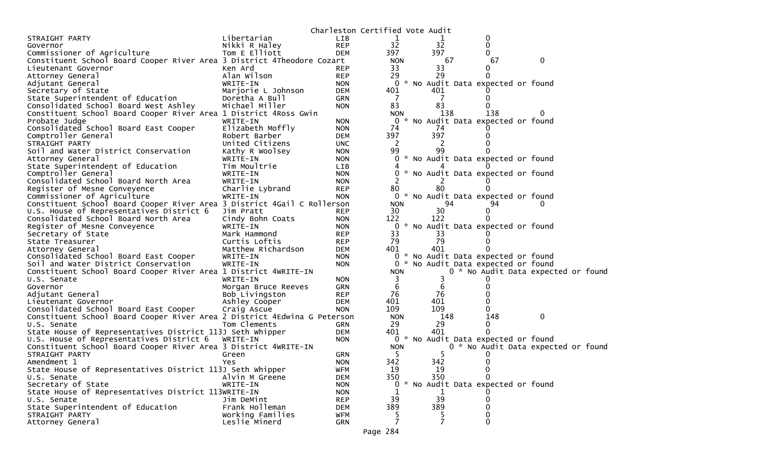Charleston Certified Vote Audit

| Office | Candidate | Party | Votes | Audit | Difference | |
|---|---|---|---|---|---|---|
| STRAIGHT PARTY | Libertarian | LIB | 1 | 1 | 0 | |
| Governor | Nikki R Haley | REP | 32 | 32 | 0 | |
| Commissioner of Agriculture | Tom E Elliott | DEM | 397 | 397 | 0 | |
| Constituent School Board Cooper River Area 3 District 4 | Theodore Cozart | NON | 67 | 67 | 0 | |
| Lieutenant Governor | Ken Ard | REP | 33 | 33 | 0 | |
| Attorney General | Alan Wilson | REP | 29 | 29 | 0 | |
| Adjutant General | WRITE-IN | NON | 0 | * No Audit Data expected or found | | |
| Secretary of State | Marjorie L Johnson | DEM | 401 | 401 | 0 | |
| State Superintendent of Education | Doretha A Bull | GRN | 7 | 7 | 0 | |
| Consolidated School Board West Ashley | Michael Miller | NON | 83 | 83 | 0 | |
| Constituent School Board Cooper River Area 1 District 4 | Ross Gwin | NON | 138 | 138 | 0 | |
| Probate Judge | WRITE-IN | NON | 0 | * No Audit Data expected or found | | |
| Consolidated School Board East Cooper | Elizabeth Moffly | NON | 74 | 74 | 0 | |
| Comptroller General | Robert Barber | DEM | 397 | 397 | 0 | |
| STRAIGHT PARTY | United Citizens | UNC | 2 | 2 | 0 | |
| Soil and Water District Conservation | Kathy R Woolsey | NON | 99 | 99 | 0 | |
| Attorney General | WRITE-IN | NON | 0 | * No Audit Data expected or found | | |
| State Superintendent of Education | Tim Moultrie | LIB | 4 | 4 | 0 | |
| Comptroller General | WRITE-IN | NON | 0 | * No Audit Data expected or found | | |
| Consolidated School Board North Area | WRITE-IN | NON | 2 | 2 | 0 | |
| Register of Mesne Conveyence | Charlie Lybrand | REP | 80 | 80 | 0 | |
| Commissioner of Agriculture | WRITE-IN | NON | 0 | * No Audit Data expected or found | | |
| Constituent School Board Cooper River Area 3 District 4 | Gail C Rollerson | NON | 94 | 94 | 0 | |
| U.S. House of Representatives District 6 | Jim Pratt | REP | 30 | 30 | 0 | |
| Consolidated School Board North Area | Cindy Bohn Coats | NON | 122 | 122 | 0 | |
| Register of Mesne Conveyence | WRITE-IN | NON | 0 | * No Audit Data expected or found | | |
| Secretary of State | Mark Hammond | REP | 33 | 33 | 0 | |
| State Treasurer | Curtis Loftis | REP | 79 | 79 | 0 | |
| Attorney General | Matthew Richardson | DEM | 401 | 401 | 0 | |
| Consolidated School Board East Cooper | WRITE-IN | NON | 0 | * No Audit Data expected or found | | |
| Soil and Water District Conservation | WRITE-IN | NON | 0 | * No Audit Data expected or found | | |
| Constituent School Board Cooper River Area 1 District 4 | WRITE-IN | NON | 0 | * No Audit Data expected or found | | |
| U.S. Senate | WRITE-IN | NON | 3 | 3 | 0 | |
| Governor | Morgan Bruce Reeves | GRN | 6 | 6 | 0 | |
| Adjutant General | Bob Livingston | REP | 76 | 76 | 0 | |
| Lieutenant Governor | Ashley Cooper | DEM | 401 | 401 | 0 | |
| Consolidated School Board East Cooper | Craig Ascue | NON | 109 | 109 | 0 | |
| Constituent School Board Cooper River Area 2 District 4 | Edwina G Peterson | NON | 148 | 148 | 0 | |
| U.S. Senate | Tom Clements | GRN | 29 | 29 | 0 | |
| State House of Representatives District 113 | J Seth Whipper | DEM | 401 | 401 | 0 | |
| U.S. House of Representatives District 6 | WRITE-IN | NON | 0 | * No Audit Data expected or found | | |
| Constituent School Board Cooper River Area 3 District 4 | WRITE-IN | NON | 0 | * No Audit Data expected or found | | |
| STRAIGHT PARTY | Green | GRN | 5 | 5 | 0 | |
| Amendment 1 | Yes | NON | 342 | 342 | 0 | |
| State House of Representatives District 113 | J Seth Whipper | WFM | 19 | 19 | 0 | |
| U.S. Senate | Alvin M Greene | DEM | 350 | 350 | 0 | |
| Secretary of State | WRITE-IN | NON | 0 | * No Audit Data expected or found | | |
| State House of Representatives District 113 | WRITE-IN | NON | 1 | 1 | 0 | |
| U.S. Senate | Jim DeMint | REP | 39 | 39 | 0 | |
| State Superintendent of Education | Frank Holleman | DEM | 389 | 389 | 0 | |
| STRAIGHT PARTY | Working Families | WFM | 5 | 5 | 0 | |
| Attorney General | Leslie Minerd | GRN | 7 | 7 | 0 | |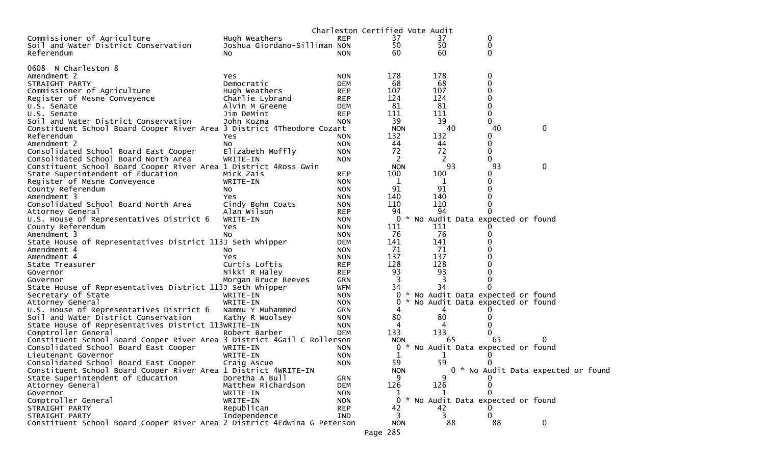Charleston Certified Vote Audit

| Contest | Candidate | Party | Votes | Audit | Diff |
|---|---|---|---|---|---|
| Commissioner of Agriculture | Hugh Weathers | REP | 37 | 37 | 0 |
| Soil and Water District Conservation | Joshua Giordano-Silliman | NON | 50 | 50 | 0 |
| Referendum | No | NON | 60 | 60 | 0 |

## 0608 N Charleston 8

| Contest | Candidate | Party | Votes | Audit | Diff |
|---|---|---|---|---|---|
| Amendment 2 | Yes | NON | 178 | 178 | 0 |
| STRAIGHT PARTY | Democratic | DEM | 68 | 68 | 0 |
| Commissioner of Agriculture | Hugh Weathers | REP | 107 | 107 | 0 |
| Register of Mesne Conveyence | Charlie Lybrand | REP | 124 | 124 | 0 |
| U.S. Senate | Alvin M Greene | DEM | 81 | 81 | 0 |
| U.S. Senate | Jim DeMint | REP | 111 | 111 | 0 |
| Soil and Water District Conservation | John Kozma | NON | 39 | 39 | 0 |
| Constituent School Board Cooper River Area 3 District 4 | Theodore Cozart | NON | 40 | 40 | 0 |
| Referendum | Yes | NON | 132 | 132 | 0 |
| Amendment 2 | No | NON | 44 | 44 | 0 |
| Consolidated School Board East Cooper | Elizabeth Moffly | NON | 72 | 72 | 0 |
| Consolidated School Board North Area | WRITE-IN | NON | 2 | 2 | 0 |
| Constituent School Board Cooper River Area 1 District 4 | Ross Gwin | NON | 93 | 93 | 0 |
| State Superintendent of Education | Mick Zais | REP | 100 | 100 | 0 |
| Register of Mesne Conveyence | WRITE-IN | NON | 1 | 1 | 0 |
| County Referendum | No | NON | 91 | 91 | 0 |
| Amendment 3 | Yes | NON | 140 | 140 | 0 |
| Consolidated School Board North Area | Cindy Bohn Coats | NON | 110 | 110 | 0 |
| Attorney General | Alan Wilson | REP | 94 | 94 | 0 |
| U.S. House of Representatives District 6 | WRITE-IN | NON | 0 | * No Audit Data expected or found | |
| County Referendum | Yes | NON | 111 | 111 | 0 |
| Amendment 3 | No | NON | 76 | 76 | 0 |
| State House of Representatives District 113 | J Seth Whipper | DEM | 141 | 141 | 0 |
| Amendment 4 | No | NON | 71 | 71 | 0 |
| Amendment 4 | Yes | NON | 137 | 137 | 0 |
| State Treasurer | Curtis Loftis | REP | 128 | 128 | 0 |
| Governor | Nikki R Haley | REP | 93 | 93 | 0 |
| Governor | Morgan Bruce Reeves | GRN | 3 | 3 | 0 |
| State House of Representatives District 113 | J Seth Whipper | WFM | 34 | 34 | 0 |
| Secretary of State | WRITE-IN | NON | 0 | * No Audit Data expected or found | |
| Attorney General | WRITE-IN | NON | 0 | * No Audit Data expected or found | |
| U.S. House of Representatives District 6 | Nammu Y Muhammed | GRN | 4 | 4 | 0 |
| Soil and Water District Conservation | Kathy R Woolsey | NON | 80 | 80 | 0 |
| State House of Representatives District 113 | WRITE-IN | NON | 4 | 4 | 0 |
| Comptroller General | Robert Barber | DEM | 133 | 133 | 0 |
| Constituent School Board Cooper River Area 3 District 4 | Gail C Rollerson | NON | 65 | 65 | 0 |
| Consolidated School Board East Cooper | WRITE-IN | NON | 0 | * No Audit Data expected or found | |
| Lieutenant Governor | WRITE-IN | NON | 1 | 1 | 0 |
| Consolidated School Board East Cooper | Craig Ascue | NON | 59 | 59 | 0 |
| Constituent School Board Cooper River Area 1 District 4 | WRITE-IN | NON | 0 | * No Audit Data expected or found | |
| State Superintendent of Education | Doretha A Bull | GRN | 9 | 9 | 0 |
| Attorney General | Matthew Richardson | DEM | 126 | 126 | 0 |
| Governor | WRITE-IN | NON | 1 | 1 | 0 |
| Comptroller General | WRITE-IN | NON | 0 | * No Audit Data expected or found | |
| STRAIGHT PARTY | Republican | REP | 42 | 42 | 0 |
| STRAIGHT PARTY | Independence | IND | 3 | 3 | 0 |
| Constituent School Board Cooper River Area 2 District 4 | Edwina G Peterson | NON | 88 | 88 | 0 |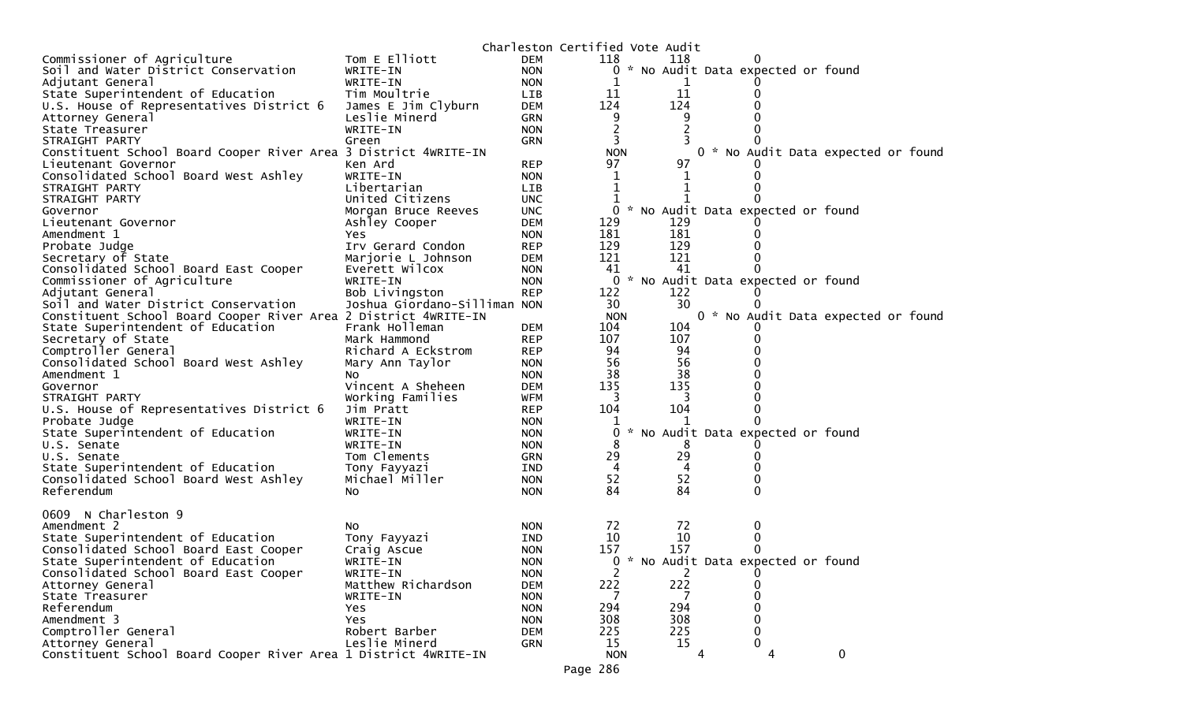Charleston Certified Vote Audit

| Contest | Candidate | Party | Certified | Audit | Difference |
|---|---|---|---|---|---|
| Commissioner of Agriculture | Tom E Elliott | DEM | 118 | 118 | 0 |
| Soil and Water District Conservation | WRITE-IN | NON | 0 * No Audit Data expected or found | | |
| Adjutant General | WRITE-IN | NON | 1 | 1 | 0 |
| State Superintendent of Education | Tim Moultrie | LIB | 11 | 11 | 0 |
| U.S. House of Representatives District 6 | James E Jim Clyburn | DEM | 124 | 124 | 0 |
| Attorney General | Leslie Minerd | GRN | 9 | 9 | 0 |
| State Treasurer | WRITE-IN | NON | 2 | 2 | 0 |
| STRAIGHT PARTY | Green | GRN | 3 | 3 | 0 |
| Constituent School Board Cooper River Area 3 District 4 | WRITE-IN | NON | 0 * No Audit Data expected or found | | |
| Lieutenant Governor | Ken Ard | REP | 97 | 97 | 0 |
| Consolidated School Board West Ashley | WRITE-IN | NON | 1 | 1 | 0 |
| STRAIGHT PARTY | Libertarian | LIB | 1 | 1 | 0 |
| STRAIGHT PARTY | United Citizens | UNC | 1 | 1 | 0 |
| Governor | Morgan Bruce Reeves | UNC | 0 * No Audit Data expected or found | | |
| Lieutenant Governor | Ashley Cooper | DEM | 129 | 129 | 0 |
| Amendment 1 | Yes | NON | 181 | 181 | 0 |
| Probate Judge | Irv Gerard Condon | REP | 129 | 129 | 0 |
| Secretary of State | Marjorie L Johnson | DEM | 121 | 121 | 0 |
| Consolidated School Board East Cooper | Everett Wilcox | NON | 41 | 41 | 0 |
| Commissioner of Agriculture | WRITE-IN | NON | 0 * No Audit Data expected or found | | |
| Adjutant General | Bob Livingston | REP | 122 | 122 | 0 |
| Soil and Water District Conservation | Joshua Giordano-Silliman | NON | 30 | 30 | 0 |
| Constituent School Board Cooper River Area 2 District 4 | WRITE-IN | NON | 0 * No Audit Data expected or found | | |
| State Superintendent of Education | Frank Holleman | DEM | 104 | 104 | 0 |
| Secretary of State | Mark Hammond | REP | 107 | 107 | 0 |
| Comptroller General | Richard A Eckstrom | REP | 94 | 94 | 0 |
| Consolidated School Board West Ashley | Mary Ann Taylor | NON | 56 | 56 | 0 |
| Amendment 1 | No | NON | 38 | 38 | 0 |
| Governor | Vincent A Sheheen | DEM | 135 | 135 | 0 |
| STRAIGHT PARTY | Working Families | WFM | 3 | 3 | 0 |
| U.S. House of Representatives District 6 | Jim Pratt | REP | 104 | 104 | 0 |
| Probate Judge | WRITE-IN | NON | 1 | 1 | 0 |
| State Superintendent of Education | WRITE-IN | NON | 0 * No Audit Data expected or found | | |
| U.S. Senate | WRITE-IN | NON | 8 | 8 | 0 |
| U.S. Senate | Tom Clements | GRN | 29 | 29 | 0 |
| State Superintendent of Education | Tony Fayyazi | IND | 4 | 4 | 0 |
| Consolidated School Board West Ashley | Michael Miller | NON | 52 | 52 | 0 |
| Referendum | No | NON | 84 | 84 | 0 |

0609 N Charleston 9

| Contest | Candidate | Party | Certified | Audit | Difference |
|---|---|---|---|---|---|
| Amendment 2 | No | NON | 72 | 72 | 0 |
| State Superintendent of Education | Tony Fayyazi | IND | 10 | 10 | 0 |
| Consolidated School Board East Cooper | Craig Ascue | NON | 157 | 157 | 0 |
| State Superintendent of Education | WRITE-IN | NON | 0 * No Audit Data expected or found | | |
| Consolidated School Board East Cooper | WRITE-IN | NON | 2 | 2 | 0 |
| Attorney General | Matthew Richardson | DEM | 222 | 222 | 0 |
| State Treasurer | WRITE-IN | NON | 7 | 7 | 0 |
| Referendum | Yes | NON | 294 | 294 | 0 |
| Amendment 3 | Yes | NON | 308 | 308 | 0 |
| Comptroller General | Robert Barber | DEM | 225 | 225 | 0 |
| Attorney General | Leslie Minerd | GRN | 15 | 15 | 0 |
| Constituent School Board Cooper River Area 1 District 4 | WRITE-IN | NON | 4 | 4 | 0 |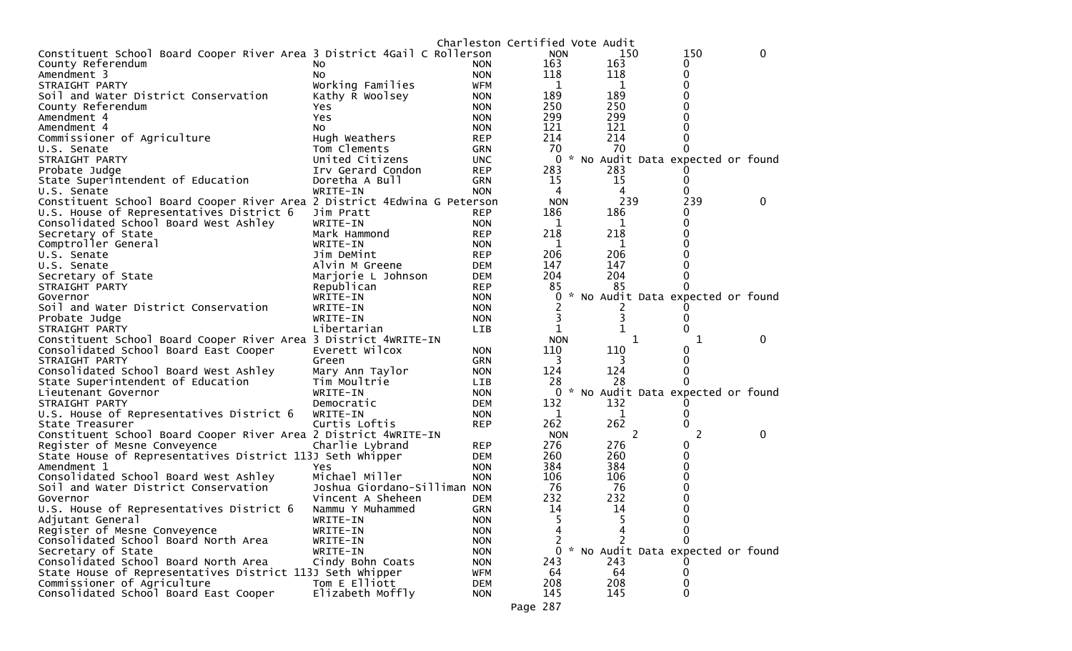Charleston Certified Vote Audit

| | | | | | |
|---|---|---|---|---|---|
| Constituent School Board Cooper River Area 3 District 4Gail C Rollerson | | NON | 150 | 150 | 0 |
| County Referendum | No | NON | 163 | 163 | 0 |
| Amendment 3 | No | NON | 118 | 118 | 0 |
| STRAIGHT PARTY | Working Families | WFM | 1 | 1 | 0 |
| Soil and Water District Conservation | Kathy R Woolsey | NON | 189 | 189 | 0 |
| County Referendum | Yes | NON | 250 | 250 | 0 |
| Amendment 4 | Yes | NON | 299 | 299 | 0 |
| Amendment 4 | No | NON | 121 | 121 | 0 |
| Commissioner of Agriculture | Hugh Weathers | REP | 214 | 214 | 0 |
| U.S. Senate | Tom Clements | GRN | 70 | 70 | 0 |
| STRAIGHT PARTY | United Citizens | UNC | 0 * No Audit Data expected or found | | |
| Probate Judge | Irv Gerard Condon | REP | 283 | 283 | 0 |
| State Superintendent of Education | Doretha A Bull | GRN | 15 | 15 | 0 |
| U.S. Senate | WRITE-IN | NON | 4 | 4 | 0 |
| Constituent School Board Cooper River Area 2 District 4Edwina G Peterson | | NON | 239 | 239 | 0 |
| U.S. House of Representatives District 6 | Jim Pratt | REP | 186 | 186 | 0 |
| Consolidated School Board West Ashley | WRITE-IN | NON | 1 | 1 | 0 |
| Secretary of State | Mark Hammond | REP | 218 | 218 | 0 |
| Comptroller General | WRITE-IN | NON | 1 | 1 | 0 |
| U.S. Senate | Jim DeMint | REP | 206 | 206 | 0 |
| U.S. Senate | Alvin M Greene | DEM | 147 | 147 | 0 |
| Secretary of State | Marjorie L Johnson | DEM | 204 | 204 | 0 |
| STRAIGHT PARTY | Republican | REP | 85 | 85 | 0 |
| Governor | WRITE-IN | NON | 0 * No Audit Data expected or found | | |
| Soil and Water District Conservation | WRITE-IN | NON | 2 | 2 | 0 |
| Probate Judge | WRITE-IN | NON | 3 | 3 | 0 |
| STRAIGHT PARTY | Libertarian | LIB | 1 | 1 | 0 |
| Constituent School Board Cooper River Area 3 District 4WRITE-IN | | NON | 1 | 1 | 0 |
| Consolidated School Board East Cooper | Everett Wilcox | NON | 110 | 110 | 0 |
| STRAIGHT PARTY | Green | GRN | 3 | 3 | 0 |
| Consolidated School Board West Ashley | Mary Ann Taylor | NON | 124 | 124 | 0 |
| State Superintendent of Education | Tim Moultrie | LIB | 28 | 28 | 0 |
| Lieutenant Governor | WRITE-IN | NON | 0 * No Audit Data expected or found | | |
| STRAIGHT PARTY | Democratic | DEM | 132 | 132 | 0 |
| U.S. House of Representatives District 6 | WRITE-IN | NON | 1 | 1 | 0 |
| State Treasurer | Curtis Loftis | REP | 262 | 262 | 0 |
| Constituent School Board Cooper River Area 2 District 4WRITE-IN | | NON | 2 | 2 | 0 |
| Register of Mesne Conveyence | Charlie Lybrand | REP | 276 | 276 | 0 |
| State House of Representatives District 113J Seth Whipper | | DEM | 260 | 260 | 0 |
| Amendment 1 | Yes | NON | 384 | 384 | 0 |
| Consolidated School Board West Ashley | Michael Miller | NON | 106 | 106 | 0 |
| Soil and Water District Conservation | Joshua Giordano-Silliman | NON | 76 | 76 | 0 |
| Governor | Vincent A Sheheen | DEM | 232 | 232 | 0 |
| U.S. House of Representatives District 6 | Nammu Y Muhammed | GRN | 14 | 14 | 0 |
| Adjutant General | WRITE-IN | NON | 5 | 5 | 0 |
| Register of Mesne Conveyence | WRITE-IN | NON | 4 | 4 | 0 |
| Consolidated School Board North Area | WRITE-IN | NON | 2 | 2 | 0 |
| Secretary of State | WRITE-IN | NON | 0 * No Audit Data expected or found | | |
| Consolidated School Board North Area | Cindy Bohn Coats | NON | 243 | 243 | 0 |
| State House of Representatives District 113J Seth Whipper | | WFM | 64 | 64 | 0 |
| Commissioner of Agriculture | Tom E Elliott | DEM | 208 | 208 | 0 |
| Consolidated School Board East Cooper | Elizabeth Moffly | NON | 145 | 145 | 0 |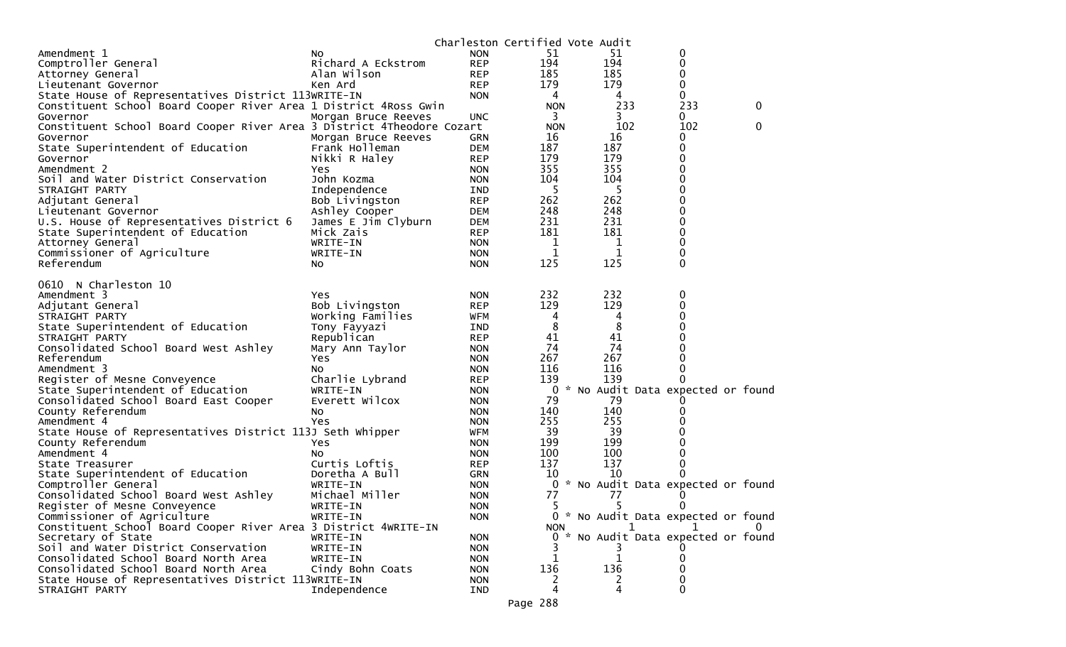Charleston Certified Vote Audit

| | | | | | | |
|---|---|---|---|---|---|---|
| Amendment 1 | No | NON | 51 | 51 | 0 | |
| Comptroller General | Richard A Eckstrom | REP | 194 | 194 | 0 | |
| Attorney General | Alan Wilson | REP | 185 | 185 | 0 | |
| Lieutenant Governor | Ken Ard | REP | 179 | 179 | 0 | |
| State House of Representatives District 113 | WRITE-IN | NON | 4 | 4 | 0 | |
| Constituent School Board Cooper River Area 1 District 4 | Ross Gwin | NON | 233 | 233 | 0 | |
| Governor | Morgan Bruce Reeves | UNC | 3 | 3 | 0 | |
| Constituent School Board Cooper River Area 3 District 4 | Theodore Cozart | NON | 102 | 102 | 0 | |
| Governor | Morgan Bruce Reeves | GRN | 16 | 16 | 0 | |
| State Superintendent of Education | Frank Holleman | DEM | 187 | 187 | 0 | |
| Governor | Nikki R Haley | REP | 179 | 179 | 0 | |
| Amendment 2 | Yes | NON | 355 | 355 | 0 | |
| Soil and Water District Conservation | John Kozma | NON | 104 | 104 | 0 | |
| STRAIGHT PARTY | Independence | IND | 5 | 5 | 0 | |
| Adjutant General | Bob Livingston | REP | 262 | 262 | 0 | |
| Lieutenant Governor | Ashley Cooper | DEM | 248 | 248 | 0 | |
| U.S. House of Representatives District 6 | James E Jim Clyburn | DEM | 231 | 231 | 0 | |
| State Superintendent of Education | Mick Zais | REP | 181 | 181 | 0 | |
| Attorney General | WRITE-IN | NON | 1 | 1 | 0 | |
| Commissioner of Agriculture | WRITE-IN | NON | 1 | 1 | 0 | |
| Referendum | No | NON | 125 | 125 | 0 | |

0610 N Charleston 10

| | | | | | | |
|---|---|---|---|---|---|---|
| Amendment 3 | Yes | NON | 232 | 232 | 0 | |
| Adjutant General | Bob Livingston | REP | 129 | 129 | 0 | |
| STRAIGHT PARTY | Working Families | WFM | 4 | 4 | 0 | |
| State Superintendent of Education | Tony Fayyazi | IND | 8 | 8 | 0 | |
| STRAIGHT PARTY | Republican | REP | 41 | 41 | 0 | |
| Consolidated School Board West Ashley | Mary Ann Taylor | NON | 74 | 74 | 0 | |
| Referendum | Yes | NON | 267 | 267 | 0 | |
| Amendment 3 | No | NON | 116 | 116 | 0 | |
| Register of Mesne Conveyence | Charlie Lybrand | REP | 139 | 139 | 0 | |
| State Superintendent of Education | WRITE-IN | NON | 0 * No Audit Data expected or found | | | |
| Consolidated School Board East Cooper | Everett Wilcox | NON | 79 | 79 | 0 | |
| County Referendum | No | NON | 140 | 140 | 0 | |
| Amendment 4 | Yes | NON | 255 | 255 | 0 | |
| State House of Representatives District 113 | J Seth Whipper | WFM | 39 | 39 | 0 | |
| County Referendum | Yes | NON | 199 | 199 | 0 | |
| Amendment 4 | No | NON | 100 | 100 | 0 | |
| State Treasurer | Curtis Loftis | REP | 137 | 137 | 0 | |
| State Superintendent of Education | Doretha A Bull | GRN | 10 | 10 | 0 | |
| Comptroller General | WRITE-IN | NON | 0 * No Audit Data expected or found | | | |
| Consolidated School Board West Ashley | Michael Miller | NON | 77 | 77 | 0 | |
| Register of Mesne Conveyence | WRITE-IN | NON | 5 | 5 | 0 | |
| Commissioner of Agriculture | WRITE-IN | NON | 0 * No Audit Data expected or found | | | |
| Constituent School Board Cooper River Area 3 District 4 | WRITE-IN | NON | 1 | 1 | 0 | |
| Secretary of State | WRITE-IN | NON | 0 * No Audit Data expected or found | | | |
| Soil and Water District Conservation | WRITE-IN | NON | 3 | 3 | 0 | |
| Consolidated School Board North Area | WRITE-IN | NON | 1 | 1 | 0 | |
| Consolidated School Board North Area | Cindy Bohn Coats | NON | 136 | 136 | 0 | |
| State House of Representatives District 113 | WRITE-IN | NON | 2 | 2 | 0 | |
| STRAIGHT PARTY | Independence | IND | 4 | 4 | 0 | |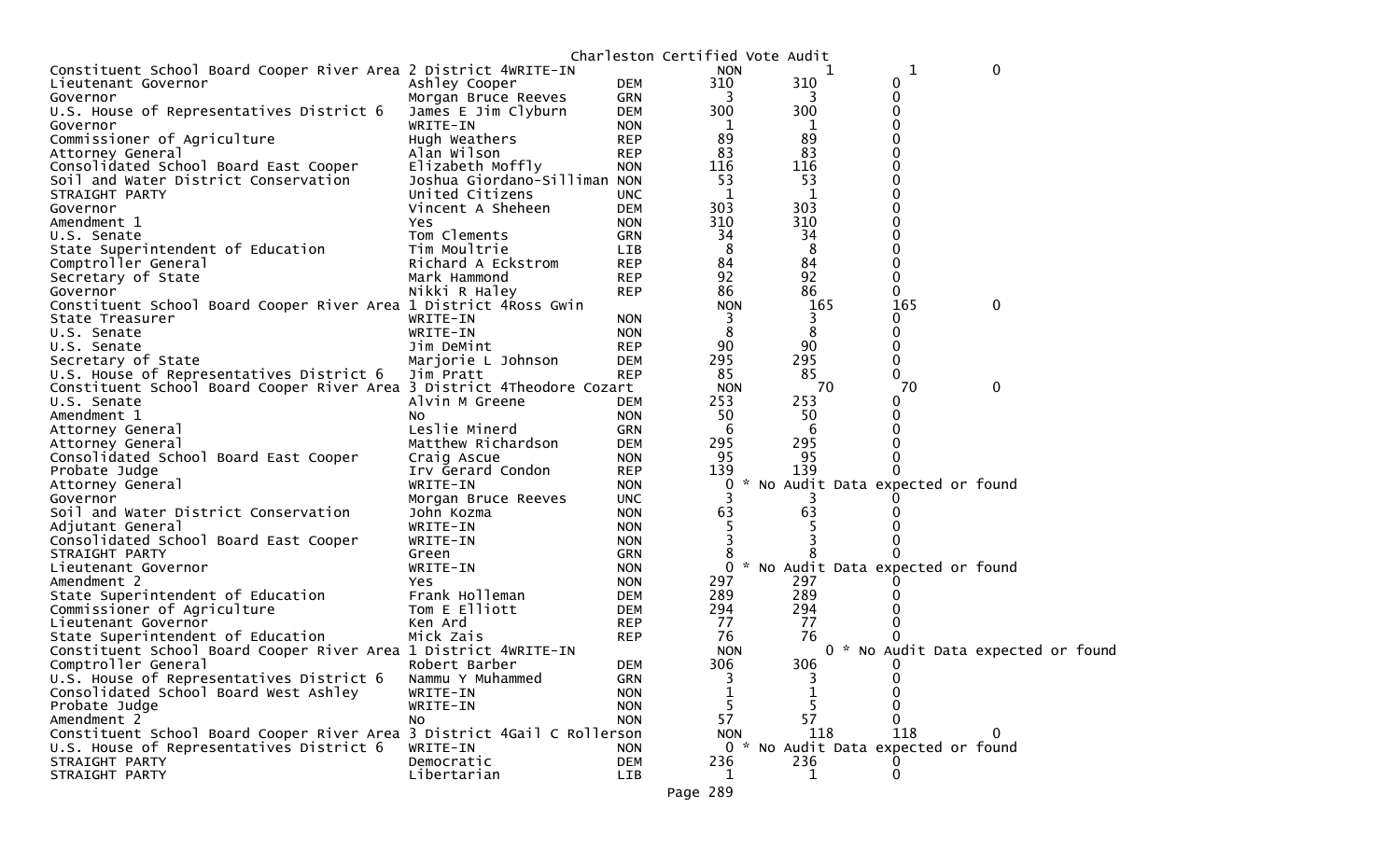Charleston Certified Vote Audit

| Office | Candidate | Party | Votes | Audit | Difference | |
|---|---|---|---|---|---|---|
| Constituent School Board Cooper River Area 2 District 4 | WRITE-IN | NON | 1 | 1 | 0 | |
| Lieutenant Governor | Ashley Cooper | DEM | 310 | 310 | 0 | |
| Governor | Morgan Bruce Reeves | GRN | 3 | 3 | 0 | |
| U.S. House of Representatives District 6 | James E Jim Clyburn | DEM | 300 | 300 | 0 | |
| Governor | WRITE-IN | NON | 1 | 1 | 0 | |
| Commissioner of Agriculture | Hugh Weathers | REP | 89 | 89 | 0 | |
| Attorney General | Alan Wilson | REP | 83 | 83 | 0 | |
| Consolidated School Board East Cooper | Elizabeth Moffly | NON | 116 | 116 | 0 | |
| Soil and Water District Conservation | Joshua Giordano-Silliman | NON | 53 | 53 | 0 | |
| STRAIGHT PARTY | United Citizens | UNC | 1 | 1 | 0 | |
| Governor | Vincent A Sheheen | DEM | 303 | 303 | 0 | |
| Amendment 1 | Yes | NON | 310 | 310 | 0 | |
| U.S. Senate | Tom Clements | GRN | 34 | 34 | 0 | |
| State Superintendent of Education | Tim Moultrie | LIB | 8 | 8 | 0 | |
| Comptroller General | Richard A Eckstrom | REP | 84 | 84 | 0 | |
| Secretary of State | Mark Hammond | REP | 92 | 92 | 0 | |
| Governor | Nikki R Haley | REP | 86 | 86 | 0 | |
| Constituent School Board Cooper River Area 1 District 4 | Ross Gwin | NON | 165 | 165 | 0 | |
| State Treasurer | WRITE-IN | NON | 3 | 3 | 0 | |
| U.S. Senate | WRITE-IN | NON | 8 | 8 | 0 | |
| U.S. Senate | Jim DeMint | REP | 90 | 90 | 0 | |
| Secretary of State | Marjorie L Johnson | DEM | 295 | 295 | 0 | |
| U.S. House of Representatives District 6 | Jim Pratt | REP | 85 | 85 | 0 | |
| Constituent School Board Cooper River Area 3 District 4 | Theodore Cozart | NON | 70 | 70 | 0 | |
| U.S. Senate | Alvin M Greene | DEM | 253 | 253 | 0 | |
| Amendment 1 | No | NON | 50 | 50 | 0 | |
| Attorney General | Leslie Minerd | GRN | 6 | 6 | 0 | |
| Attorney General | Matthew Richardson | DEM | 295 | 295 | 0 | |
| Consolidated School Board East Cooper | Craig Ascue | NON | 95 | 95 | 0 | |
| Probate Judge | Irv Gerard Condon | REP | 139 | 139 | 0 | |
| Attorney General | WRITE-IN | NON | 0 | * No Audit Data expected or found | | |
| Governor | Morgan Bruce Reeves | UNC | 3 | 3 | 0 | |
| Soil and Water District Conservation | John Kozma | NON | 63 | 63 | 0 | |
| Adjutant General | WRITE-IN | NON | 5 | 5 | 0 | |
| Consolidated School Board East Cooper | WRITE-IN | NON | 3 | 3 | 0 | |
| STRAIGHT PARTY | Green | GRN | 8 | 8 | 0 | |
| Lieutenant Governor | WRITE-IN | NON | 0 | * No Audit Data expected or found | | |
| Amendment 2 | Yes | NON | 297 | 297 | 0 | |
| State Superintendent of Education | Frank Holleman | DEM | 289 | 289 | 0 | |
| Commissioner of Agriculture | Tom E Elliott | DEM | 294 | 294 | 0 | |
| Lieutenant Governor | Ken Ard | REP | 77 | 77 | 0 | |
| State Superintendent of Education | Mick Zais | REP | 76 | 76 | 0 | |
| Constituent School Board Cooper River Area 1 District 4 | WRITE-IN | NON | 0 | * No Audit Data expected or found | | |
| Comptroller General | Robert Barber | DEM | 306 | 306 | 0 | |
| U.S. House of Representatives District 6 | Nammu Y Muhammed | GRN | 3 | 3 | 0 | |
| Consolidated School Board West Ashley | WRITE-IN | NON | 1 | 1 | 0 | |
| Probate Judge | WRITE-IN | NON | 5 | 5 | 0 | |
| Amendment 2 | No | NON | 57 | 57 | 0 | |
| Constituent School Board Cooper River Area 3 District 4 | Gail C Rollerson | NON | 118 | 118 | 0 | |
| U.S. House of Representatives District 6 | WRITE-IN | NON | 0 | * No Audit Data expected or found | | |
| STRAIGHT PARTY | Democratic | DEM | 236 | 236 | 0 | |
| STRAIGHT PARTY | Libertarian | LIB | 1 | 1 | 0 | |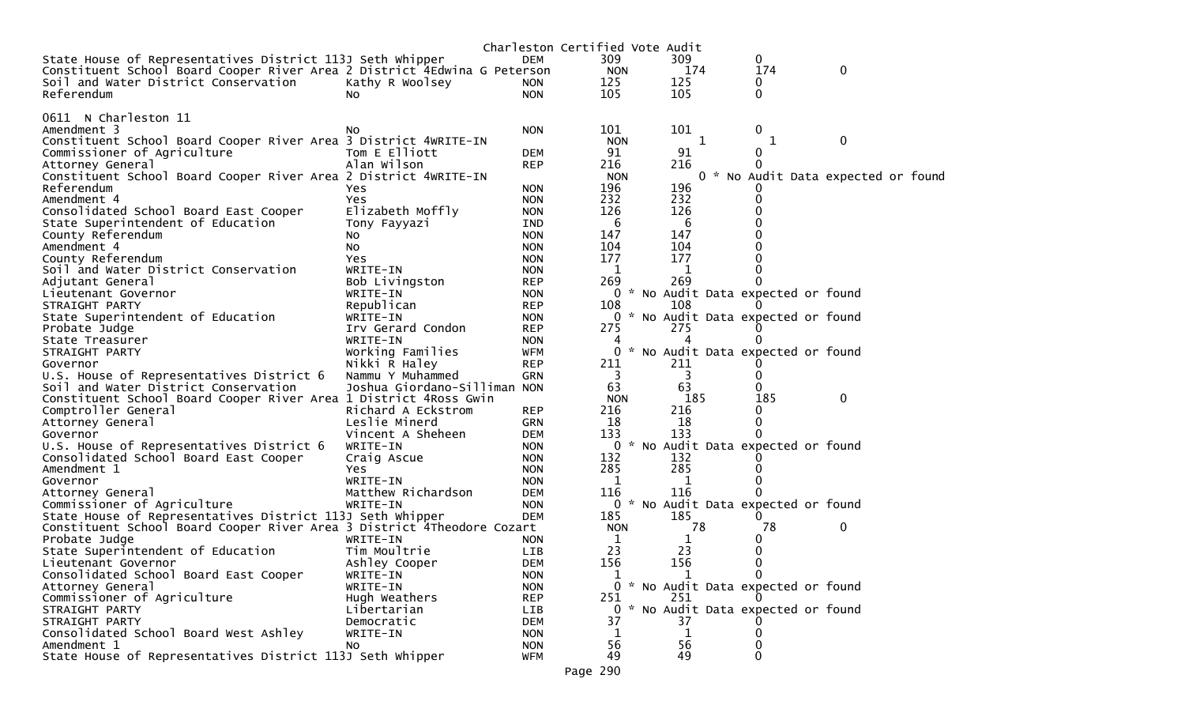Charleston Certified Vote Audit

| Contest | Candidate | Party | Votes | Audit | Diff | |
|---|---|---|---|---|---|---|
| State House of Representatives District 113 | J Seth Whipper | DEM | 309 | 309 | 0 | |
| Constituent School Board Cooper River Area 2 District 4 | Edwina G Peterson | | NON | 174 | 174 | 0 |
| Soil and Water District Conservation | Kathy R Woolsey | NON | 125 | 125 | 0 | |
| Referendum | No | NON | 105 | 105 | 0 | |

0611 N Charleston 11

| Contest | Candidate | Party | Votes | Audit | Diff | |
|---|---|---|---|---|---|---|
| Amendment 3 | No | NON | 101 | 101 | 0 | |
| Constituent School Board Cooper River Area 3 District 4 | WRITE-IN | | NON | 1 | 1 | 0 |
| Commissioner of Agriculture | Tom E Elliott | DEM | 91 | 91 | 0 | |
| Attorney General | Alan Wilson | REP | 216 | 216 | 0 | |
| Constituent School Board Cooper River Area 2 District 4 | WRITE-IN | | NON | | 0 * No Audit Data expected or found | |
| Referendum | Yes | NON | 196 | 196 | 0 | |
| Amendment 4 | Yes | NON | 232 | 232 | 0 | |
| Consolidated School Board East Cooper | Elizabeth Moffly | NON | 126 | 126 | 0 | |
| State Superintendent of Education | Tony Fayyazi | IND | 6 | 6 | 0 | |
| County Referendum | No | NON | 147 | 147 | 0 | |
| Amendment 4 | No | NON | 104 | 104 | 0 | |
| County Referendum | Yes | NON | 177 | 177 | 0 | |
| Soil and Water District Conservation | WRITE-IN | NON | 1 | 1 | 0 | |
| Adjutant General | Bob Livingston | REP | 269 | 269 | 0 | |
| Lieutenant Governor | WRITE-IN | NON | 0 * No Audit Data expected or found | | | |
| STRAIGHT PARTY | Republican | REP | 108 | 108 | 0 | |
| State Superintendent of Education | WRITE-IN | NON | 0 * No Audit Data expected or found | | | |
| Probate Judge | Irv Gerard Condon | REP | 275 | 275 | 0 | |
| State Treasurer | WRITE-IN | NON | 4 | 4 | 0 | |
| STRAIGHT PARTY | Working Families | WFM | 0 * No Audit Data expected or found | | | |
| Governor | Nikki R Haley | REP | 211 | 211 | 0 | |
| U.S. House of Representatives District 6 | Nammu Y Muhammed | GRN | 3 | 3 | 0 | |
| Soil and Water District Conservation | Joshua Giordano-Silliman | NON | 63 | 63 | 0 | |
| Constituent School Board Cooper River Area 1 District 4 | Ross Gwin | | NON | 185 | 185 | 0 |
| Comptroller General | Richard A Eckstrom | REP | 216 | 216 | 0 | |
| Attorney General | Leslie Minerd | GRN | 18 | 18 | 0 | |
| Governor | Vincent A Sheheen | DEM | 133 | 133 | 0 | |
| U.S. House of Representatives District 6 | WRITE-IN | NON | 0 * No Audit Data expected or found | | | |
| Consolidated School Board East Cooper | Craig Ascue | NON | 132 | 132 | 0 | |
| Amendment 1 | Yes | NON | 285 | 285 | 0 | |
| Governor | WRITE-IN | NON | 1 | 1 | 0 | |
| Attorney General | Matthew Richardson | DEM | 116 | 116 | 0 | |
| Commissioner of Agriculture | WRITE-IN | NON | 0 * No Audit Data expected or found | | | |
| State House of Representatives District 113 | J Seth Whipper | DEM | 185 | 185 | 0 | |
| Constituent School Board Cooper River Area 3 District 4 | Theodore Cozart | | NON | 78 | 78 | 0 |
| Probate Judge | WRITE-IN | NON | 1 | 1 | 0 | |
| State Superintendent of Education | Tim Moultrie | LIB | 23 | 23 | 0 | |
| Lieutenant Governor | Ashley Cooper | DEM | 156 | 156 | 0 | |
| Consolidated School Board East Cooper | WRITE-IN | NON | 1 | 1 | 0 | |
| Attorney General | WRITE-IN | NON | 0 * No Audit Data expected or found | | | |
| Commissioner of Agriculture | Hugh Weathers | REP | 251 | 251 | 0 | |
| STRAIGHT PARTY | Libertarian | LIB | 0 * No Audit Data expected or found | | | |
| STRAIGHT PARTY | Democratic | DEM | 37 | 37 | 0 | |
| Consolidated School Board West Ashley | WRITE-IN | NON | 1 | 1 | 0 | |
| Amendment 1 | No | NON | 56 | 56 | 0 | |
| State House of Representatives District 113 | J Seth Whipper | WFM | 49 | 49 | 0 | |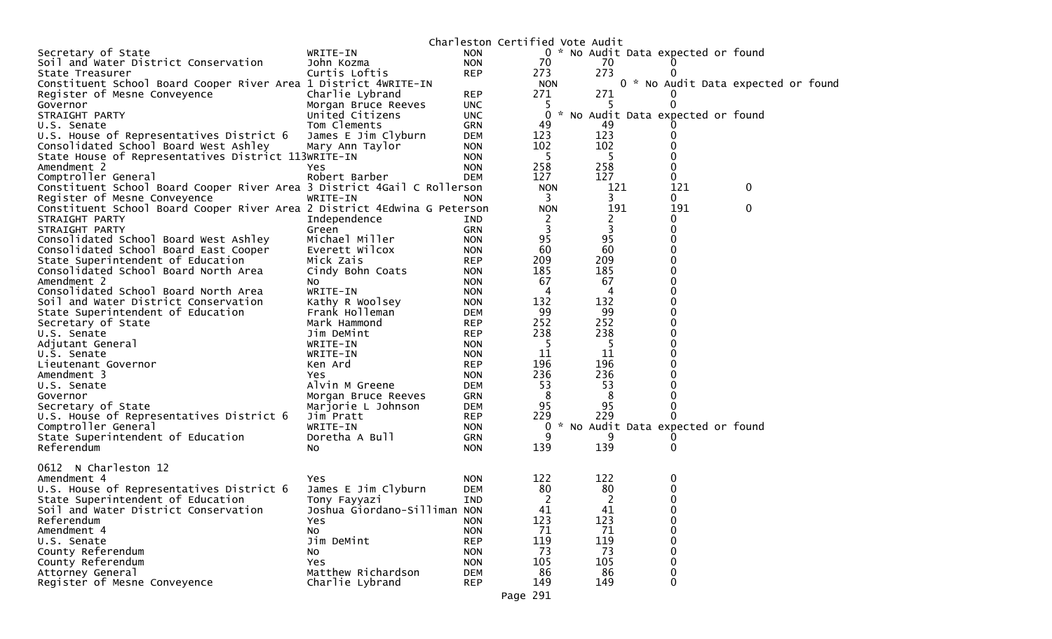Charleston Certified Vote Audit

| Office | Candidate | Party | | | | |
|---|---|---|---|---|---|---|
| Secretary of State | WRITE-IN | NON | 0 | * No Audit Data expected or found | | |
| Soil and Water District Conservation | John Kozma | NON | 70 | 70 | 0 | |
| State Treasurer | Curtis Loftis | REP | 273 | 273 | 0 | |
| Constituent School Board Cooper River Area 1 District 4 | WRITE-IN | NON | 0 | * No Audit Data expected or found | | |
| Register of Mesne Conveyence | Charlie Lybrand | REP | 271 | 271 | 0 | |
| Governor | Morgan Bruce Reeves | UNC | 5 | 5 | 0 | |
| STRAIGHT PARTY | United Citizens | UNC | 0 | * No Audit Data expected or found | | |
| U.S. Senate | Tom Clements | GRN | 49 | 49 | 0 | |
| U.S. House of Representatives District 6 | James E Jim Clyburn | DEM | 123 | 123 | 0 | |
| Consolidated School Board West Ashley | Mary Ann Taylor | NON | 102 | 102 | 0 | |
| State House of Representatives District 113 | WRITE-IN | NON | 5 | 5 | 0 | |
| Amendment 2 | Yes | NON | 258 | 258 | 0 | |
| Comptroller General | Robert Barber | DEM | 127 | 127 | 0 | |
| Constituent School Board Cooper River Area 3 District 4 | Gail C Rollerson | NON | 121 | 121 | 0 | |
| Register of Mesne Conveyence | WRITE-IN | NON | 3 | 3 | 0 | |
| Constituent School Board Cooper River Area 2 District 4 | Edwina G Peterson | NON | 191 | 191 | 0 | |
| STRAIGHT PARTY | Independence | IND | 2 | 2 | 0 | |
| STRAIGHT PARTY | Green | GRN | 3 | 3 | 0 | |
| Consolidated School Board West Ashley | Michael Miller | NON | 95 | 95 | 0 | |
| Consolidated School Board East Cooper | Everett Wilcox | NON | 60 | 60 | 0 | |
| State Superintendent of Education | Mick Zais | REP | 209 | 209 | 0 | |
| Consolidated School Board North Area | Cindy Bohn Coats | NON | 185 | 185 | 0 | |
| Amendment 2 | No | NON | 67 | 67 | 0 | |
| Consolidated School Board North Area | WRITE-IN | NON | 4 | 4 | 0 | |
| Soil and Water District Conservation | Kathy R Woolsey | NON | 132 | 132 | 0 | |
| State Superintendent of Education | Frank Holleman | DEM | 99 | 99 | 0 | |
| Secretary of State | Mark Hammond | REP | 252 | 252 | 0 | |
| U.S. Senate | Jim DeMint | REP | 238 | 238 | 0 | |
| Adjutant General | WRITE-IN | NON | 5 | 5 | 0 | |
| U.S. Senate | WRITE-IN | NON | 11 | 11 | 0 | |
| Lieutenant Governor | Ken Ard | REP | 196 | 196 | 0 | |
| Amendment 3 | Yes | NON | 236 | 236 | 0 | |
| U.S. Senate | Alvin M Greene | DEM | 53 | 53 | 0 | |
| Governor | Morgan Bruce Reeves | GRN | 8 | 8 | 0 | |
| Secretary of State | Marjorie L Johnson | DEM | 95 | 95 | 0 | |
| U.S. House of Representatives District 6 | Jim Pratt | REP | 229 | 229 | 0 | |
| Comptroller General | WRITE-IN | NON | 0 | * No Audit Data expected or found | | |
| State Superintendent of Education | Doretha A Bull | GRN | 9 | 9 | 0 | |
| Referendum | No | NON | 139 | 139 | 0 | |

0612 N Charleston 12

| Office | Candidate | Party | | | |
|---|---|---|---|---|---|
| Amendment 4 | Yes | NON | 122 | 122 | 0 |
| U.S. House of Representatives District 6 | James E Jim Clyburn | DEM | 80 | 80 | 0 |
| State Superintendent of Education | Tony Fayyazi | IND | 2 | 2 | 0 |
| Soil and Water District Conservation | Joshua Giordano-Silliman | NON | 41 | 41 | 0 |
| Referendum | Yes | NON | 123 | 123 | 0 |
| Amendment 4 | No | NON | 71 | 71 | 0 |
| U.S. Senate | Jim DeMint | REP | 119 | 119 | 0 |
| County Referendum | No | NON | 73 | 73 | 0 |
| County Referendum | Yes | NON | 105 | 105 | 0 |
| Attorney General | Matthew Richardson | DEM | 86 | 86 | 0 |
| Register of Mesne Conveyence | Charlie Lybrand | REP | 149 | 149 | 0 |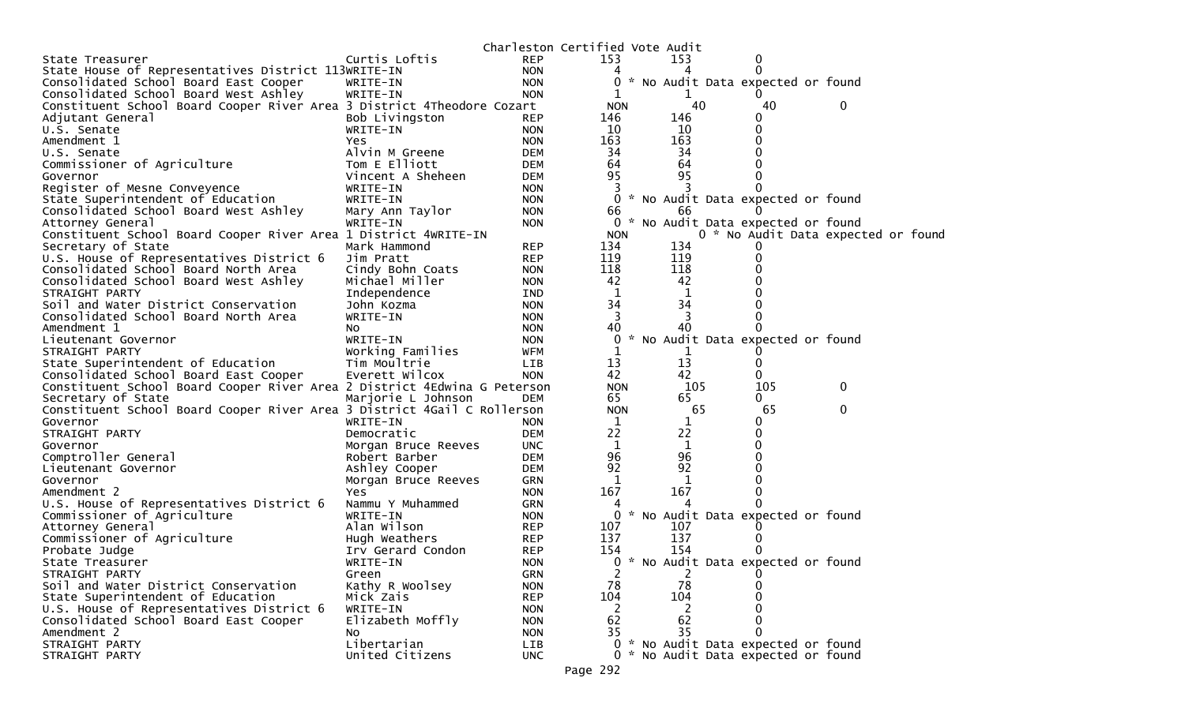Charleston Certified Vote Audit

| Contest | Candidate | Party | Count | Audit | Diff | |
|---|---|---|---|---|---|---|
| State Treasurer | Curtis Loftis | REP | 153 | 153 | 0 | |
| State House of Representatives District 113 | WRITE-IN | NON | 4 | 4 | 0 | |
| Consolidated School Board East Cooper | WRITE-IN | NON | 0 | * No Audit Data expected or found | | |
| Consolidated School Board West Ashley | WRITE-IN | NON | 1 | 1 | 0 | |
| Constituent School Board Cooper River Area 3 District 4 | Theodore Cozart | NON | 40 | 40 | 0 | |
| Adjutant General | Bob Livingston | REP | 146 | 146 | 0 | |
| U.S. Senate | WRITE-IN | NON | 10 | 10 | 0 | |
| Amendment 1 | Yes | NON | 163 | 163 | 0 | |
| U.S. Senate | Alvin M Greene | DEM | 34 | 34 | 0 | |
| Commissioner of Agriculture | Tom E Elliott | DEM | 64 | 64 | 0 | |
| Governor | Vincent A Sheheen | DEM | 95 | 95 | 0 | |
| Register of Mesne Conveyence | WRITE-IN | NON | 3 | 3 | 0 | |
| State Superintendent of Education | WRITE-IN | NON | 0 | * No Audit Data expected or found | | |
| Consolidated School Board West Ashley | Mary Ann Taylor | NON | 66 | 66 | 0 | |
| Attorney General | WRITE-IN | NON | 0 | * No Audit Data expected or found | | |
| Constituent School Board Cooper River Area 1 District 4 | WRITE-IN | NON | 0 | * No Audit Data expected or found | | |
| Secretary of State | Mark Hammond | REP | 134 | 134 | 0 | |
| U.S. House of Representatives District 6 | Jim Pratt | REP | 119 | 119 | 0 | |
| Consolidated School Board North Area | Cindy Bohn Coats | NON | 118 | 118 | 0 | |
| Consolidated School Board West Ashley | Michael Miller | NON | 42 | 42 | 0 | |
| STRAIGHT PARTY | Independence | IND | 1 | 1 | 0 | |
| Soil and Water District Conservation | John Kozma | NON | 34 | 34 | 0 | |
| Consolidated School Board North Area | WRITE-IN | NON | 3 | 3 | 0 | |
| Amendment 1 | No | NON | 40 | 40 | 0 | |
| Lieutenant Governor | WRITE-IN | NON | 0 | * No Audit Data expected or found | | |
| STRAIGHT PARTY | Working Families | WFM | 1 | 1 | 0 | |
| State Superintendent of Education | Tim Moultrie | LIB | 13 | 13 | 0 | |
| Consolidated School Board East Cooper | Everett Wilcox | NON | 42 | 42 | 0 | |
| Constituent School Board Cooper River Area 2 District 4 | Edwina G Peterson | NON | 105 | 105 | 0 | |
| Secretary of State | Marjorie L Johnson | DEM | 65 | 65 | 0 | |
| Constituent School Board Cooper River Area 3 District 4 | Gail C Rollerson | NON | 65 | 65 | 0 | |
| Governor | WRITE-IN | NON | 1 | 1 | 0 | |
| STRAIGHT PARTY | Democratic | DEM | 22 | 22 | 0 | |
| Governor | Morgan Bruce Reeves | UNC | 1 | 1 | 0 | |
| Comptroller General | Robert Barber | DEM | 96 | 96 | 0 | |
| Lieutenant Governor | Ashley Cooper | DEM | 92 | 92 | 0 | |
| Governor | Morgan Bruce Reeves | GRN | 1 | 1 | 0 | |
| Amendment 2 | Yes | NON | 167 | 167 | 0 | |
| U.S. House of Representatives District 6 | Nammu Y Muhammed | GRN | 4 | 4 | 0 | |
| Commissioner of Agriculture | WRITE-IN | NON | 0 | * No Audit Data expected or found | | |
| Attorney General | Alan Wilson | REP | 107 | 107 | 0 | |
| Commissioner of Agriculture | Hugh Weathers | REP | 137 | 137 | 0 | |
| Probate Judge | Irv Gerard Condon | REP | 154 | 154 | 0 | |
| State Treasurer | WRITE-IN | NON | 0 | * No Audit Data expected or found | | |
| STRAIGHT PARTY | Green | GRN | 2 | 2 | 0 | |
| Soil and Water District Conservation | Kathy R Woolsey | NON | 78 | 78 | 0 | |
| State Superintendent of Education | Mick Zais | REP | 104 | 104 | 0 | |
| U.S. House of Representatives District 6 | WRITE-IN | NON | 2 | 2 | 0 | |
| Consolidated School Board East Cooper | Elizabeth Moffly | NON | 62 | 62 | 0 | |
| Amendment 2 | No | NON | 35 | 35 | 0 | |
| STRAIGHT PARTY | Libertarian | LIB | 0 | * No Audit Data expected or found | | |
| STRAIGHT PARTY | United Citizens | UNC | 0 | * No Audit Data expected or found | | |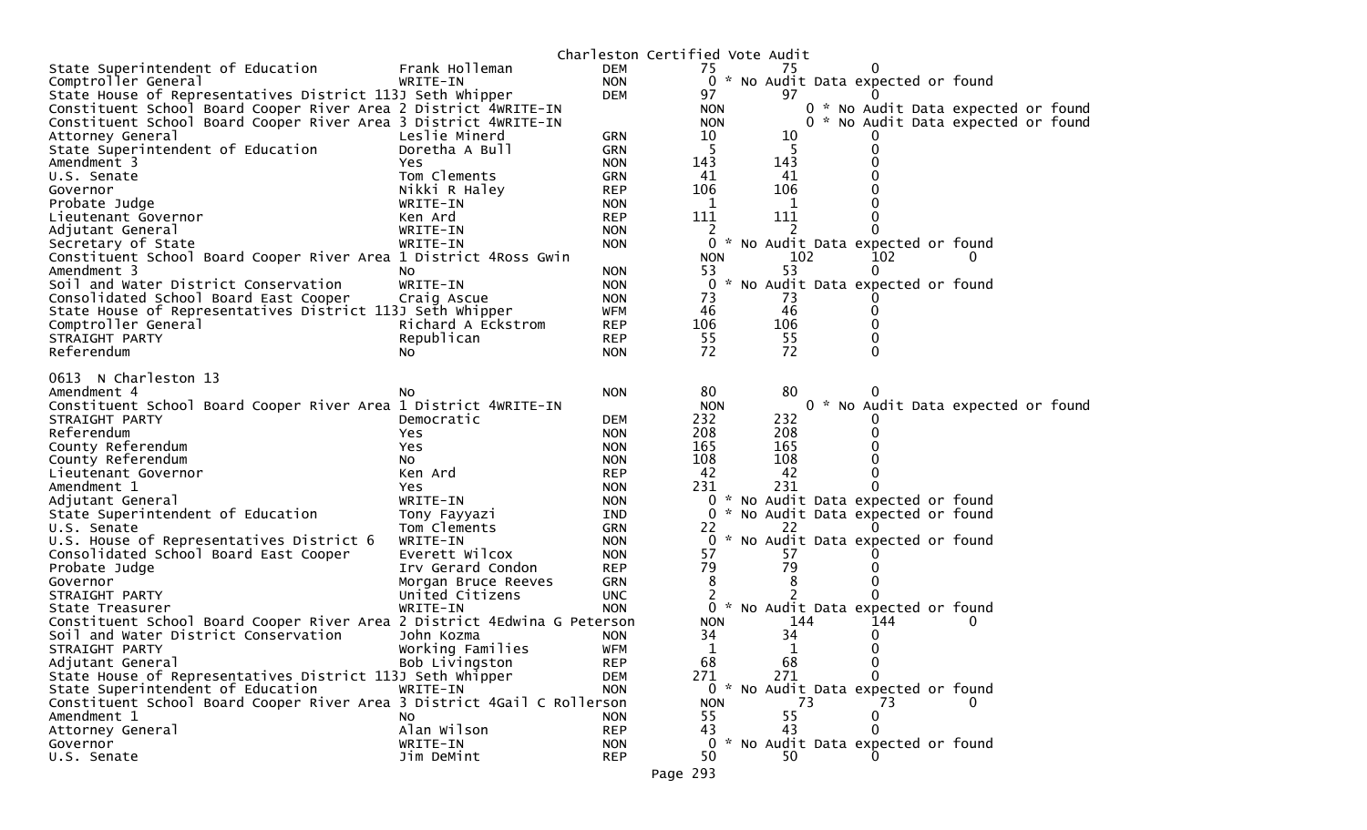Charleston Certified Vote Audit

| | | | | | |
|---|---|---|---|---|---|
| State Superintendent of Education | Frank Holleman | DEM | 75 | 75 | 0 |
| Comptroller General | WRITE-IN | NON | 0 * No Audit Data expected or found | | |
| State House of Representatives District 113 | J Seth Whipper | DEM | 97 | 97 | 0 |
| Constituent School Board Cooper River Area 2 District 4 | WRITE-IN | NON | 0 * No Audit Data expected or found | | |
| Constituent School Board Cooper River Area 3 District 4 | WRITE-IN | NON | 0 * No Audit Data expected or found | | |
| Attorney General | Leslie Minerd | GRN | 10 | 10 | 0 |
| State Superintendent of Education | Doretha A Bull | GRN | 5 | 5 | 0 |
| Amendment 3 | Yes | NON | 143 | 143 | 0 |
| U.S. Senate | Tom Clements | GRN | 41 | 41 | 0 |
| Governor | Nikki R Haley | REP | 106 | 106 | 0 |
| Probate Judge | WRITE-IN | NON | 1 | 1 | 0 |
| Lieutenant Governor | Ken Ard | REP | 111 | 111 | 0 |
| Adjutant General | WRITE-IN | NON | 2 | 2 | 0 |
| Secretary of State | WRITE-IN | NON | 0 * No Audit Data expected or found | | |
| Constituent School Board Cooper River Area 1 District 4 | Ross Gwin | NON | 102 | 102 | 0 |
| Amendment 3 | No | NON | 53 | 53 | 0 |
| Soil and Water District Conservation | WRITE-IN | NON | 0 * No Audit Data expected or found | | |
| Consolidated School Board East Cooper | Craig Ascue | NON | 73 | 73 | 0 |
| State House of Representatives District 113 | J Seth Whipper | WFM | 46 | 46 | 0 |
| Comptroller General | Richard A Eckstrom | REP | 106 | 106 | 0 |
| STRAIGHT PARTY | Republican | REP | 55 | 55 | 0 |
| Referendum | No | NON | 72 | 72 | 0 |

0613 N Charleston 13

| | | | | | |
|---|---|---|---|---|---|
| Amendment 4 | No | NON | 80 | 80 | 0 |
| Constituent School Board Cooper River Area 1 District 4 | WRITE-IN | NON | 0 * No Audit Data expected or found | | |
| STRAIGHT PARTY | Democratic | DEM | 232 | 232 | 0 |
| Referendum | Yes | NON | 208 | 208 | 0 |
| County Referendum | Yes | NON | 165 | 165 | 0 |
| County Referendum | No | NON | 108 | 108 | 0 |
| Lieutenant Governor | Ken Ard | REP | 42 | 42 | 0 |
| Amendment 1 | Yes | NON | 231 | 231 | 0 |
| Adjutant General | WRITE-IN | NON | 0 * No Audit Data expected or found | | |
| State Superintendent of Education | Tony Fayyazi | IND | 0 * No Audit Data expected or found | | |
| U.S. Senate | Tom Clements | GRN | 22 | 22 | 0 |
| U.S. House of Representatives District 6 | WRITE-IN | NON | 0 * No Audit Data expected or found | | |
| Consolidated School Board East Cooper | Everett Wilcox | NON | 57 | 57 | 0 |
| Probate Judge | Irv Gerard Condon | REP | 79 | 79 | 0 |
| Governor | Morgan Bruce Reeves | GRN | 8 | 8 | 0 |
| STRAIGHT PARTY | United Citizens | UNC | 2 | 2 | 0 |
| State Treasurer | WRITE-IN | NON | 0 * No Audit Data expected or found | | |
| Constituent School Board Cooper River Area 2 District 4 | Edwina G Peterson | NON | 144 | 144 | 0 |
| Soil and Water District Conservation | John Kozma | NON | 34 | 34 | 0 |
| STRAIGHT PARTY | Working Families | WFM | 1 | 1 | 0 |
| Adjutant General | Bob Livingston | REP | 68 | 68 | 0 |
| State House of Representatives District 113 | J Seth Whipper | DEM | 271 | 271 | 0 |
| State Superintendent of Education | WRITE-IN | NON | 0 * No Audit Data expected or found | | |
| Constituent School Board Cooper River Area 3 District 4 | Gail C Rollerson | NON | 73 | 73 | 0 |
| Amendment 1 | No | NON | 55 | 55 | 0 |
| Attorney General | Alan Wilson | REP | 43 | 43 | 0 |
| Governor | WRITE-IN | NON | 0 * No Audit Data expected or found | | |
| U.S. Senate | Jim DeMint | REP | 50 | 50 | 0 |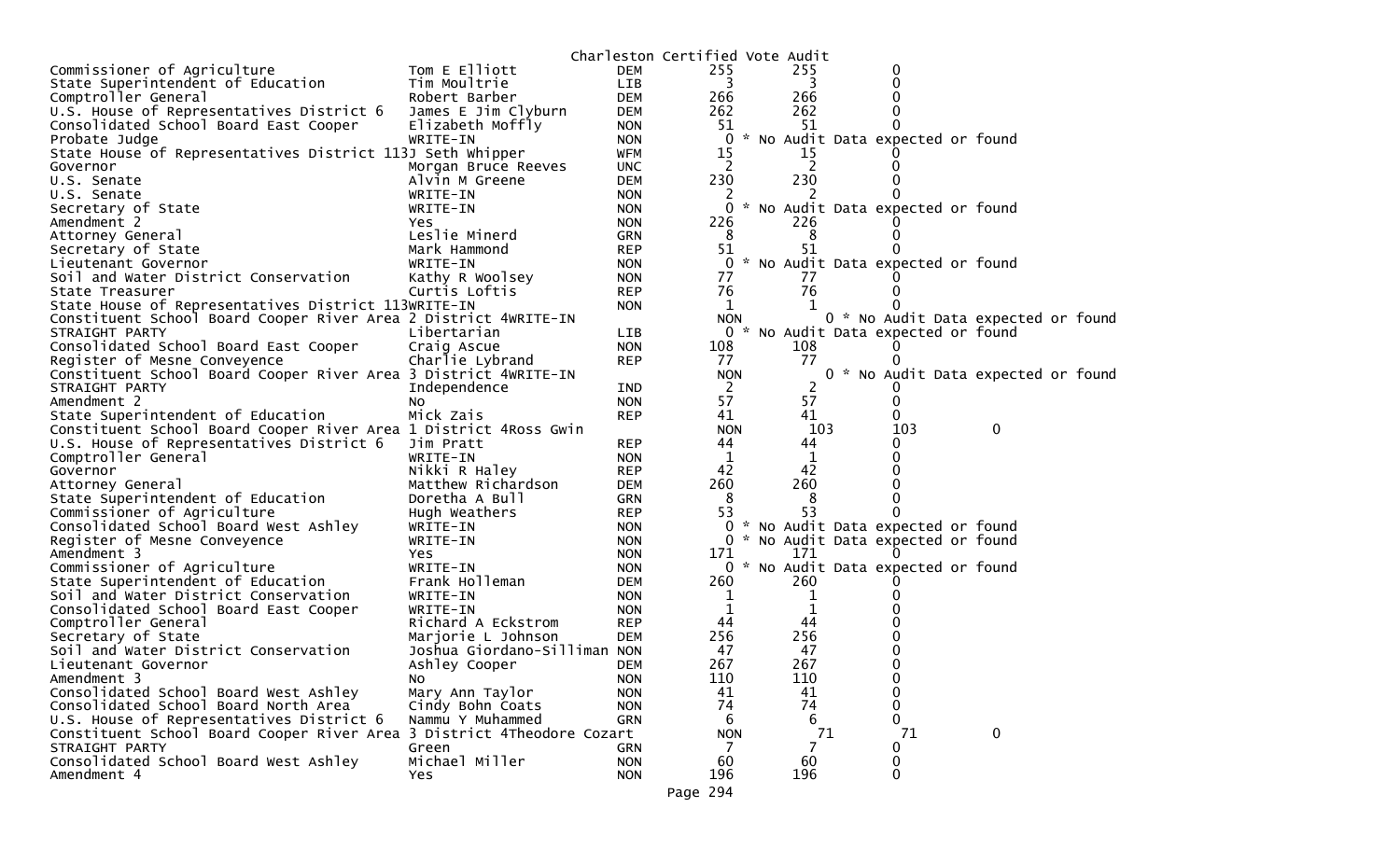Charleston Certified Vote Audit

| Contest | Candidate | Party | Votes | Audit | Difference |
|---|---|---|---|---|---|
| Commissioner of Agriculture | Tom E Elliott | DEM | 255 | 255 | 0 |
| State Superintendent of Education | Tim Moultrie | LIB | 3 | 3 | 0 |
| Comptroller General | Robert Barber | DEM | 266 | 266 | 0 |
| U.S. House of Representatives District 6 | James E Jim Clyburn | DEM | 262 | 262 | 0 |
| Consolidated School Board East Cooper | Elizabeth Moffly | NON | 51 | 51 | 0 |
| Probate Judge | WRITE-IN | NON | 0 * No Audit Data expected or found | | |
| State House of Representatives District 113 | J Seth Whipper | WFM | 15 | 15 | 0 |
| Governor | Morgan Bruce Reeves | UNC | 2 | 2 | 0 |
| U.S. Senate | Alvin M Greene | DEM | 230 | 230 | 0 |
| U.S. Senate | WRITE-IN | NON | 2 | 2 | 0 |
| Secretary of State | WRITE-IN | NON | 0 * No Audit Data expected or found | | |
| Amendment 2 | Yes | NON | 226 | 226 | 0 |
| Attorney General | Leslie Minerd | GRN | 8 | 8 | 0 |
| Secretary of State | Mark Hammond | REP | 51 | 51 | 0 |
| Lieutenant Governor | WRITE-IN | NON | 0 * No Audit Data expected or found | | |
| Soil and Water District Conservation | Kathy R Woolsey | NON | 77 | 77 | 0 |
| State Treasurer | Curtis Loftis | REP | 76 | 76 | 0 |
| State House of Representatives District 113 | WRITE-IN | NON | 1 | 1 | 0 |
| Constituent School Board Cooper River Area 2 District 4 | WRITE-IN | NON | 0 * No Audit Data expected or found | | |
| STRAIGHT PARTY | Libertarian | LIB | 0 * No Audit Data expected or found | | |
| Consolidated School Board East Cooper | Craig Ascue | NON | 108 | 108 | 0 |
| Register of Mesne Conveyence | Charlie Lybrand | REP | 77 | 77 | 0 |
| Constituent School Board Cooper River Area 3 District 4 | WRITE-IN | NON | 0 * No Audit Data expected or found | | |
| STRAIGHT PARTY | Independence | IND | 2 | 2 | 0 |
| Amendment 2 | No | NON | 57 | 57 | 0 |
| State Superintendent of Education | Mick Zais | REP | 41 | 41 | 0 |
| Constituent School Board Cooper River Area 1 District 4 | Ross Gwin | NON | 103 | 103 | 0 |
| U.S. House of Representatives District 6 | Jim Pratt | REP | 44 | 44 | 0 |
| Comptroller General | WRITE-IN | NON | 1 | 1 | 0 |
| Governor | Nikki R Haley | REP | 42 | 42 | 0 |
| Attorney General | Matthew Richardson | DEM | 260 | 260 | 0 |
| State Superintendent of Education | Doretha A Bull | GRN | 8 | 8 | 0 |
| Commissioner of Agriculture | Hugh Weathers | REP | 53 | 53 | 0 |
| Consolidated School Board West Ashley | WRITE-IN | NON | 0 * No Audit Data expected or found | | |
| Register of Mesne Conveyence | WRITE-IN | NON | 0 * No Audit Data expected or found | | |
| Amendment 3 | Yes | NON | 171 | 171 | 0 |
| Commissioner of Agriculture | WRITE-IN | NON | 0 * No Audit Data expected or found | | |
| State Superintendent of Education | Frank Holleman | DEM | 260 | 260 | 0 |
| Soil and Water District Conservation | WRITE-IN | NON | 1 | 1 | 0 |
| Consolidated School Board East Cooper | WRITE-IN | NON | 1 | 1 | 0 |
| Comptroller General | Richard A Eckstrom | REP | 44 | 44 | 0 |
| Secretary of State | Marjorie L Johnson | DEM | 256 | 256 | 0 |
| Soil and Water District Conservation | Joshua Giordano-Silliman | NON | 47 | 47 | 0 |
| Lieutenant Governor | Ashley Cooper | DEM | 267 | 267 | 0 |
| Amendment 3 | No | NON | 110 | 110 | 0 |
| Consolidated School Board West Ashley | Mary Ann Taylor | NON | 41 | 41 | 0 |
| Consolidated School Board North Area | Cindy Bohn Coats | NON | 74 | 74 | 0 |
| U.S. House of Representatives District 6 | Nammu Y Muhammed | GRN | 6 | 6 | 0 |
| Constituent School Board Cooper River Area 3 District 4 | Theodore Cozart | NON | 71 | 71 | 0 |
| STRAIGHT PARTY | Green | GRN | 7 | 7 | 0 |
| Consolidated School Board West Ashley | Michael Miller | NON | 60 | 60 | 0 |
| Amendment 4 | Yes | NON | 196 | 196 | 0 |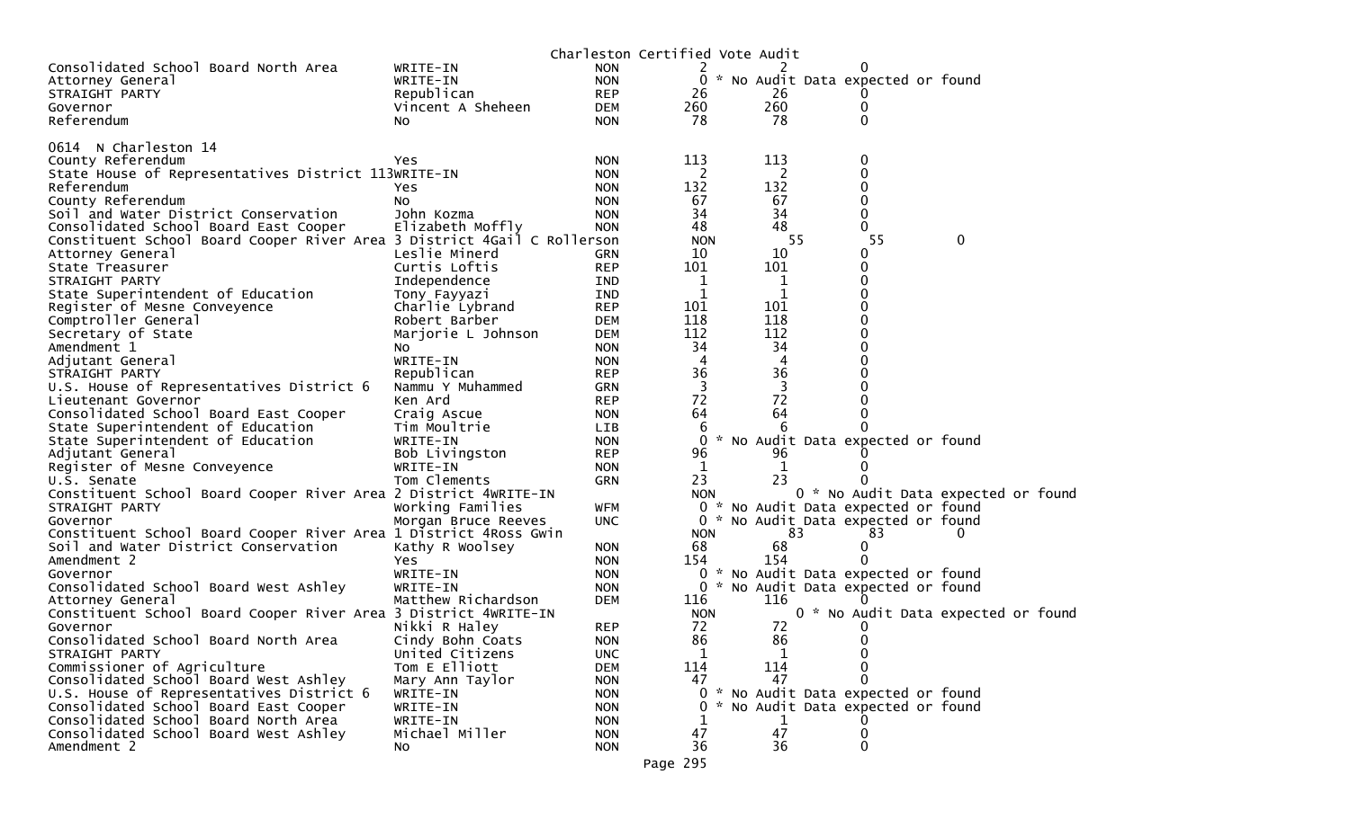Charleston Certified Vote Audit

| | | | | | |
|---|---|---|---|---|---|
| Consolidated School Board North Area | WRITE-IN | NON | 2 | 2 | 0 |
| Attorney General | WRITE-IN | NON | 0 * No Audit Data expected or found | | |
| STRAIGHT PARTY | Republican | REP | 26 | 26 | 0 |
| Governor | Vincent A Sheheen | DEM | 260 | 260 | 0 |
| Referendum | No | NON | 78 | 78 | 0 |

0614 N Charleston 14

| | | | | | |
|---|---|---|---|---|---|
| County Referendum | Yes | NON | 113 | 113 | 0 |
| State House of Representatives District 113 | WRITE-IN | NON | 2 | 2 | 0 |
| Referendum | Yes | NON | 132 | 132 | 0 |
| County Referendum | No | NON | 67 | 67 | 0 |
| Soil and Water District Conservation | John Kozma | NON | 34 | 34 | 0 |
| Consolidated School Board East Cooper | Elizabeth Moffly | NON | 48 | 48 | 0 |
| Constituent School Board Cooper River Area 3 District 4 | Gail C Rollerson | NON | 55 | 55 | 0 |
| Attorney General | Leslie Minerd | GRN | 10 | 10 | 0 |
| State Treasurer | Curtis Loftis | REP | 101 | 101 | 0 |
| STRAIGHT PARTY | Independence | IND | 1 | 1 | 0 |
| State Superintendent of Education | Tony Fayyazi | IND | 1 | 1 | 0 |
| Register of Mesne Conveyence | Charlie Lybrand | REP | 101 | 101 | 0 |
| Comptroller General | Robert Barber | DEM | 118 | 118 | 0 |
| Secretary of State | Marjorie L Johnson | DEM | 112 | 112 | 0 |
| Amendment 1 | No | NON | 34 | 34 | 0 |
| Adjutant General | WRITE-IN | NON | 4 | 4 | 0 |
| STRAIGHT PARTY | Republican | REP | 36 | 36 | 0 |
| U.S. House of Representatives District 6 | Nammu Y Muhammed | GRN | 3 | 3 | 0 |
| Lieutenant Governor | Ken Ard | REP | 72 | 72 | 0 |
| Consolidated School Board East Cooper | Craig Ascue | NON | 64 | 64 | 0 |
| State Superintendent of Education | Tim Moultrie | LIB | 6 | 6 | 0 |
| State Superintendent of Education | WRITE-IN | NON | 0 * No Audit Data expected or found | | |
| Adjutant General | Bob Livingston | REP | 96 | 96 | 0 |
| Register of Mesne Conveyence | WRITE-IN | NON | 1 | 1 | 0 |
| U.S. Senate | Tom Clements | GRN | 23 | 23 | 0 |
| Constituent School Board Cooper River Area 2 District 4 | WRITE-IN | NON | 0 * No Audit Data expected or found | | |
| STRAIGHT PARTY | Working Families | WFM | 0 * No Audit Data expected or found | | |
| Governor | Morgan Bruce Reeves | UNC | 0 * No Audit Data expected or found | | |
| Constituent School Board Cooper River Area 1 District 4 | Ross Gwin | NON | 83 | 83 | 0 |
| Soil and Water District Conservation | Kathy R Woolsey | NON | 68 | 68 | 0 |
| Amendment 2 | Yes | NON | 154 | 154 | 0 |
| Governor | WRITE-IN | NON | 0 * No Audit Data expected or found | | |
| Consolidated School Board West Ashley | WRITE-IN | NON | 0 * No Audit Data expected or found | | |
| Attorney General | Matthew Richardson | DEM | 116 | 116 | 0 |
| Constituent School Board Cooper River Area 3 District 4 | WRITE-IN | NON | 0 * No Audit Data expected or found | | |
| Governor | Nikki R Haley | REP | 72 | 72 | 0 |
| Consolidated School Board North Area | Cindy Bohn Coats | NON | 86 | 86 | 0 |
| STRAIGHT PARTY | United Citizens | UNC | 1 | 1 | 0 |
| Commissioner of Agriculture | Tom E Elliott | DEM | 114 | 114 | 0 |
| Consolidated School Board West Ashley | Mary Ann Taylor | NON | 47 | 47 | 0 |
| U.S. House of Representatives District 6 | WRITE-IN | NON | 0 * No Audit Data expected or found | | |
| Consolidated School Board East Cooper | WRITE-IN | NON | 0 * No Audit Data expected or found | | |
| Consolidated School Board North Area | WRITE-IN | NON | 1 | 1 | 0 |
| Consolidated School Board West Ashley | Michael Miller | NON | 47 | 47 | 0 |
| Amendment 2 | No | NON | 36 | 36 | 0 |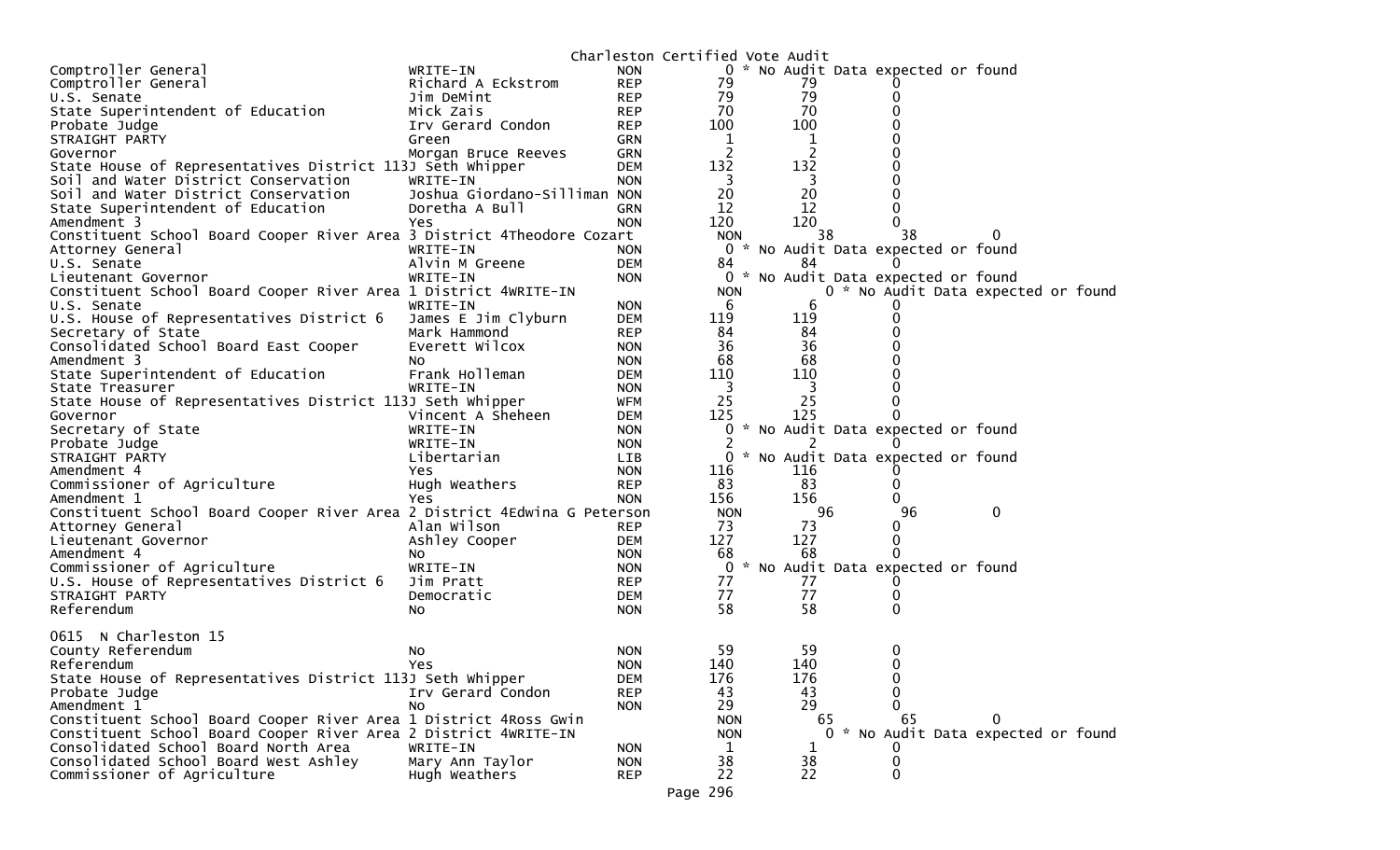Charleston Certified Vote Audit

| Contest | Candidate | Party | | | | |
|---|---|---|---|---|---|---|
| Comptroller General | WRITE-IN | NON | 0 * No Audit Data expected or found | | | |
| Comptroller General | Richard A Eckstrom | REP | 79 | 79 | 0 | |
| U.S. Senate | Jim DeMint | REP | 79 | 79 | 0 | |
| State Superintendent of Education | Mick Zais | REP | 70 | 70 | 0 | |
| Probate Judge | Irv Gerard Condon | REP | 100 | 100 | 0 | |
| STRAIGHT PARTY | Green | GRN | 1 | 1 | 0 | |
| Governor | Morgan Bruce Reeves | GRN | 2 | 2 | 0 | |
| State House of Representatives District 113 | J Seth Whipper | DEM | 132 | 132 | 0 | |
| Soil and Water District Conservation | WRITE-IN | NON | 3 | 3 | 0 | |
| Soil and Water District Conservation | Joshua Giordano-Silliman | NON | 20 | 20 | 0 | |
| State Superintendent of Education | Doretha A Bull | GRN | 12 | 12 | 0 | |
| Amendment 3 | Yes | NON | 120 | 120 | 0 | |
| Constituent School Board Cooper River Area 3 District 4 | Theodore Cozart | NON | 38 | 38 | 0 | |
| Attorney General | WRITE-IN | NON | 0 * No Audit Data expected or found | | | |
| U.S. Senate | Alvin M Greene | DEM | 84 | 84 | 0 | |
| Lieutenant Governor | WRITE-IN | NON | 0 * No Audit Data expected or found | | | |
| Constituent School Board Cooper River Area 1 District 4 | WRITE-IN | NON | 0 * No Audit Data expected or found | | | |
| U.S. Senate | WRITE-IN | NON | 6 | 6 | 0 | |
| U.S. House of Representatives District 6 | James E Jim Clyburn | DEM | 119 | 119 | 0 | |
| Secretary of State | Mark Hammond | REP | 84 | 84 | 0 | |
| Consolidated School Board East Cooper | Everett Wilcox | NON | 36 | 36 | 0 | |
| Amendment 3 | No | NON | 68 | 68 | 0 | |
| State Superintendent of Education | Frank Holleman | DEM | 110 | 110 | 0 | |
| State Treasurer | WRITE-IN | NON | 3 | 3 | 0 | |
| State House of Representatives District 113 | J Seth Whipper | WFM | 25 | 25 | 0 | |
| Governor | Vincent A Sheheen | DEM | 125 | 125 | 0 | |
| Secretary of State | WRITE-IN | NON | 0 * No Audit Data expected or found | | | |
| Probate Judge | WRITE-IN | NON | 2 | 2 | 0 | |
| STRAIGHT PARTY | Libertarian | LIB | 0 * No Audit Data expected or found | | | |
| Amendment 4 | Yes | NON | 116 | 116 | 0 | |
| Commissioner of Agriculture | Hugh Weathers | REP | 83 | 83 | 0 | |
| Amendment 1 | Yes | NON | 156 | 156 | 0 | |
| Constituent School Board Cooper River Area 2 District 4 | Edwina G Peterson | NON | 96 | 96 | 0 | |
| Attorney General | Alan Wilson | REP | 73 | 73 | 0 | |
| Lieutenant Governor | Ashley Cooper | DEM | 127 | 127 | 0 | |
| Amendment 4 | No | NON | 68 | 68 | 0 | |
| Commissioner of Agriculture | WRITE-IN | NON | 0 * No Audit Data expected or found | | | |
| U.S. House of Representatives District 6 | Jim Pratt | REP | 77 | 77 | 0 | |
| STRAIGHT PARTY | Democratic | DEM | 77 | 77 | 0 | |
| Referendum | No | NON | 58 | 58 | 0 | |

0615 N Charleston 15

| Contest | Candidate | Party | | | | |
|---|---|---|---|---|---|---|
| County Referendum | No | NON | 59 | 59 | 0 | |
| Referendum | Yes | NON | 140 | 140 | 0 | |
| State House of Representatives District 113 | J Seth Whipper | DEM | 176 | 176 | 0 | |
| Probate Judge | Irv Gerard Condon | REP | 43 | 43 | 0 | |
| Amendment 1 | No | NON | 29 | 29 | 0 | |
| Constituent School Board Cooper River Area 1 District 4 | Ross Gwin | NON | 65 | 65 | 0 | |
| Constituent School Board Cooper River Area 2 District 4 | WRITE-IN | NON | 0 * No Audit Data expected or found | | | |
| Consolidated School Board North Area | WRITE-IN | NON | 1 | 1 | 0 | |
| Consolidated School Board West Ashley | Mary Ann Taylor | NON | 38 | 38 | 0 | |
| Commissioner of Agriculture | Hugh Weathers | REP | 22 | 22 | 0 | |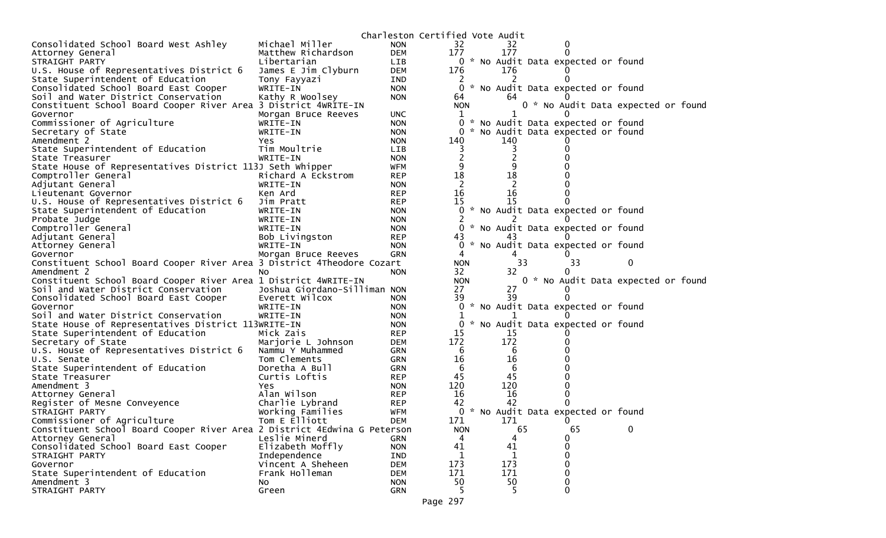Charleston Certified Vote Audit

| Contest | Candidate | Party | Count 1 | Count 2 | Difference |
|---|---|---|---|---|---|
| Consolidated School Board West Ashley | Michael Miller | NON | 32 | 32 | 0 |
| Attorney General | Matthew Richardson | DEM | 177 | 177 | 0 |
| STRAIGHT PARTY | Libertarian | LIB | 0 * No Audit Data expected or found | | |
| U.S. House of Representatives District 6 | James E Jim Clyburn | DEM | 176 | 176 | 0 |
| State Superintendent of Education | Tony Fayyazi | IND | 2 | 2 | 0 |
| Consolidated School Board East Cooper | WRITE-IN | NON | 0 * No Audit Data expected or found | | |
| Soil and Water District Conservation | Kathy R Woolsey | NON | 64 | 64 | 0 |
| Constituent School Board Cooper River Area 3 District 4 | WRITE-IN | NON | 0 * No Audit Data expected or found | | |
| Governor | Morgan Bruce Reeves | UNC | 1 | 1 | 0 |
| Commissioner of Agriculture | WRITE-IN | NON | 0 * No Audit Data expected or found | | |
| Secretary of State | WRITE-IN | NON | 0 * No Audit Data expected or found | | |
| Amendment 2 | Yes | NON | 140 | 140 | 0 |
| State Superintendent of Education | Tim Moultrie | LIB | 3 | 3 | 0 |
| State Treasurer | WRITE-IN | NON | 2 | 2 | 0 |
| State House of Representatives District 113 | J Seth Whipper | WFM | 9 | 9 | 0 |
| Comptroller General | Richard A Eckstrom | REP | 18 | 18 | 0 |
| Adjutant General | WRITE-IN | NON | 2 | 2 | 0 |
| Lieutenant Governor | Ken Ard | REP | 16 | 16 | 0 |
| U.S. House of Representatives District 6 | Jim Pratt | REP | 15 | 15 | 0 |
| State Superintendent of Education | WRITE-IN | NON | 0 * No Audit Data expected or found | | |
| Probate Judge | WRITE-IN | NON | 2 | 2 | 0 |
| Comptroller General | WRITE-IN | NON | 0 * No Audit Data expected or found | | |
| Adjutant General | Bob Livingston | REP | 43 | 43 | 0 |
| Attorney General | WRITE-IN | NON | 0 * No Audit Data expected or found | | |
| Governor | Morgan Bruce Reeves | GRN | 4 | 4 | 0 |
| Constituent School Board Cooper River Area 3 District 4 | Theodore Cozart | NON | 33 | 33 | 0 |
| Amendment 2 | No | NON | 32 | 32 | 0 |
| Constituent School Board Cooper River Area 1 District 4 | WRITE-IN | NON | 0 * No Audit Data expected or found | | |
| Soil and Water District Conservation | Joshua Giordano-Silliman | NON | 27 | 27 | 0 |
| Consolidated School Board East Cooper | Everett Wilcox | NON | 39 | 39 | 0 |
| Governor | WRITE-IN | NON | 0 * No Audit Data expected or found | | |
| Soil and Water District Conservation | WRITE-IN | NON | 1 | 1 | 0 |
| State House of Representatives District 113 | WRITE-IN | NON | 0 * No Audit Data expected or found | | |
| State Superintendent of Education | Mick Zais | REP | 15 | 15 | 0 |
| Secretary of State | Marjorie L Johnson | DEM | 172 | 172 | 0 |
| U.S. House of Representatives District 6 | Nammu Y Muhammed | GRN | 6 | 6 | 0 |
| U.S. Senate | Tom Clements | GRN | 16 | 16 | 0 |
| State Superintendent of Education | Doretha A Bull | GRN | 6 | 6 | 0 |
| State Treasurer | Curtis Loftis | REP | 45 | 45 | 0 |
| Amendment 3 | Yes | NON | 120 | 120 | 0 |
| Attorney General | Alan Wilson | REP | 16 | 16 | 0 |
| Register of Mesne Conveyence | Charlie Lybrand | REP | 42 | 42 | 0 |
| STRAIGHT PARTY | Working Families | WFM | 0 * No Audit Data expected or found | | |
| Commissioner of Agriculture | Tom E Elliott | DEM | 171 | 171 | 0 |
| Constituent School Board Cooper River Area 2 District 4 | Edwina G Peterson | NON | 65 | 65 | 0 |
| Attorney General | Leslie Minerd | GRN | 4 | 4 | 0 |
| Consolidated School Board East Cooper | Elizabeth Moffly | NON | 41 | 41 | 0 |
| STRAIGHT PARTY | Independence | IND | 1 | 1 | 0 |
| Governor | Vincent A Sheheen | DEM | 173 | 173 | 0 |
| State Superintendent of Education | Frank Holleman | DEM | 171 | 171 | 0 |
| Amendment 3 | No | NON | 50 | 50 | 0 |
| STRAIGHT PARTY | Green | GRN | 5 | 5 | 0 |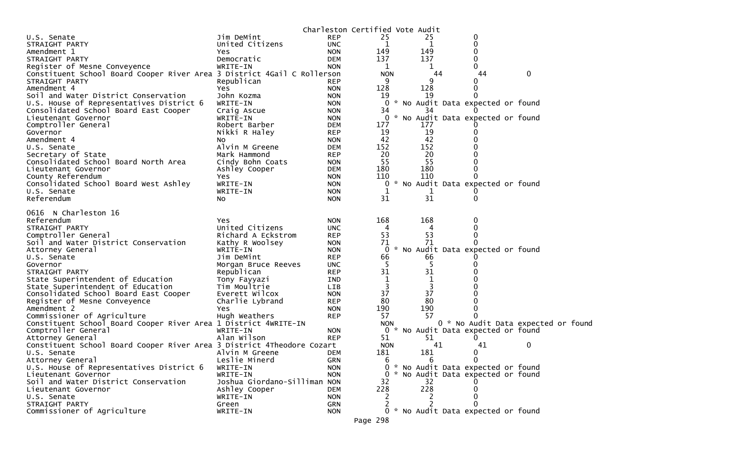Charleston Certified Vote Audit

| Contest | Candidate | Party | Count 1 | Count 2 | Diff |
|---|---|---|---|---|---|
| U.S. Senate | Jim DeMint | REP | 25 | 25 | 0 |
| STRAIGHT PARTY | United Citizens | UNC | 1 | 1 | 0 |
| Amendment 1 | Yes | NON | 149 | 149 | 0 |
| STRAIGHT PARTY | Democratic | DEM | 137 | 137 | 0 |
| Register of Mesne Conveyence | WRITE-IN | NON | 1 | 1 | 0 |
| Constituent School Board Cooper River Area 3 District 4 | Gail C Rollerson | NON | 44 | 44 | 0 |
| STRAIGHT PARTY | Republican | REP | 9 | 9 | 0 |
| Amendment 4 | Yes | NON | 128 | 128 | 0 |
| Soil and Water District Conservation | John Kozma | NON | 19 | 19 | 0 |
| U.S. House of Representatives District 6 | WRITE-IN | NON | 0 * No Audit Data expected or found | | |
| Consolidated School Board East Cooper | Craig Ascue | NON | 34 | 34 | 0 |
| Lieutenant Governor | WRITE-IN | NON | 0 * No Audit Data expected or found | | |
| Comptroller General | Robert Barber | DEM | 177 | 177 | 0 |
| Governor | Nikki R Haley | REP | 19 | 19 | 0 |
| Amendment 4 | No | NON | 42 | 42 | 0 |
| U.S. Senate | Alvin M Greene | DEM | 152 | 152 | 0 |
| Secretary of State | Mark Hammond | REP | 20 | 20 | 0 |
| Consolidated School Board North Area | Cindy Bohn Coats | NON | 55 | 55 | 0 |
| Lieutenant Governor | Ashley Cooper | DEM | 180 | 180 | 0 |
| County Referendum | Yes | NON | 110 | 110 | 0 |
| Consolidated School Board West Ashley | WRITE-IN | NON | 0 * No Audit Data expected or found | | |
| U.S. Senate | WRITE-IN | NON | 1 | 1 | 0 |
| Referendum | No | NON | 31 | 31 | 0 |

0616 N Charleston 16

| Contest | Candidate | Party | Count 1 | Count 2 | Diff |
|---|---|---|---|---|---|
| Referendum | Yes | NON | 168 | 168 | 0 |
| STRAIGHT PARTY | United Citizens | UNC | 4 | 4 | 0 |
| Comptroller General | Richard A Eckstrom | REP | 53 | 53 | 0 |
| Soil and Water District Conservation | Kathy R Woolsey | NON | 71 | 71 | 0 |
| Attorney General | WRITE-IN | NON | 0 * No Audit Data expected or found | | |
| U.S. Senate | Jim DeMint | REP | 66 | 66 | 0 |
| Governor | Morgan Bruce Reeves | UNC | 5 | 5 | 0 |
| STRAIGHT PARTY | Republican | REP | 31 | 31 | 0 |
| State Superintendent of Education | Tony Fayyazi | IND | 1 | 1 | 0 |
| State Superintendent of Education | Tim Moultrie | LIB | 3 | 3 | 0 |
| Consolidated School Board East Cooper | Everett Wilcox | NON | 37 | 37 | 0 |
| Register of Mesne Conveyence | Charlie Lybrand | REP | 80 | 80 | 0 |
| Amendment 2 | Yes | NON | 190 | 190 | 0 |
| Commissioner of Agriculture | Hugh Weathers | REP | 57 | 57 | 0 |
| Constituent School Board Cooper River Area 1 District 4 | WRITE-IN | NON | 0 * No Audit Data expected or found | | |
| Comptroller General | WRITE-IN | NON | 0 * No Audit Data expected or found | | |
| Attorney General | Alan Wilson | REP | 51 | 51 | 0 |
| Constituent School Board Cooper River Area 3 District 4 | Theodore Cozart | NON | 41 | 41 | 0 |
| U.S. Senate | Alvin M Greene | DEM | 181 | 181 | 0 |
| Attorney General | Leslie Minerd | GRN | 6 | 6 | 0 |
| U.S. House of Representatives District 6 | WRITE-IN | NON | 0 * No Audit Data expected or found | | |
| Lieutenant Governor | WRITE-IN | NON | 0 * No Audit Data expected or found | | |
| Soil and Water District Conservation | Joshua Giordano-Silliman | NON | 32 | 32 | 0 |
| Lieutenant Governor | Ashley Cooper | DEM | 228 | 228 | 0 |
| U.S. Senate | WRITE-IN | NON | 2 | 2 | 0 |
| STRAIGHT PARTY | Green | GRN | 2 | 2 | 0 |
| Commissioner of Agriculture | WRITE-IN | NON | 0 * No Audit Data expected or found | | |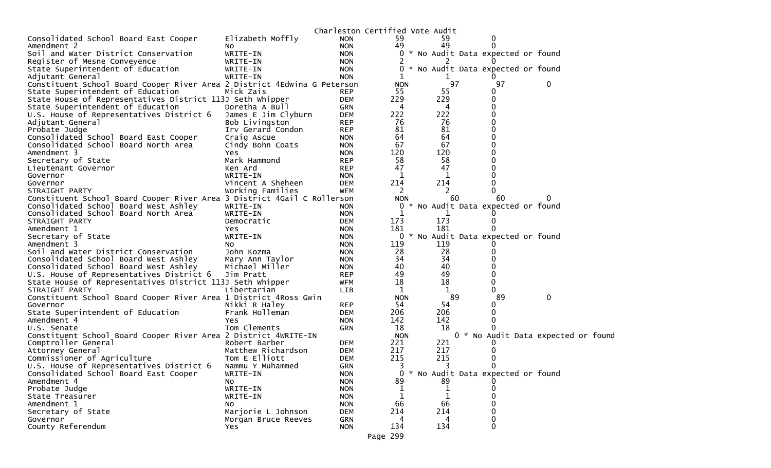Charleston Certified Vote Audit

| Contest | Candidate | Party | Votes | Audit | Difference |
|---|---|---|---|---|---|
| Consolidated School Board East Cooper | Elizabeth Moffly | NON | 59 | 59 | 0 |
| Amendment 2 | No | NON | 49 | 49 | 0 |
| Soil and Water District Conservation | WRITE-IN | NON | 0 | * No Audit Data expected or found | |
| Register of Mesne Conveyence | WRITE-IN | NON | 2 | 2 | 0 |
| State Superintendent of Education | WRITE-IN | NON | 0 | * No Audit Data expected or found | |
| Adjutant General | WRITE-IN | NON | 1 | 1 | 0 |
| Constituent School Board Cooper River Area 2 District 4 | Edwina G Peterson | NON | 97 | 97 | 0 |
| State Superintendent of Education | Mick Zais | REP | 55 | 55 | 0 |
| State House of Representatives District 113 | J Seth Whipper | DEM | 229 | 229 | 0 |
| State Superintendent of Education | Doretha A Bull | GRN | 4 | 4 | 0 |
| U.S. House of Representatives District 6 | James E Jim Clyburn | DEM | 222 | 222 | 0 |
| Adjutant General | Bob Livingston | REP | 76 | 76 | 0 |
| Probate Judge | Irv Gerard Condon | REP | 81 | 81 | 0 |
| Consolidated School Board East Cooper | Craig Ascue | NON | 64 | 64 | 0 |
| Consolidated School Board North Area | Cindy Bohn Coats | NON | 67 | 67 | 0 |
| Amendment 3 | Yes | NON | 120 | 120 | 0 |
| Secretary of State | Mark Hammond | REP | 58 | 58 | 0 |
| Lieutenant Governor | Ken Ard | REP | 47 | 47 | 0 |
| Governor | WRITE-IN | NON | 1 | 1 | 0 |
| Governor | Vincent A Sheheen | DEM | 214 | 214 | 0 |
| STRAIGHT PARTY | Working Families | WFM | 2 | 2 | 0 |
| Constituent School Board Cooper River Area 3 District 4 | Gail C Rollerson | NON | 60 | 60 | 0 |
| Consolidated School Board West Ashley | WRITE-IN | NON | 0 | * No Audit Data expected or found | |
| Consolidated School Board North Area | WRITE-IN | NON | 1 | 1 | 0 |
| STRAIGHT PARTY | Democratic | DEM | 173 | 173 | 0 |
| Amendment 1 | Yes | NON | 181 | 181 | 0 |
| Secretary of State | WRITE-IN | NON | 0 | * No Audit Data expected or found | |
| Amendment 3 | No | NON | 119 | 119 | 0 |
| Soil and Water District Conservation | John Kozma | NON | 28 | 28 | 0 |
| Consolidated School Board West Ashley | Mary Ann Taylor | NON | 34 | 34 | 0 |
| Consolidated School Board West Ashley | Michael Miller | NON | 40 | 40 | 0 |
| U.S. House of Representatives District 6 | Jim Pratt | REP | 49 | 49 | 0 |
| State House of Representatives District 113 | J Seth Whipper | WFM | 18 | 18 | 0 |
| STRAIGHT PARTY | Libertarian | LIB | 1 | 1 | 0 |
| Constituent School Board Cooper River Area 1 District 4 | Ross Gwin | NON | 89 | 89 | 0 |
| Governor | Nikki R Haley | REP | 54 | 54 | 0 |
| State Superintendent of Education | Frank Holleman | DEM | 206 | 206 | 0 |
| Amendment 4 | Yes | NON | 142 | 142 | 0 |
| U.S. Senate | Tom Clements | GRN | 18 | 18 | 0 |
| Constituent School Board Cooper River Area 2 District 4 | WRITE-IN | NON | 0 | * No Audit Data expected or found | |
| Comptroller General | Robert Barber | DEM | 221 | 221 | 0 |
| Attorney General | Matthew Richardson | DEM | 217 | 217 | 0 |
| Commissioner of Agriculture | Tom E Elliott | DEM | 215 | 215 | 0 |
| U.S. House of Representatives District 6 | Nammu Y Muhammed | GRN | 3 | 3 | 0 |
| Consolidated School Board East Cooper | WRITE-IN | NON | 0 | * No Audit Data expected or found | |
| Amendment 4 | No | NON | 89 | 89 | 0 |
| Probate Judge | WRITE-IN | NON | 1 | 1 | 0 |
| State Treasurer | WRITE-IN | NON | 1 | 1 | 0 |
| Amendment 1 | No | NON | 66 | 66 | 0 |
| Secretary of State | Marjorie L Johnson | DEM | 214 | 214 | 0 |
| Governor | Morgan Bruce Reeves | GRN | 4 | 4 | 0 |
| County Referendum | Yes | NON | 134 | 134 | 0 |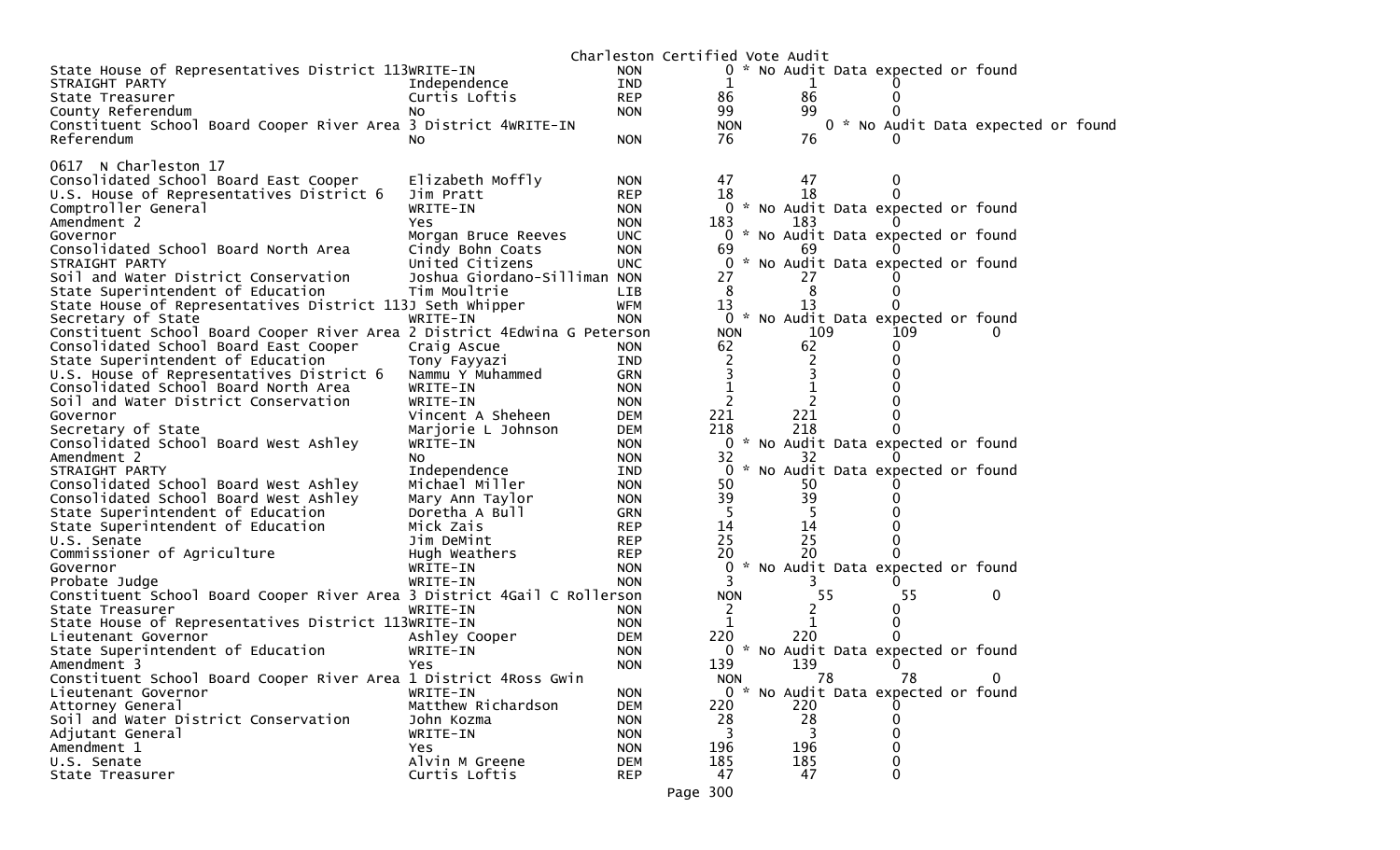Charleston Certified Vote Audit

| Contest | Candidate | Party | Votes | Audit | Diff |
|---|---|---|---|---|---|
| State House of Representatives District 113 | WRITE-IN | NON | 0 | * No Audit Data expected or found | |
| STRAIGHT PARTY | Independence | IND | 1 | 1 | 0 |
| State Treasurer | Curtis Loftis | REP | 86 | 86 | 0 |
| County Referendum | No | NON | 99 | 99 | 0 |
| Constituent School Board Cooper River Area 3 District 4 | WRITE-IN | NON | 0 | * No Audit Data expected or found | |
| Referendum | No | NON | 76 | 76 | 0 |

## 0617 N Charleston 17

| Contest | Candidate | Party | Votes | Audit | Diff |
|---|---|---|---|---|---|
| Consolidated School Board East Cooper | Elizabeth Moffly | NON | 47 | 47 | 0 |
| U.S. House of Representatives District 6 | Jim Pratt | REP | 18 | 18 | 0 |
| Comptroller General | WRITE-IN | NON | 0 | * No Audit Data expected or found | |
| Amendment 2 | Yes | NON | 183 | 183 | 0 |
| Governor | Morgan Bruce Reeves | UNC | 0 | * No Audit Data expected or found | |
| Consolidated School Board North Area | Cindy Bohn Coats | NON | 69 | 69 | 0 |
| STRAIGHT PARTY | United Citizens | UNC | 0 | * No Audit Data expected or found | |
| Soil and Water District Conservation | Joshua Giordano-Silliman | NON | 27 | 27 | 0 |
| State Superintendent of Education | Tim Moultrie | LIB | 8 | 8 | 0 |
| State House of Representatives District 113 | J Seth Whipper | WFM | 13 | 13 | 0 |
| Secretary of State | WRITE-IN | NON | 0 | * No Audit Data expected or found | |
| Constituent School Board Cooper River Area 2 District 4 | Edwina G Peterson | NON | 109 | 109 | 0 |
| Consolidated School Board East Cooper | Craig Ascue | NON | 62 | 62 | 0 |
| State Superintendent of Education | Tony Fayyazi | IND | 2 | 2 | 0 |
| U.S. House of Representatives District 6 | Nammu Y Muhammed | GRN | 3 | 3 | 0 |
| Consolidated School Board North Area | WRITE-IN | NON | 1 | 1 | 0 |
| Soil and Water District Conservation | WRITE-IN | NON | 2 | 2 | 0 |
| Governor | Vincent A Sheheen | DEM | 221 | 221 | 0 |
| Secretary of State | Marjorie L Johnson | DEM | 218 | 218 | 0 |
| Consolidated School Board West Ashley | WRITE-IN | NON | 0 | * No Audit Data expected or found | |
| Amendment 2 | No | NON | 32 | 32 | 0 |
| STRAIGHT PARTY | Independence | IND | 0 | * No Audit Data expected or found | |
| Consolidated School Board West Ashley | Michael Miller | NON | 50 | 50 | 0 |
| Consolidated School Board West Ashley | Mary Ann Taylor | NON | 39 | 39 | 0 |
| State Superintendent of Education | Doretha A Bull | GRN | 5 | 5 | 0 |
| State Superintendent of Education | Mick Zais | REP | 14 | 14 | 0 |
| U.S. Senate | Jim DeMint | REP | 25 | 25 | 0 |
| Commissioner of Agriculture | Hugh Weathers | REP | 20 | 20 | 0 |
| Governor | WRITE-IN | NON | 0 | * No Audit Data expected or found | |
| Probate Judge | WRITE-IN | NON | 3 | 3 | 0 |
| Constituent School Board Cooper River Area 3 District 4 | Gail C Rollerson | NON | 55 | 55 | 0 |
| State Treasurer | WRITE-IN | NON | 2 | 2 | 0 |
| State House of Representatives District 113 | WRITE-IN | NON | 1 | 1 | 0 |
| Lieutenant Governor | Ashley Cooper | DEM | 220 | 220 | 0 |
| State Superintendent of Education | WRITE-IN | NON | 0 | * No Audit Data expected or found | |
| Amendment 3 | Yes | NON | 139 | 139 | 0 |
| Constituent School Board Cooper River Area 1 District 4 | Ross Gwin | NON | 78 | 78 | 0 |
| Lieutenant Governor | WRITE-IN | NON | 0 | * No Audit Data expected or found | |
| Attorney General | Matthew Richardson | DEM | 220 | 220 | 0 |
| Soil and Water District Conservation | John Kozma | NON | 28 | 28 | 0 |
| Adjutant General | WRITE-IN | NON | 3 | 3 | 0 |
| Amendment 1 | Yes | NON | 196 | 196 | 0 |
| U.S. Senate | Alvin M Greene | DEM | 185 | 185 | 0 |
| State Treasurer | Curtis Loftis | REP | 47 | 47 | 0 |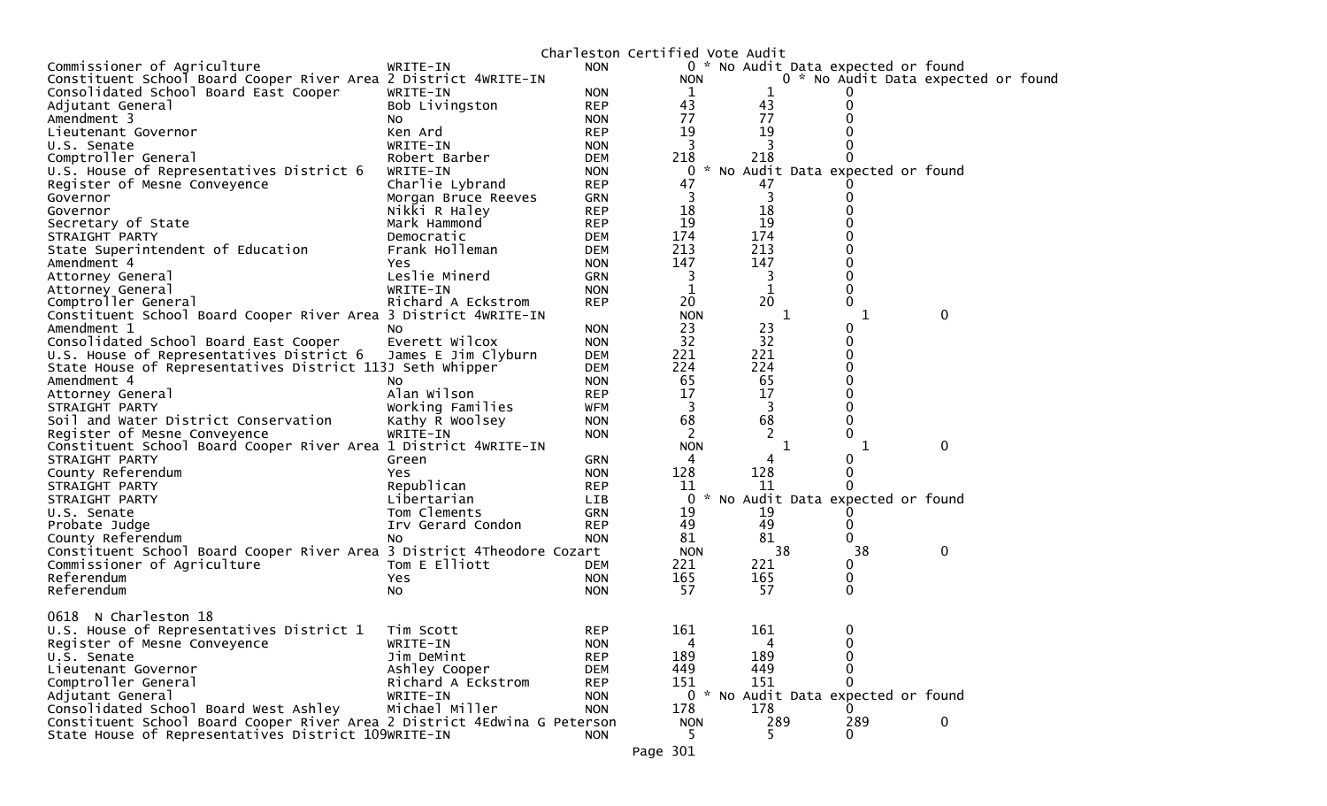Charleston Certified Vote Audit

| Contest | Candidate | Party | Votes | Audit | Diff | |
|---|---|---|---|---|---|---|
| Commissioner of Agriculture | WRITE-IN | NON | 0 * No Audit Data expected or found | | | |
| Constituent School Board Cooper River Area 2 District 4 | WRITE-IN | NON | 0 * No Audit Data expected or found | | | |
| Consolidated School Board East Cooper | WRITE-IN | NON | 1 | 1 | 0 | |
| Adjutant General | Bob Livingston | REP | 43 | 43 | 0 | |
| Amendment 3 | No | NON | 77 | 77 | 0 | |
| Lieutenant Governor | Ken Ard | REP | 19 | 19 | 0 | |
| U.S. Senate | WRITE-IN | NON | 3 | 3 | 0 | |
| Comptroller General | Robert Barber | DEM | 218 | 218 | 0 | |
| U.S. House of Representatives District 6 | WRITE-IN | NON | 0 * No Audit Data expected or found | | | |
| Register of Mesne Conveyence | Charlie Lybrand | REP | 47 | 47 | 0 | |
| Governor | Morgan Bruce Reeves | GRN | 3 | 3 | 0 | |
| Governor | Nikki R Haley | REP | 18 | 18 | 0 | |
| Secretary of State | Mark Hammond | REP | 19 | 19 | 0 | |
| STRAIGHT PARTY | Democratic | DEM | 174 | 174 | 0 | |
| State Superintendent of Education | Frank Holleman | DEM | 213 | 213 | 0 | |
| Amendment 4 | Yes | NON | 147 | 147 | 0 | |
| Attorney General | Leslie Minerd | GRN | 3 | 3 | 0 | |
| Attorney General | WRITE-IN | NON | 1 | 1 | 0 | |
| Comptroller General | Richard A Eckstrom | REP | 20 | 20 | 0 | |
| Constituent School Board Cooper River Area 3 District 4 | WRITE-IN | NON | | 1 | 1 | 0 |
| Amendment 1 | No | NON | 23 | 23 | 0 | |
| Consolidated School Board East Cooper | Everett Wilcox | NON | 32 | 32 | 0 | |
| U.S. House of Representatives District 6 | James E Jim Clyburn | DEM | 221 | 221 | 0 | |
| State House of Representatives District 113 | J Seth Whipper | DEM | 224 | 224 | 0 | |
| Amendment 4 | No | NON | 65 | 65 | 0 | |
| Attorney General | Alan Wilson | REP | 17 | 17 | 0 | |
| STRAIGHT PARTY | Working Families | WFM | 3 | 3 | 0 | |
| Soil and Water District Conservation | Kathy R Woolsey | NON | 68 | 68 | 0 | |
| Register of Mesne Conveyence | WRITE-IN | NON | 2 | 2 | 0 | |
| Constituent School Board Cooper River Area 1 District 4 | WRITE-IN | NON | | 1 | 1 | 0 |
| STRAIGHT PARTY | Green | GRN | 4 | 4 | 0 | |
| County Referendum | Yes | NON | 128 | 128 | 0 | |
| STRAIGHT PARTY | Republican | REP | 11 | 11 | 0 | |
| STRAIGHT PARTY | Libertarian | LIB | 0 * No Audit Data expected or found | | | |
| U.S. Senate | Tom Clements | GRN | 19 | 19 | 0 | |
| Probate Judge | Irv Gerard Condon | REP | 49 | 49 | 0 | |
| County Referendum | No | NON | 81 | 81 | 0 | |
| Constituent School Board Cooper River Area 3 District 4 | Theodore Cozart | NON | | 38 | 38 | 0 |
| Commissioner of Agriculture | Tom E Elliott | DEM | 221 | 221 | 0 | |
| Referendum | Yes | NON | 165 | 165 | 0 | |
| Referendum | No | NON | 57 | 57 | 0 | |

0618 N Charleston 18

| Contest | Candidate | Party | Votes | Audit | Diff | |
|---|---|---|---|---|---|---|
| U.S. House of Representatives District 1 | Tim Scott | REP | 161 | 161 | 0 | |
| Register of Mesne Conveyence | WRITE-IN | NON | 4 | 4 | 0 | |
| U.S. Senate | Jim DeMint | REP | 189 | 189 | 0 | |
| Lieutenant Governor | Ashley Cooper | DEM | 449 | 449 | 0 | |
| Comptroller General | Richard A Eckstrom | REP | 151 | 151 | 0 | |
| Adjutant General | WRITE-IN | NON | 0 * No Audit Data expected or found | | | |
| Consolidated School Board West Ashley | Michael Miller | NON | 178 | 178 | 0 | |
| Constituent School Board Cooper River Area 2 District 4 | Edwina G Peterson | NON | | 289 | 289 | 0 |
| State House of Representatives District 109 | WRITE-IN | NON | 5 | 5 | 0 | |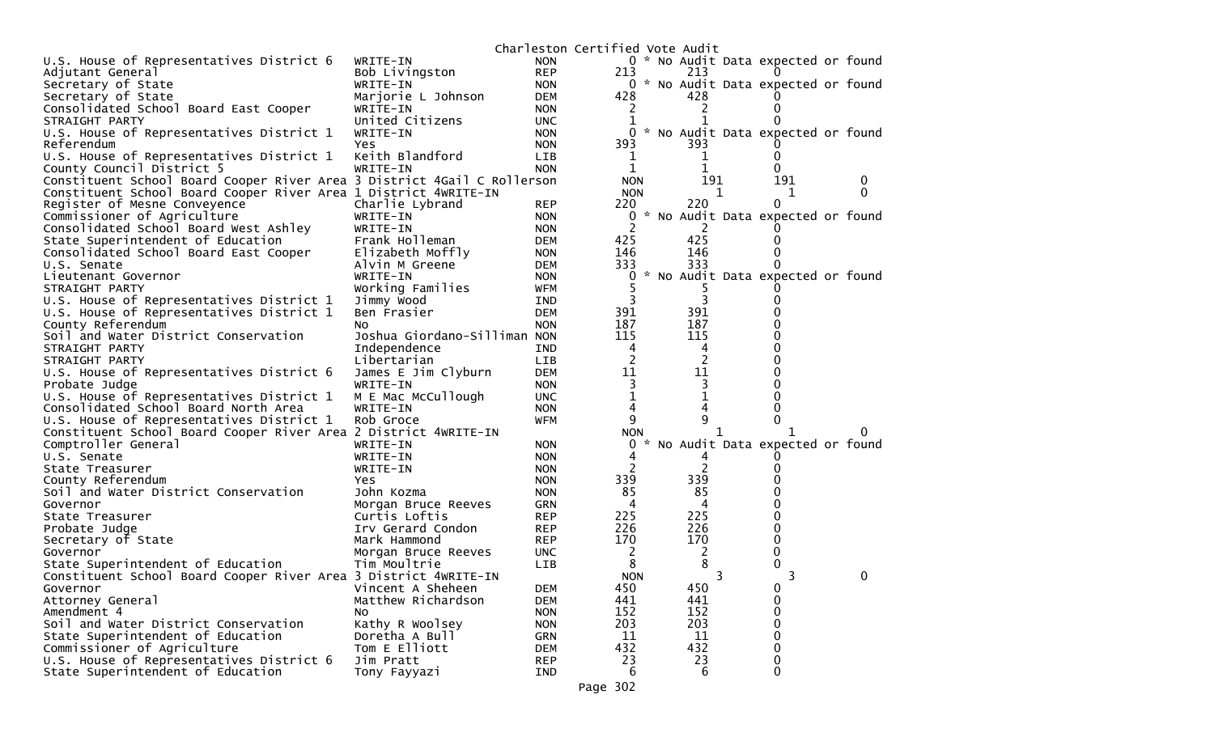Charleston Certified Vote Audit

| Contest | Candidate | Party | Votes | Audit | Difference |
|---|---|---|---|---|---|
| U.S. House of Representatives District 6 | WRITE-IN | NON | 0 | * No Audit Data expected or found | |
| Adjutant General | Bob Livingston | REP | 213 | 213 | 0 |
| Secretary of State | WRITE-IN | NON | 0 | * No Audit Data expected or found | |
| Secretary of State | Marjorie L Johnson | DEM | 428 | 428 | 0 |
| Consolidated School Board East Cooper | WRITE-IN | NON | 2 | 2 | 0 |
| STRAIGHT PARTY | United Citizens | UNC | 1 | 1 | 0 |
| U.S. House of Representatives District 1 | WRITE-IN | NON | 0 | * No Audit Data expected or found | |
| Referendum | Yes | NON | 393 | 393 | 0 |
| U.S. House of Representatives District 1 | Keith Blandford | LIB | 1 | 1 | 0 |
| County Council District 5 | WRITE-IN | NON | 1 | 1 | 0 |
| Constituent School Board Cooper River Area 3 District 4 | Gail C Rollerson | NON | 191 | 191 | 0 |
| Constituent School Board Cooper River Area 1 District 4 | WRITE-IN | NON | 1 | 1 | 0 |
| Register of Mesne Conveyence | Charlie Lybrand | REP | 220 | 220 | 0 |
| Commissioner of Agriculture | WRITE-IN | NON | 0 | * No Audit Data expected or found | |
| Consolidated School Board West Ashley | WRITE-IN | NON | 2 | 2 | 0 |
| State Superintendent of Education | Frank Holleman | DEM | 425 | 425 | 0 |
| Consolidated School Board East Cooper | Elizabeth Moffly | NON | 146 | 146 | 0 |
| U.S. Senate | Alvin M Greene | DEM | 333 | 333 | 0 |
| Lieutenant Governor | WRITE-IN | NON | 0 | * No Audit Data expected or found | |
| STRAIGHT PARTY | Working Families | WFM | 5 | 5 | 0 |
| U.S. House of Representatives District 1 | Jimmy Wood | IND | 3 | 3 | 0 |
| U.S. House of Representatives District 1 | Ben Frasier | DEM | 391 | 391 | 0 |
| County Referendum | No | NON | 187 | 187 | 0 |
| Soil and Water District Conservation | Joshua Giordano-Silliman | NON | 115 | 115 | 0 |
| STRAIGHT PARTY | Independence | IND | 4 | 4 | 0 |
| STRAIGHT PARTY | Libertarian | LIB | 2 | 2 | 0 |
| U.S. House of Representatives District 6 | James E Jim Clyburn | DEM | 11 | 11 | 0 |
| Probate Judge | WRITE-IN | NON | 3 | 3 | 0 |
| U.S. House of Representatives District 1 | M E Mac McCullough | UNC | 1 | 1 | 0 |
| Consolidated School Board North Area | WRITE-IN | NON | 4 | 4 | 0 |
| U.S. House of Representatives District 1 | Rob Groce | WFM | 9 | 9 | 0 |
| Constituent School Board Cooper River Area 2 District 4 | WRITE-IN | NON | 1 | 1 | 0 |
| Comptroller General | WRITE-IN | NON | 0 | * No Audit Data expected or found | |
| U.S. Senate | WRITE-IN | NON | 4 | 4 | 0 |
| State Treasurer | WRITE-IN | NON | 2 | 2 | 0 |
| County Referendum | Yes | NON | 339 | 339 | 0 |
| Soil and Water District Conservation | John Kozma | NON | 85 | 85 | 0 |
| Governor | Morgan Bruce Reeves | GRN | 4 | 4 | 0 |
| State Treasurer | Curtis Loftis | REP | 225 | 225 | 0 |
| Probate Judge | Irv Gerard Condon | REP | 226 | 226 | 0 |
| Secretary of State | Mark Hammond | REP | 170 | 170 | 0 |
| Governor | Morgan Bruce Reeves | UNC | 2 | 2 | 0 |
| State Superintendent of Education | Tim Moultrie | LIB | 8 | 8 | 0 |
| Constituent School Board Cooper River Area 3 District 4 | WRITE-IN | NON | 3 | 3 | 0 |
| Governor | Vincent A Sheheen | DEM | 450 | 450 | 0 |
| Attorney General | Matthew Richardson | DEM | 441 | 441 | 0 |
| Amendment 4 | No | NON | 152 | 152 | 0 |
| Soil and Water District Conservation | Kathy R Woolsey | NON | 203 | 203 | 0 |
| State Superintendent of Education | Doretha A Bull | GRN | 11 | 11 | 0 |
| Commissioner of Agriculture | Tom E Elliott | DEM | 432 | 432 | 0 |
| U.S. House of Representatives District 6 | Jim Pratt | REP | 23 | 23 | 0 |
| State Superintendent of Education | Tony Fayyazi | IND | 6 | 6 | 0 |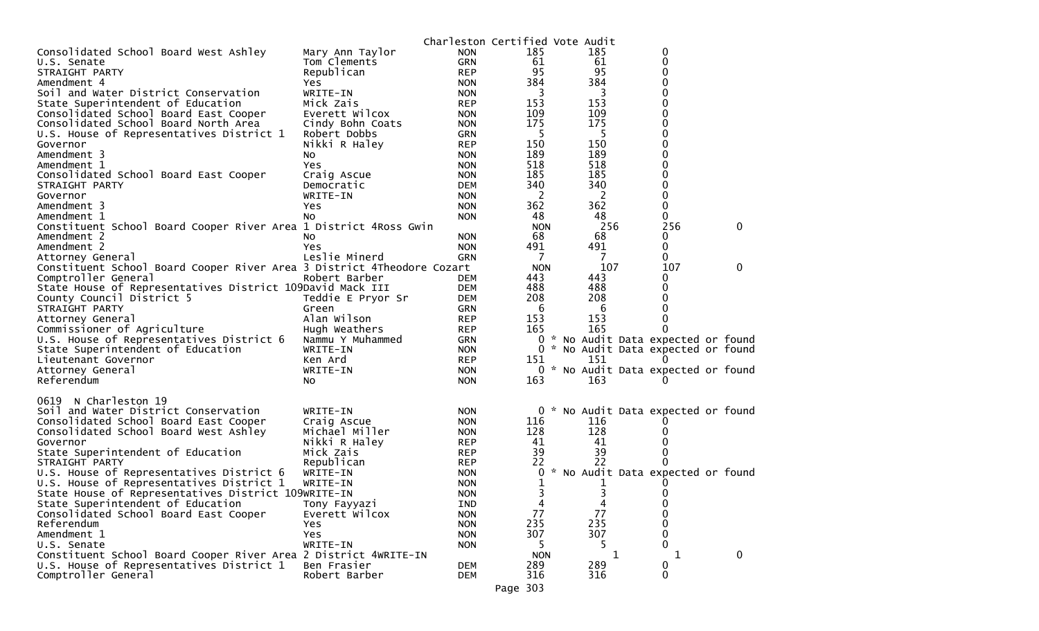Charleston Certified Vote Audit

| Contest | Candidate | Party | Votes | Audit | Difference | |
|---|---|---|---|---|---|---|
| Consolidated School Board West Ashley | Mary Ann Taylor | NON | 185 | 185 | 0 | |
| U.S. Senate | Tom Clements | GRN | 61 | 61 | 0 | |
| STRAIGHT PARTY | Republican | REP | 95 | 95 | 0 | |
| Amendment 4 | Yes | NON | 384 | 384 | 0 | |
| Soil and Water District Conservation | WRITE-IN | NON | 3 | 3 | 0 | |
| State Superintendent of Education | Mick Zais | REP | 153 | 153 | 0 | |
| Consolidated School Board East Cooper | Everett Wilcox | NON | 109 | 109 | 0 | |
| Consolidated School Board North Area | Cindy Bohn Coats | NON | 175 | 175 | 0 | |
| U.S. House of Representatives District 1 | Robert Dobbs | GRN | 5 | 5 | 0 | |
| Governor | Nikki R Haley | REP | 150 | 150 | 0 | |
| Amendment 3 | No | NON | 189 | 189 | 0 | |
| Amendment 1 | Yes | NON | 518 | 518 | 0 | |
| Consolidated School Board East Cooper | Craig Ascue | NON | 185 | 185 | 0 | |
| STRAIGHT PARTY | Democratic | DEM | 340 | 340 | 0 | |
| Governor | WRITE-IN | NON | 2 | 2 | 0 | |
| Amendment 3 | Yes | NON | 362 | 362 | 0 | |
| Amendment 1 | No | NON | 48 | 48 | 0 | |
| Constituent School Board Cooper River Area 1 District 4 | Ross Gwin | | NON | 256 | 256 | 0 |
| Amendment 2 | No | NON | 68 | 68 | 0 | |
| Amendment 2 | Yes | NON | 491 | 491 | 0 | |
| Attorney General | Leslie Minerd | GRN | 7 | 7 | 0 | |
| Constituent School Board Cooper River Area 3 District 4 | Theodore Cozart | | NON | 107 | 107 | 0 |
| Comptroller General | Robert Barber | DEM | 443 | 443 | 0 | |
| State House of Representatives District 109 | David Mack III | DEM | 488 | 488 | 0 | |
| County Council District 5 | Teddie E Pryor Sr | DEM | 208 | 208 | 0 | |
| STRAIGHT PARTY | Green | GRN | 6 | 6 | 0 | |
| Attorney General | Alan Wilson | REP | 153 | 153 | 0 | |
| Commissioner of Agriculture | Hugh Weathers | REP | 165 | 165 | 0 | |
| U.S. House of Representatives District 6 | Nammu Y Muhammed | GRN | 0 | * No Audit Data expected or found | | |
| State Superintendent of Education | WRITE-IN | NON | 0 | * No Audit Data expected or found | | |
| Lieutenant Governor | Ken Ard | REP | 151 | 151 | 0 | |
| Attorney General | WRITE-IN | NON | 0 | * No Audit Data expected or found | | |
| Referendum | No | NON | 163 | 163 | 0 | |

0619 N Charleston 19

| Contest | Candidate | Party | Votes | Audit | Difference | |
|---|---|---|---|---|---|---|
| Soil and Water District Conservation | WRITE-IN | NON | 0 | * No Audit Data expected or found | | |
| Consolidated School Board East Cooper | Craig Ascue | NON | 116 | 116 | 0 | |
| Consolidated School Board West Ashley | Michael Miller | NON | 128 | 128 | 0 | |
| Governor | Nikki R Haley | REP | 41 | 41 | 0 | |
| State Superintendent of Education | Mick Zais | REP | 39 | 39 | 0 | |
| STRAIGHT PARTY | Republican | REP | 22 | 22 | 0 | |
| U.S. House of Representatives District 6 | WRITE-IN | NON | 0 | * No Audit Data expected or found | | |
| U.S. House of Representatives District 1 | WRITE-IN | NON | 1 | 1 | 0 | |
| State House of Representatives District 109 | WRITE-IN | NON | 3 | 3 | 0 | |
| State Superintendent of Education | Tony Fayyazi | IND | 4 | 4 | 0 | |
| Consolidated School Board East Cooper | Everett Wilcox | NON | 77 | 77 | 0 | |
| Referendum | Yes | NON | 235 | 235 | 0 | |
| Amendment 1 | Yes | NON | 307 | 307 | 0 | |
| U.S. Senate | WRITE-IN | NON | 5 | 5 | 0 | |
| Constituent School Board Cooper River Area 2 District 4 | WRITE-IN | | NON | 1 | 1 | 0 |
| U.S. House of Representatives District 1 | Ben Frasier | DEM | 289 | 289 | 0 | |
| Comptroller General | Robert Barber | DEM | 316 | 316 | 0 | |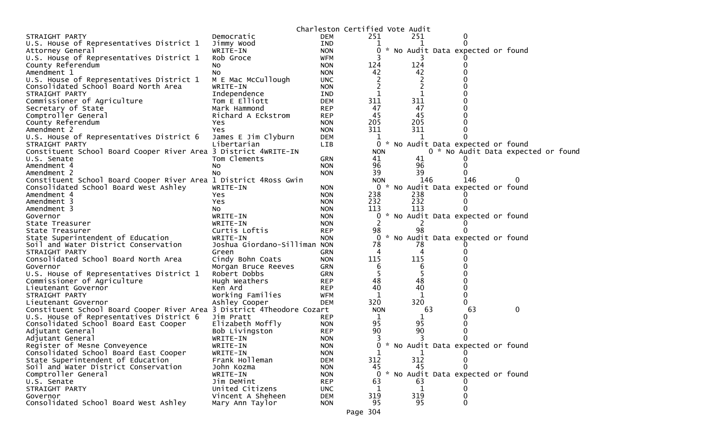Charleston Certified Vote Audit

| Office | Candidate | Party | Count 1 | Count 2 | Difference |
|---|---|---|---|---|---|
| STRAIGHT PARTY | Democratic | DEM | 251 | 251 | 0 |
| U.S. House of Representatives District 1 | Jimmy Wood | IND | 1 | 1 | 0 |
| Attorney General | WRITE-IN | NON | 0 * No Audit Data expected or found | | |
| U.S. House of Representatives District 1 | Rob Groce | WFM | 3 | 3 | 0 |
| County Referendum | No | NON | 124 | 124 | 0 |
| Amendment 1 | No | NON | 42 | 42 | 0 |
| U.S. House of Representatives District 1 | M E Mac McCullough | UNC | 2 | 2 | 0 |
| Consolidated School Board North Area | WRITE-IN | NON | 2 | 2 | 0 |
| STRAIGHT PARTY | Independence | IND | 1 | 1 | 0 |
| Commissioner of Agriculture | Tom E Elliott | DEM | 311 | 311 | 0 |
| Secretary of State | Mark Hammond | REP | 47 | 47 | 0 |
| Comptroller General | Richard A Eckstrom | REP | 45 | 45 | 0 |
| County Referendum | Yes | NON | 205 | 205 | 0 |
| Amendment 2 | Yes | NON | 311 | 311 | 0 |
| U.S. House of Representatives District 6 | James E Jim Clyburn | DEM | 1 | 1 | 0 |
| STRAIGHT PARTY | Libertarian | LIB | 0 * No Audit Data expected or found | | |
| Constituent School Board Cooper River Area 3 District 4 | WRITE-IN | NON | 0 * No Audit Data expected or found | | |
| U.S. Senate | Tom Clements | GRN | 41 | 41 | 0 |
| Amendment 4 | No | NON | 96 | 96 | 0 |
| Amendment 2 | No | NON | 39 | 39 | 0 |
| Constituent School Board Cooper River Area 1 District 4 | Ross Gwin | NON | 146 | 146 | 0 |
| Consolidated School Board West Ashley | WRITE-IN | NON | 0 * No Audit Data expected or found | | |
| Amendment 4 | Yes | NON | 238 | 238 | 0 |
| Amendment 3 | Yes | NON | 232 | 232 | 0 |
| Amendment 3 | No | NON | 113 | 113 | 0 |
| Governor | WRITE-IN | NON | 0 * No Audit Data expected or found | | |
| State Treasurer | WRITE-IN | NON | 2 | 2 | 0 |
| State Treasurer | Curtis Loftis | REP | 98 | 98 | 0 |
| State Superintendent of Education | WRITE-IN | NON | 0 * No Audit Data expected or found | | |
| Soil and Water District Conservation | Joshua Giordano-Silliman | NON | 78 | 78 | 0 |
| STRAIGHT PARTY | Green | GRN | 4 | 4 | 0 |
| Consolidated School Board North Area | Cindy Bohn Coats | NON | 115 | 115 | 0 |
| Governor | Morgan Bruce Reeves | GRN | 6 | 6 | 0 |
| U.S. House of Representatives District 1 | Robert Dobbs | GRN | 5 | 5 | 0 |
| Commissioner of Agriculture | Hugh Weathers | REP | 48 | 48 | 0 |
| Lieutenant Governor | Ken Ard | REP | 40 | 40 | 0 |
| STRAIGHT PARTY | Working Families | WFM | 1 | 1 | 0 |
| Lieutenant Governor | Ashley Cooper | DEM | 320 | 320 | 0 |
| Constituent School Board Cooper River Area 3 District 4 | Theodore Cozart | NON | 63 | 63 | 0 |
| U.S. House of Representatives District 6 | Jim Pratt | REP | 1 | 1 | 0 |
| Consolidated School Board East Cooper | Elizabeth Moffly | NON | 95 | 95 | 0 |
| Adjutant General | Bob Livingston | REP | 90 | 90 | 0 |
| Adjutant General | WRITE-IN | NON | 3 | 3 | 0 |
| Register of Mesne Conveyence | WRITE-IN | NON | 0 * No Audit Data expected or found | | |
| Consolidated School Board East Cooper | WRITE-IN | NON | 1 | 1 | 0 |
| State Superintendent of Education | Frank Holleman | DEM | 312 | 312 | 0 |
| Soil and Water District Conservation | John Kozma | NON | 45 | 45 | 0 |
| Comptroller General | WRITE-IN | NON | 0 * No Audit Data expected or found | | |
| U.S. Senate | Jim DeMint | REP | 63 | 63 | 0 |
| STRAIGHT PARTY | United Citizens | UNC | 1 | 1 | 0 |
| Governor | Vincent A Sheheen | DEM | 319 | 319 | 0 |
| Consolidated School Board West Ashley | Mary Ann Taylor | NON | 95 | 95 | 0 |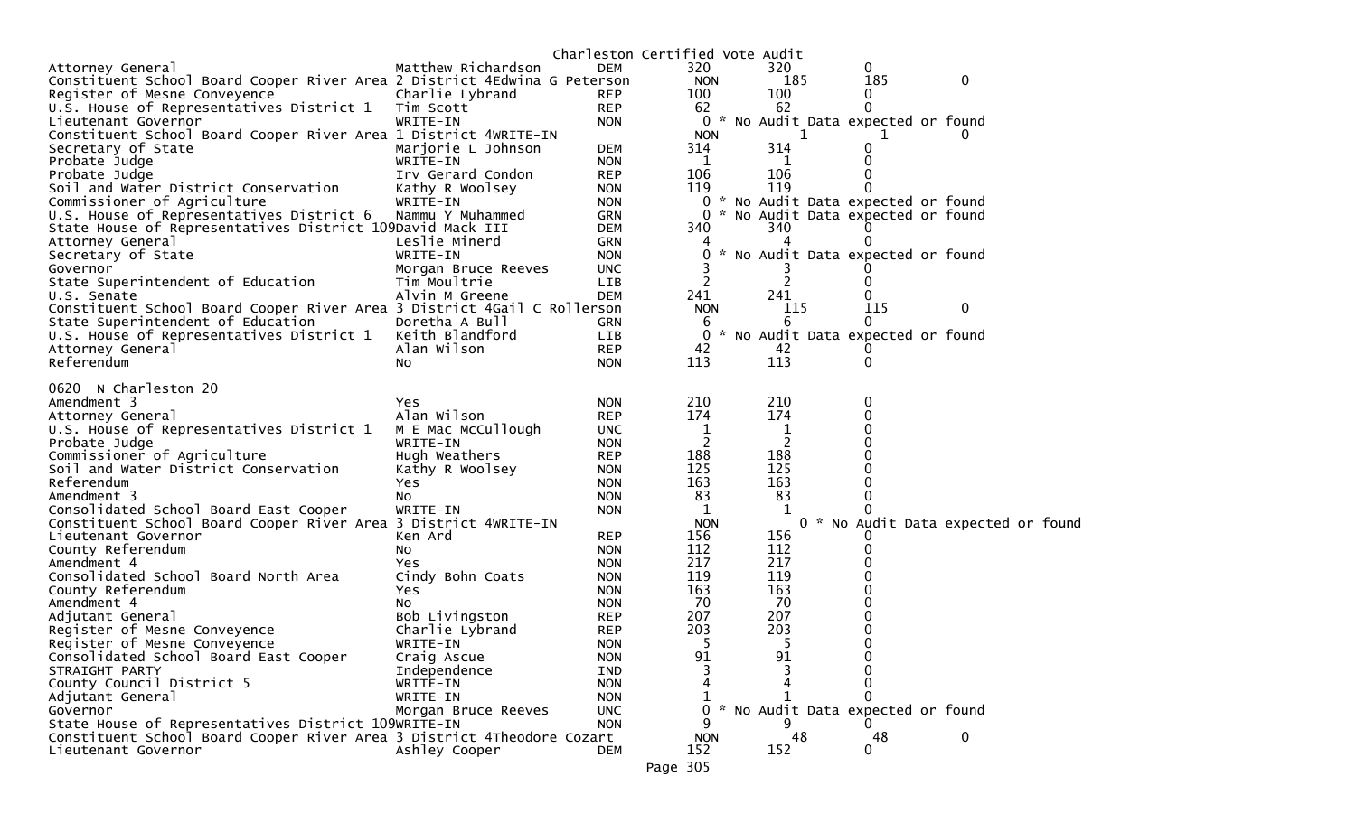Charleston Certified Vote Audit

| Contest | Candidate | Party | Count 1 | Count 2 | Difference | |
|---|---|---|---|---|---|---|
| Attorney General | Matthew Richardson | DEM | 320 | 320 | 0 | |
| Constituent School Board Cooper River Area 2 District 4 | Edwina G Peterson | NON | | 185 | 185 | 0 |
| Register of Mesne Conveyence | Charlie Lybrand | REP | 100 | 100 | 0 | |
| U.S. House of Representatives District 1 | Tim Scott | REP | 62 | 62 | 0 | |
| Lieutenant Governor | WRITE-IN | NON | 0 | * No Audit Data expected or found | | |
| Constituent School Board Cooper River Area 1 District 4 | WRITE-IN | NON | | 1 | 1 | 0 |
| Secretary of State | Marjorie L Johnson | DEM | 314 | 314 | 0 | |
| Probate Judge | WRITE-IN | NON | 1 | 1 | 0 | |
| Probate Judge | Irv Gerard Condon | REP | 106 | 106 | 0 | |
| Soil and Water District Conservation | Kathy R Woolsey | NON | 119 | 119 | 0 | |
| Commissioner of Agriculture | WRITE-IN | NON | 0 | * No Audit Data expected or found | | |
| U.S. House of Representatives District 6 | Nammu Y Muhammed | GRN | 0 | * No Audit Data expected or found | | |
| State House of Representatives District 109 | David Mack III | DEM | 340 | 340 | 0 | |
| Attorney General | Leslie Minerd | GRN | 4 | 4 | 0 | |
| Secretary of State | WRITE-IN | NON | 0 | * No Audit Data expected or found | | |
| Governor | Morgan Bruce Reeves | UNC | 3 | 3 | 0 | |
| State Superintendent of Education | Tim Moultrie | LIB | 2 | 2 | 0 | |
| U.S. Senate | Alvin M Greene | DEM | 241 | 241 | 0 | |
| Constituent School Board Cooper River Area 3 District 4 | Gail C Rollerson | NON | | 115 | 115 | 0 |
| State Superintendent of Education | Doretha A Bull | GRN | 6 | 6 | 0 | |
| U.S. House of Representatives District 1 | Keith Blandford | LIB | 0 | * No Audit Data expected or found | | |
| Attorney General | Alan Wilson | REP | 42 | 42 | 0 | |
| Referendum | No | NON | 113 | 113 | 0 | |

0620 N Charleston 20

| Contest | Candidate | Party | Count 1 | Count 2 | Difference | |
|---|---|---|---|---|---|---|
| Amendment 3 | Yes | NON | 210 | 210 | 0 | |
| Attorney General | Alan Wilson | REP | 174 | 174 | 0 | |
| U.S. House of Representatives District 1 | M E Mac McCullough | UNC | 1 | 1 | 0 | |
| Probate Judge | WRITE-IN | NON | 2 | 2 | 0 | |
| Commissioner of Agriculture | Hugh Weathers | REP | 188 | 188 | 0 | |
| Soil and Water District Conservation | Kathy R Woolsey | NON | 125 | 125 | 0 | |
| Referendum | Yes | NON | 163 | 163 | 0 | |
| Amendment 3 | No | NON | 83 | 83 | 0 | |
| Consolidated School Board East Cooper | WRITE-IN | NON | 1 | 1 | 0 | |
| Constituent School Board Cooper River Area 3 District 4 | WRITE-IN | NON | | 0 | * No Audit Data expected or found | |
| Lieutenant Governor | Ken Ard | REP | 156 | 156 | 0 | |
| County Referendum | No | NON | 112 | 112 | 0 | |
| Amendment 4 | Yes | NON | 217 | 217 | 0 | |
| Consolidated School Board North Area | Cindy Bohn Coats | NON | 119 | 119 | 0 | |
| County Referendum | Yes | NON | 163 | 163 | 0 | |
| Amendment 4 | No | NON | 70 | 70 | 0 | |
| Adjutant General | Bob Livingston | REP | 207 | 207 | 0 | |
| Register of Mesne Conveyence | Charlie Lybrand | REP | 203 | 203 | 0 | |
| Register of Mesne Conveyence | WRITE-IN | NON | 5 | 5 | 0 | |
| Consolidated School Board East Cooper | Craig Ascue | NON | 91 | 91 | 0 | |
| STRAIGHT PARTY | Independence | IND | 3 | 3 | 0 | |
| County Council District 5 | WRITE-IN | NON | 4 | 4 | 0 | |
| Adjutant General | WRITE-IN | NON | 1 | 1 | 0 | |
| Governor | Morgan Bruce Reeves | UNC | 0 | * No Audit Data expected or found | | |
| State House of Representatives District 109 | WRITE-IN | NON | 9 | 9 | 0 | |
| Constituent School Board Cooper River Area 3 District 4 | Theodore Cozart | NON | | 48 | 48 | 0 |
| Lieutenant Governor | Ashley Cooper | DEM | 152 | 152 | 0 | |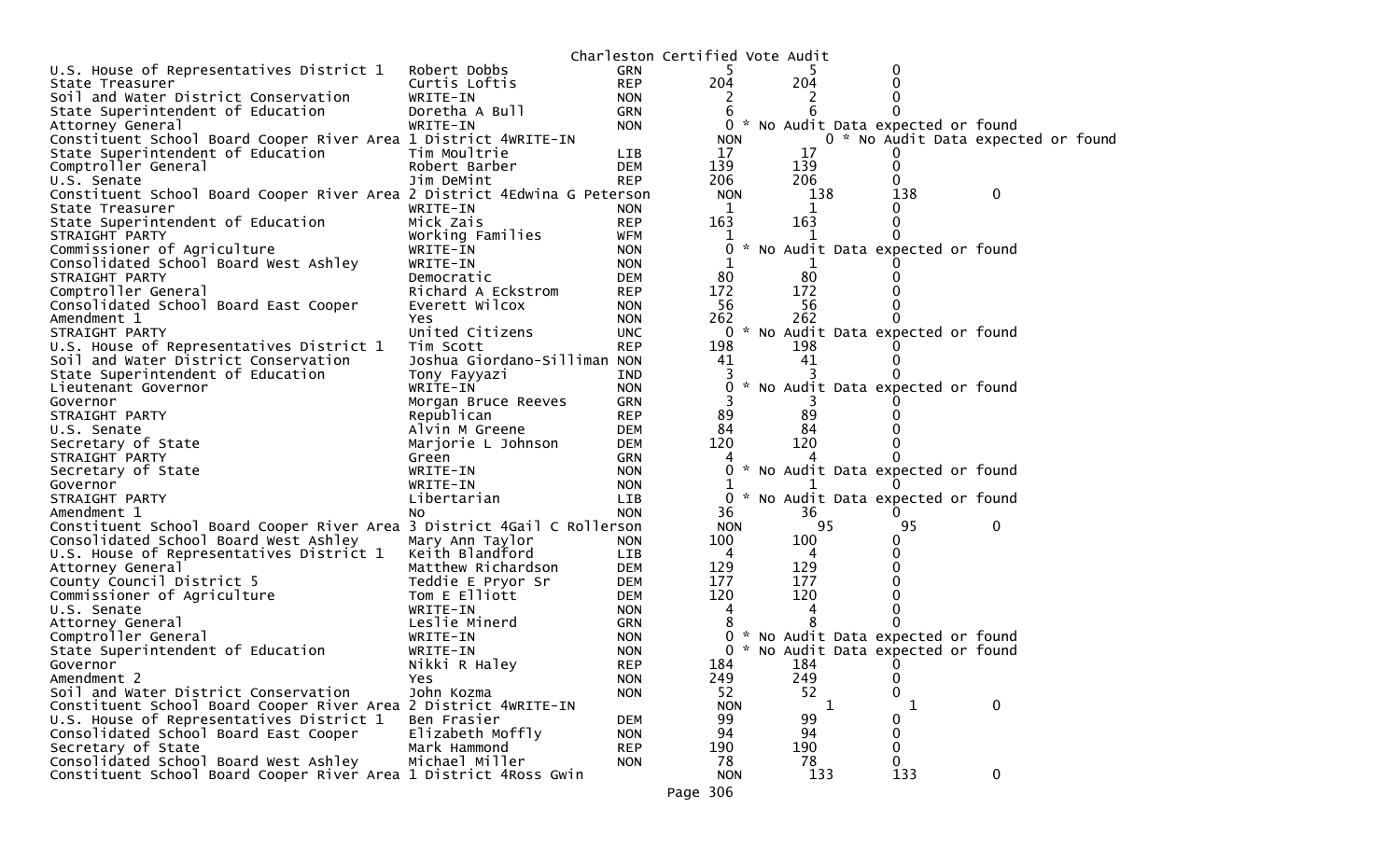Charleston Certified Vote Audit

| Office | Candidate | Party | | | | |
|---|---|---|---|---|---|---|
| U.S. House of Representatives District 1 | Robert Dobbs | GRN | 5 | 5 | 0 | |
| State Treasurer | Curtis Loftis | REP | 204 | 204 | 0 | |
| Soil and Water District Conservation | WRITE-IN | NON | 2 | 2 | 0 | |
| State Superintendent of Education | Doretha A Bull | GRN | 6 | 6 | 0 | |
| Attorney General | WRITE-IN | NON | 0 * No Audit Data expected or found | | | |
| Constituent School Board Cooper River Area 1 District 4 | WRITE-IN | NON | 0 * No Audit Data expected or found | | | |
| State Superintendent of Education | Tim Moultrie | LIB | 17 | 17 | 0 | |
| Comptroller General | Robert Barber | DEM | 139 | 139 | 0 | |
| U.S. Senate | Jim DeMint | REP | 206 | 206 | 0 | |
| Constituent School Board Cooper River Area 2 District 4 | Edwina G Peterson | NON | 138 | 138 | 0 | |
| State Treasurer | WRITE-IN | NON | 1 | 1 | 0 | |
| State Superintendent of Education | Mick Zais | REP | 163 | 163 | 0 | |
| STRAIGHT PARTY | Working Families | WFM | 1 | 1 | 0 | |
| Commissioner of Agriculture | WRITE-IN | NON | 0 * No Audit Data expected or found | | | |
| Consolidated School Board West Ashley | WRITE-IN | NON | 1 | 1 | 0 | |
| STRAIGHT PARTY | Democratic | DEM | 80 | 80 | 0 | |
| Comptroller General | Richard A Eckstrom | REP | 172 | 172 | 0 | |
| Consolidated School Board East Cooper | Everett Wilcox | NON | 56 | 56 | 0 | |
| Amendment 1 | Yes | NON | 262 | 262 | 0 | |
| STRAIGHT PARTY | United Citizens | UNC | 0 * No Audit Data expected or found | | | |
| U.S. House of Representatives District 1 | Tim Scott | REP | 198 | 198 | 0 | |
| Soil and Water District Conservation | Joshua Giordano-Silliman | NON | 41 | 41 | 0 | |
| State Superintendent of Education | Tony Fayyazi | IND | 3 | 3 | 0 | |
| Lieutenant Governor | WRITE-IN | NON | 0 * No Audit Data expected or found | | | |
| Governor | Morgan Bruce Reeves | GRN | 3 | 3 | 0 | |
| STRAIGHT PARTY | Republican | REP | 89 | 89 | 0 | |
| U.S. Senate | Alvin M Greene | DEM | 84 | 84 | 0 | |
| Secretary of State | Marjorie L Johnson | DEM | 120 | 120 | 0 | |
| STRAIGHT PARTY | Green | GRN | 4 | 4 | 0 | |
| Secretary of State | WRITE-IN | NON | 0 * No Audit Data expected or found | | | |
| Governor | WRITE-IN | NON | 1 | 1 | 0 | |
| STRAIGHT PARTY | Libertarian | LIB | 0 * No Audit Data expected or found | | | |
| Amendment 1 | No | NON | 36 | 36 | 0 | |
| Constituent School Board Cooper River Area 3 District 4 | Gail C Rollerson | NON | 95 | 95 | 0 | |
| Consolidated School Board West Ashley | Mary Ann Taylor | NON | 100 | 100 | 0 | |
| U.S. House of Representatives District 1 | Keith Blandford | LIB | 4 | 4 | 0 | |
| Attorney General | Matthew Richardson | DEM | 129 | 129 | 0 | |
| County Council District 5 | Teddie E Pryor Sr | DEM | 177 | 177 | 0 | |
| Commissioner of Agriculture | Tom E Elliott | DEM | 120 | 120 | 0 | |
| U.S. Senate | WRITE-IN | NON | 4 | 4 | 0 | |
| Attorney General | Leslie Minerd | GRN | 8 | 8 | 0 | |
| Comptroller General | WRITE-IN | NON | 0 * No Audit Data expected or found | | | |
| State Superintendent of Education | WRITE-IN | NON | 0 * No Audit Data expected or found | | | |
| Governor | Nikki R Haley | REP | 184 | 184 | 0 | |
| Amendment 2 | Yes | NON | 249 | 249 | 0 | |
| Soil and Water District Conservation | John Kozma | NON | 52 | 52 | 0 | |
| Constituent School Board Cooper River Area 2 District 4 | WRITE-IN | NON | 1 | 1 | 0 | |
| U.S. House of Representatives District 1 | Ben Frasier | DEM | 99 | 99 | 0 | |
| Consolidated School Board East Cooper | Elizabeth Moffly | NON | 94 | 94 | 0 | |
| Secretary of State | Mark Hammond | REP | 190 | 190 | 0 | |
| Consolidated School Board West Ashley | Michael Miller | NON | 78 | 78 | 0 | |
| Constituent School Board Cooper River Area 1 District 4 | Ross Gwin | NON | 133 | 133 | 0 | |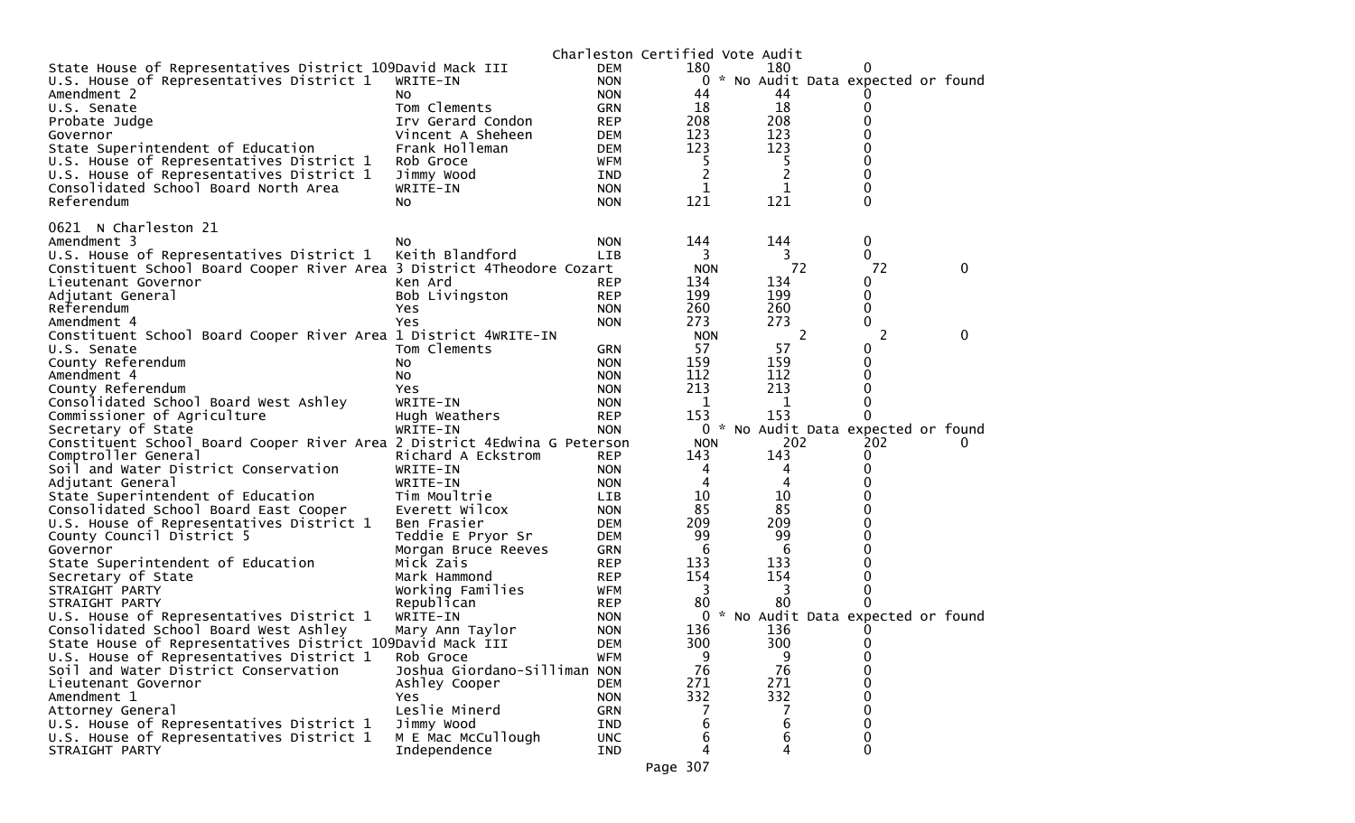Charleston Certified Vote Audit

| Contest | Candidate | Party | | | | |
|---|---|---|---|---|---|---|
| State House of Representatives District 109 | David Mack III | DEM | 180 | 180 | 0 | |
| U.S. House of Representatives District 1 | WRITE-IN | NON | 0 | * No Audit Data expected or found | | |
| Amendment 2 | No | NON | 44 | 44 | 0 | |
| U.S. Senate | Tom Clements | GRN | 18 | 18 | 0 | |
| Probate Judge | Irv Gerard Condon | REP | 208 | 208 | 0 | |
| Governor | Vincent A Sheheen | DEM | 123 | 123 | 0 | |
| State Superintendent of Education | Frank Holleman | DEM | 123 | 123 | 0 | |
| U.S. House of Representatives District 1 | Rob Groce | WFM | 5 | 5 | 0 | |
| U.S. House of Representatives District 1 | Jimmy Wood | IND | 2 | 2 | 0 | |
| Consolidated School Board North Area | WRITE-IN | NON | 1 | 1 | 0 | |
| Referendum | No | NON | 121 | 121 | 0 | |

0621 N Charleston 21

| Contest | Candidate | Party | | | | |
|---|---|---|---|---|---|---|
| Amendment 3 | No | NON | 144 | 144 | 0 | |
| U.S. House of Representatives District 1 | Keith Blandford | LIB | 3 | 3 | 0 | |
| Constituent School Board Cooper River Area 3 District 4 | Theodore Cozart | | NON | 72 | 72 | 0 |
| Lieutenant Governor | Ken Ard | REP | 134 | 134 | 0 | |
| Adjutant General | Bob Livingston | REP | 199 | 199 | 0 | |
| Referendum | Yes | NON | 260 | 260 | 0 | |
| Amendment 4 | Yes | NON | 273 | 273 | 0 | |
| Constituent School Board Cooper River Area 1 District 4 | WRITE-IN | | NON | 2 | 2 | 0 |
| U.S. Senate | Tom Clements | GRN | 57 | 57 | 0 | |
| County Referendum | No | NON | 159 | 159 | 0 | |
| Amendment 4 | No | NON | 112 | 112 | 0 | |
| County Referendum | Yes | NON | 213 | 213 | 0 | |
| Consolidated School Board West Ashley | WRITE-IN | NON | 1 | 1 | 0 | |
| Commissioner of Agriculture | Hugh Weathers | REP | 153 | 153 | 0 | |
| Secretary of State | WRITE-IN | NON | 0 | * No Audit Data expected or found | | |
| Constituent School Board Cooper River Area 2 District 4 | Edwina G Peterson | | NON | 202 | 202 | 0 |
| Comptroller General | Richard A Eckstrom | REP | 143 | 143 | 0 | |
| Soil and Water District Conservation | WRITE-IN | NON | 4 | 4 | 0 | |
| Adjutant General | WRITE-IN | NON | 4 | 4 | 0 | |
| State Superintendent of Education | Tim Moultrie | LIB | 10 | 10 | 0 | |
| Consolidated School Board East Cooper | Everett Wilcox | NON | 85 | 85 | 0 | |
| U.S. House of Representatives District 1 | Ben Frasier | DEM | 209 | 209 | 0 | |
| County Council District 5 | Teddie E Pryor Sr | DEM | 99 | 99 | 0 | |
| Governor | Morgan Bruce Reeves | GRN | 6 | 6 | 0 | |
| State Superintendent of Education | Mick Zais | REP | 133 | 133 | 0 | |
| Secretary of State | Mark Hammond | REP | 154 | 154 | 0 | |
| STRAIGHT PARTY | Working Families | WFM | 3 | 3 | 0 | |
| STRAIGHT PARTY | Republican | REP | 80 | 80 | 0 | |
| U.S. House of Representatives District 1 | WRITE-IN | NON | 0 | * No Audit Data expected or found | | |
| Consolidated School Board West Ashley | Mary Ann Taylor | NON | 136 | 136 | 0 | |
| State House of Representatives District 109 | David Mack III | DEM | 300 | 300 | 0 | |
| U.S. House of Representatives District 1 | Rob Groce | WFM | 9 | 9 | 0 | |
| Soil and Water District Conservation | Joshua Giordano-Silliman | NON | 76 | 76 | 0 | |
| Lieutenant Governor | Ashley Cooper | DEM | 271 | 271 | 0 | |
| Amendment 1 | Yes | NON | 332 | 332 | 0 | |
| Attorney General | Leslie Minerd | GRN | 7 | 7 | 0 | |
| U.S. House of Representatives District 1 | Jimmy Wood | IND | 6 | 6 | 0 | |
| U.S. House of Representatives District 1 | M E Mac McCullough | UNC | 6 | 6 | 0 | |
| STRAIGHT PARTY | Independence | IND | 4 | 4 | 0 | |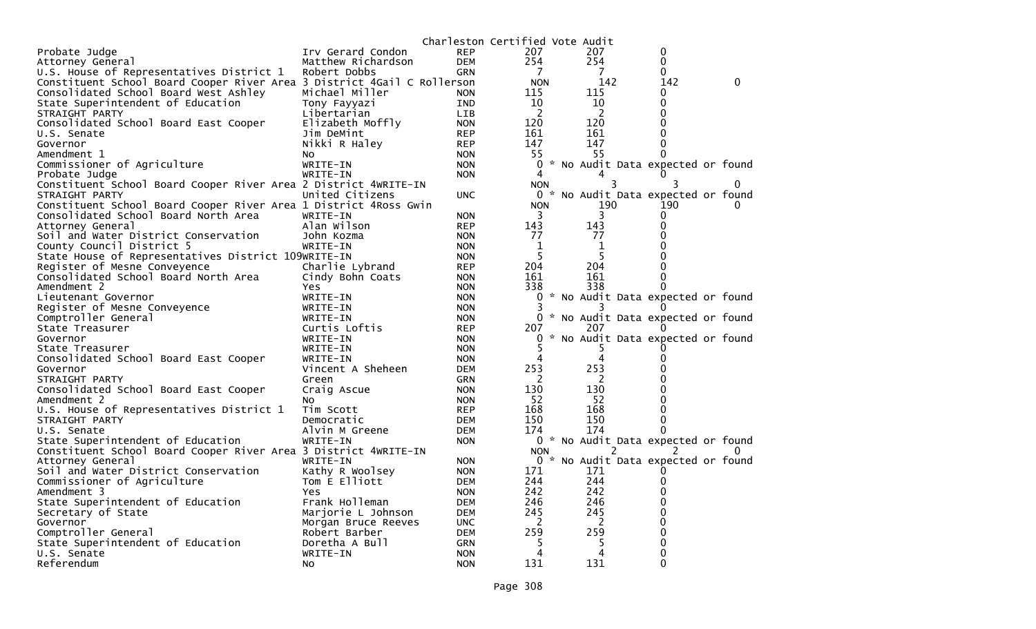Charleston Certified Vote Audit

| | | | | | | |
|---|---|---|---|---|---|---|
| Probate Judge | Irv Gerard Condon | REP | 207 | 207 | 0 | |
| Attorney General | Matthew Richardson | DEM | 254 | 254 | 0 | |
| U.S. House of Representatives District 1 | Robert Dobbs | GRN | 7 | 7 | 0 | |
| Constituent School Board Cooper River Area 3 District 4 | Gail C Rollerson | | NON | 142 | 142 | 0 |
| Consolidated School Board West Ashley | Michael Miller | NON | 115 | 115 | 0 | |
| State Superintendent of Education | Tony Fayyazi | IND | 10 | 10 | 0 | |
| STRAIGHT PARTY | Libertarian | LIB | 2 | 2 | 0 | |
| Consolidated School Board East Cooper | Elizabeth Moffly | NON | 120 | 120 | 0 | |
| U.S. Senate | Jim DeMint | REP | 161 | 161 | 0 | |
| Governor | Nikki R Haley | REP | 147 | 147 | 0 | |
| Amendment 1 | No | NON | 55 | 55 | 0 | |
| Commissioner of Agriculture | WRITE-IN | NON | 0 | * No Audit Data expected or found | | |
| Probate Judge | WRITE-IN | NON | 4 | 4 | 0 | |
| Constituent School Board Cooper River Area 2 District 4 | WRITE-IN | | NON | 3 | 3 | 0 |
| STRAIGHT PARTY | United Citizens | UNC | 0 | * No Audit Data expected or found | | |
| Constituent School Board Cooper River Area 1 District 4 | Ross Gwin | | NON | 190 | 190 | 0 |
| Consolidated School Board North Area | WRITE-IN | NON | 3 | 3 | 0 | |
| Attorney General | Alan Wilson | REP | 143 | 143 | 0 | |
| Soil and Water District Conservation | John Kozma | NON | 77 | 77 | 0 | |
| County Council District 5 | WRITE-IN | NON | 1 | 1 | 0 | |
| State House of Representatives District 109 | WRITE-IN | NON | 5 | 5 | 0 | |
| Register of Mesne Conveyence | Charlie Lybrand | REP | 204 | 204 | 0 | |
| Consolidated School Board North Area | Cindy Bohn Coats | NON | 161 | 161 | 0 | |
| Amendment 2 | Yes | NON | 338 | 338 | 0 | |
| Lieutenant Governor | WRITE-IN | NON | 0 | * No Audit Data expected or found | | |
| Register of Mesne Conveyence | WRITE-IN | NON | 3 | 3 | 0 | |
| Comptroller General | WRITE-IN | NON | 0 | * No Audit Data expected or found | | |
| State Treasurer | Curtis Loftis | REP | 207 | 207 | 0 | |
| Governor | WRITE-IN | NON | 0 | * No Audit Data expected or found | | |
| State Treasurer | WRITE-IN | NON | 5 | 5 | 0 | |
| Consolidated School Board East Cooper | WRITE-IN | NON | 4 | 4 | 0 | |
| Governor | Vincent A Sheheen | DEM | 253 | 253 | 0 | |
| STRAIGHT PARTY | Green | GRN | 2 | 2 | 0 | |
| Consolidated School Board East Cooper | Craig Ascue | NON | 130 | 130 | 0 | |
| Amendment 2 | No | NON | 52 | 52 | 0 | |
| U.S. House of Representatives District 1 | Tim Scott | REP | 168 | 168 | 0 | |
| STRAIGHT PARTY | Democratic | DEM | 150 | 150 | 0 | |
| U.S. Senate | Alvin M Greene | DEM | 174 | 174 | 0 | |
| State Superintendent of Education | WRITE-IN | NON | 0 | * No Audit Data expected or found | | |
| Constituent School Board Cooper River Area 3 District 4 | WRITE-IN | | NON | 2 | 2 | 0 |
| Attorney General | WRITE-IN | NON | 0 | * No Audit Data expected or found | | |
| Soil and Water District Conservation | Kathy R Woolsey | NON | 171 | 171 | 0 | |
| Commissioner of Agriculture | Tom E Elliott | DEM | 244 | 244 | 0 | |
| Amendment 3 | Yes | NON | 242 | 242 | 0 | |
| State Superintendent of Education | Frank Holleman | DEM | 246 | 246 | 0 | |
| Secretary of State | Marjorie L Johnson | DEM | 245 | 245 | 0 | |
| Governor | Morgan Bruce Reeves | UNC | 2 | 2 | 0 | |
| Comptroller General | Robert Barber | DEM | 259 | 259 | 0 | |
| State Superintendent of Education | Doretha A Bull | GRN | 5 | 5 | 0 | |
| U.S. Senate | WRITE-IN | NON | 4 | 4 | 0 | |
| Referendum | No | NON | 131 | 131 | 0 | |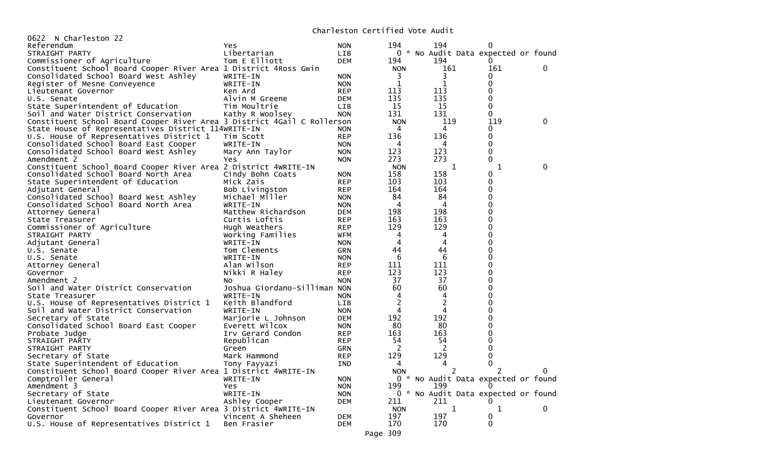Charleston Certified Vote Audit

0622 N Charleston 22

| Contest | Candidate | Party | Votes | Audit | Diff |
|---|---|---|---|---|---|
| Referendum | Yes | NON | 194 | 194 | 0 |
| STRAIGHT PARTY | Libertarian | LIB | 0 | * No Audit Data expected or found | |
| Commissioner of Agriculture | Tom E Elliott | DEM | 194 | 194 | 0 |
| Constituent School Board Cooper River Area 1 District 4 | Ross Gwin | NON | 161 | 161 | 0 |
| Consolidated School Board West Ashley | WRITE-IN | NON | 3 | 3 | 0 |
| Register of Mesne Conveyence | WRITE-IN | NON | 1 | 1 | 0 |
| Lieutenant Governor | Ken Ard | REP | 113 | 113 | 0 |
| U.S. Senate | Alvin M Greene | DEM | 135 | 135 | 0 |
| State Superintendent of Education | Tim Moultrie | LIB | 15 | 15 | 0 |
| Soil and Water District Conservation | Kathy R Woolsey | NON | 131 | 131 | 0 |
| Constituent School Board Cooper River Area 3 District 4 | Gail C Rollerson | NON | 119 | 119 | 0 |
| State House of Representatives District 114 | WRITE-IN | NON | 4 | 4 | 0 |
| U.S. House of Representatives District 1 | Tim Scott | REP | 136 | 136 | 0 |
| Consolidated School Board East Cooper | WRITE-IN | NON | 4 | 4 | 0 |
| Consolidated School Board West Ashley | Mary Ann Taylor | NON | 123 | 123 | 0 |
| Amendment 2 | Yes | NON | 273 | 273 | 0 |
| Constituent School Board Cooper River Area 2 District 4 | WRITE-IN | NON | 1 | 1 | 0 |
| Consolidated School Board North Area | Cindy Bohn Coats | NON | 158 | 158 | 0 |
| State Superintendent of Education | Mick Zais | REP | 103 | 103 | 0 |
| Adjutant General | Bob Livingston | REP | 164 | 164 | 0 |
| Consolidated School Board West Ashley | Michael Miller | NON | 84 | 84 | 0 |
| Consolidated School Board North Area | WRITE-IN | NON | 4 | 4 | 0 |
| Attorney General | Matthew Richardson | DEM | 198 | 198 | 0 |
| State Treasurer | Curtis Loftis | REP | 163 | 163 | 0 |
| Commissioner of Agriculture | Hugh Weathers | REP | 129 | 129 | 0 |
| STRAIGHT PARTY | Working Families | WFM | 4 | 4 | 0 |
| Adjutant General | WRITE-IN | NON | 4 | 4 | 0 |
| U.S. Senate | Tom Clements | GRN | 44 | 44 | 0 |
| U.S. Senate | WRITE-IN | NON | 6 | 6 | 0 |
| Attorney General | Alan Wilson | REP | 111 | 111 | 0 |
| Governor | Nikki R Haley | REP | 123 | 123 | 0 |
| Amendment 2 | No | NON | 37 | 37 | 0 |
| Soil and Water District Conservation | Joshua Giordano-Silliman | NON | 60 | 60 | 0 |
| State Treasurer | WRITE-IN | NON | 4 | 4 | 0 |
| U.S. House of Representatives District 1 | Keith Blandford | LIB | 2 | 2 | 0 |
| Soil and Water District Conservation | WRITE-IN | NON | 4 | 4 | 0 |
| Secretary of State | Marjorie L Johnson | DEM | 192 | 192 | 0 |
| Consolidated School Board East Cooper | Everett Wilcox | NON | 80 | 80 | 0 |
| Probate Judge | Irv Gerard Condon | REP | 163 | 163 | 0 |
| STRAIGHT PARTY | Republican | REP | 54 | 54 | 0 |
| STRAIGHT PARTY | Green | GRN | 2 | 2 | 0 |
| Secretary of State | Mark Hammond | REP | 129 | 129 | 0 |
| State Superintendent of Education | Tony Fayyazi | IND | 4 | 4 | 0 |
| Constituent School Board Cooper River Area 1 District 4 | WRITE-IN | NON | 2 | 2 | 0 |
| Comptroller General | WRITE-IN | NON | 0 | * No Audit Data expected or found | |
| Amendment 3 | Yes | NON | 199 | 199 | 0 |
| Secretary of State | WRITE-IN | NON | 0 | * No Audit Data expected or found | |
| Lieutenant Governor | Ashley Cooper | DEM | 211 | 211 | 0 |
| Constituent School Board Cooper River Area 3 District 4 | WRITE-IN | NON | 1 | 1 | 0 |
| Governor | Vincent A Sheheen | DEM | 197 | 197 | 0 |
| U.S. House of Representatives District 1 | Ben Frasier | DEM | 170 | 170 | 0 |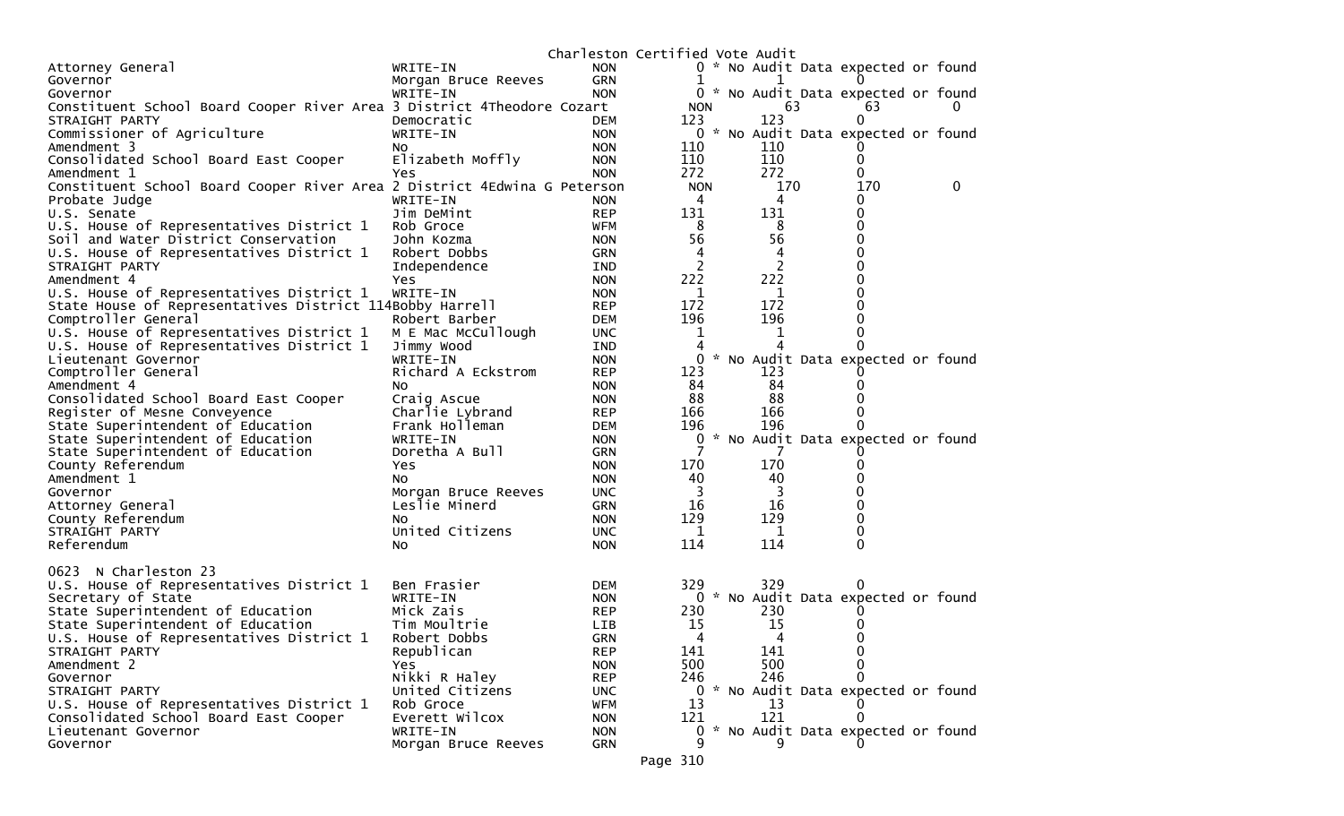Charleston Certified Vote Audit

| Contest | Candidate | Party | | | | |
|---|---|---|---|---|---|---|
| Attorney General | WRITE-IN | NON | 0 | * No Audit Data expected or found | | |
| Governor | Morgan Bruce Reeves | GRN | 1 | 1 | 0 | |
| Governor | WRITE-IN | NON | 0 | * No Audit Data expected or found | | |
| Constituent School Board Cooper River Area 3 District 4 | Theodore Cozart | NON | | 63 | 63 | 0 |
| STRAIGHT PARTY | Democratic | DEM | 123 | 123 | 0 | |
| Commissioner of Agriculture | WRITE-IN | NON | 0 | * No Audit Data expected or found | | |
| Amendment 3 | No | NON | 110 | 110 | 0 | |
| Consolidated School Board East Cooper | Elizabeth Moffly | NON | 110 | 110 | 0 | |
| Amendment 1 | Yes | NON | 272 | 272 | 0 | |
| Constituent School Board Cooper River Area 2 District 4 | Edwina G Peterson | NON | | 170 | 170 | 0 |
| Probate Judge | WRITE-IN | NON | 4 | 4 | 0 | |
| U.S. Senate | Jim DeMint | REP | 131 | 131 | 0 | |
| U.S. House of Representatives District 1 | Rob Groce | WFM | 8 | 8 | 0 | |
| Soil and Water District Conservation | John Kozma | NON | 56 | 56 | 0 | |
| U.S. House of Representatives District 1 | Robert Dobbs | GRN | 4 | 4 | 0 | |
| STRAIGHT PARTY | Independence | IND | 2 | 2 | 0 | |
| Amendment 4 | Yes | NON | 222 | 222 | 0 | |
| U.S. House of Representatives District 1 | WRITE-IN | NON | 1 | 1 | 0 | |
| State House of Representatives District 114 | Bobby Harrell | REP | 172 | 172 | 0 | |
| Comptroller General | Robert Barber | DEM | 196 | 196 | 0 | |
| U.S. House of Representatives District 1 | M E Mac McCullough | UNC | 1 | 1 | 0 | |
| U.S. House of Representatives District 1 | Jimmy Wood | IND | 4 | 4 | 0 | |
| Lieutenant Governor | WRITE-IN | NON | 0 | * No Audit Data expected or found | | |
| Comptroller General | Richard A Eckstrom | REP | 123 | 123 | 0 | |
| Amendment 4 | No | NON | 84 | 84 | 0 | |
| Consolidated School Board East Cooper | Craig Ascue | NON | 88 | 88 | 0 | |
| Register of Mesne Conveyence | Charlie Lybrand | REP | 166 | 166 | 0 | |
| State Superintendent of Education | Frank Holleman | DEM | 196 | 196 | 0 | |
| State Superintendent of Education | WRITE-IN | NON | 0 | * No Audit Data expected or found | | |
| State Superintendent of Education | Doretha A Bull | GRN | 7 | 7 | 0 | |
| County Referendum | Yes | NON | 170 | 170 | 0 | |
| Amendment 1 | No | NON | 40 | 40 | 0 | |
| Governor | Morgan Bruce Reeves | UNC | 3 | 3 | 0 | |
| Attorney General | Leslie Minerd | GRN | 16 | 16 | 0 | |
| County Referendum | No | NON | 129 | 129 | 0 | |
| STRAIGHT PARTY | United Citizens | UNC | 1 | 1 | 0 | |
| Referendum | No | NON | 114 | 114 | 0 | |

0623 N Charleston 23

| Contest | Candidate | Party | | | |
|---|---|---|---|---|---|
| U.S. House of Representatives District 1 | Ben Frasier | DEM | 329 | 329 | 0 |
| Secretary of State | WRITE-IN | NON | 0 | * No Audit Data expected or found | |
| State Superintendent of Education | Mick Zais | REP | 230 | 230 | 0 |
| State Superintendent of Education | Tim Moultrie | LIB | 15 | 15 | 0 |
| U.S. House of Representatives District 1 | Robert Dobbs | GRN | 4 | 4 | 0 |
| STRAIGHT PARTY | Republican | REP | 141 | 141 | 0 |
| Amendment 2 | Yes | NON | 500 | 500 | 0 |
| Governor | Nikki R Haley | REP | 246 | 246 | 0 |
| STRAIGHT PARTY | United Citizens | UNC | 0 | * No Audit Data expected or found | |
| U.S. House of Representatives District 1 | Rob Groce | WFM | 13 | 13 | 0 |
| Consolidated School Board East Cooper | Everett Wilcox | NON | 121 | 121 | 0 |
| Lieutenant Governor | WRITE-IN | NON | 0 | * No Audit Data expected or found | |
| Governor | Morgan Bruce Reeves | GRN | 9 | 9 | 0 |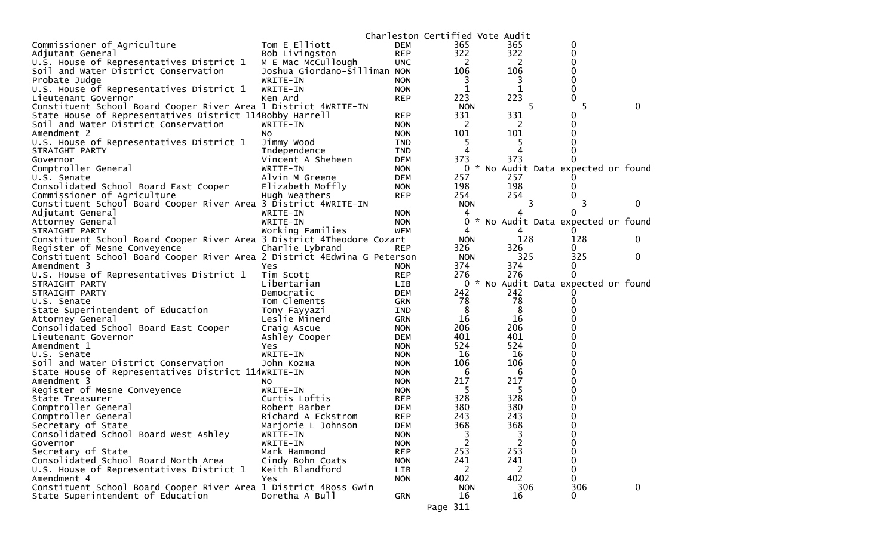Charleston Certified Vote Audit

| Contest | Candidate | Party | | | |
|---|---|---|---|---|---|
| Commissioner of Agriculture | Tom E Elliott | DEM | 365 | 365 | 0 |
| Adjutant General | Bob Livingston | REP | 322 | 322 | 0 |
| U.S. House of Representatives District 1 | M E Mac McCullough | UNC | 2 | 2 | 0 |
| Soil and Water District Conservation | Joshua Giordano-Silliman | NON | 106 | 106 | 0 |
| Probate Judge | WRITE-IN | NON | 3 | 3 | 0 |
| U.S. House of Representatives District 1 | WRITE-IN | NON | 1 | 1 | 0 |
| Lieutenant Governor | Ken Ard | REP | 223 | 223 | 0 |
| Constituent School Board Cooper River Area 1 District 4 | WRITE-IN | NON | 5 | 5 | 0 |
| State House of Representatives District 114 | Bobby Harrell | REP | 331 | 331 | 0 |
| Soil and Water District Conservation | WRITE-IN | NON | 2 | 2 | 0 |
| Amendment 2 | No | NON | 101 | 101 | 0 |
| U.S. House of Representatives District 1 | Jimmy Wood | IND | 5 | 5 | 0 |
| STRAIGHT PARTY | Independence | IND | 4 | 4 | 0 |
| Governor | Vincent A Sheheen | DEM | 373 | 373 | 0 |
| Comptroller General | WRITE-IN | NON | 0 | * No Audit Data expected or found | |
| U.S. Senate | Alvin M Greene | DEM | 257 | 257 | 0 |
| Consolidated School Board East Cooper | Elizabeth Moffly | NON | 198 | 198 | 0 |
| Commissioner of Agriculture | Hugh Weathers | REP | 254 | 254 | 0 |
| Constituent School Board Cooper River Area 3 District 4 | WRITE-IN | NON | 3 | 3 | 0 |
| Adjutant General | WRITE-IN | NON | 4 | 4 | 0 |
| Attorney General | WRITE-IN | NON | 0 | * No Audit Data expected or found | |
| STRAIGHT PARTY | Working Families | WFM | 4 | 4 | 0 |
| Constituent School Board Cooper River Area 3 District 4 | Theodore Cozart | NON | 128 | 128 | 0 |
| Register of Mesne Conveyence | Charlie Lybrand | REP | 326 | 326 | 0 |
| Constituent School Board Cooper River Area 2 District 4 | Edwina G Peterson | NON | 325 | 325 | 0 |
| Amendment 3 | Yes | NON | 374 | 374 | 0 |
| U.S. House of Representatives District 1 | Tim Scott | REP | 276 | 276 | 0 |
| STRAIGHT PARTY | Libertarian | LIB | 0 | * No Audit Data expected or found | |
| STRAIGHT PARTY | Democratic | DEM | 242 | 242 | 0 |
| U.S. Senate | Tom Clements | GRN | 78 | 78 | 0 |
| State Superintendent of Education | Tony Fayyazi | IND | 8 | 8 | 0 |
| Attorney General | Leslie Minerd | GRN | 16 | 16 | 0 |
| Consolidated School Board East Cooper | Craig Ascue | NON | 206 | 206 | 0 |
| Lieutenant Governor | Ashley Cooper | DEM | 401 | 401 | 0 |
| Amendment 1 | Yes | NON | 524 | 524 | 0 |
| U.S. Senate | WRITE-IN | NON | 16 | 16 | 0 |
| Soil and Water District Conservation | John Kozma | NON | 106 | 106 | 0 |
| State House of Representatives District 114 | WRITE-IN | NON | 6 | 6 | 0 |
| Amendment 3 | No | NON | 217 | 217 | 0 |
| Register of Mesne Conveyence | WRITE-IN | NON | 5 | 5 | 0 |
| State Treasurer | Curtis Loftis | REP | 328 | 328 | 0 |
| Comptroller General | Robert Barber | DEM | 380 | 380 | 0 |
| Comptroller General | Richard A Eckstrom | REP | 243 | 243 | 0 |
| Secretary of State | Marjorie L Johnson | DEM | 368 | 368 | 0 |
| Consolidated School Board West Ashley | WRITE-IN | NON | 3 | 3 | 0 |
| Governor | WRITE-IN | NON | 2 | 2 | 0 |
| Secretary of State | Mark Hammond | REP | 253 | 253 | 0 |
| Consolidated School Board North Area | Cindy Bohn Coats | NON | 241 | 241 | 0 |
| U.S. House of Representatives District 1 | Keith Blandford | LIB | 2 | 2 | 0 |
| Amendment 4 | Yes | NON | 402 | 402 | 0 |
| Constituent School Board Cooper River Area 1 District 4 | Ross Gwin | NON | 306 | 306 | 0 |
| State Superintendent of Education | Doretha A Bull | GRN | 16 | 16 | 0 |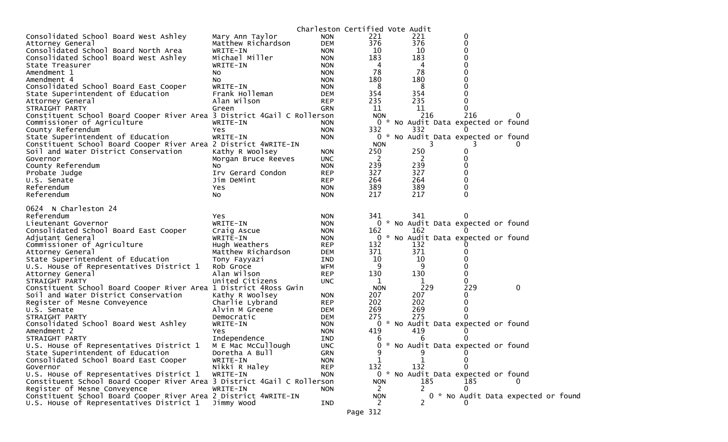Charleston Certified Vote Audit

| | | | | | |
|---|---|---|---|---|---|
| Consolidated School Board West Ashley | Mary Ann Taylor | NON | 221 | 221 | 0 |
| Attorney General | Matthew Richardson | DEM | 376 | 376 | 0 |
| Consolidated School Board North Area | WRITE-IN | NON | 10 | 10 | 0 |
| Consolidated School Board West Ashley | Michael Miller | NON | 183 | 183 | 0 |
| State Treasurer | WRITE-IN | NON | 4 | 4 | 0 |
| Amendment 1 | No | NON | 78 | 78 | 0 |
| Amendment 4 | No | NON | 180 | 180 | 0 |
| Consolidated School Board East Cooper | WRITE-IN | NON | 8 | 8 | 0 |
| State Superintendent of Education | Frank Holleman | DEM | 354 | 354 | 0 |
| Attorney General | Alan Wilson | REP | 235 | 235 | 0 |
| STRAIGHT PARTY | Green | GRN | 11 | 11 | 0 |
| Constituent School Board Cooper River Area 3 District 4 | Gail C Rollerson | NON | 216 | 216 | 0 |
| Commissioner of Agriculture | WRITE-IN | NON | 0 * No Audit Data expected or found | | |
| County Referendum | Yes | NON | 332 | 332 | 0 |
| State Superintendent of Education | WRITE-IN | NON | 0 * No Audit Data expected or found | | |
| Constituent School Board Cooper River Area 2 District 4 | WRITE-IN | NON | 3 | 3 | 0 |
| Soil and Water District Conservation | Kathy R Woolsey | NON | 250 | 250 | 0 |
| Governor | Morgan Bruce Reeves | UNC | 2 | 2 | 0 |
| County Referendum | No | NON | 239 | 239 | 0 |
| Probate Judge | Irv Gerard Condon | REP | 327 | 327 | 0 |
| U.S. Senate | Jim DeMint | REP | 264 | 264 | 0 |
| Referendum | Yes | NON | 389 | 389 | 0 |
| Referendum | No | NON | 217 | 217 | 0 |

0624 N Charleston 24

| | | | | | |
|---|---|---|---|---|---|
| Referendum | Yes | NON | 341 | 341 | 0 |
| Lieutenant Governor | WRITE-IN | NON | 0 * No Audit Data expected or found | | |
| Consolidated School Board East Cooper | Craig Ascue | NON | 162 | 162 | 0 |
| Adjutant General | WRITE-IN | NON | 0 * No Audit Data expected or found | | |
| Commissioner of Agriculture | Hugh Weathers | REP | 132 | 132 | 0 |
| Attorney General | Matthew Richardson | DEM | 371 | 371 | 0 |
| State Superintendent of Education | Tony Fayyazi | IND | 10 | 10 | 0 |
| U.S. House of Representatives District 1 | Rob Groce | WFM | 9 | 9 | 0 |
| Attorney General | Alan Wilson | REP | 130 | 130 | 0 |
| STRAIGHT PARTY | United Citizens | UNC | 1 | 1 | 0 |
| Constituent School Board Cooper River Area 1 District 4 | Ross Gwin | NON | 229 | 229 | 0 |
| Soil and Water District Conservation | Kathy R Woolsey | NON | 207 | 207 | 0 |
| Register of Mesne Conveyence | Charlie Lybrand | REP | 202 | 202 | 0 |
| U.S. Senate | Alvin M Greene | DEM | 269 | 269 | 0 |
| STRAIGHT PARTY | Democratic | DEM | 275 | 275 | 0 |
| Consolidated School Board West Ashley | WRITE-IN | NON | 0 * No Audit Data expected or found | | |
| Amendment 2 | Yes | NON | 419 | 419 | 0 |
| STRAIGHT PARTY | Independence | IND | 6 | 6 | 0 |
| U.S. House of Representatives District 1 | M E Mac McCullough | UNC | 0 * No Audit Data expected or found | | |
| State Superintendent of Education | Doretha A Bull | GRN | 9 | 9 | 0 |
| Consolidated School Board East Cooper | WRITE-IN | NON | 1 | 1 | 0 |
| Governor | Nikki R Haley | REP | 132 | 132 | 0 |
| U.S. House of Representatives District 1 | WRITE-IN | NON | 0 * No Audit Data expected or found | | |
| Constituent School Board Cooper River Area 3 District 4 | Gail C Rollerson | NON | 185 | 185 | 0 |
| Register of Mesne Conveyence | WRITE-IN | NON | 2 | 2 | 0 |
| Constituent School Board Cooper River Area 2 District 4 | WRITE-IN | NON | 0 * No Audit Data expected or found | | |
| U.S. House of Representatives District 1 | Jimmy Wood | IND | 2 | 2 | 0 |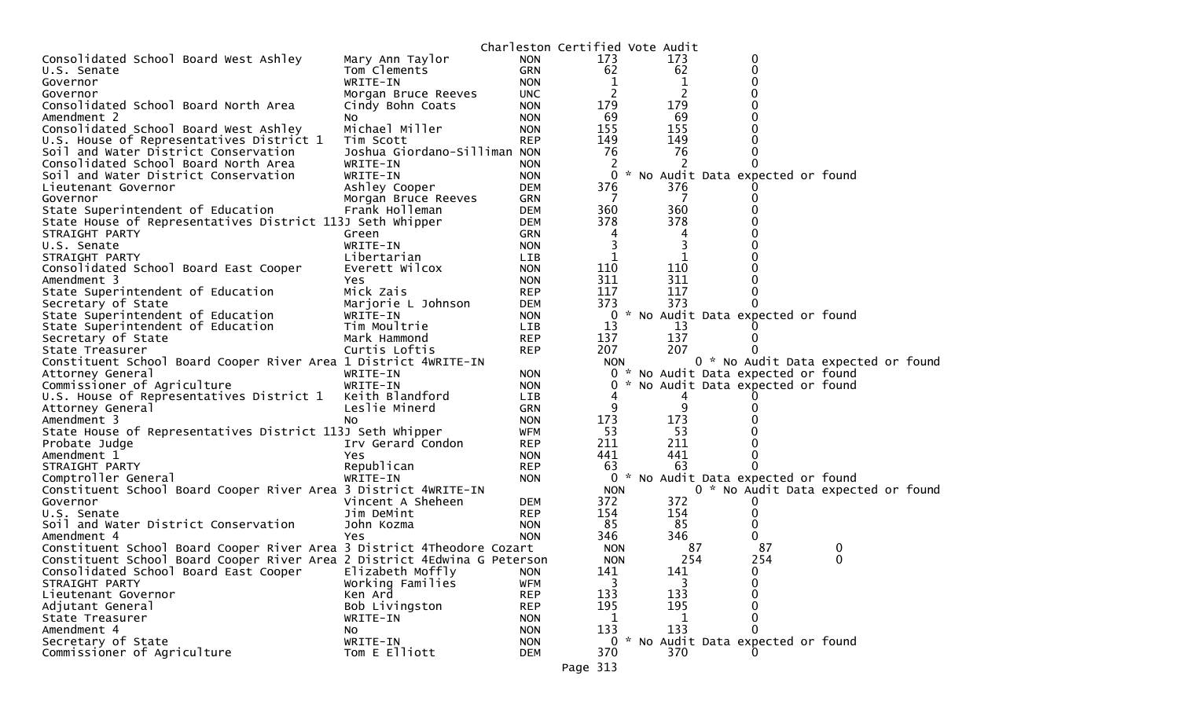Charleston Certified Vote Audit

| Contest | Candidate | Party | Count | Audit | Diff |
|---|---|---|---|---|---|
| Consolidated School Board West Ashley | Mary Ann Taylor | NON | 173 | 173 | 0 |
| U.S. Senate | Tom Clements | GRN | 62 | 62 | 0 |
| Governor | WRITE-IN | NON | 1 | 1 | 0 |
| Governor | Morgan Bruce Reeves | UNC | 2 | 2 | 0 |
| Consolidated School Board North Area | Cindy Bohn Coats | NON | 179 | 179 | 0 |
| Amendment 2 | No | NON | 69 | 69 | 0 |
| Consolidated School Board West Ashley | Michael Miller | NON | 155 | 155 | 0 |
| U.S. House of Representatives District 1 | Tim Scott | REP | 149 | 149 | 0 |
| Soil and Water District Conservation | Joshua Giordano-Silliman | NON | 76 | 76 | 0 |
| Consolidated School Board North Area | WRITE-IN | NON | 2 | 2 | 0 |
| Soil and Water District Conservation | WRITE-IN | NON | 0 * No Audit Data expected or found | | |
| Lieutenant Governor | Ashley Cooper | DEM | 376 | 376 | 0 |
| Governor | Morgan Bruce Reeves | GRN | 7 | 7 | 0 |
| State Superintendent of Education | Frank Holleman | DEM | 360 | 360 | 0 |
| State House of Representatives District 113 | J Seth Whipper | DEM | 378 | 378 | 0 |
| STRAIGHT PARTY | Green | GRN | 4 | 4 | 0 |
| U.S. Senate | WRITE-IN | NON | 3 | 3 | 0 |
| STRAIGHT PARTY | Libertarian | LIB | 1 | 1 | 0 |
| Consolidated School Board East Cooper | Everett Wilcox | NON | 110 | 110 | 0 |
| Amendment 3 | Yes | NON | 311 | 311 | 0 |
| State Superintendent of Education | Mick Zais | REP | 117 | 117 | 0 |
| Secretary of State | Marjorie L Johnson | DEM | 373 | 373 | 0 |
| State Superintendent of Education | WRITE-IN | NON | 0 * No Audit Data expected or found | | |
| State Superintendent of Education | Tim Moultrie | LIB | 13 | 13 | 0 |
| Secretary of State | Mark Hammond | REP | 137 | 137 | 0 |
| State Treasurer | Curtis Loftis | REP | 207 | 207 | 0 |
| Constituent School Board Cooper River Area 1 District 4 | WRITE-IN | NON | 0 * No Audit Data expected or found | | |
| Attorney General | WRITE-IN | NON | 0 * No Audit Data expected or found | | |
| Commissioner of Agriculture | WRITE-IN | NON | 0 * No Audit Data expected or found | | |
| U.S. House of Representatives District 1 | Keith Blandford | LIB | 4 | 4 | 0 |
| Attorney General | Leslie Minerd | GRN | 9 | 9 | 0 |
| Amendment 3 | No | NON | 173 | 173 | 0 |
| State House of Representatives District 113 | J Seth Whipper | WFM | 53 | 53 | 0 |
| Probate Judge | Irv Gerard Condon | REP | 211 | 211 | 0 |
| Amendment 1 | Yes | NON | 441 | 441 | 0 |
| STRAIGHT PARTY | Republican | REP | 63 | 63 | 0 |
| Comptroller General | WRITE-IN | NON | 0 * No Audit Data expected or found | | |
| Constituent School Board Cooper River Area 3 District 4 | WRITE-IN | NON | 0 * No Audit Data expected or found | | |
| Governor | Vincent A Sheheen | DEM | 372 | 372 | 0 |
| U.S. Senate | Jim DeMint | REP | 154 | 154 | 0 |
| Soil and Water District Conservation | John Kozma | NON | 85 | 85 | 0 |
| Amendment 4 | Yes | NON | 346 | 346 | 0 |
| Constituent School Board Cooper River Area 3 District 4 | Theodore Cozart | NON | 87 | 87 | 0 |
| Constituent School Board Cooper River Area 2 District 4 | Edwina G Peterson | NON | 254 | 254 | 0 |
| Consolidated School Board East Cooper | Elizabeth Moffly | NON | 141 | 141 | 0 |
| STRAIGHT PARTY | Working Families | WFM | 3 | 3 | 0 |
| Lieutenant Governor | Ken Ard | REP | 133 | 133 | 0 |
| Adjutant General | Bob Livingston | REP | 195 | 195 | 0 |
| State Treasurer | WRITE-IN | NON | 1 | 1 | 0 |
| Amendment 4 | No | NON | 133 | 133 | 0 |
| Secretary of State | WRITE-IN | NON | 0 * No Audit Data expected or found | | |
| Commissioner of Agriculture | Tom E Elliott | DEM | 370 | 370 | 0 |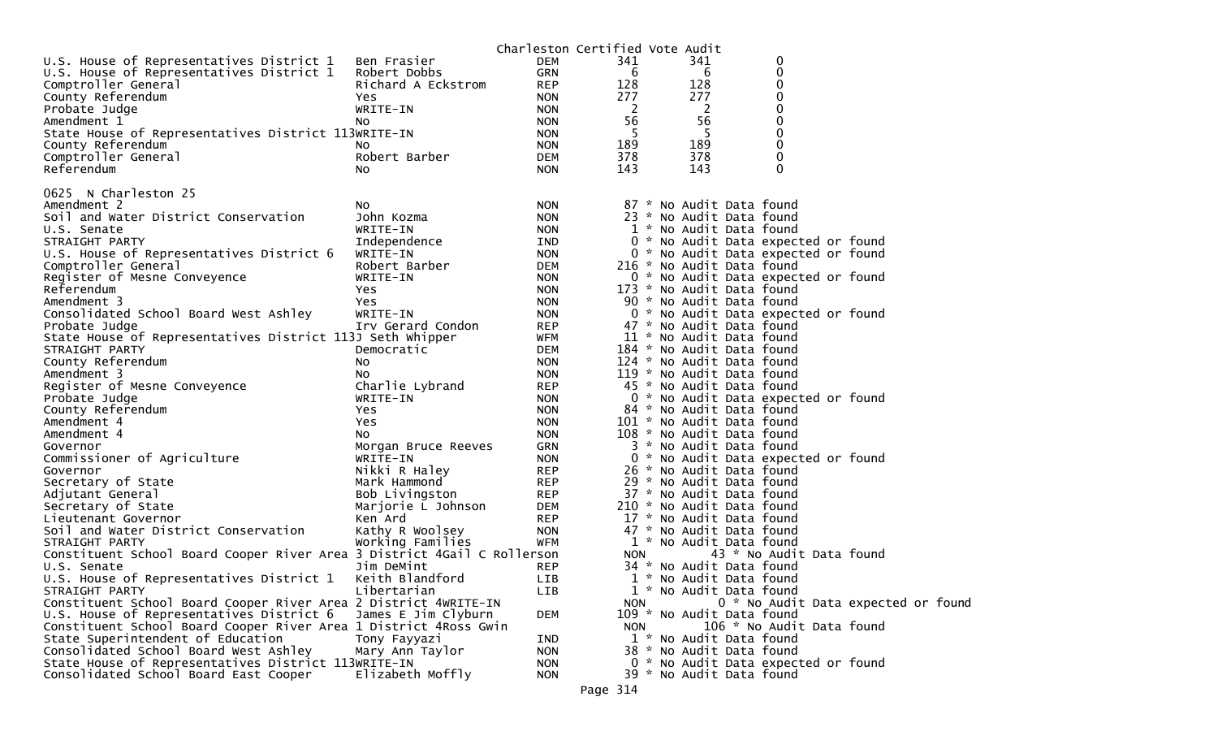Charleston Certified Vote Audit

| Contest | Candidate | Party | Votes | Audit | Diff |
|---|---|---|---|---|---|
| U.S. House of Representatives District 1 | Ben Frasier | DEM | 341 | 341 | 0 |
| U.S. House of Representatives District 1 | Robert Dobbs | GRN | 6 | 6 | 0 |
| Comptroller General | Richard A Eckstrom | REP | 128 | 128 | 0 |
| County Referendum | Yes | NON | 277 | 277 | 0 |
| Probate Judge | WRITE-IN | NON | 2 | 2 | 0 |
| Amendment 1 | No | NON | 56 | 56 | 0 |
| State House of Representatives District 113 | WRITE-IN | NON | 5 | 5 | 0 |
| County Referendum | No | NON | 189 | 189 | 0 |
| Comptroller General | Robert Barber | DEM | 378 | 378 | 0 |
| Referendum | No | NON | 143 | 143 | 0 |

0625 N Charleston 25

| Contest | Candidate | Party | Votes | Audit |
|---|---|---|---|---|
| Amendment 2 | No | NON | 87 | * No Audit Data found |
| Soil and Water District Conservation | John Kozma | NON | 23 | * No Audit Data found |
| U.S. Senate | WRITE-IN | NON | 1 | * No Audit Data found |
| STRAIGHT PARTY | Independence | IND | 0 | * No Audit Data expected or found |
| U.S. House of Representatives District 6 | WRITE-IN | NON | 0 | * No Audit Data expected or found |
| Comptroller General | Robert Barber | DEM | 216 | * No Audit Data found |
| Register of Mesne Conveyence | WRITE-IN | NON | 0 | * No Audit Data expected or found |
| Referendum | Yes | NON | 173 | * No Audit Data found |
| Amendment 3 | Yes | NON | 90 | * No Audit Data found |
| Consolidated School Board West Ashley | WRITE-IN | NON | 0 | * No Audit Data expected or found |
| Probate Judge | Irv Gerard Condon | REP | 47 | * No Audit Data found |
| State House of Representatives District 113 | J Seth Whipper | WFM | 11 | * No Audit Data found |
| STRAIGHT PARTY | Democratic | DEM | 184 | * No Audit Data found |
| County Referendum | No | NON | 124 | * No Audit Data found |
| Amendment 3 | No | NON | 119 | * No Audit Data found |
| Register of Mesne Conveyence | Charlie Lybrand | REP | 45 | * No Audit Data found |
| Probate Judge | WRITE-IN | NON | 0 | * No Audit Data expected or found |
| County Referendum | Yes | NON | 84 | * No Audit Data found |
| Amendment 4 | Yes | NON | 101 | * No Audit Data found |
| Amendment 4 | No | NON | 108 | * No Audit Data found |
| Governor | Morgan Bruce Reeves | GRN | 3 | * No Audit Data found |
| Commissioner of Agriculture | WRITE-IN | NON | 0 | * No Audit Data expected or found |
| Governor | Nikki R Haley | REP | 26 | * No Audit Data found |
| Secretary of State | Mark Hammond | REP | 29 | * No Audit Data found |
| Adjutant General | Bob Livingston | REP | 37 | * No Audit Data found |
| Secretary of State | Marjorie L Johnson | DEM | 210 | * No Audit Data found |
| Lieutenant Governor | Ken Ard | REP | 17 | * No Audit Data found |
| Soil and Water District Conservation | Kathy R Woolsey | NON | 47 | * No Audit Data found |
| STRAIGHT PARTY | Working Families | WFM | 1 | * No Audit Data found |
| Constituent School Board Cooper River Area 3 District 4 | Gail C Rollerson | NON | 43 | * No Audit Data found |
| U.S. Senate | Jim DeMint | REP | 34 | * No Audit Data found |
| U.S. House of Representatives District 1 | Keith Blandford | LIB | 1 | * No Audit Data found |
| STRAIGHT PARTY | Libertarian | LIB | 1 | * No Audit Data found |
| Constituent School Board Cooper River Area 2 District 4 | WRITE-IN | NON | 0 | * No Audit Data expected or found |
| U.S. House of Representatives District 6 | James E Jim Clyburn | DEM | 109 | * No Audit Data found |
| Constituent School Board Cooper River Area 1 District 4 | Ross Gwin | NON | 106 | * No Audit Data found |
| State Superintendent of Education | Tony Fayyazi | IND | 1 | * No Audit Data found |
| Consolidated School Board West Ashley | Mary Ann Taylor | NON | 38 | * No Audit Data found |
| State House of Representatives District 113 | WRITE-IN | NON | 0 | * No Audit Data expected or found |
| Consolidated School Board East Cooper | Elizabeth Moffly | NON | 39 | * No Audit Data found |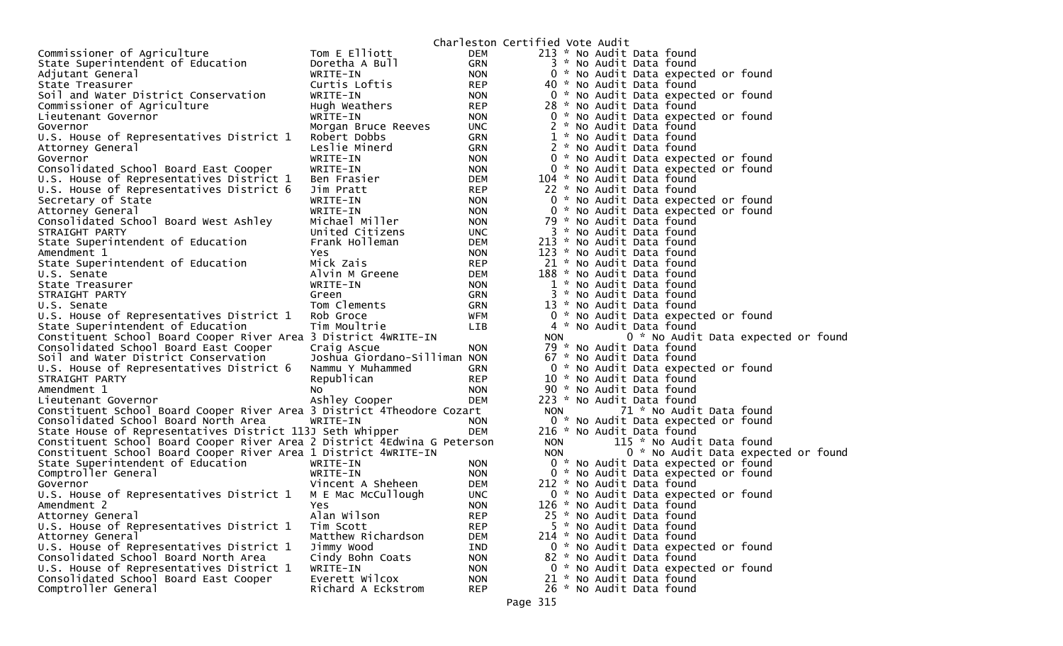Charleston Certified Vote Audit

| Office | Candidate | Party | Votes | Audit |
|---|---|---|---|---|
| Commissioner of Agriculture | Tom E Elliott | DEM | 213 | * No Audit Data found |
| State Superintendent of Education | Doretha A Bull | GRN | 3 | * No Audit Data found |
| Adjutant General | WRITE-IN | NON | 0 | * No Audit Data expected or found |
| State Treasurer | Curtis Loftis | REP | 40 | * No Audit Data found |
| Soil and Water District Conservation | WRITE-IN | NON | 0 | * No Audit Data expected or found |
| Commissioner of Agriculture | Hugh Weathers | REP | 28 | * No Audit Data found |
| Lieutenant Governor | WRITE-IN | NON | 0 | * No Audit Data expected or found |
| Governor | Morgan Bruce Reeves | UNC | 2 | * No Audit Data found |
| U.S. House of Representatives District 1 | Robert Dobbs | GRN | 1 | * No Audit Data found |
| Attorney General | Leslie Minerd | GRN | 2 | * No Audit Data found |
| Governor | WRITE-IN | NON | 0 | * No Audit Data expected or found |
| Consolidated School Board East Cooper | WRITE-IN | NON | 0 | * No Audit Data expected or found |
| U.S. House of Representatives District 1 | Ben Frasier | DEM | 104 | * No Audit Data found |
| U.S. House of Representatives District 6 | Jim Pratt | REP | 22 | * No Audit Data found |
| Secretary of State | WRITE-IN | NON | 0 | * No Audit Data expected or found |
| Attorney General | WRITE-IN | NON | 0 | * No Audit Data expected or found |
| Consolidated School Board West Ashley | Michael Miller | NON | 79 | * No Audit Data found |
| STRAIGHT PARTY | United Citizens | UNC | 3 | * No Audit Data found |
| State Superintendent of Education | Frank Holleman | DEM | 213 | * No Audit Data found |
| Amendment 1 | Yes | NON | 123 | * No Audit Data found |
| State Superintendent of Education | Mick Zais | REP | 21 | * No Audit Data found |
| U.S. Senate | Alvin M Greene | DEM | 188 | * No Audit Data found |
| State Treasurer | WRITE-IN | NON | 1 | * No Audit Data found |
| STRAIGHT PARTY | Green | GRN | 3 | * No Audit Data found |
| U.S. Senate | Tom Clements | GRN | 13 | * No Audit Data found |
| U.S. House of Representatives District 1 | Rob Groce | WFM | 0 | * No Audit Data expected or found |
| State Superintendent of Education | Tim Moultrie | LIB | 4 | * No Audit Data found |
| Constituent School Board Cooper River Area 3 District 4 | WRITE-IN | NON | 0 | * No Audit Data expected or found |
| Consolidated School Board East Cooper | Craig Ascue | NON | 79 | * No Audit Data found |
| Soil and Water District Conservation | Joshua Giordano-Silliman | NON | 67 | * No Audit Data found |
| U.S. House of Representatives District 6 | Nammu Y Muhammed | GRN | 0 | * No Audit Data expected or found |
| STRAIGHT PARTY | Republican | REP | 10 | * No Audit Data found |
| Amendment 1 | No | NON | 90 | * No Audit Data found |
| Lieutenant Governor | Ashley Cooper | DEM | 223 | * No Audit Data found |
| Constituent School Board Cooper River Area 3 District 4 | Theodore Cozart | NON | 71 | * No Audit Data found |
| Consolidated School Board North Area | WRITE-IN | NON | 0 | * No Audit Data expected or found |
| State House of Representatives District 113 | J Seth Whipper | DEM | 216 | * No Audit Data found |
| Constituent School Board Cooper River Area 2 District 4 | Edwina G Peterson | NON | 115 | * No Audit Data found |
| Constituent School Board Cooper River Area 1 District 4 | WRITE-IN | NON | 0 | * No Audit Data expected or found |
| State Superintendent of Education | WRITE-IN | NON | 0 | * No Audit Data expected or found |
| Comptroller General | WRITE-IN | NON | 0 | * No Audit Data expected or found |
| Governor | Vincent A Sheheen | DEM | 212 | * No Audit Data found |
| U.S. House of Representatives District 1 | M E Mac McCullough | UNC | 0 | * No Audit Data expected or found |
| Amendment 2 | Yes | NON | 126 | * No Audit Data found |
| Attorney General | Alan Wilson | REP | 25 | * No Audit Data found |
| U.S. House of Representatives District 1 | Tim Scott | REP | 5 | * No Audit Data found |
| Attorney General | Matthew Richardson | DEM | 214 | * No Audit Data found |
| U.S. House of Representatives District 1 | Jimmy Wood | IND | 0 | * No Audit Data expected or found |
| Consolidated School Board North Area | Cindy Bohn Coats | NON | 82 | * No Audit Data found |
| U.S. House of Representatives District 1 | WRITE-IN | NON | 0 | * No Audit Data expected or found |
| Consolidated School Board East Cooper | Everett Wilcox | NON | 21 | * No Audit Data found |
| Comptroller General | Richard A Eckstrom | REP | 26 | * No Audit Data found |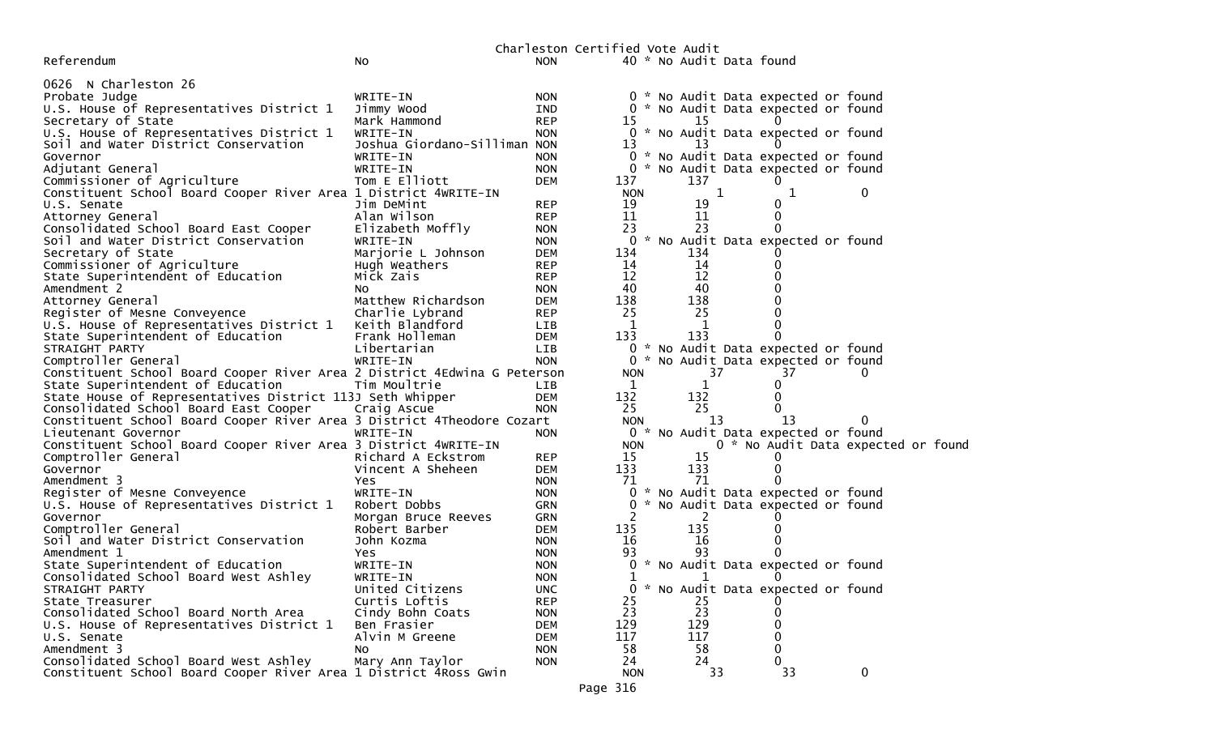Charleston Certified Vote Audit

| Contest | Candidate | Party | Votes | Audit | Diff | |
|---|---|---|---|---|---|---|
| Referendum | No | NON | 40 * No Audit Data found | | | |
| **0626 N Charleston 26** | | | | | | |
| Probate Judge | WRITE-IN | NON | 0 * No Audit Data expected or found | | | |
| U.S. House of Representatives District 1 | Jimmy Wood | IND | 0 * No Audit Data expected or found | | | |
| Secretary of State | Mark Hammond | REP | 15 | 15 | 0 | |
| U.S. House of Representatives District 1 | WRITE-IN | NON | 0 * No Audit Data expected or found | | | |
| Soil and Water District Conservation | Joshua Giordano-Silliman | NON | 13 | 13 | 0 | |
| Governor | WRITE-IN | NON | 0 * No Audit Data expected or found | | | |
| Adjutant General | WRITE-IN | NON | 0 * No Audit Data expected or found | | | |
| Commissioner of Agriculture | Tom E Elliott | DEM | 137 | 137 | 0 | |
| Constituent School Board Cooper River Area 1 District 4 | WRITE-IN | | NON | 1 | 1 | 0 |
| U.S. Senate | Jim DeMint | REP | 19 | 19 | 0 | |
| Attorney General | Alan Wilson | REP | 11 | 11 | 0 | |
| Consolidated School Board East Cooper | Elizabeth Moffly | NON | 23 | 23 | 0 | |
| Soil and Water District Conservation | WRITE-IN | NON | 0 * No Audit Data expected or found | | | |
| Secretary of State | Marjorie L Johnson | DEM | 134 | 134 | 0 | |
| Commissioner of Agriculture | Hugh Weathers | REP | 14 | 14 | 0 | |
| State Superintendent of Education | Mick Zais | REP | 12 | 12 | 0 | |
| Amendment 2 | No | NON | 40 | 40 | 0 | |
| Attorney General | Matthew Richardson | DEM | 138 | 138 | 0 | |
| Register of Mesne Conveyence | Charlie Lybrand | REP | 25 | 25 | 0 | |
| U.S. House of Representatives District 1 | Keith Blandford | LIB | 1 | 1 | 0 | |
| State Superintendent of Education | Frank Holleman | DEM | 133 | 133 | 0 | |
| STRAIGHT PARTY | Libertarian | LIB | 0 * No Audit Data expected or found | | | |
| Comptroller General | WRITE-IN | NON | 0 * No Audit Data expected or found | | | |
| Constituent School Board Cooper River Area 2 District 4 | Edwina G Peterson | | NON | 37 | 37 | 0 |
| State Superintendent of Education | Tim Moultrie | LIB | 1 | 1 | 0 | |
| State House of Representatives District 113 | J Seth Whipper | DEM | 132 | 132 | 0 | |
| Consolidated School Board East Cooper | Craig Ascue | NON | 25 | 25 | 0 | |
| Constituent School Board Cooper River Area 3 District 4 | Theodore Cozart | | NON | 13 | 13 | 0 |
| Lieutenant Governor | WRITE-IN | NON | 0 * No Audit Data expected or found | | | |
| Constituent School Board Cooper River Area 3 District 4 | WRITE-IN | | NON | 0 * No Audit Data expected or found | | |
| Comptroller General | Richard A Eckstrom | REP | 15 | 15 | 0 | |
| Governor | Vincent A Sheheen | DEM | 133 | 133 | 0 | |
| Amendment 3 | Yes | NON | 71 | 71 | 0 | |
| Register of Mesne Conveyence | WRITE-IN | NON | 0 * No Audit Data expected or found | | | |
| U.S. House of Representatives District 1 | Robert Dobbs | GRN | 0 * No Audit Data expected or found | | | |
| Governor | Morgan Bruce Reeves | GRN | 2 | 2 | 0 | |
| Comptroller General | Robert Barber | DEM | 135 | 135 | 0 | |
| Soil and Water District Conservation | John Kozma | NON | 16 | 16 | 0 | |
| Amendment 1 | Yes | NON | 93 | 93 | 0 | |
| State Superintendent of Education | WRITE-IN | NON | 0 * No Audit Data expected or found | | | |
| Consolidated School Board West Ashley | WRITE-IN | NON | 1 | 1 | 0 | |
| STRAIGHT PARTY | United Citizens | UNC | 0 * No Audit Data expected or found | | | |
| State Treasurer | Curtis Loftis | REP | 25 | 25 | 0 | |
| Consolidated School Board North Area | Cindy Bohn Coats | NON | 23 | 23 | 0 | |
| U.S. House of Representatives District 1 | Ben Frasier | DEM | 129 | 129 | 0 | |
| U.S. Senate | Alvin M Greene | DEM | 117 | 117 | 0 | |
| Amendment 3 | No | NON | 58 | 58 | 0 | |
| Consolidated School Board West Ashley | Mary Ann Taylor | NON | 24 | 24 | 0 | |
| Constituent School Board Cooper River Area 1 District 4 | Ross Gwin | | NON | 33 | 33 | 0 |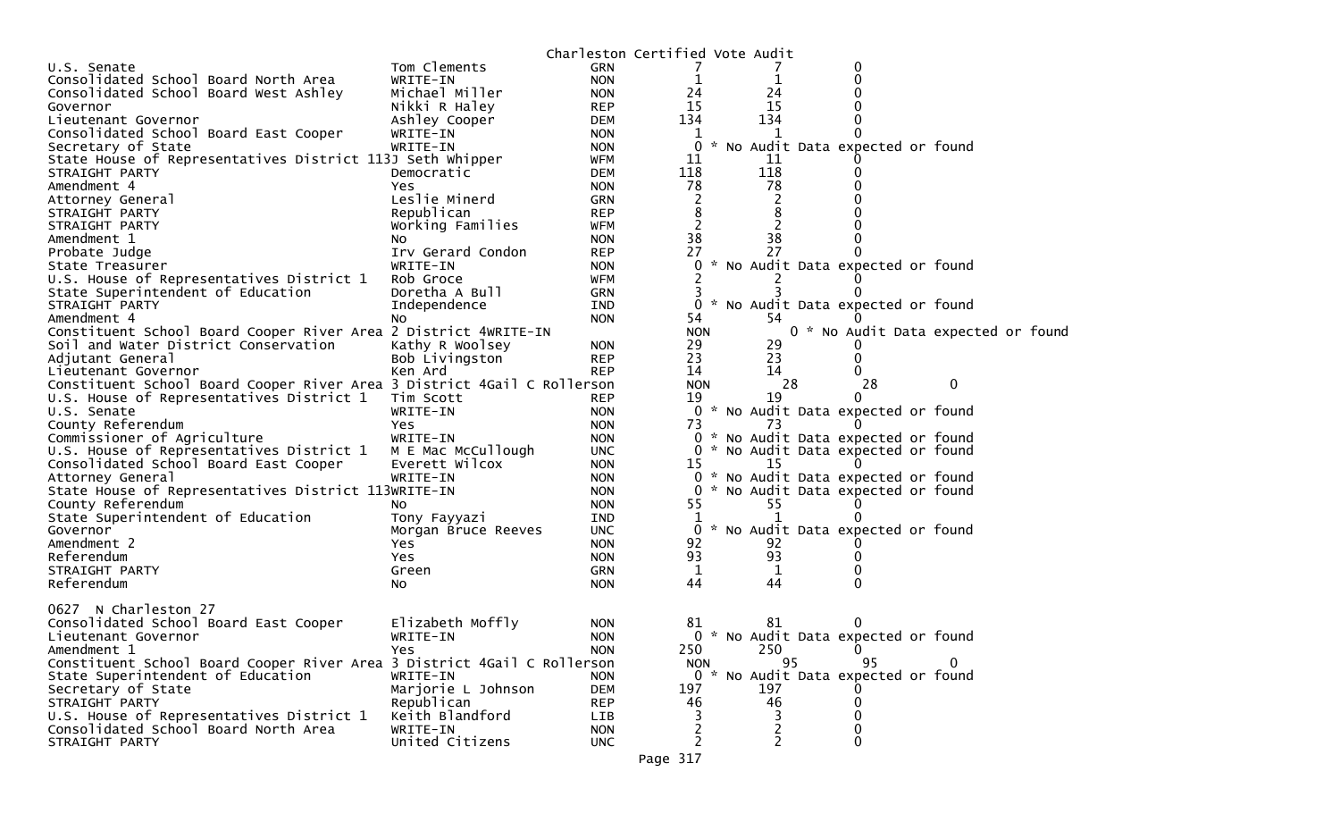Charleston Certified Vote Audit

| Contest | Candidate | Party | Count | Audit | Diff |
|---|---|---|---|---|---|
| U.S. Senate | Tom Clements | GRN | 7 | 7 | 0 |
| Consolidated School Board North Area | WRITE-IN | NON | 1 | 1 | 0 |
| Consolidated School Board West Ashley | Michael Miller | NON | 24 | 24 | 0 |
| Governor | Nikki R Haley | REP | 15 | 15 | 0 |
| Lieutenant Governor | Ashley Cooper | DEM | 134 | 134 | 0 |
| Consolidated School Board East Cooper | WRITE-IN | NON | 1 | 1 | 0 |
| Secretary of State | WRITE-IN | NON | 0 | * No Audit Data expected or found | |
| State House of Representatives District 113 | J Seth Whipper | WFM | 11 | 11 | 0 |
| STRAIGHT PARTY | Democratic | DEM | 118 | 118 | 0 |
| Amendment 4 | Yes | NON | 78 | 78 | 0 |
| Attorney General | Leslie Minerd | GRN | 2 | 2 | 0 |
| STRAIGHT PARTY | Republican | REP | 8 | 8 | 0 |
| STRAIGHT PARTY | Working Families | WFM | 2 | 2 | 0 |
| Amendment 1 | No | NON | 38 | 38 | 0 |
| Probate Judge | Irv Gerard Condon | REP | 27 | 27 | 0 |
| State Treasurer | WRITE-IN | NON | 0 | * No Audit Data expected or found | |
| U.S. House of Representatives District 1 | Rob Groce | WFM | 2 | 2 | 0 |
| State Superintendent of Education | Doretha A Bull | GRN | 3 | 3 | 0 |
| STRAIGHT PARTY | Independence | IND | 0 | * No Audit Data expected or found | |
| Amendment 4 | No | NON | 54 | 54 | 0 |
| Constituent School Board Cooper River Area 2 District 4 | WRITE-IN | NON | 0 | * No Audit Data expected or found | |
| Soil and Water District Conservation | Kathy R Woolsey | NON | 29 | 29 | 0 |
| Adjutant General | Bob Livingston | REP | 23 | 23 | 0 |
| Lieutenant Governor | Ken Ard | REP | 14 | 14 | 0 |
| Constituent School Board Cooper River Area 3 District 4 | Gail C Rollerson | NON | 28 | 28 | 0 |
| U.S. House of Representatives District 1 | Tim Scott | REP | 19 | 19 | 0 |
| U.S. Senate | WRITE-IN | NON | 0 | * No Audit Data expected or found | |
| County Referendum | Yes | NON | 73 | 73 | 0 |
| Commissioner of Agriculture | WRITE-IN | NON | 0 | * No Audit Data expected or found | |
| U.S. House of Representatives District 1 | M E Mac McCullough | UNC | 0 | * No Audit Data expected or found | |
| Consolidated School Board East Cooper | Everett Wilcox | NON | 15 | 15 | 0 |
| Attorney General | WRITE-IN | NON | 0 | * No Audit Data expected or found | |
| State House of Representatives District 113 | WRITE-IN | NON | 0 | * No Audit Data expected or found | |
| County Referendum | No | NON | 55 | 55 | 0 |
| State Superintendent of Education | Tony Fayyazi | IND | 1 | 1 | 0 |
| Governor | Morgan Bruce Reeves | UNC | 0 | * No Audit Data expected or found | |
| Amendment 2 | Yes | NON | 92 | 92 | 0 |
| Referendum | Yes | NON | 93 | 93 | 0 |
| STRAIGHT PARTY | Green | GRN | 1 | 1 | 0 |
| Referendum | No | NON | 44 | 44 | 0 |

0627 N Charleston 27

| Contest | Candidate | Party | Count | Audit | Diff |
|---|---|---|---|---|---|
| Consolidated School Board East Cooper | Elizabeth Moffly | NON | 81 | 81 | 0 |
| Lieutenant Governor | WRITE-IN | NON | 0 | * No Audit Data expected or found | |
| Amendment 1 | Yes | NON | 250 | 250 | 0 |
| Constituent School Board Cooper River Area 3 District 4 | Gail C Rollerson | NON | 95 | 95 | 0 |
| State Superintendent of Education | WRITE-IN | NON | 0 | * No Audit Data expected or found | |
| Secretary of State | Marjorie L Johnson | DEM | 197 | 197 | 0 |
| STRAIGHT PARTY | Republican | REP | 46 | 46 | 0 |
| U.S. House of Representatives District 1 | Keith Blandford | LIB | 3 | 3 | 0 |
| Consolidated School Board North Area | WRITE-IN | NON | 2 | 2 | 0 |
| STRAIGHT PARTY | United Citizens | UNC | 2 | 2 | 0 |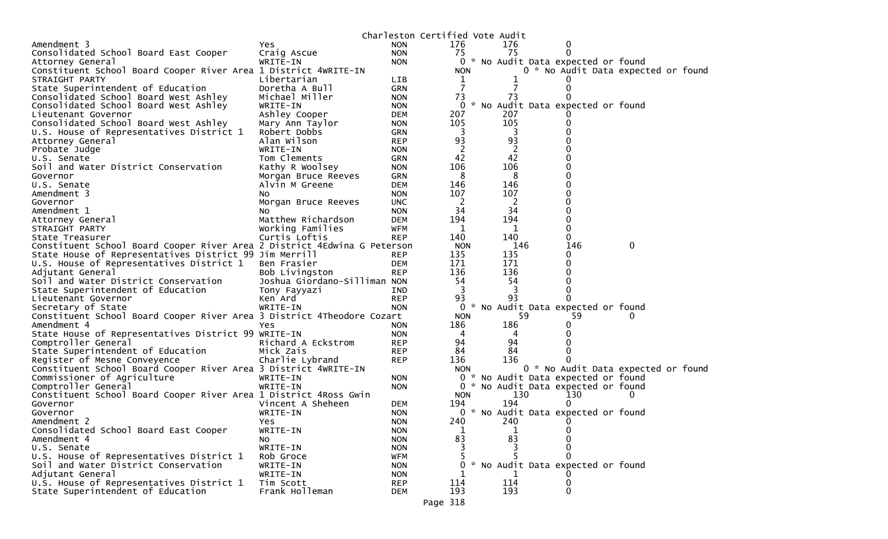Charleston Certified Vote Audit

| | | | | | |
|---|---|---|---|---|---|
| Amendment 3 | Yes | NON | 176 | 176 | 0 |
| Consolidated School Board East Cooper | Craig Ascue | NON | 75 | 75 | 0 |
| Attorney General | WRITE-IN | NON | 0 * No Audit Data expected or found | | |
| Constituent School Board Cooper River Area 1 District 4 | WRITE-IN | NON | 0 * No Audit Data expected or found | | |
| STRAIGHT PARTY | Libertarian | LIB | 1 | 1 | 0 |
| State Superintendent of Education | Doretha A Bull | GRN | 7 | 7 | 0 |
| Consolidated School Board West Ashley | Michael Miller | NON | 73 | 73 | 0 |
| Consolidated School Board West Ashley | WRITE-IN | NON | 0 * No Audit Data expected or found | | |
| Lieutenant Governor | Ashley Cooper | DEM | 207 | 207 | 0 |
| Consolidated School Board West Ashley | Mary Ann Taylor | NON | 105 | 105 | 0 |
| U.S. House of Representatives District 1 | Robert Dobbs | GRN | 3 | 3 | 0 |
| Attorney General | Alan Wilson | REP | 93 | 93 | 0 |
| Probate Judge | WRITE-IN | NON | 2 | 2 | 0 |
| U.S. Senate | Tom Clements | GRN | 42 | 42 | 0 |
| Soil and Water District Conservation | Kathy R Woolsey | NON | 106 | 106 | 0 |
| Governor | Morgan Bruce Reeves | GRN | 8 | 8 | 0 |
| U.S. Senate | Alvin M Greene | DEM | 146 | 146 | 0 |
| Amendment 3 | No | NON | 107 | 107 | 0 |
| Governor | Morgan Bruce Reeves | UNC | 2 | 2 | 0 |
| Amendment 1 | No | NON | 34 | 34 | 0 |
| Attorney General | Matthew Richardson | DEM | 194 | 194 | 0 |
| STRAIGHT PARTY | Working Families | WFM | 1 | 1 | 0 |
| State Treasurer | Curtis Loftis | REP | 140 | 140 | 0 |
| Constituent School Board Cooper River Area 2 District 4 | Edwina G Peterson | NON | 146 | 146 | 0 |
| State House of Representatives District 99 | Jim Merrill | REP | 135 | 135 | 0 |
| U.S. House of Representatives District 1 | Ben Frasier | DEM | 171 | 171 | 0 |
| Adjutant General | Bob Livingston | REP | 136 | 136 | 0 |
| Soil and Water District Conservation | Joshua Giordano-Silliman | NON | 54 | 54 | 0 |
| State Superintendent of Education | Tony Fayyazi | IND | 3 | 3 | 0 |
| Lieutenant Governor | Ken Ard | REP | 93 | 93 | 0 |
| Secretary of State | WRITE-IN | NON | 0 * No Audit Data expected or found | | |
| Constituent School Board Cooper River Area 3 District 4 | Theodore Cozart | NON | 59 | 59 | 0 |
| Amendment 4 | Yes | NON | 186 | 186 | 0 |
| State House of Representatives District 99 | WRITE-IN | NON | 4 | 4 | 0 |
| Comptroller General | Richard A Eckstrom | REP | 94 | 94 | 0 |
| State Superintendent of Education | Mick Zais | REP | 84 | 84 | 0 |
| Register of Mesne Conveyence | Charlie Lybrand | REP | 136 | 136 | 0 |
| Constituent School Board Cooper River Area 3 District 4 | WRITE-IN | NON | 0 * No Audit Data expected or found | | |
| Commissioner of Agriculture | WRITE-IN | NON | 0 * No Audit Data expected or found | | |
| Comptroller General | WRITE-IN | NON | 0 * No Audit Data expected or found | | |
| Constituent School Board Cooper River Area 1 District 4 | Ross Gwin | NON | 130 | 130 | 0 |
| Governor | Vincent A Sheheen | DEM | 194 | 194 | 0 |
| Governor | WRITE-IN | NON | 0 * No Audit Data expected or found | | |
| Amendment 2 | Yes | NON | 240 | 240 | 0 |
| Consolidated School Board East Cooper | WRITE-IN | NON | 1 | 1 | 0 |
| Amendment 4 | No | NON | 83 | 83 | 0 |
| U.S. Senate | WRITE-IN | NON | 3 | 3 | 0 |
| U.S. House of Representatives District 1 | Rob Groce | WFM | 5 | 5 | 0 |
| Soil and Water District Conservation | WRITE-IN | NON | 0 * No Audit Data expected or found | | |
| Adjutant General | WRITE-IN | NON | 1 | 1 | 0 |
| U.S. House of Representatives District 1 | Tim Scott | REP | 114 | 114 | 0 |
| State Superintendent of Education | Frank Holleman | DEM | 193 | 193 | 0 |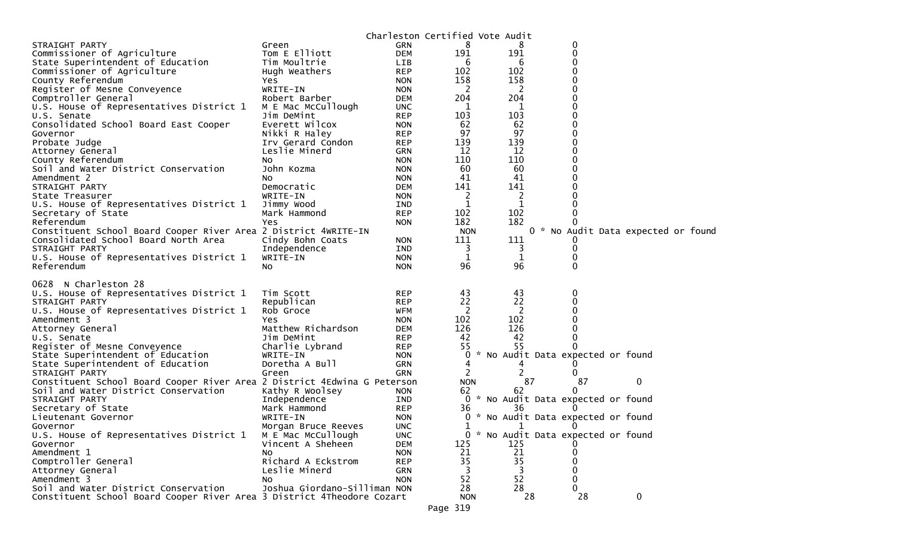Charleston Certified Vote Audit

| Contest | Candidate | Party | | | |
|---|---|---|---|---|---|
| STRAIGHT PARTY | Green | GRN | 8 | 8 | 0 |
| Commissioner of Agriculture | Tom E Elliott | DEM | 191 | 191 | 0 |
| State Superintendent of Education | Tim Moultrie | LIB | 6 | 6 | 0 |
| Commissioner of Agriculture | Hugh Weathers | REP | 102 | 102 | 0 |
| County Referendum | Yes | NON | 158 | 158 | 0 |
| Register of Mesne Conveyence | WRITE-IN | NON | 2 | 2 | 0 |
| Comptroller General | Robert Barber | DEM | 204 | 204 | 0 |
| U.S. House of Representatives District 1 | M E Mac McCullough | UNC | 1 | 1 | 0 |
| U.S. Senate | Jim DeMint | REP | 103 | 103 | 0 |
| Consolidated School Board East Cooper | Everett Wilcox | NON | 62 | 62 | 0 |
| Governor | Nikki R Haley | REP | 97 | 97 | 0 |
| Probate Judge | Irv Gerard Condon | REP | 139 | 139 | 0 |
| Attorney General | Leslie Minerd | GRN | 12 | 12 | 0 |
| County Referendum | No | NON | 110 | 110 | 0 |
| Soil and Water District Conservation | John Kozma | NON | 60 | 60 | 0 |
| Amendment 2 | No | NON | 41 | 41 | 0 |
| STRAIGHT PARTY | Democratic | DEM | 141 | 141 | 0 |
| State Treasurer | WRITE-IN | NON | 2 | 2 | 0 |
| U.S. House of Representatives District 1 | Jimmy Wood | IND | 1 | 1 | 0 |
| Secretary of State | Mark Hammond | REP | 102 | 102 | 0 |
| Referendum | Yes | NON | 182 | 182 | 0 |
| Constituent School Board Cooper River Area 2 District 4 | WRITE-IN | NON | 0 * No Audit Data expected or found | | |
| Consolidated School Board North Area | Cindy Bohn Coats | NON | 111 | 111 | 0 |
| STRAIGHT PARTY | Independence | IND | 3 | 3 | 0 |
| U.S. House of Representatives District 1 | WRITE-IN | NON | 1 | 1 | 0 |
| Referendum | No | NON | 96 | 96 | 0 |

0628 N Charleston 28

| Contest | Candidate | Party | | | |
|---|---|---|---|---|---|
| U.S. House of Representatives District 1 | Tim Scott | REP | 43 | 43 | 0 |
| STRAIGHT PARTY | Republican | REP | 22 | 22 | 0 |
| U.S. House of Representatives District 1 | Rob Groce | WFM | 2 | 2 | 0 |
| Amendment 3 | Yes | NON | 102 | 102 | 0 |
| Attorney General | Matthew Richardson | DEM | 126 | 126 | 0 |
| U.S. Senate | Jim DeMint | REP | 42 | 42 | 0 |
| Register of Mesne Conveyence | Charlie Lybrand | REP | 55 | 55 | 0 |
| State Superintendent of Education | WRITE-IN | NON | 0 * No Audit Data expected or found | | |
| State Superintendent of Education | Doretha A Bull | GRN | 4 | 4 | 0 |
| STRAIGHT PARTY | Green | GRN | 2 | 2 | 0 |
| Constituent School Board Cooper River Area 2 District 4 | Edwina G Peterson | NON | 87 | 87 | 0 |
| Soil and Water District Conservation | Kathy R Woolsey | NON | 62 | 62 | 0 |
| STRAIGHT PARTY | Independence | IND | 0 * No Audit Data expected or found | | |
| Secretary of State | Mark Hammond | REP | 36 | 36 | 0 |
| Lieutenant Governor | WRITE-IN | NON | 0 * No Audit Data expected or found | | |
| Governor | Morgan Bruce Reeves | UNC | 1 | 1 | 0 |
| U.S. House of Representatives District 1 | M E Mac McCullough | UNC | 0 * No Audit Data expected or found | | |
| Governor | Vincent A Sheheen | DEM | 125 | 125 | 0 |
| Amendment 1 | No | NON | 21 | 21 | 0 |
| Comptroller General | Richard A Eckstrom | REP | 35 | 35 | 0 |
| Attorney General | Leslie Minerd | GRN | 3 | 3 | 0 |
| Amendment 3 | No | NON | 52 | 52 | 0 |
| Soil and Water District Conservation | Joshua Giordano-Silliman | NON | 28 | 28 | 0 |
| Constituent School Board Cooper River Area 3 District 4 | Theodore Cozart | NON | 28 | 28 | 0 |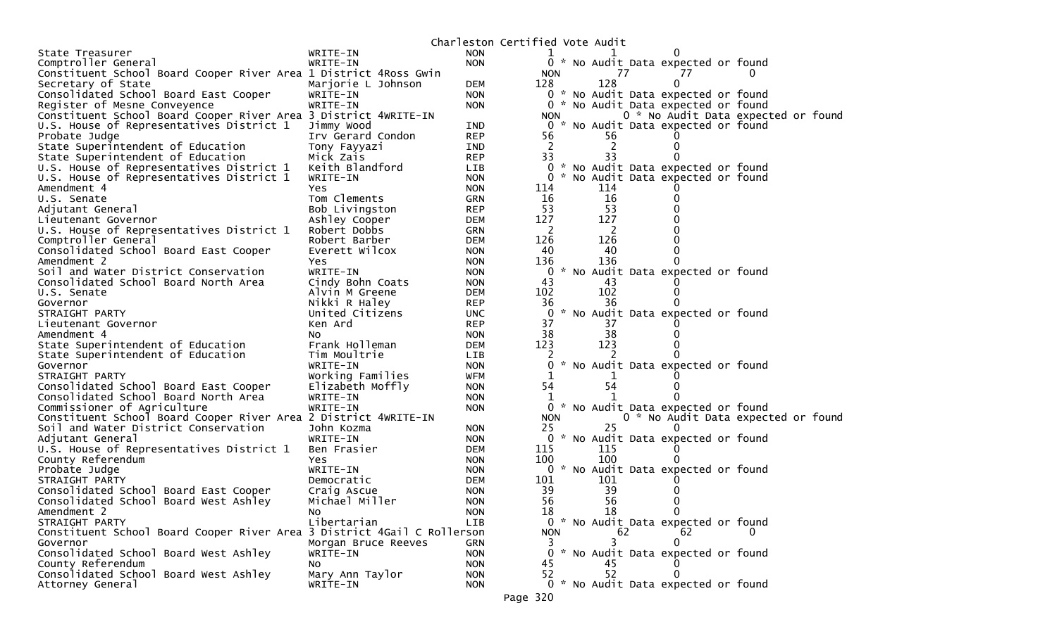# Charleston Certified Vote Audit

| Contest | Candidate | Party | | | | |
|---|---|---|---|---|---|---|
| State Treasurer | WRITE-IN | NON | 1 | 1 | 0 | |
| Comptroller General | WRITE-IN | NON | 0 | * No Audit Data expected or found | | |
| Constituent School Board Cooper River Area 1 District 4 | Ross Gwin | NON | 77 | 77 | 0 | |
| Secretary of State | Marjorie L Johnson | DEM | 128 | 128 | 0 | |
| Consolidated School Board East Cooper | WRITE-IN | NON | 0 | * No Audit Data expected or found | | |
| Register of Mesne Conveyence | WRITE-IN | NON | 0 | * No Audit Data expected or found | | |
| Constituent School Board Cooper River Area 3 District 4 | WRITE-IN | NON | 0 | * No Audit Data expected or found | | |
| U.S. House of Representatives District 1 | Jimmy Wood | IND | 0 | * No Audit Data expected or found | | |
| Probate Judge | Irv Gerard Condon | REP | 56 | 56 | 0 | |
| State Superintendent of Education | Tony Fayyazi | IND | 2 | 2 | 0 | |
| State Superintendent of Education | Mick Zais | REP | 33 | 33 | 0 | |
| U.S. House of Representatives District 1 | Keith Blandford | LIB | 0 | * No Audit Data expected or found | | |
| U.S. House of Representatives District 1 | WRITE-IN | NON | 0 | * No Audit Data expected or found | | |
| Amendment 4 | Yes | NON | 114 | 114 | 0 | |
| U.S. Senate | Tom Clements | GRN | 16 | 16 | 0 | |
| Adjutant General | Bob Livingston | REP | 53 | 53 | 0 | |
| Lieutenant Governor | Ashley Cooper | DEM | 127 | 127 | 0 | |
| U.S. House of Representatives District 1 | Robert Dobbs | GRN | 2 | 2 | 0 | |
| Comptroller General | Robert Barber | DEM | 126 | 126 | 0 | |
| Consolidated School Board East Cooper | Everett Wilcox | NON | 40 | 40 | 0 | |
| Amendment 2 | Yes | NON | 136 | 136 | 0 | |
| Soil and Water District Conservation | WRITE-IN | NON | 0 | * No Audit Data expected or found | | |
| Consolidated School Board North Area | Cindy Bohn Coats | NON | 43 | 43 | 0 | |
| U.S. Senate | Alvin M Greene | DEM | 102 | 102 | 0 | |
| Governor | Nikki R Haley | REP | 36 | 36 | 0 | |
| STRAIGHT PARTY | United Citizens | UNC | 0 | * No Audit Data expected or found | | |
| Lieutenant Governor | Ken Ard | REP | 37 | 37 | 0 | |
| Amendment 4 | No | NON | 38 | 38 | 0 | |
| State Superintendent of Education | Frank Holleman | DEM | 123 | 123 | 0 | |
| State Superintendent of Education | Tim Moultrie | LIB | 2 | 2 | 0 | |
| Governor | WRITE-IN | NON | 0 | * No Audit Data expected or found | | |
| STRAIGHT PARTY | Working Families | WFM | 1 | 1 | 0 | |
| Consolidated School Board East Cooper | Elizabeth Moffly | NON | 54 | 54 | 0 | |
| Consolidated School Board North Area | WRITE-IN | NON | 1 | 1 | 0 | |
| Commissioner of Agriculture | WRITE-IN | NON | 0 | * No Audit Data expected or found | | |
| Constituent School Board Cooper River Area 2 District 4 | WRITE-IN | NON | 0 | * No Audit Data expected or found | | |
| Soil and Water District Conservation | John Kozma | NON | 25 | 25 | 0 | |
| Adjutant General | WRITE-IN | NON | 0 | * No Audit Data expected or found | | |
| U.S. House of Representatives District 1 | Ben Frasier | DEM | 115 | 115 | 0 | |
| County Referendum | Yes | NON | 100 | 100 | 0 | |
| Probate Judge | WRITE-IN | NON | 0 | * No Audit Data expected or found | | |
| STRAIGHT PARTY | Democratic | DEM | 101 | 101 | 0 | |
| Consolidated School Board East Cooper | Craig Ascue | NON | 39 | 39 | 0 | |
| Consolidated School Board West Ashley | Michael Miller | NON | 56 | 56 | 0 | |
| Amendment 2 | No | NON | 18 | 18 | 0 | |
| STRAIGHT PARTY | Libertarian | LIB | 0 | * No Audit Data expected or found | | |
| Constituent School Board Cooper River Area 3 District 4 | Gail C Rollerson | NON | 62 | 62 | 0 | |
| Governor | Morgan Bruce Reeves | GRN | 3 | 3 | 0 | |
| Consolidated School Board West Ashley | WRITE-IN | NON | 0 | * No Audit Data expected or found | | |
| County Referendum | No | NON | 45 | 45 | 0 | |
| Consolidated School Board West Ashley | Mary Ann Taylor | NON | 52 | 52 | 0 | |
| Attorney General | WRITE-IN | NON | 0 | * No Audit Data expected or found | | |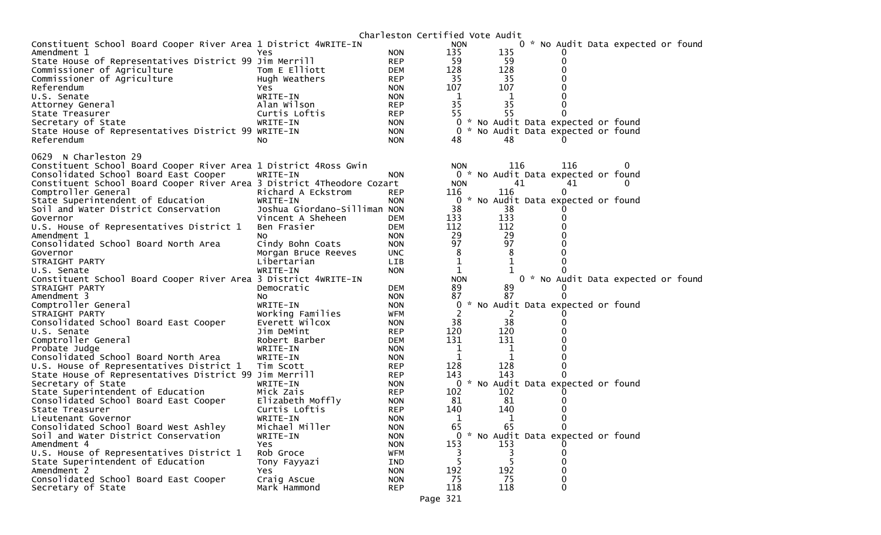Charleston Certified Vote Audit

| Contest | Candidate | Party | Votes | Audit | Diff |
|---|---|---|---|---|---|
| Constituent School Board Cooper River Area 1 District 4 | WRITE-IN | NON | 0 | * No Audit Data expected or found | |
| Amendment 1 | Yes | NON | 135 | 135 | 0 |
| State House of Representatives District 99 | Jim Merrill | REP | 59 | 59 | 0 |
| Commissioner of Agriculture | Tom E Elliott | DEM | 128 | 128 | 0 |
| Commissioner of Agriculture | Hugh Weathers | REP | 35 | 35 | 0 |
| Referendum | Yes | NON | 107 | 107 | 0 |
| U.S. Senate | WRITE-IN | NON | 1 | 1 | 0 |
| Attorney General | Alan Wilson | REP | 35 | 35 | 0 |
| State Treasurer | Curtis Loftis | REP | 55 | 55 | 0 |
| Secretary of State | WRITE-IN | NON | 0 | * No Audit Data expected or found | |
| State House of Representatives District 99 | WRITE-IN | NON | 0 | * No Audit Data expected or found | |
| Referendum | No | NON | 48 | 48 | 0 |

0629 N Charleston 29

| Contest | Candidate | Party | Votes | Audit | Diff |
|---|---|---|---|---|---|
| Constituent School Board Cooper River Area 1 District 4 | Ross Gwin | NON | 116 | 116 | 0 |
| Consolidated School Board East Cooper | WRITE-IN | NON | 0 | * No Audit Data expected or found | |
| Constituent School Board Cooper River Area 3 District 4 | Theodore Cozart | NON | 41 | 41 | 0 |
| Comptroller General | Richard A Eckstrom | REP | 116 | 116 | 0 |
| State Superintendent of Education | WRITE-IN | NON | 0 | * No Audit Data expected or found | |
| Soil and Water District Conservation | Joshua Giordano-Silliman | NON | 38 | 38 | 0 |
| Governor | Vincent A Sheheen | DEM | 133 | 133 | 0 |
| U.S. House of Representatives District 1 | Ben Frasier | DEM | 112 | 112 | 0 |
| Amendment 1 | No | NON | 29 | 29 | 0 |
| Consolidated School Board North Area | Cindy Bohn Coats | NON | 97 | 97 | 0 |
| Governor | Morgan Bruce Reeves | UNC | 8 | 8 | 0 |
| STRAIGHT PARTY | Libertarian | LIB | 1 | 1 | 0 |
| U.S. Senate | WRITE-IN | NON | 1 | 1 | 0 |
| Constituent School Board Cooper River Area 3 District 4 | WRITE-IN | NON | 0 | * No Audit Data expected or found | |
| STRAIGHT PARTY | Democratic | DEM | 89 | 89 | 0 |
| Amendment 3 | No | NON | 87 | 87 | 0 |
| Comptroller General | WRITE-IN | NON | 0 | * No Audit Data expected or found | |
| STRAIGHT PARTY | Working Families | WFM | 2 | 2 | 0 |
| Consolidated School Board East Cooper | Everett Wilcox | NON | 38 | 38 | 0 |
| U.S. Senate | Jim DeMint | REP | 120 | 120 | 0 |
| Comptroller General | Robert Barber | DEM | 131 | 131 | 0 |
| Probate Judge | WRITE-IN | NON | 1 | 1 | 0 |
| Consolidated School Board North Area | WRITE-IN | NON | 1 | 1 | 0 |
| U.S. House of Representatives District 1 | Tim Scott | REP | 128 | 128 | 0 |
| State House of Representatives District 99 | Jim Merrill | REP | 143 | 143 | 0 |
| Secretary of State | WRITE-IN | NON | 0 | * No Audit Data expected or found | |
| State Superintendent of Education | Mick Zais | REP | 102 | 102 | 0 |
| Consolidated School Board East Cooper | Elizabeth Moffly | NON | 81 | 81 | 0 |
| State Treasurer | Curtis Loftis | REP | 140 | 140 | 0 |
| Lieutenant Governor | WRITE-IN | NON | 1 | 1 | 0 |
| Consolidated School Board West Ashley | Michael Miller | NON | 65 | 65 | 0 |
| Soil and Water District Conservation | WRITE-IN | NON | 0 | * No Audit Data expected or found | |
| Amendment 4 | Yes | NON | 153 | 153 | 0 |
| U.S. House of Representatives District 1 | Rob Groce | WFM | 3 | 3 | 0 |
| State Superintendent of Education | Tony Fayyazi | IND | 5 | 5 | 0 |
| Amendment 2 | Yes | NON | 192 | 192 | 0 |
| Consolidated School Board East Cooper | Craig Ascue | NON | 75 | 75 | 0 |
| Secretary of State | Mark Hammond | REP | 118 | 118 | 0 |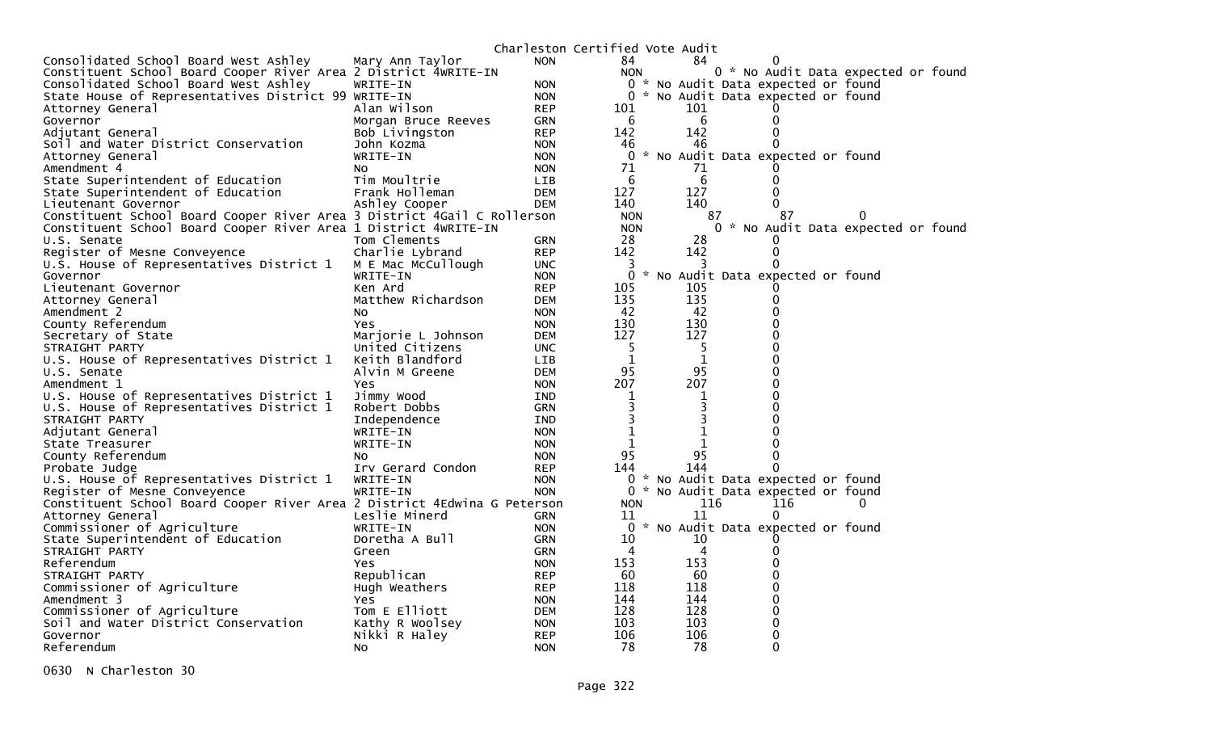Charleston Certified Vote Audit

| Contest | Candidate | Party | Votes | Audit | Diff |
|---|---|---|---|---|---|
| Consolidated School Board West Ashley | Mary Ann Taylor | NON | 84 | 84 | 0 |
| Constituent School Board Cooper River Area 2 District 4 | WRITE-IN | NON | 0 | * No Audit Data expected or found | |
| Consolidated School Board West Ashley | WRITE-IN | NON | 0 | * No Audit Data expected or found | |
| State House of Representatives District 99 | WRITE-IN | NON | 0 | * No Audit Data expected or found | |
| Attorney General | Alan Wilson | REP | 101 | 101 | 0 |
| Governor | Morgan Bruce Reeves | GRN | 6 | 6 | 0 |
| Adjutant General | Bob Livingston | REP | 142 | 142 | 0 |
| Soil and Water District Conservation | John Kozma | NON | 46 | 46 | 0 |
| Attorney General | WRITE-IN | NON | 0 | * No Audit Data expected or found | |
| Amendment 4 | No | NON | 71 | 71 | 0 |
| State Superintendent of Education | Tim Moultrie | LIB | 6 | 6 | 0 |
| State Superintendent of Education | Frank Holleman | DEM | 127 | 127 | 0 |
| Lieutenant Governor | Ashley Cooper | DEM | 140 | 140 | 0 |
| Constituent School Board Cooper River Area 3 District 4 | Gail C Rollerson | NON | 87 | 87 | 0 |
| Constituent School Board Cooper River Area 1 District 4 | WRITE-IN | NON | 0 | * No Audit Data expected or found | |
| U.S. Senate | Tom Clements | GRN | 28 | 28 | 0 |
| Register of Mesne Conveyence | Charlie Lybrand | REP | 142 | 142 | 0 |
| U.S. House of Representatives District 1 | M E Mac McCullough | UNC | 3 | 3 | 0 |
| Governor | WRITE-IN | NON | 0 | * No Audit Data expected or found | |
| Lieutenant Governor | Ken Ard | REP | 105 | 105 | 0 |
| Attorney General | Matthew Richardson | DEM | 135 | 135 | 0 |
| Amendment 2 | No | NON | 42 | 42 | 0 |
| County Referendum | Yes | NON | 130 | 130 | 0 |
| Secretary of State | Marjorie L Johnson | DEM | 127 | 127 | 0 |
| STRAIGHT PARTY | United Citizens | UNC | 5 | 5 | 0 |
| U.S. House of Representatives District 1 | Keith Blandford | LIB | 1 | 1 | 0 |
| U.S. Senate | Alvin M Greene | DEM | 95 | 95 | 0 |
| Amendment 1 | Yes | NON | 207 | 207 | 0 |
| U.S. House of Representatives District 1 | Jimmy Wood | IND | 1 | 1 | 0 |
| U.S. House of Representatives District 1 | Robert Dobbs | GRN | 3 | 3 | 0 |
| STRAIGHT PARTY | Independence | IND | 3 | 3 | 0 |
| Adjutant General | WRITE-IN | NON | 1 | 1 | 0 |
| State Treasurer | WRITE-IN | NON | 1 | 1 | 0 |
| County Referendum | No | NON | 95 | 95 | 0 |
| Probate Judge | Irv Gerard Condon | REP | 144 | 144 | 0 |
| U.S. House of Representatives District 1 | WRITE-IN | NON | 0 | * No Audit Data expected or found | |
| Register of Mesne Conveyence | WRITE-IN | NON | 0 | * No Audit Data expected or found | |
| Constituent School Board Cooper River Area 2 District 4 | Edwina G Peterson | NON | 116 | 116 | 0 |
| Attorney General | Leslie Minerd | GRN | 11 | 11 | 0 |
| Commissioner of Agriculture | WRITE-IN | NON | 0 | * No Audit Data expected or found | |
| State Superintendent of Education | Doretha A Bull | GRN | 10 | 10 | 0 |
| STRAIGHT PARTY | Green | GRN | 4 | 4 | 0 |
| Referendum | Yes | NON | 153 | 153 | 0 |
| STRAIGHT PARTY | Republican | REP | 60 | 60 | 0 |
| Commissioner of Agriculture | Hugh Weathers | REP | 118 | 118 | 0 |
| Amendment 3 | Yes | NON | 144 | 144 | 0 |
| Commissioner of Agriculture | Tom E Elliott | DEM | 128 | 128 | 0 |
| Soil and Water District Conservation | Kathy R Woolsey | NON | 103 | 103 | 0 |
| Governor | Nikki R Haley | REP | 106 | 106 | 0 |
| Referendum | No | NON | 78 | 78 | 0 |

0630 N Charleston 30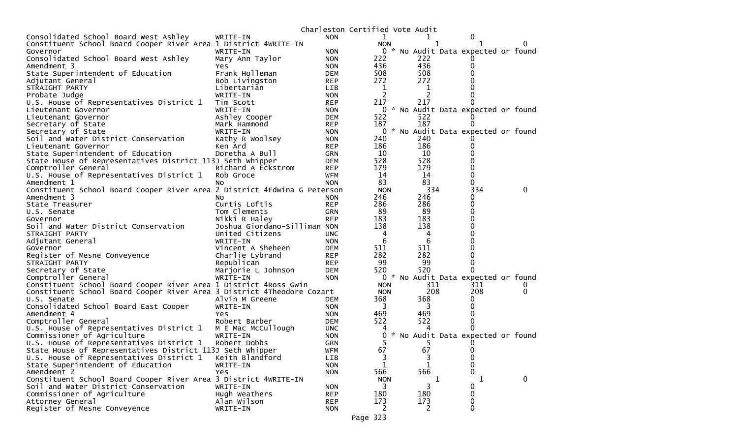Charleston Certified Vote Audit

| Contest | Candidate | Party | Count | Audit | Diff |
|---|---|---|---|---|---|
| Consolidated School Board West Ashley | WRITE-IN | NON | 1 | 1 | 0 |
| Constituent School Board Cooper River Area 1 District 4 | WRITE-IN | NON | 1 | 1 | 0 |
| Governor | WRITE-IN | NON | 0 | * No Audit Data expected or found | |
| Consolidated School Board West Ashley | Mary Ann Taylor | NON | 222 | 222 | 0 |
| Amendment 3 | Yes | NON | 436 | 436 | 0 |
| State Superintendent of Education | Frank Holleman | DEM | 508 | 508 | 0 |
| Adjutant General | Bob Livingston | REP | 272 | 272 | 0 |
| STRAIGHT PARTY | Libertarian | LIB | 1 | 1 | 0 |
| Probate Judge | WRITE-IN | NON | 2 | 2 | 0 |
| U.S. House of Representatives District 1 | Tim Scott | REP | 217 | 217 | 0 |
| Lieutenant Governor | WRITE-IN | NON | 0 | * No Audit Data expected or found | |
| Lieutenant Governor | Ashley Cooper | DEM | 522 | 522 | 0 |
| Secretary of State | Mark Hammond | REP | 187 | 187 | 0 |
| Secretary of State | WRITE-IN | NON | 0 | * No Audit Data expected or found | |
| Soil and Water District Conservation | Kathy R Woolsey | NON | 240 | 240 | 0 |
| Lieutenant Governor | Ken Ard | REP | 186 | 186 | 0 |
| State Superintendent of Education | Doretha A Bull | GRN | 10 | 10 | 0 |
| State House of Representatives District 113 | J Seth Whipper | DEM | 528 | 528 | 0 |
| Comptroller General | Richard A Eckstrom | REP | 179 | 179 | 0 |
| U.S. House of Representatives District 1 | Rob Groce | WFM | 14 | 14 | 0 |
| Amendment 1 | No | NON | 83 | 83 | 0 |
| Constituent School Board Cooper River Area 2 District 4 | Edwina G Peterson | NON | 334 | 334 | 0 |
| Amendment 3 | No | NON | 246 | 246 | 0 |
| State Treasurer | Curtis Loftis | REP | 286 | 286 | 0 |
| U.S. Senate | Tom Clements | GRN | 89 | 89 | 0 |
| Governor | Nikki R Haley | REP | 183 | 183 | 0 |
| Soil and Water District Conservation | Joshua Giordano-Silliman | NON | 138 | 138 | 0 |
| STRAIGHT PARTY | United Citizens | UNC | 4 | 4 | 0 |
| Adjutant General | WRITE-IN | NON | 6 | 6 | 0 |
| Governor | Vincent A Sheheen | DEM | 511 | 511 | 0 |
| Register of Mesne Conveyence | Charlie Lybrand | REP | 282 | 282 | 0 |
| STRAIGHT PARTY | Republican | REP | 99 | 99 | 0 |
| Secretary of State | Marjorie L Johnson | DEM | 520 | 520 | 0 |
| Comptroller General | WRITE-IN | NON | 0 | * No Audit Data expected or found | |
| Constituent School Board Cooper River Area 1 District 4 | Ross Gwin | NON | 311 | 311 | 0 |
| Constituent School Board Cooper River Area 3 District 4 | Theodore Cozart | NON | 208 | 208 | 0 |
| U.S. Senate | Alvin M Greene | DEM | 368 | 368 | 0 |
| Consolidated School Board East Cooper | WRITE-IN | NON | 3 | 3 | 0 |
| Amendment 4 | Yes | NON | 469 | 469 | 0 |
| Comptroller General | Robert Barber | DEM | 522 | 522 | 0 |
| U.S. House of Representatives District 1 | M E Mac McCullough | UNC | 4 | 4 | 0 |
| Commissioner of Agriculture | WRITE-IN | NON | 0 | * No Audit Data expected or found | |
| U.S. House of Representatives District 1 | Robert Dobbs | GRN | 5 | 5 | 0 |
| State House of Representatives District 113 | J Seth Whipper | WFM | 67 | 67 | 0 |
| U.S. House of Representatives District 1 | Keith Blandford | LIB | 3 | 3 | 0 |
| State Superintendent of Education | WRITE-IN | NON | 1 | 1 | 0 |
| Amendment 2 | Yes | NON | 566 | 566 | 0 |
| Constituent School Board Cooper River Area 3 District 4 | WRITE-IN | NON | 1 | 1 | 0 |
| Soil and Water District Conservation | WRITE-IN | NON | 3 | 3 | 0 |
| Commissioner of Agriculture | Hugh Weathers | REP | 180 | 180 | 0 |
| Attorney General | Alan Wilson | REP | 173 | 173 | 0 |
| Register of Mesne Conveyence | WRITE-IN | NON | 2 | 2 | 0 |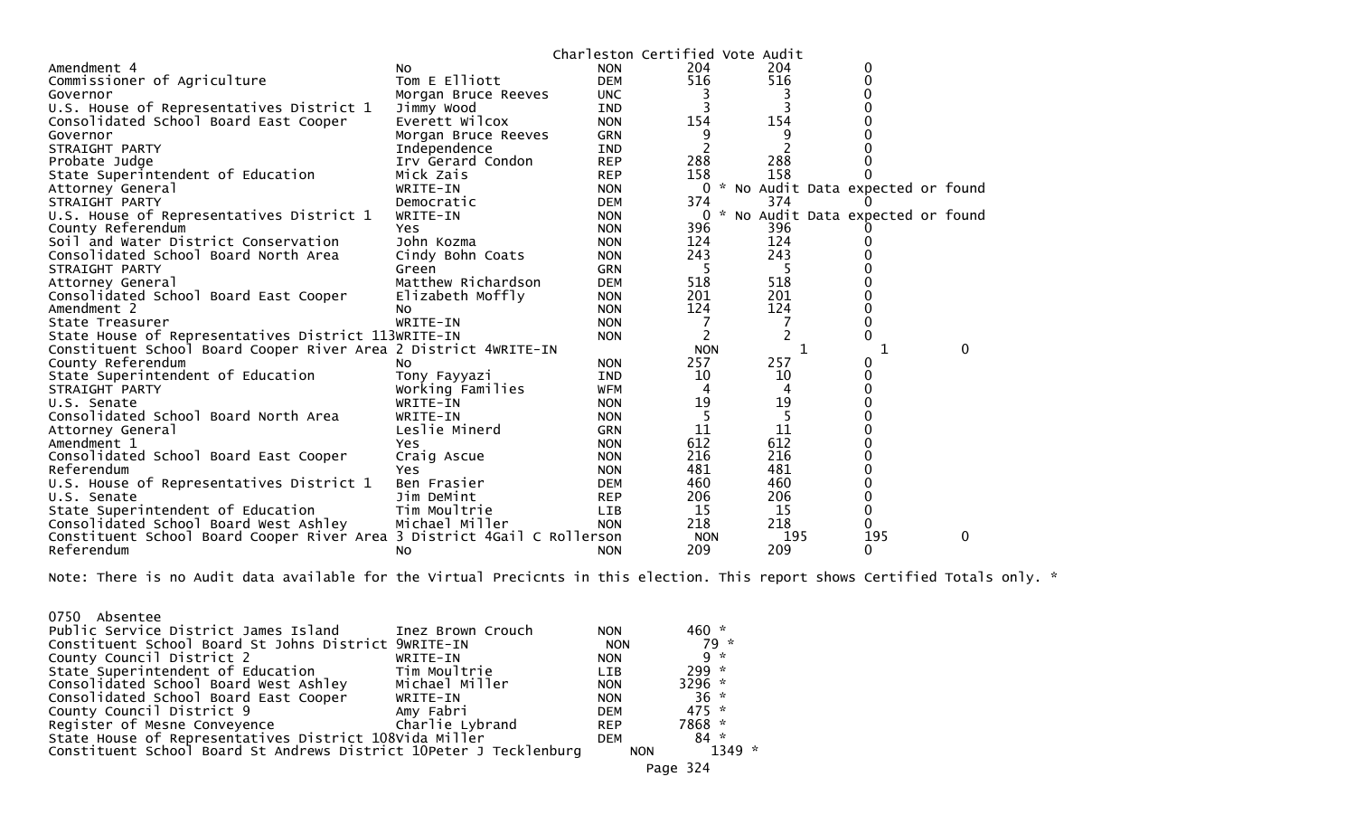Charleston Certified Vote Audit

| Contest | Candidate | Party | Certified | Audit | Difference |
|---|---|---|---|---|---|
| Amendment 4 | No | NON | 204 | 204 | 0 |
| Commissioner of Agriculture | Tom E Elliott | DEM | 516 | 516 | 0 |
| Governor | Morgan Bruce Reeves | UNC | 3 | 3 | 0 |
| U.S. House of Representatives District 1 | Jimmy Wood | IND | 3 | 3 | 0 |
| Consolidated School Board East Cooper | Everett Wilcox | NON | 154 | 154 | 0 |
| Governor | Morgan Bruce Reeves | GRN | 9 | 9 | 0 |
| STRAIGHT PARTY | Independence | IND | 2 | 2 | 0 |
| Probate Judge | Irv Gerard Condon | REP | 288 | 288 | 0 |
| State Superintendent of Education | Mick Zais | REP | 158 | 158 | 0 |
| Attorney General | WRITE-IN | NON | 0 * No Audit Data expected or found | | |
| STRAIGHT PARTY | Democratic | DEM | 374 | 374 | 0 |
| U.S. House of Representatives District 1 | WRITE-IN | NON | 0 * No Audit Data expected or found | | |
| County Referendum | Yes | NON | 396 | 396 | 0 |
| Soil and Water District Conservation | John Kozma | NON | 124 | 124 | 0 |
| Consolidated School Board North Area | Cindy Bohn Coats | NON | 243 | 243 | 0 |
| STRAIGHT PARTY | Green | GRN | 5 | 5 | 0 |
| Attorney General | Matthew Richardson | DEM | 518 | 518 | 0 |
| Consolidated School Board East Cooper | Elizabeth Moffly | NON | 201 | 201 | 0 |
| Amendment 2 | No | NON | 124 | 124 | 0 |
| State Treasurer | WRITE-IN | NON | 7 | 7 | 0 |
| State House of Representatives District 113 | WRITE-IN | NON | 2 | 2 | 0 |
| Constituent School Board Cooper River Area 2 District 4 | WRITE-IN | NON | 1 | 1 | 0 |
| County Referendum | No | NON | 257 | 257 | 0 |
| State Superintendent of Education | Tony Fayyazi | IND | 10 | 10 | 0 |
| STRAIGHT PARTY | Working Families | WFM | 4 | 4 | 0 |
| U.S. Senate | WRITE-IN | NON | 19 | 19 | 0 |
| Consolidated School Board North Area | WRITE-IN | NON | 5 | 5 | 0 |
| Attorney General | Leslie Minerd | GRN | 11 | 11 | 0 |
| Amendment 1 | Yes | NON | 612 | 612 | 0 |
| Consolidated School Board East Cooper | Craig Ascue | NON | 216 | 216 | 0 |
| Referendum | Yes | NON | 481 | 481 | 0 |
| U.S. House of Representatives District 1 | Ben Frasier | DEM | 460 | 460 | 0 |
| U.S. Senate | Jim DeMint | REP | 206 | 206 | 0 |
| State Superintendent of Education | Tim Moultrie | LIB | 15 | 15 | 0 |
| Consolidated School Board West Ashley | Michael Miller | NON | 218 | 218 | 0 |
| Constituent School Board Cooper River Area 3 District 4 | Gail C Rollerson | NON | 195 | 195 | 0 |
| Referendum | No | NON | 209 | 209 | 0 |

Note: There is no Audit data available for the Virtual Precicnts in this election. This report shows Certified Totals only. *

0750 Absentee

| Contest | Candidate | Party | Certified |
|---|---|---|---|
| Public Service District James Island | Inez Brown Crouch | NON | 460 * |
| Constituent School Board St Johns District 9 | WRITE-IN | NON | 79 * |
| County Council District 2 | WRITE-IN | NON | 9 * |
| State Superintendent of Education | Tim Moultrie | LIB | 299 * |
| Consolidated School Board West Ashley | Michael Miller | NON | 3296 * |
| Consolidated School Board East Cooper | WRITE-IN | NON | 36 * |
| County Council District 9 | Amy Fabri | DEM | 475 * |
| Register of Mesne Conveyence | Charlie Lybrand | REP | 7868 * |
| State House of Representatives District 108 | Vida Miller | DEM | 84 * |
| Constituent School Board St Andrews District 10 | Peter J Tecklenburg | NON | 1349 * |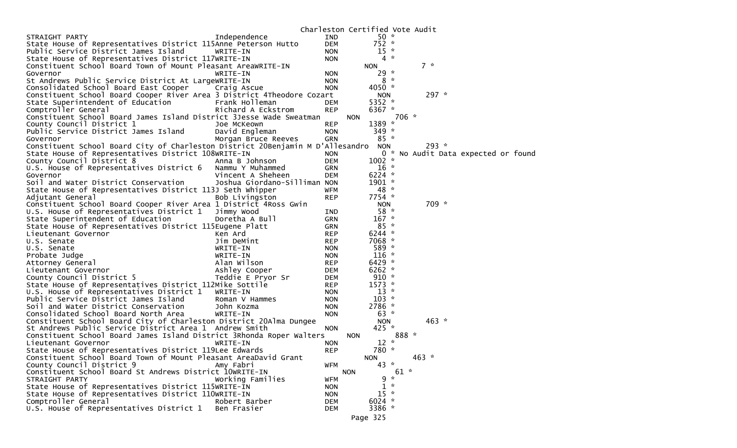Charleston Certified Vote Audit

| Office | Candidate | Party | Votes | | Note |
|---|---|---|---|---|---|
| STRAIGHT PARTY | Independence | IND | 50 | * | |
| State House of Representatives District 115 | Anne Peterson Hutto | DEM | 752 | * | |
| Public Service District James Island | WRITE-IN | NON | 15 | * | |
| State House of Representatives District 117 | WRITE-IN | NON | 4 | * | |
| Constituent School Board Town of Mount Pleasant Area | WRITE-IN | NON | 7 | * | |
| Governor | WRITE-IN | NON | 29 | * | |
| St Andrews Public Service District At Large | WRITE-IN | NON | 8 | * | |
| Consolidated School Board East Cooper | Craig Ascue | NON | 4050 | * | |
| Constituent School Board Cooper River Area 3 District 4 | Theodore Cozart | NON | 297 | * | |
| State Superintendent of Education | Frank Holleman | DEM | 5352 | * | |
| Comptroller General | Richard A Eckstrom | REP | 6367 | * | |
| Constituent School Board James Island District 3 | Jesse Wade Sweatman | NON | 706 | * | |
| County Council District 1 | Joe McKeown | REP | 1389 | * | |
| Public Service District James Island | David Engleman | NON | 349 | * | |
| Governor | Morgan Bruce Reeves | GRN | 85 | * | |
| Constituent School Board City of Charleston District 20 | Benjamin M D'Allesandro | NON | 293 | * | |
| State House of Representatives District 108 | WRITE-IN | NON | 0 | * | No Audit Data expected or found |
| County Council District 8 | Anna B Johnson | DEM | 1002 | * | |
| U.S. House of Representatives District 6 | Nammu Y Muhammed | GRN | 16 | * | |
| Governor | Vincent A Sheheen | DEM | 6224 | * | |
| Soil and Water District Conservation | Joshua Giordano-Silliman | NON | 1901 | * | |
| State House of Representatives District 113 | J Seth Whipper | WFM | 48 | * | |
| Adjutant General | Bob Livingston | REP | 7754 | * | |
| Constituent School Board Cooper River Area 1 District 4 | Ross Gwin | NON | 709 | * | |
| U.S. House of Representatives District 1 | Jimmy Wood | IND | 58 | * | |
| State Superintendent of Education | Doretha A Bull | GRN | 167 | * | |
| State House of Representatives District 115 | Eugene Platt | GRN | 85 | * | |
| Lieutenant Governor | Ken Ard | REP | 6244 | * | |
| U.S. Senate | Jim DeMint | REP | 7068 | * | |
| U.S. Senate | WRITE-IN | NON | 589 | * | |
| Probate Judge | WRITE-IN | NON | 116 | * | |
| Attorney General | Alan Wilson | REP | 6429 | * | |
| Lieutenant Governor | Ashley Cooper | DEM | 6262 | * | |
| County Council District 5 | Teddie E Pryor Sr | DEM | 910 | * | |
| State House of Representatives District 112 | Mike Sottile | REP | 1573 | * | |
| U.S. House of Representatives District 1 | WRITE-IN | NON | 13 | * | |
| Public Service District James Island | Roman V Hammes | NON | 103 | * | |
| Soil and Water District Conservation | John Kozma | NON | 2786 | * | |
| Consolidated School Board North Area | WRITE-IN | NON | 63 | * | |
| Constituent School Board City of Charleston District 20 | Alma Dungee | NON | 463 | * | |
| St Andrews Public Service District Area 1 | Andrew Smith | NON | 425 | * | |
| Constituent School Board James Island District 3 | Rhonda Roper Walters | NON | 888 | * | |
| Lieutenant Governor | WRITE-IN | NON | 12 | * | |
| State House of Representatives District 119 | Lee Edwards | REP | 780 | * | |
| Constituent School Board Town of Mount Pleasant Area | David Grant | NON | 463 | * | |
| County Council District 9 | Amy Fabri | WFM | 43 | * | |
| Constituent School Board St Andrews District 10 | WRITE-IN | NON | 61 | * | |
| STRAIGHT PARTY | Working Families | WFM | 9 | * | |
| State House of Representatives District 115 | WRITE-IN | NON | 1 | * | |
| State House of Representatives District 110 | WRITE-IN | NON | 15 | * | |
| Comptroller General | Robert Barber | DEM | 6024 | * | |
| U.S. House of Representatives District 1 | Ben Frasier | DEM | 3386 | * | |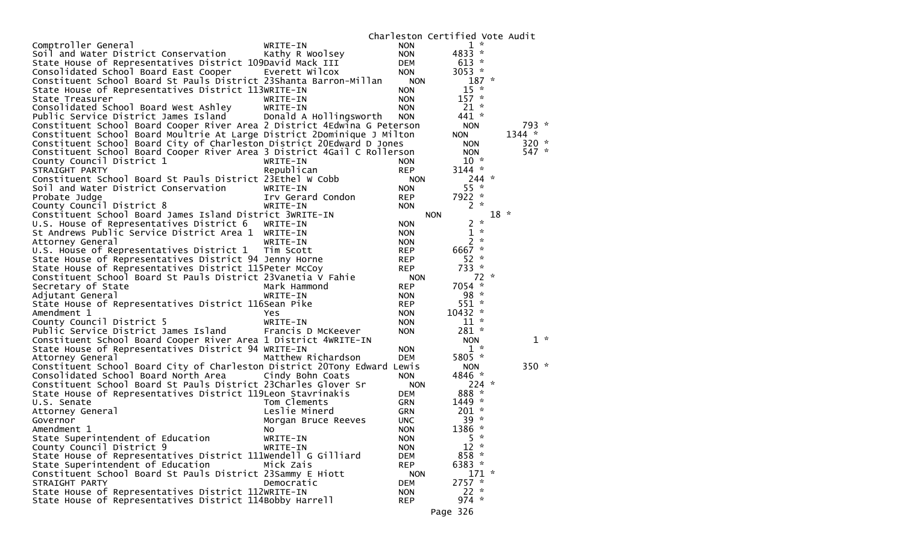Charleston Certified Vote Audit

| Contest | Candidate | Party | Votes | |
|---|---|---|---|---|
| Comptroller General | WRITE-IN | NON | 1 | * |
| Soil and Water District Conservation | Kathy R Woolsey | NON | 4833 | * |
| State House of Representatives District 109 | David Mack III | DEM | 613 | * |
| Consolidated School Board East Cooper | Everett Wilcox | NON | 3053 | * |
| Constituent School Board St Pauls District 23 | Shanta Barron-Millan | NON | 187 | * |
| State House of Representatives District 113 | WRITE-IN | NON | 15 | * |
| State Treasurer | WRITE-IN | NON | 157 | * |
| Consolidated School Board West Ashley | WRITE-IN | NON | 21 | * |
| Public Service District James Island | Donald A Hollingsworth | NON | 441 | * |
| Constituent School Board Cooper River Area 2 District 4 | Edwina G Peterson | NON | 793 | * |
| Constituent School Board Moultrie At Large District 2 | Dominique J Milton | NON | 1344 | * |
| Constituent School Board City of Charleston District 20 | Edward D Jones | NON | 320 | * |
| Constituent School Board Cooper River Area 3 District 4 | Gail C Rollerson | NON | 547 | * |
| County Council District 1 | WRITE-IN | NON | 10 | * |
| STRAIGHT PARTY | Republican | REP | 3144 | * |
| Constituent School Board St Pauls District 23 | Ethel W Cobb | NON | 244 | * |
| Soil and Water District Conservation | WRITE-IN | NON | 55 | * |
| Probate Judge | Irv Gerard Condon | REP | 7922 | * |
| County Council District 8 | WRITE-IN | NON | 2 | * |
| Constituent School Board James Island District 3 | WRITE-IN | NON | 18 | * |
| U.S. House of Representatives District 6 | WRITE-IN | NON | 2 | * |
| St Andrews Public Service District Area 1 | WRITE-IN | NON | 1 | * |
| Attorney General | WRITE-IN | NON | 2 | * |
| U.S. House of Representatives District 1 | Tim Scott | REP | 6667 | * |
| State House of Representatives District 94 | Jenny Horne | REP | 52 | * |
| State House of Representatives District 115 | Peter McCoy | REP | 733 | * |
| Constituent School Board St Pauls District 23 | Vanetia V Fahie | NON | 72 | * |
| Secretary of State | Mark Hammond | REP | 7054 | * |
| Adjutant General | WRITE-IN | NON | 98 | * |
| State House of Representatives District 116 | Sean Pike | REP | 551 | * |
| Amendment 1 | Yes | NON | 10432 | * |
| County Council District 5 | WRITE-IN | NON | 11 | * |
| Public Service District James Island | Francis D McKeever | NON | 281 | * |
| Constituent School Board Cooper River Area 1 District 4 | WRITE-IN | NON | 1 | * |
| State House of Representatives District 94 | WRITE-IN | NON | 1 | * |
| Attorney General | Matthew Richardson | DEM | 5805 | * |
| Constituent School Board City of Charleston District 20 | Tony Edward Lewis | NON | 350 | * |
| Consolidated School Board North Area | Cindy Bohn Coats | NON | 4846 | * |
| Constituent School Board St Pauls District 23 | Charles Glover Sr | NON | 224 | * |
| State House of Representatives District 119 | Leon Stavrinakis | DEM | 888 | * |
| U.S. Senate | Tom Clements | GRN | 1449 | * |
| Attorney General | Leslie Minerd | GRN | 201 | * |
| Governor | Morgan Bruce Reeves | UNC | 39 | * |
| Amendment 1 | No | NON | 1386 | * |
| State Superintendent of Education | WRITE-IN | NON | 5 | * |
| County Council District 9 | WRITE-IN | NON | 12 | * |
| State House of Representatives District 111 | Wendell G Gilliard | DEM | 858 | * |
| State Superintendent of Education | Mick Zais | REP | 6383 | * |
| Constituent School Board St Pauls District 23 | Sammy E Hiott | NON | 171 | * |
| STRAIGHT PARTY | Democratic | DEM | 2757 | * |
| State House of Representatives District 112 | WRITE-IN | NON | 22 | * |
| State House of Representatives District 114 | Bobby Harrell | REP | 974 | * |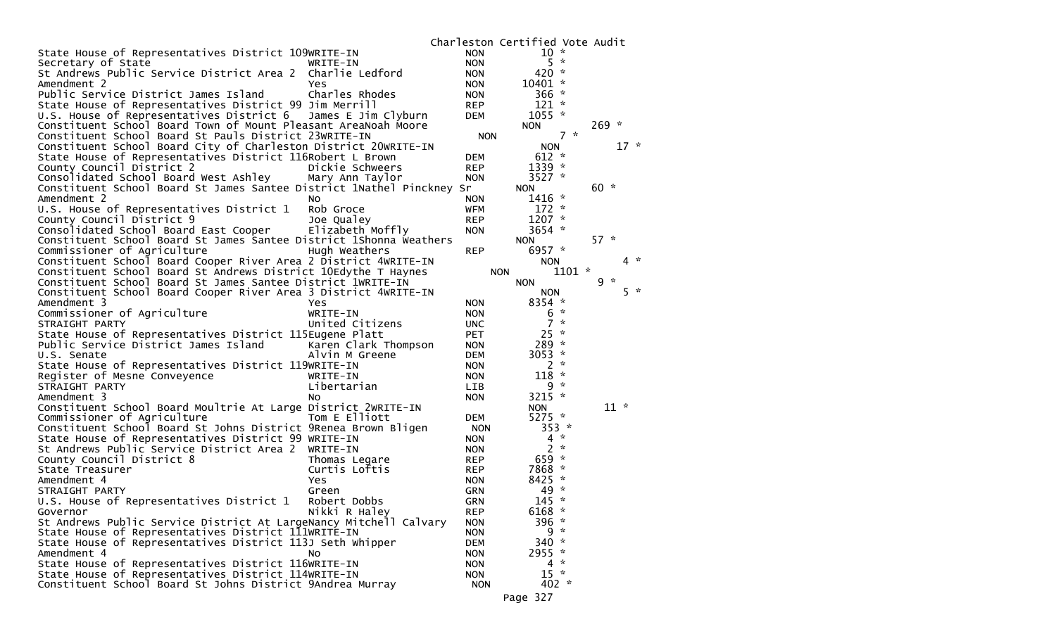Charleston Certified Vote Audit

| Contest | Candidate | Party | Votes | |
|---|---|---|---|---|
| State House of Representatives District 109 | WRITE-IN | NON | 10 | * |
| Secretary of State | WRITE-IN | NON | 5 | * |
| St Andrews Public Service District Area 2 | Charlie Ledford | NON | 420 | * |
| Amendment 2 | Yes | NON | 10401 | * |
| Public Service District James Island | Charles Rhodes | NON | 366 | * |
| State House of Representatives District 99 | Jim Merrill | REP | 121 | * |
| U.S. House of Representatives District 6 | James E Jim Clyburn | DEM | 1055 | * |
| Constituent School Board Town of Mount Pleasant Area | Noah Moore | NON | 269 | * |
| Constituent School Board St Pauls District 23 | WRITE-IN | NON | 7 | * |
| Constituent School Board City of Charleston District 20 | WRITE-IN | NON | 17 | * |
| State House of Representatives District 116 | Robert L Brown | DEM | 612 | * |
| County Council District 2 | Dickie Schweers | REP | 1339 | * |
| Consolidated School Board West Ashley | Mary Ann Taylor | NON | 3527 | * |
| Constituent School Board St James Santee District 1 | Nathel Pinckney Sr | NON | 60 | * |
| Amendment 2 | No | NON | 1416 | * |
| U.S. House of Representatives District 1 | Rob Groce | WFM | 172 | * |
| County Council District 9 | Joe Qualey | REP | 1207 | * |
| Consolidated School Board East Cooper | Elizabeth Moffly | NON | 3654 | * |
| Constituent School Board St James Santee District 1 | Shonna Weathers | NON | 57 | * |
| Commissioner of Agriculture | Hugh Weathers | REP | 6957 | * |
| Constituent School Board Cooper River Area 2 District 4 | WRITE-IN | NON | 4 | * |
| Constituent School Board St Andrews District 10 | Edythe T Haynes | NON | 1101 | * |
| Constituent School Board St James Santee District 1 | WRITE-IN | NON | 9 | * |
| Constituent School Board Cooper River Area 3 District 4 | WRITE-IN | NON | 5 | * |
| Amendment 3 | Yes | NON | 8354 | * |
| Commissioner of Agriculture | WRITE-IN | NON | 6 | * |
| STRAIGHT PARTY | United Citizens | UNC | 7 | * |
| State House of Representatives District 115 | Eugene Platt | PET | 25 | * |
| Public Service District James Island | Karen Clark Thompson | NON | 289 | * |
| U.S. Senate | Alvin M Greene | DEM | 3053 | * |
| State House of Representatives District 119 | WRITE-IN | NON | 2 | * |
| Register of Mesne Conveyence | WRITE-IN | NON | 118 | * |
| STRAIGHT PARTY | Libertarian | LIB | 9 | * |
| Amendment 3 | No | NON | 3215 | * |
| Constituent School Board Moultrie At Large District 2 | WRITE-IN | NON | 11 | * |
| Commissioner of Agriculture | Tom E Elliott | DEM | 5275 | * |
| Constituent School Board St Johns District 9 | Renea Brown Bligen | NON | 353 | * |
| State House of Representatives District 99 | WRITE-IN | NON | 4 | * |
| St Andrews Public Service District Area 2 | WRITE-IN | NON | 2 | * |
| County Council District 8 | Thomas Legare | REP | 659 | * |
| State Treasurer | Curtis Loftis | REP | 7868 | * |
| Amendment 4 | Yes | NON | 8425 | * |
| STRAIGHT PARTY | Green | GRN | 49 | * |
| U.S. House of Representatives District 1 | Robert Dobbs | GRN | 145 | * |
| Governor | Nikki R Haley | REP | 6168 | * |
| St Andrews Public Service District At Large | Nancy Mitchell Calvary | NON | 396 | * |
| State House of Representatives District 111 | WRITE-IN | NON | 9 | * |
| State House of Representatives District 113 | J Seth Whipper | DEM | 340 | * |
| Amendment 4 | No | NON | 2955 | * |
| State House of Representatives District 116 | WRITE-IN | NON | 4 | * |
| State House of Representatives District 114 | WRITE-IN | NON | 15 | * |
| Constituent School Board St Johns District 9 | Andrea Murray | NON | 402 | * |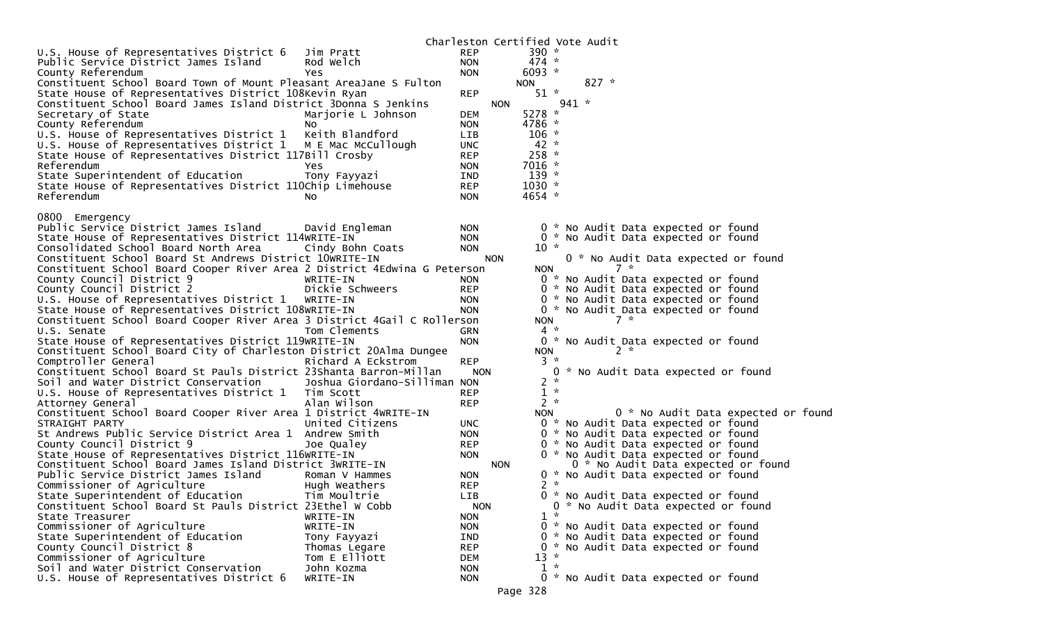Charleston Certified Vote Audit

| Contest | Candidate | Party | Votes | Note |
|---|---|---|---|---|
| U.S. House of Representatives District 6 | Jim Pratt | REP | 390 * | |
| Public Service District James Island | Rod Welch | NON | 474 * | |
| County Referendum | Yes | NON | 6093 * | |
| Constituent School Board Town of Mount Pleasant Area | Jane S Fulton | NON | 827 * | |
| State House of Representatives District 108 | Kevin Ryan | REP | 51 * | |
| Constituent School Board James Island District 3 | Donna S Jenkins | NON | 941 * | |
| Secretary of State | Marjorie L Johnson | DEM | 5278 * | |
| County Referendum | No | NON | 4786 * | |
| U.S. House of Representatives District 1 | Keith Blandford | LIB | 106 * | |
| U.S. House of Representatives District 1 | M E Mac McCullough | UNC | 42 * | |
| State House of Representatives District 117 | Bill Crosby | REP | 258 * | |
| Referendum | Yes | NON | 7016 * | |
| State Superintendent of Education | Tony Fayyazi | IND | 139 * | |
| State House of Representatives District 110 | Chip Limehouse | REP | 1030 * | |
| Referendum | No | NON | 4654 * | |

0800 Emergency

| Contest | Candidate | Party | Votes | Note |
|---|---|---|---|---|
| Public Service District James Island | David Engleman | NON | 0 * | No Audit Data expected or found |
| State House of Representatives District 114 | WRITE-IN | NON | 0 * | No Audit Data expected or found |
| Consolidated School Board North Area | Cindy Bohn Coats | NON | 10 * | |
| Constituent School Board St Andrews District 10 | WRITE-IN | NON | 0 * | No Audit Data expected or found |
| Constituent School Board Cooper River Area 2 District 4 | Edwina G Peterson | NON | 7 * | |
| County Council District 9 | WRITE-IN | NON | 0 * | No Audit Data expected or found |
| County Council District 2 | Dickie Schweers | REP | 0 * | No Audit Data expected or found |
| U.S. House of Representatives District 1 | WRITE-IN | NON | 0 * | No Audit Data expected or found |
| State House of Representatives District 108 | WRITE-IN | NON | 0 * | No Audit Data expected or found |
| Constituent School Board Cooper River Area 3 District 4 | Gail C Rollerson | NON | 7 * | |
| U.S. Senate | Tom Clements | GRN | 4 * | |
| State House of Representatives District 119 | WRITE-IN | NON | 0 * | No Audit Data expected or found |
| Constituent School Board City of Charleston District 20 | Alma Dungee | NON | 2 * | |
| Comptroller General | Richard A Eckstrom | REP | 3 * | |
| Constituent School Board St Pauls District 23 | Shanta Barron-Millan | NON | 0 * | No Audit Data expected or found |
| Soil and Water District Conservation | Joshua Giordano-Silliman | NON | 2 * | |
| U.S. House of Representatives District 1 | Tim Scott | REP | 1 * | |
| Attorney General | Alan Wilson | REP | 2 * | |
| Constituent School Board Cooper River Area 1 District 4 | WRITE-IN | NON | 0 * | No Audit Data expected or found |
| STRAIGHT PARTY | United Citizens | UNC | 0 * | No Audit Data expected or found |
| St Andrews Public Service District Area 1 | Andrew Smith | NON | 0 * | No Audit Data expected or found |
| County Council District 9 | Joe Qualey | REP | 0 * | No Audit Data expected or found |
| State House of Representatives District 116 | WRITE-IN | NON | 0 * | No Audit Data expected or found |
| Constituent School Board James Island District 3 | WRITE-IN | NON | 0 * | No Audit Data expected or found |
| Public Service District James Island | Roman V Hammes | NON | 0 * | No Audit Data expected or found |
| Commissioner of Agriculture | Hugh Weathers | REP | 2 * | |
| State Superintendent of Education | Tim Moultrie | LIB | 0 * | No Audit Data expected or found |
| Constituent School Board St Pauls District 23 | Ethel W Cobb | NON | 0 * | No Audit Data expected or found |
| State Treasurer | WRITE-IN | NON | 1 * | |
| Commissioner of Agriculture | WRITE-IN | NON | 0 * | No Audit Data expected or found |
| State Superintendent of Education | Tony Fayyazi | IND | 0 * | No Audit Data expected or found |
| County Council District 8 | Thomas Legare | REP | 0 * | No Audit Data expected or found |
| Commissioner of Agriculture | Tom E Elliott | DEM | 13 * | |
| Soil and Water District Conservation | John Kozma | NON | 1 * | |
| U.S. House of Representatives District 6 | WRITE-IN | NON | 0 * | No Audit Data expected or found |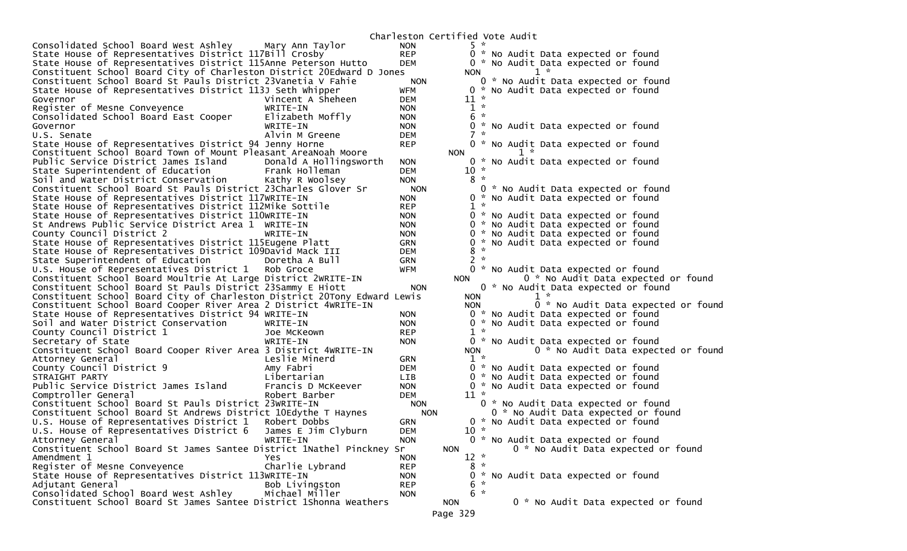Charleston Certified Vote Audit

```
Consolidated School Board West Ashley      Mary Ann Taylor          NON         5 *
State House of Representatives District 117Bill Crosby              REP         0 * No Audit Data expected or found
State House of Representatives District 115Anne Peterson Hutto      DEM         0 * No Audit Data expected or found
Constituent School Board City of Charleston District 20Edward D Jones         NON         1 *
Constituent School Board St Pauls District 23Vanetia V Fahie         NON         0 * No Audit Data expected or found
State House of Representatives District 113J Seth Whipper           WFM         0 * No Audit Data expected or found
Governor                                   Vincent A Sheheen        DEM        11 *
Register of Mesne Conveyence               WRITE-IN                 NON         1 *
Consolidated School Board East Cooper      Elizabeth Moffly         NON         6 *
Governor                                   WRITE-IN                 NON         0 * No Audit Data expected or found
U.S. Senate                                Alvin M Greene           DEM         7 *
State House of Representatives District 94 Jenny Horne              REP         0 * No Audit Data expected or found
Constituent School Board Town of Mount Pleasant AreaNoah Moore           NON         1 *
Public Service District James Island       Donald A Hollingsworth   NON         0 * No Audit Data expected or found
State Superintendent of Education          Frank Holleman           DEM        10 *
Soil and Water District Conservation       Kathy R Woolsey          NON         8 *
Constituent School Board St Pauls District 23Charles Glover Sr       NON         0 * No Audit Data expected or found
State House of Representatives District 117WRITE-IN                 NON         0 * No Audit Data expected or found
State House of Representatives District 112Mike Sottile             REP         1 *
State House of Representatives District 110WRITE-IN                 NON         0 * No Audit Data expected or found
St Andrews Public Service District Area 1  WRITE-IN                 NON         0 * No Audit Data expected or found
County Council District 2                  WRITE-IN                 NON         0 * No Audit Data expected or found
State House of Representatives District 115Eugene Platt             GRN         0 * No Audit Data expected or found
State House of Representatives District 109David Mack III           DEM         8 *
State Superintendent of Education          Doretha A Bull           GRN         2 *
U.S. House of Representatives District 1   Rob Groce                WFM         0 * No Audit Data expected or found
Constituent School Board Moultrie At Large District 2WRITE-IN              NON         0 * No Audit Data expected or found
Constituent School Board St Pauls District 23Sammy E Hiott           NON         0 * No Audit Data expected or found
Constituent School Board City of Charleston District 20Tony Edward Lewis         NON         1 *
Constituent School Board Cooper River Area 2 District 4WRITE-IN            NON         0 * No Audit Data expected or found
State House of Representatives District 94 WRITE-IN                 NON         0 * No Audit Data expected or found
Soil and Water District Conservation       WRITE-IN                 NON         0 * No Audit Data expected or found
County Council District 1                  Joe McKeown              REP         1 *
Secretary of State                         WRITE-IN                 NON         0 * No Audit Data expected or found
Constituent School Board Cooper River Area 3 District 4WRITE-IN            NON         0 * No Audit Data expected or found
Attorney General                           Leslie Minerd            GRN         1 *
County Council District 9                  Amy Fabri                DEM         0 * No Audit Data expected or found
STRAIGHT PARTY                             Libertarian              LIB         0 * No Audit Data expected or found
Public Service District James Island       Francis D McKeever       NON         0 * No Audit Data expected or found
Comptroller General                        Robert Barber            DEM        11 *
Constituent School Board St Pauls District 23WRITE-IN                NON         0 * No Audit Data expected or found
Constituent School Board St Andrews District 10Edythe T Haynes        NON         0 * No Audit Data expected or found
U.S. House of Representatives District 1   Robert Dobbs             GRN         0 * No Audit Data expected or found
U.S. House of Representatives District 6   James E Jim Clyburn      DEM        10 *
Attorney General                           WRITE-IN                 NON         0 * No Audit Data expected or found
Constituent School Board St James Santee District 1Nathel Pinckney Sr       NON         0 * No Audit Data expected or found
Amendment 1                                Yes                      NON        12 *
Register of Mesne Conveyence               Charlie Lybrand          REP         8 *
State House of Representatives District 113WRITE-IN                 NON         0 * No Audit Data expected or found
Adjutant General                           Bob Livingston           REP         6 *
Consolidated School Board West Ashley      Michael Miller           NON         6 *
Constituent School Board St James Santee District 1Shonna Weathers          NON         0 * No Audit Data expected or found
```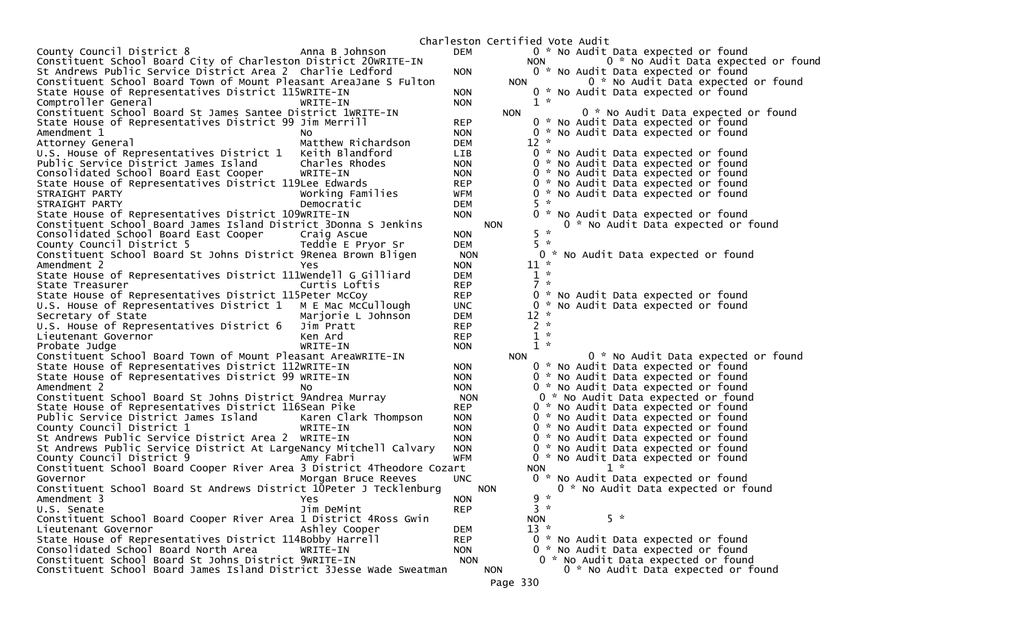Charleston Certified Vote Audit

| Contest | Candidate | Party | Votes | Note |
|---|---|---|---|---|
| County Council District 8 | Anna B Johnson | DEM | 0 | * No Audit Data expected or found |
| Constituent School Board City of Charleston District 20 | WRITE-IN | NON | 0 | * No Audit Data expected or found |
| St Andrews Public Service District Area 2 | Charlie Ledford | NON | 0 | * No Audit Data expected or found |
| Constituent School Board Town of Mount Pleasant Area | Jane S Fulton | NON | 0 | * No Audit Data expected or found |
| State House of Representatives District 115 | WRITE-IN | NON | 0 | * No Audit Data expected or found |
| Comptroller General | WRITE-IN | NON | 1 | * |
| Constituent School Board St James Santee District 1 | WRITE-IN | NON | 0 | * No Audit Data expected or found |
| State House of Representatives District 99 | Jim Merrill | REP | 0 | * No Audit Data expected or found |
| Amendment 1 | No | NON | 0 | * No Audit Data expected or found |
| Attorney General | Matthew Richardson | DEM | 12 | * |
| U.S. House of Representatives District 1 | Keith Blandford | LIB | 0 | * No Audit Data expected or found |
| Public Service District James Island | Charles Rhodes | NON | 0 | * No Audit Data expected or found |
| Consolidated School Board East Cooper | WRITE-IN | NON | 0 | * No Audit Data expected or found |
| State House of Representatives District 119 | Lee Edwards | REP | 0 | * No Audit Data expected or found |
| STRAIGHT PARTY | Working Families | WFM | 0 | * No Audit Data expected or found |
| STRAIGHT PARTY | Democratic | DEM | 5 | * |
| State House of Representatives District 109 | WRITE-IN | NON | 0 | * No Audit Data expected or found |
| Constituent School Board James Island District 3 | Donna S Jenkins | NON | 0 | * No Audit Data expected or found |
| Consolidated School Board East Cooper | Craig Ascue | NON | 5 | * |
| County Council District 5 | Teddie E Pryor Sr | DEM | 5 | * |
| Constituent School Board St Johns District 9 | Renea Brown Bligen | NON | 0 | * No Audit Data expected or found |
| Amendment 2 | Yes | NON | 11 | * |
| State House of Representatives District 111 | Wendell G Gilliard | DEM | 1 | * |
| State Treasurer | Curtis Loftis | REP | 7 | * |
| State House of Representatives District 115 | Peter McCoy | REP | 0 | * No Audit Data expected or found |
| U.S. House of Representatives District 1 | M E Mac McCullough | UNC | 0 | * No Audit Data expected or found |
| Secretary of State | Marjorie L Johnson | DEM | 12 | * |
| U.S. House of Representatives District 6 | Jim Pratt | REP | 2 | * |
| Lieutenant Governor | Ken Ard | REP | 1 | * |
| Probate Judge | WRITE-IN | NON | 1 | * |
| Constituent School Board Town of Mount Pleasant Area | WRITE-IN | NON | 0 | * No Audit Data expected or found |
| State House of Representatives District 112 | WRITE-IN | NON | 0 | * No Audit Data expected or found |
| State House of Representatives District 99 | WRITE-IN | NON | 0 | * No Audit Data expected or found |
| Amendment 2 | No | NON | 0 | * No Audit Data expected or found |
| Constituent School Board St Johns District 9 | Andrea Murray | NON | 0 | * No Audit Data expected or found |
| State House of Representatives District 116 | Sean Pike | REP | 0 | * No Audit Data expected or found |
| Public Service District James Island | Karen Clark Thompson | NON | 0 | * No Audit Data expected or found |
| County Council District 1 | WRITE-IN | NON | 0 | * No Audit Data expected or found |
| St Andrews Public Service District Area 2 | WRITE-IN | NON | 0 | * No Audit Data expected or found |
| St Andrews Public Service District At Large | Nancy Mitchell Calvary | NON | 0 | * No Audit Data expected or found |
| County Council District 9 | Amy Fabri | WFM | 0 | * No Audit Data expected or found |
| Constituent School Board Cooper River Area 3 District 4 | Theodore Cozart | NON | 1 | * |
| Governor | Morgan Bruce Reeves | UNC | 0 | * No Audit Data expected or found |
| Constituent School Board St Andrews District 10 | Peter J Tecklenburg | NON | 0 | * No Audit Data expected or found |
| Amendment 3 | Yes | NON | 9 | * |
| U.S. Senate | Jim DeMint | REP | 3 | * |
| Constituent School Board Cooper River Area 1 District 4 | Ross Gwin | NON | 5 | * |
| Lieutenant Governor | Ashley Cooper | DEM | 13 | * |
| State House of Representatives District 114 | Bobby Harrell | REP | 0 | * No Audit Data expected or found |
| Consolidated School Board North Area | WRITE-IN | NON | 0 | * No Audit Data expected or found |
| Constituent School Board St Johns District 9 | WRITE-IN | NON | 0 | * No Audit Data expected or found |
| Constituent School Board James Island District 3 | Jesse Wade Sweatman | NON | 0 | * No Audit Data expected or found |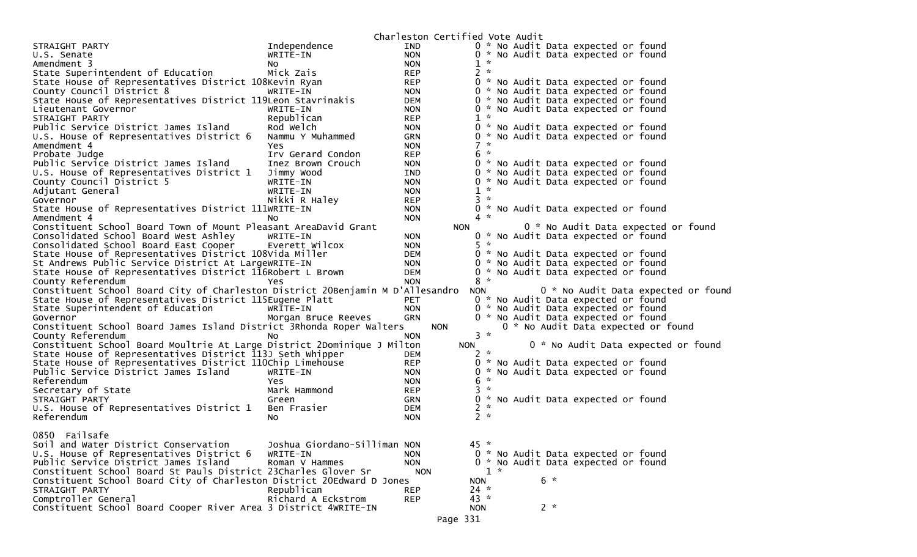Charleston Certified Vote Audit

| Contest | Candidate | Party | Votes | Note |
|---|---|---|---|---|
| STRAIGHT PARTY | Independence | IND | 0 | * No Audit Data expected or found |
| U.S. Senate | WRITE-IN | NON | 0 | * No Audit Data expected or found |
| Amendment 3 | No | NON | 1 | * |
| State Superintendent of Education | Mick Zais | REP | 2 | * |
| State House of Representatives District 108 | Kevin Ryan | REP | 0 | * No Audit Data expected or found |
| County Council District 8 | WRITE-IN | NON | 0 | * No Audit Data expected or found |
| State House of Representatives District 119 | Leon Stavrinakis | DEM | 0 | * No Audit Data expected or found |
| Lieutenant Governor | WRITE-IN | NON | 0 | * No Audit Data expected or found |
| STRAIGHT PARTY | Republican | REP | 1 | * |
| Public Service District James Island | Rod Welch | NON | 0 | * No Audit Data expected or found |
| U.S. House of Representatives District 6 | Nammu Y Muhammed | GRN | 0 | * No Audit Data expected or found |
| Amendment 4 | Yes | NON | 7 | * |
| Probate Judge | Irv Gerard Condon | REP | 6 | * |
| Public Service District James Island | Inez Brown Crouch | NON | 0 | * No Audit Data expected or found |
| U.S. House of Representatives District 1 | Jimmy Wood | IND | 0 | * No Audit Data expected or found |
| County Council District 5 | WRITE-IN | NON | 0 | * No Audit Data expected or found |
| Adjutant General | WRITE-IN | NON | 1 | * |
| Governor | Nikki R Haley | REP | 3 | * |
| State House of Representatives District 111 | WRITE-IN | NON | 0 | * No Audit Data expected or found |
| Amendment 4 | No | NON | 4 | * |
| Constituent School Board Town of Mount Pleasant Area | David Grant | NON | 0 | * No Audit Data expected or found |
| Consolidated School Board West Ashley | WRITE-IN | NON | 0 | * No Audit Data expected or found |
| Consolidated School Board East Cooper | Everett Wilcox | NON | 5 | * |
| State House of Representatives District 108 | Vida Miller | DEM | 0 | * No Audit Data expected or found |
| St Andrews Public Service District At Large | WRITE-IN | NON | 0 | * No Audit Data expected or found |
| State House of Representatives District 116 | Robert L Brown | DEM | 0 | * No Audit Data expected or found |
| County Referendum | Yes | NON | 8 | * |
| Constituent School Board City of Charleston District 20 | Benjamin M D'Allesandro | NON | 0 | * No Audit Data expected or found |
| State House of Representatives District 115 | Eugene Platt | PET | 0 | * No Audit Data expected or found |
| State Superintendent of Education | WRITE-IN | NON | 0 | * No Audit Data expected or found |
| Governor | Morgan Bruce Reeves | GRN | 0 | * No Audit Data expected or found |
| Constituent School Board James Island District 3 | Rhonda Roper Walters | NON | 0 | * No Audit Data expected or found |
| County Referendum | No | NON | 3 | * |
| Constituent School Board Moultrie At Large District 2 | Dominique J Milton | NON | 0 | * No Audit Data expected or found |
| State House of Representatives District 113 | J Seth Whipper | DEM | 2 | * |
| State House of Representatives District 110 | Chip Limehouse | REP | 0 | * No Audit Data expected or found |
| Public Service District James Island | WRITE-IN | NON | 0 | * No Audit Data expected or found |
| Referendum | Yes | NON | 6 | * |
| Secretary of State | Mark Hammond | REP | 3 | * |
| STRAIGHT PARTY | Green | GRN | 0 | * No Audit Data expected or found |
| U.S. House of Representatives District 1 | Ben Frasier | DEM | 2 | * |
| Referendum | No | NON | 2 | * |

0850 Failsafe

| Contest | Candidate | Party | Votes | Note |
|---|---|---|---|---|
| Soil and Water District Conservation | Joshua Giordano-Silliman | NON | 45 | * |
| U.S. House of Representatives District 6 | WRITE-IN | NON | 0 | * No Audit Data expected or found |
| Public Service District James Island | Roman V Hammes | NON | 0 | * No Audit Data expected or found |
| Constituent School Board St Pauls District 23 | Charles Glover Sr | NON | 1 | * |
| Constituent School Board City of Charleston District 20 | Edward D Jones | NON | 6 | * |
| STRAIGHT PARTY | Republican | REP | 24 | * |
| Comptroller General | Richard A Eckstrom | REP | 43 | * |
| Constituent School Board Cooper River Area 3 District 4 | WRITE-IN | NON | 2 | * |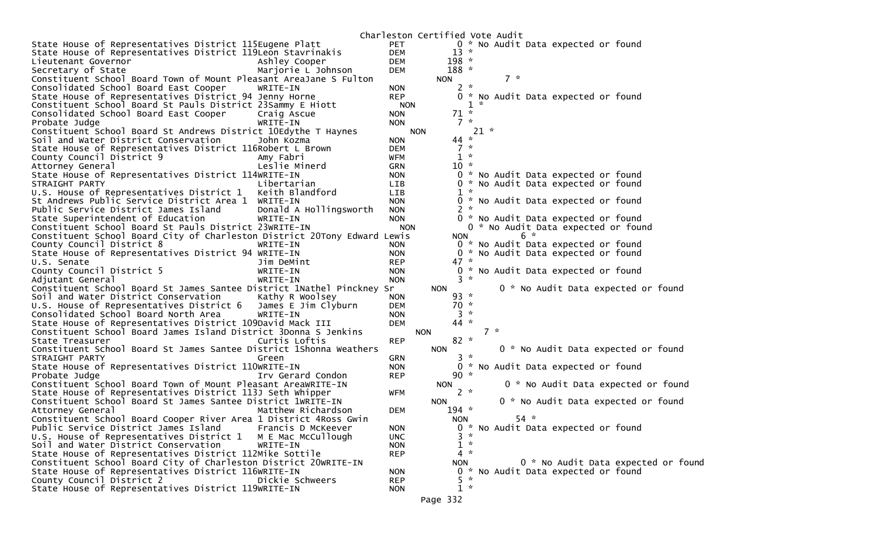# Charleston Certified Vote Audit

| Contest | Candidate | Party | Votes | Note |
|---|---|---|---|---|
| State House of Representatives District 115 | Eugene Platt | PET | 0 * | No Audit Data expected or found |
| State House of Representatives District 119 | Leon Stavrinakis | DEM | 13 * | |
| Lieutenant Governor | Ashley Cooper | DEM | 198 * | |
| Secretary of State | Marjorie L Johnson | DEM | 188 * | |
| Constituent School Board Town of Mount Pleasant Area | Jane S Fulton | NON | 7 * | |
| Consolidated School Board East Cooper | WRITE-IN | NON | 2 * | |
| State House of Representatives District 94 | Jenny Horne | REP | 0 * | No Audit Data expected or found |
| Constituent School Board St Pauls District 23 | Sammy E Hiott | NON | 1 * | |
| Consolidated School Board East Cooper | Craig Ascue | NON | 71 * | |
| Probate Judge | WRITE-IN | NON | 7 * | |
| Constituent School Board St Andrews District 10 | Edythe T Haynes | NON | 21 * | |
| Soil and Water District Conservation | John Kozma | NON | 44 * | |
| State House of Representatives District 116 | Robert L Brown | DEM | 7 * | |
| County Council District 9 | Amy Fabri | WFM | 1 * | |
| Attorney General | Leslie Minerd | GRN | 10 * | |
| State House of Representatives District 114 | WRITE-IN | NON | 0 * | No Audit Data expected or found |
| STRAIGHT PARTY | Libertarian | LIB | 0 * | No Audit Data expected or found |
| U.S. House of Representatives District 1 | Keith Blandford | LIB | 1 * | |
| St Andrews Public Service District Area 1 | WRITE-IN | NON | 0 * | No Audit Data expected or found |
| Public Service District James Island | Donald A Hollingsworth | NON | 2 * | |
| State Superintendent of Education | WRITE-IN | NON | 0 * | No Audit Data expected or found |
| Constituent School Board St Pauls District 23 | WRITE-IN | NON | 0 * | No Audit Data expected or found |
| Constituent School Board City of Charleston District 20 | Tony Edward Lewis | NON | 6 * | |
| County Council District 8 | WRITE-IN | NON | 0 * | No Audit Data expected or found |
| State House of Representatives District 94 | WRITE-IN | NON | 0 * | No Audit Data expected or found |
| U.S. Senate | Jim DeMint | REP | 47 * | |
| County Council District 5 | WRITE-IN | NON | 0 * | No Audit Data expected or found |
| Adjutant General | WRITE-IN | NON | 3 * | |
| Constituent School Board St James Santee District 1 | Nathel Pinckney Sr | NON | 0 * | No Audit Data expected or found |
| Soil and Water District Conservation | Kathy R Woolsey | NON | 93 * | |
| U.S. House of Representatives District 6 | James E Jim Clyburn | DEM | 70 * | |
| Consolidated School Board North Area | WRITE-IN | NON | 3 * | |
| State House of Representatives District 109 | David Mack III | DEM | 44 * | |
| Constituent School Board James Island District 3 | Donna S Jenkins | NON | 7 * | |
| State Treasurer | Curtis Loftis | REP | 82 * | |
| Constituent School Board St James Santee District 1 | Shonna Weathers | NON | 0 * | No Audit Data expected or found |
| STRAIGHT PARTY | Green | GRN | 3 * | |
| State House of Representatives District 110 | WRITE-IN | NON | 0 * | No Audit Data expected or found |
| Probate Judge | Irv Gerard Condon | REP | 90 * | |
| Constituent School Board Town of Mount Pleasant Area | WRITE-IN | NON | 0 * | No Audit Data expected or found |
| State House of Representatives District 113 | J Seth Whipper | WFM | 2 * | |
| Constituent School Board St James Santee District 1 | WRITE-IN | NON | 0 * | No Audit Data expected or found |
| Attorney General | Matthew Richardson | DEM | 194 * | |
| Constituent School Board Cooper River Area 1 District 4 | Ross Gwin | NON | 54 * | |
| Public Service District James Island | Francis D McKeever | NON | 0 * | No Audit Data expected or found |
| U.S. House of Representatives District 1 | M E Mac McCullough | UNC | 3 * | |
| Soil and Water District Conservation | WRITE-IN | NON | 1 * | |
| State House of Representatives District 112 | Mike Sottile | REP | 4 * | |
| Constituent School Board City of Charleston District 20 | WRITE-IN | NON | 0 * | No Audit Data expected or found |
| State House of Representatives District 116 | WRITE-IN | NON | 0 * | No Audit Data expected or found |
| County Council District 2 | Dickie Schweers | REP | 5 * | |
| State House of Representatives District 119 | WRITE-IN | NON | 1 * | |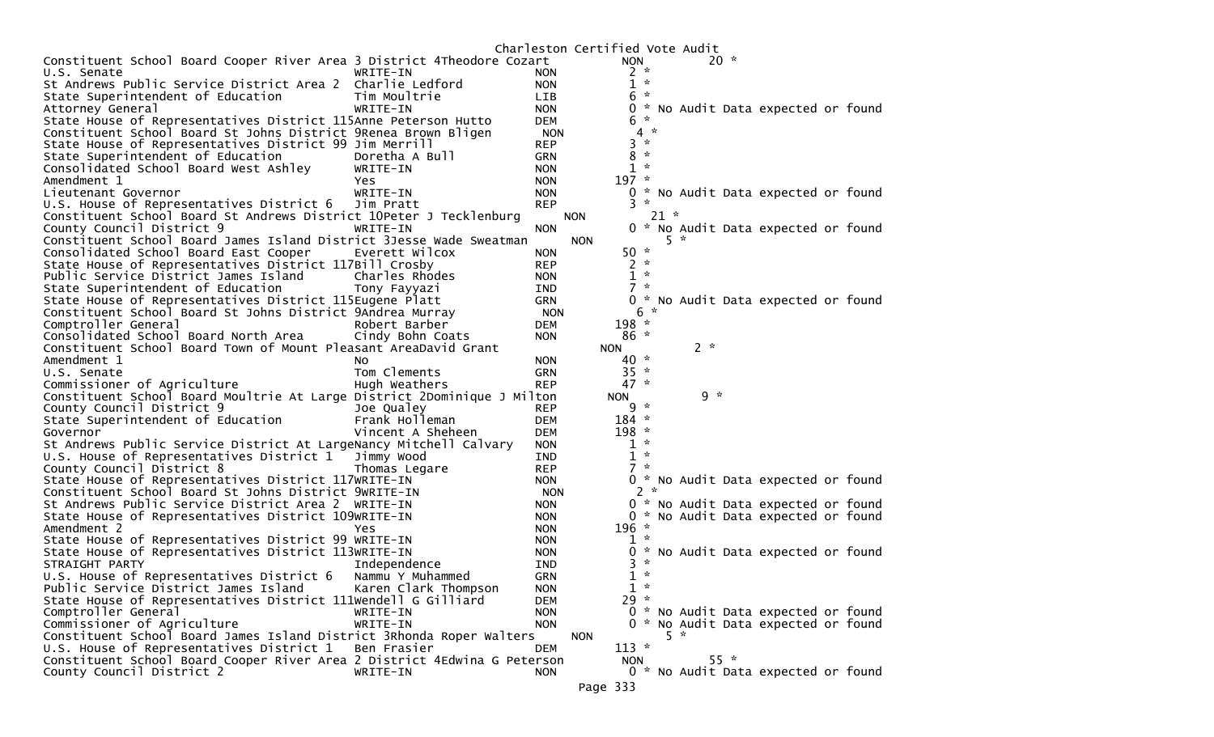Charleston Certified Vote Audit

| Contest | Candidate | Party | Votes | | Note |
|---|---|---|---|---|---|
| Constituent School Board Cooper River Area 3 District 4 | Theodore Cozart | NON | 20 | * | |
| U.S. Senate | WRITE-IN | NON | 2 | * | |
| St Andrews Public Service District Area 2 | Charlie Ledford | NON | 1 | * | |
| State Superintendent of Education | Tim Moultrie | LIB | 6 | * | |
| Attorney General | WRITE-IN | NON | 0 | * | No Audit Data expected or found |
| State House of Representatives District 115 | Anne Peterson Hutto | DEM | 6 | * | |
| Constituent School Board St Johns District 9 | Renea Brown Bligen | NON | 4 | * | |
| State House of Representatives District 99 | Jim Merrill | REP | 3 | * | |
| State Superintendent of Education | Doretha A Bull | GRN | 8 | * | |
| Consolidated School Board West Ashley | WRITE-IN | NON | 1 | * | |
| Amendment 1 | Yes | NON | 197 | * | |
| Lieutenant Governor | WRITE-IN | NON | 0 | * | No Audit Data expected or found |
| U.S. House of Representatives District 6 | Jim Pratt | REP | 3 | * | |
| Constituent School Board St Andrews District 10 | Peter J Tecklenburg | NON | 21 | * | |
| County Council District 9 | WRITE-IN | NON | 0 | * | No Audit Data expected or found |
| Constituent School Board James Island District 3 | Jesse Wade Sweatman | NON | 5 | * | |
| Consolidated School Board East Cooper | Everett Wilcox | NON | 50 | * | |
| State House of Representatives District 117 | Bill Crosby | REP | 2 | * | |
| Public Service District James Island | Charles Rhodes | NON | 1 | * | |
| State Superintendent of Education | Tony Fayyazi | IND | 7 | * | |
| State House of Representatives District 115 | Eugene Platt | GRN | 0 | * | No Audit Data expected or found |
| Constituent School Board St Johns District 9 | Andrea Murray | NON | 6 | * | |
| Comptroller General | Robert Barber | DEM | 198 | * | |
| Consolidated School Board North Area | Cindy Bohn Coats | NON | 86 | * | |
| Constituent School Board Town of Mount Pleasant Area | David Grant | NON | 2 | * | |
| Amendment 1 | No | NON | 40 | * | |
| U.S. Senate | Tom Clements | GRN | 35 | * | |
| Commissioner of Agriculture | Hugh Weathers | REP | 47 | * | |
| Constituent School Board Moultrie At Large District 2 | Dominique J Milton | NON | 9 | * | |
| County Council District 9 | Joe Qualey | REP | 9 | * | |
| State Superintendent of Education | Frank Holleman | DEM | 184 | * | |
| Governor | Vincent A Sheheen | DEM | 198 | * | |
| St Andrews Public Service District At Large | Nancy Mitchell Calvary | NON | 1 | * | |
| U.S. House of Representatives District 1 | Jimmy Wood | IND | 1 | * | |
| County Council District 8 | Thomas Legare | REP | 7 | * | |
| State House of Representatives District 117 | WRITE-IN | NON | 0 | * | No Audit Data expected or found |
| Constituent School Board St Johns District 9 | WRITE-IN | NON | 2 | * | |
| St Andrews Public Service District Area 2 | WRITE-IN | NON | 0 | * | No Audit Data expected or found |
| State House of Representatives District 109 | WRITE-IN | NON | 0 | * | No Audit Data expected or found |
| Amendment 2 | Yes | NON | 196 | * | |
| State House of Representatives District 99 | WRITE-IN | NON | 1 | * | |
| State House of Representatives District 113 | WRITE-IN | NON | 0 | * | No Audit Data expected or found |
| STRAIGHT PARTY | Independence | IND | 3 | * | |
| U.S. House of Representatives District 6 | Nammu Y Muhammed | GRN | 1 | * | |
| Public Service District James Island | Karen Clark Thompson | NON | 1 | * | |
| State House of Representatives District 111 | Wendell G Gilliard | DEM | 29 | * | |
| Comptroller General | WRITE-IN | NON | 0 | * | No Audit Data expected or found |
| Commissioner of Agriculture | WRITE-IN | NON | 0 | * | No Audit Data expected or found |
| Constituent School Board James Island District 3 | Rhonda Roper Walters | NON | 5 | * | |
| U.S. House of Representatives District 1 | Ben Frasier | DEM | 113 | * | |
| Constituent School Board Cooper River Area 2 District 4 | Edwina G Peterson | NON | 55 | * | |
| County Council District 2 | WRITE-IN | NON | 0 | * | No Audit Data expected or found |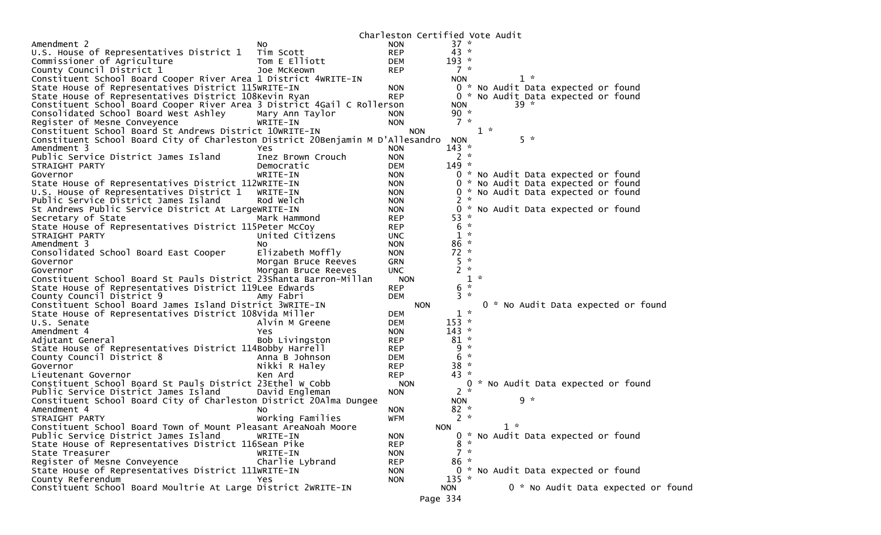Charleston Certified Vote Audit

| Contest | Candidate | Party | Votes | Note |
|---|---|---|---|---|
| Amendment 2 | No | NON | 37 * | |
| U.S. House of Representatives District 1 | Tim Scott | REP | 43 * | |
| Commissioner of Agriculture | Tom E Elliott | DEM | 193 * | |
| County Council District 1 | Joe McKeown | REP | 7 * | |
| Constituent School Board Cooper River Area 1 District 4 | WRITE-IN | NON | 1 * | |
| State House of Representatives District 115 | WRITE-IN | NON | 0 * | No Audit Data expected or found |
| State House of Representatives District 108 | Kevin Ryan | REP | 0 * | No Audit Data expected or found |
| Constituent School Board Cooper River Area 3 District 4 | Gail C Rollerson | NON | 39 * | |
| Consolidated School Board West Ashley | Mary Ann Taylor | NON | 90 * | |
| Register of Mesne Conveyence | WRITE-IN | NON | 7 * | |
| Constituent School Board St Andrews District 10 | WRITE-IN | NON | 1 * | |
| Constituent School Board City of Charleston District 20 | Benjamin M D'Allesandro | NON | 5 * | |
| Amendment 3 | Yes | NON | 143 * | |
| Public Service District James Island | Inez Brown Crouch | NON | 2 * | |
| STRAIGHT PARTY | Democratic | DEM | 149 * | |
| Governor | WRITE-IN | NON | 0 * | No Audit Data expected or found |
| State House of Representatives District 112 | WRITE-IN | NON | 0 * | No Audit Data expected or found |
| U.S. House of Representatives District 1 | WRITE-IN | NON | 0 * | No Audit Data expected or found |
| Public Service District James Island | Rod Welch | NON | 2 * | |
| St Andrews Public Service District At Large | WRITE-IN | NON | 0 * | No Audit Data expected or found |
| Secretary of State | Mark Hammond | REP | 53 * | |
| State House of Representatives District 115 | Peter McCoy | REP | 6 * | |
| STRAIGHT PARTY | United Citizens | UNC | 1 * | |
| Amendment 3 | No | NON | 86 * | |
| Consolidated School Board East Cooper | Elizabeth Moffly | NON | 72 * | |
| Governor | Morgan Bruce Reeves | GRN | 5 * | |
| Governor | Morgan Bruce Reeves | UNC | 2 * | |
| Constituent School Board St Pauls District 23 | Shanta Barron-Millan | NON | 1 * | |
| State House of Representatives District 119 | Lee Edwards | REP | 6 * | |
| County Council District 9 | Amy Fabri | DEM | 3 * | |
| Constituent School Board James Island District 3 | WRITE-IN | NON | 0 * | No Audit Data expected or found |
| State House of Representatives District 108 | Vida Miller | DEM | 1 * | |
| U.S. Senate | Alvin M Greene | DEM | 153 * | |
| Amendment 4 | Yes | NON | 143 * | |
| Adjutant General | Bob Livingston | REP | 81 * | |
| State House of Representatives District 114 | Bobby Harrell | REP | 9 * | |
| County Council District 8 | Anna B Johnson | DEM | 6 * | |
| Governor | Nikki R Haley | REP | 38 * | |
| Lieutenant Governor | Ken Ard | REP | 43 * | |
| Constituent School Board St Pauls District 23 | Ethel W Cobb | NON | 0 * | No Audit Data expected or found |
| Public Service District James Island | David Engleman | NON | 2 * | |
| Constituent School Board City of Charleston District 20 | Alma Dungee | NON | 9 * | |
| Amendment 4 | No | NON | 82 * | |
| STRAIGHT PARTY | Working Families | WFM | 2 * | |
| Constituent School Board Town of Mount Pleasant Area | Noah Moore | NON | 1 * | |
| Public Service District James Island | WRITE-IN | NON | 0 * | No Audit Data expected or found |
| State House of Representatives District 116 | Sean Pike | REP | 8 * | |
| State Treasurer | WRITE-IN | NON | 7 * | |
| Register of Mesne Conveyence | Charlie Lybrand | REP | 86 * | |
| State House of Representatives District 111 | WRITE-IN | NON | 0 * | No Audit Data expected or found |
| County Referendum | Yes | NON | 135 * | |
| Constituent School Board Moultrie At Large District 2 | WRITE-IN | NON | 0 * | No Audit Data expected or found |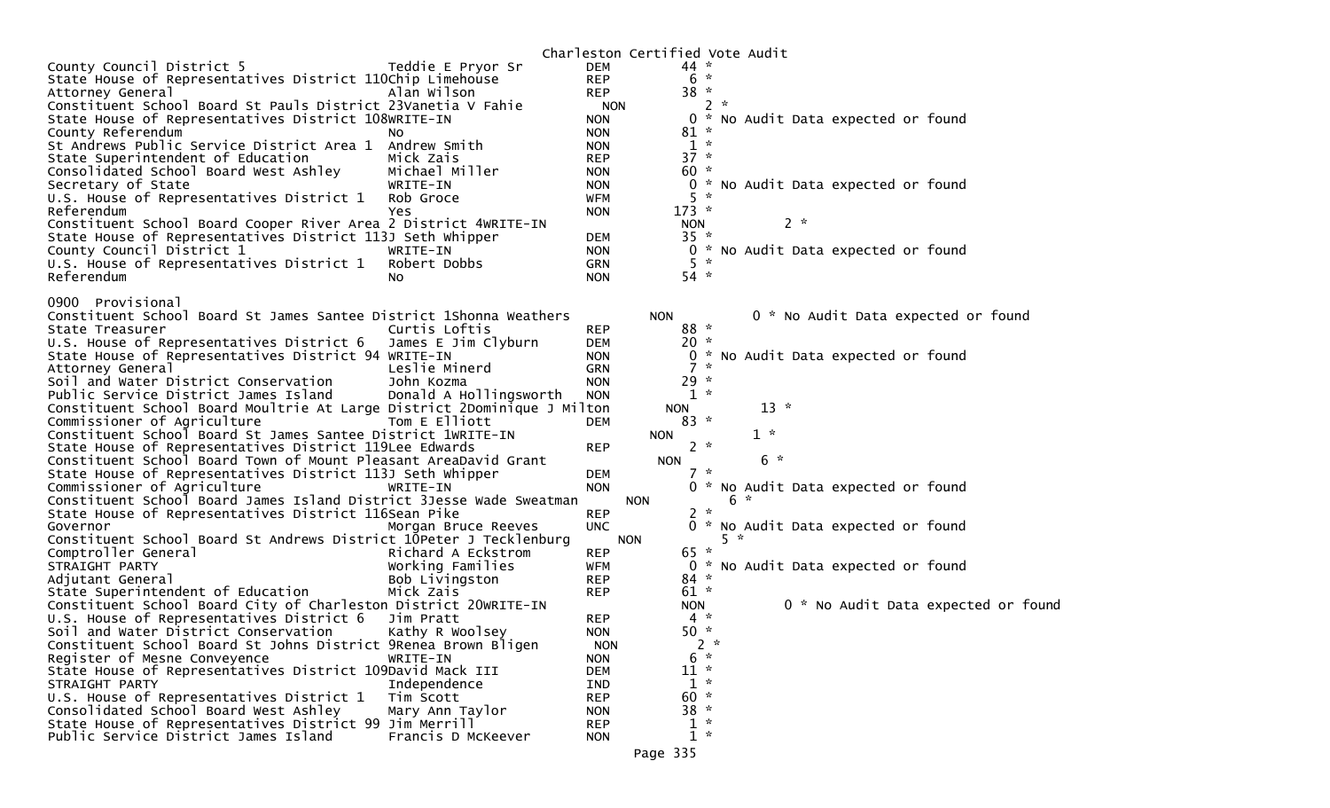Charleston Certified Vote Audit

| Contest | Candidate | Party | Votes | Note |
|---|---|---|---|---|
| County Council District 5 | Teddie E Pryor Sr | DEM | 44 * | |
| State House of Representatives District 110 | Chip Limehouse | REP | 6 * | |
| Attorney General | Alan Wilson | REP | 38 * | |
| Constituent School Board St Pauls District 23 | Vanetia V Fahie | NON | 2 * | |
| State House of Representatives District 108 | WRITE-IN | NON | 0 * | No Audit Data expected or found |
| County Referendum | No | NON | 81 * | |
| St Andrews Public Service District Area 1 | Andrew Smith | NON | 1 * | |
| State Superintendent of Education | Mick Zais | REP | 37 * | |
| Consolidated School Board West Ashley | Michael Miller | NON | 60 * | |
| Secretary of State | WRITE-IN | NON | 0 * | No Audit Data expected or found |
| U.S. House of Representatives District 1 | Rob Groce | WFM | 5 * | |
| Referendum | Yes | NON | 173 * | |
| Constituent School Board Cooper River Area 2 District 4 | WRITE-IN | NON | 2 * | |
| State House of Representatives District 113 | J Seth Whipper | DEM | 35 * | |
| County Council District 1 | WRITE-IN | NON | 0 * | No Audit Data expected or found |
| U.S. House of Representatives District 1 | Robert Dobbs | GRN | 5 * | |
| Referendum | No | NON | 54 * | |

0900 Provisional

| Contest | Candidate | Party | Votes | Note |
|---|---|---|---|---|
| Constituent School Board St James Santee District 1 | Shonna Weathers | NON | 0 * | No Audit Data expected or found |
| State Treasurer | Curtis Loftis | REP | 88 * | |
| U.S. House of Representatives District 6 | James E Jim Clyburn | DEM | 20 * | |
| State House of Representatives District 94 | WRITE-IN | NON | 0 * | No Audit Data expected or found |
| Attorney General | Leslie Minerd | GRN | 7 * | |
| Soil and Water District Conservation | John Kozma | NON | 29 * | |
| Public Service District James Island | Donald A Hollingsworth | NON | 1 * | |
| Constituent School Board Moultrie At Large District 2 | Dominique J Milton | NON | 13 * | |
| Commissioner of Agriculture | Tom E Elliott | DEM | 83 * | |
| Constituent School Board St James Santee District 1 | WRITE-IN | NON | 1 * | |
| State House of Representatives District 119 | Lee Edwards | REP | 2 * | |
| Constituent School Board Town of Mount Pleasant Area | David Grant | NON | 6 * | |
| State House of Representatives District 113 | J Seth Whipper | DEM | 7 * | |
| Commissioner of Agriculture | WRITE-IN | NON | 0 * | No Audit Data expected or found |
| Constituent School Board James Island District 3 | Jesse Wade Sweatman | NON | 6 * | |
| State House of Representatives District 116 | Sean Pike | REP | 2 * | |
| Governor | Morgan Bruce Reeves | UNC | 0 * | No Audit Data expected or found |
| Constituent School Board St Andrews District 10 | Peter J Tecklenburg | NON | 5 * | |
| Comptroller General | Richard A Eckstrom | REP | 65 * | |
| STRAIGHT PARTY | Working Families | WFM | 0 * | No Audit Data expected or found |
| Adjutant General | Bob Livingston | REP | 84 * | |
| State Superintendent of Education | Mick Zais | REP | 61 * | |
| Constituent School Board City of Charleston District 20 | WRITE-IN | NON | 0 * | No Audit Data expected or found |
| U.S. House of Representatives District 6 | Jim Pratt | REP | 4 * | |
| Soil and Water District Conservation | Kathy R Woolsey | NON | 50 * | |
| Constituent School Board St Johns District 9 | Renea Brown Bligen | NON | 2 * | |
| Register of Mesne Conveyence | WRITE-IN | NON | 6 * | |
| State House of Representatives District 109 | David Mack III | DEM | 11 * | |
| STRAIGHT PARTY | Independence | IND | 1 * | |
| U.S. House of Representatives District 1 | Tim Scott | REP | 60 * | |
| Consolidated School Board West Ashley | Mary Ann Taylor | NON | 38 * | |
| State House of Representatives District 99 | Jim Merrill | REP | 1 * | |
| Public Service District James Island | Francis D McKeever | NON | 1 * | |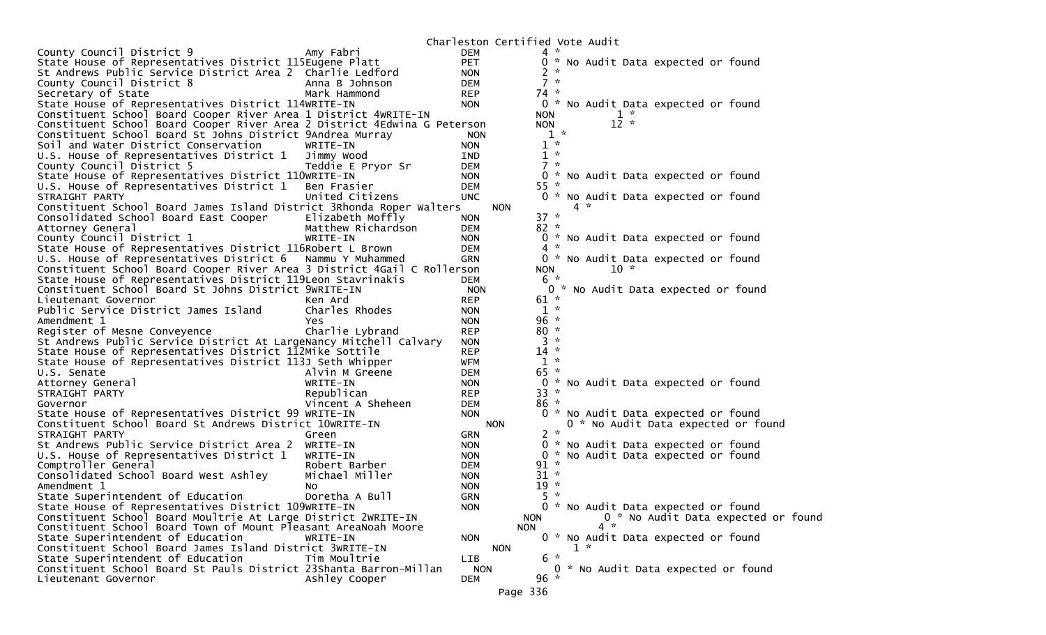Charleston Certified Vote Audit

| Office | Candidate | Party | Votes | Note |
|---|---|---|---|---|
| County Council District 9 | Amy Fabri | DEM | 4 * | |
| State House of Representatives District 115 | Eugene Platt | PET | 0 * | No Audit Data expected or found |
| St Andrews Public Service District Area 2 | Charlie Ledford | NON | 2 * | |
| County Council District 8 | Anna B Johnson | DEM | 7 * | |
| Secretary of State | Mark Hammond | REP | 74 * | |
| State House of Representatives District 114 | WRITE-IN | NON | 0 * | No Audit Data expected or found |
| Constituent School Board Cooper River Area 1 District 4 | WRITE-IN | NON | 1 * | |
| Constituent School Board Cooper River Area 2 District 4 | Edwina G Peterson | NON | 12 * | |
| Constituent School Board St Johns District 9 | Andrea Murray | NON | 1 * | |
| Soil and Water District Conservation | WRITE-IN | NON | 1 * | |
| U.S. House of Representatives District 1 | Jimmy Wood | IND | 1 * | |
| County Council District 5 | Teddie E Pryor Sr | DEM | 7 * | |
| State House of Representatives District 110 | WRITE-IN | NON | 0 * | No Audit Data expected or found |
| U.S. House of Representatives District 1 | Ben Frasier | DEM | 55 * | |
| STRAIGHT PARTY | United Citizens | UNC | 0 * | No Audit Data expected or found |
| Constituent School Board James Island District 3 | Rhonda Roper Walters | NON | 4 * | |
| Consolidated School Board East Cooper | Elizabeth Moffly | NON | 37 * | |
| Attorney General | Matthew Richardson | DEM | 82 * | |
| County Council District 1 | WRITE-IN | NON | 0 * | No Audit Data expected or found |
| State House of Representatives District 116 | Robert L Brown | DEM | 4 * | |
| U.S. House of Representatives District 6 | Nammu Y Muhammed | GRN | 0 * | No Audit Data expected or found |
| Constituent School Board Cooper River Area 3 District 4 | Gail C Rollerson | NON | 10 * | |
| State House of Representatives District 119 | Leon Stavrinakis | DEM | 6 * | |
| Constituent School Board St Johns District 9 | WRITE-IN | NON | 0 * | No Audit Data expected or found |
| Lieutenant Governor | Ken Ard | REP | 61 * | |
| Public Service District James Island | Charles Rhodes | NON | 1 * | |
| Amendment 1 | Yes | NON | 96 * | |
| Register of Mesne Conveyence | Charlie Lybrand | REP | 80 * | |
| St Andrews Public Service District At Large | Nancy Mitchell Calvary | NON | 3 * | |
| State House of Representatives District 112 | Mike Sottile | REP | 14 * | |
| State House of Representatives District 113 | J Seth Whipper | WFM | 1 * | |
| U.S. Senate | Alvin M Greene | DEM | 65 * | |
| Attorney General | WRITE-IN | NON | 0 * | No Audit Data expected or found |
| STRAIGHT PARTY | Republican | REP | 33 * | |
| Governor | Vincent A Sheheen | DEM | 86 * | |
| State House of Representatives District 99 | WRITE-IN | NON | 0 * | No Audit Data expected or found |
| Constituent School Board St Andrews District 10 | WRITE-IN | NON | 0 * | No Audit Data expected or found |
| STRAIGHT PARTY | Green | GRN | 2 * | |
| St Andrews Public Service District Area 2 | WRITE-IN | NON | 0 * | No Audit Data expected or found |
| U.S. House of Representatives District 1 | WRITE-IN | NON | 0 * | No Audit Data expected or found |
| Comptroller General | Robert Barber | DEM | 91 * | |
| Consolidated School Board West Ashley | Michael Miller | NON | 31 * | |
| Amendment 1 | No | NON | 19 * | |
| State Superintendent of Education | Doretha A Bull | GRN | 5 * | |
| State House of Representatives District 109 | WRITE-IN | NON | 0 * | No Audit Data expected or found |
| Constituent School Board Moultrie At Large District 2 | WRITE-IN | NON | 0 * | No Audit Data expected or found |
| Constituent School Board Town of Mount Pleasant Area | Noah Moore | NON | 4 * | |
| State Superintendent of Education | WRITE-IN | NON | 0 * | No Audit Data expected or found |
| Constituent School Board James Island District 3 | WRITE-IN | NON | 1 * | |
| State Superintendent of Education | Tim Moultrie | LIB | 6 * | |
| Constituent School Board St Pauls District 23 | Shanta Barron-Millan | NON | 0 * | No Audit Data expected or found |
| Lieutenant Governor | Ashley Cooper | DEM | 96 * | |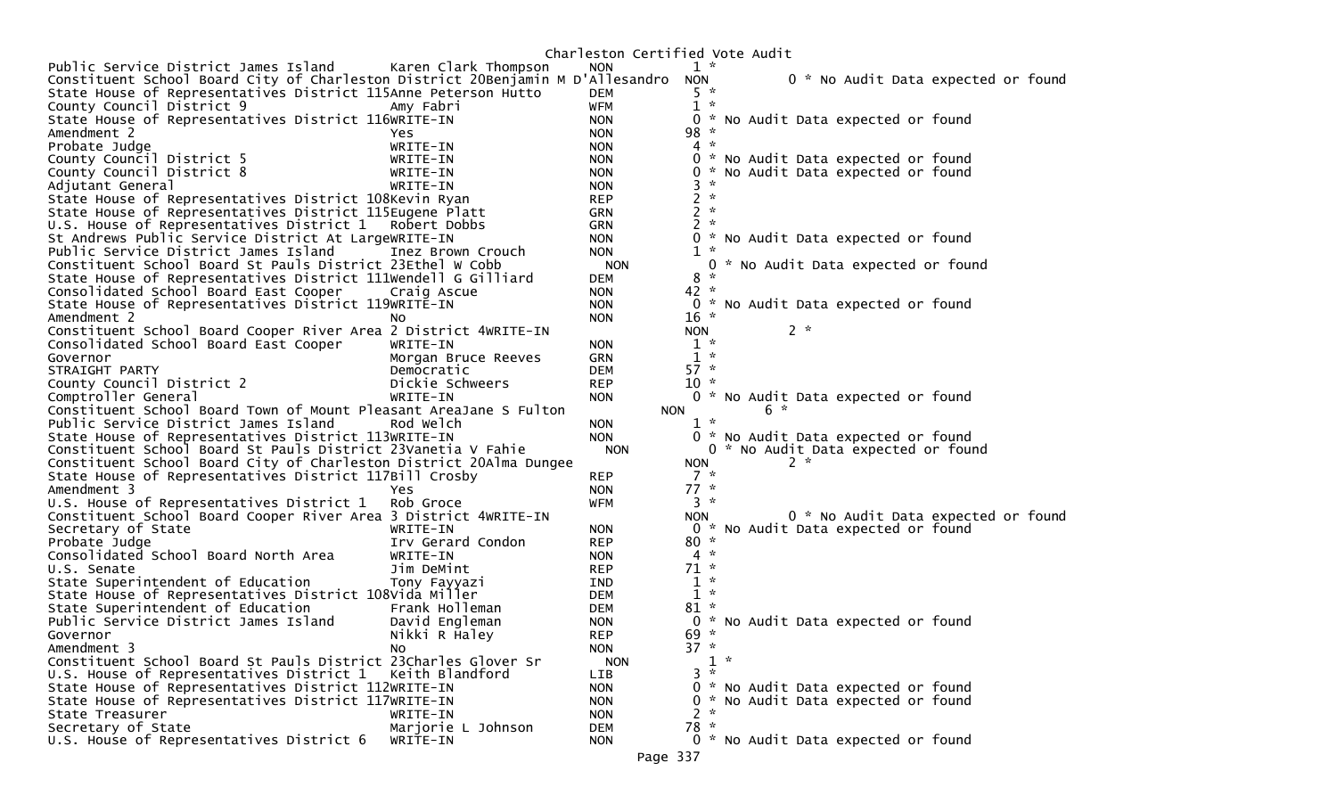Charleston Certified Vote Audit

| Contest | Candidate | Party | Votes | Note |
|---|---|---|---|---|
| Public Service District James Island | Karen Clark Thompson | NON | 1 | * |
| Constituent School Board City of Charleston District 20 | Benjamin M D'Allesandro | NON | 0 | * No Audit Data expected or found |
| State House of Representatives District 115 | Anne Peterson Hutto | DEM | 5 | * |
| County Council District 9 | Amy Fabri | WFM | 1 | * |
| State House of Representatives District 116 | WRITE-IN | NON | 0 | * No Audit Data expected or found |
| Amendment 2 | Yes | NON | 98 | * |
| Probate Judge | WRITE-IN | NON | 4 | * |
| County Council District 5 | WRITE-IN | NON | 0 | * No Audit Data expected or found |
| County Council District 8 | WRITE-IN | NON | 0 | * No Audit Data expected or found |
| Adjutant General | WRITE-IN | NON | 3 | * |
| State House of Representatives District 108 | Kevin Ryan | REP | 2 | * |
| State House of Representatives District 115 | Eugene Platt | GRN | 2 | * |
| U.S. House of Representatives District 1 | Robert Dobbs | GRN | 2 | * |
| St Andrews Public Service District At Large | WRITE-IN | NON | 0 | * No Audit Data expected or found |
| Public Service District James Island | Inez Brown Crouch | NON | 1 | * |
| Constituent School Board St Pauls District 23 | Ethel W Cobb | NON | 0 | * No Audit Data expected or found |
| State House of Representatives District 111 | Wendell G Gilliard | DEM | 8 | * |
| Consolidated School Board East Cooper | Craig Ascue | NON | 42 | * |
| State House of Representatives District 119 | WRITE-IN | NON | 0 | * No Audit Data expected or found |
| Amendment 2 | No | NON | 16 | * |
| Constituent School Board Cooper River Area 2 District 4 | WRITE-IN | NON | 2 | * |
| Consolidated School Board East Cooper | WRITE-IN | NON | 1 | * |
| Governor | Morgan Bruce Reeves | GRN | 1 | * |
| STRAIGHT PARTY | Democratic | DEM | 57 | * |
| County Council District 2 | Dickie Schweers | REP | 10 | * |
| Comptroller General | WRITE-IN | NON | 0 | * No Audit Data expected or found |
| Constituent School Board Town of Mount Pleasant Area | Jane S Fulton | NON | 6 | * |
| Public Service District James Island | Rod Welch | NON | 1 | * |
| State House of Representatives District 113 | WRITE-IN | NON | 0 | * No Audit Data expected or found |
| Constituent School Board St Pauls District 23 | Vanetia V Fahie | NON | 0 | * No Audit Data expected or found |
| Constituent School Board City of Charleston District 20 | Alma Dungee | NON | 2 | * |
| State House of Representatives District 117 | Bill Crosby | REP | 7 | * |
| Amendment 3 | Yes | NON | 77 | * |
| U.S. House of Representatives District 1 | Rob Groce | WFM | 3 | * |
| Constituent School Board Cooper River Area 3 District 4 | WRITE-IN | NON | 0 | * No Audit Data expected or found |
| Secretary of State | WRITE-IN | NON | 0 | * No Audit Data expected or found |
| Probate Judge | Irv Gerard Condon | REP | 80 | * |
| Consolidated School Board North Area | WRITE-IN | NON | 4 | * |
| U.S. Senate | Jim DeMint | REP | 71 | * |
| State Superintendent of Education | Tony Fayyazi | IND | 1 | * |
| State House of Representatives District 108 | Vida Miller | DEM | 1 | * |
| State Superintendent of Education | Frank Holleman | DEM | 81 | * |
| Public Service District James Island | David Engleman | NON | 0 | * No Audit Data expected or found |
| Governor | Nikki R Haley | REP | 69 | * |
| Amendment 3 | No | NON | 37 | * |
| Constituent School Board St Pauls District 23 | Charles Glover Sr | NON | 1 | * |
| U.S. House of Representatives District 1 | Keith Blandford | LIB | 3 | * |
| State House of Representatives District 112 | WRITE-IN | NON | 0 | * No Audit Data expected or found |
| State House of Representatives District 117 | WRITE-IN | NON | 0 | * No Audit Data expected or found |
| State Treasurer | WRITE-IN | NON | 2 | * |
| Secretary of State | Marjorie L Johnson | DEM | 78 | * |
| U.S. House of Representatives District 6 | WRITE-IN | NON | 0 | * No Audit Data expected or found |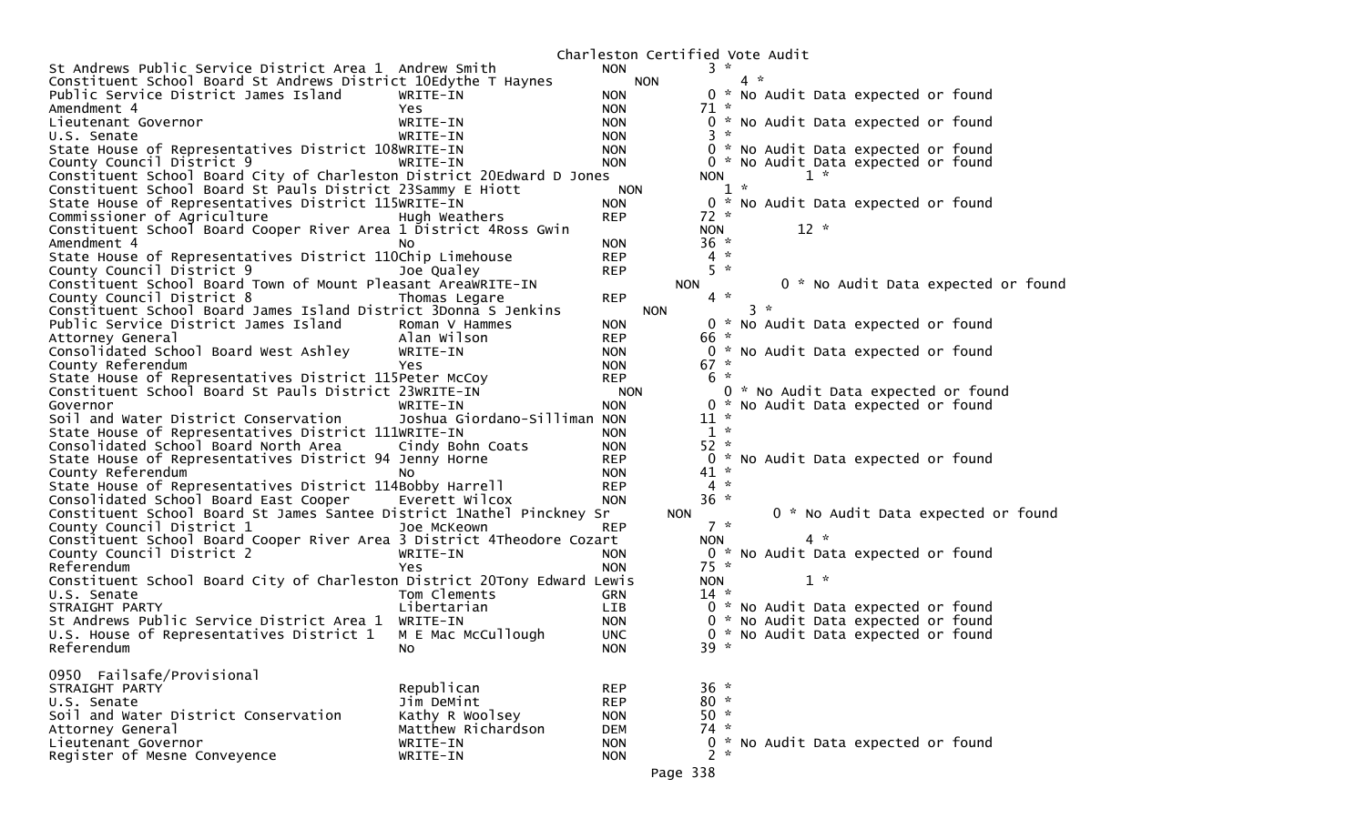# Charleston Certified Vote Audit

| Contest | Candidate | Party | Count | Note |
|---|---|---|---|---|
| St Andrews Public Service District Area 1 | Andrew Smith | NON | 3 * | |
| Constituent School Board St Andrews District 10 | Edythe T Haynes | NON | 4 * | |
| Public Service District James Island | WRITE-IN | NON | 0 * | No Audit Data expected or found |
| Amendment 4 | Yes | NON | 71 * | |
| Lieutenant Governor | WRITE-IN | NON | 0 * | No Audit Data expected or found |
| U.S. Senate | WRITE-IN | NON | 3 * | |
| State House of Representatives District 108 | WRITE-IN | NON | 0 * | No Audit Data expected or found |
| County Council District 9 | WRITE-IN | NON | 0 * | No Audit Data expected or found |
| Constituent School Board City of Charleston District 20 | Edward D Jones | NON | 1 * | |
| Constituent School Board St Pauls District 23 | Sammy E Hiott | NON | 1 * | |
| State House of Representatives District 115 | WRITE-IN | NON | 0 * | No Audit Data expected or found |
| Commissioner of Agriculture | Hugh Weathers | REP | 72 * | |
| Constituent School Board Cooper River Area 1 District 4 | Ross Gwin | NON | 12 * | |
| Amendment 4 | No | NON | 36 * | |
| State House of Representatives District 110 | Chip Limehouse | REP | 4 * | |
| County Council District 9 | Joe Qualey | REP | 5 * | |
| Constituent School Board Town of Mount Pleasant Area | WRITE-IN | NON | 0 * | No Audit Data expected or found |
| County Council District 8 | Thomas Legare | REP | 4 * | |
| Constituent School Board James Island District 3 | Donna S Jenkins | NON | 3 * | |
| Public Service District James Island | Roman V Hammes | NON | 0 * | No Audit Data expected or found |
| Attorney General | Alan Wilson | REP | 66 * | |
| Consolidated School Board West Ashley | WRITE-IN | NON | 0 * | No Audit Data expected or found |
| County Referendum | Yes | NON | 67 * | |
| State House of Representatives District 115 | Peter McCoy | REP | 6 * | |
| Constituent School Board St Pauls District 23 | WRITE-IN | NON | 0 * | No Audit Data expected or found |
| Governor | WRITE-IN | NON | 0 * | No Audit Data expected or found |
| Soil and Water District Conservation | Joshua Giordano-Silliman | NON | 11 * | |
| State House of Representatives District 111 | WRITE-IN | NON | 1 * | |
| Consolidated School Board North Area | Cindy Bohn Coats | NON | 52 * | |
| State House of Representatives District 94 | Jenny Horne | REP | 0 * | No Audit Data expected or found |
| County Referendum | No | NON | 41 * | |
| State House of Representatives District 114 | Bobby Harrell | REP | 4 * | |
| Consolidated School Board East Cooper | Everett Wilcox | NON | 36 * | |
| Constituent School Board St James Santee District 1 | Nathel Pinckney Sr | NON | 0 * | No Audit Data expected or found |
| County Council District 1 | Joe McKeown | REP | 7 * | |
| Constituent School Board Cooper River Area 3 District 4 | Theodore Cozart | NON | 4 * | |
| County Council District 2 | WRITE-IN | NON | 0 * | No Audit Data expected or found |
| Referendum | Yes | NON | 75 * | |
| Constituent School Board City of Charleston District 20 | Tony Edward Lewis | NON | 1 * | |
| U.S. Senate | Tom Clements | GRN | 14 * | |
| STRAIGHT PARTY | Libertarian | LIB | 0 * | No Audit Data expected or found |
| St Andrews Public Service District Area 1 | WRITE-IN | NON | 0 * | No Audit Data expected or found |
| U.S. House of Representatives District 1 | M E Mac McCullough | UNC | 0 * | No Audit Data expected or found |
| Referendum | No | NON | 39 * | |

## 0950 Failsafe/Provisional

| Contest | Candidate | Party | Count | Note |
|---|---|---|---|---|
| STRAIGHT PARTY | Republican | REP | 36 * | |
| U.S. Senate | Jim DeMint | REP | 80 * | |
| Soil and Water District Conservation | Kathy R Woolsey | NON | 50 * | |
| Attorney General | Matthew Richardson | DEM | 74 * | |
| Lieutenant Governor | WRITE-IN | NON | 0 * | No Audit Data expected or found |
| Register of Mesne Conveyence | WRITE-IN | NON | 2 * | |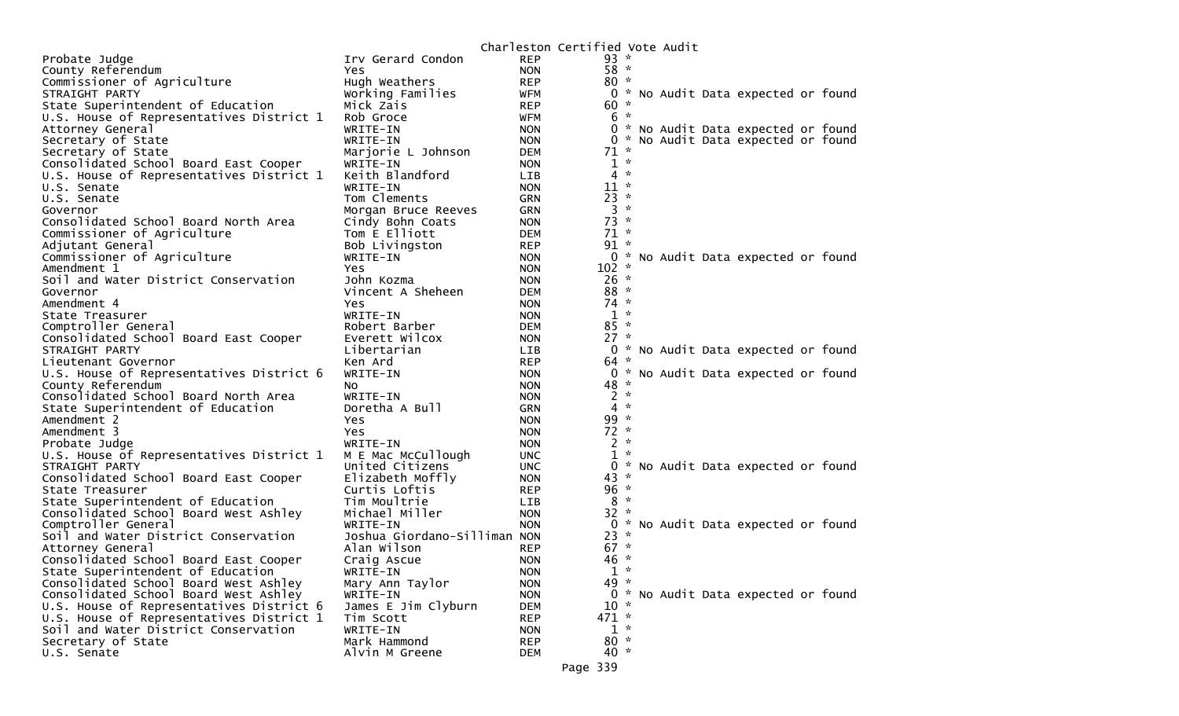Charleston Certified Vote Audit

| Office | Candidate | Party | Votes | | Note |
|---|---|---|---|---|---|
| Probate Judge | Irv Gerard Condon | REP | 93 | * | |
| County Referendum | Yes | NON | 58 | * | |
| Commissioner of Agriculture | Hugh Weathers | REP | 80 | * | |
| STRAIGHT PARTY | Working Families | WFM | 0 | * | No Audit Data expected or found |
| State Superintendent of Education | Mick Zais | REP | 60 | * | |
| U.S. House of Representatives District 1 | Rob Groce | WFM | 6 | * | |
| Attorney General | WRITE-IN | NON | 0 | * | No Audit Data expected or found |
| Secretary of State | WRITE-IN | NON | 0 | * | No Audit Data expected or found |
| Secretary of State | Marjorie L Johnson | DEM | 71 | * | |
| Consolidated School Board East Cooper | WRITE-IN | NON | 1 | * | |
| U.S. House of Representatives District 1 | Keith Blandford | LIB | 4 | * | |
| U.S. Senate | WRITE-IN | NON | 11 | * | |
| U.S. Senate | Tom Clements | GRN | 23 | * | |
| Governor | Morgan Bruce Reeves | GRN | 3 | * | |
| Consolidated School Board North Area | Cindy Bohn Coats | NON | 73 | * | |
| Commissioner of Agriculture | Tom E Elliott | DEM | 71 | * | |
| Adjutant General | Bob Livingston | REP | 91 | * | |
| Commissioner of Agriculture | WRITE-IN | NON | 0 | * | No Audit Data expected or found |
| Amendment 1 | Yes | NON | 102 | * | |
| Soil and Water District Conservation | John Kozma | NON | 26 | * | |
| Governor | Vincent A Sheheen | DEM | 88 | * | |
| Amendment 4 | Yes | NON | 74 | * | |
| State Treasurer | WRITE-IN | NON | 1 | * | |
| Comptroller General | Robert Barber | DEM | 85 | * | |
| Consolidated School Board East Cooper | Everett Wilcox | NON | 27 | * | |
| STRAIGHT PARTY | Libertarian | LIB | 0 | * | No Audit Data expected or found |
| Lieutenant Governor | Ken Ard | REP | 64 | * | |
| U.S. House of Representatives District 6 | WRITE-IN | NON | 0 | * | No Audit Data expected or found |
| County Referendum | No | NON | 48 | * | |
| Consolidated School Board North Area | WRITE-IN | NON | 2 | * | |
| State Superintendent of Education | Doretha A Bull | GRN | 4 | * | |
| Amendment 2 | Yes | NON | 99 | * | |
| Amendment 3 | Yes | NON | 72 | * | |
| Probate Judge | WRITE-IN | NON | 2 | * | |
| U.S. House of Representatives District 1 | M E Mac McCullough | UNC | 1 | * | |
| STRAIGHT PARTY | United Citizens | UNC | 0 | * | No Audit Data expected or found |
| Consolidated School Board East Cooper | Elizabeth Moffly | NON | 43 | * | |
| State Treasurer | Curtis Loftis | REP | 96 | * | |
| State Superintendent of Education | Tim Moultrie | LIB | 8 | * | |
| Consolidated School Board West Ashley | Michael Miller | NON | 32 | * | |
| Comptroller General | WRITE-IN | NON | 0 | * | No Audit Data expected or found |
| Soil and Water District Conservation | Joshua Giordano-Silliman | NON | 23 | * | |
| Attorney General | Alan Wilson | REP | 67 | * | |
| Consolidated School Board East Cooper | Craig Ascue | NON | 46 | * | |
| State Superintendent of Education | WRITE-IN | NON | 1 | * | |
| Consolidated School Board West Ashley | Mary Ann Taylor | NON | 49 | * | |
| Consolidated School Board West Ashley | WRITE-IN | NON | 0 | * | No Audit Data expected or found |
| U.S. House of Representatives District 6 | James E Jim Clyburn | DEM | 10 | * | |
| U.S. House of Representatives District 1 | Tim Scott | REP | 471 | * | |
| Soil and Water District Conservation | WRITE-IN | NON | 1 | * | |
| Secretary of State | Mark Hammond | REP | 80 | * | |
| U.S. Senate | Alvin M Greene | DEM | 40 | * | |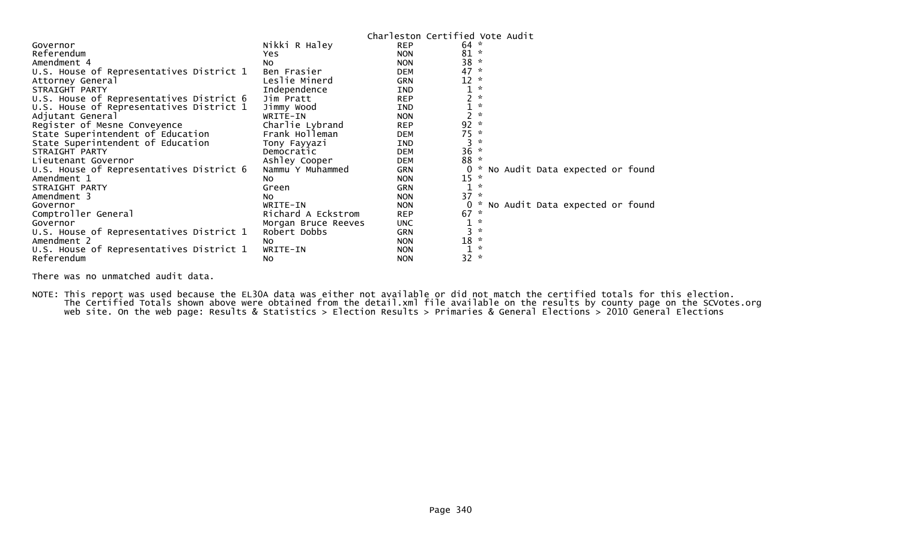## Charleston Certified Vote Audit

| | | | | |
|---|---|---|---|---|
| Governor | Nikki R Haley | REP | 64 | * |
| Referendum | Yes | NON | 81 | * |
| Amendment 4 | No | NON | 38 | * |
| U.S. House of Representatives District 1 | Ben Frasier | DEM | 47 | * |
| Attorney General | Leslie Minerd | GRN | 12 | * |
| STRAIGHT PARTY | Independence | IND | 1 | * |
| U.S. House of Representatives District 6 | Jim Pratt | REP | 2 | * |
| U.S. House of Representatives District 1 | Jimmy Wood | IND | 1 | * |
| Adjutant General | WRITE-IN | NON | 2 | * |
| Register of Mesne Conveyence | Charlie Lybrand | REP | 92 | * |
| State Superintendent of Education | Frank Holleman | DEM | 75 | * |
| State Superintendent of Education | Tony Fayyazi | IND | 3 | * |
| STRAIGHT PARTY | Democratic | DEM | 36 | * |
| Lieutenant Governor | Ashley Cooper | DEM | 88 | * |
| U.S. House of Representatives District 6 | Nammu Y Muhammed | GRN | 0 | * No Audit Data expected or found |
| Amendment 1 | No | NON | 15 | * |
| STRAIGHT PARTY | Green | GRN | 1 | * |
| Amendment 3 | No | NON | 37 | * |
| Governor | WRITE-IN | NON | 0 | * No Audit Data expected or found |
| Comptroller General | Richard A Eckstrom | REP | 67 | * |
| Governor | Morgan Bruce Reeves | UNC | 1 | * |
| U.S. House of Representatives District 1 | Robert Dobbs | GRN | 3 | * |
| Amendment 2 | No | NON | 18 | * |
| U.S. House of Representatives District 1 | WRITE-IN | NON | 1 | * |
| Referendum | No | NON | 32 | * |

There was no unmatched audit data.

NOTE: This report was used because the EL30A data was either not available or did not match the certified totals for this election. The Certified Totals shown above were obtained from the detail.xml file available on the results by county page on the SCVotes.org web site. On the web page: Results & Statistics > Election Results > Primaries & General Elections > 2010 General Elections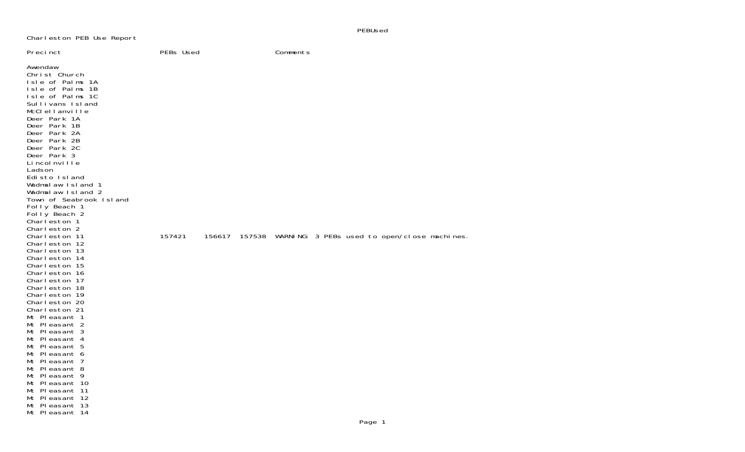Charleston PEB Use Report

| Precinct | PEBs Used | | | Comments |
|---|---|---|---|---|
| Awendaw | | | | |
| Christ Church | | | | |
| Isle of Palms 1A | | | | |
| Isle of Palms 1B | | | | |
| Isle of Palms 1C | | | | |
| Sullivans Island | | | | |
| McClellanville | | | | |
| Deer Park 1A | | | | |
| Deer Park 1B | | | | |
| Deer Park 2A | | | | |
| Deer Park 2B | | | | |
| Deer Park 2C | | | | |
| Deer Park 3 | | | | |
| Lincolnville | | | | |
| Ladson | | | | |
| Edisto Island | | | | |
| Wadmalaw Island 1 | | | | |
| Wadmalaw Island 2 | | | | |
| Town of Seabrook Island | | | | |
| Folly Beach 1 | | | | |
| Folly Beach 2 | | | | |
| Charleston 1 | | | | |
| Charleston 2 | | | | |
| Charleston 11 | 157421 | 156617 | 157538 | WARNING: 3 PEBs used to open/close machines. |
| Charleston 12 | | | | |
| Charleston 13 | | | | |
| Charleston 14 | | | | |
| Charleston 15 | | | | |
| Charleston 16 | | | | |
| Charleston 17 | | | | |
| Charleston 18 | | | | |
| Charleston 19 | | | | |
| Charleston 20 | | | | |
| Charleston 21 | | | | |
| Mt Pleasant 1 | | | | |
| Mt Pleasant 2 | | | | |
| Mt Pleasant 3 | | | | |
| Mt Pleasant 4 | | | | |
| Mt Pleasant 5 | | | | |
| Mt Pleasant 6 | | | | |
| Mt Pleasant 7 | | | | |
| Mt Pleasant 8 | | | | |
| Mt Pleasant 9 | | | | |
| Mt Pleasant 10 | | | | |
| Mt Pleasant 11 | | | | |
| Mt Pleasant 12 | | | | |
| Mt Pleasant 13 | | | | |
| Mt Pleasant 14 | | | | |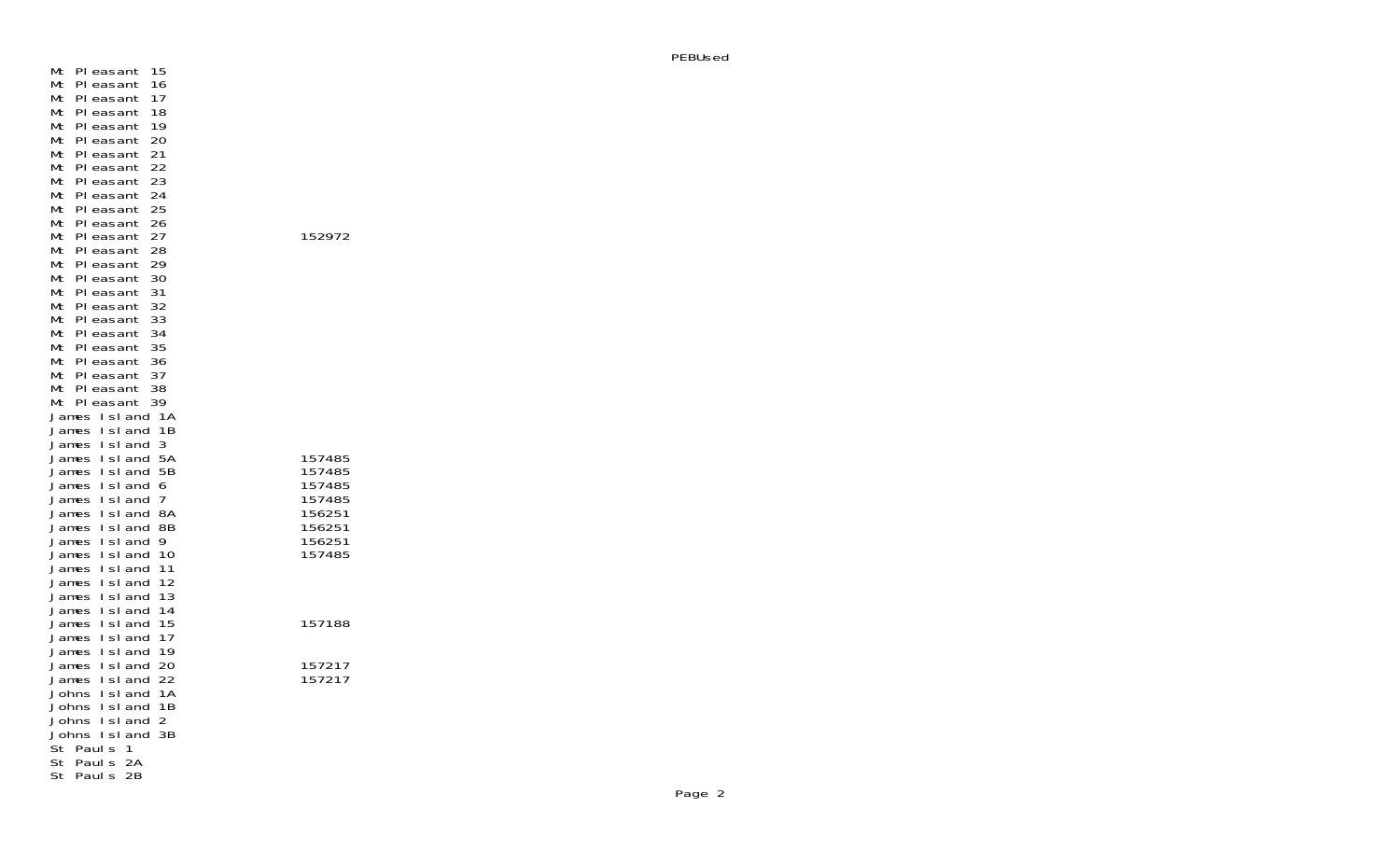| Precinct | PEBUsed |
|---|---|
| Mt Pleasant 15 | |
| Mt Pleasant 16 | |
| Mt Pleasant 17 | |
| Mt Pleasant 18 | |
| Mt Pleasant 19 | |
| Mt Pleasant 20 | |
| Mt Pleasant 21 | |
| Mt Pleasant 22 | |
| Mt Pleasant 23 | |
| Mt Pleasant 24 | |
| Mt Pleasant 25 | |
| Mt Pleasant 26 | |
| Mt Pleasant 27 | 152972 |
| Mt Pleasant 28 | |
| Mt Pleasant 29 | |
| Mt Pleasant 30 | |
| Mt Pleasant 31 | |
| Mt Pleasant 32 | |
| Mt Pleasant 33 | |
| Mt Pleasant 34 | |
| Mt Pleasant 35 | |
| Mt Pleasant 36 | |
| Mt Pleasant 37 | |
| Mt Pleasant 38 | |
| Mt Pleasant 39 | |
| James Island 1A | |
| James Island 1B | |
| James Island 3 | |
| James Island 5A | 157485 |
| James Island 5B | 157485 |
| James Island 6 | 157485 |
| James Island 7 | 157485 |
| James Island 8A | 156251 |
| James Island 8B | 156251 |
| James Island 9 | 156251 |
| James Island 10 | 157485 |
| James Island 11 | |
| James Island 12 | |
| James Island 13 | |
| James Island 14 | |
| James Island 15 | 157188 |
| James Island 17 | |
| James Island 19 | |
| James Island 20 | 157217 |
| James Island 22 | 157217 |
| Johns Island 1A | |
| Johns Island 1B | |
| Johns Island 2 | |
| Johns Island 3B | |
| St Pauls 1 | |
| St Pauls 2A | |
| St Pauls 2B | |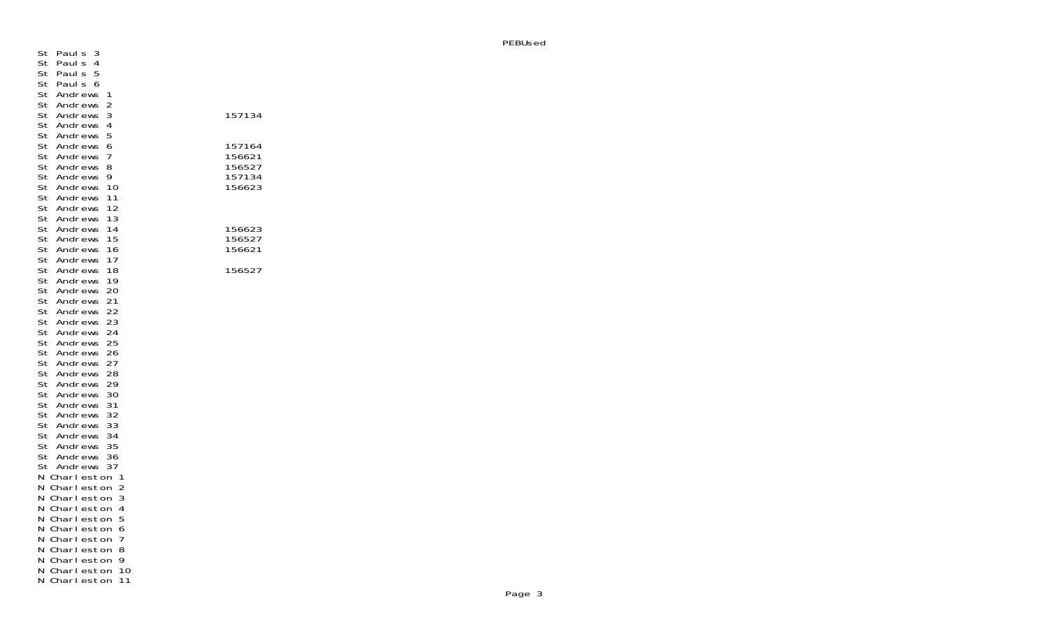| | PEBUsed |
|---|---|
| St Pauls 3 | |
| St Pauls 4 | |
| St Pauls 5 | |
| St Pauls 6 | |
| St Andrews 1 | |
| St Andrews 2 | |
| St Andrews 3 | 157134 |
| St Andrews 4 | |
| St Andrews 5 | |
| St Andrews 6 | 157164 |
| St Andrews 7 | 156621 |
| St Andrews 8 | 156527 |
| St Andrews 9 | 157134 |
| St Andrews 10 | 156623 |
| St Andrews 11 | |
| St Andrews 12 | |
| St Andrews 13 | |
| St Andrews 14 | 156623 |
| St Andrews 15 | 156527 |
| St Andrews 16 | 156621 |
| St Andrews 17 | |
| St Andrews 18 | 156527 |
| St Andrews 19 | |
| St Andrews 20 | |
| St Andrews 21 | |
| St Andrews 22 | |
| St Andrews 23 | |
| St Andrews 24 | |
| St Andrews 25 | |
| St Andrews 26 | |
| St Andrews 27 | |
| St Andrews 28 | |
| St Andrews 29 | |
| St Andrews 30 | |
| St Andrews 31 | |
| St Andrews 32 | |
| St Andrews 33 | |
| St Andrews 34 | |
| St Andrews 35 | |
| St Andrews 36 | |
| St Andrews 37 | |
| N Charleston 1 | |
| N Charleston 2 | |
| N Charleston 3 | |
| N Charleston 4 | |
| N Charleston 5 | |
| N Charleston 6 | |
| N Charleston 7 | |
| N Charleston 8 | |
| N Charleston 9 | |
| N Charleston 10 | |
| N Charleston 11 | |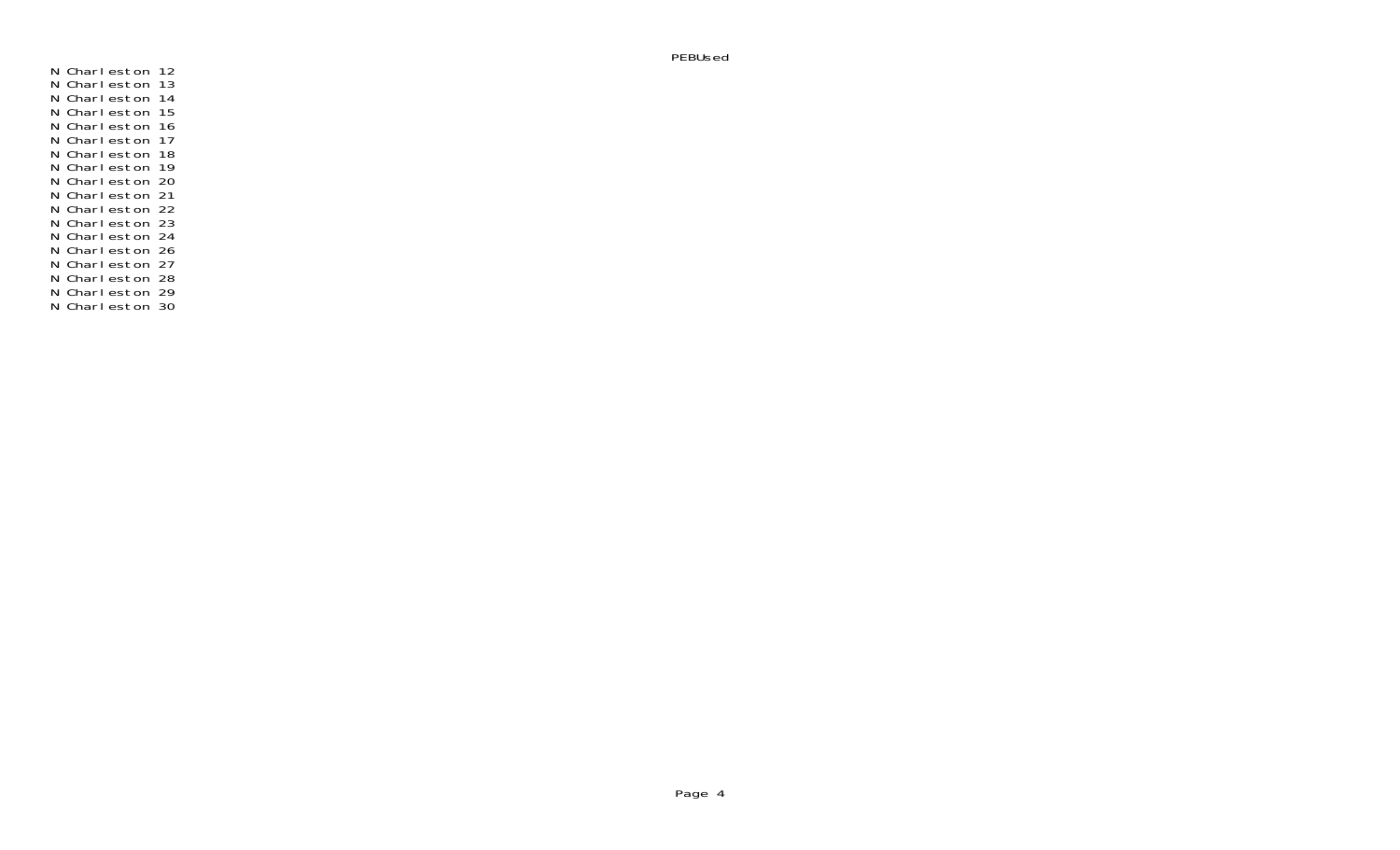PEBUsed

N Charleston 12
N Charleston 13
N Charleston 14
N Charleston 15
N Charleston 16
N Charleston 17
N Charleston 18
N Charleston 19
N Charleston 20
N Charleston 21
N Charleston 22
N Charleston 23
N Charleston 24
N Charleston 26
N Charleston 27
N Charleston 28
N Charleston 29
N Charleston 30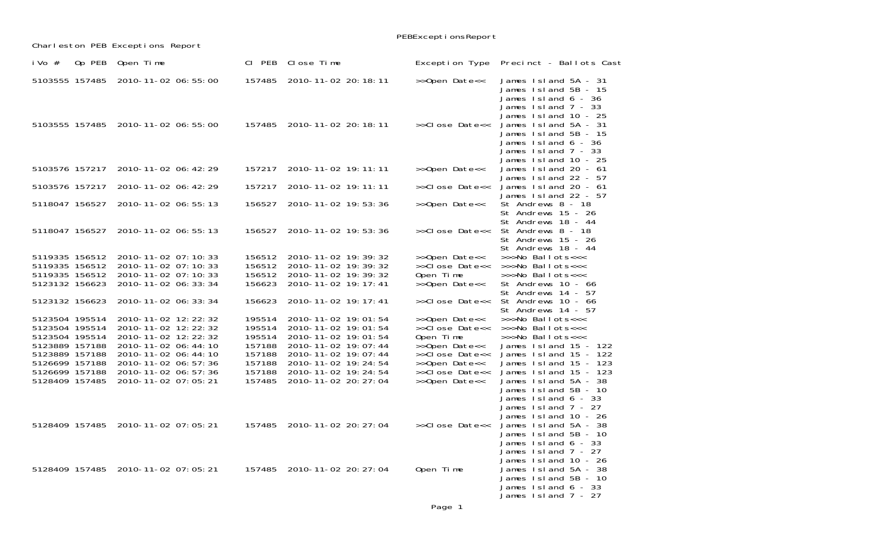PEBExceptionsReport

Charleston PEB Exceptions Report

| iVo # | Op PEB | Open Time | Cl PEB | Close Time | Exception Type | Precinct - Ballots Cast |
|---|---|---|---|---|---|---|
| 5103555 | 157485 | 2010-11-02 06:55:00 | 157485 | 2010-11-02 20:18:11 | >>Open Date<< | James Island 5A - 31<br>James Island 5B - 15<br>James Island 6 - 36<br>James Island 7 - 33<br>James Island 10 - 25 |
| 5103555 | 157485 | 2010-11-02 06:55:00 | 157485 | 2010-11-02 20:18:11 | >>Close Date<< | James Island 5A - 31<br>James Island 5B - 15<br>James Island 6 - 36<br>James Island 7 - 33<br>James Island 10 - 25 |
| 5103576 | 157217 | 2010-11-02 06:42:29 | 157217 | 2010-11-02 19:11:11 | >>Open Date<< | James Island 20 - 61<br>James Island 22 - 57 |
| 5103576 | 157217 | 2010-11-02 06:42:29 | 157217 | 2010-11-02 19:11:11 | >>Close Date<< | James Island 20 - 61<br>James Island 22 - 57 |
| 5118047 | 156527 | 2010-11-02 06:55:13 | 156527 | 2010-11-02 19:53:36 | >>Open Date<< | St Andrews 8 - 18<br>St Andrews 15 - 26<br>St Andrews 18 - 44 |
| 5118047 | 156527 | 2010-11-02 06:55:13 | 156527 | 2010-11-02 19:53:36 | >>Close Date<< | St Andrews 8 - 18<br>St Andrews 15 - 26<br>St Andrews 18 - 44 |
| 5119335 | 156512 | 2010-11-02 07:10:33 | 156512 | 2010-11-02 19:39:32 | >>Open Date<< | >>>No Ballots<<< |
| 5119335 | 156512 | 2010-11-02 07:10:33 | 156512 | 2010-11-02 19:39:32 | >>Close Date<< | >>>No Ballots<<< |
| 5119335 | 156512 | 2010-11-02 07:10:33 | 156512 | 2010-11-02 19:39:32 | Open Time | >>>No Ballots<<< |
| 5123132 | 156623 | 2010-11-02 06:33:34 | 156623 | 2010-11-02 19:17:41 | >>Open Date<< | St Andrews 10 - 66<br>St Andrews 14 - 57 |
| 5123132 | 156623 | 2010-11-02 06:33:34 | 156623 | 2010-11-02 19:17:41 | >>Close Date<< | St Andrews 10 - 66<br>St Andrews 14 - 57 |
| 5123504 | 195514 | 2010-11-02 12:22:32 | 195514 | 2010-11-02 19:01:54 | >>Open Date<< | >>>No Ballots<<< |
| 5123504 | 195514 | 2010-11-02 12:22:32 | 195514 | 2010-11-02 19:01:54 | >>Close Date<< | >>>No Ballots<<< |
| 5123504 | 195514 | 2010-11-02 12:22:32 | 195514 | 2010-11-02 19:01:54 | Open Time | >>>No Ballots<<< |
| 5123889 | 157188 | 2010-11-02 06:44:10 | 157188 | 2010-11-02 19:07:44 | >>Open Date<< | James Island 15 - 122 |
| 5123889 | 157188 | 2010-11-02 06:44:10 | 157188 | 2010-11-02 19:07:44 | >>Close Date<< | James Island 15 - 122 |
| 5126699 | 157188 | 2010-11-02 06:57:36 | 157188 | 2010-11-02 19:24:54 | >>Open Date<< | James Island 15 - 123 |
| 5126699 | 157188 | 2010-11-02 06:57:36 | 157188 | 2010-11-02 19:24:54 | >>Close Date<< | James Island 15 - 123 |
| 5128409 | 157485 | 2010-11-02 07:05:21 | 157485 | 2010-11-02 20:27:04 | >>Open Date<< | James Island 5A - 38<br>James Island 5B - 10<br>James Island 6 - 33<br>James Island 7 - 27<br>James Island 10 - 26 |
| 5128409 | 157485 | 2010-11-02 07:05:21 | 157485 | 2010-11-02 20:27:04 | >>Close Date<< | James Island 5A - 38<br>James Island 5B - 10<br>James Island 6 - 33<br>James Island 7 - 27<br>James Island 10 - 26 |
| 5128409 | 157485 | 2010-11-02 07:05:21 | 157485 | 2010-11-02 20:27:04 | Open Time | James Island 5A - 38<br>James Island 5B - 10<br>James Island 6 - 33<br>James Island 7 - 27 |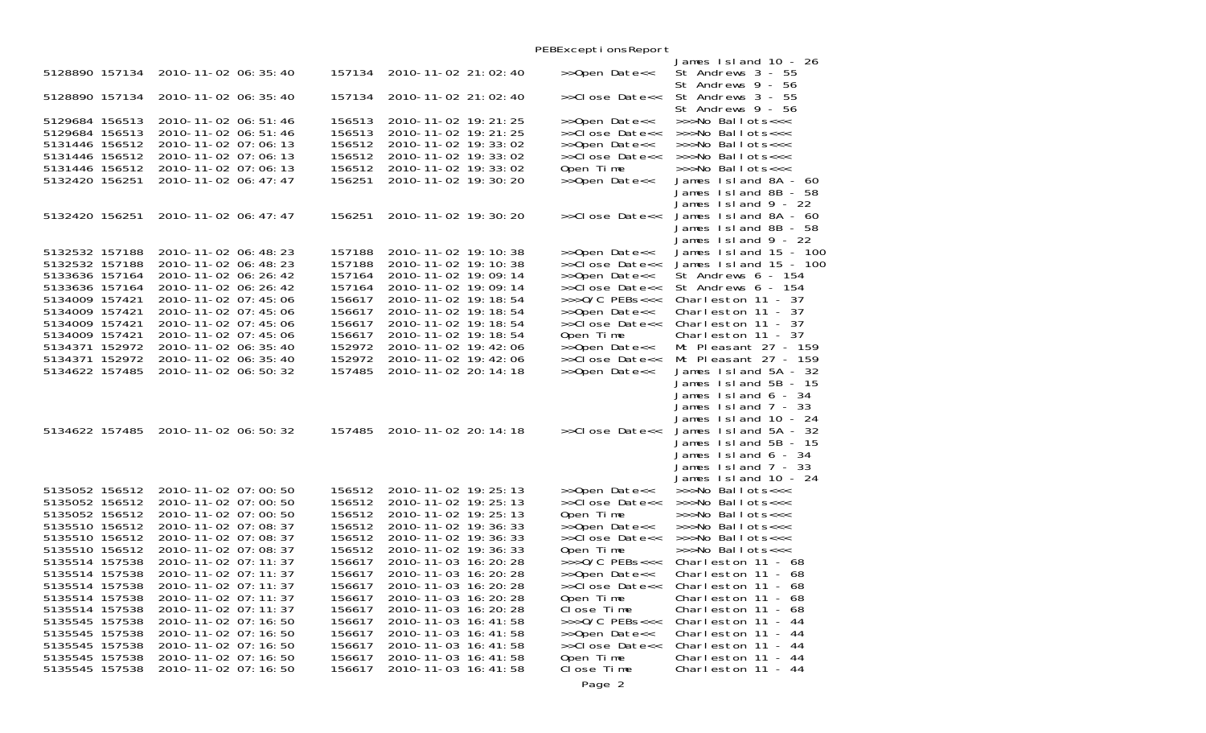# PEBExceptionsReport

| | | | | | | |
|---|---|---|---|---|---|---|
| | | | | | | James Island 10 - 26 |
| 5128890 | 157134 | 2010-11-02 06:35:40 | 157134 | 2010-11-02 21:02:40 | >>Open Date<< | St Andrews 3 - 55 |
| | | | | | | St Andrews 9 - 56 |
| 5128890 | 157134 | 2010-11-02 06:35:40 | 157134 | 2010-11-02 21:02:40 | >>Close Date<< | St Andrews 3 - 55 |
| | | | | | | St Andrews 9 - 56 |
| 5129684 | 156513 | 2010-11-02 06:51:46 | 156513 | 2010-11-02 19:21:25 | >>Open Date<< | >>>No Ballots<<< |
| 5129684 | 156513 | 2010-11-02 06:51:46 | 156513 | 2010-11-02 19:21:25 | >>Close Date<< | >>>No Ballots<<< |
| 5131446 | 156512 | 2010-11-02 07:06:13 | 156512 | 2010-11-02 19:33:02 | >>Open Date<< | >>>No Ballots<<< |
| 5131446 | 156512 | 2010-11-02 07:06:13 | 156512 | 2010-11-02 19:33:02 | >>Close Date<< | >>>No Ballots<<< |
| 5131446 | 156512 | 2010-11-02 07:06:13 | 156512 | 2010-11-02 19:33:02 | Open Time | >>>No Ballots<<< |
| 5132420 | 156251 | 2010-11-02 06:47:47 | 156251 | 2010-11-02 19:30:20 | >>Open Date<< | James Island 8A - 60 |
| | | | | | | James Island 8B - 58 |
| | | | | | | James Island 9 - 22 |
| 5132420 | 156251 | 2010-11-02 06:47:47 | 156251 | 2010-11-02 19:30:20 | >>Close Date<< | James Island 8A - 60 |
| | | | | | | James Island 8B - 58 |
| | | | | | | James Island 9 - 22 |
| 5132532 | 157188 | 2010-11-02 06:48:23 | 157188 | 2010-11-02 19:10:38 | >>Open Date<< | James Island 15 - 100 |
| 5132532 | 157188 | 2010-11-02 06:48:23 | 157188 | 2010-11-02 19:10:38 | >>Close Date<< | James Island 15 - 100 |
| 5133636 | 157164 | 2010-11-02 06:26:42 | 157164 | 2010-11-02 19:09:14 | >>Open Date<< | St Andrews 6 - 154 |
| 5133636 | 157164 | 2010-11-02 06:26:42 | 157164 | 2010-11-02 19:09:14 | >>Close Date<< | St Andrews 6 - 154 |
| 5134009 | 157421 | 2010-11-02 07:45:06 | 156617 | 2010-11-02 19:18:54 | >>>O/C PEBs<<< | Charleston 11 - 37 |
| 5134009 | 157421 | 2010-11-02 07:45:06 | 156617 | 2010-11-02 19:18:54 | >>Open Date<< | Charleston 11 - 37 |
| 5134009 | 157421 | 2010-11-02 07:45:06 | 156617 | 2010-11-02 19:18:54 | >>Close Date<< | Charleston 11 - 37 |
| 5134009 | 157421 | 2010-11-02 07:45:06 | 156617 | 2010-11-02 19:18:54 | Open Time | Charleston 11 - 37 |
| 5134371 | 152972 | 2010-11-02 06:35:40 | 152972 | 2010-11-02 19:42:06 | >>Open Date<< | Mt Pleasant 27 - 159 |
| 5134371 | 152972 | 2010-11-02 06:35:40 | 152972 | 2010-11-02 19:42:06 | >>Close Date<< | Mt Pleasant 27 - 159 |
| 5134622 | 157485 | 2010-11-02 06:50:32 | 157485 | 2010-11-02 20:14:18 | >>Open Date<< | James Island 5A - 32 |
| | | | | | | James Island 5B - 15 |
| | | | | | | James Island 6 - 34 |
| | | | | | | James Island 7 - 33 |
| | | | | | | James Island 10 - 24 |
| 5134622 | 157485 | 2010-11-02 06:50:32 | 157485 | 2010-11-02 20:14:18 | >>Close Date<< | James Island 5A - 32 |
| | | | | | | James Island 5B - 15 |
| | | | | | | James Island 6 - 34 |
| | | | | | | James Island 7 - 33 |
| | | | | | | James Island 10 - 24 |
| 5135052 | 156512 | 2010-11-02 07:00:50 | 156512 | 2010-11-02 19:25:13 | >>Open Date<< | >>>No Ballots<<< |
| 5135052 | 156512 | 2010-11-02 07:00:50 | 156512 | 2010-11-02 19:25:13 | >>Close Date<< | >>>No Ballots<<< |
| 5135052 | 156512 | 2010-11-02 07:00:50 | 156512 | 2010-11-02 19:25:13 | Open Time | >>>No Ballots<<< |
| 5135510 | 156512 | 2010-11-02 07:08:37 | 156512 | 2010-11-02 19:36:33 | >>Open Date<< | >>>No Ballots<<< |
| 5135510 | 156512 | 2010-11-02 07:08:37 | 156512 | 2010-11-02 19:36:33 | >>Close Date<< | >>>No Ballots<<< |
| 5135510 | 156512 | 2010-11-02 07:08:37 | 156512 | 2010-11-02 19:36:33 | Open Time | >>>No Ballots<<< |
| 5135514 | 157538 | 2010-11-02 07:11:37 | 156617 | 2010-11-03 16:20:28 | >>>O/C PEBs<<< | Charleston 11 - 68 |
| 5135514 | 157538 | 2010-11-02 07:11:37 | 156617 | 2010-11-03 16:20:28 | >>Open Date<< | Charleston 11 - 68 |
| 5135514 | 157538 | 2010-11-02 07:11:37 | 156617 | 2010-11-03 16:20:28 | >>Close Date<< | Charleston 11 - 68 |
| 5135514 | 157538 | 2010-11-02 07:11:37 | 156617 | 2010-11-03 16:20:28 | Open Time | Charleston 11 - 68 |
| 5135514 | 157538 | 2010-11-02 07:11:37 | 156617 | 2010-11-03 16:20:28 | Close Time | Charleston 11 - 68 |
| 5135545 | 157538 | 2010-11-02 07:16:50 | 156617 | 2010-11-03 16:41:58 | >>>O/C PEBs<<< | Charleston 11 - 44 |
| 5135545 | 157538 | 2010-11-02 07:16:50 | 156617 | 2010-11-03 16:41:58 | >>Open Date<< | Charleston 11 - 44 |
| 5135545 | 157538 | 2010-11-02 07:16:50 | 156617 | 2010-11-03 16:41:58 | >>Close Date<< | Charleston 11 - 44 |
| 5135545 | 157538 | 2010-11-02 07:16:50 | 156617 | 2010-11-03 16:41:58 | Open Time | Charleston 11 - 44 |
| 5135545 | 157538 | 2010-11-02 07:16:50 | 156617 | 2010-11-03 16:41:58 | Close Time | Charleston 11 - 44 |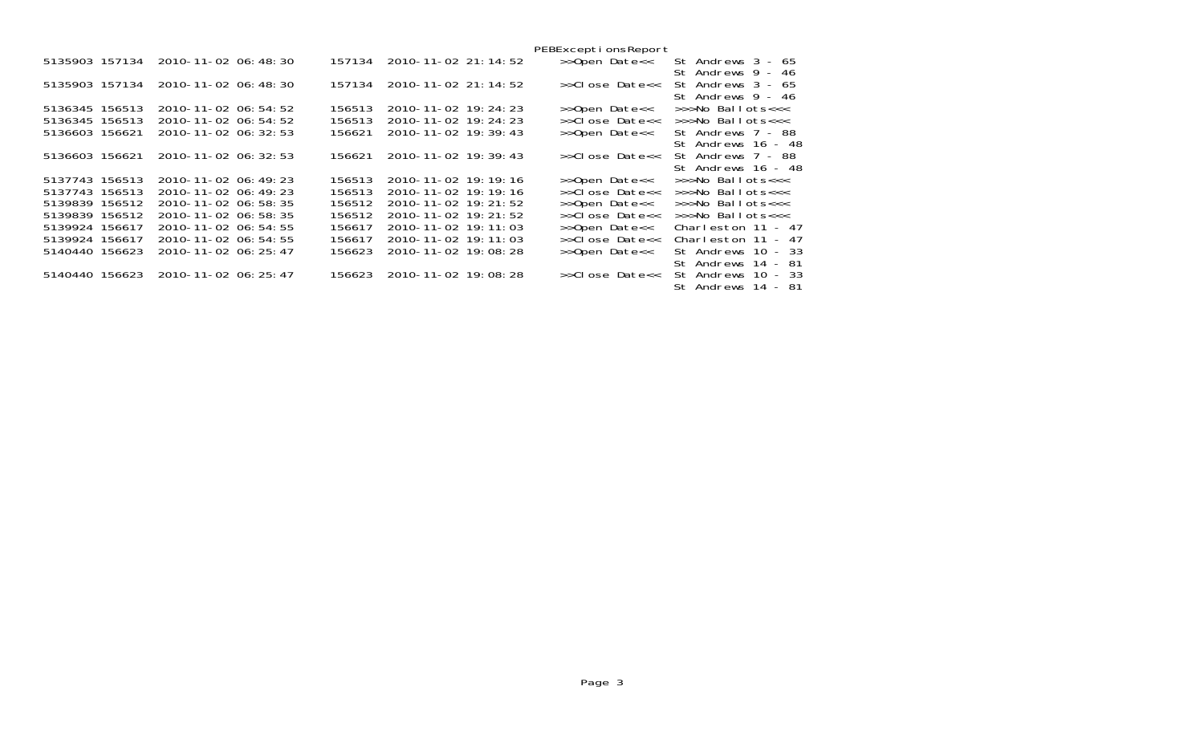PEBExceptionsReport

| | | | | | | |
|---|---|---|---|---|---|---|
| 5135903 | 157134 | 2010-11-02 06:48:30 | 157134 | 2010-11-02 21:14:52 | >>Open Date<< | St Andrews 3 - 65<br>St Andrews 9 - 46 |
| 5135903 | 157134 | 2010-11-02 06:48:30 | 157134 | 2010-11-02 21:14:52 | >>Close Date<< | St Andrews 3 - 65<br>St Andrews 9 - 46 |
| 5136345 | 156513 | 2010-11-02 06:54:52 | 156513 | 2010-11-02 19:24:23 | >>Open Date<< | >>>No Ballots<<< |
| 5136345 | 156513 | 2010-11-02 06:54:52 | 156513 | 2010-11-02 19:24:23 | >>Close Date<< | >>>No Ballots<<< |
| 5136603 | 156621 | 2010-11-02 06:32:53 | 156621 | 2010-11-02 19:39:43 | >>Open Date<< | St Andrews 7 - 88<br>St Andrews 16 - 48 |
| 5136603 | 156621 | 2010-11-02 06:32:53 | 156621 | 2010-11-02 19:39:43 | >>Close Date<< | St Andrews 7 - 88<br>St Andrews 16 - 48 |
| 5137743 | 156513 | 2010-11-02 06:49:23 | 156513 | 2010-11-02 19:19:16 | >>Open Date<< | >>>No Ballots<<< |
| 5137743 | 156513 | 2010-11-02 06:49:23 | 156513 | 2010-11-02 19:19:16 | >>Close Date<< | >>>No Ballots<<< |
| 5139839 | 156512 | 2010-11-02 06:58:35 | 156512 | 2010-11-02 19:21:52 | >>Open Date<< | >>>No Ballots<<< |
| 5139839 | 156512 | 2010-11-02 06:58:35 | 156512 | 2010-11-02 19:21:52 | >>Close Date<< | >>>No Ballots<<< |
| 5139924 | 156617 | 2010-11-02 06:54:55 | 156617 | 2010-11-02 19:11:03 | >>Open Date<< | Charleston 11 - 47 |
| 5139924 | 156617 | 2010-11-02 06:54:55 | 156617 | 2010-11-02 19:11:03 | >>Close Date<< | Charleston 11 - 47 |
| 5140440 | 156623 | 2010-11-02 06:25:47 | 156623 | 2010-11-02 19:08:28 | >>Open Date<< | St Andrews 10 - 33<br>St Andrews 14 - 81 |
| 5140440 | 156623 | 2010-11-02 06:25:47 | 156623 | 2010-11-02 19:08:28 | >>Close Date<< | St Andrews 10 - 33<br>St Andrews 14 - 81 |